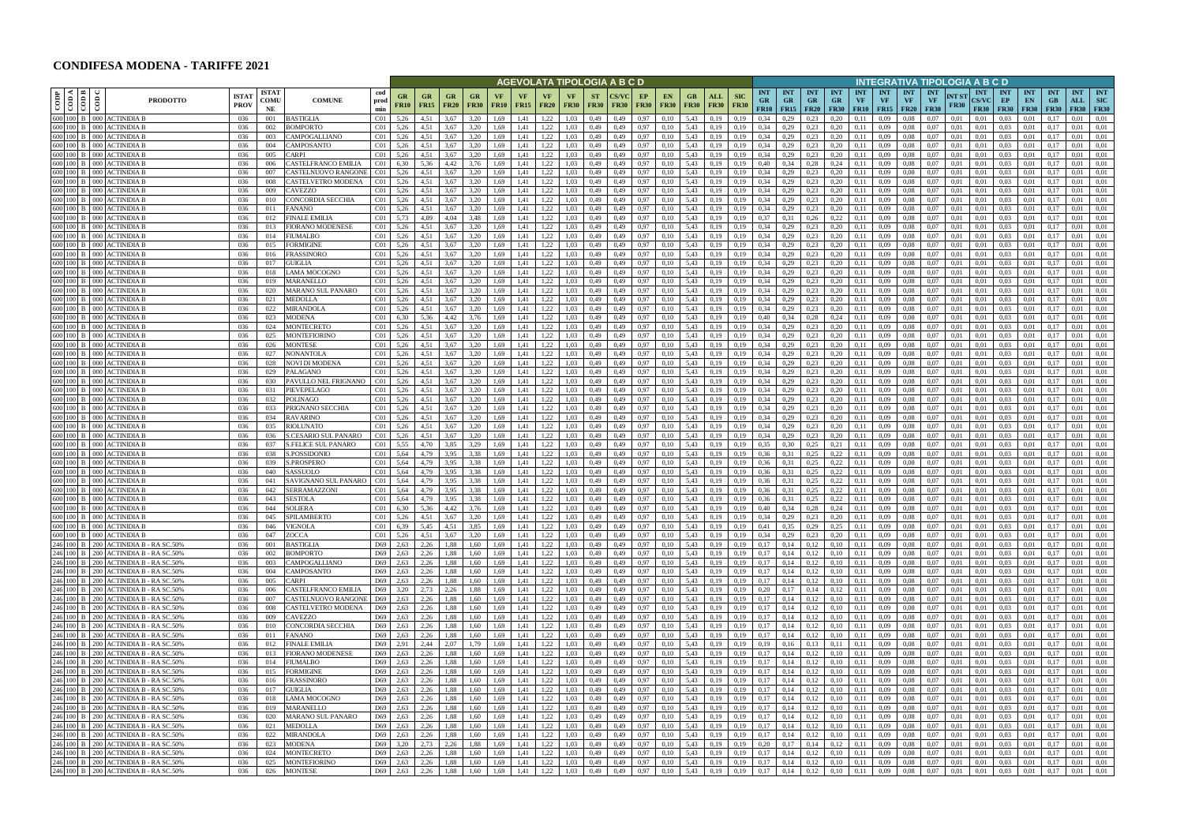# CONDIFESA MODENA - TARIFFE 2021

| CODP | COD A | COD B | COD C | PRODOTTO | ISTAT PROV | ISTAT COMUNE | COMUNE | cod prod min | AGEVOLATA TIPOLOGIA A B C D GR FR10 | GR FR15 | GR FR20 | GR FR30 | VF FR10 | VF FR15 | VF FR20 | VF FR30 | ST FR30 | CS/VC FR30 | EP FR30 | EN FR30 | GB FR30 | ALL FR30 | SIC FR30 | INTEGRATIVA TIPOLOGIA A B C D INT GR FR10 | INT GR FR15 | INT GR FR20 | INT GR FR30 | INT VF FR10 | INT VF FR15 | INT VF FR20 | INT VF FR30 | INT ST FR30 | INT CS/VC FR30 | INT EP FR30 | INT EN FR30 | INT GB FR30 | INT ALL FR30 | INT SIC FR30 |
|---|---|---|---|---|---|---|---|---|---|---|---|---|---|---|---|---|---|---|---|---|---|---|---|---|---|---|---|---|---|---|---|---|---|---|---|---|---|---|
| 600 | 100 | B | 000 | ACTINIDIA B | 036 | 001 | BASTIGLIA | C01 | 5,26 | 4,51 | 3,67 | 3,20 | 1,69 | 1,41 | 1,22 | 1,03 | 0,49 | 0,49 | 0,97 | 0,10 | 5,43 | 0,19 | 0,19 | 0,34 | 0,29 | 0,23 | 0,20 | 0,11 | 0,09 | 0,08 | 0,07 | 0,01 | 0,01 | 0,03 | 0,01 | 0,17 | 0,01 | 0,01 |
| 600 | 100 | B | 000 | ACTINIDIA B | 036 | 002 | BOMPORTO | C01 | 5,26 | 4,51 | 3,67 | 3,20 | 1,69 | 1,41 | 1,22 | 1,03 | 0,49 | 0,49 | 0,97 | 0,10 | 5,43 | 0,19 | 0,19 | 0,34 | 0,29 | 0,23 | 0,20 | 0,11 | 0,09 | 0,08 | 0,07 | 0,01 | 0,01 | 0,03 | 0,01 | 0,17 | 0,01 | 0,01 |
| 600 | 100 | B | 000 | ACTINIDIA B | 036 | 003 | CAMPOGALLIANO | C01 | 5,26 | 4,51 | 3,67 | 3,20 | 1,69 | 1,41 | 1,22 | 1,03 | 0,49 | 0,49 | 0,97 | 0,10 | 5,43 | 0,19 | 0,19 | 0,34 | 0,29 | 0,23 | 0,20 | 0,11 | 0,09 | 0,08 | 0,07 | 0,01 | 0,01 | 0,03 | 0,01 | 0,17 | 0,01 | 0,01 |
| 600 | 100 | B | 000 | ACTINIDIA B | 036 | 004 | CAMPOSANTO | C01 | 5,26 | 4,51 | 3,67 | 3,20 | 1,69 | 1,41 | 1,22 | 1,03 | 0,49 | 0,49 | 0,97 | 0,10 | 5,43 | 0,19 | 0,19 | 0,34 | 0,29 | 0,23 | 0,20 | 0,11 | 0,09 | 0,08 | 0,07 | 0,01 | 0,01 | 0,03 | 0,01 | 0,17 | 0,01 | 0,01 |
| 600 | 100 | B | 000 | ACTINIDIA B | 036 | 005 | CARPI | C01 | 5,26 | 4,51 | 3,67 | 3,20 | 1,69 | 1,41 | 1,22 | 1,03 | 0,49 | 0,49 | 0,97 | 0,10 | 5,43 | 0,19 | 0,19 | 0,34 | 0,29 | 0,23 | 0,20 | 0,11 | 0,09 | 0,08 | 0,07 | 0,01 | 0,01 | 0,03 | 0,01 | 0,17 | 0,01 | 0,01 |
| 600 | 100 | B | 000 | ACTINIDIA B | 036 | 006 | CASTELFRANCO EMILIA | C01 | 6,30 | 5,36 | 4,42 | 3,76 | 1,69 | 1,41 | 1,22 | 1,03 | 0,49 | 0,49 | 0,97 | 0,10 | 5,43 | 0,19 | 0,19 | 0,40 | 0,34 | 0,28 | 0,24 | 0,11 | 0,09 | 0,08 | 0,07 | 0,01 | 0,01 | 0,03 | 0,01 | 0,17 | 0,01 | 0,01 |
| 600 | 100 | B | 000 | ACTINIDIA B | 036 | 007 | CASTELNUOVO RANGONE | C01 | 5,26 | 4,51 | 3,67 | 3,20 | 1,69 | 1,41 | 1,22 | 1,03 | 0,49 | 0,49 | 0,97 | 0,10 | 5,43 | 0,19 | 0,19 | 0,34 | 0,29 | 0,23 | 0,20 | 0,11 | 0,09 | 0,08 | 0,07 | 0,01 | 0,01 | 0,03 | 0,01 | 0,17 | 0,01 | 0,01 |
| 600 | 100 | B | 000 | ACTINIDIA B | 036 | 008 | CASTELVETRO MODENA | C01 | 5,26 | 4,51 | 3,67 | 3,20 | 1,69 | 1,41 | 1,22 | 1,03 | 0,49 | 0,49 | 0,97 | 0,10 | 5,43 | 0,19 | 0,19 | 0,34 | 0,29 | 0,23 | 0,20 | 0,11 | 0,09 | 0,08 | 0,07 | 0,01 | 0,01 | 0,03 | 0,01 | 0,17 | 0,01 | 0,01 |
| 600 | 100 | B | 000 | ACTINIDIA B | 036 | 009 | CAVEZZO | C01 | 5,26 | 4,51 | 3,67 | 3,20 | 1,69 | 1,41 | 1,22 | 1,03 | 0,49 | 0,49 | 0,97 | 0,10 | 5,43 | 0,19 | 0,19 | 0,34 | 0,29 | 0,23 | 0,20 | 0,11 | 0,09 | 0,08 | 0,07 | 0,01 | 0,01 | 0,03 | 0,01 | 0,17 | 0,01 | 0,01 |
| 600 | 100 | B | 000 | ACTINIDIA B | 036 | 010 | CONCORDIA SECCHIA | C01 | 5,26 | 4,51 | 3,67 | 3,20 | 1,69 | 1,41 | 1,22 | 1,03 | 0,49 | 0,49 | 0,97 | 0,10 | 5,43 | 0,19 | 0,19 | 0,34 | 0,29 | 0,23 | 0,20 | 0,11 | 0,09 | 0,08 | 0,07 | 0,01 | 0,01 | 0,03 | 0,01 | 0,17 | 0,01 | 0,01 |
| 600 | 100 | B | 000 | ACTINIDIA B | 036 | 011 | FANANO | C01 | 5,26 | 4,51 | 3,67 | 3,20 | 1,69 | 1,41 | 1,22 | 1,03 | 0,49 | 0,49 | 0,97 | 0,10 | 5,43 | 0,19 | 0,19 | 0,34 | 0,29 | 0,23 | 0,20 | 0,11 | 0,09 | 0,08 | 0,07 | 0,01 | 0,01 | 0,03 | 0,01 | 0,17 | 0,01 | 0,01 |
| 600 | 100 | B | 000 | ACTINIDIA B | 036 | 012 | FINALE EMILIA | C01 | 5,73 | 4,89 | 4,04 | 3,48 | 1,69 | 1,41 | 1,22 | 1,03 | 0,49 | 0,49 | 0,97 | 0,10 | 5,43 | 0,19 | 0,19 | 0,37 | 0,31 | 0,26 | 0,22 | 0,11 | 0,09 | 0,08 | 0,07 | 0,01 | 0,01 | 0,03 | 0,01 | 0,17 | 0,01 | 0,01 |
| 600 | 100 | B | 000 | ACTINIDIA B | 036 | 013 | FIORANO MODENESE | C01 | 5,26 | 4,51 | 3,67 | 3,20 | 1,69 | 1,41 | 1,22 | 1,03 | 0,49 | 0,49 | 0,97 | 0,10 | 5,43 | 0,19 | 0,19 | 0,34 | 0,29 | 0,23 | 0,20 | 0,11 | 0,09 | 0,08 | 0,07 | 0,01 | 0,01 | 0,03 | 0,01 | 0,17 | 0,01 | 0,01 |
| 600 | 100 | B | 000 | ACTINIDIA B | 036 | 014 | FIUMALBO | C01 | 5,26 | 4,51 | 3,67 | 3,20 | 1,69 | 1,41 | 1,22 | 1,03 | 0,49 | 0,49 | 0,97 | 0,10 | 5,43 | 0,19 | 0,19 | 0,34 | 0,29 | 0,23 | 0,20 | 0,11 | 0,09 | 0,08 | 0,07 | 0,01 | 0,01 | 0,03 | 0,01 | 0,17 | 0,01 | 0,01 |
| 600 | 100 | B | 000 | ACTINIDIA B | 036 | 015 | FORMIGINE | C01 | 5,26 | 4,51 | 3,67 | 3,20 | 1,69 | 1,41 | 1,22 | 1,03 | 0,49 | 0,49 | 0,97 | 0,10 | 5,43 | 0,19 | 0,19 | 0,34 | 0,29 | 0,23 | 0,20 | 0,11 | 0,09 | 0,08 | 0,07 | 0,01 | 0,01 | 0,03 | 0,01 | 0,17 | 0,01 | 0,01 |
| 600 | 100 | B | 000 | ACTINIDIA B | 036 | 016 | FRASSINORO | C01 | 5,26 | 4,51 | 3,67 | 3,20 | 1,69 | 1,41 | 1,22 | 1,03 | 0,49 | 0,49 | 0,97 | 0,10 | 5,43 | 0,19 | 0,19 | 0,34 | 0,29 | 0,23 | 0,20 | 0,11 | 0,09 | 0,08 | 0,07 | 0,01 | 0,01 | 0,03 | 0,01 | 0,17 | 0,01 | 0,01 |
| 600 | 100 | B | 000 | ACTINIDIA B | 036 | 017 | GUIGLIA | C01 | 5,26 | 4,51 | 3,67 | 3,20 | 1,69 | 1,41 | 1,22 | 1,03 | 0,49 | 0,49 | 0,97 | 0,10 | 5,43 | 0,19 | 0,19 | 0,34 | 0,29 | 0,23 | 0,20 | 0,11 | 0,09 | 0,08 | 0,07 | 0,01 | 0,01 | 0,03 | 0,01 | 0,17 | 0,01 | 0,01 |
| 600 | 100 | B | 000 | ACTINIDIA B | 036 | 018 | LAMA MOCOGNO | C01 | 5,26 | 4,51 | 3,67 | 3,20 | 1,69 | 1,41 | 1,22 | 1,03 | 0,49 | 0,49 | 0,97 | 0,10 | 5,43 | 0,19 | 0,19 | 0,34 | 0,29 | 0,23 | 0,20 | 0,11 | 0,09 | 0,08 | 0,07 | 0,01 | 0,01 | 0,03 | 0,01 | 0,17 | 0,01 | 0,01 |
| 600 | 100 | B | 000 | ACTINIDIA B | 036 | 019 | MARANELLO | C01 | 5,26 | 4,51 | 3,67 | 3,20 | 1,69 | 1,41 | 1,22 | 1,03 | 0,49 | 0,49 | 0,97 | 0,10 | 5,43 | 0,19 | 0,19 | 0,34 | 0,29 | 0,23 | 0,20 | 0,11 | 0,09 | 0,08 | 0,07 | 0,01 | 0,01 | 0,03 | 0,01 | 0,17 | 0,01 | 0,01 |
| 600 | 100 | B | 000 | ACTINIDIA B | 036 | 020 | MARANO SUL PANARO | C01 | 5,26 | 4,51 | 3,67 | 3,20 | 1,69 | 1,41 | 1,22 | 1,03 | 0,49 | 0,49 | 0,97 | 0,10 | 5,43 | 0,19 | 0,19 | 0,34 | 0,29 | 0,23 | 0,20 | 0,11 | 0,09 | 0,08 | 0,07 | 0,01 | 0,01 | 0,03 | 0,01 | 0,17 | 0,01 | 0,01 |
| 600 | 100 | B | 000 | ACTINIDIA B | 036 | 021 | MEDOLLA | C01 | 5,26 | 4,51 | 3,67 | 3,20 | 1,69 | 1,41 | 1,22 | 1,03 | 0,49 | 0,49 | 0,97 | 0,10 | 5,43 | 0,19 | 0,19 | 0,34 | 0,29 | 0,23 | 0,20 | 0,11 | 0,09 | 0,08 | 0,07 | 0,01 | 0,01 | 0,03 | 0,01 | 0,17 | 0,01 | 0,01 |
| 600 | 100 | B | 000 | ACTINIDIA B | 036 | 022 | MIRANDOLA | C01 | 5,26 | 4,51 | 3,67 | 3,20 | 1,69 | 1,41 | 1,22 | 1,03 | 0,49 | 0,49 | 0,97 | 0,10 | 5,43 | 0,19 | 0,19 | 0,34 | 0,29 | 0,23 | 0,20 | 0,11 | 0,09 | 0,08 | 0,07 | 0,01 | 0,01 | 0,03 | 0,01 | 0,17 | 0,01 | 0,01 |
| 600 | 100 | B | 000 | ACTINIDIA B | 036 | 023 | MODENA | C01 | 6,30 | 5,36 | 4,42 | 3,76 | 1,69 | 1,41 | 1,22 | 1,03 | 0,49 | 0,49 | 0,97 | 0,10 | 5,43 | 0,19 | 0,19 | 0,40 | 0,34 | 0,28 | 0,24 | 0,11 | 0,09 | 0,08 | 0,07 | 0,01 | 0,01 | 0,03 | 0,01 | 0,17 | 0,01 | 0,01 |
| 600 | 100 | B | 000 | ACTINIDIA B | 036 | 024 | MONTECRETO | C01 | 5,26 | 4,51 | 3,67 | 3,20 | 1,69 | 1,41 | 1,22 | 1,03 | 0,49 | 0,49 | 0,97 | 0,10 | 5,43 | 0,19 | 0,19 | 0,34 | 0,29 | 0,23 | 0,20 | 0,11 | 0,09 | 0,08 | 0,07 | 0,01 | 0,01 | 0,03 | 0,01 | 0,17 | 0,01 | 0,01 |
| 600 | 100 | B | 000 | ACTINIDIA B | 036 | 025 | MONTEFIORINO | C01 | 5,26 | 4,51 | 3,67 | 3,20 | 1,69 | 1,41 | 1,22 | 1,03 | 0,49 | 0,49 | 0,97 | 0,10 | 5,43 | 0,19 | 0,19 | 0,34 | 0,29 | 0,23 | 0,20 | 0,11 | 0,09 | 0,08 | 0,07 | 0,01 | 0,01 | 0,03 | 0,01 | 0,17 | 0,01 | 0,01 |
| 600 | 100 | B | 000 | ACTINIDIA B | 036 | 026 | MONTESE | C01 | 5,26 | 4,51 | 3,67 | 3,20 | 1,69 | 1,41 | 1,22 | 1,03 | 0,49 | 0,49 | 0,97 | 0,10 | 5,43 | 0,19 | 0,19 | 0,34 | 0,29 | 0,23 | 0,20 | 0,11 | 0,09 | 0,08 | 0,07 | 0,01 | 0,01 | 0,03 | 0,01 | 0,17 | 0,01 | 0,01 |
| 600 | 100 | B | 000 | ACTINIDIA B | 036 | 027 | NONANTOLA | C01 | 5,26 | 4,51 | 3,67 | 3,20 | 1,69 | 1,41 | 1,22 | 1,03 | 0,49 | 0,49 | 0,97 | 0,10 | 5,43 | 0,19 | 0,19 | 0,34 | 0,29 | 0,23 | 0,20 | 0,11 | 0,09 | 0,08 | 0,07 | 0,01 | 0,01 | 0,03 | 0,01 | 0,17 | 0,01 | 0,01 |
| 600 | 100 | B | 000 | ACTINIDIA B | 036 | 028 | NOVI DI MODENA | C01 | 5,26 | 4,51 | 3,67 | 3,20 | 1,69 | 1,41 | 1,22 | 1,03 | 0,49 | 0,49 | 0,97 | 0,10 | 5,43 | 0,19 | 0,19 | 0,34 | 0,29 | 0,23 | 0,20 | 0,11 | 0,09 | 0,08 | 0,07 | 0,01 | 0,01 | 0,03 | 0,01 | 0,17 | 0,01 | 0,01 |
| 600 | 100 | B | 000 | ACTINIDIA B | 036 | 029 | PALAGANO | C01 | 5,26 | 4,51 | 3,67 | 3,20 | 1,69 | 1,41 | 1,22 | 1,03 | 0,49 | 0,49 | 0,97 | 0,10 | 5,43 | 0,19 | 0,19 | 0,34 | 0,29 | 0,23 | 0,20 | 0,11 | 0,09 | 0,08 | 0,07 | 0,01 | 0,01 | 0,03 | 0,01 | 0,17 | 0,01 | 0,01 |
| 600 | 100 | B | 000 | ACTINIDIA B | 036 | 030 | PAVULLO NEL FRIGNANO | C01 | 5,26 | 4,51 | 3,67 | 3,20 | 1,69 | 1,41 | 1,22 | 1,03 | 0,49 | 0,49 | 0,97 | 0,10 | 5,43 | 0,19 | 0,19 | 0,34 | 0,29 | 0,23 | 0,20 | 0,11 | 0,09 | 0,08 | 0,07 | 0,01 | 0,01 | 0,03 | 0,01 | 0,17 | 0,01 | 0,01 |
| 600 | 100 | B | 000 | ACTINIDIA B | 036 | 031 | PIEVEPELAGO | C01 | 5,26 | 4,51 | 3,67 | 3,20 | 1,69 | 1,41 | 1,22 | 1,03 | 0,49 | 0,49 | 0,97 | 0,10 | 5,43 | 0,19 | 0,19 | 0,34 | 0,29 | 0,23 | 0,20 | 0,11 | 0,09 | 0,08 | 0,07 | 0,01 | 0,01 | 0,03 | 0,01 | 0,17 | 0,01 | 0,01 |
| 600 | 100 | B | 000 | ACTINIDIA B | 036 | 032 | POLINAGO | C01 | 5,26 | 4,51 | 3,67 | 3,20 | 1,69 | 1,41 | 1,22 | 1,03 | 0,49 | 0,49 | 0,97 | 0,10 | 5,43 | 0,19 | 0,19 | 0,34 | 0,29 | 0,23 | 0,20 | 0,11 | 0,09 | 0,08 | 0,07 | 0,01 | 0,01 | 0,03 | 0,01 | 0,17 | 0,01 | 0,01 |
| 600 | 100 | B | 000 | ACTINIDIA B | 036 | 033 | PRIGNANO SECCHIA | C01 | 5,26 | 4,51 | 3,67 | 3,20 | 1,69 | 1,41 | 1,22 | 1,03 | 0,49 | 0,49 | 0,97 | 0,10 | 5,43 | 0,19 | 0,19 | 0,34 | 0,29 | 0,23 | 0,20 | 0,11 | 0,09 | 0,08 | 0,07 | 0,01 | 0,01 | 0,03 | 0,01 | 0,17 | 0,01 | 0,01 |
| 600 | 100 | B | 000 | ACTINIDIA B | 036 | 034 | RAVARINO | C01 | 5,26 | 4,51 | 3,67 | 3,20 | 1,69 | 1,41 | 1,22 | 1,03 | 0,49 | 0,49 | 0,97 | 0,10 | 5,43 | 0,19 | 0,19 | 0,34 | 0,29 | 0,23 | 0,20 | 0,11 | 0,09 | 0,08 | 0,07 | 0,01 | 0,01 | 0,03 | 0,01 | 0,17 | 0,01 | 0,01 |
| 600 | 100 | B | 000 | ACTINIDIA B | 036 | 035 | RIOLUNATO | C01 | 5,26 | 4,51 | 3,67 | 3,20 | 1,69 | 1,41 | 1,22 | 1,03 | 0,49 | 0,49 | 0,97 | 0,10 | 5,43 | 0,19 | 0,19 | 0,34 | 0,29 | 0,23 | 0,20 | 0,11 | 0,09 | 0,08 | 0,07 | 0,01 | 0,01 | 0,03 | 0,01 | 0,17 | 0,01 | 0,01 |
| 600 | 100 | B | 000 | ACTINIDIA B | 036 | 036 | S.CESARIO SUL PANARO | C01 | 5,26 | 4,51 | 3,67 | 3,20 | 1,69 | 1,41 | 1,22 | 1,03 | 0,49 | 0,49 | 0,97 | 0,10 | 5,43 | 0,19 | 0,19 | 0,34 | 0,29 | 0,23 | 0,20 | 0,11 | 0,09 | 0,08 | 0,07 | 0,01 | 0,01 | 0,03 | 0,01 | 0,17 | 0,01 | 0,01 |
| 600 | 100 | B | 000 | ACTINIDIA B | 036 | 037 | S.FELICE SUL PANARO | C01 | 5,55 | 4,70 | 3,85 | 3,29 | 1,69 | 1,41 | 1,22 | 1,03 | 0,49 | 0,49 | 0,97 | 0,10 | 5,43 | 0,19 | 0,19 | 0,35 | 0,30 | 0,25 | 0,21 | 0,11 | 0,09 | 0,08 | 0,07 | 0,01 | 0,01 | 0,03 | 0,01 | 0,17 | 0,01 | 0,01 |
| 600 | 100 | B | 000 | ACTINIDIA B | 036 | 038 | S.POSSIDONIO | C01 | 5,64 | 4,79 | 3,95 | 3,38 | 1,69 | 1,41 | 1,22 | 1,03 | 0,49 | 0,49 | 0,97 | 0,10 | 5,43 | 0,19 | 0,19 | 0,36 | 0,31 | 0,25 | 0,22 | 0,11 | 0,09 | 0,08 | 0,07 | 0,01 | 0,01 | 0,03 | 0,01 | 0,17 | 0,01 | 0,01 |
| 600 | 100 | B | 000 | ACTINIDIA B | 036 | 039 | S.PROSPERO | C01 | 5,64 | 4,79 | 3,95 | 3,38 | 1,69 | 1,41 | 1,22 | 1,03 | 0,49 | 0,49 | 0,97 | 0,10 | 5,43 | 0,19 | 0,19 | 0,36 | 0,31 | 0,25 | 0,22 | 0,11 | 0,09 | 0,08 | 0,07 | 0,01 | 0,01 | 0,03 | 0,01 | 0,17 | 0,01 | 0,01 |
| 600 | 100 | B | 000 | ACTINIDIA B | 036 | 040 | SASSUOLO | C01 | 5,64 | 4,79 | 3,95 | 3,38 | 1,69 | 1,41 | 1,22 | 1,03 | 0,49 | 0,49 | 0,97 | 0,10 | 5,43 | 0,19 | 0,19 | 0,36 | 0,31 | 0,25 | 0,22 | 0,11 | 0,09 | 0,08 | 0,07 | 0,01 | 0,01 | 0,03 | 0,01 | 0,17 | 0,01 | 0,01 |
| 600 | 100 | B | 000 | ACTINIDIA B | 036 | 041 | SAVIGNANO SUL PANARO | C01 | 5,64 | 4,79 | 3,95 | 3,38 | 1,69 | 1,41 | 1,22 | 1,03 | 0,49 | 0,49 | 0,97 | 0,10 | 5,43 | 0,19 | 0,19 | 0,36 | 0,31 | 0,25 | 0,22 | 0,11 | 0,09 | 0,08 | 0,07 | 0,01 | 0,01 | 0,03 | 0,01 | 0,17 | 0,01 | 0,01 |
| 600 | 100 | B | 000 | ACTINIDIA B | 036 | 042 | SERRAMAZZONI | C01 | 5,64 | 4,79 | 3,95 | 3,38 | 1,69 | 1,41 | 1,22 | 1,03 | 0,49 | 0,49 | 0,97 | 0,10 | 5,43 | 0,19 | 0,19 | 0,36 | 0,31 | 0,25 | 0,22 | 0,11 | 0,09 | 0,08 | 0,07 | 0,01 | 0,01 | 0,03 | 0,01 | 0,17 | 0,01 | 0,01 |
| 600 | 100 | B | 000 | ACTINIDIA B | 036 | 043 | SESTOLA | C01 | 5,64 | 4,79 | 3,95 | 3,38 | 1,69 | 1,41 | 1,22 | 1,03 | 0,49 | 0,49 | 0,97 | 0,10 | 5,43 | 0,19 | 0,19 | 0,36 | 0,31 | 0,25 | 0,22 | 0,11 | 0,09 | 0,08 | 0,07 | 0,01 | 0,01 | 0,03 | 0,01 | 0,17 | 0,01 | 0,01 |
| 600 | 100 | B | 000 | ACTINIDIA B | 036 | 044 | SOLIERA | C01 | 6,30 | 5,36 | 4,42 | 3,76 | 1,69 | 1,41 | 1,22 | 1,03 | 0,49 | 0,49 | 0,97 | 0,10 | 5,43 | 0,19 | 0,19 | 0,40 | 0,34 | 0,28 | 0,24 | 0,11 | 0,09 | 0,08 | 0,07 | 0,01 | 0,01 | 0,03 | 0,01 | 0,17 | 0,01 | 0,01 |
| 600 | 100 | B | 000 | ACTINIDIA B | 036 | 045 | SPILAMBERTO | C01 | 5,26 | 4,51 | 3,67 | 3,20 | 1,69 | 1,41 | 1,22 | 1,03 | 0,49 | 0,49 | 0,97 | 0,10 | 5,43 | 0,19 | 0,19 | 0,34 | 0,29 | 0,23 | 0,20 | 0,11 | 0,09 | 0,08 | 0,07 | 0,01 | 0,01 | 0,03 | 0,01 | 0,17 | 0,01 | 0,01 |
| 600 | 100 | B | 000 | ACTINIDIA B | 036 | 046 | VIGNOLA | C01 | 6,39 | 5,45 | 4,51 | 3,85 | 1,69 | 1,41 | 1,22 | 1,03 | 0,49 | 0,49 | 0,97 | 0,10 | 5,43 | 0,19 | 0,19 | 0,41 | 0,35 | 0,29 | 0,25 | 0,11 | 0,09 | 0,08 | 0,07 | 0,01 | 0,01 | 0,03 | 0,01 | 0,17 | 0,01 | 0,01 |
| 600 | 100 | B | 000 | ACTINIDIA B | 036 | 047 | ZOCCA | C01 | 5,26 | 4,51 | 3,67 | 3,20 | 1,69 | 1,41 | 1,22 | 1,03 | 0,49 | 0,49 | 0,97 | 0,10 | 5,43 | 0,19 | 0,19 | 0,34 | 0,29 | 0,23 | 0,20 | 0,11 | 0,09 | 0,08 | 0,07 | 0,01 | 0,01 | 0,03 | 0,01 | 0,17 | 0,01 | 0,01 |
| 246 | 100 | B | 200 | ACTINIDIA B - RA SC.50% | 036 | 001 | BASTIGLIA | D69 | 2,63 | 2,26 | 1,88 | 1,60 | 1,69 | 1,41 | 1,22 | 1,03 | 0,49 | 0,49 | 0,97 | 0,10 | 5,43 | 0,19 | 0,19 | 0,17 | 0,14 | 0,12 | 0,10 | 0,11 | 0,09 | 0,08 | 0,07 | 0,01 | 0,01 | 0,03 | 0,01 | 0,17 | 0,01 | 0,01 |
| 246 | 100 | B | 200 | ACTINIDIA B - RA SC.50% | 036 | 002 | BOMPORTO | D69 | 2,63 | 2,26 | 1,88 | 1,60 | 1,69 | 1,41 | 1,22 | 1,03 | 0,49 | 0,49 | 0,97 | 0,10 | 5,43 | 0,19 | 0,19 | 0,17 | 0,14 | 0,12 | 0,10 | 0,11 | 0,09 | 0,08 | 0,07 | 0,01 | 0,01 | 0,03 | 0,01 | 0,17 | 0,01 | 0,01 |
| 246 | 100 | B | 200 | ACTINIDIA B - RA SC.50% | 036 | 003 | CAMPOGALLIANO | D69 | 2,63 | 2,26 | 1,88 | 1,60 | 1,69 | 1,41 | 1,22 | 1,03 | 0,49 | 0,49 | 0,97 | 0,10 | 5,43 | 0,19 | 0,19 | 0,17 | 0,14 | 0,12 | 0,10 | 0,11 | 0,09 | 0,08 | 0,07 | 0,01 | 0,01 | 0,03 | 0,01 | 0,17 | 0,01 | 0,01 |
| 246 | 100 | B | 200 | ACTINIDIA B - RA SC.50% | 036 | 004 | CAMPOSANTO | D69 | 2,63 | 2,26 | 1,88 | 1,60 | 1,69 | 1,41 | 1,22 | 1,03 | 0,49 | 0,49 | 0,97 | 0,10 | 5,43 | 0,19 | 0,19 | 0,17 | 0,14 | 0,12 | 0,10 | 0,11 | 0,09 | 0,08 | 0,07 | 0,01 | 0,01 | 0,03 | 0,01 | 0,17 | 0,01 | 0,01 |
| 246 | 100 | B | 200 | ACTINIDIA B - RA SC.50% | 036 | 005 | CARPI | D69 | 2,63 | 2,26 | 1,88 | 1,60 | 1,69 | 1,41 | 1,22 | 1,03 | 0,49 | 0,49 | 0,97 | 0,10 | 5,43 | 0,19 | 0,19 | 0,17 | 0,14 | 0,12 | 0,10 | 0,11 | 0,09 | 0,08 | 0,07 | 0,01 | 0,01 | 0,03 | 0,01 | 0,17 | 0,01 | 0,01 |
| 246 | 100 | B | 200 | ACTINIDIA B - RA SC.50% | 036 | 006 | CASTELFRANCO EMILIA | D69 | 3,20 | 2,73 | 2,26 | 1,88 | 1,60 | 1,69 | 1,41 | 1,22 | 1,03 | 0,49 | 0,49 | 0,97 | 0,10 | 5,43 | 0,19 | 0,19 | 0,20 | 0,17 | 0,14 | 0,12 | 0,11 | 0,09 | 0,08 | 0,07 | 0,01 | 0,01 | 0,03 | 0,01 | 0,17 | 0,01 | 0,01 |
| 246 | 100 | B | 200 | ACTINIDIA B - RA SC.50% | 036 | 007 | CASTELNUOVO RANGONE | D69 | 2,63 | 2,26 | 1,88 | 1,60 | 1,69 | 1,41 | 1,22 | 1,03 | 0,49 | 0,49 | 0,97 | 0,10 | 5,43 | 0,19 | 0,19 | 0,17 | 0,14 | 0,12 | 0,10 | 0,11 | 0,09 | 0,08 | 0,07 | 0,01 | 0,01 | 0,03 | 0,01 | 0,17 | 0,01 | 0,01 |
| 246 | 100 | B | 200 | ACTINIDIA B - RA SC.50% | 036 | 008 | CASTELVETRO MODENA | D69 | 2,63 | 2,26 | 1,88 | 1,60 | 1,69 | 1,41 | 1,22 | 1,03 | 0,49 | 0,49 | 0,97 | 0,10 | 5,43 | 0,19 | 0,19 | 0,17 | 0,14 | 0,12 | 0,10 | 0,11 | 0,09 | 0,08 | 0,07 | 0,01 | 0,01 | 0,03 | 0,01 | 0,17 | 0,01 | 0,01 |
| 246 | 100 | B | 200 | ACTINIDIA B - RA SC.50% | 036 | 009 | CAVEZZO | D69 | 2,63 | 2,26 | 1,88 | 1,60 | 1,69 | 1,41 | 1,22 | 1,03 | 0,49 | 0,49 | 0,97 | 0,10 | 5,43 | 0,19 | 0,19 | 0,17 | 0,14 | 0,12 | 0,10 | 0,11 | 0,09 | 0,08 | 0,07 | 0,01 | 0,01 | 0,03 | 0,01 | 0,17 | 0,01 | 0,01 |
| 246 | 100 | B | 200 | ACTINIDIA B - RA SC.50% | 036 | 010 | CONCORDIA SECCHIA | D69 | 2,63 | 2,26 | 1,88 | 1,60 | 1,69 | 1,41 | 1,22 | 1,03 | 0,49 | 0,49 | 0,97 | 0,10 | 5,43 | 0,19 | 0,19 | 0,17 | 0,14 | 0,12 | 0,10 | 0,11 | 0,09 | 0,08 | 0,07 | 0,01 | 0,01 | 0,03 | 0,01 | 0,17 | 0,01 | 0,01 |
| 246 | 100 | B | 200 | ACTINIDIA B - RA SC.50% | 036 | 011 | FANANO | D69 | 2,63 | 2,26 | 1,88 | 1,60 | 1,69 | 1,41 | 1,22 | 1,03 | 0,49 | 0,49 | 0,97 | 0,10 | 5,43 | 0,19 | 0,19 | 0,17 | 0,14 | 0,12 | 0,10 | 0,11 | 0,09 | 0,08 | 0,07 | 0,01 | 0,01 | 0,03 | 0,01 | 0,17 | 0,01 | 0,01 |
| 246 | 100 | B | 200 | ACTINIDIA B - RA SC.50% | 036 | 012 | FINALE EMILIA | D69 | 2,91 | 2,44 | 2,07 | 1,79 | 1,69 | 1,41 | 1,22 | 1,03 | 0,49 | 0,49 | 0,97 | 0,10 | 5,43 | 0,19 | 0,19 | 0,19 | 0,16 | 0,13 | 0,11 | 0,11 | 0,09 | 0,08 | 0,07 | 0,01 | 0,01 | 0,03 | 0,01 | 0,17 | 0,01 | 0,01 |
| 246 | 100 | B | 200 | ACTINIDIA B - RA SC.50% | 036 | 013 | FIORANO MODENESE | D69 | 2,63 | 2,26 | 1,88 | 1,60 | 1,69 | 1,41 | 1,22 | 1,03 | 0,49 | 0,49 | 0,97 | 0,10 | 5,43 | 0,19 | 0,19 | 0,17 | 0,14 | 0,12 | 0,10 | 0,11 | 0,09 | 0,08 | 0,07 | 0,01 | 0,01 | 0,03 | 0,01 | 0,17 | 0,01 | 0,01 |
| 246 | 100 | B | 200 | ACTINIDIA B - RA SC.50% | 036 | 014 | FIUMALBO | D69 | 2,63 | 2,26 | 1,88 | 1,60 | 1,69 | 1,41 | 1,22 | 1,03 | 0,49 | 0,49 | 0,97 | 0,10 | 5,43 | 0,19 | 0,19 | 0,17 | 0,14 | 0,12 | 0,10 | 0,11 | 0,09 | 0,08 | 0,07 | 0,01 | 0,01 | 0,03 | 0,01 | 0,17 | 0,01 | 0,01 |
| 246 | 100 | B | 200 | ACTINIDIA B - RA SC.50% | 036 | 015 | FORMIGINE | D69 | 2,63 | 2,26 | 1,88 | 1,60 | 1,69 | 1,41 | 1,22 | 1,03 | 0,49 | 0,49 | 0,97 | 0,10 | 5,43 | 0,19 | 0,19 | 0,17 | 0,14 | 0,12 | 0,10 | 0,11 | 0,09 | 0,08 | 0,07 | 0,01 | 0,01 | 0,03 | 0,01 | 0,17 | 0,01 | 0,01 |
| 246 | 100 | B | 200 | ACTINIDIA B - RA SC.50% | 036 | 016 | FRASSINORO | D69 | 2,63 | 2,26 | 1,88 | 1,60 | 1,69 | 1,41 | 1,22 | 1,03 | 0,49 | 0,49 | 0,97 | 0,10 | 5,43 | 0,19 | 0,19 | 0,17 | 0,14 | 0,12 | 0,10 | 0,11 | 0,09 | 0,08 | 0,07 | 0,01 | 0,01 | 0,03 | 0,01 | 0,17 | 0,01 | 0,01 |
| 246 | 100 | B | 200 | ACTINIDIA B - RA SC.50% | 036 | 017 | GUIGLIA | D69 | 2,63 | 2,26 | 1,88 | 1,60 | 1,69 | 1,41 | 1,22 | 1,03 | 0,49 | 0,49 | 0,97 | 0,10 | 5,43 | 0,19 | 0,19 | 0,17 | 0,14 | 0,12 | 0,10 | 0,11 | 0,09 | 0,08 | 0,07 | 0,01 | 0,01 | 0,03 | 0,01 | 0,17 | 0,01 | 0,01 |
| 246 | 100 | B | 200 | ACTINIDIA B - RA SC.50% | 036 | 018 | LAMA MOCOGNO | D69 | 2,63 | 2,26 | 1,88 | 1,60 | 1,69 | 1,41 | 1,22 | 1,03 | 0,49 | 0,49 | 0,97 | 0,10 | 5,43 | 0,19 | 0,19 | 0,17 | 0,14 | 0,12 | 0,10 | 0,11 | 0,09 | 0,08 | 0,07 | 0,01 | 0,01 | 0,03 | 0,01 | 0,17 | 0,01 | 0,01 |
| 246 | 100 | B | 200 | ACTINIDIA B - RA SC.50% | 036 | 019 | MARANELLO | D69 | 2,63 | 2,26 | 1,88 | 1,60 | 1,69 | 1,41 | 1,22 | 1,03 | 0,49 | 0,49 | 0,97 | 0,10 | 5,43 | 0,19 | 0,19 | 0,17 | 0,14 | 0,12 | 0,10 | 0,11 | 0,09 | 0,08 | 0,07 | 0,01 | 0,01 | 0,03 | 0,01 | 0,17 | 0,01 | 0,01 |
| 246 | 100 | B | 200 | ACTINIDIA B - RA SC.50% | 036 | 020 | MARANO SUL PANARO | D69 | 2,63 | 2,26 | 1,88 | 1,60 | 1,69 | 1,41 | 1,22 | 1,03 | 0,49 | 0,49 | 0,97 | 0,10 | 5,43 | 0,19 | 0,19 | 0,17 | 0,14 | 0,12 | 0,10 | 0,11 | 0,09 | 0,08 | 0,07 | 0,01 | 0,01 | 0,03 | 0,01 | 0,17 | 0,01 | 0,01 |
| 246 | 100 | B | 200 | ACTINIDIA B - RA SC.50% | 036 | 021 | MEDOLLA | D69 | 2,63 | 2,26 | 1,88 | 1,60 | 1,69 | 1,41 | 1,22 | 1,03 | 0,49 | 0,49 | 0,97 | 0,10 | 5,43 | 0,19 | 0,19 | 0,17 | 0,14 | 0,12 | 0,10 | 0,11 | 0,09 | 0,08 | 0,07 | 0,01 | 0,01 | 0,03 | 0,01 | 0,17 | 0,01 | 0,01 |
| 246 | 100 | B | 200 | ACTINIDIA B - RA SC.50% | 036 | 022 | MIRANDOLA | D69 | 2,63 | 2,26 | 1,88 | 1,60 | 1,69 | 1,41 | 1,22 | 1,03 | 0,49 | 0,49 | 0,97 | 0,10 | 5,43 | 0,19 | 0,19 | 0,17 | 0,14 | 0,12 | 0,10 | 0,11 | 0,09 | 0,08 | 0,07 | 0,01 | 0,01 | 0,03 | 0,01 | 0,17 | 0,01 | 0,01 |
| 246 | 100 | B | 200 | ACTINIDIA B - RA SC.50% | 036 | 023 | MODENA | D69 | 3,20 | 2,73 | 2,26 | 1,88 | 1,69 | 1,41 | 1,22 | 1,03 | 0,49 | 0,49 | 0,97 | 0,10 | 5,43 | 0,19 | 0,19 | 0,20 | 0,17 | 0,14 | 0,12 | 0,11 | 0,09 | 0,08 | 0,07 | 0,01 | 0,01 | 0,03 | 0,01 | 0,17 | 0,01 | 0,01 |
| 246 | 100 | B | 200 | ACTINIDIA B - RA SC.50% | 036 | 024 | MONTECRETO | D69 | 2,63 | 2,26 | 1,88 | 1,60 | 1,69 | 1,41 | 1,22 | 1,03 | 0,49 | 0,49 | 0,97 | 0,10 | 5,43 | 0,19 | 0,19 | 0,17 | 0,14 | 0,12 | 0,10 | 0,11 | 0,09 | 0,08 | 0,07 | 0,01 | 0,01 | 0,03 | 0,01 | 0,17 | 0,01 | 0,01 |
| 246 | 100 | B | 200 | ACTINIDIA B - RA SC.50% | 036 | 025 | MONTEFIORINO | D69 | 2,63 | 2,26 | 1,88 | 1,60 | 1,69 | 1,41 | 1,22 | 1,03 | 0,49 | 0,49 | 0,97 | 0,10 | 5,43 | 0,19 | 0,19 | 0,17 | 0,14 | 0,12 | 0,10 | 0,11 | 0,09 | 0,08 | 0,07 | 0,01 | 0,01 | 0,03 | 0,01 | 0,17 | 0,01 | 0,01 |
| 246 | 100 | B | 200 | ACTINIDIA B - RA SC.50% | 036 | 026 | MONTESE | D69 | 2,63 | 2,26 | 1,88 | 1,60 | 1,69 | 1,41 | 1,22 | 1,03 | 0,49 | 0,49 | 0,97 | 0,10 | 5,43 | 0,19 | 0,19 | 0,17 | 0,14 | 0,12 | 0,10 | 0,11 | 0,09 | 0,08 | 0,07 | 0,01 | 0,01 | 0,03 | 0,01 | 0,17 | 0,01 | 0,01 |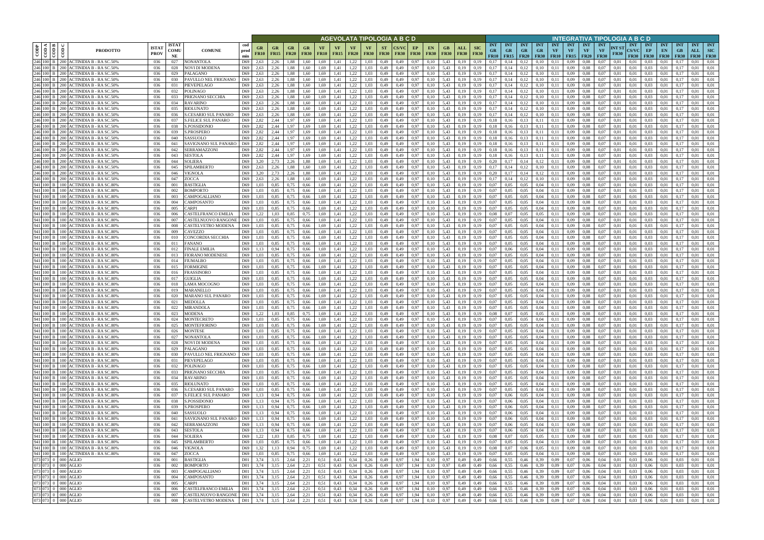| CODP | CODA | CODB | CODC | PRODOTTO | ISTAT PROV | ISTAT COMUNE | COMUNE | cod prod min | AGEVOLATA TIPOLOGIA A B C D | | | | | | | | | | | | | | | | | INTEGRATIVA TIPOLOGIA A B C D | | | | | | | | | | | | | | | |
|---|---|---|---|---|---|---|---|---|---|---|---|---|---|---|---|---|---|---|---|---|---|---|---|---|---|---|---|---|---|---|---|---|---|---|---|---|---|---|---|---|---|
| | | | | | | | | | GR FR10 | GR FR15 | GR FR20 | GR FR30 | VF FR10 | VF FR15 | VF FR20 | VF FR30 | ST FR30 | CS/VC FR30 | EP FR30 | EN FR30 | GB FR30 | ALL FR30 | SIC FR30 | INT GR FR10 | INT GR FR15 | INT GR FR20 | INT GR FR30 | INT VF FR10 | INT VF FR15 | INT VF FR20 | INT VF FR30 | INT ST FR30 | INT CS/VC FR30 | INT EP FR30 | INT EN FR30 | INT GB FR30 | INT ALL FR30 | INT SIC FR30 |
| 246 | 100 | B | 200 | ACTINIDIA B - RA SC.50% | 036 | 027 | NONANTOLA | D69 | 2,63 | 2,26 | 1,88 | 1,60 | 1,69 | 1,41 | 1,22 | 1,03 | 0,49 | 0,49 | 0,97 | 0,10 | 5,43 | 0,19 | 0,19 | 0,17 | 0,14 | 0,12 | 0,10 | 0,11 | 0,09 | 0,08 | 0,07 | 0,01 | 0,01 | 0,03 | 0,01 | 0,17 | 0,01 | 0,01 |
| 246 | 100 | B | 200 | ACTINIDIA B - RA SC.50% | 036 | 028 | NOVI DI MODENA | D69 | 2,63 | 2,26 | 1,88 | 1,60 | 1,69 | 1,41 | 1,22 | 1,03 | 0,49 | 0,49 | 0,97 | 0,10 | 5,43 | 0,19 | 0,19 | 0,17 | 0,14 | 0,12 | 0,10 | 0,11 | 0,09 | 0,08 | 0,07 | 0,01 | 0,01 | 0,03 | 0,01 | 0,17 | 0,01 | 0,01 |
| 246 | 100 | B | 200 | ACTINIDIA B - RA SC.50% | 036 | 029 | PALAGANO | D69 | 2,63 | 2,26 | 1,88 | 1,60 | 1,69 | 1,41 | 1,22 | 1,03 | 0,49 | 0,49 | 0,97 | 0,10 | 5,43 | 0,19 | 0,19 | 0,17 | 0,14 | 0,12 | 0,10 | 0,11 | 0,09 | 0,08 | 0,07 | 0,01 | 0,01 | 0,03 | 0,01 | 0,17 | 0,01 | 0,01 |
| 246 | 100 | B | 200 | ACTINIDIA B - RA SC.50% | 036 | 030 | PAVULLO NEL FRIGNANO | D69 | 2,63 | 2,26 | 1,88 | 1,60 | 1,69 | 1,41 | 1,22 | 1,03 | 0,49 | 0,49 | 0,97 | 0,10 | 5,43 | 0,19 | 0,19 | 0,17 | 0,14 | 0,12 | 0,10 | 0,11 | 0,09 | 0,08 | 0,07 | 0,01 | 0,01 | 0,03 | 0,01 | 0,17 | 0,01 | 0,01 |
| 246 | 100 | B | 200 | ACTINIDIA B - RA SC.50% | 036 | 031 | PIEVEPELAGO | D69 | 2,63 | 2,26 | 1,88 | 1,60 | 1,69 | 1,41 | 1,22 | 1,03 | 0,49 | 0,49 | 0,97 | 0,10 | 5,43 | 0,19 | 0,19 | 0,17 | 0,14 | 0,12 | 0,10 | 0,11 | 0,09 | 0,08 | 0,07 | 0,01 | 0,01 | 0,03 | 0,01 | 0,17 | 0,01 | 0,01 |
| 246 | 100 | B | 200 | ACTINIDIA B - RA SC.50% | 036 | 032 | POLINAGO | D69 | 2,63 | 2,26 | 1,88 | 1,60 | 1,69 | 1,41 | 1,22 | 1,03 | 0,49 | 0,49 | 0,97 | 0,10 | 5,43 | 0,19 | 0,19 | 0,17 | 0,14 | 0,12 | 0,10 | 0,11 | 0,09 | 0,08 | 0,07 | 0,01 | 0,01 | 0,03 | 0,01 | 0,17 | 0,01 | 0,01 |
| 246 | 100 | B | 200 | ACTINIDIA B - RA SC.50% | 036 | 033 | PRIGNANO SECCHIA | D69 | 2,63 | 2,26 | 1,88 | 1,60 | 1,69 | 1,41 | 1,22 | 1,03 | 0,49 | 0,49 | 0,97 | 0,10 | 5,43 | 0,19 | 0,19 | 0,17 | 0,14 | 0,12 | 0,10 | 0,11 | 0,09 | 0,08 | 0,07 | 0,01 | 0,01 | 0,03 | 0,01 | 0,17 | 0,01 | 0,01 |
| 246 | 100 | B | 200 | ACTINIDIA B - RA SC.50% | 036 | 034 | RAVARINO | D69 | 2,63 | 2,26 | 1,88 | 1,60 | 1,69 | 1,41 | 1,22 | 1,03 | 0,49 | 0,49 | 0,97 | 0,10 | 5,43 | 0,19 | 0,19 | 0,17 | 0,14 | 0,12 | 0,10 | 0,11 | 0,09 | 0,08 | 0,07 | 0,01 | 0,01 | 0,03 | 0,01 | 0,17 | 0,01 | 0,01 |
| 246 | 100 | B | 200 | ACTINIDIA B - RA SC.50% | 036 | 035 | RIOLUNATO | D69 | 2,63 | 2,26 | 1,88 | 1,60 | 1,69 | 1,41 | 1,22 | 1,03 | 0,49 | 0,49 | 0,97 | 0,10 | 5,43 | 0,19 | 0,19 | 0,17 | 0,14 | 0,12 | 0,10 | 0,11 | 0,09 | 0,08 | 0,07 | 0,01 | 0,01 | 0,03 | 0,01 | 0,17 | 0,01 | 0,01 |
| 246 | 100 | B | 200 | ACTINIDIA B - RA SC.50% | 036 | 036 | S.CESARIO SUL PANARO | D69 | 2,63 | 2,26 | 1,88 | 1,60 | 1,69 | 1,41 | 1,22 | 1,03 | 0,49 | 0,49 | 0,97 | 0,10 | 5,43 | 0,19 | 0,19 | 0,17 | 0,14 | 0,12 | 0,10 | 0,11 | 0,09 | 0,08 | 0,07 | 0,01 | 0,01 | 0,03 | 0,01 | 0,17 | 0,01 | 0,01 |
| 246 | 100 | B | 200 | ACTINIDIA B - RA SC.50% | 036 | 037 | S.FELICE SUL PANARO | D69 | 2,82 | 2,44 | 1,97 | 1,69 | 1,69 | 1,41 | 1,22 | 1,03 | 0,49 | 0,49 | 0,97 | 0,10 | 5,43 | 0,19 | 0,19 | 0,18 | 0,16 | 0,13 | 0,11 | 0,11 | 0,09 | 0,08 | 0,07 | 0,01 | 0,01 | 0,03 | 0,01 | 0,17 | 0,01 | 0,01 |
| 246 | 100 | B | 200 | ACTINIDIA B - RA SC.50% | 036 | 038 | S.POSSIDONIO | D69 | 2,82 | 2,44 | 1,97 | 1,69 | 1,69 | 1,41 | 1,22 | 1,03 | 0,49 | 0,49 | 0,97 | 0,10 | 5,43 | 0,19 | 0,19 | 0,18 | 0,16 | 0,13 | 0,11 | 0,11 | 0,09 | 0,08 | 0,07 | 0,01 | 0,01 | 0,03 | 0,01 | 0,17 | 0,01 | 0,01 |
| 246 | 100 | B | 200 | ACTINIDIA B - RA SC.50% | 036 | 039 | S.PROSPERO | D69 | 2,82 | 2,44 | 1,97 | 1,69 | 1,69 | 1,41 | 1,22 | 1,03 | 0,49 | 0,49 | 0,97 | 0,10 | 5,43 | 0,19 | 0,19 | 0,18 | 0,16 | 0,13 | 0,11 | 0,11 | 0,09 | 0,08 | 0,07 | 0,01 | 0,01 | 0,03 | 0,01 | 0,17 | 0,01 | 0,01 |
| 246 | 100 | B | 200 | ACTINIDIA B - RA SC.50% | 036 | 040 | SASSUOLO | D69 | 2,82 | 2,44 | 1,97 | 1,69 | 1,69 | 1,41 | 1,22 | 1,03 | 0,49 | 0,49 | 0,97 | 0,10 | 5,43 | 0,19 | 0,19 | 0,18 | 0,16 | 0,13 | 0,11 | 0,11 | 0,09 | 0,08 | 0,07 | 0,01 | 0,01 | 0,03 | 0,01 | 0,17 | 0,01 | 0,01 |
| 246 | 100 | B | 200 | ACTINIDIA B - RA SC.50% | 036 | 041 | SAVIGNANO SUL PANARO | D69 | 2,82 | 2,44 | 1,97 | 1,69 | 1,69 | 1,41 | 1,22 | 1,03 | 0,49 | 0,49 | 0,97 | 0,10 | 5,43 | 0,19 | 0,19 | 0,18 | 0,16 | 0,13 | 0,11 | 0,11 | 0,09 | 0,08 | 0,07 | 0,01 | 0,01 | 0,03 | 0,01 | 0,17 | 0,01 | 0,01 |
| 246 | 100 | B | 200 | ACTINIDIA B - RA SC.50% | 036 | 042 | SERRAMAZZONI | D69 | 2,82 | 2,44 | 1,97 | 1,69 | 1,69 | 1,41 | 1,22 | 1,03 | 0,49 | 0,49 | 0,97 | 0,10 | 5,43 | 0,19 | 0,19 | 0,18 | 0,16 | 0,13 | 0,11 | 0,11 | 0,09 | 0,08 | 0,07 | 0,01 | 0,01 | 0,03 | 0,01 | 0,17 | 0,01 | 0,01 |
| 246 | 100 | B | 200 | ACTINIDIA B - RA SC.50% | 036 | 043 | SESTOLA | D69 | 2,82 | 2,44 | 1,97 | 1,69 | 1,69 | 1,41 | 1,22 | 1,03 | 0,49 | 0,49 | 0,97 | 0,10 | 5,43 | 0,19 | 0,19 | 0,18 | 0,16 | 0,13 | 0,11 | 0,11 | 0,09 | 0,08 | 0,07 | 0,01 | 0,01 | 0,03 | 0,01 | 0,17 | 0,01 | 0,01 |
| 246 | 100 | B | 200 | ACTINIDIA B - RA SC.50% | 036 | 044 | SOLIERA | D69 | 3,20 | 2,73 | 2,26 | 1,88 | 1,69 | 1,41 | 1,22 | 1,03 | 0,49 | 0,49 | 0,97 | 0,10 | 5,43 | 0,19 | 0,19 | 0,20 | 0,17 | 0,14 | 0,12 | 0,11 | 0,09 | 0,08 | 0,07 | 0,01 | 0,01 | 0,03 | 0,01 | 0,17 | 0,01 | 0,01 |
| 246 | 100 | B | 200 | ACTINIDIA B - RA SC.50% | 036 | 045 | SPILAMBERTO | D69 | 2,63 | 2,26 | 1,88 | 1,60 | 1,69 | 1,41 | 1,22 | 1,03 | 0,49 | 0,49 | 0,97 | 0,10 | 5,43 | 0,19 | 0,19 | 0,17 | 0,14 | 0,12 | 0,10 | 0,11 | 0,09 | 0,08 | 0,07 | 0,01 | 0,01 | 0,03 | 0,01 | 0,17 | 0,01 | 0,01 |
| 246 | 100 | B | 200 | ACTINIDIA B - RA SC.50% | 036 | 046 | VIGNOLA | D69 | 3,20 | 2,73 | 2,26 | 1,88 | 1,69 | 1,41 | 1,22 | 1,03 | 0,49 | 0,49 | 0,97 | 0,10 | 5,43 | 0,19 | 0,19 | 0,20 | 0,17 | 0,14 | 0,12 | 0,11 | 0,09 | 0,08 | 0,07 | 0,01 | 0,01 | 0,03 | 0,01 | 0,17 | 0,01 | 0,01 |
| 246 | 100 | B | 200 | ACTINIDIA B - RA SC.50% | 036 | 047 | ZOCCA | D69 | 2,63 | 2,26 | 1,88 | 1,60 | 1,69 | 1,41 | 1,22 | 1,03 | 0,49 | 0,49 | 0,97 | 0,10 | 5,43 | 0,19 | 0,19 | 0,17 | 0,14 | 0,12 | 0,10 | 0,11 | 0,09 | 0,08 | 0,07 | 0,01 | 0,01 | 0,03 | 0,01 | 0,17 | 0,01 | 0,01 |
| 941 | 100 | B | 100 | ACTINIDIA B - RA SC.80% | 036 | 001 | BASTIGLIA | D69 | 1,03 | 0,85 | 0,75 | 0,66 | 1,69 | 1,41 | 1,22 | 1,03 | 0,49 | 0,49 | 0,97 | 0,10 | 5,43 | 0,19 | 0,19 | 0,07 | 0,05 | 0,05 | 0,04 | 0,11 | 0,09 | 0,08 | 0,07 | 0,01 | 0,01 | 0,03 | 0,01 | 0,17 | 0,01 | 0,01 |
| 941 | 100 | B | 100 | ACTINIDIA B - RA SC.80% | 036 | 002 | BOMPORTO | D69 | 1,03 | 0,85 | 0,75 | 0,66 | 1,69 | 1,41 | 1,22 | 1,03 | 0,49 | 0,49 | 0,97 | 0,10 | 5,43 | 0,19 | 0,19 | 0,07 | 0,05 | 0,05 | 0,04 | 0,11 | 0,09 | 0,08 | 0,07 | 0,01 | 0,01 | 0,03 | 0,01 | 0,17 | 0,01 | 0,01 |
| 941 | 100 | B | 100 | ACTINIDIA B - RA SC.80% | 036 | 003 | CAMPOGALLIANO | D69 | 1,03 | 0,85 | 0,75 | 0,66 | 1,69 | 1,41 | 1,22 | 1,03 | 0,49 | 0,49 | 0,97 | 0,10 | 5,43 | 0,19 | 0,19 | 0,07 | 0,05 | 0,05 | 0,04 | 0,11 | 0,09 | 0,08 | 0,07 | 0,01 | 0,01 | 0,03 | 0,01 | 0,17 | 0,01 | 0,01 |
| 941 | 100 | B | 100 | ACTINIDIA B - RA SC.80% | 036 | 004 | CAMPOSANTO | D69 | 1,03 | 0,85 | 0,75 | 0,66 | 1,69 | 1,41 | 1,22 | 1,03 | 0,49 | 0,49 | 0,97 | 0,10 | 5,43 | 0,19 | 0,19 | 0,07 | 0,05 | 0,05 | 0,04 | 0,11 | 0,09 | 0,08 | 0,07 | 0,01 | 0,01 | 0,03 | 0,01 | 0,17 | 0,01 | 0,01 |
| 941 | 100 | B | 100 | ACTINIDIA B - RA SC.80% | 036 | 005 | CARPI | D69 | 1,03 | 0,85 | 0,75 | 0,66 | 1,69 | 1,41 | 1,22 | 1,03 | 0,49 | 0,49 | 0,97 | 0,10 | 5,43 | 0,19 | 0,19 | 0,07 | 0,05 | 0,05 | 0,04 | 0,11 | 0,09 | 0,08 | 0,07 | 0,01 | 0,01 | 0,03 | 0,01 | 0,17 | 0,01 | 0,01 |
| 941 | 100 | B | 100 | ACTINIDIA B - RA SC.80% | 036 | 006 | CASTELFRANCO EMILIA | D69 | 1,22 | 1,03 | 0,85 | 0,75 | 1,69 | 1,41 | 1,22 | 1,03 | 0,49 | 0,49 | 0,97 | 0,10 | 5,43 | 0,19 | 0,19 | 0,08 | 0,07 | 0,05 | 0,05 | 0,11 | 0,09 | 0,08 | 0,07 | 0,01 | 0,01 | 0,03 | 0,01 | 0,17 | 0,01 | 0,01 |
| 941 | 100 | B | 100 | ACTINIDIA B - RA SC.80% | 036 | 007 | CASTELNUOVO RANGONE | D69 | 1,03 | 0,85 | 0,75 | 0,66 | 1,69 | 1,41 | 1,22 | 1,03 | 0,49 | 0,49 | 0,97 | 0,10 | 5,43 | 0,19 | 0,19 | 0,07 | 0,05 | 0,05 | 0,04 | 0,11 | 0,09 | 0,08 | 0,07 | 0,01 | 0,01 | 0,03 | 0,01 | 0,17 | 0,01 | 0,01 |
| 941 | 100 | B | 100 | ACTINIDIA B - RA SC.80% | 036 | 008 | CASTELVETRO MODENA | D69 | 1,03 | 0,85 | 0,75 | 0,66 | 1,69 | 1,41 | 1,22 | 1,03 | 0,49 | 0,49 | 0,97 | 0,10 | 5,43 | 0,19 | 0,19 | 0,07 | 0,05 | 0,05 | 0,04 | 0,11 | 0,09 | 0,08 | 0,07 | 0,01 | 0,01 | 0,03 | 0,01 | 0,17 | 0,01 | 0,01 |
| 941 | 100 | B | 100 | ACTINIDIA B - RA SC.80% | 036 | 009 | CAVEZZO | D69 | 1,03 | 0,85 | 0,75 | 0,66 | 1,69 | 1,41 | 1,22 | 1,03 | 0,49 | 0,49 | 0,97 | 0,10 | 5,43 | 0,19 | 0,19 | 0,07 | 0,05 | 0,05 | 0,04 | 0,11 | 0,09 | 0,08 | 0,07 | 0,01 | 0,01 | 0,03 | 0,01 | 0,17 | 0,01 | 0,01 |
| 941 | 100 | B | 100 | ACTINIDIA B - RA SC.80% | 036 | 010 | CONCORDIA SECCHIA | D69 | 1,03 | 0,85 | 0,75 | 0,66 | 1,69 | 1,41 | 1,22 | 1,03 | 0,49 | 0,49 | 0,97 | 0,10 | 5,43 | 0,19 | 0,19 | 0,07 | 0,05 | 0,05 | 0,04 | 0,11 | 0,09 | 0,08 | 0,07 | 0,01 | 0,01 | 0,03 | 0,01 | 0,17 | 0,01 | 0,01 |
| 941 | 100 | B | 100 | ACTINIDIA B - RA SC.80% | 036 | 011 | FANANO | D69 | 1,03 | 0,85 | 0,75 | 0,66 | 1,69 | 1,41 | 1,22 | 1,03 | 0,49 | 0,49 | 0,97 | 0,10 | 5,43 | 0,19 | 0,19 | 0,07 | 0,05 | 0,05 | 0,04 | 0,11 | 0,09 | 0,08 | 0,07 | 0,01 | 0,01 | 0,03 | 0,01 | 0,17 | 0,01 | 0,01 |
| 941 | 100 | B | 100 | ACTINIDIA B - RA SC.80% | 036 | 012 | FINALE EMILIA | D69 | 1,13 | 0,94 | 0,75 | 0,66 | 1,69 | 1,41 | 1,22 | 1,03 | 0,49 | 0,49 | 0,97 | 0,10 | 5,43 | 0,19 | 0,19 | 0,07 | 0,06 | 0,05 | 0,04 | 0,11 | 0,09 | 0,08 | 0,07 | 0,01 | 0,01 | 0,03 | 0,01 | 0,17 | 0,01 | 0,01 |
| 941 | 100 | B | 100 | ACTINIDIA B - RA SC.80% | 036 | 013 | FIORANO MODENESE | D69 | 1,03 | 0,85 | 0,75 | 0,66 | 1,69 | 1,41 | 1,22 | 1,03 | 0,49 | 0,49 | 0,97 | 0,10 | 5,43 | 0,19 | 0,19 | 0,07 | 0,05 | 0,05 | 0,04 | 0,11 | 0,09 | 0,08 | 0,07 | 0,01 | 0,01 | 0,03 | 0,01 | 0,17 | 0,01 | 0,01 |
| 941 | 100 | B | 100 | ACTINIDIA B - RA SC.80% | 036 | 014 | FIUMALBO | D69 | 1,03 | 0,85 | 0,75 | 0,66 | 1,69 | 1,41 | 1,22 | 1,03 | 0,49 | 0,49 | 0,97 | 0,10 | 5,43 | 0,19 | 0,19 | 0,07 | 0,05 | 0,05 | 0,04 | 0,11 | 0,09 | 0,08 | 0,07 | 0,01 | 0,01 | 0,03 | 0,01 | 0,17 | 0,01 | 0,01 |
| 941 | 100 | B | 100 | ACTINIDIA B - RA SC.80% | 036 | 015 | FORMIGINE | D69 | 1,03 | 0,85 | 0,75 | 0,66 | 1,69 | 1,41 | 1,22 | 1,03 | 0,49 | 0,49 | 0,97 | 0,10 | 5,43 | 0,19 | 0,19 | 0,07 | 0,05 | 0,05 | 0,04 | 0,11 | 0,09 | 0,08 | 0,07 | 0,01 | 0,01 | 0,03 | 0,01 | 0,17 | 0,01 | 0,01 |
| 941 | 100 | B | 100 | ACTINIDIA B - RA SC.80% | 036 | 016 | FRASSINORO | D69 | 1,03 | 0,85 | 0,75 | 0,66 | 1,69 | 1,41 | 1,22 | 1,03 | 0,49 | 0,49 | 0,97 | 0,10 | 5,43 | 0,19 | 0,19 | 0,07 | 0,05 | 0,05 | 0,04 | 0,11 | 0,09 | 0,08 | 0,07 | 0,01 | 0,01 | 0,03 | 0,01 | 0,17 | 0,01 | 0,01 |
| 941 | 100 | B | 100 | ACTINIDIA B - RA SC.80% | 036 | 017 | GUIGLIA | D69 | 1,03 | 0,85 | 0,75 | 0,66 | 1,69 | 1,41 | 1,22 | 1,03 | 0,49 | 0,49 | 0,97 | 0,10 | 5,43 | 0,19 | 0,19 | 0,07 | 0,05 | 0,05 | 0,04 | 0,11 | 0,09 | 0,08 | 0,07 | 0,01 | 0,01 | 0,03 | 0,01 | 0,17 | 0,01 | 0,01 |
| 941 | 100 | B | 100 | ACTINIDIA B - RA SC.80% | 036 | 018 | LAMA MOCOGNO | D69 | 1,03 | 0,85 | 0,75 | 0,66 | 1,69 | 1,41 | 1,22 | 1,03 | 0,49 | 0,49 | 0,97 | 0,10 | 5,43 | 0,19 | 0,19 | 0,07 | 0,05 | 0,05 | 0,04 | 0,11 | 0,09 | 0,08 | 0,07 | 0,01 | 0,01 | 0,03 | 0,01 | 0,17 | 0,01 | 0,01 |
| 941 | 100 | B | 100 | ACTINIDIA B - RA SC.80% | 036 | 019 | MARANELLO | D69 | 1,03 | 0,85 | 0,75 | 0,66 | 1,69 | 1,41 | 1,22 | 1,03 | 0,49 | 0,49 | 0,97 | 0,10 | 5,43 | 0,19 | 0,19 | 0,07 | 0,05 | 0,05 | 0,04 | 0,11 | 0,09 | 0,08 | 0,07 | 0,01 | 0,01 | 0,03 | 0,01 | 0,17 | 0,01 | 0,01 |
| 941 | 100 | B | 100 | ACTINIDIA B - RA SC.80% | 036 | 020 | MARANO SUL PANARO | D69 | 1,03 | 0,85 | 0,75 | 0,66 | 1,69 | 1,41 | 1,22 | 1,03 | 0,49 | 0,49 | 0,97 | 0,10 | 5,43 | 0,19 | 0,19 | 0,07 | 0,05 | 0,05 | 0,04 | 0,11 | 0,09 | 0,08 | 0,07 | 0,01 | 0,01 | 0,03 | 0,01 | 0,17 | 0,01 | 0,01 |
| 941 | 100 | B | 100 | ACTINIDIA B - RA SC.80% | 036 | 021 | MEDOLLA | D69 | 1,03 | 0,85 | 0,75 | 0,66 | 1,69 | 1,41 | 1,22 | 1,03 | 0,49 | 0,49 | 0,97 | 0,10 | 5,43 | 0,19 | 0,19 | 0,07 | 0,05 | 0,05 | 0,04 | 0,11 | 0,09 | 0,08 | 0,07 | 0,01 | 0,01 | 0,03 | 0,01 | 0,17 | 0,01 | 0,01 |
| 941 | 100 | B | 100 | ACTINIDIA B - RA SC.80% | 036 | 022 | MIRANDOLA | D69 | 1,03 | 0,85 | 0,75 | 0,66 | 1,69 | 1,41 | 1,22 | 1,03 | 0,49 | 0,49 | 0,97 | 0,10 | 5,43 | 0,19 | 0,19 | 0,07 | 0,05 | 0,05 | 0,04 | 0,11 | 0,09 | 0,08 | 0,07 | 0,01 | 0,01 | 0,03 | 0,01 | 0,17 | 0,01 | 0,01 |
| 941 | 100 | B | 100 | ACTINIDIA B - RA SC.80% | 036 | 023 | MODENA | D69 | 1,22 | 1,03 | 0,85 | 0,75 | 1,69 | 1,41 | 1,22 | 1,03 | 0,49 | 0,49 | 0,97 | 0,10 | 5,43 | 0,19 | 0,19 | 0,08 | 0,07 | 0,05 | 0,05 | 0,11 | 0,09 | 0,08 | 0,07 | 0,01 | 0,01 | 0,03 | 0,01 | 0,17 | 0,01 | 0,01 |
| 941 | 100 | B | 100 | ACTINIDIA B - RA SC.80% | 036 | 024 | MONTECRETO | D69 | 1,03 | 0,85 | 0,75 | 0,66 | 1,69 | 1,41 | 1,22 | 1,03 | 0,49 | 0,49 | 0,97 | 0,10 | 5,43 | 0,19 | 0,19 | 0,07 | 0,05 | 0,05 | 0,04 | 0,11 | 0,09 | 0,08 | 0,07 | 0,01 | 0,01 | 0,03 | 0,01 | 0,17 | 0,01 | 0,01 |
| 941 | 100 | B | 100 | ACTINIDIA B - RA SC.80% | 036 | 025 | MONTEFIORINO | D69 | 1,03 | 0,85 | 0,75 | 0,66 | 1,69 | 1,41 | 1,22 | 1,03 | 0,49 | 0,49 | 0,97 | 0,10 | 5,43 | 0,19 | 0,19 | 0,07 | 0,05 | 0,05 | 0,04 | 0,11 | 0,09 | 0,08 | 0,07 | 0,01 | 0,01 | 0,03 | 0,01 | 0,17 | 0,01 | 0,01 |
| 941 | 100 | B | 100 | ACTINIDIA B - RA SC.80% | 036 | 026 | MONTESE | D69 | 1,03 | 0,85 | 0,75 | 0,66 | 1,69 | 1,41 | 1,22 | 1,03 | 0,49 | 0,49 | 0,97 | 0,10 | 5,43 | 0,19 | 0,19 | 0,07 | 0,05 | 0,05 | 0,04 | 0,11 | 0,09 | 0,08 | 0,07 | 0,01 | 0,01 | 0,03 | 0,01 | 0,17 | 0,01 | 0,01 |
| 941 | 100 | B | 100 | ACTINIDIA B - RA SC.80% | 036 | 027 | NONANTOLA | D69 | 1,03 | 0,85 | 0,75 | 0,66 | 1,69 | 1,41 | 1,22 | 1,03 | 0,49 | 0,49 | 0,97 | 0,10 | 5,43 | 0,19 | 0,19 | 0,07 | 0,05 | 0,05 | 0,04 | 0,11 | 0,09 | 0,08 | 0,07 | 0,01 | 0,01 | 0,03 | 0,01 | 0,17 | 0,01 | 0,01 |
| 941 | 100 | B | 100 | ACTINIDIA B - RA SC.80% | 036 | 028 | NOVI DI MODENA | D69 | 1,03 | 0,85 | 0,75 | 0,66 | 1,69 | 1,41 | 1,22 | 1,03 | 0,49 | 0,49 | 0,97 | 0,10 | 5,43 | 0,19 | 0,19 | 0,07 | 0,05 | 0,05 | 0,04 | 0,11 | 0,09 | 0,08 | 0,07 | 0,01 | 0,01 | 0,03 | 0,01 | 0,17 | 0,01 | 0,01 |
| 941 | 100 | B | 100 | ACTINIDIA B - RA SC.80% | 036 | 029 | PALAGANO | D69 | 1,03 | 0,85 | 0,75 | 0,66 | 1,69 | 1,41 | 1,22 | 1,03 | 0,49 | 0,49 | 0,97 | 0,10 | 5,43 | 0,19 | 0,19 | 0,07 | 0,05 | 0,05 | 0,04 | 0,11 | 0,09 | 0,08 | 0,07 | 0,01 | 0,01 | 0,03 | 0,01 | 0,17 | 0,01 | 0,01 |
| 941 | 100 | B | 100 | ACTINIDIA B - RA SC.80% | 036 | 030 | PAVULLO NEL FRIGNANO | D69 | 1,03 | 0,85 | 0,75 | 0,66 | 1,69 | 1,41 | 1,22 | 1,03 | 0,49 | 0,49 | 0,97 | 0,10 | 5,43 | 0,19 | 0,19 | 0,07 | 0,05 | 0,05 | 0,04 | 0,11 | 0,09 | 0,08 | 0,07 | 0,01 | 0,01 | 0,03 | 0,01 | 0,17 | 0,01 | 0,01 |
| 941 | 100 | B | 100 | ACTINIDIA B - RA SC.80% | 036 | 031 | PIEVEPELAGO | D69 | 1,03 | 0,85 | 0,75 | 0,66 | 1,69 | 1,41 | 1,22 | 1,03 | 0,49 | 0,49 | 0,97 | 0,10 | 5,43 | 0,19 | 0,19 | 0,07 | 0,05 | 0,05 | 0,04 | 0,11 | 0,09 | 0,08 | 0,07 | 0,01 | 0,01 | 0,03 | 0,01 | 0,17 | 0,01 | 0,01 |
| 941 | 100 | B | 100 | ACTINIDIA B - RA SC.80% | 036 | 032 | POLINAGO | D69 | 1,03 | 0,85 | 0,75 | 0,66 | 1,69 | 1,41 | 1,22 | 1,03 | 0,49 | 0,49 | 0,97 | 0,10 | 5,43 | 0,19 | 0,19 | 0,07 | 0,05 | 0,05 | 0,04 | 0,11 | 0,09 | 0,08 | 0,07 | 0,01 | 0,01 | 0,03 | 0,01 | 0,17 | 0,01 | 0,01 |
| 941 | 100 | B | 100 | ACTINIDIA B - RA SC.80% | 036 | 033 | PRIGNANO SECCHIA | D69 | 1,03 | 0,85 | 0,75 | 0,66 | 1,69 | 1,41 | 1,22 | 1,03 | 0,49 | 0,49 | 0,97 | 0,10 | 5,43 | 0,19 | 0,19 | 0,07 | 0,05 | 0,05 | 0,04 | 0,11 | 0,09 | 0,08 | 0,07 | 0,01 | 0,01 | 0,03 | 0,01 | 0,17 | 0,01 | 0,01 |
| 941 | 100 | B | 100 | ACTINIDIA B - RA SC.80% | 036 | 034 | RAVARINO | D69 | 1,03 | 0,85 | 0,75 | 0,66 | 1,69 | 1,41 | 1,22 | 1,03 | 0,49 | 0,49 | 0,97 | 0,10 | 5,43 | 0,19 | 0,19 | 0,07 | 0,05 | 0,05 | 0,04 | 0,11 | 0,09 | 0,08 | 0,07 | 0,01 | 0,01 | 0,03 | 0,01 | 0,17 | 0,01 | 0,01 |
| 941 | 100 | B | 100 | ACTINIDIA B - RA SC.80% | 036 | 035 | RIOLUNATO | D69 | 1,03 | 0,85 | 0,75 | 0,66 | 1,69 | 1,41 | 1,22 | 1,03 | 0,49 | 0,49 | 0,97 | 0,10 | 5,43 | 0,19 | 0,19 | 0,07 | 0,05 | 0,05 | 0,04 | 0,11 | 0,09 | 0,08 | 0,07 | 0,01 | 0,01 | 0,03 | 0,01 | 0,17 | 0,01 | 0,01 |
| 941 | 100 | B | 100 | ACTINIDIA B - RA SC.80% | 036 | 036 | S.CESARIO SUL PANARO | D69 | 1,03 | 0,85 | 0,75 | 0,66 | 1,69 | 1,41 | 1,22 | 1,03 | 0,49 | 0,49 | 0,97 | 0,10 | 5,43 | 0,19 | 0,19 | 0,07 | 0,05 | 0,05 | 0,04 | 0,11 | 0,09 | 0,08 | 0,07 | 0,01 | 0,01 | 0,03 | 0,01 | 0,17 | 0,01 | 0,01 |
| 941 | 100 | B | 100 | ACTINIDIA B - RA SC.80% | 036 | 037 | S.FELICE SUL PANARO | D69 | 1,13 | 0,94 | 0,75 | 0,66 | 1,69 | 1,41 | 1,22 | 1,03 | 0,49 | 0,49 | 0,97 | 0,10 | 5,43 | 0,19 | 0,19 | 0,07 | 0,06 | 0,05 | 0,04 | 0,11 | 0,09 | 0,08 | 0,07 | 0,01 | 0,01 | 0,03 | 0,01 | 0,17 | 0,01 | 0,01 |
| 941 | 100 | B | 100 | ACTINIDIA B - RA SC.80% | 036 | 038 | S.POSSIDONIO | D69 | 1,13 | 0,94 | 0,75 | 0,66 | 1,69 | 1,41 | 1,22 | 1,03 | 0,49 | 0,49 | 0,97 | 0,10 | 5,43 | 0,19 | 0,19 | 0,07 | 0,06 | 0,05 | 0,04 | 0,11 | 0,09 | 0,08 | 0,07 | 0,01 | 0,01 | 0,03 | 0,01 | 0,17 | 0,01 | 0,01 |
| 941 | 100 | B | 100 | ACTINIDIA B - RA SC.80% | 036 | 039 | S.PROSPERO | D69 | 1,13 | 0,94 | 0,75 | 0,66 | 1,69 | 1,41 | 1,22 | 1,03 | 0,49 | 0,49 | 0,97 | 0,10 | 5,43 | 0,19 | 0,19 | 0,07 | 0,06 | 0,05 | 0,04 | 0,11 | 0,09 | 0,08 | 0,07 | 0,01 | 0,01 | 0,03 | 0,01 | 0,17 | 0,01 | 0,01 |
| 941 | 100 | B | 100 | ACTINIDIA B - RA SC.80% | 036 | 040 | SASSUOLO | D69 | 1,13 | 0,94 | 0,75 | 0,66 | 1,69 | 1,41 | 1,22 | 1,03 | 0,49 | 0,49 | 0,97 | 0,10 | 5,43 | 0,19 | 0,19 | 0,07 | 0,06 | 0,05 | 0,04 | 0,11 | 0,09 | 0,08 | 0,07 | 0,01 | 0,01 | 0,03 | 0,01 | 0,17 | 0,01 | 0,01 |
| 941 | 100 | B | 100 | ACTINIDIA B - RA SC.80% | 036 | 041 | SAVIGNANO SUL PANARO | D69 | 1,13 | 0,94 | 0,75 | 0,66 | 1,69 | 1,41 | 1,22 | 1,03 | 0,49 | 0,49 | 0,97 | 0,10 | 5,43 | 0,19 | 0,19 | 0,07 | 0,06 | 0,05 | 0,04 | 0,11 | 0,09 | 0,08 | 0,07 | 0,01 | 0,01 | 0,03 | 0,01 | 0,17 | 0,01 | 0,01 |
| 941 | 100 | B | 100 | ACTINIDIA B - RA SC.80% | 036 | 042 | SERRAMAZZONI | D69 | 1,13 | 0,94 | 0,75 | 0,66 | 1,69 | 1,41 | 1,22 | 1,03 | 0,49 | 0,49 | 0,97 | 0,10 | 5,43 | 0,19 | 0,19 | 0,07 | 0,06 | 0,05 | 0,04 | 0,11 | 0,09 | 0,08 | 0,07 | 0,01 | 0,01 | 0,03 | 0,01 | 0,17 | 0,01 | 0,01 |
| 941 | 100 | B | 100 | ACTINIDIA B - RA SC.80% | 036 | 043 | SESTOLA | D69 | 1,13 | 0,94 | 0,75 | 0,66 | 1,69 | 1,41 | 1,22 | 1,03 | 0,49 | 0,49 | 0,97 | 0,10 | 5,43 | 0,19 | 0,19 | 0,07 | 0,06 | 0,05 | 0,04 | 0,11 | 0,09 | 0,08 | 0,07 | 0,01 | 0,01 | 0,03 | 0,01 | 0,17 | 0,01 | 0,01 |
| 941 | 100 | B | 100 | ACTINIDIA B - RA SC.80% | 036 | 044 | SOLIERA | D69 | 1,22 | 1,03 | 0,85 | 0,75 | 1,69 | 1,41 | 1,22 | 1,03 | 0,49 | 0,49 | 0,97 | 0,10 | 5,43 | 0,19 | 0,19 | 0,08 | 0,07 | 0,05 | 0,05 | 0,11 | 0,09 | 0,08 | 0,07 | 0,01 | 0,01 | 0,03 | 0,01 | 0,17 | 0,01 | 0,01 |
| 941 | 100 | B | 100 | ACTINIDIA B - RA SC.80% | 036 | 045 | SPILAMBERTO | D69 | 1,03 | 0,85 | 0,75 | 0,66 | 1,69 | 1,41 | 1,22 | 1,03 | 0,49 | 0,49 | 0,97 | 0,10 | 5,43 | 0,19 | 0,19 | 0,07 | 0,05 | 0,05 | 0,04 | 0,11 | 0,09 | 0,08 | 0,07 | 0,01 | 0,01 | 0,03 | 0,01 | 0,17 | 0,01 | 0,01 |
| 941 | 100 | B | 100 | ACTINIDIA B - RA SC.80% | 036 | 046 | VIGNOLA | D69 | 1,32 | 1,13 | 0,94 | 0,75 | 1,69 | 1,41 | 1,22 | 1,03 | 0,49 | 0,49 | 0,97 | 0,10 | 5,43 | 0,19 | 0,19 | 0,08 | 0,07 | 0,06 | 0,05 | 0,11 | 0,09 | 0,08 | 0,07 | 0,01 | 0,01 | 0,03 | 0,01 | 0,17 | 0,01 | 0,01 |
| 941 | 100 | B | 100 | ACTINIDIA B - RA SC.80% | 036 | 047 | ZOCCA | D69 | 1,03 | 0,85 | 0,75 | 0,66 | 1,69 | 1,41 | 1,22 | 1,03 | 0,49 | 0,49 | 0,97 | 0,10 | 5,43 | 0,19 | 0,19 | 0,07 | 0,05 | 0,05 | 0,04 | 0,11 | 0,09 | 0,08 | 0,07 | 0,01 | 0,01 | 0,03 | 0,01 | 0,17 | 0,01 | 0,01 |
| 073 | 073 | 0 | 000 | AGLIO | 036 | 001 | BASTIGLIA | D01 | 3,74 | 3,15 | 2,64 | 2,21 | 0,51 | 0,43 | 0,34 | 0,26 | 0,49 | 0,97 | 1,94 | 0,10 | 0,97 | 0,49 | 0,49 | 0,66 | 0,55 | 0,46 | 0,39 | 0,09 | 0,07 | 0,06 | 0,04 | 0,01 | 0,03 | 0,06 | 0,01 | 0,03 | 0,01 | 0,01 |
| 073 | 073 | 0 | 000 | AGLIO | 036 | 002 | BOMPORTO | D01 | 3,74 | 3,15 | 2,64 | 2,21 | 0,51 | 0,43 | 0,34 | 0,26 | 0,49 | 0,97 | 1,94 | 0,10 | 0,97 | 0,49 | 0,49 | 0,66 | 0,55 | 0,46 | 0,39 | 0,09 | 0,07 | 0,06 | 0,04 | 0,01 | 0,03 | 0,06 | 0,01 | 0,03 | 0,01 | 0,01 |
| 073 | 073 | 0 | 000 | AGLIO | 036 | 003 | CAMPOGALLIANO | D01 | 3,74 | 3,15 | 2,64 | 2,21 | 0,51 | 0,43 | 0,34 | 0,26 | 0,49 | 0,97 | 1,94 | 0,10 | 0,97 | 0,49 | 0,49 | 0,66 | 0,55 | 0,46 | 0,39 | 0,09 | 0,07 | 0,06 | 0,04 | 0,01 | 0,03 | 0,06 | 0,01 | 0,03 | 0,01 | 0,01 |
| 073 | 073 | 0 | 000 | AGLIO | 036 | 004 | CAMPOSANTO | D01 | 3,74 | 3,15 | 2,64 | 2,21 | 0,51 | 0,43 | 0,34 | 0,26 | 0,49 | 0,97 | 1,94 | 0,10 | 0,97 | 0,49 | 0,49 | 0,66 | 0,55 | 0,46 | 0,39 | 0,09 | 0,07 | 0,06 | 0,04 | 0,01 | 0,03 | 0,06 | 0,01 | 0,03 | 0,01 | 0,01 |
| 073 | 073 | 0 | 000 | AGLIO | 036 | 005 | CARPI | D01 | 3,74 | 3,15 | 2,64 | 2,21 | 0,51 | 0,43 | 0,34 | 0,26 | 0,49 | 0,97 | 1,94 | 0,10 | 0,97 | 0,49 | 0,49 | 0,66 | 0,55 | 0,46 | 0,39 | 0,09 | 0,07 | 0,06 | 0,04 | 0,01 | 0,03 | 0,06 | 0,01 | 0,03 | 0,01 | 0,01 |
| 073 | 073 | 0 | 000 | AGLIO | 036 | 006 | CASTELFRANCO EMILIA | D01 | 3,74 | 3,15 | 2,64 | 2,21 | 0,51 | 0,43 | 0,34 | 0,26 | 0,49 | 0,97 | 1,94 | 0,10 | 0,97 | 0,49 | 0,49 | 0,66 | 0,55 | 0,46 | 0,39 | 0,09 | 0,07 | 0,06 | 0,04 | 0,01 | 0,03 | 0,06 | 0,01 | 0,03 | 0,01 | 0,01 |
| 073 | 073 | 0 | 000 | AGLIO | 036 | 007 | CASTELNUOVO RANGONE | D01 | 3,74 | 3,15 | 2,64 | 2,21 | 0,51 | 0,43 | 0,34 | 0,26 | 0,49 | 0,97 | 1,94 | 0,10 | 0,97 | 0,49 | 0,49 | 0,66 | 0,55 | 0,46 | 0,39 | 0,09 | 0,07 | 0,06 | 0,04 | 0,01 | 0,03 | 0,06 | 0,01 | 0,03 | 0,01 | 0,01 |
| 073 | 073 | 0 | 000 | AGLIO | 036 | 008 | CASTELVETRO MODENA | D01 | 3,74 | 3,15 | 2,64 | 2,21 | 0,51 | 0,43 | 0,34 | 0,26 | 0,49 | 0,97 | 1,94 | 0,10 | 0,97 | 0,49 | 0,49 | 0,66 | 0,55 | 0,46 | 0,39 | 0,09 | 0,07 | 0,06 | 0,04 | 0,01 | 0,03 | 0,06 | 0,01 | 0,03 | 0,01 | 0,01 |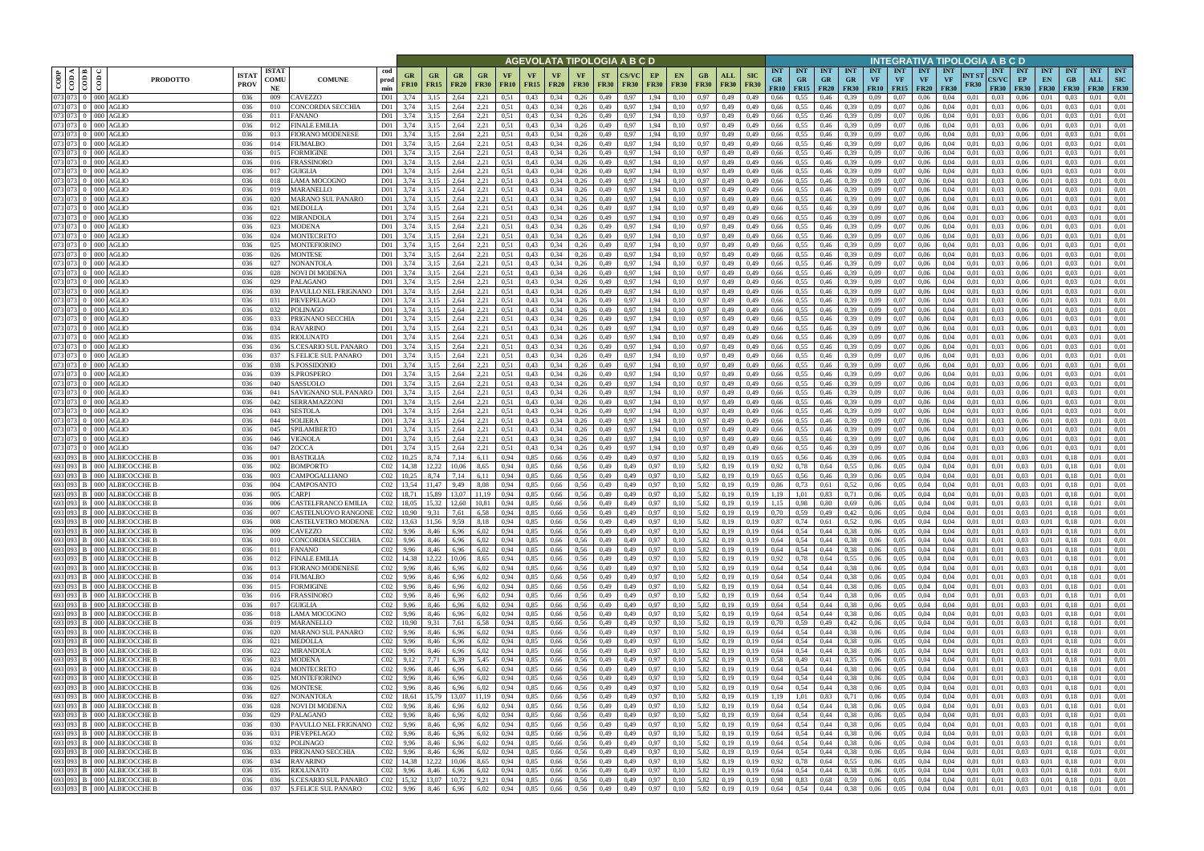| COD P | COD A | COD B | COD C | PRODOTTO | ISTAT PROV | ISTAT COMU NE | COMUNE | cod prod min | AGEVOLATA TIPOLOGIA A B C D | | | | | | | | | | | | | | | | INTEGRATIVA TIPOLOGIA A B C D | | | | | | | | | | | | | | | |
|---|---|---|---|---|---|---|---|---|---|---|---|---|---|---|---|---|---|---|---|---|---|---|---|---|---|---|---|---|---|---|---|---|---|---|---|---|---|---|---|---|
| | | | | | | | | | GR FR10 | GR FR15 | GR FR20 | GR FR30 | VF FR10 | VF FR15 | VF FR20 | VF FR30 | ST FR30 | CS/VC FR30 | EP FR30 | EN FR30 | GB FR30 | ALL FR30 | SIC FR30 | INT GR FR10 | INT GR FR15 | INT GR FR20 | INT GR FR30 | INT VF FR10 | INT VF FR15 | INT VF FR20 | INT VF FR30 | INT ST FR30 | INT CS/VC FR30 | INT EP FR30 | INT EN FR30 | INT GB FR30 | INT ALL FR30 | INT SIC FR30 |
| 073 | 073 | 0 | 000 | AGLIO | 036 | 009 | CAVEZZO | D01 | 3,74 | 3,15 | 2,64 | 2,21 | 0,51 | 0,43 | 0,34 | 0,26 | 0,49 | 0,97 | 1,94 | 0,10 | 0,97 | 0,49 | 0,49 | 0,66 | 0,55 | 0,46 | 0,39 | 0,09 | 0,07 | 0,06 | 0,04 | 0,01 | 0,03 | 0,06 | 0,01 | 0,03 | 0,01 | 0,01 |
| 073 | 073 | 0 | 000 | AGLIO | 036 | 010 | CONCORDIA SECCHIA | D01 | 3,74 | 3,15 | 2,64 | 2,21 | 0,51 | 0,43 | 0,34 | 0,26 | 0,49 | 0,97 | 1,94 | 0,10 | 0,97 | 0,49 | 0,49 | 0,66 | 0,55 | 0,46 | 0,39 | 0,09 | 0,07 | 0,06 | 0,04 | 0,01 | 0,03 | 0,06 | 0,01 | 0,03 | 0,01 | 0,01 |
| 073 | 073 | 0 | 000 | AGLIO | 036 | 011 | FANANO | D01 | 3,74 | 3,15 | 2,64 | 2,21 | 0,51 | 0,43 | 0,34 | 0,26 | 0,49 | 0,97 | 1,94 | 0,10 | 0,97 | 0,49 | 0,49 | 0,66 | 0,55 | 0,46 | 0,39 | 0,09 | 0,07 | 0,06 | 0,04 | 0,01 | 0,03 | 0,06 | 0,01 | 0,03 | 0,01 | 0,01 |
| 073 | 073 | 0 | 000 | AGLIO | 036 | 012 | FINALE EMILIA | D01 | 3,74 | 3,15 | 2,64 | 2,21 | 0,51 | 0,43 | 0,34 | 0,26 | 0,49 | 0,97 | 1,94 | 0,10 | 0,97 | 0,49 | 0,49 | 0,66 | 0,55 | 0,46 | 0,39 | 0,09 | 0,07 | 0,06 | 0,04 | 0,01 | 0,03 | 0,06 | 0,01 | 0,03 | 0,01 | 0,01 |
| 073 | 073 | 0 | 000 | AGLIO | 036 | 013 | FIORANO MODENESE | D01 | 3,74 | 3,15 | 2,64 | 2,21 | 0,51 | 0,43 | 0,34 | 0,26 | 0,49 | 0,97 | 1,94 | 0,10 | 0,97 | 0,49 | 0,49 | 0,66 | 0,55 | 0,46 | 0,39 | 0,09 | 0,07 | 0,06 | 0,04 | 0,01 | 0,03 | 0,06 | 0,01 | 0,03 | 0,01 | 0,01 |
| 073 | 073 | 0 | 000 | AGLIO | 036 | 014 | FIUMALBO | D01 | 3,74 | 3,15 | 2,64 | 2,21 | 0,51 | 0,43 | 0,34 | 0,26 | 0,49 | 0,97 | 1,94 | 0,10 | 0,97 | 0,49 | 0,49 | 0,66 | 0,55 | 0,46 | 0,39 | 0,09 | 0,07 | 0,06 | 0,04 | 0,01 | 0,03 | 0,06 | 0,01 | 0,03 | 0,01 | 0,01 |
| 073 | 073 | 0 | 000 | AGLIO | 036 | 015 | FORMIGINE | D01 | 3,74 | 3,15 | 2,64 | 2,21 | 0,51 | 0,43 | 0,34 | 0,26 | 0,49 | 0,97 | 1,94 | 0,10 | 0,97 | 0,49 | 0,49 | 0,66 | 0,55 | 0,46 | 0,39 | 0,09 | 0,07 | 0,06 | 0,04 | 0,01 | 0,03 | 0,06 | 0,01 | 0,03 | 0,01 | 0,01 |
| 073 | 073 | 0 | 000 | AGLIO | 036 | 016 | FRASSINORO | D01 | 3,74 | 3,15 | 2,64 | 2,21 | 0,51 | 0,43 | 0,34 | 0,26 | 0,49 | 0,97 | 1,94 | 0,10 | 0,97 | 0,49 | 0,49 | 0,66 | 0,55 | 0,46 | 0,39 | 0,09 | 0,07 | 0,06 | 0,04 | 0,01 | 0,03 | 0,06 | 0,01 | 0,03 | 0,01 | 0,01 |
| 073 | 073 | 0 | 000 | AGLIO | 036 | 017 | GUIGLIA | D01 | 3,74 | 3,15 | 2,64 | 2,21 | 0,51 | 0,43 | 0,34 | 0,26 | 0,49 | 0,97 | 1,94 | 0,10 | 0,97 | 0,49 | 0,49 | 0,66 | 0,55 | 0,46 | 0,39 | 0,09 | 0,07 | 0,06 | 0,04 | 0,01 | 0,03 | 0,06 | 0,01 | 0,03 | 0,01 | 0,01 |
| 073 | 073 | 0 | 000 | AGLIO | 036 | 018 | LAMA MOCOGNO | D01 | 3,74 | 3,15 | 2,64 | 2,21 | 0,51 | 0,43 | 0,34 | 0,26 | 0,49 | 0,97 | 1,94 | 0,10 | 0,97 | 0,49 | 0,49 | 0,66 | 0,55 | 0,46 | 0,39 | 0,09 | 0,07 | 0,06 | 0,04 | 0,01 | 0,03 | 0,06 | 0,01 | 0,03 | 0,01 | 0,01 |
| 073 | 073 | 0 | 000 | AGLIO | 036 | 019 | MARANELLO | D01 | 3,74 | 3,15 | 2,64 | 2,21 | 0,51 | 0,43 | 0,34 | 0,26 | 0,49 | 0,97 | 1,94 | 0,10 | 0,97 | 0,49 | 0,49 | 0,66 | 0,55 | 0,46 | 0,39 | 0,09 | 0,07 | 0,06 | 0,04 | 0,01 | 0,03 | 0,06 | 0,01 | 0,03 | 0,01 | 0,01 |
| 073 | 073 | 0 | 000 | AGLIO | 036 | 020 | MARANO SUL PANARO | D01 | 3,74 | 3,15 | 2,64 | 2,21 | 0,51 | 0,43 | 0,34 | 0,26 | 0,49 | 0,97 | 1,94 | 0,10 | 0,97 | 0,49 | 0,49 | 0,66 | 0,55 | 0,46 | 0,39 | 0,09 | 0,07 | 0,06 | 0,04 | 0,01 | 0,03 | 0,06 | 0,01 | 0,03 | 0,01 | 0,01 |
| 073 | 073 | 0 | 000 | AGLIO | 036 | 021 | MEDOLLA | D01 | 3,74 | 3,15 | 2,64 | 2,21 | 0,51 | 0,43 | 0,34 | 0,26 | 0,49 | 0,97 | 1,94 | 0,10 | 0,97 | 0,49 | 0,49 | 0,66 | 0,55 | 0,46 | 0,39 | 0,09 | 0,07 | 0,06 | 0,04 | 0,01 | 0,03 | 0,06 | 0,01 | 0,03 | 0,01 | 0,01 |
| 073 | 073 | 0 | 000 | AGLIO | 036 | 022 | MIRANDOLA | D01 | 3,74 | 3,15 | 2,64 | 2,21 | 0,51 | 0,43 | 0,34 | 0,26 | 0,49 | 0,97 | 1,94 | 0,10 | 0,97 | 0,49 | 0,49 | 0,66 | 0,55 | 0,46 | 0,39 | 0,09 | 0,07 | 0,06 | 0,04 | 0,01 | 0,03 | 0,06 | 0,01 | 0,03 | 0,01 | 0,01 |
| 073 | 073 | 0 | 000 | AGLIO | 036 | 023 | MODENA | D01 | 3,74 | 3,15 | 2,64 | 2,21 | 0,51 | 0,43 | 0,34 | 0,26 | 0,49 | 0,97 | 1,94 | 0,10 | 0,97 | 0,49 | 0,49 | 0,66 | 0,55 | 0,46 | 0,39 | 0,09 | 0,07 | 0,06 | 0,04 | 0,01 | 0,03 | 0,06 | 0,01 | 0,03 | 0,01 | 0,01 |
| 073 | 073 | 0 | 000 | AGLIO | 036 | 024 | MONTECRETO | D01 | 3,74 | 3,15 | 2,64 | 2,21 | 0,51 | 0,43 | 0,34 | 0,26 | 0,49 | 0,97 | 1,94 | 0,10 | 0,97 | 0,49 | 0,49 | 0,66 | 0,55 | 0,46 | 0,39 | 0,09 | 0,07 | 0,06 | 0,04 | 0,01 | 0,03 | 0,06 | 0,01 | 0,03 | 0,01 | 0,01 |
| 073 | 073 | 0 | 000 | AGLIO | 036 | 025 | MONTEFIORINO | D01 | 3,74 | 3,15 | 2,64 | 2,21 | 0,51 | 0,43 | 0,34 | 0,26 | 0,49 | 0,97 | 1,94 | 0,10 | 0,97 | 0,49 | 0,49 | 0,66 | 0,55 | 0,46 | 0,39 | 0,09 | 0,07 | 0,06 | 0,04 | 0,01 | 0,03 | 0,06 | 0,01 | 0,03 | 0,01 | 0,01 |
| 073 | 073 | 0 | 000 | AGLIO | 036 | 026 | MONTESE | D01 | 3,74 | 3,15 | 2,64 | 2,21 | 0,51 | 0,43 | 0,34 | 0,26 | 0,49 | 0,97 | 1,94 | 0,10 | 0,97 | 0,49 | 0,49 | 0,66 | 0,55 | 0,46 | 0,39 | 0,09 | 0,07 | 0,06 | 0,04 | 0,01 | 0,03 | 0,06 | 0,01 | 0,03 | 0,01 | 0,01 |
| 073 | 073 | 0 | 000 | AGLIO | 036 | 027 | NONANTOLA | D01 | 3,74 | 3,15 | 2,64 | 2,21 | 0,51 | 0,43 | 0,34 | 0,26 | 0,49 | 0,97 | 1,94 | 0,10 | 0,97 | 0,49 | 0,49 | 0,66 | 0,55 | 0,46 | 0,39 | 0,09 | 0,07 | 0,06 | 0,04 | 0,01 | 0,03 | 0,06 | 0,01 | 0,03 | 0,01 | 0,01 |
| 073 | 073 | 0 | 000 | AGLIO | 036 | 028 | NOVI DI MODENA | D01 | 3,74 | 3,15 | 2,64 | 2,21 | 0,51 | 0,43 | 0,34 | 0,26 | 0,49 | 0,97 | 1,94 | 0,10 | 0,97 | 0,49 | 0,49 | 0,66 | 0,55 | 0,46 | 0,39 | 0,09 | 0,07 | 0,06 | 0,04 | 0,01 | 0,03 | 0,06 | 0,01 | 0,03 | 0,01 | 0,01 |
| 073 | 073 | 0 | 000 | AGLIO | 036 | 029 | PALAGANO | D01 | 3,74 | 3,15 | 2,64 | 2,21 | 0,51 | 0,43 | 0,34 | 0,26 | 0,49 | 0,97 | 1,94 | 0,10 | 0,97 | 0,49 | 0,49 | 0,66 | 0,55 | 0,46 | 0,39 | 0,09 | 0,07 | 0,06 | 0,04 | 0,01 | 0,03 | 0,06 | 0,01 | 0,03 | 0,01 | 0,01 |
| 073 | 073 | 0 | 000 | AGLIO | 036 | 030 | PAVULLO NEL FRIGNANO | D01 | 3,74 | 3,15 | 2,64 | 2,21 | 0,51 | 0,43 | 0,34 | 0,26 | 0,49 | 0,97 | 1,94 | 0,10 | 0,97 | 0,49 | 0,49 | 0,66 | 0,55 | 0,46 | 0,39 | 0,09 | 0,07 | 0,06 | 0,04 | 0,01 | 0,03 | 0,06 | 0,01 | 0,03 | 0,01 | 0,01 |
| 073 | 073 | 0 | 000 | AGLIO | 036 | 031 | PIEVEPELAGO | D01 | 3,74 | 3,15 | 2,64 | 2,21 | 0,51 | 0,43 | 0,34 | 0,26 | 0,49 | 0,97 | 1,94 | 0,10 | 0,97 | 0,49 | 0,49 | 0,66 | 0,55 | 0,46 | 0,39 | 0,09 | 0,07 | 0,06 | 0,04 | 0,01 | 0,03 | 0,06 | 0,01 | 0,03 | 0,01 | 0,01 |
| 073 | 073 | 0 | 000 | AGLIO | 036 | 032 | POLINAGO | D01 | 3,74 | 3,15 | 2,64 | 2,21 | 0,51 | 0,43 | 0,34 | 0,26 | 0,49 | 0,97 | 1,94 | 0,10 | 0,97 | 0,49 | 0,49 | 0,66 | 0,55 | 0,46 | 0,39 | 0,09 | 0,07 | 0,06 | 0,04 | 0,01 | 0,03 | 0,06 | 0,01 | 0,03 | 0,01 | 0,01 |
| 073 | 073 | 0 | 000 | AGLIO | 036 | 033 | PRIGNANO SECCHIA | D01 | 3,74 | 3,15 | 2,64 | 2,21 | 0,51 | 0,43 | 0,34 | 0,26 | 0,49 | 0,97 | 1,94 | 0,10 | 0,97 | 0,49 | 0,49 | 0,66 | 0,55 | 0,46 | 0,39 | 0,09 | 0,07 | 0,06 | 0,04 | 0,01 | 0,03 | 0,06 | 0,01 | 0,03 | 0,01 | 0,01 |
| 073 | 073 | 0 | 000 | AGLIO | 036 | 034 | RAVARINO | D01 | 3,74 | 3,15 | 2,64 | 2,21 | 0,51 | 0,43 | 0,34 | 0,26 | 0,49 | 0,97 | 1,94 | 0,10 | 0,97 | 0,49 | 0,49 | 0,66 | 0,55 | 0,46 | 0,39 | 0,09 | 0,07 | 0,06 | 0,04 | 0,01 | 0,03 | 0,06 | 0,01 | 0,03 | 0,01 | 0,01 |
| 073 | 073 | 0 | 000 | AGLIO | 036 | 035 | RIOLUNATO | D01 | 3,74 | 3,15 | 2,64 | 2,21 | 0,51 | 0,43 | 0,34 | 0,26 | 0,49 | 0,97 | 1,94 | 0,10 | 0,97 | 0,49 | 0,49 | 0,66 | 0,55 | 0,46 | 0,39 | 0,09 | 0,07 | 0,06 | 0,04 | 0,01 | 0,03 | 0,06 | 0,01 | 0,03 | 0,01 | 0,01 |
| 073 | 073 | 0 | 000 | AGLIO | 036 | 036 | S.CESARIO SUL PANARO | D01 | 3,74 | 3,15 | 2,64 | 2,21 | 0,51 | 0,43 | 0,34 | 0,26 | 0,49 | 0,97 | 1,94 | 0,10 | 0,97 | 0,49 | 0,49 | 0,66 | 0,55 | 0,46 | 0,39 | 0,09 | 0,07 | 0,06 | 0,04 | 0,01 | 0,03 | 0,06 | 0,01 | 0,03 | 0,01 | 0,01 |
| 073 | 073 | 0 | 000 | AGLIO | 036 | 037 | S.FELICE SUL PANARO | D01 | 3,74 | 3,15 | 2,64 | 2,21 | 0,51 | 0,43 | 0,34 | 0,26 | 0,49 | 0,97 | 1,94 | 0,10 | 0,97 | 0,49 | 0,49 | 0,66 | 0,55 | 0,46 | 0,39 | 0,09 | 0,07 | 0,06 | 0,04 | 0,01 | 0,03 | 0,06 | 0,01 | 0,03 | 0,01 | 0,01 |
| 073 | 073 | 0 | 000 | AGLIO | 036 | 038 | S.POSSIDONIO | D01 | 3,74 | 3,15 | 2,64 | 2,21 | 0,51 | 0,43 | 0,34 | 0,26 | 0,49 | 0,97 | 1,94 | 0,10 | 0,97 | 0,49 | 0,49 | 0,66 | 0,55 | 0,46 | 0,39 | 0,09 | 0,07 | 0,06 | 0,04 | 0,01 | 0,03 | 0,06 | 0,01 | 0,03 | 0,01 | 0,01 |
| 073 | 073 | 0 | 000 | AGLIO | 036 | 039 | S.PROSPERO | D01 | 3,74 | 3,15 | 2,64 | 2,21 | 0,51 | 0,43 | 0,34 | 0,26 | 0,49 | 0,97 | 1,94 | 0,10 | 0,97 | 0,49 | 0,49 | 0,66 | 0,55 | 0,46 | 0,39 | 0,09 | 0,07 | 0,06 | 0,04 | 0,01 | 0,03 | 0,06 | 0,01 | 0,03 | 0,01 | 0,01 |
| 073 | 073 | 0 | 000 | AGLIO | 036 | 040 | SASSUOLO | D01 | 3,74 | 3,15 | 2,64 | 2,21 | 0,51 | 0,43 | 0,34 | 0,26 | 0,49 | 0,97 | 1,94 | 0,10 | 0,97 | 0,49 | 0,49 | 0,66 | 0,55 | 0,46 | 0,39 | 0,09 | 0,07 | 0,06 | 0,04 | 0,01 | 0,03 | 0,06 | 0,01 | 0,03 | 0,01 | 0,01 |
| 073 | 073 | 0 | 000 | AGLIO | 036 | 041 | SAVIGNANO SUL PANARO | D01 | 3,74 | 3,15 | 2,64 | 2,21 | 0,51 | 0,43 | 0,34 | 0,26 | 0,49 | 0,97 | 1,94 | 0,10 | 0,97 | 0,49 | 0,49 | 0,66 | 0,55 | 0,46 | 0,39 | 0,09 | 0,07 | 0,06 | 0,04 | 0,01 | 0,03 | 0,06 | 0,01 | 0,03 | 0,01 | 0,01 |
| 073 | 073 | 0 | 000 | AGLIO | 036 | 042 | SERRAMAZZONI | D01 | 3,74 | 3,15 | 2,64 | 2,21 | 0,51 | 0,43 | 0,34 | 0,26 | 0,49 | 0,97 | 1,94 | 0,10 | 0,97 | 0,49 | 0,49 | 0,66 | 0,55 | 0,46 | 0,39 | 0,09 | 0,07 | 0,06 | 0,04 | 0,01 | 0,03 | 0,06 | 0,01 | 0,03 | 0,01 | 0,01 |
| 073 | 073 | 0 | 000 | AGLIO | 036 | 043 | SESTOLA | D01 | 3,74 | 3,15 | 2,64 | 2,21 | 0,51 | 0,43 | 0,34 | 0,26 | 0,49 | 0,97 | 1,94 | 0,10 | 0,97 | 0,49 | 0,49 | 0,66 | 0,55 | 0,46 | 0,39 | 0,09 | 0,07 | 0,06 | 0,04 | 0,01 | 0,03 | 0,06 | 0,01 | 0,03 | 0,01 | 0,01 |
| 073 | 073 | 0 | 000 | AGLIO | 036 | 044 | SOLIERA | D01 | 3,74 | 3,15 | 2,64 | 2,21 | 0,51 | 0,43 | 0,34 | 0,26 | 0,49 | 0,97 | 1,94 | 0,10 | 0,97 | 0,49 | 0,49 | 0,66 | 0,55 | 0,46 | 0,39 | 0,09 | 0,07 | 0,06 | 0,04 | 0,01 | 0,03 | 0,06 | 0,01 | 0,03 | 0,01 | 0,01 |
| 073 | 073 | 0 | 000 | AGLIO | 036 | 045 | SPILAMBERTO | D01 | 3,74 | 3,15 | 2,64 | 2,21 | 0,51 | 0,43 | 0,34 | 0,26 | 0,49 | 0,97 | 1,94 | 0,10 | 0,97 | 0,49 | 0,49 | 0,66 | 0,55 | 0,46 | 0,39 | 0,09 | 0,07 | 0,06 | 0,04 | 0,01 | 0,03 | 0,06 | 0,01 | 0,03 | 0,01 | 0,01 |
| 073 | 073 | 0 | 000 | AGLIO | 036 | 046 | VIGNOLA | D01 | 3,74 | 3,15 | 2,64 | 2,21 | 0,51 | 0,43 | 0,34 | 0,26 | 0,49 | 0,97 | 1,94 | 0,10 | 0,97 | 0,49 | 0,49 | 0,66 | 0,55 | 0,46 | 0,39 | 0,09 | 0,07 | 0,06 | 0,04 | 0,01 | 0,03 | 0,06 | 0,01 | 0,03 | 0,01 | 0,01 |
| 073 | 073 | 0 | 000 | AGLIO | 036 | 047 | ZOCCA | D01 | 3,74 | 3,15 | 2,64 | 2,21 | 0,51 | 0,43 | 0,34 | 0,26 | 0,49 | 0,97 | 1,94 | 0,10 | 0,97 | 0,49 | 0,49 | 0,66 | 0,55 | 0,46 | 0,39 | 0,09 | 0,07 | 0,06 | 0,04 | 0,01 | 0,03 | 0,06 | 0,01 | 0,03 | 0,01 | 0,01 |
| 693 | 093 | B | 000 | ALBICOCCHE B | 036 | 001 | BASTIGLIA | C02 | 10,25 | 8,74 | 7,14 | 6,11 | 0,94 | 0,85 | 0,66 | 0,56 | 0,49 | 0,49 | 0,97 | 0,10 | 5,82 | 0,19 | 0,19 | 0,65 | 0,56 | 0,46 | 0,39 | 0,06 | 0,05 | 0,04 | 0,04 | 0,01 | 0,01 | 0,03 | 0,01 | 0,18 | 0,01 | 0,01 |
| 693 | 093 | B | 000 | ALBICOCCHE B | 036 | 002 | BOMPORTO | C02 | 14,38 | 12,22 | 10,06 | 8,65 | 0,94 | 0,85 | 0,66 | 0,56 | 0,49 | 0,49 | 0,97 | 0,10 | 5,82 | 0,19 | 0,19 | 0,92 | 0,78 | 0,64 | 0,55 | 0,06 | 0,05 | 0,04 | 0,04 | 0,01 | 0,01 | 0,03 | 0,01 | 0,18 | 0,01 | 0,01 |
| 693 | 093 | B | 000 | ALBICOCCHE B | 036 | 003 | CAMPOGALLIANO | C02 | 10,25 | 8,74 | 7,14 | 6,11 | 0,94 | 0,85 | 0,66 | 0,56 | 0,49 | 0,49 | 0,97 | 0,10 | 5,82 | 0,19 | 0,19 | 0,65 | 0,56 | 0,46 | 0,39 | 0,06 | 0,05 | 0,04 | 0,04 | 0,01 | 0,01 | 0,03 | 0,01 | 0,18 | 0,01 | 0,01 |
| 693 | 093 | B | 000 | ALBICOCCHE B | 036 | 004 | CAMPOSANTO | C02 | 13,54 | 11,47 | 9,49 | 8,08 | 0,94 | 0,85 | 0,66 | 0,56 | 0,49 | 0,49 | 0,97 | 0,10 | 5,82 | 0,19 | 0,19 | 0,86 | 0,73 | 0,61 | 0,52 | 0,06 | 0,05 | 0,04 | 0,04 | 0,01 | 0,01 | 0,03 | 0,01 | 0,18 | 0,01 | 0,01 |
| 693 | 093 | B | 000 | ALBICOCCHE B | 036 | 005 | CARPI | C02 | 18,71 | 15,89 | 13,07 | 11,19 | 0,94 | 0,85 | 0,66 | 0,56 | 0,49 | 0,49 | 0,97 | 0,10 | 5,82 | 0,19 | 0,19 | 1,19 | 1,01 | 0,83 | 0,71 | 0,06 | 0,05 | 0,04 | 0,04 | 0,01 | 0,01 | 0,03 | 0,01 | 0,18 | 0,01 | 0,01 |
| 693 | 093 | B | 000 | ALBICOCCHE B | 036 | 006 | CASTELFRANCO EMILIA | C02 | 18,05 | 15,32 | 12,60 | 10,81 | 0,94 | 0,85 | 0,66 | 0,56 | 0,49 | 0,49 | 0,97 | 0,10 | 5,82 | 0,19 | 0,19 | 1,15 | 0,98 | 0,80 | 0,69 | 0,06 | 0,05 | 0,04 | 0,04 | 0,01 | 0,01 | 0,03 | 0,01 | 0,18 | 0,01 | 0,01 |
| 693 | 093 | B | 000 | ALBICOCCHE B | 036 | 007 | CASTELNUOVO RANGONE | C02 | 10,90 | 9,31 | 7,61 | 6,58 | 0,94 | 0,85 | 0,66 | 0,56 | 0,49 | 0,49 | 0,97 | 0,10 | 5,82 | 0,19 | 0,19 | 0,70 | 0,59 | 0,49 | 0,42 | 0,06 | 0,05 | 0,04 | 0,04 | 0,01 | 0,01 | 0,03 | 0,01 | 0,18 | 0,01 | 0,01 |
| 693 | 093 | B | 000 | ALBICOCCHE B | 036 | 008 | CASTELVETRO MODENA | C02 | 13,63 | 11,56 | 9,59 | 8,18 | 0,94 | 0,85 | 0,66 | 0,56 | 0,49 | 0,49 | 0,97 | 0,10 | 5,82 | 0,19 | 0,19 | 0,87 | 0,74 | 0,61 | 0,52 | 0,06 | 0,05 | 0,04 | 0,04 | 0,01 | 0,01 | 0,03 | 0,01 | 0,18 | 0,01 | 0,01 |
| 693 | 093 | B | 000 | ALBICOCCHE B | 036 | 009 | CAVEZZO | C02 | 9,96 | 8,46 | 6,96 | 6,02 | 0,94 | 0,85 | 0,66 | 0,56 | 0,49 | 0,49 | 0,97 | 0,10 | 5,82 | 0,19 | 0,19 | 0,64 | 0,54 | 0,44 | 0,38 | 0,06 | 0,05 | 0,04 | 0,04 | 0,01 | 0,01 | 0,03 | 0,01 | 0,18 | 0,01 | 0,01 |
| 693 | 093 | B | 000 | ALBICOCCHE B | 036 | 010 | CONCORDIA SECCHIA | C02 | 9,96 | 8,46 | 6,96 | 6,02 | 0,94 | 0,85 | 0,66 | 0,56 | 0,49 | 0,49 | 0,97 | 0,10 | 5,82 | 0,19 | 0,19 | 0,64 | 0,54 | 0,44 | 0,38 | 0,06 | 0,05 | 0,04 | 0,04 | 0,01 | 0,01 | 0,03 | 0,01 | 0,18 | 0,01 | 0,01 |
| 693 | 093 | B | 000 | ALBICOCCHE B | 036 | 011 | FANANO | C02 | 9,96 | 8,46 | 6,96 | 6,02 | 0,94 | 0,85 | 0,66 | 0,56 | 0,49 | 0,49 | 0,97 | 0,10 | 5,82 | 0,19 | 0,19 | 0,64 | 0,54 | 0,44 | 0,38 | 0,06 | 0,05 | 0,04 | 0,04 | 0,01 | 0,01 | 0,03 | 0,01 | 0,18 | 0,01 | 0,01 |
| 693 | 093 | B | 000 | ALBICOCCHE B | 036 | 012 | FINALE EMILIA | C02 | 14,38 | 12,22 | 10,06 | 8,65 | 0,94 | 0,85 | 0,66 | 0,56 | 0,49 | 0,49 | 0,97 | 0,10 | 5,82 | 0,19 | 0,19 | 0,92 | 0,78 | 0,64 | 0,55 | 0,06 | 0,05 | 0,04 | 0,04 | 0,01 | 0,01 | 0,03 | 0,01 | 0,18 | 0,01 | 0,01 |
| 693 | 093 | B | 000 | ALBICOCCHE B | 036 | 013 | FIORANO MODENESE | C02 | 9,96 | 8,46 | 6,96 | 6,02 | 0,94 | 0,85 | 0,66 | 0,56 | 0,49 | 0,49 | 0,97 | 0,10 | 5,82 | 0,19 | 0,19 | 0,64 | 0,54 | 0,44 | 0,38 | 0,06 | 0,05 | 0,04 | 0,04 | 0,01 | 0,01 | 0,03 | 0,01 | 0,18 | 0,01 | 0,01 |
| 693 | 093 | B | 000 | ALBICOCCHE B | 036 | 014 | FIUMALBO | C02 | 9,96 | 8,46 | 6,96 | 6,02 | 0,94 | 0,85 | 0,66 | 0,56 | 0,49 | 0,49 | 0,97 | 0,10 | 5,82 | 0,19 | 0,19 | 0,64 | 0,54 | 0,44 | 0,38 | 0,06 | 0,05 | 0,04 | 0,04 | 0,01 | 0,01 | 0,03 | 0,01 | 0,18 | 0,01 | 0,01 |
| 693 | 093 | B | 000 | ALBICOCCHE B | 036 | 015 | FORMIGINE | C02 | 9,96 | 8,46 | 6,96 | 6,02 | 0,94 | 0,85 | 0,66 | 0,56 | 0,49 | 0,49 | 0,97 | 0,10 | 5,82 | 0,19 | 0,19 | 0,64 | 0,54 | 0,44 | 0,38 | 0,06 | 0,05 | 0,04 | 0,04 | 0,01 | 0,01 | 0,03 | 0,01 | 0,18 | 0,01 | 0,01 |
| 693 | 093 | B | 000 | ALBICOCCHE B | 036 | 016 | FRASSINORO | C02 | 9,96 | 8,46 | 6,96 | 6,02 | 0,94 | 0,85 | 0,66 | 0,56 | 0,49 | 0,49 | 0,97 | 0,10 | 5,82 | 0,19 | 0,19 | 0,64 | 0,54 | 0,44 | 0,38 | 0,06 | 0,05 | 0,04 | 0,04 | 0,01 | 0,01 | 0,03 | 0,01 | 0,18 | 0,01 | 0,01 |
| 693 | 093 | B | 000 | ALBICOCCHE B | 036 | 017 | GUIGLIA | C02 | 9,96 | 8,46 | 6,96 | 6,02 | 0,94 | 0,85 | 0,66 | 0,56 | 0,49 | 0,49 | 0,97 | 0,10 | 5,82 | 0,19 | 0,19 | 0,64 | 0,54 | 0,44 | 0,38 | 0,06 | 0,05 | 0,04 | 0,04 | 0,01 | 0,01 | 0,03 | 0,01 | 0,18 | 0,01 | 0,01 |
| 693 | 093 | B | 000 | ALBICOCCHE B | 036 | 018 | LAMA MOCOGNO | C02 | 9,96 | 8,46 | 6,96 | 6,02 | 0,94 | 0,85 | 0,66 | 0,56 | 0,49 | 0,49 | 0,97 | 0,10 | 5,82 | 0,19 | 0,19 | 0,64 | 0,54 | 0,44 | 0,38 | 0,06 | 0,05 | 0,04 | 0,04 | 0,01 | 0,01 | 0,03 | 0,01 | 0,18 | 0,01 | 0,01 |
| 693 | 093 | B | 000 | ALBICOCCHE B | 036 | 019 | MARANELLO | C02 | 10,90 | 9,31 | 7,61 | 6,58 | 0,94 | 0,85 | 0,66 | 0,56 | 0,49 | 0,49 | 0,97 | 0,10 | 5,82 | 0,19 | 0,19 | 0,70 | 0,59 | 0,49 | 0,42 | 0,06 | 0,05 | 0,04 | 0,04 | 0,01 | 0,01 | 0,03 | 0,01 | 0,18 | 0,01 | 0,01 |
| 693 | 093 | B | 000 | ALBICOCCHE B | 036 | 020 | MARANO SUL PANARO | C02 | 9,96 | 8,46 | 6,96 | 6,02 | 0,94 | 0,85 | 0,66 | 0,56 | 0,49 | 0,49 | 0,97 | 0,10 | 5,82 | 0,19 | 0,19 | 0,64 | 0,54 | 0,44 | 0,38 | 0,06 | 0,05 | 0,04 | 0,04 | 0,01 | 0,01 | 0,03 | 0,01 | 0,18 | 0,01 | 0,01 |
| 693 | 093 | B | 000 | ALBICOCCHE B | 036 | 021 | MEDOLLA | C02 | 9,96 | 8,46 | 6,96 | 6,02 | 0,94 | 0,85 | 0,66 | 0,56 | 0,49 | 0,49 | 0,97 | 0,10 | 5,82 | 0,19 | 0,19 | 0,64 | 0,54 | 0,44 | 0,38 | 0,06 | 0,05 | 0,04 | 0,04 | 0,01 | 0,01 | 0,03 | 0,01 | 0,18 | 0,01 | 0,01 |
| 693 | 093 | B | 000 | ALBICOCCHE B | 036 | 022 | MIRANDOLA | C02 | 9,96 | 8,46 | 6,96 | 6,02 | 0,94 | 0,85 | 0,66 | 0,56 | 0,49 | 0,49 | 0,97 | 0,10 | 5,82 | 0,19 | 0,19 | 0,64 | 0,54 | 0,44 | 0,38 | 0,06 | 0,05 | 0,04 | 0,04 | 0,01 | 0,01 | 0,03 | 0,01 | 0,18 | 0,01 | 0,01 |
| 693 | 093 | B | 000 | ALBICOCCHE B | 036 | 023 | MODENA | C02 | 9,12 | 7,71 | 6,39 | 5,45 | 0,94 | 0,85 | 0,66 | 0,56 | 0,49 | 0,49 | 0,97 | 0,10 | 5,82 | 0,19 | 0,19 | 0,58 | 0,49 | 0,41 | 0,35 | 0,06 | 0,05 | 0,04 | 0,04 | 0,01 | 0,01 | 0,03 | 0,01 | 0,18 | 0,01 | 0,01 |
| 693 | 093 | B | 000 | ALBICOCCHE B | 036 | 024 | MONTECRETO | C02 | 9,96 | 8,46 | 6,96 | 6,02 | 0,94 | 0,85 | 0,66 | 0,56 | 0,49 | 0,49 | 0,97 | 0,10 | 5,82 | 0,19 | 0,19 | 0,64 | 0,54 | 0,44 | 0,38 | 0,06 | 0,05 | 0,04 | 0,04 | 0,01 | 0,01 | 0,03 | 0,01 | 0,18 | 0,01 | 0,01 |
| 693 | 093 | B | 000 | ALBICOCCHE B | 036 | 025 | MONTEFIORINO | C02 | 9,96 | 8,46 | 6,96 | 6,02 | 0,94 | 0,85 | 0,66 | 0,56 | 0,49 | 0,49 | 0,97 | 0,10 | 5,82 | 0,19 | 0,19 | 0,64 | 0,54 | 0,44 | 0,38 | 0,06 | 0,05 | 0,04 | 0,04 | 0,01 | 0,01 | 0,03 | 0,01 | 0,18 | 0,01 | 0,01 |
| 693 | 093 | B | 000 | ALBICOCCHE B | 036 | 026 | MONTESE | C02 | 9,96 | 8,46 | 6,96 | 6,02 | 0,94 | 0,85 | 0,66 | 0,56 | 0,49 | 0,49 | 0,97 | 0,10 | 5,82 | 0,19 | 0,19 | 0,64 | 0,54 | 0,44 | 0,38 | 0,06 | 0,05 | 0,04 | 0,04 | 0,01 | 0,01 | 0,03 | 0,01 | 0,18 | 0,01 | 0,01 |
| 693 | 093 | B | 000 | ALBICOCCHE B | 036 | 027 | NONANTOLA | C02 | 18,61 | 15,79 | 13,07 | 11,19 | 0,94 | 0,85 | 0,66 | 0,56 | 0,49 | 0,49 | 0,97 | 0,10 | 5,82 | 0,19 | 0,19 | 1,19 | 1,01 | 0,83 | 0,71 | 0,06 | 0,05 | 0,04 | 0,04 | 0,01 | 0,01 | 0,03 | 0,01 | 0,18 | 0,01 | 0,01 |
| 693 | 093 | B | 000 | ALBICOCCHE B | 036 | 028 | NOVI DI MODENA | C02 | 9,96 | 8,46 | 6,96 | 6,02 | 0,94 | 0,85 | 0,66 | 0,56 | 0,49 | 0,49 | 0,97 | 0,10 | 5,82 | 0,19 | 0,19 | 0,64 | 0,54 | 0,44 | 0,38 | 0,06 | 0,05 | 0,04 | 0,04 | 0,01 | 0,01 | 0,03 | 0,01 | 0,18 | 0,01 | 0,01 |
| 693 | 093 | B | 000 | ALBICOCCHE B | 036 | 029 | PALAGANO | C02 | 9,96 | 8,46 | 6,96 | 6,02 | 0,94 | 0,85 | 0,66 | 0,56 | 0,49 | 0,49 | 0,97 | 0,10 | 5,82 | 0,19 | 0,19 | 0,64 | 0,54 | 0,44 | 0,38 | 0,06 | 0,05 | 0,04 | 0,04 | 0,01 | 0,01 | 0,03 | 0,01 | 0,18 | 0,01 | 0,01 |
| 693 | 093 | B | 000 | ALBICOCCHE B | 036 | 030 | PAVULLO NEL FRIGNANO | C02 | 9,96 | 8,46 | 6,96 | 6,02 | 0,94 | 0,85 | 0,66 | 0,56 | 0,49 | 0,49 | 0,97 | 0,10 | 5,82 | 0,19 | 0,19 | 0,64 | 0,54 | 0,44 | 0,38 | 0,06 | 0,05 | 0,04 | 0,04 | 0,01 | 0,01 | 0,03 | 0,01 | 0,18 | 0,01 | 0,01 |
| 693 | 093 | B | 000 | ALBICOCCHE B | 036 | 031 | PIEVEPELAGO | C02 | 9,96 | 8,46 | 6,96 | 6,02 | 0,94 | 0,85 | 0,66 | 0,56 | 0,49 | 0,49 | 0,97 | 0,10 | 5,82 | 0,19 | 0,19 | 0,64 | 0,54 | 0,44 | 0,38 | 0,06 | 0,05 | 0,04 | 0,04 | 0,01 | 0,01 | 0,03 | 0,01 | 0,18 | 0,01 | 0,01 |
| 693 | 093 | B | 000 | ALBICOCCHE B | 036 | 032 | POLINAGO | C02 | 9,96 | 8,46 | 6,96 | 6,02 | 0,94 | 0,85 | 0,66 | 0,56 | 0,49 | 0,49 | 0,97 | 0,10 | 5,82 | 0,19 | 0,19 | 0,64 | 0,54 | 0,44 | 0,38 | 0,06 | 0,05 | 0,04 | 0,04 | 0,01 | 0,01 | 0,03 | 0,01 | 0,18 | 0,01 | 0,01 |
| 693 | 093 | B | 000 | ALBICOCCHE B | 036 | 033 | PRIGNANO SECCHIA | C02 | 9,96 | 8,46 | 6,96 | 6,02 | 0,94 | 0,85 | 0,66 | 0,56 | 0,49 | 0,49 | 0,97 | 0,10 | 5,82 | 0,19 | 0,19 | 0,64 | 0,54 | 0,44 | 0,38 | 0,06 | 0,05 | 0,04 | 0,04 | 0,01 | 0,01 | 0,03 | 0,01 | 0,18 | 0,01 | 0,01 |
| 693 | 093 | B | 000 | ALBICOCCHE B | 036 | 034 | RAVARINO | C02 | 14,38 | 12,22 | 10,06 | 8,65 | 0,94 | 0,85 | 0,66 | 0,56 | 0,49 | 0,49 | 0,97 | 0,10 | 5,82 | 0,19 | 0,19 | 0,92 | 0,78 | 0,64 | 0,55 | 0,06 | 0,05 | 0,04 | 0,04 | 0,01 | 0,01 | 0,03 | 0,01 | 0,18 | 0,01 | 0,01 |
| 693 | 093 | B | 000 | ALBICOCCHE B | 036 | 035 | RIOLUNATO | C02 | 9,96 | 8,46 | 6,96 | 6,02 | 0,94 | 0,85 | 0,66 | 0,56 | 0,49 | 0,49 | 0,97 | 0,10 | 5,82 | 0,19 | 0,19 | 0,64 | 0,54 | 0,44 | 0,38 | 0,06 | 0,05 | 0,04 | 0,04 | 0,01 | 0,01 | 0,03 | 0,01 | 0,18 | 0,01 | 0,01 |
| 693 | 093 | B | 000 | ALBICOCCHE B | 036 | 036 | S.CESARIO SUL PANARO | C02 | 15,32 | 13,07 | 10,72 | 9,21 | 0,94 | 0,85 | 0,66 | 0,56 | 0,49 | 0,49 | 0,97 | 0,10 | 5,82 | 0,19 | 0,19 | 0,98 | 0,83 | 0,68 | 0,59 | 0,06 | 0,05 | 0,04 | 0,04 | 0,01 | 0,01 | 0,03 | 0,01 | 0,18 | 0,01 | 0,01 |
| 693 | 093 | B | 000 | ALBICOCCHE B | 036 | 037 | S.FELICE SUL PANARO | C02 | 9,96 | 8,46 | 6,96 | 6,02 | 0,94 | 0,85 | 0,66 | 0,56 | 0,49 | 0,49 | 0,97 | 0,10 | 5,82 | 0,19 | 0,19 | 0,64 | 0,54 | 0,44 | 0,38 | 0,06 | 0,05 | 0,04 | 0,04 | 0,01 | 0,01 | 0,03 | 0,01 | 0,18 | 0,01 | 0,01 |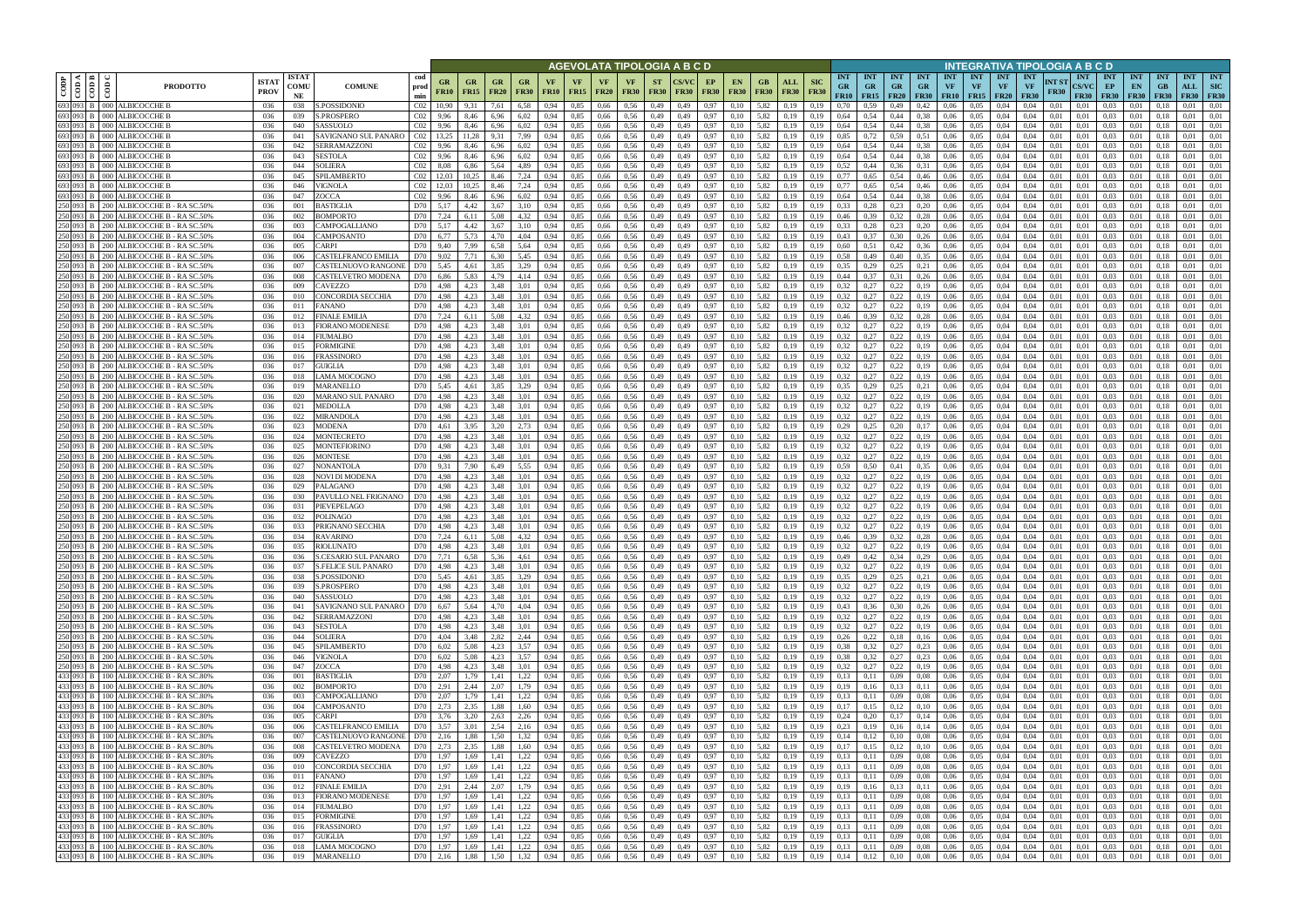| CODP | CODA | CODB | CODC | PRODOTTO | ISTAT PROV | ISTAT COMUNE | COMUNE | cod prod min | AGEVOLATA TIPOLOGIA A B C D | | | | | | | | | | | | | | | | | INTEGRATIVA TIPOLOGIA A B C D | | | | | | | | | | | | | | | | |
|---|---|---|---|---|---|---|---|---|---|---|---|---|---|---|---|---|---|---|---|---|---|---|---|---|---|---|---|---|---|---|---|---|---|---|---|---|---|---|---|---|---|
| | | | | | | | | | GR FR10 | GR FR15 | GR FR20 | GR FR30 | VF FR10 | VF FR15 | VF FR20 | VF FR30 | ST FR30 | CS/VC FR30 | EP FR30 | EN FR30 | GB FR30 | ALL FR30 | SIC FR30 | INT GR FR10 | INT GR FR15 | INT GR FR20 | INT GR FR30 | INT VF FR10 | INT VF FR15 | INT VF FR20 | INT VF FR30 | INT ST FR30 | INT CS/VC FR30 | INT EP FR30 | INT EN FR30 | INT GB FR30 | INT ALL FR30 | INT SIC FR30 |
| 693 | 093 | B | 000 | ALBICOCCHE B | 036 | 038 | S.POSSIDONIO | C02 | 10,90 | 9,31 | 7,61 | 6,58 | 0,94 | 0,85 | 0,66 | 0,56 | 0,49 | 0,49 | 0,97 | 0,10 | 5,82 | 0,19 | 0,19 | 0,70 | 0,59 | 0,49 | 0,42 | 0,06 | 0,05 | 0,04 | 0,04 | 0,01 | 0,01 | 0,03 | 0,01 | 0,18 | 0,01 | 0,01 |
| 693 | 093 | B | 000 | ALBICOCCHE B | 036 | 039 | S.PROSPERO | C02 | 9,96 | 8,46 | 6,96 | 6,02 | 0,94 | 0,85 | 0,66 | 0,56 | 0,49 | 0,49 | 0,97 | 0,10 | 5,82 | 0,19 | 0,19 | 0,64 | 0,54 | 0,44 | 0,38 | 0,06 | 0,05 | 0,04 | 0,04 | 0,01 | 0,01 | 0,03 | 0,01 | 0,18 | 0,01 | 0,01 |
| 693 | 093 | B | 000 | ALBICOCCHE B | 036 | 040 | SASSUOLO | C02 | 9,96 | 8,46 | 6,96 | 6,02 | 0,94 | 0,85 | 0,66 | 0,56 | 0,49 | 0,49 | 0,97 | 0,10 | 5,82 | 0,19 | 0,19 | 0,64 | 0,54 | 0,44 | 0,38 | 0,06 | 0,05 | 0,04 | 0,04 | 0,01 | 0,01 | 0,03 | 0,01 | 0,18 | 0,01 | 0,01 |
| 693 | 093 | B | 000 | ALBICOCCHE B | 036 | 041 | SAVIGNANO SUL PANARO | C02 | 13,25 | 11,28 | 9,31 | 7,99 | 0,94 | 0,85 | 0,66 | 0,56 | 0,49 | 0,49 | 0,97 | 0,10 | 5,82 | 0,19 | 0,19 | 0,85 | 0,72 | 0,59 | 0,51 | 0,06 | 0,05 | 0,04 | 0,04 | 0,01 | 0,01 | 0,03 | 0,01 | 0,18 | 0,01 | 0,01 |
| 693 | 093 | B | 000 | ALBICOCCHE B | 036 | 042 | SERRAMAZZONI | C02 | 9,96 | 8,46 | 6,96 | 6,02 | 0,94 | 0,85 | 0,66 | 0,56 | 0,49 | 0,49 | 0,97 | 0,10 | 5,82 | 0,19 | 0,19 | 0,64 | 0,54 | 0,44 | 0,38 | 0,06 | 0,05 | 0,04 | 0,04 | 0,01 | 0,01 | 0,03 | 0,01 | 0,18 | 0,01 | 0,01 |
| 693 | 093 | B | 000 | ALBICOCCHE B | 036 | 043 | SESTOLA | C02 | 9,96 | 8,46 | 6,96 | 6,02 | 0,94 | 0,85 | 0,66 | 0,56 | 0,49 | 0,49 | 0,97 | 0,10 | 5,82 | 0,19 | 0,19 | 0,64 | 0,54 | 0,44 | 0,38 | 0,06 | 0,05 | 0,04 | 0,04 | 0,01 | 0,01 | 0,03 | 0,01 | 0,18 | 0,01 | 0,01 |
| 693 | 093 | B | 000 | ALBICOCCHE B | 036 | 044 | SOLIERA | C02 | 8,08 | 6,86 | 5,64 | 4,89 | 0,94 | 0,85 | 0,66 | 0,56 | 0,49 | 0,49 | 0,97 | 0,10 | 5,82 | 0,19 | 0,19 | 0,52 | 0,44 | 0,36 | 0,31 | 0,06 | 0,05 | 0,04 | 0,04 | 0,01 | 0,01 | 0,03 | 0,01 | 0,18 | 0,01 | 0,01 |
| 693 | 093 | B | 000 | ALBICOCCHE B | 036 | 045 | SPILAMBERTO | C02 | 12,03 | 10,25 | 8,46 | 7,24 | 0,94 | 0,85 | 0,66 | 0,56 | 0,49 | 0,49 | 0,97 | 0,10 | 5,82 | 0,19 | 0,19 | 0,77 | 0,65 | 0,54 | 0,46 | 0,06 | 0,05 | 0,04 | 0,04 | 0,01 | 0,01 | 0,03 | 0,01 | 0,18 | 0,01 | 0,01 |
| 693 | 093 | B | 000 | ALBICOCCHE B | 036 | 046 | VIGNOLA | C02 | 12,03 | 10,25 | 8,46 | 7,24 | 0,94 | 0,85 | 0,66 | 0,56 | 0,49 | 0,49 | 0,97 | 0,10 | 5,82 | 0,19 | 0,19 | 0,77 | 0,65 | 0,54 | 0,46 | 0,06 | 0,05 | 0,04 | 0,04 | 0,01 | 0,01 | 0,03 | 0,01 | 0,18 | 0,01 | 0,01 |
| 693 | 093 | B | 000 | ALBICOCCHE B | 036 | 047 | ZOCCA | C02 | 9,96 | 8,46 | 6,96 | 6,02 | 0,94 | 0,85 | 0,66 | 0,56 | 0,49 | 0,49 | 0,97 | 0,10 | 5,82 | 0,19 | 0,19 | 0,64 | 0,54 | 0,44 | 0,38 | 0,06 | 0,05 | 0,04 | 0,04 | 0,01 | 0,01 | 0,03 | 0,01 | 0,18 | 0,01 | 0,01 |
| 250 | 093 | B | 200 | ALBICOCCHE B - RA SC.50% | 036 | 001 | BASTIGLIA | D70 | 5,17 | 4,42 | 3,67 | 3,10 | 0,94 | 0,85 | 0,66 | 0,56 | 0,49 | 0,49 | 0,97 | 0,10 | 5,82 | 0,19 | 0,19 | 0,33 | 0,28 | 0,23 | 0,20 | 0,06 | 0,05 | 0,04 | 0,04 | 0,01 | 0,01 | 0,03 | 0,01 | 0,18 | 0,01 | 0,01 |
| 250 | 093 | B | 200 | ALBICOCCHE B - RA SC.50% | 036 | 002 | BOMPORTO | D70 | 7,24 | 6,11 | 5,08 | 4,32 | 0,94 | 0,85 | 0,66 | 0,56 | 0,49 | 0,49 | 0,97 | 0,10 | 5,82 | 0,19 | 0,19 | 0,46 | 0,39 | 0,32 | 0,28 | 0,06 | 0,05 | 0,04 | 0,04 | 0,01 | 0,01 | 0,03 | 0,01 | 0,18 | 0,01 | 0,01 |
| 250 | 093 | B | 200 | ALBICOCCHE B - RA SC.50% | 036 | 003 | CAMPOGALLIANO | D70 | 5,17 | 4,42 | 3,67 | 3,10 | 0,94 | 0,85 | 0,66 | 0,56 | 0,49 | 0,49 | 0,97 | 0,10 | 5,82 | 0,19 | 0,19 | 0,33 | 0,28 | 0,23 | 0,20 | 0,06 | 0,05 | 0,04 | 0,04 | 0,01 | 0,01 | 0,03 | 0,01 | 0,18 | 0,01 | 0,01 |
| 250 | 093 | B | 200 | ALBICOCCHE B - RA SC.50% | 036 | 004 | CAMPOSANTO | D70 | 6,77 | 5,73 | 4,70 | 4,04 | 0,94 | 0,85 | 0,66 | 0,56 | 0,49 | 0,49 | 0,97 | 0,10 | 5,82 | 0,19 | 0,19 | 0,43 | 0,37 | 0,30 | 0,26 | 0,06 | 0,05 | 0,04 | 0,04 | 0,01 | 0,01 | 0,03 | 0,01 | 0,18 | 0,01 | 0,01 |
| 250 | 093 | B | 200 | ALBICOCCHE B - RA SC.50% | 036 | 005 | CARPI | D70 | 9,40 | 7,99 | 6,58 | 5,64 | 0,94 | 0,85 | 0,66 | 0,56 | 0,49 | 0,49 | 0,97 | 0,10 | 5,82 | 0,19 | 0,19 | 0,60 | 0,51 | 0,42 | 0,36 | 0,06 | 0,05 | 0,04 | 0,04 | 0,01 | 0,01 | 0,03 | 0,01 | 0,18 | 0,01 | 0,01 |
| 250 | 093 | B | 200 | ALBICOCCHE B - RA SC.50% | 036 | 006 | CASTELFRANCO EMILIA | D70 | 9,02 | 7,71 | 6,30 | 5,45 | 0,94 | 0,85 | 0,66 | 0,56 | 0,49 | 0,49 | 0,97 | 0,10 | 5,82 | 0,19 | 0,19 | 0,58 | 0,49 | 0,40 | 0,35 | 0,06 | 0,05 | 0,04 | 0,04 | 0,01 | 0,01 | 0,03 | 0,01 | 0,18 | 0,01 | 0,01 |
| 250 | 093 | B | 200 | ALBICOCCHE B - RA SC.50% | 036 | 007 | CASTELNUOVO RANGONE | D70 | 5,45 | 4,61 | 3,85 | 3,29 | 0,94 | 0,85 | 0,66 | 0,56 | 0,49 | 0,49 | 0,97 | 0,10 | 5,82 | 0,19 | 0,19 | 0,35 | 0,29 | 0,25 | 0,21 | 0,06 | 0,05 | 0,04 | 0,04 | 0,01 | 0,01 | 0,03 | 0,01 | 0,18 | 0,01 | 0,01 |
| 250 | 093 | B | 200 | ALBICOCCHE B - RA SC.50% | 036 | 008 | CASTELVETRO MODENA | D70 | 6,86 | 5,83 | 4,79 | 4,14 | 0,94 | 0,85 | 0,66 | 0,56 | 0,49 | 0,49 | 0,97 | 0,10 | 5,82 | 0,19 | 0,19 | 0,44 | 0,37 | 0,31 | 0,26 | 0,06 | 0,05 | 0,04 | 0,04 | 0,01 | 0,01 | 0,03 | 0,01 | 0,18 | 0,01 | 0,01 |
| 250 | 093 | B | 200 | ALBICOCCHE B - RA SC.50% | 036 | 009 | CAVEZZO | D70 | 4,98 | 4,23 | 3,48 | 3,01 | 0,94 | 0,85 | 0,66 | 0,56 | 0,49 | 0,49 | 0,97 | 0,10 | 5,82 | 0,19 | 0,19 | 0,32 | 0,27 | 0,22 | 0,19 | 0,06 | 0,05 | 0,04 | 0,04 | 0,01 | 0,01 | 0,03 | 0,01 | 0,18 | 0,01 | 0,01 |
| 250 | 093 | B | 200 | ALBICOCCHE B - RA SC.50% | 036 | 010 | CONCORDIA SECCHIA | D70 | 4,98 | 4,23 | 3,48 | 3,01 | 0,94 | 0,85 | 0,66 | 0,56 | 0,49 | 0,49 | 0,97 | 0,10 | 5,82 | 0,19 | 0,19 | 0,32 | 0,27 | 0,22 | 0,19 | 0,06 | 0,05 | 0,04 | 0,04 | 0,01 | 0,01 | 0,03 | 0,01 | 0,18 | 0,01 | 0,01 |
| 250 | 093 | B | 200 | ALBICOCCHE B - RA SC.50% | 036 | 011 | FANANO | D70 | 4,98 | 4,23 | 3,48 | 3,01 | 0,94 | 0,85 | 0,66 | 0,56 | 0,49 | 0,49 | 0,97 | 0,10 | 5,82 | 0,19 | 0,19 | 0,32 | 0,27 | 0,22 | 0,19 | 0,06 | 0,05 | 0,04 | 0,04 | 0,01 | 0,01 | 0,03 | 0,01 | 0,18 | 0,01 | 0,01 |
| 250 | 093 | B | 200 | ALBICOCCHE B - RA SC.50% | 036 | 012 | FINALE EMILIA | D70 | 7,24 | 6,11 | 5,08 | 4,32 | 0,94 | 0,85 | 0,66 | 0,56 | 0,49 | 0,49 | 0,97 | 0,10 | 5,82 | 0,19 | 0,19 | 0,46 | 0,39 | 0,32 | 0,28 | 0,06 | 0,05 | 0,04 | 0,04 | 0,01 | 0,01 | 0,03 | 0,01 | 0,18 | 0,01 | 0,01 |
| 250 | 093 | B | 200 | ALBICOCCHE B - RA SC.50% | 036 | 013 | FIORANO MODENESE | D70 | 4,98 | 4,23 | 3,48 | 3,01 | 0,94 | 0,85 | 0,66 | 0,56 | 0,49 | 0,49 | 0,97 | 0,10 | 5,82 | 0,19 | 0,19 | 0,32 | 0,27 | 0,22 | 0,19 | 0,06 | 0,05 | 0,04 | 0,04 | 0,01 | 0,01 | 0,03 | 0,01 | 0,18 | 0,01 | 0,01 |
| 250 | 093 | B | 200 | ALBICOCCHE B - RA SC.50% | 036 | 014 | FIUMALBO | D70 | 4,98 | 4,23 | 3,48 | 3,01 | 0,94 | 0,85 | 0,66 | 0,56 | 0,49 | 0,49 | 0,97 | 0,10 | 5,82 | 0,19 | 0,19 | 0,32 | 0,27 | 0,22 | 0,19 | 0,06 | 0,05 | 0,04 | 0,04 | 0,01 | 0,01 | 0,03 | 0,01 | 0,18 | 0,01 | 0,01 |
| 250 | 093 | B | 200 | ALBICOCCHE B - RA SC.50% | 036 | 015 | FORMIGINE | D70 | 4,98 | 4,23 | 3,48 | 3,01 | 0,94 | 0,85 | 0,66 | 0,56 | 0,49 | 0,49 | 0,97 | 0,10 | 5,82 | 0,19 | 0,19 | 0,32 | 0,27 | 0,22 | 0,19 | 0,06 | 0,05 | 0,04 | 0,04 | 0,01 | 0,01 | 0,03 | 0,01 | 0,18 | 0,01 | 0,01 |
| 250 | 093 | B | 200 | ALBICOCCHE B - RA SC.50% | 036 | 016 | FRASSINORO | D70 | 4,98 | 4,23 | 3,48 | 3,01 | 0,94 | 0,85 | 0,66 | 0,56 | 0,49 | 0,49 | 0,97 | 0,10 | 5,82 | 0,19 | 0,19 | 0,32 | 0,27 | 0,22 | 0,19 | 0,06 | 0,05 | 0,04 | 0,04 | 0,01 | 0,01 | 0,03 | 0,01 | 0,18 | 0,01 | 0,01 |
| 250 | 093 | B | 200 | ALBICOCCHE B - RA SC.50% | 036 | 017 | GUIGLIA | D70 | 4,98 | 4,23 | 3,48 | 3,01 | 0,94 | 0,85 | 0,66 | 0,56 | 0,49 | 0,49 | 0,97 | 0,10 | 5,82 | 0,19 | 0,19 | 0,32 | 0,27 | 0,22 | 0,19 | 0,06 | 0,05 | 0,04 | 0,04 | 0,01 | 0,01 | 0,03 | 0,01 | 0,18 | 0,01 | 0,01 |
| 250 | 093 | B | 200 | ALBICOCCHE B - RA SC.50% | 036 | 018 | LAMA MOCOGNO | D70 | 4,98 | 4,23 | 3,48 | 3,01 | 0,94 | 0,85 | 0,66 | 0,56 | 0,49 | 0,49 | 0,97 | 0,10 | 5,82 | 0,19 | 0,19 | 0,32 | 0,27 | 0,22 | 0,19 | 0,06 | 0,05 | 0,04 | 0,04 | 0,01 | 0,01 | 0,03 | 0,01 | 0,18 | 0,01 | 0,01 |
| 250 | 093 | B | 200 | ALBICOCCHE B - RA SC.50% | 036 | 019 | MARANELLO | D70 | 5,45 | 4,61 | 3,85 | 3,29 | 0,94 | 0,85 | 0,66 | 0,56 | 0,49 | 0,49 | 0,97 | 0,10 | 5,82 | 0,19 | 0,19 | 0,35 | 0,29 | 0,25 | 0,21 | 0,06 | 0,05 | 0,04 | 0,04 | 0,01 | 0,01 | 0,03 | 0,01 | 0,18 | 0,01 | 0,01 |
| 250 | 093 | B | 200 | ALBICOCCHE B - RA SC.50% | 036 | 020 | MARANO SUL PANARO | D70 | 4,98 | 4,23 | 3,48 | 3,01 | 0,94 | 0,85 | 0,66 | 0,56 | 0,49 | 0,49 | 0,97 | 0,10 | 5,82 | 0,19 | 0,19 | 0,32 | 0,27 | 0,22 | 0,19 | 0,06 | 0,05 | 0,04 | 0,04 | 0,01 | 0,01 | 0,03 | 0,01 | 0,18 | 0,01 | 0,01 |
| 250 | 093 | B | 200 | ALBICOCCHE B - RA SC.50% | 036 | 021 | MEDOLLA | D70 | 4,98 | 4,23 | 3,48 | 3,01 | 0,94 | 0,85 | 0,66 | 0,56 | 0,49 | 0,49 | 0,97 | 0,10 | 5,82 | 0,19 | 0,19 | 0,32 | 0,27 | 0,22 | 0,19 | 0,06 | 0,05 | 0,04 | 0,04 | 0,01 | 0,01 | 0,03 | 0,01 | 0,18 | 0,01 | 0,01 |
| 250 | 093 | B | 200 | ALBICOCCHE B - RA SC.50% | 036 | 022 | MIRANDOLA | D70 | 4,98 | 4,23 | 3,48 | 3,01 | 0,94 | 0,85 | 0,66 | 0,56 | 0,49 | 0,49 | 0,97 | 0,10 | 5,82 | 0,19 | 0,19 | 0,32 | 0,27 | 0,22 | 0,19 | 0,06 | 0,05 | 0,04 | 0,04 | 0,01 | 0,01 | 0,03 | 0,01 | 0,18 | 0,01 | 0,01 |
| 250 | 093 | B | 200 | ALBICOCCHE B - RA SC.50% | 036 | 023 | MODENA | D70 | 4,61 | 3,95 | 3,20 | 2,73 | 0,94 | 0,85 | 0,66 | 0,56 | 0,49 | 0,49 | 0,97 | 0,10 | 5,82 | 0,19 | 0,19 | 0,29 | 0,25 | 0,20 | 0,17 | 0,06 | 0,05 | 0,04 | 0,04 | 0,01 | 0,01 | 0,03 | 0,01 | 0,18 | 0,01 | 0,01 |
| 250 | 093 | B | 200 | ALBICOCCHE B - RA SC.50% | 036 | 024 | MONTECRETO | D70 | 4,98 | 4,23 | 3,48 | 3,01 | 0,94 | 0,85 | 0,66 | 0,56 | 0,49 | 0,49 | 0,97 | 0,10 | 5,82 | 0,19 | 0,19 | 0,32 | 0,27 | 0,22 | 0,19 | 0,06 | 0,05 | 0,04 | 0,04 | 0,01 | 0,01 | 0,03 | 0,01 | 0,18 | 0,01 | 0,01 |
| 250 | 093 | B | 200 | ALBICOCCHE B - RA SC.50% | 036 | 025 | MONTEFIORINO | D70 | 4,98 | 4,23 | 3,48 | 3,01 | 0,94 | 0,85 | 0,66 | 0,56 | 0,49 | 0,49 | 0,97 | 0,10 | 5,82 | 0,19 | 0,19 | 0,32 | 0,27 | 0,22 | 0,19 | 0,06 | 0,05 | 0,04 | 0,04 | 0,01 | 0,01 | 0,03 | 0,01 | 0,18 | 0,01 | 0,01 |
| 250 | 093 | B | 200 | ALBICOCCHE B - RA SC.50% | 036 | 026 | MONTESE | D70 | 4,98 | 4,23 | 3,48 | 3,01 | 0,94 | 0,85 | 0,66 | 0,56 | 0,49 | 0,49 | 0,97 | 0,10 | 5,82 | 0,19 | 0,19 | 0,32 | 0,27 | 0,22 | 0,19 | 0,06 | 0,05 | 0,04 | 0,04 | 0,01 | 0,01 | 0,03 | 0,01 | 0,18 | 0,01 | 0,01 |
| 250 | 093 | B | 200 | ALBICOCCHE B - RA SC.50% | 036 | 027 | NONANTOLA | D70 | 9,31 | 7,90 | 6,49 | 5,55 | 0,94 | 0,85 | 0,66 | 0,56 | 0,49 | 0,49 | 0,97 | 0,10 | 5,82 | 0,19 | 0,19 | 0,59 | 0,50 | 0,41 | 0,35 | 0,06 | 0,05 | 0,04 | 0,04 | 0,01 | 0,01 | 0,03 | 0,01 | 0,18 | 0,01 | 0,01 |
| 250 | 093 | B | 200 | ALBICOCCHE B - RA SC.50% | 036 | 028 | NOVI DI MODENA | D70 | 4,98 | 4,23 | 3,48 | 3,01 | 0,94 | 0,85 | 0,66 | 0,56 | 0,49 | 0,49 | 0,97 | 0,10 | 5,82 | 0,19 | 0,19 | 0,32 | 0,27 | 0,22 | 0,19 | 0,06 | 0,05 | 0,04 | 0,04 | 0,01 | 0,01 | 0,03 | 0,01 | 0,18 | 0,01 | 0,01 |
| 250 | 093 | B | 200 | ALBICOCCHE B - RA SC.50% | 036 | 029 | PALAGANO | D70 | 4,98 | 4,23 | 3,48 | 3,01 | 0,94 | 0,85 | 0,66 | 0,56 | 0,49 | 0,49 | 0,97 | 0,10 | 5,82 | 0,19 | 0,19 | 0,32 | 0,27 | 0,22 | 0,19 | 0,06 | 0,05 | 0,04 | 0,04 | 0,01 | 0,01 | 0,03 | 0,01 | 0,18 | 0,01 | 0,01 |
| 250 | 093 | B | 200 | ALBICOCCHE B - RA SC.50% | 036 | 030 | PAVULLO NEL FRIGNANO | D70 | 4,98 | 4,23 | 3,48 | 3,01 | 0,94 | 0,85 | 0,66 | 0,56 | 0,49 | 0,49 | 0,97 | 0,10 | 5,82 | 0,19 | 0,19 | 0,32 | 0,27 | 0,22 | 0,19 | 0,06 | 0,05 | 0,04 | 0,04 | 0,01 | 0,01 | 0,03 | 0,01 | 0,18 | 0,01 | 0,01 |
| 250 | 093 | B | 200 | ALBICOCCHE B - RA SC.50% | 036 | 031 | PIEVEPELAGO | D70 | 4,98 | 4,23 | 3,48 | 3,01 | 0,94 | 0,85 | 0,66 | 0,56 | 0,49 | 0,49 | 0,97 | 0,10 | 5,82 | 0,19 | 0,19 | 0,32 | 0,27 | 0,22 | 0,19 | 0,06 | 0,05 | 0,04 | 0,04 | 0,01 | 0,01 | 0,03 | 0,01 | 0,18 | 0,01 | 0,01 |
| 250 | 093 | B | 200 | ALBICOCCHE B - RA SC.50% | 036 | 032 | POLINAGO | D70 | 4,98 | 4,23 | 3,48 | 3,01 | 0,94 | 0,85 | 0,66 | 0,56 | 0,49 | 0,49 | 0,97 | 0,10 | 5,82 | 0,19 | 0,19 | 0,32 | 0,27 | 0,22 | 0,19 | 0,06 | 0,05 | 0,04 | 0,04 | 0,01 | 0,01 | 0,03 | 0,01 | 0,18 | 0,01 | 0,01 |
| 250 | 093 | B | 200 | ALBICOCCHE B - RA SC.50% | 036 | 033 | PRIGNANO SECCHIA | D70 | 4,98 | 4,23 | 3,48 | 3,01 | 0,94 | 0,85 | 0,66 | 0,56 | 0,49 | 0,49 | 0,97 | 0,10 | 5,82 | 0,19 | 0,19 | 0,32 | 0,27 | 0,22 | 0,19 | 0,06 | 0,05 | 0,04 | 0,04 | 0,01 | 0,01 | 0,03 | 0,01 | 0,18 | 0,01 | 0,01 |
| 250 | 093 | B | 200 | ALBICOCCHE B - RA SC.50% | 036 | 034 | RAVARINO | D70 | 7,24 | 6,11 | 5,08 | 4,32 | 0,94 | 0,85 | 0,66 | 0,56 | 0,49 | 0,49 | 0,97 | 0,10 | 5,82 | 0,19 | 0,19 | 0,46 | 0,39 | 0,32 | 0,28 | 0,06 | 0,05 | 0,04 | 0,04 | 0,01 | 0,01 | 0,03 | 0,01 | 0,18 | 0,01 | 0,01 |
| 250 | 093 | B | 200 | ALBICOCCHE B - RA SC.50% | 036 | 035 | RIOLUNATO | D70 | 4,98 | 4,23 | 3,48 | 3,01 | 0,94 | 0,85 | 0,66 | 0,56 | 0,49 | 0,49 | 0,97 | 0,10 | 5,82 | 0,19 | 0,19 | 0,32 | 0,27 | 0,22 | 0,19 | 0,06 | 0,05 | 0,04 | 0,04 | 0,01 | 0,01 | 0,03 | 0,01 | 0,18 | 0,01 | 0,01 |
| 250 | 093 | B | 200 | ALBICOCCHE B - RA SC.50% | 036 | 036 | S.CESARIO SUL PANARO | D70 | 7,71 | 6,58 | 5,36 | 4,61 | 0,94 | 0,85 | 0,66 | 0,56 | 0,49 | 0,49 | 0,97 | 0,10 | 5,82 | 0,19 | 0,19 | 0,49 | 0,42 | 0,34 | 0,29 | 0,06 | 0,05 | 0,04 | 0,04 | 0,01 | 0,01 | 0,03 | 0,01 | 0,18 | 0,01 | 0,01 |
| 250 | 093 | B | 200 | ALBICOCCHE B - RA SC.50% | 036 | 037 | S.FELICE SUL PANARO | D70 | 4,98 | 4,23 | 3,48 | 3,01 | 0,94 | 0,85 | 0,66 | 0,56 | 0,49 | 0,49 | 0,97 | 0,10 | 5,82 | 0,19 | 0,19 | 0,32 | 0,27 | 0,22 | 0,19 | 0,06 | 0,05 | 0,04 | 0,04 | 0,01 | 0,01 | 0,03 | 0,01 | 0,18 | 0,01 | 0,01 |
| 250 | 093 | B | 200 | ALBICOCCHE B - RA SC.50% | 036 | 038 | S.POSSIDONIO | D70 | 5,45 | 4,61 | 3,85 | 3,29 | 0,94 | 0,85 | 0,66 | 0,56 | 0,49 | 0,49 | 0,97 | 0,10 | 5,82 | 0,19 | 0,19 | 0,35 | 0,29 | 0,25 | 0,21 | 0,06 | 0,05 | 0,04 | 0,04 | 0,01 | 0,01 | 0,03 | 0,01 | 0,18 | 0,01 | 0,01 |
| 250 | 093 | B | 200 | ALBICOCCHE B - RA SC.50% | 036 | 039 | S.PROSPERO | D70 | 4,98 | 4,23 | 3,48 | 3,01 | 0,94 | 0,85 | 0,66 | 0,56 | 0,49 | 0,49 | 0,97 | 0,10 | 5,82 | 0,19 | 0,19 | 0,32 | 0,27 | 0,22 | 0,19 | 0,06 | 0,05 | 0,04 | 0,04 | 0,01 | 0,01 | 0,03 | 0,01 | 0,18 | 0,01 | 0,01 |
| 250 | 093 | B | 200 | ALBICOCCHE B - RA SC.50% | 036 | 040 | SASSUOLO | D70 | 4,98 | 4,23 | 3,48 | 3,01 | 0,94 | 0,85 | 0,66 | 0,56 | 0,49 | 0,49 | 0,97 | 0,10 | 5,82 | 0,19 | 0,19 | 0,32 | 0,27 | 0,22 | 0,19 | 0,06 | 0,05 | 0,04 | 0,04 | 0,01 | 0,01 | 0,03 | 0,01 | 0,18 | 0,01 | 0,01 |
| 250 | 093 | B | 200 | ALBICOCCHE B - RA SC.50% | 036 | 041 | SAVIGNANO SUL PANARO | D70 | 6,67 | 5,64 | 4,70 | 4,04 | 0,94 | 0,85 | 0,66 | 0,56 | 0,49 | 0,49 | 0,97 | 0,10 | 5,82 | 0,19 | 0,19 | 0,43 | 0,36 | 0,30 | 0,26 | 0,06 | 0,05 | 0,04 | 0,04 | 0,01 | 0,01 | 0,03 | 0,01 | 0,18 | 0,01 | 0,01 |
| 250 | 093 | B | 200 | ALBICOCCHE B - RA SC.50% | 036 | 042 | SERRAMAZZONI | D70 | 4,98 | 4,23 | 3,48 | 3,01 | 0,94 | 0,85 | 0,66 | 0,56 | 0,49 | 0,49 | 0,97 | 0,10 | 5,82 | 0,19 | 0,19 | 0,32 | 0,27 | 0,22 | 0,19 | 0,06 | 0,05 | 0,04 | 0,04 | 0,01 | 0,01 | 0,03 | 0,01 | 0,18 | 0,01 | 0,01 |
| 250 | 093 | B | 200 | ALBICOCCHE B - RA SC.50% | 036 | 043 | SESTOLA | D70 | 4,98 | 4,23 | 3,48 | 3,01 | 0,94 | 0,85 | 0,66 | 0,56 | 0,49 | 0,49 | 0,97 | 0,10 | 5,82 | 0,19 | 0,19 | 0,32 | 0,27 | 0,22 | 0,19 | 0,06 | 0,05 | 0,04 | 0,04 | 0,01 | 0,01 | 0,03 | 0,01 | 0,18 | 0,01 | 0,01 |
| 250 | 093 | B | 200 | ALBICOCCHE B - RA SC.50% | 036 | 044 | SOLIERA | D70 | 4,04 | 3,48 | 2,82 | 2,44 | 0,94 | 0,85 | 0,66 | 0,56 | 0,49 | 0,49 | 0,97 | 0,10 | 5,82 | 0,19 | 0,19 | 0,26 | 0,22 | 0,18 | 0,16 | 0,06 | 0,05 | 0,04 | 0,04 | 0,01 | 0,01 | 0,03 | 0,01 | 0,18 | 0,01 | 0,01 |
| 250 | 093 | B | 200 | ALBICOCCHE B - RA SC.50% | 036 | 045 | SPILAMBERTO | D70 | 6,02 | 5,08 | 4,23 | 3,57 | 0,94 | 0,85 | 0,66 | 0,56 | 0,49 | 0,49 | 0,97 | 0,10 | 5,82 | 0,19 | 0,19 | 0,38 | 0,32 | 0,27 | 0,23 | 0,06 | 0,05 | 0,04 | 0,04 | 0,01 | 0,01 | 0,03 | 0,01 | 0,18 | 0,01 | 0,01 |
| 250 | 093 | B | 200 | ALBICOCCHE B - RA SC.50% | 036 | 046 | VIGNOLA | D70 | 6,02 | 5,08 | 4,23 | 3,57 | 0,94 | 0,85 | 0,66 | 0,56 | 0,49 | 0,49 | 0,97 | 0,10 | 5,82 | 0,19 | 0,19 | 0,38 | 0,32 | 0,27 | 0,23 | 0,06 | 0,05 | 0,04 | 0,04 | 0,01 | 0,01 | 0,03 | 0,01 | 0,18 | 0,01 | 0,01 |
| 250 | 093 | B | 200 | ALBICOCCHE B - RA SC.50% | 036 | 047 | ZOCCA | D70 | 4,98 | 4,23 | 3,48 | 3,01 | 0,94 | 0,85 | 0,66 | 0,56 | 0,49 | 0,49 | 0,97 | 0,10 | 5,82 | 0,19 | 0,19 | 0,32 | 0,27 | 0,22 | 0,19 | 0,06 | 0,05 | 0,04 | 0,04 | 0,01 | 0,01 | 0,03 | 0,01 | 0,18 | 0,01 | 0,01 |
| 433 | 093 | B | 100 | ALBICOCCHE B - RA SC.80% | 036 | 001 | BASTIGLIA | D70 | 2,07 | 1,79 | 1,41 | 1,22 | 0,94 | 0,85 | 0,66 | 0,56 | 0,49 | 0,49 | 0,97 | 0,10 | 5,82 | 0,19 | 0,19 | 0,13 | 0,11 | 0,09 | 0,08 | 0,06 | 0,05 | 0,04 | 0,04 | 0,01 | 0,01 | 0,03 | 0,01 | 0,18 | 0,01 | 0,01 |
| 433 | 093 | B | 100 | ALBICOCCHE B - RA SC.80% | 036 | 002 | BOMPORTO | D70 | 2,91 | 2,44 | 2,07 | 1,79 | 0,94 | 0,85 | 0,66 | 0,56 | 0,49 | 0,49 | 0,97 | 0,10 | 5,82 | 0,19 | 0,19 | 0,19 | 0,16 | 0,13 | 0,11 | 0,06 | 0,05 | 0,04 | 0,04 | 0,01 | 0,01 | 0,03 | 0,01 | 0,18 | 0,01 | 0,01 |
| 433 | 093 | B | 100 | ALBICOCCHE B - RA SC.80% | 036 | 003 | CAMPOGALLIANO | D70 | 2,07 | 1,79 | 1,41 | 1,22 | 0,94 | 0,85 | 0,66 | 0,56 | 0,49 | 0,49 | 0,97 | 0,10 | 5,82 | 0,19 | 0,19 | 0,13 | 0,11 | 0,09 | 0,08 | 0,06 | 0,05 | 0,04 | 0,04 | 0,01 | 0,01 | 0,03 | 0,01 | 0,18 | 0,01 | 0,01 |
| 433 | 093 | B | 100 | ALBICOCCHE B - RA SC.80% | 036 | 004 | CAMPOSANTO | D70 | 2,73 | 2,35 | 1,88 | 1,60 | 0,94 | 0,85 | 0,66 | 0,56 | 0,49 | 0,49 | 0,97 | 0,10 | 5,82 | 0,19 | 0,19 | 0,17 | 0,15 | 0,12 | 0,10 | 0,06 | 0,05 | 0,04 | 0,04 | 0,01 | 0,01 | 0,03 | 0,01 | 0,18 | 0,01 | 0,01 |
| 433 | 093 | B | 100 | ALBICOCCHE B - RA SC.80% | 036 | 005 | CARPI | D70 | 3,76 | 3,20 | 2,63 | 2,26 | 0,94 | 0,85 | 0,66 | 0,56 | 0,49 | 0,49 | 0,97 | 0,10 | 5,82 | 0,19 | 0,19 | 0,24 | 0,20 | 0,17 | 0,14 | 0,06 | 0,05 | 0,04 | 0,04 | 0,01 | 0,01 | 0,03 | 0,01 | 0,18 | 0,01 | 0,01 |
| 433 | 093 | B | 100 | ALBICOCCHE B - RA SC.80% | 036 | 006 | CASTELFRANCO EMILIA | D70 | 3,57 | 3,01 | 2,54 | 2,16 | 0,94 | 0,85 | 0,66 | 0,56 | 0,49 | 0,49 | 0,97 | 0,10 | 5,82 | 0,19 | 0,19 | 0,23 | 0,19 | 0,16 | 0,14 | 0,06 | 0,05 | 0,04 | 0,04 | 0,01 | 0,01 | 0,03 | 0,01 | 0,18 | 0,01 | 0,01 |
| 433 | 093 | B | 100 | ALBICOCCHE B - RA SC.80% | 036 | 007 | CASTELNUOVO RANGONE | D70 | 2,16 | 1,88 | 1,50 | 1,32 | 0,94 | 0,85 | 0,66 | 0,56 | 0,49 | 0,49 | 0,97 | 0,10 | 5,82 | 0,19 | 0,19 | 0,14 | 0,12 | 0,10 | 0,08 | 0,06 | 0,05 | 0,04 | 0,04 | 0,01 | 0,01 | 0,03 | 0,01 | 0,18 | 0,01 | 0,01 |
| 433 | 093 | B | 100 | ALBICOCCHE B - RA SC.80% | 036 | 008 | CASTELVETRO MODENA | D70 | 2,73 | 2,35 | 1,88 | 1,60 | 0,94 | 0,85 | 0,66 | 0,56 | 0,49 | 0,49 | 0,97 | 0,10 | 5,82 | 0,19 | 0,19 | 0,17 | 0,15 | 0,12 | 0,10 | 0,06 | 0,05 | 0,04 | 0,04 | 0,01 | 0,01 | 0,03 | 0,01 | 0,18 | 0,01 | 0,01 |
| 433 | 093 | B | 100 | ALBICOCCHE B - RA SC.80% | 036 | 009 | CAVEZZO | D70 | 1,97 | 1,69 | 1,41 | 1,22 | 0,94 | 0,85 | 0,66 | 0,56 | 0,49 | 0,49 | 0,97 | 0,10 | 5,82 | 0,19 | 0,19 | 0,13 | 0,11 | 0,09 | 0,08 | 0,06 | 0,05 | 0,04 | 0,04 | 0,01 | 0,01 | 0,03 | 0,01 | 0,18 | 0,01 | 0,01 |
| 433 | 093 | B | 100 | ALBICOCCHE B - RA SC.80% | 036 | 010 | CONCORDIA SECCHIA | D70 | 1,97 | 1,69 | 1,41 | 1,22 | 0,94 | 0,85 | 0,66 | 0,56 | 0,49 | 0,49 | 0,97 | 0,10 | 5,82 | 0,19 | 0,19 | 0,13 | 0,11 | 0,09 | 0,08 | 0,06 | 0,05 | 0,04 | 0,04 | 0,01 | 0,01 | 0,03 | 0,01 | 0,18 | 0,01 | 0,01 |
| 433 | 093 | B | 100 | ALBICOCCHE B - RA SC.80% | 036 | 011 | FANANO | D70 | 1,97 | 1,69 | 1,41 | 1,22 | 0,94 | 0,85 | 0,66 | 0,56 | 0,49 | 0,49 | 0,97 | 0,10 | 5,82 | 0,19 | 0,19 | 0,13 | 0,11 | 0,09 | 0,08 | 0,06 | 0,05 | 0,04 | 0,04 | 0,01 | 0,01 | 0,03 | 0,01 | 0,18 | 0,01 | 0,01 |
| 433 | 093 | B | 100 | ALBICOCCHE B - RA SC.80% | 036 | 012 | FINALE EMILIA | D70 | 2,91 | 2,44 | 2,07 | 1,79 | 0,94 | 0,85 | 0,66 | 0,56 | 0,49 | 0,49 | 0,97 | 0,10 | 5,82 | 0,19 | 0,19 | 0,19 | 0,16 | 0,13 | 0,11 | 0,06 | 0,05 | 0,04 | 0,04 | 0,01 | 0,01 | 0,03 | 0,01 | 0,18 | 0,01 | 0,01 |
| 433 | 093 | B | 100 | ALBICOCCHE B - RA SC.80% | 036 | 013 | FIORANO MODENESE | D70 | 1,97 | 1,69 | 1,41 | 1,22 | 0,94 | 0,85 | 0,66 | 0,56 | 0,49 | 0,49 | 0,97 | 0,10 | 5,82 | 0,19 | 0,19 | 0,13 | 0,11 | 0,09 | 0,08 | 0,06 | 0,05 | 0,04 | 0,04 | 0,01 | 0,01 | 0,03 | 0,01 | 0,18 | 0,01 | 0,01 |
| 433 | 093 | B | 100 | ALBICOCCHE B - RA SC.80% | 036 | 014 | FIUMALBO | D70 | 1,97 | 1,69 | 1,41 | 1,22 | 0,94 | 0,85 | 0,66 | 0,56 | 0,49 | 0,49 | 0,97 | 0,10 | 5,82 | 0,19 | 0,19 | 0,13 | 0,11 | 0,09 | 0,08 | 0,06 | 0,05 | 0,04 | 0,04 | 0,01 | 0,01 | 0,03 | 0,01 | 0,18 | 0,01 | 0,01 |
| 433 | 093 | B | 100 | ALBICOCCHE B - RA SC.80% | 036 | 015 | FORMIGINE | D70 | 1,97 | 1,69 | 1,41 | 1,22 | 0,94 | 0,85 | 0,66 | 0,56 | 0,49 | 0,49 | 0,97 | 0,10 | 5,82 | 0,19 | 0,19 | 0,13 | 0,11 | 0,09 | 0,08 | 0,06 | 0,05 | 0,04 | 0,04 | 0,01 | 0,01 | 0,03 | 0,01 | 0,18 | 0,01 | 0,01 |
| 433 | 093 | B | 100 | ALBICOCCHE B - RA SC.80% | 036 | 016 | FRASSINORO | D70 | 1,97 | 1,69 | 1,41 | 1,22 | 0,94 | 0,85 | 0,66 | 0,56 | 0,49 | 0,49 | 0,97 | 0,10 | 5,82 | 0,19 | 0,19 | 0,13 | 0,11 | 0,09 | 0,08 | 0,06 | 0,05 | 0,04 | 0,04 | 0,01 | 0,01 | 0,03 | 0,01 | 0,18 | 0,01 | 0,01 |
| 433 | 093 | B | 100 | ALBICOCCHE B - RA SC.80% | 036 | 017 | GUIGLIA | D70 | 1,97 | 1,69 | 1,41 | 1,22 | 0,94 | 0,85 | 0,66 | 0,56 | 0,49 | 0,49 | 0,97 | 0,10 | 5,82 | 0,19 | 0,19 | 0,13 | 0,11 | 0,09 | 0,08 | 0,06 | 0,05 | 0,04 | 0,04 | 0,01 | 0,01 | 0,03 | 0,01 | 0,18 | 0,01 | 0,01 |
| 433 | 093 | B | 100 | ALBICOCCHE B - RA SC.80% | 036 | 018 | LAMA MOCOGNO | D70 | 1,97 | 1,69 | 1,41 | 1,22 | 0,94 | 0,85 | 0,66 | 0,56 | 0,49 | 0,49 | 0,97 | 0,10 | 5,82 | 0,19 | 0,19 | 0,13 | 0,11 | 0,09 | 0,08 | 0,06 | 0,05 | 0,04 | 0,04 | 0,01 | 0,01 | 0,03 | 0,01 | 0,18 | 0,01 | 0,01 |
| 433 | 093 | B | 100 | ALBICOCCHE B - RA SC.80% | 036 | 019 | MARANELLO | D70 | 2,16 | 1,88 | 1,50 | 1,32 | 0,94 | 0,85 | 0,66 | 0,56 | 0,49 | 0,49 | 0,97 | 0,10 | 5,82 | 0,19 | 0,19 | 0,14 | 0,12 | 0,10 | 0,08 | 0,06 | 0,05 | 0,04 | 0,04 | 0,01 | 0,01 | 0,03 | 0,01 | 0,18 | 0,01 | 0,01 |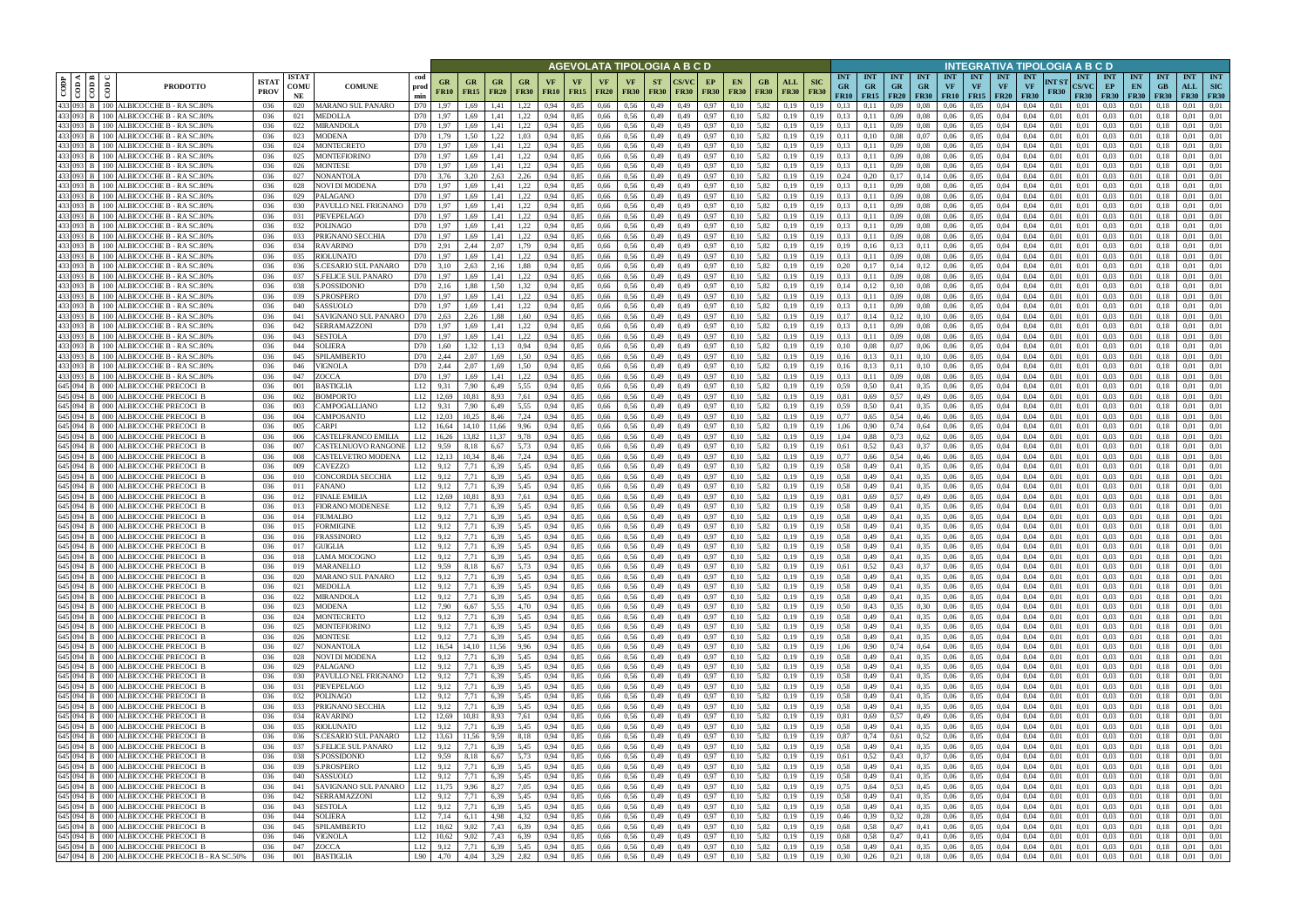| CODP | CODA | CODB | CODC | PRODOTTO | ISTAT PROV | ISTAT COMU NE | COMUNE | cod prod min | AGEVOLATA TIPOLOGIA A B C D | | | | | | | | | | | | | | | INTEGRATIVA TIPOLOGIA A B C D | | | | | | | | | | | | | | |
|---|---|---|---|---|---|---|---|---|---|---|---|---|---|---|---|---|---|---|---|---|---|---|---|---|---|---|---|---|---|---|---|---|---|---|---|---|---|---|
| | | | | | | | | | GR FR10 | GR FR15 | GR FR20 | GR FR30 | VF FR10 | VF FR15 | VF FR20 | VF FR30 | ST FR30 | CS/VC FR30 | EP FR30 | EN FR30 | GB FR30 | ALL FR30 | SIC FR30 | INT GR FR10 | INT GR FR15 | INT GR FR20 | INT GR FR30 | INT VF FR10 | INT VF FR15 | INT VF FR20 | INT VF FR30 | INT ST FR30 | INT CS/VC FR30 | INT EP FR30 | INT EN FR30 | INT GB FR30 | INT ALL FR30 | INT SIC FR30 |
| 433 | 093 | B | 100 | ALBICOCCHE B - RA SC.80% | 036 | 020 | MARANO SUL PANARO | D70 | 1,97 | 1,69 | 1,41 | 1,22 | 0,94 | 0,85 | 0,66 | 0,56 | 0,49 | 0,49 | 0,97 | 0,10 | 5,82 | 0,19 | 0,19 | 0,13 | 0,11 | 0,09 | 0,08 | 0,06 | 0,05 | 0,04 | 0,04 | 0,01 | 0,01 | 0,03 | 0,01 | 0,18 | 0,01 | 0,01 |
| 433 | 093 | B | 100 | ALBICOCCHE B - RA SC.80% | 036 | 021 | MEDOLLA | D70 | 1,97 | 1,69 | 1,41 | 1,22 | 0,94 | 0,85 | 0,66 | 0,56 | 0,49 | 0,49 | 0,97 | 0,10 | 5,82 | 0,19 | 0,19 | 0,13 | 0,11 | 0,09 | 0,08 | 0,06 | 0,05 | 0,04 | 0,04 | 0,01 | 0,01 | 0,03 | 0,01 | 0,18 | 0,01 | 0,01 |
| 433 | 093 | B | 100 | ALBICOCCHE B - RA SC.80% | 036 | 022 | MIRANDOLA | D70 | 1,97 | 1,69 | 1,41 | 1,22 | 0,94 | 0,85 | 0,66 | 0,56 | 0,49 | 0,49 | 0,97 | 0,10 | 5,82 | 0,19 | 0,19 | 0,13 | 0,11 | 0,09 | 0,08 | 0,06 | 0,05 | 0,04 | 0,04 | 0,01 | 0,01 | 0,03 | 0,01 | 0,18 | 0,01 | 0,01 |
| 433 | 093 | B | 100 | ALBICOCCHE B - RA SC.80% | 036 | 023 | MODENA | D70 | 1,79 | 1,50 | 1,22 | 1,03 | 0,94 | 0,85 | 0,66 | 0,56 | 0,49 | 0,49 | 0,97 | 0,10 | 5,82 | 0,19 | 0,19 | 0,11 | 0,10 | 0,08 | 0,07 | 0,06 | 0,05 | 0,04 | 0,04 | 0,01 | 0,01 | 0,03 | 0,01 | 0,18 | 0,01 | 0,01 |
| 433 | 093 | B | 100 | ALBICOCCHE B - RA SC.80% | 036 | 024 | MONTECRETO | D70 | 1,97 | 1,69 | 1,41 | 1,22 | 0,94 | 0,85 | 0,66 | 0,56 | 0,49 | 0,49 | 0,97 | 0,10 | 5,82 | 0,19 | 0,19 | 0,13 | 0,11 | 0,09 | 0,08 | 0,06 | 0,05 | 0,04 | 0,04 | 0,01 | 0,01 | 0,03 | 0,01 | 0,18 | 0,01 | 0,01 |
| 433 | 093 | B | 100 | ALBICOCCHE B - RA SC.80% | 036 | 025 | MONTEFIORINO | D70 | 1,97 | 1,69 | 1,41 | 1,22 | 0,94 | 0,85 | 0,66 | 0,56 | 0,49 | 0,49 | 0,97 | 0,10 | 5,82 | 0,19 | 0,19 | 0,13 | 0,11 | 0,09 | 0,08 | 0,06 | 0,05 | 0,04 | 0,04 | 0,01 | 0,01 | 0,03 | 0,01 | 0,18 | 0,01 | 0,01 |
| 433 | 093 | B | 100 | ALBICOCCHE B - RA SC.80% | 036 | 026 | MONTESE | D70 | 1,97 | 1,69 | 1,41 | 1,22 | 0,94 | 0,85 | 0,66 | 0,56 | 0,49 | 0,49 | 0,97 | 0,10 | 5,82 | 0,19 | 0,19 | 0,13 | 0,11 | 0,09 | 0,08 | 0,06 | 0,05 | 0,04 | 0,04 | 0,01 | 0,01 | 0,03 | 0,01 | 0,18 | 0,01 | 0,01 |
| 433 | 093 | B | 100 | ALBICOCCHE B - RA SC.80% | 036 | 027 | NONANTOLA | D70 | 3,76 | 3,20 | 2,63 | 2,26 | 0,94 | 0,85 | 0,66 | 0,56 | 0,49 | 0,49 | 0,97 | 0,10 | 5,82 | 0,19 | 0,19 | 0,24 | 0,20 | 0,17 | 0,14 | 0,06 | 0,05 | 0,04 | 0,04 | 0,01 | 0,01 | 0,03 | 0,01 | 0,18 | 0,01 | 0,01 |
| 433 | 093 | B | 100 | ALBICOCCHE B - RA SC.80% | 036 | 028 | NOVI DI MODENA | D70 | 1,97 | 1,69 | 1,41 | 1,22 | 0,94 | 0,85 | 0,66 | 0,56 | 0,49 | 0,49 | 0,97 | 0,10 | 5,82 | 0,19 | 0,19 | 0,13 | 0,11 | 0,09 | 0,08 | 0,06 | 0,05 | 0,04 | 0,04 | 0,01 | 0,01 | 0,03 | 0,01 | 0,18 | 0,01 | 0,01 |
| 433 | 093 | B | 100 | ALBICOCCHE B - RA SC.80% | 036 | 029 | PALAGANO | D70 | 1,97 | 1,69 | 1,41 | 1,22 | 0,94 | 0,85 | 0,66 | 0,56 | 0,49 | 0,49 | 0,97 | 0,10 | 5,82 | 0,19 | 0,19 | 0,13 | 0,11 | 0,09 | 0,08 | 0,06 | 0,05 | 0,04 | 0,04 | 0,01 | 0,01 | 0,03 | 0,01 | 0,18 | 0,01 | 0,01 |
| 433 | 093 | B | 100 | ALBICOCCHE B - RA SC.80% | 036 | 030 | PAVULLO NEL FRIGNANO | D70 | 1,97 | 1,69 | 1,41 | 1,22 | 0,94 | 0,85 | 0,66 | 0,56 | 0,49 | 0,49 | 0,97 | 0,10 | 5,82 | 0,19 | 0,19 | 0,13 | 0,11 | 0,09 | 0,08 | 0,06 | 0,05 | 0,04 | 0,04 | 0,01 | 0,01 | 0,03 | 0,01 | 0,18 | 0,01 | 0,01 |
| 433 | 093 | B | 100 | ALBICOCCHE B - RA SC.80% | 036 | 031 | PIEVEPELAGO | D70 | 1,97 | 1,69 | 1,41 | 1,22 | 0,94 | 0,85 | 0,66 | 0,56 | 0,49 | 0,49 | 0,97 | 0,10 | 5,82 | 0,19 | 0,19 | 0,13 | 0,11 | 0,09 | 0,08 | 0,06 | 0,05 | 0,04 | 0,04 | 0,01 | 0,01 | 0,03 | 0,01 | 0,18 | 0,01 | 0,01 |
| 433 | 093 | B | 100 | ALBICOCCHE B - RA SC.80% | 036 | 032 | POLINAGO | D70 | 1,97 | 1,69 | 1,41 | 1,22 | 0,94 | 0,85 | 0,66 | 0,56 | 0,49 | 0,49 | 0,97 | 0,10 | 5,82 | 0,19 | 0,19 | 0,13 | 0,11 | 0,09 | 0,08 | 0,06 | 0,05 | 0,04 | 0,04 | 0,01 | 0,01 | 0,03 | 0,01 | 0,18 | 0,01 | 0,01 |
| 433 | 093 | B | 100 | ALBICOCCHE B - RA SC.80% | 036 | 033 | PRIGNANO SECCHIA | D70 | 1,97 | 1,69 | 1,41 | 1,22 | 0,94 | 0,85 | 0,66 | 0,56 | 0,49 | 0,49 | 0,97 | 0,10 | 5,82 | 0,19 | 0,19 | 0,13 | 0,11 | 0,09 | 0,08 | 0,06 | 0,05 | 0,04 | 0,04 | 0,01 | 0,01 | 0,03 | 0,01 | 0,18 | 0,01 | 0,01 |
| 433 | 093 | B | 100 | ALBICOCCHE B - RA SC.80% | 036 | 034 | RAVARINO | D70 | 2,91 | 2,44 | 2,07 | 1,79 | 0,94 | 0,85 | 0,66 | 0,56 | 0,49 | 0,49 | 0,97 | 0,10 | 5,82 | 0,19 | 0,19 | 0,19 | 0,16 | 0,13 | 0,11 | 0,06 | 0,05 | 0,04 | 0,04 | 0,01 | 0,01 | 0,03 | 0,01 | 0,18 | 0,01 | 0,01 |
| 433 | 093 | B | 100 | ALBICOCCHE B - RA SC.80% | 036 | 035 | RIOLUNATO | D70 | 1,97 | 1,69 | 1,41 | 1,22 | 0,94 | 0,85 | 0,66 | 0,56 | 0,49 | 0,49 | 0,97 | 0,10 | 5,82 | 0,19 | 0,19 | 0,13 | 0,11 | 0,09 | 0,08 | 0,06 | 0,05 | 0,04 | 0,04 | 0,01 | 0,01 | 0,03 | 0,01 | 0,18 | 0,01 | 0,01 |
| 433 | 093 | B | 100 | ALBICOCCHE B - RA SC.80% | 036 | 036 | S.CESARIO SUL PANARO | D70 | 3,10 | 2,63 | 2,16 | 1,88 | 0,94 | 0,85 | 0,66 | 0,56 | 0,49 | 0,49 | 0,97 | 0,10 | 5,82 | 0,19 | 0,19 | 0,20 | 0,17 | 0,14 | 0,12 | 0,06 | 0,05 | 0,04 | 0,04 | 0,01 | 0,01 | 0,03 | 0,01 | 0,18 | 0,01 | 0,01 |
| 433 | 093 | B | 100 | ALBICOCCHE B - RA SC.80% | 036 | 037 | S.FELICE SUL PANARO | D70 | 1,97 | 1,69 | 1,41 | 1,22 | 0,94 | 0,85 | 0,66 | 0,56 | 0,49 | 0,49 | 0,97 | 0,10 | 5,82 | 0,19 | 0,19 | 0,13 | 0,11 | 0,09 | 0,08 | 0,06 | 0,05 | 0,04 | 0,04 | 0,01 | 0,01 | 0,03 | 0,01 | 0,18 | 0,01 | 0,01 |
| 433 | 093 | B | 100 | ALBICOCCHE B - RA SC.80% | 036 | 038 | S.POSSIDONIO | D70 | 2,16 | 1,88 | 1,50 | 1,32 | 0,94 | 0,85 | 0,66 | 0,56 | 0,49 | 0,49 | 0,97 | 0,10 | 5,82 | 0,19 | 0,19 | 0,14 | 0,12 | 0,10 | 0,08 | 0,06 | 0,05 | 0,04 | 0,04 | 0,01 | 0,01 | 0,03 | 0,01 | 0,18 | 0,01 | 0,01 |
| 433 | 093 | B | 100 | ALBICOCCHE B - RA SC.80% | 036 | 039 | S.PROSPERO | D70 | 1,97 | 1,69 | 1,41 | 1,22 | 0,94 | 0,85 | 0,66 | 0,56 | 0,49 | 0,49 | 0,97 | 0,10 | 5,82 | 0,19 | 0,19 | 0,13 | 0,11 | 0,09 | 0,08 | 0,06 | 0,05 | 0,04 | 0,04 | 0,01 | 0,01 | 0,03 | 0,01 | 0,18 | 0,01 | 0,01 |
| 433 | 093 | B | 100 | ALBICOCCHE B - RA SC.80% | 036 | 040 | SASSUOLO | D70 | 1,97 | 1,69 | 1,41 | 1,22 | 0,94 | 0,85 | 0,66 | 0,56 | 0,49 | 0,49 | 0,97 | 0,10 | 5,82 | 0,19 | 0,19 | 0,13 | 0,11 | 0,09 | 0,08 | 0,06 | 0,05 | 0,04 | 0,04 | 0,01 | 0,01 | 0,03 | 0,01 | 0,18 | 0,01 | 0,01 |
| 433 | 093 | B | 100 | ALBICOCCHE B - RA SC.80% | 036 | 041 | SAVIGNANO SUL PANARO | D70 | 2,63 | 2,26 | 1,88 | 1,60 | 0,94 | 0,85 | 0,66 | 0,56 | 0,49 | 0,49 | 0,97 | 0,10 | 5,82 | 0,19 | 0,19 | 0,17 | 0,14 | 0,12 | 0,10 | 0,06 | 0,05 | 0,04 | 0,04 | 0,01 | 0,01 | 0,03 | 0,01 | 0,18 | 0,01 | 0,01 |
| 433 | 093 | B | 100 | ALBICOCCHE B - RA SC.80% | 036 | 042 | SERRAMAZZONI | D70 | 1,97 | 1,69 | 1,41 | 1,22 | 0,94 | 0,85 | 0,66 | 0,56 | 0,49 | 0,49 | 0,97 | 0,10 | 5,82 | 0,19 | 0,19 | 0,13 | 0,11 | 0,09 | 0,08 | 0,06 | 0,05 | 0,04 | 0,04 | 0,01 | 0,01 | 0,03 | 0,01 | 0,18 | 0,01 | 0,01 |
| 433 | 093 | B | 100 | ALBICOCCHE B - RA SC.80% | 036 | 043 | SESTOLA | D70 | 1,97 | 1,69 | 1,41 | 1,22 | 0,94 | 0,85 | 0,66 | 0,56 | 0,49 | 0,49 | 0,97 | 0,10 | 5,82 | 0,19 | 0,19 | 0,13 | 0,11 | 0,09 | 0,08 | 0,06 | 0,05 | 0,04 | 0,04 | 0,01 | 0,01 | 0,03 | 0,01 | 0,18 | 0,01 | 0,01 |
| 433 | 093 | B | 100 | ALBICOCCHE B - RA SC.80% | 036 | 044 | SOLIERA | D70 | 1,60 | 1,32 | 1,13 | 0,94 | 0,94 | 0,85 | 0,66 | 0,56 | 0,49 | 0,49 | 0,97 | 0,10 | 5,82 | 0,19 | 0,19 | 0,10 | 0,08 | 0,07 | 0,06 | 0,06 | 0,05 | 0,04 | 0,04 | 0,01 | 0,01 | 0,03 | 0,01 | 0,18 | 0,01 | 0,01 |
| 433 | 093 | B | 100 | ALBICOCCHE B - RA SC.80% | 036 | 045 | SPILAMBERTO | D70 | 2,44 | 2,07 | 1,69 | 1,50 | 0,94 | 0,85 | 0,66 | 0,56 | 0,49 | 0,49 | 0,97 | 0,10 | 5,82 | 0,19 | 0,19 | 0,16 | 0,13 | 0,11 | 0,10 | 0,06 | 0,05 | 0,04 | 0,04 | 0,01 | 0,01 | 0,03 | 0,01 | 0,18 | 0,01 | 0,01 |
| 433 | 093 | B | 100 | ALBICOCCHE B - RA SC.80% | 036 | 046 | VIGNOLA | D70 | 2,44 | 2,07 | 1,69 | 1,50 | 0,94 | 0,85 | 0,66 | 0,56 | 0,49 | 0,49 | 0,97 | 0,10 | 5,82 | 0,19 | 0,19 | 0,16 | 0,13 | 0,11 | 0,10 | 0,06 | 0,05 | 0,04 | 0,04 | 0,01 | 0,01 | 0,03 | 0,01 | 0,18 | 0,01 | 0,01 |
| 433 | 093 | B | 100 | ALBICOCCHE B - RA SC.80% | 036 | 047 | ZOCCA | D70 | 1,97 | 1,69 | 1,41 | 1,22 | 0,94 | 0,85 | 0,66 | 0,56 | 0,49 | 0,49 | 0,97 | 0,10 | 5,82 | 0,19 | 0,19 | 0,13 | 0,11 | 0,09 | 0,08 | 0,06 | 0,05 | 0,04 | 0,04 | 0,01 | 0,01 | 0,03 | 0,01 | 0,18 | 0,01 | 0,01 |
| 645 | 094 | B | 000 | ALBICOCCHE PRECOCI B | 036 | 001 | BASTIGLIA | L12 | 9,31 | 7,90 | 6,49 | 5,55 | 0,94 | 0,85 | 0,66 | 0,56 | 0,49 | 0,49 | 0,97 | 0,10 | 5,82 | 0,19 | 0,19 | 0,59 | 0,50 | 0,41 | 0,35 | 0,06 | 0,05 | 0,04 | 0,04 | 0,01 | 0,01 | 0,03 | 0,01 | 0,18 | 0,01 | 0,01 |
| 645 | 094 | B | 000 | ALBICOCCHE PRECOCI B | 036 | 002 | BOMPORTO | L12 | 12,69 | 10,81 | 8,93 | 7,61 | 0,94 | 0,85 | 0,66 | 0,56 | 0,49 | 0,49 | 0,97 | 0,10 | 5,82 | 0,19 | 0,19 | 0,81 | 0,69 | 0,57 | 0,49 | 0,06 | 0,05 | 0,04 | 0,04 | 0,01 | 0,01 | 0,03 | 0,01 | 0,18 | 0,01 | 0,01 |
| 645 | 094 | B | 000 | ALBICOCCHE PRECOCI B | 036 | 003 | CAMPOGALLIANO | L12 | 9,31 | 7,90 | 6,49 | 5,55 | 0,94 | 0,85 | 0,66 | 0,56 | 0,49 | 0,49 | 0,97 | 0,10 | 5,82 | 0,19 | 0,19 | 0,59 | 0,50 | 0,41 | 0,35 | 0,06 | 0,05 | 0,04 | 0,04 | 0,01 | 0,01 | 0,03 | 0,01 | 0,18 | 0,01 | 0,01 |
| 645 | 094 | B | 000 | ALBICOCCHE PRECOCI B | 036 | 004 | CAMPOSANTO | L12 | 12,03 | 10,25 | 8,46 | 7,24 | 0,94 | 0,85 | 0,66 | 0,56 | 0,49 | 0,49 | 0,97 | 0,10 | 5,82 | 0,19 | 0,19 | 0,77 | 0,65 | 0,54 | 0,46 | 0,06 | 0,05 | 0,04 | 0,04 | 0,01 | 0,01 | 0,03 | 0,01 | 0,18 | 0,01 | 0,01 |
| 645 | 094 | B | 000 | ALBICOCCHE PRECOCI B | 036 | 005 | CARPI | L12 | 16,64 | 14,10 | 11,66 | 9,96 | 0,94 | 0,85 | 0,66 | 0,56 | 0,49 | 0,49 | 0,97 | 0,10 | 5,82 | 0,19 | 0,19 | 1,06 | 0,90 | 0,74 | 0,64 | 0,06 | 0,05 | 0,04 | 0,04 | 0,01 | 0,01 | 0,03 | 0,01 | 0,18 | 0,01 | 0,01 |
| 645 | 094 | B | 000 | ALBICOCCHE PRECOCI B | 036 | 006 | CASTELFRANCO EMILIA | L12 | 16,26 | 13,82 | 11,37 | 9,78 | 0,94 | 0,85 | 0,66 | 0,56 | 0,49 | 0,49 | 0,97 | 0,10 | 5,82 | 0,19 | 0,19 | 1,04 | 0,88 | 0,73 | 0,62 | 0,06 | 0,05 | 0,04 | 0,04 | 0,01 | 0,01 | 0,03 | 0,01 | 0,18 | 0,01 | 0,01 |
| 645 | 094 | B | 000 | ALBICOCCHE PRECOCI B | 036 | 007 | CASTELNUOVO RANGONE | L12 | 9,59 | 8,18 | 6,67 | 5,73 | 0,94 | 0,85 | 0,66 | 0,56 | 0,49 | 0,49 | 0,97 | 0,10 | 5,82 | 0,19 | 0,19 | 0,61 | 0,52 | 0,43 | 0,37 | 0,06 | 0,05 | 0,04 | 0,04 | 0,01 | 0,01 | 0,03 | 0,01 | 0,18 | 0,01 | 0,01 |
| 645 | 094 | B | 000 | ALBICOCCHE PRECOCI B | 036 | 008 | CASTELVETRO MODENA | L12 | 12,13 | 10,34 | 8,46 | 7,24 | 0,94 | 0,85 | 0,66 | 0,56 | 0,49 | 0,49 | 0,97 | 0,10 | 5,82 | 0,19 | 0,19 | 0,77 | 0,66 | 0,54 | 0,46 | 0,06 | 0,05 | 0,04 | 0,04 | 0,01 | 0,01 | 0,03 | 0,01 | 0,18 | 0,01 | 0,01 |
| 645 | 094 | B | 000 | ALBICOCCHE PRECOCI B | 036 | 009 | CAVEZZO | L12 | 9,12 | 7,71 | 6,39 | 5,45 | 0,94 | 0,85 | 0,66 | 0,56 | 0,49 | 0,49 | 0,97 | 0,10 | 5,82 | 0,19 | 0,19 | 0,58 | 0,49 | 0,41 | 0,35 | 0,06 | 0,05 | 0,04 | 0,04 | 0,01 | 0,01 | 0,03 | 0,01 | 0,18 | 0,01 | 0,01 |
| 645 | 094 | B | 000 | ALBICOCCHE PRECOCI B | 036 | 010 | CONCORDIA SECCHIA | L12 | 9,12 | 7,71 | 6,39 | 5,45 | 0,94 | 0,85 | 0,66 | 0,56 | 0,49 | 0,49 | 0,97 | 0,10 | 5,82 | 0,19 | 0,19 | 0,58 | 0,49 | 0,41 | 0,35 | 0,06 | 0,05 | 0,04 | 0,04 | 0,01 | 0,01 | 0,03 | 0,01 | 0,18 | 0,01 | 0,01 |
| 645 | 094 | B | 000 | ALBICOCCHE PRECOCI B | 036 | 011 | FANANO | L12 | 9,12 | 7,71 | 6,39 | 5,45 | 0,94 | 0,85 | 0,66 | 0,56 | 0,49 | 0,49 | 0,97 | 0,10 | 5,82 | 0,19 | 0,19 | 0,58 | 0,49 | 0,41 | 0,35 | 0,06 | 0,05 | 0,04 | 0,04 | 0,01 | 0,01 | 0,03 | 0,01 | 0,18 | 0,01 | 0,01 |
| 645 | 094 | B | 000 | ALBICOCCHE PRECOCI B | 036 | 012 | FINALE EMILIA | L12 | 12,69 | 10,81 | 8,93 | 7,61 | 0,94 | 0,85 | 0,66 | 0,56 | 0,49 | 0,49 | 0,97 | 0,10 | 5,82 | 0,19 | 0,19 | 0,81 | 0,69 | 0,57 | 0,49 | 0,06 | 0,05 | 0,04 | 0,04 | 0,01 | 0,01 | 0,03 | 0,01 | 0,18 | 0,01 | 0,01 |
| 645 | 094 | B | 000 | ALBICOCCHE PRECOCI B | 036 | 013 | FIORANO MODENESE | L12 | 9,12 | 7,71 | 6,39 | 5,45 | 0,94 | 0,85 | 0,66 | 0,56 | 0,49 | 0,49 | 0,97 | 0,10 | 5,82 | 0,19 | 0,19 | 0,58 | 0,49 | 0,41 | 0,35 | 0,06 | 0,05 | 0,04 | 0,04 | 0,01 | 0,01 | 0,03 | 0,01 | 0,18 | 0,01 | 0,01 |
| 645 | 094 | B | 000 | ALBICOCCHE PRECOCI B | 036 | 014 | FIUMALBO | L12 | 9,12 | 7,71 | 6,39 | 5,45 | 0,94 | 0,85 | 0,66 | 0,56 | 0,49 | 0,49 | 0,97 | 0,10 | 5,82 | 0,19 | 0,19 | 0,58 | 0,49 | 0,41 | 0,35 | 0,06 | 0,05 | 0,04 | 0,04 | 0,01 | 0,01 | 0,03 | 0,01 | 0,18 | 0,01 | 0,01 |
| 645 | 094 | B | 000 | ALBICOCCHE PRECOCI B | 036 | 015 | FORMIGINE | L12 | 9,12 | 7,71 | 6,39 | 5,45 | 0,94 | 0,85 | 0,66 | 0,56 | 0,49 | 0,49 | 0,97 | 0,10 | 5,82 | 0,19 | 0,19 | 0,58 | 0,49 | 0,41 | 0,35 | 0,06 | 0,05 | 0,04 | 0,04 | 0,01 | 0,01 | 0,03 | 0,01 | 0,18 | 0,01 | 0,01 |
| 645 | 094 | B | 000 | ALBICOCCHE PRECOCI B | 036 | 016 | FRASSINORO | L12 | 9,12 | 7,71 | 6,39 | 5,45 | 0,94 | 0,85 | 0,66 | 0,56 | 0,49 | 0,49 | 0,97 | 0,10 | 5,82 | 0,19 | 0,19 | 0,58 | 0,49 | 0,41 | 0,35 | 0,06 | 0,05 | 0,04 | 0,04 | 0,01 | 0,01 | 0,03 | 0,01 | 0,18 | 0,01 | 0,01 |
| 645 | 094 | B | 000 | ALBICOCCHE PRECOCI B | 036 | 017 | GUIGLIA | L12 | 9,12 | 7,71 | 6,39 | 5,45 | 0,94 | 0,85 | 0,66 | 0,56 | 0,49 | 0,49 | 0,97 | 0,10 | 5,82 | 0,19 | 0,19 | 0,58 | 0,49 | 0,41 | 0,35 | 0,06 | 0,05 | 0,04 | 0,04 | 0,01 | 0,01 | 0,03 | 0,01 | 0,18 | 0,01 | 0,01 |
| 645 | 094 | B | 000 | ALBICOCCHE PRECOCI B | 036 | 018 | LAMA MOCOGNO | L12 | 9,12 | 7,71 | 6,39 | 5,45 | 0,94 | 0,85 | 0,66 | 0,56 | 0,49 | 0,49 | 0,97 | 0,10 | 5,82 | 0,19 | 0,19 | 0,58 | 0,49 | 0,41 | 0,35 | 0,06 | 0,05 | 0,04 | 0,04 | 0,01 | 0,01 | 0,03 | 0,01 | 0,18 | 0,01 | 0,01 |
| 645 | 094 | B | 000 | ALBICOCCHE PRECOCI B | 036 | 019 | MARANELLO | L12 | 9,59 | 8,18 | 6,67 | 5,73 | 0,94 | 0,85 | 0,66 | 0,56 | 0,49 | 0,49 | 0,97 | 0,10 | 5,82 | 0,19 | 0,19 | 0,61 | 0,52 | 0,43 | 0,37 | 0,06 | 0,05 | 0,04 | 0,04 | 0,01 | 0,01 | 0,03 | 0,01 | 0,18 | 0,01 | 0,01 |
| 645 | 094 | B | 000 | ALBICOCCHE PRECOCI B | 036 | 020 | MARANO SUL PANARO | L12 | 9,12 | 7,71 | 6,39 | 5,45 | 0,94 | 0,85 | 0,66 | 0,56 | 0,49 | 0,49 | 0,97 | 0,10 | 5,82 | 0,19 | 0,19 | 0,58 | 0,49 | 0,41 | 0,35 | 0,06 | 0,05 | 0,04 | 0,04 | 0,01 | 0,01 | 0,03 | 0,01 | 0,18 | 0,01 | 0,01 |
| 645 | 094 | B | 000 | ALBICOCCHE PRECOCI B | 036 | 021 | MEDOLLA | L12 | 9,12 | 7,71 | 6,39 | 5,45 | 0,94 | 0,85 | 0,66 | 0,56 | 0,49 | 0,49 | 0,97 | 0,10 | 5,82 | 0,19 | 0,19 | 0,58 | 0,49 | 0,41 | 0,35 | 0,06 | 0,05 | 0,04 | 0,04 | 0,01 | 0,01 | 0,03 | 0,01 | 0,18 | 0,01 | 0,01 |
| 645 | 094 | B | 000 | ALBICOCCHE PRECOCI B | 036 | 022 | MIRANDOLA | L12 | 9,12 | 7,71 | 6,39 | 5,45 | 0,94 | 0,85 | 0,66 | 0,56 | 0,49 | 0,49 | 0,97 | 0,10 | 5,82 | 0,19 | 0,19 | 0,58 | 0,49 | 0,41 | 0,35 | 0,06 | 0,05 | 0,04 | 0,04 | 0,01 | 0,01 | 0,03 | 0,01 | 0,18 | 0,01 | 0,01 |
| 645 | 094 | B | 000 | ALBICOCCHE PRECOCI B | 036 | 023 | MODENA | L12 | 7,90 | 6,67 | 5,55 | 4,70 | 0,94 | 0,85 | 0,66 | 0,56 | 0,49 | 0,49 | 0,97 | 0,10 | 5,82 | 0,19 | 0,19 | 0,50 | 0,43 | 0,35 | 0,30 | 0,06 | 0,05 | 0,04 | 0,04 | 0,01 | 0,01 | 0,03 | 0,01 | 0,18 | 0,01 | 0,01 |
| 645 | 094 | B | 000 | ALBICOCCHE PRECOCI B | 036 | 024 | MONTECRETO | L12 | 9,12 | 7,71 | 6,39 | 5,45 | 0,94 | 0,85 | 0,66 | 0,56 | 0,49 | 0,49 | 0,97 | 0,10 | 5,82 | 0,19 | 0,19 | 0,58 | 0,49 | 0,41 | 0,35 | 0,06 | 0,05 | 0,04 | 0,04 | 0,01 | 0,01 | 0,03 | 0,01 | 0,18 | 0,01 | 0,01 |
| 645 | 094 | B | 000 | ALBICOCCHE PRECOCI B | 036 | 025 | MONTEFIORINO | L12 | 9,12 | 7,71 | 6,39 | 5,45 | 0,94 | 0,85 | 0,66 | 0,56 | 0,49 | 0,49 | 0,97 | 0,10 | 5,82 | 0,19 | 0,19 | 0,58 | 0,49 | 0,41 | 0,35 | 0,06 | 0,05 | 0,04 | 0,04 | 0,01 | 0,01 | 0,03 | 0,01 | 0,18 | 0,01 | 0,01 |
| 645 | 094 | B | 000 | ALBICOCCHE PRECOCI B | 036 | 026 | MONTESE | L12 | 9,12 | 7,71 | 6,39 | 5,45 | 0,94 | 0,85 | 0,66 | 0,56 | 0,49 | 0,49 | 0,97 | 0,10 | 5,82 | 0,19 | 0,19 | 0,58 | 0,49 | 0,41 | 0,35 | 0,06 | 0,05 | 0,04 | 0,04 | 0,01 | 0,01 | 0,03 | 0,01 | 0,18 | 0,01 | 0,01 |
| 645 | 094 | B | 000 | ALBICOCCHE PRECOCI B | 036 | 027 | NONANTOLA | L12 | 16,54 | 14,10 | 11,56 | 9,96 | 0,94 | 0,85 | 0,66 | 0,56 | 0,49 | 0,49 | 0,97 | 0,10 | 5,82 | 0,19 | 0,19 | 1,06 | 0,90 | 0,74 | 0,64 | 0,06 | 0,05 | 0,04 | 0,04 | 0,01 | 0,01 | 0,03 | 0,01 | 0,18 | 0,01 | 0,01 |
| 645 | 094 | B | 000 | ALBICOCCHE PRECOCI B | 036 | 028 | NOVI DI MODENA | L12 | 9,12 | 7,71 | 6,39 | 5,45 | 0,94 | 0,85 | 0,66 | 0,56 | 0,49 | 0,49 | 0,97 | 0,10 | 5,82 | 0,19 | 0,19 | 0,58 | 0,49 | 0,41 | 0,35 | 0,06 | 0,05 | 0,04 | 0,04 | 0,01 | 0,01 | 0,03 | 0,01 | 0,18 | 0,01 | 0,01 |
| 645 | 094 | B | 000 | ALBICOCCHE PRECOCI B | 036 | 029 | PALAGANO | L12 | 9,12 | 7,71 | 6,39 | 5,45 | 0,94 | 0,85 | 0,66 | 0,56 | 0,49 | 0,49 | 0,97 | 0,10 | 5,82 | 0,19 | 0,19 | 0,58 | 0,49 | 0,41 | 0,35 | 0,06 | 0,05 | 0,04 | 0,04 | 0,01 | 0,01 | 0,03 | 0,01 | 0,18 | 0,01 | 0,01 |
| 645 | 094 | B | 000 | ALBICOCCHE PRECOCI B | 036 | 030 | PAVULLO NEL FRIGNANO | L12 | 9,12 | 7,71 | 6,39 | 5,45 | 0,94 | 0,85 | 0,66 | 0,56 | 0,49 | 0,49 | 0,97 | 0,10 | 5,82 | 0,19 | 0,19 | 0,58 | 0,49 | 0,41 | 0,35 | 0,06 | 0,05 | 0,04 | 0,04 | 0,01 | 0,01 | 0,03 | 0,01 | 0,18 | 0,01 | 0,01 |
| 645 | 094 | B | 000 | ALBICOCCHE PRECOCI B | 036 | 031 | PIEVEPELAGO | L12 | 9,12 | 7,71 | 6,39 | 5,45 | 0,94 | 0,85 | 0,66 | 0,56 | 0,49 | 0,49 | 0,97 | 0,10 | 5,82 | 0,19 | 0,19 | 0,58 | 0,49 | 0,41 | 0,35 | 0,06 | 0,05 | 0,04 | 0,04 | 0,01 | 0,01 | 0,03 | 0,01 | 0,18 | 0,01 | 0,01 |
| 645 | 094 | B | 000 | ALBICOCCHE PRECOCI B | 036 | 032 | POLINAGO | L12 | 9,12 | 7,71 | 6,39 | 5,45 | 0,94 | 0,85 | 0,66 | 0,56 | 0,49 | 0,49 | 0,97 | 0,10 | 5,82 | 0,19 | 0,19 | 0,58 | 0,49 | 0,41 | 0,35 | 0,06 | 0,05 | 0,04 | 0,04 | 0,01 | 0,01 | 0,03 | 0,01 | 0,18 | 0,01 | 0,01 |
| 645 | 094 | B | 000 | ALBICOCCHE PRECOCI B | 036 | 033 | PRIGNANO SECCHIA | L12 | 9,12 | 7,71 | 6,39 | 5,45 | 0,94 | 0,85 | 0,66 | 0,56 | 0,49 | 0,49 | 0,97 | 0,10 | 5,82 | 0,19 | 0,19 | 0,58 | 0,49 | 0,41 | 0,35 | 0,06 | 0,05 | 0,04 | 0,04 | 0,01 | 0,01 | 0,03 | 0,01 | 0,18 | 0,01 | 0,01 |
| 645 | 094 | B | 000 | ALBICOCCHE PRECOCI B | 036 | 034 | RAVARINO | L12 | 12,69 | 10,81 | 8,93 | 7,61 | 0,94 | 0,85 | 0,66 | 0,56 | 0,49 | 0,49 | 0,97 | 0,10 | 5,82 | 0,19 | 0,19 | 0,81 | 0,69 | 0,57 | 0,49 | 0,06 | 0,05 | 0,04 | 0,04 | 0,01 | 0,01 | 0,03 | 0,01 | 0,18 | 0,01 | 0,01 |
| 645 | 094 | B | 000 | ALBICOCCHE PRECOCI B | 036 | 035 | RIOLUNATO | L12 | 9,12 | 7,71 | 6,39 | 5,45 | 0,94 | 0,85 | 0,66 | 0,56 | 0,49 | 0,49 | 0,97 | 0,10 | 5,82 | 0,19 | 0,19 | 0,58 | 0,49 | 0,41 | 0,35 | 0,06 | 0,05 | 0,04 | 0,04 | 0,01 | 0,01 | 0,03 | 0,01 | 0,18 | 0,01 | 0,01 |
| 645 | 094 | B | 000 | ALBICOCCHE PRECOCI B | 036 | 036 | S.CESARIO SUL PANARO | L12 | 13,63 | 11,56 | 9,59 | 8,18 | 0,94 | 0,85 | 0,66 | 0,56 | 0,49 | 0,49 | 0,97 | 0,10 | 5,82 | 0,19 | 0,19 | 0,87 | 0,74 | 0,61 | 0,52 | 0,06 | 0,05 | 0,04 | 0,04 | 0,01 | 0,01 | 0,03 | 0,01 | 0,18 | 0,01 | 0,01 |
| 645 | 094 | B | 000 | ALBICOCCHE PRECOCI B | 036 | 037 | S.FELICE SUL PANARO | L12 | 9,12 | 7,71 | 6,39 | 5,45 | 0,94 | 0,85 | 0,66 | 0,56 | 0,49 | 0,49 | 0,97 | 0,10 | 5,82 | 0,19 | 0,19 | 0,58 | 0,49 | 0,41 | 0,35 | 0,06 | 0,05 | 0,04 | 0,04 | 0,01 | 0,01 | 0,03 | 0,01 | 0,18 | 0,01 | 0,01 |
| 645 | 094 | B | 000 | ALBICOCCHE PRECOCI B | 036 | 038 | S.POSSIDONIO | L12 | 9,59 | 8,18 | 6,67 | 5,73 | 0,94 | 0,85 | 0,66 | 0,56 | 0,49 | 0,49 | 0,97 | 0,10 | 5,82 | 0,19 | 0,19 | 0,61 | 0,52 | 0,43 | 0,37 | 0,06 | 0,05 | 0,04 | 0,04 | 0,01 | 0,01 | 0,03 | 0,01 | 0,18 | 0,01 | 0,01 |
| 645 | 094 | B | 000 | ALBICOCCHE PRECOCI B | 036 | 039 | S.PROSPERO | L12 | 9,12 | 7,71 | 6,39 | 5,45 | 0,94 | 0,85 | 0,66 | 0,56 | 0,49 | 0,49 | 0,97 | 0,10 | 5,82 | 0,19 | 0,19 | 0,58 | 0,49 | 0,41 | 0,35 | 0,06 | 0,05 | 0,04 | 0,04 | 0,01 | 0,01 | 0,03 | 0,01 | 0,18 | 0,01 | 0,01 |
| 645 | 094 | B | 000 | ALBICOCCHE PRECOCI B | 036 | 040 | SASSUOLO | L12 | 9,12 | 7,71 | 6,39 | 5,45 | 0,94 | 0,85 | 0,66 | 0,56 | 0,49 | 0,49 | 0,97 | 0,10 | 5,82 | 0,19 | 0,19 | 0,58 | 0,49 | 0,41 | 0,35 | 0,06 | 0,05 | 0,04 | 0,04 | 0,01 | 0,01 | 0,03 | 0,01 | 0,18 | 0,01 | 0,01 |
| 645 | 094 | B | 000 | ALBICOCCHE PRECOCI B | 036 | 041 | SAVIGNANO SUL PANARO | L12 | 11,75 | 9,96 | 8,27 | 7,05 | 0,94 | 0,85 | 0,66 | 0,56 | 0,49 | 0,49 | 0,97 | 0,10 | 5,82 | 0,19 | 0,19 | 0,75 | 0,64 | 0,53 | 0,45 | 0,06 | 0,05 | 0,04 | 0,04 | 0,01 | 0,01 | 0,03 | 0,01 | 0,18 | 0,01 | 0,01 |
| 645 | 094 | B | 000 | ALBICOCCHE PRECOCI B | 036 | 042 | SERRAMAZZONI | L12 | 9,12 | 7,71 | 6,39 | 5,45 | 0,94 | 0,85 | 0,66 | 0,56 | 0,49 | 0,49 | 0,97 | 0,10 | 5,82 | 0,19 | 0,19 | 0,58 | 0,49 | 0,41 | 0,35 | 0,06 | 0,05 | 0,04 | 0,04 | 0,01 | 0,01 | 0,03 | 0,01 | 0,18 | 0,01 | 0,01 |
| 645 | 094 | B | 000 | ALBICOCCHE PRECOCI B | 036 | 043 | SESTOLA | L12 | 9,12 | 7,71 | 6,39 | 5,45 | 0,94 | 0,85 | 0,66 | 0,56 | 0,49 | 0,49 | 0,97 | 0,10 | 5,82 | 0,19 | 0,19 | 0,58 | 0,49 | 0,41 | 0,35 | 0,06 | 0,05 | 0,04 | 0,04 | 0,01 | 0,01 | 0,03 | 0,01 | 0,18 | 0,01 | 0,01 |
| 645 | 094 | B | 000 | ALBICOCCHE PRECOCI B | 036 | 044 | SOLIERA | L12 | 7,14 | 6,11 | 4,98 | 4,32 | 0,94 | 0,85 | 0,66 | 0,56 | 0,49 | 0,49 | 0,97 | 0,10 | 5,82 | 0,19 | 0,19 | 0,46 | 0,39 | 0,32 | 0,28 | 0,06 | 0,05 | 0,04 | 0,04 | 0,01 | 0,01 | 0,03 | 0,01 | 0,18 | 0,01 | 0,01 |
| 645 | 094 | B | 000 | ALBICOCCHE PRECOCI B | 036 | 045 | SPILAMBERTO | L12 | 10,62 | 9,02 | 7,43 | 6,39 | 0,94 | 0,85 | 0,66 | 0,56 | 0,49 | 0,49 | 0,97 | 0,10 | 5,82 | 0,19 | 0,19 | 0,68 | 0,58 | 0,47 | 0,41 | 0,06 | 0,05 | 0,04 | 0,04 | 0,01 | 0,01 | 0,03 | 0,01 | 0,18 | 0,01 | 0,01 |
| 645 | 094 | B | 000 | ALBICOCCHE PRECOCI B | 036 | 046 | VIGNOLA | L12 | 10,62 | 9,02 | 7,43 | 6,39 | 0,94 | 0,85 | 0,66 | 0,56 | 0,49 | 0,49 | 0,97 | 0,10 | 5,82 | 0,19 | 0,19 | 0,68 | 0,58 | 0,47 | 0,41 | 0,06 | 0,05 | 0,04 | 0,04 | 0,01 | 0,01 | 0,03 | 0,01 | 0,18 | 0,01 | 0,01 |
| 645 | 094 | B | 000 | ALBICOCCHE PRECOCI B | 036 | 047 | ZOCCA | L12 | 9,12 | 7,71 | 6,39 | 5,45 | 0,94 | 0,85 | 0,66 | 0,56 | 0,49 | 0,49 | 0,97 | 0,10 | 5,82 | 0,19 | 0,19 | 0,58 | 0,49 | 0,41 | 0,35 | 0,06 | 0,05 | 0,04 | 0,04 | 0,01 | 0,01 | 0,03 | 0,01 | 0,18 | 0,01 | 0,01 |
| 647 | 094 | B | 200 | ALBICOCCHE PRECOCI B - RA SC.50% | 036 | 001 | BASTIGLIA | L90 | 4,70 | 4,04 | 3,29 | 2,82 | 0,94 | 0,85 | 0,66 | 0,56 | 0,49 | 0,49 | 0,97 | 0,10 | 5,82 | 0,19 | 0,19 | 0,30 | 0,26 | 0,21 | 0,18 | 0,06 | 0,05 | 0,04 | 0,04 | 0,01 | 0,01 | 0,03 | 0,01 | 0,18 | 0,01 | 0,01 |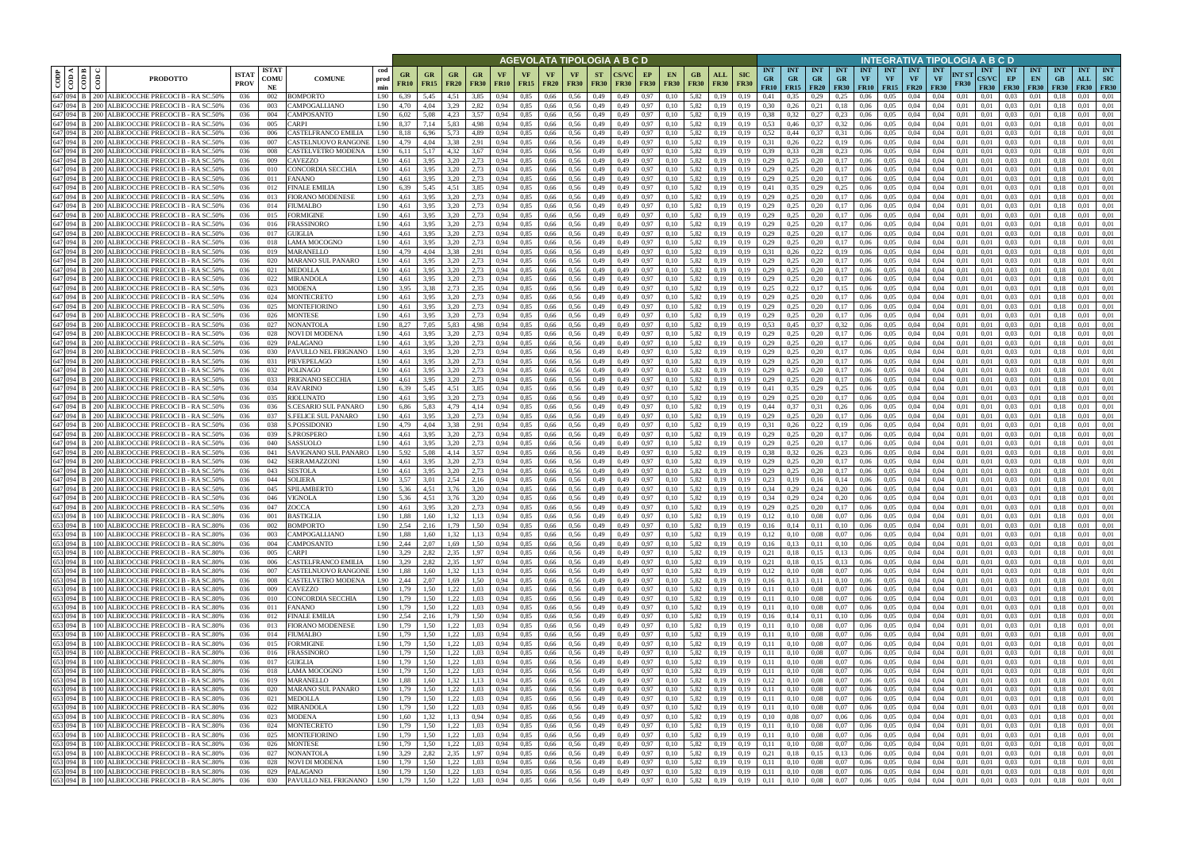| CODP | COD A | COD B | COD C | PRODOTTO | ISTAT PROV | ISTAT COMUNE | COMUNE | cod prod min | GR FR10 | GR FR15 | GR FR20 | GR FR30 | VF FR10 | VF FR15 | VF FR20 | VF FR30 | ST FR30 | CS/VC FR30 | EP FR30 | EN FR30 | GB FR30 | ALL FR30 | SIC FR30 | INT GR FR10 | INT GR FR15 | INT GR FR20 | INT GR FR30 | INT VF FR10 | INT VF FR15 | INT VF FR20 | INT VF FR30 | INT ST FR30 | INT CS/VC FR30 | INT EP FR30 | INT EN FR30 | INT GB FR30 | INT ALL FR30 | INT SIC FR30 |
|---|---|---|---|---|---|---|---|---|---|---|---|---|---|---|---|---|---|---|---|---|---|---|---|---|---|---|---|---|---|---|---|---|---|---|---|---|---|---|
| | | | | | | | | | AGEVOLATA TIPOLOGIA A B C D | | | | | | | | | | | | | | | INTEGRATIVA TIPOLOGIA A B C D | | | | | | | | | | | | | | |
| 647 | 094 | B | 200 | ALBICOCCHE PRECOCI B - RA SC.50% | 036 | 002 | BOMPORTO | L90 | 6,39 | 5,45 | 4,51 | 3,85 | 0,94 | 0,85 | 0,66 | 0,56 | 0,49 | 0,49 | 0,97 | 0,10 | 5,82 | 0,19 | 0,19 | 0,41 | 0,35 | 0,29 | 0,25 | 0,06 | 0,05 | 0,04 | 0,04 | 0,01 | 0,01 | 0,03 | 0,01 | 0,18 | 0,01 | 0,01 |
| 647 | 094 | B | 200 | ALBICOCCHE PRECOCI B - RA SC.50% | 036 | 003 | CAMPOGALLIANO | L90 | 4,70 | 4,04 | 3,29 | 2,82 | 0,94 | 0,85 | 0,66 | 0,56 | 0,49 | 0,49 | 0,97 | 0,10 | 5,82 | 0,19 | 0,19 | 0,30 | 0,26 | 0,21 | 0,18 | 0,06 | 0,05 | 0,04 | 0,04 | 0,01 | 0,01 | 0,03 | 0,01 | 0,18 | 0,01 | 0,01 |
| 647 | 094 | B | 200 | ALBICOCCHE PRECOCI B - RA SC.50% | 036 | 004 | CAMPOSANTO | L90 | 6,02 | 5,08 | 4,23 | 3,57 | 0,94 | 0,85 | 0,66 | 0,56 | 0,49 | 0,49 | 0,97 | 0,10 | 5,82 | 0,19 | 0,19 | 0,38 | 0,32 | 0,27 | 0,23 | 0,06 | 0,05 | 0,04 | 0,04 | 0,01 | 0,01 | 0,03 | 0,01 | 0,18 | 0,01 | 0,01 |
| 647 | 094 | B | 200 | ALBICOCCHE PRECOCI B - RA SC.50% | 036 | 005 | CARPI | L90 | 8,37 | 7,14 | 5,83 | 4,98 | 0,94 | 0,85 | 0,66 | 0,56 | 0,49 | 0,49 | 0,97 | 0,10 | 5,82 | 0,19 | 0,19 | 0,53 | 0,46 | 0,37 | 0,32 | 0,06 | 0,05 | 0,04 | 0,04 | 0,01 | 0,01 | 0,03 | 0,01 | 0,18 | 0,01 | 0,01 |
| 647 | 094 | B | 200 | ALBICOCCHE PRECOCI B - RA SC.50% | 036 | 006 | CASTELFRANCO EMILIA | L90 | 8,18 | 6,96 | 5,73 | 4,89 | 0,94 | 0,85 | 0,66 | 0,56 | 0,49 | 0,49 | 0,97 | 0,10 | 5,82 | 0,19 | 0,19 | 0,52 | 0,44 | 0,37 | 0,31 | 0,06 | 0,05 | 0,04 | 0,04 | 0,01 | 0,01 | 0,03 | 0,01 | 0,18 | 0,01 | 0,01 |
| 647 | 094 | B | 200 | ALBICOCCHE PRECOCI B - RA SC.50% | 036 | 007 | CASTELNUOVO RANGONE | L90 | 4,79 | 4,04 | 3,38 | 2,91 | 0,94 | 0,85 | 0,66 | 0,56 | 0,49 | 0,49 | 0,97 | 0,10 | 5,82 | 0,19 | 0,19 | 0,31 | 0,26 | 0,22 | 0,19 | 0,06 | 0,05 | 0,04 | 0,04 | 0,01 | 0,01 | 0,03 | 0,01 | 0,18 | 0,01 | 0,01 |
| 647 | 094 | B | 200 | ALBICOCCHE PRECOCI B - RA SC.50% | 036 | 008 | CASTELVETRO MODENA | L90 | 6,11 | 5,17 | 4,32 | 3,67 | 0,94 | 0,85 | 0,66 | 0,56 | 0,49 | 0,49 | 0,97 | 0,10 | 5,82 | 0,19 | 0,19 | 0,39 | 0,33 | 0,28 | 0,23 | 0,06 | 0,05 | 0,04 | 0,04 | 0,01 | 0,01 | 0,03 | 0,01 | 0,18 | 0,01 | 0,01 |
| 647 | 094 | B | 200 | ALBICOCCHE PRECOCI B - RA SC.50% | 036 | 009 | CAVEZZO | L90 | 4,61 | 3,95 | 3,20 | 2,73 | 0,94 | 0,85 | 0,66 | 0,56 | 0,49 | 0,49 | 0,97 | 0,10 | 5,82 | 0,19 | 0,19 | 0,29 | 0,25 | 0,20 | 0,17 | 0,06 | 0,05 | 0,04 | 0,04 | 0,01 | 0,01 | 0,03 | 0,01 | 0,18 | 0,01 | 0,01 |
| 647 | 094 | B | 200 | ALBICOCCHE PRECOCI B - RA SC.50% | 036 | 010 | CONCORDIA SECCHIA | L90 | 4,61 | 3,95 | 3,20 | 2,73 | 0,94 | 0,85 | 0,66 | 0,56 | 0,49 | 0,49 | 0,97 | 0,10 | 5,82 | 0,19 | 0,19 | 0,29 | 0,25 | 0,20 | 0,17 | 0,06 | 0,05 | 0,04 | 0,04 | 0,01 | 0,01 | 0,03 | 0,01 | 0,18 | 0,01 | 0,01 |
| 647 | 094 | B | 200 | ALBICOCCHE PRECOCI B - RA SC.50% | 036 | 011 | FANANO | L90 | 4,61 | 3,95 | 3,20 | 2,73 | 0,94 | 0,85 | 0,66 | 0,56 | 0,49 | 0,49 | 0,97 | 0,10 | 5,82 | 0,19 | 0,19 | 0,29 | 0,25 | 0,20 | 0,17 | 0,06 | 0,05 | 0,04 | 0,04 | 0,01 | 0,01 | 0,03 | 0,01 | 0,18 | 0,01 | 0,01 |
| 647 | 094 | B | 200 | ALBICOCCHE PRECOCI B - RA SC.50% | 036 | 012 | FINALE EMILIA | L90 | 6,39 | 5,45 | 4,51 | 3,85 | 0,94 | 0,85 | 0,66 | 0,56 | 0,49 | 0,49 | 0,97 | 0,10 | 5,82 | 0,19 | 0,19 | 0,41 | 0,35 | 0,29 | 0,25 | 0,06 | 0,05 | 0,04 | 0,04 | 0,01 | 0,01 | 0,03 | 0,01 | 0,18 | 0,01 | 0,01 |
| 647 | 094 | B | 200 | ALBICOCCHE PRECOCI B - RA SC.50% | 036 | 013 | FIORANO MODENESE | L90 | 4,61 | 3,95 | 3,20 | 2,73 | 0,94 | 0,85 | 0,66 | 0,56 | 0,49 | 0,49 | 0,97 | 0,10 | 5,82 | 0,19 | 0,19 | 0,29 | 0,25 | 0,20 | 0,17 | 0,06 | 0,05 | 0,04 | 0,04 | 0,01 | 0,01 | 0,03 | 0,01 | 0,18 | 0,01 | 0,01 |
| 647 | 094 | B | 200 | ALBICOCCHE PRECOCI B - RA SC.50% | 036 | 014 | FIUMALBO | L90 | 4,61 | 3,95 | 3,20 | 2,73 | 0,94 | 0,85 | 0,66 | 0,56 | 0,49 | 0,49 | 0,97 | 0,10 | 5,82 | 0,19 | 0,19 | 0,29 | 0,25 | 0,20 | 0,17 | 0,06 | 0,05 | 0,04 | 0,04 | 0,01 | 0,01 | 0,03 | 0,01 | 0,18 | 0,01 | 0,01 |
| 647 | 094 | B | 200 | ALBICOCCHE PRECOCI B - RA SC.50% | 036 | 015 | FORMIGINE | L90 | 4,61 | 3,95 | 3,20 | 2,73 | 0,94 | 0,85 | 0,66 | 0,56 | 0,49 | 0,49 | 0,97 | 0,10 | 5,82 | 0,19 | 0,19 | 0,29 | 0,25 | 0,20 | 0,17 | 0,06 | 0,05 | 0,04 | 0,04 | 0,01 | 0,01 | 0,03 | 0,01 | 0,18 | 0,01 | 0,01 |
| 647 | 094 | B | 200 | ALBICOCCHE PRECOCI B - RA SC.50% | 036 | 016 | FRASSINORO | L90 | 4,61 | 3,95 | 3,20 | 2,73 | 0,94 | 0,85 | 0,66 | 0,56 | 0,49 | 0,49 | 0,97 | 0,10 | 5,82 | 0,19 | 0,19 | 0,29 | 0,25 | 0,20 | 0,17 | 0,06 | 0,05 | 0,04 | 0,04 | 0,01 | 0,01 | 0,03 | 0,01 | 0,18 | 0,01 | 0,01 |
| 647 | 094 | B | 200 | ALBICOCCHE PRECOCI B - RA SC.50% | 036 | 017 | GUIGLIA | L90 | 4,61 | 3,95 | 3,20 | 2,73 | 0,94 | 0,85 | 0,66 | 0,56 | 0,49 | 0,49 | 0,97 | 0,10 | 5,82 | 0,19 | 0,19 | 0,29 | 0,25 | 0,20 | 0,17 | 0,06 | 0,05 | 0,04 | 0,04 | 0,01 | 0,01 | 0,03 | 0,01 | 0,18 | 0,01 | 0,01 |
| 647 | 094 | B | 200 | ALBICOCCHE PRECOCI B - RA SC.50% | 036 | 018 | LAMA MOCOGNO | L90 | 4,61 | 3,95 | 3,20 | 2,73 | 0,94 | 0,85 | 0,66 | 0,56 | 0,49 | 0,49 | 0,97 | 0,10 | 5,82 | 0,19 | 0,19 | 0,29 | 0,25 | 0,20 | 0,17 | 0,06 | 0,05 | 0,04 | 0,04 | 0,01 | 0,01 | 0,03 | 0,01 | 0,18 | 0,01 | 0,01 |
| 647 | 094 | B | 200 | ALBICOCCHE PRECOCI B - RA SC.50% | 036 | 019 | MARANELLO | L90 | 4,79 | 4,04 | 3,38 | 2,91 | 0,94 | 0,85 | 0,66 | 0,56 | 0,49 | 0,49 | 0,97 | 0,10 | 5,82 | 0,19 | 0,19 | 0,31 | 0,26 | 0,22 | 0,19 | 0,06 | 0,05 | 0,04 | 0,04 | 0,01 | 0,01 | 0,03 | 0,01 | 0,18 | 0,01 | 0,01 |
| 647 | 094 | B | 200 | ALBICOCCHE PRECOCI B - RA SC.50% | 036 | 020 | MARANO SUL PANARO | L90 | 4,61 | 3,95 | 3,20 | 2,73 | 0,94 | 0,85 | 0,66 | 0,56 | 0,49 | 0,49 | 0,97 | 0,10 | 5,82 | 0,19 | 0,19 | 0,29 | 0,25 | 0,20 | 0,17 | 0,06 | 0,05 | 0,04 | 0,04 | 0,01 | 0,01 | 0,03 | 0,01 | 0,18 | 0,01 | 0,01 |
| 647 | 094 | B | 200 | ALBICOCCHE PRECOCI B - RA SC.50% | 036 | 021 | MEDOLLA | L90 | 4,61 | 3,95 | 3,20 | 2,73 | 0,94 | 0,85 | 0,66 | 0,56 | 0,49 | 0,49 | 0,97 | 0,10 | 5,82 | 0,19 | 0,19 | 0,29 | 0,25 | 0,20 | 0,17 | 0,06 | 0,05 | 0,04 | 0,04 | 0,01 | 0,01 | 0,03 | 0,01 | 0,18 | 0,01 | 0,01 |
| 647 | 094 | B | 200 | ALBICOCCHE PRECOCI B - RA SC.50% | 036 | 022 | MIRANDOLA | L90 | 4,61 | 3,95 | 3,20 | 2,73 | 0,94 | 0,85 | 0,66 | 0,56 | 0,49 | 0,49 | 0,97 | 0,10 | 5,82 | 0,19 | 0,19 | 0,29 | 0,25 | 0,20 | 0,17 | 0,06 | 0,05 | 0,04 | 0,04 | 0,01 | 0,01 | 0,03 | 0,01 | 0,18 | 0,01 | 0,01 |
| 647 | 094 | B | 200 | ALBICOCCHE PRECOCI B - RA SC.50% | 036 | 023 | MODENA | L90 | 3,95 | 3,38 | 2,73 | 2,35 | 0,94 | 0,85 | 0,66 | 0,56 | 0,49 | 0,49 | 0,97 | 0,10 | 5,82 | 0,19 | 0,19 | 0,25 | 0,22 | 0,17 | 0,15 | 0,06 | 0,05 | 0,04 | 0,04 | 0,01 | 0,01 | 0,03 | 0,01 | 0,18 | 0,01 | 0,01 |
| 647 | 094 | B | 200 | ALBICOCCHE PRECOCI B - RA SC.50% | 036 | 024 | MONTECRETO | L90 | 4,61 | 3,95 | 3,20 | 2,73 | 0,94 | 0,85 | 0,66 | 0,56 | 0,49 | 0,49 | 0,97 | 0,10 | 5,82 | 0,19 | 0,19 | 0,29 | 0,25 | 0,20 | 0,17 | 0,06 | 0,05 | 0,04 | 0,04 | 0,01 | 0,01 | 0,03 | 0,01 | 0,18 | 0,01 | 0,01 |
| 647 | 094 | B | 200 | ALBICOCCHE PRECOCI B - RA SC.50% | 036 | 025 | MONTEFIORINO | L90 | 4,61 | 3,95 | 3,20 | 2,73 | 0,94 | 0,85 | 0,66 | 0,56 | 0,49 | 0,49 | 0,97 | 0,10 | 5,82 | 0,19 | 0,19 | 0,29 | 0,25 | 0,20 | 0,17 | 0,06 | 0,05 | 0,04 | 0,04 | 0,01 | 0,01 | 0,03 | 0,01 | 0,18 | 0,01 | 0,01 |
| 647 | 094 | B | 200 | ALBICOCCHE PRECOCI B - RA SC.50% | 036 | 026 | MONTESE | L90 | 4,61 | 3,95 | 3,20 | 2,73 | 0,94 | 0,85 | 0,66 | 0,56 | 0,49 | 0,49 | 0,97 | 0,10 | 5,82 | 0,19 | 0,19 | 0,29 | 0,25 | 0,20 | 0,17 | 0,06 | 0,05 | 0,04 | 0,04 | 0,01 | 0,01 | 0,03 | 0,01 | 0,18 | 0,01 | 0,01 |
| 647 | 094 | B | 200 | ALBICOCCHE PRECOCI B - RA SC.50% | 036 | 027 | NONANTOLA | L90 | 8,27 | 7,05 | 5,83 | 4,98 | 0,94 | 0,85 | 0,66 | 0,56 | 0,49 | 0,49 | 0,97 | 0,10 | 5,82 | 0,19 | 0,19 | 0,53 | 0,45 | 0,37 | 0,32 | 0,06 | 0,05 | 0,04 | 0,04 | 0,01 | 0,01 | 0,03 | 0,01 | 0,18 | 0,01 | 0,01 |
| 647 | 094 | B | 200 | ALBICOCCHE PRECOCI B - RA SC.50% | 036 | 028 | NOVI DI MODENA | L90 | 4,61 | 3,95 | 3,20 | 2,73 | 0,94 | 0,85 | 0,66 | 0,56 | 0,49 | 0,49 | 0,97 | 0,10 | 5,82 | 0,19 | 0,19 | 0,29 | 0,25 | 0,20 | 0,17 | 0,06 | 0,05 | 0,04 | 0,04 | 0,01 | 0,01 | 0,03 | 0,01 | 0,18 | 0,01 | 0,01 |
| 647 | 094 | B | 200 | ALBICOCCHE PRECOCI B - RA SC.50% | 036 | 029 | PALAGANO | L90 | 4,61 | 3,95 | 3,20 | 2,73 | 0,94 | 0,85 | 0,66 | 0,56 | 0,49 | 0,49 | 0,97 | 0,10 | 5,82 | 0,19 | 0,19 | 0,29 | 0,25 | 0,20 | 0,17 | 0,06 | 0,05 | 0,04 | 0,04 | 0,01 | 0,01 | 0,03 | 0,01 | 0,18 | 0,01 | 0,01 |
| 647 | 094 | B | 200 | ALBICOCCHE PRECOCI B - RA SC.50% | 036 | 030 | PAVULLO NEL FRIGNANO | L90 | 4,61 | 3,95 | 3,20 | 2,73 | 0,94 | 0,85 | 0,66 | 0,56 | 0,49 | 0,49 | 0,97 | 0,10 | 5,82 | 0,19 | 0,19 | 0,29 | 0,25 | 0,20 | 0,17 | 0,06 | 0,05 | 0,04 | 0,04 | 0,01 | 0,01 | 0,03 | 0,01 | 0,18 | 0,01 | 0,01 |
| 647 | 094 | B | 200 | ALBICOCCHE PRECOCI B - RA SC.50% | 036 | 031 | PIEVEPELAGO | L90 | 4,61 | 3,95 | 3,20 | 2,73 | 0,94 | 0,85 | 0,66 | 0,56 | 0,49 | 0,49 | 0,97 | 0,10 | 5,82 | 0,19 | 0,19 | 0,29 | 0,25 | 0,20 | 0,17 | 0,06 | 0,05 | 0,04 | 0,04 | 0,01 | 0,01 | 0,03 | 0,01 | 0,18 | 0,01 | 0,01 |
| 647 | 094 | B | 200 | ALBICOCCHE PRECOCI B - RA SC.50% | 036 | 032 | POLINAGO | L90 | 4,61 | 3,95 | 3,20 | 2,73 | 0,94 | 0,85 | 0,66 | 0,56 | 0,49 | 0,49 | 0,97 | 0,10 | 5,82 | 0,19 | 0,19 | 0,29 | 0,25 | 0,20 | 0,17 | 0,06 | 0,05 | 0,04 | 0,04 | 0,01 | 0,01 | 0,03 | 0,01 | 0,18 | 0,01 | 0,01 |
| 647 | 094 | B | 200 | ALBICOCCHE PRECOCI B - RA SC.50% | 036 | 033 | PRIGNANO SECCHIA | L90 | 4,61 | 3,95 | 3,20 | 2,73 | 0,94 | 0,85 | 0,66 | 0,56 | 0,49 | 0,49 | 0,97 | 0,10 | 5,82 | 0,19 | 0,19 | 0,29 | 0,25 | 0,20 | 0,17 | 0,06 | 0,05 | 0,04 | 0,04 | 0,01 | 0,01 | 0,03 | 0,01 | 0,18 | 0,01 | 0,01 |
| 647 | 094 | B | 200 | ALBICOCCHE PRECOCI B - RA SC.50% | 036 | 034 | RAVARINO | L90 | 6,39 | 5,45 | 4,51 | 3,85 | 0,94 | 0,85 | 0,66 | 0,56 | 0,49 | 0,49 | 0,97 | 0,10 | 5,82 | 0,19 | 0,19 | 0,41 | 0,35 | 0,29 | 0,25 | 0,06 | 0,05 | 0,04 | 0,04 | 0,01 | 0,01 | 0,03 | 0,01 | 0,18 | 0,01 | 0,01 |
| 647 | 094 | B | 200 | ALBICOCCHE PRECOCI B - RA SC.50% | 036 | 035 | RIOLUNATO | L90 | 4,61 | 3,95 | 3,20 | 2,73 | 0,94 | 0,85 | 0,66 | 0,56 | 0,49 | 0,49 | 0,97 | 0,10 | 5,82 | 0,19 | 0,19 | 0,29 | 0,25 | 0,20 | 0,17 | 0,06 | 0,05 | 0,04 | 0,04 | 0,01 | 0,01 | 0,03 | 0,01 | 0,18 | 0,01 | 0,01 |
| 647 | 094 | B | 200 | ALBICOCCHE PRECOCI B - RA SC.50% | 036 | 036 | S.CESARIO SUL PANARO | L90 | 6,86 | 5,83 | 4,79 | 4,14 | 0,94 | 0,85 | 0,66 | 0,56 | 0,49 | 0,49 | 0,97 | 0,10 | 5,82 | 0,19 | 0,19 | 0,44 | 0,37 | 0,31 | 0,26 | 0,06 | 0,05 | 0,04 | 0,04 | 0,01 | 0,01 | 0,03 | 0,01 | 0,18 | 0,01 | 0,01 |
| 647 | 094 | B | 200 | ALBICOCCHE PRECOCI B - RA SC.50% | 036 | 037 | S.FELICE SUL PANARO | L90 | 4,61 | 3,95 | 3,20 | 2,73 | 0,94 | 0,85 | 0,66 | 0,56 | 0,49 | 0,49 | 0,97 | 0,10 | 5,82 | 0,19 | 0,19 | 0,29 | 0,25 | 0,20 | 0,17 | 0,06 | 0,05 | 0,04 | 0,04 | 0,01 | 0,01 | 0,03 | 0,01 | 0,18 | 0,01 | 0,01 |
| 647 | 094 | B | 200 | ALBICOCCHE PRECOCI B - RA SC.50% | 036 | 038 | S.POSSIDONIO | L90 | 4,79 | 4,04 | 3,38 | 2,91 | 0,94 | 0,85 | 0,66 | 0,56 | 0,49 | 0,49 | 0,97 | 0,10 | 5,82 | 0,19 | 0,19 | 0,31 | 0,26 | 0,22 | 0,19 | 0,06 | 0,05 | 0,04 | 0,04 | 0,01 | 0,01 | 0,03 | 0,01 | 0,18 | 0,01 | 0,01 |
| 647 | 094 | B | 200 | ALBICOCCHE PRECOCI B - RA SC.50% | 036 | 039 | S.PROSPERO | L90 | 4,61 | 3,95 | 3,20 | 2,73 | 0,94 | 0,85 | 0,66 | 0,56 | 0,49 | 0,49 | 0,97 | 0,10 | 5,82 | 0,19 | 0,19 | 0,29 | 0,25 | 0,20 | 0,17 | 0,06 | 0,05 | 0,04 | 0,04 | 0,01 | 0,01 | 0,03 | 0,01 | 0,18 | 0,01 | 0,01 |
| 647 | 094 | B | 200 | ALBICOCCHE PRECOCI B - RA SC.50% | 036 | 040 | SASSUOLO | L90 | 4,61 | 3,95 | 3,20 | 2,73 | 0,94 | 0,85 | 0,66 | 0,56 | 0,49 | 0,49 | 0,97 | 0,10 | 5,82 | 0,19 | 0,19 | 0,29 | 0,25 | 0,20 | 0,17 | 0,06 | 0,05 | 0,04 | 0,04 | 0,01 | 0,01 | 0,03 | 0,01 | 0,18 | 0,01 | 0,01 |
| 647 | 094 | B | 200 | ALBICOCCHE PRECOCI B - RA SC.50% | 036 | 041 | SAVIGNANO SUL PANARO | L90 | 5,92 | 5,08 | 4,14 | 3,57 | 0,94 | 0,85 | 0,66 | 0,56 | 0,49 | 0,49 | 0,97 | 0,10 | 5,82 | 0,19 | 0,19 | 0,38 | 0,32 | 0,26 | 0,23 | 0,06 | 0,05 | 0,04 | 0,04 | 0,01 | 0,01 | 0,03 | 0,01 | 0,18 | 0,01 | 0,01 |
| 647 | 094 | B | 200 | ALBICOCCHE PRECOCI B - RA SC.50% | 036 | 042 | SERRAMAZZONI | L90 | 4,61 | 3,95 | 3,20 | 2,73 | 0,94 | 0,85 | 0,66 | 0,56 | 0,49 | 0,49 | 0,97 | 0,10 | 5,82 | 0,19 | 0,19 | 0,29 | 0,25 | 0,20 | 0,17 | 0,06 | 0,05 | 0,04 | 0,04 | 0,01 | 0,01 | 0,03 | 0,01 | 0,18 | 0,01 | 0,01 |
| 647 | 094 | B | 200 | ALBICOCCHE PRECOCI B - RA SC.50% | 036 | 043 | SESTOLA | L90 | 4,61 | 3,95 | 3,20 | 2,73 | 0,94 | 0,85 | 0,66 | 0,56 | 0,49 | 0,49 | 0,97 | 0,10 | 5,82 | 0,19 | 0,19 | 0,29 | 0,25 | 0,20 | 0,17 | 0,06 | 0,05 | 0,04 | 0,04 | 0,01 | 0,01 | 0,03 | 0,01 | 0,18 | 0,01 | 0,01 |
| 647 | 094 | B | 200 | ALBICOCCHE PRECOCI B - RA SC.50% | 036 | 044 | SOLIERA | L90 | 3,57 | 3,01 | 2,54 | 2,16 | 0,94 | 0,85 | 0,66 | 0,56 | 0,49 | 0,49 | 0,97 | 0,10 | 5,82 | 0,19 | 0,19 | 0,23 | 0,19 | 0,16 | 0,14 | 0,06 | 0,05 | 0,04 | 0,04 | 0,01 | 0,01 | 0,03 | 0,01 | 0,18 | 0,01 | 0,01 |
| 647 | 094 | B | 200 | ALBICOCCHE PRECOCI B - RA SC.50% | 036 | 045 | SPILAMBERTO | L90 | 5,36 | 4,51 | 3,76 | 3,20 | 0,94 | 0,85 | 0,66 | 0,56 | 0,49 | 0,49 | 0,97 | 0,10 | 5,82 | 0,19 | 0,19 | 0,34 | 0,29 | 0,24 | 0,20 | 0,06 | 0,05 | 0,04 | 0,04 | 0,01 | 0,01 | 0,03 | 0,01 | 0,18 | 0,01 | 0,01 |
| 647 | 094 | B | 200 | ALBICOCCHE PRECOCI B - RA SC.50% | 036 | 046 | VIGNOLA | L90 | 5,36 | 4,51 | 3,76 | 3,20 | 0,94 | 0,85 | 0,66 | 0,56 | 0,49 | 0,49 | 0,97 | 0,10 | 5,82 | 0,19 | 0,19 | 0,34 | 0,29 | 0,24 | 0,20 | 0,06 | 0,05 | 0,04 | 0,04 | 0,01 | 0,01 | 0,03 | 0,01 | 0,18 | 0,01 | 0,01 |
| 647 | 094 | B | 200 | ALBICOCCHE PRECOCI B - RA SC.50% | 036 | 047 | ZOCCA | L90 | 4,61 | 3,95 | 3,20 | 2,73 | 0,94 | 0,85 | 0,66 | 0,56 | 0,49 | 0,49 | 0,97 | 0,10 | 5,82 | 0,19 | 0,19 | 0,29 | 0,25 | 0,20 | 0,17 | 0,06 | 0,05 | 0,04 | 0,04 | 0,01 | 0,01 | 0,03 | 0,01 | 0,18 | 0,01 | 0,01 |
| 653 | 094 | B | 100 | ALBICOCCHE PRECOCI B - RA SC.80% | 036 | 001 | BASTIGLIA | L90 | 1,88 | 1,60 | 1,32 | 1,13 | 0,94 | 0,85 | 0,66 | 0,56 | 0,49 | 0,49 | 0,97 | 0,10 | 5,82 | 0,19 | 0,19 | 0,12 | 0,10 | 0,08 | 0,07 | 0,06 | 0,05 | 0,04 | 0,04 | 0,01 | 0,01 | 0,03 | 0,01 | 0,18 | 0,01 | 0,01 |
| 653 | 094 | B | 100 | ALBICOCCHE PRECOCI B - RA SC.80% | 036 | 002 | BOMPORTO | L90 | 2,54 | 2,16 | 1,79 | 1,50 | 0,94 | 0,85 | 0,66 | 0,56 | 0,49 | 0,49 | 0,97 | 0,10 | 5,82 | 0,19 | 0,19 | 0,16 | 0,14 | 0,11 | 0,10 | 0,06 | 0,05 | 0,04 | 0,04 | 0,01 | 0,01 | 0,03 | 0,01 | 0,18 | 0,01 | 0,01 |
| 653 | 094 | B | 100 | ALBICOCCHE PRECOCI B - RA SC.80% | 036 | 003 | CAMPOGALLIANO | L90 | 1,88 | 1,60 | 1,32 | 1,13 | 0,94 | 0,85 | 0,66 | 0,56 | 0,49 | 0,49 | 0,97 | 0,10 | 5,82 | 0,19 | 0,19 | 0,12 | 0,10 | 0,08 | 0,07 | 0,06 | 0,05 | 0,04 | 0,04 | 0,01 | 0,01 | 0,03 | 0,01 | 0,18 | 0,01 | 0,01 |
| 653 | 094 | B | 100 | ALBICOCCHE PRECOCI B - RA SC.80% | 036 | 004 | CAMPOSANTO | L90 | 2,44 | 2,07 | 1,69 | 1,50 | 0,94 | 0,85 | 0,66 | 0,56 | 0,49 | 0,49 | 0,97 | 0,10 | 5,82 | 0,19 | 0,19 | 0,16 | 0,13 | 0,11 | 0,10 | 0,06 | 0,05 | 0,04 | 0,04 | 0,01 | 0,01 | 0,03 | 0,01 | 0,18 | 0,01 | 0,01 |
| 653 | 094 | B | 100 | ALBICOCCHE PRECOCI B - RA SC.80% | 036 | 005 | CARPI | L90 | 3,29 | 2,82 | 2,35 | 1,97 | 0,94 | 0,85 | 0,66 | 0,56 | 0,49 | 0,49 | 0,97 | 0,10 | 5,82 | 0,19 | 0,19 | 0,21 | 0,18 | 0,15 | 0,13 | 0,06 | 0,05 | 0,04 | 0,04 | 0,01 | 0,01 | 0,03 | 0,01 | 0,18 | 0,01 | 0,01 |
| 653 | 094 | B | 100 | ALBICOCCHE PRECOCI B - RA SC.80% | 036 | 006 | CASTELFRANCO EMILIA | L90 | 3,29 | 2,82 | 2,35 | 1,97 | 0,94 | 0,85 | 0,66 | 0,56 | 0,49 | 0,49 | 0,97 | 0,10 | 5,82 | 0,19 | 0,19 | 0,21 | 0,18 | 0,15 | 0,13 | 0,06 | 0,05 | 0,04 | 0,04 | 0,01 | 0,01 | 0,03 | 0,01 | 0,18 | 0,01 | 0,01 |
| 653 | 094 | B | 100 | ALBICOCCHE PRECOCI B - RA SC.80% | 036 | 007 | CASTELNUOVO RANGONE | L90 | 1,88 | 1,60 | 1,32 | 1,13 | 0,94 | 0,85 | 0,66 | 0,56 | 0,49 | 0,49 | 0,97 | 0,10 | 5,82 | 0,19 | 0,19 | 0,12 | 0,10 | 0,08 | 0,07 | 0,06 | 0,05 | 0,04 | 0,04 | 0,01 | 0,01 | 0,03 | 0,01 | 0,18 | 0,01 | 0,01 |
| 653 | 094 | B | 100 | ALBICOCCHE PRECOCI B - RA SC.80% | 036 | 008 | CASTELVETRO MODENA | L90 | 2,44 | 2,07 | 1,69 | 1,50 | 0,94 | 0,85 | 0,66 | 0,56 | 0,49 | 0,49 | 0,97 | 0,10 | 5,82 | 0,19 | 0,19 | 0,16 | 0,13 | 0,11 | 0,10 | 0,06 | 0,05 | 0,04 | 0,04 | 0,01 | 0,01 | 0,03 | 0,01 | 0,18 | 0,01 | 0,01 |
| 653 | 094 | B | 100 | ALBICOCCHE PRECOCI B - RA SC.80% | 036 | 009 | CAVEZZO | L90 | 1,79 | 1,50 | 1,22 | 1,03 | 0,94 | 0,85 | 0,66 | 0,56 | 0,49 | 0,49 | 0,97 | 0,10 | 5,82 | 0,19 | 0,19 | 0,11 | 0,10 | 0,08 | 0,07 | 0,06 | 0,05 | 0,04 | 0,04 | 0,01 | 0,01 | 0,03 | 0,01 | 0,18 | 0,01 | 0,01 |
| 653 | 094 | B | 100 | ALBICOCCHE PRECOCI B - RA SC.80% | 036 | 010 | CONCORDIA SECCHIA | L90 | 1,79 | 1,50 | 1,22 | 1,03 | 0,94 | 0,85 | 0,66 | 0,56 | 0,49 | 0,49 | 0,97 | 0,10 | 5,82 | 0,19 | 0,19 | 0,11 | 0,10 | 0,08 | 0,07 | 0,06 | 0,05 | 0,04 | 0,04 | 0,01 | 0,01 | 0,03 | 0,01 | 0,18 | 0,01 | 0,01 |
| 653 | 094 | B | 100 | ALBICOCCHE PRECOCI B - RA SC.80% | 036 | 011 | FANANO | L90 | 1,79 | 1,50 | 1,22 | 1,03 | 0,94 | 0,85 | 0,66 | 0,56 | 0,49 | 0,49 | 0,97 | 0,10 | 5,82 | 0,19 | 0,19 | 0,11 | 0,10 | 0,08 | 0,07 | 0,06 | 0,05 | 0,04 | 0,04 | 0,01 | 0,01 | 0,03 | 0,01 | 0,18 | 0,01 | 0,01 |
| 653 | 094 | B | 100 | ALBICOCCHE PRECOCI B - RA SC.80% | 036 | 012 | FINALE EMILIA | L90 | 2,54 | 2,16 | 1,79 | 1,50 | 0,94 | 0,85 | 0,66 | 0,56 | 0,49 | 0,49 | 0,97 | 0,10 | 5,82 | 0,19 | 0,19 | 0,16 | 0,14 | 0,11 | 0,10 | 0,06 | 0,05 | 0,04 | 0,04 | 0,01 | 0,01 | 0,03 | 0,01 | 0,18 | 0,01 | 0,01 |
| 653 | 094 | B | 100 | ALBICOCCHE PRECOCI B - RA SC.80% | 036 | 013 | FIORANO MODENESE | L90 | 1,79 | 1,50 | 1,22 | 1,03 | 0,94 | 0,85 | 0,66 | 0,56 | 0,49 | 0,49 | 0,97 | 0,10 | 5,82 | 0,19 | 0,19 | 0,11 | 0,10 | 0,08 | 0,07 | 0,06 | 0,05 | 0,04 | 0,04 | 0,01 | 0,01 | 0,03 | 0,01 | 0,18 | 0,01 | 0,01 |
| 653 | 094 | B | 100 | ALBICOCCHE PRECOCI B - RA SC.80% | 036 | 014 | FIUMALBO | L90 | 1,79 | 1,50 | 1,22 | 1,03 | 0,94 | 0,85 | 0,66 | 0,56 | 0,49 | 0,49 | 0,97 | 0,10 | 5,82 | 0,19 | 0,19 | 0,11 | 0,10 | 0,08 | 0,07 | 0,06 | 0,05 | 0,04 | 0,04 | 0,01 | 0,01 | 0,03 | 0,01 | 0,18 | 0,01 | 0,01 |
| 653 | 094 | B | 100 | ALBICOCCHE PRECOCI B - RA SC.80% | 036 | 015 | FORMIGINE | L90 | 1,79 | 1,50 | 1,22 | 1,03 | 0,94 | 0,85 | 0,66 | 0,56 | 0,49 | 0,49 | 0,97 | 0,10 | 5,82 | 0,19 | 0,19 | 0,11 | 0,10 | 0,08 | 0,07 | 0,06 | 0,05 | 0,04 | 0,04 | 0,01 | 0,01 | 0,03 | 0,01 | 0,18 | 0,01 | 0,01 |
| 653 | 094 | B | 100 | ALBICOCCHE PRECOCI B - RA SC.80% | 036 | 016 | FRASSINORO | L90 | 1,79 | 1,50 | 1,22 | 1,03 | 0,94 | 0,85 | 0,66 | 0,56 | 0,49 | 0,49 | 0,97 | 0,10 | 5,82 | 0,19 | 0,19 | 0,11 | 0,10 | 0,08 | 0,07 | 0,06 | 0,05 | 0,04 | 0,04 | 0,01 | 0,01 | 0,03 | 0,01 | 0,18 | 0,01 | 0,01 |
| 653 | 094 | B | 100 | ALBICOCCHE PRECOCI B - RA SC.80% | 036 | 017 | GUIGLIA | L90 | 1,79 | 1,50 | 1,22 | 1,03 | 0,94 | 0,85 | 0,66 | 0,56 | 0,49 | 0,49 | 0,97 | 0,10 | 5,82 | 0,19 | 0,19 | 0,11 | 0,10 | 0,08 | 0,07 | 0,06 | 0,05 | 0,04 | 0,04 | 0,01 | 0,01 | 0,03 | 0,01 | 0,18 | 0,01 | 0,01 |
| 653 | 094 | B | 100 | ALBICOCCHE PRECOCI B - RA SC.80% | 036 | 018 | LAMA MOCOGNO | L90 | 1,79 | 1,50 | 1,22 | 1,03 | 0,94 | 0,85 | 0,66 | 0,56 | 0,49 | 0,49 | 0,97 | 0,10 | 5,82 | 0,19 | 0,19 | 0,11 | 0,10 | 0,08 | 0,07 | 0,06 | 0,05 | 0,04 | 0,04 | 0,01 | 0,01 | 0,03 | 0,01 | 0,18 | 0,01 | 0,01 |
| 653 | 094 | B | 100 | ALBICOCCHE PRECOCI B - RA SC.80% | 036 | 019 | MARANELLO | L90 | 1,88 | 1,60 | 1,32 | 1,13 | 0,94 | 0,85 | 0,66 | 0,56 | 0,49 | 0,49 | 0,97 | 0,10 | 5,82 | 0,19 | 0,19 | 0,12 | 0,10 | 0,08 | 0,07 | 0,06 | 0,05 | 0,04 | 0,04 | 0,01 | 0,01 | 0,03 | 0,01 | 0,18 | 0,01 | 0,01 |
| 653 | 094 | B | 100 | ALBICOCCHE PRECOCI B - RA SC.80% | 036 | 020 | MARANO SUL PANARO | L90 | 1,79 | 1,50 | 1,22 | 1,03 | 0,94 | 0,85 | 0,66 | 0,56 | 0,49 | 0,49 | 0,97 | 0,10 | 5,82 | 0,19 | 0,19 | 0,11 | 0,10 | 0,08 | 0,07 | 0,06 | 0,05 | 0,04 | 0,04 | 0,01 | 0,01 | 0,03 | 0,01 | 0,18 | 0,01 | 0,01 |
| 653 | 094 | B | 100 | ALBICOCCHE PRECOCI B - RA SC.80% | 036 | 021 | MEDOLLA | L90 | 1,79 | 1,50 | 1,22 | 1,03 | 0,94 | 0,85 | 0,66 | 0,56 | 0,49 | 0,49 | 0,97 | 0,10 | 5,82 | 0,19 | 0,19 | 0,11 | 0,10 | 0,08 | 0,07 | 0,06 | 0,05 | 0,04 | 0,04 | 0,01 | 0,01 | 0,03 | 0,01 | 0,18 | 0,01 | 0,01 |
| 653 | 094 | B | 100 | ALBICOCCHE PRECOCI B - RA SC.80% | 036 | 022 | MIRANDOLA | L90 | 1,79 | 1,50 | 1,22 | 1,03 | 0,94 | 0,85 | 0,66 | 0,56 | 0,49 | 0,49 | 0,97 | 0,10 | 5,82 | 0,19 | 0,19 | 0,11 | 0,10 | 0,08 | 0,07 | 0,06 | 0,05 | 0,04 | 0,04 | 0,01 | 0,01 | 0,03 | 0,01 | 0,18 | 0,01 | 0,01 |
| 653 | 094 | B | 100 | ALBICOCCHE PRECOCI B - RA SC.80% | 036 | 023 | MODENA | L90 | 1,60 | 1,32 | 1,13 | 0,94 | 0,94 | 0,85 | 0,66 | 0,56 | 0,49 | 0,49 | 0,97 | 0,10 | 5,82 | 0,19 | 0,19 | 0,10 | 0,08 | 0,07 | 0,06 | 0,06 | 0,05 | 0,04 | 0,04 | 0,01 | 0,01 | 0,03 | 0,01 | 0,18 | 0,01 | 0,01 |
| 653 | 094 | B | 100 | ALBICOCCHE PRECOCI B - RA SC.80% | 036 | 024 | MONTECRETO | L90 | 1,79 | 1,50 | 1,22 | 1,03 | 0,94 | 0,85 | 0,66 | 0,56 | 0,49 | 0,49 | 0,97 | 0,10 | 5,82 | 0,19 | 0,19 | 0,11 | 0,10 | 0,08 | 0,07 | 0,06 | 0,05 | 0,04 | 0,04 | 0,01 | 0,01 | 0,03 | 0,01 | 0,18 | 0,01 | 0,01 |
| 653 | 094 | B | 100 | ALBICOCCHE PRECOCI B - RA SC.80% | 036 | 025 | MONTEFIORINO | L90 | 1,79 | 1,50 | 1,22 | 1,03 | 0,94 | 0,85 | 0,66 | 0,56 | 0,49 | 0,49 | 0,97 | 0,10 | 5,82 | 0,19 | 0,19 | 0,11 | 0,10 | 0,08 | 0,07 | 0,06 | 0,05 | 0,04 | 0,04 | 0,01 | 0,01 | 0,03 | 0,01 | 0,18 | 0,01 | 0,01 |
| 653 | 094 | B | 100 | ALBICOCCHE PRECOCI B - RA SC.80% | 036 | 026 | MONTESE | L90 | 1,79 | 1,50 | 1,22 | 1,03 | 0,94 | 0,85 | 0,66 | 0,56 | 0,49 | 0,49 | 0,97 | 0,10 | 5,82 | 0,19 | 0,19 | 0,11 | 0,10 | 0,08 | 0,07 | 0,06 | 0,05 | 0,04 | 0,04 | 0,01 | 0,01 | 0,03 | 0,01 | 0,18 | 0,01 | 0,01 |
| 653 | 094 | B | 100 | ALBICOCCHE PRECOCI B - RA SC.80% | 036 | 027 | NONANTOLA | L90 | 3,29 | 2,82 | 2,35 | 1,97 | 0,94 | 0,85 | 0,66 | 0,56 | 0,49 | 0,49 | 0,97 | 0,10 | 5,82 | 0,19 | 0,19 | 0,21 | 0,18 | 0,15 | 0,13 | 0,06 | 0,05 | 0,04 | 0,04 | 0,01 | 0,01 | 0,03 | 0,01 | 0,18 | 0,01 | 0,01 |
| 653 | 094 | B | 100 | ALBICOCCHE PRECOCI B - RA SC.80% | 036 | 028 | NOVI DI MODENA | L90 | 1,79 | 1,50 | 1,22 | 1,03 | 0,94 | 0,85 | 0,66 | 0,56 | 0,49 | 0,49 | 0,97 | 0,10 | 5,82 | 0,19 | 0,19 | 0,11 | 0,10 | 0,08 | 0,07 | 0,06 | 0,05 | 0,04 | 0,04 | 0,01 | 0,01 | 0,03 | 0,01 | 0,18 | 0,01 | 0,01 |
| 653 | 094 | B | 100 | ALBICOCCHE PRECOCI B - RA SC.80% | 036 | 029 | PALAGANO | L90 | 1,79 | 1,50 | 1,22 | 1,03 | 0,94 | 0,85 | 0,66 | 0,56 | 0,49 | 0,49 | 0,97 | 0,10 | 5,82 | 0,19 | 0,19 | 0,11 | 0,10 | 0,08 | 0,07 | 0,06 | 0,05 | 0,04 | 0,04 | 0,01 | 0,01 | 0,03 | 0,01 | 0,18 | 0,01 | 0,01 |
| 653 | 094 | B | 100 | ALBICOCCHE PRECOCI B - RA SC.80% | 036 | 030 | PAVULLO NEL FRIGNANO | L90 | 1,79 | 1,50 | 1,22 | 1,03 | 0,94 | 0,85 | 0,66 | 0,56 | 0,49 | 0,49 | 0,97 | 0,10 | 5,82 | 0,19 | 0,19 | 0,11 | 0,10 | 0,08 | 0,07 | 0,06 | 0,05 | 0,04 | 0,04 | 0,01 | 0,01 | 0,03 | 0,01 | 0,18 | 0,01 | 0,01 |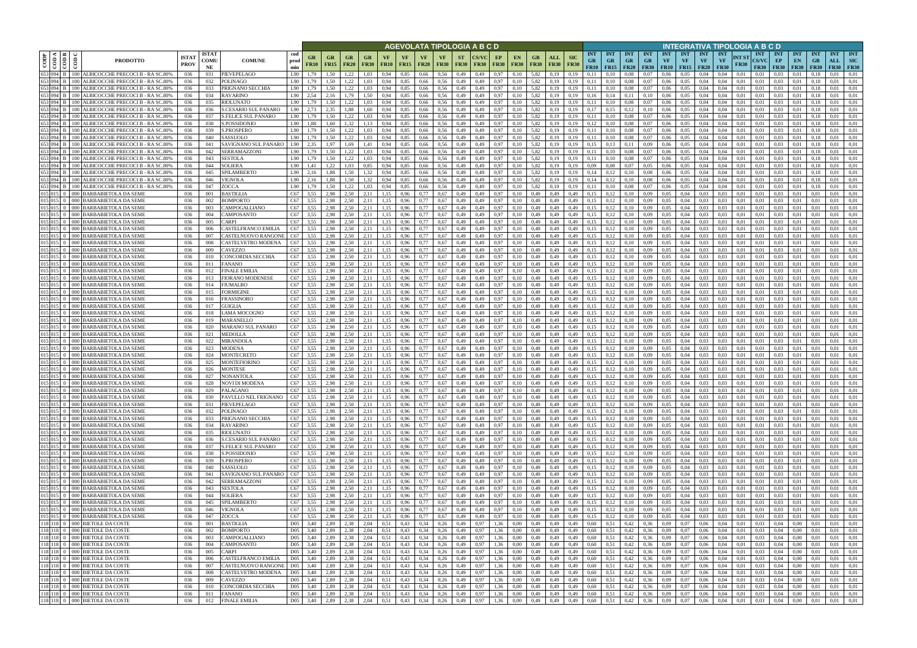| CODP | COD A | COD B | COD C | PRODOTTO | ISTAT PROV | ISTAT COMUNE | COMUNE | cod prod min | AGEVOLATA TIPOLOGIA A B C D | | | | | | | | | | | | | | | | INTEGRATIVA TIPOLOGIA A B C D | | | | | | | | | | | | | | |
|---|---|---|---|---|---|---|---|---|---|---|---|---|---|---|---|---|---|---|---|---|---|---|---|---|---|---|---|---|---|---|---|---|---|---|---|---|---|---|---|
| | | | | | | | | | GR FR10 | GR FR15 | GR FR20 | GR FR30 | VF FR10 | VF FR15 | VF FR20 | VF FR30 | ST FR30 | CS/VC FR30 | EP FR30 | EN FR30 | GB FR30 | ALL FR30 | SIC FR30 | INT GR FR10 | INT GR FR15 | INT GR FR20 | INT GR FR30 | INT VF FR10 | INT VF FR15 | INT VF FR20 | INT VF FR30 | INT ST FR30 | INT CS/VC FR30 | INT EP FR30 | INT EN FR30 | INT GB FR30 | INT ALL FR30 | INT SIC FR30 |
| 653 | 094 | B | 100 | ALBICOCCHE PRECOCI B - RA SC.80% | 036 | 031 | PIEVEPELAGO | L90 | 1,79 | 1,50 | 1,22 | 1,03 | 0,94 | 0,85 | 0,66 | 0,56 | 0,49 | 0,49 | 0,97 | 0,10 | 5,82 | 0,19 | 0,19 | 0,11 | 0,10 | 0,08 | 0,07 | 0,06 | 0,05 | 0,04 | 0,04 | 0,01 | 0,01 | 0,03 | 0,01 | 0,18 | 0,01 | 0,01 |
| 653 | 094 | B | 100 | ALBICOCCHE PRECOCI B - RA SC.80% | 036 | 032 | POLINAGO | L90 | 1,79 | 1,50 | 1,22 | 1,03 | 0,94 | 0,85 | 0,66 | 0,56 | 0,49 | 0,49 | 0,97 | 0,10 | 5,82 | 0,19 | 0,19 | 0,11 | 0,10 | 0,08 | 0,07 | 0,06 | 0,05 | 0,04 | 0,04 | 0,01 | 0,01 | 0,03 | 0,01 | 0,18 | 0,01 | 0,01 |
| 653 | 094 | B | 100 | ALBICOCCHE PRECOCI B - RA SC.80% | 036 | 033 | PRIGNANO SECCHIA | L90 | 1,79 | 1,50 | 1,22 | 1,03 | 0,94 | 0,85 | 0,66 | 0,56 | 0,49 | 0,49 | 0,97 | 0,10 | 5,82 | 0,19 | 0,19 | 0,11 | 0,10 | 0,08 | 0,07 | 0,06 | 0,05 | 0,04 | 0,04 | 0,01 | 0,01 | 0,03 | 0,01 | 0,18 | 0,01 | 0,01 |
| 653 | 094 | B | 100 | ALBICOCCHE PRECOCI B - RA SC.80% | 036 | 034 | RAVARINO | L90 | 2,54 | 2,16 | 1,79 | 1,50 | 0,94 | 0,85 | 0,66 | 0,56 | 0,49 | 0,49 | 0,97 | 0,10 | 5,82 | 0,19 | 0,19 | 0,16 | 0,14 | 0,11 | 0,10 | 0,06 | 0,05 | 0,04 | 0,04 | 0,01 | 0,01 | 0,03 | 0,01 | 0,18 | 0,01 | 0,01 |
| 653 | 094 | B | 100 | ALBICOCCHE PRECOCI B - RA SC.80% | 036 | 035 | RIOLUNATO | L90 | 1,79 | 1,50 | 1,22 | 1,03 | 0,94 | 0,85 | 0,66 | 0,56 | 0,49 | 0,49 | 0,97 | 0,10 | 5,82 | 0,19 | 0,19 | 0,11 | 0,10 | 0,08 | 0,07 | 0,06 | 0,05 | 0,04 | 0,04 | 0,01 | 0,01 | 0,03 | 0,01 | 0,18 | 0,01 | 0,01 |
| 653 | 094 | B | 100 | ALBICOCCHE PRECOCI B - RA SC.80% | 036 | 036 | S.CESARIO SUL PANARO | L90 | 2,73 | 2,35 | 1,88 | 1,60 | 0,94 | 0,85 | 0,66 | 0,56 | 0,49 | 0,49 | 0,97 | 0,10 | 5,82 | 0,19 | 0,19 | 0,17 | 0,15 | 0,12 | 0,10 | 0,06 | 0,05 | 0,04 | 0,04 | 0,01 | 0,01 | 0,03 | 0,01 | 0,18 | 0,01 | 0,01 |
| 653 | 094 | B | 100 | ALBICOCCHE PRECOCI B - RA SC.80% | 036 | 037 | S.FELICE SUL PANARO | L90 | 1,79 | 1,50 | 1,22 | 1,03 | 0,94 | 0,85 | 0,66 | 0,56 | 0,49 | 0,49 | 0,97 | 0,10 | 5,82 | 0,19 | 0,19 | 0,11 | 0,10 | 0,08 | 0,07 | 0,06 | 0,05 | 0,04 | 0,04 | 0,01 | 0,01 | 0,03 | 0,01 | 0,18 | 0,01 | 0,01 |
| 653 | 094 | B | 100 | ALBICOCCHE PRECOCI B - RA SC.80% | 036 | 038 | S.POSSIDONIO | L90 | 1,88 | 1,60 | 1,32 | 1,13 | 0,94 | 0,85 | 0,66 | 0,56 | 0,49 | 0,49 | 0,97 | 0,10 | 5,82 | 0,19 | 0,19 | 0,12 | 0,10 | 0,08 | 0,07 | 0,06 | 0,05 | 0,04 | 0,04 | 0,01 | 0,01 | 0,03 | 0,01 | 0,18 | 0,01 | 0,01 |
| 653 | 094 | B | 100 | ALBICOCCHE PRECOCI B - RA SC.80% | 036 | 039 | S.PROSPERO | L90 | 1,79 | 1,50 | 1,22 | 1,03 | 0,94 | 0,85 | 0,66 | 0,56 | 0,49 | 0,49 | 0,97 | 0,10 | 5,82 | 0,19 | 0,19 | 0,11 | 0,10 | 0,08 | 0,07 | 0,06 | 0,05 | 0,04 | 0,04 | 0,01 | 0,01 | 0,03 | 0,01 | 0,18 | 0,01 | 0,01 |
| 653 | 094 | B | 100 | ALBICOCCHE PRECOCI B - RA SC.80% | 036 | 040 | SASSUOLO | L90 | 1,79 | 1,50 | 1,22 | 1,03 | 0,94 | 0,85 | 0,66 | 0,56 | 0,49 | 0,49 | 0,97 | 0,10 | 5,82 | 0,19 | 0,19 | 0,11 | 0,10 | 0,08 | 0,07 | 0,06 | 0,05 | 0,04 | 0,04 | 0,01 | 0,01 | 0,03 | 0,01 | 0,18 | 0,01 | 0,01 |
| 653 | 094 | B | 100 | ALBICOCCHE PRECOCI B - RA SC.80% | 036 | 041 | SAVIGNANO SUL PANARO | L90 | 2,35 | 1,97 | 1,69 | 1,41 | 0,94 | 0,85 | 0,66 | 0,56 | 0,49 | 0,49 | 0,97 | 0,10 | 5,82 | 0,19 | 0,19 | 0,15 | 0,13 | 0,11 | 0,09 | 0,06 | 0,05 | 0,04 | 0,04 | 0,01 | 0,01 | 0,03 | 0,01 | 0,18 | 0,01 | 0,01 |
| 653 | 094 | B | 100 | ALBICOCCHE PRECOCI B - RA SC.80% | 036 | 042 | SERRAMAZZONI | L90 | 1,79 | 1,50 | 1,22 | 1,03 | 0,94 | 0,85 | 0,66 | 0,56 | 0,49 | 0,49 | 0,97 | 0,10 | 5,82 | 0,19 | 0,19 | 0,11 | 0,10 | 0,08 | 0,07 | 0,06 | 0,05 | 0,04 | 0,04 | 0,01 | 0,01 | 0,03 | 0,01 | 0,18 | 0,01 | 0,01 |
| 653 | 094 | B | 100 | ALBICOCCHE PRECOCI B - RA SC.80% | 036 | 043 | SESTOLA | L90 | 1,79 | 1,50 | 1,22 | 1,03 | 0,94 | 0,85 | 0,66 | 0,56 | 0,49 | 0,49 | 0,97 | 0,10 | 5,82 | 0,19 | 0,19 | 0,11 | 0,10 | 0,08 | 0,07 | 0,06 | 0,05 | 0,04 | 0,04 | 0,01 | 0,01 | 0,03 | 0,01 | 0,18 | 0,01 | 0,01 |
| 653 | 094 | B | 100 | ALBICOCCHE PRECOCI B - RA SC.80% | 036 | 044 | SOLIERA | L90 | 1,41 | 1,22 | 1,03 | 0,85 | 0,94 | 0,85 | 0,66 | 0,56 | 0,49 | 0,49 | 0,97 | 0,10 | 5,82 | 0,19 | 0,19 | 0,09 | 0,08 | 0,07 | 0,05 | 0,06 | 0,05 | 0,04 | 0,04 | 0,01 | 0,01 | 0,03 | 0,01 | 0,18 | 0,01 | 0,01 |
| 653 | 094 | B | 100 | ALBICOCCHE PRECOCI B - RA SC.80% | 036 | 045 | SPILAMBERTO | L90 | 2,16 | 1,88 | 1,50 | 1,32 | 0,94 | 0,85 | 0,66 | 0,56 | 0,49 | 0,49 | 0,97 | 0,10 | 5,82 | 0,19 | 0,19 | 0,14 | 0,12 | 0,10 | 0,08 | 0,06 | 0,05 | 0,04 | 0,04 | 0,01 | 0,01 | 0,03 | 0,01 | 0,18 | 0,01 | 0,01 |
| 653 | 094 | B | 100 | ALBICOCCHE PRECOCI B - RA SC.80% | 036 | 046 | VIGNOLA | L90 | 2,16 | 1,88 | 1,50 | 1,32 | 0,94 | 0,85 | 0,66 | 0,56 | 0,49 | 0,49 | 0,97 | 0,10 | 5,82 | 0,19 | 0,19 | 0,14 | 0,12 | 0,10 | 0,08 | 0,06 | 0,05 | 0,04 | 0,04 | 0,01 | 0,01 | 0,03 | 0,01 | 0,18 | 0,01 | 0,01 |
| 653 | 094 | B | 100 | ALBICOCCHE PRECOCI B - RA SC.80% | 036 | 047 | ZOCCA | L90 | 1,79 | 1,50 | 1,22 | 1,03 | 0,94 | 0,85 | 0,66 | 0,56 | 0,49 | 0,49 | 0,97 | 0,10 | 5,82 | 0,19 | 0,19 | 0,11 | 0,10 | 0,08 | 0,07 | 0,06 | 0,05 | 0,04 | 0,04 | 0,01 | 0,01 | 0,03 | 0,01 | 0,18 | 0,01 | 0,01 |
| 015 | 015 | 0 | 000 | BARBABIETOLA DA SEME | 036 | 001 | BASTIGLIA | C67 | 3,55 | 2,98 | 2,50 | 2,11 | 1,15 | 0,96 | 0,77 | 0,67 | 0,49 | 0,49 | 0,97 | 0,10 | 0,49 | 0,49 | 0,49 | 0,15 | 0,12 | 0,10 | 0,09 | 0,05 | 0,04 | 0,03 | 0,03 | 0,01 | 0,01 | 0,03 | 0,01 | 0,01 | 0,01 | 0,01 |
| 015 | 015 | 0 | 000 | BARBABIETOLA DA SEME | 036 | 002 | BOMPORTO | C67 | 3,55 | 2,98 | 2,50 | 2,11 | 1,15 | 0,96 | 0,77 | 0,67 | 0,49 | 0,49 | 0,97 | 0,10 | 0,49 | 0,49 | 0,49 | 0,15 | 0,12 | 0,10 | 0,09 | 0,05 | 0,04 | 0,03 | 0,03 | 0,01 | 0,01 | 0,03 | 0,01 | 0,01 | 0,01 | 0,01 |
| 015 | 015 | 0 | 000 | BARBABIETOLA DA SEME | 036 | 003 | CAMPOGALLIANO | C67 | 3,55 | 2,98 | 2,50 | 2,11 | 1,15 | 0,96 | 0,77 | 0,67 | 0,49 | 0,49 | 0,97 | 0,10 | 0,49 | 0,49 | 0,49 | 0,15 | 0,12 | 0,10 | 0,09 | 0,05 | 0,04 | 0,03 | 0,03 | 0,01 | 0,01 | 0,03 | 0,01 | 0,01 | 0,01 | 0,01 |
| 015 | 015 | 0 | 000 | BARBABIETOLA DA SEME | 036 | 004 | CAMPOSANTO | C67 | 3,55 | 2,98 | 2,50 | 2,11 | 1,15 | 0,96 | 0,77 | 0,67 | 0,49 | 0,49 | 0,97 | 0,10 | 0,49 | 0,49 | 0,49 | 0,15 | 0,12 | 0,10 | 0,09 | 0,05 | 0,04 | 0,03 | 0,03 | 0,01 | 0,01 | 0,03 | 0,01 | 0,01 | 0,01 | 0,01 |
| 015 | 015 | 0 | 000 | BARBABIETOLA DA SEME | 036 | 005 | CARPI | C67 | 3,55 | 2,98 | 2,50 | 2,11 | 1,15 | 0,96 | 0,77 | 0,67 | 0,49 | 0,49 | 0,97 | 0,10 | 0,49 | 0,49 | 0,49 | 0,15 | 0,12 | 0,10 | 0,09 | 0,05 | 0,04 | 0,03 | 0,03 | 0,01 | 0,01 | 0,03 | 0,01 | 0,01 | 0,01 | 0,01 |
| 015 | 015 | 0 | 000 | BARBABIETOLA DA SEME | 036 | 006 | CASTELFRANCO EMILIA | C67 | 3,55 | 2,98 | 2,50 | 2,11 | 1,15 | 0,96 | 0,77 | 0,67 | 0,49 | 0,49 | 0,97 | 0,10 | 0,49 | 0,49 | 0,49 | 0,15 | 0,12 | 0,10 | 0,09 | 0,05 | 0,04 | 0,03 | 0,03 | 0,01 | 0,01 | 0,03 | 0,01 | 0,01 | 0,01 | 0,01 |
| 015 | 015 | 0 | 000 | BARBABIETOLA DA SEME | 036 | 007 | CASTELNUOVO RANGONE | C67 | 3,55 | 2,98 | 2,50 | 2,11 | 1,15 | 0,96 | 0,77 | 0,67 | 0,49 | 0,49 | 0,97 | 0,10 | 0,49 | 0,49 | 0,49 | 0,15 | 0,12 | 0,10 | 0,09 | 0,05 | 0,04 | 0,03 | 0,03 | 0,01 | 0,01 | 0,03 | 0,01 | 0,01 | 0,01 | 0,01 |
| 015 | 015 | 0 | 000 | BARBABIETOLA DA SEME | 036 | 008 | CASTELVETRO MODENA | C67 | 3,55 | 2,98 | 2,50 | 2,11 | 1,15 | 0,96 | 0,77 | 0,67 | 0,49 | 0,49 | 0,97 | 0,10 | 0,49 | 0,49 | 0,49 | 0,15 | 0,12 | 0,10 | 0,09 | 0,05 | 0,04 | 0,03 | 0,03 | 0,01 | 0,01 | 0,03 | 0,01 | 0,01 | 0,01 | 0,01 |
| 015 | 015 | 0 | 000 | BARBABIETOLA DA SEME | 036 | 009 | CAVEZZO | C67 | 3,55 | 2,98 | 2,50 | 2,11 | 1,15 | 0,96 | 0,77 | 0,67 | 0,49 | 0,49 | 0,97 | 0,10 | 0,49 | 0,49 | 0,49 | 0,15 | 0,12 | 0,10 | 0,09 | 0,05 | 0,04 | 0,03 | 0,03 | 0,01 | 0,01 | 0,03 | 0,01 | 0,01 | 0,01 | 0,01 |
| 015 | 015 | 0 | 000 | BARBABIETOLA DA SEME | 036 | 010 | CONCORDIA SECCHIA | C67 | 3,55 | 2,98 | 2,50 | 2,11 | 1,15 | 0,96 | 0,77 | 0,67 | 0,49 | 0,49 | 0,97 | 0,10 | 0,49 | 0,49 | 0,49 | 0,15 | 0,12 | 0,10 | 0,09 | 0,05 | 0,04 | 0,03 | 0,03 | 0,01 | 0,01 | 0,03 | 0,01 | 0,01 | 0,01 | 0,01 |
| 015 | 015 | 0 | 000 | BARBABIETOLA DA SEME | 036 | 011 | FANANO | C67 | 3,55 | 2,98 | 2,50 | 2,11 | 1,15 | 0,96 | 0,77 | 0,67 | 0,49 | 0,49 | 0,97 | 0,10 | 0,49 | 0,49 | 0,49 | 0,15 | 0,12 | 0,10 | 0,09 | 0,05 | 0,04 | 0,03 | 0,03 | 0,01 | 0,01 | 0,03 | 0,01 | 0,01 | 0,01 | 0,01 |
| 015 | 015 | 0 | 000 | BARBABIETOLA DA SEME | 036 | 012 | FINALE EMILIA | C67 | 3,55 | 2,98 | 2,50 | 2,11 | 1,15 | 0,96 | 0,77 | 0,67 | 0,49 | 0,49 | 0,97 | 0,10 | 0,49 | 0,49 | 0,49 | 0,15 | 0,12 | 0,10 | 0,09 | 0,05 | 0,04 | 0,03 | 0,03 | 0,01 | 0,01 | 0,03 | 0,01 | 0,01 | 0,01 | 0,01 |
| 015 | 015 | 0 | 000 | BARBABIETOLA DA SEME | 036 | 013 | FIORANO MODENESE | C67 | 3,55 | 2,98 | 2,50 | 2,11 | 1,15 | 0,96 | 0,77 | 0,67 | 0,49 | 0,49 | 0,97 | 0,10 | 0,49 | 0,49 | 0,49 | 0,15 | 0,12 | 0,10 | 0,09 | 0,05 | 0,04 | 0,03 | 0,03 | 0,01 | 0,01 | 0,03 | 0,01 | 0,01 | 0,01 | 0,01 |
| 015 | 015 | 0 | 000 | BARBABIETOLA DA SEME | 036 | 014 | FIUMALBO | C67 | 3,55 | 2,98 | 2,50 | 2,11 | 1,15 | 0,96 | 0,77 | 0,67 | 0,49 | 0,49 | 0,97 | 0,10 | 0,49 | 0,49 | 0,49 | 0,15 | 0,12 | 0,10 | 0,09 | 0,05 | 0,04 | 0,03 | 0,03 | 0,01 | 0,01 | 0,03 | 0,01 | 0,01 | 0,01 | 0,01 |
| 015 | 015 | 0 | 000 | BARBABIETOLA DA SEME | 036 | 015 | FORMIGINE | C67 | 3,55 | 2,98 | 2,50 | 2,11 | 1,15 | 0,96 | 0,77 | 0,67 | 0,49 | 0,49 | 0,97 | 0,10 | 0,49 | 0,49 | 0,49 | 0,15 | 0,12 | 0,10 | 0,09 | 0,05 | 0,04 | 0,03 | 0,03 | 0,01 | 0,01 | 0,03 | 0,01 | 0,01 | 0,01 | 0,01 |
| 015 | 015 | 0 | 000 | BARBABIETOLA DA SEME | 036 | 016 | FRASSINORO | C67 | 3,55 | 2,98 | 2,50 | 2,11 | 1,15 | 0,96 | 0,77 | 0,67 | 0,49 | 0,49 | 0,97 | 0,10 | 0,49 | 0,49 | 0,49 | 0,15 | 0,12 | 0,10 | 0,09 | 0,05 | 0,04 | 0,03 | 0,03 | 0,01 | 0,01 | 0,03 | 0,01 | 0,01 | 0,01 | 0,01 |
| 015 | 015 | 0 | 000 | BARBABIETOLA DA SEME | 036 | 017 | GUIGLIA | C67 | 3,55 | 2,98 | 2,50 | 2,11 | 1,15 | 0,96 | 0,77 | 0,67 | 0,49 | 0,49 | 0,97 | 0,10 | 0,49 | 0,49 | 0,49 | 0,15 | 0,12 | 0,10 | 0,09 | 0,05 | 0,04 | 0,03 | 0,03 | 0,01 | 0,01 | 0,03 | 0,01 | 0,01 | 0,01 | 0,01 |
| 015 | 015 | 0 | 000 | BARBABIETOLA DA SEME | 036 | 018 | LAMA MOCOGNO | C67 | 3,55 | 2,98 | 2,50 | 2,11 | 1,15 | 0,96 | 0,77 | 0,67 | 0,49 | 0,49 | 0,97 | 0,10 | 0,49 | 0,49 | 0,49 | 0,15 | 0,12 | 0,10 | 0,09 | 0,05 | 0,04 | 0,03 | 0,03 | 0,01 | 0,01 | 0,03 | 0,01 | 0,01 | 0,01 | 0,01 |
| 015 | 015 | 0 | 000 | BARBABIETOLA DA SEME | 036 | 019 | MARANELLO | C67 | 3,55 | 2,98 | 2,50 | 2,11 | 1,15 | 0,96 | 0,77 | 0,67 | 0,49 | 0,49 | 0,97 | 0,10 | 0,49 | 0,49 | 0,49 | 0,15 | 0,12 | 0,10 | 0,09 | 0,05 | 0,04 | 0,03 | 0,03 | 0,01 | 0,01 | 0,03 | 0,01 | 0,01 | 0,01 | 0,01 |
| 015 | 015 | 0 | 000 | BARBABIETOLA DA SEME | 036 | 020 | MARANO SUL PANARO | C67 | 3,55 | 2,98 | 2,50 | 2,11 | 1,15 | 0,96 | 0,77 | 0,67 | 0,49 | 0,49 | 0,97 | 0,10 | 0,49 | 0,49 | 0,49 | 0,15 | 0,12 | 0,10 | 0,09 | 0,05 | 0,04 | 0,03 | 0,03 | 0,01 | 0,01 | 0,03 | 0,01 | 0,01 | 0,01 | 0,01 |
| 015 | 015 | 0 | 000 | BARBABIETOLA DA SEME | 036 | 021 | MEDOLLA | C67 | 3,55 | 2,98 | 2,50 | 2,11 | 1,15 | 0,96 | 0,77 | 0,67 | 0,49 | 0,49 | 0,97 | 0,10 | 0,49 | 0,49 | 0,49 | 0,15 | 0,12 | 0,10 | 0,09 | 0,05 | 0,04 | 0,03 | 0,03 | 0,01 | 0,01 | 0,03 | 0,01 | 0,01 | 0,01 | 0,01 |
| 015 | 015 | 0 | 000 | BARBABIETOLA DA SEME | 036 | 022 | MIRANDOLA | C67 | 3,55 | 2,98 | 2,50 | 2,11 | 1,15 | 0,96 | 0,77 | 0,67 | 0,49 | 0,49 | 0,97 | 0,10 | 0,49 | 0,49 | 0,49 | 0,15 | 0,12 | 0,10 | 0,09 | 0,05 | 0,04 | 0,03 | 0,03 | 0,01 | 0,01 | 0,03 | 0,01 | 0,01 | 0,01 | 0,01 |
| 015 | 015 | 0 | 000 | BARBABIETOLA DA SEME | 036 | 023 | MODENA | C67 | 3,55 | 2,98 | 2,50 | 2,11 | 1,15 | 0,96 | 0,77 | 0,67 | 0,49 | 0,49 | 0,97 | 0,10 | 0,49 | 0,49 | 0,49 | 0,15 | 0,12 | 0,10 | 0,09 | 0,05 | 0,04 | 0,03 | 0,03 | 0,01 | 0,01 | 0,03 | 0,01 | 0,01 | 0,01 | 0,01 |
| 015 | 015 | 0 | 000 | BARBABIETOLA DA SEME | 036 | 024 | MONTECRETO | C67 | 3,55 | 2,98 | 2,50 | 2,11 | 1,15 | 0,96 | 0,77 | 0,67 | 0,49 | 0,49 | 0,97 | 0,10 | 0,49 | 0,49 | 0,49 | 0,15 | 0,12 | 0,10 | 0,09 | 0,05 | 0,04 | 0,03 | 0,03 | 0,01 | 0,01 | 0,03 | 0,01 | 0,01 | 0,01 | 0,01 |
| 015 | 015 | 0 | 000 | BARBABIETOLA DA SEME | 036 | 025 | MONTEFIORINO | C67 | 3,55 | 2,98 | 2,50 | 2,11 | 1,15 | 0,96 | 0,77 | 0,67 | 0,49 | 0,49 | 0,97 | 0,10 | 0,49 | 0,49 | 0,49 | 0,15 | 0,12 | 0,10 | 0,09 | 0,05 | 0,04 | 0,03 | 0,03 | 0,01 | 0,01 | 0,03 | 0,01 | 0,01 | 0,01 | 0,01 |
| 015 | 015 | 0 | 000 | BARBABIETOLA DA SEME | 036 | 026 | MONTESE | C67 | 3,55 | 2,98 | 2,50 | 2,11 | 1,15 | 0,96 | 0,77 | 0,67 | 0,49 | 0,49 | 0,97 | 0,10 | 0,49 | 0,49 | 0,49 | 0,15 | 0,12 | 0,10 | 0,09 | 0,05 | 0,04 | 0,03 | 0,03 | 0,01 | 0,01 | 0,03 | 0,01 | 0,01 | 0,01 | 0,01 |
| 015 | 015 | 0 | 000 | BARBABIETOLA DA SEME | 036 | 027 | NONANTOLA | C67 | 3,55 | 2,98 | 2,50 | 2,11 | 1,15 | 0,96 | 0,77 | 0,67 | 0,49 | 0,49 | 0,97 | 0,10 | 0,49 | 0,49 | 0,49 | 0,15 | 0,12 | 0,10 | 0,09 | 0,05 | 0,04 | 0,03 | 0,03 | 0,01 | 0,01 | 0,03 | 0,01 | 0,01 | 0,01 | 0,01 |
| 015 | 015 | 0 | 000 | BARBABIETOLA DA SEME | 036 | 028 | NOVI DI MODENA | C67 | 3,55 | 2,98 | 2,50 | 2,11 | 1,15 | 0,96 | 0,77 | 0,67 | 0,49 | 0,49 | 0,97 | 0,10 | 0,49 | 0,49 | 0,49 | 0,15 | 0,12 | 0,10 | 0,09 | 0,05 | 0,04 | 0,03 | 0,03 | 0,01 | 0,01 | 0,03 | 0,01 | 0,01 | 0,01 | 0,01 |
| 015 | 015 | 0 | 000 | BARBABIETOLA DA SEME | 036 | 029 | PALAGANO | C67 | 3,55 | 2,98 | 2,50 | 2,11 | 1,15 | 0,96 | 0,77 | 0,67 | 0,49 | 0,49 | 0,97 | 0,10 | 0,49 | 0,49 | 0,49 | 0,15 | 0,12 | 0,10 | 0,09 | 0,05 | 0,04 | 0,03 | 0,03 | 0,01 | 0,01 | 0,03 | 0,01 | 0,01 | 0,01 | 0,01 |
| 015 | 015 | 0 | 000 | BARBABIETOLA DA SEME | 036 | 030 | PAVULLO NEL FRIGNANO | C67 | 3,55 | 2,98 | 2,50 | 2,11 | 1,15 | 0,96 | 0,77 | 0,67 | 0,49 | 0,49 | 0,97 | 0,10 | 0,49 | 0,49 | 0,49 | 0,15 | 0,12 | 0,10 | 0,09 | 0,05 | 0,04 | 0,03 | 0,03 | 0,01 | 0,01 | 0,03 | 0,01 | 0,01 | 0,01 | 0,01 |
| 015 | 015 | 0 | 000 | BARBABIETOLA DA SEME | 036 | 031 | PIEVEPELAGO | C67 | 3,55 | 2,98 | 2,50 | 2,11 | 1,15 | 0,96 | 0,77 | 0,67 | 0,49 | 0,49 | 0,97 | 0,10 | 0,49 | 0,49 | 0,49 | 0,15 | 0,12 | 0,10 | 0,09 | 0,05 | 0,04 | 0,03 | 0,03 | 0,01 | 0,01 | 0,03 | 0,01 | 0,01 | 0,01 | 0,01 |
| 015 | 015 | 0 | 000 | BARBABIETOLA DA SEME | 036 | 032 | POLINAGO | C67 | 3,55 | 2,98 | 2,50 | 2,11 | 1,15 | 0,96 | 0,77 | 0,67 | 0,49 | 0,49 | 0,97 | 0,10 | 0,49 | 0,49 | 0,49 | 0,15 | 0,12 | 0,10 | 0,09 | 0,05 | 0,04 | 0,03 | 0,03 | 0,01 | 0,01 | 0,03 | 0,01 | 0,01 | 0,01 | 0,01 |
| 015 | 015 | 0 | 000 | BARBABIETOLA DA SEME | 036 | 033 | PRIGNANO SECCHIA | C67 | 3,55 | 2,98 | 2,50 | 2,11 | 1,15 | 0,96 | 0,77 | 0,67 | 0,49 | 0,49 | 0,97 | 0,10 | 0,49 | 0,49 | 0,49 | 0,15 | 0,12 | 0,10 | 0,09 | 0,05 | 0,04 | 0,03 | 0,03 | 0,01 | 0,01 | 0,03 | 0,01 | 0,01 | 0,01 | 0,01 |
| 015 | 015 | 0 | 000 | BARBABIETOLA DA SEME | 036 | 034 | RAVARINO | C67 | 3,55 | 2,98 | 2,50 | 2,11 | 1,15 | 0,96 | 0,77 | 0,67 | 0,49 | 0,49 | 0,97 | 0,10 | 0,49 | 0,49 | 0,49 | 0,15 | 0,12 | 0,10 | 0,09 | 0,05 | 0,04 | 0,03 | 0,03 | 0,01 | 0,01 | 0,03 | 0,01 | 0,01 | 0,01 | 0,01 |
| 015 | 015 | 0 | 000 | BARBABIETOLA DA SEME | 036 | 035 | RIOLUNATO | C67 | 3,55 | 2,98 | 2,50 | 2,11 | 1,15 | 0,96 | 0,77 | 0,67 | 0,49 | 0,49 | 0,97 | 0,10 | 0,49 | 0,49 | 0,49 | 0,15 | 0,12 | 0,10 | 0,09 | 0,05 | 0,04 | 0,03 | 0,03 | 0,01 | 0,01 | 0,03 | 0,01 | 0,01 | 0,01 | 0,01 |
| 015 | 015 | 0 | 000 | BARBABIETOLA DA SEME | 036 | 036 | S.CESARIO SUL PANARO | C67 | 3,55 | 2,98 | 2,50 | 2,11 | 1,15 | 0,96 | 0,77 | 0,67 | 0,49 | 0,49 | 0,97 | 0,10 | 0,49 | 0,49 | 0,49 | 0,15 | 0,12 | 0,10 | 0,09 | 0,05 | 0,04 | 0,03 | 0,03 | 0,01 | 0,01 | 0,03 | 0,01 | 0,01 | 0,01 | 0,01 |
| 015 | 015 | 0 | 000 | BARBABIETOLA DA SEME | 036 | 037 | S.FELICE SUL PANARO | C67 | 3,55 | 2,98 | 2,50 | 2,11 | 1,15 | 0,96 | 0,77 | 0,67 | 0,49 | 0,49 | 0,97 | 0,10 | 0,49 | 0,49 | 0,49 | 0,15 | 0,12 | 0,10 | 0,09 | 0,05 | 0,04 | 0,03 | 0,03 | 0,01 | 0,01 | 0,03 | 0,01 | 0,01 | 0,01 | 0,01 |
| 015 | 015 | 0 | 000 | BARBABIETOLA DA SEME | 036 | 038 | S.POSSIDONIO | C67 | 3,55 | 2,98 | 2,50 | 2,11 | 1,15 | 0,96 | 0,77 | 0,67 | 0,49 | 0,49 | 0,97 | 0,10 | 0,49 | 0,49 | 0,49 | 0,15 | 0,12 | 0,10 | 0,09 | 0,05 | 0,04 | 0,03 | 0,03 | 0,01 | 0,01 | 0,03 | 0,01 | 0,01 | 0,01 | 0,01 |
| 015 | 015 | 0 | 000 | BARBABIETOLA DA SEME | 036 | 039 | S.PROSPERO | C67 | 3,55 | 2,98 | 2,50 | 2,11 | 1,15 | 0,96 | 0,77 | 0,67 | 0,49 | 0,49 | 0,97 | 0,10 | 0,49 | 0,49 | 0,49 | 0,15 | 0,12 | 0,10 | 0,09 | 0,05 | 0,04 | 0,03 | 0,03 | 0,01 | 0,01 | 0,03 | 0,01 | 0,01 | 0,01 | 0,01 |
| 015 | 015 | 0 | 000 | BARBABIETOLA DA SEME | 036 | 040 | SASSUOLO | C67 | 3,55 | 2,98 | 2,50 | 2,11 | 1,15 | 0,96 | 0,77 | 0,67 | 0,49 | 0,49 | 0,97 | 0,10 | 0,49 | 0,49 | 0,49 | 0,15 | 0,12 | 0,10 | 0,09 | 0,05 | 0,04 | 0,03 | 0,03 | 0,01 | 0,01 | 0,03 | 0,01 | 0,01 | 0,01 | 0,01 |
| 015 | 015 | 0 | 000 | BARBABIETOLA DA SEME | 036 | 041 | SAVIGNANO SUL PANARO | C67 | 3,55 | 2,98 | 2,50 | 2,11 | 1,15 | 0,96 | 0,77 | 0,67 | 0,49 | 0,49 | 0,97 | 0,10 | 0,49 | 0,49 | 0,49 | 0,15 | 0,12 | 0,10 | 0,09 | 0,05 | 0,04 | 0,03 | 0,03 | 0,01 | 0,01 | 0,03 | 0,01 | 0,01 | 0,01 | 0,01 |
| 015 | 015 | 0 | 000 | BARBABIETOLA DA SEME | 036 | 042 | SERRAMAZZONI | C67 | 3,55 | 2,98 | 2,50 | 2,11 | 1,15 | 0,96 | 0,77 | 0,67 | 0,49 | 0,49 | 0,97 | 0,10 | 0,49 | 0,49 | 0,49 | 0,15 | 0,12 | 0,10 | 0,09 | 0,05 | 0,04 | 0,03 | 0,03 | 0,01 | 0,01 | 0,03 | 0,01 | 0,01 | 0,01 | 0,01 |
| 015 | 015 | 0 | 000 | BARBABIETOLA DA SEME | 036 | 043 | SESTOLA | C67 | 3,55 | 2,98 | 2,50 | 2,11 | 1,15 | 0,96 | 0,77 | 0,67 | 0,49 | 0,49 | 0,97 | 0,10 | 0,49 | 0,49 | 0,49 | 0,15 | 0,12 | 0,10 | 0,09 | 0,05 | 0,04 | 0,03 | 0,03 | 0,01 | 0,01 | 0,03 | 0,01 | 0,01 | 0,01 | 0,01 |
| 015 | 015 | 0 | 000 | BARBABIETOLA DA SEME | 036 | 044 | SOLIERA | C67 | 3,55 | 2,98 | 2,50 | 2,11 | 1,15 | 0,96 | 0,77 | 0,67 | 0,49 | 0,49 | 0,97 | 0,10 | 0,49 | 0,49 | 0,49 | 0,15 | 0,12 | 0,10 | 0,09 | 0,05 | 0,04 | 0,03 | 0,03 | 0,01 | 0,01 | 0,03 | 0,01 | 0,01 | 0,01 | 0,01 |
| 015 | 015 | 0 | 000 | BARBABIETOLA DA SEME | 036 | 045 | SPILAMBERTO | C67 | 3,55 | 2,98 | 2,50 | 2,11 | 1,15 | 0,96 | 0,77 | 0,67 | 0,49 | 0,49 | 0,97 | 0,10 | 0,49 | 0,49 | 0,49 | 0,15 | 0,12 | 0,10 | 0,09 | 0,05 | 0,04 | 0,03 | 0,03 | 0,01 | 0,01 | 0,03 | 0,01 | 0,01 | 0,01 | 0,01 |
| 015 | 015 | 0 | 000 | BARBABIETOLA DA SEME | 036 | 046 | VIGNOLA | C67 | 3,55 | 2,98 | 2,50 | 2,11 | 1,15 | 0,96 | 0,77 | 0,67 | 0,49 | 0,49 | 0,97 | 0,10 | 0,49 | 0,49 | 0,49 | 0,15 | 0,12 | 0,10 | 0,09 | 0,05 | 0,04 | 0,03 | 0,03 | 0,01 | 0,01 | 0,03 | 0,01 | 0,01 | 0,01 | 0,01 |
| 015 | 015 | 0 | 000 | BARBABIETOLA DA SEME | 036 | 047 | ZOCCA | C67 | 3,55 | 2,98 | 2,50 | 2,11 | 1,15 | 0,96 | 0,77 | 0,67 | 0,49 | 0,49 | 0,97 | 0,10 | 0,49 | 0,49 | 0,49 | 0,15 | 0,12 | 0,10 | 0,09 | 0,05 | 0,04 | 0,03 | 0,03 | 0,01 | 0,01 | 0,03 | 0,01 | 0,01 | 0,01 | 0,01 |
| 118 | 118 | 0 | 000 | BIETOLE DA COSTE | 036 | 001 | BASTIGLIA | D05 | 3,40 | 2,89 | 2,38 | 2,04 | 0,51 | 0,43 | 0,34 | 0,26 | 0,49 | 0,97 | 1,36 | 0,00 | 0,49 | 0,49 | 0,49 | 0,60 | 0,51 | 0,42 | 0,36 | 0,09 | 0,07 | 0,06 | 0,04 | 0,01 | 0,03 | 0,04 | 0,00 | 0,01 | 0,01 | 0,01 |
| 118 | 118 | 0 | 000 | BIETOLE DA COSTE | 036 | 002 | BOMPORTO | D05 | 3,40 | 2,89 | 2,38 | 2,04 | 0,51 | 0,43 | 0,34 | 0,26 | 0,49 | 0,97 | 1,36 | 0,00 | 0,49 | 0,49 | 0,49 | 0,60 | 0,51 | 0,42 | 0,36 | 0,09 | 0,07 | 0,06 | 0,04 | 0,01 | 0,03 | 0,04 | 0,00 | 0,01 | 0,01 | 0,01 |
| 118 | 118 | 0 | 000 | BIETOLE DA COSTE | 036 | 003 | CAMPOGALLIANO | D05 | 3,40 | 2,89 | 2,38 | 2,04 | 0,51 | 0,43 | 0,34 | 0,26 | 0,49 | 0,97 | 1,36 | 0,00 | 0,49 | 0,49 | 0,49 | 0,60 | 0,51 | 0,42 | 0,36 | 0,09 | 0,07 | 0,06 | 0,04 | 0,01 | 0,03 | 0,04 | 0,00 | 0,01 | 0,01 | 0,01 |
| 118 | 118 | 0 | 000 | BIETOLE DA COSTE | 036 | 004 | CAMPOSANTO | D05 | 3,40 | 2,89 | 2,38 | 2,04 | 0,51 | 0,43 | 0,34 | 0,26 | 0,49 | 0,97 | 1,36 | 0,00 | 0,49 | 0,49 | 0,49 | 0,60 | 0,51 | 0,42 | 0,36 | 0,09 | 0,07 | 0,06 | 0,04 | 0,01 | 0,03 | 0,04 | 0,00 | 0,01 | 0,01 | 0,01 |
| 118 | 118 | 0 | 000 | BIETOLE DA COSTE | 036 | 005 | CARPI | D05 | 3,40 | 2,89 | 2,38 | 2,04 | 0,51 | 0,43 | 0,34 | 0,26 | 0,49 | 0,97 | 1,36 | 0,00 | 0,49 | 0,49 | 0,49 | 0,60 | 0,51 | 0,42 | 0,36 | 0,09 | 0,07 | 0,06 | 0,04 | 0,01 | 0,03 | 0,04 | 0,00 | 0,01 | 0,01 | 0,01 |
| 118 | 118 | 0 | 000 | BIETOLE DA COSTE | 036 | 006 | CASTELFRANCO EMILIA | D05 | 3,40 | 2,89 | 2,38 | 2,04 | 0,51 | 0,43 | 0,34 | 0,26 | 0,49 | 0,97 | 1,36 | 0,00 | 0,49 | 0,49 | 0,49 | 0,60 | 0,51 | 0,42 | 0,36 | 0,09 | 0,07 | 0,06 | 0,04 | 0,01 | 0,03 | 0,04 | 0,00 | 0,01 | 0,01 | 0,01 |
| 118 | 118 | 0 | 000 | BIETOLE DA COSTE | 036 | 007 | CASTELNUOVO RANGONE | D05 | 3,40 | 2,89 | 2,38 | 2,04 | 0,51 | 0,43 | 0,34 | 0,26 | 0,49 | 0,97 | 1,36 | 0,00 | 0,49 | 0,49 | 0,49 | 0,60 | 0,51 | 0,42 | 0,36 | 0,09 | 0,07 | 0,06 | 0,04 | 0,01 | 0,03 | 0,04 | 0,00 | 0,01 | 0,01 | 0,01 |
| 118 | 118 | 0 | 000 | BIETOLE DA COSTE | 036 | 008 | CASTELVETRO MODENA | D05 | 3,40 | 2,89 | 2,38 | 2,04 | 0,51 | 0,43 | 0,34 | 0,26 | 0,49 | 0,97 | 1,36 | 0,00 | 0,49 | 0,49 | 0,49 | 0,60 | 0,51 | 0,42 | 0,36 | 0,09 | 0,07 | 0,06 | 0,04 | 0,01 | 0,03 | 0,04 | 0,00 | 0,01 | 0,01 | 0,01 |
| 118 | 118 | 0 | 000 | BIETOLE DA COSTE | 036 | 009 | CAVEZZO | D05 | 3,40 | 2,89 | 2,38 | 2,04 | 0,51 | 0,43 | 0,34 | 0,26 | 0,49 | 0,97 | 1,36 | 0,00 | 0,49 | 0,49 | 0,49 | 0,60 | 0,51 | 0,42 | 0,36 | 0,09 | 0,07 | 0,06 | 0,04 | 0,01 | 0,03 | 0,04 | 0,00 | 0,01 | 0,01 | 0,01 |
| 118 | 118 | 0 | 000 | BIETOLE DA COSTE | 036 | 010 | CONCORDIA SECCHIA | D05 | 3,40 | 2,89 | 2,38 | 2,04 | 0,51 | 0,43 | 0,34 | 0,26 | 0,49 | 0,97 | 1,36 | 0,00 | 0,49 | 0,49 | 0,49 | 0,60 | 0,51 | 0,42 | 0,36 | 0,09 | 0,07 | 0,06 | 0,04 | 0,01 | 0,03 | 0,04 | 0,00 | 0,01 | 0,01 | 0,01 |
| 118 | 118 | 0 | 000 | BIETOLE DA COSTE | 036 | 011 | FANANO | D05 | 3,40 | 2,89 | 2,38 | 2,04 | 0,51 | 0,43 | 0,34 | 0,26 | 0,49 | 0,97 | 1,36 | 0,00 | 0,49 | 0,49 | 0,49 | 0,60 | 0,51 | 0,42 | 0,36 | 0,09 | 0,07 | 0,06 | 0,04 | 0,01 | 0,03 | 0,04 | 0,00 | 0,01 | 0,01 | 0,01 |
| 118 | 118 | 0 | 000 | BIETOLE DA COSTE | 036 | 012 | FINALE EMILIA | D05 | 3,40 | 2,89 | 2,38 | 2,04 | 0,51 | 0,43 | 0,34 | 0,26 | 0,49 | 0,97 | 1,36 | 0,00 | 0,49 | 0,49 | 0,49 | 0,60 | 0,51 | 0,42 | 0,36 | 0,09 | 0,07 | 0,06 | 0,04 | 0,01 | 0,03 | 0,04 | 0,00 | 0,01 | 0,01 | 0,01 |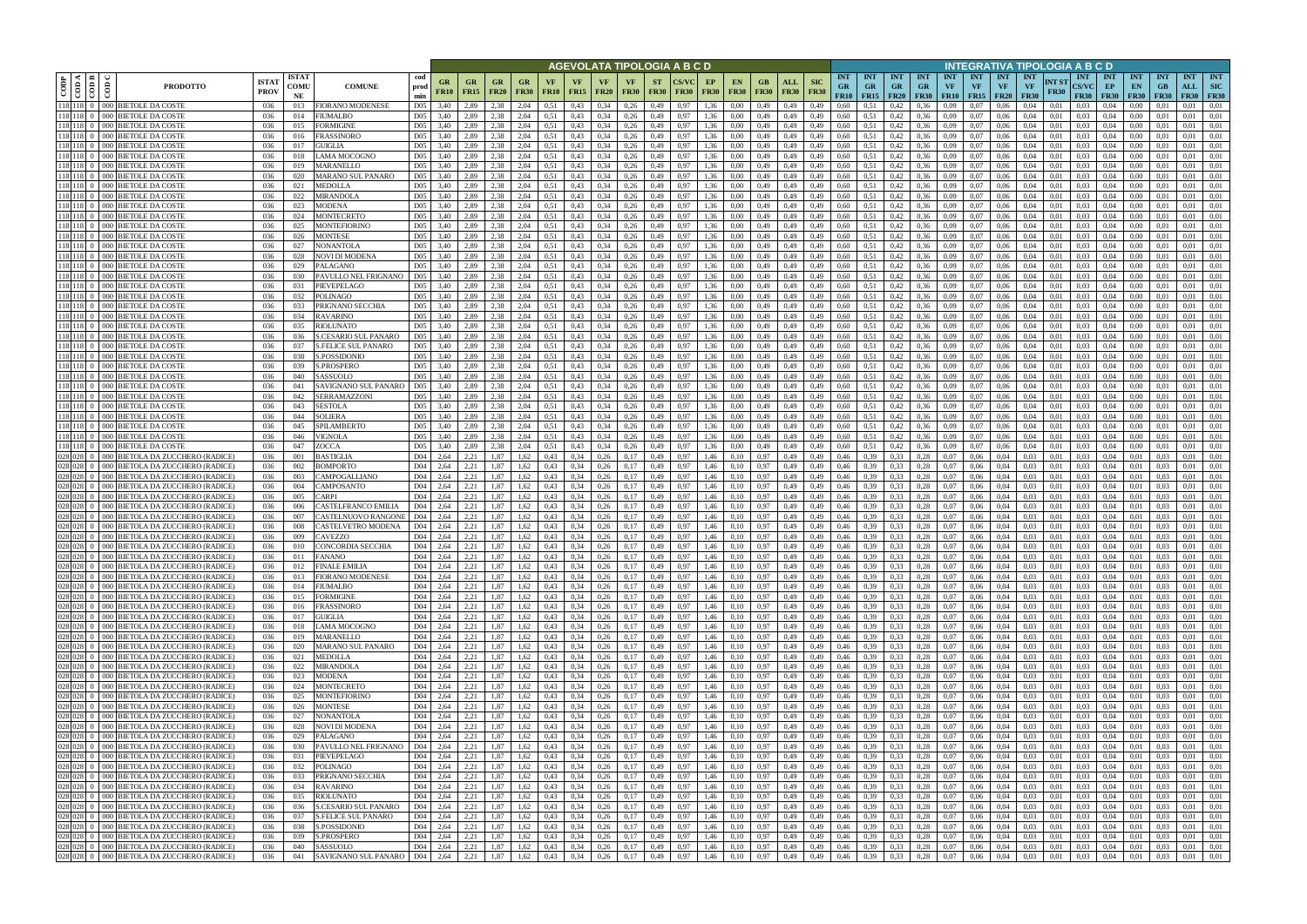| CODP | COD A | COD B | COD C | PRODOTTO | ISTAT PROV | ISTAT COMUNE | COMUNE | cod prod min | AGEVOLATA TIPOLOGIA A B C D | | | | | | | | | | | | | | | | INTEGRATIVA TIPOLOGIA A B C D | | | | | | | | | | | | | | | |
|---|---|---|---|---|---|---|---|---|---|---|---|---|---|---|---|---|---|---|---|---|---|---|---|---|---|---|---|---|---|---|---|---|---|---|---|---|---|---|
| | | | | | | | | | GR FR10 | GR FR15 | GR FR20 | GR FR30 | VF FR10 | VF FR15 | VF FR20 | VF FR30 | ST FR30 | CS/VC FR30 | EP FR30 | EN FR30 | GB FR30 | ALL FR30 | SIC FR30 | INT GR FR10 | INT GR FR15 | INT GR FR20 | INT GR FR30 | INT VF FR10 | INT VF FR15 | INT VF FR20 | INT VF FR30 | INT ST FR30 | INT CS/VC FR30 | INT EP FR30 | INT EN FR30 | INT GB FR30 | INT ALL FR30 | INT SIC FR30 |
| 118 | 118 | 0 | 000 | BIETOLE DA COSTE | 036 | 013 | FIORANO MODENESE | D05 | 3,40 | 2,89 | 2,38 | 2,04 | 0,51 | 0,43 | 0,34 | 0,26 | 0,49 | 0,97 | 1,36 | 0,00 | 0,49 | 0,49 | 0,49 | 0,60 | 0,51 | 0,42 | 0,36 | 0,09 | 0,07 | 0,06 | 0,04 | 0,01 | 0,03 | 0,04 | 0,00 | 0,01 | 0,01 | 0,01 |
| 118 | 118 | 0 | 000 | BIETOLE DA COSTE | 036 | 014 | FIUMALBO | D05 | 3,40 | 2,89 | 2,38 | 2,04 | 0,51 | 0,43 | 0,34 | 0,26 | 0,49 | 0,97 | 1,36 | 0,00 | 0,49 | 0,49 | 0,49 | 0,60 | 0,51 | 0,42 | 0,36 | 0,09 | 0,07 | 0,06 | 0,04 | 0,01 | 0,03 | 0,04 | 0,00 | 0,01 | 0,01 | 0,01 |
| 118 | 118 | 0 | 000 | BIETOLE DA COSTE | 036 | 015 | FORMIGINE | D05 | 3,40 | 2,89 | 2,38 | 2,04 | 0,51 | 0,43 | 0,34 | 0,26 | 0,49 | 0,97 | 1,36 | 0,00 | 0,49 | 0,49 | 0,49 | 0,60 | 0,51 | 0,42 | 0,36 | 0,09 | 0,07 | 0,06 | 0,04 | 0,01 | 0,03 | 0,04 | 0,00 | 0,01 | 0,01 | 0,01 |
| 118 | 118 | 0 | 000 | BIETOLE DA COSTE | 036 | 016 | FRASSINORO | D05 | 3,40 | 2,89 | 2,38 | 2,04 | 0,51 | 0,43 | 0,34 | 0,26 | 0,49 | 0,97 | 1,36 | 0,00 | 0,49 | 0,49 | 0,49 | 0,60 | 0,51 | 0,42 | 0,36 | 0,09 | 0,07 | 0,06 | 0,04 | 0,01 | 0,03 | 0,04 | 0,00 | 0,01 | 0,01 | 0,01 |
| 118 | 118 | 0 | 000 | BIETOLE DA COSTE | 036 | 017 | GUIGLIA | D05 | 3,40 | 2,89 | 2,38 | 2,04 | 0,51 | 0,43 | 0,34 | 0,26 | 0,49 | 0,97 | 1,36 | 0,00 | 0,49 | 0,49 | 0,49 | 0,60 | 0,51 | 0,42 | 0,36 | 0,09 | 0,07 | 0,06 | 0,04 | 0,01 | 0,03 | 0,04 | 0,00 | 0,01 | 0,01 | 0,01 |
| 118 | 118 | 0 | 000 | BIETOLE DA COSTE | 036 | 018 | LAMA MOCOGNO | D05 | 3,40 | 2,89 | 2,38 | 2,04 | 0,51 | 0,43 | 0,34 | 0,26 | 0,49 | 0,97 | 1,36 | 0,00 | 0,49 | 0,49 | 0,49 | 0,60 | 0,51 | 0,42 | 0,36 | 0,09 | 0,07 | 0,06 | 0,04 | 0,01 | 0,03 | 0,04 | 0,00 | 0,01 | 0,01 | 0,01 |
| 118 | 118 | 0 | 000 | BIETOLE DA COSTE | 036 | 019 | MARANELLO | D05 | 3,40 | 2,89 | 2,38 | 2,04 | 0,51 | 0,43 | 0,34 | 0,26 | 0,49 | 0,97 | 1,36 | 0,00 | 0,49 | 0,49 | 0,49 | 0,60 | 0,51 | 0,42 | 0,36 | 0,09 | 0,07 | 0,06 | 0,04 | 0,01 | 0,03 | 0,04 | 0,00 | 0,01 | 0,01 | 0,01 |
| 118 | 118 | 0 | 000 | BIETOLE DA COSTE | 036 | 020 | MARANO SUL PANARO | D05 | 3,40 | 2,89 | 2,38 | 2,04 | 0,51 | 0,43 | 0,34 | 0,26 | 0,49 | 0,97 | 1,36 | 0,00 | 0,49 | 0,49 | 0,49 | 0,60 | 0,51 | 0,42 | 0,36 | 0,09 | 0,07 | 0,06 | 0,04 | 0,01 | 0,03 | 0,04 | 0,00 | 0,01 | 0,01 | 0,01 |
| 118 | 118 | 0 | 000 | BIETOLE DA COSTE | 036 | 021 | MEDOLLA | D05 | 3,40 | 2,89 | 2,38 | 2,04 | 0,51 | 0,43 | 0,34 | 0,26 | 0,49 | 0,97 | 1,36 | 0,00 | 0,49 | 0,49 | 0,49 | 0,60 | 0,51 | 0,42 | 0,36 | 0,09 | 0,07 | 0,06 | 0,04 | 0,01 | 0,03 | 0,04 | 0,00 | 0,01 | 0,01 | 0,01 |
| 118 | 118 | 0 | 000 | BIETOLE DA COSTE | 036 | 022 | MIRANDOLA | D05 | 3,40 | 2,89 | 2,38 | 2,04 | 0,51 | 0,43 | 0,34 | 0,26 | 0,49 | 0,97 | 1,36 | 0,00 | 0,49 | 0,49 | 0,49 | 0,60 | 0,51 | 0,42 | 0,36 | 0,09 | 0,07 | 0,06 | 0,04 | 0,01 | 0,03 | 0,04 | 0,00 | 0,01 | 0,01 | 0,01 |
| 118 | 118 | 0 | 000 | BIETOLE DA COSTE | 036 | 023 | MODENA | D05 | 3,40 | 2,89 | 2,38 | 2,04 | 0,51 | 0,43 | 0,34 | 0,26 | 0,49 | 0,97 | 1,36 | 0,00 | 0,49 | 0,49 | 0,49 | 0,60 | 0,51 | 0,42 | 0,36 | 0,09 | 0,07 | 0,06 | 0,04 | 0,01 | 0,03 | 0,04 | 0,00 | 0,01 | 0,01 | 0,01 |
| 118 | 118 | 0 | 000 | BIETOLE DA COSTE | 036 | 024 | MONTECRETO | D05 | 3,40 | 2,89 | 2,38 | 2,04 | 0,51 | 0,43 | 0,34 | 0,26 | 0,49 | 0,97 | 1,36 | 0,00 | 0,49 | 0,49 | 0,49 | 0,60 | 0,51 | 0,42 | 0,36 | 0,09 | 0,07 | 0,06 | 0,04 | 0,01 | 0,03 | 0,04 | 0,00 | 0,01 | 0,01 | 0,01 |
| 118 | 118 | 0 | 000 | BIETOLE DA COSTE | 036 | 025 | MONTEFIORINO | D05 | 3,40 | 2,89 | 2,38 | 2,04 | 0,51 | 0,43 | 0,34 | 0,26 | 0,49 | 0,97 | 1,36 | 0,00 | 0,49 | 0,49 | 0,49 | 0,60 | 0,51 | 0,42 | 0,36 | 0,09 | 0,07 | 0,06 | 0,04 | 0,01 | 0,03 | 0,04 | 0,00 | 0,01 | 0,01 | 0,01 |
| 118 | 118 | 0 | 000 | BIETOLE DA COSTE | 036 | 026 | MONTESE | D05 | 3,40 | 2,89 | 2,38 | 2,04 | 0,51 | 0,43 | 0,34 | 0,26 | 0,49 | 0,97 | 1,36 | 0,00 | 0,49 | 0,49 | 0,49 | 0,60 | 0,51 | 0,42 | 0,36 | 0,09 | 0,07 | 0,06 | 0,04 | 0,01 | 0,03 | 0,04 | 0,00 | 0,01 | 0,01 | 0,01 |
| 118 | 118 | 0 | 000 | BIETOLE DA COSTE | 036 | 027 | NONANTOLA | D05 | 3,40 | 2,89 | 2,38 | 2,04 | 0,51 | 0,43 | 0,34 | 0,26 | 0,49 | 0,97 | 1,36 | 0,00 | 0,49 | 0,49 | 0,49 | 0,60 | 0,51 | 0,42 | 0,36 | 0,09 | 0,07 | 0,06 | 0,04 | 0,01 | 0,03 | 0,04 | 0,00 | 0,01 | 0,01 | 0,01 |
| 118 | 118 | 0 | 000 | BIETOLE DA COSTE | 036 | 028 | NOVI DI MODENA | D05 | 3,40 | 2,89 | 2,38 | 2,04 | 0,51 | 0,43 | 0,34 | 0,26 | 0,49 | 0,97 | 1,36 | 0,00 | 0,49 | 0,49 | 0,49 | 0,60 | 0,51 | 0,42 | 0,36 | 0,09 | 0,07 | 0,06 | 0,04 | 0,01 | 0,03 | 0,04 | 0,00 | 0,01 | 0,01 | 0,01 |
| 118 | 118 | 0 | 000 | BIETOLE DA COSTE | 036 | 029 | PALAGANO | D05 | 3,40 | 2,89 | 2,38 | 2,04 | 0,51 | 0,43 | 0,34 | 0,26 | 0,49 | 0,97 | 1,36 | 0,00 | 0,49 | 0,49 | 0,49 | 0,60 | 0,51 | 0,42 | 0,36 | 0,09 | 0,07 | 0,06 | 0,04 | 0,01 | 0,03 | 0,04 | 0,00 | 0,01 | 0,01 | 0,01 |
| 118 | 118 | 0 | 000 | BIETOLE DA COSTE | 036 | 030 | PAVULLO NEL FRIGNANO | D05 | 3,40 | 2,89 | 2,38 | 2,04 | 0,51 | 0,43 | 0,34 | 0,26 | 0,49 | 0,97 | 1,36 | 0,00 | 0,49 | 0,49 | 0,49 | 0,60 | 0,51 | 0,42 | 0,36 | 0,09 | 0,07 | 0,06 | 0,04 | 0,01 | 0,03 | 0,04 | 0,00 | 0,01 | 0,01 | 0,01 |
| 118 | 118 | 0 | 000 | BIETOLE DA COSTE | 036 | 031 | PIEVEPELAGO | D05 | 3,40 | 2,89 | 2,38 | 2,04 | 0,51 | 0,43 | 0,34 | 0,26 | 0,49 | 0,97 | 1,36 | 0,00 | 0,49 | 0,49 | 0,49 | 0,60 | 0,51 | 0,42 | 0,36 | 0,09 | 0,07 | 0,06 | 0,04 | 0,01 | 0,03 | 0,04 | 0,00 | 0,01 | 0,01 | 0,01 |
| 118 | 118 | 0 | 000 | BIETOLE DA COSTE | 036 | 032 | POLINAGO | D05 | 3,40 | 2,89 | 2,38 | 2,04 | 0,51 | 0,43 | 0,34 | 0,26 | 0,49 | 0,97 | 1,36 | 0,00 | 0,49 | 0,49 | 0,49 | 0,60 | 0,51 | 0,42 | 0,36 | 0,09 | 0,07 | 0,06 | 0,04 | 0,01 | 0,03 | 0,04 | 0,00 | 0,01 | 0,01 | 0,01 |
| 118 | 118 | 0 | 000 | BIETOLE DA COSTE | 036 | 033 | PRIGNANO SECCHIA | D05 | 3,40 | 2,89 | 2,38 | 2,04 | 0,51 | 0,43 | 0,34 | 0,26 | 0,49 | 0,97 | 1,36 | 0,00 | 0,49 | 0,49 | 0,49 | 0,60 | 0,51 | 0,42 | 0,36 | 0,09 | 0,07 | 0,06 | 0,04 | 0,01 | 0,03 | 0,04 | 0,00 | 0,01 | 0,01 | 0,01 |
| 118 | 118 | 0 | 000 | BIETOLE DA COSTE | 036 | 034 | RAVARINO | D05 | 3,40 | 2,89 | 2,38 | 2,04 | 0,51 | 0,43 | 0,34 | 0,26 | 0,49 | 0,97 | 1,36 | 0,00 | 0,49 | 0,49 | 0,49 | 0,60 | 0,51 | 0,42 | 0,36 | 0,09 | 0,07 | 0,06 | 0,04 | 0,01 | 0,03 | 0,04 | 0,00 | 0,01 | 0,01 | 0,01 |
| 118 | 118 | 0 | 000 | BIETOLE DA COSTE | 036 | 035 | RIOLUNATO | D05 | 3,40 | 2,89 | 2,38 | 2,04 | 0,51 | 0,43 | 0,34 | 0,26 | 0,49 | 0,97 | 1,36 | 0,00 | 0,49 | 0,49 | 0,49 | 0,60 | 0,51 | 0,42 | 0,36 | 0,09 | 0,07 | 0,06 | 0,04 | 0,01 | 0,03 | 0,04 | 0,00 | 0,01 | 0,01 | 0,01 |
| 118 | 118 | 0 | 000 | BIETOLE DA COSTE | 036 | 036 | S.CESARIO SUL PANARO | D05 | 3,40 | 2,89 | 2,38 | 2,04 | 0,51 | 0,43 | 0,34 | 0,26 | 0,49 | 0,97 | 1,36 | 0,00 | 0,49 | 0,49 | 0,49 | 0,60 | 0,51 | 0,42 | 0,36 | 0,09 | 0,07 | 0,06 | 0,04 | 0,01 | 0,03 | 0,04 | 0,00 | 0,01 | 0,01 | 0,01 |
| 118 | 118 | 0 | 000 | BIETOLE DA COSTE | 036 | 037 | S.FELICE SUL PANARO | D05 | 3,40 | 2,89 | 2,38 | 2,04 | 0,51 | 0,43 | 0,34 | 0,26 | 0,49 | 0,97 | 1,36 | 0,00 | 0,49 | 0,49 | 0,49 | 0,60 | 0,51 | 0,42 | 0,36 | 0,09 | 0,07 | 0,06 | 0,04 | 0,01 | 0,03 | 0,04 | 0,00 | 0,01 | 0,01 | 0,01 |
| 118 | 118 | 0 | 000 | BIETOLE DA COSTE | 036 | 038 | S.POSSIDONIO | D05 | 3,40 | 2,89 | 2,38 | 2,04 | 0,51 | 0,43 | 0,34 | 0,26 | 0,49 | 0,97 | 1,36 | 0,00 | 0,49 | 0,49 | 0,49 | 0,60 | 0,51 | 0,42 | 0,36 | 0,09 | 0,07 | 0,06 | 0,04 | 0,01 | 0,03 | 0,04 | 0,00 | 0,01 | 0,01 | 0,01 |
| 118 | 118 | 0 | 000 | BIETOLE DA COSTE | 036 | 039 | S.PROSPERO | D05 | 3,40 | 2,89 | 2,38 | 2,04 | 0,51 | 0,43 | 0,34 | 0,26 | 0,49 | 0,97 | 1,36 | 0,00 | 0,49 | 0,49 | 0,49 | 0,60 | 0,51 | 0,42 | 0,36 | 0,09 | 0,07 | 0,06 | 0,04 | 0,01 | 0,03 | 0,04 | 0,00 | 0,01 | 0,01 | 0,01 |
| 118 | 118 | 0 | 000 | BIETOLE DA COSTE | 036 | 040 | SASSUOLO | D05 | 3,40 | 2,89 | 2,38 | 2,04 | 0,51 | 0,43 | 0,34 | 0,26 | 0,49 | 0,97 | 1,36 | 0,00 | 0,49 | 0,49 | 0,49 | 0,60 | 0,51 | 0,42 | 0,36 | 0,09 | 0,07 | 0,06 | 0,04 | 0,01 | 0,03 | 0,04 | 0,00 | 0,01 | 0,01 | 0,01 |
| 118 | 118 | 0 | 000 | BIETOLE DA COSTE | 036 | 041 | SAVIGNANO SUL PANARO | D05 | 3,40 | 2,89 | 2,38 | 2,04 | 0,51 | 0,43 | 0,34 | 0,26 | 0,49 | 0,97 | 1,36 | 0,00 | 0,49 | 0,49 | 0,49 | 0,60 | 0,51 | 0,42 | 0,36 | 0,09 | 0,07 | 0,06 | 0,04 | 0,01 | 0,03 | 0,04 | 0,00 | 0,01 | 0,01 | 0,01 |
| 118 | 118 | 0 | 000 | BIETOLE DA COSTE | 036 | 042 | SERRAMAZZONI | D05 | 3,40 | 2,89 | 2,38 | 2,04 | 0,51 | 0,43 | 0,34 | 0,26 | 0,49 | 0,97 | 1,36 | 0,00 | 0,49 | 0,49 | 0,49 | 0,60 | 0,51 | 0,42 | 0,36 | 0,09 | 0,07 | 0,06 | 0,04 | 0,01 | 0,03 | 0,04 | 0,00 | 0,01 | 0,01 | 0,01 |
| 118 | 118 | 0 | 000 | BIETOLE DA COSTE | 036 | 043 | SESTOLA | D05 | 3,40 | 2,89 | 2,38 | 2,04 | 0,51 | 0,43 | 0,34 | 0,26 | 0,49 | 0,97 | 1,36 | 0,00 | 0,49 | 0,49 | 0,49 | 0,60 | 0,51 | 0,42 | 0,36 | 0,09 | 0,07 | 0,06 | 0,04 | 0,01 | 0,03 | 0,04 | 0,00 | 0,01 | 0,01 | 0,01 |
| 118 | 118 | 0 | 000 | BIETOLE DA COSTE | 036 | 044 | SOLIERA | D05 | 3,40 | 2,89 | 2,38 | 2,04 | 0,51 | 0,43 | 0,34 | 0,26 | 0,49 | 0,97 | 1,36 | 0,00 | 0,49 | 0,49 | 0,49 | 0,60 | 0,51 | 0,42 | 0,36 | 0,09 | 0,07 | 0,06 | 0,04 | 0,01 | 0,03 | 0,04 | 0,00 | 0,01 | 0,01 | 0,01 |
| 118 | 118 | 0 | 000 | BIETOLE DA COSTE | 036 | 045 | SPILAMBERTO | D05 | 3,40 | 2,89 | 2,38 | 2,04 | 0,51 | 0,43 | 0,34 | 0,26 | 0,49 | 0,97 | 1,36 | 0,00 | 0,49 | 0,49 | 0,49 | 0,60 | 0,51 | 0,42 | 0,36 | 0,09 | 0,07 | 0,06 | 0,04 | 0,01 | 0,03 | 0,04 | 0,00 | 0,01 | 0,01 | 0,01 |
| 118 | 118 | 0 | 000 | BIETOLE DA COSTE | 036 | 046 | VIGNOLA | D05 | 3,40 | 2,89 | 2,38 | 2,04 | 0,51 | 0,43 | 0,34 | 0,26 | 0,49 | 0,97 | 1,36 | 0,00 | 0,49 | 0,49 | 0,49 | 0,60 | 0,51 | 0,42 | 0,36 | 0,09 | 0,07 | 0,06 | 0,04 | 0,01 | 0,03 | 0,04 | 0,00 | 0,01 | 0,01 | 0,01 |
| 118 | 118 | 0 | 000 | BIETOLE DA COSTE | 036 | 047 | ZOCCA | D05 | 3,40 | 2,89 | 2,38 | 2,04 | 0,51 | 0,43 | 0,34 | 0,26 | 0,49 | 0,97 | 1,36 | 0,00 | 0,49 | 0,49 | 0,49 | 0,60 | 0,51 | 0,42 | 0,36 | 0,09 | 0,07 | 0,06 | 0,04 | 0,01 | 0,03 | 0,04 | 0,00 | 0,01 | 0,01 | 0,01 |
| 028 | 028 | 0 | 000 | BIETOLA DA ZUCCHERO (RADICE) | 036 | 001 | BASTIGLIA | D04 | 2,64 | 2,21 | 1,87 | 1,62 | 0,43 | 0,34 | 0,26 | 0,17 | 0,49 | 0,97 | 1,46 | 0,10 | 0,97 | 0,49 | 0,49 | 0,46 | 0,39 | 0,33 | 0,28 | 0,07 | 0,06 | 0,04 | 0,03 | 0,01 | 0,03 | 0,04 | 0,01 | 0,03 | 0,01 | 0,01 |
| 028 | 028 | 0 | 000 | BIETOLA DA ZUCCHERO (RADICE) | 036 | 002 | BOMPORTO | D04 | 2,64 | 2,21 | 1,87 | 1,62 | 0,43 | 0,34 | 0,26 | 0,17 | 0,49 | 0,97 | 1,46 | 0,10 | 0,97 | 0,49 | 0,49 | 0,46 | 0,39 | 0,33 | 0,28 | 0,07 | 0,06 | 0,04 | 0,03 | 0,01 | 0,03 | 0,04 | 0,01 | 0,03 | 0,01 | 0,01 |
| 028 | 028 | 0 | 000 | BIETOLA DA ZUCCHERO (RADICE) | 036 | 003 | CAMPOGALLIANO | D04 | 2,64 | 2,21 | 1,87 | 1,62 | 0,43 | 0,34 | 0,26 | 0,17 | 0,49 | 0,97 | 1,46 | 0,10 | 0,97 | 0,49 | 0,49 | 0,46 | 0,39 | 0,33 | 0,28 | 0,07 | 0,06 | 0,04 | 0,03 | 0,01 | 0,03 | 0,04 | 0,01 | 0,03 | 0,01 | 0,01 |
| 028 | 028 | 0 | 000 | BIETOLA DA ZUCCHERO (RADICE) | 036 | 004 | CAMPOSANTO | D04 | 2,64 | 2,21 | 1,87 | 1,62 | 0,43 | 0,34 | 0,26 | 0,17 | 0,49 | 0,97 | 1,46 | 0,10 | 0,97 | 0,49 | 0,49 | 0,46 | 0,39 | 0,33 | 0,28 | 0,07 | 0,06 | 0,04 | 0,03 | 0,01 | 0,03 | 0,04 | 0,01 | 0,03 | 0,01 | 0,01 |
| 028 | 028 | 0 | 000 | BIETOLA DA ZUCCHERO (RADICE) | 036 | 005 | CARPI | D04 | 2,64 | 2,21 | 1,87 | 1,62 | 0,43 | 0,34 | 0,26 | 0,17 | 0,49 | 0,97 | 1,46 | 0,10 | 0,97 | 0,49 | 0,49 | 0,46 | 0,39 | 0,33 | 0,28 | 0,07 | 0,06 | 0,04 | 0,03 | 0,01 | 0,03 | 0,04 | 0,01 | 0,03 | 0,01 | 0,01 |
| 028 | 028 | 0 | 000 | BIETOLA DA ZUCCHERO (RADICE) | 036 | 006 | CASTELFRANCO EMILIA | D04 | 2,64 | 2,21 | 1,87 | 1,62 | 0,43 | 0,34 | 0,26 | 0,17 | 0,49 | 0,97 | 1,46 | 0,10 | 0,97 | 0,49 | 0,49 | 0,46 | 0,39 | 0,33 | 0,28 | 0,07 | 0,06 | 0,04 | 0,03 | 0,01 | 0,03 | 0,04 | 0,01 | 0,03 | 0,01 | 0,01 |
| 028 | 028 | 0 | 000 | BIETOLA DA ZUCCHERO (RADICE) | 036 | 007 | CASTELNUOVO RANGONE | D04 | 2,64 | 2,21 | 1,87 | 1,62 | 0,43 | 0,34 | 0,26 | 0,17 | 0,49 | 0,97 | 1,46 | 0,10 | 0,97 | 0,49 | 0,49 | 0,46 | 0,39 | 0,33 | 0,28 | 0,07 | 0,06 | 0,04 | 0,03 | 0,01 | 0,03 | 0,04 | 0,01 | 0,03 | 0,01 | 0,01 |
| 028 | 028 | 0 | 000 | BIETOLA DA ZUCCHERO (RADICE) | 036 | 008 | CASTELVETRO MODENA | D04 | 2,64 | 2,21 | 1,87 | 1,62 | 0,43 | 0,34 | 0,26 | 0,17 | 0,49 | 0,97 | 1,46 | 0,10 | 0,97 | 0,49 | 0,49 | 0,46 | 0,39 | 0,33 | 0,28 | 0,07 | 0,06 | 0,04 | 0,03 | 0,01 | 0,03 | 0,04 | 0,01 | 0,03 | 0,01 | 0,01 |
| 028 | 028 | 0 | 000 | BIETOLA DA ZUCCHERO (RADICE) | 036 | 009 | CAVEZZO | D04 | 2,64 | 2,21 | 1,87 | 1,62 | 0,43 | 0,34 | 0,26 | 0,17 | 0,49 | 0,97 | 1,46 | 0,10 | 0,97 | 0,49 | 0,49 | 0,46 | 0,39 | 0,33 | 0,28 | 0,07 | 0,06 | 0,04 | 0,03 | 0,01 | 0,03 | 0,04 | 0,01 | 0,03 | 0,01 | 0,01 |
| 028 | 028 | 0 | 000 | BIETOLA DA ZUCCHERO (RADICE) | 036 | 010 | CONCORDIA SECCHIA | D04 | 2,64 | 2,21 | 1,87 | 1,62 | 0,43 | 0,34 | 0,26 | 0,17 | 0,49 | 0,97 | 1,46 | 0,10 | 0,97 | 0,49 | 0,49 | 0,46 | 0,39 | 0,33 | 0,28 | 0,07 | 0,06 | 0,04 | 0,03 | 0,01 | 0,03 | 0,04 | 0,01 | 0,03 | 0,01 | 0,01 |
| 028 | 028 | 0 | 000 | BIETOLA DA ZUCCHERO (RADICE) | 036 | 011 | FANANO | D04 | 2,64 | 2,21 | 1,87 | 1,62 | 0,43 | 0,34 | 0,26 | 0,17 | 0,49 | 0,97 | 1,46 | 0,10 | 0,97 | 0,49 | 0,49 | 0,46 | 0,39 | 0,33 | 0,28 | 0,07 | 0,06 | 0,04 | 0,03 | 0,01 | 0,03 | 0,04 | 0,01 | 0,03 | 0,01 | 0,01 |
| 028 | 028 | 0 | 000 | BIETOLA DA ZUCCHERO (RADICE) | 036 | 012 | FINALE EMILIA | D04 | 2,64 | 2,21 | 1,87 | 1,62 | 0,43 | 0,34 | 0,26 | 0,17 | 0,49 | 0,97 | 1,46 | 0,10 | 0,97 | 0,49 | 0,49 | 0,46 | 0,39 | 0,33 | 0,28 | 0,07 | 0,06 | 0,04 | 0,03 | 0,01 | 0,03 | 0,04 | 0,01 | 0,03 | 0,01 | 0,01 |
| 028 | 028 | 0 | 000 | BIETOLA DA ZUCCHERO (RADICE) | 036 | 013 | FIORANO MODENESE | D04 | 2,64 | 2,21 | 1,87 | 1,62 | 0,43 | 0,34 | 0,26 | 0,17 | 0,49 | 0,97 | 1,46 | 0,10 | 0,97 | 0,49 | 0,49 | 0,46 | 0,39 | 0,33 | 0,28 | 0,07 | 0,06 | 0,04 | 0,03 | 0,01 | 0,03 | 0,04 | 0,01 | 0,03 | 0,01 | 0,01 |
| 028 | 028 | 0 | 000 | BIETOLA DA ZUCCHERO (RADICE) | 036 | 014 | FIUMALBO | D04 | 2,64 | 2,21 | 1,87 | 1,62 | 0,43 | 0,34 | 0,26 | 0,17 | 0,49 | 0,97 | 1,46 | 0,10 | 0,97 | 0,49 | 0,49 | 0,46 | 0,39 | 0,33 | 0,28 | 0,07 | 0,06 | 0,04 | 0,03 | 0,01 | 0,03 | 0,04 | 0,01 | 0,03 | 0,01 | 0,01 |
| 028 | 028 | 0 | 000 | BIETOLA DA ZUCCHERO (RADICE) | 036 | 015 | FORMIGINE | D04 | 2,64 | 2,21 | 1,87 | 1,62 | 0,43 | 0,34 | 0,26 | 0,17 | 0,49 | 0,97 | 1,46 | 0,10 | 0,97 | 0,49 | 0,49 | 0,46 | 0,39 | 0,33 | 0,28 | 0,07 | 0,06 | 0,04 | 0,03 | 0,01 | 0,03 | 0,04 | 0,01 | 0,03 | 0,01 | 0,01 |
| 028 | 028 | 0 | 000 | BIETOLA DA ZUCCHERO (RADICE) | 036 | 016 | FRASSINORO | D04 | 2,64 | 2,21 | 1,87 | 1,62 | 0,43 | 0,34 | 0,26 | 0,17 | 0,49 | 0,97 | 1,46 | 0,10 | 0,97 | 0,49 | 0,49 | 0,46 | 0,39 | 0,33 | 0,28 | 0,07 | 0,06 | 0,04 | 0,03 | 0,01 | 0,03 | 0,04 | 0,01 | 0,03 | 0,01 | 0,01 |
| 028 | 028 | 0 | 000 | BIETOLA DA ZUCCHERO (RADICE) | 036 | 017 | GUIGLIA | D04 | 2,64 | 2,21 | 1,87 | 1,62 | 0,43 | 0,34 | 0,26 | 0,17 | 0,49 | 0,97 | 1,46 | 0,10 | 0,97 | 0,49 | 0,49 | 0,46 | 0,39 | 0,33 | 0,28 | 0,07 | 0,06 | 0,04 | 0,03 | 0,01 | 0,03 | 0,04 | 0,01 | 0,03 | 0,01 | 0,01 |
| 028 | 028 | 0 | 000 | BIETOLA DA ZUCCHERO (RADICE) | 036 | 018 | LAMA MOCOGNO | D04 | 2,64 | 2,21 | 1,87 | 1,62 | 0,43 | 0,34 | 0,26 | 0,17 | 0,49 | 0,97 | 1,46 | 0,10 | 0,97 | 0,49 | 0,49 | 0,46 | 0,39 | 0,33 | 0,28 | 0,07 | 0,06 | 0,04 | 0,03 | 0,01 | 0,03 | 0,04 | 0,01 | 0,03 | 0,01 | 0,01 |
| 028 | 028 | 0 | 000 | BIETOLA DA ZUCCHERO (RADICE) | 036 | 019 | MARANELLO | D04 | 2,64 | 2,21 | 1,87 | 1,62 | 0,43 | 0,34 | 0,26 | 0,17 | 0,49 | 0,97 | 1,46 | 0,10 | 0,97 | 0,49 | 0,49 | 0,46 | 0,39 | 0,33 | 0,28 | 0,07 | 0,06 | 0,04 | 0,03 | 0,01 | 0,03 | 0,04 | 0,01 | 0,03 | 0,01 | 0,01 |
| 028 | 028 | 0 | 000 | BIETOLA DA ZUCCHERO (RADICE) | 036 | 020 | MARANO SUL PANARO | D04 | 2,64 | 2,21 | 1,87 | 1,62 | 0,43 | 0,34 | 0,26 | 0,17 | 0,49 | 0,97 | 1,46 | 0,10 | 0,97 | 0,49 | 0,49 | 0,46 | 0,39 | 0,33 | 0,28 | 0,07 | 0,06 | 0,04 | 0,03 | 0,01 | 0,03 | 0,04 | 0,01 | 0,03 | 0,01 | 0,01 |
| 028 | 028 | 0 | 000 | BIETOLA DA ZUCCHERO (RADICE) | 036 | 021 | MEDOLLA | D04 | 2,64 | 2,21 | 1,87 | 1,62 | 0,43 | 0,34 | 0,26 | 0,17 | 0,49 | 0,97 | 1,46 | 0,10 | 0,97 | 0,49 | 0,49 | 0,46 | 0,39 | 0,33 | 0,28 | 0,07 | 0,06 | 0,04 | 0,03 | 0,01 | 0,03 | 0,04 | 0,01 | 0,03 | 0,01 | 0,01 |
| 028 | 028 | 0 | 000 | BIETOLA DA ZUCCHERO (RADICE) | 036 | 022 | MIRANDOLA | D04 | 2,64 | 2,21 | 1,87 | 1,62 | 0,43 | 0,34 | 0,26 | 0,17 | 0,49 | 0,97 | 1,46 | 0,10 | 0,97 | 0,49 | 0,49 | 0,46 | 0,39 | 0,33 | 0,28 | 0,07 | 0,06 | 0,04 | 0,03 | 0,01 | 0,03 | 0,04 | 0,01 | 0,03 | 0,01 | 0,01 |
| 028 | 028 | 0 | 000 | BIETOLA DA ZUCCHERO (RADICE) | 036 | 023 | MODENA | D04 | 2,64 | 2,21 | 1,87 | 1,62 | 0,43 | 0,34 | 0,26 | 0,17 | 0,49 | 0,97 | 1,46 | 0,10 | 0,97 | 0,49 | 0,49 | 0,46 | 0,39 | 0,33 | 0,28 | 0,07 | 0,06 | 0,04 | 0,03 | 0,01 | 0,03 | 0,04 | 0,01 | 0,03 | 0,01 | 0,01 |
| 028 | 028 | 0 | 000 | BIETOLA DA ZUCCHERO (RADICE) | 036 | 024 | MONTECRETO | D04 | 2,64 | 2,21 | 1,87 | 1,62 | 0,43 | 0,34 | 0,26 | 0,17 | 0,49 | 0,97 | 1,46 | 0,10 | 0,97 | 0,49 | 0,49 | 0,46 | 0,39 | 0,33 | 0,28 | 0,07 | 0,06 | 0,04 | 0,03 | 0,01 | 0,03 | 0,04 | 0,01 | 0,03 | 0,01 | 0,01 |
| 028 | 028 | 0 | 000 | BIETOLA DA ZUCCHERO (RADICE) | 036 | 025 | MONTEFIORINO | D04 | 2,64 | 2,21 | 1,87 | 1,62 | 0,43 | 0,34 | 0,26 | 0,17 | 0,49 | 0,97 | 1,46 | 0,10 | 0,97 | 0,49 | 0,49 | 0,46 | 0,39 | 0,33 | 0,28 | 0,07 | 0,06 | 0,04 | 0,03 | 0,01 | 0,03 | 0,04 | 0,01 | 0,03 | 0,01 | 0,01 |
| 028 | 028 | 0 | 000 | BIETOLA DA ZUCCHERO (RADICE) | 036 | 026 | MONTESE | D04 | 2,64 | 2,21 | 1,87 | 1,62 | 0,43 | 0,34 | 0,26 | 0,17 | 0,49 | 0,97 | 1,46 | 0,10 | 0,97 | 0,49 | 0,49 | 0,46 | 0,39 | 0,33 | 0,28 | 0,07 | 0,06 | 0,04 | 0,03 | 0,01 | 0,03 | 0,04 | 0,01 | 0,03 | 0,01 | 0,01 |
| 028 | 028 | 0 | 000 | BIETOLA DA ZUCCHERO (RADICE) | 036 | 027 | NONANTOLA | D04 | 2,64 | 2,21 | 1,87 | 1,62 | 0,43 | 0,34 | 0,26 | 0,17 | 0,49 | 0,97 | 1,46 | 0,10 | 0,97 | 0,49 | 0,49 | 0,46 | 0,39 | 0,33 | 0,28 | 0,07 | 0,06 | 0,04 | 0,03 | 0,01 | 0,03 | 0,04 | 0,01 | 0,03 | 0,01 | 0,01 |
| 028 | 028 | 0 | 000 | BIETOLA DA ZUCCHERO (RADICE) | 036 | 028 | NOVI DI MODENA | D04 | 2,64 | 2,21 | 1,87 | 1,62 | 0,43 | 0,34 | 0,26 | 0,17 | 0,49 | 0,97 | 1,46 | 0,10 | 0,97 | 0,49 | 0,49 | 0,46 | 0,39 | 0,33 | 0,28 | 0,07 | 0,06 | 0,04 | 0,03 | 0,01 | 0,03 | 0,04 | 0,01 | 0,03 | 0,01 | 0,01 |
| 028 | 028 | 0 | 000 | BIETOLA DA ZUCCHERO (RADICE) | 036 | 029 | PALAGANO | D04 | 2,64 | 2,21 | 1,87 | 1,62 | 0,43 | 0,34 | 0,26 | 0,17 | 0,49 | 0,97 | 1,46 | 0,10 | 0,97 | 0,49 | 0,49 | 0,46 | 0,39 | 0,33 | 0,28 | 0,07 | 0,06 | 0,04 | 0,03 | 0,01 | 0,03 | 0,04 | 0,01 | 0,03 | 0,01 | 0,01 |
| 028 | 028 | 0 | 000 | BIETOLA DA ZUCCHERO (RADICE) | 036 | 030 | PAVULLO NEL FRIGNANO | D04 | 2,64 | 2,21 | 1,87 | 1,62 | 0,43 | 0,34 | 0,26 | 0,17 | 0,49 | 0,97 | 1,46 | 0,10 | 0,97 | 0,49 | 0,49 | 0,46 | 0,39 | 0,33 | 0,28 | 0,07 | 0,06 | 0,04 | 0,03 | 0,01 | 0,03 | 0,04 | 0,01 | 0,03 | 0,01 | 0,01 |
| 028 | 028 | 0 | 000 | BIETOLA DA ZUCCHERO (RADICE) | 036 | 031 | PIEVEPELAGO | D04 | 2,64 | 2,21 | 1,87 | 1,62 | 0,43 | 0,34 | 0,26 | 0,17 | 0,49 | 0,97 | 1,46 | 0,10 | 0,97 | 0,49 | 0,49 | 0,46 | 0,39 | 0,33 | 0,28 | 0,07 | 0,06 | 0,04 | 0,03 | 0,01 | 0,03 | 0,04 | 0,01 | 0,03 | 0,01 | 0,01 |
| 028 | 028 | 0 | 000 | BIETOLA DA ZUCCHERO (RADICE) | 036 | 032 | POLINAGO | D04 | 2,64 | 2,21 | 1,87 | 1,62 | 0,43 | 0,34 | 0,26 | 0,17 | 0,49 | 0,97 | 1,46 | 0,10 | 0,97 | 0,49 | 0,49 | 0,46 | 0,39 | 0,33 | 0,28 | 0,07 | 0,06 | 0,04 | 0,03 | 0,01 | 0,03 | 0,04 | 0,01 | 0,03 | 0,01 | 0,01 |
| 028 | 028 | 0 | 000 | BIETOLA DA ZUCCHERO (RADICE) | 036 | 033 | PRIGNANO SECCHIA | D04 | 2,64 | 2,21 | 1,87 | 1,62 | 0,43 | 0,34 | 0,26 | 0,17 | 0,49 | 0,97 | 1,46 | 0,10 | 0,97 | 0,49 | 0,49 | 0,46 | 0,39 | 0,33 | 0,28 | 0,07 | 0,06 | 0,04 | 0,03 | 0,01 | 0,03 | 0,04 | 0,01 | 0,03 | 0,01 | 0,01 |
| 028 | 028 | 0 | 000 | BIETOLA DA ZUCCHERO (RADICE) | 036 | 034 | RAVARINO | D04 | 2,64 | 2,21 | 1,87 | 1,62 | 0,43 | 0,34 | 0,26 | 0,17 | 0,49 | 0,97 | 1,46 | 0,10 | 0,97 | 0,49 | 0,49 | 0,46 | 0,39 | 0,33 | 0,28 | 0,07 | 0,06 | 0,04 | 0,03 | 0,01 | 0,03 | 0,04 | 0,01 | 0,03 | 0,01 | 0,01 |
| 028 | 028 | 0 | 000 | BIETOLA DA ZUCCHERO (RADICE) | 036 | 035 | RIOLUNATO | D04 | 2,64 | 2,21 | 1,87 | 1,62 | 0,43 | 0,34 | 0,26 | 0,17 | 0,49 | 0,97 | 1,46 | 0,10 | 0,97 | 0,49 | 0,49 | 0,46 | 0,39 | 0,33 | 0,28 | 0,07 | 0,06 | 0,04 | 0,03 | 0,01 | 0,03 | 0,04 | 0,01 | 0,03 | 0,01 | 0,01 |
| 028 | 028 | 0 | 000 | BIETOLA DA ZUCCHERO (RADICE) | 036 | 036 | S.CESARIO SUL PANARO | D04 | 2,64 | 2,21 | 1,87 | 1,62 | 0,43 | 0,34 | 0,26 | 0,17 | 0,49 | 0,97 | 1,46 | 0,10 | 0,97 | 0,49 | 0,49 | 0,46 | 0,39 | 0,33 | 0,28 | 0,07 | 0,06 | 0,04 | 0,03 | 0,01 | 0,03 | 0,04 | 0,01 | 0,03 | 0,01 | 0,01 |
| 028 | 028 | 0 | 000 | BIETOLA DA ZUCCHERO (RADICE) | 036 | 037 | S.FELICE SUL PANARO | D04 | 2,64 | 2,21 | 1,87 | 1,62 | 0,43 | 0,34 | 0,26 | 0,17 | 0,49 | 0,97 | 1,46 | 0,10 | 0,97 | 0,49 | 0,49 | 0,46 | 0,39 | 0,33 | 0,28 | 0,07 | 0,06 | 0,04 | 0,03 | 0,01 | 0,03 | 0,04 | 0,01 | 0,03 | 0,01 | 0,01 |
| 028 | 028 | 0 | 000 | BIETOLA DA ZUCCHERO (RADICE) | 036 | 038 | S.POSSIDONIO | D04 | 2,64 | 2,21 | 1,87 | 1,62 | 0,43 | 0,34 | 0,26 | 0,17 | 0,49 | 0,97 | 1,46 | 0,10 | 0,97 | 0,49 | 0,49 | 0,46 | 0,39 | 0,33 | 0,28 | 0,07 | 0,06 | 0,04 | 0,03 | 0,01 | 0,03 | 0,04 | 0,01 | 0,03 | 0,01 | 0,01 |
| 028 | 028 | 0 | 000 | BIETOLA DA ZUCCHERO (RADICE) | 036 | 039 | S.PROSPERO | D04 | 2,64 | 2,21 | 1,87 | 1,62 | 0,43 | 0,34 | 0,26 | 0,17 | 0,49 | 0,97 | 1,46 | 0,10 | 0,97 | 0,49 | 0,49 | 0,46 | 0,39 | 0,33 | 0,28 | 0,07 | 0,06 | 0,04 | 0,03 | 0,01 | 0,03 | 0,04 | 0,01 | 0,03 | 0,01 | 0,01 |
| 028 | 028 | 0 | 000 | BIETOLA DA ZUCCHERO (RADICE) | 036 | 040 | SASSUOLO | D04 | 2,64 | 2,21 | 1,87 | 1,62 | 0,43 | 0,34 | 0,26 | 0,17 | 0,49 | 0,97 | 1,46 | 0,10 | 0,97 | 0,49 | 0,49 | 0,46 | 0,39 | 0,33 | 0,28 | 0,07 | 0,06 | 0,04 | 0,03 | 0,01 | 0,03 | 0,04 | 0,01 | 0,03 | 0,01 | 0,01 |
| 028 | 028 | 0 | 000 | BIETOLA DA ZUCCHERO (RADICE) | 036 | 041 | SAVIGNANO SUL PANARO | D04 | 2,64 | 2,21 | 1,87 | 1,62 | 0,43 | 0,34 | 0,26 | 0,17 | 0,49 | 0,97 | 1,46 | 0,10 | 0,97 | 0,49 | 0,49 | 0,46 | 0,39 | 0,33 | 0,28 | 0,07 | 0,06 | 0,04 | 0,03 | 0,01 | 0,03 | 0,04 | 0,01 | 0,03 | 0,01 | 0,01 |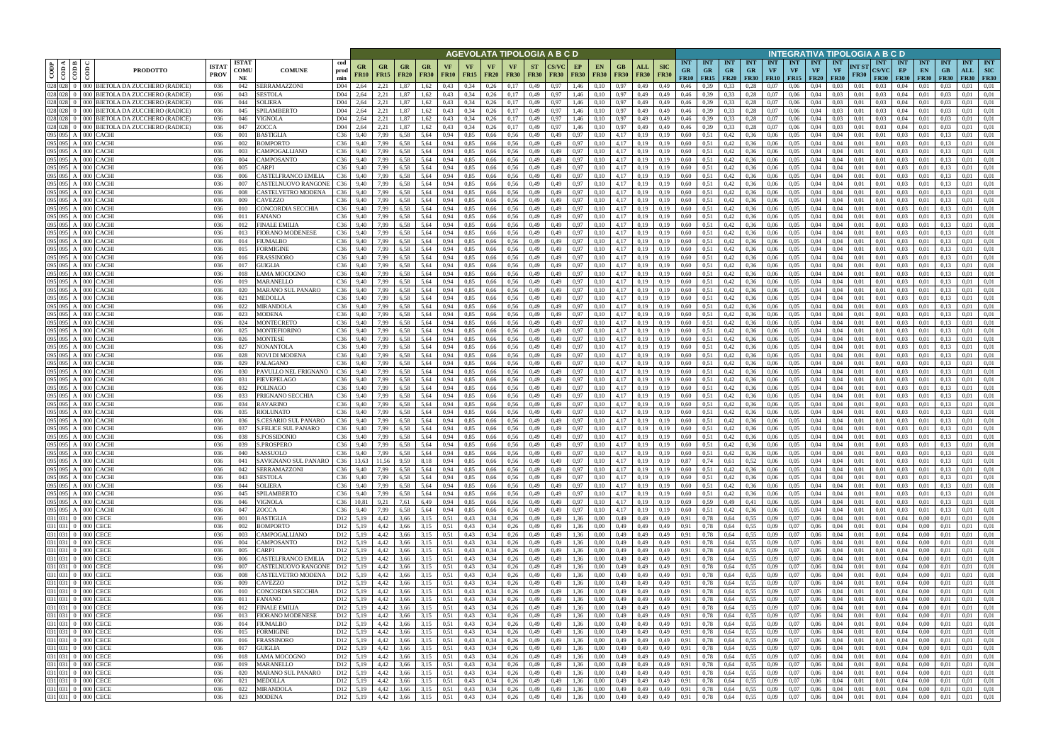| CODP | COD A | COD B | COD C | PRODOTTO | ISTAT PROV | ISTAT COMUNE | COMUNE | cod prod min | AGEVOLATA TIPOLOGIA A B C D | | | | | | | | | | | | | | | | INTEGRATIVA TIPOLOGIA A B C D | | | | | | | | | | | | | | | |
|---|---|---|---|---|---|---|---|---|---|---|---|---|---|---|---|---|---|---|---|---|---|---|---|---|---|---|---|---|---|---|---|---|---|---|---|---|---|---|---|
| | | | | | | | | | GR FR10 | GR FR15 | GR FR20 | GR FR30 | VF FR10 | VF FR15 | VF FR20 | VF FR30 | ST FR30 | CS/VC FR30 | EP FR30 | EN FR30 | GB FR30 | ALL FR30 | SIC FR30 | INT GR FR10 | INT GR FR15 | INT GR FR20 | INT GR FR30 | INT VF FR10 | INT VF FR15 | INT VF FR20 | INT VF FR30 | INT ST FR30 | INT CS/VC FR30 | INT EP FR30 | INT EN FR30 | INT GB FR30 | INT ALL FR30 | INT SIC FR30 |
| 028 | 028 | 0 | 000 | BIETOLA DA ZUCCHERO (RADICE) | 036 | 042 | SERRAMAZZONI | D04 | 2,64 | 2,21 | 1,87 | 1,62 | 0,43 | 0,34 | 0,26 | 0,17 | 0,49 | 0,97 | 1,46 | 0,10 | 0,97 | 0,49 | 0,49 | 0,46 | 0,39 | 0,33 | 0,28 | 0,07 | 0,06 | 0,04 | 0,03 | 0,01 | 0,03 | 0,04 | 0,01 | 0,03 | 0,01 | 0,01 |
| 028 | 028 | 0 | 000 | BIETOLA DA ZUCCHERO (RADICE) | 036 | 043 | SESTOLA | D04 | 2,64 | 2,21 | 1,87 | 1,62 | 0,43 | 0,34 | 0,26 | 0,17 | 0,49 | 0,97 | 1,46 | 0,10 | 0,97 | 0,49 | 0,49 | 0,46 | 0,39 | 0,33 | 0,28 | 0,07 | 0,06 | 0,04 | 0,03 | 0,01 | 0,03 | 0,04 | 0,01 | 0,03 | 0,01 | 0,01 |
| 028 | 028 | 0 | 000 | BIETOLA DA ZUCCHERO (RADICE) | 036 | 044 | SOLIERA | D04 | 2,64 | 2,21 | 1,87 | 1,62 | 0,43 | 0,34 | 0,26 | 0,17 | 0,49 | 0,97 | 1,46 | 0,10 | 0,97 | 0,49 | 0,49 | 0,46 | 0,39 | 0,33 | 0,28 | 0,07 | 0,06 | 0,04 | 0,03 | 0,01 | 0,03 | 0,04 | 0,01 | 0,03 | 0,01 | 0,01 |
| 028 | 028 | 0 | 000 | BIETOLA DA ZUCCHERO (RADICE) | 036 | 045 | SPILAMBERTO | D04 | 2,64 | 2,21 | 1,87 | 1,62 | 0,43 | 0,34 | 0,26 | 0,17 | 0,49 | 0,97 | 1,46 | 0,10 | 0,97 | 0,49 | 0,49 | 0,46 | 0,39 | 0,33 | 0,28 | 0,07 | 0,06 | 0,04 | 0,03 | 0,01 | 0,03 | 0,04 | 0,01 | 0,03 | 0,01 | 0,01 |
| 028 | 028 | 0 | 000 | BIETOLA DA ZUCCHERO (RADICE) | 036 | 046 | VIGNOLA | D04 | 2,64 | 2,21 | 1,87 | 1,62 | 0,43 | 0,34 | 0,26 | 0,17 | 0,49 | 0,97 | 1,46 | 0,10 | 0,97 | 0,49 | 0,49 | 0,46 | 0,39 | 0,33 | 0,28 | 0,07 | 0,06 | 0,04 | 0,03 | 0,01 | 0,03 | 0,04 | 0,01 | 0,03 | 0,01 | 0,01 |
| 028 | 028 | 0 | 000 | BIETOLA DA ZUCCHERO (RADICE) | 036 | 047 | ZOCCA | D04 | 2,64 | 2,21 | 1,87 | 1,62 | 0,43 | 0,34 | 0,26 | 0,17 | 0,49 | 0,97 | 1,46 | 0,10 | 0,97 | 0,49 | 0,49 | 0,46 | 0,39 | 0,33 | 0,28 | 0,07 | 0,06 | 0,04 | 0,03 | 0,01 | 0,03 | 0,04 | 0,01 | 0,03 | 0,01 | 0,01 |
| 095 | 095 | A | 000 | CACHI | 036 | 001 | BASTIGLIA | C36 | 9,40 | 7,99 | 6,58 | 5,64 | 0,94 | 0,85 | 0,66 | 0,56 | 0,49 | 0,49 | 0,97 | 0,10 | 4,17 | 0,19 | 0,19 | 0,60 | 0,51 | 0,42 | 0,36 | 0,06 | 0,05 | 0,04 | 0,04 | 0,01 | 0,01 | 0,03 | 0,01 | 0,13 | 0,01 | 0,01 |
| 095 | 095 | A | 000 | CACHI | 036 | 002 | BOMPORTO | C36 | 9,40 | 7,99 | 6,58 | 5,64 | 0,94 | 0,85 | 0,66 | 0,56 | 0,49 | 0,49 | 0,97 | 0,10 | 4,17 | 0,19 | 0,19 | 0,60 | 0,51 | 0,42 | 0,36 | 0,06 | 0,05 | 0,04 | 0,04 | 0,01 | 0,01 | 0,03 | 0,01 | 0,13 | 0,01 | 0,01 |
| 095 | 095 | A | 000 | CACHI | 036 | 003 | CAMPOGALLIANO | C36 | 9,40 | 7,99 | 6,58 | 5,64 | 0,94 | 0,85 | 0,66 | 0,56 | 0,49 | 0,49 | 0,97 | 0,10 | 4,17 | 0,19 | 0,19 | 0,60 | 0,51 | 0,42 | 0,36 | 0,06 | 0,05 | 0,04 | 0,04 | 0,01 | 0,01 | 0,03 | 0,01 | 0,13 | 0,01 | 0,01 |
| 095 | 095 | A | 000 | CACHI | 036 | 004 | CAMPOSANTO | C36 | 9,40 | 7,99 | 6,58 | 5,64 | 0,94 | 0,85 | 0,66 | 0,56 | 0,49 | 0,49 | 0,97 | 0,10 | 4,17 | 0,19 | 0,19 | 0,60 | 0,51 | 0,42 | 0,36 | 0,06 | 0,05 | 0,04 | 0,04 | 0,01 | 0,01 | 0,03 | 0,01 | 0,13 | 0,01 | 0,01 |
| 095 | 095 | A | 000 | CACHI | 036 | 005 | CARPI | C36 | 9,40 | 7,99 | 6,58 | 5,64 | 0,94 | 0,85 | 0,66 | 0,56 | 0,49 | 0,49 | 0,97 | 0,10 | 4,17 | 0,19 | 0,19 | 0,60 | 0,51 | 0,42 | 0,36 | 0,06 | 0,05 | 0,04 | 0,04 | 0,01 | 0,01 | 0,03 | 0,01 | 0,13 | 0,01 | 0,01 |
| 095 | 095 | A | 000 | CACHI | 036 | 006 | CASTELFRANCO EMILIA | C36 | 9,40 | 7,99 | 6,58 | 5,64 | 0,94 | 0,85 | 0,66 | 0,56 | 0,49 | 0,49 | 0,97 | 0,10 | 4,17 | 0,19 | 0,19 | 0,60 | 0,51 | 0,42 | 0,36 | 0,06 | 0,05 | 0,04 | 0,04 | 0,01 | 0,01 | 0,03 | 0,01 | 0,13 | 0,01 | 0,01 |
| 095 | 095 | A | 000 | CACHI | 036 | 007 | CASTELNUOVO RANGONE | C36 | 9,40 | 7,99 | 6,58 | 5,64 | 0,94 | 0,85 | 0,66 | 0,56 | 0,49 | 0,49 | 0,97 | 0,10 | 4,17 | 0,19 | 0,19 | 0,60 | 0,51 | 0,42 | 0,36 | 0,06 | 0,05 | 0,04 | 0,04 | 0,01 | 0,01 | 0,03 | 0,01 | 0,13 | 0,01 | 0,01 |
| 095 | 095 | A | 000 | CACHI | 036 | 008 | CASTELVETRO MODENA | C36 | 9,40 | 7,99 | 6,58 | 5,64 | 0,94 | 0,85 | 0,66 | 0,56 | 0,49 | 0,49 | 0,97 | 0,10 | 4,17 | 0,19 | 0,19 | 0,60 | 0,51 | 0,42 | 0,36 | 0,06 | 0,05 | 0,04 | 0,04 | 0,01 | 0,01 | 0,03 | 0,01 | 0,13 | 0,01 | 0,01 |
| 095 | 095 | A | 000 | CACHI | 036 | 009 | CAVEZZO | C36 | 9,40 | 7,99 | 6,58 | 5,64 | 0,94 | 0,85 | 0,66 | 0,56 | 0,49 | 0,49 | 0,97 | 0,10 | 4,17 | 0,19 | 0,19 | 0,60 | 0,51 | 0,42 | 0,36 | 0,06 | 0,05 | 0,04 | 0,04 | 0,01 | 0,01 | 0,03 | 0,01 | 0,13 | 0,01 | 0,01 |
| 095 | 095 | A | 000 | CACHI | 036 | 010 | CONCORDIA SECCHIA | C36 | 9,40 | 7,99 | 6,58 | 5,64 | 0,94 | 0,85 | 0,66 | 0,56 | 0,49 | 0,49 | 0,97 | 0,10 | 4,17 | 0,19 | 0,19 | 0,60 | 0,51 | 0,42 | 0,36 | 0,06 | 0,05 | 0,04 | 0,04 | 0,01 | 0,01 | 0,03 | 0,01 | 0,13 | 0,01 | 0,01 |
| 095 | 095 | A | 000 | CACHI | 036 | 011 | FANANO | C36 | 9,40 | 7,99 | 6,58 | 5,64 | 0,94 | 0,85 | 0,66 | 0,56 | 0,49 | 0,49 | 0,97 | 0,10 | 4,17 | 0,19 | 0,19 | 0,60 | 0,51 | 0,42 | 0,36 | 0,06 | 0,05 | 0,04 | 0,04 | 0,01 | 0,01 | 0,03 | 0,01 | 0,13 | 0,01 | 0,01 |
| 095 | 095 | A | 000 | CACHI | 036 | 012 | FINALE EMILIA | C36 | 9,40 | 7,99 | 6,58 | 5,64 | 0,94 | 0,85 | 0,66 | 0,56 | 0,49 | 0,49 | 0,97 | 0,10 | 4,17 | 0,19 | 0,19 | 0,60 | 0,51 | 0,42 | 0,36 | 0,06 | 0,05 | 0,04 | 0,04 | 0,01 | 0,01 | 0,03 | 0,01 | 0,13 | 0,01 | 0,01 |
| 095 | 095 | A | 000 | CACHI | 036 | 013 | FIORANO MODENESE | C36 | 9,40 | 7,99 | 6,58 | 5,64 | 0,94 | 0,85 | 0,66 | 0,56 | 0,49 | 0,49 | 0,97 | 0,10 | 4,17 | 0,19 | 0,19 | 0,60 | 0,51 | 0,42 | 0,36 | 0,06 | 0,05 | 0,04 | 0,04 | 0,01 | 0,01 | 0,03 | 0,01 | 0,13 | 0,01 | 0,01 |
| 095 | 095 | A | 000 | CACHI | 036 | 014 | FIUMALBO | C36 | 9,40 | 7,99 | 6,58 | 5,64 | 0,94 | 0,85 | 0,66 | 0,56 | 0,49 | 0,49 | 0,97 | 0,10 | 4,17 | 0,19 | 0,19 | 0,60 | 0,51 | 0,42 | 0,36 | 0,06 | 0,05 | 0,04 | 0,04 | 0,01 | 0,01 | 0,03 | 0,01 | 0,13 | 0,01 | 0,01 |
| 095 | 095 | A | 000 | CACHI | 036 | 015 | FORMIGINE | C36 | 9,40 | 7,99 | 6,58 | 5,64 | 0,94 | 0,85 | 0,66 | 0,56 | 0,49 | 0,49 | 0,97 | 0,10 | 4,17 | 0,19 | 0,19 | 0,60 | 0,51 | 0,42 | 0,36 | 0,06 | 0,05 | 0,04 | 0,04 | 0,01 | 0,01 | 0,03 | 0,01 | 0,13 | 0,01 | 0,01 |
| 095 | 095 | A | 000 | CACHI | 036 | 016 | FRASSINORO | C36 | 9,40 | 7,99 | 6,58 | 5,64 | 0,94 | 0,85 | 0,66 | 0,56 | 0,49 | 0,49 | 0,97 | 0,10 | 4,17 | 0,19 | 0,19 | 0,60 | 0,51 | 0,42 | 0,36 | 0,06 | 0,05 | 0,04 | 0,04 | 0,01 | 0,01 | 0,03 | 0,01 | 0,13 | 0,01 | 0,01 |
| 095 | 095 | A | 000 | CACHI | 036 | 017 | GUIGLIA | C36 | 9,40 | 7,99 | 6,58 | 5,64 | 0,94 | 0,85 | 0,66 | 0,56 | 0,49 | 0,49 | 0,97 | 0,10 | 4,17 | 0,19 | 0,19 | 0,60 | 0,51 | 0,42 | 0,36 | 0,06 | 0,05 | 0,04 | 0,04 | 0,01 | 0,01 | 0,03 | 0,01 | 0,13 | 0,01 | 0,01 |
| 095 | 095 | A | 000 | CACHI | 036 | 018 | LAMA MOCOGNO | C36 | 9,40 | 7,99 | 6,58 | 5,64 | 0,94 | 0,85 | 0,66 | 0,56 | 0,49 | 0,49 | 0,97 | 0,10 | 4,17 | 0,19 | 0,19 | 0,60 | 0,51 | 0,42 | 0,36 | 0,06 | 0,05 | 0,04 | 0,04 | 0,01 | 0,01 | 0,03 | 0,01 | 0,13 | 0,01 | 0,01 |
| 095 | 095 | A | 000 | CACHI | 036 | 019 | MARANELLO | C36 | 9,40 | 7,99 | 6,58 | 5,64 | 0,94 | 0,85 | 0,66 | 0,56 | 0,49 | 0,49 | 0,97 | 0,10 | 4,17 | 0,19 | 0,19 | 0,60 | 0,51 | 0,42 | 0,36 | 0,06 | 0,05 | 0,04 | 0,04 | 0,01 | 0,01 | 0,03 | 0,01 | 0,13 | 0,01 | 0,01 |
| 095 | 095 | A | 000 | CACHI | 036 | 020 | MARANO SUL PANARO | C36 | 9,40 | 7,99 | 6,58 | 5,64 | 0,94 | 0,85 | 0,66 | 0,56 | 0,49 | 0,49 | 0,97 | 0,10 | 4,17 | 0,19 | 0,19 | 0,60 | 0,51 | 0,42 | 0,36 | 0,06 | 0,05 | 0,04 | 0,04 | 0,01 | 0,01 | 0,03 | 0,01 | 0,13 | 0,01 | 0,01 |
| 095 | 095 | A | 000 | CACHI | 036 | 021 | MEDOLLA | C36 | 9,40 | 7,99 | 6,58 | 5,64 | 0,94 | 0,85 | 0,66 | 0,56 | 0,49 | 0,49 | 0,97 | 0,10 | 4,17 | 0,19 | 0,19 | 0,60 | 0,51 | 0,42 | 0,36 | 0,06 | 0,05 | 0,04 | 0,04 | 0,01 | 0,01 | 0,03 | 0,01 | 0,13 | 0,01 | 0,01 |
| 095 | 095 | A | 000 | CACHI | 036 | 022 | MIRANDOLA | C36 | 9,40 | 7,99 | 6,58 | 5,64 | 0,94 | 0,85 | 0,66 | 0,56 | 0,49 | 0,49 | 0,97 | 0,10 | 4,17 | 0,19 | 0,19 | 0,60 | 0,51 | 0,42 | 0,36 | 0,06 | 0,05 | 0,04 | 0,04 | 0,01 | 0,01 | 0,03 | 0,01 | 0,13 | 0,01 | 0,01 |
| 095 | 095 | A | 000 | CACHI | 036 | 023 | MODENA | C36 | 9,40 | 7,99 | 6,58 | 5,64 | 0,94 | 0,85 | 0,66 | 0,56 | 0,49 | 0,49 | 0,97 | 0,10 | 4,17 | 0,19 | 0,19 | 0,60 | 0,51 | 0,42 | 0,36 | 0,06 | 0,05 | 0,04 | 0,04 | 0,01 | 0,01 | 0,03 | 0,01 | 0,13 | 0,01 | 0,01 |
| 095 | 095 | A | 000 | CACHI | 036 | 024 | MONTECRETO | C36 | 9,40 | 7,99 | 6,58 | 5,64 | 0,94 | 0,85 | 0,66 | 0,56 | 0,49 | 0,49 | 0,97 | 0,10 | 4,17 | 0,19 | 0,19 | 0,60 | 0,51 | 0,42 | 0,36 | 0,06 | 0,05 | 0,04 | 0,04 | 0,01 | 0,01 | 0,03 | 0,01 | 0,13 | 0,01 | 0,01 |
| 095 | 095 | A | 000 | CACHI | 036 | 025 | MONTEFIORINO | C36 | 9,40 | 7,99 | 6,58 | 5,64 | 0,94 | 0,85 | 0,66 | 0,56 | 0,49 | 0,49 | 0,97 | 0,10 | 4,17 | 0,19 | 0,19 | 0,60 | 0,51 | 0,42 | 0,36 | 0,06 | 0,05 | 0,04 | 0,04 | 0,01 | 0,01 | 0,03 | 0,01 | 0,13 | 0,01 | 0,01 |
| 095 | 095 | A | 000 | CACHI | 036 | 026 | MONTESE | C36 | 9,40 | 7,99 | 6,58 | 5,64 | 0,94 | 0,85 | 0,66 | 0,56 | 0,49 | 0,49 | 0,97 | 0,10 | 4,17 | 0,19 | 0,19 | 0,60 | 0,51 | 0,42 | 0,36 | 0,06 | 0,05 | 0,04 | 0,04 | 0,01 | 0,01 | 0,03 | 0,01 | 0,13 | 0,01 | 0,01 |
| 095 | 095 | A | 000 | CACHI | 036 | 027 | NONANTOLA | C36 | 9,40 | 7,99 | 6,58 | 5,64 | 0,94 | 0,85 | 0,66 | 0,56 | 0,49 | 0,49 | 0,97 | 0,10 | 4,17 | 0,19 | 0,19 | 0,60 | 0,51 | 0,42 | 0,36 | 0,06 | 0,05 | 0,04 | 0,04 | 0,01 | 0,01 | 0,03 | 0,01 | 0,13 | 0,01 | 0,01 |
| 095 | 095 | A | 000 | CACHI | 036 | 028 | NOVI DI MODENA | C36 | 9,40 | 7,99 | 6,58 | 5,64 | 0,94 | 0,85 | 0,66 | 0,56 | 0,49 | 0,49 | 0,97 | 0,10 | 4,17 | 0,19 | 0,19 | 0,60 | 0,51 | 0,42 | 0,36 | 0,06 | 0,05 | 0,04 | 0,04 | 0,01 | 0,01 | 0,03 | 0,01 | 0,13 | 0,01 | 0,01 |
| 095 | 095 | A | 000 | CACHI | 036 | 029 | PALAGANO | C36 | 9,40 | 7,99 | 6,58 | 5,64 | 0,94 | 0,85 | 0,66 | 0,56 | 0,49 | 0,49 | 0,97 | 0,10 | 4,17 | 0,19 | 0,19 | 0,60 | 0,51 | 0,42 | 0,36 | 0,06 | 0,05 | 0,04 | 0,04 | 0,01 | 0,01 | 0,03 | 0,01 | 0,13 | 0,01 | 0,01 |
| 095 | 095 | A | 000 | CACHI | 036 | 030 | PAVULLO NEL FRIGNANO | C36 | 9,40 | 7,99 | 6,58 | 5,64 | 0,94 | 0,85 | 0,66 | 0,56 | 0,49 | 0,49 | 0,97 | 0,10 | 4,17 | 0,19 | 0,19 | 0,60 | 0,51 | 0,42 | 0,36 | 0,06 | 0,05 | 0,04 | 0,04 | 0,01 | 0,01 | 0,03 | 0,01 | 0,13 | 0,01 | 0,01 |
| 095 | 095 | A | 000 | CACHI | 036 | 031 | PIEVEPELAGO | C36 | 9,40 | 7,99 | 6,58 | 5,64 | 0,94 | 0,85 | 0,66 | 0,56 | 0,49 | 0,49 | 0,97 | 0,10 | 4,17 | 0,19 | 0,19 | 0,60 | 0,51 | 0,42 | 0,36 | 0,06 | 0,05 | 0,04 | 0,04 | 0,01 | 0,01 | 0,03 | 0,01 | 0,13 | 0,01 | 0,01 |
| 095 | 095 | A | 000 | CACHI | 036 | 032 | POLINAGO | C36 | 9,40 | 7,99 | 6,58 | 5,64 | 0,94 | 0,85 | 0,66 | 0,56 | 0,49 | 0,49 | 0,97 | 0,10 | 4,17 | 0,19 | 0,19 | 0,60 | 0,51 | 0,42 | 0,36 | 0,06 | 0,05 | 0,04 | 0,04 | 0,01 | 0,01 | 0,03 | 0,01 | 0,13 | 0,01 | 0,01 |
| 095 | 095 | A | 000 | CACHI | 036 | 033 | PRIGNANO SECCHIA | C36 | 9,40 | 7,99 | 6,58 | 5,64 | 0,94 | 0,85 | 0,66 | 0,56 | 0,49 | 0,49 | 0,97 | 0,10 | 4,17 | 0,19 | 0,19 | 0,60 | 0,51 | 0,42 | 0,36 | 0,06 | 0,05 | 0,04 | 0,04 | 0,01 | 0,01 | 0,03 | 0,01 | 0,13 | 0,01 | 0,01 |
| 095 | 095 | A | 000 | CACHI | 036 | 034 | RAVARINO | C36 | 9,40 | 7,99 | 6,58 | 5,64 | 0,94 | 0,85 | 0,66 | 0,56 | 0,49 | 0,49 | 0,97 | 0,10 | 4,17 | 0,19 | 0,19 | 0,60 | 0,51 | 0,42 | 0,36 | 0,06 | 0,05 | 0,04 | 0,04 | 0,01 | 0,01 | 0,03 | 0,01 | 0,13 | 0,01 | 0,01 |
| 095 | 095 | A | 000 | CACHI | 036 | 035 | RIOLUNATO | C36 | 9,40 | 7,99 | 6,58 | 5,64 | 0,94 | 0,85 | 0,66 | 0,56 | 0,49 | 0,49 | 0,97 | 0,10 | 4,17 | 0,19 | 0,19 | 0,60 | 0,51 | 0,42 | 0,36 | 0,06 | 0,05 | 0,04 | 0,04 | 0,01 | 0,01 | 0,03 | 0,01 | 0,13 | 0,01 | 0,01 |
| 095 | 095 | A | 000 | CACHI | 036 | 036 | S.CESARIO SUL PANARO | C36 | 9,40 | 7,99 | 6,58 | 5,64 | 0,94 | 0,85 | 0,66 | 0,56 | 0,49 | 0,49 | 0,97 | 0,10 | 4,17 | 0,19 | 0,19 | 0,60 | 0,51 | 0,42 | 0,36 | 0,06 | 0,05 | 0,04 | 0,04 | 0,01 | 0,01 | 0,03 | 0,01 | 0,13 | 0,01 | 0,01 |
| 095 | 095 | A | 000 | CACHI | 036 | 037 | S.FELICE SUL PANARO | C36 | 9,40 | 7,99 | 6,58 | 5,64 | 0,94 | 0,85 | 0,66 | 0,56 | 0,49 | 0,49 | 0,97 | 0,10 | 4,17 | 0,19 | 0,19 | 0,60 | 0,51 | 0,42 | 0,36 | 0,06 | 0,05 | 0,04 | 0,04 | 0,01 | 0,01 | 0,03 | 0,01 | 0,13 | 0,01 | 0,01 |
| 095 | 095 | A | 000 | CACHI | 036 | 038 | S.POSSIDONIO | C36 | 9,40 | 7,99 | 6,58 | 5,64 | 0,94 | 0,85 | 0,66 | 0,56 | 0,49 | 0,49 | 0,97 | 0,10 | 4,17 | 0,19 | 0,19 | 0,60 | 0,51 | 0,42 | 0,36 | 0,06 | 0,05 | 0,04 | 0,04 | 0,01 | 0,01 | 0,03 | 0,01 | 0,13 | 0,01 | 0,01 |
| 095 | 095 | A | 000 | CACHI | 036 | 039 | S.PROSPERO | C36 | 9,40 | 7,99 | 6,58 | 5,64 | 0,94 | 0,85 | 0,66 | 0,56 | 0,49 | 0,49 | 0,97 | 0,10 | 4,17 | 0,19 | 0,19 | 0,60 | 0,51 | 0,42 | 0,36 | 0,06 | 0,05 | 0,04 | 0,04 | 0,01 | 0,01 | 0,03 | 0,01 | 0,13 | 0,01 | 0,01 |
| 095 | 095 | A | 000 | CACHI | 036 | 040 | SASSUOLO | C36 | 9,40 | 7,99 | 6,58 | 5,64 | 0,94 | 0,85 | 0,66 | 0,56 | 0,49 | 0,49 | 0,97 | 0,10 | 4,17 | 0,19 | 0,19 | 0,60 | 0,51 | 0,42 | 0,36 | 0,06 | 0,05 | 0,04 | 0,04 | 0,01 | 0,01 | 0,03 | 0,01 | 0,13 | 0,01 | 0,01 |
| 095 | 095 | A | 000 | CACHI | 036 | 041 | SAVIGNANO SUL PANARO | C36 | 13,63 | 11,56 | 9,59 | 8,18 | 0,94 | 0,85 | 0,66 | 0,56 | 0,49 | 0,49 | 0,97 | 0,10 | 4,17 | 0,19 | 0,19 | 0,87 | 0,74 | 0,61 | 0,52 | 0,06 | 0,05 | 0,04 | 0,04 | 0,01 | 0,01 | 0,03 | 0,01 | 0,13 | 0,01 | 0,01 |
| 095 | 095 | A | 000 | CACHI | 036 | 042 | SERRAMAZZONI | C36 | 9,40 | 7,99 | 6,58 | 5,64 | 0,94 | 0,85 | 0,66 | 0,56 | 0,49 | 0,49 | 0,97 | 0,10 | 4,17 | 0,19 | 0,19 | 0,60 | 0,51 | 0,42 | 0,36 | 0,06 | 0,05 | 0,04 | 0,04 | 0,01 | 0,01 | 0,03 | 0,01 | 0,13 | 0,01 | 0,01 |
| 095 | 095 | A | 000 | CACHI | 036 | 043 | SESTOLA | C36 | 9,40 | 7,99 | 6,58 | 5,64 | 0,94 | 0,85 | 0,66 | 0,56 | 0,49 | 0,49 | 0,97 | 0,10 | 4,17 | 0,19 | 0,19 | 0,60 | 0,51 | 0,42 | 0,36 | 0,06 | 0,05 | 0,04 | 0,04 | 0,01 | 0,01 | 0,03 | 0,01 | 0,13 | 0,01 | 0,01 |
| 095 | 095 | A | 000 | CACHI | 036 | 044 | SOLIERA | C36 | 9,40 | 7,99 | 6,58 | 5,64 | 0,94 | 0,85 | 0,66 | 0,56 | 0,49 | 0,49 | 0,97 | 0,10 | 4,17 | 0,19 | 0,19 | 0,60 | 0,51 | 0,42 | 0,36 | 0,06 | 0,05 | 0,04 | 0,04 | 0,01 | 0,01 | 0,03 | 0,01 | 0,13 | 0,01 | 0,01 |
| 095 | 095 | A | 000 | CACHI | 036 | 045 | SPILAMBERTO | C36 | 9,40 | 7,99 | 6,58 | 5,64 | 0,94 | 0,85 | 0,66 | 0,56 | 0,49 | 0,49 | 0,97 | 0,10 | 4,17 | 0,19 | 0,19 | 0,60 | 0,51 | 0,42 | 0,36 | 0,06 | 0,05 | 0,04 | 0,04 | 0,01 | 0,01 | 0,03 | 0,01 | 0,13 | 0,01 | 0,01 |
| 095 | 095 | A | 000 | CACHI | 036 | 046 | VIGNOLA | C36 | 10,81 | 9,21 | 7,61 | 6,49 | 0,94 | 0,85 | 0,66 | 0,56 | 0,49 | 0,49 | 0,97 | 0,10 | 4,17 | 0,19 | 0,19 | 0,69 | 0,59 | 0,49 | 0,41 | 0,06 | 0,05 | 0,04 | 0,04 | 0,01 | 0,01 | 0,03 | 0,01 | 0,13 | 0,01 | 0,01 |
| 095 | 095 | A | 000 | CACHI | 036 | 047 | ZOCCA | C36 | 9,40 | 7,99 | 6,58 | 5,64 | 0,94 | 0,85 | 0,66 | 0,56 | 0,49 | 0,49 | 0,97 | 0,10 | 4,17 | 0,19 | 0,19 | 0,60 | 0,51 | 0,42 | 0,36 | 0,06 | 0,05 | 0,04 | 0,04 | 0,01 | 0,01 | 0,03 | 0,01 | 0,13 | 0,01 | 0,01 |
| 031 | 031 | 0 | 000 | CECE | 036 | 001 | BASTIGLIA | D12 | 5,19 | 4,42 | 3,66 | 3,15 | 0,51 | 0,43 | 0,34 | 0,26 | 0,49 | 0,49 | 1,36 | 0,00 | 0,49 | 0,49 | 0,49 | 0,91 | 0,78 | 0,64 | 0,55 | 0,09 | 0,07 | 0,06 | 0,04 | 0,01 | 0,01 | 0,04 | 0,00 | 0,01 | 0,01 | 0,01 |
| 031 | 031 | 0 | 000 | CECE | 036 | 002 | BOMPORTO | D12 | 5,19 | 4,42 | 3,66 | 3,15 | 0,51 | 0,43 | 0,34 | 0,26 | 0,49 | 0,49 | 1,36 | 0,00 | 0,49 | 0,49 | 0,49 | 0,91 | 0,78 | 0,64 | 0,55 | 0,09 | 0,07 | 0,06 | 0,04 | 0,01 | 0,01 | 0,04 | 0,00 | 0,01 | 0,01 | 0,01 |
| 031 | 031 | 0 | 000 | CECE | 036 | 003 | CAMPOGALLIANO | D12 | 5,19 | 4,42 | 3,66 | 3,15 | 0,51 | 0,43 | 0,34 | 0,26 | 0,49 | 0,49 | 1,36 | 0,00 | 0,49 | 0,49 | 0,49 | 0,91 | 0,78 | 0,64 | 0,55 | 0,09 | 0,07 | 0,06 | 0,04 | 0,01 | 0,01 | 0,04 | 0,00 | 0,01 | 0,01 | 0,01 |
| 031 | 031 | 0 | 000 | CECE | 036 | 004 | CAMPOSANTO | D12 | 5,19 | 4,42 | 3,66 | 3,15 | 0,51 | 0,43 | 0,34 | 0,26 | 0,49 | 0,49 | 1,36 | 0,00 | 0,49 | 0,49 | 0,49 | 0,91 | 0,78 | 0,64 | 0,55 | 0,09 | 0,07 | 0,06 | 0,04 | 0,01 | 0,01 | 0,04 | 0,00 | 0,01 | 0,01 | 0,01 |
| 031 | 031 | 0 | 000 | CECE | 036 | 005 | CARPI | D12 | 5,19 | 4,42 | 3,66 | 3,15 | 0,51 | 0,43 | 0,34 | 0,26 | 0,49 | 0,49 | 1,36 | 0,00 | 0,49 | 0,49 | 0,49 | 0,91 | 0,78 | 0,64 | 0,55 | 0,09 | 0,07 | 0,06 | 0,04 | 0,01 | 0,01 | 0,04 | 0,00 | 0,01 | 0,01 | 0,01 |
| 031 | 031 | 0 | 000 | CECE | 036 | 006 | CASTELFRANCO EMILIA | D12 | 5,19 | 4,42 | 3,66 | 3,15 | 0,51 | 0,43 | 0,34 | 0,26 | 0,49 | 0,49 | 1,36 | 0,00 | 0,49 | 0,49 | 0,49 | 0,91 | 0,78 | 0,64 | 0,55 | 0,09 | 0,07 | 0,06 | 0,04 | 0,01 | 0,01 | 0,04 | 0,00 | 0,01 | 0,01 | 0,01 |
| 031 | 031 | 0 | 000 | CECE | 036 | 007 | CASTELNUOVO RANGONE | D12 | 5,19 | 4,42 | 3,66 | 3,15 | 0,51 | 0,43 | 0,34 | 0,26 | 0,49 | 0,49 | 1,36 | 0,00 | 0,49 | 0,49 | 0,49 | 0,91 | 0,78 | 0,64 | 0,55 | 0,09 | 0,07 | 0,06 | 0,04 | 0,01 | 0,01 | 0,04 | 0,00 | 0,01 | 0,01 | 0,01 |
| 031 | 031 | 0 | 000 | CECE | 036 | 008 | CASTELVETRO MODENA | D12 | 5,19 | 4,42 | 3,66 | 3,15 | 0,51 | 0,43 | 0,34 | 0,26 | 0,49 | 0,49 | 1,36 | 0,00 | 0,49 | 0,49 | 0,49 | 0,91 | 0,78 | 0,64 | 0,55 | 0,09 | 0,07 | 0,06 | 0,04 | 0,01 | 0,01 | 0,04 | 0,00 | 0,01 | 0,01 | 0,01 |
| 031 | 031 | 0 | 000 | CECE | 036 | 009 | CAVEZZO | D12 | 5,19 | 4,42 | 3,66 | 3,15 | 0,51 | 0,43 | 0,34 | 0,26 | 0,49 | 0,49 | 1,36 | 0,00 | 0,49 | 0,49 | 0,49 | 0,91 | 0,78 | 0,64 | 0,55 | 0,09 | 0,07 | 0,06 | 0,04 | 0,01 | 0,01 | 0,04 | 0,00 | 0,01 | 0,01 | 0,01 |
| 031 | 031 | 0 | 000 | CECE | 036 | 010 | CONCORDIA SECCHIA | D12 | 5,19 | 4,42 | 3,66 | 3,15 | 0,51 | 0,43 | 0,34 | 0,26 | 0,49 | 0,49 | 1,36 | 0,00 | 0,49 | 0,49 | 0,49 | 0,91 | 0,78 | 0,64 | 0,55 | 0,09 | 0,07 | 0,06 | 0,04 | 0,01 | 0,01 | 0,04 | 0,00 | 0,01 | 0,01 | 0,01 |
| 031 | 031 | 0 | 000 | CECE | 036 | 011 | FANANO | D12 | 5,19 | 4,42 | 3,66 | 3,15 | 0,51 | 0,43 | 0,34 | 0,26 | 0,49 | 0,49 | 1,36 | 0,00 | 0,49 | 0,49 | 0,49 | 0,91 | 0,78 | 0,64 | 0,55 | 0,09 | 0,07 | 0,06 | 0,04 | 0,01 | 0,01 | 0,04 | 0,00 | 0,01 | 0,01 | 0,01 |
| 031 | 031 | 0 | 000 | CECE | 036 | 012 | FINALE EMILIA | D12 | 5,19 | 4,42 | 3,66 | 3,15 | 0,51 | 0,43 | 0,34 | 0,26 | 0,49 | 0,49 | 1,36 | 0,00 | 0,49 | 0,49 | 0,49 | 0,91 | 0,78 | 0,64 | 0,55 | 0,09 | 0,07 | 0,06 | 0,04 | 0,01 | 0,01 | 0,04 | 0,00 | 0,01 | 0,01 | 0,01 |
| 031 | 031 | 0 | 000 | CECE | 036 | 013 | FIORANO MODENESE | D12 | 5,19 | 4,42 | 3,66 | 3,15 | 0,51 | 0,43 | 0,34 | 0,26 | 0,49 | 0,49 | 1,36 | 0,00 | 0,49 | 0,49 | 0,49 | 0,91 | 0,78 | 0,64 | 0,55 | 0,09 | 0,07 | 0,06 | 0,04 | 0,01 | 0,01 | 0,04 | 0,00 | 0,01 | 0,01 | 0,01 |
| 031 | 031 | 0 | 000 | CECE | 036 | 014 | FIUMALBO | D12 | 5,19 | 4,42 | 3,66 | 3,15 | 0,51 | 0,43 | 0,34 | 0,26 | 0,49 | 0,49 | 1,36 | 0,00 | 0,49 | 0,49 | 0,49 | 0,91 | 0,78 | 0,64 | 0,55 | 0,09 | 0,07 | 0,06 | 0,04 | 0,01 | 0,01 | 0,04 | 0,00 | 0,01 | 0,01 | 0,01 |
| 031 | 031 | 0 | 000 | CECE | 036 | 015 | FORMIGINE | D12 | 5,19 | 4,42 | 3,66 | 3,15 | 0,51 | 0,43 | 0,34 | 0,26 | 0,49 | 0,49 | 1,36 | 0,00 | 0,49 | 0,49 | 0,49 | 0,91 | 0,78 | 0,64 | 0,55 | 0,09 | 0,07 | 0,06 | 0,04 | 0,01 | 0,01 | 0,04 | 0,00 | 0,01 | 0,01 | 0,01 |
| 031 | 031 | 0 | 000 | CECE | 036 | 016 | FRASSINORO | D12 | 5,19 | 4,42 | 3,66 | 3,15 | 0,51 | 0,43 | 0,34 | 0,26 | 0,49 | 0,49 | 1,36 | 0,00 | 0,49 | 0,49 | 0,49 | 0,91 | 0,78 | 0,64 | 0,55 | 0,09 | 0,07 | 0,06 | 0,04 | 0,01 | 0,01 | 0,04 | 0,00 | 0,01 | 0,01 | 0,01 |
| 031 | 031 | 0 | 000 | CECE | 036 | 017 | GUIGLIA | D12 | 5,19 | 4,42 | 3,66 | 3,15 | 0,51 | 0,43 | 0,34 | 0,26 | 0,49 | 0,49 | 1,36 | 0,00 | 0,49 | 0,49 | 0,49 | 0,91 | 0,78 | 0,64 | 0,55 | 0,09 | 0,07 | 0,06 | 0,04 | 0,01 | 0,01 | 0,04 | 0,00 | 0,01 | 0,01 | 0,01 |
| 031 | 031 | 0 | 000 | CECE | 036 | 018 | LAMA MOCOGNO | D12 | 5,19 | 4,42 | 3,66 | 3,15 | 0,51 | 0,43 | 0,34 | 0,26 | 0,49 | 0,49 | 1,36 | 0,00 | 0,49 | 0,49 | 0,49 | 0,91 | 0,78 | 0,64 | 0,55 | 0,09 | 0,07 | 0,06 | 0,04 | 0,01 | 0,01 | 0,04 | 0,00 | 0,01 | 0,01 | 0,01 |
| 031 | 031 | 0 | 000 | CECE | 036 | 019 | MARANELLO | D12 | 5,19 | 4,42 | 3,66 | 3,15 | 0,51 | 0,43 | 0,34 | 0,26 | 0,49 | 0,49 | 1,36 | 0,00 | 0,49 | 0,49 | 0,49 | 0,91 | 0,78 | 0,64 | 0,55 | 0,09 | 0,07 | 0,06 | 0,04 | 0,01 | 0,01 | 0,04 | 0,00 | 0,01 | 0,01 | 0,01 |
| 031 | 031 | 0 | 000 | CECE | 036 | 020 | MARANO SUL PANARO | D12 | 5,19 | 4,42 | 3,66 | 3,15 | 0,51 | 0,43 | 0,34 | 0,26 | 0,49 | 0,49 | 1,36 | 0,00 | 0,49 | 0,49 | 0,49 | 0,91 | 0,78 | 0,64 | 0,55 | 0,09 | 0,07 | 0,06 | 0,04 | 0,01 | 0,01 | 0,04 | 0,00 | 0,01 | 0,01 | 0,01 |
| 031 | 031 | 0 | 000 | CECE | 036 | 021 | MEDOLLA | D12 | 5,19 | 4,42 | 3,66 | 3,15 | 0,51 | 0,43 | 0,34 | 0,26 | 0,49 | 0,49 | 1,36 | 0,00 | 0,49 | 0,49 | 0,49 | 0,91 | 0,78 | 0,64 | 0,55 | 0,09 | 0,07 | 0,06 | 0,04 | 0,01 | 0,01 | 0,04 | 0,00 | 0,01 | 0,01 | 0,01 |
| 031 | 031 | 0 | 000 | CECE | 036 | 022 | MIRANDOLA | D12 | 5,19 | 4,42 | 3,66 | 3,15 | 0,51 | 0,43 | 0,34 | 0,26 | 0,49 | 0,49 | 1,36 | 0,00 | 0,49 | 0,49 | 0,49 | 0,91 | 0,78 | 0,64 | 0,55 | 0,09 | 0,07 | 0,06 | 0,04 | 0,01 | 0,01 | 0,04 | 0,00 | 0,01 | 0,01 | 0,01 |
| 031 | 031 | 0 | 000 | CECE | 036 | 023 | MODENA | D12 | 5,19 | 4,42 | 3,66 | 3,15 | 0,51 | 0,43 | 0,34 | 0,26 | 0,49 | 0,49 | 1,36 | 0,00 | 0,49 | 0,49 | 0,49 | 0,91 | 0,78 | 0,64 | 0,55 | 0,09 | 0,07 | 0,06 | 0,04 | 0,01 | 0,01 | 0,04 | 0,00 | 0,01 | 0,01 | 0,01 |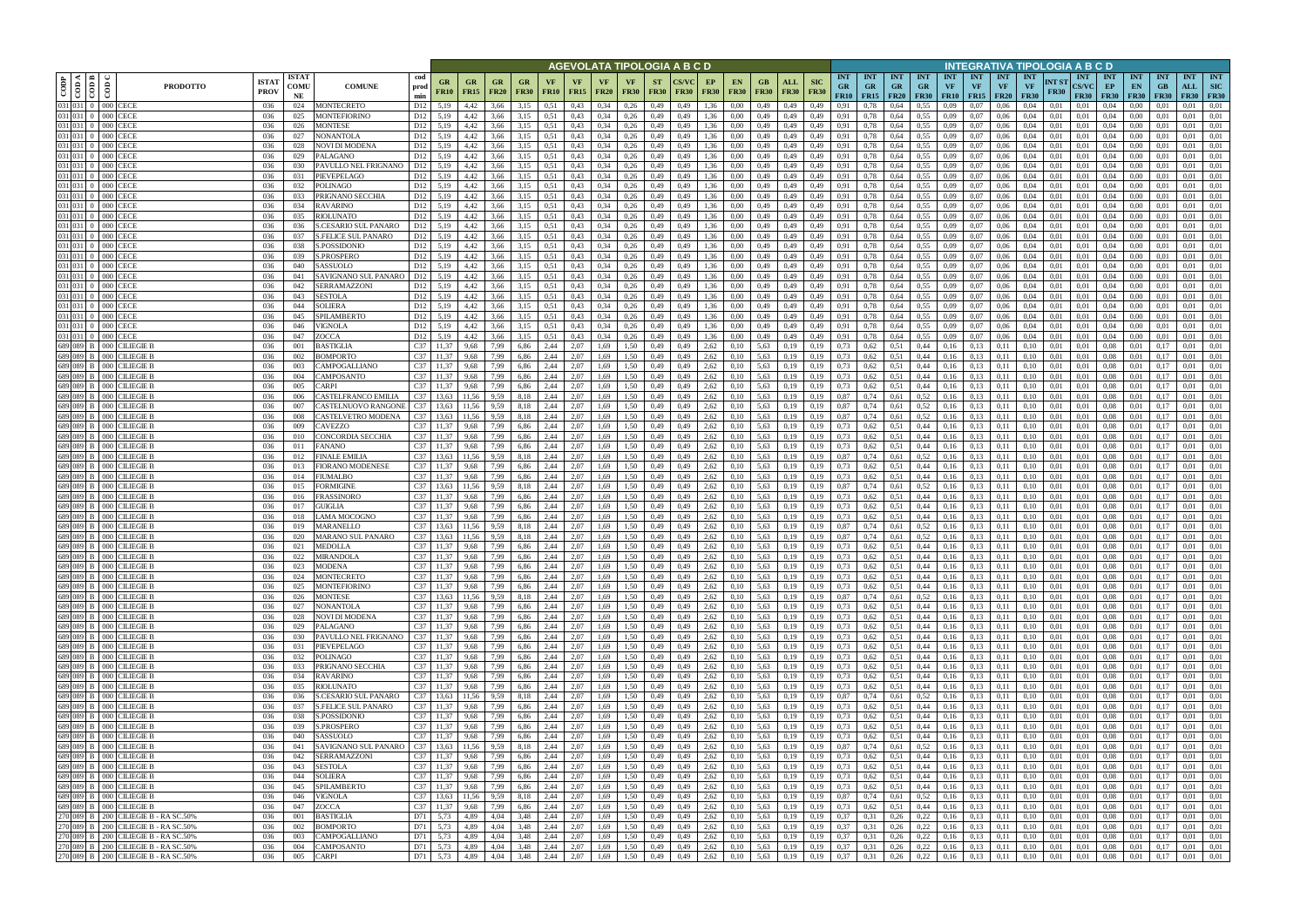| CODP | COD A | COD B | COD C | PRODOTTO | ISTAT PROV | ISTAT COMUNE | COMUNE | cod prod min | AGEVOLATA TIPOLOGIA A B C D | | | | | | | | | | | | | | | | INTEGRATIVA TIPOLOGIA A B C D | | | | | | | | | | | | | | | |
|---|---|---|---|---|---|---|---|---|---|---|---|---|---|---|---|---|---|---|---|---|---|---|---|---|---|---|---|---|---|---|---|---|---|---|---|---|---|---|---|---|
| | | | | | | | | | GR FR10 | GR FR15 | GR FR20 | GR FR30 | VF FR10 | VF FR15 | VF FR20 | VF FR30 | ST FR30 | CS/VC FR30 | EP FR30 | EN FR30 | GB FR30 | ALL FR30 | SIC FR30 | INT GR FR10 | INT GR FR15 | INT GR FR20 | INT GR FR30 | INT VF FR10 | INT VF FR15 | INT VF FR20 | INT VF FR30 | INT ST FR30 | INT CS/VC FR30 | INT EP FR30 | INT EN FR30 | INT GB FR30 | INT ALL FR30 | INT SIC FR30 |
| 031 | 031 | 0 | 000 | CECE | 036 | 024 | MONTECRETO | D12 | 5,19 | 4,42 | 3,66 | 3,15 | 0,51 | 0,43 | 0,34 | 0,26 | 0,49 | 0,49 | 1,36 | 0,00 | 0,49 | 0,49 | 0,49 | 0,91 | 0,78 | 0,64 | 0,55 | 0,09 | 0,07 | 0,06 | 0,04 | 0,01 | 0,01 | 0,04 | 0,00 | 0,01 | 0,01 | 0,01 |
| 031 | 031 | 0 | 000 | CECE | 036 | 025 | MONTEFIORINO | D12 | 5,19 | 4,42 | 3,66 | 3,15 | 0,51 | 0,43 | 0,34 | 0,26 | 0,49 | 0,49 | 1,36 | 0,00 | 0,49 | 0,49 | 0,49 | 0,91 | 0,78 | 0,64 | 0,55 | 0,09 | 0,07 | 0,06 | 0,04 | 0,01 | 0,01 | 0,04 | 0,00 | 0,01 | 0,01 | 0,01 |
| 031 | 031 | 0 | 000 | CECE | 036 | 026 | MONTESE | D12 | 5,19 | 4,42 | 3,66 | 3,15 | 0,51 | 0,43 | 0,34 | 0,26 | 0,49 | 0,49 | 1,36 | 0,00 | 0,49 | 0,49 | 0,49 | 0,91 | 0,78 | 0,64 | 0,55 | 0,09 | 0,07 | 0,06 | 0,04 | 0,01 | 0,01 | 0,04 | 0,00 | 0,01 | 0,01 | 0,01 |
| 031 | 031 | 0 | 000 | CECE | 036 | 027 | NONANTOLA | D12 | 5,19 | 4,42 | 3,66 | 3,15 | 0,51 | 0,43 | 0,34 | 0,26 | 0,49 | 0,49 | 1,36 | 0,00 | 0,49 | 0,49 | 0,49 | 0,91 | 0,78 | 0,64 | 0,55 | 0,09 | 0,07 | 0,06 | 0,04 | 0,01 | 0,01 | 0,04 | 0,00 | 0,01 | 0,01 | 0,01 |
| 031 | 031 | 0 | 000 | CECE | 036 | 028 | NOVI DI MODENA | D12 | 5,19 | 4,42 | 3,66 | 3,15 | 0,51 | 0,43 | 0,34 | 0,26 | 0,49 | 0,49 | 1,36 | 0,00 | 0,49 | 0,49 | 0,49 | 0,91 | 0,78 | 0,64 | 0,55 | 0,09 | 0,07 | 0,06 | 0,04 | 0,01 | 0,01 | 0,04 | 0,00 | 0,01 | 0,01 | 0,01 |
| 031 | 031 | 0 | 000 | CECE | 036 | 029 | PALAGANO | D12 | 5,19 | 4,42 | 3,66 | 3,15 | 0,51 | 0,43 | 0,34 | 0,26 | 0,49 | 0,49 | 1,36 | 0,00 | 0,49 | 0,49 | 0,49 | 0,91 | 0,78 | 0,64 | 0,55 | 0,09 | 0,07 | 0,06 | 0,04 | 0,01 | 0,01 | 0,04 | 0,00 | 0,01 | 0,01 | 0,01 |
| 031 | 031 | 0 | 000 | CECE | 036 | 030 | PAVULLO NEL FRIGNANO | D12 | 5,19 | 4,42 | 3,66 | 3,15 | 0,51 | 0,43 | 0,34 | 0,26 | 0,49 | 0,49 | 1,36 | 0,00 | 0,49 | 0,49 | 0,49 | 0,91 | 0,78 | 0,64 | 0,55 | 0,09 | 0,07 | 0,06 | 0,04 | 0,01 | 0,01 | 0,04 | 0,00 | 0,01 | 0,01 | 0,01 |
| 031 | 031 | 0 | 000 | CECE | 036 | 031 | PIEVEPELAGO | D12 | 5,19 | 4,42 | 3,66 | 3,15 | 0,51 | 0,43 | 0,34 | 0,26 | 0,49 | 0,49 | 1,36 | 0,00 | 0,49 | 0,49 | 0,49 | 0,91 | 0,78 | 0,64 | 0,55 | 0,09 | 0,07 | 0,06 | 0,04 | 0,01 | 0,01 | 0,04 | 0,00 | 0,01 | 0,01 | 0,01 |
| 031 | 031 | 0 | 000 | CECE | 036 | 032 | POLINAGO | D12 | 5,19 | 4,42 | 3,66 | 3,15 | 0,51 | 0,43 | 0,34 | 0,26 | 0,49 | 0,49 | 1,36 | 0,00 | 0,49 | 0,49 | 0,49 | 0,91 | 0,78 | 0,64 | 0,55 | 0,09 | 0,07 | 0,06 | 0,04 | 0,01 | 0,01 | 0,04 | 0,00 | 0,01 | 0,01 | 0,01 |
| 031 | 031 | 0 | 000 | CECE | 036 | 033 | PRIGNANO SECCHIA | D12 | 5,19 | 4,42 | 3,66 | 3,15 | 0,51 | 0,43 | 0,34 | 0,26 | 0,49 | 0,49 | 1,36 | 0,00 | 0,49 | 0,49 | 0,49 | 0,91 | 0,78 | 0,64 | 0,55 | 0,09 | 0,07 | 0,06 | 0,04 | 0,01 | 0,01 | 0,04 | 0,00 | 0,01 | 0,01 | 0,01 |
| 031 | 031 | 0 | 000 | CECE | 036 | 034 | RAVARINO | D12 | 5,19 | 4,42 | 3,66 | 3,15 | 0,51 | 0,43 | 0,34 | 0,26 | 0,49 | 0,49 | 1,36 | 0,00 | 0,49 | 0,49 | 0,49 | 0,91 | 0,78 | 0,64 | 0,55 | 0,09 | 0,07 | 0,06 | 0,04 | 0,01 | 0,01 | 0,04 | 0,00 | 0,01 | 0,01 | 0,01 |
| 031 | 031 | 0 | 000 | CECE | 036 | 035 | RIOLUNATO | D12 | 5,19 | 4,42 | 3,66 | 3,15 | 0,51 | 0,43 | 0,34 | 0,26 | 0,49 | 0,49 | 1,36 | 0,00 | 0,49 | 0,49 | 0,49 | 0,91 | 0,78 | 0,64 | 0,55 | 0,09 | 0,07 | 0,06 | 0,04 | 0,01 | 0,01 | 0,04 | 0,00 | 0,01 | 0,01 | 0,01 |
| 031 | 031 | 0 | 000 | CECE | 036 | 036 | S.CESARIO SUL PANARO | D12 | 5,19 | 4,42 | 3,66 | 3,15 | 0,51 | 0,43 | 0,34 | 0,26 | 0,49 | 0,49 | 1,36 | 0,00 | 0,49 | 0,49 | 0,49 | 0,91 | 0,78 | 0,64 | 0,55 | 0,09 | 0,07 | 0,06 | 0,04 | 0,01 | 0,01 | 0,04 | 0,00 | 0,01 | 0,01 | 0,01 |
| 031 | 031 | 0 | 000 | CECE | 036 | 037 | S.FELICE SUL PANARO | D12 | 5,19 | 4,42 | 3,66 | 3,15 | 0,51 | 0,43 | 0,34 | 0,26 | 0,49 | 0,49 | 1,36 | 0,00 | 0,49 | 0,49 | 0,49 | 0,91 | 0,78 | 0,64 | 0,55 | 0,09 | 0,07 | 0,06 | 0,04 | 0,01 | 0,01 | 0,04 | 0,00 | 0,01 | 0,01 | 0,01 |
| 031 | 031 | 0 | 000 | CECE | 036 | 038 | S.POSSIDONIO | D12 | 5,19 | 4,42 | 3,66 | 3,15 | 0,51 | 0,43 | 0,34 | 0,26 | 0,49 | 0,49 | 1,36 | 0,00 | 0,49 | 0,49 | 0,49 | 0,91 | 0,78 | 0,64 | 0,55 | 0,09 | 0,07 | 0,06 | 0,04 | 0,01 | 0,01 | 0,04 | 0,00 | 0,01 | 0,01 | 0,01 |
| 031 | 031 | 0 | 000 | CECE | 036 | 039 | S.PROSPERO | D12 | 5,19 | 4,42 | 3,66 | 3,15 | 0,51 | 0,43 | 0,34 | 0,26 | 0,49 | 0,49 | 1,36 | 0,00 | 0,49 | 0,49 | 0,49 | 0,91 | 0,78 | 0,64 | 0,55 | 0,09 | 0,07 | 0,06 | 0,04 | 0,01 | 0,01 | 0,04 | 0,00 | 0,01 | 0,01 | 0,01 |
| 031 | 031 | 0 | 000 | CECE | 036 | 040 | SASSUOLO | D12 | 5,19 | 4,42 | 3,66 | 3,15 | 0,51 | 0,43 | 0,34 | 0,26 | 0,49 | 0,49 | 1,36 | 0,00 | 0,49 | 0,49 | 0,49 | 0,91 | 0,78 | 0,64 | 0,55 | 0,09 | 0,07 | 0,06 | 0,04 | 0,01 | 0,01 | 0,04 | 0,00 | 0,01 | 0,01 | 0,01 |
| 031 | 031 | 0 | 000 | CECE | 036 | 041 | SAVIGNANO SUL PANARO | D12 | 5,19 | 4,42 | 3,66 | 3,15 | 0,51 | 0,43 | 0,34 | 0,26 | 0,49 | 0,49 | 1,36 | 0,00 | 0,49 | 0,49 | 0,49 | 0,91 | 0,78 | 0,64 | 0,55 | 0,09 | 0,07 | 0,06 | 0,04 | 0,01 | 0,01 | 0,04 | 0,00 | 0,01 | 0,01 | 0,01 |
| 031 | 031 | 0 | 000 | CECE | 036 | 042 | SERRAMAZZONI | D12 | 5,19 | 4,42 | 3,66 | 3,15 | 0,51 | 0,43 | 0,34 | 0,26 | 0,49 | 0,49 | 1,36 | 0,00 | 0,49 | 0,49 | 0,49 | 0,91 | 0,78 | 0,64 | 0,55 | 0,09 | 0,07 | 0,06 | 0,04 | 0,01 | 0,01 | 0,04 | 0,00 | 0,01 | 0,01 | 0,01 |
| 031 | 031 | 0 | 000 | CECE | 036 | 043 | SESTOLA | D12 | 5,19 | 4,42 | 3,66 | 3,15 | 0,51 | 0,43 | 0,34 | 0,26 | 0,49 | 0,49 | 1,36 | 0,00 | 0,49 | 0,49 | 0,49 | 0,91 | 0,78 | 0,64 | 0,55 | 0,09 | 0,07 | 0,06 | 0,04 | 0,01 | 0,01 | 0,04 | 0,00 | 0,01 | 0,01 | 0,01 |
| 031 | 031 | 0 | 000 | CECE | 036 | 044 | SOLIERA | D12 | 5,19 | 4,42 | 3,66 | 3,15 | 0,51 | 0,43 | 0,34 | 0,26 | 0,49 | 0,49 | 1,36 | 0,00 | 0,49 | 0,49 | 0,49 | 0,91 | 0,78 | 0,64 | 0,55 | 0,09 | 0,07 | 0,06 | 0,04 | 0,01 | 0,01 | 0,04 | 0,00 | 0,01 | 0,01 | 0,01 |
| 031 | 031 | 0 | 000 | CECE | 036 | 045 | SPILAMBERTO | D12 | 5,19 | 4,42 | 3,66 | 3,15 | 0,51 | 0,43 | 0,34 | 0,26 | 0,49 | 0,49 | 1,36 | 0,00 | 0,49 | 0,49 | 0,49 | 0,91 | 0,78 | 0,64 | 0,55 | 0,09 | 0,07 | 0,06 | 0,04 | 0,01 | 0,01 | 0,04 | 0,00 | 0,01 | 0,01 | 0,01 |
| 031 | 031 | 0 | 000 | CECE | 036 | 046 | VIGNOLA | D12 | 5,19 | 4,42 | 3,66 | 3,15 | 0,51 | 0,43 | 0,34 | 0,26 | 0,49 | 0,49 | 1,36 | 0,00 | 0,49 | 0,49 | 0,49 | 0,91 | 0,78 | 0,64 | 0,55 | 0,09 | 0,07 | 0,06 | 0,04 | 0,01 | 0,01 | 0,04 | 0,00 | 0,01 | 0,01 | 0,01 |
| 031 | 031 | 0 | 000 | CECE | 036 | 047 | ZOCCA | D12 | 5,19 | 4,42 | 3,66 | 3,15 | 0,51 | 0,43 | 0,34 | 0,26 | 0,49 | 0,49 | 1,36 | 0,00 | 0,49 | 0,49 | 0,49 | 0,91 | 0,78 | 0,64 | 0,55 | 0,09 | 0,07 | 0,06 | 0,04 | 0,01 | 0,01 | 0,04 | 0,00 | 0,01 | 0,01 | 0,01 |
| 689 | 089 | B | 000 | CILIEGIE B | 036 | 001 | BASTIGLIA | C37 | 11,37 | 9,68 | 7,99 | 6,86 | 2,44 | 2,07 | 1,69 | 1,50 | 0,49 | 0,49 | 2,62 | 0,10 | 5,63 | 0,19 | 0,19 | 0,73 | 0,62 | 0,51 | 0,44 | 0,16 | 0,13 | 0,11 | 0,10 | 0,01 | 0,01 | 0,08 | 0,01 | 0,17 | 0,01 | 0,01 |
| 689 | 089 | B | 000 | CILIEGIE B | 036 | 002 | BOMPORTO | C37 | 11,37 | 9,68 | 7,99 | 6,86 | 2,44 | 2,07 | 1,69 | 1,50 | 0,49 | 0,49 | 2,62 | 0,10 | 5,63 | 0,19 | 0,19 | 0,73 | 0,62 | 0,51 | 0,44 | 0,16 | 0,13 | 0,11 | 0,10 | 0,01 | 0,01 | 0,08 | 0,01 | 0,17 | 0,01 | 0,01 |
| 689 | 089 | B | 000 | CILIEGIE B | 036 | 003 | CAMPOGALLIANO | C37 | 11,37 | 9,68 | 7,99 | 6,86 | 2,44 | 2,07 | 1,69 | 1,50 | 0,49 | 0,49 | 2,62 | 0,10 | 5,63 | 0,19 | 0,19 | 0,73 | 0,62 | 0,51 | 0,44 | 0,16 | 0,13 | 0,11 | 0,10 | 0,01 | 0,01 | 0,08 | 0,01 | 0,17 | 0,01 | 0,01 |
| 689 | 089 | B | 000 | CILIEGIE B | 036 | 004 | CAMPOSANTO | C37 | 11,37 | 9,68 | 7,99 | 6,86 | 2,44 | 2,07 | 1,69 | 1,50 | 0,49 | 0,49 | 2,62 | 0,10 | 5,63 | 0,19 | 0,19 | 0,73 | 0,62 | 0,51 | 0,44 | 0,16 | 0,13 | 0,11 | 0,10 | 0,01 | 0,01 | 0,08 | 0,01 | 0,17 | 0,01 | 0,01 |
| 689 | 089 | B | 000 | CILIEGIE B | 036 | 005 | CARPI | C37 | 11,37 | 9,68 | 7,99 | 6,86 | 2,44 | 2,07 | 1,69 | 1,50 | 0,49 | 0,49 | 2,62 | 0,10 | 5,63 | 0,19 | 0,19 | 0,73 | 0,62 | 0,51 | 0,44 | 0,16 | 0,13 | 0,11 | 0,10 | 0,01 | 0,01 | 0,08 | 0,01 | 0,17 | 0,01 | 0,01 |
| 689 | 089 | B | 000 | CILIEGIE B | 036 | 006 | CASTELFRANCO EMILIA | C37 | 13,63 | 11,56 | 9,59 | 8,18 | 2,44 | 2,07 | 1,69 | 1,50 | 0,49 | 0,49 | 2,62 | 0,10 | 5,63 | 0,19 | 0,19 | 0,87 | 0,74 | 0,61 | 0,52 | 0,16 | 0,13 | 0,11 | 0,10 | 0,01 | 0,01 | 0,08 | 0,01 | 0,17 | 0,01 | 0,01 |
| 689 | 089 | B | 000 | CILIEGIE B | 036 | 007 | CASTELNUOVO RANGONE | C37 | 13,63 | 11,56 | 9,59 | 8,18 | 2,44 | 2,07 | 1,69 | 1,50 | 0,49 | 0,49 | 2,62 | 0,10 | 5,63 | 0,19 | 0,19 | 0,87 | 0,74 | 0,61 | 0,52 | 0,16 | 0,13 | 0,11 | 0,10 | 0,01 | 0,01 | 0,08 | 0,01 | 0,17 | 0,01 | 0,01 |
| 689 | 089 | B | 000 | CILIEGIE B | 036 | 008 | CASTELVETRO MODENA | C37 | 13,63 | 11,56 | 9,59 | 8,18 | 2,44 | 2,07 | 1,69 | 1,50 | 0,49 | 0,49 | 2,62 | 0,10 | 5,63 | 0,19 | 0,19 | 0,87 | 0,74 | 0,61 | 0,52 | 0,16 | 0,13 | 0,11 | 0,10 | 0,01 | 0,01 | 0,08 | 0,01 | 0,17 | 0,01 | 0,01 |
| 689 | 089 | B | 000 | CILIEGIE B | 036 | 009 | CAVEZZO | C37 | 11,37 | 9,68 | 7,99 | 6,86 | 2,44 | 2,07 | 1,69 | 1,50 | 0,49 | 0,49 | 2,62 | 0,10 | 5,63 | 0,19 | 0,19 | 0,73 | 0,62 | 0,51 | 0,44 | 0,16 | 0,13 | 0,11 | 0,10 | 0,01 | 0,01 | 0,08 | 0,01 | 0,17 | 0,01 | 0,01 |
| 689 | 089 | B | 000 | CILIEGIE B | 036 | 010 | CONCORDIA SECCHIA | C37 | 11,37 | 9,68 | 7,99 | 6,86 | 2,44 | 2,07 | 1,69 | 1,50 | 0,49 | 0,49 | 2,62 | 0,10 | 5,63 | 0,19 | 0,19 | 0,73 | 0,62 | 0,51 | 0,44 | 0,16 | 0,13 | 0,11 | 0,10 | 0,01 | 0,01 | 0,08 | 0,01 | 0,17 | 0,01 | 0,01 |
| 689 | 089 | B | 000 | CILIEGIE B | 036 | 011 | FANANO | C37 | 11,37 | 9,68 | 7,99 | 6,86 | 2,44 | 2,07 | 1,69 | 1,50 | 0,49 | 0,49 | 2,62 | 0,10 | 5,63 | 0,19 | 0,19 | 0,73 | 0,62 | 0,51 | 0,44 | 0,16 | 0,13 | 0,11 | 0,10 | 0,01 | 0,01 | 0,08 | 0,01 | 0,17 | 0,01 | 0,01 |
| 689 | 089 | B | 000 | CILIEGIE B | 036 | 012 | FINALE EMILIA | C37 | 13,63 | 11,56 | 9,59 | 8,18 | 2,44 | 2,07 | 1,69 | 1,50 | 0,49 | 0,49 | 2,62 | 0,10 | 5,63 | 0,19 | 0,19 | 0,87 | 0,74 | 0,61 | 0,52 | 0,16 | 0,13 | 0,11 | 0,10 | 0,01 | 0,01 | 0,08 | 0,01 | 0,17 | 0,01 | 0,01 |
| 689 | 089 | B | 000 | CILIEGIE B | 036 | 013 | FIORANO MODENESE | C37 | 11,37 | 9,68 | 7,99 | 6,86 | 2,44 | 2,07 | 1,69 | 1,50 | 0,49 | 0,49 | 2,62 | 0,10 | 5,63 | 0,19 | 0,19 | 0,73 | 0,62 | 0,51 | 0,44 | 0,16 | 0,13 | 0,11 | 0,10 | 0,01 | 0,01 | 0,08 | 0,01 | 0,17 | 0,01 | 0,01 |
| 689 | 089 | B | 000 | CILIEGIE B | 036 | 014 | FIUMALBO | C37 | 11,37 | 9,68 | 7,99 | 6,86 | 2,44 | 2,07 | 1,69 | 1,50 | 0,49 | 0,49 | 2,62 | 0,10 | 5,63 | 0,19 | 0,19 | 0,73 | 0,62 | 0,51 | 0,44 | 0,16 | 0,13 | 0,11 | 0,10 | 0,01 | 0,01 | 0,08 | 0,01 | 0,17 | 0,01 | 0,01 |
| 689 | 089 | B | 000 | CILIEGIE B | 036 | 015 | FORMIGINE | C37 | 13,63 | 11,56 | 9,59 | 8,18 | 2,44 | 2,07 | 1,69 | 1,50 | 0,49 | 0,49 | 2,62 | 0,10 | 5,63 | 0,19 | 0,19 | 0,87 | 0,74 | 0,61 | 0,52 | 0,16 | 0,13 | 0,11 | 0,10 | 0,01 | 0,01 | 0,08 | 0,01 | 0,17 | 0,01 | 0,01 |
| 689 | 089 | B | 000 | CILIEGIE B | 036 | 016 | FRASSINORO | C37 | 11,37 | 9,68 | 7,99 | 6,86 | 2,44 | 2,07 | 1,69 | 1,50 | 0,49 | 0,49 | 2,62 | 0,10 | 5,63 | 0,19 | 0,19 | 0,73 | 0,62 | 0,51 | 0,44 | 0,16 | 0,13 | 0,11 | 0,10 | 0,01 | 0,01 | 0,08 | 0,01 | 0,17 | 0,01 | 0,01 |
| 689 | 089 | B | 000 | CILIEGIE B | 036 | 017 | GUIGLIA | C37 | 11,37 | 9,68 | 7,99 | 6,86 | 2,44 | 2,07 | 1,69 | 1,50 | 0,49 | 0,49 | 2,62 | 0,10 | 5,63 | 0,19 | 0,19 | 0,73 | 0,62 | 0,51 | 0,44 | 0,16 | 0,13 | 0,11 | 0,10 | 0,01 | 0,01 | 0,08 | 0,01 | 0,17 | 0,01 | 0,01 |
| 689 | 089 | B | 000 | CILIEGIE B | 036 | 018 | LAMA MOCOGNO | C37 | 11,37 | 9,68 | 7,99 | 6,86 | 2,44 | 2,07 | 1,69 | 1,50 | 0,49 | 0,49 | 2,62 | 0,10 | 5,63 | 0,19 | 0,19 | 0,73 | 0,62 | 0,51 | 0,44 | 0,16 | 0,13 | 0,11 | 0,10 | 0,01 | 0,01 | 0,08 | 0,01 | 0,17 | 0,01 | 0,01 |
| 689 | 089 | B | 000 | CILIEGIE B | 036 | 019 | MARANELLO | C37 | 13,63 | 11,56 | 9,59 | 8,18 | 2,44 | 2,07 | 1,69 | 1,50 | 0,49 | 0,49 | 2,62 | 0,10 | 5,63 | 0,19 | 0,19 | 0,87 | 0,74 | 0,61 | 0,52 | 0,16 | 0,13 | 0,11 | 0,10 | 0,01 | 0,01 | 0,08 | 0,01 | 0,17 | 0,01 | 0,01 |
| 689 | 089 | B | 000 | CILIEGIE B | 036 | 020 | MARANO SUL PANARO | C37 | 13,63 | 11,56 | 9,59 | 8,18 | 2,44 | 2,07 | 1,69 | 1,50 | 0,49 | 0,49 | 2,62 | 0,10 | 5,63 | 0,19 | 0,19 | 0,87 | 0,74 | 0,61 | 0,52 | 0,16 | 0,13 | 0,11 | 0,10 | 0,01 | 0,01 | 0,08 | 0,01 | 0,17 | 0,01 | 0,01 |
| 689 | 089 | B | 000 | CILIEGIE B | 036 | 021 | MEDOLLA | C37 | 11,37 | 9,68 | 7,99 | 6,86 | 2,44 | 2,07 | 1,69 | 1,50 | 0,49 | 0,49 | 2,62 | 0,10 | 5,63 | 0,19 | 0,19 | 0,73 | 0,62 | 0,51 | 0,44 | 0,16 | 0,13 | 0,11 | 0,10 | 0,01 | 0,01 | 0,08 | 0,01 | 0,17 | 0,01 | 0,01 |
| 689 | 089 | B | 000 | CILIEGIE B | 036 | 022 | MIRANDOLA | C37 | 11,37 | 9,68 | 7,99 | 6,86 | 2,44 | 2,07 | 1,69 | 1,50 | 0,49 | 0,49 | 2,62 | 0,10 | 5,63 | 0,19 | 0,19 | 0,73 | 0,62 | 0,51 | 0,44 | 0,16 | 0,13 | 0,11 | 0,10 | 0,01 | 0,01 | 0,08 | 0,01 | 0,17 | 0,01 | 0,01 |
| 689 | 089 | B | 000 | CILIEGIE B | 036 | 023 | MODENA | C37 | 11,37 | 9,68 | 7,99 | 6,86 | 2,44 | 2,07 | 1,69 | 1,50 | 0,49 | 0,49 | 2,62 | 0,10 | 5,63 | 0,19 | 0,19 | 0,73 | 0,62 | 0,51 | 0,44 | 0,16 | 0,13 | 0,11 | 0,10 | 0,01 | 0,01 | 0,08 | 0,01 | 0,17 | 0,01 | 0,01 |
| 689 | 089 | B | 000 | CILIEGIE B | 036 | 024 | MONTECRETO | C37 | 11,37 | 9,68 | 7,99 | 6,86 | 2,44 | 2,07 | 1,69 | 1,50 | 0,49 | 0,49 | 2,62 | 0,10 | 5,63 | 0,19 | 0,19 | 0,73 | 0,62 | 0,51 | 0,44 | 0,16 | 0,13 | 0,11 | 0,10 | 0,01 | 0,01 | 0,08 | 0,01 | 0,17 | 0,01 | 0,01 |
| 689 | 089 | B | 000 | CILIEGIE B | 036 | 025 | MONTEFIORINO | C37 | 11,37 | 9,68 | 7,99 | 6,86 | 2,44 | 2,07 | 1,69 | 1,50 | 0,49 | 0,49 | 2,62 | 0,10 | 5,63 | 0,19 | 0,19 | 0,73 | 0,62 | 0,51 | 0,44 | 0,16 | 0,13 | 0,11 | 0,10 | 0,01 | 0,01 | 0,08 | 0,01 | 0,17 | 0,01 | 0,01 |
| 689 | 089 | B | 000 | CILIEGIE B | 036 | 026 | MONTESE | C37 | 13,63 | 11,56 | 9,59 | 8,18 | 2,44 | 2,07 | 1,69 | 1,50 | 0,49 | 0,49 | 2,62 | 0,10 | 5,63 | 0,19 | 0,19 | 0,87 | 0,74 | 0,61 | 0,52 | 0,16 | 0,13 | 0,11 | 0,10 | 0,01 | 0,01 | 0,08 | 0,01 | 0,17 | 0,01 | 0,01 |
| 689 | 089 | B | 000 | CILIEGIE B | 036 | 027 | NONANTOLA | C37 | 11,37 | 9,68 | 7,99 | 6,86 | 2,44 | 2,07 | 1,69 | 1,50 | 0,49 | 0,49 | 2,62 | 0,10 | 5,63 | 0,19 | 0,19 | 0,73 | 0,62 | 0,51 | 0,44 | 0,16 | 0,13 | 0,11 | 0,10 | 0,01 | 0,01 | 0,08 | 0,01 | 0,17 | 0,01 | 0,01 |
| 689 | 089 | B | 000 | CILIEGIE B | 036 | 028 | NOVI DI MODENA | C37 | 11,37 | 9,68 | 7,99 | 6,86 | 2,44 | 2,07 | 1,69 | 1,50 | 0,49 | 0,49 | 2,62 | 0,10 | 5,63 | 0,19 | 0,19 | 0,73 | 0,62 | 0,51 | 0,44 | 0,16 | 0,13 | 0,11 | 0,10 | 0,01 | 0,01 | 0,08 | 0,01 | 0,17 | 0,01 | 0,01 |
| 689 | 089 | B | 000 | CILIEGIE B | 036 | 029 | PALAGANO | C37 | 11,37 | 9,68 | 7,99 | 6,86 | 2,44 | 2,07 | 1,69 | 1,50 | 0,49 | 0,49 | 2,62 | 0,10 | 5,63 | 0,19 | 0,19 | 0,73 | 0,62 | 0,51 | 0,44 | 0,16 | 0,13 | 0,11 | 0,10 | 0,01 | 0,01 | 0,08 | 0,01 | 0,17 | 0,01 | 0,01 |
| 689 | 089 | B | 000 | CILIEGIE B | 036 | 030 | PAVULLO NEL FRIGNANO | C37 | 11,37 | 9,68 | 7,99 | 6,86 | 2,44 | 2,07 | 1,69 | 1,50 | 0,49 | 0,49 | 2,62 | 0,10 | 5,63 | 0,19 | 0,19 | 0,73 | 0,62 | 0,51 | 0,44 | 0,16 | 0,13 | 0,11 | 0,10 | 0,01 | 0,01 | 0,08 | 0,01 | 0,17 | 0,01 | 0,01 |
| 689 | 089 | B | 000 | CILIEGIE B | 036 | 031 | PIEVEPELAGO | C37 | 11,37 | 9,68 | 7,99 | 6,86 | 2,44 | 2,07 | 1,69 | 1,50 | 0,49 | 0,49 | 2,62 | 0,10 | 5,63 | 0,19 | 0,19 | 0,73 | 0,62 | 0,51 | 0,44 | 0,16 | 0,13 | 0,11 | 0,10 | 0,01 | 0,01 | 0,08 | 0,01 | 0,17 | 0,01 | 0,01 |
| 689 | 089 | B | 000 | CILIEGIE B | 036 | 032 | POLINAGO | C37 | 11,37 | 9,68 | 7,99 | 6,86 | 2,44 | 2,07 | 1,69 | 1,50 | 0,49 | 0,49 | 2,62 | 0,10 | 5,63 | 0,19 | 0,19 | 0,73 | 0,62 | 0,51 | 0,44 | 0,16 | 0,13 | 0,11 | 0,10 | 0,01 | 0,01 | 0,08 | 0,01 | 0,17 | 0,01 | 0,01 |
| 689 | 089 | B | 000 | CILIEGIE B | 036 | 033 | PRIGNANO SECCHIA | C37 | 11,37 | 9,68 | 7,99 | 6,86 | 2,44 | 2,07 | 1,69 | 1,50 | 0,49 | 0,49 | 2,62 | 0,10 | 5,63 | 0,19 | 0,19 | 0,73 | 0,62 | 0,51 | 0,44 | 0,16 | 0,13 | 0,11 | 0,10 | 0,01 | 0,01 | 0,08 | 0,01 | 0,17 | 0,01 | 0,01 |
| 689 | 089 | B | 000 | CILIEGIE B | 036 | 034 | RAVARINO | C37 | 11,37 | 9,68 | 7,99 | 6,86 | 2,44 | 2,07 | 1,69 | 1,50 | 0,49 | 0,49 | 2,62 | 0,10 | 5,63 | 0,19 | 0,19 | 0,73 | 0,62 | 0,51 | 0,44 | 0,16 | 0,13 | 0,11 | 0,10 | 0,01 | 0,01 | 0,08 | 0,01 | 0,17 | 0,01 | 0,01 |
| 689 | 089 | B | 000 | CILIEGIE B | 036 | 035 | RIOLUNATO | C37 | 11,37 | 9,68 | 7,99 | 6,86 | 2,44 | 2,07 | 1,69 | 1,50 | 0,49 | 0,49 | 2,62 | 0,10 | 5,63 | 0,19 | 0,19 | 0,73 | 0,62 | 0,51 | 0,44 | 0,16 | 0,13 | 0,11 | 0,10 | 0,01 | 0,01 | 0,08 | 0,01 | 0,17 | 0,01 | 0,01 |
| 689 | 089 | B | 000 | CILIEGIE B | 036 | 036 | S.CESARIO SUL PANARO | C37 | 13,63 | 11,56 | 9,59 | 8,18 | 2,44 | 2,07 | 1,69 | 1,50 | 0,49 | 0,49 | 2,62 | 0,10 | 5,63 | 0,19 | 0,19 | 0,87 | 0,74 | 0,61 | 0,52 | 0,16 | 0,13 | 0,11 | 0,10 | 0,01 | 0,01 | 0,08 | 0,01 | 0,17 | 0,01 | 0,01 |
| 689 | 089 | B | 000 | CILIEGIE B | 036 | 037 | S.FELICE SUL PANARO | C37 | 11,37 | 9,68 | 7,99 | 6,86 | 2,44 | 2,07 | 1,69 | 1,50 | 0,49 | 0,49 | 2,62 | 0,10 | 5,63 | 0,19 | 0,19 | 0,73 | 0,62 | 0,51 | 0,44 | 0,16 | 0,13 | 0,11 | 0,10 | 0,01 | 0,01 | 0,08 | 0,01 | 0,17 | 0,01 | 0,01 |
| 689 | 089 | B | 000 | CILIEGIE B | 036 | 038 | S.POSSIDONIO | C37 | 11,37 | 9,68 | 7,99 | 6,86 | 2,44 | 2,07 | 1,69 | 1,50 | 0,49 | 0,49 | 2,62 | 0,10 | 5,63 | 0,19 | 0,19 | 0,73 | 0,62 | 0,51 | 0,44 | 0,16 | 0,13 | 0,11 | 0,10 | 0,01 | 0,01 | 0,08 | 0,01 | 0,17 | 0,01 | 0,01 |
| 689 | 089 | B | 000 | CILIEGIE B | 036 | 039 | S.PROSPERO | C37 | 11,37 | 9,68 | 7,99 | 6,86 | 2,44 | 2,07 | 1,69 | 1,50 | 0,49 | 0,49 | 2,62 | 0,10 | 5,63 | 0,19 | 0,19 | 0,73 | 0,62 | 0,51 | 0,44 | 0,16 | 0,13 | 0,11 | 0,10 | 0,01 | 0,01 | 0,08 | 0,01 | 0,17 | 0,01 | 0,01 |
| 689 | 089 | B | 000 | CILIEGIE B | 036 | 040 | SASSUOLO | C37 | 11,37 | 9,68 | 7,99 | 6,86 | 2,44 | 2,07 | 1,69 | 1,50 | 0,49 | 0,49 | 2,62 | 0,10 | 5,63 | 0,19 | 0,19 | 0,73 | 0,62 | 0,51 | 0,44 | 0,16 | 0,13 | 0,11 | 0,10 | 0,01 | 0,01 | 0,08 | 0,01 | 0,17 | 0,01 | 0,01 |
| 689 | 089 | B | 000 | CILIEGIE B | 036 | 041 | SAVIGNANO SUL PANARO | C37 | 13,63 | 11,56 | 9,59 | 8,18 | 2,44 | 2,07 | 1,69 | 1,50 | 0,49 | 0,49 | 2,62 | 0,10 | 5,63 | 0,19 | 0,19 | 0,87 | 0,74 | 0,61 | 0,52 | 0,16 | 0,13 | 0,11 | 0,10 | 0,01 | 0,01 | 0,08 | 0,01 | 0,17 | 0,01 | 0,01 |
| 689 | 089 | B | 000 | CILIEGIE B | 036 | 042 | SERRAMAZZONI | C37 | 11,37 | 9,68 | 7,99 | 6,86 | 2,44 | 2,07 | 1,69 | 1,50 | 0,49 | 0,49 | 2,62 | 0,10 | 5,63 | 0,19 | 0,19 | 0,73 | 0,62 | 0,51 | 0,44 | 0,16 | 0,13 | 0,11 | 0,10 | 0,01 | 0,01 | 0,08 | 0,01 | 0,17 | 0,01 | 0,01 |
| 689 | 089 | B | 000 | CILIEGIE B | 036 | 043 | SESTOLA | C37 | 11,37 | 9,68 | 7,99 | 6,86 | 2,44 | 2,07 | 1,69 | 1,50 | 0,49 | 0,49 | 2,62 | 0,10 | 5,63 | 0,19 | 0,19 | 0,73 | 0,62 | 0,51 | 0,44 | 0,16 | 0,13 | 0,11 | 0,10 | 0,01 | 0,01 | 0,08 | 0,01 | 0,17 | 0,01 | 0,01 |
| 689 | 089 | B | 000 | CILIEGIE B | 036 | 044 | SOLIERA | C37 | 11,37 | 9,68 | 7,99 | 6,86 | 2,44 | 2,07 | 1,69 | 1,50 | 0,49 | 0,49 | 2,62 | 0,10 | 5,63 | 0,19 | 0,19 | 0,73 | 0,62 | 0,51 | 0,44 | 0,16 | 0,13 | 0,11 | 0,10 | 0,01 | 0,01 | 0,08 | 0,01 | 0,17 | 0,01 | 0,01 |
| 689 | 089 | B | 000 | CILIEGIE B | 036 | 045 | SPILAMBERTO | C37 | 11,37 | 9,68 | 7,99 | 6,86 | 2,44 | 2,07 | 1,69 | 1,50 | 0,49 | 0,49 | 2,62 | 0,10 | 5,63 | 0,19 | 0,19 | 0,73 | 0,62 | 0,51 | 0,44 | 0,16 | 0,13 | 0,11 | 0,10 | 0,01 | 0,01 | 0,08 | 0,01 | 0,17 | 0,01 | 0,01 |
| 689 | 089 | B | 000 | CILIEGIE B | 036 | 046 | VIGNOLA | C37 | 13,63 | 11,56 | 9,59 | 8,18 | 2,44 | 2,07 | 1,69 | 1,50 | 0,49 | 0,49 | 2,62 | 0,10 | 5,63 | 0,19 | 0,19 | 0,87 | 0,74 | 0,61 | 0,52 | 0,16 | 0,13 | 0,11 | 0,10 | 0,01 | 0,01 | 0,08 | 0,01 | 0,17 | 0,01 | 0,01 |
| 689 | 089 | B | 000 | CILIEGIE B | 036 | 047 | ZOCCA | C37 | 11,37 | 9,68 | 7,99 | 6,86 | 2,44 | 2,07 | 1,69 | 1,50 | 0,49 | 0,49 | 2,62 | 0,10 | 5,63 | 0,19 | 0,19 | 0,73 | 0,62 | 0,51 | 0,44 | 0,16 | 0,13 | 0,11 | 0,10 | 0,01 | 0,01 | 0,08 | 0,01 | 0,17 | 0,01 | 0,01 |
| 270 | 089 | B | 200 | CILIEGIE B - RA SC.50% | 036 | 001 | BASTIGLIA | D71 | 5,73 | 4,89 | 4,04 | 3,48 | 2,44 | 2,07 | 1,69 | 1,50 | 0,49 | 0,49 | 2,62 | 0,10 | 5,63 | 0,19 | 0,19 | 0,37 | 0,31 | 0,26 | 0,22 | 0,16 | 0,13 | 0,11 | 0,10 | 0,01 | 0,01 | 0,08 | 0,01 | 0,17 | 0,01 | 0,01 |
| 270 | 089 | B | 200 | CILIEGIE B - RA SC.50% | 036 | 002 | BOMPORTO | D71 | 5,73 | 4,89 | 4,04 | 3,48 | 2,44 | 2,07 | 1,69 | 1,50 | 0,49 | 0,49 | 2,62 | 0,10 | 5,63 | 0,19 | 0,19 | 0,37 | 0,31 | 0,26 | 0,22 | 0,16 | 0,13 | 0,11 | 0,10 | 0,01 | 0,01 | 0,08 | 0,01 | 0,17 | 0,01 | 0,01 |
| 270 | 089 | B | 200 | CILIEGIE B - RA SC.50% | 036 | 003 | CAMPOGALLIANO | D71 | 5,73 | 4,89 | 4,04 | 3,48 | 2,44 | 2,07 | 1,69 | 1,50 | 0,49 | 0,49 | 2,62 | 0,10 | 5,63 | 0,19 | 0,19 | 0,37 | 0,31 | 0,26 | 0,22 | 0,16 | 0,13 | 0,11 | 0,10 | 0,01 | 0,01 | 0,08 | 0,01 | 0,17 | 0,01 | 0,01 |
| 270 | 089 | B | 200 | CILIEGIE B - RA SC.50% | 036 | 004 | CAMPOSANTO | D71 | 5,73 | 4,89 | 4,04 | 3,48 | 2,44 | 2,07 | 1,69 | 1,50 | 0,49 | 0,49 | 2,62 | 0,10 | 5,63 | 0,19 | 0,19 | 0,37 | 0,31 | 0,26 | 0,22 | 0,16 | 0,13 | 0,11 | 0,10 | 0,01 | 0,01 | 0,08 | 0,01 | 0,17 | 0,01 | 0,01 |
| 270 | 089 | B | 200 | CILIEGIE B - RA SC.50% | 036 | 005 | CARPI | D71 | 5,73 | 4,89 | 4,04 | 3,48 | 2,44 | 2,07 | 1,69 | 1,50 | 0,49 | 0,49 | 2,62 | 0,10 | 5,63 | 0,19 | 0,19 | 0,37 | 0,31 | 0,26 | 0,22 | 0,16 | 0,13 | 0,11 | 0,10 | 0,01 | 0,01 | 0,08 | 0,01 | 0,17 | 0,01 | 0,01 |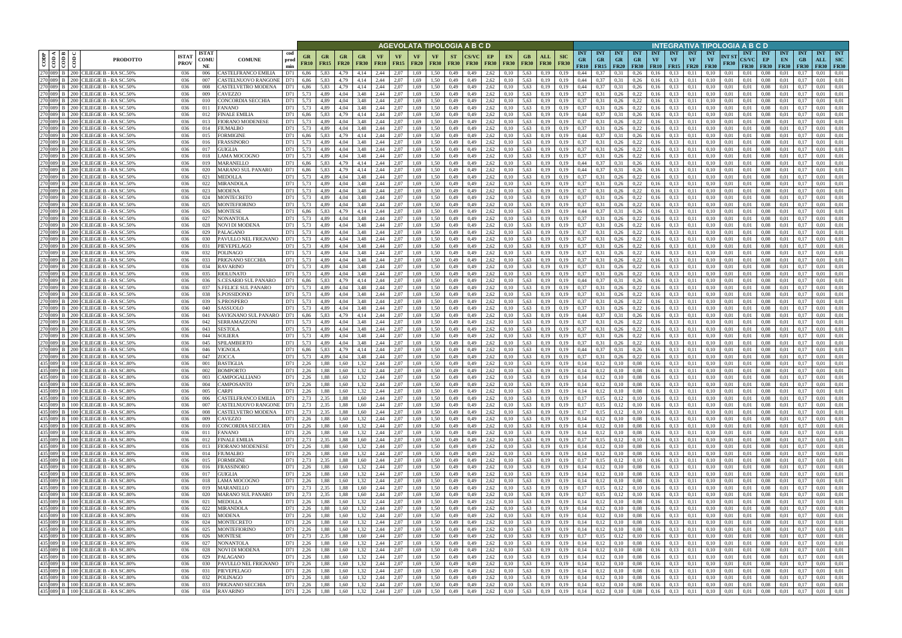| CODP | COD A | COD B | COD C | PRODOTTO | ISTAT PROV | ISTAT COMUNE | COMUNE | cod prod min | AGEVOLATA TIPOLOGIA A B C D | | | | | | | | | | | | | | | | INTEGRATIVA TIPOLOGIA A B C D | | | | | | | | | | | | | | | |
|---|---|---|---|---|---|---|---|---|---|---|---|---|---|---|---|---|---|---|---|---|---|---|---|---|---|---|---|---|---|---|---|---|---|---|---|---|---|---|---|---|
| | | | | | | | | | GR FR10 | GR FR15 | GR FR20 | GR FR30 | VF FR10 | VF FR15 | VF FR20 | VF FR30 | ST FR30 | CS/VC FR30 | EP FR30 | EN FR30 | GB FR30 | ALL FR30 | SIC FR30 | INT GR FR10 | INT GR FR15 | INT GR FR20 | INT GR FR30 | INT VF FR10 | INT VF FR15 | INT VF FR20 | INT VF FR30 | INT ST FR30 | INT CS/VC FR30 | INT EP FR30 | INT EN FR30 | INT GB FR30 | INT ALL FR30 | INT SIC FR30 |
| 270 | 089 | B | 200 | CILIEGIE B - RA SC.50% | 036 | 006 | CASTELFRANCO EMILIA | D71 | 6,86 | 5,83 | 4,79 | 4,14 | 2,44 | 2,07 | 1,69 | 1,50 | 0,49 | 0,49 | 2,62 | 0,10 | 5,63 | 0,19 | 0,19 | 0,44 | 0,37 | 0,31 | 0,26 | 0,16 | 0,13 | 0,11 | 0,10 | 0,01 | 0,01 | 0,08 | 0,01 | 0,17 | 0,01 | 0,01 |
| 270 | 089 | B | 200 | CILIEGIE B - RA SC.50% | 036 | 007 | CASTELNUOVO RANGONE | D71 | 6,86 | 5,83 | 4,79 | 4,14 | 2,44 | 2,07 | 1,69 | 1,50 | 0,49 | 0,49 | 2,62 | 0,10 | 5,63 | 0,19 | 0,19 | 0,44 | 0,37 | 0,31 | 0,26 | 0,16 | 0,13 | 0,11 | 0,10 | 0,01 | 0,01 | 0,08 | 0,01 | 0,17 | 0,01 | 0,01 |
| 270 | 089 | B | 200 | CILIEGIE B - RA SC.50% | 036 | 008 | CASTELVETRO MODENA | D71 | 6,86 | 5,83 | 4,79 | 4,14 | 2,44 | 2,07 | 1,69 | 1,50 | 0,49 | 0,49 | 2,62 | 0,10 | 5,63 | 0,19 | 0,19 | 0,44 | 0,37 | 0,31 | 0,26 | 0,16 | 0,13 | 0,11 | 0,10 | 0,01 | 0,01 | 0,08 | 0,01 | 0,17 | 0,01 | 0,01 |
| 270 | 089 | B | 200 | CILIEGIE B - RA SC.50% | 036 | 009 | CAVEZZO | D71 | 5,73 | 4,89 | 4,04 | 3,48 | 2,44 | 2,07 | 1,69 | 1,50 | 0,49 | 0,49 | 2,62 | 0,10 | 5,63 | 0,19 | 0,19 | 0,37 | 0,31 | 0,26 | 0,22 | 0,16 | 0,13 | 0,11 | 0,10 | 0,01 | 0,01 | 0,08 | 0,01 | 0,17 | 0,01 | 0,01 |
| 270 | 089 | B | 200 | CILIEGIE B - RA SC.50% | 036 | 010 | CONCORDIA SECCHIA | D71 | 5,73 | 4,89 | 4,04 | 3,48 | 2,44 | 2,07 | 1,69 | 1,50 | 0,49 | 0,49 | 2,62 | 0,10 | 5,63 | 0,19 | 0,19 | 0,37 | 0,31 | 0,26 | 0,22 | 0,16 | 0,13 | 0,11 | 0,10 | 0,01 | 0,01 | 0,08 | 0,01 | 0,17 | 0,01 | 0,01 |
| 270 | 089 | B | 200 | CILIEGIE B - RA SC.50% | 036 | 011 | FANANO | D71 | 5,73 | 4,89 | 4,04 | 3,48 | 2,44 | 2,07 | 1,69 | 1,50 | 0,49 | 0,49 | 2,62 | 0,10 | 5,63 | 0,19 | 0,19 | 0,37 | 0,31 | 0,26 | 0,22 | 0,16 | 0,13 | 0,11 | 0,10 | 0,01 | 0,01 | 0,08 | 0,01 | 0,17 | 0,01 | 0,01 |
| 270 | 089 | B | 200 | CILIEGIE B - RA SC.50% | 036 | 012 | FINALE EMILIA | D71 | 6,86 | 5,83 | 4,79 | 4,14 | 2,44 | 2,07 | 1,69 | 1,50 | 0,49 | 0,49 | 2,62 | 0,10 | 5,63 | 0,19 | 0,19 | 0,44 | 0,37 | 0,31 | 0,26 | 0,16 | 0,13 | 0,11 | 0,10 | 0,01 | 0,01 | 0,08 | 0,01 | 0,17 | 0,01 | 0,01 |
| 270 | 089 | B | 200 | CILIEGIE B - RA SC.50% | 036 | 013 | FIORANO MODENESE | D71 | 5,73 | 4,89 | 4,04 | 3,48 | 2,44 | 2,07 | 1,69 | 1,50 | 0,49 | 0,49 | 2,62 | 0,10 | 5,63 | 0,19 | 0,19 | 0,37 | 0,31 | 0,26 | 0,22 | 0,16 | 0,13 | 0,11 | 0,10 | 0,01 | 0,01 | 0,08 | 0,01 | 0,17 | 0,01 | 0,01 |
| 270 | 089 | B | 200 | CILIEGIE B - RA SC.50% | 036 | 014 | FIUMALBO | D71 | 5,73 | 4,89 | 4,04 | 3,48 | 2,44 | 2,07 | 1,69 | 1,50 | 0,49 | 0,49 | 2,62 | 0,10 | 5,63 | 0,19 | 0,19 | 0,37 | 0,31 | 0,26 | 0,22 | 0,16 | 0,13 | 0,11 | 0,10 | 0,01 | 0,01 | 0,08 | 0,01 | 0,17 | 0,01 | 0,01 |
| 270 | 089 | B | 200 | CILIEGIE B - RA SC.50% | 036 | 015 | FORMIGINE | D71 | 6,86 | 5,83 | 4,79 | 4,14 | 2,44 | 2,07 | 1,69 | 1,50 | 0,49 | 0,49 | 2,62 | 0,10 | 5,63 | 0,19 | 0,19 | 0,44 | 0,37 | 0,31 | 0,26 | 0,16 | 0,13 | 0,11 | 0,10 | 0,01 | 0,01 | 0,08 | 0,01 | 0,17 | 0,01 | 0,01 |
| 270 | 089 | B | 200 | CILIEGIE B - RA SC.50% | 036 | 016 | FRASSINORO | D71 | 5,73 | 4,89 | 4,04 | 3,48 | 2,44 | 2,07 | 1,69 | 1,50 | 0,49 | 0,49 | 2,62 | 0,10 | 5,63 | 0,19 | 0,19 | 0,37 | 0,31 | 0,26 | 0,22 | 0,16 | 0,13 | 0,11 | 0,10 | 0,01 | 0,01 | 0,08 | 0,01 | 0,17 | 0,01 | 0,01 |
| 270 | 089 | B | 200 | CILIEGIE B - RA SC.50% | 036 | 017 | GUIGLIA | D71 | 5,73 | 4,89 | 4,04 | 3,48 | 2,44 | 2,07 | 1,69 | 1,50 | 0,49 | 0,49 | 2,62 | 0,10 | 5,63 | 0,19 | 0,19 | 0,37 | 0,31 | 0,26 | 0,22 | 0,16 | 0,13 | 0,11 | 0,10 | 0,01 | 0,01 | 0,08 | 0,01 | 0,17 | 0,01 | 0,01 |
| 270 | 089 | B | 200 | CILIEGIE B - RA SC.50% | 036 | 018 | LAMA MOCOGNO | D71 | 5,73 | 4,89 | 4,04 | 3,48 | 2,44 | 2,07 | 1,69 | 1,50 | 0,49 | 0,49 | 2,62 | 0,10 | 5,63 | 0,19 | 0,19 | 0,37 | 0,31 | 0,26 | 0,22 | 0,16 | 0,13 | 0,11 | 0,10 | 0,01 | 0,01 | 0,08 | 0,01 | 0,17 | 0,01 | 0,01 |
| 270 | 089 | B | 200 | CILIEGIE B - RA SC.50% | 036 | 019 | MARANELLO | D71 | 6,86 | 5,83 | 4,79 | 4,14 | 2,44 | 2,07 | 1,69 | 1,50 | 0,49 | 0,49 | 2,62 | 0,10 | 5,63 | 0,19 | 0,19 | 0,44 | 0,37 | 0,31 | 0,26 | 0,16 | 0,13 | 0,11 | 0,10 | 0,01 | 0,01 | 0,08 | 0,01 | 0,17 | 0,01 | 0,01 |
| 270 | 089 | B | 200 | CILIEGIE B - RA SC.50% | 036 | 020 | MARANO SUL PANARO | D71 | 6,86 | 5,83 | 4,79 | 4,14 | 2,44 | 2,07 | 1,69 | 1,50 | 0,49 | 0,49 | 2,62 | 0,10 | 5,63 | 0,19 | 0,19 | 0,44 | 0,37 | 0,31 | 0,26 | 0,16 | 0,13 | 0,11 | 0,10 | 0,01 | 0,01 | 0,08 | 0,01 | 0,17 | 0,01 | 0,01 |
| 270 | 089 | B | 200 | CILIEGIE B - RA SC.50% | 036 | 021 | MEDOLLA | D71 | 5,73 | 4,89 | 4,04 | 3,48 | 2,44 | 2,07 | 1,69 | 1,50 | 0,49 | 0,49 | 2,62 | 0,10 | 5,63 | 0,19 | 0,19 | 0,37 | 0,31 | 0,26 | 0,22 | 0,16 | 0,13 | 0,11 | 0,10 | 0,01 | 0,01 | 0,08 | 0,01 | 0,17 | 0,01 | 0,01 |
| 270 | 089 | B | 200 | CILIEGIE B - RA SC.50% | 036 | 022 | MIRANDOLA | D71 | 5,73 | 4,89 | 4,04 | 3,48 | 2,44 | 2,07 | 1,69 | 1,50 | 0,49 | 0,49 | 2,62 | 0,10 | 5,63 | 0,19 | 0,19 | 0,37 | 0,31 | 0,26 | 0,22 | 0,16 | 0,13 | 0,11 | 0,10 | 0,01 | 0,01 | 0,08 | 0,01 | 0,17 | 0,01 | 0,01 |
| 270 | 089 | B | 200 | CILIEGIE B - RA SC.50% | 036 | 023 | MODENA | D71 | 5,73 | 4,89 | 4,04 | 3,48 | 2,44 | 2,07 | 1,69 | 1,50 | 0,49 | 0,49 | 2,62 | 0,10 | 5,63 | 0,19 | 0,19 | 0,37 | 0,31 | 0,26 | 0,22 | 0,16 | 0,13 | 0,11 | 0,10 | 0,01 | 0,01 | 0,08 | 0,01 | 0,17 | 0,01 | 0,01 |
| 270 | 089 | B | 200 | CILIEGIE B - RA SC.50% | 036 | 024 | MONTECRETO | D71 | 5,73 | 4,89 | 4,04 | 3,48 | 2,44 | 2,07 | 1,69 | 1,50 | 0,49 | 0,49 | 2,62 | 0,10 | 5,63 | 0,19 | 0,19 | 0,37 | 0,31 | 0,26 | 0,22 | 0,16 | 0,13 | 0,11 | 0,10 | 0,01 | 0,01 | 0,08 | 0,01 | 0,17 | 0,01 | 0,01 |
| 270 | 089 | B | 200 | CILIEGIE B - RA SC.50% | 036 | 025 | MONTEFIORINO | D71 | 5,73 | 4,89 | 4,04 | 3,48 | 2,44 | 2,07 | 1,69 | 1,50 | 0,49 | 0,49 | 2,62 | 0,10 | 5,63 | 0,19 | 0,19 | 0,37 | 0,31 | 0,26 | 0,22 | 0,16 | 0,13 | 0,11 | 0,10 | 0,01 | 0,01 | 0,08 | 0,01 | 0,17 | 0,01 | 0,01 |
| 270 | 089 | B | 200 | CILIEGIE B - RA SC.50% | 036 | 026 | MONTESE | D71 | 6,86 | 5,83 | 4,79 | 4,14 | 2,44 | 2,07 | 1,69 | 1,50 | 0,49 | 0,49 | 2,62 | 0,10 | 5,63 | 0,19 | 0,19 | 0,44 | 0,37 | 0,31 | 0,26 | 0,16 | 0,13 | 0,11 | 0,10 | 0,01 | 0,01 | 0,08 | 0,01 | 0,17 | 0,01 | 0,01 |
| 270 | 089 | B | 200 | CILIEGIE B - RA SC.50% | 036 | 027 | NONANTOLA | D71 | 5,73 | 4,89 | 4,04 | 3,48 | 2,44 | 2,07 | 1,69 | 1,50 | 0,49 | 0,49 | 2,62 | 0,10 | 5,63 | 0,19 | 0,19 | 0,37 | 0,31 | 0,26 | 0,22 | 0,16 | 0,13 | 0,11 | 0,10 | 0,01 | 0,01 | 0,08 | 0,01 | 0,17 | 0,01 | 0,01 |
| 270 | 089 | B | 200 | CILIEGIE B - RA SC.50% | 036 | 028 | NOVI DI MODENA | D71 | 5,73 | 4,89 | 4,04 | 3,48 | 2,44 | 2,07 | 1,69 | 1,50 | 0,49 | 0,49 | 2,62 | 0,10 | 5,63 | 0,19 | 0,19 | 0,37 | 0,31 | 0,26 | 0,22 | 0,16 | 0,13 | 0,11 | 0,10 | 0,01 | 0,01 | 0,08 | 0,01 | 0,17 | 0,01 | 0,01 |
| 270 | 089 | B | 200 | CILIEGIE B - RA SC.50% | 036 | 029 | PALAGANO | D71 | 5,73 | 4,89 | 4,04 | 3,48 | 2,44 | 2,07 | 1,69 | 1,50 | 0,49 | 0,49 | 2,62 | 0,10 | 5,63 | 0,19 | 0,19 | 0,37 | 0,31 | 0,26 | 0,22 | 0,16 | 0,13 | 0,11 | 0,10 | 0,01 | 0,01 | 0,08 | 0,01 | 0,17 | 0,01 | 0,01 |
| 270 | 089 | B | 200 | CILIEGIE B - RA SC.50% | 036 | 030 | PAVULLO NEL FRIGNANO | D71 | 5,73 | 4,89 | 4,04 | 3,48 | 2,44 | 2,07 | 1,69 | 1,50 | 0,49 | 0,49 | 2,62 | 0,10 | 5,63 | 0,19 | 0,19 | 0,37 | 0,31 | 0,26 | 0,22 | 0,16 | 0,13 | 0,11 | 0,10 | 0,01 | 0,01 | 0,08 | 0,01 | 0,17 | 0,01 | 0,01 |
| 270 | 089 | B | 200 | CILIEGIE B - RA SC.50% | 036 | 031 | PIEVEPELAGO | D71 | 5,73 | 4,89 | 4,04 | 3,48 | 2,44 | 2,07 | 1,69 | 1,50 | 0,49 | 0,49 | 2,62 | 0,10 | 5,63 | 0,19 | 0,19 | 0,37 | 0,31 | 0,26 | 0,22 | 0,16 | 0,13 | 0,11 | 0,10 | 0,01 | 0,01 | 0,08 | 0,01 | 0,17 | 0,01 | 0,01 |
| 270 | 089 | B | 200 | CILIEGIE B - RA SC.50% | 036 | 032 | POLINAGO | D71 | 5,73 | 4,89 | 4,04 | 3,48 | 2,44 | 2,07 | 1,69 | 1,50 | 0,49 | 0,49 | 2,62 | 0,10 | 5,63 | 0,19 | 0,19 | 0,37 | 0,31 | 0,26 | 0,22 | 0,16 | 0,13 | 0,11 | 0,10 | 0,01 | 0,01 | 0,08 | 0,01 | 0,17 | 0,01 | 0,01 |
| 270 | 089 | B | 200 | CILIEGIE B - RA SC.50% | 036 | 033 | PRIGNANO SECCHIA | D71 | 5,73 | 4,89 | 4,04 | 3,48 | 2,44 | 2,07 | 1,69 | 1,50 | 0,49 | 0,49 | 2,62 | 0,10 | 5,63 | 0,19 | 0,19 | 0,37 | 0,31 | 0,26 | 0,22 | 0,16 | 0,13 | 0,11 | 0,10 | 0,01 | 0,01 | 0,08 | 0,01 | 0,17 | 0,01 | 0,01 |
| 270 | 089 | B | 200 | CILIEGIE B - RA SC.50% | 036 | 034 | RAVARINO | D71 | 5,73 | 4,89 | 4,04 | 3,48 | 2,44 | 2,07 | 1,69 | 1,50 | 0,49 | 0,49 | 2,62 | 0,10 | 5,63 | 0,19 | 0,19 | 0,37 | 0,31 | 0,26 | 0,22 | 0,16 | 0,13 | 0,11 | 0,10 | 0,01 | 0,01 | 0,08 | 0,01 | 0,17 | 0,01 | 0,01 |
| 270 | 089 | B | 200 | CILIEGIE B - RA SC.50% | 036 | 035 | RIOLUNATO | D71 | 5,73 | 4,89 | 4,04 | 3,48 | 2,44 | 2,07 | 1,69 | 1,50 | 0,49 | 0,49 | 2,62 | 0,10 | 5,63 | 0,19 | 0,19 | 0,37 | 0,31 | 0,26 | 0,22 | 0,16 | 0,13 | 0,11 | 0,10 | 0,01 | 0,01 | 0,08 | 0,01 | 0,17 | 0,01 | 0,01 |
| 270 | 089 | B | 200 | CILIEGIE B - RA SC.50% | 036 | 036 | S.CESARIO SUL PANARO | D71 | 6,86 | 5,83 | 4,79 | 4,14 | 2,44 | 2,07 | 1,69 | 1,50 | 0,49 | 0,49 | 2,62 | 0,10 | 5,63 | 0,19 | 0,19 | 0,44 | 0,37 | 0,31 | 0,26 | 0,16 | 0,13 | 0,11 | 0,10 | 0,01 | 0,01 | 0,08 | 0,01 | 0,17 | 0,01 | 0,01 |
| 270 | 089 | B | 200 | CILIEGIE B - RA SC.50% | 036 | 037 | S.FELICE SUL PANARO | D71 | 5,73 | 4,89 | 4,04 | 3,48 | 2,44 | 2,07 | 1,69 | 1,50 | 0,49 | 0,49 | 2,62 | 0,10 | 5,63 | 0,19 | 0,19 | 0,37 | 0,31 | 0,26 | 0,22 | 0,16 | 0,13 | 0,11 | 0,10 | 0,01 | 0,01 | 0,08 | 0,01 | 0,17 | 0,01 | 0,01 |
| 270 | 089 | B | 200 | CILIEGIE B - RA SC.50% | 036 | 038 | S.POSSIDONIO | D71 | 5,73 | 4,89 | 4,04 | 3,48 | 2,44 | 2,07 | 1,69 | 1,50 | 0,49 | 0,49 | 2,62 | 0,10 | 5,63 | 0,19 | 0,19 | 0,37 | 0,31 | 0,26 | 0,22 | 0,16 | 0,13 | 0,11 | 0,10 | 0,01 | 0,01 | 0,08 | 0,01 | 0,17 | 0,01 | 0,01 |
| 270 | 089 | B | 200 | CILIEGIE B - RA SC.50% | 036 | 039 | S.PROSPERO | D71 | 5,73 | 4,89 | 4,04 | 3,48 | 2,44 | 2,07 | 1,69 | 1,50 | 0,49 | 0,49 | 2,62 | 0,10 | 5,63 | 0,19 | 0,19 | 0,37 | 0,31 | 0,26 | 0,22 | 0,16 | 0,13 | 0,11 | 0,10 | 0,01 | 0,01 | 0,08 | 0,01 | 0,17 | 0,01 | 0,01 |
| 270 | 089 | B | 200 | CILIEGIE B - RA SC.50% | 036 | 040 | SASSUOLO | D71 | 5,73 | 4,89 | 4,04 | 3,48 | 2,44 | 2,07 | 1,69 | 1,50 | 0,49 | 0,49 | 2,62 | 0,10 | 5,63 | 0,19 | 0,19 | 0,37 | 0,31 | 0,26 | 0,22 | 0,16 | 0,13 | 0,11 | 0,10 | 0,01 | 0,01 | 0,08 | 0,01 | 0,17 | 0,01 | 0,01 |
| 270 | 089 | B | 200 | CILIEGIE B - RA SC.50% | 036 | 041 | SAVIGNANO SUL PANARO | D71 | 6,86 | 5,83 | 4,79 | 4,14 | 2,44 | 2,07 | 1,69 | 1,50 | 0,49 | 0,49 | 2,62 | 0,10 | 5,63 | 0,19 | 0,19 | 0,44 | 0,37 | 0,31 | 0,26 | 0,16 | 0,13 | 0,11 | 0,10 | 0,01 | 0,01 | 0,08 | 0,01 | 0,17 | 0,01 | 0,01 |
| 270 | 089 | B | 200 | CILIEGIE B - RA SC.50% | 036 | 042 | SERRAMAZZONI | D71 | 5,73 | 4,89 | 4,04 | 3,48 | 2,44 | 2,07 | 1,69 | 1,50 | 0,49 | 0,49 | 2,62 | 0,10 | 5,63 | 0,19 | 0,19 | 0,37 | 0,31 | 0,26 | 0,22 | 0,16 | 0,13 | 0,11 | 0,10 | 0,01 | 0,01 | 0,08 | 0,01 | 0,17 | 0,01 | 0,01 |
| 270 | 089 | B | 200 | CILIEGIE B - RA SC.50% | 036 | 043 | SESTOLA | D71 | 5,73 | 4,89 | 4,04 | 3,48 | 2,44 | 2,07 | 1,69 | 1,50 | 0,49 | 0,49 | 2,62 | 0,10 | 5,63 | 0,19 | 0,19 | 0,37 | 0,31 | 0,26 | 0,22 | 0,16 | 0,13 | 0,11 | 0,10 | 0,01 | 0,01 | 0,08 | 0,01 | 0,17 | 0,01 | 0,01 |
| 270 | 089 | B | 200 | CILIEGIE B - RA SC.50% | 036 | 044 | SOLIERA | D71 | 5,73 | 4,89 | 4,04 | 3,48 | 2,44 | 2,07 | 1,69 | 1,50 | 0,49 | 0,49 | 2,62 | 0,10 | 5,63 | 0,19 | 0,19 | 0,37 | 0,31 | 0,26 | 0,22 | 0,16 | 0,13 | 0,11 | 0,10 | 0,01 | 0,01 | 0,08 | 0,01 | 0,17 | 0,01 | 0,01 |
| 270 | 089 | B | 200 | CILIEGIE B - RA SC.50% | 036 | 045 | SPILAMBERTO | D71 | 5,73 | 4,89 | 4,04 | 3,48 | 2,44 | 2,07 | 1,69 | 1,50 | 0,49 | 0,49 | 2,62 | 0,10 | 5,63 | 0,19 | 0,19 | 0,37 | 0,31 | 0,26 | 0,22 | 0,16 | 0,13 | 0,11 | 0,10 | 0,01 | 0,01 | 0,08 | 0,01 | 0,17 | 0,01 | 0,01 |
| 270 | 089 | B | 200 | CILIEGIE B - RA SC.50% | 036 | 046 | VIGNOLA | D71 | 6,86 | 5,83 | 4,79 | 4,14 | 2,44 | 2,07 | 1,69 | 1,50 | 0,49 | 0,49 | 2,62 | 0,10 | 5,63 | 0,19 | 0,19 | 0,44 | 0,37 | 0,31 | 0,26 | 0,16 | 0,13 | 0,11 | 0,10 | 0,01 | 0,01 | 0,08 | 0,01 | 0,17 | 0,01 | 0,01 |
| 270 | 089 | B | 200 | CILIEGIE B - RA SC.50% | 036 | 047 | ZOCCA | D71 | 5,73 | 4,89 | 4,04 | 3,48 | 2,44 | 2,07 | 1,69 | 1,50 | 0,49 | 0,49 | 2,62 | 0,10 | 5,63 | 0,19 | 0,19 | 0,37 | 0,31 | 0,26 | 0,22 | 0,16 | 0,13 | 0,11 | 0,10 | 0,01 | 0,01 | 0,08 | 0,01 | 0,17 | 0,01 | 0,01 |
| 435 | 089 | B | 100 | CILIEGIE B - RA SC.80% | 036 | 001 | BASTIGLIA | D71 | 2,26 | 1,88 | 1,60 | 1,32 | 2,44 | 2,07 | 1,69 | 1,50 | 0,49 | 0,49 | 2,62 | 0,10 | 5,63 | 0,19 | 0,19 | 0,14 | 0,12 | 0,10 | 0,08 | 0,16 | 0,13 | 0,11 | 0,10 | 0,01 | 0,01 | 0,08 | 0,01 | 0,17 | 0,01 | 0,01 |
| 435 | 089 | B | 100 | CILIEGIE B - RA SC.80% | 036 | 002 | BOMPORTO | D71 | 2,26 | 1,88 | 1,60 | 1,32 | 2,44 | 2,07 | 1,69 | 1,50 | 0,49 | 0,49 | 2,62 | 0,10 | 5,63 | 0,19 | 0,19 | 0,14 | 0,12 | 0,10 | 0,08 | 0,16 | 0,13 | 0,11 | 0,10 | 0,01 | 0,01 | 0,08 | 0,01 | 0,17 | 0,01 | 0,01 |
| 435 | 089 | B | 100 | CILIEGIE B - RA SC.80% | 036 | 003 | CAMPOGALLIANO | D71 | 2,26 | 1,88 | 1,60 | 1,32 | 2,44 | 2,07 | 1,69 | 1,50 | 0,49 | 0,49 | 2,62 | 0,10 | 5,63 | 0,19 | 0,19 | 0,14 | 0,12 | 0,10 | 0,08 | 0,16 | 0,13 | 0,11 | 0,10 | 0,01 | 0,01 | 0,08 | 0,01 | 0,17 | 0,01 | 0,01 |
| 435 | 089 | B | 100 | CILIEGIE B - RA SC.80% | 036 | 004 | CAMPOSANTO | D71 | 2,26 | 1,88 | 1,60 | 1,32 | 2,44 | 2,07 | 1,69 | 1,50 | 0,49 | 0,49 | 2,62 | 0,10 | 5,63 | 0,19 | 0,19 | 0,14 | 0,12 | 0,10 | 0,08 | 0,16 | 0,13 | 0,11 | 0,10 | 0,01 | 0,01 | 0,08 | 0,01 | 0,17 | 0,01 | 0,01 |
| 435 | 089 | B | 100 | CILIEGIE B - RA SC.80% | 036 | 005 | CARPI | D71 | 2,26 | 1,88 | 1,60 | 1,32 | 2,44 | 2,07 | 1,69 | 1,50 | 0,49 | 0,49 | 2,62 | 0,10 | 5,63 | 0,19 | 0,19 | 0,14 | 0,12 | 0,10 | 0,08 | 0,16 | 0,13 | 0,11 | 0,10 | 0,01 | 0,01 | 0,08 | 0,01 | 0,17 | 0,01 | 0,01 |
| 435 | 089 | B | 100 | CILIEGIE B - RA SC.80% | 036 | 006 | CASTELFRANCO EMILIA | D71 | 2,73 | 2,35 | 1,88 | 1,60 | 2,44 | 2,07 | 1,69 | 1,50 | 0,49 | 0,49 | 2,62 | 0,10 | 5,63 | 0,19 | 0,19 | 0,17 | 0,15 | 0,12 | 0,10 | 0,16 | 0,13 | 0,11 | 0,10 | 0,01 | 0,01 | 0,08 | 0,01 | 0,17 | 0,01 | 0,01 |
| 435 | 089 | B | 100 | CILIEGIE B - RA SC.80% | 036 | 007 | CASTELNUOVO RANGONE | D71 | 2,73 | 2,35 | 1,88 | 1,60 | 2,44 | 2,07 | 1,69 | 1,50 | 0,49 | 0,49 | 2,62 | 0,10 | 5,63 | 0,19 | 0,19 | 0,17 | 0,15 | 0,12 | 0,10 | 0,16 | 0,13 | 0,11 | 0,10 | 0,01 | 0,01 | 0,08 | 0,01 | 0,17 | 0,01 | 0,01 |
| 435 | 089 | B | 100 | CILIEGIE B - RA SC.80% | 036 | 008 | CASTELVETRO MODENA | D71 | 2,73 | 2,35 | 1,88 | 1,60 | 2,44 | 2,07 | 1,69 | 1,50 | 0,49 | 0,49 | 2,62 | 0,10 | 5,63 | 0,19 | 0,19 | 0,17 | 0,15 | 0,12 | 0,10 | 0,16 | 0,13 | 0,11 | 0,10 | 0,01 | 0,01 | 0,08 | 0,01 | 0,17 | 0,01 | 0,01 |
| 435 | 089 | B | 100 | CILIEGIE B - RA SC.80% | 036 | 009 | CAVEZZO | D71 | 2,26 | 1,88 | 1,60 | 1,32 | 2,44 | 2,07 | 1,69 | 1,50 | 0,49 | 0,49 | 2,62 | 0,10 | 5,63 | 0,19 | 0,19 | 0,14 | 0,12 | 0,10 | 0,08 | 0,16 | 0,13 | 0,11 | 0,10 | 0,01 | 0,01 | 0,08 | 0,01 | 0,17 | 0,01 | 0,01 |
| 435 | 089 | B | 100 | CILIEGIE B - RA SC.80% | 036 | 010 | CONCORDIA SECCHIA | D71 | 2,26 | 1,88 | 1,60 | 1,32 | 2,44 | 2,07 | 1,69 | 1,50 | 0,49 | 0,49 | 2,62 | 0,10 | 5,63 | 0,19 | 0,19 | 0,14 | 0,12 | 0,10 | 0,08 | 0,16 | 0,13 | 0,11 | 0,10 | 0,01 | 0,01 | 0,08 | 0,01 | 0,17 | 0,01 | 0,01 |
| 435 | 089 | B | 100 | CILIEGIE B - RA SC.80% | 036 | 011 | FANANO | D71 | 2,26 | 1,88 | 1,60 | 1,32 | 2,44 | 2,07 | 1,69 | 1,50 | 0,49 | 0,49 | 2,62 | 0,10 | 5,63 | 0,19 | 0,19 | 0,14 | 0,12 | 0,10 | 0,08 | 0,16 | 0,13 | 0,11 | 0,10 | 0,01 | 0,01 | 0,08 | 0,01 | 0,17 | 0,01 | 0,01 |
| 435 | 089 | B | 100 | CILIEGIE B - RA SC.80% | 036 | 012 | FINALE EMILIA | D71 | 2,73 | 2,35 | 1,88 | 1,60 | 2,44 | 2,07 | 1,69 | 1,50 | 0,49 | 0,49 | 2,62 | 0,10 | 5,63 | 0,19 | 0,19 | 0,17 | 0,15 | 0,12 | 0,10 | 0,16 | 0,13 | 0,11 | 0,10 | 0,01 | 0,01 | 0,08 | 0,01 | 0,17 | 0,01 | 0,01 |
| 435 | 089 | B | 100 | CILIEGIE B - RA SC.80% | 036 | 013 | FIORANO MODENESE | D71 | 2,26 | 1,88 | 1,60 | 1,32 | 2,44 | 2,07 | 1,69 | 1,50 | 0,49 | 0,49 | 2,62 | 0,10 | 5,63 | 0,19 | 0,19 | 0,14 | 0,12 | 0,10 | 0,08 | 0,16 | 0,13 | 0,11 | 0,10 | 0,01 | 0,01 | 0,08 | 0,01 | 0,17 | 0,01 | 0,01 |
| 435 | 089 | B | 100 | CILIEGIE B - RA SC.80% | 036 | 014 | FIUMALBO | D71 | 2,26 | 1,88 | 1,60 | 1,32 | 2,44 | 2,07 | 1,69 | 1,50 | 0,49 | 0,49 | 2,62 | 0,10 | 5,63 | 0,19 | 0,19 | 0,14 | 0,12 | 0,10 | 0,08 | 0,16 | 0,13 | 0,11 | 0,10 | 0,01 | 0,01 | 0,08 | 0,01 | 0,17 | 0,01 | 0,01 |
| 435 | 089 | B | 100 | CILIEGIE B - RA SC.80% | 036 | 015 | FORMIGINE | D71 | 2,73 | 2,35 | 1,88 | 1,60 | 2,44 | 2,07 | 1,69 | 1,50 | 0,49 | 0,49 | 2,62 | 0,10 | 5,63 | 0,19 | 0,19 | 0,17 | 0,15 | 0,12 | 0,10 | 0,16 | 0,13 | 0,11 | 0,10 | 0,01 | 0,01 | 0,08 | 0,01 | 0,17 | 0,01 | 0,01 |
| 435 | 089 | B | 100 | CILIEGIE B - RA SC.80% | 036 | 016 | FRASSINORO | D71 | 2,26 | 1,88 | 1,60 | 1,32 | 2,44 | 2,07 | 1,69 | 1,50 | 0,49 | 0,49 | 2,62 | 0,10 | 5,63 | 0,19 | 0,19 | 0,14 | 0,12 | 0,10 | 0,08 | 0,16 | 0,13 | 0,11 | 0,10 | 0,01 | 0,01 | 0,08 | 0,01 | 0,17 | 0,01 | 0,01 |
| 435 | 089 | B | 100 | CILIEGIE B - RA SC.80% | 036 | 017 | GUIGLIA | D71 | 2,26 | 1,88 | 1,60 | 1,32 | 2,44 | 2,07 | 1,69 | 1,50 | 0,49 | 0,49 | 2,62 | 0,10 | 5,63 | 0,19 | 0,19 | 0,14 | 0,12 | 0,10 | 0,08 | 0,16 | 0,13 | 0,11 | 0,10 | 0,01 | 0,01 | 0,08 | 0,01 | 0,17 | 0,01 | 0,01 |
| 435 | 089 | B | 100 | CILIEGIE B - RA SC.80% | 036 | 018 | LAMA MOCOGNO | D71 | 2,26 | 1,88 | 1,60 | 1,32 | 2,44 | 2,07 | 1,69 | 1,50 | 0,49 | 0,49 | 2,62 | 0,10 | 5,63 | 0,19 | 0,19 | 0,14 | 0,12 | 0,10 | 0,08 | 0,16 | 0,13 | 0,11 | 0,10 | 0,01 | 0,01 | 0,08 | 0,01 | 0,17 | 0,01 | 0,01 |
| 435 | 089 | B | 100 | CILIEGIE B - RA SC.80% | 036 | 019 | MARANELLO | D71 | 2,73 | 2,35 | 1,88 | 1,60 | 2,44 | 2,07 | 1,69 | 1,50 | 0,49 | 0,49 | 2,62 | 0,10 | 5,63 | 0,19 | 0,19 | 0,17 | 0,15 | 0,12 | 0,10 | 0,16 | 0,13 | 0,11 | 0,10 | 0,01 | 0,01 | 0,08 | 0,01 | 0,17 | 0,01 | 0,01 |
| 435 | 089 | B | 100 | CILIEGIE B - RA SC.80% | 036 | 020 | MARANO SUL PANARO | D71 | 2,73 | 2,35 | 1,88 | 1,60 | 2,44 | 2,07 | 1,69 | 1,50 | 0,49 | 0,49 | 2,62 | 0,10 | 5,63 | 0,19 | 0,19 | 0,17 | 0,15 | 0,12 | 0,10 | 0,16 | 0,13 | 0,11 | 0,10 | 0,01 | 0,01 | 0,08 | 0,01 | 0,17 | 0,01 | 0,01 |
| 435 | 089 | B | 100 | CILIEGIE B - RA SC.80% | 036 | 021 | MEDOLLA | D71 | 2,26 | 1,88 | 1,60 | 1,32 | 2,44 | 2,07 | 1,69 | 1,50 | 0,49 | 0,49 | 2,62 | 0,10 | 5,63 | 0,19 | 0,19 | 0,14 | 0,12 | 0,10 | 0,08 | 0,16 | 0,13 | 0,11 | 0,10 | 0,01 | 0,01 | 0,08 | 0,01 | 0,17 | 0,01 | 0,01 |
| 435 | 089 | B | 100 | CILIEGIE B - RA SC.80% | 036 | 022 | MIRANDOLA | D71 | 2,26 | 1,88 | 1,60 | 1,32 | 2,44 | 2,07 | 1,69 | 1,50 | 0,49 | 0,49 | 2,62 | 0,10 | 5,63 | 0,19 | 0,19 | 0,14 | 0,12 | 0,10 | 0,08 | 0,16 | 0,13 | 0,11 | 0,10 | 0,01 | 0,01 | 0,08 | 0,01 | 0,17 | 0,01 | 0,01 |
| 435 | 089 | B | 100 | CILIEGIE B - RA SC.80% | 036 | 023 | MODENA | D71 | 2,26 | 1,88 | 1,60 | 1,32 | 2,44 | 2,07 | 1,69 | 1,50 | 0,49 | 0,49 | 2,62 | 0,10 | 5,63 | 0,19 | 0,19 | 0,14 | 0,12 | 0,10 | 0,08 | 0,16 | 0,13 | 0,11 | 0,10 | 0,01 | 0,01 | 0,08 | 0,01 | 0,17 | 0,01 | 0,01 |
| 435 | 089 | B | 100 | CILIEGIE B - RA SC.80% | 036 | 024 | MONTECRETO | D71 | 2,26 | 1,88 | 1,60 | 1,32 | 2,44 | 2,07 | 1,69 | 1,50 | 0,49 | 0,49 | 2,62 | 0,10 | 5,63 | 0,19 | 0,19 | 0,14 | 0,12 | 0,10 | 0,08 | 0,16 | 0,13 | 0,11 | 0,10 | 0,01 | 0,01 | 0,08 | 0,01 | 0,17 | 0,01 | 0,01 |
| 435 | 089 | B | 100 | CILIEGIE B - RA SC.80% | 036 | 025 | MONTEFIORINO | D71 | 2,26 | 1,88 | 1,60 | 1,32 | 2,44 | 2,07 | 1,69 | 1,50 | 0,49 | 0,49 | 2,62 | 0,10 | 5,63 | 0,19 | 0,19 | 0,14 | 0,12 | 0,10 | 0,08 | 0,16 | 0,13 | 0,11 | 0,10 | 0,01 | 0,01 | 0,08 | 0,01 | 0,17 | 0,01 | 0,01 |
| 435 | 089 | B | 100 | CILIEGIE B - RA SC.80% | 036 | 026 | MONTESE | D71 | 2,73 | 2,35 | 1,88 | 1,60 | 2,44 | 2,07 | 1,69 | 1,50 | 0,49 | 0,49 | 2,62 | 0,10 | 5,63 | 0,19 | 0,19 | 0,17 | 0,15 | 0,12 | 0,10 | 0,16 | 0,13 | 0,11 | 0,10 | 0,01 | 0,01 | 0,08 | 0,01 | 0,17 | 0,01 | 0,01 |
| 435 | 089 | B | 100 | CILIEGIE B - RA SC.80% | 036 | 027 | NONANTOLA | D71 | 2,26 | 1,88 | 1,60 | 1,32 | 2,44 | 2,07 | 1,69 | 1,50 | 0,49 | 0,49 | 2,62 | 0,10 | 5,63 | 0,19 | 0,19 | 0,14 | 0,12 | 0,10 | 0,08 | 0,16 | 0,13 | 0,11 | 0,10 | 0,01 | 0,01 | 0,08 | 0,01 | 0,17 | 0,01 | 0,01 |
| 435 | 089 | B | 100 | CILIEGIE B - RA SC.80% | 036 | 028 | NOVI DI MODENA | D71 | 2,26 | 1,88 | 1,60 | 1,32 | 2,44 | 2,07 | 1,69 | 1,50 | 0,49 | 0,49 | 2,62 | 0,10 | 5,63 | 0,19 | 0,19 | 0,14 | 0,12 | 0,10 | 0,08 | 0,16 | 0,13 | 0,11 | 0,10 | 0,01 | 0,01 | 0,08 | 0,01 | 0,17 | 0,01 | 0,01 |
| 435 | 089 | B | 100 | CILIEGIE B - RA SC.80% | 036 | 029 | PALAGANO | D71 | 2,26 | 1,88 | 1,60 | 1,32 | 2,44 | 2,07 | 1,69 | 1,50 | 0,49 | 0,49 | 2,62 | 0,10 | 5,63 | 0,19 | 0,19 | 0,14 | 0,12 | 0,10 | 0,08 | 0,16 | 0,13 | 0,11 | 0,10 | 0,01 | 0,01 | 0,08 | 0,01 | 0,17 | 0,01 | 0,01 |
| 435 | 089 | B | 100 | CILIEGIE B - RA SC.80% | 036 | 030 | PAVULLO NEL FRIGNANO | D71 | 2,26 | 1,88 | 1,60 | 1,32 | 2,44 | 2,07 | 1,69 | 1,50 | 0,49 | 0,49 | 2,62 | 0,10 | 5,63 | 0,19 | 0,19 | 0,14 | 0,12 | 0,10 | 0,08 | 0,16 | 0,13 | 0,11 | 0,10 | 0,01 | 0,01 | 0,08 | 0,01 | 0,17 | 0,01 | 0,01 |
| 435 | 089 | B | 100 | CILIEGIE B - RA SC.80% | 036 | 031 | PIEVEPELAGO | D71 | 2,26 | 1,88 | 1,60 | 1,32 | 2,44 | 2,07 | 1,69 | 1,50 | 0,49 | 0,49 | 2,62 | 0,10 | 5,63 | 0,19 | 0,19 | 0,14 | 0,12 | 0,10 | 0,08 | 0,16 | 0,13 | 0,11 | 0,10 | 0,01 | 0,01 | 0,08 | 0,01 | 0,17 | 0,01 | 0,01 |
| 435 | 089 | B | 100 | CILIEGIE B - RA SC.80% | 036 | 032 | POLINAGO | D71 | 2,26 | 1,88 | 1,60 | 1,32 | 2,44 | 2,07 | 1,69 | 1,50 | 0,49 | 0,49 | 2,62 | 0,10 | 5,63 | 0,19 | 0,19 | 0,14 | 0,12 | 0,10 | 0,08 | 0,16 | 0,13 | 0,11 | 0,10 | 0,01 | 0,01 | 0,08 | 0,01 | 0,17 | 0,01 | 0,01 |
| 435 | 089 | B | 100 | CILIEGIE B - RA SC.80% | 036 | 033 | PRIGNANO SECCHIA | D71 | 2,26 | 1,88 | 1,60 | 1,32 | 2,44 | 2,07 | 1,69 | 1,50 | 0,49 | 0,49 | 2,62 | 0,10 | 5,63 | 0,19 | 0,19 | 0,14 | 0,12 | 0,10 | 0,08 | 0,16 | 0,13 | 0,11 | 0,10 | 0,01 | 0,01 | 0,08 | 0,01 | 0,17 | 0,01 | 0,01 |
| 435 | 089 | B | 100 | CILIEGIE B - RA SC.80% | 036 | 034 | RAVARINO | D71 | 2,26 | 1,88 | 1,60 | 1,32 | 2,44 | 2,07 | 1,69 | 1,50 | 0,49 | 0,49 | 2,62 | 0,10 | 5,63 | 0,19 | 0,19 | 0,14 | 0,12 | 0,10 | 0,08 | 0,16 | 0,13 | 0,11 | 0,10 | 0,01 | 0,01 | 0,08 | 0,01 | 0,17 | 0,01 | 0,01 |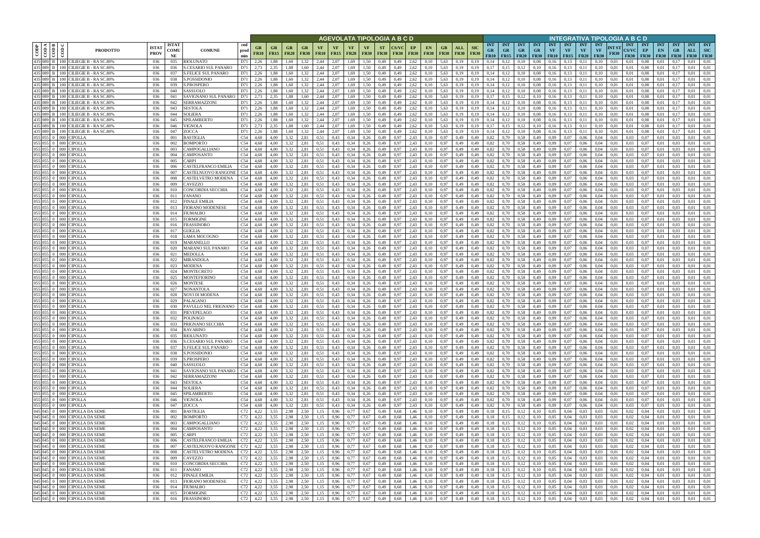| CODP | COD A | COD B | COD C | PRODOTTO | ISTAT PROV | ISTAT COMUNE | COMUNE | cod prod min | AGEVOLATA TIPOLOGIA A B C D | | | | | | | | | | | | | | | | INTEGRATIVA TIPOLOGIA A B C D | | | | | | | | | | | | | | | |
|---|---|---|---|---|---|---|---|---|---|---|---|---|---|---|---|---|---|---|---|---|---|---|---|---|---|---|---|---|---|---|---|---|---|---|---|---|---|---|---|---|
| | | | | | | | | | GR FR10 | GR FR15 | GR FR20 | GR FR30 | VF FR10 | VF FR15 | VF FR20 | VF FR30 | ST FR30 | CS/VC FR30 | EP FR30 | EN FR30 | GB FR30 | ALL FR30 | SIC FR30 | INT GR FR10 | INT GR FR15 | INT GR FR20 | INT GR FR30 | INT VF FR10 | INT VF FR15 | INT VF FR20 | INT VF FR30 | INT ST FR30 | INT CS/VC FR30 | INT EP FR30 | INT EN FR30 | INT GB FR30 | INT ALL FR30 | INT SIC FR30 |
| 435 | 089 | B | 100 | CILIEGIE B - RA SC.80% | 036 | 035 | RIOLUNATO | D71 | 2,26 | 1,88 | 1,60 | 1,32 | 2,44 | 2,07 | 1,69 | 1,50 | 0,49 | 0,49 | 2,62 | 0,10 | 5,63 | 0,19 | 0,19 | 0,14 | 0,12 | 0,10 | 0,08 | 0,16 | 0,13 | 0,11 | 0,10 | 0,01 | 0,01 | 0,08 | 0,01 | 0,17 | 0,01 | 0,01 |
| 435 | 089 | B | 100 | CILIEGIE B - RA SC.80% | 036 | 036 | S.CESARIO SUL PANARO | D71 | 2,73 | 2,35 | 1,88 | 1,60 | 2,44 | 2,07 | 1,69 | 1,50 | 0,49 | 0,49 | 2,62 | 0,10 | 5,63 | 0,19 | 0,19 | 0,17 | 0,15 | 0,12 | 0,10 | 0,16 | 0,13 | 0,11 | 0,10 | 0,01 | 0,01 | 0,08 | 0,01 | 0,17 | 0,01 | 0,01 |
| 435 | 089 | B | 100 | CILIEGIE B - RA SC.80% | 036 | 037 | S.FELICE SUL PANARO | D71 | 2,26 | 1,88 | 1,60 | 1,32 | 2,44 | 2,07 | 1,69 | 1,50 | 0,49 | 0,49 | 2,62 | 0,10 | 5,63 | 0,19 | 0,19 | 0,14 | 0,12 | 0,10 | 0,08 | 0,16 | 0,13 | 0,11 | 0,10 | 0,01 | 0,01 | 0,08 | 0,01 | 0,17 | 0,01 | 0,01 |
| 435 | 089 | B | 100 | CILIEGIE B - RA SC.80% | 036 | 038 | S.POSSIDONIO | D71 | 2,26 | 1,88 | 1,60 | 1,32 | 2,44 | 2,07 | 1,69 | 1,50 | 0,49 | 0,49 | 2,62 | 0,10 | 5,63 | 0,19 | 0,19 | 0,14 | 0,12 | 0,10 | 0,08 | 0,16 | 0,13 | 0,11 | 0,10 | 0,01 | 0,01 | 0,08 | 0,01 | 0,17 | 0,01 | 0,01 |
| 435 | 089 | B | 100 | CILIEGIE B - RA SC.80% | 036 | 039 | S.PROSPERO | D71 | 2,26 | 1,88 | 1,60 | 1,32 | 2,44 | 2,07 | 1,69 | 1,50 | 0,49 | 0,49 | 2,62 | 0,10 | 5,63 | 0,19 | 0,19 | 0,14 | 0,12 | 0,10 | 0,08 | 0,16 | 0,13 | 0,11 | 0,10 | 0,01 | 0,01 | 0,08 | 0,01 | 0,17 | 0,01 | 0,01 |
| 435 | 089 | B | 100 | CILIEGIE B - RA SC.80% | 036 | 040 | SASSUOLO | D71 | 2,26 | 1,88 | 1,60 | 1,32 | 2,44 | 2,07 | 1,69 | 1,50 | 0,49 | 0,49 | 2,62 | 0,10 | 5,63 | 0,19 | 0,19 | 0,14 | 0,12 | 0,10 | 0,08 | 0,16 | 0,13 | 0,11 | 0,10 | 0,01 | 0,01 | 0,08 | 0,01 | 0,17 | 0,01 | 0,01 |
| 435 | 089 | B | 100 | CILIEGIE B - RA SC.80% | 036 | 041 | SAVIGNANO SUL PANARO | D71 | 2,73 | 2,35 | 1,88 | 1,60 | 2,44 | 2,07 | 1,69 | 1,50 | 0,49 | 0,49 | 2,62 | 0,10 | 5,63 | 0,19 | 0,19 | 0,17 | 0,15 | 0,12 | 0,10 | 0,16 | 0,13 | 0,11 | 0,10 | 0,01 | 0,01 | 0,08 | 0,01 | 0,17 | 0,01 | 0,01 |
| 435 | 089 | B | 100 | CILIEGIE B - RA SC.80% | 036 | 042 | SERRAMAZZONI | D71 | 2,26 | 1,88 | 1,60 | 1,32 | 2,44 | 2,07 | 1,69 | 1,50 | 0,49 | 0,49 | 2,62 | 0,10 | 5,63 | 0,19 | 0,19 | 0,14 | 0,12 | 0,10 | 0,08 | 0,16 | 0,13 | 0,11 | 0,10 | 0,01 | 0,01 | 0,08 | 0,01 | 0,17 | 0,01 | 0,01 |
| 435 | 089 | B | 100 | CILIEGIE B - RA SC.80% | 036 | 043 | SESTOLA | D71 | 2,26 | 1,88 | 1,60 | 1,32 | 2,44 | 2,07 | 1,69 | 1,50 | 0,49 | 0,49 | 2,62 | 0,10 | 5,63 | 0,19 | 0,19 | 0,14 | 0,12 | 0,10 | 0,08 | 0,16 | 0,13 | 0,11 | 0,10 | 0,01 | 0,01 | 0,08 | 0,01 | 0,17 | 0,01 | 0,01 |
| 435 | 089 | B | 100 | CILIEGIE B - RA SC.80% | 036 | 044 | SOLIERA | D71 | 2,26 | 1,88 | 1,60 | 1,32 | 2,44 | 2,07 | 1,69 | 1,50 | 0,49 | 0,49 | 2,62 | 0,10 | 5,63 | 0,19 | 0,19 | 0,14 | 0,12 | 0,10 | 0,08 | 0,16 | 0,13 | 0,11 | 0,10 | 0,01 | 0,01 | 0,08 | 0,01 | 0,17 | 0,01 | 0,01 |
| 435 | 089 | B | 100 | CILIEGIE B - RA SC.80% | 036 | 045 | SPILAMBERTO | D71 | 2,26 | 1,88 | 1,60 | 1,32 | 2,44 | 2,07 | 1,69 | 1,50 | 0,49 | 0,49 | 2,62 | 0,10 | 5,63 | 0,19 | 0,19 | 0,14 | 0,12 | 0,10 | 0,08 | 0,16 | 0,13 | 0,11 | 0,10 | 0,01 | 0,01 | 0,08 | 0,01 | 0,17 | 0,01 | 0,01 |
| 435 | 089 | B | 100 | CILIEGIE B - RA SC.80% | 036 | 046 | VIGNOLA | D71 | 2,73 | 2,35 | 1,88 | 1,60 | 2,44 | 2,07 | 1,69 | 1,50 | 0,49 | 0,49 | 2,62 | 0,10 | 5,63 | 0,19 | 0,19 | 0,17 | 0,15 | 0,12 | 0,10 | 0,16 | 0,13 | 0,11 | 0,10 | 0,01 | 0,01 | 0,08 | 0,01 | 0,17 | 0,01 | 0,01 |
| 435 | 089 | B | 100 | CILIEGIE B - RA SC.80% | 036 | 047 | ZOCCA | D71 | 2,26 | 1,88 | 1,60 | 1,32 | 2,44 | 2,07 | 1,69 | 1,50 | 0,49 | 0,49 | 2,62 | 0,10 | 5,63 | 0,19 | 0,19 | 0,14 | 0,12 | 0,10 | 0,08 | 0,16 | 0,13 | 0,11 | 0,10 | 0,01 | 0,01 | 0,08 | 0,01 | 0,17 | 0,01 | 0,01 |
| 055 | 055 | 0 | 000 | CIPOLLA | 036 | 001 | BASTIGLIA | C54 | 4,68 | 4,00 | 3,32 | 2,81 | 0,51 | 0,43 | 0,34 | 0,26 | 0,49 | 0,97 | 2,43 | 0,10 | 0,97 | 0,49 | 0,49 | 0,82 | 0,70 | 0,58 | 0,49 | 0,09 | 0,07 | 0,06 | 0,04 | 0,01 | 0,03 | 0,07 | 0,01 | 0,03 | 0,01 | 0,01 |
| 055 | 055 | 0 | 000 | CIPOLLA | 036 | 002 | BOMPORTO | C54 | 4,68 | 4,00 | 3,32 | 2,81 | 0,51 | 0,43 | 0,34 | 0,26 | 0,49 | 0,97 | 2,43 | 0,10 | 0,97 | 0,49 | 0,49 | 0,82 | 0,70 | 0,58 | 0,49 | 0,09 | 0,07 | 0,06 | 0,04 | 0,01 | 0,03 | 0,07 | 0,01 | 0,03 | 0,01 | 0,01 |
| 055 | 055 | 0 | 000 | CIPOLLA | 036 | 003 | CAMPOGALLIANO | C54 | 4,68 | 4,00 | 3,32 | 2,81 | 0,51 | 0,43 | 0,34 | 0,26 | 0,49 | 0,97 | 2,43 | 0,10 | 0,97 | 0,49 | 0,49 | 0,82 | 0,70 | 0,58 | 0,49 | 0,09 | 0,07 | 0,06 | 0,04 | 0,01 | 0,03 | 0,07 | 0,01 | 0,03 | 0,01 | 0,01 |
| 055 | 055 | 0 | 000 | CIPOLLA | 036 | 004 | CAMPOSANTO | C54 | 4,68 | 4,00 | 3,32 | 2,81 | 0,51 | 0,43 | 0,34 | 0,26 | 0,49 | 0,97 | 2,43 | 0,10 | 0,97 | 0,49 | 0,49 | 0,82 | 0,70 | 0,58 | 0,49 | 0,09 | 0,07 | 0,06 | 0,04 | 0,01 | 0,03 | 0,07 | 0,01 | 0,03 | 0,01 | 0,01 |
| 055 | 055 | 0 | 000 | CIPOLLA | 036 | 005 | CARPI | C54 | 4,68 | 4,00 | 3,32 | 2,81 | 0,51 | 0,43 | 0,34 | 0,26 | 0,49 | 0,97 | 2,43 | 0,10 | 0,97 | 0,49 | 0,49 | 0,82 | 0,70 | 0,58 | 0,49 | 0,09 | 0,07 | 0,06 | 0,04 | 0,01 | 0,03 | 0,07 | 0,01 | 0,03 | 0,01 | 0,01 |
| 055 | 055 | 0 | 000 | CIPOLLA | 036 | 006 | CASTELFRANCO EMILIA | C54 | 4,68 | 4,00 | 3,32 | 2,81 | 0,51 | 0,43 | 0,34 | 0,26 | 0,49 | 0,97 | 2,43 | 0,10 | 0,97 | 0,49 | 0,49 | 0,82 | 0,70 | 0,58 | 0,49 | 0,09 | 0,07 | 0,06 | 0,04 | 0,01 | 0,03 | 0,07 | 0,01 | 0,03 | 0,01 | 0,01 |
| 055 | 055 | 0 | 000 | CIPOLLA | 036 | 007 | CASTELNUOVO RANGONE | C54 | 4,68 | 4,00 | 3,32 | 2,81 | 0,51 | 0,43 | 0,34 | 0,26 | 0,49 | 0,97 | 2,43 | 0,10 | 0,97 | 0,49 | 0,49 | 0,82 | 0,70 | 0,58 | 0,49 | 0,09 | 0,07 | 0,06 | 0,04 | 0,01 | 0,03 | 0,07 | 0,01 | 0,03 | 0,01 | 0,01 |
| 055 | 055 | 0 | 000 | CIPOLLA | 036 | 008 | CASTELVETRO MODENA | C54 | 4,68 | 4,00 | 3,32 | 2,81 | 0,51 | 0,43 | 0,34 | 0,26 | 0,49 | 0,97 | 2,43 | 0,10 | 0,97 | 0,49 | 0,49 | 0,82 | 0,70 | 0,58 | 0,49 | 0,09 | 0,07 | 0,06 | 0,04 | 0,01 | 0,03 | 0,07 | 0,01 | 0,03 | 0,01 | 0,01 |
| 055 | 055 | 0 | 000 | CIPOLLA | 036 | 009 | CAVEZZO | C54 | 4,68 | 4,00 | 3,32 | 2,81 | 0,51 | 0,43 | 0,34 | 0,26 | 0,49 | 0,97 | 2,43 | 0,10 | 0,97 | 0,49 | 0,49 | 0,82 | 0,70 | 0,58 | 0,49 | 0,09 | 0,07 | 0,06 | 0,04 | 0,01 | 0,03 | 0,07 | 0,01 | 0,03 | 0,01 | 0,01 |
| 055 | 055 | 0 | 000 | CIPOLLA | 036 | 010 | CONCORDIA SECCHIA | C54 | 4,68 | 4,00 | 3,32 | 2,81 | 0,51 | 0,43 | 0,34 | 0,26 | 0,49 | 0,97 | 2,43 | 0,10 | 0,97 | 0,49 | 0,49 | 0,82 | 0,70 | 0,58 | 0,49 | 0,09 | 0,07 | 0,06 | 0,04 | 0,01 | 0,03 | 0,07 | 0,01 | 0,03 | 0,01 | 0,01 |
| 055 | 055 | 0 | 000 | CIPOLLA | 036 | 011 | FANANO | C54 | 4,68 | 4,00 | 3,32 | 2,81 | 0,51 | 0,43 | 0,34 | 0,26 | 0,49 | 0,97 | 2,43 | 0,10 | 0,97 | 0,49 | 0,49 | 0,82 | 0,70 | 0,58 | 0,49 | 0,09 | 0,07 | 0,06 | 0,04 | 0,01 | 0,03 | 0,07 | 0,01 | 0,03 | 0,01 | 0,01 |
| 055 | 055 | 0 | 000 | CIPOLLA | 036 | 012 | FINALE EMILIA | C54 | 4,68 | 4,00 | 3,32 | 2,81 | 0,51 | 0,43 | 0,34 | 0,26 | 0,49 | 0,97 | 2,43 | 0,10 | 0,97 | 0,49 | 0,49 | 0,82 | 0,70 | 0,58 | 0,49 | 0,09 | 0,07 | 0,06 | 0,04 | 0,01 | 0,03 | 0,07 | 0,01 | 0,03 | 0,01 | 0,01 |
| 055 | 055 | 0 | 000 | CIPOLLA | 036 | 013 | FIORANO MODENESE | C54 | 4,68 | 4,00 | 3,32 | 2,81 | 0,51 | 0,43 | 0,34 | 0,26 | 0,49 | 0,97 | 2,43 | 0,10 | 0,97 | 0,49 | 0,49 | 0,82 | 0,70 | 0,58 | 0,49 | 0,09 | 0,07 | 0,06 | 0,04 | 0,01 | 0,03 | 0,07 | 0,01 | 0,03 | 0,01 | 0,01 |
| 055 | 055 | 0 | 000 | CIPOLLA | 036 | 014 | FIUMALBO | C54 | 4,68 | 4,00 | 3,32 | 2,81 | 0,51 | 0,43 | 0,34 | 0,26 | 0,49 | 0,97 | 2,43 | 0,10 | 0,97 | 0,49 | 0,49 | 0,82 | 0,70 | 0,58 | 0,49 | 0,09 | 0,07 | 0,06 | 0,04 | 0,01 | 0,03 | 0,07 | 0,01 | 0,03 | 0,01 | 0,01 |
| 055 | 055 | 0 | 000 | CIPOLLA | 036 | 015 | FORMIGINE | C54 | 4,68 | 4,00 | 3,32 | 2,81 | 0,51 | 0,43 | 0,34 | 0,26 | 0,49 | 0,97 | 2,43 | 0,10 | 0,97 | 0,49 | 0,49 | 0,82 | 0,70 | 0,58 | 0,49 | 0,09 | 0,07 | 0,06 | 0,04 | 0,01 | 0,03 | 0,07 | 0,01 | 0,03 | 0,01 | 0,01 |
| 055 | 055 | 0 | 000 | CIPOLLA | 036 | 016 | FRASSINORO | C54 | 4,68 | 4,00 | 3,32 | 2,81 | 0,51 | 0,43 | 0,34 | 0,26 | 0,49 | 0,97 | 2,43 | 0,10 | 0,97 | 0,49 | 0,49 | 0,82 | 0,70 | 0,58 | 0,49 | 0,09 | 0,07 | 0,06 | 0,04 | 0,01 | 0,03 | 0,07 | 0,01 | 0,03 | 0,01 | 0,01 |
| 055 | 055 | 0 | 000 | CIPOLLA | 036 | 017 | GUIGLIA | C54 | 4,68 | 4,00 | 3,32 | 2,81 | 0,51 | 0,43 | 0,34 | 0,26 | 0,49 | 0,97 | 2,43 | 0,10 | 0,97 | 0,49 | 0,49 | 0,82 | 0,70 | 0,58 | 0,49 | 0,09 | 0,07 | 0,06 | 0,04 | 0,01 | 0,03 | 0,07 | 0,01 | 0,03 | 0,01 | 0,01 |
| 055 | 055 | 0 | 000 | CIPOLLA | 036 | 018 | LAMA MOCOGNO | C54 | 4,68 | 4,00 | 3,32 | 2,81 | 0,51 | 0,43 | 0,34 | 0,26 | 0,49 | 0,97 | 2,43 | 0,10 | 0,97 | 0,49 | 0,49 | 0,82 | 0,70 | 0,58 | 0,49 | 0,09 | 0,07 | 0,06 | 0,04 | 0,01 | 0,03 | 0,07 | 0,01 | 0,03 | 0,01 | 0,01 |
| 055 | 055 | 0 | 000 | CIPOLLA | 036 | 019 | MARANELLO | C54 | 4,68 | 4,00 | 3,32 | 2,81 | 0,51 | 0,43 | 0,34 | 0,26 | 0,49 | 0,97 | 2,43 | 0,10 | 0,97 | 0,49 | 0,49 | 0,82 | 0,70 | 0,58 | 0,49 | 0,09 | 0,07 | 0,06 | 0,04 | 0,01 | 0,03 | 0,07 | 0,01 | 0,03 | 0,01 | 0,01 |
| 055 | 055 | 0 | 000 | CIPOLLA | 036 | 020 | MARANO SUL PANARO | C54 | 4,68 | 4,00 | 3,32 | 2,81 | 0,51 | 0,43 | 0,34 | 0,26 | 0,49 | 0,97 | 2,43 | 0,10 | 0,97 | 0,49 | 0,49 | 0,82 | 0,70 | 0,58 | 0,49 | 0,09 | 0,07 | 0,06 | 0,04 | 0,01 | 0,03 | 0,07 | 0,01 | 0,03 | 0,01 | 0,01 |
| 055 | 055 | 0 | 000 | CIPOLLA | 036 | 021 | MEDOLLA | C54 | 4,68 | 4,00 | 3,32 | 2,81 | 0,51 | 0,43 | 0,34 | 0,26 | 0,49 | 0,97 | 2,43 | 0,10 | 0,97 | 0,49 | 0,49 | 0,82 | 0,70 | 0,58 | 0,49 | 0,09 | 0,07 | 0,06 | 0,04 | 0,01 | 0,03 | 0,07 | 0,01 | 0,03 | 0,01 | 0,01 |
| 055 | 055 | 0 | 000 | CIPOLLA | 036 | 022 | MIRANDOLA | C54 | 4,68 | 4,00 | 3,32 | 2,81 | 0,51 | 0,43 | 0,34 | 0,26 | 0,49 | 0,97 | 2,43 | 0,10 | 0,97 | 0,49 | 0,49 | 0,82 | 0,70 | 0,58 | 0,49 | 0,09 | 0,07 | 0,06 | 0,04 | 0,01 | 0,03 | 0,07 | 0,01 | 0,03 | 0,01 | 0,01 |
| 055 | 055 | 0 | 000 | CIPOLLA | 036 | 023 | MODENA | C54 | 4,68 | 4,00 | 3,32 | 2,81 | 0,51 | 0,43 | 0,34 | 0,26 | 0,49 | 0,97 | 2,43 | 0,10 | 0,97 | 0,49 | 0,49 | 0,82 | 0,70 | 0,58 | 0,49 | 0,09 | 0,07 | 0,06 | 0,04 | 0,01 | 0,03 | 0,07 | 0,01 | 0,03 | 0,01 | 0,01 |
| 055 | 055 | 0 | 000 | CIPOLLA | 036 | 024 | MONTECRETO | C54 | 4,68 | 4,00 | 3,32 | 2,81 | 0,51 | 0,43 | 0,34 | 0,26 | 0,49 | 0,97 | 2,43 | 0,10 | 0,97 | 0,49 | 0,49 | 0,82 | 0,70 | 0,58 | 0,49 | 0,09 | 0,07 | 0,06 | 0,04 | 0,01 | 0,03 | 0,07 | 0,01 | 0,03 | 0,01 | 0,01 |
| 055 | 055 | 0 | 000 | CIPOLLA | 036 | 025 | MONTEFIORINO | C54 | 4,68 | 4,00 | 3,32 | 2,81 | 0,51 | 0,43 | 0,34 | 0,26 | 0,49 | 0,97 | 2,43 | 0,10 | 0,97 | 0,49 | 0,49 | 0,82 | 0,70 | 0,58 | 0,49 | 0,09 | 0,07 | 0,06 | 0,04 | 0,01 | 0,03 | 0,07 | 0,01 | 0,03 | 0,01 | 0,01 |
| 055 | 055 | 0 | 000 | CIPOLLA | 036 | 026 | MONTESE | C54 | 4,68 | 4,00 | 3,32 | 2,81 | 0,51 | 0,43 | 0,34 | 0,26 | 0,49 | 0,97 | 2,43 | 0,10 | 0,97 | 0,49 | 0,49 | 0,82 | 0,70 | 0,58 | 0,49 | 0,09 | 0,07 | 0,06 | 0,04 | 0,01 | 0,03 | 0,07 | 0,01 | 0,03 | 0,01 | 0,01 |
| 055 | 055 | 0 | 000 | CIPOLLA | 036 | 027 | NONANTOLA | C54 | 4,68 | 4,00 | 3,32 | 2,81 | 0,51 | 0,43 | 0,34 | 0,26 | 0,49 | 0,97 | 2,43 | 0,10 | 0,97 | 0,49 | 0,49 | 0,82 | 0,70 | 0,58 | 0,49 | 0,09 | 0,07 | 0,06 | 0,04 | 0,01 | 0,03 | 0,07 | 0,01 | 0,03 | 0,01 | 0,01 |
| 055 | 055 | 0 | 000 | CIPOLLA | 036 | 028 | NOVI DI MODENA | C54 | 4,68 | 4,00 | 3,32 | 2,81 | 0,51 | 0,43 | 0,34 | 0,26 | 0,49 | 0,97 | 2,43 | 0,10 | 0,97 | 0,49 | 0,49 | 0,82 | 0,70 | 0,58 | 0,49 | 0,09 | 0,07 | 0,06 | 0,04 | 0,01 | 0,03 | 0,07 | 0,01 | 0,03 | 0,01 | 0,01 |
| 055 | 055 | 0 | 000 | CIPOLLA | 036 | 029 | PALAGANO | C54 | 4,68 | 4,00 | 3,32 | 2,81 | 0,51 | 0,43 | 0,34 | 0,26 | 0,49 | 0,97 | 2,43 | 0,10 | 0,97 | 0,49 | 0,49 | 0,82 | 0,70 | 0,58 | 0,49 | 0,09 | 0,07 | 0,06 | 0,04 | 0,01 | 0,03 | 0,07 | 0,01 | 0,03 | 0,01 | 0,01 |
| 055 | 055 | 0 | 000 | CIPOLLA | 036 | 030 | PAVULLO NEL FRIGNANO | C54 | 4,68 | 4,00 | 3,32 | 2,81 | 0,51 | 0,43 | 0,34 | 0,26 | 0,49 | 0,97 | 2,43 | 0,10 | 0,97 | 0,49 | 0,49 | 0,82 | 0,70 | 0,58 | 0,49 | 0,09 | 0,07 | 0,06 | 0,04 | 0,01 | 0,03 | 0,07 | 0,01 | 0,03 | 0,01 | 0,01 |
| 055 | 055 | 0 | 000 | CIPOLLA | 036 | 031 | PIEVEPELAGO | C54 | 4,68 | 4,00 | 3,32 | 2,81 | 0,51 | 0,43 | 0,34 | 0,26 | 0,49 | 0,97 | 2,43 | 0,10 | 0,97 | 0,49 | 0,49 | 0,82 | 0,70 | 0,58 | 0,49 | 0,09 | 0,07 | 0,06 | 0,04 | 0,01 | 0,03 | 0,07 | 0,01 | 0,03 | 0,01 | 0,01 |
| 055 | 055 | 0 | 000 | CIPOLLA | 036 | 032 | POLINAGO | C54 | 4,68 | 4,00 | 3,32 | 2,81 | 0,51 | 0,43 | 0,34 | 0,26 | 0,49 | 0,97 | 2,43 | 0,10 | 0,97 | 0,49 | 0,49 | 0,82 | 0,70 | 0,58 | 0,49 | 0,09 | 0,07 | 0,06 | 0,04 | 0,01 | 0,03 | 0,07 | 0,01 | 0,03 | 0,01 | 0,01 |
| 055 | 055 | 0 | 000 | CIPOLLA | 036 | 033 | PRIGNANO SECCHIA | C54 | 4,68 | 4,00 | 3,32 | 2,81 | 0,51 | 0,43 | 0,34 | 0,26 | 0,49 | 0,97 | 2,43 | 0,10 | 0,97 | 0,49 | 0,49 | 0,82 | 0,70 | 0,58 | 0,49 | 0,09 | 0,07 | 0,06 | 0,04 | 0,01 | 0,03 | 0,07 | 0,01 | 0,03 | 0,01 | 0,01 |
| 055 | 055 | 0 | 000 | CIPOLLA | 036 | 034 | RAVARINO | C54 | 4,68 | 4,00 | 3,32 | 2,81 | 0,51 | 0,43 | 0,34 | 0,26 | 0,49 | 0,97 | 2,43 | 0,10 | 0,97 | 0,49 | 0,49 | 0,82 | 0,70 | 0,58 | 0,49 | 0,09 | 0,07 | 0,06 | 0,04 | 0,01 | 0,03 | 0,07 | 0,01 | 0,03 | 0,01 | 0,01 |
| 055 | 055 | 0 | 000 | CIPOLLA | 036 | 035 | RIOLUNATO | C54 | 4,68 | 4,00 | 3,32 | 2,81 | 0,51 | 0,43 | 0,34 | 0,26 | 0,49 | 0,97 | 2,43 | 0,10 | 0,97 | 0,49 | 0,49 | 0,82 | 0,70 | 0,58 | 0,49 | 0,09 | 0,07 | 0,06 | 0,04 | 0,01 | 0,03 | 0,07 | 0,01 | 0,03 | 0,01 | 0,01 |
| 055 | 055 | 0 | 000 | CIPOLLA | 036 | 036 | S.CESARIO SUL PANARO | C54 | 4,68 | 4,00 | 3,32 | 2,81 | 0,51 | 0,43 | 0,34 | 0,26 | 0,49 | 0,97 | 2,43 | 0,10 | 0,97 | 0,49 | 0,49 | 0,82 | 0,70 | 0,58 | 0,49 | 0,09 | 0,07 | 0,06 | 0,04 | 0,01 | 0,03 | 0,07 | 0,01 | 0,03 | 0,01 | 0,01 |
| 055 | 055 | 0 | 000 | CIPOLLA | 036 | 037 | S.FELICE SUL PANARO | C54 | 4,68 | 4,00 | 3,32 | 2,81 | 0,51 | 0,43 | 0,34 | 0,26 | 0,49 | 0,97 | 2,43 | 0,10 | 0,97 | 0,49 | 0,49 | 0,82 | 0,70 | 0,58 | 0,49 | 0,09 | 0,07 | 0,06 | 0,04 | 0,01 | 0,03 | 0,07 | 0,01 | 0,03 | 0,01 | 0,01 |
| 055 | 055 | 0 | 000 | CIPOLLA | 036 | 038 | S.POSSIDONIO | C54 | 4,68 | 4,00 | 3,32 | 2,81 | 0,51 | 0,43 | 0,34 | 0,26 | 0,49 | 0,97 | 2,43 | 0,10 | 0,97 | 0,49 | 0,49 | 0,82 | 0,70 | 0,58 | 0,49 | 0,09 | 0,07 | 0,06 | 0,04 | 0,01 | 0,03 | 0,07 | 0,01 | 0,03 | 0,01 | 0,01 |
| 055 | 055 | 0 | 000 | CIPOLLA | 036 | 039 | S.PROSPERO | C54 | 4,68 | 4,00 | 3,32 | 2,81 | 0,51 | 0,43 | 0,34 | 0,26 | 0,49 | 0,97 | 2,43 | 0,10 | 0,97 | 0,49 | 0,49 | 0,82 | 0,70 | 0,58 | 0,49 | 0,09 | 0,07 | 0,06 | 0,04 | 0,01 | 0,03 | 0,07 | 0,01 | 0,03 | 0,01 | 0,01 |
| 055 | 055 | 0 | 000 | CIPOLLA | 036 | 040 | SASSUOLO | C54 | 4,68 | 4,00 | 3,32 | 2,81 | 0,51 | 0,43 | 0,34 | 0,26 | 0,49 | 0,97 | 2,43 | 0,10 | 0,97 | 0,49 | 0,49 | 0,82 | 0,70 | 0,58 | 0,49 | 0,09 | 0,07 | 0,06 | 0,04 | 0,01 | 0,03 | 0,07 | 0,01 | 0,03 | 0,01 | 0,01 |
| 055 | 055 | 0 | 000 | CIPOLLA | 036 | 041 | SAVIGNANO SUL PANARO | C54 | 4,68 | 4,00 | 3,32 | 2,81 | 0,51 | 0,43 | 0,34 | 0,26 | 0,49 | 0,97 | 2,43 | 0,10 | 0,97 | 0,49 | 0,49 | 0,82 | 0,70 | 0,58 | 0,49 | 0,09 | 0,07 | 0,06 | 0,04 | 0,01 | 0,03 | 0,07 | 0,01 | 0,03 | 0,01 | 0,01 |
| 055 | 055 | 0 | 000 | CIPOLLA | 036 | 042 | SERRAMAZZONI | C54 | 4,68 | 4,00 | 3,32 | 2,81 | 0,51 | 0,43 | 0,34 | 0,26 | 0,49 | 0,97 | 2,43 | 0,10 | 0,97 | 0,49 | 0,49 | 0,82 | 0,70 | 0,58 | 0,49 | 0,09 | 0,07 | 0,06 | 0,04 | 0,01 | 0,03 | 0,07 | 0,01 | 0,03 | 0,01 | 0,01 |
| 055 | 055 | 0 | 000 | CIPOLLA | 036 | 043 | SESTOLA | C54 | 4,68 | 4,00 | 3,32 | 2,81 | 0,51 | 0,43 | 0,34 | 0,26 | 0,49 | 0,97 | 2,43 | 0,10 | 0,97 | 0,49 | 0,49 | 0,82 | 0,70 | 0,58 | 0,49 | 0,09 | 0,07 | 0,06 | 0,04 | 0,01 | 0,03 | 0,07 | 0,01 | 0,03 | 0,01 | 0,01 |
| 055 | 055 | 0 | 000 | CIPOLLA | 036 | 044 | SOLIERA | C54 | 4,68 | 4,00 | 3,32 | 2,81 | 0,51 | 0,43 | 0,34 | 0,26 | 0,49 | 0,97 | 2,43 | 0,10 | 0,97 | 0,49 | 0,49 | 0,82 | 0,70 | 0,58 | 0,49 | 0,09 | 0,07 | 0,06 | 0,04 | 0,01 | 0,03 | 0,07 | 0,01 | 0,03 | 0,01 | 0,01 |
| 055 | 055 | 0 | 000 | CIPOLLA | 036 | 045 | SPILAMBERTO | C54 | 4,68 | 4,00 | 3,32 | 2,81 | 0,51 | 0,43 | 0,34 | 0,26 | 0,49 | 0,97 | 2,43 | 0,10 | 0,97 | 0,49 | 0,49 | 0,82 | 0,70 | 0,58 | 0,49 | 0,09 | 0,07 | 0,06 | 0,04 | 0,01 | 0,03 | 0,07 | 0,01 | 0,03 | 0,01 | 0,01 |
| 055 | 055 | 0 | 000 | CIPOLLA | 036 | 046 | VIGNOLA | C54 | 4,68 | 4,00 | 3,32 | 2,81 | 0,51 | 0,43 | 0,34 | 0,26 | 0,49 | 0,97 | 2,43 | 0,10 | 0,97 | 0,49 | 0,49 | 0,82 | 0,70 | 0,58 | 0,49 | 0,09 | 0,07 | 0,06 | 0,04 | 0,01 | 0,03 | 0,07 | 0,01 | 0,03 | 0,01 | 0,01 |
| 055 | 055 | 0 | 000 | CIPOLLA | 036 | 047 | ZOCCA | C54 | 4,68 | 4,00 | 3,32 | 2,81 | 0,51 | 0,43 | 0,34 | 0,26 | 0,49 | 0,97 | 2,43 | 0,10 | 0,97 | 0,49 | 0,49 | 0,82 | 0,70 | 0,58 | 0,49 | 0,09 | 0,07 | 0,06 | 0,04 | 0,01 | 0,03 | 0,07 | 0,01 | 0,03 | 0,01 | 0,01 |
| 045 | 045 | 0 | 000 | CIPOLLA DA SEME | 036 | 001 | BASTIGLIA | C72 | 4,22 | 3,55 | 2,98 | 2,50 | 1,15 | 0,96 | 0,77 | 0,67 | 0,49 | 0,68 | 1,46 | 0,10 | 0,97 | 0,49 | 0,49 | 0,18 | 0,15 | 0,12 | 0,10 | 0,05 | 0,04 | 0,03 | 0,03 | 0,01 | 0,02 | 0,04 | 0,01 | 0,03 | 0,01 | 0,01 |
| 045 | 045 | 0 | 000 | CIPOLLA DA SEME | 036 | 002 | BOMPORTO | C72 | 4,22 | 3,55 | 2,98 | 2,50 | 1,15 | 0,96 | 0,77 | 0,67 | 0,49 | 0,68 | 1,46 | 0,10 | 0,97 | 0,49 | 0,49 | 0,18 | 0,15 | 0,12 | 0,10 | 0,05 | 0,04 | 0,03 | 0,03 | 0,01 | 0,02 | 0,04 | 0,01 | 0,03 | 0,01 | 0,01 |
| 045 | 045 | 0 | 000 | CIPOLLA DA SEME | 036 | 003 | CAMPOGALLIANO | C72 | 4,22 | 3,55 | 2,98 | 2,50 | 1,15 | 0,96 | 0,77 | 0,67 | 0,49 | 0,68 | 1,46 | 0,10 | 0,97 | 0,49 | 0,49 | 0,18 | 0,15 | 0,12 | 0,10 | 0,05 | 0,04 | 0,03 | 0,03 | 0,01 | 0,02 | 0,04 | 0,01 | 0,03 | 0,01 | 0,01 |
| 045 | 045 | 0 | 000 | CIPOLLA DA SEME | 036 | 004 | CAMPOSANTO | C72 | 4,22 | 3,55 | 2,98 | 2,50 | 1,15 | 0,96 | 0,77 | 0,67 | 0,49 | 0,68 | 1,46 | 0,10 | 0,97 | 0,49 | 0,49 | 0,18 | 0,15 | 0,12 | 0,10 | 0,05 | 0,04 | 0,03 | 0,03 | 0,01 | 0,02 | 0,04 | 0,01 | 0,03 | 0,01 | 0,01 |
| 045 | 045 | 0 | 000 | CIPOLLA DA SEME | 036 | 005 | CARPI | C72 | 4,22 | 3,55 | 2,98 | 2,50 | 1,15 | 0,96 | 0,77 | 0,67 | 0,49 | 0,68 | 1,46 | 0,10 | 0,97 | 0,49 | 0,49 | 0,18 | 0,15 | 0,12 | 0,10 | 0,05 | 0,04 | 0,03 | 0,03 | 0,01 | 0,02 | 0,04 | 0,01 | 0,03 | 0,01 | 0,01 |
| 045 | 045 | 0 | 000 | CIPOLLA DA SEME | 036 | 006 | CASTELFRANCO EMILIA | C72 | 4,22 | 3,55 | 2,98 | 2,50 | 1,15 | 0,96 | 0,77 | 0,67 | 0,49 | 0,68 | 1,46 | 0,10 | 0,97 | 0,49 | 0,49 | 0,18 | 0,15 | 0,12 | 0,10 | 0,05 | 0,04 | 0,03 | 0,03 | 0,01 | 0,02 | 0,04 | 0,01 | 0,03 | 0,01 | 0,01 |
| 045 | 045 | 0 | 000 | CIPOLLA DA SEME | 036 | 007 | CASTELNUOVO RANGONE | C72 | 4,22 | 3,55 | 2,98 | 2,50 | 1,15 | 0,96 | 0,77 | 0,67 | 0,49 | 0,68 | 1,46 | 0,10 | 0,97 | 0,49 | 0,49 | 0,18 | 0,15 | 0,12 | 0,10 | 0,05 | 0,04 | 0,03 | 0,03 | 0,01 | 0,02 | 0,04 | 0,01 | 0,03 | 0,01 | 0,01 |
| 045 | 045 | 0 | 000 | CIPOLLA DA SEME | 036 | 008 | CASTELVETRO MODENA | C72 | 4,22 | 3,55 | 2,98 | 2,50 | 1,15 | 0,96 | 0,77 | 0,67 | 0,49 | 0,68 | 1,46 | 0,10 | 0,97 | 0,49 | 0,49 | 0,18 | 0,15 | 0,12 | 0,10 | 0,05 | 0,04 | 0,03 | 0,03 | 0,01 | 0,02 | 0,04 | 0,01 | 0,03 | 0,01 | 0,01 |
| 045 | 045 | 0 | 000 | CIPOLLA DA SEME | 036 | 009 | CAVEZZO | C72 | 4,22 | 3,55 | 2,98 | 2,50 | 1,15 | 0,96 | 0,77 | 0,67 | 0,49 | 0,68 | 1,46 | 0,10 | 0,97 | 0,49 | 0,49 | 0,18 | 0,15 | 0,12 | 0,10 | 0,05 | 0,04 | 0,03 | 0,03 | 0,01 | 0,02 | 0,04 | 0,01 | 0,03 | 0,01 | 0,01 |
| 045 | 045 | 0 | 000 | CIPOLLA DA SEME | 036 | 010 | CONCORDIA SECCHIA | C72 | 4,22 | 3,55 | 2,98 | 2,50 | 1,15 | 0,96 | 0,77 | 0,67 | 0,49 | 0,68 | 1,46 | 0,10 | 0,97 | 0,49 | 0,49 | 0,18 | 0,15 | 0,12 | 0,10 | 0,05 | 0,04 | 0,03 | 0,03 | 0,01 | 0,02 | 0,04 | 0,01 | 0,03 | 0,01 | 0,01 |
| 045 | 045 | 0 | 000 | CIPOLLA DA SEME | 036 | 011 | FANANO | C72 | 4,22 | 3,55 | 2,98 | 2,50 | 1,15 | 0,96 | 0,77 | 0,67 | 0,49 | 0,68 | 1,46 | 0,10 | 0,97 | 0,49 | 0,49 | 0,18 | 0,15 | 0,12 | 0,10 | 0,05 | 0,04 | 0,03 | 0,03 | 0,01 | 0,02 | 0,04 | 0,01 | 0,03 | 0,01 | 0,01 |
| 045 | 045 | 0 | 000 | CIPOLLA DA SEME | 036 | 012 | FINALE EMILIA | C72 | 4,22 | 3,55 | 2,98 | 2,50 | 1,15 | 0,96 | 0,77 | 0,67 | 0,49 | 0,68 | 1,46 | 0,10 | 0,97 | 0,49 | 0,49 | 0,18 | 0,15 | 0,12 | 0,10 | 0,05 | 0,04 | 0,03 | 0,03 | 0,01 | 0,02 | 0,04 | 0,01 | 0,03 | 0,01 | 0,01 |
| 045 | 045 | 0 | 000 | CIPOLLA DA SEME | 036 | 013 | FIORANO MODENESE | C72 | 4,22 | 3,55 | 2,98 | 2,50 | 1,15 | 0,96 | 0,77 | 0,67 | 0,49 | 0,68 | 1,46 | 0,10 | 0,97 | 0,49 | 0,49 | 0,18 | 0,15 | 0,12 | 0,10 | 0,05 | 0,04 | 0,03 | 0,03 | 0,01 | 0,02 | 0,04 | 0,01 | 0,03 | 0,01 | 0,01 |
| 045 | 045 | 0 | 000 | CIPOLLA DA SEME | 036 | 014 | FIUMALBO | C72 | 4,22 | 3,55 | 2,98 | 2,50 | 1,15 | 0,96 | 0,77 | 0,67 | 0,49 | 0,68 | 1,46 | 0,10 | 0,97 | 0,49 | 0,49 | 0,18 | 0,15 | 0,12 | 0,10 | 0,05 | 0,04 | 0,03 | 0,03 | 0,01 | 0,02 | 0,04 | 0,01 | 0,03 | 0,01 | 0,01 |
| 045 | 045 | 0 | 000 | CIPOLLA DA SEME | 036 | 015 | FORMIGINE | C72 | 4,22 | 3,55 | 2,98 | 2,50 | 1,15 | 0,96 | 0,77 | 0,67 | 0,49 | 0,68 | 1,46 | 0,10 | 0,97 | 0,49 | 0,49 | 0,18 | 0,15 | 0,12 | 0,10 | 0,05 | 0,04 | 0,03 | 0,03 | 0,01 | 0,02 | 0,04 | 0,01 | 0,03 | 0,01 | 0,01 |
| 045 | 045 | 0 | 000 | CIPOLLA DA SEME | 036 | 016 | FRASSINORO | C72 | 4,22 | 3,55 | 2,98 | 2,50 | 1,15 | 0,96 | 0,77 | 0,67 | 0,49 | 0,68 | 1,46 | 0,10 | 0,97 | 0,49 | 0,49 | 0,18 | 0,15 | 0,12 | 0,10 | 0,05 | 0,04 | 0,03 | 0,03 | 0,01 | 0,02 | 0,04 | 0,01 | 0,03 | 0,01 | 0,01 |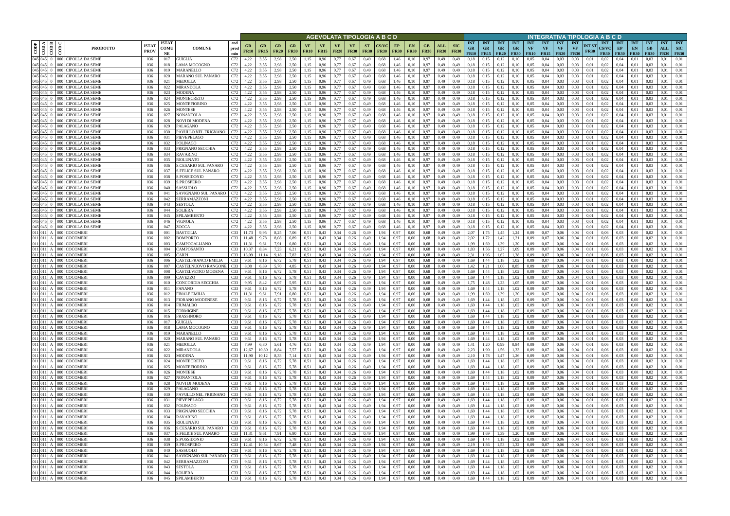| CODP | COD A | COD B | COD C | PRODOTTO | ISTAT PROV | ISTAT COMUNE | COMUNE | cod prod min | AGEVOLATA TIPOLOGIA A B C D | | | | | | | | | | | | | | | INTEGRATIVA TIPOLOGIA A B C D | | | | | | | | | | | | | | |
|---|---|---|---|---|---|---|---|---|---|---|---|---|---|---|---|---|---|---|---|---|---|---|---|---|---|---|---|---|---|---|---|---|---|---|---|---|---|---|
| | | | | | | | | | GR FR10 | GR FR15 | GR FR20 | GR FR30 | VF FR10 | VF FR15 | VF FR20 | VF FR30 | ST FR30 | CS/VC FR30 | EP FR30 | EN FR30 | GB FR30 | ALL FR30 | SIC FR30 | INT GR FR10 | INT GR FR15 | INT GR FR20 | INT GR FR30 | INT VF FR10 | INT VF FR15 | INT VF FR20 | INT VF FR30 | INT ST FR30 | INT CS/VC FR30 | INT EP FR30 | INT EN FR30 | INT GB FR30 | INT ALL FR30 | INT SIC FR30 |
| 045 | 045 | 0 | 000 | CIPOLLA DA SEME | 036 | 017 | GUIGLIA | C72 | 4,22 | 3,55 | 2,98 | 2,50 | 1,15 | 0,96 | 0,77 | 0,67 | 0,49 | 0,68 | 1,46 | 0,10 | 0,97 | 0,49 | 0,49 | 0,18 | 0,15 | 0,12 | 0,10 | 0,05 | 0,04 | 0,03 | 0,03 | 0,01 | 0,02 | 0,04 | 0,01 | 0,03 | 0,01 | 0,01 |
| 045 | 045 | 0 | 000 | CIPOLLA DA SEME | 036 | 018 | LAMA MOCOGNO | C72 | 4,22 | 3,55 | 2,98 | 2,50 | 1,15 | 0,96 | 0,77 | 0,67 | 0,49 | 0,68 | 1,46 | 0,10 | 0,97 | 0,49 | 0,49 | 0,18 | 0,15 | 0,12 | 0,10 | 0,05 | 0,04 | 0,03 | 0,03 | 0,01 | 0,02 | 0,04 | 0,01 | 0,03 | 0,01 | 0,01 |
| 045 | 045 | 0 | 000 | CIPOLLA DA SEME | 036 | 019 | MARANELLO | C72 | 4,22 | 3,55 | 2,98 | 2,50 | 1,15 | 0,96 | 0,77 | 0,67 | 0,49 | 0,68 | 1,46 | 0,10 | 0,97 | 0,49 | 0,49 | 0,18 | 0,15 | 0,12 | 0,10 | 0,05 | 0,04 | 0,03 | 0,03 | 0,01 | 0,02 | 0,04 | 0,01 | 0,03 | 0,01 | 0,01 |
| 045 | 045 | 0 | 000 | CIPOLLA DA SEME | 036 | 020 | MARANO SUL PANARO | C72 | 4,22 | 3,55 | 2,98 | 2,50 | 1,15 | 0,96 | 0,77 | 0,67 | 0,49 | 0,68 | 1,46 | 0,10 | 0,97 | 0,49 | 0,49 | 0,18 | 0,15 | 0,12 | 0,10 | 0,05 | 0,04 | 0,03 | 0,03 | 0,01 | 0,02 | 0,04 | 0,01 | 0,03 | 0,01 | 0,01 |
| 045 | 045 | 0 | 000 | CIPOLLA DA SEME | 036 | 021 | MEDOLLA | C72 | 4,22 | 3,55 | 2,98 | 2,50 | 1,15 | 0,96 | 0,77 | 0,67 | 0,49 | 0,68 | 1,46 | 0,10 | 0,97 | 0,49 | 0,49 | 0,18 | 0,15 | 0,12 | 0,10 | 0,05 | 0,04 | 0,03 | 0,03 | 0,01 | 0,02 | 0,04 | 0,01 | 0,03 | 0,01 | 0,01 |
| 045 | 045 | 0 | 000 | CIPOLLA DA SEME | 036 | 022 | MIRANDOLA | C72 | 4,22 | 3,55 | 2,98 | 2,50 | 1,15 | 0,96 | 0,77 | 0,67 | 0,49 | 0,68 | 1,46 | 0,10 | 0,97 | 0,49 | 0,49 | 0,18 | 0,15 | 0,12 | 0,10 | 0,05 | 0,04 | 0,03 | 0,03 | 0,01 | 0,02 | 0,04 | 0,01 | 0,03 | 0,01 | 0,01 |
| 045 | 045 | 0 | 000 | CIPOLLA DA SEME | 036 | 023 | MODENA | C72 | 4,22 | 3,55 | 2,98 | 2,50 | 1,15 | 0,96 | 0,77 | 0,67 | 0,49 | 0,68 | 1,46 | 0,10 | 0,97 | 0,49 | 0,49 | 0,18 | 0,15 | 0,12 | 0,10 | 0,05 | 0,04 | 0,03 | 0,03 | 0,01 | 0,02 | 0,04 | 0,01 | 0,03 | 0,01 | 0,01 |
| 045 | 045 | 0 | 000 | CIPOLLA DA SEME | 036 | 024 | MONTECRETO | C72 | 4,22 | 3,55 | 2,98 | 2,50 | 1,15 | 0,96 | 0,77 | 0,67 | 0,49 | 0,68 | 1,46 | 0,10 | 0,97 | 0,49 | 0,49 | 0,18 | 0,15 | 0,12 | 0,10 | 0,05 | 0,04 | 0,03 | 0,03 | 0,01 | 0,02 | 0,04 | 0,01 | 0,03 | 0,01 | 0,01 |
| 045 | 045 | 0 | 000 | CIPOLLA DA SEME | 036 | 025 | MONTEFIORINO | C72 | 4,22 | 3,55 | 2,98 | 2,50 | 1,15 | 0,96 | 0,77 | 0,67 | 0,49 | 0,68 | 1,46 | 0,10 | 0,97 | 0,49 | 0,49 | 0,18 | 0,15 | 0,12 | 0,10 | 0,05 | 0,04 | 0,03 | 0,03 | 0,01 | 0,02 | 0,04 | 0,01 | 0,03 | 0,01 | 0,01 |
| 045 | 045 | 0 | 000 | CIPOLLA DA SEME | 036 | 026 | MONTESE | C72 | 4,22 | 3,55 | 2,98 | 2,50 | 1,15 | 0,96 | 0,77 | 0,67 | 0,49 | 0,68 | 1,46 | 0,10 | 0,97 | 0,49 | 0,49 | 0,18 | 0,15 | 0,12 | 0,10 | 0,05 | 0,04 | 0,03 | 0,03 | 0,01 | 0,02 | 0,04 | 0,01 | 0,03 | 0,01 | 0,01 |
| 045 | 045 | 0 | 000 | CIPOLLA DA SEME | 036 | 027 | NONANTOLA | C72 | 4,22 | 3,55 | 2,98 | 2,50 | 1,15 | 0,96 | 0,77 | 0,67 | 0,49 | 0,68 | 1,46 | 0,10 | 0,97 | 0,49 | 0,49 | 0,18 | 0,15 | 0,12 | 0,10 | 0,05 | 0,04 | 0,03 | 0,03 | 0,01 | 0,02 | 0,04 | 0,01 | 0,03 | 0,01 | 0,01 |
| 045 | 045 | 0 | 000 | CIPOLLA DA SEME | 036 | 028 | NOVI DI MODENA | C72 | 4,22 | 3,55 | 2,98 | 2,50 | 1,15 | 0,96 | 0,77 | 0,67 | 0,49 | 0,68 | 1,46 | 0,10 | 0,97 | 0,49 | 0,49 | 0,18 | 0,15 | 0,12 | 0,10 | 0,05 | 0,04 | 0,03 | 0,03 | 0,01 | 0,02 | 0,04 | 0,01 | 0,03 | 0,01 | 0,01 |
| 045 | 045 | 0 | 000 | CIPOLLA DA SEME | 036 | 029 | PALAGANO | C72 | 4,22 | 3,55 | 2,98 | 2,50 | 1,15 | 0,96 | 0,77 | 0,67 | 0,49 | 0,68 | 1,46 | 0,10 | 0,97 | 0,49 | 0,49 | 0,18 | 0,15 | 0,12 | 0,10 | 0,05 | 0,04 | 0,03 | 0,03 | 0,01 | 0,02 | 0,04 | 0,01 | 0,03 | 0,01 | 0,01 |
| 045 | 045 | 0 | 000 | CIPOLLA DA SEME | 036 | 030 | PAVULLO NEL FRIGNANO | C72 | 4,22 | 3,55 | 2,98 | 2,50 | 1,15 | 0,96 | 0,77 | 0,67 | 0,49 | 0,68 | 1,46 | 0,10 | 0,97 | 0,49 | 0,49 | 0,18 | 0,15 | 0,12 | 0,10 | 0,05 | 0,04 | 0,03 | 0,03 | 0,01 | 0,02 | 0,04 | 0,01 | 0,03 | 0,01 | 0,01 |
| 045 | 045 | 0 | 000 | CIPOLLA DA SEME | 036 | 031 | PIEVEPELAGO | C72 | 4,22 | 3,55 | 2,98 | 2,50 | 1,15 | 0,96 | 0,77 | 0,67 | 0,49 | 0,68 | 1,46 | 0,10 | 0,97 | 0,49 | 0,49 | 0,18 | 0,15 | 0,12 | 0,10 | 0,05 | 0,04 | 0,03 | 0,03 | 0,01 | 0,02 | 0,04 | 0,01 | 0,03 | 0,01 | 0,01 |
| 045 | 045 | 0 | 000 | CIPOLLA DA SEME | 036 | 032 | POLINAGO | C72 | 4,22 | 3,55 | 2,98 | 2,50 | 1,15 | 0,96 | 0,77 | 0,67 | 0,49 | 0,68 | 1,46 | 0,10 | 0,97 | 0,49 | 0,49 | 0,18 | 0,15 | 0,12 | 0,10 | 0,05 | 0,04 | 0,03 | 0,03 | 0,01 | 0,02 | 0,04 | 0,01 | 0,03 | 0,01 | 0,01 |
| 045 | 045 | 0 | 000 | CIPOLLA DA SEME | 036 | 033 | PRIGNANO SECCHIA | C72 | 4,22 | 3,55 | 2,98 | 2,50 | 1,15 | 0,96 | 0,77 | 0,67 | 0,49 | 0,68 | 1,46 | 0,10 | 0,97 | 0,49 | 0,49 | 0,18 | 0,15 | 0,12 | 0,10 | 0,05 | 0,04 | 0,03 | 0,03 | 0,01 | 0,02 | 0,04 | 0,01 | 0,03 | 0,01 | 0,01 |
| 045 | 045 | 0 | 000 | CIPOLLA DA SEME | 036 | 034 | RAVARINO | C72 | 4,22 | 3,55 | 2,98 | 2,50 | 1,15 | 0,96 | 0,77 | 0,67 | 0,49 | 0,68 | 1,46 | 0,10 | 0,97 | 0,49 | 0,49 | 0,18 | 0,15 | 0,12 | 0,10 | 0,05 | 0,04 | 0,03 | 0,03 | 0,01 | 0,02 | 0,04 | 0,01 | 0,03 | 0,01 | 0,01 |
| 045 | 045 | 0 | 000 | CIPOLLA DA SEME | 036 | 035 | RIOLUNATO | C72 | 4,22 | 3,55 | 2,98 | 2,50 | 1,15 | 0,96 | 0,77 | 0,67 | 0,49 | 0,68 | 1,46 | 0,10 | 0,97 | 0,49 | 0,49 | 0,18 | 0,15 | 0,12 | 0,10 | 0,05 | 0,04 | 0,03 | 0,03 | 0,01 | 0,02 | 0,04 | 0,01 | 0,03 | 0,01 | 0,01 |
| 045 | 045 | 0 | 000 | CIPOLLA DA SEME | 036 | 036 | S.CESARIO SUL PANARO | C72 | 4,22 | 3,55 | 2,98 | 2,50 | 1,15 | 0,96 | 0,77 | 0,67 | 0,49 | 0,68 | 1,46 | 0,10 | 0,97 | 0,49 | 0,49 | 0,18 | 0,15 | 0,12 | 0,10 | 0,05 | 0,04 | 0,03 | 0,03 | 0,01 | 0,02 | 0,04 | 0,01 | 0,03 | 0,01 | 0,01 |
| 045 | 045 | 0 | 000 | CIPOLLA DA SEME | 036 | 037 | S.FELICE SUL PANARO | C72 | 4,22 | 3,55 | 2,98 | 2,50 | 1,15 | 0,96 | 0,77 | 0,67 | 0,49 | 0,68 | 1,46 | 0,10 | 0,97 | 0,49 | 0,49 | 0,18 | 0,15 | 0,12 | 0,10 | 0,05 | 0,04 | 0,03 | 0,03 | 0,01 | 0,02 | 0,04 | 0,01 | 0,03 | 0,01 | 0,01 |
| 045 | 045 | 0 | 000 | CIPOLLA DA SEME | 036 | 038 | S.POSSIDONIO | C72 | 4,22 | 3,55 | 2,98 | 2,50 | 1,15 | 0,96 | 0,77 | 0,67 | 0,49 | 0,68 | 1,46 | 0,10 | 0,97 | 0,49 | 0,49 | 0,18 | 0,15 | 0,12 | 0,10 | 0,05 | 0,04 | 0,03 | 0,03 | 0,01 | 0,02 | 0,04 | 0,01 | 0,03 | 0,01 | 0,01 |
| 045 | 045 | 0 | 000 | CIPOLLA DA SEME | 036 | 039 | S.PROSPERO | C72 | 4,22 | 3,55 | 2,98 | 2,50 | 1,15 | 0,96 | 0,77 | 0,67 | 0,49 | 0,68 | 1,46 | 0,10 | 0,97 | 0,49 | 0,49 | 0,18 | 0,15 | 0,12 | 0,10 | 0,05 | 0,04 | 0,03 | 0,03 | 0,01 | 0,02 | 0,04 | 0,01 | 0,03 | 0,01 | 0,01 |
| 045 | 045 | 0 | 000 | CIPOLLA DA SEME | 036 | 040 | SASSUOLO | C72 | 4,22 | 3,55 | 2,98 | 2,50 | 1,15 | 0,96 | 0,77 | 0,67 | 0,49 | 0,68 | 1,46 | 0,10 | 0,97 | 0,49 | 0,49 | 0,18 | 0,15 | 0,12 | 0,10 | 0,05 | 0,04 | 0,03 | 0,03 | 0,01 | 0,02 | 0,04 | 0,01 | 0,03 | 0,01 | 0,01 |
| 045 | 045 | 0 | 000 | CIPOLLA DA SEME | 036 | 041 | SAVIGNANO SUL PANARO | C72 | 4,22 | 3,55 | 2,98 | 2,50 | 1,15 | 0,96 | 0,77 | 0,67 | 0,49 | 0,68 | 1,46 | 0,10 | 0,97 | 0,49 | 0,49 | 0,18 | 0,15 | 0,12 | 0,10 | 0,05 | 0,04 | 0,03 | 0,03 | 0,01 | 0,02 | 0,04 | 0,01 | 0,03 | 0,01 | 0,01 |
| 045 | 045 | 0 | 000 | CIPOLLA DA SEME | 036 | 042 | SERRAMAZZONI | C72 | 4,22 | 3,55 | 2,98 | 2,50 | 1,15 | 0,96 | 0,77 | 0,67 | 0,49 | 0,68 | 1,46 | 0,10 | 0,97 | 0,49 | 0,49 | 0,18 | 0,15 | 0,12 | 0,10 | 0,05 | 0,04 | 0,03 | 0,03 | 0,01 | 0,02 | 0,04 | 0,01 | 0,03 | 0,01 | 0,01 |
| 045 | 045 | 0 | 000 | CIPOLLA DA SEME | 036 | 043 | SESTOLA | C72 | 4,22 | 3,55 | 2,98 | 2,50 | 1,15 | 0,96 | 0,77 | 0,67 | 0,49 | 0,68 | 1,46 | 0,10 | 0,97 | 0,49 | 0,49 | 0,18 | 0,15 | 0,12 | 0,10 | 0,05 | 0,04 | 0,03 | 0,03 | 0,01 | 0,02 | 0,04 | 0,01 | 0,03 | 0,01 | 0,01 |
| 045 | 045 | 0 | 000 | CIPOLLA DA SEME | 036 | 044 | SOLIERA | C72 | 4,22 | 3,55 | 2,98 | 2,50 | 1,15 | 0,96 | 0,77 | 0,67 | 0,49 | 0,68 | 1,46 | 0,10 | 0,97 | 0,49 | 0,49 | 0,18 | 0,15 | 0,12 | 0,10 | 0,05 | 0,04 | 0,03 | 0,03 | 0,01 | 0,02 | 0,04 | 0,01 | 0,03 | 0,01 | 0,01 |
| 045 | 045 | 0 | 000 | CIPOLLA DA SEME | 036 | 045 | SPILAMBERTO | C72 | 4,22 | 3,55 | 2,98 | 2,50 | 1,15 | 0,96 | 0,77 | 0,67 | 0,49 | 0,68 | 1,46 | 0,10 | 0,97 | 0,49 | 0,49 | 0,18 | 0,15 | 0,12 | 0,10 | 0,05 | 0,04 | 0,03 | 0,03 | 0,01 | 0,02 | 0,04 | 0,01 | 0,03 | 0,01 | 0,01 |
| 045 | 045 | 0 | 000 | CIPOLLA DA SEME | 036 | 046 | VIGNOLA | C72 | 4,22 | 3,55 | 2,98 | 2,50 | 1,15 | 0,96 | 0,77 | 0,67 | 0,49 | 0,68 | 1,46 | 0,10 | 0,97 | 0,49 | 0,49 | 0,18 | 0,15 | 0,12 | 0,10 | 0,05 | 0,04 | 0,03 | 0,03 | 0,01 | 0,02 | 0,04 | 0,01 | 0,03 | 0,01 | 0,01 |
| 045 | 045 | 0 | 000 | CIPOLLA DA SEME | 036 | 047 | ZOCCA | C72 | 4,22 | 3,55 | 2,98 | 2,50 | 1,15 | 0,96 | 0,77 | 0,67 | 0,49 | 0,68 | 1,46 | 0,10 | 0,97 | 0,49 | 0,49 | 0,18 | 0,15 | 0,12 | 0,10 | 0,05 | 0,04 | 0,03 | 0,03 | 0,01 | 0,02 | 0,04 | 0,01 | 0,03 | 0,01 | 0,01 |
| 011 | 011 | A | 000 | COCOMERI | 036 | 001 | BASTIGLIA | C33 | 11,73 | 9,95 | 8,25 | 7,06 | 0,51 | 0,43 | 0,34 | 0,26 | 0,49 | 1,94 | 0,97 | 0,00 | 0,68 | 0,49 | 0,49 | 2,07 | 1,75 | 1,45 | 1,24 | 0,09 | 0,07 | 0,06 | 0,04 | 0,01 | 0,06 | 0,03 | 0,00 | 0,02 | 0,01 | 0,01 |
| 011 | 011 | A | 000 | COCOMERI | 036 | 002 | BOMPORTO | C33 | 11,48 | 9,78 | 8,08 | 6,89 | 0,51 | 0,43 | 0,34 | 0,26 | 0,49 | 1,94 | 0,97 | 0,00 | 0,68 | 0,49 | 0,49 | 2,02 | 1,72 | 1,42 | 1,21 | 0,09 | 0,07 | 0,06 | 0,04 | 0,01 | 0,06 | 0,03 | 0,00 | 0,02 | 0,01 | 0,01 |
| 011 | 011 | A | 000 | COCOMERI | 036 | 003 | CAMPOGALLIANO | C33 | 11,31 | 9,61 | 7,91 | 6,80 | 0,51 | 0,43 | 0,34 | 0,26 | 0,49 | 1,94 | 0,97 | 0,00 | 0,68 | 0,49 | 0,49 | 1,99 | 1,69 | 1,39 | 1,20 | 0,09 | 0,07 | 0,06 | 0,04 | 0,01 | 0,06 | 0,03 | 0,00 | 0,02 | 0,01 | 0,01 |
| 011 | 011 | A | 000 | COCOMERI | 036 | 004 | CAMPOSANTO | C33 | 10,37 | 8,84 | 7,23 | 6,21 | 0,51 | 0,43 | 0,34 | 0,26 | 0,49 | 1,94 | 0,97 | 0,00 | 0,68 | 0,49 | 0,49 | 1,83 | 1,56 | 1,27 | 1,09 | 0,09 | 0,07 | 0,06 | 0,04 | 0,01 | 0,06 | 0,03 | 0,00 | 0,02 | 0,01 | 0,01 |
| 011 | 011 | A | 000 | COCOMERI | 036 | 005 | CARPI | C33 | 13,09 | 11,14 | 9,18 | 7,82 | 0,51 | 0,43 | 0,34 | 0,26 | 0,49 | 1,94 | 0,97 | 0,00 | 0,68 | 0,49 | 0,49 | 2,31 | 1,96 | 1,62 | 1,38 | 0,09 | 0,07 | 0,06 | 0,04 | 0,01 | 0,06 | 0,03 | 0,00 | 0,02 | 0,01 | 0,01 |
| 011 | 011 | A | 000 | COCOMERI | 036 | 006 | CASTELFRANCO EMILIA | C33 | 9,61 | 8,16 | 6,72 | 5,78 | 0,51 | 0,43 | 0,34 | 0,26 | 0,49 | 1,94 | 0,97 | 0,00 | 0,68 | 0,49 | 0,49 | 1,69 | 1,44 | 1,18 | 1,02 | 0,09 | 0,07 | 0,06 | 0,04 | 0,01 | 0,06 | 0,03 | 0,00 | 0,02 | 0,01 | 0,01 |
| 011 | 011 | A | 000 | COCOMERI | 036 | 007 | CASTELNUOVO RANGONE | C33 | 8,08 | 6,89 | 5,70 | 4,85 | 0,51 | 0,43 | 0,34 | 0,26 | 0,49 | 1,94 | 0,97 | 0,00 | 0,68 | 0,49 | 0,49 | 1,42 | 1,21 | 1,00 | 0,85 | 0,09 | 0,07 | 0,06 | 0,04 | 0,01 | 0,06 | 0,03 | 0,00 | 0,02 | 0,01 | 0,01 |
| 011 | 011 | A | 000 | COCOMERI | 036 | 008 | CASTELVETRO MODENA | C33 | 9,61 | 8,16 | 6,72 | 5,78 | 0,51 | 0,43 | 0,34 | 0,26 | 0,49 | 1,94 | 0,97 | 0,00 | 0,68 | 0,49 | 0,49 | 1,69 | 1,44 | 1,18 | 1,02 | 0,09 | 0,07 | 0,06 | 0,04 | 0,01 | 0,06 | 0,03 | 0,00 | 0,02 | 0,01 | 0,01 |
| 011 | 011 | A | 000 | COCOMERI | 036 | 009 | CAVEZZO | C33 | 9,61 | 8,16 | 6,72 | 5,78 | 0,51 | 0,43 | 0,34 | 0,26 | 0,49 | 1,94 | 0,97 | 0,00 | 0,68 | 0,49 | 0,49 | 1,69 | 1,44 | 1,18 | 1,02 | 0,09 | 0,07 | 0,06 | 0,04 | 0,01 | 0,06 | 0,03 | 0,00 | 0,02 | 0,01 | 0,01 |
| 011 | 011 | A | 000 | COCOMERI | 036 | 010 | CONCORDIA SECCHIA | C33 | 9,95 | 8,42 | 6,97 | 5,95 | 0,51 | 0,43 | 0,34 | 0,26 | 0,49 | 1,94 | 0,97 | 0,00 | 0,68 | 0,49 | 0,49 | 1,75 | 1,48 | 1,23 | 1,05 | 0,09 | 0,07 | 0,06 | 0,04 | 0,01 | 0,06 | 0,03 | 0,00 | 0,02 | 0,01 | 0,01 |
| 011 | 011 | A | 000 | COCOMERI | 036 | 011 | FANANO | C33 | 9,61 | 8,16 | 6,72 | 5,78 | 0,51 | 0,43 | 0,34 | 0,26 | 0,49 | 1,94 | 0,97 | 0,00 | 0,68 | 0,49 | 0,49 | 1,69 | 1,44 | 1,18 | 1,02 | 0,09 | 0,07 | 0,06 | 0,04 | 0,01 | 0,06 | 0,03 | 0,00 | 0,02 | 0,01 | 0,01 |
| 011 | 011 | A | 000 | COCOMERI | 036 | 012 | FINALE EMILIA | C33 | 11,31 | 9,61 | 7,91 | 6,80 | 0,51 | 0,43 | 0,34 | 0,26 | 0,49 | 1,94 | 0,97 | 0,00 | 0,68 | 0,49 | 0,49 | 1,99 | 1,69 | 1,39 | 1,20 | 0,09 | 0,07 | 0,06 | 0,04 | 0,01 | 0,06 | 0,03 | 0,00 | 0,02 | 0,01 | 0,01 |
| 011 | 011 | A | 000 | COCOMERI | 036 | 013 | FIORANO MODENESE | C33 | 9,61 | 8,16 | 6,72 | 5,78 | 0,51 | 0,43 | 0,34 | 0,26 | 0,49 | 1,94 | 0,97 | 0,00 | 0,68 | 0,49 | 0,49 | 1,69 | 1,44 | 1,18 | 1,02 | 0,09 | 0,07 | 0,06 | 0,04 | 0,01 | 0,06 | 0,03 | 0,00 | 0,02 | 0,01 | 0,01 |
| 011 | 011 | A | 000 | COCOMERI | 036 | 014 | FIUMALBO | C33 | 9,61 | 8,16 | 6,72 | 5,78 | 0,51 | 0,43 | 0,34 | 0,26 | 0,49 | 1,94 | 0,97 | 0,00 | 0,68 | 0,49 | 0,49 | 1,69 | 1,44 | 1,18 | 1,02 | 0,09 | 0,07 | 0,06 | 0,04 | 0,01 | 0,06 | 0,03 | 0,00 | 0,02 | 0,01 | 0,01 |
| 011 | 011 | A | 000 | COCOMERI | 036 | 015 | FORMIGINE | C33 | 9,61 | 8,16 | 6,72 | 5,78 | 0,51 | 0,43 | 0,34 | 0,26 | 0,49 | 1,94 | 0,97 | 0,00 | 0,68 | 0,49 | 0,49 | 1,69 | 1,44 | 1,18 | 1,02 | 0,09 | 0,07 | 0,06 | 0,04 | 0,01 | 0,06 | 0,03 | 0,00 | 0,02 | 0,01 | 0,01 |
| 011 | 011 | A | 000 | COCOMERI | 036 | 016 | FRASSINORO | C33 | 9,61 | 8,16 | 6,72 | 5,78 | 0,51 | 0,43 | 0,34 | 0,26 | 0,49 | 1,94 | 0,97 | 0,00 | 0,68 | 0,49 | 0,49 | 1,69 | 1,44 | 1,18 | 1,02 | 0,09 | 0,07 | 0,06 | 0,04 | 0,01 | 0,06 | 0,03 | 0,00 | 0,02 | 0,01 | 0,01 |
| 011 | 011 | A | 000 | COCOMERI | 036 | 017 | GUIGLIA | C33 | 9,61 | 8,16 | 6,72 | 5,78 | 0,51 | 0,43 | 0,34 | 0,26 | 0,49 | 1,94 | 0,97 | 0,00 | 0,68 | 0,49 | 0,49 | 1,69 | 1,44 | 1,18 | 1,02 | 0,09 | 0,07 | 0,06 | 0,04 | 0,01 | 0,06 | 0,03 | 0,00 | 0,02 | 0,01 | 0,01 |
| 011 | 011 | A | 000 | COCOMERI | 036 | 018 | LAMA MOCOGNO | C33 | 9,61 | 8,16 | 6,72 | 5,78 | 0,51 | 0,43 | 0,34 | 0,26 | 0,49 | 1,94 | 0,97 | 0,00 | 0,68 | 0,49 | 0,49 | 1,69 | 1,44 | 1,18 | 1,02 | 0,09 | 0,07 | 0,06 | 0,04 | 0,01 | 0,06 | 0,03 | 0,00 | 0,02 | 0,01 | 0,01 |
| 011 | 011 | A | 000 | COCOMERI | 036 | 019 | MARANELLO | C33 | 9,61 | 8,16 | 6,72 | 5,78 | 0,51 | 0,43 | 0,34 | 0,26 | 0,49 | 1,94 | 0,97 | 0,00 | 0,68 | 0,49 | 0,49 | 1,69 | 1,44 | 1,18 | 1,02 | 0,09 | 0,07 | 0,06 | 0,04 | 0,01 | 0,06 | 0,03 | 0,00 | 0,02 | 0,01 | 0,01 |
| 011 | 011 | A | 000 | COCOMERI | 036 | 020 | MARANO SUL PANARO | C33 | 9,61 | 8,16 | 6,72 | 5,78 | 0,51 | 0,43 | 0,34 | 0,26 | 0,49 | 1,94 | 0,97 | 0,00 | 0,68 | 0,49 | 0,49 | 1,69 | 1,44 | 1,18 | 1,02 | 0,09 | 0,07 | 0,06 | 0,04 | 0,01 | 0,06 | 0,03 | 0,00 | 0,02 | 0,01 | 0,01 |
| 011 | 011 | A | 000 | COCOMERI | 036 | 021 | MEDOLLA | C33 | 7,99 | 6,80 | 5,61 | 4,76 | 0,51 | 0,43 | 0,34 | 0,26 | 0,49 | 1,94 | 0,97 | 0,00 | 0,68 | 0,49 | 0,49 | 1,41 | 1,20 | 0,99 | 0,84 | 0,09 | 0,07 | 0,06 | 0,04 | 0,01 | 0,06 | 0,03 | 0,00 | 0,02 | 0,01 | 0,01 |
| 011 | 011 | A | 000 | COCOMERI | 036 | 022 | MIRANDOLA | C33 | 12,67 | 10,80 | 8,84 | 7,57 | 0,51 | 0,43 | 0,34 | 0,26 | 0,49 | 1,94 | 0,97 | 0,00 | 0,68 | 0,49 | 0,49 | 2,23 | 1,90 | 1,56 | 1,33 | 0,09 | 0,07 | 0,06 | 0,04 | 0,01 | 0,06 | 0,03 | 0,00 | 0,02 | 0,01 | 0,01 |
| 011 | 011 | A | 000 | COCOMERI | 036 | 023 | MODENA | C33 | 11,90 | 10,12 | 8,33 | 7,14 | 0,51 | 0,43 | 0,34 | 0,26 | 0,49 | 1,94 | 0,97 | 0,00 | 0,68 | 0,49 | 0,49 | 2,10 | 1,78 | 1,47 | 1,26 | 0,09 | 0,07 | 0,06 | 0,04 | 0,01 | 0,06 | 0,03 | 0,00 | 0,02 | 0,01 | 0,01 |
| 011 | 011 | A | 000 | COCOMERI | 036 | 024 | MONTECRETO | C33 | 9,61 | 8,16 | 6,72 | 5,78 | 0,51 | 0,43 | 0,34 | 0,26 | 0,49 | 1,94 | 0,97 | 0,00 | 0,68 | 0,49 | 0,49 | 1,69 | 1,44 | 1,18 | 1,02 | 0,09 | 0,07 | 0,06 | 0,04 | 0,01 | 0,06 | 0,03 | 0,00 | 0,02 | 0,01 | 0,01 |
| 011 | 011 | A | 000 | COCOMERI | 036 | 025 | MONTEFIORINO | C33 | 9,61 | 8,16 | 6,72 | 5,78 | 0,51 | 0,43 | 0,34 | 0,26 | 0,49 | 1,94 | 0,97 | 0,00 | 0,68 | 0,49 | 0,49 | 1,69 | 1,44 | 1,18 | 1,02 | 0,09 | 0,07 | 0,06 | 0,04 | 0,01 | 0,06 | 0,03 | 0,00 | 0,02 | 0,01 | 0,01 |
| 011 | 011 | A | 000 | COCOMERI | 036 | 026 | MONTESE | C33 | 9,61 | 8,16 | 6,72 | 5,78 | 0,51 | 0,43 | 0,34 | 0,26 | 0,49 | 1,94 | 0,97 | 0,00 | 0,68 | 0,49 | 0,49 | 1,69 | 1,44 | 1,18 | 1,02 | 0,09 | 0,07 | 0,06 | 0,04 | 0,01 | 0,06 | 0,03 | 0,00 | 0,02 | 0,01 | 0,01 |
| 011 | 011 | A | 000 | COCOMERI | 036 | 027 | NONANTOLA | C33 | 9,61 | 8,16 | 6,72 | 5,78 | 0,51 | 0,43 | 0,34 | 0,26 | 0,49 | 1,94 | 0,97 | 0,00 | 0,68 | 0,49 | 0,49 | 1,69 | 1,44 | 1,18 | 1,02 | 0,09 | 0,07 | 0,06 | 0,04 | 0,01 | 0,06 | 0,03 | 0,00 | 0,02 | 0,01 | 0,01 |
| 011 | 011 | A | 000 | COCOMERI | 036 | 028 | NOVI DI MODENA | C33 | 9,61 | 8,16 | 6,72 | 5,78 | 0,51 | 0,43 | 0,34 | 0,26 | 0,49 | 1,94 | 0,97 | 0,00 | 0,68 | 0,49 | 0,49 | 1,69 | 1,44 | 1,18 | 1,02 | 0,09 | 0,07 | 0,06 | 0,04 | 0,01 | 0,06 | 0,03 | 0,00 | 0,02 | 0,01 | 0,01 |
| 011 | 011 | A | 000 | COCOMERI | 036 | 029 | PALAGANO | C33 | 9,61 | 8,16 | 6,72 | 5,78 | 0,51 | 0,43 | 0,34 | 0,26 | 0,49 | 1,94 | 0,97 | 0,00 | 0,68 | 0,49 | 0,49 | 1,69 | 1,44 | 1,18 | 1,02 | 0,09 | 0,07 | 0,06 | 0,04 | 0,01 | 0,06 | 0,03 | 0,00 | 0,02 | 0,01 | 0,01 |
| 011 | 011 | A | 000 | COCOMERI | 036 | 030 | PAVULLO NEL FRIGNANO | C33 | 9,61 | 8,16 | 6,72 | 5,78 | 0,51 | 0,43 | 0,34 | 0,26 | 0,49 | 1,94 | 0,97 | 0,00 | 0,68 | 0,49 | 0,49 | 1,69 | 1,44 | 1,18 | 1,02 | 0,09 | 0,07 | 0,06 | 0,04 | 0,01 | 0,06 | 0,03 | 0,00 | 0,02 | 0,01 | 0,01 |
| 011 | 011 | A | 000 | COCOMERI | 036 | 031 | PIEVEPELAGO | C33 | 9,61 | 8,16 | 6,72 | 5,78 | 0,51 | 0,43 | 0,34 | 0,26 | 0,49 | 1,94 | 0,97 | 0,00 | 0,68 | 0,49 | 0,49 | 1,69 | 1,44 | 1,18 | 1,02 | 0,09 | 0,07 | 0,06 | 0,04 | 0,01 | 0,06 | 0,03 | 0,00 | 0,02 | 0,01 | 0,01 |
| 011 | 011 | A | 000 | COCOMERI | 036 | 032 | POLINAGO | C33 | 9,61 | 8,16 | 6,72 | 5,78 | 0,51 | 0,43 | 0,34 | 0,26 | 0,49 | 1,94 | 0,97 | 0,00 | 0,68 | 0,49 | 0,49 | 1,69 | 1,44 | 1,18 | 1,02 | 0,09 | 0,07 | 0,06 | 0,04 | 0,01 | 0,06 | 0,03 | 0,00 | 0,02 | 0,01 | 0,01 |
| 011 | 011 | A | 000 | COCOMERI | 036 | 033 | PRIGNANO SECCHIA | C33 | 9,61 | 8,16 | 6,72 | 5,78 | 0,51 | 0,43 | 0,34 | 0,26 | 0,49 | 1,94 | 0,97 | 0,00 | 0,68 | 0,49 | 0,49 | 1,69 | 1,44 | 1,18 | 1,02 | 0,09 | 0,07 | 0,06 | 0,04 | 0,01 | 0,06 | 0,03 | 0,00 | 0,02 | 0,01 | 0,01 |
| 011 | 011 | A | 000 | COCOMERI | 036 | 034 | RAVARINO | C33 | 9,61 | 8,16 | 6,72 | 5,78 | 0,51 | 0,43 | 0,34 | 0,26 | 0,49 | 1,94 | 0,97 | 0,00 | 0,68 | 0,49 | 0,49 | 1,69 | 1,44 | 1,18 | 1,02 | 0,09 | 0,07 | 0,06 | 0,04 | 0,01 | 0,06 | 0,03 | 0,00 | 0,02 | 0,01 | 0,01 |
| 011 | 011 | A | 000 | COCOMERI | 036 | 035 | RIOLUNATO | C33 | 9,61 | 8,16 | 6,72 | 5,78 | 0,51 | 0,43 | 0,34 | 0,26 | 0,49 | 1,94 | 0,97 | 0,00 | 0,68 | 0,49 | 0,49 | 1,69 | 1,44 | 1,18 | 1,02 | 0,09 | 0,07 | 0,06 | 0,04 | 0,01 | 0,06 | 0,03 | 0,00 | 0,02 | 0,01 | 0,01 |
| 011 | 011 | A | 000 | COCOMERI | 036 | 036 | S.CESARIO SUL PANARO | C33 | 9,61 | 8,16 | 6,72 | 5,78 | 0,51 | 0,43 | 0,34 | 0,26 | 0,49 | 1,94 | 0,97 | 0,00 | 0,68 | 0,49 | 0,49 | 1,69 | 1,44 | 1,18 | 1,02 | 0,09 | 0,07 | 0,06 | 0,04 | 0,01 | 0,06 | 0,03 | 0,00 | 0,02 | 0,01 | 0,01 |
| 011 | 011 | A | 000 | COCOMERI | 036 | 037 | S.FELICE SUL PANARO | C33 | 11,31 | 9,61 | 7,91 | 6,80 | 0,51 | 0,43 | 0,34 | 0,26 | 0,49 | 1,94 | 0,97 | 0,00 | 0,68 | 0,49 | 0,49 | 1,99 | 1,69 | 1,39 | 1,20 | 0,09 | 0,07 | 0,06 | 0,04 | 0,01 | 0,06 | 0,03 | 0,00 | 0,02 | 0,01 | 0,01 |
| 011 | 011 | A | 000 | COCOMERI | 036 | 038 | S.POSSIDONIO | C33 | 9,61 | 8,16 | 6,72 | 5,78 | 0,51 | 0,43 | 0,34 | 0,26 | 0,49 | 1,94 | 0,97 | 0,00 | 0,68 | 0,49 | 0,49 | 1,69 | 1,44 | 1,18 | 1,02 | 0,09 | 0,07 | 0,06 | 0,04 | 0,01 | 0,06 | 0,03 | 0,00 | 0,02 | 0,01 | 0,01 |
| 011 | 011 | A | 000 | COCOMERI | 036 | 039 | S.PROSPERO | C33 | 12,41 | 10,54 | 8,67 | 7,48 | 0,51 | 0,43 | 0,34 | 0,26 | 0,49 | 1,94 | 0,97 | 0,00 | 0,68 | 0,49 | 0,49 | 2,19 | 1,86 | 1,53 | 1,32 | 0,09 | 0,07 | 0,06 | 0,04 | 0,01 | 0,06 | 0,03 | 0,00 | 0,02 | 0,01 | 0,01 |
| 011 | 011 | A | 000 | COCOMERI | 036 | 040 | SASSUOLO | C33 | 9,61 | 8,16 | 6,72 | 5,78 | 0,51 | 0,43 | 0,34 | 0,26 | 0,49 | 1,94 | 0,97 | 0,00 | 0,68 | 0,49 | 0,49 | 1,69 | 1,44 | 1,18 | 1,02 | 0,09 | 0,07 | 0,06 | 0,04 | 0,01 | 0,06 | 0,03 | 0,00 | 0,02 | 0,01 | 0,01 |
| 011 | 011 | A | 000 | COCOMERI | 036 | 041 | SAVIGNANO SUL PANARO | C33 | 9,61 | 8,16 | 6,72 | 5,78 | 0,51 | 0,43 | 0,34 | 0,26 | 0,49 | 1,94 | 0,97 | 0,00 | 0,68 | 0,49 | 0,49 | 1,69 | 1,44 | 1,18 | 1,02 | 0,09 | 0,07 | 0,06 | 0,04 | 0,01 | 0,06 | 0,03 | 0,00 | 0,02 | 0,01 | 0,01 |
| 011 | 011 | A | 000 | COCOMERI | 036 | 042 | SERRAMAZZONI | C33 | 9,61 | 8,16 | 6,72 | 5,78 | 0,51 | 0,43 | 0,34 | 0,26 | 0,49 | 1,94 | 0,97 | 0,00 | 0,68 | 0,49 | 0,49 | 1,69 | 1,44 | 1,18 | 1,02 | 0,09 | 0,07 | 0,06 | 0,04 | 0,01 | 0,06 | 0,03 | 0,00 | 0,02 | 0,01 | 0,01 |
| 011 | 011 | A | 000 | COCOMERI | 036 | 043 | SESTOLA | C33 | 9,61 | 8,16 | 6,72 | 5,78 | 0,51 | 0,43 | 0,34 | 0,26 | 0,49 | 1,94 | 0,97 | 0,00 | 0,68 | 0,49 | 0,49 | 1,69 | 1,44 | 1,18 | 1,02 | 0,09 | 0,07 | 0,06 | 0,04 | 0,01 | 0,06 | 0,03 | 0,00 | 0,02 | 0,01 | 0,01 |
| 011 | 011 | A | 000 | COCOMERI | 036 | 044 | SOLIERA | C33 | 9,61 | 8,16 | 6,72 | 5,78 | 0,51 | 0,43 | 0,34 | 0,26 | 0,49 | 1,94 | 0,97 | 0,00 | 0,68 | 0,49 | 0,49 | 1,69 | 1,44 | 1,18 | 1,02 | 0,09 | 0,07 | 0,06 | 0,04 | 0,01 | 0,06 | 0,03 | 0,00 | 0,02 | 0,01 | 0,01 |
| 011 | 011 | A | 000 | COCOMERI | 036 | 045 | SPILAMBERTO | C33 | 9,61 | 8,16 | 6,72 | 5,78 | 0,51 | 0,43 | 0,34 | 0,26 | 0,49 | 1,94 | 0,97 | 0,00 | 0,68 | 0,49 | 0,49 | 1,69 | 1,44 | 1,18 | 1,02 | 0,09 | 0,07 | 0,06 | 0,04 | 0,01 | 0,06 | 0,03 | 0,00 | 0,02 | 0,01 | 0,01 |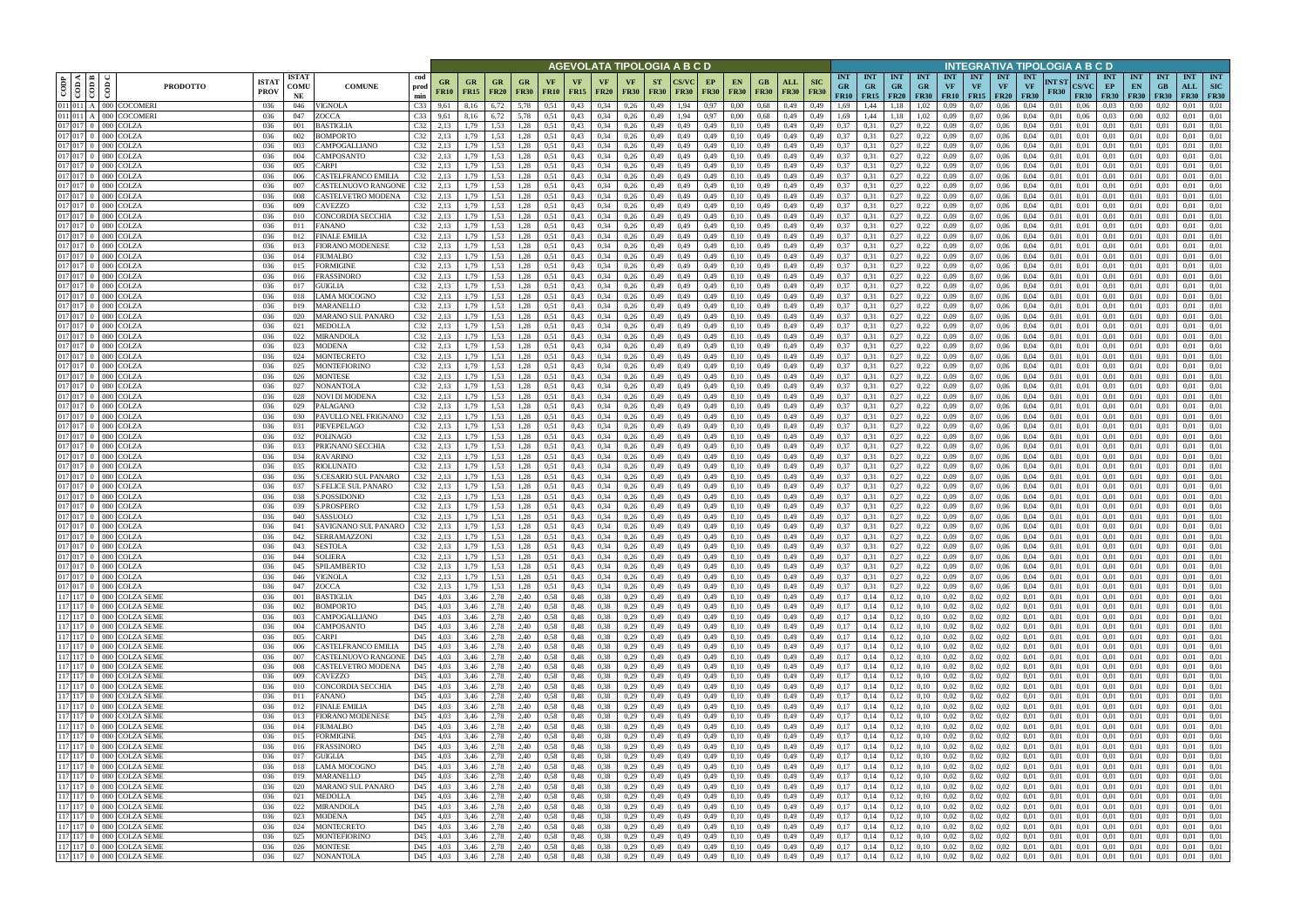| CODP | COD A | COD B | COD C | PRODOTTO | ISTAT PROV | ISTAT COMUNE | COMUNE | cod prod min | AGEVOLATA TIPOLOGIA A B C D | | | | | | | | | | | | | | | INTEGRATIVA TIPOLOGIA A B C D | | | | | | | | | | | | | | |
|---|---|---|---|---|---|---|---|---|---|---|---|---|---|---|---|---|---|---|---|---|---|---|---|---|---|---|---|---|---|---|---|---|---|---|---|---|---|---|
| | | | | | | | | | GR FR10 | GR FR15 | GR FR20 | GR FR30 | VF FR10 | VF FR15 | VF FR20 | VF FR30 | ST FR30 | CS/VC FR30 | EP FR30 | EN FR30 | GB FR30 | ALL FR30 | SIC FR30 | INT GR FR10 | INT GR FR15 | INT GR FR20 | INT GR FR30 | INT VF FR10 | INT VF FR15 | INT VF FR20 | INT VF FR30 | INT ST FR30 | INT CS/VC FR30 | INT EP FR30 | INT EN FR30 | INT GB FR30 | INT ALL FR30 | INT SIC FR30 |
| 011 | 011 | A | 000 | COCOMERI | 036 | 046 | VIGNOLA | C33 | 9,61 | 8,16 | 6,72 | 5,78 | 0,51 | 0,43 | 0,34 | 0,26 | 0,49 | 1,94 | 0,97 | 0,00 | 0,68 | 0,49 | 0,49 | 1,69 | 1,44 | 1,18 | 1,02 | 0,09 | 0,07 | 0,06 | 0,04 | 0,01 | 0,06 | 0,03 | 0,00 | 0,02 | 0,01 | 0,01 |
| 011 | 011 | A | 000 | COCOMERI | 036 | 047 | ZOCCA | C33 | 9,61 | 8,16 | 6,72 | 5,78 | 0,51 | 0,43 | 0,34 | 0,26 | 0,49 | 1,94 | 0,97 | 0,00 | 0,68 | 0,49 | 0,49 | 1,69 | 1,44 | 1,18 | 1,02 | 0,09 | 0,07 | 0,06 | 0,04 | 0,01 | 0,06 | 0,03 | 0,00 | 0,02 | 0,01 | 0,01 |
| 017 | 017 | 0 | 000 | COLZA | 036 | 001 | BASTIGLIA | C32 | 2,13 | 1,79 | 1,53 | 1,28 | 0,51 | 0,43 | 0,34 | 0,26 | 0,49 | 0,49 | 0,49 | 0,10 | 0,49 | 0,49 | 0,49 | 0,37 | 0,31 | 0,27 | 0,22 | 0,09 | 0,07 | 0,06 | 0,04 | 0,01 | 0,01 | 0,01 | 0,01 | 0,01 | 0,01 | 0,01 |
| 017 | 017 | 0 | 000 | COLZA | 036 | 002 | BOMPORTO | C32 | 2,13 | 1,79 | 1,53 | 1,28 | 0,51 | 0,43 | 0,34 | 0,26 | 0,49 | 0,49 | 0,49 | 0,10 | 0,49 | 0,49 | 0,49 | 0,37 | 0,31 | 0,27 | 0,22 | 0,09 | 0,07 | 0,06 | 0,04 | 0,01 | 0,01 | 0,01 | 0,01 | 0,01 | 0,01 | 0,01 |
| 017 | 017 | 0 | 000 | COLZA | 036 | 003 | CAMPOGALLIANO | C32 | 2,13 | 1,79 | 1,53 | 1,28 | 0,51 | 0,43 | 0,34 | 0,26 | 0,49 | 0,49 | 0,49 | 0,10 | 0,49 | 0,49 | 0,49 | 0,37 | 0,31 | 0,27 | 0,22 | 0,09 | 0,07 | 0,06 | 0,04 | 0,01 | 0,01 | 0,01 | 0,01 | 0,01 | 0,01 | 0,01 |
| 017 | 017 | 0 | 000 | COLZA | 036 | 004 | CAMPOSANTO | C32 | 2,13 | 1,79 | 1,53 | 1,28 | 0,51 | 0,43 | 0,34 | 0,26 | 0,49 | 0,49 | 0,49 | 0,10 | 0,49 | 0,49 | 0,49 | 0,37 | 0,31 | 0,27 | 0,22 | 0,09 | 0,07 | 0,06 | 0,04 | 0,01 | 0,01 | 0,01 | 0,01 | 0,01 | 0,01 | 0,01 |
| 017 | 017 | 0 | 000 | COLZA | 036 | 005 | CARPI | C32 | 2,13 | 1,79 | 1,53 | 1,28 | 0,51 | 0,43 | 0,34 | 0,26 | 0,49 | 0,49 | 0,49 | 0,10 | 0,49 | 0,49 | 0,49 | 0,37 | 0,31 | 0,27 | 0,22 | 0,09 | 0,07 | 0,06 | 0,04 | 0,01 | 0,01 | 0,01 | 0,01 | 0,01 | 0,01 | 0,01 |
| 017 | 017 | 0 | 000 | COLZA | 036 | 006 | CASTELFRANCO EMILIA | C32 | 2,13 | 1,79 | 1,53 | 1,28 | 0,51 | 0,43 | 0,34 | 0,26 | 0,49 | 0,49 | 0,49 | 0,10 | 0,49 | 0,49 | 0,49 | 0,37 | 0,31 | 0,27 | 0,22 | 0,09 | 0,07 | 0,06 | 0,04 | 0,01 | 0,01 | 0,01 | 0,01 | 0,01 | 0,01 | 0,01 |
| 017 | 017 | 0 | 000 | COLZA | 036 | 007 | CASTELNUOVO RANGONE | C32 | 2,13 | 1,79 | 1,53 | 1,28 | 0,51 | 0,43 | 0,34 | 0,26 | 0,49 | 0,49 | 0,49 | 0,10 | 0,49 | 0,49 | 0,49 | 0,37 | 0,31 | 0,27 | 0,22 | 0,09 | 0,07 | 0,06 | 0,04 | 0,01 | 0,01 | 0,01 | 0,01 | 0,01 | 0,01 | 0,01 |
| 017 | 017 | 0 | 000 | COLZA | 036 | 008 | CASTELVETRO MODENA | C32 | 2,13 | 1,79 | 1,53 | 1,28 | 0,51 | 0,43 | 0,34 | 0,26 | 0,49 | 0,49 | 0,49 | 0,10 | 0,49 | 0,49 | 0,49 | 0,37 | 0,31 | 0,27 | 0,22 | 0,09 | 0,07 | 0,06 | 0,04 | 0,01 | 0,01 | 0,01 | 0,01 | 0,01 | 0,01 | 0,01 |
| 017 | 017 | 0 | 000 | COLZA | 036 | 009 | CAVEZZO | C32 | 2,13 | 1,79 | 1,53 | 1,28 | 0,51 | 0,43 | 0,34 | 0,26 | 0,49 | 0,49 | 0,49 | 0,10 | 0,49 | 0,49 | 0,49 | 0,37 | 0,31 | 0,27 | 0,22 | 0,09 | 0,07 | 0,06 | 0,04 | 0,01 | 0,01 | 0,01 | 0,01 | 0,01 | 0,01 | 0,01 |
| 017 | 017 | 0 | 000 | COLZA | 036 | 010 | CONCORDIA SECCHIA | C32 | 2,13 | 1,79 | 1,53 | 1,28 | 0,51 | 0,43 | 0,34 | 0,26 | 0,49 | 0,49 | 0,49 | 0,10 | 0,49 | 0,49 | 0,49 | 0,37 | 0,31 | 0,27 | 0,22 | 0,09 | 0,07 | 0,06 | 0,04 | 0,01 | 0,01 | 0,01 | 0,01 | 0,01 | 0,01 | 0,01 |
| 017 | 017 | 0 | 000 | COLZA | 036 | 011 | FANANO | C32 | 2,13 | 1,79 | 1,53 | 1,28 | 0,51 | 0,43 | 0,34 | 0,26 | 0,49 | 0,49 | 0,49 | 0,10 | 0,49 | 0,49 | 0,49 | 0,37 | 0,31 | 0,27 | 0,22 | 0,09 | 0,07 | 0,06 | 0,04 | 0,01 | 0,01 | 0,01 | 0,01 | 0,01 | 0,01 | 0,01 |
| 017 | 017 | 0 | 000 | COLZA | 036 | 012 | FINALE EMILIA | C32 | 2,13 | 1,79 | 1,53 | 1,28 | 0,51 | 0,43 | 0,34 | 0,26 | 0,49 | 0,49 | 0,49 | 0,10 | 0,49 | 0,49 | 0,49 | 0,37 | 0,31 | 0,27 | 0,22 | 0,09 | 0,07 | 0,06 | 0,04 | 0,01 | 0,01 | 0,01 | 0,01 | 0,01 | 0,01 | 0,01 |
| 017 | 017 | 0 | 000 | COLZA | 036 | 013 | FIORANO MODENESE | C32 | 2,13 | 1,79 | 1,53 | 1,28 | 0,51 | 0,43 | 0,34 | 0,26 | 0,49 | 0,49 | 0,49 | 0,10 | 0,49 | 0,49 | 0,49 | 0,37 | 0,31 | 0,27 | 0,22 | 0,09 | 0,07 | 0,06 | 0,04 | 0,01 | 0,01 | 0,01 | 0,01 | 0,01 | 0,01 | 0,01 |
| 017 | 017 | 0 | 000 | COLZA | 036 | 014 | FIUMALBO | C32 | 2,13 | 1,79 | 1,53 | 1,28 | 0,51 | 0,43 | 0,34 | 0,26 | 0,49 | 0,49 | 0,49 | 0,10 | 0,49 | 0,49 | 0,49 | 0,37 | 0,31 | 0,27 | 0,22 | 0,09 | 0,07 | 0,06 | 0,04 | 0,01 | 0,01 | 0,01 | 0,01 | 0,01 | 0,01 | 0,01 |
| 017 | 017 | 0 | 000 | COLZA | 036 | 015 | FORMIGINE | C32 | 2,13 | 1,79 | 1,53 | 1,28 | 0,51 | 0,43 | 0,34 | 0,26 | 0,49 | 0,49 | 0,49 | 0,10 | 0,49 | 0,49 | 0,49 | 0,37 | 0,31 | 0,27 | 0,22 | 0,09 | 0,07 | 0,06 | 0,04 | 0,01 | 0,01 | 0,01 | 0,01 | 0,01 | 0,01 | 0,01 |
| 017 | 017 | 0 | 000 | COLZA | 036 | 016 | FRASSINORO | C32 | 2,13 | 1,79 | 1,53 | 1,28 | 0,51 | 0,43 | 0,34 | 0,26 | 0,49 | 0,49 | 0,49 | 0,10 | 0,49 | 0,49 | 0,49 | 0,37 | 0,31 | 0,27 | 0,22 | 0,09 | 0,07 | 0,06 | 0,04 | 0,01 | 0,01 | 0,01 | 0,01 | 0,01 | 0,01 | 0,01 |
| 017 | 017 | 0 | 000 | COLZA | 036 | 017 | GUIGLIA | C32 | 2,13 | 1,79 | 1,53 | 1,28 | 0,51 | 0,43 | 0,34 | 0,26 | 0,49 | 0,49 | 0,49 | 0,10 | 0,49 | 0,49 | 0,49 | 0,37 | 0,31 | 0,27 | 0,22 | 0,09 | 0,07 | 0,06 | 0,04 | 0,01 | 0,01 | 0,01 | 0,01 | 0,01 | 0,01 | 0,01 |
| 017 | 017 | 0 | 000 | COLZA | 036 | 018 | LAMA MOCOGNO | C32 | 2,13 | 1,79 | 1,53 | 1,28 | 0,51 | 0,43 | 0,34 | 0,26 | 0,49 | 0,49 | 0,49 | 0,10 | 0,49 | 0,49 | 0,49 | 0,37 | 0,31 | 0,27 | 0,22 | 0,09 | 0,07 | 0,06 | 0,04 | 0,01 | 0,01 | 0,01 | 0,01 | 0,01 | 0,01 | 0,01 |
| 017 | 017 | 0 | 000 | COLZA | 036 | 019 | MARANELLO | C32 | 2,13 | 1,79 | 1,53 | 1,28 | 0,51 | 0,43 | 0,34 | 0,26 | 0,49 | 0,49 | 0,49 | 0,10 | 0,49 | 0,49 | 0,49 | 0,37 | 0,31 | 0,27 | 0,22 | 0,09 | 0,07 | 0,06 | 0,04 | 0,01 | 0,01 | 0,01 | 0,01 | 0,01 | 0,01 | 0,01 |
| 017 | 017 | 0 | 000 | COLZA | 036 | 020 | MARANO SUL PANARO | C32 | 2,13 | 1,79 | 1,53 | 1,28 | 0,51 | 0,43 | 0,34 | 0,26 | 0,49 | 0,49 | 0,49 | 0,10 | 0,49 | 0,49 | 0,49 | 0,37 | 0,31 | 0,27 | 0,22 | 0,09 | 0,07 | 0,06 | 0,04 | 0,01 | 0,01 | 0,01 | 0,01 | 0,01 | 0,01 | 0,01 |
| 017 | 017 | 0 | 000 | COLZA | 036 | 021 | MEDOLLA | C32 | 2,13 | 1,79 | 1,53 | 1,28 | 0,51 | 0,43 | 0,34 | 0,26 | 0,49 | 0,49 | 0,49 | 0,10 | 0,49 | 0,49 | 0,49 | 0,37 | 0,31 | 0,27 | 0,22 | 0,09 | 0,07 | 0,06 | 0,04 | 0,01 | 0,01 | 0,01 | 0,01 | 0,01 | 0,01 | 0,01 |
| 017 | 017 | 0 | 000 | COLZA | 036 | 022 | MIRANDOLA | C32 | 2,13 | 1,79 | 1,53 | 1,28 | 0,51 | 0,43 | 0,34 | 0,26 | 0,49 | 0,49 | 0,49 | 0,10 | 0,49 | 0,49 | 0,49 | 0,37 | 0,31 | 0,27 | 0,22 | 0,09 | 0,07 | 0,06 | 0,04 | 0,01 | 0,01 | 0,01 | 0,01 | 0,01 | 0,01 | 0,01 |
| 017 | 017 | 0 | 000 | COLZA | 036 | 023 | MODENA | C32 | 2,13 | 1,79 | 1,53 | 1,28 | 0,51 | 0,43 | 0,34 | 0,26 | 0,49 | 0,49 | 0,49 | 0,10 | 0,49 | 0,49 | 0,49 | 0,37 | 0,31 | 0,27 | 0,22 | 0,09 | 0,07 | 0,06 | 0,04 | 0,01 | 0,01 | 0,01 | 0,01 | 0,01 | 0,01 | 0,01 |
| 017 | 017 | 0 | 000 | COLZA | 036 | 024 | MONTECRETO | C32 | 2,13 | 1,79 | 1,53 | 1,28 | 0,51 | 0,43 | 0,34 | 0,26 | 0,49 | 0,49 | 0,49 | 0,10 | 0,49 | 0,49 | 0,49 | 0,37 | 0,31 | 0,27 | 0,22 | 0,09 | 0,07 | 0,06 | 0,04 | 0,01 | 0,01 | 0,01 | 0,01 | 0,01 | 0,01 | 0,01 |
| 017 | 017 | 0 | 000 | COLZA | 036 | 025 | MONTEFIORINO | C32 | 2,13 | 1,79 | 1,53 | 1,28 | 0,51 | 0,43 | 0,34 | 0,26 | 0,49 | 0,49 | 0,49 | 0,10 | 0,49 | 0,49 | 0,49 | 0,37 | 0,31 | 0,27 | 0,22 | 0,09 | 0,07 | 0,06 | 0,04 | 0,01 | 0,01 | 0,01 | 0,01 | 0,01 | 0,01 | 0,01 |
| 017 | 017 | 0 | 000 | COLZA | 036 | 026 | MONTESE | C32 | 2,13 | 1,79 | 1,53 | 1,28 | 0,51 | 0,43 | 0,34 | 0,26 | 0,49 | 0,49 | 0,49 | 0,10 | 0,49 | 0,49 | 0,49 | 0,37 | 0,31 | 0,27 | 0,22 | 0,09 | 0,07 | 0,06 | 0,04 | 0,01 | 0,01 | 0,01 | 0,01 | 0,01 | 0,01 | 0,01 |
| 017 | 017 | 0 | 000 | COLZA | 036 | 027 | NONANTOLA | C32 | 2,13 | 1,79 | 1,53 | 1,28 | 0,51 | 0,43 | 0,34 | 0,26 | 0,49 | 0,49 | 0,49 | 0,10 | 0,49 | 0,49 | 0,49 | 0,37 | 0,31 | 0,27 | 0,22 | 0,09 | 0,07 | 0,06 | 0,04 | 0,01 | 0,01 | 0,01 | 0,01 | 0,01 | 0,01 | 0,01 |
| 017 | 017 | 0 | 000 | COLZA | 036 | 028 | NOVI DI MODENA | C32 | 2,13 | 1,79 | 1,53 | 1,28 | 0,51 | 0,43 | 0,34 | 0,26 | 0,49 | 0,49 | 0,49 | 0,10 | 0,49 | 0,49 | 0,49 | 0,37 | 0,31 | 0,27 | 0,22 | 0,09 | 0,07 | 0,06 | 0,04 | 0,01 | 0,01 | 0,01 | 0,01 | 0,01 | 0,01 | 0,01 |
| 017 | 017 | 0 | 000 | COLZA | 036 | 029 | PALAGANO | C32 | 2,13 | 1,79 | 1,53 | 1,28 | 0,51 | 0,43 | 0,34 | 0,26 | 0,49 | 0,49 | 0,49 | 0,10 | 0,49 | 0,49 | 0,49 | 0,37 | 0,31 | 0,27 | 0,22 | 0,09 | 0,07 | 0,06 | 0,04 | 0,01 | 0,01 | 0,01 | 0,01 | 0,01 | 0,01 | 0,01 |
| 017 | 017 | 0 | 000 | COLZA | 036 | 030 | PAVULLO NEL FRIGNANO | C32 | 2,13 | 1,79 | 1,53 | 1,28 | 0,51 | 0,43 | 0,34 | 0,26 | 0,49 | 0,49 | 0,49 | 0,10 | 0,49 | 0,49 | 0,49 | 0,37 | 0,31 | 0,27 | 0,22 | 0,09 | 0,07 | 0,06 | 0,04 | 0,01 | 0,01 | 0,01 | 0,01 | 0,01 | 0,01 | 0,01 |
| 017 | 017 | 0 | 000 | COLZA | 036 | 031 | PIEVEPELAGO | C32 | 2,13 | 1,79 | 1,53 | 1,28 | 0,51 | 0,43 | 0,34 | 0,26 | 0,49 | 0,49 | 0,49 | 0,10 | 0,49 | 0,49 | 0,49 | 0,37 | 0,31 | 0,27 | 0,22 | 0,09 | 0,07 | 0,06 | 0,04 | 0,01 | 0,01 | 0,01 | 0,01 | 0,01 | 0,01 | 0,01 |
| 017 | 017 | 0 | 000 | COLZA | 036 | 032 | POLINAGO | C32 | 2,13 | 1,79 | 1,53 | 1,28 | 0,51 | 0,43 | 0,34 | 0,26 | 0,49 | 0,49 | 0,49 | 0,10 | 0,49 | 0,49 | 0,49 | 0,37 | 0,31 | 0,27 | 0,22 | 0,09 | 0,07 | 0,06 | 0,04 | 0,01 | 0,01 | 0,01 | 0,01 | 0,01 | 0,01 | 0,01 |
| 017 | 017 | 0 | 000 | COLZA | 036 | 033 | PRIGNANO SECCHIA | C32 | 2,13 | 1,79 | 1,53 | 1,28 | 0,51 | 0,43 | 0,34 | 0,26 | 0,49 | 0,49 | 0,49 | 0,10 | 0,49 | 0,49 | 0,49 | 0,37 | 0,31 | 0,27 | 0,22 | 0,09 | 0,07 | 0,06 | 0,04 | 0,01 | 0,01 | 0,01 | 0,01 | 0,01 | 0,01 | 0,01 |
| 017 | 017 | 0 | 000 | COLZA | 036 | 034 | RAVARINO | C32 | 2,13 | 1,79 | 1,53 | 1,28 | 0,51 | 0,43 | 0,34 | 0,26 | 0,49 | 0,49 | 0,49 | 0,10 | 0,49 | 0,49 | 0,49 | 0,37 | 0,31 | 0,27 | 0,22 | 0,09 | 0,07 | 0,06 | 0,04 | 0,01 | 0,01 | 0,01 | 0,01 | 0,01 | 0,01 | 0,01 |
| 017 | 017 | 0 | 000 | COLZA | 036 | 035 | RIOLUNATO | C32 | 2,13 | 1,79 | 1,53 | 1,28 | 0,51 | 0,43 | 0,34 | 0,26 | 0,49 | 0,49 | 0,49 | 0,10 | 0,49 | 0,49 | 0,49 | 0,37 | 0,31 | 0,27 | 0,22 | 0,09 | 0,07 | 0,06 | 0,04 | 0,01 | 0,01 | 0,01 | 0,01 | 0,01 | 0,01 | 0,01 |
| 017 | 017 | 0 | 000 | COLZA | 036 | 036 | S.CESARIO SUL PANARO | C32 | 2,13 | 1,79 | 1,53 | 1,28 | 0,51 | 0,43 | 0,34 | 0,26 | 0,49 | 0,49 | 0,49 | 0,10 | 0,49 | 0,49 | 0,49 | 0,37 | 0,31 | 0,27 | 0,22 | 0,09 | 0,07 | 0,06 | 0,04 | 0,01 | 0,01 | 0,01 | 0,01 | 0,01 | 0,01 | 0,01 |
| 017 | 017 | 0 | 000 | COLZA | 036 | 037 | S.FELICE SUL PANARO | C32 | 2,13 | 1,79 | 1,53 | 1,28 | 0,51 | 0,43 | 0,34 | 0,26 | 0,49 | 0,49 | 0,49 | 0,10 | 0,49 | 0,49 | 0,49 | 0,37 | 0,31 | 0,27 | 0,22 | 0,09 | 0,07 | 0,06 | 0,04 | 0,01 | 0,01 | 0,01 | 0,01 | 0,01 | 0,01 | 0,01 |
| 017 | 017 | 0 | 000 | COLZA | 036 | 038 | S.POSSIDONIO | C32 | 2,13 | 1,79 | 1,53 | 1,28 | 0,51 | 0,43 | 0,34 | 0,26 | 0,49 | 0,49 | 0,49 | 0,10 | 0,49 | 0,49 | 0,49 | 0,37 | 0,31 | 0,27 | 0,22 | 0,09 | 0,07 | 0,06 | 0,04 | 0,01 | 0,01 | 0,01 | 0,01 | 0,01 | 0,01 | 0,01 |
| 017 | 017 | 0 | 000 | COLZA | 036 | 039 | S.PROSPERO | C32 | 2,13 | 1,79 | 1,53 | 1,28 | 0,51 | 0,43 | 0,34 | 0,26 | 0,49 | 0,49 | 0,49 | 0,10 | 0,49 | 0,49 | 0,49 | 0,37 | 0,31 | 0,27 | 0,22 | 0,09 | 0,07 | 0,06 | 0,04 | 0,01 | 0,01 | 0,01 | 0,01 | 0,01 | 0,01 | 0,01 |
| 017 | 017 | 0 | 000 | COLZA | 036 | 040 | SASSUOLO | C32 | 2,13 | 1,79 | 1,53 | 1,28 | 0,51 | 0,43 | 0,34 | 0,26 | 0,49 | 0,49 | 0,49 | 0,10 | 0,49 | 0,49 | 0,49 | 0,37 | 0,31 | 0,27 | 0,22 | 0,09 | 0,07 | 0,06 | 0,04 | 0,01 | 0,01 | 0,01 | 0,01 | 0,01 | 0,01 | 0,01 |
| 017 | 017 | 0 | 000 | COLZA | 036 | 041 | SAVIGNANO SUL PANARO | C32 | 2,13 | 1,79 | 1,53 | 1,28 | 0,51 | 0,43 | 0,34 | 0,26 | 0,49 | 0,49 | 0,49 | 0,10 | 0,49 | 0,49 | 0,49 | 0,37 | 0,31 | 0,27 | 0,22 | 0,09 | 0,07 | 0,06 | 0,04 | 0,01 | 0,01 | 0,01 | 0,01 | 0,01 | 0,01 | 0,01 |
| 017 | 017 | 0 | 000 | COLZA | 036 | 042 | SERRAMAZZONI | C32 | 2,13 | 1,79 | 1,53 | 1,28 | 0,51 | 0,43 | 0,34 | 0,26 | 0,49 | 0,49 | 0,49 | 0,10 | 0,49 | 0,49 | 0,49 | 0,37 | 0,31 | 0,27 | 0,22 | 0,09 | 0,07 | 0,06 | 0,04 | 0,01 | 0,01 | 0,01 | 0,01 | 0,01 | 0,01 | 0,01 |
| 017 | 017 | 0 | 000 | COLZA | 036 | 043 | SESTOLA | C32 | 2,13 | 1,79 | 1,53 | 1,28 | 0,51 | 0,43 | 0,34 | 0,26 | 0,49 | 0,49 | 0,49 | 0,10 | 0,49 | 0,49 | 0,49 | 0,37 | 0,31 | 0,27 | 0,22 | 0,09 | 0,07 | 0,06 | 0,04 | 0,01 | 0,01 | 0,01 | 0,01 | 0,01 | 0,01 | 0,01 |
| 017 | 017 | 0 | 000 | COLZA | 036 | 044 | SOLIERA | C32 | 2,13 | 1,79 | 1,53 | 1,28 | 0,51 | 0,43 | 0,34 | 0,26 | 0,49 | 0,49 | 0,49 | 0,10 | 0,49 | 0,49 | 0,49 | 0,37 | 0,31 | 0,27 | 0,22 | 0,09 | 0,07 | 0,06 | 0,04 | 0,01 | 0,01 | 0,01 | 0,01 | 0,01 | 0,01 | 0,01 |
| 017 | 017 | 0 | 000 | COLZA | 036 | 045 | SPILAMBERTO | C32 | 2,13 | 1,79 | 1,53 | 1,28 | 0,51 | 0,43 | 0,34 | 0,26 | 0,49 | 0,49 | 0,49 | 0,10 | 0,49 | 0,49 | 0,49 | 0,37 | 0,31 | 0,27 | 0,22 | 0,09 | 0,07 | 0,06 | 0,04 | 0,01 | 0,01 | 0,01 | 0,01 | 0,01 | 0,01 | 0,01 |
| 017 | 017 | 0 | 000 | COLZA | 036 | 046 | VIGNOLA | C32 | 2,13 | 1,79 | 1,53 | 1,28 | 0,51 | 0,43 | 0,34 | 0,26 | 0,49 | 0,49 | 0,49 | 0,10 | 0,49 | 0,49 | 0,49 | 0,37 | 0,31 | 0,27 | 0,22 | 0,09 | 0,07 | 0,06 | 0,04 | 0,01 | 0,01 | 0,01 | 0,01 | 0,01 | 0,01 | 0,01 |
| 017 | 017 | 0 | 000 | COLZA | 036 | 047 | ZOCCA | C32 | 2,13 | 1,79 | 1,53 | 1,28 | 0,51 | 0,43 | 0,34 | 0,26 | 0,49 | 0,49 | 0,49 | 0,10 | 0,49 | 0,49 | 0,49 | 0,37 | 0,31 | 0,27 | 0,22 | 0,09 | 0,07 | 0,06 | 0,04 | 0,01 | 0,01 | 0,01 | 0,01 | 0,01 | 0,01 | 0,01 |
| 117 | 117 | 0 | 000 | COLZA SEME | 036 | 001 | BASTIGLIA | D45 | 4,03 | 3,46 | 2,78 | 2,40 | 0,58 | 0,48 | 0,38 | 0,29 | 0,49 | 0,49 | 0,49 | 0,10 | 0,49 | 0,49 | 0,49 | 0,17 | 0,14 | 0,12 | 0,10 | 0,02 | 0,02 | 0,02 | 0,01 | 0,01 | 0,01 | 0,01 | 0,01 | 0,01 | 0,01 | 0,01 |
| 117 | 117 | 0 | 000 | COLZA SEME | 036 | 002 | BOMPORTO | D45 | 4,03 | 3,46 | 2,78 | 2,40 | 0,58 | 0,48 | 0,38 | 0,29 | 0,49 | 0,49 | 0,49 | 0,10 | 0,49 | 0,49 | 0,49 | 0,17 | 0,14 | 0,12 | 0,10 | 0,02 | 0,02 | 0,02 | 0,01 | 0,01 | 0,01 | 0,01 | 0,01 | 0,01 | 0,01 | 0,01 |
| 117 | 117 | 0 | 000 | COLZA SEME | 036 | 003 | CAMPOGALLIANO | D45 | 4,03 | 3,46 | 2,78 | 2,40 | 0,58 | 0,48 | 0,38 | 0,29 | 0,49 | 0,49 | 0,49 | 0,10 | 0,49 | 0,49 | 0,49 | 0,17 | 0,14 | 0,12 | 0,10 | 0,02 | 0,02 | 0,02 | 0,01 | 0,01 | 0,01 | 0,01 | 0,01 | 0,01 | 0,01 | 0,01 |
| 117 | 117 | 0 | 000 | COLZA SEME | 036 | 004 | CAMPOSANTO | D45 | 4,03 | 3,46 | 2,78 | 2,40 | 0,58 | 0,48 | 0,38 | 0,29 | 0,49 | 0,49 | 0,49 | 0,10 | 0,49 | 0,49 | 0,49 | 0,17 | 0,14 | 0,12 | 0,10 | 0,02 | 0,02 | 0,02 | 0,01 | 0,01 | 0,01 | 0,01 | 0,01 | 0,01 | 0,01 | 0,01 |
| 117 | 117 | 0 | 000 | COLZA SEME | 036 | 005 | CARPI | D45 | 4,03 | 3,46 | 2,78 | 2,40 | 0,58 | 0,48 | 0,38 | 0,29 | 0,49 | 0,49 | 0,49 | 0,10 | 0,49 | 0,49 | 0,49 | 0,17 | 0,14 | 0,12 | 0,10 | 0,02 | 0,02 | 0,02 | 0,01 | 0,01 | 0,01 | 0,01 | 0,01 | 0,01 | 0,01 | 0,01 |
| 117 | 117 | 0 | 000 | COLZA SEME | 036 | 006 | CASTELFRANCO EMILIA | D45 | 4,03 | 3,46 | 2,78 | 2,40 | 0,58 | 0,48 | 0,38 | 0,29 | 0,49 | 0,49 | 0,49 | 0,10 | 0,49 | 0,49 | 0,49 | 0,17 | 0,14 | 0,12 | 0,10 | 0,02 | 0,02 | 0,02 | 0,01 | 0,01 | 0,01 | 0,01 | 0,01 | 0,01 | 0,01 | 0,01 |
| 117 | 117 | 0 | 000 | COLZA SEME | 036 | 007 | CASTELNUOVO RANGONE | D45 | 4,03 | 3,46 | 2,78 | 2,40 | 0,58 | 0,48 | 0,38 | 0,29 | 0,49 | 0,49 | 0,49 | 0,10 | 0,49 | 0,49 | 0,49 | 0,17 | 0,14 | 0,12 | 0,10 | 0,02 | 0,02 | 0,02 | 0,01 | 0,01 | 0,01 | 0,01 | 0,01 | 0,01 | 0,01 | 0,01 |
| 117 | 117 | 0 | 000 | COLZA SEME | 036 | 008 | CASTELVETRO MODENA | D45 | 4,03 | 3,46 | 2,78 | 2,40 | 0,58 | 0,48 | 0,38 | 0,29 | 0,49 | 0,49 | 0,49 | 0,10 | 0,49 | 0,49 | 0,49 | 0,17 | 0,14 | 0,12 | 0,10 | 0,02 | 0,02 | 0,02 | 0,01 | 0,01 | 0,01 | 0,01 | 0,01 | 0,01 | 0,01 | 0,01 |
| 117 | 117 | 0 | 000 | COLZA SEME | 036 | 009 | CAVEZZO | D45 | 4,03 | 3,46 | 2,78 | 2,40 | 0,58 | 0,48 | 0,38 | 0,29 | 0,49 | 0,49 | 0,49 | 0,10 | 0,49 | 0,49 | 0,49 | 0,17 | 0,14 | 0,12 | 0,10 | 0,02 | 0,02 | 0,02 | 0,01 | 0,01 | 0,01 | 0,01 | 0,01 | 0,01 | 0,01 | 0,01 |
| 117 | 117 | 0 | 000 | COLZA SEME | 036 | 010 | CONCORDIA SECCHIA | D45 | 4,03 | 3,46 | 2,78 | 2,40 | 0,58 | 0,48 | 0,38 | 0,29 | 0,49 | 0,49 | 0,49 | 0,10 | 0,49 | 0,49 | 0,49 | 0,17 | 0,14 | 0,12 | 0,10 | 0,02 | 0,02 | 0,02 | 0,01 | 0,01 | 0,01 | 0,01 | 0,01 | 0,01 | 0,01 | 0,01 |
| 117 | 117 | 0 | 000 | COLZA SEME | 036 | 011 | FANANO | D45 | 4,03 | 3,46 | 2,78 | 2,40 | 0,58 | 0,48 | 0,38 | 0,29 | 0,49 | 0,49 | 0,49 | 0,10 | 0,49 | 0,49 | 0,49 | 0,17 | 0,14 | 0,12 | 0,10 | 0,02 | 0,02 | 0,02 | 0,01 | 0,01 | 0,01 | 0,01 | 0,01 | 0,01 | 0,01 | 0,01 |
| 117 | 117 | 0 | 000 | COLZA SEME | 036 | 012 | FINALE EMILIA | D45 | 4,03 | 3,46 | 2,78 | 2,40 | 0,58 | 0,48 | 0,38 | 0,29 | 0,49 | 0,49 | 0,49 | 0,10 | 0,49 | 0,49 | 0,49 | 0,17 | 0,14 | 0,12 | 0,10 | 0,02 | 0,02 | 0,02 | 0,01 | 0,01 | 0,01 | 0,01 | 0,01 | 0,01 | 0,01 | 0,01 |
| 117 | 117 | 0 | 000 | COLZA SEME | 036 | 013 | FIORANO MODENESE | D45 | 4,03 | 3,46 | 2,78 | 2,40 | 0,58 | 0,48 | 0,38 | 0,29 | 0,49 | 0,49 | 0,49 | 0,10 | 0,49 | 0,49 | 0,49 | 0,17 | 0,14 | 0,12 | 0,10 | 0,02 | 0,02 | 0,02 | 0,01 | 0,01 | 0,01 | 0,01 | 0,01 | 0,01 | 0,01 | 0,01 |
| 117 | 117 | 0 | 000 | COLZA SEME | 036 | 014 | FIUMALBO | D45 | 4,03 | 3,46 | 2,78 | 2,40 | 0,58 | 0,48 | 0,38 | 0,29 | 0,49 | 0,49 | 0,49 | 0,10 | 0,49 | 0,49 | 0,49 | 0,17 | 0,14 | 0,12 | 0,10 | 0,02 | 0,02 | 0,02 | 0,01 | 0,01 | 0,01 | 0,01 | 0,01 | 0,01 | 0,01 | 0,01 |
| 117 | 117 | 0 | 000 | COLZA SEME | 036 | 015 | FORMIGINE | D45 | 4,03 | 3,46 | 2,78 | 2,40 | 0,58 | 0,48 | 0,38 | 0,29 | 0,49 | 0,49 | 0,49 | 0,10 | 0,49 | 0,49 | 0,49 | 0,17 | 0,14 | 0,12 | 0,10 | 0,02 | 0,02 | 0,02 | 0,01 | 0,01 | 0,01 | 0,01 | 0,01 | 0,01 | 0,01 | 0,01 |
| 117 | 117 | 0 | 000 | COLZA SEME | 036 | 016 | FRASSINORO | D45 | 4,03 | 3,46 | 2,78 | 2,40 | 0,58 | 0,48 | 0,38 | 0,29 | 0,49 | 0,49 | 0,49 | 0,10 | 0,49 | 0,49 | 0,49 | 0,17 | 0,14 | 0,12 | 0,10 | 0,02 | 0,02 | 0,02 | 0,01 | 0,01 | 0,01 | 0,01 | 0,01 | 0,01 | 0,01 | 0,01 |
| 117 | 117 | 0 | 000 | COLZA SEME | 036 | 017 | GUIGLIA | D45 | 4,03 | 3,46 | 2,78 | 2,40 | 0,58 | 0,48 | 0,38 | 0,29 | 0,49 | 0,49 | 0,49 | 0,10 | 0,49 | 0,49 | 0,49 | 0,17 | 0,14 | 0,12 | 0,10 | 0,02 | 0,02 | 0,02 | 0,01 | 0,01 | 0,01 | 0,01 | 0,01 | 0,01 | 0,01 | 0,01 |
| 117 | 117 | 0 | 000 | COLZA SEME | 036 | 018 | LAMA MOCOGNO | D45 | 4,03 | 3,46 | 2,78 | 2,40 | 0,58 | 0,48 | 0,38 | 0,29 | 0,49 | 0,49 | 0,49 | 0,10 | 0,49 | 0,49 | 0,49 | 0,17 | 0,14 | 0,12 | 0,10 | 0,02 | 0,02 | 0,02 | 0,01 | 0,01 | 0,01 | 0,01 | 0,01 | 0,01 | 0,01 | 0,01 |
| 117 | 117 | 0 | 000 | COLZA SEME | 036 | 019 | MARANELLO | D45 | 4,03 | 3,46 | 2,78 | 2,40 | 0,58 | 0,48 | 0,38 | 0,29 | 0,49 | 0,49 | 0,49 | 0,10 | 0,49 | 0,49 | 0,49 | 0,17 | 0,14 | 0,12 | 0,10 | 0,02 | 0,02 | 0,02 | 0,01 | 0,01 | 0,01 | 0,01 | 0,01 | 0,01 | 0,01 | 0,01 |
| 117 | 117 | 0 | 000 | COLZA SEME | 036 | 020 | MARANO SUL PANARO | D45 | 4,03 | 3,46 | 2,78 | 2,40 | 0,58 | 0,48 | 0,38 | 0,29 | 0,49 | 0,49 | 0,49 | 0,10 | 0,49 | 0,49 | 0,49 | 0,17 | 0,14 | 0,12 | 0,10 | 0,02 | 0,02 | 0,02 | 0,01 | 0,01 | 0,01 | 0,01 | 0,01 | 0,01 | 0,01 | 0,01 |
| 117 | 117 | 0 | 000 | COLZA SEME | 036 | 021 | MEDOLLA | D45 | 4,03 | 3,46 | 2,78 | 2,40 | 0,58 | 0,48 | 0,38 | 0,29 | 0,49 | 0,49 | 0,49 | 0,10 | 0,49 | 0,49 | 0,49 | 0,17 | 0,14 | 0,12 | 0,10 | 0,02 | 0,02 | 0,02 | 0,01 | 0,01 | 0,01 | 0,01 | 0,01 | 0,01 | 0,01 | 0,01 |
| 117 | 117 | 0 | 000 | COLZA SEME | 036 | 022 | MIRANDOLA | D45 | 4,03 | 3,46 | 2,78 | 2,40 | 0,58 | 0,48 | 0,38 | 0,29 | 0,49 | 0,49 | 0,49 | 0,10 | 0,49 | 0,49 | 0,49 | 0,17 | 0,14 | 0,12 | 0,10 | 0,02 | 0,02 | 0,02 | 0,01 | 0,01 | 0,01 | 0,01 | 0,01 | 0,01 | 0,01 | 0,01 |
| 117 | 117 | 0 | 000 | COLZA SEME | 036 | 023 | MODENA | D45 | 4,03 | 3,46 | 2,78 | 2,40 | 0,58 | 0,48 | 0,38 | 0,29 | 0,49 | 0,49 | 0,49 | 0,10 | 0,49 | 0,49 | 0,49 | 0,17 | 0,14 | 0,12 | 0,10 | 0,02 | 0,02 | 0,02 | 0,01 | 0,01 | 0,01 | 0,01 | 0,01 | 0,01 | 0,01 | 0,01 |
| 117 | 117 | 0 | 000 | COLZA SEME | 036 | 024 | MONTECRETO | D45 | 4,03 | 3,46 | 2,78 | 2,40 | 0,58 | 0,48 | 0,38 | 0,29 | 0,49 | 0,49 | 0,49 | 0,10 | 0,49 | 0,49 | 0,49 | 0,17 | 0,14 | 0,12 | 0,10 | 0,02 | 0,02 | 0,02 | 0,01 | 0,01 | 0,01 | 0,01 | 0,01 | 0,01 | 0,01 | 0,01 |
| 117 | 117 | 0 | 000 | COLZA SEME | 036 | 025 | MONTEFIORINO | D45 | 4,03 | 3,46 | 2,78 | 2,40 | 0,58 | 0,48 | 0,38 | 0,29 | 0,49 | 0,49 | 0,49 | 0,10 | 0,49 | 0,49 | 0,49 | 0,17 | 0,14 | 0,12 | 0,10 | 0,02 | 0,02 | 0,02 | 0,01 | 0,01 | 0,01 | 0,01 | 0,01 | 0,01 | 0,01 | 0,01 |
| 117 | 117 | 0 | 000 | COLZA SEME | 036 | 026 | MONTESE | D45 | 4,03 | 3,46 | 2,78 | 2,40 | 0,58 | 0,48 | 0,38 | 0,29 | 0,49 | 0,49 | 0,49 | 0,10 | 0,49 | 0,49 | 0,49 | 0,17 | 0,14 | 0,12 | 0,10 | 0,02 | 0,02 | 0,02 | 0,01 | 0,01 | 0,01 | 0,01 | 0,01 | 0,01 | 0,01 | 0,01 |
| 117 | 117 | 0 | 000 | COLZA SEME | 036 | 027 | NONANTOLA | D45 | 4,03 | 3,46 | 2,78 | 2,40 | 0,58 | 0,48 | 0,38 | 0,29 | 0,49 | 0,49 | 0,49 | 0,10 | 0,49 | 0,49 | 0,49 | 0,17 | 0,14 | 0,12 | 0,10 | 0,02 | 0,02 | 0,02 | 0,01 | 0,01 | 0,01 | 0,01 | 0,01 | 0,01 | 0,01 | 0,01 |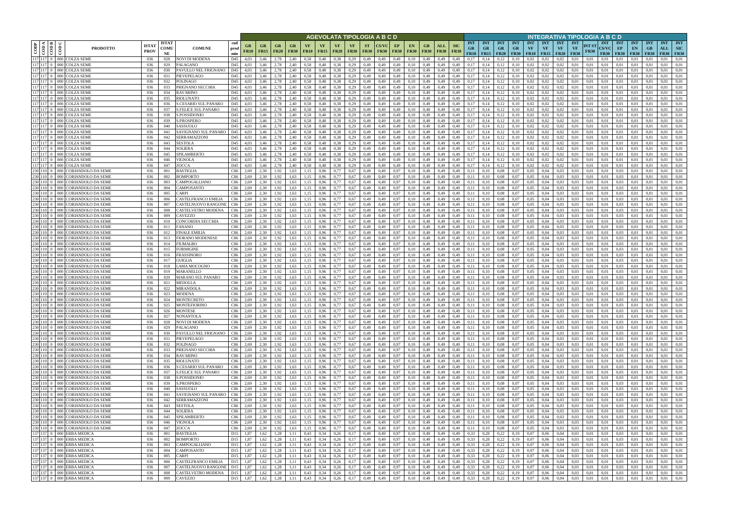| CODP | COD A | COD B | COD C | PRODOTTO | ISTAT PROV | ISTAT COMUNE | COMUNE | cod prod min | AGEVOLATA TIPOLOGIA A B C D | | | | | | | | | | | | | | | INTEGRATIVA TIPOLOGIA A B C D | | | | | | | | | | | | | | |
|---|---|---|---|---|---|---|---|---|---|---|---|---|---|---|---|---|---|---|---|---|---|---|---|---|---|---|---|---|---|---|---|---|---|---|---|---|---|
| | | | | | | | | | GR FR10 | GR FR15 | GR FR20 | GR FR30 | VF FR10 | VF FR15 | VF FR20 | VF FR30 | ST FR30 | CS/VC FR30 | EP FR30 | EN FR30 | GB FR30 | ALL FR30 | SIC FR30 | INT GR FR10 | INT GR FR15 | INT GR FR20 | INT GR FR30 | INT VF FR10 | INT VF FR15 | INT VF FR20 | INT VF FR30 | INT ST FR30 | INT CS/VC FR30 | INT EP FR30 | INT EN FR30 | INT GB FR30 | INT ALL FR30 | INT SIC FR30 |
| 117 | 117 | 0 | 000 | COLZA SEME | 036 | 028 | NOVI DI MODENA | D45 | 4,03 | 3,46 | 2,78 | 2,40 | 0,58 | 0,48 | 0,38 | 0,29 | 0,49 | 0,49 | 0,49 | 0,10 | 0,49 | 0,49 | 0,49 | 0,17 | 0,14 | 0,12 | 0,10 | 0,02 | 0,02 | 0,02 | 0,01 | 0,01 | 0,01 | 0,01 | 0,01 | 0,01 | 0,01 | 0,01 |
| 117 | 117 | 0 | 000 | COLZA SEME | 036 | 029 | PALAGANO | D45 | 4,03 | 3,46 | 2,78 | 2,40 | 0,58 | 0,48 | 0,38 | 0,29 | 0,49 | 0,49 | 0,49 | 0,10 | 0,49 | 0,49 | 0,49 | 0,17 | 0,14 | 0,12 | 0,10 | 0,02 | 0,02 | 0,02 | 0,01 | 0,01 | 0,01 | 0,01 | 0,01 | 0,01 | 0,01 | 0,01 |
| 117 | 117 | 0 | 000 | COLZA SEME | 036 | 030 | PAVULLO NEL FRIGNANO | D45 | 4,03 | 3,46 | 2,78 | 2,40 | 0,58 | 0,48 | 0,38 | 0,29 | 0,49 | 0,49 | 0,49 | 0,10 | 0,49 | 0,49 | 0,49 | 0,17 | 0,14 | 0,12 | 0,10 | 0,02 | 0,02 | 0,02 | 0,01 | 0,01 | 0,01 | 0,01 | 0,01 | 0,01 | 0,01 | 0,01 |
| 117 | 117 | 0 | 000 | COLZA SEME | 036 | 031 | PIEVEPELAGO | D45 | 4,03 | 3,46 | 2,78 | 2,40 | 0,58 | 0,48 | 0,38 | 0,29 | 0,49 | 0,49 | 0,49 | 0,10 | 0,49 | 0,49 | 0,49 | 0,17 | 0,14 | 0,12 | 0,10 | 0,02 | 0,02 | 0,02 | 0,01 | 0,01 | 0,01 | 0,01 | 0,01 | 0,01 | 0,01 | 0,01 |
| 117 | 117 | 0 | 000 | COLZA SEME | 036 | 032 | POLINAGO | D45 | 4,03 | 3,46 | 2,78 | 2,40 | 0,58 | 0,48 | 0,38 | 0,29 | 0,49 | 0,49 | 0,49 | 0,10 | 0,49 | 0,49 | 0,49 | 0,17 | 0,14 | 0,12 | 0,10 | 0,02 | 0,02 | 0,02 | 0,01 | 0,01 | 0,01 | 0,01 | 0,01 | 0,01 | 0,01 | 0,01 |
| 117 | 117 | 0 | 000 | COLZA SEME | 036 | 033 | PRIGNANO SECCHIA | D45 | 4,03 | 3,46 | 2,78 | 2,40 | 0,58 | 0,48 | 0,38 | 0,29 | 0,49 | 0,49 | 0,49 | 0,10 | 0,49 | 0,49 | 0,49 | 0,17 | 0,14 | 0,12 | 0,10 | 0,02 | 0,02 | 0,02 | 0,01 | 0,01 | 0,01 | 0,01 | 0,01 | 0,01 | 0,01 | 0,01 |
| 117 | 117 | 0 | 000 | COLZA SEME | 036 | 034 | RAVARINO | D45 | 4,03 | 3,46 | 2,78 | 2,40 | 0,58 | 0,48 | 0,38 | 0,29 | 0,49 | 0,49 | 0,49 | 0,10 | 0,49 | 0,49 | 0,49 | 0,17 | 0,14 | 0,12 | 0,10 | 0,02 | 0,02 | 0,02 | 0,01 | 0,01 | 0,01 | 0,01 | 0,01 | 0,01 | 0,01 | 0,01 |
| 117 | 117 | 0 | 000 | COLZA SEME | 036 | 035 | RIOLUNATO | D45 | 4,03 | 3,46 | 2,78 | 2,40 | 0,58 | 0,48 | 0,38 | 0,29 | 0,49 | 0,49 | 0,49 | 0,10 | 0,49 | 0,49 | 0,49 | 0,17 | 0,14 | 0,12 | 0,10 | 0,02 | 0,02 | 0,02 | 0,01 | 0,01 | 0,01 | 0,01 | 0,01 | 0,01 | 0,01 | 0,01 |
| 117 | 117 | 0 | 000 | COLZA SEME | 036 | 036 | S.CESARIO SUL PANARO | D45 | 4,03 | 3,46 | 2,78 | 2,40 | 0,58 | 0,48 | 0,38 | 0,29 | 0,49 | 0,49 | 0,49 | 0,10 | 0,49 | 0,49 | 0,49 | 0,17 | 0,14 | 0,12 | 0,10 | 0,02 | 0,02 | 0,02 | 0,01 | 0,01 | 0,01 | 0,01 | 0,01 | 0,01 | 0,01 | 0,01 |
| 117 | 117 | 0 | 000 | COLZA SEME | 036 | 037 | S.FELICE SUL PANARO | D45 | 4,03 | 3,46 | 2,78 | 2,40 | 0,58 | 0,48 | 0,38 | 0,29 | 0,49 | 0,49 | 0,49 | 0,10 | 0,49 | 0,49 | 0,49 | 0,17 | 0,14 | 0,12 | 0,10 | 0,02 | 0,02 | 0,02 | 0,01 | 0,01 | 0,01 | 0,01 | 0,01 | 0,01 | 0,01 | 0,01 |
| 117 | 117 | 0 | 000 | COLZA SEME | 036 | 038 | S.POSSIDONIO | D45 | 4,03 | 3,46 | 2,78 | 2,40 | 0,58 | 0,48 | 0,38 | 0,29 | 0,49 | 0,49 | 0,49 | 0,10 | 0,49 | 0,49 | 0,49 | 0,17 | 0,14 | 0,12 | 0,10 | 0,02 | 0,02 | 0,02 | 0,01 | 0,01 | 0,01 | 0,01 | 0,01 | 0,01 | 0,01 | 0,01 |
| 117 | 117 | 0 | 000 | COLZA SEME | 036 | 039 | S.PROSPERO | D45 | 4,03 | 3,46 | 2,78 | 2,40 | 0,58 | 0,48 | 0,38 | 0,29 | 0,49 | 0,49 | 0,49 | 0,10 | 0,49 | 0,49 | 0,49 | 0,17 | 0,14 | 0,12 | 0,10 | 0,02 | 0,02 | 0,02 | 0,01 | 0,01 | 0,01 | 0,01 | 0,01 | 0,01 | 0,01 | 0,01 |
| 117 | 117 | 0 | 000 | COLZA SEME | 036 | 040 | SASSUOLO | D45 | 4,03 | 3,46 | 2,78 | 2,40 | 0,58 | 0,48 | 0,38 | 0,29 | 0,49 | 0,49 | 0,49 | 0,10 | 0,49 | 0,49 | 0,49 | 0,17 | 0,14 | 0,12 | 0,10 | 0,02 | 0,02 | 0,02 | 0,01 | 0,01 | 0,01 | 0,01 | 0,01 | 0,01 | 0,01 | 0,01 |
| 117 | 117 | 0 | 000 | COLZA SEME | 036 | 041 | SAVIGNANO SUL PANARO | D45 | 4,03 | 3,46 | 2,78 | 2,40 | 0,58 | 0,48 | 0,38 | 0,29 | 0,49 | 0,49 | 0,49 | 0,10 | 0,49 | 0,49 | 0,49 | 0,17 | 0,14 | 0,12 | 0,10 | 0,02 | 0,02 | 0,02 | 0,01 | 0,01 | 0,01 | 0,01 | 0,01 | 0,01 | 0,01 | 0,01 |
| 117 | 117 | 0 | 000 | COLZA SEME | 036 | 042 | SERRAMAZZONI | D45 | 4,03 | 3,46 | 2,78 | 2,40 | 0,58 | 0,48 | 0,38 | 0,29 | 0,49 | 0,49 | 0,49 | 0,10 | 0,49 | 0,49 | 0,49 | 0,17 | 0,14 | 0,12 | 0,10 | 0,02 | 0,02 | 0,02 | 0,01 | 0,01 | 0,01 | 0,01 | 0,01 | 0,01 | 0,01 | 0,01 |
| 117 | 117 | 0 | 000 | COLZA SEME | 036 | 043 | SESTOLA | D45 | 4,03 | 3,46 | 2,78 | 2,40 | 0,58 | 0,48 | 0,38 | 0,29 | 0,49 | 0,49 | 0,49 | 0,10 | 0,49 | 0,49 | 0,49 | 0,17 | 0,14 | 0,12 | 0,10 | 0,02 | 0,02 | 0,02 | 0,01 | 0,01 | 0,01 | 0,01 | 0,01 | 0,01 | 0,01 | 0,01 |
| 117 | 117 | 0 | 000 | COLZA SEME | 036 | 044 | SOLIERA | D45 | 4,03 | 3,46 | 2,78 | 2,40 | 0,58 | 0,48 | 0,38 | 0,29 | 0,49 | 0,49 | 0,49 | 0,10 | 0,49 | 0,49 | 0,49 | 0,17 | 0,14 | 0,12 | 0,10 | 0,02 | 0,02 | 0,02 | 0,01 | 0,01 | 0,01 | 0,01 | 0,01 | 0,01 | 0,01 | 0,01 |
| 117 | 117 | 0 | 000 | COLZA SEME | 036 | 045 | SPILAMBERTO | D45 | 4,03 | 3,46 | 2,78 | 2,40 | 0,58 | 0,48 | 0,38 | 0,29 | 0,49 | 0,49 | 0,49 | 0,10 | 0,49 | 0,49 | 0,49 | 0,17 | 0,14 | 0,12 | 0,10 | 0,02 | 0,02 | 0,02 | 0,01 | 0,01 | 0,01 | 0,01 | 0,01 | 0,01 | 0,01 | 0,01 |
| 117 | 117 | 0 | 000 | COLZA SEME | 036 | 046 | VIGNOLA | D45 | 4,03 | 3,46 | 2,78 | 2,40 | 0,58 | 0,48 | 0,38 | 0,29 | 0,49 | 0,49 | 0,49 | 0,10 | 0,49 | 0,49 | 0,49 | 0,17 | 0,14 | 0,12 | 0,10 | 0,02 | 0,02 | 0,02 | 0,01 | 0,01 | 0,01 | 0,01 | 0,01 | 0,01 | 0,01 | 0,01 |
| 117 | 117 | 0 | 000 | COLZA SEME | 036 | 047 | ZOCCA | D45 | 4,03 | 3,46 | 2,78 | 2,40 | 0,58 | 0,48 | 0,38 | 0,29 | 0,49 | 0,49 | 0,49 | 0,10 | 0,49 | 0,49 | 0,49 | 0,17 | 0,14 | 0,12 | 0,10 | 0,02 | 0,02 | 0,02 | 0,01 | 0,01 | 0,01 | 0,01 | 0,01 | 0,01 | 0,01 | 0,01 |
| 230 | 110 | 0 | 000 | CORIANDOLO DA SEME | 036 | 001 | BASTIGLIA | C86 | 2,69 | 2,30 | 1,92 | 1,63 | 1,15 | 0,96 | 0,77 | 0,67 | 0,49 | 0,49 | 0,97 | 0,10 | 0,49 | 0,49 | 0,49 | 0,11 | 0,10 | 0,08 | 0,07 | 0,05 | 0,04 | 0,03 | 0,03 | 0,01 | 0,01 | 0,03 | 0,01 | 0,01 | 0,01 | 0,01 |
| 230 | 110 | 0 | 000 | CORIANDOLO DA SEME | 036 | 002 | BOMPORTO | C86 | 2,69 | 2,30 | 1,92 | 1,63 | 1,15 | 0,96 | 0,77 | 0,67 | 0,49 | 0,49 | 0,97 | 0,10 | 0,49 | 0,49 | 0,49 | 0,11 | 0,10 | 0,08 | 0,07 | 0,05 | 0,04 | 0,03 | 0,03 | 0,01 | 0,01 | 0,03 | 0,01 | 0,01 | 0,01 | 0,01 |
| 230 | 110 | 0 | 000 | CORIANDOLO DA SEME | 036 | 003 | CAMPOGALLIANO | C86 | 2,69 | 2,30 | 1,92 | 1,63 | 1,15 | 0,96 | 0,77 | 0,67 | 0,49 | 0,49 | 0,97 | 0,10 | 0,49 | 0,49 | 0,49 | 0,11 | 0,10 | 0,08 | 0,07 | 0,05 | 0,04 | 0,03 | 0,03 | 0,01 | 0,01 | 0,03 | 0,01 | 0,01 | 0,01 | 0,01 |
| 230 | 110 | 0 | 000 | CORIANDOLO DA SEME | 036 | 004 | CAMPOSANTO | C86 | 2,69 | 2,30 | 1,92 | 1,63 | 1,15 | 0,96 | 0,77 | 0,67 | 0,49 | 0,49 | 0,97 | 0,10 | 0,49 | 0,49 | 0,49 | 0,11 | 0,10 | 0,08 | 0,07 | 0,05 | 0,04 | 0,03 | 0,03 | 0,01 | 0,01 | 0,03 | 0,01 | 0,01 | 0,01 | 0,01 |
| 230 | 110 | 0 | 000 | CORIANDOLO DA SEME | 036 | 005 | CARPI | C86 | 2,69 | 2,30 | 1,92 | 1,63 | 1,15 | 0,96 | 0,77 | 0,67 | 0,49 | 0,49 | 0,97 | 0,10 | 0,49 | 0,49 | 0,49 | 0,11 | 0,10 | 0,08 | 0,07 | 0,05 | 0,04 | 0,03 | 0,03 | 0,01 | 0,01 | 0,03 | 0,01 | 0,01 | 0,01 | 0,01 |
| 230 | 110 | 0 | 000 | CORIANDOLO DA SEME | 036 | 006 | CASTELFRANCO EMILIA | C86 | 2,69 | 2,30 | 1,92 | 1,63 | 1,15 | 0,96 | 0,77 | 0,67 | 0,49 | 0,49 | 0,97 | 0,10 | 0,49 | 0,49 | 0,49 | 0,11 | 0,10 | 0,08 | 0,07 | 0,05 | 0,04 | 0,03 | 0,03 | 0,01 | 0,01 | 0,03 | 0,01 | 0,01 | 0,01 | 0,01 |
| 230 | 110 | 0 | 000 | CORIANDOLO DA SEME | 036 | 007 | CASTELNUOVO RANGONE | C86 | 2,69 | 2,30 | 1,92 | 1,63 | 1,15 | 0,96 | 0,77 | 0,67 | 0,49 | 0,49 | 0,97 | 0,10 | 0,49 | 0,49 | 0,49 | 0,11 | 0,10 | 0,08 | 0,07 | 0,05 | 0,04 | 0,03 | 0,03 | 0,01 | 0,01 | 0,03 | 0,01 | 0,01 | 0,01 | 0,01 |
| 230 | 110 | 0 | 000 | CORIANDOLO DA SEME | 036 | 008 | CASTELVETRO MODENA | C86 | 2,69 | 2,30 | 1,92 | 1,63 | 1,15 | 0,96 | 0,77 | 0,67 | 0,49 | 0,49 | 0,97 | 0,10 | 0,49 | 0,49 | 0,49 | 0,11 | 0,10 | 0,08 | 0,07 | 0,05 | 0,04 | 0,03 | 0,03 | 0,01 | 0,01 | 0,03 | 0,01 | 0,01 | 0,01 | 0,01 |
| 230 | 110 | 0 | 000 | CORIANDOLO DA SEME | 036 | 009 | CAVEZZO | C86 | 2,69 | 2,30 | 1,92 | 1,63 | 1,15 | 0,96 | 0,77 | 0,67 | 0,49 | 0,49 | 0,97 | 0,10 | 0,49 | 0,49 | 0,49 | 0,11 | 0,10 | 0,08 | 0,07 | 0,05 | 0,04 | 0,03 | 0,03 | 0,01 | 0,01 | 0,03 | 0,01 | 0,01 | 0,01 | 0,01 |
| 230 | 110 | 0 | 000 | CORIANDOLO DA SEME | 036 | 010 | CONCORDIA SECCHIA | C86 | 2,69 | 2,30 | 1,92 | 1,63 | 1,15 | 0,96 | 0,77 | 0,67 | 0,49 | 0,49 | 0,97 | 0,10 | 0,49 | 0,49 | 0,49 | 0,11 | 0,10 | 0,08 | 0,07 | 0,05 | 0,04 | 0,03 | 0,03 | 0,01 | 0,01 | 0,03 | 0,01 | 0,01 | 0,01 | 0,01 |
| 230 | 110 | 0 | 000 | CORIANDOLO DA SEME | 036 | 011 | FANANO | C86 | 2,69 | 2,30 | 1,92 | 1,63 | 1,15 | 0,96 | 0,77 | 0,67 | 0,49 | 0,49 | 0,97 | 0,10 | 0,49 | 0,49 | 0,49 | 0,11 | 0,10 | 0,08 | 0,07 | 0,05 | 0,04 | 0,03 | 0,03 | 0,01 | 0,01 | 0,03 | 0,01 | 0,01 | 0,01 | 0,01 |
| 230 | 110 | 0 | 000 | CORIANDOLO DA SEME | 036 | 012 | FINALE EMILIA | C86 | 2,69 | 2,30 | 1,92 | 1,63 | 1,15 | 0,96 | 0,77 | 0,67 | 0,49 | 0,49 | 0,97 | 0,10 | 0,49 | 0,49 | 0,49 | 0,11 | 0,10 | 0,08 | 0,07 | 0,05 | 0,04 | 0,03 | 0,03 | 0,01 | 0,01 | 0,03 | 0,01 | 0,01 | 0,01 | 0,01 |
| 230 | 110 | 0 | 000 | CORIANDOLO DA SEME | 036 | 013 | FIORANO MODENESE | C86 | 2,69 | 2,30 | 1,92 | 1,63 | 1,15 | 0,96 | 0,77 | 0,67 | 0,49 | 0,49 | 0,97 | 0,10 | 0,49 | 0,49 | 0,49 | 0,11 | 0,10 | 0,08 | 0,07 | 0,05 | 0,04 | 0,03 | 0,03 | 0,01 | 0,01 | 0,03 | 0,01 | 0,01 | 0,01 | 0,01 |
| 230 | 110 | 0 | 000 | CORIANDOLO DA SEME | 036 | 014 | FIUMALBO | C86 | 2,69 | 2,30 | 1,92 | 1,63 | 1,15 | 0,96 | 0,77 | 0,67 | 0,49 | 0,49 | 0,97 | 0,10 | 0,49 | 0,49 | 0,49 | 0,11 | 0,10 | 0,08 | 0,07 | 0,05 | 0,04 | 0,03 | 0,03 | 0,01 | 0,01 | 0,03 | 0,01 | 0,01 | 0,01 | 0,01 |
| 230 | 110 | 0 | 000 | CORIANDOLO DA SEME | 036 | 015 | FORMIGINE | C86 | 2,69 | 2,30 | 1,92 | 1,63 | 1,15 | 0,96 | 0,77 | 0,67 | 0,49 | 0,49 | 0,97 | 0,10 | 0,49 | 0,49 | 0,49 | 0,11 | 0,10 | 0,08 | 0,07 | 0,05 | 0,04 | 0,03 | 0,03 | 0,01 | 0,01 | 0,03 | 0,01 | 0,01 | 0,01 | 0,01 |
| 230 | 110 | 0 | 000 | CORIANDOLO DA SEME | 036 | 016 | FRASSINORO | C86 | 2,69 | 2,30 | 1,92 | 1,63 | 1,15 | 0,96 | 0,77 | 0,67 | 0,49 | 0,49 | 0,97 | 0,10 | 0,49 | 0,49 | 0,49 | 0,11 | 0,10 | 0,08 | 0,07 | 0,05 | 0,04 | 0,03 | 0,03 | 0,01 | 0,01 | 0,03 | 0,01 | 0,01 | 0,01 | 0,01 |
| 230 | 110 | 0 | 000 | CORIANDOLO DA SEME | 036 | 017 | GUIGLIA | C86 | 2,69 | 2,30 | 1,92 | 1,63 | 1,15 | 0,96 | 0,77 | 0,67 | 0,49 | 0,49 | 0,97 | 0,10 | 0,49 | 0,49 | 0,49 | 0,11 | 0,10 | 0,08 | 0,07 | 0,05 | 0,04 | 0,03 | 0,03 | 0,01 | 0,01 | 0,03 | 0,01 | 0,01 | 0,01 | 0,01 |
| 230 | 110 | 0 | 000 | CORIANDOLO DA SEME | 036 | 018 | LAMA MOCOGNO | C86 | 2,69 | 2,30 | 1,92 | 1,63 | 1,15 | 0,96 | 0,77 | 0,67 | 0,49 | 0,49 | 0,97 | 0,10 | 0,49 | 0,49 | 0,49 | 0,11 | 0,10 | 0,08 | 0,07 | 0,05 | 0,04 | 0,03 | 0,03 | 0,01 | 0,01 | 0,03 | 0,01 | 0,01 | 0,01 | 0,01 |
| 230 | 110 | 0 | 000 | CORIANDOLO DA SEME | 036 | 019 | MARANELLO | C86 | 2,69 | 2,30 | 1,92 | 1,63 | 1,15 | 0,96 | 0,77 | 0,67 | 0,49 | 0,49 | 0,97 | 0,10 | 0,49 | 0,49 | 0,49 | 0,11 | 0,10 | 0,08 | 0,07 | 0,05 | 0,04 | 0,03 | 0,03 | 0,01 | 0,01 | 0,03 | 0,01 | 0,01 | 0,01 | 0,01 |
| 230 | 110 | 0 | 000 | CORIANDOLO DA SEME | 036 | 020 | MARANO SUL PANARO | C86 | 2,69 | 2,30 | 1,92 | 1,63 | 1,15 | 0,96 | 0,77 | 0,67 | 0,49 | 0,49 | 0,97 | 0,10 | 0,49 | 0,49 | 0,49 | 0,11 | 0,10 | 0,08 | 0,07 | 0,05 | 0,04 | 0,03 | 0,03 | 0,01 | 0,01 | 0,03 | 0,01 | 0,01 | 0,01 | 0,01 |
| 230 | 110 | 0 | 000 | CORIANDOLO DA SEME | 036 | 021 | MEDOLLA | C86 | 2,69 | 2,30 | 1,92 | 1,63 | 1,15 | 0,96 | 0,77 | 0,67 | 0,49 | 0,49 | 0,97 | 0,10 | 0,49 | 0,49 | 0,49 | 0,11 | 0,10 | 0,08 | 0,07 | 0,05 | 0,04 | 0,03 | 0,03 | 0,01 | 0,01 | 0,03 | 0,01 | 0,01 | 0,01 | 0,01 |
| 230 | 110 | 0 | 000 | CORIANDOLO DA SEME | 036 | 022 | MIRANDOLA | C86 | 2,69 | 2,30 | 1,92 | 1,63 | 1,15 | 0,96 | 0,77 | 0,67 | 0,49 | 0,49 | 0,97 | 0,10 | 0,49 | 0,49 | 0,49 | 0,11 | 0,10 | 0,08 | 0,07 | 0,05 | 0,04 | 0,03 | 0,03 | 0,01 | 0,01 | 0,03 | 0,01 | 0,01 | 0,01 | 0,01 |
| 230 | 110 | 0 | 000 | CORIANDOLO DA SEME | 036 | 023 | MODENA | C86 | 2,69 | 2,30 | 1,92 | 1,63 | 1,15 | 0,96 | 0,77 | 0,67 | 0,49 | 0,49 | 0,97 | 0,10 | 0,49 | 0,49 | 0,49 | 0,11 | 0,10 | 0,08 | 0,07 | 0,05 | 0,04 | 0,03 | 0,03 | 0,01 | 0,01 | 0,03 | 0,01 | 0,01 | 0,01 | 0,01 |
| 230 | 110 | 0 | 000 | CORIANDOLO DA SEME | 036 | 024 | MONTECRETO | C86 | 2,69 | 2,30 | 1,92 | 1,63 | 1,15 | 0,96 | 0,77 | 0,67 | 0,49 | 0,49 | 0,97 | 0,10 | 0,49 | 0,49 | 0,49 | 0,11 | 0,10 | 0,08 | 0,07 | 0,05 | 0,04 | 0,03 | 0,03 | 0,01 | 0,01 | 0,03 | 0,01 | 0,01 | 0,01 | 0,01 |
| 230 | 110 | 0 | 000 | CORIANDOLO DA SEME | 036 | 025 | MONTEFIORINO | C86 | 2,69 | 2,30 | 1,92 | 1,63 | 1,15 | 0,96 | 0,77 | 0,67 | 0,49 | 0,49 | 0,97 | 0,10 | 0,49 | 0,49 | 0,49 | 0,11 | 0,10 | 0,08 | 0,07 | 0,05 | 0,04 | 0,03 | 0,03 | 0,01 | 0,01 | 0,03 | 0,01 | 0,01 | 0,01 | 0,01 |
| 230 | 110 | 0 | 000 | CORIANDOLO DA SEME | 036 | 026 | MONTESE | C86 | 2,69 | 2,30 | 1,92 | 1,63 | 1,15 | 0,96 | 0,77 | 0,67 | 0,49 | 0,49 | 0,97 | 0,10 | 0,49 | 0,49 | 0,49 | 0,11 | 0,10 | 0,08 | 0,07 | 0,05 | 0,04 | 0,03 | 0,03 | 0,01 | 0,01 | 0,03 | 0,01 | 0,01 | 0,01 | 0,01 |
| 230 | 110 | 0 | 000 | CORIANDOLO DA SEME | 036 | 027 | NONANTOLA | C86 | 2,69 | 2,30 | 1,92 | 1,63 | 1,15 | 0,96 | 0,77 | 0,67 | 0,49 | 0,49 | 0,97 | 0,10 | 0,49 | 0,49 | 0,49 | 0,11 | 0,10 | 0,08 | 0,07 | 0,05 | 0,04 | 0,03 | 0,03 | 0,01 | 0,01 | 0,03 | 0,01 | 0,01 | 0,01 | 0,01 |
| 230 | 110 | 0 | 000 | CORIANDOLO DA SEME | 036 | 028 | NOVI DI MODENA | C86 | 2,69 | 2,30 | 1,92 | 1,63 | 1,15 | 0,96 | 0,77 | 0,67 | 0,49 | 0,49 | 0,97 | 0,10 | 0,49 | 0,49 | 0,49 | 0,11 | 0,10 | 0,08 | 0,07 | 0,05 | 0,04 | 0,03 | 0,03 | 0,01 | 0,01 | 0,03 | 0,01 | 0,01 | 0,01 | 0,01 |
| 230 | 110 | 0 | 000 | CORIANDOLO DA SEME | 036 | 029 | PALAGANO | C86 | 2,69 | 2,30 | 1,92 | 1,63 | 1,15 | 0,96 | 0,77 | 0,67 | 0,49 | 0,49 | 0,97 | 0,10 | 0,49 | 0,49 | 0,49 | 0,11 | 0,10 | 0,08 | 0,07 | 0,05 | 0,04 | 0,03 | 0,03 | 0,01 | 0,01 | 0,03 | 0,01 | 0,01 | 0,01 | 0,01 |
| 230 | 110 | 0 | 000 | CORIANDOLO DA SEME | 036 | 030 | PAVULLO NEL FRIGNANO | C86 | 2,69 | 2,30 | 1,92 | 1,63 | 1,15 | 0,96 | 0,77 | 0,67 | 0,49 | 0,49 | 0,97 | 0,10 | 0,49 | 0,49 | 0,49 | 0,11 | 0,10 | 0,08 | 0,07 | 0,05 | 0,04 | 0,03 | 0,03 | 0,01 | 0,01 | 0,03 | 0,01 | 0,01 | 0,01 | 0,01 |
| 230 | 110 | 0 | 000 | CORIANDOLO DA SEME | 036 | 031 | PIEVEPELAGO | C86 | 2,69 | 2,30 | 1,92 | 1,63 | 1,15 | 0,96 | 0,77 | 0,67 | 0,49 | 0,49 | 0,97 | 0,10 | 0,49 | 0,49 | 0,49 | 0,11 | 0,10 | 0,08 | 0,07 | 0,05 | 0,04 | 0,03 | 0,03 | 0,01 | 0,01 | 0,03 | 0,01 | 0,01 | 0,01 | 0,01 |
| 230 | 110 | 0 | 000 | CORIANDOLO DA SEME | 036 | 032 | POLINAGO | C86 | 2,69 | 2,30 | 1,92 | 1,63 | 1,15 | 0,96 | 0,77 | 0,67 | 0,49 | 0,49 | 0,97 | 0,10 | 0,49 | 0,49 | 0,49 | 0,11 | 0,10 | 0,08 | 0,07 | 0,05 | 0,04 | 0,03 | 0,03 | 0,01 | 0,01 | 0,03 | 0,01 | 0,01 | 0,01 | 0,01 |
| 230 | 110 | 0 | 000 | CORIANDOLO DA SEME | 036 | 033 | PRIGNANO SECCHIA | C86 | 2,69 | 2,30 | 1,92 | 1,63 | 1,15 | 0,96 | 0,77 | 0,67 | 0,49 | 0,49 | 0,97 | 0,10 | 0,49 | 0,49 | 0,49 | 0,11 | 0,10 | 0,08 | 0,07 | 0,05 | 0,04 | 0,03 | 0,03 | 0,01 | 0,01 | 0,03 | 0,01 | 0,01 | 0,01 | 0,01 |
| 230 | 110 | 0 | 000 | CORIANDOLO DA SEME | 036 | 034 | RAVARINO | C86 | 2,69 | 2,30 | 1,92 | 1,63 | 1,15 | 0,96 | 0,77 | 0,67 | 0,49 | 0,49 | 0,97 | 0,10 | 0,49 | 0,49 | 0,49 | 0,11 | 0,10 | 0,08 | 0,07 | 0,05 | 0,04 | 0,03 | 0,03 | 0,01 | 0,01 | 0,03 | 0,01 | 0,01 | 0,01 | 0,01 |
| 230 | 110 | 0 | 000 | CORIANDOLO DA SEME | 036 | 035 | RIOLUNATO | C86 | 2,69 | 2,30 | 1,92 | 1,63 | 1,15 | 0,96 | 0,77 | 0,67 | 0,49 | 0,49 | 0,97 | 0,10 | 0,49 | 0,49 | 0,49 | 0,11 | 0,10 | 0,08 | 0,07 | 0,05 | 0,04 | 0,03 | 0,03 | 0,01 | 0,01 | 0,03 | 0,01 | 0,01 | 0,01 | 0,01 |
| 230 | 110 | 0 | 000 | CORIANDOLO DA SEME | 036 | 036 | S.CESARIO SUL PANARO | C86 | 2,69 | 2,30 | 1,92 | 1,63 | 1,15 | 0,96 | 0,77 | 0,67 | 0,49 | 0,49 | 0,97 | 0,10 | 0,49 | 0,49 | 0,49 | 0,11 | 0,10 | 0,08 | 0,07 | 0,05 | 0,04 | 0,03 | 0,03 | 0,01 | 0,01 | 0,03 | 0,01 | 0,01 | 0,01 | 0,01 |
| 230 | 110 | 0 | 000 | CORIANDOLO DA SEME | 036 | 037 | S.FELICE SUL PANARO | C86 | 2,69 | 2,30 | 1,92 | 1,63 | 1,15 | 0,96 | 0,77 | 0,67 | 0,49 | 0,49 | 0,97 | 0,10 | 0,49 | 0,49 | 0,49 | 0,11 | 0,10 | 0,08 | 0,07 | 0,05 | 0,04 | 0,03 | 0,03 | 0,01 | 0,01 | 0,03 | 0,01 | 0,01 | 0,01 | 0,01 |
| 230 | 110 | 0 | 000 | CORIANDOLO DA SEME | 036 | 038 | S.POSSIDONIO | C86 | 2,69 | 2,30 | 1,92 | 1,63 | 1,15 | 0,96 | 0,77 | 0,67 | 0,49 | 0,49 | 0,97 | 0,10 | 0,49 | 0,49 | 0,49 | 0,11 | 0,10 | 0,08 | 0,07 | 0,05 | 0,04 | 0,03 | 0,03 | 0,01 | 0,01 | 0,03 | 0,01 | 0,01 | 0,01 | 0,01 |
| 230 | 110 | 0 | 000 | CORIANDOLO DA SEME | 036 | 039 | S.PROSPERO | C86 | 2,69 | 2,30 | 1,92 | 1,63 | 1,15 | 0,96 | 0,77 | 0,67 | 0,49 | 0,49 | 0,97 | 0,10 | 0,49 | 0,49 | 0,49 | 0,11 | 0,10 | 0,08 | 0,07 | 0,05 | 0,04 | 0,03 | 0,03 | 0,01 | 0,01 | 0,03 | 0,01 | 0,01 | 0,01 | 0,01 |
| 230 | 110 | 0 | 000 | CORIANDOLO DA SEME | 036 | 040 | SASSUOLO | C86 | 2,69 | 2,30 | 1,92 | 1,63 | 1,15 | 0,96 | 0,77 | 0,67 | 0,49 | 0,49 | 0,97 | 0,10 | 0,49 | 0,49 | 0,49 | 0,11 | 0,10 | 0,08 | 0,07 | 0,05 | 0,04 | 0,03 | 0,03 | 0,01 | 0,01 | 0,03 | 0,01 | 0,01 | 0,01 | 0,01 |
| 230 | 110 | 0 | 000 | CORIANDOLO DA SEME | 036 | 041 | SAVIGNANO SUL PANARO | C86 | 2,69 | 2,30 | 1,92 | 1,63 | 1,15 | 0,96 | 0,77 | 0,67 | 0,49 | 0,49 | 0,97 | 0,10 | 0,49 | 0,49 | 0,49 | 0,11 | 0,10 | 0,08 | 0,07 | 0,05 | 0,04 | 0,03 | 0,03 | 0,01 | 0,01 | 0,03 | 0,01 | 0,01 | 0,01 | 0,01 |
| 230 | 110 | 0 | 000 | CORIANDOLO DA SEME | 036 | 042 | SERRAMAZZONI | C86 | 2,69 | 2,30 | 1,92 | 1,63 | 1,15 | 0,96 | 0,77 | 0,67 | 0,49 | 0,49 | 0,97 | 0,10 | 0,49 | 0,49 | 0,49 | 0,11 | 0,10 | 0,08 | 0,07 | 0,05 | 0,04 | 0,03 | 0,03 | 0,01 | 0,01 | 0,03 | 0,01 | 0,01 | 0,01 | 0,01 |
| 230 | 110 | 0 | 000 | CORIANDOLO DA SEME | 036 | 043 | SESTOLA | C86 | 2,69 | 2,30 | 1,92 | 1,63 | 1,15 | 0,96 | 0,77 | 0,67 | 0,49 | 0,49 | 0,97 | 0,10 | 0,49 | 0,49 | 0,49 | 0,11 | 0,10 | 0,08 | 0,07 | 0,05 | 0,04 | 0,03 | 0,03 | 0,01 | 0,01 | 0,03 | 0,01 | 0,01 | 0,01 | 0,01 |
| 230 | 110 | 0 | 000 | CORIANDOLO DA SEME | 036 | 044 | SOLIERA | C86 | 2,69 | 2,30 | 1,92 | 1,63 | 1,15 | 0,96 | 0,77 | 0,67 | 0,49 | 0,49 | 0,97 | 0,10 | 0,49 | 0,49 | 0,49 | 0,11 | 0,10 | 0,08 | 0,07 | 0,05 | 0,04 | 0,03 | 0,03 | 0,01 | 0,01 | 0,03 | 0,01 | 0,01 | 0,01 | 0,01 |
| 230 | 110 | 0 | 000 | CORIANDOLO DA SEME | 036 | 045 | SPILAMBERTO | C86 | 2,69 | 2,30 | 1,92 | 1,63 | 1,15 | 0,96 | 0,77 | 0,67 | 0,49 | 0,49 | 0,97 | 0,10 | 0,49 | 0,49 | 0,49 | 0,11 | 0,10 | 0,08 | 0,07 | 0,05 | 0,04 | 0,03 | 0,03 | 0,01 | 0,01 | 0,03 | 0,01 | 0,01 | 0,01 | 0,01 |
| 230 | 110 | 0 | 000 | CORIANDOLO DA SEME | 036 | 046 | VIGNOLA | C86 | 2,69 | 2,30 | 1,92 | 1,63 | 1,15 | 0,96 | 0,77 | 0,67 | 0,49 | 0,49 | 0,97 | 0,10 | 0,49 | 0,49 | 0,49 | 0,11 | 0,10 | 0,08 | 0,07 | 0,05 | 0,04 | 0,03 | 0,03 | 0,01 | 0,01 | 0,03 | 0,01 | 0,01 | 0,01 | 0,01 |
| 230 | 110 | 0 | 000 | CORIANDOLO DA SEME | 036 | 047 | ZOCCA | C86 | 2,69 | 2,30 | 1,92 | 1,63 | 1,15 | 0,96 | 0,77 | 0,67 | 0,49 | 0,49 | 0,97 | 0,10 | 0,49 | 0,49 | 0,49 | 0,11 | 0,10 | 0,08 | 0,07 | 0,05 | 0,04 | 0,03 | 0,03 | 0,01 | 0,01 | 0,03 | 0,01 | 0,01 | 0,01 | 0,01 |
| 137 | 137 | 0 | 000 | ERBA MEDICA | 036 | 001 | BASTIGLIA | D15 | 1,87 | 1,62 | 1,28 | 1,11 | 0,43 | 0,34 | 0,26 | 0,17 | 0,49 | 0,49 | 0,97 | 0,10 | 0,49 | 0,49 | 0,49 | 0,33 | 0,28 | 0,22 | 0,19 | 0,07 | 0,06 | 0,04 | 0,03 | 0,01 | 0,01 | 0,03 | 0,01 | 0,01 | 0,01 | 0,01 |
| 137 | 137 | 0 | 000 | ERBA MEDICA | 036 | 002 | BOMPORTO | D15 | 1,87 | 1,62 | 1,28 | 1,11 | 0,43 | 0,34 | 0,26 | 0,17 | 0,49 | 0,49 | 0,97 | 0,10 | 0,49 | 0,49 | 0,49 | 0,33 | 0,28 | 0,22 | 0,19 | 0,07 | 0,06 | 0,04 | 0,03 | 0,01 | 0,01 | 0,03 | 0,01 | 0,01 | 0,01 | 0,01 |
| 137 | 137 | 0 | 000 | ERBA MEDICA | 036 | 003 | CAMPOGALLIANO | D15 | 1,87 | 1,62 | 1,28 | 1,11 | 0,43 | 0,34 | 0,26 | 0,17 | 0,49 | 0,49 | 0,97 | 0,10 | 0,49 | 0,49 | 0,49 | 0,33 | 0,28 | 0,22 | 0,19 | 0,07 | 0,06 | 0,04 | 0,03 | 0,01 | 0,01 | 0,03 | 0,01 | 0,01 | 0,01 | 0,01 |
| 137 | 137 | 0 | 000 | ERBA MEDICA | 036 | 004 | CAMPOSANTO | D15 | 1,87 | 1,62 | 1,28 | 1,11 | 0,43 | 0,34 | 0,26 | 0,17 | 0,49 | 0,49 | 0,97 | 0,10 | 0,49 | 0,49 | 0,49 | 0,33 | 0,28 | 0,22 | 0,19 | 0,07 | 0,06 | 0,04 | 0,03 | 0,01 | 0,01 | 0,03 | 0,01 | 0,01 | 0,01 | 0,01 |
| 137 | 137 | 0 | 000 | ERBA MEDICA | 036 | 005 | CARPI | D15 | 1,87 | 1,62 | 1,28 | 1,11 | 0,43 | 0,34 | 0,26 | 0,17 | 0,49 | 0,49 | 0,97 | 0,10 | 0,49 | 0,49 | 0,49 | 0,33 | 0,28 | 0,22 | 0,19 | 0,07 | 0,06 | 0,04 | 0,03 | 0,01 | 0,01 | 0,03 | 0,01 | 0,01 | 0,01 | 0,01 |
| 137 | 137 | 0 | 000 | ERBA MEDICA | 036 | 006 | CASTELFRANCO EMILIA | D15 | 1,87 | 1,62 | 1,28 | 1,11 | 0,43 | 0,34 | 0,26 | 0,17 | 0,49 | 0,49 | 0,97 | 0,10 | 0,49 | 0,49 | 0,49 | 0,33 | 0,28 | 0,22 | 0,19 | 0,07 | 0,06 | 0,04 | 0,03 | 0,01 | 0,01 | 0,03 | 0,01 | 0,01 | 0,01 | 0,01 |
| 137 | 137 | 0 | 000 | ERBA MEDICA | 036 | 007 | CASTELNUOVO RANGONE | D15 | 1,87 | 1,62 | 1,28 | 1,11 | 0,43 | 0,34 | 0,26 | 0,17 | 0,49 | 0,49 | 0,97 | 0,10 | 0,49 | 0,49 | 0,49 | 0,33 | 0,28 | 0,22 | 0,19 | 0,07 | 0,06 | 0,04 | 0,03 | 0,01 | 0,01 | 0,03 | 0,01 | 0,01 | 0,01 | 0,01 |
| 137 | 137 | 0 | 000 | ERBA MEDICA | 036 | 008 | CASTELVETRO MODENA | D15 | 1,87 | 1,62 | 1,28 | 1,11 | 0,43 | 0,34 | 0,26 | 0,17 | 0,49 | 0,49 | 0,97 | 0,10 | 0,49 | 0,49 | 0,49 | 0,33 | 0,28 | 0,22 | 0,19 | 0,07 | 0,06 | 0,04 | 0,03 | 0,01 | 0,01 | 0,03 | 0,01 | 0,01 | 0,01 | 0,01 |
| 137 | 137 | 0 | 000 | ERBA MEDICA | 036 | 009 | CAVEZZO | D15 | 1,87 | 1,62 | 1,28 | 1,11 | 0,43 | 0,34 | 0,26 | 0,17 | 0,49 | 0,49 | 0,97 | 0,10 | 0,49 | 0,49 | 0,49 | 0,33 | 0,28 | 0,22 | 0,19 | 0,07 | 0,06 | 0,04 | 0,03 | 0,01 | 0,01 | 0,03 | 0,01 | 0,01 | 0,01 | 0,01 |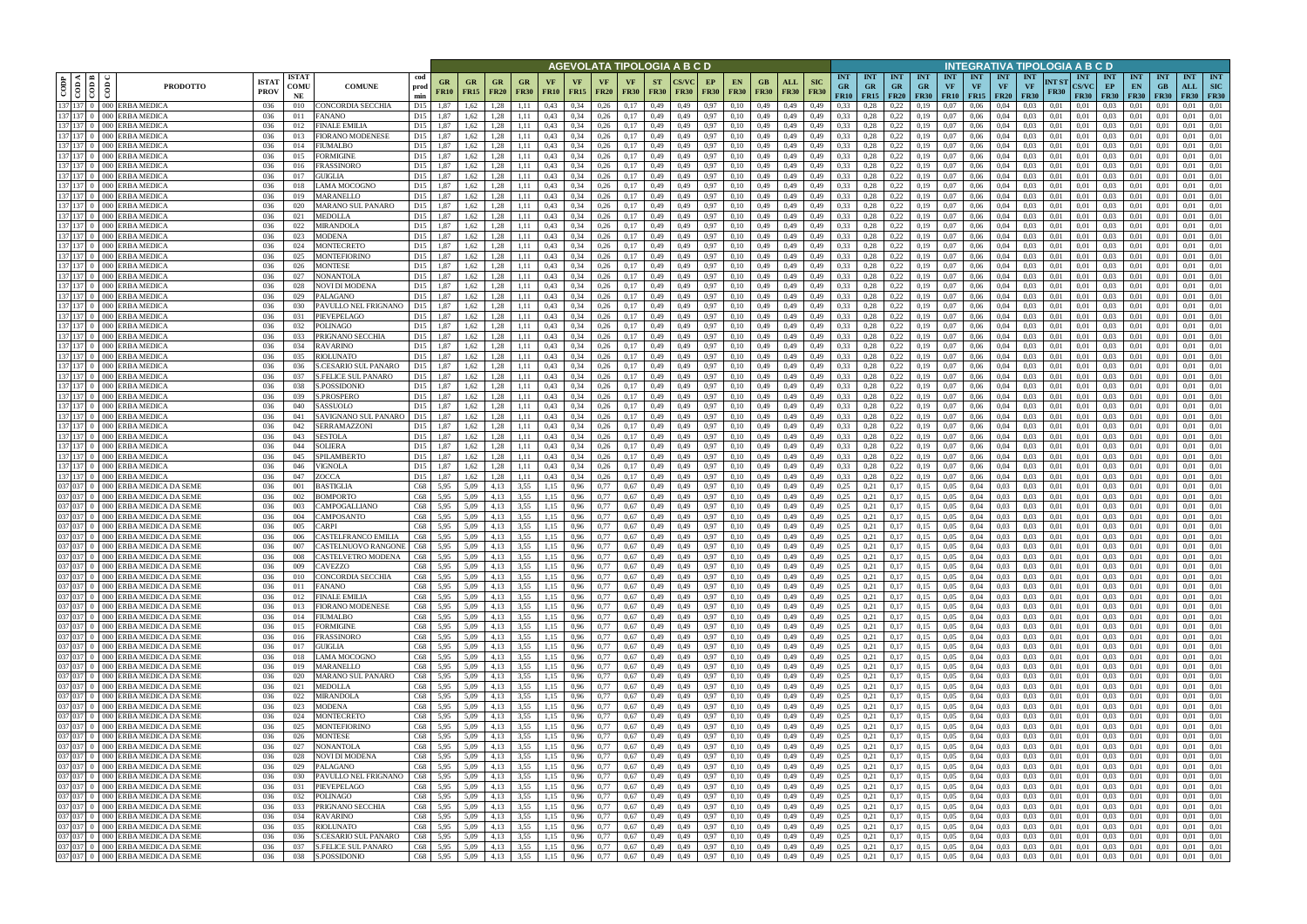| CODP | COD A | COD B | COD C | PRODOTTO | ISTAT PROV | ISTAT COMUNE | COMUNE | cod prod min | AGEVOLATA TIPOLOGIA A B C D | | | | | | | | | | | | | | | | | INTEGRATIVA TIPOLOGIA A B C D | | | | | | | | | | | | | | | | |
|---|---|---|---|---|---|---|---|---|---|---|---|---|---|---|---|---|---|---|---|---|---|---|---|---|---|---|---|---|---|---|---|---|---|---|---|---|---|---|---|---|---|
| | | | | | | | | | GR FR10 | GR FR15 | GR FR20 | GR FR30 | VF FR10 | VF FR15 | VF FR20 | VF FR30 | ST FR30 | CS/VC FR30 | EP FR30 | EN FR30 | GB FR30 | ALL FR30 | SIC FR30 | INT GR FR10 | INT GR FR15 | INT GR FR20 | INT GR FR30 | INT VF FR10 | INT VF FR15 | INT VF FR20 | INT VF FR30 | INT ST FR30 | INT CS/VC FR30 | INT EP FR30 | INT EN FR30 | INT GB FR30 | INT ALL FR30 | INT SIC FR30 |
| 137 | 137 | 0 | 000 | ERBA MEDICA | 036 | 010 | CONCORDIA SECCHIA | D15 | 1,87 | 1,62 | 1,28 | 1,11 | 0,43 | 0,34 | 0,26 | 0,17 | 0,49 | 0,49 | 0,97 | 0,10 | 0,49 | 0,49 | 0,49 | 0,33 | 0,28 | 0,22 | 0,19 | 0,07 | 0,06 | 0,04 | 0,03 | 0,01 | 0,01 | 0,03 | 0,01 | 0,01 | 0,01 | 0,01 |
| 137 | 137 | 0 | 000 | ERBA MEDICA | 036 | 011 | FANANO | D15 | 1,87 | 1,62 | 1,28 | 1,11 | 0,43 | 0,34 | 0,26 | 0,17 | 0,49 | 0,49 | 0,97 | 0,10 | 0,49 | 0,49 | 0,49 | 0,33 | 0,28 | 0,22 | 0,19 | 0,07 | 0,06 | 0,04 | 0,03 | 0,01 | 0,01 | 0,03 | 0,01 | 0,01 | 0,01 | 0,01 |
| 137 | 137 | 0 | 000 | ERBA MEDICA | 036 | 012 | FINALE EMILIA | D15 | 1,87 | 1,62 | 1,28 | 1,11 | 0,43 | 0,34 | 0,26 | 0,17 | 0,49 | 0,49 | 0,97 | 0,10 | 0,49 | 0,49 | 0,49 | 0,33 | 0,28 | 0,22 | 0,19 | 0,07 | 0,06 | 0,04 | 0,03 | 0,01 | 0,01 | 0,03 | 0,01 | 0,01 | 0,01 | 0,01 |
| 137 | 137 | 0 | 000 | ERBA MEDICA | 036 | 013 | FIORANO MODENESE | D15 | 1,87 | 1,62 | 1,28 | 1,11 | 0,43 | 0,34 | 0,26 | 0,17 | 0,49 | 0,49 | 0,97 | 0,10 | 0,49 | 0,49 | 0,49 | 0,33 | 0,28 | 0,22 | 0,19 | 0,07 | 0,06 | 0,04 | 0,03 | 0,01 | 0,01 | 0,03 | 0,01 | 0,01 | 0,01 | 0,01 |
| 137 | 137 | 0 | 000 | ERBA MEDICA | 036 | 014 | FIUMALBO | D15 | 1,87 | 1,62 | 1,28 | 1,11 | 0,43 | 0,34 | 0,26 | 0,17 | 0,49 | 0,49 | 0,97 | 0,10 | 0,49 | 0,49 | 0,49 | 0,33 | 0,28 | 0,22 | 0,19 | 0,07 | 0,06 | 0,04 | 0,03 | 0,01 | 0,01 | 0,03 | 0,01 | 0,01 | 0,01 | 0,01 |
| 137 | 137 | 0 | 000 | ERBA MEDICA | 036 | 015 | FORMIGINE | D15 | 1,87 | 1,62 | 1,28 | 1,11 | 0,43 | 0,34 | 0,26 | 0,17 | 0,49 | 0,49 | 0,97 | 0,10 | 0,49 | 0,49 | 0,49 | 0,33 | 0,28 | 0,22 | 0,19 | 0,07 | 0,06 | 0,04 | 0,03 | 0,01 | 0,01 | 0,03 | 0,01 | 0,01 | 0,01 | 0,01 |
| 137 | 137 | 0 | 000 | ERBA MEDICA | 036 | 016 | FRASSINORO | D15 | 1,87 | 1,62 | 1,28 | 1,11 | 0,43 | 0,34 | 0,26 | 0,17 | 0,49 | 0,49 | 0,97 | 0,10 | 0,49 | 0,49 | 0,49 | 0,33 | 0,28 | 0,22 | 0,19 | 0,07 | 0,06 | 0,04 | 0,03 | 0,01 | 0,01 | 0,03 | 0,01 | 0,01 | 0,01 | 0,01 |
| 137 | 137 | 0 | 000 | ERBA MEDICA | 036 | 017 | GUIGLIA | D15 | 1,87 | 1,62 | 1,28 | 1,11 | 0,43 | 0,34 | 0,26 | 0,17 | 0,49 | 0,49 | 0,97 | 0,10 | 0,49 | 0,49 | 0,49 | 0,33 | 0,28 | 0,22 | 0,19 | 0,07 | 0,06 | 0,04 | 0,03 | 0,01 | 0,01 | 0,03 | 0,01 | 0,01 | 0,01 | 0,01 |
| 137 | 137 | 0 | 000 | ERBA MEDICA | 036 | 018 | LAMA MOCOGNO | D15 | 1,87 | 1,62 | 1,28 | 1,11 | 0,43 | 0,34 | 0,26 | 0,17 | 0,49 | 0,49 | 0,97 | 0,10 | 0,49 | 0,49 | 0,49 | 0,33 | 0,28 | 0,22 | 0,19 | 0,07 | 0,06 | 0,04 | 0,03 | 0,01 | 0,01 | 0,03 | 0,01 | 0,01 | 0,01 | 0,01 |
| 137 | 137 | 0 | 000 | ERBA MEDICA | 036 | 019 | MARANELLO | D15 | 1,87 | 1,62 | 1,28 | 1,11 | 0,43 | 0,34 | 0,26 | 0,17 | 0,49 | 0,49 | 0,97 | 0,10 | 0,49 | 0,49 | 0,49 | 0,33 | 0,28 | 0,22 | 0,19 | 0,07 | 0,06 | 0,04 | 0,03 | 0,01 | 0,01 | 0,03 | 0,01 | 0,01 | 0,01 | 0,01 |
| 137 | 137 | 0 | 000 | ERBA MEDICA | 036 | 020 | MARANO SUL PANARO | D15 | 1,87 | 1,62 | 1,28 | 1,11 | 0,43 | 0,34 | 0,26 | 0,17 | 0,49 | 0,49 | 0,97 | 0,10 | 0,49 | 0,49 | 0,49 | 0,33 | 0,28 | 0,22 | 0,19 | 0,07 | 0,06 | 0,04 | 0,03 | 0,01 | 0,01 | 0,03 | 0,01 | 0,01 | 0,01 | 0,01 |
| 137 | 137 | 0 | 000 | ERBA MEDICA | 036 | 021 | MEDOLLA | D15 | 1,87 | 1,62 | 1,28 | 1,11 | 0,43 | 0,34 | 0,26 | 0,17 | 0,49 | 0,49 | 0,97 | 0,10 | 0,49 | 0,49 | 0,49 | 0,33 | 0,28 | 0,22 | 0,19 | 0,07 | 0,06 | 0,04 | 0,03 | 0,01 | 0,01 | 0,03 | 0,01 | 0,01 | 0,01 | 0,01 |
| 137 | 137 | 0 | 000 | ERBA MEDICA | 036 | 022 | MIRANDOLA | D15 | 1,87 | 1,62 | 1,28 | 1,11 | 0,43 | 0,34 | 0,26 | 0,17 | 0,49 | 0,49 | 0,97 | 0,10 | 0,49 | 0,49 | 0,49 | 0,33 | 0,28 | 0,22 | 0,19 | 0,07 | 0,06 | 0,04 | 0,03 | 0,01 | 0,01 | 0,03 | 0,01 | 0,01 | 0,01 | 0,01 |
| 137 | 137 | 0 | 000 | ERBA MEDICA | 036 | 023 | MODENA | D15 | 1,87 | 1,62 | 1,28 | 1,11 | 0,43 | 0,34 | 0,26 | 0,17 | 0,49 | 0,49 | 0,97 | 0,10 | 0,49 | 0,49 | 0,49 | 0,33 | 0,28 | 0,22 | 0,19 | 0,07 | 0,06 | 0,04 | 0,03 | 0,01 | 0,01 | 0,03 | 0,01 | 0,01 | 0,01 | 0,01 |
| 137 | 137 | 0 | 000 | ERBA MEDICA | 036 | 024 | MONTECRETO | D15 | 1,87 | 1,62 | 1,28 | 1,11 | 0,43 | 0,34 | 0,26 | 0,17 | 0,49 | 0,49 | 0,97 | 0,10 | 0,49 | 0,49 | 0,49 | 0,33 | 0,28 | 0,22 | 0,19 | 0,07 | 0,06 | 0,04 | 0,03 | 0,01 | 0,01 | 0,03 | 0,01 | 0,01 | 0,01 | 0,01 |
| 137 | 137 | 0 | 000 | ERBA MEDICA | 036 | 025 | MONTEFIORINO | D15 | 1,87 | 1,62 | 1,28 | 1,11 | 0,43 | 0,34 | 0,26 | 0,17 | 0,49 | 0,49 | 0,97 | 0,10 | 0,49 | 0,49 | 0,49 | 0,33 | 0,28 | 0,22 | 0,19 | 0,07 | 0,06 | 0,04 | 0,03 | 0,01 | 0,01 | 0,03 | 0,01 | 0,01 | 0,01 | 0,01 |
| 137 | 137 | 0 | 000 | ERBA MEDICA | 036 | 026 | MONTESE | D15 | 1,87 | 1,62 | 1,28 | 1,11 | 0,43 | 0,34 | 0,26 | 0,17 | 0,49 | 0,49 | 0,97 | 0,10 | 0,49 | 0,49 | 0,49 | 0,33 | 0,28 | 0,22 | 0,19 | 0,07 | 0,06 | 0,04 | 0,03 | 0,01 | 0,01 | 0,03 | 0,01 | 0,01 | 0,01 | 0,01 |
| 137 | 137 | 0 | 000 | ERBA MEDICA | 036 | 027 | NONANTOLA | D15 | 1,87 | 1,62 | 1,28 | 1,11 | 0,43 | 0,34 | 0,26 | 0,17 | 0,49 | 0,49 | 0,97 | 0,10 | 0,49 | 0,49 | 0,49 | 0,33 | 0,28 | 0,22 | 0,19 | 0,07 | 0,06 | 0,04 | 0,03 | 0,01 | 0,01 | 0,03 | 0,01 | 0,01 | 0,01 | 0,01 |
| 137 | 137 | 0 | 000 | ERBA MEDICA | 036 | 028 | NOVI DI MODENA | D15 | 1,87 | 1,62 | 1,28 | 1,11 | 0,43 | 0,34 | 0,26 | 0,17 | 0,49 | 0,49 | 0,97 | 0,10 | 0,49 | 0,49 | 0,49 | 0,33 | 0,28 | 0,22 | 0,19 | 0,07 | 0,06 | 0,04 | 0,03 | 0,01 | 0,01 | 0,03 | 0,01 | 0,01 | 0,01 | 0,01 |
| 137 | 137 | 0 | 000 | ERBA MEDICA | 036 | 029 | PALAGANO | D15 | 1,87 | 1,62 | 1,28 | 1,11 | 0,43 | 0,34 | 0,26 | 0,17 | 0,49 | 0,49 | 0,97 | 0,10 | 0,49 | 0,49 | 0,49 | 0,33 | 0,28 | 0,22 | 0,19 | 0,07 | 0,06 | 0,04 | 0,03 | 0,01 | 0,01 | 0,03 | 0,01 | 0,01 | 0,01 | 0,01 |
| 137 | 137 | 0 | 000 | ERBA MEDICA | 036 | 030 | PAVULLO NEL FRIGNANO | D15 | 1,87 | 1,62 | 1,28 | 1,11 | 0,43 | 0,34 | 0,26 | 0,17 | 0,49 | 0,49 | 0,97 | 0,10 | 0,49 | 0,49 | 0,49 | 0,33 | 0,28 | 0,22 | 0,19 | 0,07 | 0,06 | 0,04 | 0,03 | 0,01 | 0,01 | 0,03 | 0,01 | 0,01 | 0,01 | 0,01 |
| 137 | 137 | 0 | 000 | ERBA MEDICA | 036 | 031 | PIEVEPELAGO | D15 | 1,87 | 1,62 | 1,28 | 1,11 | 0,43 | 0,34 | 0,26 | 0,17 | 0,49 | 0,49 | 0,97 | 0,10 | 0,49 | 0,49 | 0,49 | 0,33 | 0,28 | 0,22 | 0,19 | 0,07 | 0,06 | 0,04 | 0,03 | 0,01 | 0,01 | 0,03 | 0,01 | 0,01 | 0,01 | 0,01 |
| 137 | 137 | 0 | 000 | ERBA MEDICA | 036 | 032 | POLINAGO | D15 | 1,87 | 1,62 | 1,28 | 1,11 | 0,43 | 0,34 | 0,26 | 0,17 | 0,49 | 0,49 | 0,97 | 0,10 | 0,49 | 0,49 | 0,49 | 0,33 | 0,28 | 0,22 | 0,19 | 0,07 | 0,06 | 0,04 | 0,03 | 0,01 | 0,01 | 0,03 | 0,01 | 0,01 | 0,01 | 0,01 |
| 137 | 137 | 0 | 000 | ERBA MEDICA | 036 | 033 | PRIGNANO SECCHIA | D15 | 1,87 | 1,62 | 1,28 | 1,11 | 0,43 | 0,34 | 0,26 | 0,17 | 0,49 | 0,49 | 0,97 | 0,10 | 0,49 | 0,49 | 0,49 | 0,33 | 0,28 | 0,22 | 0,19 | 0,07 | 0,06 | 0,04 | 0,03 | 0,01 | 0,01 | 0,03 | 0,01 | 0,01 | 0,01 | 0,01 |
| 137 | 137 | 0 | 000 | ERBA MEDICA | 036 | 034 | RAVARINO | D15 | 1,87 | 1,62 | 1,28 | 1,11 | 0,43 | 0,34 | 0,26 | 0,17 | 0,49 | 0,49 | 0,97 | 0,10 | 0,49 | 0,49 | 0,49 | 0,33 | 0,28 | 0,22 | 0,19 | 0,07 | 0,06 | 0,04 | 0,03 | 0,01 | 0,01 | 0,03 | 0,01 | 0,01 | 0,01 | 0,01 |
| 137 | 137 | 0 | 000 | ERBA MEDICA | 036 | 035 | RIOLUNATO | D15 | 1,87 | 1,62 | 1,28 | 1,11 | 0,43 | 0,34 | 0,26 | 0,17 | 0,49 | 0,49 | 0,97 | 0,10 | 0,49 | 0,49 | 0,49 | 0,33 | 0,28 | 0,22 | 0,19 | 0,07 | 0,06 | 0,04 | 0,03 | 0,01 | 0,01 | 0,03 | 0,01 | 0,01 | 0,01 | 0,01 |
| 137 | 137 | 0 | 000 | ERBA MEDICA | 036 | 036 | S.CESARIO SUL PANARO | D15 | 1,87 | 1,62 | 1,28 | 1,11 | 0,43 | 0,34 | 0,26 | 0,17 | 0,49 | 0,49 | 0,97 | 0,10 | 0,49 | 0,49 | 0,49 | 0,33 | 0,28 | 0,22 | 0,19 | 0,07 | 0,06 | 0,04 | 0,03 | 0,01 | 0,01 | 0,03 | 0,01 | 0,01 | 0,01 | 0,01 |
| 137 | 137 | 0 | 000 | ERBA MEDICA | 036 | 037 | S.FELICE SUL PANARO | D15 | 1,87 | 1,62 | 1,28 | 1,11 | 0,43 | 0,34 | 0,26 | 0,17 | 0,49 | 0,49 | 0,97 | 0,10 | 0,49 | 0,49 | 0,49 | 0,33 | 0,28 | 0,22 | 0,19 | 0,07 | 0,06 | 0,04 | 0,03 | 0,01 | 0,01 | 0,03 | 0,01 | 0,01 | 0,01 | 0,01 |
| 137 | 137 | 0 | 000 | ERBA MEDICA | 036 | 038 | S.POSSIDONIO | D15 | 1,87 | 1,62 | 1,28 | 1,11 | 0,43 | 0,34 | 0,26 | 0,17 | 0,49 | 0,49 | 0,97 | 0,10 | 0,49 | 0,49 | 0,49 | 0,33 | 0,28 | 0,22 | 0,19 | 0,07 | 0,06 | 0,04 | 0,03 | 0,01 | 0,01 | 0,03 | 0,01 | 0,01 | 0,01 | 0,01 |
| 137 | 137 | 0 | 000 | ERBA MEDICA | 036 | 039 | S.PROSPERO | D15 | 1,87 | 1,62 | 1,28 | 1,11 | 0,43 | 0,34 | 0,26 | 0,17 | 0,49 | 0,49 | 0,97 | 0,10 | 0,49 | 0,49 | 0,49 | 0,33 | 0,28 | 0,22 | 0,19 | 0,07 | 0,06 | 0,04 | 0,03 | 0,01 | 0,01 | 0,03 | 0,01 | 0,01 | 0,01 | 0,01 |
| 137 | 137 | 0 | 000 | ERBA MEDICA | 036 | 040 | SASSUOLO | D15 | 1,87 | 1,62 | 1,28 | 1,11 | 0,43 | 0,34 | 0,26 | 0,17 | 0,49 | 0,49 | 0,97 | 0,10 | 0,49 | 0,49 | 0,49 | 0,33 | 0,28 | 0,22 | 0,19 | 0,07 | 0,06 | 0,04 | 0,03 | 0,01 | 0,01 | 0,03 | 0,01 | 0,01 | 0,01 | 0,01 |
| 137 | 137 | 0 | 000 | ERBA MEDICA | 036 | 041 | SAVIGNANO SUL PANARO | D15 | 1,87 | 1,62 | 1,28 | 1,11 | 0,43 | 0,34 | 0,26 | 0,17 | 0,49 | 0,49 | 0,97 | 0,10 | 0,49 | 0,49 | 0,49 | 0,33 | 0,28 | 0,22 | 0,19 | 0,07 | 0,06 | 0,04 | 0,03 | 0,01 | 0,01 | 0,03 | 0,01 | 0,01 | 0,01 | 0,01 |
| 137 | 137 | 0 | 000 | ERBA MEDICA | 036 | 042 | SERRAMAZZONI | D15 | 1,87 | 1,62 | 1,28 | 1,11 | 0,43 | 0,34 | 0,26 | 0,17 | 0,49 | 0,49 | 0,97 | 0,10 | 0,49 | 0,49 | 0,49 | 0,33 | 0,28 | 0,22 | 0,19 | 0,07 | 0,06 | 0,04 | 0,03 | 0,01 | 0,01 | 0,03 | 0,01 | 0,01 | 0,01 | 0,01 |
| 137 | 137 | 0 | 000 | ERBA MEDICA | 036 | 043 | SESTOLA | D15 | 1,87 | 1,62 | 1,28 | 1,11 | 0,43 | 0,34 | 0,26 | 0,17 | 0,49 | 0,49 | 0,97 | 0,10 | 0,49 | 0,49 | 0,49 | 0,33 | 0,28 | 0,22 | 0,19 | 0,07 | 0,06 | 0,04 | 0,03 | 0,01 | 0,01 | 0,03 | 0,01 | 0,01 | 0,01 | 0,01 |
| 137 | 137 | 0 | 000 | ERBA MEDICA | 036 | 044 | SOLIERA | D15 | 1,87 | 1,62 | 1,28 | 1,11 | 0,43 | 0,34 | 0,26 | 0,17 | 0,49 | 0,49 | 0,97 | 0,10 | 0,49 | 0,49 | 0,49 | 0,33 | 0,28 | 0,22 | 0,19 | 0,07 | 0,06 | 0,04 | 0,03 | 0,01 | 0,01 | 0,03 | 0,01 | 0,01 | 0,01 | 0,01 |
| 137 | 137 | 0 | 000 | ERBA MEDICA | 036 | 045 | SPILAMBERTO | D15 | 1,87 | 1,62 | 1,28 | 1,11 | 0,43 | 0,34 | 0,26 | 0,17 | 0,49 | 0,49 | 0,97 | 0,10 | 0,49 | 0,49 | 0,49 | 0,33 | 0,28 | 0,22 | 0,19 | 0,07 | 0,06 | 0,04 | 0,03 | 0,01 | 0,01 | 0,03 | 0,01 | 0,01 | 0,01 | 0,01 |
| 137 | 137 | 0 | 000 | ERBA MEDICA | 036 | 046 | VIGNOLA | D15 | 1,87 | 1,62 | 1,28 | 1,11 | 0,43 | 0,34 | 0,26 | 0,17 | 0,49 | 0,49 | 0,97 | 0,10 | 0,49 | 0,49 | 0,49 | 0,33 | 0,28 | 0,22 | 0,19 | 0,07 | 0,06 | 0,04 | 0,03 | 0,01 | 0,01 | 0,03 | 0,01 | 0,01 | 0,01 | 0,01 |
| 137 | 137 | 0 | 000 | ERBA MEDICA | 036 | 047 | ZOCCA | D15 | 1,87 | 1,62 | 1,28 | 1,11 | 0,43 | 0,34 | 0,26 | 0,17 | 0,49 | 0,49 | 0,97 | 0,10 | 0,49 | 0,49 | 0,49 | 0,33 | 0,28 | 0,22 | 0,19 | 0,07 | 0,06 | 0,04 | 0,03 | 0,01 | 0,01 | 0,03 | 0,01 | 0,01 | 0,01 | 0,01 |
| 037 | 037 | 0 | 000 | ERBA MEDICA DA SEME | 036 | 001 | BASTIGLIA | C68 | 5,95 | 5,09 | 4,13 | 3,55 | 1,15 | 0,96 | 0,77 | 0,67 | 0,49 | 0,49 | 0,97 | 0,10 | 0,49 | 0,49 | 0,49 | 0,25 | 0,21 | 0,17 | 0,15 | 0,05 | 0,04 | 0,03 | 0,03 | 0,01 | 0,01 | 0,03 | 0,01 | 0,01 | 0,01 | 0,01 |
| 037 | 037 | 0 | 000 | ERBA MEDICA DA SEME | 036 | 002 | BOMPORTO | C68 | 5,95 | 5,09 | 4,13 | 3,55 | 1,15 | 0,96 | 0,77 | 0,67 | 0,49 | 0,49 | 0,97 | 0,10 | 0,49 | 0,49 | 0,49 | 0,25 | 0,21 | 0,17 | 0,15 | 0,05 | 0,04 | 0,03 | 0,03 | 0,01 | 0,01 | 0,03 | 0,01 | 0,01 | 0,01 | 0,01 |
| 037 | 037 | 0 | 000 | ERBA MEDICA DA SEME | 036 | 003 | CAMPOGALLIANO | C68 | 5,95 | 5,09 | 4,13 | 3,55 | 1,15 | 0,96 | 0,77 | 0,67 | 0,49 | 0,49 | 0,97 | 0,10 | 0,49 | 0,49 | 0,49 | 0,25 | 0,21 | 0,17 | 0,15 | 0,05 | 0,04 | 0,03 | 0,03 | 0,01 | 0,01 | 0,03 | 0,01 | 0,01 | 0,01 | 0,01 |
| 037 | 037 | 0 | 000 | ERBA MEDICA DA SEME | 036 | 004 | CAMPOSANTO | C68 | 5,95 | 5,09 | 4,13 | 3,55 | 1,15 | 0,96 | 0,77 | 0,67 | 0,49 | 0,49 | 0,97 | 0,10 | 0,49 | 0,49 | 0,49 | 0,25 | 0,21 | 0,17 | 0,15 | 0,05 | 0,04 | 0,03 | 0,03 | 0,01 | 0,01 | 0,03 | 0,01 | 0,01 | 0,01 | 0,01 |
| 037 | 037 | 0 | 000 | ERBA MEDICA DA SEME | 036 | 005 | CARPI | C68 | 5,95 | 5,09 | 4,13 | 3,55 | 1,15 | 0,96 | 0,77 | 0,67 | 0,49 | 0,49 | 0,97 | 0,10 | 0,49 | 0,49 | 0,49 | 0,25 | 0,21 | 0,17 | 0,15 | 0,05 | 0,04 | 0,03 | 0,03 | 0,01 | 0,01 | 0,03 | 0,01 | 0,01 | 0,01 | 0,01 |
| 037 | 037 | 0 | 000 | ERBA MEDICA DA SEME | 036 | 006 | CASTELFRANCO EMILIA | C68 | 5,95 | 5,09 | 4,13 | 3,55 | 1,15 | 0,96 | 0,77 | 0,67 | 0,49 | 0,49 | 0,97 | 0,10 | 0,49 | 0,49 | 0,49 | 0,25 | 0,21 | 0,17 | 0,15 | 0,05 | 0,04 | 0,03 | 0,03 | 0,01 | 0,01 | 0,03 | 0,01 | 0,01 | 0,01 | 0,01 |
| 037 | 037 | 0 | 000 | ERBA MEDICA DA SEME | 036 | 007 | CASTELNUOVO RANGONE | C68 | 5,95 | 5,09 | 4,13 | 3,55 | 1,15 | 0,96 | 0,77 | 0,67 | 0,49 | 0,49 | 0,97 | 0,10 | 0,49 | 0,49 | 0,49 | 0,25 | 0,21 | 0,17 | 0,15 | 0,05 | 0,04 | 0,03 | 0,03 | 0,01 | 0,01 | 0,03 | 0,01 | 0,01 | 0,01 | 0,01 |
| 037 | 037 | 0 | 000 | ERBA MEDICA DA SEME | 036 | 008 | CASTELVETRO MODENA | C68 | 5,95 | 5,09 | 4,13 | 3,55 | 1,15 | 0,96 | 0,77 | 0,67 | 0,49 | 0,49 | 0,97 | 0,10 | 0,49 | 0,49 | 0,49 | 0,25 | 0,21 | 0,17 | 0,15 | 0,05 | 0,04 | 0,03 | 0,03 | 0,01 | 0,01 | 0,03 | 0,01 | 0,01 | 0,01 | 0,01 |
| 037 | 037 | 0 | 000 | ERBA MEDICA DA SEME | 036 | 009 | CAVEZZO | C68 | 5,95 | 5,09 | 4,13 | 3,55 | 1,15 | 0,96 | 0,77 | 0,67 | 0,49 | 0,49 | 0,97 | 0,10 | 0,49 | 0,49 | 0,49 | 0,25 | 0,21 | 0,17 | 0,15 | 0,05 | 0,04 | 0,03 | 0,03 | 0,01 | 0,01 | 0,03 | 0,01 | 0,01 | 0,01 | 0,01 |
| 037 | 037 | 0 | 000 | ERBA MEDICA DA SEME | 036 | 010 | CONCORDIA SECCHIA | C68 | 5,95 | 5,09 | 4,13 | 3,55 | 1,15 | 0,96 | 0,77 | 0,67 | 0,49 | 0,49 | 0,97 | 0,10 | 0,49 | 0,49 | 0,49 | 0,25 | 0,21 | 0,17 | 0,15 | 0,05 | 0,04 | 0,03 | 0,03 | 0,01 | 0,01 | 0,03 | 0,01 | 0,01 | 0,01 | 0,01 |
| 037 | 037 | 0 | 000 | ERBA MEDICA DA SEME | 036 | 011 | FANANO | C68 | 5,95 | 5,09 | 4,13 | 3,55 | 1,15 | 0,96 | 0,77 | 0,67 | 0,49 | 0,49 | 0,97 | 0,10 | 0,49 | 0,49 | 0,49 | 0,25 | 0,21 | 0,17 | 0,15 | 0,05 | 0,04 | 0,03 | 0,03 | 0,01 | 0,01 | 0,03 | 0,01 | 0,01 | 0,01 | 0,01 |
| 037 | 037 | 0 | 000 | ERBA MEDICA DA SEME | 036 | 012 | FINALE EMILIA | C68 | 5,95 | 5,09 | 4,13 | 3,55 | 1,15 | 0,96 | 0,77 | 0,67 | 0,49 | 0,49 | 0,97 | 0,10 | 0,49 | 0,49 | 0,49 | 0,25 | 0,21 | 0,17 | 0,15 | 0,05 | 0,04 | 0,03 | 0,03 | 0,01 | 0,01 | 0,03 | 0,01 | 0,01 | 0,01 | 0,01 |
| 037 | 037 | 0 | 000 | ERBA MEDICA DA SEME | 036 | 013 | FIORANO MODENESE | C68 | 5,95 | 5,09 | 4,13 | 3,55 | 1,15 | 0,96 | 0,77 | 0,67 | 0,49 | 0,49 | 0,97 | 0,10 | 0,49 | 0,49 | 0,49 | 0,25 | 0,21 | 0,17 | 0,15 | 0,05 | 0,04 | 0,03 | 0,03 | 0,01 | 0,01 | 0,03 | 0,01 | 0,01 | 0,01 | 0,01 |
| 037 | 037 | 0 | 000 | ERBA MEDICA DA SEME | 036 | 014 | FIUMALBO | C68 | 5,95 | 5,09 | 4,13 | 3,55 | 1,15 | 0,96 | 0,77 | 0,67 | 0,49 | 0,49 | 0,97 | 0,10 | 0,49 | 0,49 | 0,49 | 0,25 | 0,21 | 0,17 | 0,15 | 0,05 | 0,04 | 0,03 | 0,03 | 0,01 | 0,01 | 0,03 | 0,01 | 0,01 | 0,01 | 0,01 |
| 037 | 037 | 0 | 000 | ERBA MEDICA DA SEME | 036 | 015 | FORMIGINE | C68 | 5,95 | 5,09 | 4,13 | 3,55 | 1,15 | 0,96 | 0,77 | 0,67 | 0,49 | 0,49 | 0,97 | 0,10 | 0,49 | 0,49 | 0,49 | 0,25 | 0,21 | 0,17 | 0,15 | 0,05 | 0,04 | 0,03 | 0,03 | 0,01 | 0,01 | 0,03 | 0,01 | 0,01 | 0,01 | 0,01 |
| 037 | 037 | 0 | 000 | ERBA MEDICA DA SEME | 036 | 016 | FRASSINORO | C68 | 5,95 | 5,09 | 4,13 | 3,55 | 1,15 | 0,96 | 0,77 | 0,67 | 0,49 | 0,49 | 0,97 | 0,10 | 0,49 | 0,49 | 0,49 | 0,25 | 0,21 | 0,17 | 0,15 | 0,05 | 0,04 | 0,03 | 0,03 | 0,01 | 0,01 | 0,03 | 0,01 | 0,01 | 0,01 | 0,01 |
| 037 | 037 | 0 | 000 | ERBA MEDICA DA SEME | 036 | 017 | GUIGLIA | C68 | 5,95 | 5,09 | 4,13 | 3,55 | 1,15 | 0,96 | 0,77 | 0,67 | 0,49 | 0,49 | 0,97 | 0,10 | 0,49 | 0,49 | 0,49 | 0,25 | 0,21 | 0,17 | 0,15 | 0,05 | 0,04 | 0,03 | 0,03 | 0,01 | 0,01 | 0,03 | 0,01 | 0,01 | 0,01 | 0,01 |
| 037 | 037 | 0 | 000 | ERBA MEDICA DA SEME | 036 | 018 | LAMA MOCOGNO | C68 | 5,95 | 5,09 | 4,13 | 3,55 | 1,15 | 0,96 | 0,77 | 0,67 | 0,49 | 0,49 | 0,97 | 0,10 | 0,49 | 0,49 | 0,49 | 0,25 | 0,21 | 0,17 | 0,15 | 0,05 | 0,04 | 0,03 | 0,03 | 0,01 | 0,01 | 0,03 | 0,01 | 0,01 | 0,01 | 0,01 |
| 037 | 037 | 0 | 000 | ERBA MEDICA DA SEME | 036 | 019 | MARANELLO | C68 | 5,95 | 5,09 | 4,13 | 3,55 | 1,15 | 0,96 | 0,77 | 0,67 | 0,49 | 0,49 | 0,97 | 0,10 | 0,49 | 0,49 | 0,49 | 0,25 | 0,21 | 0,17 | 0,15 | 0,05 | 0,04 | 0,03 | 0,03 | 0,01 | 0,01 | 0,03 | 0,01 | 0,01 | 0,01 | 0,01 |
| 037 | 037 | 0 | 000 | ERBA MEDICA DA SEME | 036 | 020 | MARANO SUL PANARO | C68 | 5,95 | 5,09 | 4,13 | 3,55 | 1,15 | 0,96 | 0,77 | 0,67 | 0,49 | 0,49 | 0,97 | 0,10 | 0,49 | 0,49 | 0,49 | 0,25 | 0,21 | 0,17 | 0,15 | 0,05 | 0,04 | 0,03 | 0,03 | 0,01 | 0,01 | 0,03 | 0,01 | 0,01 | 0,01 | 0,01 |
| 037 | 037 | 0 | 000 | ERBA MEDICA DA SEME | 036 | 021 | MEDOLLA | C68 | 5,95 | 5,09 | 4,13 | 3,55 | 1,15 | 0,96 | 0,77 | 0,67 | 0,49 | 0,49 | 0,97 | 0,10 | 0,49 | 0,49 | 0,49 | 0,25 | 0,21 | 0,17 | 0,15 | 0,05 | 0,04 | 0,03 | 0,03 | 0,01 | 0,01 | 0,03 | 0,01 | 0,01 | 0,01 | 0,01 |
| 037 | 037 | 0 | 000 | ERBA MEDICA DA SEME | 036 | 022 | MIRANDOLA | C68 | 5,95 | 5,09 | 4,13 | 3,55 | 1,15 | 0,96 | 0,77 | 0,67 | 0,49 | 0,49 | 0,97 | 0,10 | 0,49 | 0,49 | 0,49 | 0,25 | 0,21 | 0,17 | 0,15 | 0,05 | 0,04 | 0,03 | 0,03 | 0,01 | 0,01 | 0,03 | 0,01 | 0,01 | 0,01 | 0,01 |
| 037 | 037 | 0 | 000 | ERBA MEDICA DA SEME | 036 | 023 | MODENA | C68 | 5,95 | 5,09 | 4,13 | 3,55 | 1,15 | 0,96 | 0,77 | 0,67 | 0,49 | 0,49 | 0,97 | 0,10 | 0,49 | 0,49 | 0,49 | 0,25 | 0,21 | 0,17 | 0,15 | 0,05 | 0,04 | 0,03 | 0,03 | 0,01 | 0,01 | 0,03 | 0,01 | 0,01 | 0,01 | 0,01 |
| 037 | 037 | 0 | 000 | ERBA MEDICA DA SEME | 036 | 024 | MONTECRETO | C68 | 5,95 | 5,09 | 4,13 | 3,55 | 1,15 | 0,96 | 0,77 | 0,67 | 0,49 | 0,49 | 0,97 | 0,10 | 0,49 | 0,49 | 0,49 | 0,25 | 0,21 | 0,17 | 0,15 | 0,05 | 0,04 | 0,03 | 0,03 | 0,01 | 0,01 | 0,03 | 0,01 | 0,01 | 0,01 | 0,01 |
| 037 | 037 | 0 | 000 | ERBA MEDICA DA SEME | 036 | 025 | MONTEFIORINO | C68 | 5,95 | 5,09 | 4,13 | 3,55 | 1,15 | 0,96 | 0,77 | 0,67 | 0,49 | 0,49 | 0,97 | 0,10 | 0,49 | 0,49 | 0,49 | 0,25 | 0,21 | 0,17 | 0,15 | 0,05 | 0,04 | 0,03 | 0,03 | 0,01 | 0,01 | 0,03 | 0,01 | 0,01 | 0,01 | 0,01 |
| 037 | 037 | 0 | 000 | ERBA MEDICA DA SEME | 036 | 026 | MONTESE | C68 | 5,95 | 5,09 | 4,13 | 3,55 | 1,15 | 0,96 | 0,77 | 0,67 | 0,49 | 0,49 | 0,97 | 0,10 | 0,49 | 0,49 | 0,49 | 0,25 | 0,21 | 0,17 | 0,15 | 0,05 | 0,04 | 0,03 | 0,03 | 0,01 | 0,01 | 0,03 | 0,01 | 0,01 | 0,01 | 0,01 |
| 037 | 037 | 0 | 000 | ERBA MEDICA DA SEME | 036 | 027 | NONANTOLA | C68 | 5,95 | 5,09 | 4,13 | 3,55 | 1,15 | 0,96 | 0,77 | 0,67 | 0,49 | 0,49 | 0,97 | 0,10 | 0,49 | 0,49 | 0,49 | 0,25 | 0,21 | 0,17 | 0,15 | 0,05 | 0,04 | 0,03 | 0,03 | 0,01 | 0,01 | 0,03 | 0,01 | 0,01 | 0,01 | 0,01 |
| 037 | 037 | 0 | 000 | ERBA MEDICA DA SEME | 036 | 028 | NOVI DI MODENA | C68 | 5,95 | 5,09 | 4,13 | 3,55 | 1,15 | 0,96 | 0,77 | 0,67 | 0,49 | 0,49 | 0,97 | 0,10 | 0,49 | 0,49 | 0,49 | 0,25 | 0,21 | 0,17 | 0,15 | 0,05 | 0,04 | 0,03 | 0,03 | 0,01 | 0,01 | 0,03 | 0,01 | 0,01 | 0,01 | 0,01 |
| 037 | 037 | 0 | 000 | ERBA MEDICA DA SEME | 036 | 029 | PALAGANO | C68 | 5,95 | 5,09 | 4,13 | 3,55 | 1,15 | 0,96 | 0,77 | 0,67 | 0,49 | 0,49 | 0,97 | 0,10 | 0,49 | 0,49 | 0,49 | 0,25 | 0,21 | 0,17 | 0,15 | 0,05 | 0,04 | 0,03 | 0,03 | 0,01 | 0,01 | 0,03 | 0,01 | 0,01 | 0,01 | 0,01 |
| 037 | 037 | 0 | 000 | ERBA MEDICA DA SEME | 036 | 030 | PAVULLO NEL FRIGNANO | C68 | 5,95 | 5,09 | 4,13 | 3,55 | 1,15 | 0,96 | 0,77 | 0,67 | 0,49 | 0,49 | 0,97 | 0,10 | 0,49 | 0,49 | 0,49 | 0,25 | 0,21 | 0,17 | 0,15 | 0,05 | 0,04 | 0,03 | 0,03 | 0,01 | 0,01 | 0,03 | 0,01 | 0,01 | 0,01 | 0,01 |
| 037 | 037 | 0 | 000 | ERBA MEDICA DA SEME | 036 | 031 | PIEVEPELAGO | C68 | 5,95 | 5,09 | 4,13 | 3,55 | 1,15 | 0,96 | 0,77 | 0,67 | 0,49 | 0,49 | 0,97 | 0,10 | 0,49 | 0,49 | 0,49 | 0,25 | 0,21 | 0,17 | 0,15 | 0,05 | 0,04 | 0,03 | 0,03 | 0,01 | 0,01 | 0,03 | 0,01 | 0,01 | 0,01 | 0,01 |
| 037 | 037 | 0 | 000 | ERBA MEDICA DA SEME | 036 | 032 | POLINAGO | C68 | 5,95 | 5,09 | 4,13 | 3,55 | 1,15 | 0,96 | 0,77 | 0,67 | 0,49 | 0,49 | 0,97 | 0,10 | 0,49 | 0,49 | 0,49 | 0,25 | 0,21 | 0,17 | 0,15 | 0,05 | 0,04 | 0,03 | 0,03 | 0,01 | 0,01 | 0,03 | 0,01 | 0,01 | 0,01 | 0,01 |
| 037 | 037 | 0 | 000 | ERBA MEDICA DA SEME | 036 | 033 | PRIGNANO SECCHIA | C68 | 5,95 | 5,09 | 4,13 | 3,55 | 1,15 | 0,96 | 0,77 | 0,67 | 0,49 | 0,49 | 0,97 | 0,10 | 0,49 | 0,49 | 0,49 | 0,25 | 0,21 | 0,17 | 0,15 | 0,05 | 0,04 | 0,03 | 0,03 | 0,01 | 0,01 | 0,03 | 0,01 | 0,01 | 0,01 | 0,01 |
| 037 | 037 | 0 | 000 | ERBA MEDICA DA SEME | 036 | 034 | RAVARINO | C68 | 5,95 | 5,09 | 4,13 | 3,55 | 1,15 | 0,96 | 0,77 | 0,67 | 0,49 | 0,49 | 0,97 | 0,10 | 0,49 | 0,49 | 0,49 | 0,25 | 0,21 | 0,17 | 0,15 | 0,05 | 0,04 | 0,03 | 0,03 | 0,01 | 0,01 | 0,03 | 0,01 | 0,01 | 0,01 | 0,01 |
| 037 | 037 | 0 | 000 | ERBA MEDICA DA SEME | 036 | 035 | RIOLUNATO | C68 | 5,95 | 5,09 | 4,13 | 3,55 | 1,15 | 0,96 | 0,77 | 0,67 | 0,49 | 0,49 | 0,97 | 0,10 | 0,49 | 0,49 | 0,49 | 0,25 | 0,21 | 0,17 | 0,15 | 0,05 | 0,04 | 0,03 | 0,03 | 0,01 | 0,01 | 0,03 | 0,01 | 0,01 | 0,01 | 0,01 |
| 037 | 037 | 0 | 000 | ERBA MEDICA DA SEME | 036 | 036 | S.CESARIO SUL PANARO | C68 | 5,95 | 5,09 | 4,13 | 3,55 | 1,15 | 0,96 | 0,77 | 0,67 | 0,49 | 0,49 | 0,97 | 0,10 | 0,49 | 0,49 | 0,49 | 0,25 | 0,21 | 0,17 | 0,15 | 0,05 | 0,04 | 0,03 | 0,03 | 0,01 | 0,01 | 0,03 | 0,01 | 0,01 | 0,01 | 0,01 |
| 037 | 037 | 0 | 000 | ERBA MEDICA DA SEME | 036 | 037 | S.FELICE SUL PANARO | C68 | 5,95 | 5,09 | 4,13 | 3,55 | 1,15 | 0,96 | 0,77 | 0,67 | 0,49 | 0,49 | 0,97 | 0,10 | 0,49 | 0,49 | 0,49 | 0,25 | 0,21 | 0,17 | 0,15 | 0,05 | 0,04 | 0,03 | 0,03 | 0,01 | 0,01 | 0,03 | 0,01 | 0,01 | 0,01 | 0,01 |
| 037 | 037 | 0 | 000 | ERBA MEDICA DA SEME | 036 | 038 | S.POSSIDONIO | C68 | 5,95 | 5,09 | 4,13 | 3,55 | 1,15 | 0,96 | 0,77 | 0,67 | 0,49 | 0,49 | 0,97 | 0,10 | 0,49 | 0,49 | 0,49 | 0,25 | 0,21 | 0,17 | 0,15 | 0,05 | 0,04 | 0,03 | 0,03 | 0,01 | 0,01 | 0,03 | 0,01 | 0,01 | 0,01 | 0,01 |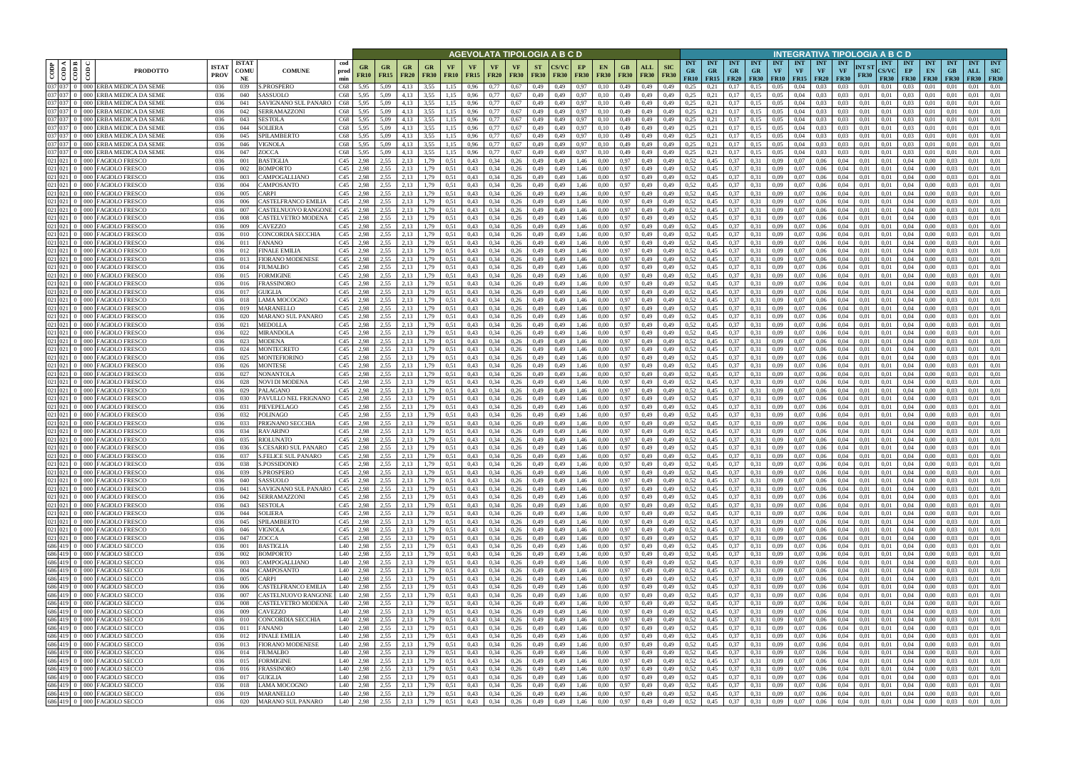| CODP | CODA | CODB | CODC | PRODOTTO | ISTAT PROV | ISTAT COMUNE | COMUNE | cod prod min | GR FR10 | GR FR15 | GR FR20 | GR FR30 | VF FR10 | VF FR15 | VF FR20 | VF FR30 | ST FR30 | CS/VC FR30 | EP FR30 | EN FR30 | GB FR30 | ALL FR30 | SIC FR30 | INT GR FR10 | INT GR FR15 | INT GR FR20 | INT GR FR30 | INT VF FR10 | INT VF FR15 | INT VF FR20 | INT VF FR30 | INT ST FR30 | INT CS/VC FR30 | INT EP FR30 | INT EN FR30 | INT GB FR30 | INT ALL FR30 | INT SIC FR30 |
|---|---|---|---|---|---|---|---|---|---|---|---|---|---|---|---|---|---|---|---|---|---|---|---|---|---|---|---|---|---|---|---|---|---|---|---|---|---|---|
| | | | | | | | | | **AGEVOLATA TIPOLOGIA A B C D** | | | | | | | | | | | | | | | **INTEGRATIVA TIPOLOGIA A B C D** | | | | | | | | | | | | | | |
| 037 | 037 | 0 | 000 | ERBA MEDICA DA SEME | 036 | 039 | S.PROSPERO | C68 | 5,95 | 5,09 | 4,13 | 3,55 | 1,15 | 0,96 | 0,77 | 0,67 | 0,49 | 0,49 | 0,97 | 0,10 | 0,49 | 0,49 | 0,49 | 0,25 | 0,21 | 0,17 | 0,15 | 0,05 | 0,04 | 0,03 | 0,03 | 0,01 | 0,01 | 0,03 | 0,01 | 0,01 | 0,01 | 0,01 |
| 037 | 037 | 0 | 000 | ERBA MEDICA DA SEME | 036 | 040 | SASSUOLO | C68 | 5,95 | 5,09 | 4,13 | 3,55 | 1,15 | 0,96 | 0,77 | 0,67 | 0,49 | 0,49 | 0,97 | 0,10 | 0,49 | 0,49 | 0,49 | 0,25 | 0,21 | 0,17 | 0,15 | 0,05 | 0,04 | 0,03 | 0,03 | 0,01 | 0,01 | 0,03 | 0,01 | 0,01 | 0,01 | 0,01 |
| 037 | 037 | 0 | 000 | ERBA MEDICA DA SEME | 036 | 041 | SAVIGNANO SUL PANARO | C68 | 5,95 | 5,09 | 4,13 | 3,55 | 1,15 | 0,96 | 0,77 | 0,67 | 0,49 | 0,49 | 0,97 | 0,10 | 0,49 | 0,49 | 0,49 | 0,25 | 0,21 | 0,17 | 0,15 | 0,05 | 0,04 | 0,03 | 0,03 | 0,01 | 0,01 | 0,03 | 0,01 | 0,01 | 0,01 | 0,01 |
| 037 | 037 | 0 | 000 | ERBA MEDICA DA SEME | 036 | 042 | SERRAMAZZONI | C68 | 5,95 | 5,09 | 4,13 | 3,55 | 1,15 | 0,96 | 0,77 | 0,67 | 0,49 | 0,49 | 0,97 | 0,10 | 0,49 | 0,49 | 0,49 | 0,25 | 0,21 | 0,17 | 0,15 | 0,05 | 0,04 | 0,03 | 0,03 | 0,01 | 0,01 | 0,03 | 0,01 | 0,01 | 0,01 | 0,01 |
| 037 | 037 | 0 | 000 | ERBA MEDICA DA SEME | 036 | 043 | SESTOLA | C68 | 5,95 | 5,09 | 4,13 | 3,55 | 1,15 | 0,96 | 0,77 | 0,67 | 0,49 | 0,49 | 0,97 | 0,10 | 0,49 | 0,49 | 0,49 | 0,25 | 0,21 | 0,17 | 0,15 | 0,05 | 0,04 | 0,03 | 0,03 | 0,01 | 0,01 | 0,03 | 0,01 | 0,01 | 0,01 | 0,01 |
| 037 | 037 | 0 | 000 | ERBA MEDICA DA SEME | 036 | 044 | SOLIERA | C68 | 5,95 | 5,09 | 4,13 | 3,55 | 1,15 | 0,96 | 0,77 | 0,67 | 0,49 | 0,49 | 0,97 | 0,10 | 0,49 | 0,49 | 0,49 | 0,25 | 0,21 | 0,17 | 0,15 | 0,05 | 0,04 | 0,03 | 0,03 | 0,01 | 0,01 | 0,03 | 0,01 | 0,01 | 0,01 | 0,01 |
| 037 | 037 | 0 | 000 | ERBA MEDICA DA SEME | 036 | 045 | SPILAMBERTO | C68 | 5,95 | 5,09 | 4,13 | 3,55 | 1,15 | 0,96 | 0,77 | 0,67 | 0,49 | 0,49 | 0,97 | 0,10 | 0,49 | 0,49 | 0,49 | 0,25 | 0,21 | 0,17 | 0,15 | 0,05 | 0,04 | 0,03 | 0,03 | 0,01 | 0,01 | 0,03 | 0,01 | 0,01 | 0,01 | 0,01 |
| 037 | 037 | 0 | 000 | ERBA MEDICA DA SEME | 036 | 046 | VIGNOLA | C68 | 5,95 | 5,09 | 4,13 | 3,55 | 1,15 | 0,96 | 0,77 | 0,67 | 0,49 | 0,49 | 0,97 | 0,10 | 0,49 | 0,49 | 0,49 | 0,25 | 0,21 | 0,17 | 0,15 | 0,05 | 0,04 | 0,03 | 0,03 | 0,01 | 0,01 | 0,03 | 0,01 | 0,01 | 0,01 | 0,01 |
| 037 | 037 | 0 | 000 | ERBA MEDICA DA SEME | 036 | 047 | ZOCCA | C68 | 5,95 | 5,09 | 4,13 | 3,55 | 1,15 | 0,96 | 0,77 | 0,67 | 0,49 | 0,49 | 0,97 | 0,10 | 0,49 | 0,49 | 0,49 | 0,25 | 0,21 | 0,17 | 0,15 | 0,05 | 0,04 | 0,03 | 0,03 | 0,01 | 0,01 | 0,03 | 0,01 | 0,01 | 0,01 | 0,01 |
| 021 | 021 | 0 | 000 | FAGIOLO FRESCO | 036 | 001 | BASTIGLIA | C45 | 2,98 | 2,55 | 2,13 | 1,79 | 0,51 | 0,43 | 0,34 | 0,26 | 0,49 | 0,49 | 1,46 | 0,00 | 0,97 | 0,49 | 0,49 | 0,52 | 0,45 | 0,37 | 0,31 | 0,09 | 0,07 | 0,06 | 0,04 | 0,01 | 0,01 | 0,04 | 0,00 | 0,03 | 0,01 | 0,01 |
| 021 | 021 | 0 | 000 | FAGIOLO FRESCO | 036 | 002 | BOMPORTO | C45 | 2,98 | 2,55 | 2,13 | 1,79 | 0,51 | 0,43 | 0,34 | 0,26 | 0,49 | 0,49 | 1,46 | 0,00 | 0,97 | 0,49 | 0,49 | 0,52 | 0,45 | 0,37 | 0,31 | 0,09 | 0,07 | 0,06 | 0,04 | 0,01 | 0,01 | 0,04 | 0,00 | 0,03 | 0,01 | 0,01 |
| 021 | 021 | 0 | 000 | FAGIOLO FRESCO | 036 | 003 | CAMPOGALLIANO | C45 | 2,98 | 2,55 | 2,13 | 1,79 | 0,51 | 0,43 | 0,34 | 0,26 | 0,49 | 0,49 | 1,46 | 0,00 | 0,97 | 0,49 | 0,49 | 0,52 | 0,45 | 0,37 | 0,31 | 0,09 | 0,07 | 0,06 | 0,04 | 0,01 | 0,01 | 0,04 | 0,00 | 0,03 | 0,01 | 0,01 |
| 021 | 021 | 0 | 000 | FAGIOLO FRESCO | 036 | 004 | CAMPOSANTO | C45 | 2,98 | 2,55 | 2,13 | 1,79 | 0,51 | 0,43 | 0,34 | 0,26 | 0,49 | 0,49 | 1,46 | 0,00 | 0,97 | 0,49 | 0,49 | 0,52 | 0,45 | 0,37 | 0,31 | 0,09 | 0,07 | 0,06 | 0,04 | 0,01 | 0,01 | 0,04 | 0,00 | 0,03 | 0,01 | 0,01 |
| 021 | 021 | 0 | 000 | FAGIOLO FRESCO | 036 | 005 | CARPI | C45 | 2,98 | 2,55 | 2,13 | 1,79 | 0,51 | 0,43 | 0,34 | 0,26 | 0,49 | 0,49 | 1,46 | 0,00 | 0,97 | 0,49 | 0,49 | 0,52 | 0,45 | 0,37 | 0,31 | 0,09 | 0,07 | 0,06 | 0,04 | 0,01 | 0,01 | 0,04 | 0,00 | 0,03 | 0,01 | 0,01 |
| 021 | 021 | 0 | 000 | FAGIOLO FRESCO | 036 | 006 | CASTELFRANCO EMILIA | C45 | 2,98 | 2,55 | 2,13 | 1,79 | 0,51 | 0,43 | 0,34 | 0,26 | 0,49 | 0,49 | 1,46 | 0,00 | 0,97 | 0,49 | 0,49 | 0,52 | 0,45 | 0,37 | 0,31 | 0,09 | 0,07 | 0,06 | 0,04 | 0,01 | 0,01 | 0,04 | 0,00 | 0,03 | 0,01 | 0,01 |
| 021 | 021 | 0 | 000 | FAGIOLO FRESCO | 036 | 007 | CASTELNUOVO RANGONE | C45 | 2,98 | 2,55 | 2,13 | 1,79 | 0,51 | 0,43 | 0,34 | 0,26 | 0,49 | 0,49 | 1,46 | 0,00 | 0,97 | 0,49 | 0,49 | 0,52 | 0,45 | 0,37 | 0,31 | 0,09 | 0,07 | 0,06 | 0,04 | 0,01 | 0,01 | 0,04 | 0,00 | 0,03 | 0,01 | 0,01 |
| 021 | 021 | 0 | 000 | FAGIOLO FRESCO | 036 | 008 | CASTELVETRO MODENA | C45 | 2,98 | 2,55 | 2,13 | 1,79 | 0,51 | 0,43 | 0,34 | 0,26 | 0,49 | 0,49 | 1,46 | 0,00 | 0,97 | 0,49 | 0,49 | 0,52 | 0,45 | 0,37 | 0,31 | 0,09 | 0,07 | 0,06 | 0,04 | 0,01 | 0,01 | 0,04 | 0,00 | 0,03 | 0,01 | 0,01 |
| 021 | 021 | 0 | 000 | FAGIOLO FRESCO | 036 | 009 | CAVEZZO | C45 | 2,98 | 2,55 | 2,13 | 1,79 | 0,51 | 0,43 | 0,34 | 0,26 | 0,49 | 0,49 | 1,46 | 0,00 | 0,97 | 0,49 | 0,49 | 0,52 | 0,45 | 0,37 | 0,31 | 0,09 | 0,07 | 0,06 | 0,04 | 0,01 | 0,01 | 0,04 | 0,00 | 0,03 | 0,01 | 0,01 |
| 021 | 021 | 0 | 000 | FAGIOLO FRESCO | 036 | 010 | CONCORDIA SECCHIA | C45 | 2,98 | 2,55 | 2,13 | 1,79 | 0,51 | 0,43 | 0,34 | 0,26 | 0,49 | 0,49 | 1,46 | 0,00 | 0,97 | 0,49 | 0,49 | 0,52 | 0,45 | 0,37 | 0,31 | 0,09 | 0,07 | 0,06 | 0,04 | 0,01 | 0,01 | 0,04 | 0,00 | 0,03 | 0,01 | 0,01 |
| 021 | 021 | 0 | 000 | FAGIOLO FRESCO | 036 | 011 | FANANO | C45 | 2,98 | 2,55 | 2,13 | 1,79 | 0,51 | 0,43 | 0,34 | 0,26 | 0,49 | 0,49 | 1,46 | 0,00 | 0,97 | 0,49 | 0,49 | 0,52 | 0,45 | 0,37 | 0,31 | 0,09 | 0,07 | 0,06 | 0,04 | 0,01 | 0,01 | 0,04 | 0,00 | 0,03 | 0,01 | 0,01 |
| 021 | 021 | 0 | 000 | FAGIOLO FRESCO | 036 | 012 | FINALE EMILIA | C45 | 2,98 | 2,55 | 2,13 | 1,79 | 0,51 | 0,43 | 0,34 | 0,26 | 0,49 | 0,49 | 1,46 | 0,00 | 0,97 | 0,49 | 0,49 | 0,52 | 0,45 | 0,37 | 0,31 | 0,09 | 0,07 | 0,06 | 0,04 | 0,01 | 0,01 | 0,04 | 0,00 | 0,03 | 0,01 | 0,01 |
| 021 | 021 | 0 | 000 | FAGIOLO FRESCO | 036 | 013 | FIORANO MODENESE | C45 | 2,98 | 2,55 | 2,13 | 1,79 | 0,51 | 0,43 | 0,34 | 0,26 | 0,49 | 0,49 | 1,46 | 0,00 | 0,97 | 0,49 | 0,49 | 0,52 | 0,45 | 0,37 | 0,31 | 0,09 | 0,07 | 0,06 | 0,04 | 0,01 | 0,01 | 0,04 | 0,00 | 0,03 | 0,01 | 0,01 |
| 021 | 021 | 0 | 000 | FAGIOLO FRESCO | 036 | 014 | FIUMALBO | C45 | 2,98 | 2,55 | 2,13 | 1,79 | 0,51 | 0,43 | 0,34 | 0,26 | 0,49 | 0,49 | 1,46 | 0,00 | 0,97 | 0,49 | 0,49 | 0,52 | 0,45 | 0,37 | 0,31 | 0,09 | 0,07 | 0,06 | 0,04 | 0,01 | 0,01 | 0,04 | 0,00 | 0,03 | 0,01 | 0,01 |
| 021 | 021 | 0 | 000 | FAGIOLO FRESCO | 036 | 015 | FORMIGINE | C45 | 2,98 | 2,55 | 2,13 | 1,79 | 0,51 | 0,43 | 0,34 | 0,26 | 0,49 | 0,49 | 1,46 | 0,00 | 0,97 | 0,49 | 0,49 | 0,52 | 0,45 | 0,37 | 0,31 | 0,09 | 0,07 | 0,06 | 0,04 | 0,01 | 0,01 | 0,04 | 0,00 | 0,03 | 0,01 | 0,01 |
| 021 | 021 | 0 | 000 | FAGIOLO FRESCO | 036 | 016 | FRASSINORO | C45 | 2,98 | 2,55 | 2,13 | 1,79 | 0,51 | 0,43 | 0,34 | 0,26 | 0,49 | 0,49 | 1,46 | 0,00 | 0,97 | 0,49 | 0,49 | 0,52 | 0,45 | 0,37 | 0,31 | 0,09 | 0,07 | 0,06 | 0,04 | 0,01 | 0,01 | 0,04 | 0,00 | 0,03 | 0,01 | 0,01 |
| 021 | 021 | 0 | 000 | FAGIOLO FRESCO | 036 | 017 | GUIGLIA | C45 | 2,98 | 2,55 | 2,13 | 1,79 | 0,51 | 0,43 | 0,34 | 0,26 | 0,49 | 0,49 | 1,46 | 0,00 | 0,97 | 0,49 | 0,49 | 0,52 | 0,45 | 0,37 | 0,31 | 0,09 | 0,07 | 0,06 | 0,04 | 0,01 | 0,01 | 0,04 | 0,00 | 0,03 | 0,01 | 0,01 |
| 021 | 021 | 0 | 000 | FAGIOLO FRESCO | 036 | 018 | LAMA MOCOGNO | C45 | 2,98 | 2,55 | 2,13 | 1,79 | 0,51 | 0,43 | 0,34 | 0,26 | 0,49 | 0,49 | 1,46 | 0,00 | 0,97 | 0,49 | 0,49 | 0,52 | 0,45 | 0,37 | 0,31 | 0,09 | 0,07 | 0,06 | 0,04 | 0,01 | 0,01 | 0,04 | 0,00 | 0,03 | 0,01 | 0,01 |
| 021 | 021 | 0 | 000 | FAGIOLO FRESCO | 036 | 019 | MARANELLO | C45 | 2,98 | 2,55 | 2,13 | 1,79 | 0,51 | 0,43 | 0,34 | 0,26 | 0,49 | 0,49 | 1,46 | 0,00 | 0,97 | 0,49 | 0,49 | 0,52 | 0,45 | 0,37 | 0,31 | 0,09 | 0,07 | 0,06 | 0,04 | 0,01 | 0,01 | 0,04 | 0,00 | 0,03 | 0,01 | 0,01 |
| 021 | 021 | 0 | 000 | FAGIOLO FRESCO | 036 | 020 | MARANO SUL PANARO | C45 | 2,98 | 2,55 | 2,13 | 1,79 | 0,51 | 0,43 | 0,34 | 0,26 | 0,49 | 0,49 | 1,46 | 0,00 | 0,97 | 0,49 | 0,49 | 0,52 | 0,45 | 0,37 | 0,31 | 0,09 | 0,07 | 0,06 | 0,04 | 0,01 | 0,01 | 0,04 | 0,00 | 0,03 | 0,01 | 0,01 |
| 021 | 021 | 0 | 000 | FAGIOLO FRESCO | 036 | 021 | MEDOLLA | C45 | 2,98 | 2,55 | 2,13 | 1,79 | 0,51 | 0,43 | 0,34 | 0,26 | 0,49 | 0,49 | 1,46 | 0,00 | 0,97 | 0,49 | 0,49 | 0,52 | 0,45 | 0,37 | 0,31 | 0,09 | 0,07 | 0,06 | 0,04 | 0,01 | 0,01 | 0,04 | 0,00 | 0,03 | 0,01 | 0,01 |
| 021 | 021 | 0 | 000 | FAGIOLO FRESCO | 036 | 022 | MIRANDOLA | C45 | 2,98 | 2,55 | 2,13 | 1,79 | 0,51 | 0,43 | 0,34 | 0,26 | 0,49 | 0,49 | 1,46 | 0,00 | 0,97 | 0,49 | 0,49 | 0,52 | 0,45 | 0,37 | 0,31 | 0,09 | 0,07 | 0,06 | 0,04 | 0,01 | 0,01 | 0,04 | 0,00 | 0,03 | 0,01 | 0,01 |
| 021 | 021 | 0 | 000 | FAGIOLO FRESCO | 036 | 023 | MODENA | C45 | 2,98 | 2,55 | 2,13 | 1,79 | 0,51 | 0,43 | 0,34 | 0,26 | 0,49 | 0,49 | 1,46 | 0,00 | 0,97 | 0,49 | 0,49 | 0,52 | 0,45 | 0,37 | 0,31 | 0,09 | 0,07 | 0,06 | 0,04 | 0,01 | 0,01 | 0,04 | 0,00 | 0,03 | 0,01 | 0,01 |
| 021 | 021 | 0 | 000 | FAGIOLO FRESCO | 036 | 024 | MONTECRETO | C45 | 2,98 | 2,55 | 2,13 | 1,79 | 0,51 | 0,43 | 0,34 | 0,26 | 0,49 | 0,49 | 1,46 | 0,00 | 0,97 | 0,49 | 0,49 | 0,52 | 0,45 | 0,37 | 0,31 | 0,09 | 0,07 | 0,06 | 0,04 | 0,01 | 0,01 | 0,04 | 0,00 | 0,03 | 0,01 | 0,01 |
| 021 | 021 | 0 | 000 | FAGIOLO FRESCO | 036 | 025 | MONTEFIORINO | C45 | 2,98 | 2,55 | 2,13 | 1,79 | 0,51 | 0,43 | 0,34 | 0,26 | 0,49 | 0,49 | 1,46 | 0,00 | 0,97 | 0,49 | 0,49 | 0,52 | 0,45 | 0,37 | 0,31 | 0,09 | 0,07 | 0,06 | 0,04 | 0,01 | 0,01 | 0,04 | 0,00 | 0,03 | 0,01 | 0,01 |
| 021 | 021 | 0 | 000 | FAGIOLO FRESCO | 036 | 026 | MONTESE | C45 | 2,98 | 2,55 | 2,13 | 1,79 | 0,51 | 0,43 | 0,34 | 0,26 | 0,49 | 0,49 | 1,46 | 0,00 | 0,97 | 0,49 | 0,49 | 0,52 | 0,45 | 0,37 | 0,31 | 0,09 | 0,07 | 0,06 | 0,04 | 0,01 | 0,01 | 0,04 | 0,00 | 0,03 | 0,01 | 0,01 |
| 021 | 021 | 0 | 000 | FAGIOLO FRESCO | 036 | 027 | NONANTOLA | C45 | 2,98 | 2,55 | 2,13 | 1,79 | 0,51 | 0,43 | 0,34 | 0,26 | 0,49 | 0,49 | 1,46 | 0,00 | 0,97 | 0,49 | 0,49 | 0,52 | 0,45 | 0,37 | 0,31 | 0,09 | 0,07 | 0,06 | 0,04 | 0,01 | 0,01 | 0,04 | 0,00 | 0,03 | 0,01 | 0,01 |
| 021 | 021 | 0 | 000 | FAGIOLO FRESCO | 036 | 028 | NOVI DI MODENA | C45 | 2,98 | 2,55 | 2,13 | 1,79 | 0,51 | 0,43 | 0,34 | 0,26 | 0,49 | 0,49 | 1,46 | 0,00 | 0,97 | 0,49 | 0,49 | 0,52 | 0,45 | 0,37 | 0,31 | 0,09 | 0,07 | 0,06 | 0,04 | 0,01 | 0,01 | 0,04 | 0,00 | 0,03 | 0,01 | 0,01 |
| 021 | 021 | 0 | 000 | FAGIOLO FRESCO | 036 | 029 | PALAGANO | C45 | 2,98 | 2,55 | 2,13 | 1,79 | 0,51 | 0,43 | 0,34 | 0,26 | 0,49 | 0,49 | 1,46 | 0,00 | 0,97 | 0,49 | 0,49 | 0,52 | 0,45 | 0,37 | 0,31 | 0,09 | 0,07 | 0,06 | 0,04 | 0,01 | 0,01 | 0,04 | 0,00 | 0,03 | 0,01 | 0,01 |
| 021 | 021 | 0 | 000 | FAGIOLO FRESCO | 036 | 030 | PAVULLO NEL FRIGNANO | C45 | 2,98 | 2,55 | 2,13 | 1,79 | 0,51 | 0,43 | 0,34 | 0,26 | 0,49 | 0,49 | 1,46 | 0,00 | 0,97 | 0,49 | 0,49 | 0,52 | 0,45 | 0,37 | 0,31 | 0,09 | 0,07 | 0,06 | 0,04 | 0,01 | 0,01 | 0,04 | 0,00 | 0,03 | 0,01 | 0,01 |
| 021 | 021 | 0 | 000 | FAGIOLO FRESCO | 036 | 031 | PIEVEPELAGO | C45 | 2,98 | 2,55 | 2,13 | 1,79 | 0,51 | 0,43 | 0,34 | 0,26 | 0,49 | 0,49 | 1,46 | 0,00 | 0,97 | 0,49 | 0,49 | 0,52 | 0,45 | 0,37 | 0,31 | 0,09 | 0,07 | 0,06 | 0,04 | 0,01 | 0,01 | 0,04 | 0,00 | 0,03 | 0,01 | 0,01 |
| 021 | 021 | 0 | 000 | FAGIOLO FRESCO | 036 | 032 | POLINAGO | C45 | 2,98 | 2,55 | 2,13 | 1,79 | 0,51 | 0,43 | 0,34 | 0,26 | 0,49 | 0,49 | 1,46 | 0,00 | 0,97 | 0,49 | 0,49 | 0,52 | 0,45 | 0,37 | 0,31 | 0,09 | 0,07 | 0,06 | 0,04 | 0,01 | 0,01 | 0,04 | 0,00 | 0,03 | 0,01 | 0,01 |
| 021 | 021 | 0 | 000 | FAGIOLO FRESCO | 036 | 033 | PRIGNANO SECCHIA | C45 | 2,98 | 2,55 | 2,13 | 1,79 | 0,51 | 0,43 | 0,34 | 0,26 | 0,49 | 0,49 | 1,46 | 0,00 | 0,97 | 0,49 | 0,49 | 0,52 | 0,45 | 0,37 | 0,31 | 0,09 | 0,07 | 0,06 | 0,04 | 0,01 | 0,01 | 0,04 | 0,00 | 0,03 | 0,01 | 0,01 |
| 021 | 021 | 0 | 000 | FAGIOLO FRESCO | 036 | 034 | RAVARINO | C45 | 2,98 | 2,55 | 2,13 | 1,79 | 0,51 | 0,43 | 0,34 | 0,26 | 0,49 | 0,49 | 1,46 | 0,00 | 0,97 | 0,49 | 0,49 | 0,52 | 0,45 | 0,37 | 0,31 | 0,09 | 0,07 | 0,06 | 0,04 | 0,01 | 0,01 | 0,04 | 0,00 | 0,03 | 0,01 | 0,01 |
| 021 | 021 | 0 | 000 | FAGIOLO FRESCO | 036 | 035 | RIOLUNATO | C45 | 2,98 | 2,55 | 2,13 | 1,79 | 0,51 | 0,43 | 0,34 | 0,26 | 0,49 | 0,49 | 1,46 | 0,00 | 0,97 | 0,49 | 0,49 | 0,52 | 0,45 | 0,37 | 0,31 | 0,09 | 0,07 | 0,06 | 0,04 | 0,01 | 0,01 | 0,04 | 0,00 | 0,03 | 0,01 | 0,01 |
| 021 | 021 | 0 | 000 | FAGIOLO FRESCO | 036 | 036 | S.CESARIO SUL PANARO | C45 | 2,98 | 2,55 | 2,13 | 1,79 | 0,51 | 0,43 | 0,34 | 0,26 | 0,49 | 0,49 | 1,46 | 0,00 | 0,97 | 0,49 | 0,49 | 0,52 | 0,45 | 0,37 | 0,31 | 0,09 | 0,07 | 0,06 | 0,04 | 0,01 | 0,01 | 0,04 | 0,00 | 0,03 | 0,01 | 0,01 |
| 021 | 021 | 0 | 000 | FAGIOLO FRESCO | 036 | 037 | S.FELICE SUL PANARO | C45 | 2,98 | 2,55 | 2,13 | 1,79 | 0,51 | 0,43 | 0,34 | 0,26 | 0,49 | 0,49 | 1,46 | 0,00 | 0,97 | 0,49 | 0,49 | 0,52 | 0,45 | 0,37 | 0,31 | 0,09 | 0,07 | 0,06 | 0,04 | 0,01 | 0,01 | 0,04 | 0,00 | 0,03 | 0,01 | 0,01 |
| 021 | 021 | 0 | 000 | FAGIOLO FRESCO | 036 | 038 | S.POSSIDONIO | C45 | 2,98 | 2,55 | 2,13 | 1,79 | 0,51 | 0,43 | 0,34 | 0,26 | 0,49 | 0,49 | 1,46 | 0,00 | 0,97 | 0,49 | 0,49 | 0,52 | 0,45 | 0,37 | 0,31 | 0,09 | 0,07 | 0,06 | 0,04 | 0,01 | 0,01 | 0,04 | 0,00 | 0,03 | 0,01 | 0,01 |
| 021 | 021 | 0 | 000 | FAGIOLO FRESCO | 036 | 039 | S.PROSPERO | C45 | 2,98 | 2,55 | 2,13 | 1,79 | 0,51 | 0,43 | 0,34 | 0,26 | 0,49 | 0,49 | 1,46 | 0,00 | 0,97 | 0,49 | 0,49 | 0,52 | 0,45 | 0,37 | 0,31 | 0,09 | 0,07 | 0,06 | 0,04 | 0,01 | 0,01 | 0,04 | 0,00 | 0,03 | 0,01 | 0,01 |
| 021 | 021 | 0 | 000 | FAGIOLO FRESCO | 036 | 040 | SASSUOLO | C45 | 2,98 | 2,55 | 2,13 | 1,79 | 0,51 | 0,43 | 0,34 | 0,26 | 0,49 | 0,49 | 1,46 | 0,00 | 0,97 | 0,49 | 0,49 | 0,52 | 0,45 | 0,37 | 0,31 | 0,09 | 0,07 | 0,06 | 0,04 | 0,01 | 0,01 | 0,04 | 0,00 | 0,03 | 0,01 | 0,01 |
| 021 | 021 | 0 | 000 | FAGIOLO FRESCO | 036 | 041 | SAVIGNANO SUL PANARO | C45 | 2,98 | 2,55 | 2,13 | 1,79 | 0,51 | 0,43 | 0,34 | 0,26 | 0,49 | 0,49 | 1,46 | 0,00 | 0,97 | 0,49 | 0,49 | 0,52 | 0,45 | 0,37 | 0,31 | 0,09 | 0,07 | 0,06 | 0,04 | 0,01 | 0,01 | 0,04 | 0,00 | 0,03 | 0,01 | 0,01 |
| 021 | 021 | 0 | 000 | FAGIOLO FRESCO | 036 | 042 | SERRAMAZZONI | C45 | 2,98 | 2,55 | 2,13 | 1,79 | 0,51 | 0,43 | 0,34 | 0,26 | 0,49 | 0,49 | 1,46 | 0,00 | 0,97 | 0,49 | 0,49 | 0,52 | 0,45 | 0,37 | 0,31 | 0,09 | 0,07 | 0,06 | 0,04 | 0,01 | 0,01 | 0,04 | 0,00 | 0,03 | 0,01 | 0,01 |
| 021 | 021 | 0 | 000 | FAGIOLO FRESCO | 036 | 043 | SESTOLA | C45 | 2,98 | 2,55 | 2,13 | 1,79 | 0,51 | 0,43 | 0,34 | 0,26 | 0,49 | 0,49 | 1,46 | 0,00 | 0,97 | 0,49 | 0,49 | 0,52 | 0,45 | 0,37 | 0,31 | 0,09 | 0,07 | 0,06 | 0,04 | 0,01 | 0,01 | 0,04 | 0,00 | 0,03 | 0,01 | 0,01 |
| 021 | 021 | 0 | 000 | FAGIOLO FRESCO | 036 | 044 | SOLIERA | C45 | 2,98 | 2,55 | 2,13 | 1,79 | 0,51 | 0,43 | 0,34 | 0,26 | 0,49 | 0,49 | 1,46 | 0,00 | 0,97 | 0,49 | 0,49 | 0,52 | 0,45 | 0,37 | 0,31 | 0,09 | 0,07 | 0,06 | 0,04 | 0,01 | 0,01 | 0,04 | 0,00 | 0,03 | 0,01 | 0,01 |
| 021 | 021 | 0 | 000 | FAGIOLO FRESCO | 036 | 045 | SPILAMBERTO | C45 | 2,98 | 2,55 | 2,13 | 1,79 | 0,51 | 0,43 | 0,34 | 0,26 | 0,49 | 0,49 | 1,46 | 0,00 | 0,97 | 0,49 | 0,49 | 0,52 | 0,45 | 0,37 | 0,31 | 0,09 | 0,07 | 0,06 | 0,04 | 0,01 | 0,01 | 0,04 | 0,00 | 0,03 | 0,01 | 0,01 |
| 021 | 021 | 0 | 000 | FAGIOLO FRESCO | 036 | 046 | VIGNOLA | C45 | 2,98 | 2,55 | 2,13 | 1,79 | 0,51 | 0,43 | 0,34 | 0,26 | 0,49 | 0,49 | 1,46 | 0,00 | 0,97 | 0,49 | 0,49 | 0,52 | 0,45 | 0,37 | 0,31 | 0,09 | 0,07 | 0,06 | 0,04 | 0,01 | 0,01 | 0,04 | 0,00 | 0,03 | 0,01 | 0,01 |
| 021 | 021 | 0 | 000 | FAGIOLO FRESCO | 036 | 047 | ZOCCA | C45 | 2,98 | 2,55 | 2,13 | 1,79 | 0,51 | 0,43 | 0,34 | 0,26 | 0,49 | 0,49 | 1,46 | 0,00 | 0,97 | 0,49 | 0,49 | 0,52 | 0,45 | 0,37 | 0,31 | 0,09 | 0,07 | 0,06 | 0,04 | 0,01 | 0,01 | 0,04 | 0,00 | 0,03 | 0,01 | 0,01 |
| 686 | 419 | 0 | 000 | FAGIOLO SECCO | 036 | 001 | BASTIGLIA | L40 | 2,98 | 2,55 | 2,13 | 1,79 | 0,51 | 0,43 | 0,34 | 0,26 | 0,49 | 0,49 | 1,46 | 0,00 | 0,97 | 0,49 | 0,49 | 0,52 | 0,45 | 0,37 | 0,31 | 0,09 | 0,07 | 0,06 | 0,04 | 0,01 | 0,01 | 0,04 | 0,00 | 0,03 | 0,01 | 0,01 |
| 686 | 419 | 0 | 000 | FAGIOLO SECCO | 036 | 002 | BOMPORTO | L40 | 2,98 | 2,55 | 2,13 | 1,79 | 0,51 | 0,43 | 0,34 | 0,26 | 0,49 | 0,49 | 1,46 | 0,00 | 0,97 | 0,49 | 0,49 | 0,52 | 0,45 | 0,37 | 0,31 | 0,09 | 0,07 | 0,06 | 0,04 | 0,01 | 0,01 | 0,04 | 0,00 | 0,03 | 0,01 | 0,01 |
| 686 | 419 | 0 | 000 | FAGIOLO SECCO | 036 | 003 | CAMPOGALLIANO | L40 | 2,98 | 2,55 | 2,13 | 1,79 | 0,51 | 0,43 | 0,34 | 0,26 | 0,49 | 0,49 | 1,46 | 0,00 | 0,97 | 0,49 | 0,49 | 0,52 | 0,45 | 0,37 | 0,31 | 0,09 | 0,07 | 0,06 | 0,04 | 0,01 | 0,01 | 0,04 | 0,00 | 0,03 | 0,01 | 0,01 |
| 686 | 419 | 0 | 000 | FAGIOLO SECCO | 036 | 004 | CAMPOSANTO | L40 | 2,98 | 2,55 | 2,13 | 1,79 | 0,51 | 0,43 | 0,34 | 0,26 | 0,49 | 0,49 | 1,46 | 0,00 | 0,97 | 0,49 | 0,49 | 0,52 | 0,45 | 0,37 | 0,31 | 0,09 | 0,07 | 0,06 | 0,04 | 0,01 | 0,01 | 0,04 | 0,00 | 0,03 | 0,01 | 0,01 |
| 686 | 419 | 0 | 000 | FAGIOLO SECCO | 036 | 005 | CARPI | L40 | 2,98 | 2,55 | 2,13 | 1,79 | 0,51 | 0,43 | 0,34 | 0,26 | 0,49 | 0,49 | 1,46 | 0,00 | 0,97 | 0,49 | 0,49 | 0,52 | 0,45 | 0,37 | 0,31 | 0,09 | 0,07 | 0,06 | 0,04 | 0,01 | 0,01 | 0,04 | 0,00 | 0,03 | 0,01 | 0,01 |
| 686 | 419 | 0 | 000 | FAGIOLO SECCO | 036 | 006 | CASTELFRANCO EMILIA | L40 | 2,98 | 2,55 | 2,13 | 1,79 | 0,51 | 0,43 | 0,34 | 0,26 | 0,49 | 0,49 | 1,46 | 0,00 | 0,97 | 0,49 | 0,49 | 0,52 | 0,45 | 0,37 | 0,31 | 0,09 | 0,07 | 0,06 | 0,04 | 0,01 | 0,01 | 0,04 | 0,00 | 0,03 | 0,01 | 0,01 |
| 686 | 419 | 0 | 000 | FAGIOLO SECCO | 036 | 007 | CASTELNUOVO RANGONE | L40 | 2,98 | 2,55 | 2,13 | 1,79 | 0,51 | 0,43 | 0,34 | 0,26 | 0,49 | 0,49 | 1,46 | 0,00 | 0,97 | 0,49 | 0,49 | 0,52 | 0,45 | 0,37 | 0,31 | 0,09 | 0,07 | 0,06 | 0,04 | 0,01 | 0,01 | 0,04 | 0,00 | 0,03 | 0,01 | 0,01 |
| 686 | 419 | 0 | 000 | FAGIOLO SECCO | 036 | 008 | CASTELVETRO MODENA | L40 | 2,98 | 2,55 | 2,13 | 1,79 | 0,51 | 0,43 | 0,34 | 0,26 | 0,49 | 0,49 | 1,46 | 0,00 | 0,97 | 0,49 | 0,49 | 0,52 | 0,45 | 0,37 | 0,31 | 0,09 | 0,07 | 0,06 | 0,04 | 0,01 | 0,01 | 0,04 | 0,00 | 0,03 | 0,01 | 0,01 |
| 686 | 419 | 0 | 000 | FAGIOLO SECCO | 036 | 009 | CAVEZZO | L40 | 2,98 | 2,55 | 2,13 | 1,79 | 0,51 | 0,43 | 0,34 | 0,26 | 0,49 | 0,49 | 1,46 | 0,00 | 0,97 | 0,49 | 0,49 | 0,52 | 0,45 | 0,37 | 0,31 | 0,09 | 0,07 | 0,06 | 0,04 | 0,01 | 0,01 | 0,04 | 0,00 | 0,03 | 0,01 | 0,01 |
| 686 | 419 | 0 | 000 | FAGIOLO SECCO | 036 | 010 | CONCORDIA SECCHIA | L40 | 2,98 | 2,55 | 2,13 | 1,79 | 0,51 | 0,43 | 0,34 | 0,26 | 0,49 | 0,49 | 1,46 | 0,00 | 0,97 | 0,49 | 0,49 | 0,52 | 0,45 | 0,37 | 0,31 | 0,09 | 0,07 | 0,06 | 0,04 | 0,01 | 0,01 | 0,04 | 0,00 | 0,03 | 0,01 | 0,01 |
| 686 | 419 | 0 | 000 | FAGIOLO SECCO | 036 | 011 | FANANO | L40 | 2,98 | 2,55 | 2,13 | 1,79 | 0,51 | 0,43 | 0,34 | 0,26 | 0,49 | 0,49 | 1,46 | 0,00 | 0,97 | 0,49 | 0,49 | 0,52 | 0,45 | 0,37 | 0,31 | 0,09 | 0,07 | 0,06 | 0,04 | 0,01 | 0,01 | 0,04 | 0,00 | 0,03 | 0,01 | 0,01 |
| 686 | 419 | 0 | 000 | FAGIOLO SECCO | 036 | 012 | FINALE EMILIA | L40 | 2,98 | 2,55 | 2,13 | 1,79 | 0,51 | 0,43 | 0,34 | 0,26 | 0,49 | 0,49 | 1,46 | 0,00 | 0,97 | 0,49 | 0,49 | 0,52 | 0,45 | 0,37 | 0,31 | 0,09 | 0,07 | 0,06 | 0,04 | 0,01 | 0,01 | 0,04 | 0,00 | 0,03 | 0,01 | 0,01 |
| 686 | 419 | 0 | 000 | FAGIOLO SECCO | 036 | 013 | FIORANO MODENESE | L40 | 2,98 | 2,55 | 2,13 | 1,79 | 0,51 | 0,43 | 0,34 | 0,26 | 0,49 | 0,49 | 1,46 | 0,00 | 0,97 | 0,49 | 0,49 | 0,52 | 0,45 | 0,37 | 0,31 | 0,09 | 0,07 | 0,06 | 0,04 | 0,01 | 0,01 | 0,04 | 0,00 | 0,03 | 0,01 | 0,01 |
| 686 | 419 | 0 | 000 | FAGIOLO SECCO | 036 | 014 | FIUMALBO | L40 | 2,98 | 2,55 | 2,13 | 1,79 | 0,51 | 0,43 | 0,34 | 0,26 | 0,49 | 0,49 | 1,46 | 0,00 | 0,97 | 0,49 | 0,49 | 0,52 | 0,45 | 0,37 | 0,31 | 0,09 | 0,07 | 0,06 | 0,04 | 0,01 | 0,01 | 0,04 | 0,00 | 0,03 | 0,01 | 0,01 |
| 686 | 419 | 0 | 000 | FAGIOLO SECCO | 036 | 015 | FORMIGINE | L40 | 2,98 | 2,55 | 2,13 | 1,79 | 0,51 | 0,43 | 0,34 | 0,26 | 0,49 | 0,49 | 1,46 | 0,00 | 0,97 | 0,49 | 0,49 | 0,52 | 0,45 | 0,37 | 0,31 | 0,09 | 0,07 | 0,06 | 0,04 | 0,01 | 0,01 | 0,04 | 0,00 | 0,03 | 0,01 | 0,01 |
| 686 | 419 | 0 | 000 | FAGIOLO SECCO | 036 | 016 | FRASSINORO | L40 | 2,98 | 2,55 | 2,13 | 1,79 | 0,51 | 0,43 | 0,34 | 0,26 | 0,49 | 0,49 | 1,46 | 0,00 | 0,97 | 0,49 | 0,49 | 0,52 | 0,45 | 0,37 | 0,31 | 0,09 | 0,07 | 0,06 | 0,04 | 0,01 | 0,01 | 0,04 | 0,00 | 0,03 | 0,01 | 0,01 |
| 686 | 419 | 0 | 000 | FAGIOLO SECCO | 036 | 017 | GUIGLIA | L40 | 2,98 | 2,55 | 2,13 | 1,79 | 0,51 | 0,43 | 0,34 | 0,26 | 0,49 | 0,49 | 1,46 | 0,00 | 0,97 | 0,49 | 0,49 | 0,52 | 0,45 | 0,37 | 0,31 | 0,09 | 0,07 | 0,06 | 0,04 | 0,01 | 0,01 | 0,04 | 0,00 | 0,03 | 0,01 | 0,01 |
| 686 | 419 | 0 | 000 | FAGIOLO SECCO | 036 | 018 | LAMA MOCOGNO | L40 | 2,98 | 2,55 | 2,13 | 1,79 | 0,51 | 0,43 | 0,34 | 0,26 | 0,49 | 0,49 | 1,46 | 0,00 | 0,97 | 0,49 | 0,49 | 0,52 | 0,45 | 0,37 | 0,31 | 0,09 | 0,07 | 0,06 | 0,04 | 0,01 | 0,01 | 0,04 | 0,00 | 0,03 | 0,01 | 0,01 |
| 686 | 419 | 0 | 000 | FAGIOLO SECCO | 036 | 019 | MARANELLO | L40 | 2,98 | 2,55 | 2,13 | 1,79 | 0,51 | 0,43 | 0,34 | 0,26 | 0,49 | 0,49 | 1,46 | 0,00 | 0,97 | 0,49 | 0,49 | 0,52 | 0,45 | 0,37 | 0,31 | 0,09 | 0,07 | 0,06 | 0,04 | 0,01 | 0,01 | 0,04 | 0,00 | 0,03 | 0,01 | 0,01 |
| 686 | 419 | 0 | 000 | FAGIOLO SECCO | 036 | 020 | MARANO SUL PANARO | L40 | 2,98 | 2,55 | 2,13 | 1,79 | 0,51 | 0,43 | 0,34 | 0,26 | 0,49 | 0,49 | 1,46 | 0,00 | 0,97 | 0,49 | 0,49 | 0,52 | 0,45 | 0,37 | 0,31 | 0,09 | 0,07 | 0,06 | 0,04 | 0,01 | 0,01 | 0,04 | 0,00 | 0,03 | 0,01 | 0,01 |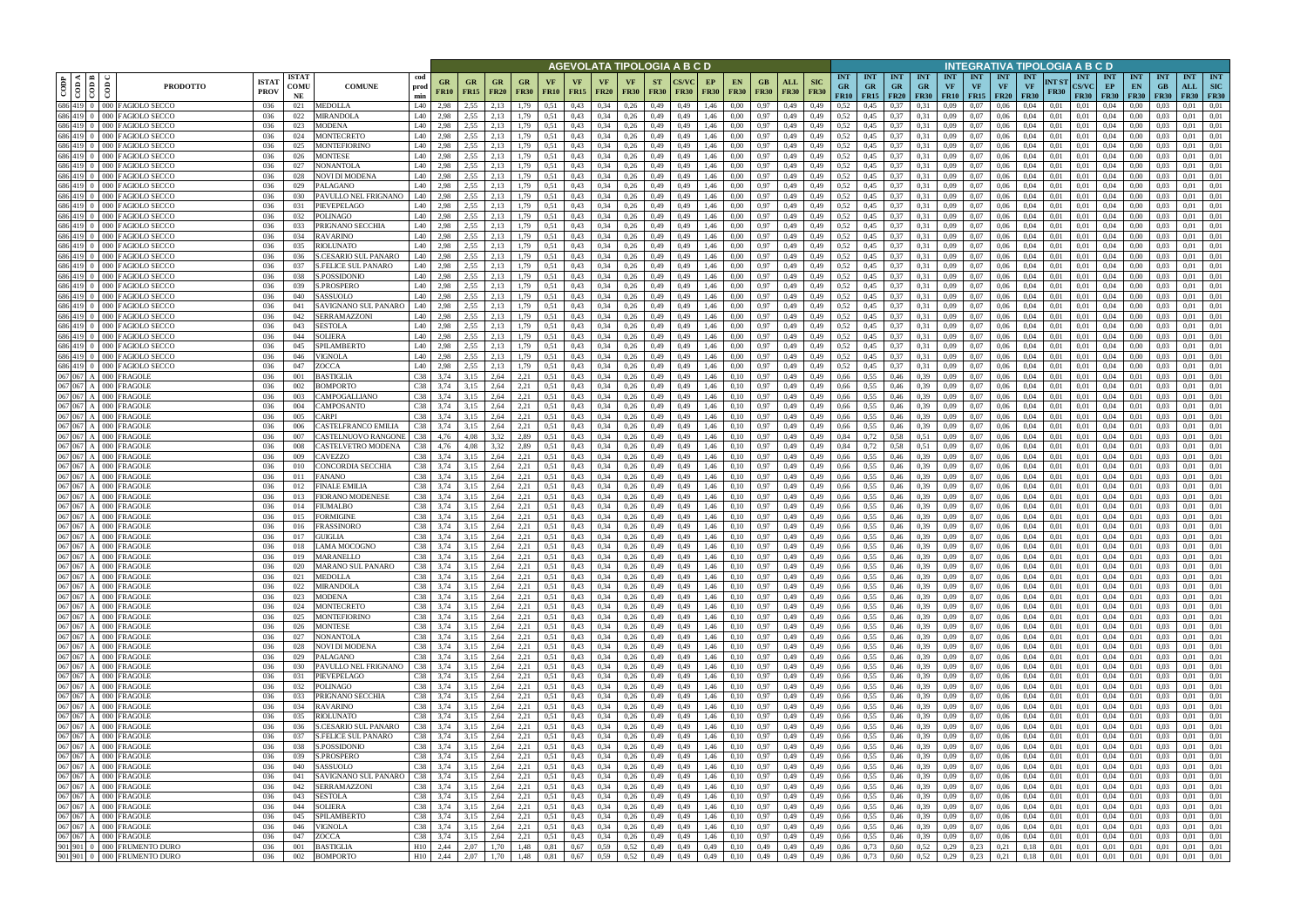| CODP | COD A | COD B | COD C | PRODOTTO | ISTAT PROV | ISTAT COMUNE | COMUNE | cod prod min | AGEVOLATA TIPOLOGIA A B C D GR FR10 | GR FR15 | GR FR20 | GR FR30 | VF FR10 | VF FR15 | VF FR20 | VF FR30 | ST FR30 | CS/VC FR30 | EP FR30 | EN FR30 | GB FR30 | ALL FR30 | SIC FR30 | INTEGRATIVA TIPOLOGIA A B C D INT GR FR10 | INT GR FR15 | INT GR FR20 | INT GR FR30 | INT VF FR10 | INT VF FR15 | INT VF FR20 | INT VF FR30 | INT ST FR30 | INT CS/VC FR30 | INT EP FR30 | INT EN FR30 | INT GB FR30 | INT ALL FR30 | INT SIC FR30 |
|---|---|---|---|---|---|---|---|---|---|---|---|---|---|---|---|---|---|---|---|---|---|---|---|---|---|---|---|---|---|---|---|---|---|---|---|---|---|---|
| 686 | 419 | 0 | 000 | FAGIOLO SECCO | 036 | 021 | MEDOLLA | L40 | 2,98 | 2,55 | 2,13 | 1,79 | 0,51 | 0,43 | 0,34 | 0,26 | 0,49 | 0,49 | 1,46 | 0,00 | 0,97 | 0,49 | 0,49 | 0,52 | 0,45 | 0,37 | 0,31 | 0,09 | 0,07 | 0,06 | 0,04 | 0,01 | 0,01 | 0,04 | 0,00 | 0,03 | 0,01 | 0,01 |
| 686 | 419 | 0 | 000 | FAGIOLO SECCO | 036 | 022 | MIRANDOLA | L40 | 2,98 | 2,55 | 2,13 | 1,79 | 0,51 | 0,43 | 0,34 | 0,26 | 0,49 | 0,49 | 1,46 | 0,00 | 0,97 | 0,49 | 0,49 | 0,52 | 0,45 | 0,37 | 0,31 | 0,09 | 0,07 | 0,06 | 0,04 | 0,01 | 0,01 | 0,04 | 0,00 | 0,03 | 0,01 | 0,01 |
| 686 | 419 | 0 | 000 | FAGIOLO SECCO | 036 | 023 | MODENA | L40 | 2,98 | 2,55 | 2,13 | 1,79 | 0,51 | 0,43 | 0,34 | 0,26 | 0,49 | 0,49 | 1,46 | 0,00 | 0,97 | 0,49 | 0,49 | 0,52 | 0,45 | 0,37 | 0,31 | 0,09 | 0,07 | 0,06 | 0,04 | 0,01 | 0,01 | 0,04 | 0,00 | 0,03 | 0,01 | 0,01 |
| 686 | 419 | 0 | 000 | FAGIOLO SECCO | 036 | 024 | MONTECRETO | L40 | 2,98 | 2,55 | 2,13 | 1,79 | 0,51 | 0,43 | 0,34 | 0,26 | 0,49 | 0,49 | 1,46 | 0,00 | 0,97 | 0,49 | 0,49 | 0,52 | 0,45 | 0,37 | 0,31 | 0,09 | 0,07 | 0,06 | 0,04 | 0,01 | 0,01 | 0,04 | 0,00 | 0,03 | 0,01 | 0,01 |
| 686 | 419 | 0 | 000 | FAGIOLO SECCO | 036 | 025 | MONTEFIORINO | L40 | 2,98 | 2,55 | 2,13 | 1,79 | 0,51 | 0,43 | 0,34 | 0,26 | 0,49 | 0,49 | 1,46 | 0,00 | 0,97 | 0,49 | 0,49 | 0,52 | 0,45 | 0,37 | 0,31 | 0,09 | 0,07 | 0,06 | 0,04 | 0,01 | 0,01 | 0,04 | 0,00 | 0,03 | 0,01 | 0,01 |
| 686 | 419 | 0 | 000 | FAGIOLO SECCO | 036 | 026 | MONTESE | L40 | 2,98 | 2,55 | 2,13 | 1,79 | 0,51 | 0,43 | 0,34 | 0,26 | 0,49 | 0,49 | 1,46 | 0,00 | 0,97 | 0,49 | 0,49 | 0,52 | 0,45 | 0,37 | 0,31 | 0,09 | 0,07 | 0,06 | 0,04 | 0,01 | 0,01 | 0,04 | 0,00 | 0,03 | 0,01 | 0,01 |
| 686 | 419 | 0 | 000 | FAGIOLO SECCO | 036 | 027 | NONANTOLA | L40 | 2,98 | 2,55 | 2,13 | 1,79 | 0,51 | 0,43 | 0,34 | 0,26 | 0,49 | 0,49 | 1,46 | 0,00 | 0,97 | 0,49 | 0,49 | 0,52 | 0,45 | 0,37 | 0,31 | 0,09 | 0,07 | 0,06 | 0,04 | 0,01 | 0,01 | 0,04 | 0,00 | 0,03 | 0,01 | 0,01 |
| 686 | 419 | 0 | 000 | FAGIOLO SECCO | 036 | 028 | NOVI DI MODENA | L40 | 2,98 | 2,55 | 2,13 | 1,79 | 0,51 | 0,43 | 0,34 | 0,26 | 0,49 | 0,49 | 1,46 | 0,00 | 0,97 | 0,49 | 0,49 | 0,52 | 0,45 | 0,37 | 0,31 | 0,09 | 0,07 | 0,06 | 0,04 | 0,01 | 0,01 | 0,04 | 0,00 | 0,03 | 0,01 | 0,01 |
| 686 | 419 | 0 | 000 | FAGIOLO SECCO | 036 | 029 | PALAGANO | L40 | 2,98 | 2,55 | 2,13 | 1,79 | 0,51 | 0,43 | 0,34 | 0,26 | 0,49 | 0,49 | 1,46 | 0,00 | 0,97 | 0,49 | 0,49 | 0,52 | 0,45 | 0,37 | 0,31 | 0,09 | 0,07 | 0,06 | 0,04 | 0,01 | 0,01 | 0,04 | 0,00 | 0,03 | 0,01 | 0,01 |
| 686 | 419 | 0 | 000 | FAGIOLO SECCO | 036 | 030 | PAVULLO NEL FRIGNANO | L40 | 2,98 | 2,55 | 2,13 | 1,79 | 0,51 | 0,43 | 0,34 | 0,26 | 0,49 | 0,49 | 1,46 | 0,00 | 0,97 | 0,49 | 0,49 | 0,52 | 0,45 | 0,37 | 0,31 | 0,09 | 0,07 | 0,06 | 0,04 | 0,01 | 0,01 | 0,04 | 0,00 | 0,03 | 0,01 | 0,01 |
| 686 | 419 | 0 | 000 | FAGIOLO SECCO | 036 | 031 | PIEVEPELAGO | L40 | 2,98 | 2,55 | 2,13 | 1,79 | 0,51 | 0,43 | 0,34 | 0,26 | 0,49 | 0,49 | 1,46 | 0,00 | 0,97 | 0,49 | 0,49 | 0,52 | 0,45 | 0,37 | 0,31 | 0,09 | 0,07 | 0,06 | 0,04 | 0,01 | 0,01 | 0,04 | 0,00 | 0,03 | 0,01 | 0,01 |
| 686 | 419 | 0 | 000 | FAGIOLO SECCO | 036 | 032 | POLINAGO | L40 | 2,98 | 2,55 | 2,13 | 1,79 | 0,51 | 0,43 | 0,34 | 0,26 | 0,49 | 0,49 | 1,46 | 0,00 | 0,97 | 0,49 | 0,49 | 0,52 | 0,45 | 0,37 | 0,31 | 0,09 | 0,07 | 0,06 | 0,04 | 0,01 | 0,01 | 0,04 | 0,00 | 0,03 | 0,01 | 0,01 |
| 686 | 419 | 0 | 000 | FAGIOLO SECCO | 036 | 033 | PRIGNANO SECCHIA | L40 | 2,98 | 2,55 | 2,13 | 1,79 | 0,51 | 0,43 | 0,34 | 0,26 | 0,49 | 0,49 | 1,46 | 0,00 | 0,97 | 0,49 | 0,49 | 0,52 | 0,45 | 0,37 | 0,31 | 0,09 | 0,07 | 0,06 | 0,04 | 0,01 | 0,01 | 0,04 | 0,00 | 0,03 | 0,01 | 0,01 |
| 686 | 419 | 0 | 000 | FAGIOLO SECCO | 036 | 034 | RAVARINO | L40 | 2,98 | 2,55 | 2,13 | 1,79 | 0,51 | 0,43 | 0,34 | 0,26 | 0,49 | 0,49 | 1,46 | 0,00 | 0,97 | 0,49 | 0,49 | 0,52 | 0,45 | 0,37 | 0,31 | 0,09 | 0,07 | 0,06 | 0,04 | 0,01 | 0,01 | 0,04 | 0,00 | 0,03 | 0,01 | 0,01 |
| 686 | 419 | 0 | 000 | FAGIOLO SECCO | 036 | 035 | RIOLUNATO | L40 | 2,98 | 2,55 | 2,13 | 1,79 | 0,51 | 0,43 | 0,34 | 0,26 | 0,49 | 0,49 | 1,46 | 0,00 | 0,97 | 0,49 | 0,49 | 0,52 | 0,45 | 0,37 | 0,31 | 0,09 | 0,07 | 0,06 | 0,04 | 0,01 | 0,01 | 0,04 | 0,00 | 0,03 | 0,01 | 0,01 |
| 686 | 419 | 0 | 000 | FAGIOLO SECCO | 036 | 036 | S.CESARIO SUL PANARO | L40 | 2,98 | 2,55 | 2,13 | 1,79 | 0,51 | 0,43 | 0,34 | 0,26 | 0,49 | 0,49 | 1,46 | 0,00 | 0,97 | 0,49 | 0,49 | 0,52 | 0,45 | 0,37 | 0,31 | 0,09 | 0,07 | 0,06 | 0,04 | 0,01 | 0,01 | 0,04 | 0,00 | 0,03 | 0,01 | 0,01 |
| 686 | 419 | 0 | 000 | FAGIOLO SECCO | 036 | 037 | S.FELICE SUL PANARO | L40 | 2,98 | 2,55 | 2,13 | 1,79 | 0,51 | 0,43 | 0,34 | 0,26 | 0,49 | 0,49 | 1,46 | 0,00 | 0,97 | 0,49 | 0,49 | 0,52 | 0,45 | 0,37 | 0,31 | 0,09 | 0,07 | 0,06 | 0,04 | 0,01 | 0,01 | 0,04 | 0,00 | 0,03 | 0,01 | 0,01 |
| 686 | 419 | 0 | 000 | FAGIOLO SECCO | 036 | 038 | S.POSSIDONIO | L40 | 2,98 | 2,55 | 2,13 | 1,79 | 0,51 | 0,43 | 0,34 | 0,26 | 0,49 | 0,49 | 1,46 | 0,00 | 0,97 | 0,49 | 0,49 | 0,52 | 0,45 | 0,37 | 0,31 | 0,09 | 0,07 | 0,06 | 0,04 | 0,01 | 0,01 | 0,04 | 0,00 | 0,03 | 0,01 | 0,01 |
| 686 | 419 | 0 | 000 | FAGIOLO SECCO | 036 | 039 | S.PROSPERO | L40 | 2,98 | 2,55 | 2,13 | 1,79 | 0,51 | 0,43 | 0,34 | 0,26 | 0,49 | 0,49 | 1,46 | 0,00 | 0,97 | 0,49 | 0,49 | 0,52 | 0,45 | 0,37 | 0,31 | 0,09 | 0,07 | 0,06 | 0,04 | 0,01 | 0,01 | 0,04 | 0,00 | 0,03 | 0,01 | 0,01 |
| 686 | 419 | 0 | 000 | FAGIOLO SECCO | 036 | 040 | SASSUOLO | L40 | 2,98 | 2,55 | 2,13 | 1,79 | 0,51 | 0,43 | 0,34 | 0,26 | 0,49 | 0,49 | 1,46 | 0,00 | 0,97 | 0,49 | 0,49 | 0,52 | 0,45 | 0,37 | 0,31 | 0,09 | 0,07 | 0,06 | 0,04 | 0,01 | 0,01 | 0,04 | 0,00 | 0,03 | 0,01 | 0,01 |
| 686 | 419 | 0 | 000 | FAGIOLO SECCO | 036 | 041 | SAVIGNANO SUL PANARO | L40 | 2,98 | 2,55 | 2,13 | 1,79 | 0,51 | 0,43 | 0,34 | 0,26 | 0,49 | 0,49 | 1,46 | 0,00 | 0,97 | 0,49 | 0,49 | 0,52 | 0,45 | 0,37 | 0,31 | 0,09 | 0,07 | 0,06 | 0,04 | 0,01 | 0,01 | 0,04 | 0,00 | 0,03 | 0,01 | 0,01 |
| 686 | 419 | 0 | 000 | FAGIOLO SECCO | 036 | 042 | SERRAMAZZONI | L40 | 2,98 | 2,55 | 2,13 | 1,79 | 0,51 | 0,43 | 0,34 | 0,26 | 0,49 | 0,49 | 1,46 | 0,00 | 0,97 | 0,49 | 0,49 | 0,52 | 0,45 | 0,37 | 0,31 | 0,09 | 0,07 | 0,06 | 0,04 | 0,01 | 0,01 | 0,04 | 0,00 | 0,03 | 0,01 | 0,01 |
| 686 | 419 | 0 | 000 | FAGIOLO SECCO | 036 | 043 | SESTOLA | L40 | 2,98 | 2,55 | 2,13 | 1,79 | 0,51 | 0,43 | 0,34 | 0,26 | 0,49 | 0,49 | 1,46 | 0,00 | 0,97 | 0,49 | 0,49 | 0,52 | 0,45 | 0,37 | 0,31 | 0,09 | 0,07 | 0,06 | 0,04 | 0,01 | 0,01 | 0,04 | 0,00 | 0,03 | 0,01 | 0,01 |
| 686 | 419 | 0 | 000 | FAGIOLO SECCO | 036 | 044 | SOLIERA | L40 | 2,98 | 2,55 | 2,13 | 1,79 | 0,51 | 0,43 | 0,34 | 0,26 | 0,49 | 0,49 | 1,46 | 0,00 | 0,97 | 0,49 | 0,49 | 0,52 | 0,45 | 0,37 | 0,31 | 0,09 | 0,07 | 0,06 | 0,04 | 0,01 | 0,01 | 0,04 | 0,00 | 0,03 | 0,01 | 0,01 |
| 686 | 419 | 0 | 000 | FAGIOLO SECCO | 036 | 045 | SPILAMBERTO | L40 | 2,98 | 2,55 | 2,13 | 1,79 | 0,51 | 0,43 | 0,34 | 0,26 | 0,49 | 0,49 | 1,46 | 0,00 | 0,97 | 0,49 | 0,49 | 0,52 | 0,45 | 0,37 | 0,31 | 0,09 | 0,07 | 0,06 | 0,04 | 0,01 | 0,01 | 0,04 | 0,00 | 0,03 | 0,01 | 0,01 |
| 686 | 419 | 0 | 000 | FAGIOLO SECCO | 036 | 046 | VIGNOLA | L40 | 2,98 | 2,55 | 2,13 | 1,79 | 0,51 | 0,43 | 0,34 | 0,26 | 0,49 | 0,49 | 1,46 | 0,00 | 0,97 | 0,49 | 0,49 | 0,52 | 0,45 | 0,37 | 0,31 | 0,09 | 0,07 | 0,06 | 0,04 | 0,01 | 0,01 | 0,04 | 0,00 | 0,03 | 0,01 | 0,01 |
| 686 | 419 | 0 | 000 | FAGIOLO SECCO | 036 | 047 | ZOCCA | L40 | 2,98 | 2,55 | 2,13 | 1,79 | 0,51 | 0,43 | 0,34 | 0,26 | 0,49 | 0,49 | 1,46 | 0,00 | 0,97 | 0,49 | 0,49 | 0,52 | 0,45 | 0,37 | 0,31 | 0,09 | 0,07 | 0,06 | 0,04 | 0,01 | 0,01 | 0,04 | 0,00 | 0,03 | 0,01 | 0,01 |
| 067 | 067 | A | 000 | FRAGOLE | 036 | 001 | BASTIGLIA | C38 | 3,74 | 3,15 | 2,64 | 2,21 | 0,51 | 0,43 | 0,34 | 0,26 | 0,49 | 0,49 | 1,46 | 0,10 | 0,97 | 0,49 | 0,49 | 0,66 | 0,55 | 0,46 | 0,39 | 0,09 | 0,07 | 0,06 | 0,04 | 0,01 | 0,01 | 0,04 | 0,01 | 0,03 | 0,01 | 0,01 |
| 067 | 067 | A | 000 | FRAGOLE | 036 | 002 | BOMPORTO | C38 | 3,74 | 3,15 | 2,64 | 2,21 | 0,51 | 0,43 | 0,34 | 0,26 | 0,49 | 0,49 | 1,46 | 0,10 | 0,97 | 0,49 | 0,49 | 0,66 | 0,55 | 0,46 | 0,39 | 0,09 | 0,07 | 0,06 | 0,04 | 0,01 | 0,01 | 0,04 | 0,01 | 0,03 | 0,01 | 0,01 |
| 067 | 067 | A | 000 | FRAGOLE | 036 | 003 | CAMPOGALLIANO | C38 | 3,74 | 3,15 | 2,64 | 2,21 | 0,51 | 0,43 | 0,34 | 0,26 | 0,49 | 0,49 | 1,46 | 0,10 | 0,97 | 0,49 | 0,49 | 0,66 | 0,55 | 0,46 | 0,39 | 0,09 | 0,07 | 0,06 | 0,04 | 0,01 | 0,01 | 0,04 | 0,01 | 0,03 | 0,01 | 0,01 |
| 067 | 067 | A | 000 | FRAGOLE | 036 | 004 | CAMPOSANTO | C38 | 3,74 | 3,15 | 2,64 | 2,21 | 0,51 | 0,43 | 0,34 | 0,26 | 0,49 | 0,49 | 1,46 | 0,10 | 0,97 | 0,49 | 0,49 | 0,66 | 0,55 | 0,46 | 0,39 | 0,09 | 0,07 | 0,06 | 0,04 | 0,01 | 0,01 | 0,04 | 0,01 | 0,03 | 0,01 | 0,01 |
| 067 | 067 | A | 000 | FRAGOLE | 036 | 005 | CARPI | C38 | 3,74 | 3,15 | 2,64 | 2,21 | 0,51 | 0,43 | 0,34 | 0,26 | 0,49 | 0,49 | 1,46 | 0,10 | 0,97 | 0,49 | 0,49 | 0,66 | 0,55 | 0,46 | 0,39 | 0,09 | 0,07 | 0,06 | 0,04 | 0,01 | 0,01 | 0,04 | 0,01 | 0,03 | 0,01 | 0,01 |
| 067 | 067 | A | 000 | FRAGOLE | 036 | 006 | CASTELFRANCO EMILIA | C38 | 3,74 | 3,15 | 2,64 | 2,21 | 0,51 | 0,43 | 0,34 | 0,26 | 0,49 | 0,49 | 1,46 | 0,10 | 0,97 | 0,49 | 0,49 | 0,66 | 0,55 | 0,46 | 0,39 | 0,09 | 0,07 | 0,06 | 0,04 | 0,01 | 0,01 | 0,04 | 0,01 | 0,03 | 0,01 | 0,01 |
| 067 | 067 | A | 000 | FRAGOLE | 036 | 007 | CASTELNUOVO RANGONE | C38 | 4,76 | 4,08 | 3,32 | 2,89 | 0,51 | 0,43 | 0,34 | 0,26 | 0,49 | 0,49 | 1,46 | 0,10 | 0,97 | 0,49 | 0,49 | 0,84 | 0,72 | 0,58 | 0,51 | 0,09 | 0,07 | 0,06 | 0,04 | 0,01 | 0,01 | 0,04 | 0,01 | 0,03 | 0,01 | 0,01 |
| 067 | 067 | A | 000 | FRAGOLE | 036 | 008 | CASTELVETRO MODENA | C38 | 4,76 | 4,08 | 3,32 | 2,89 | 0,51 | 0,43 | 0,34 | 0,26 | 0,49 | 0,49 | 1,46 | 0,10 | 0,97 | 0,49 | 0,49 | 0,84 | 0,72 | 0,58 | 0,51 | 0,09 | 0,07 | 0,06 | 0,04 | 0,01 | 0,01 | 0,04 | 0,01 | 0,03 | 0,01 | 0,01 |
| 067 | 067 | A | 000 | FRAGOLE | 036 | 009 | CAVEZZO | C38 | 3,74 | 3,15 | 2,64 | 2,21 | 0,51 | 0,43 | 0,34 | 0,26 | 0,49 | 0,49 | 1,46 | 0,10 | 0,97 | 0,49 | 0,49 | 0,66 | 0,55 | 0,46 | 0,39 | 0,09 | 0,07 | 0,06 | 0,04 | 0,01 | 0,01 | 0,04 | 0,01 | 0,03 | 0,01 | 0,01 |
| 067 | 067 | A | 000 | FRAGOLE | 036 | 010 | CONCORDIA SECCHIA | C38 | 3,74 | 3,15 | 2,64 | 2,21 | 0,51 | 0,43 | 0,34 | 0,26 | 0,49 | 0,49 | 1,46 | 0,10 | 0,97 | 0,49 | 0,49 | 0,66 | 0,55 | 0,46 | 0,39 | 0,09 | 0,07 | 0,06 | 0,04 | 0,01 | 0,01 | 0,04 | 0,01 | 0,03 | 0,01 | 0,01 |
| 067 | 067 | A | 000 | FRAGOLE | 036 | 011 | FANANO | C38 | 3,74 | 3,15 | 2,64 | 2,21 | 0,51 | 0,43 | 0,34 | 0,26 | 0,49 | 0,49 | 1,46 | 0,10 | 0,97 | 0,49 | 0,49 | 0,66 | 0,55 | 0,46 | 0,39 | 0,09 | 0,07 | 0,06 | 0,04 | 0,01 | 0,01 | 0,04 | 0,01 | 0,03 | 0,01 | 0,01 |
| 067 | 067 | A | 000 | FRAGOLE | 036 | 012 | FINALE EMILIA | C38 | 3,74 | 3,15 | 2,64 | 2,21 | 0,51 | 0,43 | 0,34 | 0,26 | 0,49 | 0,49 | 1,46 | 0,10 | 0,97 | 0,49 | 0,49 | 0,66 | 0,55 | 0,46 | 0,39 | 0,09 | 0,07 | 0,06 | 0,04 | 0,01 | 0,01 | 0,04 | 0,01 | 0,03 | 0,01 | 0,01 |
| 067 | 067 | A | 000 | FRAGOLE | 036 | 013 | FIORANO MODENESE | C38 | 3,74 | 3,15 | 2,64 | 2,21 | 0,51 | 0,43 | 0,34 | 0,26 | 0,49 | 0,49 | 1,46 | 0,10 | 0,97 | 0,49 | 0,49 | 0,66 | 0,55 | 0,46 | 0,39 | 0,09 | 0,07 | 0,06 | 0,04 | 0,01 | 0,01 | 0,04 | 0,01 | 0,03 | 0,01 | 0,01 |
| 067 | 067 | A | 000 | FRAGOLE | 036 | 014 | FIUMALBO | C38 | 3,74 | 3,15 | 2,64 | 2,21 | 0,51 | 0,43 | 0,34 | 0,26 | 0,49 | 0,49 | 1,46 | 0,10 | 0,97 | 0,49 | 0,49 | 0,66 | 0,55 | 0,46 | 0,39 | 0,09 | 0,07 | 0,06 | 0,04 | 0,01 | 0,01 | 0,04 | 0,01 | 0,03 | 0,01 | 0,01 |
| 067 | 067 | A | 000 | FRAGOLE | 036 | 015 | FORMIGINE | C38 | 3,74 | 3,15 | 2,64 | 2,21 | 0,51 | 0,43 | 0,34 | 0,26 | 0,49 | 0,49 | 1,46 | 0,10 | 0,97 | 0,49 | 0,49 | 0,66 | 0,55 | 0,46 | 0,39 | 0,09 | 0,07 | 0,06 | 0,04 | 0,01 | 0,01 | 0,04 | 0,01 | 0,03 | 0,01 | 0,01 |
| 067 | 067 | A | 000 | FRAGOLE | 036 | 016 | FRASSINORO | C38 | 3,74 | 3,15 | 2,64 | 2,21 | 0,51 | 0,43 | 0,34 | 0,26 | 0,49 | 0,49 | 1,46 | 0,10 | 0,97 | 0,49 | 0,49 | 0,66 | 0,55 | 0,46 | 0,39 | 0,09 | 0,07 | 0,06 | 0,04 | 0,01 | 0,01 | 0,04 | 0,01 | 0,03 | 0,01 | 0,01 |
| 067 | 067 | A | 000 | FRAGOLE | 036 | 017 | GUIGLIA | C38 | 3,74 | 3,15 | 2,64 | 2,21 | 0,51 | 0,43 | 0,34 | 0,26 | 0,49 | 0,49 | 1,46 | 0,10 | 0,97 | 0,49 | 0,49 | 0,66 | 0,55 | 0,46 | 0,39 | 0,09 | 0,07 | 0,06 | 0,04 | 0,01 | 0,01 | 0,04 | 0,01 | 0,03 | 0,01 | 0,01 |
| 067 | 067 | A | 000 | FRAGOLE | 036 | 018 | LAMA MOCOGNO | C38 | 3,74 | 3,15 | 2,64 | 2,21 | 0,51 | 0,43 | 0,34 | 0,26 | 0,49 | 0,49 | 1,46 | 0,10 | 0,97 | 0,49 | 0,49 | 0,66 | 0,55 | 0,46 | 0,39 | 0,09 | 0,07 | 0,06 | 0,04 | 0,01 | 0,01 | 0,04 | 0,01 | 0,03 | 0,01 | 0,01 |
| 067 | 067 | A | 000 | FRAGOLE | 036 | 019 | MARANELLO | C38 | 3,74 | 3,15 | 2,64 | 2,21 | 0,51 | 0,43 | 0,34 | 0,26 | 0,49 | 0,49 | 1,46 | 0,10 | 0,97 | 0,49 | 0,49 | 0,66 | 0,55 | 0,46 | 0,39 | 0,09 | 0,07 | 0,06 | 0,04 | 0,01 | 0,01 | 0,04 | 0,01 | 0,03 | 0,01 | 0,01 |
| 067 | 067 | A | 000 | FRAGOLE | 036 | 020 | MARANO SUL PANARO | C38 | 3,74 | 3,15 | 2,64 | 2,21 | 0,51 | 0,43 | 0,34 | 0,26 | 0,49 | 0,49 | 1,46 | 0,10 | 0,97 | 0,49 | 0,49 | 0,66 | 0,55 | 0,46 | 0,39 | 0,09 | 0,07 | 0,06 | 0,04 | 0,01 | 0,01 | 0,04 | 0,01 | 0,03 | 0,01 | 0,01 |
| 067 | 067 | A | 000 | FRAGOLE | 036 | 021 | MEDOLLA | C38 | 3,74 | 3,15 | 2,64 | 2,21 | 0,51 | 0,43 | 0,34 | 0,26 | 0,49 | 0,49 | 1,46 | 0,10 | 0,97 | 0,49 | 0,49 | 0,66 | 0,55 | 0,46 | 0,39 | 0,09 | 0,07 | 0,06 | 0,04 | 0,01 | 0,01 | 0,04 | 0,01 | 0,03 | 0,01 | 0,01 |
| 067 | 067 | A | 000 | FRAGOLE | 036 | 022 | MIRANDOLA | C38 | 3,74 | 3,15 | 2,64 | 2,21 | 0,51 | 0,43 | 0,34 | 0,26 | 0,49 | 0,49 | 1,46 | 0,10 | 0,97 | 0,49 | 0,49 | 0,66 | 0,55 | 0,46 | 0,39 | 0,09 | 0,07 | 0,06 | 0,04 | 0,01 | 0,01 | 0,04 | 0,01 | 0,03 | 0,01 | 0,01 |
| 067 | 067 | A | 000 | FRAGOLE | 036 | 023 | MODENA | C38 | 3,74 | 3,15 | 2,64 | 2,21 | 0,51 | 0,43 | 0,34 | 0,26 | 0,49 | 0,49 | 1,46 | 0,10 | 0,97 | 0,49 | 0,49 | 0,66 | 0,55 | 0,46 | 0,39 | 0,09 | 0,07 | 0,06 | 0,04 | 0,01 | 0,01 | 0,04 | 0,01 | 0,03 | 0,01 | 0,01 |
| 067 | 067 | A | 000 | FRAGOLE | 036 | 024 | MONTECRETO | C38 | 3,74 | 3,15 | 2,64 | 2,21 | 0,51 | 0,43 | 0,34 | 0,26 | 0,49 | 0,49 | 1,46 | 0,10 | 0,97 | 0,49 | 0,49 | 0,66 | 0,55 | 0,46 | 0,39 | 0,09 | 0,07 | 0,06 | 0,04 | 0,01 | 0,01 | 0,04 | 0,01 | 0,03 | 0,01 | 0,01 |
| 067 | 067 | A | 000 | FRAGOLE | 036 | 025 | MONTEFIORINO | C38 | 3,74 | 3,15 | 2,64 | 2,21 | 0,51 | 0,43 | 0,34 | 0,26 | 0,49 | 0,49 | 1,46 | 0,10 | 0,97 | 0,49 | 0,49 | 0,66 | 0,55 | 0,46 | 0,39 | 0,09 | 0,07 | 0,06 | 0,04 | 0,01 | 0,01 | 0,04 | 0,01 | 0,03 | 0,01 | 0,01 |
| 067 | 067 | A | 000 | FRAGOLE | 036 | 026 | MONTESE | C38 | 3,74 | 3,15 | 2,64 | 2,21 | 0,51 | 0,43 | 0,34 | 0,26 | 0,49 | 0,49 | 1,46 | 0,10 | 0,97 | 0,49 | 0,49 | 0,66 | 0,55 | 0,46 | 0,39 | 0,09 | 0,07 | 0,06 | 0,04 | 0,01 | 0,01 | 0,04 | 0,01 | 0,03 | 0,01 | 0,01 |
| 067 | 067 | A | 000 | FRAGOLE | 036 | 027 | NONANTOLA | C38 | 3,74 | 3,15 | 2,64 | 2,21 | 0,51 | 0,43 | 0,34 | 0,26 | 0,49 | 0,49 | 1,46 | 0,10 | 0,97 | 0,49 | 0,49 | 0,66 | 0,55 | 0,46 | 0,39 | 0,09 | 0,07 | 0,06 | 0,04 | 0,01 | 0,01 | 0,04 | 0,01 | 0,03 | 0,01 | 0,01 |
| 067 | 067 | A | 000 | FRAGOLE | 036 | 028 | NOVI DI MODENA | C38 | 3,74 | 3,15 | 2,64 | 2,21 | 0,51 | 0,43 | 0,34 | 0,26 | 0,49 | 0,49 | 1,46 | 0,10 | 0,97 | 0,49 | 0,49 | 0,66 | 0,55 | 0,46 | 0,39 | 0,09 | 0,07 | 0,06 | 0,04 | 0,01 | 0,01 | 0,04 | 0,01 | 0,03 | 0,01 | 0,01 |
| 067 | 067 | A | 000 | FRAGOLE | 036 | 029 | PALAGANO | C38 | 3,74 | 3,15 | 2,64 | 2,21 | 0,51 | 0,43 | 0,34 | 0,26 | 0,49 | 0,49 | 1,46 | 0,10 | 0,97 | 0,49 | 0,49 | 0,66 | 0,55 | 0,46 | 0,39 | 0,09 | 0,07 | 0,06 | 0,04 | 0,01 | 0,01 | 0,04 | 0,01 | 0,03 | 0,01 | 0,01 |
| 067 | 067 | A | 000 | FRAGOLE | 036 | 030 | PAVULLO NEL FRIGNANO | C38 | 3,74 | 3,15 | 2,64 | 2,21 | 0,51 | 0,43 | 0,34 | 0,26 | 0,49 | 0,49 | 1,46 | 0,10 | 0,97 | 0,49 | 0,49 | 0,66 | 0,55 | 0,46 | 0,39 | 0,09 | 0,07 | 0,06 | 0,04 | 0,01 | 0,01 | 0,04 | 0,01 | 0,03 | 0,01 | 0,01 |
| 067 | 067 | A | 000 | FRAGOLE | 036 | 031 | PIEVEPELAGO | C38 | 3,74 | 3,15 | 2,64 | 2,21 | 0,51 | 0,43 | 0,34 | 0,26 | 0,49 | 0,49 | 1,46 | 0,10 | 0,97 | 0,49 | 0,49 | 0,66 | 0,55 | 0,46 | 0,39 | 0,09 | 0,07 | 0,06 | 0,04 | 0,01 | 0,01 | 0,04 | 0,01 | 0,03 | 0,01 | 0,01 |
| 067 | 067 | A | 000 | FRAGOLE | 036 | 032 | POLINAGO | C38 | 3,74 | 3,15 | 2,64 | 2,21 | 0,51 | 0,43 | 0,34 | 0,26 | 0,49 | 0,49 | 1,46 | 0,10 | 0,97 | 0,49 | 0,49 | 0,66 | 0,55 | 0,46 | 0,39 | 0,09 | 0,07 | 0,06 | 0,04 | 0,01 | 0,01 | 0,04 | 0,01 | 0,03 | 0,01 | 0,01 |
| 067 | 067 | A | 000 | FRAGOLE | 036 | 033 | PRIGNANO SECCHIA | C38 | 3,74 | 3,15 | 2,64 | 2,21 | 0,51 | 0,43 | 0,34 | 0,26 | 0,49 | 0,49 | 1,46 | 0,10 | 0,97 | 0,49 | 0,49 | 0,66 | 0,55 | 0,46 | 0,39 | 0,09 | 0,07 | 0,06 | 0,04 | 0,01 | 0,01 | 0,04 | 0,01 | 0,03 | 0,01 | 0,01 |
| 067 | 067 | A | 000 | FRAGOLE | 036 | 034 | RAVARINO | C38 | 3,74 | 3,15 | 2,64 | 2,21 | 0,51 | 0,43 | 0,34 | 0,26 | 0,49 | 0,49 | 1,46 | 0,10 | 0,97 | 0,49 | 0,49 | 0,66 | 0,55 | 0,46 | 0,39 | 0,09 | 0,07 | 0,06 | 0,04 | 0,01 | 0,01 | 0,04 | 0,01 | 0,03 | 0,01 | 0,01 |
| 067 | 067 | A | 000 | FRAGOLE | 036 | 035 | RIOLUNATO | C38 | 3,74 | 3,15 | 2,64 | 2,21 | 0,51 | 0,43 | 0,34 | 0,26 | 0,49 | 0,49 | 1,46 | 0,10 | 0,97 | 0,49 | 0,49 | 0,66 | 0,55 | 0,46 | 0,39 | 0,09 | 0,07 | 0,06 | 0,04 | 0,01 | 0,01 | 0,04 | 0,01 | 0,03 | 0,01 | 0,01 |
| 067 | 067 | A | 000 | FRAGOLE | 036 | 036 | S.CESARIO SUL PANARO | C38 | 3,74 | 3,15 | 2,64 | 2,21 | 0,51 | 0,43 | 0,34 | 0,26 | 0,49 | 0,49 | 1,46 | 0,10 | 0,97 | 0,49 | 0,49 | 0,66 | 0,55 | 0,46 | 0,39 | 0,09 | 0,07 | 0,06 | 0,04 | 0,01 | 0,01 | 0,04 | 0,01 | 0,03 | 0,01 | 0,01 |
| 067 | 067 | A | 000 | FRAGOLE | 036 | 037 | S.FELICE SUL PANARO | C38 | 3,74 | 3,15 | 2,64 | 2,21 | 0,51 | 0,43 | 0,34 | 0,26 | 0,49 | 0,49 | 1,46 | 0,10 | 0,97 | 0,49 | 0,49 | 0,66 | 0,55 | 0,46 | 0,39 | 0,09 | 0,07 | 0,06 | 0,04 | 0,01 | 0,01 | 0,04 | 0,01 | 0,03 | 0,01 | 0,01 |
| 067 | 067 | A | 000 | FRAGOLE | 036 | 038 | S.POSSIDONIO | C38 | 3,74 | 3,15 | 2,64 | 2,21 | 0,51 | 0,43 | 0,34 | 0,26 | 0,49 | 0,49 | 1,46 | 0,10 | 0,97 | 0,49 | 0,49 | 0,66 | 0,55 | 0,46 | 0,39 | 0,09 | 0,07 | 0,06 | 0,04 | 0,01 | 0,01 | 0,04 | 0,01 | 0,03 | 0,01 | 0,01 |
| 067 | 067 | A | 000 | FRAGOLE | 036 | 039 | S.PROSPERO | C38 | 3,74 | 3,15 | 2,64 | 2,21 | 0,51 | 0,43 | 0,34 | 0,26 | 0,49 | 0,49 | 1,46 | 0,10 | 0,97 | 0,49 | 0,49 | 0,66 | 0,55 | 0,46 | 0,39 | 0,09 | 0,07 | 0,06 | 0,04 | 0,01 | 0,01 | 0,04 | 0,01 | 0,03 | 0,01 | 0,01 |
| 067 | 067 | A | 000 | FRAGOLE | 036 | 040 | SASSUOLO | C38 | 3,74 | 3,15 | 2,64 | 2,21 | 0,51 | 0,43 | 0,34 | 0,26 | 0,49 | 0,49 | 1,46 | 0,10 | 0,97 | 0,49 | 0,49 | 0,66 | 0,55 | 0,46 | 0,39 | 0,09 | 0,07 | 0,06 | 0,04 | 0,01 | 0,01 | 0,04 | 0,01 | 0,03 | 0,01 | 0,01 |
| 067 | 067 | A | 000 | FRAGOLE | 036 | 041 | SAVIGNANO SUL PANARO | C38 | 3,74 | 3,15 | 2,64 | 2,21 | 0,51 | 0,43 | 0,34 | 0,26 | 0,49 | 0,49 | 1,46 | 0,10 | 0,97 | 0,49 | 0,49 | 0,66 | 0,55 | 0,46 | 0,39 | 0,09 | 0,07 | 0,06 | 0,04 | 0,01 | 0,01 | 0,04 | 0,01 | 0,03 | 0,01 | 0,01 |
| 067 | 067 | A | 000 | FRAGOLE | 036 | 042 | SERRAMAZZONI | C38 | 3,74 | 3,15 | 2,64 | 2,21 | 0,51 | 0,43 | 0,34 | 0,26 | 0,49 | 0,49 | 1,46 | 0,10 | 0,97 | 0,49 | 0,49 | 0,66 | 0,55 | 0,46 | 0,39 | 0,09 | 0,07 | 0,06 | 0,04 | 0,01 | 0,01 | 0,04 | 0,01 | 0,03 | 0,01 | 0,01 |
| 067 | 067 | A | 000 | FRAGOLE | 036 | 043 | SESTOLA | C38 | 3,74 | 3,15 | 2,64 | 2,21 | 0,51 | 0,43 | 0,34 | 0,26 | 0,49 | 0,49 | 1,46 | 0,10 | 0,97 | 0,49 | 0,49 | 0,66 | 0,55 | 0,46 | 0,39 | 0,09 | 0,07 | 0,06 | 0,04 | 0,01 | 0,01 | 0,04 | 0,01 | 0,03 | 0,01 | 0,01 |
| 067 | 067 | A | 000 | FRAGOLE | 036 | 044 | SOLIERA | C38 | 3,74 | 3,15 | 2,64 | 2,21 | 0,51 | 0,43 | 0,34 | 0,26 | 0,49 | 0,49 | 1,46 | 0,10 | 0,97 | 0,49 | 0,49 | 0,66 | 0,55 | 0,46 | 0,39 | 0,09 | 0,07 | 0,06 | 0,04 | 0,01 | 0,01 | 0,04 | 0,01 | 0,03 | 0,01 | 0,01 |
| 067 | 067 | A | 000 | FRAGOLE | 036 | 045 | SPILAMBERTO | C38 | 3,74 | 3,15 | 2,64 | 2,21 | 0,51 | 0,43 | 0,34 | 0,26 | 0,49 | 0,49 | 1,46 | 0,10 | 0,97 | 0,49 | 0,49 | 0,66 | 0,55 | 0,46 | 0,39 | 0,09 | 0,07 | 0,06 | 0,04 | 0,01 | 0,01 | 0,04 | 0,01 | 0,03 | 0,01 | 0,01 |
| 067 | 067 | A | 000 | FRAGOLE | 036 | 046 | VIGNOLA | C38 | 3,74 | 3,15 | 2,64 | 2,21 | 0,51 | 0,43 | 0,34 | 0,26 | 0,49 | 0,49 | 1,46 | 0,10 | 0,97 | 0,49 | 0,49 | 0,66 | 0,55 | 0,46 | 0,39 | 0,09 | 0,07 | 0,06 | 0,04 | 0,01 | 0,01 | 0,04 | 0,01 | 0,03 | 0,01 | 0,01 |
| 067 | 067 | A | 000 | FRAGOLE | 036 | 047 | ZOCCA | C38 | 3,74 | 3,15 | 2,64 | 2,21 | 0,51 | 0,43 | 0,34 | 0,26 | 0,49 | 0,49 | 1,46 | 0,10 | 0,97 | 0,49 | 0,49 | 0,66 | 0,55 | 0,46 | 0,39 | 0,09 | 0,07 | 0,06 | 0,04 | 0,01 | 0,01 | 0,04 | 0,01 | 0,03 | 0,01 | 0,01 |
| 901 | 901 | 0 | 000 | FRUMENTO DURO | 036 | 001 | BASTIGLIA | H10 | 2,44 | 2,07 | 1,70 | 1,48 | 0,81 | 0,67 | 0,59 | 0,52 | 0,49 | 0,49 | 0,49 | 0,10 | 0,49 | 0,49 | 0,49 | 0,86 | 0,73 | 0,60 | 0,52 | 0,29 | 0,23 | 0,21 | 0,18 | 0,01 | 0,01 | 0,01 | 0,01 | 0,01 | 0,01 | 0,01 |
| 901 | 901 | 0 | 000 | FRUMENTO DURO | 036 | 002 | BOMPORTO | H10 | 2,44 | 2,07 | 1,70 | 1,48 | 0,81 | 0,67 | 0,59 | 0,52 | 0,49 | 0,49 | 0,49 | 0,10 | 0,49 | 0,49 | 0,49 | 0,86 | 0,73 | 0,60 | 0,52 | 0,29 | 0,23 | 0,21 | 0,18 | 0,01 | 0,01 | 0,01 | 0,01 | 0,01 | 0,01 | 0,01 |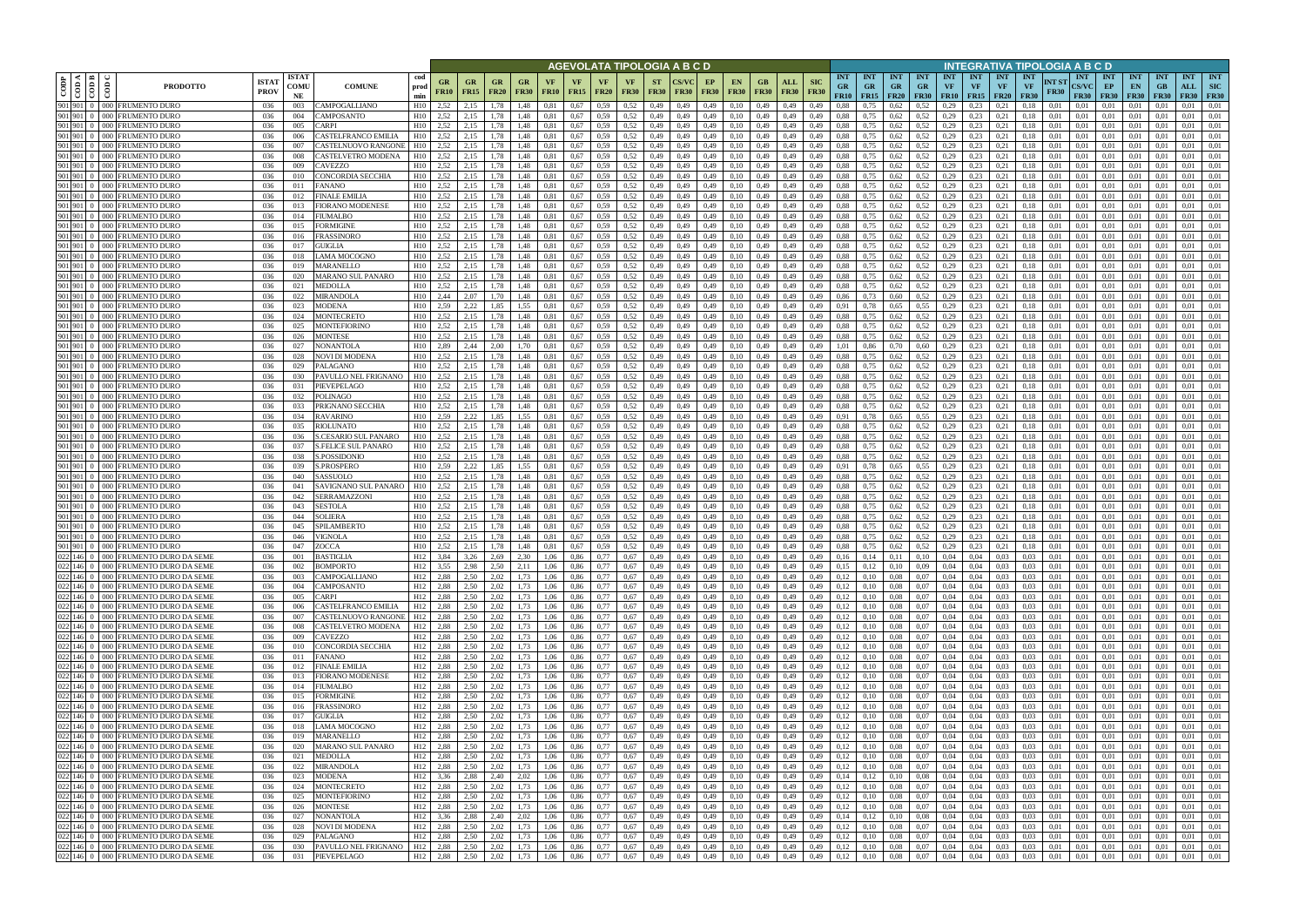| CODP | COD A | COD B | COD C | PRODOTTO | ISTAT PROV | ISTAT COMU NE | COMUNE | cod prod min | AGEVOLATA TIPOLOGIA A B C D | | | | | | | | | | | | | | | | INTEGRATIVA TIPOLOGIA A B C D | | | | | | | | | | | | | | | |
|---|---|---|---|---|---|---|---|---|---|---|---|---|---|---|---|---|---|---|---|---|---|---|---|---|---|---|---|---|---|---|---|---|---|---|---|---|---|---|---|
| | | | | | | | | | GR FR10 | GR FR15 | GR FR20 | GR FR30 | VF FR10 | VF FR15 | VF FR20 | VF FR30 | ST FR30 | CS/VC FR30 | EP FR30 | EN FR30 | GB FR30 | ALL FR30 | SIC FR30 | INT GR FR10 | INT GR FR15 | INT GR FR20 | INT GR FR30 | INT VF FR10 | INT VF FR15 | INT VF FR20 | INT VF FR30 | INT ST FR30 | INT CS/VC FR30 | INT EP FR30 | INT EN FR30 | INT GB FR30 | INT ALL FR30 | INT SIC FR30 |
| 901 | 901 | 0 | 000 | FRUMENTO DURO | 036 | 003 | CAMPOGALLIANO | H10 | 2,52 | 2,15 | 1,78 | 1,48 | 0,81 | 0,67 | 0,59 | 0,52 | 0,49 | 0,49 | 0,49 | 0,10 | 0,49 | 0,49 | 0,49 | 0,88 | 0,75 | 0,62 | 0,52 | 0,29 | 0,23 | 0,21 | 0,18 | 0,01 | 0,01 | 0,01 | 0,01 | 0,01 | 0,01 | 0,01 |
| 901 | 901 | 0 | 000 | FRUMENTO DURO | 036 | 004 | CAMPOSANTO | H10 | 2,52 | 2,15 | 1,78 | 1,48 | 0,81 | 0,67 | 0,59 | 0,52 | 0,49 | 0,49 | 0,49 | 0,10 | 0,49 | 0,49 | 0,49 | 0,88 | 0,75 | 0,62 | 0,52 | 0,29 | 0,23 | 0,21 | 0,18 | 0,01 | 0,01 | 0,01 | 0,01 | 0,01 | 0,01 | 0,01 |
| 901 | 901 | 0 | 000 | FRUMENTO DURO | 036 | 005 | CARPI | H10 | 2,52 | 2,15 | 1,78 | 1,48 | 0,81 | 0,67 | 0,59 | 0,52 | 0,49 | 0,49 | 0,49 | 0,10 | 0,49 | 0,49 | 0,49 | 0,88 | 0,75 | 0,62 | 0,52 | 0,29 | 0,23 | 0,21 | 0,18 | 0,01 | 0,01 | 0,01 | 0,01 | 0,01 | 0,01 | 0,01 |
| 901 | 901 | 0 | 000 | FRUMENTO DURO | 036 | 006 | CASTELFRANCO EMILIA | H10 | 2,52 | 2,15 | 1,78 | 1,48 | 0,81 | 0,67 | 0,59 | 0,52 | 0,49 | 0,49 | 0,49 | 0,10 | 0,49 | 0,49 | 0,49 | 0,88 | 0,75 | 0,62 | 0,52 | 0,29 | 0,23 | 0,21 | 0,18 | 0,01 | 0,01 | 0,01 | 0,01 | 0,01 | 0,01 | 0,01 |
| 901 | 901 | 0 | 000 | FRUMENTO DURO | 036 | 007 | CASTELNUOVO RANGONE | H10 | 2,52 | 2,15 | 1,78 | 1,48 | 0,81 | 0,67 | 0,59 | 0,52 | 0,49 | 0,49 | 0,49 | 0,10 | 0,49 | 0,49 | 0,49 | 0,88 | 0,75 | 0,62 | 0,52 | 0,29 | 0,23 | 0,21 | 0,18 | 0,01 | 0,01 | 0,01 | 0,01 | 0,01 | 0,01 | 0,01 |
| 901 | 901 | 0 | 000 | FRUMENTO DURO | 036 | 008 | CASTELVETRO MODENA | H10 | 2,52 | 2,15 | 1,78 | 1,48 | 0,81 | 0,67 | 0,59 | 0,52 | 0,49 | 0,49 | 0,49 | 0,10 | 0,49 | 0,49 | 0,49 | 0,88 | 0,75 | 0,62 | 0,52 | 0,29 | 0,23 | 0,21 | 0,18 | 0,01 | 0,01 | 0,01 | 0,01 | 0,01 | 0,01 | 0,01 |
| 901 | 901 | 0 | 000 | FRUMENTO DURO | 036 | 009 | CAVEZZO | H10 | 2,52 | 2,15 | 1,78 | 1,48 | 0,81 | 0,67 | 0,59 | 0,52 | 0,49 | 0,49 | 0,49 | 0,10 | 0,49 | 0,49 | 0,49 | 0,88 | 0,75 | 0,62 | 0,52 | 0,29 | 0,23 | 0,21 | 0,18 | 0,01 | 0,01 | 0,01 | 0,01 | 0,01 | 0,01 | 0,01 |
| 901 | 901 | 0 | 000 | FRUMENTO DURO | 036 | 010 | CONCORDIA SECCHIA | H10 | 2,52 | 2,15 | 1,78 | 1,48 | 0,81 | 0,67 | 0,59 | 0,52 | 0,49 | 0,49 | 0,49 | 0,10 | 0,49 | 0,49 | 0,49 | 0,88 | 0,75 | 0,62 | 0,52 | 0,29 | 0,23 | 0,21 | 0,18 | 0,01 | 0,01 | 0,01 | 0,01 | 0,01 | 0,01 | 0,01 |
| 901 | 901 | 0 | 000 | FRUMENTO DURO | 036 | 011 | FANANO | H10 | 2,52 | 2,15 | 1,78 | 1,48 | 0,81 | 0,67 | 0,59 | 0,52 | 0,49 | 0,49 | 0,49 | 0,10 | 0,49 | 0,49 | 0,49 | 0,88 | 0,75 | 0,62 | 0,52 | 0,29 | 0,23 | 0,21 | 0,18 | 0,01 | 0,01 | 0,01 | 0,01 | 0,01 | 0,01 | 0,01 |
| 901 | 901 | 0 | 000 | FRUMENTO DURO | 036 | 012 | FINALE EMILIA | H10 | 2,52 | 2,15 | 1,78 | 1,48 | 0,81 | 0,67 | 0,59 | 0,52 | 0,49 | 0,49 | 0,49 | 0,10 | 0,49 | 0,49 | 0,49 | 0,88 | 0,75 | 0,62 | 0,52 | 0,29 | 0,23 | 0,21 | 0,18 | 0,01 | 0,01 | 0,01 | 0,01 | 0,01 | 0,01 | 0,01 |
| 901 | 901 | 0 | 000 | FRUMENTO DURO | 036 | 013 | FIORANO MODENESE | H10 | 2,52 | 2,15 | 1,78 | 1,48 | 0,81 | 0,67 | 0,59 | 0,52 | 0,49 | 0,49 | 0,49 | 0,10 | 0,49 | 0,49 | 0,49 | 0,88 | 0,75 | 0,62 | 0,52 | 0,29 | 0,23 | 0,21 | 0,18 | 0,01 | 0,01 | 0,01 | 0,01 | 0,01 | 0,01 | 0,01 |
| 901 | 901 | 0 | 000 | FRUMENTO DURO | 036 | 014 | FIUMALBO | H10 | 2,52 | 2,15 | 1,78 | 1,48 | 0,81 | 0,67 | 0,59 | 0,52 | 0,49 | 0,49 | 0,49 | 0,10 | 0,49 | 0,49 | 0,49 | 0,88 | 0,75 | 0,62 | 0,52 | 0,29 | 0,23 | 0,21 | 0,18 | 0,01 | 0,01 | 0,01 | 0,01 | 0,01 | 0,01 | 0,01 |
| 901 | 901 | 0 | 000 | FRUMENTO DURO | 036 | 015 | FORMIGINE | H10 | 2,52 | 2,15 | 1,78 | 1,48 | 0,81 | 0,67 | 0,59 | 0,52 | 0,49 | 0,49 | 0,49 | 0,10 | 0,49 | 0,49 | 0,49 | 0,88 | 0,75 | 0,62 | 0,52 | 0,29 | 0,23 | 0,21 | 0,18 | 0,01 | 0,01 | 0,01 | 0,01 | 0,01 | 0,01 | 0,01 |
| 901 | 901 | 0 | 000 | FRUMENTO DURO | 036 | 016 | FRASSINORO | H10 | 2,52 | 2,15 | 1,78 | 1,48 | 0,81 | 0,67 | 0,59 | 0,52 | 0,49 | 0,49 | 0,49 | 0,10 | 0,49 | 0,49 | 0,49 | 0,88 | 0,75 | 0,62 | 0,52 | 0,29 | 0,23 | 0,21 | 0,18 | 0,01 | 0,01 | 0,01 | 0,01 | 0,01 | 0,01 | 0,01 |
| 901 | 901 | 0 | 000 | FRUMENTO DURO | 036 | 017 | GUIGLIA | H10 | 2,52 | 2,15 | 1,78 | 1,48 | 0,81 | 0,67 | 0,59 | 0,52 | 0,49 | 0,49 | 0,49 | 0,10 | 0,49 | 0,49 | 0,49 | 0,88 | 0,75 | 0,62 | 0,52 | 0,29 | 0,23 | 0,21 | 0,18 | 0,01 | 0,01 | 0,01 | 0,01 | 0,01 | 0,01 | 0,01 |
| 901 | 901 | 0 | 000 | FRUMENTO DURO | 036 | 018 | LAMA MOCOGNO | H10 | 2,52 | 2,15 | 1,78 | 1,48 | 0,81 | 0,67 | 0,59 | 0,52 | 0,49 | 0,49 | 0,49 | 0,10 | 0,49 | 0,49 | 0,49 | 0,88 | 0,75 | 0,62 | 0,52 | 0,29 | 0,23 | 0,21 | 0,18 | 0,01 | 0,01 | 0,01 | 0,01 | 0,01 | 0,01 | 0,01 |
| 901 | 901 | 0 | 000 | FRUMENTO DURO | 036 | 019 | MARANELLO | H10 | 2,52 | 2,15 | 1,78 | 1,48 | 0,81 | 0,67 | 0,59 | 0,52 | 0,49 | 0,49 | 0,49 | 0,10 | 0,49 | 0,49 | 0,49 | 0,88 | 0,75 | 0,62 | 0,52 | 0,29 | 0,23 | 0,21 | 0,18 | 0,01 | 0,01 | 0,01 | 0,01 | 0,01 | 0,01 | 0,01 |
| 901 | 901 | 0 | 000 | FRUMENTO DURO | 036 | 020 | MARANO SUL PANARO | H10 | 2,52 | 2,15 | 1,78 | 1,48 | 0,81 | 0,67 | 0,59 | 0,52 | 0,49 | 0,49 | 0,49 | 0,10 | 0,49 | 0,49 | 0,49 | 0,88 | 0,75 | 0,62 | 0,52 | 0,29 | 0,23 | 0,21 | 0,18 | 0,01 | 0,01 | 0,01 | 0,01 | 0,01 | 0,01 | 0,01 |
| 901 | 901 | 0 | 000 | FRUMENTO DURO | 036 | 021 | MEDOLLA | H10 | 2,52 | 2,15 | 1,78 | 1,48 | 0,81 | 0,67 | 0,59 | 0,52 | 0,49 | 0,49 | 0,49 | 0,10 | 0,49 | 0,49 | 0,49 | 0,88 | 0,75 | 0,62 | 0,52 | 0,29 | 0,23 | 0,21 | 0,18 | 0,01 | 0,01 | 0,01 | 0,01 | 0,01 | 0,01 | 0,01 |
| 901 | 901 | 0 | 000 | FRUMENTO DURO | 036 | 022 | MIRANDOLA | H10 | 2,44 | 2,07 | 1,70 | 1,48 | 0,81 | 0,67 | 0,59 | 0,52 | 0,49 | 0,49 | 0,49 | 0,10 | 0,49 | 0,49 | 0,49 | 0,86 | 0,73 | 0,60 | 0,52 | 0,29 | 0,23 | 0,21 | 0,18 | 0,01 | 0,01 | 0,01 | 0,01 | 0,01 | 0,01 | 0,01 |
| 901 | 901 | 0 | 000 | FRUMENTO DURO | 036 | 023 | MODENA | H10 | 2,59 | 2,22 | 1,85 | 1,55 | 0,81 | 0,67 | 0,59 | 0,52 | 0,49 | 0,49 | 0,49 | 0,10 | 0,49 | 0,49 | 0,49 | 0,91 | 0,78 | 0,65 | 0,55 | 0,29 | 0,23 | 0,21 | 0,18 | 0,01 | 0,01 | 0,01 | 0,01 | 0,01 | 0,01 | 0,01 |
| 901 | 901 | 0 | 000 | FRUMENTO DURO | 036 | 024 | MONTECRETO | H10 | 2,52 | 2,15 | 1,78 | 1,48 | 0,81 | 0,67 | 0,59 | 0,52 | 0,49 | 0,49 | 0,49 | 0,10 | 0,49 | 0,49 | 0,49 | 0,88 | 0,75 | 0,62 | 0,52 | 0,29 | 0,23 | 0,21 | 0,18 | 0,01 | 0,01 | 0,01 | 0,01 | 0,01 | 0,01 | 0,01 |
| 901 | 901 | 0 | 000 | FRUMENTO DURO | 036 | 025 | MONTEFIORINO | H10 | 2,52 | 2,15 | 1,78 | 1,48 | 0,81 | 0,67 | 0,59 | 0,52 | 0,49 | 0,49 | 0,49 | 0,10 | 0,49 | 0,49 | 0,49 | 0,88 | 0,75 | 0,62 | 0,52 | 0,29 | 0,23 | 0,21 | 0,18 | 0,01 | 0,01 | 0,01 | 0,01 | 0,01 | 0,01 | 0,01 |
| 901 | 901 | 0 | 000 | FRUMENTO DURO | 036 | 026 | MONTESE | H10 | 2,52 | 2,15 | 1,78 | 1,48 | 0,81 | 0,67 | 0,59 | 0,52 | 0,49 | 0,49 | 0,49 | 0,10 | 0,49 | 0,49 | 0,49 | 0,88 | 0,75 | 0,62 | 0,52 | 0,29 | 0,23 | 0,21 | 0,18 | 0,01 | 0,01 | 0,01 | 0,01 | 0,01 | 0,01 | 0,01 |
| 901 | 901 | 0 | 000 | FRUMENTO DURO | 036 | 027 | NONANTOLA | H10 | 2,89 | 2,44 | 2,00 | 1,70 | 0,81 | 0,67 | 0,59 | 0,52 | 0,49 | 0,49 | 0,49 | 0,10 | 0,49 | 0,49 | 0,49 | 1,01 | 0,86 | 0,70 | 0,60 | 0,29 | 0,23 | 0,21 | 0,18 | 0,01 | 0,01 | 0,01 | 0,01 | 0,01 | 0,01 | 0,01 |
| 901 | 901 | 0 | 000 | FRUMENTO DURO | 036 | 028 | NOVI DI MODENA | H10 | 2,52 | 2,15 | 1,78 | 1,48 | 0,81 | 0,67 | 0,59 | 0,52 | 0,49 | 0,49 | 0,49 | 0,10 | 0,49 | 0,49 | 0,49 | 0,88 | 0,75 | 0,62 | 0,52 | 0,29 | 0,23 | 0,21 | 0,18 | 0,01 | 0,01 | 0,01 | 0,01 | 0,01 | 0,01 | 0,01 |
| 901 | 901 | 0 | 000 | FRUMENTO DURO | 036 | 029 | PALAGANO | H10 | 2,52 | 2,15 | 1,78 | 1,48 | 0,81 | 0,67 | 0,59 | 0,52 | 0,49 | 0,49 | 0,49 | 0,10 | 0,49 | 0,49 | 0,49 | 0,88 | 0,75 | 0,62 | 0,52 | 0,29 | 0,23 | 0,21 | 0,18 | 0,01 | 0,01 | 0,01 | 0,01 | 0,01 | 0,01 | 0,01 |
| 901 | 901 | 0 | 000 | FRUMENTO DURO | 036 | 030 | PAVULLO NEL FRIGNANO | H10 | 2,52 | 2,15 | 1,78 | 1,48 | 0,81 | 0,67 | 0,59 | 0,52 | 0,49 | 0,49 | 0,49 | 0,10 | 0,49 | 0,49 | 0,49 | 0,88 | 0,75 | 0,62 | 0,52 | 0,29 | 0,23 | 0,21 | 0,18 | 0,01 | 0,01 | 0,01 | 0,01 | 0,01 | 0,01 | 0,01 |
| 901 | 901 | 0 | 000 | FRUMENTO DURO | 036 | 031 | PIEVEPELAGO | H10 | 2,52 | 2,15 | 1,78 | 1,48 | 0,81 | 0,67 | 0,59 | 0,52 | 0,49 | 0,49 | 0,49 | 0,10 | 0,49 | 0,49 | 0,49 | 0,88 | 0,75 | 0,62 | 0,52 | 0,29 | 0,23 | 0,21 | 0,18 | 0,01 | 0,01 | 0,01 | 0,01 | 0,01 | 0,01 | 0,01 |
| 901 | 901 | 0 | 000 | FRUMENTO DURO | 036 | 032 | POLINAGO | H10 | 2,52 | 2,15 | 1,78 | 1,48 | 0,81 | 0,67 | 0,59 | 0,52 | 0,49 | 0,49 | 0,49 | 0,10 | 0,49 | 0,49 | 0,49 | 0,88 | 0,75 | 0,62 | 0,52 | 0,29 | 0,23 | 0,21 | 0,18 | 0,01 | 0,01 | 0,01 | 0,01 | 0,01 | 0,01 | 0,01 |
| 901 | 901 | 0 | 000 | FRUMENTO DURO | 036 | 033 | PRIGNANO SECCHIA | H10 | 2,52 | 2,15 | 1,78 | 1,48 | 0,81 | 0,67 | 0,59 | 0,52 | 0,49 | 0,49 | 0,49 | 0,10 | 0,49 | 0,49 | 0,49 | 0,88 | 0,75 | 0,62 | 0,52 | 0,29 | 0,23 | 0,21 | 0,18 | 0,01 | 0,01 | 0,01 | 0,01 | 0,01 | 0,01 | 0,01 |
| 901 | 901 | 0 | 000 | FRUMENTO DURO | 036 | 034 | RAVARINO | H10 | 2,59 | 2,22 | 1,85 | 1,55 | 0,81 | 0,67 | 0,59 | 0,52 | 0,49 | 0,49 | 0,49 | 0,10 | 0,49 | 0,49 | 0,49 | 0,91 | 0,78 | 0,65 | 0,55 | 0,29 | 0,23 | 0,21 | 0,18 | 0,01 | 0,01 | 0,01 | 0,01 | 0,01 | 0,01 | 0,01 |
| 901 | 901 | 0 | 000 | FRUMENTO DURO | 036 | 035 | RIOLUNATO | H10 | 2,52 | 2,15 | 1,78 | 1,48 | 0,81 | 0,67 | 0,59 | 0,52 | 0,49 | 0,49 | 0,49 | 0,10 | 0,49 | 0,49 | 0,49 | 0,88 | 0,75 | 0,62 | 0,52 | 0,29 | 0,23 | 0,21 | 0,18 | 0,01 | 0,01 | 0,01 | 0,01 | 0,01 | 0,01 | 0,01 |
| 901 | 901 | 0 | 000 | FRUMENTO DURO | 036 | 036 | S.CESARIO SUL PANARO | H10 | 2,52 | 2,15 | 1,78 | 1,48 | 0,81 | 0,67 | 0,59 | 0,52 | 0,49 | 0,49 | 0,49 | 0,10 | 0,49 | 0,49 | 0,49 | 0,88 | 0,75 | 0,62 | 0,52 | 0,29 | 0,23 | 0,21 | 0,18 | 0,01 | 0,01 | 0,01 | 0,01 | 0,01 | 0,01 | 0,01 |
| 901 | 901 | 0 | 000 | FRUMENTO DURO | 036 | 037 | S.FELICE SUL PANARO | H10 | 2,52 | 2,15 | 1,78 | 1,48 | 0,81 | 0,67 | 0,59 | 0,52 | 0,49 | 0,49 | 0,49 | 0,10 | 0,49 | 0,49 | 0,49 | 0,88 | 0,75 | 0,62 | 0,52 | 0,29 | 0,23 | 0,21 | 0,18 | 0,01 | 0,01 | 0,01 | 0,01 | 0,01 | 0,01 | 0,01 |
| 901 | 901 | 0 | 000 | FRUMENTO DURO | 036 | 038 | S.POSSIDONIO | H10 | 2,52 | 2,15 | 1,78 | 1,48 | 0,81 | 0,67 | 0,59 | 0,52 | 0,49 | 0,49 | 0,49 | 0,10 | 0,49 | 0,49 | 0,49 | 0,88 | 0,75 | 0,62 | 0,52 | 0,29 | 0,23 | 0,21 | 0,18 | 0,01 | 0,01 | 0,01 | 0,01 | 0,01 | 0,01 | 0,01 |
| 901 | 901 | 0 | 000 | FRUMENTO DURO | 036 | 039 | S.PROSPERO | H10 | 2,59 | 2,22 | 1,85 | 1,55 | 0,81 | 0,67 | 0,59 | 0,52 | 0,49 | 0,49 | 0,49 | 0,10 | 0,49 | 0,49 | 0,49 | 0,91 | 0,78 | 0,65 | 0,55 | 0,29 | 0,23 | 0,21 | 0,18 | 0,01 | 0,01 | 0,01 | 0,01 | 0,01 | 0,01 | 0,01 |
| 901 | 901 | 0 | 000 | FRUMENTO DURO | 036 | 040 | SASSUOLO | H10 | 2,52 | 2,15 | 1,78 | 1,48 | 0,81 | 0,67 | 0,59 | 0,52 | 0,49 | 0,49 | 0,49 | 0,10 | 0,49 | 0,49 | 0,49 | 0,88 | 0,75 | 0,62 | 0,52 | 0,29 | 0,23 | 0,21 | 0,18 | 0,01 | 0,01 | 0,01 | 0,01 | 0,01 | 0,01 | 0,01 |
| 901 | 901 | 0 | 000 | FRUMENTO DURO | 036 | 041 | SAVIGNANO SUL PANARO | H10 | 2,52 | 2,15 | 1,78 | 1,48 | 0,81 | 0,67 | 0,59 | 0,52 | 0,49 | 0,49 | 0,49 | 0,10 | 0,49 | 0,49 | 0,49 | 0,88 | 0,75 | 0,62 | 0,52 | 0,29 | 0,23 | 0,21 | 0,18 | 0,01 | 0,01 | 0,01 | 0,01 | 0,01 | 0,01 | 0,01 |
| 901 | 901 | 0 | 000 | FRUMENTO DURO | 036 | 042 | SERRAMAZZONI | H10 | 2,52 | 2,15 | 1,78 | 1,48 | 0,81 | 0,67 | 0,59 | 0,52 | 0,49 | 0,49 | 0,49 | 0,10 | 0,49 | 0,49 | 0,49 | 0,88 | 0,75 | 0,62 | 0,52 | 0,29 | 0,23 | 0,21 | 0,18 | 0,01 | 0,01 | 0,01 | 0,01 | 0,01 | 0,01 | 0,01 |
| 901 | 901 | 0 | 000 | FRUMENTO DURO | 036 | 043 | SESTOLA | H10 | 2,52 | 2,15 | 1,78 | 1,48 | 0,81 | 0,67 | 0,59 | 0,52 | 0,49 | 0,49 | 0,49 | 0,10 | 0,49 | 0,49 | 0,49 | 0,88 | 0,75 | 0,62 | 0,52 | 0,29 | 0,23 | 0,21 | 0,18 | 0,01 | 0,01 | 0,01 | 0,01 | 0,01 | 0,01 | 0,01 |
| 901 | 901 | 0 | 000 | FRUMENTO DURO | 036 | 044 | SOLIERA | H10 | 2,52 | 2,15 | 1,78 | 1,48 | 0,81 | 0,67 | 0,59 | 0,52 | 0,49 | 0,49 | 0,49 | 0,10 | 0,49 | 0,49 | 0,49 | 0,88 | 0,75 | 0,62 | 0,52 | 0,29 | 0,23 | 0,21 | 0,18 | 0,01 | 0,01 | 0,01 | 0,01 | 0,01 | 0,01 | 0,01 |
| 901 | 901 | 0 | 000 | FRUMENTO DURO | 036 | 045 | SPILAMBERTO | H10 | 2,52 | 2,15 | 1,78 | 1,48 | 0,81 | 0,67 | 0,59 | 0,52 | 0,49 | 0,49 | 0,49 | 0,10 | 0,49 | 0,49 | 0,49 | 0,88 | 0,75 | 0,62 | 0,52 | 0,29 | 0,23 | 0,21 | 0,18 | 0,01 | 0,01 | 0,01 | 0,01 | 0,01 | 0,01 | 0,01 |
| 901 | 901 | 0 | 000 | FRUMENTO DURO | 036 | 046 | VIGNOLA | H10 | 2,52 | 2,15 | 1,78 | 1,48 | 0,81 | 0,67 | 0,59 | 0,52 | 0,49 | 0,49 | 0,49 | 0,10 | 0,49 | 0,49 | 0,49 | 0,88 | 0,75 | 0,62 | 0,52 | 0,29 | 0,23 | 0,21 | 0,18 | 0,01 | 0,01 | 0,01 | 0,01 | 0,01 | 0,01 | 0,01 |
| 901 | 901 | 0 | 000 | FRUMENTO DURO | 036 | 047 | ZOCCA | H10 | 2,52 | 2,15 | 1,78 | 1,48 | 0,81 | 0,67 | 0,59 | 0,52 | 0,49 | 0,49 | 0,49 | 0,10 | 0,49 | 0,49 | 0,49 | 0,88 | 0,75 | 0,62 | 0,52 | 0,29 | 0,23 | 0,21 | 0,18 | 0,01 | 0,01 | 0,01 | 0,01 | 0,01 | 0,01 | 0,01 |
| 022 | 146 | 0 | 000 | FRUMENTO DURO DA SEME | 036 | 001 | BASTIGLIA | H12 | 3,84 | 3,26 | 2,69 | 2,30 | 1,06 | 0,86 | 0,77 | 0,67 | 0,49 | 0,49 | 0,49 | 0,10 | 0,49 | 0,49 | 0,49 | 0,16 | 0,14 | 0,11 | 0,10 | 0,04 | 0,04 | 0,03 | 0,03 | 0,01 | 0,01 | 0,01 | 0,01 | 0,01 | 0,01 | 0,01 |
| 022 | 146 | 0 | 000 | FRUMENTO DURO DA SEME | 036 | 002 | BOMPORTO | H12 | 3,55 | 2,98 | 2,50 | 2,11 | 1,06 | 0,86 | 0,77 | 0,67 | 0,49 | 0,49 | 0,49 | 0,10 | 0,49 | 0,49 | 0,49 | 0,15 | 0,12 | 0,10 | 0,09 | 0,04 | 0,04 | 0,03 | 0,03 | 0,01 | 0,01 | 0,01 | 0,01 | 0,01 | 0,01 | 0,01 |
| 022 | 146 | 0 | 000 | FRUMENTO DURO DA SEME | 036 | 003 | CAMPOGALLIANO | H12 | 2,88 | 2,50 | 2,02 | 1,73 | 1,06 | 0,86 | 0,77 | 0,67 | 0,49 | 0,49 | 0,49 | 0,10 | 0,49 | 0,49 | 0,49 | 0,12 | 0,10 | 0,08 | 0,07 | 0,04 | 0,04 | 0,03 | 0,03 | 0,01 | 0,01 | 0,01 | 0,01 | 0,01 | 0,01 | 0,01 |
| 022 | 146 | 0 | 000 | FRUMENTO DURO DA SEME | 036 | 004 | CAMPOSANTO | H12 | 2,88 | 2,50 | 2,02 | 1,73 | 1,06 | 0,86 | 0,77 | 0,67 | 0,49 | 0,49 | 0,49 | 0,10 | 0,49 | 0,49 | 0,49 | 0,12 | 0,10 | 0,08 | 0,07 | 0,04 | 0,04 | 0,03 | 0,03 | 0,01 | 0,01 | 0,01 | 0,01 | 0,01 | 0,01 | 0,01 |
| 022 | 146 | 0 | 000 | FRUMENTO DURO DA SEME | 036 | 005 | CARPI | H12 | 2,88 | 2,50 | 2,02 | 1,73 | 1,06 | 0,86 | 0,77 | 0,67 | 0,49 | 0,49 | 0,49 | 0,10 | 0,49 | 0,49 | 0,49 | 0,12 | 0,10 | 0,08 | 0,07 | 0,04 | 0,04 | 0,03 | 0,03 | 0,01 | 0,01 | 0,01 | 0,01 | 0,01 | 0,01 | 0,01 |
| 022 | 146 | 0 | 000 | FRUMENTO DURO DA SEME | 036 | 006 | CASTELFRANCO EMILIA | H12 | 2,88 | 2,50 | 2,02 | 1,73 | 1,06 | 0,86 | 0,77 | 0,67 | 0,49 | 0,49 | 0,49 | 0,10 | 0,49 | 0,49 | 0,49 | 0,12 | 0,10 | 0,08 | 0,07 | 0,04 | 0,04 | 0,03 | 0,03 | 0,01 | 0,01 | 0,01 | 0,01 | 0,01 | 0,01 | 0,01 |
| 022 | 146 | 0 | 000 | FRUMENTO DURO DA SEME | 036 | 007 | CASTELNUOVO RANGONE | H12 | 2,88 | 2,50 | 2,02 | 1,73 | 1,06 | 0,86 | 0,77 | 0,67 | 0,49 | 0,49 | 0,49 | 0,10 | 0,49 | 0,49 | 0,49 | 0,12 | 0,10 | 0,08 | 0,07 | 0,04 | 0,04 | 0,03 | 0,03 | 0,01 | 0,01 | 0,01 | 0,01 | 0,01 | 0,01 | 0,01 |
| 022 | 146 | 0 | 000 | FRUMENTO DURO DA SEME | 036 | 008 | CASTELVETRO MODENA | H12 | 2,88 | 2,50 | 2,02 | 1,73 | 1,06 | 0,86 | 0,77 | 0,67 | 0,49 | 0,49 | 0,49 | 0,10 | 0,49 | 0,49 | 0,49 | 0,12 | 0,10 | 0,08 | 0,07 | 0,04 | 0,04 | 0,03 | 0,03 | 0,01 | 0,01 | 0,01 | 0,01 | 0,01 | 0,01 | 0,01 |
| 022 | 146 | 0 | 000 | FRUMENTO DURO DA SEME | 036 | 009 | CAVEZZO | H12 | 2,88 | 2,50 | 2,02 | 1,73 | 1,06 | 0,86 | 0,77 | 0,67 | 0,49 | 0,49 | 0,49 | 0,10 | 0,49 | 0,49 | 0,49 | 0,12 | 0,10 | 0,08 | 0,07 | 0,04 | 0,04 | 0,03 | 0,03 | 0,01 | 0,01 | 0,01 | 0,01 | 0,01 | 0,01 | 0,01 |
| 022 | 146 | 0 | 000 | FRUMENTO DURO DA SEME | 036 | 010 | CONCORDIA SECCHIA | H12 | 2,88 | 2,50 | 2,02 | 1,73 | 1,06 | 0,86 | 0,77 | 0,67 | 0,49 | 0,49 | 0,49 | 0,10 | 0,49 | 0,49 | 0,49 | 0,12 | 0,10 | 0,08 | 0,07 | 0,04 | 0,04 | 0,03 | 0,03 | 0,01 | 0,01 | 0,01 | 0,01 | 0,01 | 0,01 | 0,01 |
| 022 | 146 | 0 | 000 | FRUMENTO DURO DA SEME | 036 | 011 | FANANO | H12 | 2,88 | 2,50 | 2,02 | 1,73 | 1,06 | 0,86 | 0,77 | 0,67 | 0,49 | 0,49 | 0,49 | 0,10 | 0,49 | 0,49 | 0,49 | 0,12 | 0,10 | 0,08 | 0,07 | 0,04 | 0,04 | 0,03 | 0,03 | 0,01 | 0,01 | 0,01 | 0,01 | 0,01 | 0,01 | 0,01 |
| 022 | 146 | 0 | 000 | FRUMENTO DURO DA SEME | 036 | 012 | FINALE EMILIA | H12 | 2,88 | 2,50 | 2,02 | 1,73 | 1,06 | 0,86 | 0,77 | 0,67 | 0,49 | 0,49 | 0,49 | 0,10 | 0,49 | 0,49 | 0,49 | 0,12 | 0,10 | 0,08 | 0,07 | 0,04 | 0,04 | 0,03 | 0,03 | 0,01 | 0,01 | 0,01 | 0,01 | 0,01 | 0,01 | 0,01 |
| 022 | 146 | 0 | 000 | FRUMENTO DURO DA SEME | 036 | 013 | FIORANO MODENESE | H12 | 2,88 | 2,50 | 2,02 | 1,73 | 1,06 | 0,86 | 0,77 | 0,67 | 0,49 | 0,49 | 0,49 | 0,10 | 0,49 | 0,49 | 0,49 | 0,12 | 0,10 | 0,08 | 0,07 | 0,04 | 0,04 | 0,03 | 0,03 | 0,01 | 0,01 | 0,01 | 0,01 | 0,01 | 0,01 | 0,01 |
| 022 | 146 | 0 | 000 | FRUMENTO DURO DA SEME | 036 | 014 | FIUMALBO | H12 | 2,88 | 2,50 | 2,02 | 1,73 | 1,06 | 0,86 | 0,77 | 0,67 | 0,49 | 0,49 | 0,49 | 0,10 | 0,49 | 0,49 | 0,49 | 0,12 | 0,10 | 0,08 | 0,07 | 0,04 | 0,04 | 0,03 | 0,03 | 0,01 | 0,01 | 0,01 | 0,01 | 0,01 | 0,01 | 0,01 |
| 022 | 146 | 0 | 000 | FRUMENTO DURO DA SEME | 036 | 015 | FORMIGINE | H12 | 2,88 | 2,50 | 2,02 | 1,73 | 1,06 | 0,86 | 0,77 | 0,67 | 0,49 | 0,49 | 0,49 | 0,10 | 0,49 | 0,49 | 0,49 | 0,12 | 0,10 | 0,08 | 0,07 | 0,04 | 0,04 | 0,03 | 0,03 | 0,01 | 0,01 | 0,01 | 0,01 | 0,01 | 0,01 | 0,01 |
| 022 | 146 | 0 | 000 | FRUMENTO DURO DA SEME | 036 | 016 | FRASSINORO | H12 | 2,88 | 2,50 | 2,02 | 1,73 | 1,06 | 0,86 | 0,77 | 0,67 | 0,49 | 0,49 | 0,49 | 0,10 | 0,49 | 0,49 | 0,49 | 0,12 | 0,10 | 0,08 | 0,07 | 0,04 | 0,04 | 0,03 | 0,03 | 0,01 | 0,01 | 0,01 | 0,01 | 0,01 | 0,01 | 0,01 |
| 022 | 146 | 0 | 000 | FRUMENTO DURO DA SEME | 036 | 017 | GUIGLIA | H12 | 2,88 | 2,50 | 2,02 | 1,73 | 1,06 | 0,86 | 0,77 | 0,67 | 0,49 | 0,49 | 0,49 | 0,10 | 0,49 | 0,49 | 0,49 | 0,12 | 0,10 | 0,08 | 0,07 | 0,04 | 0,04 | 0,03 | 0,03 | 0,01 | 0,01 | 0,01 | 0,01 | 0,01 | 0,01 | 0,01 |
| 022 | 146 | 0 | 000 | FRUMENTO DURO DA SEME | 036 | 018 | LAMA MOCOGNO | H12 | 2,88 | 2,50 | 2,02 | 1,73 | 1,06 | 0,86 | 0,77 | 0,67 | 0,49 | 0,49 | 0,49 | 0,10 | 0,49 | 0,49 | 0,49 | 0,12 | 0,10 | 0,08 | 0,07 | 0,04 | 0,04 | 0,03 | 0,03 | 0,01 | 0,01 | 0,01 | 0,01 | 0,01 | 0,01 | 0,01 |
| 022 | 146 | 0 | 000 | FRUMENTO DURO DA SEME | 036 | 019 | MARANELLO | H12 | 2,88 | 2,50 | 2,02 | 1,73 | 1,06 | 0,86 | 0,77 | 0,67 | 0,49 | 0,49 | 0,49 | 0,10 | 0,49 | 0,49 | 0,49 | 0,12 | 0,10 | 0,08 | 0,07 | 0,04 | 0,04 | 0,03 | 0,03 | 0,01 | 0,01 | 0,01 | 0,01 | 0,01 | 0,01 | 0,01 |
| 022 | 146 | 0 | 000 | FRUMENTO DURO DA SEME | 036 | 020 | MARANO SUL PANARO | H12 | 2,88 | 2,50 | 2,02 | 1,73 | 1,06 | 0,86 | 0,77 | 0,67 | 0,49 | 0,49 | 0,49 | 0,10 | 0,49 | 0,49 | 0,49 | 0,12 | 0,10 | 0,08 | 0,07 | 0,04 | 0,04 | 0,03 | 0,03 | 0,01 | 0,01 | 0,01 | 0,01 | 0,01 | 0,01 | 0,01 |
| 022 | 146 | 0 | 000 | FRUMENTO DURO DA SEME | 036 | 021 | MEDOLLA | H12 | 2,88 | 2,50 | 2,02 | 1,73 | 1,06 | 0,86 | 0,77 | 0,67 | 0,49 | 0,49 | 0,49 | 0,10 | 0,49 | 0,49 | 0,49 | 0,12 | 0,10 | 0,08 | 0,07 | 0,04 | 0,04 | 0,03 | 0,03 | 0,01 | 0,01 | 0,01 | 0,01 | 0,01 | 0,01 | 0,01 |
| 022 | 146 | 0 | 000 | FRUMENTO DURO DA SEME | 036 | 022 | MIRANDOLA | H12 | 2,88 | 2,50 | 2,02 | 1,73 | 1,06 | 0,86 | 0,77 | 0,67 | 0,49 | 0,49 | 0,49 | 0,10 | 0,49 | 0,49 | 0,49 | 0,12 | 0,10 | 0,08 | 0,07 | 0,04 | 0,04 | 0,03 | 0,03 | 0,01 | 0,01 | 0,01 | 0,01 | 0,01 | 0,01 | 0,01 |
| 022 | 146 | 0 | 000 | FRUMENTO DURO DA SEME | 036 | 023 | MODENA | H12 | 3,36 | 2,88 | 2,40 | 2,02 | 1,06 | 0,86 | 0,77 | 0,67 | 0,49 | 0,49 | 0,49 | 0,10 | 0,49 | 0,49 | 0,49 | 0,14 | 0,12 | 0,10 | 0,08 | 0,04 | 0,04 | 0,03 | 0,03 | 0,01 | 0,01 | 0,01 | 0,01 | 0,01 | 0,01 | 0,01 |
| 022 | 146 | 0 | 000 | FRUMENTO DURO DA SEME | 036 | 024 | MONTECRETO | H12 | 2,88 | 2,50 | 2,02 | 1,73 | 1,06 | 0,86 | 0,77 | 0,67 | 0,49 | 0,49 | 0,49 | 0,10 | 0,49 | 0,49 | 0,49 | 0,12 | 0,10 | 0,08 | 0,07 | 0,04 | 0,04 | 0,03 | 0,03 | 0,01 | 0,01 | 0,01 | 0,01 | 0,01 | 0,01 | 0,01 |
| 022 | 146 | 0 | 000 | FRUMENTO DURO DA SEME | 036 | 025 | MONTEFIORINO | H12 | 2,88 | 2,50 | 2,02 | 1,73 | 1,06 | 0,86 | 0,77 | 0,67 | 0,49 | 0,49 | 0,49 | 0,10 | 0,49 | 0,49 | 0,49 | 0,12 | 0,10 | 0,08 | 0,07 | 0,04 | 0,04 | 0,03 | 0,03 | 0,01 | 0,01 | 0,01 | 0,01 | 0,01 | 0,01 | 0,01 |
| 022 | 146 | 0 | 000 | FRUMENTO DURO DA SEME | 036 | 026 | MONTESE | H12 | 2,88 | 2,50 | 2,02 | 1,73 | 1,06 | 0,86 | 0,77 | 0,67 | 0,49 | 0,49 | 0,49 | 0,10 | 0,49 | 0,49 | 0,49 | 0,12 | 0,10 | 0,08 | 0,07 | 0,04 | 0,04 | 0,03 | 0,03 | 0,01 | 0,01 | 0,01 | 0,01 | 0,01 | 0,01 | 0,01 |
| 022 | 146 | 0 | 000 | FRUMENTO DURO DA SEME | 036 | 027 | NONANTOLA | H12 | 3,36 | 2,88 | 2,40 | 2,02 | 1,06 | 0,86 | 0,77 | 0,67 | 0,49 | 0,49 | 0,49 | 0,10 | 0,49 | 0,49 | 0,49 | 0,14 | 0,12 | 0,10 | 0,08 | 0,04 | 0,04 | 0,03 | 0,03 | 0,01 | 0,01 | 0,01 | 0,01 | 0,01 | 0,01 | 0,01 |
| 022 | 146 | 0 | 000 | FRUMENTO DURO DA SEME | 036 | 028 | NOVI DI MODENA | H12 | 2,88 | 2,50 | 2,02 | 1,73 | 1,06 | 0,86 | 0,77 | 0,67 | 0,49 | 0,49 | 0,49 | 0,10 | 0,49 | 0,49 | 0,49 | 0,12 | 0,10 | 0,08 | 0,07 | 0,04 | 0,04 | 0,03 | 0,03 | 0,01 | 0,01 | 0,01 | 0,01 | 0,01 | 0,01 | 0,01 |
| 022 | 146 | 0 | 000 | FRUMENTO DURO DA SEME | 036 | 029 | PALAGANO | H12 | 2,88 | 2,50 | 2,02 | 1,73 | 1,06 | 0,86 | 0,77 | 0,67 | 0,49 | 0,49 | 0,49 | 0,10 | 0,49 | 0,49 | 0,49 | 0,12 | 0,10 | 0,08 | 0,07 | 0,04 | 0,04 | 0,03 | 0,03 | 0,01 | 0,01 | 0,01 | 0,01 | 0,01 | 0,01 | 0,01 |
| 022 | 146 | 0 | 000 | FRUMENTO DURO DA SEME | 036 | 030 | PAVULLO NEL FRIGNANO | H12 | 2,88 | 2,50 | 2,02 | 1,73 | 1,06 | 0,86 | 0,77 | 0,67 | 0,49 | 0,49 | 0,49 | 0,10 | 0,49 | 0,49 | 0,49 | 0,12 | 0,10 | 0,08 | 0,07 | 0,04 | 0,04 | 0,03 | 0,03 | 0,01 | 0,01 | 0,01 | 0,01 | 0,01 | 0,01 | 0,01 |
| 022 | 146 | 0 | 000 | FRUMENTO DURO DA SEME | 036 | 031 | PIEVEPELAGO | H12 | 2,88 | 2,50 | 2,02 | 1,73 | 1,06 | 0,86 | 0,77 | 0,67 | 0,49 | 0,49 | 0,49 | 0,10 | 0,49 | 0,49 | 0,49 | 0,12 | 0,10 | 0,08 | 0,07 | 0,04 | 0,04 | 0,03 | 0,03 | 0,01 | 0,01 | 0,01 | 0,01 | 0,01 | 0,01 | 0,01 |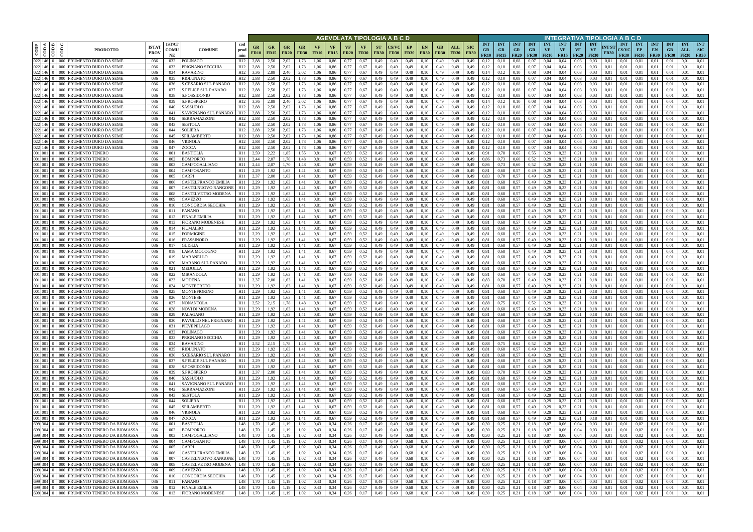| CODP | COD A | COD B | COD C | PRODOTTO | ISTAT PROV | ISTAT COMU NE | COMUNE | cod prod min | AGEVOLATA TIPOLOGIA A B C D | | | | | | | | | | | | | | | | INTEGRATIVA TIPOLOGIA A B C D | | | | | | | | | | | | | | | |
|---|---|---|---|---|---|---|---|---|---|---|---|---|---|---|---|---|---|---|---|---|---|---|---|---|---|---|---|---|---|---|---|---|---|---|---|---|---|---|---|---|
| | | | | | | | | | GR FR10 | GR FR15 | GR FR20 | GR FR30 | VF FR10 | VF FR15 | VF FR20 | VF FR30 | ST FR30 | CS/VC FR30 | EP FR30 | EN FR30 | GB FR30 | ALL FR30 | SIC FR30 | INT GR FR10 | INT GR FR15 | INT GR FR20 | INT GR FR30 | INT VF FR10 | INT VF FR15 | INT VF FR20 | INT VF FR30 | INT ST FR30 | INT CS/VC FR30 | INT EP FR30 | INT EN FR30 | INT GB FR30 | INT ALL FR30 | INT SIC FR30 |
| 022 | 146 | 0 | 000 | FRUMENTO DURO DA SEME | 036 | 032 | POLINAGO | H12 | 2,88 | 2,50 | 2,02 | 1,73 | 1,06 | 0,86 | 0,77 | 0,67 | 0,49 | 0,49 | 0,49 | 0,10 | 0,49 | 0,49 | 0,49 | 0,12 | 0,10 | 0,08 | 0,07 | 0,04 | 0,04 | 0,03 | 0,03 | 0,01 | 0,01 | 0,01 | 0,01 | 0,01 | 0,01 | 0,01 |
| 022 | 146 | 0 | 000 | FRUMENTO DURO DA SEME | 036 | 033 | PRIGNANO SECCHIA | H12 | 2,88 | 2,50 | 2,02 | 1,73 | 1,06 | 0,86 | 0,77 | 0,67 | 0,49 | 0,49 | 0,49 | 0,10 | 0,49 | 0,49 | 0,49 | 0,12 | 0,10 | 0,08 | 0,07 | 0,04 | 0,04 | 0,03 | 0,03 | 0,01 | 0,01 | 0,01 | 0,01 | 0,01 | 0,01 | 0,01 |
| 022 | 146 | 0 | 000 | FRUMENTO DURO DA SEME | 036 | 034 | RAVARINO | H12 | 3,36 | 2,88 | 2,40 | 2,02 | 1,06 | 0,86 | 0,77 | 0,67 | 0,49 | 0,49 | 0,49 | 0,10 | 0,49 | 0,49 | 0,49 | 0,14 | 0,12 | 0,10 | 0,08 | 0,04 | 0,04 | 0,03 | 0,03 | 0,01 | 0,01 | 0,01 | 0,01 | 0,01 | 0,01 | 0,01 |
| 022 | 146 | 0 | 000 | FRUMENTO DURO DA SEME | 036 | 035 | RIOLUNATO | H12 | 2,88 | 2,50 | 2,02 | 1,73 | 1,06 | 0,86 | 0,77 | 0,67 | 0,49 | 0,49 | 0,49 | 0,10 | 0,49 | 0,49 | 0,49 | 0,12 | 0,10 | 0,08 | 0,07 | 0,04 | 0,04 | 0,03 | 0,03 | 0,01 | 0,01 | 0,01 | 0,01 | 0,01 | 0,01 | 0,01 |
| 022 | 146 | 0 | 000 | FRUMENTO DURO DA SEME | 036 | 036 | S.CESARIO SUL PANARO | H12 | 2,88 | 2,50 | 2,02 | 1,73 | 1,06 | 0,86 | 0,77 | 0,67 | 0,49 | 0,49 | 0,49 | 0,10 | 0,49 | 0,49 | 0,49 | 0,12 | 0,10 | 0,08 | 0,07 | 0,04 | 0,04 | 0,03 | 0,03 | 0,01 | 0,01 | 0,01 | 0,01 | 0,01 | 0,01 | 0,01 |
| 022 | 146 | 0 | 000 | FRUMENTO DURO DA SEME | 036 | 037 | S.FELICE SUL PANARO | H12 | 2,88 | 2,50 | 2,02 | 1,73 | 1,06 | 0,86 | 0,77 | 0,67 | 0,49 | 0,49 | 0,49 | 0,10 | 0,49 | 0,49 | 0,49 | 0,12 | 0,10 | 0,08 | 0,07 | 0,04 | 0,04 | 0,03 | 0,03 | 0,01 | 0,01 | 0,01 | 0,01 | 0,01 | 0,01 | 0,01 |
| 022 | 146 | 0 | 000 | FRUMENTO DURO DA SEME | 036 | 038 | S.POSSIDONIO | H12 | 2,88 | 2,50 | 2,02 | 1,73 | 1,06 | 0,86 | 0,77 | 0,67 | 0,49 | 0,49 | 0,49 | 0,10 | 0,49 | 0,49 | 0,49 | 0,12 | 0,10 | 0,08 | 0,07 | 0,04 | 0,04 | 0,03 | 0,03 | 0,01 | 0,01 | 0,01 | 0,01 | 0,01 | 0,01 | 0,01 |
| 022 | 146 | 0 | 000 | FRUMENTO DURO DA SEME | 036 | 039 | S.PROSPERO | H12 | 3,36 | 2,88 | 2,40 | 2,02 | 1,06 | 0,86 | 0,77 | 0,67 | 0,49 | 0,49 | 0,49 | 0,10 | 0,49 | 0,49 | 0,49 | 0,14 | 0,12 | 0,10 | 0,08 | 0,04 | 0,04 | 0,03 | 0,03 | 0,01 | 0,01 | 0,01 | 0,01 | 0,01 | 0,01 | 0,01 |
| 022 | 146 | 0 | 000 | FRUMENTO DURO DA SEME | 036 | 040 | SASSUOLO | H12 | 2,88 | 2,50 | 2,02 | 1,73 | 1,06 | 0,86 | 0,77 | 0,67 | 0,49 | 0,49 | 0,49 | 0,10 | 0,49 | 0,49 | 0,49 | 0,12 | 0,10 | 0,08 | 0,07 | 0,04 | 0,04 | 0,03 | 0,03 | 0,01 | 0,01 | 0,01 | 0,01 | 0,01 | 0,01 | 0,01 |
| 022 | 146 | 0 | 000 | FRUMENTO DURO DA SEME | 036 | 041 | SAVIGNANO SUL PANARO | H12 | 2,88 | 2,50 | 2,02 | 1,73 | 1,06 | 0,86 | 0,77 | 0,67 | 0,49 | 0,49 | 0,49 | 0,10 | 0,49 | 0,49 | 0,49 | 0,12 | 0,10 | 0,08 | 0,07 | 0,04 | 0,04 | 0,03 | 0,03 | 0,01 | 0,01 | 0,01 | 0,01 | 0,01 | 0,01 | 0,01 |
| 022 | 146 | 0 | 000 | FRUMENTO DURO DA SEME | 036 | 042 | SERRAMAZZONI | H12 | 2,88 | 2,50 | 2,02 | 1,73 | 1,06 | 0,86 | 0,77 | 0,67 | 0,49 | 0,49 | 0,49 | 0,10 | 0,49 | 0,49 | 0,49 | 0,12 | 0,10 | 0,08 | 0,07 | 0,04 | 0,04 | 0,03 | 0,03 | 0,01 | 0,01 | 0,01 | 0,01 | 0,01 | 0,01 | 0,01 |
| 022 | 146 | 0 | 000 | FRUMENTO DURO DA SEME | 036 | 043 | SESTOLA | H12 | 2,88 | 2,50 | 2,02 | 1,73 | 1,06 | 0,86 | 0,77 | 0,67 | 0,49 | 0,49 | 0,49 | 0,10 | 0,49 | 0,49 | 0,49 | 0,12 | 0,10 | 0,08 | 0,07 | 0,04 | 0,04 | 0,03 | 0,03 | 0,01 | 0,01 | 0,01 | 0,01 | 0,01 | 0,01 | 0,01 |
| 022 | 146 | 0 | 000 | FRUMENTO DURO DA SEME | 036 | 044 | SOLIERA | H12 | 2,88 | 2,50 | 2,02 | 1,73 | 1,06 | 0,86 | 0,77 | 0,67 | 0,49 | 0,49 | 0,49 | 0,10 | 0,49 | 0,49 | 0,49 | 0,12 | 0,10 | 0,08 | 0,07 | 0,04 | 0,04 | 0,03 | 0,03 | 0,01 | 0,01 | 0,01 | 0,01 | 0,01 | 0,01 | 0,01 |
| 022 | 146 | 0 | 000 | FRUMENTO DURO DA SEME | 036 | 045 | SPILAMBERTO | H12 | 2,88 | 2,50 | 2,02 | 1,73 | 1,06 | 0,86 | 0,77 | 0,67 | 0,49 | 0,49 | 0,49 | 0,10 | 0,49 | 0,49 | 0,49 | 0,12 | 0,10 | 0,08 | 0,07 | 0,04 | 0,04 | 0,03 | 0,03 | 0,01 | 0,01 | 0,01 | 0,01 | 0,01 | 0,01 | 0,01 |
| 022 | 146 | 0 | 000 | FRUMENTO DURO DA SEME | 036 | 046 | VIGNOLA | H12 | 2,88 | 2,50 | 2,02 | 1,73 | 1,06 | 0,86 | 0,77 | 0,67 | 0,49 | 0,49 | 0,49 | 0,10 | 0,49 | 0,49 | 0,49 | 0,12 | 0,10 | 0,08 | 0,07 | 0,04 | 0,04 | 0,03 | 0,03 | 0,01 | 0,01 | 0,01 | 0,01 | 0,01 | 0,01 | 0,01 |
| 022 | 146 | 0 | 000 | FRUMENTO DURO DA SEME | 036 | 047 | ZOCCA | H12 | 2,88 | 2,50 | 2,02 | 1,73 | 1,06 | 0,86 | 0,77 | 0,67 | 0,49 | 0,49 | 0,49 | 0,10 | 0,49 | 0,49 | 0,49 | 0,12 | 0,10 | 0,08 | 0,07 | 0,04 | 0,04 | 0,03 | 0,03 | 0,01 | 0,01 | 0,01 | 0,01 | 0,01 | 0,01 | 0,01 |
| 001 | 001 | 0 | 000 | FRUMENTO TENERO | 036 | 001 | BASTIGLIA | H11 | 2,59 | 2,22 | 1,85 | 1,55 | 0,81 | 0,67 | 0,59 | 0,52 | 0,49 | 0,49 | 0,49 | 0,10 | 0,49 | 0,49 | 0,49 | 0,91 | 0,78 | 0,65 | 0,55 | 0,29 | 0,23 | 0,21 | 0,18 | 0,01 | 0,01 | 0,01 | 0,01 | 0,01 | 0,01 | 0,01 |
| 001 | 001 | 0 | 000 | FRUMENTO TENERO | 036 | 002 | BOMPORTO | H11 | 2,44 | 2,07 | 1,70 | 1,48 | 0,81 | 0,67 | 0,59 | 0,52 | 0,49 | 0,49 | 0,49 | 0,10 | 0,49 | 0,49 | 0,49 | 0,86 | 0,73 | 0,60 | 0,52 | 0,29 | 0,23 | 0,21 | 0,18 | 0,01 | 0,01 | 0,01 | 0,01 | 0,01 | 0,01 | 0,01 |
| 001 | 001 | 0 | 000 | FRUMENTO TENERO | 036 | 003 | CAMPOGALLIANO | H11 | 2,44 | 2,07 | 1,70 | 1,48 | 0,81 | 0,67 | 0,59 | 0,52 | 0,49 | 0,49 | 0,49 | 0,10 | 0,49 | 0,49 | 0,49 | 0,86 | 0,73 | 0,60 | 0,52 | 0,29 | 0,23 | 0,21 | 0,18 | 0,01 | 0,01 | 0,01 | 0,01 | 0,01 | 0,01 | 0,01 |
| 001 | 001 | 0 | 000 | FRUMENTO TENERO | 036 | 004 | CAMPOSANTO | H11 | 2,29 | 1,92 | 1,63 | 1,41 | 0,81 | 0,67 | 0,59 | 0,52 | 0,49 | 0,49 | 0,49 | 0,10 | 0,49 | 0,49 | 0,49 | 0,81 | 0,68 | 0,57 | 0,49 | 0,29 | 0,23 | 0,21 | 0,18 | 0,01 | 0,01 | 0,01 | 0,01 | 0,01 | 0,01 | 0,01 |
| 001 | 001 | 0 | 000 | FRUMENTO TENERO | 036 | 005 | CARPI | H11 | 2,37 | 2,00 | 1,63 | 1,41 | 0,81 | 0,67 | 0,59 | 0,52 | 0,49 | 0,49 | 0,49 | 0,10 | 0,49 | 0,49 | 0,49 | 0,83 | 0,70 | 0,57 | 0,49 | 0,29 | 0,23 | 0,21 | 0,18 | 0,01 | 0,01 | 0,01 | 0,01 | 0,01 | 0,01 | 0,01 |
| 001 | 001 | 0 | 000 | FRUMENTO TENERO | 036 | 006 | CASTELFRANCO EMILIA | H11 | 2,29 | 1,92 | 1,63 | 1,41 | 0,81 | 0,67 | 0,59 | 0,52 | 0,49 | 0,49 | 0,49 | 0,10 | 0,49 | 0,49 | 0,49 | 0,81 | 0,68 | 0,57 | 0,49 | 0,29 | 0,23 | 0,21 | 0,18 | 0,01 | 0,01 | 0,01 | 0,01 | 0,01 | 0,01 | 0,01 |
| 001 | 001 | 0 | 000 | FRUMENTO TENERO | 036 | 007 | CASTELNUOVO RANGONE | H11 | 2,29 | 1,92 | 1,63 | 1,41 | 0,81 | 0,67 | 0,59 | 0,52 | 0,49 | 0,49 | 0,49 | 0,10 | 0,49 | 0,49 | 0,49 | 0,81 | 0,68 | 0,57 | 0,49 | 0,29 | 0,23 | 0,21 | 0,18 | 0,01 | 0,01 | 0,01 | 0,01 | 0,01 | 0,01 | 0,01 |
| 001 | 001 | 0 | 000 | FRUMENTO TENERO | 036 | 008 | CASTELVETRO MODENA | H11 | 2,29 | 1,92 | 1,63 | 1,41 | 0,81 | 0,67 | 0,59 | 0,52 | 0,49 | 0,49 | 0,49 | 0,10 | 0,49 | 0,49 | 0,49 | 0,81 | 0,68 | 0,57 | 0,49 | 0,29 | 0,23 | 0,21 | 0,18 | 0,01 | 0,01 | 0,01 | 0,01 | 0,01 | 0,01 | 0,01 |
| 001 | 001 | 0 | 000 | FRUMENTO TENERO | 036 | 009 | CAVEZZO | H11 | 2,29 | 1,92 | 1,63 | 1,41 | 0,81 | 0,67 | 0,59 | 0,52 | 0,49 | 0,49 | 0,49 | 0,10 | 0,49 | 0,49 | 0,49 | 0,81 | 0,68 | 0,57 | 0,49 | 0,29 | 0,23 | 0,21 | 0,18 | 0,01 | 0,01 | 0,01 | 0,01 | 0,01 | 0,01 | 0,01 |
| 001 | 001 | 0 | 000 | FRUMENTO TENERO | 036 | 010 | CONCORDIA SECCHIA | H11 | 2,29 | 1,92 | 1,63 | 1,41 | 0,81 | 0,67 | 0,59 | 0,52 | 0,49 | 0,49 | 0,49 | 0,10 | 0,49 | 0,49 | 0,49 | 0,81 | 0,68 | 0,57 | 0,49 | 0,29 | 0,23 | 0,21 | 0,18 | 0,01 | 0,01 | 0,01 | 0,01 | 0,01 | 0,01 | 0,01 |
| 001 | 001 | 0 | 000 | FRUMENTO TENERO | 036 | 011 | FANANO | H11 | 2,29 | 1,92 | 1,63 | 1,41 | 0,81 | 0,67 | 0,59 | 0,52 | 0,49 | 0,49 | 0,49 | 0,10 | 0,49 | 0,49 | 0,49 | 0,81 | 0,68 | 0,57 | 0,49 | 0,29 | 0,23 | 0,21 | 0,18 | 0,01 | 0,01 | 0,01 | 0,01 | 0,01 | 0,01 | 0,01 |
| 001 | 001 | 0 | 000 | FRUMENTO TENERO | 036 | 012 | FINALE EMILIA | H11 | 2,29 | 1,92 | 1,63 | 1,41 | 0,81 | 0,67 | 0,59 | 0,52 | 0,49 | 0,49 | 0,49 | 0,10 | 0,49 | 0,49 | 0,49 | 0,81 | 0,68 | 0,57 | 0,49 | 0,29 | 0,23 | 0,21 | 0,18 | 0,01 | 0,01 | 0,01 | 0,01 | 0,01 | 0,01 | 0,01 |
| 001 | 001 | 0 | 000 | FRUMENTO TENERO | 036 | 013 | FIORANO MODENESE | H11 | 2,29 | 1,92 | 1,63 | 1,41 | 0,81 | 0,67 | 0,59 | 0,52 | 0,49 | 0,49 | 0,49 | 0,10 | 0,49 | 0,49 | 0,49 | 0,81 | 0,68 | 0,57 | 0,49 | 0,29 | 0,23 | 0,21 | 0,18 | 0,01 | 0,01 | 0,01 | 0,01 | 0,01 | 0,01 | 0,01 |
| 001 | 001 | 0 | 000 | FRUMENTO TENERO | 036 | 014 | FIUMALBO | H11 | 2,29 | 1,92 | 1,63 | 1,41 | 0,81 | 0,67 | 0,59 | 0,52 | 0,49 | 0,49 | 0,49 | 0,10 | 0,49 | 0,49 | 0,49 | 0,81 | 0,68 | 0,57 | 0,49 | 0,29 | 0,23 | 0,21 | 0,18 | 0,01 | 0,01 | 0,01 | 0,01 | 0,01 | 0,01 | 0,01 |
| 001 | 001 | 0 | 000 | FRUMENTO TENERO | 036 | 015 | FORMIGINE | H11 | 2,29 | 1,92 | 1,63 | 1,41 | 0,81 | 0,67 | 0,59 | 0,52 | 0,49 | 0,49 | 0,49 | 0,10 | 0,49 | 0,49 | 0,49 | 0,81 | 0,68 | 0,57 | 0,49 | 0,29 | 0,23 | 0,21 | 0,18 | 0,01 | 0,01 | 0,01 | 0,01 | 0,01 | 0,01 | 0,01 |
| 001 | 001 | 0 | 000 | FRUMENTO TENERO | 036 | 016 | FRASSINORO | H11 | 2,29 | 1,92 | 1,63 | 1,41 | 0,81 | 0,67 | 0,59 | 0,52 | 0,49 | 0,49 | 0,49 | 0,10 | 0,49 | 0,49 | 0,49 | 0,81 | 0,68 | 0,57 | 0,49 | 0,29 | 0,23 | 0,21 | 0,18 | 0,01 | 0,01 | 0,01 | 0,01 | 0,01 | 0,01 | 0,01 |
| 001 | 001 | 0 | 000 | FRUMENTO TENERO | 036 | 017 | GUIGLIA | H11 | 2,29 | 1,92 | 1,63 | 1,41 | 0,81 | 0,67 | 0,59 | 0,52 | 0,49 | 0,49 | 0,49 | 0,10 | 0,49 | 0,49 | 0,49 | 0,81 | 0,68 | 0,57 | 0,49 | 0,29 | 0,23 | 0,21 | 0,18 | 0,01 | 0,01 | 0,01 | 0,01 | 0,01 | 0,01 | 0,01 |
| 001 | 001 | 0 | 000 | FRUMENTO TENERO | 036 | 018 | LAMA MOCOGNO | H11 | 2,29 | 1,92 | 1,63 | 1,41 | 0,81 | 0,67 | 0,59 | 0,52 | 0,49 | 0,49 | 0,49 | 0,10 | 0,49 | 0,49 | 0,49 | 0,81 | 0,68 | 0,57 | 0,49 | 0,29 | 0,23 | 0,21 | 0,18 | 0,01 | 0,01 | 0,01 | 0,01 | 0,01 | 0,01 | 0,01 |
| 001 | 001 | 0 | 000 | FRUMENTO TENERO | 036 | 019 | MARANELLO | H11 | 2,29 | 1,92 | 1,63 | 1,41 | 0,81 | 0,67 | 0,59 | 0,52 | 0,49 | 0,49 | 0,49 | 0,10 | 0,49 | 0,49 | 0,49 | 0,81 | 0,68 | 0,57 | 0,49 | 0,29 | 0,23 | 0,21 | 0,18 | 0,01 | 0,01 | 0,01 | 0,01 | 0,01 | 0,01 | 0,01 |
| 001 | 001 | 0 | 000 | FRUMENTO TENERO | 036 | 020 | MARANO SUL PANARO | H11 | 2,29 | 1,92 | 1,63 | 1,41 | 0,81 | 0,67 | 0,59 | 0,52 | 0,49 | 0,49 | 0,49 | 0,10 | 0,49 | 0,49 | 0,49 | 0,81 | 0,68 | 0,57 | 0,49 | 0,29 | 0,23 | 0,21 | 0,18 | 0,01 | 0,01 | 0,01 | 0,01 | 0,01 | 0,01 | 0,01 |
| 001 | 001 | 0 | 000 | FRUMENTO TENERO | 036 | 021 | MEDOLLA | H11 | 2,29 | 1,92 | 1,63 | 1,41 | 0,81 | 0,67 | 0,59 | 0,52 | 0,49 | 0,49 | 0,49 | 0,10 | 0,49 | 0,49 | 0,49 | 0,81 | 0,68 | 0,57 | 0,49 | 0,29 | 0,23 | 0,21 | 0,18 | 0,01 | 0,01 | 0,01 | 0,01 | 0,01 | 0,01 | 0,01 |
| 001 | 001 | 0 | 000 | FRUMENTO TENERO | 036 | 022 | MIRANDOLA | H11 | 2,29 | 1,92 | 1,63 | 1,41 | 0,81 | 0,67 | 0,59 | 0,52 | 0,49 | 0,49 | 0,49 | 0,10 | 0,49 | 0,49 | 0,49 | 0,81 | 0,68 | 0,57 | 0,49 | 0,29 | 0,23 | 0,21 | 0,18 | 0,01 | 0,01 | 0,01 | 0,01 | 0,01 | 0,01 | 0,01 |
| 001 | 001 | 0 | 000 | FRUMENTO TENERO | 036 | 023 | MODENA | H11 | 2,37 | 2,00 | 1,63 | 1,41 | 0,81 | 0,67 | 0,59 | 0,52 | 0,49 | 0,49 | 0,49 | 0,10 | 0,49 | 0,49 | 0,49 | 0,83 | 0,70 | 0,57 | 0,49 | 0,29 | 0,23 | 0,21 | 0,18 | 0,01 | 0,01 | 0,01 | 0,01 | 0,01 | 0,01 | 0,01 |
| 001 | 001 | 0 | 000 | FRUMENTO TENERO | 036 | 024 | MONTECRETO | H11 | 2,29 | 1,92 | 1,63 | 1,41 | 0,81 | 0,67 | 0,59 | 0,52 | 0,49 | 0,49 | 0,49 | 0,10 | 0,49 | 0,49 | 0,49 | 0,81 | 0,68 | 0,57 | 0,49 | 0,29 | 0,23 | 0,21 | 0,18 | 0,01 | 0,01 | 0,01 | 0,01 | 0,01 | 0,01 | 0,01 |
| 001 | 001 | 0 | 000 | FRUMENTO TENERO | 036 | 025 | MONTEFIORINO | H11 | 2,29 | 1,92 | 1,63 | 1,41 | 0,81 | 0,67 | 0,59 | 0,52 | 0,49 | 0,49 | 0,49 | 0,10 | 0,49 | 0,49 | 0,49 | 0,81 | 0,68 | 0,57 | 0,49 | 0,29 | 0,23 | 0,21 | 0,18 | 0,01 | 0,01 | 0,01 | 0,01 | 0,01 | 0,01 | 0,01 |
| 001 | 001 | 0 | 000 | FRUMENTO TENERO | 036 | 026 | MONTESE | H11 | 2,29 | 1,92 | 1,63 | 1,41 | 0,81 | 0,67 | 0,59 | 0,52 | 0,49 | 0,49 | 0,49 | 0,10 | 0,49 | 0,49 | 0,49 | 0,81 | 0,68 | 0,57 | 0,49 | 0,29 | 0,23 | 0,21 | 0,18 | 0,01 | 0,01 | 0,01 | 0,01 | 0,01 | 0,01 | 0,01 |
| 001 | 001 | 0 | 000 | FRUMENTO TENERO | 036 | 027 | NONANTOLA | H11 | 2,52 | 2,15 | 1,78 | 1,48 | 0,81 | 0,67 | 0,59 | 0,52 | 0,49 | 0,49 | 0,49 | 0,10 | 0,49 | 0,49 | 0,49 | 0,88 | 0,75 | 0,62 | 0,52 | 0,29 | 0,23 | 0,21 | 0,18 | 0,01 | 0,01 | 0,01 | 0,01 | 0,01 | 0,01 | 0,01 |
| 001 | 001 | 0 | 000 | FRUMENTO TENERO | 036 | 028 | NOVI DI MODENA | H11 | 2,29 | 1,92 | 1,63 | 1,41 | 0,81 | 0,67 | 0,59 | 0,52 | 0,49 | 0,49 | 0,49 | 0,10 | 0,49 | 0,49 | 0,49 | 0,81 | 0,68 | 0,57 | 0,49 | 0,29 | 0,23 | 0,21 | 0,18 | 0,01 | 0,01 | 0,01 | 0,01 | 0,01 | 0,01 | 0,01 |
| 001 | 001 | 0 | 000 | FRUMENTO TENERO | 036 | 029 | PALAGANO | H11 | 2,29 | 1,92 | 1,63 | 1,41 | 0,81 | 0,67 | 0,59 | 0,52 | 0,49 | 0,49 | 0,49 | 0,10 | 0,49 | 0,49 | 0,49 | 0,81 | 0,68 | 0,57 | 0,49 | 0,29 | 0,23 | 0,21 | 0,18 | 0,01 | 0,01 | 0,01 | 0,01 | 0,01 | 0,01 | 0,01 |
| 001 | 001 | 0 | 000 | FRUMENTO TENERO | 036 | 030 | PAVULLO NEL FRIGNANO | H11 | 2,29 | 1,92 | 1,63 | 1,41 | 0,81 | 0,67 | 0,59 | 0,52 | 0,49 | 0,49 | 0,49 | 0,10 | 0,49 | 0,49 | 0,49 | 0,81 | 0,68 | 0,57 | 0,49 | 0,29 | 0,23 | 0,21 | 0,18 | 0,01 | 0,01 | 0,01 | 0,01 | 0,01 | 0,01 | 0,01 |
| 001 | 001 | 0 | 000 | FRUMENTO TENERO | 036 | 031 | PIEVEPELAGO | H11 | 2,29 | 1,92 | 1,63 | 1,41 | 0,81 | 0,67 | 0,59 | 0,52 | 0,49 | 0,49 | 0,49 | 0,10 | 0,49 | 0,49 | 0,49 | 0,81 | 0,68 | 0,57 | 0,49 | 0,29 | 0,23 | 0,21 | 0,18 | 0,01 | 0,01 | 0,01 | 0,01 | 0,01 | 0,01 | 0,01 |
| 001 | 001 | 0 | 000 | FRUMENTO TENERO | 036 | 032 | POLINAGO | H11 | 2,29 | 1,92 | 1,63 | 1,41 | 0,81 | 0,67 | 0,59 | 0,52 | 0,49 | 0,49 | 0,49 | 0,10 | 0,49 | 0,49 | 0,49 | 0,81 | 0,68 | 0,57 | 0,49 | 0,29 | 0,23 | 0,21 | 0,18 | 0,01 | 0,01 | 0,01 | 0,01 | 0,01 | 0,01 | 0,01 |
| 001 | 001 | 0 | 000 | FRUMENTO TENERO | 036 | 033 | PRIGNANO SECCHIA | H11 | 2,29 | 1,92 | 1,63 | 1,41 | 0,81 | 0,67 | 0,59 | 0,52 | 0,49 | 0,49 | 0,49 | 0,10 | 0,49 | 0,49 | 0,49 | 0,81 | 0,68 | 0,57 | 0,49 | 0,29 | 0,23 | 0,21 | 0,18 | 0,01 | 0,01 | 0,01 | 0,01 | 0,01 | 0,01 | 0,01 |
| 001 | 001 | 0 | 000 | FRUMENTO TENERO | 036 | 034 | RAVARINO | H11 | 2,52 | 2,15 | 1,78 | 1,48 | 0,81 | 0,67 | 0,59 | 0,52 | 0,49 | 0,49 | 0,49 | 0,10 | 0,49 | 0,49 | 0,49 | 0,88 | 0,75 | 0,62 | 0,52 | 0,29 | 0,23 | 0,21 | 0,18 | 0,01 | 0,01 | 0,01 | 0,01 | 0,01 | 0,01 | 0,01 |
| 001 | 001 | 0 | 000 | FRUMENTO TENERO | 036 | 035 | RIOLUNATO | H11 | 2,29 | 1,92 | 1,63 | 1,41 | 0,81 | 0,67 | 0,59 | 0,52 | 0,49 | 0,49 | 0,49 | 0,10 | 0,49 | 0,49 | 0,49 | 0,81 | 0,68 | 0,57 | 0,49 | 0,29 | 0,23 | 0,21 | 0,18 | 0,01 | 0,01 | 0,01 | 0,01 | 0,01 | 0,01 | 0,01 |
| 001 | 001 | 0 | 000 | FRUMENTO TENERO | 036 | 036 | S.CESARIO SUL PANARO | H11 | 2,29 | 1,92 | 1,63 | 1,41 | 0,81 | 0,67 | 0,59 | 0,52 | 0,49 | 0,49 | 0,49 | 0,10 | 0,49 | 0,49 | 0,49 | 0,81 | 0,68 | 0,57 | 0,49 | 0,29 | 0,23 | 0,21 | 0,18 | 0,01 | 0,01 | 0,01 | 0,01 | 0,01 | 0,01 | 0,01 |
| 001 | 001 | 0 | 000 | FRUMENTO TENERO | 036 | 037 | S.FELICE SUL PANARO | H11 | 2,29 | 1,92 | 1,63 | 1,41 | 0,81 | 0,67 | 0,59 | 0,52 | 0,49 | 0,49 | 0,49 | 0,10 | 0,49 | 0,49 | 0,49 | 0,81 | 0,68 | 0,57 | 0,49 | 0,29 | 0,23 | 0,21 | 0,18 | 0,01 | 0,01 | 0,01 | 0,01 | 0,01 | 0,01 | 0,01 |
| 001 | 001 | 0 | 000 | FRUMENTO TENERO | 036 | 038 | S.POSSIDONIO | H11 | 2,29 | 1,92 | 1,63 | 1,41 | 0,81 | 0,67 | 0,59 | 0,52 | 0,49 | 0,49 | 0,49 | 0,10 | 0,49 | 0,49 | 0,49 | 0,81 | 0,68 | 0,57 | 0,49 | 0,29 | 0,23 | 0,21 | 0,18 | 0,01 | 0,01 | 0,01 | 0,01 | 0,01 | 0,01 | 0,01 |
| 001 | 001 | 0 | 000 | FRUMENTO TENERO | 036 | 039 | S.PROSPERO | H11 | 2,37 | 2,00 | 1,63 | 1,41 | 0,81 | 0,67 | 0,59 | 0,52 | 0,49 | 0,49 | 0,49 | 0,10 | 0,49 | 0,49 | 0,49 | 0,83 | 0,70 | 0,57 | 0,49 | 0,29 | 0,23 | 0,21 | 0,18 | 0,01 | 0,01 | 0,01 | 0,01 | 0,01 | 0,01 | 0,01 |
| 001 | 001 | 0 | 000 | FRUMENTO TENERO | 036 | 040 | SASSUOLO | H11 | 2,29 | 1,92 | 1,63 | 1,41 | 0,81 | 0,67 | 0,59 | 0,52 | 0,49 | 0,49 | 0,49 | 0,10 | 0,49 | 0,49 | 0,49 | 0,81 | 0,68 | 0,57 | 0,49 | 0,29 | 0,23 | 0,21 | 0,18 | 0,01 | 0,01 | 0,01 | 0,01 | 0,01 | 0,01 | 0,01 |
| 001 | 001 | 0 | 000 | FRUMENTO TENERO | 036 | 041 | SAVIGNANO SUL PANARO | H11 | 2,29 | 1,92 | 1,63 | 1,41 | 0,81 | 0,67 | 0,59 | 0,52 | 0,49 | 0,49 | 0,49 | 0,10 | 0,49 | 0,49 | 0,49 | 0,81 | 0,68 | 0,57 | 0,49 | 0,29 | 0,23 | 0,21 | 0,18 | 0,01 | 0,01 | 0,01 | 0,01 | 0,01 | 0,01 | 0,01 |
| 001 | 001 | 0 | 000 | FRUMENTO TENERO | 036 | 042 | SERRAMAZZONI | H11 | 2,29 | 1,92 | 1,63 | 1,41 | 0,81 | 0,67 | 0,59 | 0,52 | 0,49 | 0,49 | 0,49 | 0,10 | 0,49 | 0,49 | 0,49 | 0,81 | 0,68 | 0,57 | 0,49 | 0,29 | 0,23 | 0,21 | 0,18 | 0,01 | 0,01 | 0,01 | 0,01 | 0,01 | 0,01 | 0,01 |
| 001 | 001 | 0 | 000 | FRUMENTO TENERO | 036 | 043 | SESTOLA | H11 | 2,29 | 1,92 | 1,63 | 1,41 | 0,81 | 0,67 | 0,59 | 0,52 | 0,49 | 0,49 | 0,49 | 0,10 | 0,49 | 0,49 | 0,49 | 0,81 | 0,68 | 0,57 | 0,49 | 0,29 | 0,23 | 0,21 | 0,18 | 0,01 | 0,01 | 0,01 | 0,01 | 0,01 | 0,01 | 0,01 |
| 001 | 001 | 0 | 000 | FRUMENTO TENERO | 036 | 044 | SOLIERA | H11 | 2,29 | 1,92 | 1,63 | 1,41 | 0,81 | 0,67 | 0,59 | 0,52 | 0,49 | 0,49 | 0,49 | 0,10 | 0,49 | 0,49 | 0,49 | 0,81 | 0,68 | 0,57 | 0,49 | 0,29 | 0,23 | 0,21 | 0,18 | 0,01 | 0,01 | 0,01 | 0,01 | 0,01 | 0,01 | 0,01 |
| 001 | 001 | 0 | 000 | FRUMENTO TENERO | 036 | 045 | SPILAMBERTO | H11 | 2,29 | 1,92 | 1,63 | 1,41 | 0,81 | 0,67 | 0,59 | 0,52 | 0,49 | 0,49 | 0,49 | 0,10 | 0,49 | 0,49 | 0,49 | 0,81 | 0,68 | 0,57 | 0,49 | 0,29 | 0,23 | 0,21 | 0,18 | 0,01 | 0,01 | 0,01 | 0,01 | 0,01 | 0,01 | 0,01 |
| 001 | 001 | 0 | 000 | FRUMENTO TENERO | 036 | 046 | VIGNOLA | H11 | 2,29 | 1,92 | 1,63 | 1,41 | 0,81 | 0,67 | 0,59 | 0,52 | 0,49 | 0,49 | 0,49 | 0,10 | 0,49 | 0,49 | 0,49 | 0,81 | 0,68 | 0,57 | 0,49 | 0,29 | 0,23 | 0,21 | 0,18 | 0,01 | 0,01 | 0,01 | 0,01 | 0,01 | 0,01 | 0,01 |
| 001 | 001 | 0 | 000 | FRUMENTO TENERO | 036 | 047 | ZOCCA | H11 | 2,29 | 1,92 | 1,63 | 1,41 | 0,81 | 0,67 | 0,59 | 0,52 | 0,49 | 0,49 | 0,49 | 0,10 | 0,49 | 0,49 | 0,49 | 0,81 | 0,68 | 0,57 | 0,49 | 0,29 | 0,23 | 0,21 | 0,18 | 0,01 | 0,01 | 0,01 | 0,01 | 0,01 | 0,01 | 0,01 |
| 699 | 304 | 0 | 000 | FRUMENTO TENERO DA BIOMASSA | 036 | 001 | BASTIGLIA | L48 | 1,70 | 1,45 | 1,19 | 1,02 | 0,43 | 0,34 | 0,26 | 0,17 | 0,49 | 0,49 | 0,68 | 0,10 | 0,49 | 0,49 | 0,49 | 0,30 | 0,25 | 0,21 | 0,18 | 0,07 | 0,06 | 0,04 | 0,03 | 0,01 | 0,01 | 0,02 | 0,01 | 0,01 | 0,01 | 0,01 |
| 699 | 304 | 0 | 000 | FRUMENTO TENERO DA BIOMASSA | 036 | 002 | BOMPORTO | L48 | 1,70 | 1,45 | 1,19 | 1,02 | 0,43 | 0,34 | 0,26 | 0,17 | 0,49 | 0,49 | 0,68 | 0,10 | 0,49 | 0,49 | 0,49 | 0,30 | 0,25 | 0,21 | 0,18 | 0,07 | 0,06 | 0,04 | 0,03 | 0,01 | 0,01 | 0,02 | 0,01 | 0,01 | 0,01 | 0,01 |
| 699 | 304 | 0 | 000 | FRUMENTO TENERO DA BIOMASSA | 036 | 003 | CAMPOGALLIANO | L48 | 1,70 | 1,45 | 1,19 | 1,02 | 0,43 | 0,34 | 0,26 | 0,17 | 0,49 | 0,49 | 0,68 | 0,10 | 0,49 | 0,49 | 0,49 | 0,30 | 0,25 | 0,21 | 0,18 | 0,07 | 0,06 | 0,04 | 0,03 | 0,01 | 0,01 | 0,02 | 0,01 | 0,01 | 0,01 | 0,01 |
| 699 | 304 | 0 | 000 | FRUMENTO TENERO DA BIOMASSA | 036 | 004 | CAMPOSANTO | L48 | 1,70 | 1,45 | 1,19 | 1,02 | 0,43 | 0,34 | 0,26 | 0,17 | 0,49 | 0,49 | 0,68 | 0,10 | 0,49 | 0,49 | 0,49 | 0,30 | 0,25 | 0,21 | 0,18 | 0,07 | 0,06 | 0,04 | 0,03 | 0,01 | 0,01 | 0,02 | 0,01 | 0,01 | 0,01 | 0,01 |
| 699 | 304 | 0 | 000 | FRUMENTO TENERO DA BIOMASSA | 036 | 005 | CARPI | L48 | 1,70 | 1,45 | 1,19 | 1,02 | 0,43 | 0,34 | 0,26 | 0,17 | 0,49 | 0,49 | 0,68 | 0,10 | 0,49 | 0,49 | 0,49 | 0,30 | 0,25 | 0,21 | 0,18 | 0,07 | 0,06 | 0,04 | 0,03 | 0,01 | 0,01 | 0,02 | 0,01 | 0,01 | 0,01 | 0,01 |
| 699 | 304 | 0 | 000 | FRUMENTO TENERO DA BIOMASSA | 036 | 006 | CASTELFRANCO EMILIA | L48 | 1,70 | 1,45 | 1,19 | 1,02 | 0,43 | 0,34 | 0,26 | 0,17 | 0,49 | 0,49 | 0,68 | 0,10 | 0,49 | 0,49 | 0,49 | 0,30 | 0,25 | 0,21 | 0,18 | 0,07 | 0,06 | 0,04 | 0,03 | 0,01 | 0,01 | 0,02 | 0,01 | 0,01 | 0,01 | 0,01 |
| 699 | 304 | 0 | 000 | FRUMENTO TENERO DA BIOMASSA | 036 | 007 | CASTELNUOVO RANGONE | L48 | 1,70 | 1,45 | 1,19 | 1,02 | 0,43 | 0,34 | 0,26 | 0,17 | 0,49 | 0,49 | 0,68 | 0,10 | 0,49 | 0,49 | 0,49 | 0,30 | 0,25 | 0,21 | 0,18 | 0,07 | 0,06 | 0,04 | 0,03 | 0,01 | 0,01 | 0,02 | 0,01 | 0,01 | 0,01 | 0,01 |
| 699 | 304 | 0 | 000 | FRUMENTO TENERO DA BIOMASSA | 036 | 008 | CASTELVETRO MODENA | L48 | 1,70 | 1,45 | 1,19 | 1,02 | 0,43 | 0,34 | 0,26 | 0,17 | 0,49 | 0,49 | 0,68 | 0,10 | 0,49 | 0,49 | 0,49 | 0,30 | 0,25 | 0,21 | 0,18 | 0,07 | 0,06 | 0,04 | 0,03 | 0,01 | 0,01 | 0,02 | 0,01 | 0,01 | 0,01 | 0,01 |
| 699 | 304 | 0 | 000 | FRUMENTO TENERO DA BIOMASSA | 036 | 009 | CAVEZZO | L48 | 1,70 | 1,45 | 1,19 | 1,02 | 0,43 | 0,34 | 0,26 | 0,17 | 0,49 | 0,49 | 0,68 | 0,10 | 0,49 | 0,49 | 0,49 | 0,30 | 0,25 | 0,21 | 0,18 | 0,07 | 0,06 | 0,04 | 0,03 | 0,01 | 0,01 | 0,02 | 0,01 | 0,01 | 0,01 | 0,01 |
| 699 | 304 | 0 | 000 | FRUMENTO TENERO DA BIOMASSA | 036 | 010 | CONCORDIA SECCHIA | L48 | 1,70 | 1,45 | 1,19 | 1,02 | 0,43 | 0,34 | 0,26 | 0,17 | 0,49 | 0,49 | 0,68 | 0,10 | 0,49 | 0,49 | 0,49 | 0,30 | 0,25 | 0,21 | 0,18 | 0,07 | 0,06 | 0,04 | 0,03 | 0,01 | 0,01 | 0,02 | 0,01 | 0,01 | 0,01 | 0,01 |
| 699 | 304 | 0 | 000 | FRUMENTO TENERO DA BIOMASSA | 036 | 011 | FANANO | L48 | 1,70 | 1,45 | 1,19 | 1,02 | 0,43 | 0,34 | 0,26 | 0,17 | 0,49 | 0,49 | 0,68 | 0,10 | 0,49 | 0,49 | 0,49 | 0,30 | 0,25 | 0,21 | 0,18 | 0,07 | 0,06 | 0,04 | 0,03 | 0,01 | 0,01 | 0,02 | 0,01 | 0,01 | 0,01 | 0,01 |
| 699 | 304 | 0 | 000 | FRUMENTO TENERO DA BIOMASSA | 036 | 012 | FINALE EMILIA | L48 | 1,70 | 1,45 | 1,19 | 1,02 | 0,43 | 0,34 | 0,26 | 0,17 | 0,49 | 0,49 | 0,68 | 0,10 | 0,49 | 0,49 | 0,49 | 0,30 | 0,25 | 0,21 | 0,18 | 0,07 | 0,06 | 0,04 | 0,03 | 0,01 | 0,01 | 0,02 | 0,01 | 0,01 | 0,01 | 0,01 |
| 699 | 304 | 0 | 000 | FRUMENTO TENERO DA BIOMASSA | 036 | 013 | FIORANO MODENESE | L48 | 1,70 | 1,45 | 1,19 | 1,02 | 0,43 | 0,34 | 0,26 | 0,17 | 0,49 | 0,49 | 0,68 | 0,10 | 0,49 | 0,49 | 0,49 | 0,30 | 0,25 | 0,21 | 0,18 | 0,07 | 0,06 | 0,04 | 0,03 | 0,01 | 0,01 | 0,02 | 0,01 | 0,01 | 0,01 | 0,01 |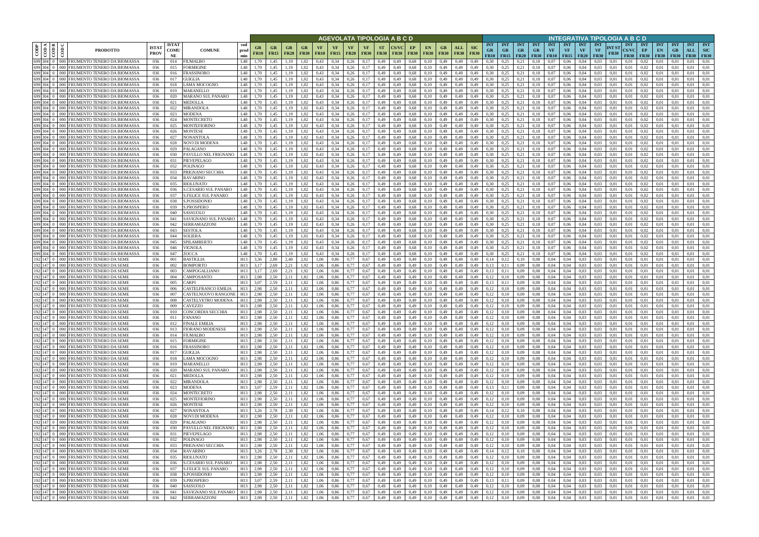| CODP | COD A | COD B | COD C | PRODOTTO | ISTAT PROV | ISTAT COMUNE | COMUNE | cod prod min | AGEVOLATA TIPOLOGIA A B C D | | | | | | | | | | | | | | | INTEGRATIVA TIPOLOGIA A B C D | | | | | | | | | | | | | | |
|---|---|---|---|---|---|---|---|---|---|---|---|---|---|---|---|---|---|---|---|---|---|---|---|---|---|---|---|---|---|---|---|---|---|---|---|---|---|---|
| | | | | | | | | | GR FR10 | GR FR15 | GR FR20 | GR FR30 | VF FR10 | VF FR15 | VF FR20 | VF FR30 | ST FR30 | CS/VC FR30 | EP FR30 | EN FR30 | GB FR30 | ALL FR30 | SIC FR30 | INT GR FR10 | INT GR FR15 | INT GR FR20 | INT GR FR30 | INT VF FR10 | INT VF FR15 | INT VF FR20 | INT VF FR30 | INT ST FR30 | INT CS/VC FR30 | INT EP FR30 | INT EN FR30 | INT GB FR30 | INT ALL FR30 | INT SIC FR30 |
| 699 | 304 | 0 | 000 | FRUMENTO TENERO DA BIOMASSA | 036 | 014 | FIUMALBO | L48 | 1,70 | 1,45 | 1,19 | 1,02 | 0,43 | 0,34 | 0,26 | 0,17 | 0,49 | 0,49 | 0,68 | 0,10 | 0,49 | 0,49 | 0,49 | 0,30 | 0,25 | 0,21 | 0,18 | 0,07 | 0,06 | 0,04 | 0,03 | 0,01 | 0,01 | 0,02 | 0,01 | 0,01 | 0,01 | 0,01 |
| 699 | 304 | 0 | 000 | FRUMENTO TENERO DA BIOMASSA | 036 | 015 | FORMIGINE | L48 | 1,70 | 1,45 | 1,19 | 1,02 | 0,43 | 0,34 | 0,26 | 0,17 | 0,49 | 0,49 | 0,68 | 0,10 | 0,49 | 0,49 | 0,49 | 0,30 | 0,25 | 0,21 | 0,18 | 0,07 | 0,06 | 0,04 | 0,03 | 0,01 | 0,01 | 0,02 | 0,01 | 0,01 | 0,01 | 0,01 |
| 699 | 304 | 0 | 000 | FRUMENTO TENERO DA BIOMASSA | 036 | 016 | FRASSINORO | L48 | 1,70 | 1,45 | 1,19 | 1,02 | 0,43 | 0,34 | 0,26 | 0,17 | 0,49 | 0,49 | 0,68 | 0,10 | 0,49 | 0,49 | 0,49 | 0,30 | 0,25 | 0,21 | 0,18 | 0,07 | 0,06 | 0,04 | 0,03 | 0,01 | 0,01 | 0,02 | 0,01 | 0,01 | 0,01 | 0,01 |
| 699 | 304 | 0 | 000 | FRUMENTO TENERO DA BIOMASSA | 036 | 017 | GUIGLIA | L48 | 1,70 | 1,45 | 1,19 | 1,02 | 0,43 | 0,34 | 0,26 | 0,17 | 0,49 | 0,49 | 0,68 | 0,10 | 0,49 | 0,49 | 0,49 | 0,30 | 0,25 | 0,21 | 0,18 | 0,07 | 0,06 | 0,04 | 0,03 | 0,01 | 0,01 | 0,02 | 0,01 | 0,01 | 0,01 | 0,01 |
| 699 | 304 | 0 | 000 | FRUMENTO TENERO DA BIOMASSA | 036 | 018 | LAMA MOCOGNO | L48 | 1,70 | 1,45 | 1,19 | 1,02 | 0,43 | 0,34 | 0,26 | 0,17 | 0,49 | 0,49 | 0,68 | 0,10 | 0,49 | 0,49 | 0,49 | 0,30 | 0,25 | 0,21 | 0,18 | 0,07 | 0,06 | 0,04 | 0,03 | 0,01 | 0,01 | 0,02 | 0,01 | 0,01 | 0,01 | 0,01 |
| 699 | 304 | 0 | 000 | FRUMENTO TENERO DA BIOMASSA | 036 | 019 | MARANELLO | L48 | 1,70 | 1,45 | 1,19 | 1,02 | 0,43 | 0,34 | 0,26 | 0,17 | 0,49 | 0,49 | 0,68 | 0,10 | 0,49 | 0,49 | 0,49 | 0,30 | 0,25 | 0,21 | 0,18 | 0,07 | 0,06 | 0,04 | 0,03 | 0,01 | 0,01 | 0,02 | 0,01 | 0,01 | 0,01 | 0,01 |
| 699 | 304 | 0 | 000 | FRUMENTO TENERO DA BIOMASSA | 036 | 020 | MARANO SUL PANARO | L48 | 1,70 | 1,45 | 1,19 | 1,02 | 0,43 | 0,34 | 0,26 | 0,17 | 0,49 | 0,49 | 0,68 | 0,10 | 0,49 | 0,49 | 0,49 | 0,30 | 0,25 | 0,21 | 0,18 | 0,07 | 0,06 | 0,04 | 0,03 | 0,01 | 0,01 | 0,02 | 0,01 | 0,01 | 0,01 | 0,01 |
| 699 | 304 | 0 | 000 | FRUMENTO TENERO DA BIOMASSA | 036 | 021 | MEDOLLA | L48 | 1,70 | 1,45 | 1,19 | 1,02 | 0,43 | 0,34 | 0,26 | 0,17 | 0,49 | 0,49 | 0,68 | 0,10 | 0,49 | 0,49 | 0,49 | 0,30 | 0,25 | 0,21 | 0,18 | 0,07 | 0,06 | 0,04 | 0,03 | 0,01 | 0,01 | 0,02 | 0,01 | 0,01 | 0,01 | 0,01 |
| 699 | 304 | 0 | 000 | FRUMENTO TENERO DA BIOMASSA | 036 | 022 | MIRANDOLA | L48 | 1,70 | 1,45 | 1,19 | 1,02 | 0,43 | 0,34 | 0,26 | 0,17 | 0,49 | 0,49 | 0,68 | 0,10 | 0,49 | 0,49 | 0,49 | 0,30 | 0,25 | 0,21 | 0,18 | 0,07 | 0,06 | 0,04 | 0,03 | 0,01 | 0,01 | 0,02 | 0,01 | 0,01 | 0,01 | 0,01 |
| 699 | 304 | 0 | 000 | FRUMENTO TENERO DA BIOMASSA | 036 | 023 | MODENA | L48 | 1,70 | 1,45 | 1,19 | 1,02 | 0,43 | 0,34 | 0,26 | 0,17 | 0,49 | 0,49 | 0,68 | 0,10 | 0,49 | 0,49 | 0,49 | 0,30 | 0,25 | 0,21 | 0,18 | 0,07 | 0,06 | 0,04 | 0,03 | 0,01 | 0,01 | 0,02 | 0,01 | 0,01 | 0,01 | 0,01 |
| 699 | 304 | 0 | 000 | FRUMENTO TENERO DA BIOMASSA | 036 | 024 | MONTECRETO | L48 | 1,70 | 1,45 | 1,19 | 1,02 | 0,43 | 0,34 | 0,26 | 0,17 | 0,49 | 0,49 | 0,68 | 0,10 | 0,49 | 0,49 | 0,49 | 0,30 | 0,25 | 0,21 | 0,18 | 0,07 | 0,06 | 0,04 | 0,03 | 0,01 | 0,01 | 0,02 | 0,01 | 0,01 | 0,01 | 0,01 |
| 699 | 304 | 0 | 000 | FRUMENTO TENERO DA BIOMASSA | 036 | 025 | MONTEFIORINO | L48 | 1,70 | 1,45 | 1,19 | 1,02 | 0,43 | 0,34 | 0,26 | 0,17 | 0,49 | 0,49 | 0,68 | 0,10 | 0,49 | 0,49 | 0,49 | 0,30 | 0,25 | 0,21 | 0,18 | 0,07 | 0,06 | 0,04 | 0,03 | 0,01 | 0,01 | 0,02 | 0,01 | 0,01 | 0,01 | 0,01 |
| 699 | 304 | 0 | 000 | FRUMENTO TENERO DA BIOMASSA | 036 | 026 | MONTESE | L48 | 1,70 | 1,45 | 1,19 | 1,02 | 0,43 | 0,34 | 0,26 | 0,17 | 0,49 | 0,49 | 0,68 | 0,10 | 0,49 | 0,49 | 0,49 | 0,30 | 0,25 | 0,21 | 0,18 | 0,07 | 0,06 | 0,04 | 0,03 | 0,01 | 0,01 | 0,02 | 0,01 | 0,01 | 0,01 | 0,01 |
| 699 | 304 | 0 | 000 | FRUMENTO TENERO DA BIOMASSA | 036 | 027 | NONANTOLA | L48 | 1,70 | 1,45 | 1,19 | 1,02 | 0,43 | 0,34 | 0,26 | 0,17 | 0,49 | 0,49 | 0,68 | 0,10 | 0,49 | 0,49 | 0,49 | 0,30 | 0,25 | 0,21 | 0,18 | 0,07 | 0,06 | 0,04 | 0,03 | 0,01 | 0,01 | 0,02 | 0,01 | 0,01 | 0,01 | 0,01 |
| 699 | 304 | 0 | 000 | FRUMENTO TENERO DA BIOMASSA | 036 | 028 | NOVI DI MODENA | L48 | 1,70 | 1,45 | 1,19 | 1,02 | 0,43 | 0,34 | 0,26 | 0,17 | 0,49 | 0,49 | 0,68 | 0,10 | 0,49 | 0,49 | 0,49 | 0,30 | 0,25 | 0,21 | 0,18 | 0,07 | 0,06 | 0,04 | 0,03 | 0,01 | 0,01 | 0,02 | 0,01 | 0,01 | 0,01 | 0,01 |
| 699 | 304 | 0 | 000 | FRUMENTO TENERO DA BIOMASSA | 036 | 029 | PALAGANO | L48 | 1,70 | 1,45 | 1,19 | 1,02 | 0,43 | 0,34 | 0,26 | 0,17 | 0,49 | 0,49 | 0,68 | 0,10 | 0,49 | 0,49 | 0,49 | 0,30 | 0,25 | 0,21 | 0,18 | 0,07 | 0,06 | 0,04 | 0,03 | 0,01 | 0,01 | 0,02 | 0,01 | 0,01 | 0,01 | 0,01 |
| 699 | 304 | 0 | 000 | FRUMENTO TENERO DA BIOMASSA | 036 | 030 | PAVULLO NEL FRIGNANO | L48 | 1,70 | 1,45 | 1,19 | 1,02 | 0,43 | 0,34 | 0,26 | 0,17 | 0,49 | 0,49 | 0,68 | 0,10 | 0,49 | 0,49 | 0,49 | 0,30 | 0,25 | 0,21 | 0,18 | 0,07 | 0,06 | 0,04 | 0,03 | 0,01 | 0,01 | 0,02 | 0,01 | 0,01 | 0,01 | 0,01 |
| 699 | 304 | 0 | 000 | FRUMENTO TENERO DA BIOMASSA | 036 | 031 | PIEVEPELAGO | L48 | 1,70 | 1,45 | 1,19 | 1,02 | 0,43 | 0,34 | 0,26 | 0,17 | 0,49 | 0,49 | 0,68 | 0,10 | 0,49 | 0,49 | 0,49 | 0,30 | 0,25 | 0,21 | 0,18 | 0,07 | 0,06 | 0,04 | 0,03 | 0,01 | 0,01 | 0,02 | 0,01 | 0,01 | 0,01 | 0,01 |
| 699 | 304 | 0 | 000 | FRUMENTO TENERO DA BIOMASSA | 036 | 032 | POLINAGO | L48 | 1,70 | 1,45 | 1,19 | 1,02 | 0,43 | 0,34 | 0,26 | 0,17 | 0,49 | 0,49 | 0,68 | 0,10 | 0,49 | 0,49 | 0,49 | 0,30 | 0,25 | 0,21 | 0,18 | 0,07 | 0,06 | 0,04 | 0,03 | 0,01 | 0,01 | 0,02 | 0,01 | 0,01 | 0,01 | 0,01 |
| 699 | 304 | 0 | 000 | FRUMENTO TENERO DA BIOMASSA | 036 | 033 | PRIGNANO SECCHIA | L48 | 1,70 | 1,45 | 1,19 | 1,02 | 0,43 | 0,34 | 0,26 | 0,17 | 0,49 | 0,49 | 0,68 | 0,10 | 0,49 | 0,49 | 0,49 | 0,30 | 0,25 | 0,21 | 0,18 | 0,07 | 0,06 | 0,04 | 0,03 | 0,01 | 0,01 | 0,02 | 0,01 | 0,01 | 0,01 | 0,01 |
| 699 | 304 | 0 | 000 | FRUMENTO TENERO DA BIOMASSA | 036 | 034 | RAVARINO | L48 | 1,70 | 1,45 | 1,19 | 1,02 | 0,43 | 0,34 | 0,26 | 0,17 | 0,49 | 0,49 | 0,68 | 0,10 | 0,49 | 0,49 | 0,49 | 0,30 | 0,25 | 0,21 | 0,18 | 0,07 | 0,06 | 0,04 | 0,03 | 0,01 | 0,01 | 0,02 | 0,01 | 0,01 | 0,01 | 0,01 |
| 699 | 304 | 0 | 000 | FRUMENTO TENERO DA BIOMASSA | 036 | 035 | RIOLUNATO | L48 | 1,70 | 1,45 | 1,19 | 1,02 | 0,43 | 0,34 | 0,26 | 0,17 | 0,49 | 0,49 | 0,68 | 0,10 | 0,49 | 0,49 | 0,49 | 0,30 | 0,25 | 0,21 | 0,18 | 0,07 | 0,06 | 0,04 | 0,03 | 0,01 | 0,01 | 0,02 | 0,01 | 0,01 | 0,01 | 0,01 |
| 699 | 304 | 0 | 000 | FRUMENTO TENERO DA BIOMASSA | 036 | 036 | S.CESARIO SUL PANARO | L48 | 1,70 | 1,45 | 1,19 | 1,02 | 0,43 | 0,34 | 0,26 | 0,17 | 0,49 | 0,49 | 0,68 | 0,10 | 0,49 | 0,49 | 0,49 | 0,30 | 0,25 | 0,21 | 0,18 | 0,07 | 0,06 | 0,04 | 0,03 | 0,01 | 0,01 | 0,02 | 0,01 | 0,01 | 0,01 | 0,01 |
| 699 | 304 | 0 | 000 | FRUMENTO TENERO DA BIOMASSA | 036 | 037 | S.FELICE SUL PANARO | L48 | 1,70 | 1,45 | 1,19 | 1,02 | 0,43 | 0,34 | 0,26 | 0,17 | 0,49 | 0,49 | 0,68 | 0,10 | 0,49 | 0,49 | 0,49 | 0,30 | 0,25 | 0,21 | 0,18 | 0,07 | 0,06 | 0,04 | 0,03 | 0,01 | 0,01 | 0,02 | 0,01 | 0,01 | 0,01 | 0,01 |
| 699 | 304 | 0 | 000 | FRUMENTO TENERO DA BIOMASSA | 036 | 038 | S.POSSIDONIO | L48 | 1,70 | 1,45 | 1,19 | 1,02 | 0,43 | 0,34 | 0,26 | 0,17 | 0,49 | 0,49 | 0,68 | 0,10 | 0,49 | 0,49 | 0,49 | 0,30 | 0,25 | 0,21 | 0,18 | 0,07 | 0,06 | 0,04 | 0,03 | 0,01 | 0,01 | 0,02 | 0,01 | 0,01 | 0,01 | 0,01 |
| 699 | 304 | 0 | 000 | FRUMENTO TENERO DA BIOMASSA | 036 | 039 | S.PROSPERO | L48 | 1,70 | 1,45 | 1,19 | 1,02 | 0,43 | 0,34 | 0,26 | 0,17 | 0,49 | 0,49 | 0,68 | 0,10 | 0,49 | 0,49 | 0,49 | 0,30 | 0,25 | 0,21 | 0,18 | 0,07 | 0,06 | 0,04 | 0,03 | 0,01 | 0,01 | 0,02 | 0,01 | 0,01 | 0,01 | 0,01 |
| 699 | 304 | 0 | 000 | FRUMENTO TENERO DA BIOMASSA | 036 | 040 | SASSUOLO | L48 | 1,70 | 1,45 | 1,19 | 1,02 | 0,43 | 0,34 | 0,26 | 0,17 | 0,49 | 0,49 | 0,68 | 0,10 | 0,49 | 0,49 | 0,49 | 0,30 | 0,25 | 0,21 | 0,18 | 0,07 | 0,06 | 0,04 | 0,03 | 0,01 | 0,01 | 0,02 | 0,01 | 0,01 | 0,01 | 0,01 |
| 699 | 304 | 0 | 000 | FRUMENTO TENERO DA BIOMASSA | 036 | 041 | SAVIGNANO SUL PANARO | L48 | 1,70 | 1,45 | 1,19 | 1,02 | 0,43 | 0,34 | 0,26 | 0,17 | 0,49 | 0,49 | 0,68 | 0,10 | 0,49 | 0,49 | 0,49 | 0,30 | 0,25 | 0,21 | 0,18 | 0,07 | 0,06 | 0,04 | 0,03 | 0,01 | 0,01 | 0,02 | 0,01 | 0,01 | 0,01 | 0,01 |
| 699 | 304 | 0 | 000 | FRUMENTO TENERO DA BIOMASSA | 036 | 042 | SERRAMAZZONI | L48 | 1,70 | 1,45 | 1,19 | 1,02 | 0,43 | 0,34 | 0,26 | 0,17 | 0,49 | 0,49 | 0,68 | 0,10 | 0,49 | 0,49 | 0,49 | 0,30 | 0,25 | 0,21 | 0,18 | 0,07 | 0,06 | 0,04 | 0,03 | 0,01 | 0,01 | 0,02 | 0,01 | 0,01 | 0,01 | 0,01 |
| 699 | 304 | 0 | 000 | FRUMENTO TENERO DA BIOMASSA | 036 | 043 | SESTOLA | L48 | 1,70 | 1,45 | 1,19 | 1,02 | 0,43 | 0,34 | 0,26 | 0,17 | 0,49 | 0,49 | 0,68 | 0,10 | 0,49 | 0,49 | 0,49 | 0,30 | 0,25 | 0,21 | 0,18 | 0,07 | 0,06 | 0,04 | 0,03 | 0,01 | 0,01 | 0,02 | 0,01 | 0,01 | 0,01 | 0,01 |
| 699 | 304 | 0 | 000 | FRUMENTO TENERO DA BIOMASSA | 036 | 044 | SOLIERA | L48 | 1,70 | 1,45 | 1,19 | 1,02 | 0,43 | 0,34 | 0,26 | 0,17 | 0,49 | 0,49 | 0,68 | 0,10 | 0,49 | 0,49 | 0,49 | 0,30 | 0,25 | 0,21 | 0,18 | 0,07 | 0,06 | 0,04 | 0,03 | 0,01 | 0,01 | 0,02 | 0,01 | 0,01 | 0,01 | 0,01 |
| 699 | 304 | 0 | 000 | FRUMENTO TENERO DA BIOMASSA | 036 | 045 | SPILAMBERTO | L48 | 1,70 | 1,45 | 1,19 | 1,02 | 0,43 | 0,34 | 0,26 | 0,17 | 0,49 | 0,49 | 0,68 | 0,10 | 0,49 | 0,49 | 0,49 | 0,30 | 0,25 | 0,21 | 0,18 | 0,07 | 0,06 | 0,04 | 0,03 | 0,01 | 0,01 | 0,02 | 0,01 | 0,01 | 0,01 | 0,01 |
| 699 | 304 | 0 | 000 | FRUMENTO TENERO DA BIOMASSA | 036 | 046 | VIGNOLA | L48 | 1,70 | 1,45 | 1,19 | 1,02 | 0,43 | 0,34 | 0,26 | 0,17 | 0,49 | 0,49 | 0,68 | 0,10 | 0,49 | 0,49 | 0,49 | 0,30 | 0,25 | 0,21 | 0,18 | 0,07 | 0,06 | 0,04 | 0,03 | 0,01 | 0,01 | 0,02 | 0,01 | 0,01 | 0,01 | 0,01 |
| 699 | 304 | 0 | 000 | FRUMENTO TENERO DA BIOMASSA | 036 | 047 | ZOCCA | L48 | 1,70 | 1,45 | 1,19 | 1,02 | 0,43 | 0,34 | 0,26 | 0,17 | 0,49 | 0,49 | 0,68 | 0,10 | 0,49 | 0,49 | 0,49 | 0,30 | 0,25 | 0,21 | 0,18 | 0,07 | 0,06 | 0,04 | 0,03 | 0,01 | 0,01 | 0,02 | 0,01 | 0,01 | 0,01 | 0,01 |
| 192 | 147 | 0 | 000 | FRUMENTO TENERO DA SEME | 036 | 001 | BASTIGLIA | H13 | 3,36 | 2,88 | 2,40 | 2,02 | 1,06 | 0,86 | 0,77 | 0,67 | 0,49 | 0,49 | 0,49 | 0,10 | 0,49 | 0,49 | 0,49 | 0,14 | 0,12 | 0,10 | 0,08 | 0,04 | 0,04 | 0,03 | 0,03 | 0,01 | 0,01 | 0,01 | 0,01 | 0,01 | 0,01 | 0,01 |
| 192 | 147 | 0 | 000 | FRUMENTO TENERO DA SEME | 036 | 002 | BOMPORTO | H13 | 3,17 | 2,69 | 2,21 | 1,92 | 1,06 | 0,86 | 0,77 | 0,67 | 0,49 | 0,49 | 0,49 | 0,10 | 0,49 | 0,49 | 0,49 | 0,13 | 0,11 | 0,09 | 0,08 | 0,04 | 0,04 | 0,03 | 0,03 | 0,01 | 0,01 | 0,01 | 0,01 | 0,01 | 0,01 | 0,01 |
| 192 | 147 | 0 | 000 | FRUMENTO TENERO DA SEME | 036 | 003 | CAMPOGALLIANO | H13 | 3,17 | 2,69 | 2,21 | 1,92 | 1,06 | 0,86 | 0,77 | 0,67 | 0,49 | 0,49 | 0,49 | 0,10 | 0,49 | 0,49 | 0,49 | 0,13 | 0,11 | 0,09 | 0,08 | 0,04 | 0,04 | 0,03 | 0,03 | 0,01 | 0,01 | 0,01 | 0,01 | 0,01 | 0,01 | 0,01 |
| 192 | 147 | 0 | 000 | FRUMENTO TENERO DA SEME | 036 | 004 | CAMPOSANTO | H13 | 2,98 | 2,50 | 2,11 | 1,82 | 1,06 | 0,86 | 0,77 | 0,67 | 0,49 | 0,49 | 0,49 | 0,10 | 0,49 | 0,49 | 0,49 | 0,12 | 0,10 | 0,09 | 0,08 | 0,04 | 0,04 | 0,03 | 0,03 | 0,01 | 0,01 | 0,01 | 0,01 | 0,01 | 0,01 | 0,01 |
| 192 | 147 | 0 | 000 | FRUMENTO TENERO DA SEME | 036 | 005 | CARPI | H13 | 3,07 | 2,59 | 2,11 | 1,82 | 1,06 | 0,86 | 0,77 | 0,67 | 0,49 | 0,49 | 0,49 | 0,10 | 0,49 | 0,49 | 0,49 | 0,13 | 0,11 | 0,09 | 0,08 | 0,04 | 0,04 | 0,03 | 0,03 | 0,01 | 0,01 | 0,01 | 0,01 | 0,01 | 0,01 | 0,01 |
| 192 | 147 | 0 | 000 | FRUMENTO TENERO DA SEME | 036 | 006 | CASTELFRANCO EMILIA | H13 | 2,98 | 2,50 | 2,11 | 1,82 | 1,06 | 0,86 | 0,77 | 0,67 | 0,49 | 0,49 | 0,49 | 0,10 | 0,49 | 0,49 | 0,49 | 0,12 | 0,10 | 0,09 | 0,08 | 0,04 | 0,04 | 0,03 | 0,03 | 0,01 | 0,01 | 0,01 | 0,01 | 0,01 | 0,01 | 0,01 |
| 192 | 147 | 0 | 000 | FRUMENTO TENERO DA SEME | 036 | 007 | CASTELNUOVO RANGONE | H13 | 2,98 | 2,50 | 2,11 | 1,82 | 1,06 | 0,86 | 0,77 | 0,67 | 0,49 | 0,49 | 0,49 | 0,10 | 0,49 | 0,49 | 0,49 | 0,12 | 0,10 | 0,09 | 0,08 | 0,04 | 0,04 | 0,03 | 0,03 | 0,01 | 0,01 | 0,01 | 0,01 | 0,01 | 0,01 | 0,01 |
| 192 | 147 | 0 | 000 | FRUMENTO TENERO DA SEME | 036 | 008 | CASTELVETRO MODENA | H13 | 2,98 | 2,50 | 2,11 | 1,82 | 1,06 | 0,86 | 0,77 | 0,67 | 0,49 | 0,49 | 0,49 | 0,10 | 0,49 | 0,49 | 0,49 | 0,12 | 0,10 | 0,09 | 0,08 | 0,04 | 0,04 | 0,03 | 0,03 | 0,01 | 0,01 | 0,01 | 0,01 | 0,01 | 0,01 | 0,01 |
| 192 | 147 | 0 | 000 | FRUMENTO TENERO DA SEME | 036 | 009 | CAVEZZO | H13 | 2,98 | 2,50 | 2,11 | 1,82 | 1,06 | 0,86 | 0,77 | 0,67 | 0,49 | 0,49 | 0,49 | 0,10 | 0,49 | 0,49 | 0,49 | 0,12 | 0,10 | 0,09 | 0,08 | 0,04 | 0,04 | 0,03 | 0,03 | 0,01 | 0,01 | 0,01 | 0,01 | 0,01 | 0,01 | 0,01 |
| 192 | 147 | 0 | 000 | FRUMENTO TENERO DA SEME | 036 | 010 | CONCORDIA SECCHIA | H13 | 2,98 | 2,50 | 2,11 | 1,82 | 1,06 | 0,86 | 0,77 | 0,67 | 0,49 | 0,49 | 0,49 | 0,10 | 0,49 | 0,49 | 0,49 | 0,12 | 0,10 | 0,09 | 0,08 | 0,04 | 0,04 | 0,03 | 0,03 | 0,01 | 0,01 | 0,01 | 0,01 | 0,01 | 0,01 | 0,01 |
| 192 | 147 | 0 | 000 | FRUMENTO TENERO DA SEME | 036 | 011 | FANANO | H13 | 2,98 | 2,50 | 2,11 | 1,82 | 1,06 | 0,86 | 0,77 | 0,67 | 0,49 | 0,49 | 0,49 | 0,10 | 0,49 | 0,49 | 0,49 | 0,12 | 0,10 | 0,09 | 0,08 | 0,04 | 0,04 | 0,03 | 0,03 | 0,01 | 0,01 | 0,01 | 0,01 | 0,01 | 0,01 | 0,01 |
| 192 | 147 | 0 | 000 | FRUMENTO TENERO DA SEME | 036 | 012 | FINALE EMILIA | H13 | 2,98 | 2,50 | 2,11 | 1,82 | 1,06 | 0,86 | 0,77 | 0,67 | 0,49 | 0,49 | 0,49 | 0,10 | 0,49 | 0,49 | 0,49 | 0,12 | 0,10 | 0,09 | 0,08 | 0,04 | 0,04 | 0,03 | 0,03 | 0,01 | 0,01 | 0,01 | 0,01 | 0,01 | 0,01 | 0,01 |
| 192 | 147 | 0 | 000 | FRUMENTO TENERO DA SEME | 036 | 013 | FIORANO MODENESE | H13 | 2,98 | 2,50 | 2,11 | 1,82 | 1,06 | 0,86 | 0,77 | 0,67 | 0,49 | 0,49 | 0,49 | 0,10 | 0,49 | 0,49 | 0,49 | 0,12 | 0,10 | 0,09 | 0,08 | 0,04 | 0,04 | 0,03 | 0,03 | 0,01 | 0,01 | 0,01 | 0,01 | 0,01 | 0,01 | 0,01 |
| 192 | 147 | 0 | 000 | FRUMENTO TENERO DA SEME | 036 | 014 | FIUMALBO | H13 | 2,98 | 2,50 | 2,11 | 1,82 | 1,06 | 0,86 | 0,77 | 0,67 | 0,49 | 0,49 | 0,49 | 0,10 | 0,49 | 0,49 | 0,49 | 0,12 | 0,10 | 0,09 | 0,08 | 0,04 | 0,04 | 0,03 | 0,03 | 0,01 | 0,01 | 0,01 | 0,01 | 0,01 | 0,01 | 0,01 |
| 192 | 147 | 0 | 000 | FRUMENTO TENERO DA SEME | 036 | 015 | FORMIGINE | H13 | 2,98 | 2,50 | 2,11 | 1,82 | 1,06 | 0,86 | 0,77 | 0,67 | 0,49 | 0,49 | 0,49 | 0,10 | 0,49 | 0,49 | 0,49 | 0,12 | 0,10 | 0,09 | 0,08 | 0,04 | 0,04 | 0,03 | 0,03 | 0,01 | 0,01 | 0,01 | 0,01 | 0,01 | 0,01 | 0,01 |
| 192 | 147 | 0 | 000 | FRUMENTO TENERO DA SEME | 036 | 016 | FRASSINORO | H13 | 2,98 | 2,50 | 2,11 | 1,82 | 1,06 | 0,86 | 0,77 | 0,67 | 0,49 | 0,49 | 0,49 | 0,10 | 0,49 | 0,49 | 0,49 | 0,12 | 0,10 | 0,09 | 0,08 | 0,04 | 0,04 | 0,03 | 0,03 | 0,01 | 0,01 | 0,01 | 0,01 | 0,01 | 0,01 | 0,01 |
| 192 | 147 | 0 | 000 | FRUMENTO TENERO DA SEME | 036 | 017 | GUIGLIA | H13 | 2,98 | 2,50 | 2,11 | 1,82 | 1,06 | 0,86 | 0,77 | 0,67 | 0,49 | 0,49 | 0,49 | 0,10 | 0,49 | 0,49 | 0,49 | 0,12 | 0,10 | 0,09 | 0,08 | 0,04 | 0,04 | 0,03 | 0,03 | 0,01 | 0,01 | 0,01 | 0,01 | 0,01 | 0,01 | 0,01 |
| 192 | 147 | 0 | 000 | FRUMENTO TENERO DA SEME | 036 | 018 | LAMA MOCOGNO | H13 | 2,98 | 2,50 | 2,11 | 1,82 | 1,06 | 0,86 | 0,77 | 0,67 | 0,49 | 0,49 | 0,49 | 0,10 | 0,49 | 0,49 | 0,49 | 0,12 | 0,10 | 0,09 | 0,08 | 0,04 | 0,04 | 0,03 | 0,03 | 0,01 | 0,01 | 0,01 | 0,01 | 0,01 | 0,01 | 0,01 |
| 192 | 147 | 0 | 000 | FRUMENTO TENERO DA SEME | 036 | 019 | MARANELLO | H13 | 2,98 | 2,50 | 2,11 | 1,82 | 1,06 | 0,86 | 0,77 | 0,67 | 0,49 | 0,49 | 0,49 | 0,10 | 0,49 | 0,49 | 0,49 | 0,12 | 0,10 | 0,09 | 0,08 | 0,04 | 0,04 | 0,03 | 0,03 | 0,01 | 0,01 | 0,01 | 0,01 | 0,01 | 0,01 | 0,01 |
| 192 | 147 | 0 | 000 | FRUMENTO TENERO DA SEME | 036 | 020 | MARANO SUL PANARO | H13 | 2,98 | 2,50 | 2,11 | 1,82 | 1,06 | 0,86 | 0,77 | 0,67 | 0,49 | 0,49 | 0,49 | 0,10 | 0,49 | 0,49 | 0,49 | 0,12 | 0,10 | 0,09 | 0,08 | 0,04 | 0,04 | 0,03 | 0,03 | 0,01 | 0,01 | 0,01 | 0,01 | 0,01 | 0,01 | 0,01 |
| 192 | 147 | 0 | 000 | FRUMENTO TENERO DA SEME | 036 | 021 | MEDOLLA | H13 | 2,98 | 2,50 | 2,11 | 1,82 | 1,06 | 0,86 | 0,77 | 0,67 | 0,49 | 0,49 | 0,49 | 0,10 | 0,49 | 0,49 | 0,49 | 0,12 | 0,10 | 0,09 | 0,08 | 0,04 | 0,04 | 0,03 | 0,03 | 0,01 | 0,01 | 0,01 | 0,01 | 0,01 | 0,01 | 0,01 |
| 192 | 147 | 0 | 000 | FRUMENTO TENERO DA SEME | 036 | 022 | MIRANDOLA | H13 | 2,98 | 2,50 | 2,11 | 1,82 | 1,06 | 0,86 | 0,77 | 0,67 | 0,49 | 0,49 | 0,49 | 0,10 | 0,49 | 0,49 | 0,49 | 0,12 | 0,10 | 0,09 | 0,08 | 0,04 | 0,04 | 0,03 | 0,03 | 0,01 | 0,01 | 0,01 | 0,01 | 0,01 | 0,01 | 0,01 |
| 192 | 147 | 0 | 000 | FRUMENTO TENERO DA SEME | 036 | 023 | MODENA | H13 | 3,07 | 2,59 | 2,11 | 1,82 | 1,06 | 0,86 | 0,77 | 0,67 | 0,49 | 0,49 | 0,49 | 0,10 | 0,49 | 0,49 | 0,49 | 0,13 | 0,11 | 0,09 | 0,08 | 0,04 | 0,04 | 0,03 | 0,03 | 0,01 | 0,01 | 0,01 | 0,01 | 0,01 | 0,01 | 0,01 |
| 192 | 147 | 0 | 000 | FRUMENTO TENERO DA SEME | 036 | 024 | MONTECRETO | H13 | 2,98 | 2,50 | 2,11 | 1,82 | 1,06 | 0,86 | 0,77 | 0,67 | 0,49 | 0,49 | 0,49 | 0,10 | 0,49 | 0,49 | 0,49 | 0,12 | 0,10 | 0,09 | 0,08 | 0,04 | 0,04 | 0,03 | 0,03 | 0,01 | 0,01 | 0,01 | 0,01 | 0,01 | 0,01 | 0,01 |
| 192 | 147 | 0 | 000 | FRUMENTO TENERO DA SEME | 036 | 025 | MONTEFIORINO | H13 | 2,98 | 2,50 | 2,11 | 1,82 | 1,06 | 0,86 | 0,77 | 0,67 | 0,49 | 0,49 | 0,49 | 0,10 | 0,49 | 0,49 | 0,49 | 0,12 | 0,10 | 0,09 | 0,08 | 0,04 | 0,04 | 0,03 | 0,03 | 0,01 | 0,01 | 0,01 | 0,01 | 0,01 | 0,01 | 0,01 |
| 192 | 147 | 0 | 000 | FRUMENTO TENERO DA SEME | 036 | 026 | MONTESE | H13 | 2,98 | 2,50 | 2,11 | 1,82 | 1,06 | 0,86 | 0,77 | 0,67 | 0,49 | 0,49 | 0,49 | 0,10 | 0,49 | 0,49 | 0,49 | 0,12 | 0,10 | 0,09 | 0,08 | 0,04 | 0,04 | 0,03 | 0,03 | 0,01 | 0,01 | 0,01 | 0,01 | 0,01 | 0,01 | 0,01 |
| 192 | 147 | 0 | 000 | FRUMENTO TENERO DA SEME | 036 | 027 | NONANTOLA | H13 | 3,26 | 2,78 | 2,30 | 1,92 | 1,06 | 0,86 | 0,77 | 0,67 | 0,49 | 0,49 | 0,49 | 0,10 | 0,49 | 0,49 | 0,49 | 0,14 | 0,12 | 0,10 | 0,08 | 0,04 | 0,04 | 0,03 | 0,03 | 0,01 | 0,01 | 0,01 | 0,01 | 0,01 | 0,01 | 0,01 |
| 192 | 147 | 0 | 000 | FRUMENTO TENERO DA SEME | 036 | 028 | NOVI DI MODENA | H13 | 2,98 | 2,50 | 2,11 | 1,82 | 1,06 | 0,86 | 0,77 | 0,67 | 0,49 | 0,49 | 0,49 | 0,10 | 0,49 | 0,49 | 0,49 | 0,12 | 0,10 | 0,09 | 0,08 | 0,04 | 0,04 | 0,03 | 0,03 | 0,01 | 0,01 | 0,01 | 0,01 | 0,01 | 0,01 | 0,01 |
| 192 | 147 | 0 | 000 | FRUMENTO TENERO DA SEME | 036 | 029 | PALAGANO | H13 | 2,98 | 2,50 | 2,11 | 1,82 | 1,06 | 0,86 | 0,77 | 0,67 | 0,49 | 0,49 | 0,49 | 0,10 | 0,49 | 0,49 | 0,49 | 0,12 | 0,10 | 0,09 | 0,08 | 0,04 | 0,04 | 0,03 | 0,03 | 0,01 | 0,01 | 0,01 | 0,01 | 0,01 | 0,01 | 0,01 |
| 192 | 147 | 0 | 000 | FRUMENTO TENERO DA SEME | 036 | 030 | PAVULLO NEL FRIGNANO | H13 | 2,98 | 2,50 | 2,11 | 1,82 | 1,06 | 0,86 | 0,77 | 0,67 | 0,49 | 0,49 | 0,49 | 0,10 | 0,49 | 0,49 | 0,49 | 0,12 | 0,10 | 0,09 | 0,08 | 0,04 | 0,04 | 0,03 | 0,03 | 0,01 | 0,01 | 0,01 | 0,01 | 0,01 | 0,01 | 0,01 |
| 192 | 147 | 0 | 000 | FRUMENTO TENERO DA SEME | 036 | 031 | PIEVEPELAGO | H13 | 2,98 | 2,50 | 2,11 | 1,82 | 1,06 | 0,86 | 0,77 | 0,67 | 0,49 | 0,49 | 0,49 | 0,10 | 0,49 | 0,49 | 0,49 | 0,12 | 0,10 | 0,09 | 0,08 | 0,04 | 0,04 | 0,03 | 0,03 | 0,01 | 0,01 | 0,01 | 0,01 | 0,01 | 0,01 | 0,01 |
| 192 | 147 | 0 | 000 | FRUMENTO TENERO DA SEME | 036 | 032 | POLINAGO | H13 | 2,98 | 2,50 | 2,11 | 1,82 | 1,06 | 0,86 | 0,77 | 0,67 | 0,49 | 0,49 | 0,49 | 0,10 | 0,49 | 0,49 | 0,49 | 0,12 | 0,10 | 0,09 | 0,08 | 0,04 | 0,04 | 0,03 | 0,03 | 0,01 | 0,01 | 0,01 | 0,01 | 0,01 | 0,01 | 0,01 |
| 192 | 147 | 0 | 000 | FRUMENTO TENERO DA SEME | 036 | 033 | PRIGNANO SECCHIA | H13 | 2,98 | 2,50 | 2,11 | 1,82 | 1,06 | 0,86 | 0,77 | 0,67 | 0,49 | 0,49 | 0,49 | 0,10 | 0,49 | 0,49 | 0,49 | 0,12 | 0,10 | 0,09 | 0,08 | 0,04 | 0,04 | 0,03 | 0,03 | 0,01 | 0,01 | 0,01 | 0,01 | 0,01 | 0,01 | 0,01 |
| 192 | 147 | 0 | 000 | FRUMENTO TENERO DA SEME | 036 | 034 | RAVARINO | H13 | 3,26 | 2,78 | 2,30 | 1,92 | 1,06 | 0,86 | 0,77 | 0,67 | 0,49 | 0,49 | 0,49 | 0,10 | 0,49 | 0,49 | 0,49 | 0,14 | 0,12 | 0,10 | 0,08 | 0,04 | 0,04 | 0,03 | 0,03 | 0,01 | 0,01 | 0,01 | 0,01 | 0,01 | 0,01 | 0,01 |
| 192 | 147 | 0 | 000 | FRUMENTO TENERO DA SEME | 036 | 035 | RIOLUNATO | H13 | 2,98 | 2,50 | 2,11 | 1,82 | 1,06 | 0,86 | 0,77 | 0,67 | 0,49 | 0,49 | 0,49 | 0,10 | 0,49 | 0,49 | 0,49 | 0,12 | 0,10 | 0,09 | 0,08 | 0,04 | 0,04 | 0,03 | 0,03 | 0,01 | 0,01 | 0,01 | 0,01 | 0,01 | 0,01 | 0,01 |
| 192 | 147 | 0 | 000 | FRUMENTO TENERO DA SEME | 036 | 036 | S.CESARIO SUL PANARO | H13 | 2,98 | 2,50 | 2,11 | 1,82 | 1,06 | 0,86 | 0,77 | 0,67 | 0,49 | 0,49 | 0,49 | 0,10 | 0,49 | 0,49 | 0,49 | 0,12 | 0,10 | 0,09 | 0,08 | 0,04 | 0,04 | 0,03 | 0,03 | 0,01 | 0,01 | 0,01 | 0,01 | 0,01 | 0,01 | 0,01 |
| 192 | 147 | 0 | 000 | FRUMENTO TENERO DA SEME | 036 | 037 | S.FELICE SUL PANARO | H13 | 2,98 | 2,50 | 2,11 | 1,82 | 1,06 | 0,86 | 0,77 | 0,67 | 0,49 | 0,49 | 0,49 | 0,10 | 0,49 | 0,49 | 0,49 | 0,12 | 0,10 | 0,09 | 0,08 | 0,04 | 0,04 | 0,03 | 0,03 | 0,01 | 0,01 | 0,01 | 0,01 | 0,01 | 0,01 | 0,01 |
| 192 | 147 | 0 | 000 | FRUMENTO TENERO DA SEME | 036 | 038 | S.POSSIDONIO | H13 | 2,98 | 2,50 | 2,11 | 1,82 | 1,06 | 0,86 | 0,77 | 0,67 | 0,49 | 0,49 | 0,49 | 0,10 | 0,49 | 0,49 | 0,49 | 0,12 | 0,10 | 0,09 | 0,08 | 0,04 | 0,04 | 0,03 | 0,03 | 0,01 | 0,01 | 0,01 | 0,01 | 0,01 | 0,01 | 0,01 |
| 192 | 147 | 0 | 000 | FRUMENTO TENERO DA SEME | 036 | 039 | S.PROSPERO | H13 | 3,07 | 2,59 | 2,11 | 1,82 | 1,06 | 0,86 | 0,77 | 0,67 | 0,49 | 0,49 | 0,49 | 0,10 | 0,49 | 0,49 | 0,49 | 0,13 | 0,11 | 0,09 | 0,08 | 0,04 | 0,04 | 0,03 | 0,03 | 0,01 | 0,01 | 0,01 | 0,01 | 0,01 | 0,01 | 0,01 |
| 192 | 147 | 0 | 000 | FRUMENTO TENERO DA SEME | 036 | 040 | SASSUOLO | H13 | 2,98 | 2,50 | 2,11 | 1,82 | 1,06 | 0,86 | 0,77 | 0,67 | 0,49 | 0,49 | 0,49 | 0,10 | 0,49 | 0,49 | 0,49 | 0,12 | 0,10 | 0,09 | 0,08 | 0,04 | 0,04 | 0,03 | 0,03 | 0,01 | 0,01 | 0,01 | 0,01 | 0,01 | 0,01 | 0,01 |
| 192 | 147 | 0 | 000 | FRUMENTO TENERO DA SEME | 036 | 041 | SAVIGNANO SUL PANARO | H13 | 2,98 | 2,50 | 2,11 | 1,82 | 1,06 | 0,86 | 0,77 | 0,67 | 0,49 | 0,49 | 0,49 | 0,10 | 0,49 | 0,49 | 0,49 | 0,12 | 0,10 | 0,09 | 0,08 | 0,04 | 0,04 | 0,03 | 0,03 | 0,01 | 0,01 | 0,01 | 0,01 | 0,01 | 0,01 | 0,01 |
| 192 | 147 | 0 | 000 | FRUMENTO TENERO DA SEME | 036 | 042 | SERRAMAZZONI | H13 | 2,98 | 2,50 | 2,11 | 1,82 | 1,06 | 0,86 | 0,77 | 0,67 | 0,49 | 0,49 | 0,49 | 0,10 | 0,49 | 0,49 | 0,49 | 0,12 | 0,10 | 0,09 | 0,08 | 0,04 | 0,04 | 0,03 | 0,03 | 0,01 | 0,01 | 0,01 | 0,01 | 0,01 | 0,01 | 0,01 |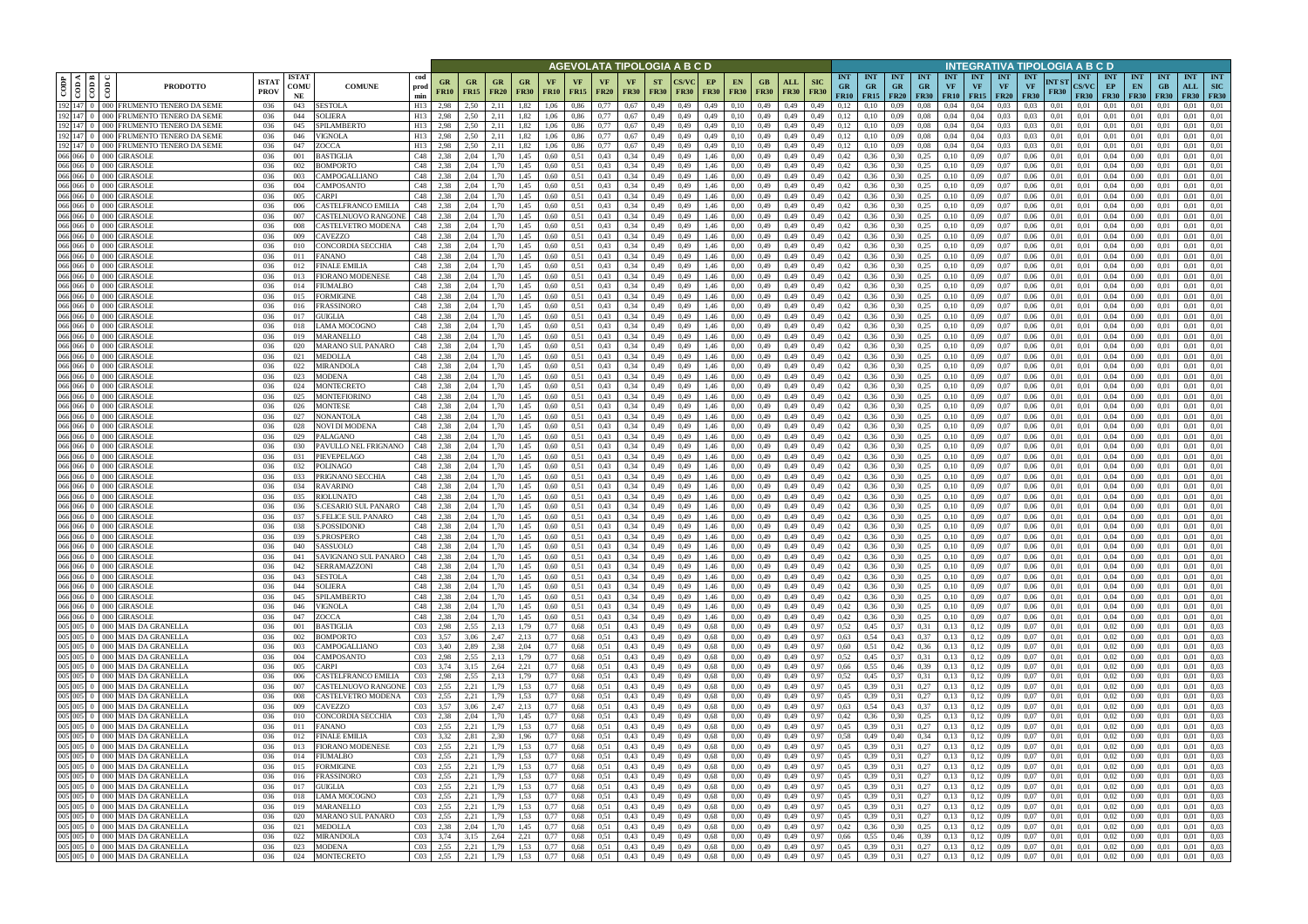| CODP | COD A | COD B | COD C | PRODOTTO | ISTAT PROV | ISTAT COMUNE | COMUNE | cod prod min | AGEVOLATA TIPOLOGIA A B C D | | | | | | | | | | | | | | | INTEGRATIVA TIPOLOGIA A B C D | | | | | | | | | | | | | | |
|---|---|---|---|---|---|---|---|---|---|---|---|---|---|---|---|---|---|---|---|---|---|---|---|---|---|---|---|---|---|---|---|---|---|---|---|---|---|---|
| | | | | | | | | | GR FR10 | GR FR15 | GR FR20 | GR FR30 | VF FR10 | VF FR15 | VF FR20 | VF FR30 | ST FR30 | CS/VC FR30 | EP FR30 | EN FR30 | GB FR30 | ALL FR30 | SIC FR30 | INT GR FR10 | INT GR FR15 | INT GR FR20 | INT GR FR30 | INT VF FR10 | INT VF FR15 | INT VF FR20 | INT VF FR30 | INT ST FR30 | INT CS/VC FR30 | INT EP FR30 | INT EN FR30 | INT GB FR30 | INT ALL FR30 | INT SIC FR30 |
| 192 | 147 | 0 | 000 | FRUMENTO TENERO DA SEME | 036 | 043 | SESTOLA | H13 | 2,98 | 2,50 | 2,11 | 1,82 | 1,06 | 0,86 | 0,77 | 0,67 | 0,49 | 0,49 | 0,49 | 0,10 | 0,49 | 0,49 | 0,49 | 0,12 | 0,10 | 0,09 | 0,08 | 0,04 | 0,04 | 0,03 | 0,03 | 0,01 | 0,01 | 0,01 | 0,01 | 0,01 | 0,01 | 0,01 |
| 192 | 147 | 0 | 000 | FRUMENTO TENERO DA SEME | 036 | 044 | SOLIERA | H13 | 2,98 | 2,50 | 2,11 | 1,82 | 1,06 | 0,86 | 0,77 | 0,67 | 0,49 | 0,49 | 0,49 | 0,10 | 0,49 | 0,49 | 0,49 | 0,12 | 0,10 | 0,09 | 0,08 | 0,04 | 0,04 | 0,03 | 0,03 | 0,01 | 0,01 | 0,01 | 0,01 | 0,01 | 0,01 | 0,01 |
| 192 | 147 | 0 | 000 | FRUMENTO TENERO DA SEME | 036 | 045 | SPILAMBERTO | H13 | 2,98 | 2,50 | 2,11 | 1,82 | 1,06 | 0,86 | 0,77 | 0,67 | 0,49 | 0,49 | 0,49 | 0,10 | 0,49 | 0,49 | 0,49 | 0,12 | 0,10 | 0,09 | 0,08 | 0,04 | 0,04 | 0,03 | 0,03 | 0,01 | 0,01 | 0,01 | 0,01 | 0,01 | 0,01 | 0,01 |
| 192 | 147 | 0 | 000 | FRUMENTO TENERO DA SEME | 036 | 046 | VIGNOLA | H13 | 2,98 | 2,50 | 2,11 | 1,82 | 1,06 | 0,86 | 0,77 | 0,67 | 0,49 | 0,49 | 0,49 | 0,10 | 0,49 | 0,49 | 0,49 | 0,12 | 0,10 | 0,09 | 0,08 | 0,04 | 0,04 | 0,03 | 0,03 | 0,01 | 0,01 | 0,01 | 0,01 | 0,01 | 0,01 | 0,01 |
| 192 | 147 | 0 | 000 | FRUMENTO TENERO DA SEME | 036 | 047 | ZOCCA | H13 | 2,98 | 2,50 | 2,11 | 1,82 | 1,06 | 0,86 | 0,77 | 0,67 | 0,49 | 0,49 | 0,49 | 0,10 | 0,49 | 0,49 | 0,49 | 0,12 | 0,10 | 0,09 | 0,08 | 0,04 | 0,04 | 0,03 | 0,03 | 0,01 | 0,01 | 0,01 | 0,01 | 0,01 | 0,01 | 0,01 |
| 066 | 066 | 0 | 000 | GIRASOLE | 036 | 001 | BASTIGLIA | C48 | 2,38 | 2,04 | 1,70 | 1,45 | 0,60 | 0,51 | 0,43 | 0,34 | 0,49 | 0,49 | 1,46 | 0,00 | 0,49 | 0,49 | 0,49 | 0,42 | 0,36 | 0,30 | 0,25 | 0,10 | 0,09 | 0,07 | 0,06 | 0,01 | 0,01 | 0,04 | 0,00 | 0,01 | 0,01 | 0,01 |
| 066 | 066 | 0 | 000 | GIRASOLE | 036 | 002 | BOMPORTO | C48 | 2,38 | 2,04 | 1,70 | 1,45 | 0,60 | 0,51 | 0,43 | 0,34 | 0,49 | 0,49 | 1,46 | 0,00 | 0,49 | 0,49 | 0,49 | 0,42 | 0,36 | 0,30 | 0,25 | 0,10 | 0,09 | 0,07 | 0,06 | 0,01 | 0,01 | 0,04 | 0,00 | 0,01 | 0,01 | 0,01 |
| 066 | 066 | 0 | 000 | GIRASOLE | 036 | 003 | CAMPOGALLIANO | C48 | 2,38 | 2,04 | 1,70 | 1,45 | 0,60 | 0,51 | 0,43 | 0,34 | 0,49 | 0,49 | 1,46 | 0,00 | 0,49 | 0,49 | 0,49 | 0,42 | 0,36 | 0,30 | 0,25 | 0,10 | 0,09 | 0,07 | 0,06 | 0,01 | 0,01 | 0,04 | 0,00 | 0,01 | 0,01 | 0,01 |
| 066 | 066 | 0 | 000 | GIRASOLE | 036 | 004 | CAMPOSANTO | C48 | 2,38 | 2,04 | 1,70 | 1,45 | 0,60 | 0,51 | 0,43 | 0,34 | 0,49 | 0,49 | 1,46 | 0,00 | 0,49 | 0,49 | 0,49 | 0,42 | 0,36 | 0,30 | 0,25 | 0,10 | 0,09 | 0,07 | 0,06 | 0,01 | 0,01 | 0,04 | 0,00 | 0,01 | 0,01 | 0,01 |
| 066 | 066 | 0 | 000 | GIRASOLE | 036 | 005 | CARPI | C48 | 2,38 | 2,04 | 1,70 | 1,45 | 0,60 | 0,51 | 0,43 | 0,34 | 0,49 | 0,49 | 1,46 | 0,00 | 0,49 | 0,49 | 0,49 | 0,42 | 0,36 | 0,30 | 0,25 | 0,10 | 0,09 | 0,07 | 0,06 | 0,01 | 0,01 | 0,04 | 0,00 | 0,01 | 0,01 | 0,01 |
| 066 | 066 | 0 | 000 | GIRASOLE | 036 | 006 | CASTELFRANCO EMILIA | C48 | 2,38 | 2,04 | 1,70 | 1,45 | 0,60 | 0,51 | 0,43 | 0,34 | 0,49 | 0,49 | 1,46 | 0,00 | 0,49 | 0,49 | 0,49 | 0,42 | 0,36 | 0,30 | 0,25 | 0,10 | 0,09 | 0,07 | 0,06 | 0,01 | 0,01 | 0,04 | 0,00 | 0,01 | 0,01 | 0,01 |
| 066 | 066 | 0 | 000 | GIRASOLE | 036 | 007 | CASTELNUOVO RANGONE | C48 | 2,38 | 2,04 | 1,70 | 1,45 | 0,60 | 0,51 | 0,43 | 0,34 | 0,49 | 0,49 | 1,46 | 0,00 | 0,49 | 0,49 | 0,49 | 0,42 | 0,36 | 0,30 | 0,25 | 0,10 | 0,09 | 0,07 | 0,06 | 0,01 | 0,01 | 0,04 | 0,00 | 0,01 | 0,01 | 0,01 |
| 066 | 066 | 0 | 000 | GIRASOLE | 036 | 008 | CASTELVETRO MODENA | C48 | 2,38 | 2,04 | 1,70 | 1,45 | 0,60 | 0,51 | 0,43 | 0,34 | 0,49 | 0,49 | 1,46 | 0,00 | 0,49 | 0,49 | 0,49 | 0,42 | 0,36 | 0,30 | 0,25 | 0,10 | 0,09 | 0,07 | 0,06 | 0,01 | 0,01 | 0,04 | 0,00 | 0,01 | 0,01 | 0,01 |
| 066 | 066 | 0 | 000 | GIRASOLE | 036 | 009 | CAVEZZO | C48 | 2,38 | 2,04 | 1,70 | 1,45 | 0,60 | 0,51 | 0,43 | 0,34 | 0,49 | 0,49 | 1,46 | 0,00 | 0,49 | 0,49 | 0,49 | 0,42 | 0,36 | 0,30 | 0,25 | 0,10 | 0,09 | 0,07 | 0,06 | 0,01 | 0,01 | 0,04 | 0,00 | 0,01 | 0,01 | 0,01 |
| 066 | 066 | 0 | 000 | GIRASOLE | 036 | 010 | CONCORDIA SECCHIA | C48 | 2,38 | 2,04 | 1,70 | 1,45 | 0,60 | 0,51 | 0,43 | 0,34 | 0,49 | 0,49 | 1,46 | 0,00 | 0,49 | 0,49 | 0,49 | 0,42 | 0,36 | 0,30 | 0,25 | 0,10 | 0,09 | 0,07 | 0,06 | 0,01 | 0,01 | 0,04 | 0,00 | 0,01 | 0,01 | 0,01 |
| 066 | 066 | 0 | 000 | GIRASOLE | 036 | 011 | FANANO | C48 | 2,38 | 2,04 | 1,70 | 1,45 | 0,60 | 0,51 | 0,43 | 0,34 | 0,49 | 0,49 | 1,46 | 0,00 | 0,49 | 0,49 | 0,49 | 0,42 | 0,36 | 0,30 | 0,25 | 0,10 | 0,09 | 0,07 | 0,06 | 0,01 | 0,01 | 0,04 | 0,00 | 0,01 | 0,01 | 0,01 |
| 066 | 066 | 0 | 000 | GIRASOLE | 036 | 012 | FINALE EMILIA | C48 | 2,38 | 2,04 | 1,70 | 1,45 | 0,60 | 0,51 | 0,43 | 0,34 | 0,49 | 0,49 | 1,46 | 0,00 | 0,49 | 0,49 | 0,49 | 0,42 | 0,36 | 0,30 | 0,25 | 0,10 | 0,09 | 0,07 | 0,06 | 0,01 | 0,01 | 0,04 | 0,00 | 0,01 | 0,01 | 0,01 |
| 066 | 066 | 0 | 000 | GIRASOLE | 036 | 013 | FIORANO MODENESE | C48 | 2,38 | 2,04 | 1,70 | 1,45 | 0,60 | 0,51 | 0,43 | 0,34 | 0,49 | 0,49 | 1,46 | 0,00 | 0,49 | 0,49 | 0,49 | 0,42 | 0,36 | 0,30 | 0,25 | 0,10 | 0,09 | 0,07 | 0,06 | 0,01 | 0,01 | 0,04 | 0,00 | 0,01 | 0,01 | 0,01 |
| 066 | 066 | 0 | 000 | GIRASOLE | 036 | 014 | FIUMALBO | C48 | 2,38 | 2,04 | 1,70 | 1,45 | 0,60 | 0,51 | 0,43 | 0,34 | 0,49 | 0,49 | 1,46 | 0,00 | 0,49 | 0,49 | 0,49 | 0,42 | 0,36 | 0,30 | 0,25 | 0,10 | 0,09 | 0,07 | 0,06 | 0,01 | 0,01 | 0,04 | 0,00 | 0,01 | 0,01 | 0,01 |
| 066 | 066 | 0 | 000 | GIRASOLE | 036 | 015 | FORMIGINE | C48 | 2,38 | 2,04 | 1,70 | 1,45 | 0,60 | 0,51 | 0,43 | 0,34 | 0,49 | 0,49 | 1,46 | 0,00 | 0,49 | 0,49 | 0,49 | 0,42 | 0,36 | 0,30 | 0,25 | 0,10 | 0,09 | 0,07 | 0,06 | 0,01 | 0,01 | 0,04 | 0,00 | 0,01 | 0,01 | 0,01 |
| 066 | 066 | 0 | 000 | GIRASOLE | 036 | 016 | FRASSINORO | C48 | 2,38 | 2,04 | 1,70 | 1,45 | 0,60 | 0,51 | 0,43 | 0,34 | 0,49 | 0,49 | 1,46 | 0,00 | 0,49 | 0,49 | 0,49 | 0,42 | 0,36 | 0,30 | 0,25 | 0,10 | 0,09 | 0,07 | 0,06 | 0,01 | 0,01 | 0,04 | 0,00 | 0,01 | 0,01 | 0,01 |
| 066 | 066 | 0 | 000 | GIRASOLE | 036 | 017 | GUIGLIA | C48 | 2,38 | 2,04 | 1,70 | 1,45 | 0,60 | 0,51 | 0,43 | 0,34 | 0,49 | 0,49 | 1,46 | 0,00 | 0,49 | 0,49 | 0,49 | 0,42 | 0,36 | 0,30 | 0,25 | 0,10 | 0,09 | 0,07 | 0,06 | 0,01 | 0,01 | 0,04 | 0,00 | 0,01 | 0,01 | 0,01 |
| 066 | 066 | 0 | 000 | GIRASOLE | 036 | 018 | LAMA MOCOGNO | C48 | 2,38 | 2,04 | 1,70 | 1,45 | 0,60 | 0,51 | 0,43 | 0,34 | 0,49 | 0,49 | 1,46 | 0,00 | 0,49 | 0,49 | 0,49 | 0,42 | 0,36 | 0,30 | 0,25 | 0,10 | 0,09 | 0,07 | 0,06 | 0,01 | 0,01 | 0,04 | 0,00 | 0,01 | 0,01 | 0,01 |
| 066 | 066 | 0 | 000 | GIRASOLE | 036 | 019 | MARANELLO | C48 | 2,38 | 2,04 | 1,70 | 1,45 | 0,60 | 0,51 | 0,43 | 0,34 | 0,49 | 0,49 | 1,46 | 0,00 | 0,49 | 0,49 | 0,49 | 0,42 | 0,36 | 0,30 | 0,25 | 0,10 | 0,09 | 0,07 | 0,06 | 0,01 | 0,01 | 0,04 | 0,00 | 0,01 | 0,01 | 0,01 |
| 066 | 066 | 0 | 000 | GIRASOLE | 036 | 020 | MARANO SUL PANARO | C48 | 2,38 | 2,04 | 1,70 | 1,45 | 0,60 | 0,51 | 0,43 | 0,34 | 0,49 | 0,49 | 1,46 | 0,00 | 0,49 | 0,49 | 0,49 | 0,42 | 0,36 | 0,30 | 0,25 | 0,10 | 0,09 | 0,07 | 0,06 | 0,01 | 0,01 | 0,04 | 0,00 | 0,01 | 0,01 | 0,01 |
| 066 | 066 | 0 | 000 | GIRASOLE | 036 | 021 | MEDOLLA | C48 | 2,38 | 2,04 | 1,70 | 1,45 | 0,60 | 0,51 | 0,43 | 0,34 | 0,49 | 0,49 | 1,46 | 0,00 | 0,49 | 0,49 | 0,49 | 0,42 | 0,36 | 0,30 | 0,25 | 0,10 | 0,09 | 0,07 | 0,06 | 0,01 | 0,01 | 0,04 | 0,00 | 0,01 | 0,01 | 0,01 |
| 066 | 066 | 0 | 000 | GIRASOLE | 036 | 022 | MIRANDOLA | C48 | 2,38 | 2,04 | 1,70 | 1,45 | 0,60 | 0,51 | 0,43 | 0,34 | 0,49 | 0,49 | 1,46 | 0,00 | 0,49 | 0,49 | 0,49 | 0,42 | 0,36 | 0,30 | 0,25 | 0,10 | 0,09 | 0,07 | 0,06 | 0,01 | 0,01 | 0,04 | 0,00 | 0,01 | 0,01 | 0,01 |
| 066 | 066 | 0 | 000 | GIRASOLE | 036 | 023 | MODENA | C48 | 2,38 | 2,04 | 1,70 | 1,45 | 0,60 | 0,51 | 0,43 | 0,34 | 0,49 | 0,49 | 1,46 | 0,00 | 0,49 | 0,49 | 0,49 | 0,42 | 0,36 | 0,30 | 0,25 | 0,10 | 0,09 | 0,07 | 0,06 | 0,01 | 0,01 | 0,04 | 0,00 | 0,01 | 0,01 | 0,01 |
| 066 | 066 | 0 | 000 | GIRASOLE | 036 | 024 | MONTECRETO | C48 | 2,38 | 2,04 | 1,70 | 1,45 | 0,60 | 0,51 | 0,43 | 0,34 | 0,49 | 0,49 | 1,46 | 0,00 | 0,49 | 0,49 | 0,49 | 0,42 | 0,36 | 0,30 | 0,25 | 0,10 | 0,09 | 0,07 | 0,06 | 0,01 | 0,01 | 0,04 | 0,00 | 0,01 | 0,01 | 0,01 |
| 066 | 066 | 0 | 000 | GIRASOLE | 036 | 025 | MONTEFIORINO | C48 | 2,38 | 2,04 | 1,70 | 1,45 | 0,60 | 0,51 | 0,43 | 0,34 | 0,49 | 0,49 | 1,46 | 0,00 | 0,49 | 0,49 | 0,49 | 0,42 | 0,36 | 0,30 | 0,25 | 0,10 | 0,09 | 0,07 | 0,06 | 0,01 | 0,01 | 0,04 | 0,00 | 0,01 | 0,01 | 0,01 |
| 066 | 066 | 0 | 000 | GIRASOLE | 036 | 026 | MONTESE | C48 | 2,38 | 2,04 | 1,70 | 1,45 | 0,60 | 0,51 | 0,43 | 0,34 | 0,49 | 0,49 | 1,46 | 0,00 | 0,49 | 0,49 | 0,49 | 0,42 | 0,36 | 0,30 | 0,25 | 0,10 | 0,09 | 0,07 | 0,06 | 0,01 | 0,01 | 0,04 | 0,00 | 0,01 | 0,01 | 0,01 |
| 066 | 066 | 0 | 000 | GIRASOLE | 036 | 027 | NONANTOLA | C48 | 2,38 | 2,04 | 1,70 | 1,45 | 0,60 | 0,51 | 0,43 | 0,34 | 0,49 | 0,49 | 1,46 | 0,00 | 0,49 | 0,49 | 0,49 | 0,42 | 0,36 | 0,30 | 0,25 | 0,10 | 0,09 | 0,07 | 0,06 | 0,01 | 0,01 | 0,04 | 0,00 | 0,01 | 0,01 | 0,01 |
| 066 | 066 | 0 | 000 | GIRASOLE | 036 | 028 | NOVI DI MODENA | C48 | 2,38 | 2,04 | 1,70 | 1,45 | 0,60 | 0,51 | 0,43 | 0,34 | 0,49 | 0,49 | 1,46 | 0,00 | 0,49 | 0,49 | 0,49 | 0,42 | 0,36 | 0,30 | 0,25 | 0,10 | 0,09 | 0,07 | 0,06 | 0,01 | 0,01 | 0,04 | 0,00 | 0,01 | 0,01 | 0,01 |
| 066 | 066 | 0 | 000 | GIRASOLE | 036 | 029 | PALAGANO | C48 | 2,38 | 2,04 | 1,70 | 1,45 | 0,60 | 0,51 | 0,43 | 0,34 | 0,49 | 0,49 | 1,46 | 0,00 | 0,49 | 0,49 | 0,49 | 0,42 | 0,36 | 0,30 | 0,25 | 0,10 | 0,09 | 0,07 | 0,06 | 0,01 | 0,01 | 0,04 | 0,00 | 0,01 | 0,01 | 0,01 |
| 066 | 066 | 0 | 000 | GIRASOLE | 036 | 030 | PAVULLO NEL FRIGNANO | C48 | 2,38 | 2,04 | 1,70 | 1,45 | 0,60 | 0,51 | 0,43 | 0,34 | 0,49 | 0,49 | 1,46 | 0,00 | 0,49 | 0,49 | 0,49 | 0,42 | 0,36 | 0,30 | 0,25 | 0,10 | 0,09 | 0,07 | 0,06 | 0,01 | 0,01 | 0,04 | 0,00 | 0,01 | 0,01 | 0,01 |
| 066 | 066 | 0 | 000 | GIRASOLE | 036 | 031 | PIEVEPELAGO | C48 | 2,38 | 2,04 | 1,70 | 1,45 | 0,60 | 0,51 | 0,43 | 0,34 | 0,49 | 0,49 | 1,46 | 0,00 | 0,49 | 0,49 | 0,49 | 0,42 | 0,36 | 0,30 | 0,25 | 0,10 | 0,09 | 0,07 | 0,06 | 0,01 | 0,01 | 0,04 | 0,00 | 0,01 | 0,01 | 0,01 |
| 066 | 066 | 0 | 000 | GIRASOLE | 036 | 032 | POLINAGO | C48 | 2,38 | 2,04 | 1,70 | 1,45 | 0,60 | 0,51 | 0,43 | 0,34 | 0,49 | 0,49 | 1,46 | 0,00 | 0,49 | 0,49 | 0,49 | 0,42 | 0,36 | 0,30 | 0,25 | 0,10 | 0,09 | 0,07 | 0,06 | 0,01 | 0,01 | 0,04 | 0,00 | 0,01 | 0,01 | 0,01 |
| 066 | 066 | 0 | 000 | GIRASOLE | 036 | 033 | PRIGNANO SECCHIA | C48 | 2,38 | 2,04 | 1,70 | 1,45 | 0,60 | 0,51 | 0,43 | 0,34 | 0,49 | 0,49 | 1,46 | 0,00 | 0,49 | 0,49 | 0,49 | 0,42 | 0,36 | 0,30 | 0,25 | 0,10 | 0,09 | 0,07 | 0,06 | 0,01 | 0,01 | 0,04 | 0,00 | 0,01 | 0,01 | 0,01 |
| 066 | 066 | 0 | 000 | GIRASOLE | 036 | 034 | RAVARINO | C48 | 2,38 | 2,04 | 1,70 | 1,45 | 0,60 | 0,51 | 0,43 | 0,34 | 0,49 | 0,49 | 1,46 | 0,00 | 0,49 | 0,49 | 0,49 | 0,42 | 0,36 | 0,30 | 0,25 | 0,10 | 0,09 | 0,07 | 0,06 | 0,01 | 0,01 | 0,04 | 0,00 | 0,01 | 0,01 | 0,01 |
| 066 | 066 | 0 | 000 | GIRASOLE | 036 | 035 | RIOLUNATO | C48 | 2,38 | 2,04 | 1,70 | 1,45 | 0,60 | 0,51 | 0,43 | 0,34 | 0,49 | 0,49 | 1,46 | 0,00 | 0,49 | 0,49 | 0,49 | 0,42 | 0,36 | 0,30 | 0,25 | 0,10 | 0,09 | 0,07 | 0,06 | 0,01 | 0,01 | 0,04 | 0,00 | 0,01 | 0,01 | 0,01 |
| 066 | 066 | 0 | 000 | GIRASOLE | 036 | 036 | S.CESARIO SUL PANARO | C48 | 2,38 | 2,04 | 1,70 | 1,45 | 0,60 | 0,51 | 0,43 | 0,34 | 0,49 | 0,49 | 1,46 | 0,00 | 0,49 | 0,49 | 0,49 | 0,42 | 0,36 | 0,30 | 0,25 | 0,10 | 0,09 | 0,07 | 0,06 | 0,01 | 0,01 | 0,04 | 0,00 | 0,01 | 0,01 | 0,01 |
| 066 | 066 | 0 | 000 | GIRASOLE | 036 | 037 | S.FELICE SUL PANARO | C48 | 2,38 | 2,04 | 1,70 | 1,45 | 0,60 | 0,51 | 0,43 | 0,34 | 0,49 | 0,49 | 1,46 | 0,00 | 0,49 | 0,49 | 0,49 | 0,42 | 0,36 | 0,30 | 0,25 | 0,10 | 0,09 | 0,07 | 0,06 | 0,01 | 0,01 | 0,04 | 0,00 | 0,01 | 0,01 | 0,01 |
| 066 | 066 | 0 | 000 | GIRASOLE | 036 | 038 | S.POSSIDONIO | C48 | 2,38 | 2,04 | 1,70 | 1,45 | 0,60 | 0,51 | 0,43 | 0,34 | 0,49 | 0,49 | 1,46 | 0,00 | 0,49 | 0,49 | 0,49 | 0,42 | 0,36 | 0,30 | 0,25 | 0,10 | 0,09 | 0,07 | 0,06 | 0,01 | 0,01 | 0,04 | 0,00 | 0,01 | 0,01 | 0,01 |
| 066 | 066 | 0 | 000 | GIRASOLE | 036 | 039 | S.PROSPERO | C48 | 2,38 | 2,04 | 1,70 | 1,45 | 0,60 | 0,51 | 0,43 | 0,34 | 0,49 | 0,49 | 1,46 | 0,00 | 0,49 | 0,49 | 0,49 | 0,42 | 0,36 | 0,30 | 0,25 | 0,10 | 0,09 | 0,07 | 0,06 | 0,01 | 0,01 | 0,04 | 0,00 | 0,01 | 0,01 | 0,01 |
| 066 | 066 | 0 | 000 | GIRASOLE | 036 | 040 | SASSUOLO | C48 | 2,38 | 2,04 | 1,70 | 1,45 | 0,60 | 0,51 | 0,43 | 0,34 | 0,49 | 0,49 | 1,46 | 0,00 | 0,49 | 0,49 | 0,49 | 0,42 | 0,36 | 0,30 | 0,25 | 0,10 | 0,09 | 0,07 | 0,06 | 0,01 | 0,01 | 0,04 | 0,00 | 0,01 | 0,01 | 0,01 |
| 066 | 066 | 0 | 000 | GIRASOLE | 036 | 041 | SAVIGNANO SUL PANARO | C48 | 2,38 | 2,04 | 1,70 | 1,45 | 0,60 | 0,51 | 0,43 | 0,34 | 0,49 | 0,49 | 1,46 | 0,00 | 0,49 | 0,49 | 0,49 | 0,42 | 0,36 | 0,30 | 0,25 | 0,10 | 0,09 | 0,07 | 0,06 | 0,01 | 0,01 | 0,04 | 0,00 | 0,01 | 0,01 | 0,01 |
| 066 | 066 | 0 | 000 | GIRASOLE | 036 | 042 | SERRAMAZZONI | C48 | 2,38 | 2,04 | 1,70 | 1,45 | 0,60 | 0,51 | 0,43 | 0,34 | 0,49 | 0,49 | 1,46 | 0,00 | 0,49 | 0,49 | 0,49 | 0,42 | 0,36 | 0,30 | 0,25 | 0,10 | 0,09 | 0,07 | 0,06 | 0,01 | 0,01 | 0,04 | 0,00 | 0,01 | 0,01 | 0,01 |
| 066 | 066 | 0 | 000 | GIRASOLE | 036 | 043 | SESTOLA | C48 | 2,38 | 2,04 | 1,70 | 1,45 | 0,60 | 0,51 | 0,43 | 0,34 | 0,49 | 0,49 | 1,46 | 0,00 | 0,49 | 0,49 | 0,49 | 0,42 | 0,36 | 0,30 | 0,25 | 0,10 | 0,09 | 0,07 | 0,06 | 0,01 | 0,01 | 0,04 | 0,00 | 0,01 | 0,01 | 0,01 |
| 066 | 066 | 0 | 000 | GIRASOLE | 036 | 044 | SOLIERA | C48 | 2,38 | 2,04 | 1,70 | 1,45 | 0,60 | 0,51 | 0,43 | 0,34 | 0,49 | 0,49 | 1,46 | 0,00 | 0,49 | 0,49 | 0,49 | 0,42 | 0,36 | 0,30 | 0,25 | 0,10 | 0,09 | 0,07 | 0,06 | 0,01 | 0,01 | 0,04 | 0,00 | 0,01 | 0,01 | 0,01 |
| 066 | 066 | 0 | 000 | GIRASOLE | 036 | 045 | SPILAMBERTO | C48 | 2,38 | 2,04 | 1,70 | 1,45 | 0,60 | 0,51 | 0,43 | 0,34 | 0,49 | 0,49 | 1,46 | 0,00 | 0,49 | 0,49 | 0,49 | 0,42 | 0,36 | 0,30 | 0,25 | 0,10 | 0,09 | 0,07 | 0,06 | 0,01 | 0,01 | 0,04 | 0,00 | 0,01 | 0,01 | 0,01 |
| 066 | 066 | 0 | 000 | GIRASOLE | 036 | 046 | VIGNOLA | C48 | 2,38 | 2,04 | 1,70 | 1,45 | 0,60 | 0,51 | 0,43 | 0,34 | 0,49 | 0,49 | 1,46 | 0,00 | 0,49 | 0,49 | 0,49 | 0,42 | 0,36 | 0,30 | 0,25 | 0,10 | 0,09 | 0,07 | 0,06 | 0,01 | 0,01 | 0,04 | 0,00 | 0,01 | 0,01 | 0,01 |
| 066 | 066 | 0 | 000 | GIRASOLE | 036 | 047 | ZOCCA | C48 | 2,38 | 2,04 | 1,70 | 1,45 | 0,60 | 0,51 | 0,43 | 0,34 | 0,49 | 0,49 | 1,46 | 0,00 | 0,49 | 0,49 | 0,49 | 0,42 | 0,36 | 0,30 | 0,25 | 0,10 | 0,09 | 0,07 | 0,06 | 0,01 | 0,01 | 0,04 | 0,00 | 0,01 | 0,01 | 0,01 |
| 005 | 005 | 0 | 000 | MAIS DA GRANELLA | 036 | 001 | BASTIGLIA | C03 | 2,98 | 2,55 | 2,13 | 1,79 | 0,77 | 0,68 | 0,51 | 0,43 | 0,49 | 0,49 | 0,68 | 0,00 | 0,49 | 0,49 | 0,97 | 0,52 | 0,45 | 0,37 | 0,31 | 0,13 | 0,12 | 0,09 | 0,07 | 0,01 | 0,01 | 0,02 | 0,00 | 0,01 | 0,01 | 0,03 |
| 005 | 005 | 0 | 000 | MAIS DA GRANELLA | 036 | 002 | BOMPORTO | C03 | 3,57 | 3,06 | 2,47 | 2,13 | 0,77 | 0,68 | 0,51 | 0,43 | 0,49 | 0,49 | 0,68 | 0,00 | 0,49 | 0,49 | 0,97 | 0,63 | 0,54 | 0,43 | 0,37 | 0,13 | 0,12 | 0,09 | 0,07 | 0,01 | 0,01 | 0,02 | 0,00 | 0,01 | 0,01 | 0,03 |
| 005 | 005 | 0 | 000 | MAIS DA GRANELLA | 036 | 003 | CAMPOGALLIANO | C03 | 3,40 | 2,89 | 2,38 | 2,04 | 0,77 | 0,68 | 0,51 | 0,43 | 0,49 | 0,49 | 0,68 | 0,00 | 0,49 | 0,49 | 0,97 | 0,60 | 0,51 | 0,42 | 0,36 | 0,13 | 0,12 | 0,09 | 0,07 | 0,01 | 0,01 | 0,02 | 0,00 | 0,01 | 0,01 | 0,03 |
| 005 | 005 | 0 | 000 | MAIS DA GRANELLA | 036 | 004 | CAMPOSANTO | C03 | 2,98 | 2,55 | 2,13 | 1,79 | 0,77 | 0,68 | 0,51 | 0,43 | 0,49 | 0,49 | 0,68 | 0,00 | 0,49 | 0,49 | 0,97 | 0,52 | 0,45 | 0,37 | 0,31 | 0,13 | 0,12 | 0,09 | 0,07 | 0,01 | 0,01 | 0,02 | 0,00 | 0,01 | 0,01 | 0,03 |
| 005 | 005 | 0 | 000 | MAIS DA GRANELLA | 036 | 005 | CARPI | C03 | 3,74 | 3,15 | 2,64 | 2,21 | 0,77 | 0,68 | 0,51 | 0,43 | 0,49 | 0,49 | 0,68 | 0,00 | 0,49 | 0,49 | 0,97 | 0,66 | 0,55 | 0,46 | 0,39 | 0,13 | 0,12 | 0,09 | 0,07 | 0,01 | 0,01 | 0,02 | 0,00 | 0,01 | 0,01 | 0,03 |
| 005 | 005 | 0 | 000 | MAIS DA GRANELLA | 036 | 006 | CASTELFRANCO EMILIA | C03 | 2,98 | 2,55 | 2,13 | 1,79 | 0,77 | 0,68 | 0,51 | 0,43 | 0,49 | 0,49 | 0,68 | 0,00 | 0,49 | 0,49 | 0,97 | 0,52 | 0,45 | 0,37 | 0,31 | 0,13 | 0,12 | 0,09 | 0,07 | 0,01 | 0,01 | 0,02 | 0,00 | 0,01 | 0,01 | 0,03 |
| 005 | 005 | 0 | 000 | MAIS DA GRANELLA | 036 | 007 | CASTELNUOVO RANGONE | C03 | 2,55 | 2,21 | 1,79 | 1,53 | 0,77 | 0,68 | 0,51 | 0,43 | 0,49 | 0,49 | 0,68 | 0,00 | 0,49 | 0,49 | 0,97 | 0,45 | 0,39 | 0,31 | 0,27 | 0,13 | 0,12 | 0,09 | 0,07 | 0,01 | 0,01 | 0,02 | 0,00 | 0,01 | 0,01 | 0,03 |
| 005 | 005 | 0 | 000 | MAIS DA GRANELLA | 036 | 008 | CASTELVETRO MODENA | C03 | 2,55 | 2,21 | 1,79 | 1,53 | 0,77 | 0,68 | 0,51 | 0,43 | 0,49 | 0,49 | 0,68 | 0,00 | 0,49 | 0,49 | 0,97 | 0,45 | 0,39 | 0,31 | 0,27 | 0,13 | 0,12 | 0,09 | 0,07 | 0,01 | 0,01 | 0,02 | 0,00 | 0,01 | 0,01 | 0,03 |
| 005 | 005 | 0 | 000 | MAIS DA GRANELLA | 036 | 009 | CAVEZZO | C03 | 3,57 | 3,06 | 2,47 | 2,13 | 0,77 | 0,68 | 0,51 | 0,43 | 0,49 | 0,49 | 0,68 | 0,00 | 0,49 | 0,49 | 0,97 | 0,63 | 0,54 | 0,43 | 0,37 | 0,13 | 0,12 | 0,09 | 0,07 | 0,01 | 0,01 | 0,02 | 0,00 | 0,01 | 0,01 | 0,03 |
| 005 | 005 | 0 | 000 | MAIS DA GRANELLA | 036 | 010 | CONCORDIA SECCHIA | C03 | 2,38 | 2,04 | 1,70 | 1,45 | 0,77 | 0,68 | 0,51 | 0,43 | 0,49 | 0,49 | 0,68 | 0,00 | 0,49 | 0,49 | 0,97 | 0,42 | 0,36 | 0,30 | 0,25 | 0,13 | 0,12 | 0,09 | 0,07 | 0,01 | 0,01 | 0,02 | 0,00 | 0,01 | 0,01 | 0,03 |
| 005 | 005 | 0 | 000 | MAIS DA GRANELLA | 036 | 011 | FANANO | C03 | 2,55 | 2,21 | 1,79 | 1,53 | 0,77 | 0,68 | 0,51 | 0,43 | 0,49 | 0,49 | 0,68 | 0,00 | 0,49 | 0,49 | 0,97 | 0,45 | 0,39 | 0,31 | 0,27 | 0,13 | 0,12 | 0,09 | 0,07 | 0,01 | 0,01 | 0,02 | 0,00 | 0,01 | 0,01 | 0,03 |
| 005 | 005 | 0 | 000 | MAIS DA GRANELLA | 036 | 012 | FINALE EMILIA | C03 | 3,32 | 2,81 | 2,30 | 1,96 | 0,77 | 0,68 | 0,51 | 0,43 | 0,49 | 0,49 | 0,68 | 0,00 | 0,49 | 0,49 | 0,97 | 0,58 | 0,49 | 0,40 | 0,34 | 0,13 | 0,12 | 0,09 | 0,07 | 0,01 | 0,01 | 0,02 | 0,00 | 0,01 | 0,01 | 0,03 |
| 005 | 005 | 0 | 000 | MAIS DA GRANELLA | 036 | 013 | FIORANO MODENESE | C03 | 2,55 | 2,21 | 1,79 | 1,53 | 0,77 | 0,68 | 0,51 | 0,43 | 0,49 | 0,49 | 0,68 | 0,00 | 0,49 | 0,49 | 0,97 | 0,45 | 0,39 | 0,31 | 0,27 | 0,13 | 0,12 | 0,09 | 0,07 | 0,01 | 0,01 | 0,02 | 0,00 | 0,01 | 0,01 | 0,03 |
| 005 | 005 | 0 | 000 | MAIS DA GRANELLA | 036 | 014 | FIUMALBO | C03 | 2,55 | 2,21 | 1,79 | 1,53 | 0,77 | 0,68 | 0,51 | 0,43 | 0,49 | 0,49 | 0,68 | 0,00 | 0,49 | 0,49 | 0,97 | 0,45 | 0,39 | 0,31 | 0,27 | 0,13 | 0,12 | 0,09 | 0,07 | 0,01 | 0,01 | 0,02 | 0,00 | 0,01 | 0,01 | 0,03 |
| 005 | 005 | 0 | 000 | MAIS DA GRANELLA | 036 | 015 | FORMIGINE | C03 | 2,55 | 2,21 | 1,79 | 1,53 | 0,77 | 0,68 | 0,51 | 0,43 | 0,49 | 0,49 | 0,68 | 0,00 | 0,49 | 0,49 | 0,97 | 0,45 | 0,39 | 0,31 | 0,27 | 0,13 | 0,12 | 0,09 | 0,07 | 0,01 | 0,01 | 0,02 | 0,00 | 0,01 | 0,01 | 0,03 |
| 005 | 005 | 0 | 000 | MAIS DA GRANELLA | 036 | 016 | FRASSINORO | C03 | 2,55 | 2,21 | 1,79 | 1,53 | 0,77 | 0,68 | 0,51 | 0,43 | 0,49 | 0,49 | 0,68 | 0,00 | 0,49 | 0,49 | 0,97 | 0,45 | 0,39 | 0,31 | 0,27 | 0,13 | 0,12 | 0,09 | 0,07 | 0,01 | 0,01 | 0,02 | 0,00 | 0,01 | 0,01 | 0,03 |
| 005 | 005 | 0 | 000 | MAIS DA GRANELLA | 036 | 017 | GUIGLIA | C03 | 2,55 | 2,21 | 1,79 | 1,53 | 0,77 | 0,68 | 0,51 | 0,43 | 0,49 | 0,49 | 0,68 | 0,00 | 0,49 | 0,49 | 0,97 | 0,45 | 0,39 | 0,31 | 0,27 | 0,13 | 0,12 | 0,09 | 0,07 | 0,01 | 0,01 | 0,02 | 0,00 | 0,01 | 0,01 | 0,03 |
| 005 | 005 | 0 | 000 | MAIS DA GRANELLA | 036 | 018 | LAMA MOCOGNO | C03 | 2,55 | 2,21 | 1,79 | 1,53 | 0,77 | 0,68 | 0,51 | 0,43 | 0,49 | 0,49 | 0,68 | 0,00 | 0,49 | 0,49 | 0,97 | 0,45 | 0,39 | 0,31 | 0,27 | 0,13 | 0,12 | 0,09 | 0,07 | 0,01 | 0,01 | 0,02 | 0,00 | 0,01 | 0,01 | 0,03 |
| 005 | 005 | 0 | 000 | MAIS DA GRANELLA | 036 | 019 | MARANELLO | C03 | 2,55 | 2,21 | 1,79 | 1,53 | 0,77 | 0,68 | 0,51 | 0,43 | 0,49 | 0,49 | 0,68 | 0,00 | 0,49 | 0,49 | 0,97 | 0,45 | 0,39 | 0,31 | 0,27 | 0,13 | 0,12 | 0,09 | 0,07 | 0,01 | 0,01 | 0,02 | 0,00 | 0,01 | 0,01 | 0,03 |
| 005 | 005 | 0 | 000 | MAIS DA GRANELLA | 036 | 020 | MARANO SUL PANARO | C03 | 2,55 | 2,21 | 1,79 | 1,53 | 0,77 | 0,68 | 0,51 | 0,43 | 0,49 | 0,49 | 0,68 | 0,00 | 0,49 | 0,49 | 0,97 | 0,45 | 0,39 | 0,31 | 0,27 | 0,13 | 0,12 | 0,09 | 0,07 | 0,01 | 0,01 | 0,02 | 0,00 | 0,01 | 0,01 | 0,03 |
| 005 | 005 | 0 | 000 | MAIS DA GRANELLA | 036 | 021 | MEDOLLA | C03 | 2,38 | 2,04 | 1,70 | 1,45 | 0,77 | 0,68 | 0,51 | 0,43 | 0,49 | 0,49 | 0,68 | 0,00 | 0,49 | 0,49 | 0,97 | 0,42 | 0,36 | 0,30 | 0,25 | 0,13 | 0,12 | 0,09 | 0,07 | 0,01 | 0,01 | 0,02 | 0,00 | 0,01 | 0,01 | 0,03 |
| 005 | 005 | 0 | 000 | MAIS DA GRANELLA | 036 | 022 | MIRANDOLA | C03 | 3,74 | 3,15 | 2,64 | 2,21 | 0,77 | 0,68 | 0,51 | 0,43 | 0,49 | 0,49 | 0,68 | 0,00 | 0,49 | 0,49 | 0,97 | 0,66 | 0,55 | 0,46 | 0,39 | 0,13 | 0,12 | 0,09 | 0,07 | 0,01 | 0,01 | 0,02 | 0,00 | 0,01 | 0,01 | 0,03 |
| 005 | 005 | 0 | 000 | MAIS DA GRANELLA | 036 | 023 | MODENA | C03 | 2,55 | 2,21 | 1,79 | 1,53 | 0,77 | 0,68 | 0,51 | 0,43 | 0,49 | 0,49 | 0,68 | 0,00 | 0,49 | 0,49 | 0,97 | 0,45 | 0,39 | 0,31 | 0,27 | 0,13 | 0,12 | 0,09 | 0,07 | 0,01 | 0,01 | 0,02 | 0,00 | 0,01 | 0,01 | 0,03 |
| 005 | 005 | 0 | 000 | MAIS DA GRANELLA | 036 | 024 | MONTECRETO | C03 | 2,55 | 2,21 | 1,79 | 1,53 | 0,77 | 0,68 | 0,51 | 0,43 | 0,49 | 0,49 | 0,68 | 0,00 | 0,49 | 0,49 | 0,97 | 0,45 | 0,39 | 0,31 | 0,27 | 0,13 | 0,12 | 0,09 | 0,07 | 0,01 | 0,01 | 0,02 | 0,00 | 0,01 | 0,01 | 0,03 |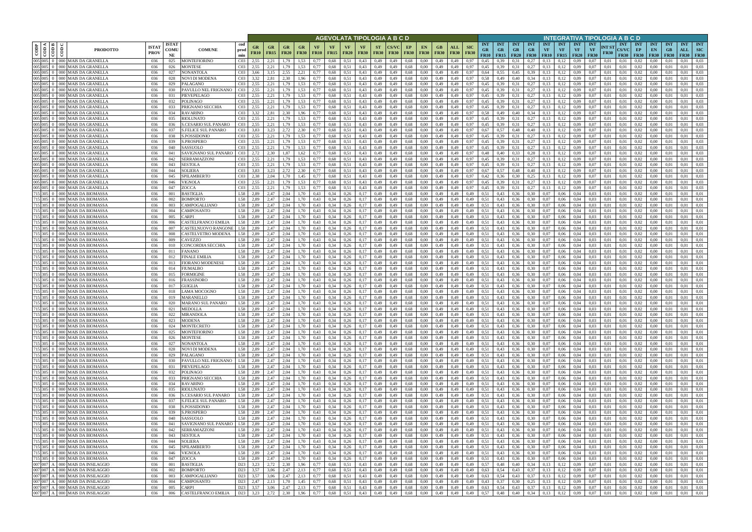| COD P | COD A | COD B | COD C | PRODOTTO | ISTAT PROV | ISTAT COMU NE | COMUNE | cod prod min | AGEVOLATA TIPOLOGIA A B C D | | | | | | | | | | | | | | | INTEGRATIVA TIPOLOGIA A B C D | | | | | | | | | | | | | | |
|---|---|---|---|---|---|---|---|---|---|---|---|---|---|---|---|---|---|---|---|---|---|---|---|---|---|---|---|---|---|---|---|---|---|---|---|---|---|---|
| | | | | | | | | | GR FR10 | GR FR15 | GR FR20 | GR FR30 | VF FR10 | VF FR15 | VF FR20 | VF FR30 | ST FR30 | CS/VC FR30 | EP FR30 | EN FR30 | GB FR30 | ALL FR30 | SIC FR30 | INT GR FR10 | INT GR FR15 | INT GR FR20 | INT GR FR30 | INT VF FR10 | INT VF FR15 | INT VF FR20 | INT VF FR30 | INT ST FR30 | INT CS/VC FR30 | INT EP FR30 | INT EN FR30 | INT GB FR30 | INT ALL FR30 | INT SIC FR30 |
| 005 | 005 | 0 | 000 | MAIS DA GRANELLA | 036 | 025 | MONTEFIORINO | C03 | 2,55 | 2,21 | 1,79 | 1,53 | 0,77 | 0,68 | 0,51 | 0,43 | 0,49 | 0,49 | 0,68 | 0,00 | 0,49 | 0,49 | 0,97 | 0,45 | 0,39 | 0,31 | 0,27 | 0,13 | 0,12 | 0,09 | 0,07 | 0,01 | 0,01 | 0,02 | 0,00 | 0,01 | 0,01 | 0,03 |
| 005 | 005 | 0 | 000 | MAIS DA GRANELLA | 036 | 026 | MONTESE | C03 | 2,55 | 2,21 | 1,79 | 1,53 | 0,77 | 0,68 | 0,51 | 0,43 | 0,49 | 0,49 | 0,68 | 0,00 | 0,49 | 0,49 | 0,97 | 0,45 | 0,39 | 0,31 | 0,27 | 0,13 | 0,12 | 0,09 | 0,07 | 0,01 | 0,01 | 0,02 | 0,00 | 0,01 | 0,01 | 0,03 |
| 005 | 005 | 0 | 000 | MAIS DA GRANELLA | 036 | 027 | NONANTOLA | C03 | 3,66 | 3,15 | 2,55 | 2,21 | 0,77 | 0,68 | 0,51 | 0,43 | 0,49 | 0,49 | 0,68 | 0,00 | 0,49 | 0,49 | 0,97 | 0,64 | 0,55 | 0,45 | 0,39 | 0,13 | 0,12 | 0,09 | 0,07 | 0,01 | 0,01 | 0,02 | 0,00 | 0,01 | 0,01 | 0,03 |
| 005 | 005 | 0 | 000 | MAIS DA GRANELLA | 036 | 028 | NOVI DI MODENA | C03 | 3,32 | 2,81 | 2,30 | 1,96 | 0,77 | 0,68 | 0,51 | 0,43 | 0,49 | 0,49 | 0,68 | 0,00 | 0,49 | 0,49 | 0,97 | 0,58 | 0,49 | 0,40 | 0,34 | 0,13 | 0,12 | 0,09 | 0,07 | 0,01 | 0,01 | 0,02 | 0,00 | 0,01 | 0,01 | 0,03 |
| 005 | 005 | 0 | 000 | MAIS DA GRANELLA | 036 | 029 | PALAGANO | C03 | 2,55 | 2,21 | 1,79 | 1,53 | 0,77 | 0,68 | 0,51 | 0,43 | 0,49 | 0,49 | 0,68 | 0,00 | 0,49 | 0,49 | 0,97 | 0,45 | 0,39 | 0,31 | 0,27 | 0,13 | 0,12 | 0,09 | 0,07 | 0,01 | 0,01 | 0,02 | 0,00 | 0,01 | 0,01 | 0,03 |
| 005 | 005 | 0 | 000 | MAIS DA GRANELLA | 036 | 030 | PAVULLO NEL FRIGNANO | C03 | 2,55 | 2,21 | 1,79 | 1,53 | 0,77 | 0,68 | 0,51 | 0,43 | 0,49 | 0,49 | 0,68 | 0,00 | 0,49 | 0,49 | 0,97 | 0,45 | 0,39 | 0,31 | 0,27 | 0,13 | 0,12 | 0,09 | 0,07 | 0,01 | 0,01 | 0,02 | 0,00 | 0,01 | 0,01 | 0,03 |
| 005 | 005 | 0 | 000 | MAIS DA GRANELLA | 036 | 031 | PIEVEPELAGO | C03 | 2,55 | 2,21 | 1,79 | 1,53 | 0,77 | 0,68 | 0,51 | 0,43 | 0,49 | 0,49 | 0,68 | 0,00 | 0,49 | 0,49 | 0,97 | 0,45 | 0,39 | 0,31 | 0,27 | 0,13 | 0,12 | 0,09 | 0,07 | 0,01 | 0,01 | 0,02 | 0,00 | 0,01 | 0,01 | 0,03 |
| 005 | 005 | 0 | 000 | MAIS DA GRANELLA | 036 | 032 | POLINAGO | C03 | 2,55 | 2,21 | 1,79 | 1,53 | 0,77 | 0,68 | 0,51 | 0,43 | 0,49 | 0,49 | 0,68 | 0,00 | 0,49 | 0,49 | 0,97 | 0,45 | 0,39 | 0,31 | 0,27 | 0,13 | 0,12 | 0,09 | 0,07 | 0,01 | 0,01 | 0,02 | 0,00 | 0,01 | 0,01 | 0,03 |
| 005 | 005 | 0 | 000 | MAIS DA GRANELLA | 036 | 033 | PRIGNANO SECCHIA | C03 | 2,55 | 2,21 | 1,79 | 1,53 | 0,77 | 0,68 | 0,51 | 0,43 | 0,49 | 0,49 | 0,68 | 0,00 | 0,49 | 0,49 | 0,97 | 0,45 | 0,39 | 0,31 | 0,27 | 0,13 | 0,12 | 0,09 | 0,07 | 0,01 | 0,01 | 0,02 | 0,00 | 0,01 | 0,01 | 0,03 |
| 005 | 005 | 0 | 000 | MAIS DA GRANELLA | 036 | 034 | RAVARINO | C03 | 3,32 | 2,81 | 2,30 | 1,96 | 0,77 | 0,68 | 0,51 | 0,43 | 0,49 | 0,49 | 0,68 | 0,00 | 0,49 | 0,49 | 0,97 | 0,58 | 0,49 | 0,40 | 0,34 | 0,13 | 0,12 | 0,09 | 0,07 | 0,01 | 0,01 | 0,02 | 0,00 | 0,01 | 0,01 | 0,03 |
| 005 | 005 | 0 | 000 | MAIS DA GRANELLA | 036 | 035 | RIOLUNATO | C03 | 2,55 | 2,21 | 1,79 | 1,53 | 0,77 | 0,68 | 0,51 | 0,43 | 0,49 | 0,49 | 0,68 | 0,00 | 0,49 | 0,49 | 0,97 | 0,45 | 0,39 | 0,31 | 0,27 | 0,13 | 0,12 | 0,09 | 0,07 | 0,01 | 0,01 | 0,02 | 0,00 | 0,01 | 0,01 | 0,03 |
| 005 | 005 | 0 | 000 | MAIS DA GRANELLA | 036 | 036 | S.CESARIO SUL PANARO | C03 | 2,55 | 2,21 | 1,79 | 1,53 | 0,77 | 0,68 | 0,51 | 0,43 | 0,49 | 0,49 | 0,68 | 0,00 | 0,49 | 0,49 | 0,97 | 0,45 | 0,39 | 0,31 | 0,27 | 0,13 | 0,12 | 0,09 | 0,07 | 0,01 | 0,01 | 0,02 | 0,00 | 0,01 | 0,01 | 0,03 |
| 005 | 005 | 0 | 000 | MAIS DA GRANELLA | 036 | 037 | S.FELICE SUL PANARO | C03 | 3,83 | 3,23 | 2,72 | 2,30 | 0,77 | 0,68 | 0,51 | 0,43 | 0,49 | 0,49 | 0,68 | 0,00 | 0,49 | 0,49 | 0,97 | 0,67 | 0,57 | 0,48 | 0,40 | 0,13 | 0,12 | 0,09 | 0,07 | 0,01 | 0,01 | 0,02 | 0,00 | 0,01 | 0,01 | 0,03 |
| 005 | 005 | 0 | 000 | MAIS DA GRANELLA | 036 | 038 | S.POSSIDONIO | C03 | 2,55 | 2,21 | 1,79 | 1,53 | 0,77 | 0,68 | 0,51 | 0,43 | 0,49 | 0,49 | 0,68 | 0,00 | 0,49 | 0,49 | 0,97 | 0,45 | 0,39 | 0,31 | 0,27 | 0,13 | 0,12 | 0,09 | 0,07 | 0,01 | 0,01 | 0,02 | 0,00 | 0,01 | 0,01 | 0,03 |
| 005 | 005 | 0 | 000 | MAIS DA GRANELLA | 036 | 039 | S.PROSPERO | C03 | 2,55 | 2,21 | 1,79 | 1,53 | 0,77 | 0,68 | 0,51 | 0,43 | 0,49 | 0,49 | 0,68 | 0,00 | 0,49 | 0,49 | 0,97 | 0,45 | 0,39 | 0,31 | 0,27 | 0,13 | 0,12 | 0,09 | 0,07 | 0,01 | 0,01 | 0,02 | 0,00 | 0,01 | 0,01 | 0,03 |
| 005 | 005 | 0 | 000 | MAIS DA GRANELLA | 036 | 040 | SASSUOLO | C03 | 2,55 | 2,21 | 1,79 | 1,53 | 0,77 | 0,68 | 0,51 | 0,43 | 0,49 | 0,49 | 0,68 | 0,00 | 0,49 | 0,49 | 0,97 | 0,45 | 0,39 | 0,31 | 0,27 | 0,13 | 0,12 | 0,09 | 0,07 | 0,01 | 0,01 | 0,02 | 0,00 | 0,01 | 0,01 | 0,03 |
| 005 | 005 | 0 | 000 | MAIS DA GRANELLA | 036 | 041 | SAVIGNANO SUL PANARO | C03 | 2,72 | 2,30 | 1,87 | 1,62 | 0,77 | 0,68 | 0,51 | 0,43 | 0,49 | 0,49 | 0,68 | 0,00 | 0,49 | 0,49 | 0,97 | 0,48 | 0,40 | 0,33 | 0,28 | 0,13 | 0,12 | 0,09 | 0,07 | 0,01 | 0,01 | 0,02 | 0,00 | 0,01 | 0,01 | 0,03 |
| 005 | 005 | 0 | 000 | MAIS DA GRANELLA | 036 | 042 | SERRAMAZZONI | C03 | 2,55 | 2,21 | 1,79 | 1,53 | 0,77 | 0,68 | 0,51 | 0,43 | 0,49 | 0,49 | 0,68 | 0,00 | 0,49 | 0,49 | 0,97 | 0,45 | 0,39 | 0,31 | 0,27 | 0,13 | 0,12 | 0,09 | 0,07 | 0,01 | 0,01 | 0,02 | 0,00 | 0,01 | 0,01 | 0,03 |
| 005 | 005 | 0 | 000 | MAIS DA GRANELLA | 036 | 043 | SESTOLA | C03 | 2,55 | 2,21 | 1,79 | 1,53 | 0,77 | 0,68 | 0,51 | 0,43 | 0,49 | 0,49 | 0,68 | 0,00 | 0,49 | 0,49 | 0,97 | 0,45 | 0,39 | 0,31 | 0,27 | 0,13 | 0,12 | 0,09 | 0,07 | 0,01 | 0,01 | 0,02 | 0,00 | 0,01 | 0,01 | 0,03 |
| 005 | 005 | 0 | 000 | MAIS DA GRANELLA | 036 | 044 | SOLIERA | C03 | 3,83 | 3,23 | 2,72 | 2,30 | 0,77 | 0,68 | 0,51 | 0,43 | 0,49 | 0,49 | 0,68 | 0,00 | 0,49 | 0,49 | 0,97 | 0,67 | 0,57 | 0,48 | 0,40 | 0,13 | 0,12 | 0,09 | 0,07 | 0,01 | 0,01 | 0,02 | 0,00 | 0,01 | 0,01 | 0,03 |
| 005 | 005 | 0 | 000 | MAIS DA GRANELLA | 036 | 045 | SPILAMBERTO | C03 | 2,38 | 2,04 | 1,70 | 1,45 | 0,77 | 0,68 | 0,51 | 0,43 | 0,49 | 0,49 | 0,68 | 0,00 | 0,49 | 0,49 | 0,97 | 0,42 | 0,36 | 0,30 | 0,25 | 0,13 | 0,12 | 0,09 | 0,07 | 0,01 | 0,01 | 0,02 | 0,00 | 0,01 | 0,01 | 0,03 |
| 005 | 005 | 0 | 000 | MAIS DA GRANELLA | 036 | 046 | VIGNOLA | C03 | 2,55 | 2,21 | 1,79 | 1,53 | 0,77 | 0,68 | 0,51 | 0,43 | 0,49 | 0,49 | 0,68 | 0,00 | 0,49 | 0,49 | 0,97 | 0,45 | 0,39 | 0,31 | 0,27 | 0,13 | 0,12 | 0,09 | 0,07 | 0,01 | 0,01 | 0,02 | 0,00 | 0,01 | 0,01 | 0,03 |
| 005 | 005 | 0 | 000 | MAIS DA GRANELLA | 036 | 047 | ZOCCA | C03 | 2,55 | 2,21 | 1,79 | 1,53 | 0,77 | 0,68 | 0,51 | 0,43 | 0,49 | 0,49 | 0,68 | 0,00 | 0,49 | 0,49 | 0,97 | 0,45 | 0,39 | 0,31 | 0,27 | 0,13 | 0,12 | 0,09 | 0,07 | 0,01 | 0,01 | 0,02 | 0,00 | 0,01 | 0,01 | 0,03 |
| 715 | 305 | 0 | 000 | MAIS DA BIOMASSA | 036 | 001 | BASTIGLIA | L58 | 2,89 | 2,47 | 2,04 | 1,70 | 0,43 | 0,34 | 0,26 | 0,17 | 0,49 | 0,49 | 0,68 | 0,00 | 0,49 | 0,49 | 0,49 | 0,51 | 0,43 | 0,36 | 0,30 | 0,07 | 0,06 | 0,04 | 0,03 | 0,01 | 0,01 | 0,02 | 0,00 | 0,01 | 0,01 | 0,01 |
| 715 | 305 | 0 | 000 | MAIS DA BIOMASSA | 036 | 002 | BOMPORTO | L58 | 2,89 | 2,47 | 2,04 | 1,70 | 0,43 | 0,34 | 0,26 | 0,17 | 0,49 | 0,49 | 0,68 | 0,00 | 0,49 | 0,49 | 0,49 | 0,51 | 0,43 | 0,36 | 0,30 | 0,07 | 0,06 | 0,04 | 0,03 | 0,01 | 0,01 | 0,02 | 0,00 | 0,01 | 0,01 | 0,01 |
| 715 | 305 | 0 | 000 | MAIS DA BIOMASSA | 036 | 003 | CAMPOGALLIANO | L58 | 2,89 | 2,47 | 2,04 | 1,70 | 0,43 | 0,34 | 0,26 | 0,17 | 0,49 | 0,49 | 0,68 | 0,00 | 0,49 | 0,49 | 0,49 | 0,51 | 0,43 | 0,36 | 0,30 | 0,07 | 0,06 | 0,04 | 0,03 | 0,01 | 0,01 | 0,02 | 0,00 | 0,01 | 0,01 | 0,01 |
| 715 | 305 | 0 | 000 | MAIS DA BIOMASSA | 036 | 004 | CAMPOSANTO | L58 | 2,89 | 2,47 | 2,04 | 1,70 | 0,43 | 0,34 | 0,26 | 0,17 | 0,49 | 0,49 | 0,68 | 0,00 | 0,49 | 0,49 | 0,49 | 0,51 | 0,43 | 0,36 | 0,30 | 0,07 | 0,06 | 0,04 | 0,03 | 0,01 | 0,01 | 0,02 | 0,00 | 0,01 | 0,01 | 0,01 |
| 715 | 305 | 0 | 000 | MAIS DA BIOMASSA | 036 | 005 | CARPI | L58 | 2,89 | 2,47 | 2,04 | 1,70 | 0,43 | 0,34 | 0,26 | 0,17 | 0,49 | 0,49 | 0,68 | 0,00 | 0,49 | 0,49 | 0,49 | 0,51 | 0,43 | 0,36 | 0,30 | 0,07 | 0,06 | 0,04 | 0,03 | 0,01 | 0,01 | 0,02 | 0,00 | 0,01 | 0,01 | 0,01 |
| 715 | 305 | 0 | 000 | MAIS DA BIOMASSA | 036 | 006 | CASTELFRANCO EMILIA | L58 | 2,89 | 2,47 | 2,04 | 1,70 | 0,43 | 0,34 | 0,26 | 0,17 | 0,49 | 0,49 | 0,68 | 0,00 | 0,49 | 0,49 | 0,49 | 0,51 | 0,43 | 0,36 | 0,30 | 0,07 | 0,06 | 0,04 | 0,03 | 0,01 | 0,01 | 0,02 | 0,00 | 0,01 | 0,01 | 0,01 |
| 715 | 305 | 0 | 000 | MAIS DA BIOMASSA | 036 | 007 | CASTELNUOVO RANGONE | L58 | 2,89 | 2,47 | 2,04 | 1,70 | 0,43 | 0,34 | 0,26 | 0,17 | 0,49 | 0,49 | 0,68 | 0,00 | 0,49 | 0,49 | 0,49 | 0,51 | 0,43 | 0,36 | 0,30 | 0,07 | 0,06 | 0,04 | 0,03 | 0,01 | 0,01 | 0,02 | 0,00 | 0,01 | 0,01 | 0,01 |
| 715 | 305 | 0 | 000 | MAIS DA BIOMASSA | 036 | 008 | CASTELVETRO MODENA | L58 | 2,89 | 2,47 | 2,04 | 1,70 | 0,43 | 0,34 | 0,26 | 0,17 | 0,49 | 0,49 | 0,68 | 0,00 | 0,49 | 0,49 | 0,49 | 0,51 | 0,43 | 0,36 | 0,30 | 0,07 | 0,06 | 0,04 | 0,03 | 0,01 | 0,01 | 0,02 | 0,00 | 0,01 | 0,01 | 0,01 |
| 715 | 305 | 0 | 000 | MAIS DA BIOMASSA | 036 | 009 | CAVEZZO | L58 | 2,89 | 2,47 | 2,04 | 1,70 | 0,43 | 0,34 | 0,26 | 0,17 | 0,49 | 0,49 | 0,68 | 0,00 | 0,49 | 0,49 | 0,49 | 0,51 | 0,43 | 0,36 | 0,30 | 0,07 | 0,06 | 0,04 | 0,03 | 0,01 | 0,01 | 0,02 | 0,00 | 0,01 | 0,01 | 0,01 |
| 715 | 305 | 0 | 000 | MAIS DA BIOMASSA | 036 | 010 | CONCORDIA SECCHIA | L58 | 2,89 | 2,47 | 2,04 | 1,70 | 0,43 | 0,34 | 0,26 | 0,17 | 0,49 | 0,49 | 0,68 | 0,00 | 0,49 | 0,49 | 0,49 | 0,51 | 0,43 | 0,36 | 0,30 | 0,07 | 0,06 | 0,04 | 0,03 | 0,01 | 0,01 | 0,02 | 0,00 | 0,01 | 0,01 | 0,01 |
| 715 | 305 | 0 | 000 | MAIS DA BIOMASSA | 036 | 011 | FANANO | L58 | 2,89 | 2,47 | 2,04 | 1,70 | 0,43 | 0,34 | 0,26 | 0,17 | 0,49 | 0,49 | 0,68 | 0,00 | 0,49 | 0,49 | 0,49 | 0,51 | 0,43 | 0,36 | 0,30 | 0,07 | 0,06 | 0,04 | 0,03 | 0,01 | 0,01 | 0,02 | 0,00 | 0,01 | 0,01 | 0,01 |
| 715 | 305 | 0 | 000 | MAIS DA BIOMASSA | 036 | 012 | FINALE EMILIA | L58 | 2,89 | 2,47 | 2,04 | 1,70 | 0,43 | 0,34 | 0,26 | 0,17 | 0,49 | 0,49 | 0,68 | 0,00 | 0,49 | 0,49 | 0,49 | 0,51 | 0,43 | 0,36 | 0,30 | 0,07 | 0,06 | 0,04 | 0,03 | 0,01 | 0,01 | 0,02 | 0,00 | 0,01 | 0,01 | 0,01 |
| 715 | 305 | 0 | 000 | MAIS DA BIOMASSA | 036 | 013 | FIORANO MODENESE | L58 | 2,89 | 2,47 | 2,04 | 1,70 | 0,43 | 0,34 | 0,26 | 0,17 | 0,49 | 0,49 | 0,68 | 0,00 | 0,49 | 0,49 | 0,49 | 0,51 | 0,43 | 0,36 | 0,30 | 0,07 | 0,06 | 0,04 | 0,03 | 0,01 | 0,01 | 0,02 | 0,00 | 0,01 | 0,01 | 0,01 |
| 715 | 305 | 0 | 000 | MAIS DA BIOMASSA | 036 | 014 | FIUMALBO | L58 | 2,89 | 2,47 | 2,04 | 1,70 | 0,43 | 0,34 | 0,26 | 0,17 | 0,49 | 0,49 | 0,68 | 0,00 | 0,49 | 0,49 | 0,49 | 0,51 | 0,43 | 0,36 | 0,30 | 0,07 | 0,06 | 0,04 | 0,03 | 0,01 | 0,01 | 0,02 | 0,00 | 0,01 | 0,01 | 0,01 |
| 715 | 305 | 0 | 000 | MAIS DA BIOMASSA | 036 | 015 | FORMIGINE | L58 | 2,89 | 2,47 | 2,04 | 1,70 | 0,43 | 0,34 | 0,26 | 0,17 | 0,49 | 0,49 | 0,68 | 0,00 | 0,49 | 0,49 | 0,49 | 0,51 | 0,43 | 0,36 | 0,30 | 0,07 | 0,06 | 0,04 | 0,03 | 0,01 | 0,01 | 0,02 | 0,00 | 0,01 | 0,01 | 0,01 |
| 715 | 305 | 0 | 000 | MAIS DA BIOMASSA | 036 | 016 | FRASSINORO | L58 | 2,89 | 2,47 | 2,04 | 1,70 | 0,43 | 0,34 | 0,26 | 0,17 | 0,49 | 0,49 | 0,68 | 0,00 | 0,49 | 0,49 | 0,49 | 0,51 | 0,43 | 0,36 | 0,30 | 0,07 | 0,06 | 0,04 | 0,03 | 0,01 | 0,01 | 0,02 | 0,00 | 0,01 | 0,01 | 0,01 |
| 715 | 305 | 0 | 000 | MAIS DA BIOMASSA | 036 | 017 | GUIGLIA | L58 | 2,89 | 2,47 | 2,04 | 1,70 | 0,43 | 0,34 | 0,26 | 0,17 | 0,49 | 0,49 | 0,68 | 0,00 | 0,49 | 0,49 | 0,49 | 0,51 | 0,43 | 0,36 | 0,30 | 0,07 | 0,06 | 0,04 | 0,03 | 0,01 | 0,01 | 0,02 | 0,00 | 0,01 | 0,01 | 0,01 |
| 715 | 305 | 0 | 000 | MAIS DA BIOMASSA | 036 | 018 | LAMA MOCOGNO | L58 | 2,89 | 2,47 | 2,04 | 1,70 | 0,43 | 0,34 | 0,26 | 0,17 | 0,49 | 0,49 | 0,68 | 0,00 | 0,49 | 0,49 | 0,49 | 0,51 | 0,43 | 0,36 | 0,30 | 0,07 | 0,06 | 0,04 | 0,03 | 0,01 | 0,01 | 0,02 | 0,00 | 0,01 | 0,01 | 0,01 |
| 715 | 305 | 0 | 000 | MAIS DA BIOMASSA | 036 | 019 | MARANELLO | L58 | 2,89 | 2,47 | 2,04 | 1,70 | 0,43 | 0,34 | 0,26 | 0,17 | 0,49 | 0,49 | 0,68 | 0,00 | 0,49 | 0,49 | 0,49 | 0,51 | 0,43 | 0,36 | 0,30 | 0,07 | 0,06 | 0,04 | 0,03 | 0,01 | 0,01 | 0,02 | 0,00 | 0,01 | 0,01 | 0,01 |
| 715 | 305 | 0 | 000 | MAIS DA BIOMASSA | 036 | 020 | MARANO SUL PANARO | L58 | 2,89 | 2,47 | 2,04 | 1,70 | 0,43 | 0,34 | 0,26 | 0,17 | 0,49 | 0,49 | 0,68 | 0,00 | 0,49 | 0,49 | 0,49 | 0,51 | 0,43 | 0,36 | 0,30 | 0,07 | 0,06 | 0,04 | 0,03 | 0,01 | 0,01 | 0,02 | 0,00 | 0,01 | 0,01 | 0,01 |
| 715 | 305 | 0 | 000 | MAIS DA BIOMASSA | 036 | 021 | MEDOLLA | L58 | 2,89 | 2,47 | 2,04 | 1,70 | 0,43 | 0,34 | 0,26 | 0,17 | 0,49 | 0,49 | 0,68 | 0,00 | 0,49 | 0,49 | 0,49 | 0,51 | 0,43 | 0,36 | 0,30 | 0,07 | 0,06 | 0,04 | 0,03 | 0,01 | 0,01 | 0,02 | 0,00 | 0,01 | 0,01 | 0,01 |
| 715 | 305 | 0 | 000 | MAIS DA BIOMASSA | 036 | 022 | MIRANDOLA | L58 | 2,89 | 2,47 | 2,04 | 1,70 | 0,43 | 0,34 | 0,26 | 0,17 | 0,49 | 0,49 | 0,68 | 0,00 | 0,49 | 0,49 | 0,49 | 0,51 | 0,43 | 0,36 | 0,30 | 0,07 | 0,06 | 0,04 | 0,03 | 0,01 | 0,01 | 0,02 | 0,00 | 0,01 | 0,01 | 0,01 |
| 715 | 305 | 0 | 000 | MAIS DA BIOMASSA | 036 | 023 | MODENA | L58 | 2,89 | 2,47 | 2,04 | 1,70 | 0,43 | 0,34 | 0,26 | 0,17 | 0,49 | 0,49 | 0,68 | 0,00 | 0,49 | 0,49 | 0,49 | 0,51 | 0,43 | 0,36 | 0,30 | 0,07 | 0,06 | 0,04 | 0,03 | 0,01 | 0,01 | 0,02 | 0,00 | 0,01 | 0,01 | 0,01 |
| 715 | 305 | 0 | 000 | MAIS DA BIOMASSA | 036 | 024 | MONTECRETO | L58 | 2,89 | 2,47 | 2,04 | 1,70 | 0,43 | 0,34 | 0,26 | 0,17 | 0,49 | 0,49 | 0,68 | 0,00 | 0,49 | 0,49 | 0,49 | 0,51 | 0,43 | 0,36 | 0,30 | 0,07 | 0,06 | 0,04 | 0,03 | 0,01 | 0,01 | 0,02 | 0,00 | 0,01 | 0,01 | 0,01 |
| 715 | 305 | 0 | 000 | MAIS DA BIOMASSA | 036 | 025 | MONTEFIORINO | L58 | 2,89 | 2,47 | 2,04 | 1,70 | 0,43 | 0,34 | 0,26 | 0,17 | 0,49 | 0,49 | 0,68 | 0,00 | 0,49 | 0,49 | 0,49 | 0,51 | 0,43 | 0,36 | 0,30 | 0,07 | 0,06 | 0,04 | 0,03 | 0,01 | 0,01 | 0,02 | 0,00 | 0,01 | 0,01 | 0,01 |
| 715 | 305 | 0 | 000 | MAIS DA BIOMASSA | 036 | 026 | MONTESE | L58 | 2,89 | 2,47 | 2,04 | 1,70 | 0,43 | 0,34 | 0,26 | 0,17 | 0,49 | 0,49 | 0,68 | 0,00 | 0,49 | 0,49 | 0,49 | 0,51 | 0,43 | 0,36 | 0,30 | 0,07 | 0,06 | 0,04 | 0,03 | 0,01 | 0,01 | 0,02 | 0,00 | 0,01 | 0,01 | 0,01 |
| 715 | 305 | 0 | 000 | MAIS DA BIOMASSA | 036 | 027 | NONANTOLA | L58 | 2,89 | 2,47 | 2,04 | 1,70 | 0,43 | 0,34 | 0,26 | 0,17 | 0,49 | 0,49 | 0,68 | 0,00 | 0,49 | 0,49 | 0,49 | 0,51 | 0,43 | 0,36 | 0,30 | 0,07 | 0,06 | 0,04 | 0,03 | 0,01 | 0,01 | 0,02 | 0,00 | 0,01 | 0,01 | 0,01 |
| 715 | 305 | 0 | 000 | MAIS DA BIOMASSA | 036 | 028 | NOVI DI MODENA | L58 | 2,89 | 2,47 | 2,04 | 1,70 | 0,43 | 0,34 | 0,26 | 0,17 | 0,49 | 0,49 | 0,68 | 0,00 | 0,49 | 0,49 | 0,49 | 0,51 | 0,43 | 0,36 | 0,30 | 0,07 | 0,06 | 0,04 | 0,03 | 0,01 | 0,01 | 0,02 | 0,00 | 0,01 | 0,01 | 0,01 |
| 715 | 305 | 0 | 000 | MAIS DA BIOMASSA | 036 | 029 | PALAGANO | L58 | 2,89 | 2,47 | 2,04 | 1,70 | 0,43 | 0,34 | 0,26 | 0,17 | 0,49 | 0,49 | 0,68 | 0,00 | 0,49 | 0,49 | 0,49 | 0,51 | 0,43 | 0,36 | 0,30 | 0,07 | 0,06 | 0,04 | 0,03 | 0,01 | 0,01 | 0,02 | 0,00 | 0,01 | 0,01 | 0,01 |
| 715 | 305 | 0 | 000 | MAIS DA BIOMASSA | 036 | 030 | PAVULLO NEL FRIGNANO | L58 | 2,89 | 2,47 | 2,04 | 1,70 | 0,43 | 0,34 | 0,26 | 0,17 | 0,49 | 0,49 | 0,68 | 0,00 | 0,49 | 0,49 | 0,49 | 0,51 | 0,43 | 0,36 | 0,30 | 0,07 | 0,06 | 0,04 | 0,03 | 0,01 | 0,01 | 0,02 | 0,00 | 0,01 | 0,01 | 0,01 |
| 715 | 305 | 0 | 000 | MAIS DA BIOMASSA | 036 | 031 | PIEVEPELAGO | L58 | 2,89 | 2,47 | 2,04 | 1,70 | 0,43 | 0,34 | 0,26 | 0,17 | 0,49 | 0,49 | 0,68 | 0,00 | 0,49 | 0,49 | 0,49 | 0,51 | 0,43 | 0,36 | 0,30 | 0,07 | 0,06 | 0,04 | 0,03 | 0,01 | 0,01 | 0,02 | 0,00 | 0,01 | 0,01 | 0,01 |
| 715 | 305 | 0 | 000 | MAIS DA BIOMASSA | 036 | 032 | POLINAGO | L58 | 2,89 | 2,47 | 2,04 | 1,70 | 0,43 | 0,34 | 0,26 | 0,17 | 0,49 | 0,49 | 0,68 | 0,00 | 0,49 | 0,49 | 0,49 | 0,51 | 0,43 | 0,36 | 0,30 | 0,07 | 0,06 | 0,04 | 0,03 | 0,01 | 0,01 | 0,02 | 0,00 | 0,01 | 0,01 | 0,01 |
| 715 | 305 | 0 | 000 | MAIS DA BIOMASSA | 036 | 033 | PRIGNANO SECCHIA | L58 | 2,89 | 2,47 | 2,04 | 1,70 | 0,43 | 0,34 | 0,26 | 0,17 | 0,49 | 0,49 | 0,68 | 0,00 | 0,49 | 0,49 | 0,49 | 0,51 | 0,43 | 0,36 | 0,30 | 0,07 | 0,06 | 0,04 | 0,03 | 0,01 | 0,01 | 0,02 | 0,00 | 0,01 | 0,01 | 0,01 |
| 715 | 305 | 0 | 000 | MAIS DA BIOMASSA | 036 | 034 | RAVARINO | L58 | 2,89 | 2,47 | 2,04 | 1,70 | 0,43 | 0,34 | 0,26 | 0,17 | 0,49 | 0,49 | 0,68 | 0,00 | 0,49 | 0,49 | 0,49 | 0,51 | 0,43 | 0,36 | 0,30 | 0,07 | 0,06 | 0,04 | 0,03 | 0,01 | 0,01 | 0,02 | 0,00 | 0,01 | 0,01 | 0,01 |
| 715 | 305 | 0 | 000 | MAIS DA BIOMASSA | 036 | 035 | RIOLUNATO | L58 | 2,89 | 2,47 | 2,04 | 1,70 | 0,43 | 0,34 | 0,26 | 0,17 | 0,49 | 0,49 | 0,68 | 0,00 | 0,49 | 0,49 | 0,49 | 0,51 | 0,43 | 0,36 | 0,30 | 0,07 | 0,06 | 0,04 | 0,03 | 0,01 | 0,01 | 0,02 | 0,00 | 0,01 | 0,01 | 0,01 |
| 715 | 305 | 0 | 000 | MAIS DA BIOMASSA | 036 | 036 | S.CESARIO SUL PANARO | L58 | 2,89 | 2,47 | 2,04 | 1,70 | 0,43 | 0,34 | 0,26 | 0,17 | 0,49 | 0,49 | 0,68 | 0,00 | 0,49 | 0,49 | 0,49 | 0,51 | 0,43 | 0,36 | 0,30 | 0,07 | 0,06 | 0,04 | 0,03 | 0,01 | 0,01 | 0,02 | 0,00 | 0,01 | 0,01 | 0,01 |
| 715 | 305 | 0 | 000 | MAIS DA BIOMASSA | 036 | 037 | S.FELICE SUL PANARO | L58 | 2,89 | 2,47 | 2,04 | 1,70 | 0,43 | 0,34 | 0,26 | 0,17 | 0,49 | 0,49 | 0,68 | 0,00 | 0,49 | 0,49 | 0,49 | 0,51 | 0,43 | 0,36 | 0,30 | 0,07 | 0,06 | 0,04 | 0,03 | 0,01 | 0,01 | 0,02 | 0,00 | 0,01 | 0,01 | 0,01 |
| 715 | 305 | 0 | 000 | MAIS DA BIOMASSA | 036 | 038 | S.POSSIDONIO | L58 | 2,89 | 2,47 | 2,04 | 1,70 | 0,43 | 0,34 | 0,26 | 0,17 | 0,49 | 0,49 | 0,68 | 0,00 | 0,49 | 0,49 | 0,49 | 0,51 | 0,43 | 0,36 | 0,30 | 0,07 | 0,06 | 0,04 | 0,03 | 0,01 | 0,01 | 0,02 | 0,00 | 0,01 | 0,01 | 0,01 |
| 715 | 305 | 0 | 000 | MAIS DA BIOMASSA | 036 | 039 | S.PROSPERO | L58 | 2,89 | 2,47 | 2,04 | 1,70 | 0,43 | 0,34 | 0,26 | 0,17 | 0,49 | 0,49 | 0,68 | 0,00 | 0,49 | 0,49 | 0,49 | 0,51 | 0,43 | 0,36 | 0,30 | 0,07 | 0,06 | 0,04 | 0,03 | 0,01 | 0,01 | 0,02 | 0,00 | 0,01 | 0,01 | 0,01 |
| 715 | 305 | 0 | 000 | MAIS DA BIOMASSA | 036 | 040 | SASSUOLO | L58 | 2,89 | 2,47 | 2,04 | 1,70 | 0,43 | 0,34 | 0,26 | 0,17 | 0,49 | 0,49 | 0,68 | 0,00 | 0,49 | 0,49 | 0,49 | 0,51 | 0,43 | 0,36 | 0,30 | 0,07 | 0,06 | 0,04 | 0,03 | 0,01 | 0,01 | 0,02 | 0,00 | 0,01 | 0,01 | 0,01 |
| 715 | 305 | 0 | 000 | MAIS DA BIOMASSA | 036 | 041 | SAVIGNANO SUL PANARO | L58 | 2,89 | 2,47 | 2,04 | 1,70 | 0,43 | 0,34 | 0,26 | 0,17 | 0,49 | 0,49 | 0,68 | 0,00 | 0,49 | 0,49 | 0,49 | 0,51 | 0,43 | 0,36 | 0,30 | 0,07 | 0,06 | 0,04 | 0,03 | 0,01 | 0,01 | 0,02 | 0,00 | 0,01 | 0,01 | 0,01 |
| 715 | 305 | 0 | 000 | MAIS DA BIOMASSA | 036 | 042 | SERRAMAZZONI | L58 | 2,89 | 2,47 | 2,04 | 1,70 | 0,43 | 0,34 | 0,26 | 0,17 | 0,49 | 0,49 | 0,68 | 0,00 | 0,49 | 0,49 | 0,49 | 0,51 | 0,43 | 0,36 | 0,30 | 0,07 | 0,06 | 0,04 | 0,03 | 0,01 | 0,01 | 0,02 | 0,00 | 0,01 | 0,01 | 0,01 |
| 715 | 305 | 0 | 000 | MAIS DA BIOMASSA | 036 | 043 | SESTOLA | L58 | 2,89 | 2,47 | 2,04 | 1,70 | 0,43 | 0,34 | 0,26 | 0,17 | 0,49 | 0,49 | 0,68 | 0,00 | 0,49 | 0,49 | 0,49 | 0,51 | 0,43 | 0,36 | 0,30 | 0,07 | 0,06 | 0,04 | 0,03 | 0,01 | 0,01 | 0,02 | 0,00 | 0,01 | 0,01 | 0,01 |
| 715 | 305 | 0 | 000 | MAIS DA BIOMASSA | 036 | 044 | SOLIERA | L58 | 2,89 | 2,47 | 2,04 | 1,70 | 0,43 | 0,34 | 0,26 | 0,17 | 0,49 | 0,49 | 0,68 | 0,00 | 0,49 | 0,49 | 0,49 | 0,51 | 0,43 | 0,36 | 0,30 | 0,07 | 0,06 | 0,04 | 0,03 | 0,01 | 0,01 | 0,02 | 0,00 | 0,01 | 0,01 | 0,01 |
| 715 | 305 | 0 | 000 | MAIS DA BIOMASSA | 036 | 045 | SPILAMBERTO | L58 | 2,89 | 2,47 | 2,04 | 1,70 | 0,43 | 0,34 | 0,26 | 0,17 | 0,49 | 0,49 | 0,68 | 0,00 | 0,49 | 0,49 | 0,49 | 0,51 | 0,43 | 0,36 | 0,30 | 0,07 | 0,06 | 0,04 | 0,03 | 0,01 | 0,01 | 0,02 | 0,00 | 0,01 | 0,01 | 0,01 |
| 715 | 305 | 0 | 000 | MAIS DA BIOMASSA | 036 | 046 | VIGNOLA | L58 | 2,89 | 2,47 | 2,04 | 1,70 | 0,43 | 0,34 | 0,26 | 0,17 | 0,49 | 0,49 | 0,68 | 0,00 | 0,49 | 0,49 | 0,49 | 0,51 | 0,43 | 0,36 | 0,30 | 0,07 | 0,06 | 0,04 | 0,03 | 0,01 | 0,01 | 0,02 | 0,00 | 0,01 | 0,01 | 0,01 |
| 715 | 305 | 0 | 000 | MAIS DA BIOMASSA | 036 | 047 | ZOCCA | L58 | 2,89 | 2,47 | 2,04 | 1,70 | 0,43 | 0,34 | 0,26 | 0,17 | 0,49 | 0,49 | 0,68 | 0,00 | 0,49 | 0,49 | 0,49 | 0,51 | 0,43 | 0,36 | 0,30 | 0,07 | 0,06 | 0,04 | 0,03 | 0,01 | 0,01 | 0,02 | 0,00 | 0,01 | 0,01 | 0,01 |
| 007 | 007 | A | 000 | MAIS DA INSILAGGIO | 036 | 001 | BASTIGLIA | D23 | 3,23 | 2,72 | 2,30 | 1,96 | 0,77 | 0,68 | 0,51 | 0,43 | 0,49 | 0,49 | 0,68 | 0,00 | 0,49 | 0,49 | 0,49 | 0,57 | 0,48 | 0,40 | 0,34 | 0,13 | 0,12 | 0,09 | 0,07 | 0,01 | 0,01 | 0,02 | 0,00 | 0,01 | 0,01 | 0,01 |
| 007 | 007 | A | 000 | MAIS DA INSILAGGIO | 036 | 002 | BOMPORTO | D23 | 3,57 | 3,06 | 2,47 | 2,13 | 0,77 | 0,68 | 0,51 | 0,43 | 0,49 | 0,49 | 0,68 | 0,00 | 0,49 | 0,49 | 0,49 | 0,63 | 0,54 | 0,43 | 0,37 | 0,13 | 0,12 | 0,09 | 0,07 | 0,01 | 0,01 | 0,02 | 0,00 | 0,01 | 0,01 | 0,01 |
| 007 | 007 | A | 000 | MAIS DA INSILAGGIO | 036 | 003 | CAMPOGALLIANO | D23 | 3,57 | 3,06 | 2,47 | 2,13 | 0,77 | 0,68 | 0,51 | 0,43 | 0,49 | 0,49 | 0,68 | 0,00 | 0,49 | 0,49 | 0,49 | 0,63 | 0,54 | 0,43 | 0,37 | 0,13 | 0,12 | 0,09 | 0,07 | 0,01 | 0,01 | 0,02 | 0,00 | 0,01 | 0,01 | 0,01 |
| 007 | 007 | A | 000 | MAIS DA INSILAGGIO | 036 | 004 | CAMPOSANTO | D23 | 2,47 | 2,13 | 1,70 | 1,45 | 0,77 | 0,68 | 0,51 | 0,43 | 0,49 | 0,49 | 0,68 | 0,00 | 0,49 | 0,49 | 0,49 | 0,43 | 0,37 | 0,30 | 0,25 | 0,13 | 0,12 | 0,09 | 0,07 | 0,01 | 0,01 | 0,02 | 0,00 | 0,01 | 0,01 | 0,01 |
| 007 | 007 | A | 000 | MAIS DA INSILAGGIO | 036 | 005 | CARPI | D23 | 3,57 | 3,06 | 2,47 | 2,13 | 0,77 | 0,68 | 0,51 | 0,43 | 0,49 | 0,49 | 0,68 | 0,00 | 0,49 | 0,49 | 0,49 | 0,63 | 0,54 | 0,43 | 0,37 | 0,13 | 0,12 | 0,09 | 0,07 | 0,01 | 0,01 | 0,02 | 0,00 | 0,01 | 0,01 | 0,01 |
| 007 | 007 | A | 000 | MAIS DA INSILAGGIO | 036 | 006 | CASTELFRANCO EMILIA | D23 | 3,23 | 2,72 | 2,30 | 1,96 | 0,77 | 0,68 | 0,51 | 0,43 | 0,49 | 0,49 | 0,68 | 0,00 | 0,49 | 0,49 | 0,49 | 0,57 | 0,48 | 0,40 | 0,34 | 0,13 | 0,12 | 0,09 | 0,07 | 0,01 | 0,01 | 0,02 | 0,00 | 0,01 | 0,01 | 0,01 |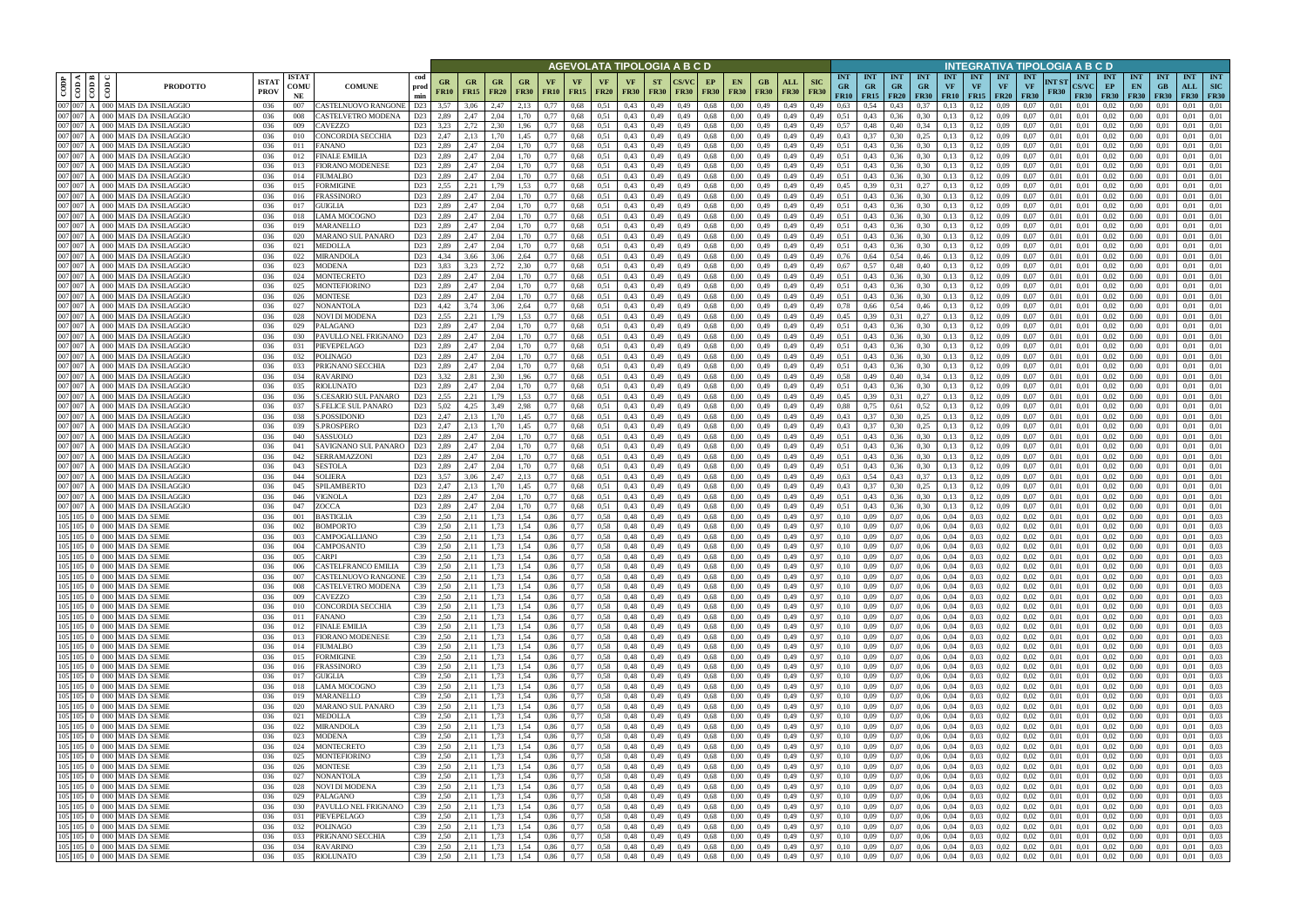| CODP | COD A | COD B | COD C | PRODOTTO | ISTAT PROV | ISTAT COMUNE | COMUNE | cod prod min | AGEVOLATA TIPOLOGIA A B C D | | | | | | | | | | | | | | | INTEGRATIVA TIPOLOGIA A B C D | | | | | | | | | | | | | | |
|---|---|---|---|---|---|---|---|---|---|---|---|---|---|---|---|---|---|---|---|---|---|---|---|---|---|---|---|---|---|---|---|---|---|---|---|---|---|---|
| | | | | | | | | | GR FR10 | GR FR15 | GR FR20 | GR FR30 | VF FR10 | VF FR15 | VF FR20 | VF FR30 | ST FR30 | CS/VC FR30 | EP FR30 | EN FR30 | GB FR30 | ALL FR30 | SIC FR30 | INT GR FR10 | INT GR FR15 | INT GR FR20 | INT GR FR30 | INT VF FR10 | INT VF FR15 | INT VF FR20 | INT VF FR30 | INT ST FR30 | INT CS/VC FR30 | INT EP FR30 | INT EN FR30 | INT GB FR30 | INT ALL FR30 | INT SIC FR30 |
| 007 | 007 | A | 000 | MAIS DA INSILAGGIO | 036 | 007 | CASTELNUOVO RANGONE | D23 | 3,57 | 3,06 | 2,47 | 2,13 | 0,77 | 0,68 | 0,51 | 0,43 | 0,49 | 0,49 | 0,68 | 0,00 | 0,49 | 0,49 | 0,49 | 0,63 | 0,54 | 0,43 | 0,37 | 0,13 | 0,12 | 0,09 | 0,07 | 0,01 | 0,01 | 0,02 | 0,00 | 0,01 | 0,01 | 0,01 |
| 007 | 007 | A | 000 | MAIS DA INSILAGGIO | 036 | 008 | CASTELVETRO MODENA | D23 | 2,89 | 2,47 | 2,04 | 1,70 | 0,77 | 0,68 | 0,51 | 0,43 | 0,49 | 0,49 | 0,68 | 0,00 | 0,49 | 0,49 | 0,49 | 0,51 | 0,43 | 0,36 | 0,30 | 0,13 | 0,12 | 0,09 | 0,07 | 0,01 | 0,01 | 0,02 | 0,00 | 0,01 | 0,01 | 0,01 |
| 007 | 007 | A | 000 | MAIS DA INSILAGGIO | 036 | 009 | CAVEZZO | D23 | 3,23 | 2,72 | 2,30 | 1,96 | 0,77 | 0,68 | 0,51 | 0,43 | 0,49 | 0,49 | 0,68 | 0,00 | 0,49 | 0,49 | 0,49 | 0,57 | 0,48 | 0,40 | 0,34 | 0,13 | 0,12 | 0,09 | 0,07 | 0,01 | 0,01 | 0,02 | 0,00 | 0,01 | 0,01 | 0,01 |
| 007 | 007 | A | 000 | MAIS DA INSILAGGIO | 036 | 010 | CONCORDIA SECCHIA | D23 | 2,47 | 2,13 | 1,70 | 1,45 | 0,77 | 0,68 | 0,51 | 0,43 | 0,49 | 0,49 | 0,68 | 0,00 | 0,49 | 0,49 | 0,49 | 0,43 | 0,37 | 0,30 | 0,25 | 0,13 | 0,12 | 0,09 | 0,07 | 0,01 | 0,01 | 0,02 | 0,00 | 0,01 | 0,01 | 0,01 |
| 007 | 007 | A | 000 | MAIS DA INSILAGGIO | 036 | 011 | FANANO | D23 | 2,89 | 2,47 | 2,04 | 1,70 | 0,77 | 0,68 | 0,51 | 0,43 | 0,49 | 0,49 | 0,68 | 0,00 | 0,49 | 0,49 | 0,49 | 0,51 | 0,43 | 0,36 | 0,30 | 0,13 | 0,12 | 0,09 | 0,07 | 0,01 | 0,01 | 0,02 | 0,00 | 0,01 | 0,01 | 0,01 |
| 007 | 007 | A | 000 | MAIS DA INSILAGGIO | 036 | 012 | FINALE EMILIA | D23 | 2,89 | 2,47 | 2,04 | 1,70 | 0,77 | 0,68 | 0,51 | 0,43 | 0,49 | 0,49 | 0,68 | 0,00 | 0,49 | 0,49 | 0,49 | 0,51 | 0,43 | 0,36 | 0,30 | 0,13 | 0,12 | 0,09 | 0,07 | 0,01 | 0,01 | 0,02 | 0,00 | 0,01 | 0,01 | 0,01 |
| 007 | 007 | A | 000 | MAIS DA INSILAGGIO | 036 | 013 | FIORANO MODENESE | D23 | 2,89 | 2,47 | 2,04 | 1,70 | 0,77 | 0,68 | 0,51 | 0,43 | 0,49 | 0,49 | 0,68 | 0,00 | 0,49 | 0,49 | 0,49 | 0,51 | 0,43 | 0,36 | 0,30 | 0,13 | 0,12 | 0,09 | 0,07 | 0,01 | 0,01 | 0,02 | 0,00 | 0,01 | 0,01 | 0,01 |
| 007 | 007 | A | 000 | MAIS DA INSILAGGIO | 036 | 014 | FIUMALBO | D23 | 2,89 | 2,47 | 2,04 | 1,70 | 0,77 | 0,68 | 0,51 | 0,43 | 0,49 | 0,49 | 0,68 | 0,00 | 0,49 | 0,49 | 0,49 | 0,51 | 0,43 | 0,36 | 0,30 | 0,13 | 0,12 | 0,09 | 0,07 | 0,01 | 0,01 | 0,02 | 0,00 | 0,01 | 0,01 | 0,01 |
| 007 | 007 | A | 000 | MAIS DA INSILAGGIO | 036 | 015 | FORMIGINE | D23 | 2,55 | 2,21 | 1,79 | 1,53 | 0,77 | 0,68 | 0,51 | 0,43 | 0,49 | 0,49 | 0,68 | 0,00 | 0,49 | 0,49 | 0,49 | 0,45 | 0,39 | 0,31 | 0,27 | 0,13 | 0,12 | 0,09 | 0,07 | 0,01 | 0,01 | 0,02 | 0,00 | 0,01 | 0,01 | 0,01 |
| 007 | 007 | A | 000 | MAIS DA INSILAGGIO | 036 | 016 | FRASSINORO | D23 | 2,89 | 2,47 | 2,04 | 1,70 | 0,77 | 0,68 | 0,51 | 0,43 | 0,49 | 0,49 | 0,68 | 0,00 | 0,49 | 0,49 | 0,49 | 0,51 | 0,43 | 0,36 | 0,30 | 0,13 | 0,12 | 0,09 | 0,07 | 0,01 | 0,01 | 0,02 | 0,00 | 0,01 | 0,01 | 0,01 |
| 007 | 007 | A | 000 | MAIS DA INSILAGGIO | 036 | 017 | GUIGLIA | D23 | 2,89 | 2,47 | 2,04 | 1,70 | 0,77 | 0,68 | 0,51 | 0,43 | 0,49 | 0,49 | 0,68 | 0,00 | 0,49 | 0,49 | 0,49 | 0,51 | 0,43 | 0,36 | 0,30 | 0,13 | 0,12 | 0,09 | 0,07 | 0,01 | 0,01 | 0,02 | 0,00 | 0,01 | 0,01 | 0,01 |
| 007 | 007 | A | 000 | MAIS DA INSILAGGIO | 036 | 018 | LAMA MOCOGNO | D23 | 2,89 | 2,47 | 2,04 | 1,70 | 0,77 | 0,68 | 0,51 | 0,43 | 0,49 | 0,49 | 0,68 | 0,00 | 0,49 | 0,49 | 0,49 | 0,51 | 0,43 | 0,36 | 0,30 | 0,13 | 0,12 | 0,09 | 0,07 | 0,01 | 0,01 | 0,02 | 0,00 | 0,01 | 0,01 | 0,01 |
| 007 | 007 | A | 000 | MAIS DA INSILAGGIO | 036 | 019 | MARANELLO | D23 | 2,89 | 2,47 | 2,04 | 1,70 | 0,77 | 0,68 | 0,51 | 0,43 | 0,49 | 0,49 | 0,68 | 0,00 | 0,49 | 0,49 | 0,49 | 0,51 | 0,43 | 0,36 | 0,30 | 0,13 | 0,12 | 0,09 | 0,07 | 0,01 | 0,01 | 0,02 | 0,00 | 0,01 | 0,01 | 0,01 |
| 007 | 007 | A | 000 | MAIS DA INSILAGGIO | 036 | 020 | MARANO SUL PANARO | D23 | 2,89 | 2,47 | 2,04 | 1,70 | 0,77 | 0,68 | 0,51 | 0,43 | 0,49 | 0,49 | 0,68 | 0,00 | 0,49 | 0,49 | 0,49 | 0,51 | 0,43 | 0,36 | 0,30 | 0,13 | 0,12 | 0,09 | 0,07 | 0,01 | 0,01 | 0,02 | 0,00 | 0,01 | 0,01 | 0,01 |
| 007 | 007 | A | 000 | MAIS DA INSILAGGIO | 036 | 021 | MEDOLLA | D23 | 2,89 | 2,47 | 2,04 | 1,70 | 0,77 | 0,68 | 0,51 | 0,43 | 0,49 | 0,49 | 0,68 | 0,00 | 0,49 | 0,49 | 0,49 | 0,51 | 0,43 | 0,36 | 0,30 | 0,13 | 0,12 | 0,09 | 0,07 | 0,01 | 0,01 | 0,02 | 0,00 | 0,01 | 0,01 | 0,01 |
| 007 | 007 | A | 000 | MAIS DA INSILAGGIO | 036 | 022 | MIRANDOLA | D23 | 4,34 | 3,66 | 3,06 | 2,64 | 0,77 | 0,68 | 0,51 | 0,43 | 0,49 | 0,49 | 0,68 | 0,00 | 0,49 | 0,49 | 0,49 | 0,76 | 0,64 | 0,54 | 0,46 | 0,13 | 0,12 | 0,09 | 0,07 | 0,01 | 0,01 | 0,02 | 0,00 | 0,01 | 0,01 | 0,01 |
| 007 | 007 | A | 000 | MAIS DA INSILAGGIO | 036 | 023 | MODENA | D23 | 3,83 | 3,23 | 2,72 | 2,30 | 0,77 | 0,68 | 0,51 | 0,43 | 0,49 | 0,49 | 0,68 | 0,00 | 0,49 | 0,49 | 0,49 | 0,67 | 0,57 | 0,48 | 0,40 | 0,13 | 0,12 | 0,09 | 0,07 | 0,01 | 0,01 | 0,02 | 0,00 | 0,01 | 0,01 | 0,01 |
| 007 | 007 | A | 000 | MAIS DA INSILAGGIO | 036 | 024 | MONTECRETO | D23 | 2,89 | 2,47 | 2,04 | 1,70 | 0,77 | 0,68 | 0,51 | 0,43 | 0,49 | 0,49 | 0,68 | 0,00 | 0,49 | 0,49 | 0,49 | 0,51 | 0,43 | 0,36 | 0,30 | 0,13 | 0,12 | 0,09 | 0,07 | 0,01 | 0,01 | 0,02 | 0,00 | 0,01 | 0,01 | 0,01 |
| 007 | 007 | A | 000 | MAIS DA INSILAGGIO | 036 | 025 | MONTEFIORINO | D23 | 2,89 | 2,47 | 2,04 | 1,70 | 0,77 | 0,68 | 0,51 | 0,43 | 0,49 | 0,49 | 0,68 | 0,00 | 0,49 | 0,49 | 0,49 | 0,51 | 0,43 | 0,36 | 0,30 | 0,13 | 0,12 | 0,09 | 0,07 | 0,01 | 0,01 | 0,02 | 0,00 | 0,01 | 0,01 | 0,01 |
| 007 | 007 | A | 000 | MAIS DA INSILAGGIO | 036 | 026 | MONTESE | D23 | 2,89 | 2,47 | 2,04 | 1,70 | 0,77 | 0,68 | 0,51 | 0,43 | 0,49 | 0,49 | 0,68 | 0,00 | 0,49 | 0,49 | 0,49 | 0,51 | 0,43 | 0,36 | 0,30 | 0,13 | 0,12 | 0,09 | 0,07 | 0,01 | 0,01 | 0,02 | 0,00 | 0,01 | 0,01 | 0,01 |
| 007 | 007 | A | 000 | MAIS DA INSILAGGIO | 036 | 027 | NONANTOLA | D23 | 4,42 | 3,74 | 3,06 | 2,64 | 0,77 | 0,68 | 0,51 | 0,43 | 0,49 | 0,49 | 0,68 | 0,00 | 0,49 | 0,49 | 0,49 | 0,78 | 0,66 | 0,54 | 0,46 | 0,13 | 0,12 | 0,09 | 0,07 | 0,01 | 0,01 | 0,02 | 0,00 | 0,01 | 0,01 | 0,01 |
| 007 | 007 | A | 000 | MAIS DA INSILAGGIO | 036 | 028 | NOVI DI MODENA | D23 | 2,55 | 2,21 | 1,79 | 1,53 | 0,77 | 0,68 | 0,51 | 0,43 | 0,49 | 0,49 | 0,68 | 0,00 | 0,49 | 0,49 | 0,49 | 0,45 | 0,39 | 0,31 | 0,27 | 0,13 | 0,12 | 0,09 | 0,07 | 0,01 | 0,01 | 0,02 | 0,00 | 0,01 | 0,01 | 0,01 |
| 007 | 007 | A | 000 | MAIS DA INSILAGGIO | 036 | 029 | PALAGANO | D23 | 2,89 | 2,47 | 2,04 | 1,70 | 0,77 | 0,68 | 0,51 | 0,43 | 0,49 | 0,49 | 0,68 | 0,00 | 0,49 | 0,49 | 0,49 | 0,51 | 0,43 | 0,36 | 0,30 | 0,13 | 0,12 | 0,09 | 0,07 | 0,01 | 0,01 | 0,02 | 0,00 | 0,01 | 0,01 | 0,01 |
| 007 | 007 | A | 000 | MAIS DA INSILAGGIO | 036 | 030 | PAVULLO NEL FRIGNANO | D23 | 2,89 | 2,47 | 2,04 | 1,70 | 0,77 | 0,68 | 0,51 | 0,43 | 0,49 | 0,49 | 0,68 | 0,00 | 0,49 | 0,49 | 0,49 | 0,51 | 0,43 | 0,36 | 0,30 | 0,13 | 0,12 | 0,09 | 0,07 | 0,01 | 0,01 | 0,02 | 0,00 | 0,01 | 0,01 | 0,01 |
| 007 | 007 | A | 000 | MAIS DA INSILAGGIO | 036 | 031 | PIEVEPELAGO | D23 | 2,89 | 2,47 | 2,04 | 1,70 | 0,77 | 0,68 | 0,51 | 0,43 | 0,49 | 0,49 | 0,68 | 0,00 | 0,49 | 0,49 | 0,49 | 0,51 | 0,43 | 0,36 | 0,30 | 0,13 | 0,12 | 0,09 | 0,07 | 0,01 | 0,01 | 0,02 | 0,00 | 0,01 | 0,01 | 0,01 |
| 007 | 007 | A | 000 | MAIS DA INSILAGGIO | 036 | 032 | POLINAGO | D23 | 2,89 | 2,47 | 2,04 | 1,70 | 0,77 | 0,68 | 0,51 | 0,43 | 0,49 | 0,49 | 0,68 | 0,00 | 0,49 | 0,49 | 0,49 | 0,51 | 0,43 | 0,36 | 0,30 | 0,13 | 0,12 | 0,09 | 0,07 | 0,01 | 0,01 | 0,02 | 0,00 | 0,01 | 0,01 | 0,01 |
| 007 | 007 | A | 000 | MAIS DA INSILAGGIO | 036 | 033 | PRIGNANO SECCHIA | D23 | 2,89 | 2,47 | 2,04 | 1,70 | 0,77 | 0,68 | 0,51 | 0,43 | 0,49 | 0,49 | 0,68 | 0,00 | 0,49 | 0,49 | 0,49 | 0,51 | 0,43 | 0,36 | 0,30 | 0,13 | 0,12 | 0,09 | 0,07 | 0,01 | 0,01 | 0,02 | 0,00 | 0,01 | 0,01 | 0,01 |
| 007 | 007 | A | 000 | MAIS DA INSILAGGIO | 036 | 034 | RAVARINO | D23 | 3,32 | 2,81 | 2,30 | 1,96 | 0,77 | 0,68 | 0,51 | 0,43 | 0,49 | 0,49 | 0,68 | 0,00 | 0,49 | 0,49 | 0,49 | 0,58 | 0,49 | 0,40 | 0,34 | 0,13 | 0,12 | 0,09 | 0,07 | 0,01 | 0,01 | 0,02 | 0,00 | 0,01 | 0,01 | 0,01 |
| 007 | 007 | A | 000 | MAIS DA INSILAGGIO | 036 | 035 | RIOLUNATO | D23 | 2,89 | 2,47 | 2,04 | 1,70 | 0,77 | 0,68 | 0,51 | 0,43 | 0,49 | 0,49 | 0,68 | 0,00 | 0,49 | 0,49 | 0,49 | 0,51 | 0,43 | 0,36 | 0,30 | 0,13 | 0,12 | 0,09 | 0,07 | 0,01 | 0,01 | 0,02 | 0,00 | 0,01 | 0,01 | 0,01 |
| 007 | 007 | A | 000 | MAIS DA INSILAGGIO | 036 | 036 | S.CESARIO SUL PANARO | D23 | 2,55 | 2,21 | 1,79 | 1,53 | 0,77 | 0,68 | 0,51 | 0,43 | 0,49 | 0,49 | 0,68 | 0,00 | 0,49 | 0,49 | 0,49 | 0,45 | 0,39 | 0,31 | 0,27 | 0,13 | 0,12 | 0,09 | 0,07 | 0,01 | 0,01 | 0,02 | 0,00 | 0,01 | 0,01 | 0,01 |
| 007 | 007 | A | 000 | MAIS DA INSILAGGIO | 036 | 037 | S.FELICE SUL PANARO | D23 | 5,02 | 4,25 | 3,49 | 2,98 | 0,77 | 0,68 | 0,51 | 0,43 | 0,49 | 0,49 | 0,68 | 0,00 | 0,49 | 0,49 | 0,49 | 0,88 | 0,75 | 0,61 | 0,52 | 0,13 | 0,12 | 0,09 | 0,07 | 0,01 | 0,01 | 0,02 | 0,00 | 0,01 | 0,01 | 0,01 |
| 007 | 007 | A | 000 | MAIS DA INSILAGGIO | 036 | 038 | S.POSSIDONIO | D23 | 2,47 | 2,13 | 1,70 | 1,45 | 0,77 | 0,68 | 0,51 | 0,43 | 0,49 | 0,49 | 0,68 | 0,00 | 0,49 | 0,49 | 0,49 | 0,43 | 0,37 | 0,30 | 0,25 | 0,13 | 0,12 | 0,09 | 0,07 | 0,01 | 0,01 | 0,02 | 0,00 | 0,01 | 0,01 | 0,01 |
| 007 | 007 | A | 000 | MAIS DA INSILAGGIO | 036 | 039 | S.PROSPERO | D23 | 2,47 | 2,13 | 1,70 | 1,45 | 0,77 | 0,68 | 0,51 | 0,43 | 0,49 | 0,49 | 0,68 | 0,00 | 0,49 | 0,49 | 0,49 | 0,43 | 0,37 | 0,30 | 0,25 | 0,13 | 0,12 | 0,09 | 0,07 | 0,01 | 0,01 | 0,02 | 0,00 | 0,01 | 0,01 | 0,01 |
| 007 | 007 | A | 000 | MAIS DA INSILAGGIO | 036 | 040 | SASSUOLO | D23 | 2,89 | 2,47 | 2,04 | 1,70 | 0,77 | 0,68 | 0,51 | 0,43 | 0,49 | 0,49 | 0,68 | 0,00 | 0,49 | 0,49 | 0,49 | 0,51 | 0,43 | 0,36 | 0,30 | 0,13 | 0,12 | 0,09 | 0,07 | 0,01 | 0,01 | 0,02 | 0,00 | 0,01 | 0,01 | 0,01 |
| 007 | 007 | A | 000 | MAIS DA INSILAGGIO | 036 | 041 | SAVIGNANO SUL PANARO | D23 | 2,89 | 2,47 | 2,04 | 1,70 | 0,77 | 0,68 | 0,51 | 0,43 | 0,49 | 0,49 | 0,68 | 0,00 | 0,49 | 0,49 | 0,49 | 0,51 | 0,43 | 0,36 | 0,30 | 0,13 | 0,12 | 0,09 | 0,07 | 0,01 | 0,01 | 0,02 | 0,00 | 0,01 | 0,01 | 0,01 |
| 007 | 007 | A | 000 | MAIS DA INSILAGGIO | 036 | 042 | SERRAMAZZONI | D23 | 2,89 | 2,47 | 2,04 | 1,70 | 0,77 | 0,68 | 0,51 | 0,43 | 0,49 | 0,49 | 0,68 | 0,00 | 0,49 | 0,49 | 0,49 | 0,51 | 0,43 | 0,36 | 0,30 | 0,13 | 0,12 | 0,09 | 0,07 | 0,01 | 0,01 | 0,02 | 0,00 | 0,01 | 0,01 | 0,01 |
| 007 | 007 | A | 000 | MAIS DA INSILAGGIO | 036 | 043 | SESTOLA | D23 | 2,89 | 2,47 | 2,04 | 1,70 | 0,77 | 0,68 | 0,51 | 0,43 | 0,49 | 0,49 | 0,68 | 0,00 | 0,49 | 0,49 | 0,49 | 0,51 | 0,43 | 0,36 | 0,30 | 0,13 | 0,12 | 0,09 | 0,07 | 0,01 | 0,01 | 0,02 | 0,00 | 0,01 | 0,01 | 0,01 |
| 007 | 007 | A | 000 | MAIS DA INSILAGGIO | 036 | 044 | SOLIERA | D23 | 3,57 | 3,06 | 2,47 | 2,13 | 0,77 | 0,68 | 0,51 | 0,43 | 0,49 | 0,49 | 0,68 | 0,00 | 0,49 | 0,49 | 0,49 | 0,63 | 0,54 | 0,43 | 0,37 | 0,13 | 0,12 | 0,09 | 0,07 | 0,01 | 0,01 | 0,02 | 0,00 | 0,01 | 0,01 | 0,01 |
| 007 | 007 | A | 000 | MAIS DA INSILAGGIO | 036 | 045 | SPILAMBERTO | D23 | 2,47 | 2,13 | 1,70 | 1,45 | 0,77 | 0,68 | 0,51 | 0,43 | 0,49 | 0,49 | 0,68 | 0,00 | 0,49 | 0,49 | 0,49 | 0,43 | 0,37 | 0,30 | 0,25 | 0,13 | 0,12 | 0,09 | 0,07 | 0,01 | 0,01 | 0,02 | 0,00 | 0,01 | 0,01 | 0,01 |
| 007 | 007 | A | 000 | MAIS DA INSILAGGIO | 036 | 046 | VIGNOLA | D23 | 2,89 | 2,47 | 2,04 | 1,70 | 0,77 | 0,68 | 0,51 | 0,43 | 0,49 | 0,49 | 0,68 | 0,00 | 0,49 | 0,49 | 0,49 | 0,51 | 0,43 | 0,36 | 0,30 | 0,13 | 0,12 | 0,09 | 0,07 | 0,01 | 0,01 | 0,02 | 0,00 | 0,01 | 0,01 | 0,01 |
| 007 | 007 | A | 000 | MAIS DA INSILAGGIO | 036 | 047 | ZOCCA | D23 | 2,89 | 2,47 | 2,04 | 1,70 | 0,77 | 0,68 | 0,51 | 0,43 | 0,49 | 0,49 | 0,68 | 0,00 | 0,49 | 0,49 | 0,49 | 0,51 | 0,43 | 0,36 | 0,30 | 0,13 | 0,12 | 0,09 | 0,07 | 0,01 | 0,01 | 0,02 | 0,00 | 0,01 | 0,01 | 0,01 |
| 105 | 105 | 0 | 000 | MAIS DA SEME | 036 | 001 | BASTIGLIA | C39 | 2,50 | 2,11 | 1,73 | 1,54 | 0,86 | 0,77 | 0,58 | 0,48 | 0,49 | 0,49 | 0,68 | 0,00 | 0,49 | 0,49 | 0,97 | 0,10 | 0,09 | 0,07 | 0,06 | 0,04 | 0,03 | 0,02 | 0,02 | 0,01 | 0,01 | 0,02 | 0,00 | 0,01 | 0,01 | 0,03 |
| 105 | 105 | 0 | 000 | MAIS DA SEME | 036 | 002 | BOMPORTO | C39 | 2,50 | 2,11 | 1,73 | 1,54 | 0,86 | 0,77 | 0,58 | 0,48 | 0,49 | 0,49 | 0,68 | 0,00 | 0,49 | 0,49 | 0,97 | 0,10 | 0,09 | 0,07 | 0,06 | 0,04 | 0,03 | 0,02 | 0,02 | 0,01 | 0,01 | 0,02 | 0,00 | 0,01 | 0,01 | 0,03 |
| 105 | 105 | 0 | 000 | MAIS DA SEME | 036 | 003 | CAMPOGALLIANO | C39 | 2,50 | 2,11 | 1,73 | 1,54 | 0,86 | 0,77 | 0,58 | 0,48 | 0,49 | 0,49 | 0,68 | 0,00 | 0,49 | 0,49 | 0,97 | 0,10 | 0,09 | 0,07 | 0,06 | 0,04 | 0,03 | 0,02 | 0,02 | 0,01 | 0,01 | 0,02 | 0,00 | 0,01 | 0,01 | 0,03 |
| 105 | 105 | 0 | 000 | MAIS DA SEME | 036 | 004 | CAMPOSANTO | C39 | 2,50 | 2,11 | 1,73 | 1,54 | 0,86 | 0,77 | 0,58 | 0,48 | 0,49 | 0,49 | 0,68 | 0,00 | 0,49 | 0,49 | 0,97 | 0,10 | 0,09 | 0,07 | 0,06 | 0,04 | 0,03 | 0,02 | 0,02 | 0,01 | 0,01 | 0,02 | 0,00 | 0,01 | 0,01 | 0,03 |
| 105 | 105 | 0 | 000 | MAIS DA SEME | 036 | 005 | CARPI | C39 | 2,50 | 2,11 | 1,73 | 1,54 | 0,86 | 0,77 | 0,58 | 0,48 | 0,49 | 0,49 | 0,68 | 0,00 | 0,49 | 0,49 | 0,97 | 0,10 | 0,09 | 0,07 | 0,06 | 0,04 | 0,03 | 0,02 | 0,02 | 0,01 | 0,01 | 0,02 | 0,00 | 0,01 | 0,01 | 0,03 |
| 105 | 105 | 0 | 000 | MAIS DA SEME | 036 | 006 | CASTELFRANCO EMILIA | C39 | 2,50 | 2,11 | 1,73 | 1,54 | 0,86 | 0,77 | 0,58 | 0,48 | 0,49 | 0,49 | 0,68 | 0,00 | 0,49 | 0,49 | 0,97 | 0,10 | 0,09 | 0,07 | 0,06 | 0,04 | 0,03 | 0,02 | 0,02 | 0,01 | 0,01 | 0,02 | 0,00 | 0,01 | 0,01 | 0,03 |
| 105 | 105 | 0 | 000 | MAIS DA SEME | 036 | 007 | CASTELNUOVO RANGONE | C39 | 2,50 | 2,11 | 1,73 | 1,54 | 0,86 | 0,77 | 0,58 | 0,48 | 0,49 | 0,49 | 0,68 | 0,00 | 0,49 | 0,49 | 0,97 | 0,10 | 0,09 | 0,07 | 0,06 | 0,04 | 0,03 | 0,02 | 0,02 | 0,01 | 0,01 | 0,02 | 0,00 | 0,01 | 0,01 | 0,03 |
| 105 | 105 | 0 | 000 | MAIS DA SEME | 036 | 008 | CASTELVETRO MODENA | C39 | 2,50 | 2,11 | 1,73 | 1,54 | 0,86 | 0,77 | 0,58 | 0,48 | 0,49 | 0,49 | 0,68 | 0,00 | 0,49 | 0,49 | 0,97 | 0,10 | 0,09 | 0,07 | 0,06 | 0,04 | 0,03 | 0,02 | 0,02 | 0,01 | 0,01 | 0,02 | 0,00 | 0,01 | 0,01 | 0,03 |
| 105 | 105 | 0 | 000 | MAIS DA SEME | 036 | 009 | CAVEZZO | C39 | 2,50 | 2,11 | 1,73 | 1,54 | 0,86 | 0,77 | 0,58 | 0,48 | 0,49 | 0,49 | 0,68 | 0,00 | 0,49 | 0,49 | 0,97 | 0,10 | 0,09 | 0,07 | 0,06 | 0,04 | 0,03 | 0,02 | 0,02 | 0,01 | 0,01 | 0,02 | 0,00 | 0,01 | 0,01 | 0,03 |
| 105 | 105 | 0 | 000 | MAIS DA SEME | 036 | 010 | CONCORDIA SECCHIA | C39 | 2,50 | 2,11 | 1,73 | 1,54 | 0,86 | 0,77 | 0,58 | 0,48 | 0,49 | 0,49 | 0,68 | 0,00 | 0,49 | 0,49 | 0,97 | 0,10 | 0,09 | 0,07 | 0,06 | 0,04 | 0,03 | 0,02 | 0,02 | 0,01 | 0,01 | 0,02 | 0,00 | 0,01 | 0,01 | 0,03 |
| 105 | 105 | 0 | 000 | MAIS DA SEME | 036 | 011 | FANANO | C39 | 2,50 | 2,11 | 1,73 | 1,54 | 0,86 | 0,77 | 0,58 | 0,48 | 0,49 | 0,49 | 0,68 | 0,00 | 0,49 | 0,49 | 0,97 | 0,10 | 0,09 | 0,07 | 0,06 | 0,04 | 0,03 | 0,02 | 0,02 | 0,01 | 0,01 | 0,02 | 0,00 | 0,01 | 0,01 | 0,03 |
| 105 | 105 | 0 | 000 | MAIS DA SEME | 036 | 012 | FINALE EMILIA | C39 | 2,50 | 2,11 | 1,73 | 1,54 | 0,86 | 0,77 | 0,58 | 0,48 | 0,49 | 0,49 | 0,68 | 0,00 | 0,49 | 0,49 | 0,97 | 0,10 | 0,09 | 0,07 | 0,06 | 0,04 | 0,03 | 0,02 | 0,02 | 0,01 | 0,01 | 0,02 | 0,00 | 0,01 | 0,01 | 0,03 |
| 105 | 105 | 0 | 000 | MAIS DA SEME | 036 | 013 | FIORANO MODENESE | C39 | 2,50 | 2,11 | 1,73 | 1,54 | 0,86 | 0,77 | 0,58 | 0,48 | 0,49 | 0,49 | 0,68 | 0,00 | 0,49 | 0,49 | 0,97 | 0,10 | 0,09 | 0,07 | 0,06 | 0,04 | 0,03 | 0,02 | 0,02 | 0,01 | 0,01 | 0,02 | 0,00 | 0,01 | 0,01 | 0,03 |
| 105 | 105 | 0 | 000 | MAIS DA SEME | 036 | 014 | FIUMALBO | C39 | 2,50 | 2,11 | 1,73 | 1,54 | 0,86 | 0,77 | 0,58 | 0,48 | 0,49 | 0,49 | 0,68 | 0,00 | 0,49 | 0,49 | 0,97 | 0,10 | 0,09 | 0,07 | 0,06 | 0,04 | 0,03 | 0,02 | 0,02 | 0,01 | 0,01 | 0,02 | 0,00 | 0,01 | 0,01 | 0,03 |
| 105 | 105 | 0 | 000 | MAIS DA SEME | 036 | 015 | FORMIGINE | C39 | 2,50 | 2,11 | 1,73 | 1,54 | 0,86 | 0,77 | 0,58 | 0,48 | 0,49 | 0,49 | 0,68 | 0,00 | 0,49 | 0,49 | 0,97 | 0,10 | 0,09 | 0,07 | 0,06 | 0,04 | 0,03 | 0,02 | 0,02 | 0,01 | 0,01 | 0,02 | 0,00 | 0,01 | 0,01 | 0,03 |
| 105 | 105 | 0 | 000 | MAIS DA SEME | 036 | 016 | FRASSINORO | C39 | 2,50 | 2,11 | 1,73 | 1,54 | 0,86 | 0,77 | 0,58 | 0,48 | 0,49 | 0,49 | 0,68 | 0,00 | 0,49 | 0,49 | 0,97 | 0,10 | 0,09 | 0,07 | 0,06 | 0,04 | 0,03 | 0,02 | 0,02 | 0,01 | 0,01 | 0,02 | 0,00 | 0,01 | 0,01 | 0,03 |
| 105 | 105 | 0 | 000 | MAIS DA SEME | 036 | 017 | GUIGLIA | C39 | 2,50 | 2,11 | 1,73 | 1,54 | 0,86 | 0,77 | 0,58 | 0,48 | 0,49 | 0,49 | 0,68 | 0,00 | 0,49 | 0,49 | 0,97 | 0,10 | 0,09 | 0,07 | 0,06 | 0,04 | 0,03 | 0,02 | 0,02 | 0,01 | 0,01 | 0,02 | 0,00 | 0,01 | 0,01 | 0,03 |
| 105 | 105 | 0 | 000 | MAIS DA SEME | 036 | 018 | LAMA MOCOGNO | C39 | 2,50 | 2,11 | 1,73 | 1,54 | 0,86 | 0,77 | 0,58 | 0,48 | 0,49 | 0,49 | 0,68 | 0,00 | 0,49 | 0,49 | 0,97 | 0,10 | 0,09 | 0,07 | 0,06 | 0,04 | 0,03 | 0,02 | 0,02 | 0,01 | 0,01 | 0,02 | 0,00 | 0,01 | 0,01 | 0,03 |
| 105 | 105 | 0 | 000 | MAIS DA SEME | 036 | 019 | MARANELLO | C39 | 2,50 | 2,11 | 1,73 | 1,54 | 0,86 | 0,77 | 0,58 | 0,48 | 0,49 | 0,49 | 0,68 | 0,00 | 0,49 | 0,49 | 0,97 | 0,10 | 0,09 | 0,07 | 0,06 | 0,04 | 0,03 | 0,02 | 0,02 | 0,01 | 0,01 | 0,02 | 0,00 | 0,01 | 0,01 | 0,03 |
| 105 | 105 | 0 | 000 | MAIS DA SEME | 036 | 020 | MARANO SUL PANARO | C39 | 2,50 | 2,11 | 1,73 | 1,54 | 0,86 | 0,77 | 0,58 | 0,48 | 0,49 | 0,49 | 0,68 | 0,00 | 0,49 | 0,49 | 0,97 | 0,10 | 0,09 | 0,07 | 0,06 | 0,04 | 0,03 | 0,02 | 0,02 | 0,01 | 0,01 | 0,02 | 0,00 | 0,01 | 0,01 | 0,03 |
| 105 | 105 | 0 | 000 | MAIS DA SEME | 036 | 021 | MEDOLLA | C39 | 2,50 | 2,11 | 1,73 | 1,54 | 0,86 | 0,77 | 0,58 | 0,48 | 0,49 | 0,49 | 0,68 | 0,00 | 0,49 | 0,49 | 0,97 | 0,10 | 0,09 | 0,07 | 0,06 | 0,04 | 0,03 | 0,02 | 0,02 | 0,01 | 0,01 | 0,02 | 0,00 | 0,01 | 0,01 | 0,03 |
| 105 | 105 | 0 | 000 | MAIS DA SEME | 036 | 022 | MIRANDOLA | C39 | 2,50 | 2,11 | 1,73 | 1,54 | 0,86 | 0,77 | 0,58 | 0,48 | 0,49 | 0,49 | 0,68 | 0,00 | 0,49 | 0,49 | 0,97 | 0,10 | 0,09 | 0,07 | 0,06 | 0,04 | 0,03 | 0,02 | 0,02 | 0,01 | 0,01 | 0,02 | 0,00 | 0,01 | 0,01 | 0,03 |
| 105 | 105 | 0 | 000 | MAIS DA SEME | 036 | 023 | MODENA | C39 | 2,50 | 2,11 | 1,73 | 1,54 | 0,86 | 0,77 | 0,58 | 0,48 | 0,49 | 0,49 | 0,68 | 0,00 | 0,49 | 0,49 | 0,97 | 0,10 | 0,09 | 0,07 | 0,06 | 0,04 | 0,03 | 0,02 | 0,02 | 0,01 | 0,01 | 0,02 | 0,00 | 0,01 | 0,01 | 0,03 |
| 105 | 105 | 0 | 000 | MAIS DA SEME | 036 | 024 | MONTECRETO | C39 | 2,50 | 2,11 | 1,73 | 1,54 | 0,86 | 0,77 | 0,58 | 0,48 | 0,49 | 0,49 | 0,68 | 0,00 | 0,49 | 0,49 | 0,97 | 0,10 | 0,09 | 0,07 | 0,06 | 0,04 | 0,03 | 0,02 | 0,02 | 0,01 | 0,01 | 0,02 | 0,00 | 0,01 | 0,01 | 0,03 |
| 105 | 105 | 0 | 000 | MAIS DA SEME | 036 | 025 | MONTEFIORINO | C39 | 2,50 | 2,11 | 1,73 | 1,54 | 0,86 | 0,77 | 0,58 | 0,48 | 0,49 | 0,49 | 0,68 | 0,00 | 0,49 | 0,49 | 0,97 | 0,10 | 0,09 | 0,07 | 0,06 | 0,04 | 0,03 | 0,02 | 0,02 | 0,01 | 0,01 | 0,02 | 0,00 | 0,01 | 0,01 | 0,03 |
| 105 | 105 | 0 | 000 | MAIS DA SEME | 036 | 026 | MONTESE | C39 | 2,50 | 2,11 | 1,73 | 1,54 | 0,86 | 0,77 | 0,58 | 0,48 | 0,49 | 0,49 | 0,68 | 0,00 | 0,49 | 0,49 | 0,97 | 0,10 | 0,09 | 0,07 | 0,06 | 0,04 | 0,03 | 0,02 | 0,02 | 0,01 | 0,01 | 0,02 | 0,00 | 0,01 | 0,01 | 0,03 |
| 105 | 105 | 0 | 000 | MAIS DA SEME | 036 | 027 | NONANTOLA | C39 | 2,50 | 2,11 | 1,73 | 1,54 | 0,86 | 0,77 | 0,58 | 0,48 | 0,49 | 0,49 | 0,68 | 0,00 | 0,49 | 0,49 | 0,97 | 0,10 | 0,09 | 0,07 | 0,06 | 0,04 | 0,03 | 0,02 | 0,02 | 0,01 | 0,01 | 0,02 | 0,00 | 0,01 | 0,01 | 0,03 |
| 105 | 105 | 0 | 000 | MAIS DA SEME | 036 | 028 | NOVI DI MODENA | C39 | 2,50 | 2,11 | 1,73 | 1,54 | 0,86 | 0,77 | 0,58 | 0,48 | 0,49 | 0,49 | 0,68 | 0,00 | 0,49 | 0,49 | 0,97 | 0,10 | 0,09 | 0,07 | 0,06 | 0,04 | 0,03 | 0,02 | 0,02 | 0,01 | 0,01 | 0,02 | 0,00 | 0,01 | 0,01 | 0,03 |
| 105 | 105 | 0 | 000 | MAIS DA SEME | 036 | 029 | PALAGANO | C39 | 2,50 | 2,11 | 1,73 | 1,54 | 0,86 | 0,77 | 0,58 | 0,48 | 0,49 | 0,49 | 0,68 | 0,00 | 0,49 | 0,49 | 0,97 | 0,10 | 0,09 | 0,07 | 0,06 | 0,04 | 0,03 | 0,02 | 0,02 | 0,01 | 0,01 | 0,02 | 0,00 | 0,01 | 0,01 | 0,03 |
| 105 | 105 | 0 | 000 | MAIS DA SEME | 036 | 030 | PAVULLO NEL FRIGNANO | C39 | 2,50 | 2,11 | 1,73 | 1,54 | 0,86 | 0,77 | 0,58 | 0,48 | 0,49 | 0,49 | 0,68 | 0,00 | 0,49 | 0,49 | 0,97 | 0,10 | 0,09 | 0,07 | 0,06 | 0,04 | 0,03 | 0,02 | 0,02 | 0,01 | 0,01 | 0,02 | 0,00 | 0,01 | 0,01 | 0,03 |
| 105 | 105 | 0 | 000 | MAIS DA SEME | 036 | 031 | PIEVEPELAGO | C39 | 2,50 | 2,11 | 1,73 | 1,54 | 0,86 | 0,77 | 0,58 | 0,48 | 0,49 | 0,49 | 0,68 | 0,00 | 0,49 | 0,49 | 0,97 | 0,10 | 0,09 | 0,07 | 0,06 | 0,04 | 0,03 | 0,02 | 0,02 | 0,01 | 0,01 | 0,02 | 0,00 | 0,01 | 0,01 | 0,03 |
| 105 | 105 | 0 | 000 | MAIS DA SEME | 036 | 032 | POLINAGO | C39 | 2,50 | 2,11 | 1,73 | 1,54 | 0,86 | 0,77 | 0,58 | 0,48 | 0,49 | 0,49 | 0,68 | 0,00 | 0,49 | 0,49 | 0,97 | 0,10 | 0,09 | 0,07 | 0,06 | 0,04 | 0,03 | 0,02 | 0,02 | 0,01 | 0,01 | 0,02 | 0,00 | 0,01 | 0,01 | 0,03 |
| 105 | 105 | 0 | 000 | MAIS DA SEME | 036 | 033 | PRIGNANO SECCHIA | C39 | 2,50 | 2,11 | 1,73 | 1,54 | 0,86 | 0,77 | 0,58 | 0,48 | 0,49 | 0,49 | 0,68 | 0,00 | 0,49 | 0,49 | 0,97 | 0,10 | 0,09 | 0,07 | 0,06 | 0,04 | 0,03 | 0,02 | 0,02 | 0,01 | 0,01 | 0,02 | 0,00 | 0,01 | 0,01 | 0,03 |
| 105 | 105 | 0 | 000 | MAIS DA SEME | 036 | 034 | RAVARINO | C39 | 2,50 | 2,11 | 1,73 | 1,54 | 0,86 | 0,77 | 0,58 | 0,48 | 0,49 | 0,49 | 0,68 | 0,00 | 0,49 | 0,49 | 0,97 | 0,10 | 0,09 | 0,07 | 0,06 | 0,04 | 0,03 | 0,02 | 0,02 | 0,01 | 0,01 | 0,02 | 0,00 | 0,01 | 0,01 | 0,03 |
| 105 | 105 | 0 | 000 | MAIS DA SEME | 036 | 035 | RIOLUNATO | C39 | 2,50 | 2,11 | 1,73 | 1,54 | 0,86 | 0,77 | 0,58 | 0,48 | 0,49 | 0,49 | 0,68 | 0,00 | 0,49 | 0,49 | 0,97 | 0,10 | 0,09 | 0,07 | 0,06 | 0,04 | 0,03 | 0,02 | 0,02 | 0,01 | 0,01 | 0,02 | 0,00 | 0,01 | 0,01 | 0,03 |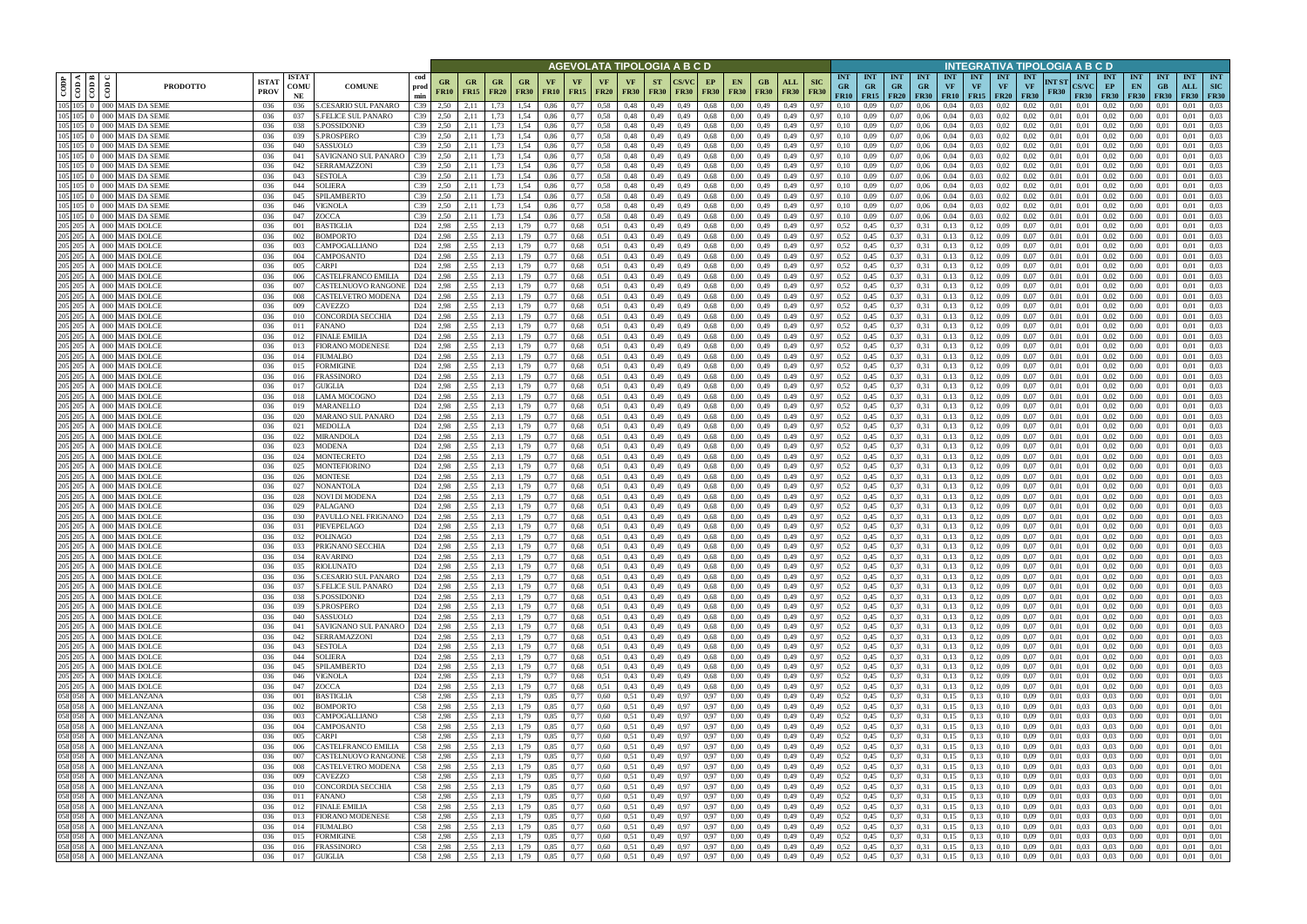| CODP | COD A | COD B | COD C | PRODOTTO | ISTAT PROV | ISTAT COMU NE | COMUNE | cod prod min | AGEVOLATA TIPOLOGIA A B C D | | | | | | | | | | | | | | | | INTEGRATIVA TIPOLOGIA A B C D | | | | | | | | | | | | | | | |
|---|---|---|---|---|---|---|---|---|---|---|---|---|---|---|---|---|---|---|---|---|---|---|---|---|---|---|---|---|---|---|---|---|---|---|---|---|---|---|---|
| | | | | | | | | | GR FR10 | GR FR15 | GR FR20 | GR FR30 | VF FR10 | VF FR15 | VF FR20 | VF FR30 | ST FR30 | CS/VC FR30 | EP FR30 | EN FR30 | GB FR30 | ALL FR30 | SIC FR30 | INT GR FR10 | INT GR FR15 | INT GR FR20 | INT GR FR30 | INT VF FR10 | INT VF FR15 | INT VF FR20 | INT VF FR30 | INT ST FR30 | INT CS/VC FR30 | INT EP FR30 | INT EN FR30 | INT GB FR30 | INT ALL FR30 | INT SIC FR30 |
| 105 | 105 | 0 | 000 | MAIS DA SEME | 036 | 036 | S.CESARIO SUL PANARO | C39 | 2,50 | 2,11 | 1,73 | 1,54 | 0,86 | 0,77 | 0,58 | 0,48 | 0,49 | 0,49 | 0,68 | 0,00 | 0,49 | 0,49 | 0,97 | 0,10 | 0,09 | 0,07 | 0,06 | 0,04 | 0,03 | 0,02 | 0,02 | 0,01 | 0,01 | 0,02 | 0,00 | 0,01 | 0,01 | 0,03 |
| 105 | 105 | 0 | 000 | MAIS DA SEME | 036 | 037 | S.FELICE SUL PANARO | C39 | 2,50 | 2,11 | 1,73 | 1,54 | 0,86 | 0,77 | 0,58 | 0,48 | 0,49 | 0,49 | 0,68 | 0,00 | 0,49 | 0,49 | 0,97 | 0,10 | 0,09 | 0,07 | 0,06 | 0,04 | 0,03 | 0,02 | 0,02 | 0,01 | 0,01 | 0,02 | 0,00 | 0,01 | 0,01 | 0,03 |
| 105 | 105 | 0 | 000 | MAIS DA SEME | 036 | 038 | S.POSSIDONIO | C39 | 2,50 | 2,11 | 1,73 | 1,54 | 0,86 | 0,77 | 0,58 | 0,48 | 0,49 | 0,49 | 0,68 | 0,00 | 0,49 | 0,49 | 0,97 | 0,10 | 0,09 | 0,07 | 0,06 | 0,04 | 0,03 | 0,02 | 0,02 | 0,01 | 0,01 | 0,02 | 0,00 | 0,01 | 0,01 | 0,03 |
| 105 | 105 | 0 | 000 | MAIS DA SEME | 036 | 039 | S.PROSPERO | C39 | 2,50 | 2,11 | 1,73 | 1,54 | 0,86 | 0,77 | 0,58 | 0,48 | 0,49 | 0,49 | 0,68 | 0,00 | 0,49 | 0,49 | 0,97 | 0,10 | 0,09 | 0,07 | 0,06 | 0,04 | 0,03 | 0,02 | 0,02 | 0,01 | 0,01 | 0,02 | 0,00 | 0,01 | 0,01 | 0,03 |
| 105 | 105 | 0 | 000 | MAIS DA SEME | 036 | 040 | SASSUOLO | C39 | 2,50 | 2,11 | 1,73 | 1,54 | 0,86 | 0,77 | 0,58 | 0,48 | 0,49 | 0,49 | 0,68 | 0,00 | 0,49 | 0,49 | 0,97 | 0,10 | 0,09 | 0,07 | 0,06 | 0,04 | 0,03 | 0,02 | 0,02 | 0,01 | 0,01 | 0,02 | 0,00 | 0,01 | 0,01 | 0,03 |
| 105 | 105 | 0 | 000 | MAIS DA SEME | 036 | 041 | SAVIGNANO SUL PANARO | C39 | 2,50 | 2,11 | 1,73 | 1,54 | 0,86 | 0,77 | 0,58 | 0,48 | 0,49 | 0,49 | 0,68 | 0,00 | 0,49 | 0,49 | 0,97 | 0,10 | 0,09 | 0,07 | 0,06 | 0,04 | 0,03 | 0,02 | 0,02 | 0,01 | 0,01 | 0,02 | 0,00 | 0,01 | 0,01 | 0,03 |
| 105 | 105 | 0 | 000 | MAIS DA SEME | 036 | 042 | SERRAMAZZONI | C39 | 2,50 | 2,11 | 1,73 | 1,54 | 0,86 | 0,77 | 0,58 | 0,48 | 0,49 | 0,49 | 0,68 | 0,00 | 0,49 | 0,49 | 0,97 | 0,10 | 0,09 | 0,07 | 0,06 | 0,04 | 0,03 | 0,02 | 0,02 | 0,01 | 0,01 | 0,02 | 0,00 | 0,01 | 0,01 | 0,03 |
| 105 | 105 | 0 | 000 | MAIS DA SEME | 036 | 043 | SESTOLA | C39 | 2,50 | 2,11 | 1,73 | 1,54 | 0,86 | 0,77 | 0,58 | 0,48 | 0,49 | 0,49 | 0,68 | 0,00 | 0,49 | 0,49 | 0,97 | 0,10 | 0,09 | 0,07 | 0,06 | 0,04 | 0,03 | 0,02 | 0,02 | 0,01 | 0,01 | 0,02 | 0,00 | 0,01 | 0,01 | 0,03 |
| 105 | 105 | 0 | 000 | MAIS DA SEME | 036 | 044 | SOLIERA | C39 | 2,50 | 2,11 | 1,73 | 1,54 | 0,86 | 0,77 | 0,58 | 0,48 | 0,49 | 0,49 | 0,68 | 0,00 | 0,49 | 0,49 | 0,97 | 0,10 | 0,09 | 0,07 | 0,06 | 0,04 | 0,03 | 0,02 | 0,02 | 0,01 | 0,01 | 0,02 | 0,00 | 0,01 | 0,01 | 0,03 |
| 105 | 105 | 0 | 000 | MAIS DA SEME | 036 | 045 | SPILAMBERTO | C39 | 2,50 | 2,11 | 1,73 | 1,54 | 0,86 | 0,77 | 0,58 | 0,48 | 0,49 | 0,49 | 0,68 | 0,00 | 0,49 | 0,49 | 0,97 | 0,10 | 0,09 | 0,07 | 0,06 | 0,04 | 0,03 | 0,02 | 0,02 | 0,01 | 0,01 | 0,02 | 0,00 | 0,01 | 0,01 | 0,03 |
| 105 | 105 | 0 | 000 | MAIS DA SEME | 036 | 046 | VIGNOLA | C39 | 2,50 | 2,11 | 1,73 | 1,54 | 0,86 | 0,77 | 0,58 | 0,48 | 0,49 | 0,49 | 0,68 | 0,00 | 0,49 | 0,49 | 0,97 | 0,10 | 0,09 | 0,07 | 0,06 | 0,04 | 0,03 | 0,02 | 0,02 | 0,01 | 0,01 | 0,02 | 0,00 | 0,01 | 0,01 | 0,03 |
| 105 | 105 | 0 | 000 | MAIS DA SEME | 036 | 047 | ZOCCA | C39 | 2,50 | 2,11 | 1,73 | 1,54 | 0,86 | 0,77 | 0,58 | 0,48 | 0,49 | 0,49 | 0,68 | 0,00 | 0,49 | 0,49 | 0,97 | 0,10 | 0,09 | 0,07 | 0,06 | 0,04 | 0,03 | 0,02 | 0,02 | 0,01 | 0,01 | 0,02 | 0,00 | 0,01 | 0,01 | 0,03 |
| 205 | 205 | A | 000 | MAIS DOLCE | 036 | 001 | BASTIGLIA | D24 | 2,98 | 2,55 | 2,13 | 1,79 | 0,77 | 0,68 | 0,51 | 0,43 | 0,49 | 0,49 | 0,68 | 0,00 | 0,49 | 0,49 | 0,97 | 0,52 | 0,45 | 0,37 | 0,31 | 0,13 | 0,12 | 0,09 | 0,07 | 0,01 | 0,01 | 0,02 | 0,00 | 0,01 | 0,01 | 0,03 |
| 205 | 205 | A | 000 | MAIS DOLCE | 036 | 002 | BOMPORTO | D24 | 2,98 | 2,55 | 2,13 | 1,79 | 0,77 | 0,68 | 0,51 | 0,43 | 0,49 | 0,49 | 0,68 | 0,00 | 0,49 | 0,49 | 0,97 | 0,52 | 0,45 | 0,37 | 0,31 | 0,13 | 0,12 | 0,09 | 0,07 | 0,01 | 0,01 | 0,02 | 0,00 | 0,01 | 0,01 | 0,03 |
| 205 | 205 | A | 000 | MAIS DOLCE | 036 | 003 | CAMPOGALLIANO | D24 | 2,98 | 2,55 | 2,13 | 1,79 | 0,77 | 0,68 | 0,51 | 0,43 | 0,49 | 0,49 | 0,68 | 0,00 | 0,49 | 0,49 | 0,97 | 0,52 | 0,45 | 0,37 | 0,31 | 0,13 | 0,12 | 0,09 | 0,07 | 0,01 | 0,01 | 0,02 | 0,00 | 0,01 | 0,01 | 0,03 |
| 205 | 205 | A | 000 | MAIS DOLCE | 036 | 004 | CAMPOSANTO | D24 | 2,98 | 2,55 | 2,13 | 1,79 | 0,77 | 0,68 | 0,51 | 0,43 | 0,49 | 0,49 | 0,68 | 0,00 | 0,49 | 0,49 | 0,97 | 0,52 | 0,45 | 0,37 | 0,31 | 0,13 | 0,12 | 0,09 | 0,07 | 0,01 | 0,01 | 0,02 | 0,00 | 0,01 | 0,01 | 0,03 |
| 205 | 205 | A | 000 | MAIS DOLCE | 036 | 005 | CARPI | D24 | 2,98 | 2,55 | 2,13 | 1,79 | 0,77 | 0,68 | 0,51 | 0,43 | 0,49 | 0,49 | 0,68 | 0,00 | 0,49 | 0,49 | 0,97 | 0,52 | 0,45 | 0,37 | 0,31 | 0,13 | 0,12 | 0,09 | 0,07 | 0,01 | 0,01 | 0,02 | 0,00 | 0,01 | 0,01 | 0,03 |
| 205 | 205 | A | 000 | MAIS DOLCE | 036 | 006 | CASTELFRANCO EMILIA | D24 | 2,98 | 2,55 | 2,13 | 1,79 | 0,77 | 0,68 | 0,51 | 0,43 | 0,49 | 0,49 | 0,68 | 0,00 | 0,49 | 0,49 | 0,97 | 0,52 | 0,45 | 0,37 | 0,31 | 0,13 | 0,12 | 0,09 | 0,07 | 0,01 | 0,01 | 0,02 | 0,00 | 0,01 | 0,01 | 0,03 |
| 205 | 205 | A | 000 | MAIS DOLCE | 036 | 007 | CASTELNUOVO RANGONE | D24 | 2,98 | 2,55 | 2,13 | 1,79 | 0,77 | 0,68 | 0,51 | 0,43 | 0,49 | 0,49 | 0,68 | 0,00 | 0,49 | 0,49 | 0,97 | 0,52 | 0,45 | 0,37 | 0,31 | 0,13 | 0,12 | 0,09 | 0,07 | 0,01 | 0,01 | 0,02 | 0,00 | 0,01 | 0,01 | 0,03 |
| 205 | 205 | A | 000 | MAIS DOLCE | 036 | 008 | CASTELVETRO MODENA | D24 | 2,98 | 2,55 | 2,13 | 1,79 | 0,77 | 0,68 | 0,51 | 0,43 | 0,49 | 0,49 | 0,68 | 0,00 | 0,49 | 0,49 | 0,97 | 0,52 | 0,45 | 0,37 | 0,31 | 0,13 | 0,12 | 0,09 | 0,07 | 0,01 | 0,01 | 0,02 | 0,00 | 0,01 | 0,01 | 0,03 |
| 205 | 205 | A | 000 | MAIS DOLCE | 036 | 009 | CAVEZZO | D24 | 2,98 | 2,55 | 2,13 | 1,79 | 0,77 | 0,68 | 0,51 | 0,43 | 0,49 | 0,49 | 0,68 | 0,00 | 0,49 | 0,49 | 0,97 | 0,52 | 0,45 | 0,37 | 0,31 | 0,13 | 0,12 | 0,09 | 0,07 | 0,01 | 0,01 | 0,02 | 0,00 | 0,01 | 0,01 | 0,03 |
| 205 | 205 | A | 000 | MAIS DOLCE | 036 | 010 | CONCORDIA SECCHIA | D24 | 2,98 | 2,55 | 2,13 | 1,79 | 0,77 | 0,68 | 0,51 | 0,43 | 0,49 | 0,49 | 0,68 | 0,00 | 0,49 | 0,49 | 0,97 | 0,52 | 0,45 | 0,37 | 0,31 | 0,13 | 0,12 | 0,09 | 0,07 | 0,01 | 0,01 | 0,02 | 0,00 | 0,01 | 0,01 | 0,03 |
| 205 | 205 | A | 000 | MAIS DOLCE | 036 | 011 | FANANO | D24 | 2,98 | 2,55 | 2,13 | 1,79 | 0,77 | 0,68 | 0,51 | 0,43 | 0,49 | 0,49 | 0,68 | 0,00 | 0,49 | 0,49 | 0,97 | 0,52 | 0,45 | 0,37 | 0,31 | 0,13 | 0,12 | 0,09 | 0,07 | 0,01 | 0,01 | 0,02 | 0,00 | 0,01 | 0,01 | 0,03 |
| 205 | 205 | A | 000 | MAIS DOLCE | 036 | 012 | FINALE EMILIA | D24 | 2,98 | 2,55 | 2,13 | 1,79 | 0,77 | 0,68 | 0,51 | 0,43 | 0,49 | 0,49 | 0,68 | 0,00 | 0,49 | 0,49 | 0,97 | 0,52 | 0,45 | 0,37 | 0,31 | 0,13 | 0,12 | 0,09 | 0,07 | 0,01 | 0,01 | 0,02 | 0,00 | 0,01 | 0,01 | 0,03 |
| 205 | 205 | A | 000 | MAIS DOLCE | 036 | 013 | FIORANO MODENESE | D24 | 2,98 | 2,55 | 2,13 | 1,79 | 0,77 | 0,68 | 0,51 | 0,43 | 0,49 | 0,49 | 0,68 | 0,00 | 0,49 | 0,49 | 0,97 | 0,52 | 0,45 | 0,37 | 0,31 | 0,13 | 0,12 | 0,09 | 0,07 | 0,01 | 0,01 | 0,02 | 0,00 | 0,01 | 0,01 | 0,03 |
| 205 | 205 | A | 000 | MAIS DOLCE | 036 | 014 | FIUMALBO | D24 | 2,98 | 2,55 | 2,13 | 1,79 | 0,77 | 0,68 | 0,51 | 0,43 | 0,49 | 0,49 | 0,68 | 0,00 | 0,49 | 0,49 | 0,97 | 0,52 | 0,45 | 0,37 | 0,31 | 0,13 | 0,12 | 0,09 | 0,07 | 0,01 | 0,01 | 0,02 | 0,00 | 0,01 | 0,01 | 0,03 |
| 205 | 205 | A | 000 | MAIS DOLCE | 036 | 015 | FORMIGINE | D24 | 2,98 | 2,55 | 2,13 | 1,79 | 0,77 | 0,68 | 0,51 | 0,43 | 0,49 | 0,49 | 0,68 | 0,00 | 0,49 | 0,49 | 0,97 | 0,52 | 0,45 | 0,37 | 0,31 | 0,13 | 0,12 | 0,09 | 0,07 | 0,01 | 0,01 | 0,02 | 0,00 | 0,01 | 0,01 | 0,03 |
| 205 | 205 | A | 000 | MAIS DOLCE | 036 | 016 | FRASSINORO | D24 | 2,98 | 2,55 | 2,13 | 1,79 | 0,77 | 0,68 | 0,51 | 0,43 | 0,49 | 0,49 | 0,68 | 0,00 | 0,49 | 0,49 | 0,97 | 0,52 | 0,45 | 0,37 | 0,31 | 0,13 | 0,12 | 0,09 | 0,07 | 0,01 | 0,01 | 0,02 | 0,00 | 0,01 | 0,01 | 0,03 |
| 205 | 205 | A | 000 | MAIS DOLCE | 036 | 017 | GUIGLIA | D24 | 2,98 | 2,55 | 2,13 | 1,79 | 0,77 | 0,68 | 0,51 | 0,43 | 0,49 | 0,49 | 0,68 | 0,00 | 0,49 | 0,49 | 0,97 | 0,52 | 0,45 | 0,37 | 0,31 | 0,13 | 0,12 | 0,09 | 0,07 | 0,01 | 0,01 | 0,02 | 0,00 | 0,01 | 0,01 | 0,03 |
| 205 | 205 | A | 000 | MAIS DOLCE | 036 | 018 | LAMA MOCOGNO | D24 | 2,98 | 2,55 | 2,13 | 1,79 | 0,77 | 0,68 | 0,51 | 0,43 | 0,49 | 0,49 | 0,68 | 0,00 | 0,49 | 0,49 | 0,97 | 0,52 | 0,45 | 0,37 | 0,31 | 0,13 | 0,12 | 0,09 | 0,07 | 0,01 | 0,01 | 0,02 | 0,00 | 0,01 | 0,01 | 0,03 |
| 205 | 205 | A | 000 | MAIS DOLCE | 036 | 019 | MARANELLO | D24 | 2,98 | 2,55 | 2,13 | 1,79 | 0,77 | 0,68 | 0,51 | 0,43 | 0,49 | 0,49 | 0,68 | 0,00 | 0,49 | 0,49 | 0,97 | 0,52 | 0,45 | 0,37 | 0,31 | 0,13 | 0,12 | 0,09 | 0,07 | 0,01 | 0,01 | 0,02 | 0,00 | 0,01 | 0,01 | 0,03 |
| 205 | 205 | A | 000 | MAIS DOLCE | 036 | 020 | MARANO SUL PANARO | D24 | 2,98 | 2,55 | 2,13 | 1,79 | 0,77 | 0,68 | 0,51 | 0,43 | 0,49 | 0,49 | 0,68 | 0,00 | 0,49 | 0,49 | 0,97 | 0,52 | 0,45 | 0,37 | 0,31 | 0,13 | 0,12 | 0,09 | 0,07 | 0,01 | 0,01 | 0,02 | 0,00 | 0,01 | 0,01 | 0,03 |
| 205 | 205 | A | 000 | MAIS DOLCE | 036 | 021 | MEDOLLA | D24 | 2,98 | 2,55 | 2,13 | 1,79 | 0,77 | 0,68 | 0,51 | 0,43 | 0,49 | 0,49 | 0,68 | 0,00 | 0,49 | 0,49 | 0,97 | 0,52 | 0,45 | 0,37 | 0,31 | 0,13 | 0,12 | 0,09 | 0,07 | 0,01 | 0,01 | 0,02 | 0,00 | 0,01 | 0,01 | 0,03 |
| 205 | 205 | A | 000 | MAIS DOLCE | 036 | 022 | MIRANDOLA | D24 | 2,98 | 2,55 | 2,13 | 1,79 | 0,77 | 0,68 | 0,51 | 0,43 | 0,49 | 0,49 | 0,68 | 0,00 | 0,49 | 0,49 | 0,97 | 0,52 | 0,45 | 0,37 | 0,31 | 0,13 | 0,12 | 0,09 | 0,07 | 0,01 | 0,01 | 0,02 | 0,00 | 0,01 | 0,01 | 0,03 |
| 205 | 205 | A | 000 | MAIS DOLCE | 036 | 023 | MODENA | D24 | 2,98 | 2,55 | 2,13 | 1,79 | 0,77 | 0,68 | 0,51 | 0,43 | 0,49 | 0,49 | 0,68 | 0,00 | 0,49 | 0,49 | 0,97 | 0,52 | 0,45 | 0,37 | 0,31 | 0,13 | 0,12 | 0,09 | 0,07 | 0,01 | 0,01 | 0,02 | 0,00 | 0,01 | 0,01 | 0,03 |
| 205 | 205 | A | 000 | MAIS DOLCE | 036 | 024 | MONTECRETO | D24 | 2,98 | 2,55 | 2,13 | 1,79 | 0,77 | 0,68 | 0,51 | 0,43 | 0,49 | 0,49 | 0,68 | 0,00 | 0,49 | 0,49 | 0,97 | 0,52 | 0,45 | 0,37 | 0,31 | 0,13 | 0,12 | 0,09 | 0,07 | 0,01 | 0,01 | 0,02 | 0,00 | 0,01 | 0,01 | 0,03 |
| 205 | 205 | A | 000 | MAIS DOLCE | 036 | 025 | MONTEFIORINO | D24 | 2,98 | 2,55 | 2,13 | 1,79 | 0,77 | 0,68 | 0,51 | 0,43 | 0,49 | 0,49 | 0,68 | 0,00 | 0,49 | 0,49 | 0,97 | 0,52 | 0,45 | 0,37 | 0,31 | 0,13 | 0,12 | 0,09 | 0,07 | 0,01 | 0,01 | 0,02 | 0,00 | 0,01 | 0,01 | 0,03 |
| 205 | 205 | A | 000 | MAIS DOLCE | 036 | 026 | MONTESE | D24 | 2,98 | 2,55 | 2,13 | 1,79 | 0,77 | 0,68 | 0,51 | 0,43 | 0,49 | 0,49 | 0,68 | 0,00 | 0,49 | 0,49 | 0,97 | 0,52 | 0,45 | 0,37 | 0,31 | 0,13 | 0,12 | 0,09 | 0,07 | 0,01 | 0,01 | 0,02 | 0,00 | 0,01 | 0,01 | 0,03 |
| 205 | 205 | A | 000 | MAIS DOLCE | 036 | 027 | NONANTOLA | D24 | 2,98 | 2,55 | 2,13 | 1,79 | 0,77 | 0,68 | 0,51 | 0,43 | 0,49 | 0,49 | 0,68 | 0,00 | 0,49 | 0,49 | 0,97 | 0,52 | 0,45 | 0,37 | 0,31 | 0,13 | 0,12 | 0,09 | 0,07 | 0,01 | 0,01 | 0,02 | 0,00 | 0,01 | 0,01 | 0,03 |
| 205 | 205 | A | 000 | MAIS DOLCE | 036 | 028 | NOVI DI MODENA | D24 | 2,98 | 2,55 | 2,13 | 1,79 | 0,77 | 0,68 | 0,51 | 0,43 | 0,49 | 0,49 | 0,68 | 0,00 | 0,49 | 0,49 | 0,97 | 0,52 | 0,45 | 0,37 | 0,31 | 0,13 | 0,12 | 0,09 | 0,07 | 0,01 | 0,01 | 0,02 | 0,00 | 0,01 | 0,01 | 0,03 |
| 205 | 205 | A | 000 | MAIS DOLCE | 036 | 029 | PALAGANO | D24 | 2,98 | 2,55 | 2,13 | 1,79 | 0,77 | 0,68 | 0,51 | 0,43 | 0,49 | 0,49 | 0,68 | 0,00 | 0,49 | 0,49 | 0,97 | 0,52 | 0,45 | 0,37 | 0,31 | 0,13 | 0,12 | 0,09 | 0,07 | 0,01 | 0,01 | 0,02 | 0,00 | 0,01 | 0,01 | 0,03 |
| 205 | 205 | A | 000 | MAIS DOLCE | 036 | 030 | PAVULLO NEL FRIGNANO | D24 | 2,98 | 2,55 | 2,13 | 1,79 | 0,77 | 0,68 | 0,51 | 0,43 | 0,49 | 0,49 | 0,68 | 0,00 | 0,49 | 0,49 | 0,97 | 0,52 | 0,45 | 0,37 | 0,31 | 0,13 | 0,12 | 0,09 | 0,07 | 0,01 | 0,01 | 0,02 | 0,00 | 0,01 | 0,01 | 0,03 |
| 205 | 205 | A | 000 | MAIS DOLCE | 036 | 031 | PIEVEPELAGO | D24 | 2,98 | 2,55 | 2,13 | 1,79 | 0,77 | 0,68 | 0,51 | 0,43 | 0,49 | 0,49 | 0,68 | 0,00 | 0,49 | 0,49 | 0,97 | 0,52 | 0,45 | 0,37 | 0,31 | 0,13 | 0,12 | 0,09 | 0,07 | 0,01 | 0,01 | 0,02 | 0,00 | 0,01 | 0,01 | 0,03 |
| 205 | 205 | A | 000 | MAIS DOLCE | 036 | 032 | POLINAGO | D24 | 2,98 | 2,55 | 2,13 | 1,79 | 0,77 | 0,68 | 0,51 | 0,43 | 0,49 | 0,49 | 0,68 | 0,00 | 0,49 | 0,49 | 0,97 | 0,52 | 0,45 | 0,37 | 0,31 | 0,13 | 0,12 | 0,09 | 0,07 | 0,01 | 0,01 | 0,02 | 0,00 | 0,01 | 0,01 | 0,03 |
| 205 | 205 | A | 000 | MAIS DOLCE | 036 | 033 | PRIGNANO SECCHIA | D24 | 2,98 | 2,55 | 2,13 | 1,79 | 0,77 | 0,68 | 0,51 | 0,43 | 0,49 | 0,49 | 0,68 | 0,00 | 0,49 | 0,49 | 0,97 | 0,52 | 0,45 | 0,37 | 0,31 | 0,13 | 0,12 | 0,09 | 0,07 | 0,01 | 0,01 | 0,02 | 0,00 | 0,01 | 0,01 | 0,03 |
| 205 | 205 | A | 000 | MAIS DOLCE | 036 | 034 | RAVARINO | D24 | 2,98 | 2,55 | 2,13 | 1,79 | 0,77 | 0,68 | 0,51 | 0,43 | 0,49 | 0,49 | 0,68 | 0,00 | 0,49 | 0,49 | 0,97 | 0,52 | 0,45 | 0,37 | 0,31 | 0,13 | 0,12 | 0,09 | 0,07 | 0,01 | 0,01 | 0,02 | 0,00 | 0,01 | 0,01 | 0,03 |
| 205 | 205 | A | 000 | MAIS DOLCE | 036 | 035 | RIOLUNATO | D24 | 2,98 | 2,55 | 2,13 | 1,79 | 0,77 | 0,68 | 0,51 | 0,43 | 0,49 | 0,49 | 0,68 | 0,00 | 0,49 | 0,49 | 0,97 | 0,52 | 0,45 | 0,37 | 0,31 | 0,13 | 0,12 | 0,09 | 0,07 | 0,01 | 0,01 | 0,02 | 0,00 | 0,01 | 0,01 | 0,03 |
| 205 | 205 | A | 000 | MAIS DOLCE | 036 | 036 | S.CESARIO SUL PANARO | D24 | 2,98 | 2,55 | 2,13 | 1,79 | 0,77 | 0,68 | 0,51 | 0,43 | 0,49 | 0,49 | 0,68 | 0,00 | 0,49 | 0,49 | 0,97 | 0,52 | 0,45 | 0,37 | 0,31 | 0,13 | 0,12 | 0,09 | 0,07 | 0,01 | 0,01 | 0,02 | 0,00 | 0,01 | 0,01 | 0,03 |
| 205 | 205 | A | 000 | MAIS DOLCE | 036 | 037 | S.FELICE SUL PANARO | D24 | 2,98 | 2,55 | 2,13 | 1,79 | 0,77 | 0,68 | 0,51 | 0,43 | 0,49 | 0,49 | 0,68 | 0,00 | 0,49 | 0,49 | 0,97 | 0,52 | 0,45 | 0,37 | 0,31 | 0,13 | 0,12 | 0,09 | 0,07 | 0,01 | 0,01 | 0,02 | 0,00 | 0,01 | 0,01 | 0,03 |
| 205 | 205 | A | 000 | MAIS DOLCE | 036 | 038 | S.POSSIDONIO | D24 | 2,98 | 2,55 | 2,13 | 1,79 | 0,77 | 0,68 | 0,51 | 0,43 | 0,49 | 0,49 | 0,68 | 0,00 | 0,49 | 0,49 | 0,97 | 0,52 | 0,45 | 0,37 | 0,31 | 0,13 | 0,12 | 0,09 | 0,07 | 0,01 | 0,01 | 0,02 | 0,00 | 0,01 | 0,01 | 0,03 |
| 205 | 205 | A | 000 | MAIS DOLCE | 036 | 039 | S.PROSPERO | D24 | 2,98 | 2,55 | 2,13 | 1,79 | 0,77 | 0,68 | 0,51 | 0,43 | 0,49 | 0,49 | 0,68 | 0,00 | 0,49 | 0,49 | 0,97 | 0,52 | 0,45 | 0,37 | 0,31 | 0,13 | 0,12 | 0,09 | 0,07 | 0,01 | 0,01 | 0,02 | 0,00 | 0,01 | 0,01 | 0,03 |
| 205 | 205 | A | 000 | MAIS DOLCE | 036 | 040 | SASSUOLO | D24 | 2,98 | 2,55 | 2,13 | 1,79 | 0,77 | 0,68 | 0,51 | 0,43 | 0,49 | 0,49 | 0,68 | 0,00 | 0,49 | 0,49 | 0,97 | 0,52 | 0,45 | 0,37 | 0,31 | 0,13 | 0,12 | 0,09 | 0,07 | 0,01 | 0,01 | 0,02 | 0,00 | 0,01 | 0,01 | 0,03 |
| 205 | 205 | A | 000 | MAIS DOLCE | 036 | 041 | SAVIGNANO SUL PANARO | D24 | 2,98 | 2,55 | 2,13 | 1,79 | 0,77 | 0,68 | 0,51 | 0,43 | 0,49 | 0,49 | 0,68 | 0,00 | 0,49 | 0,49 | 0,97 | 0,52 | 0,45 | 0,37 | 0,31 | 0,13 | 0,12 | 0,09 | 0,07 | 0,01 | 0,01 | 0,02 | 0,00 | 0,01 | 0,01 | 0,03 |
| 205 | 205 | A | 000 | MAIS DOLCE | 036 | 042 | SERRAMAZZONI | D24 | 2,98 | 2,55 | 2,13 | 1,79 | 0,77 | 0,68 | 0,51 | 0,43 | 0,49 | 0,49 | 0,68 | 0,00 | 0,49 | 0,49 | 0,97 | 0,52 | 0,45 | 0,37 | 0,31 | 0,13 | 0,12 | 0,09 | 0,07 | 0,01 | 0,01 | 0,02 | 0,00 | 0,01 | 0,01 | 0,03 |
| 205 | 205 | A | 000 | MAIS DOLCE | 036 | 043 | SESTOLA | D24 | 2,98 | 2,55 | 2,13 | 1,79 | 0,77 | 0,68 | 0,51 | 0,43 | 0,49 | 0,49 | 0,68 | 0,00 | 0,49 | 0,49 | 0,97 | 0,52 | 0,45 | 0,37 | 0,31 | 0,13 | 0,12 | 0,09 | 0,07 | 0,01 | 0,01 | 0,02 | 0,00 | 0,01 | 0,01 | 0,03 |
| 205 | 205 | A | 000 | MAIS DOLCE | 036 | 044 | SOLIERA | D24 | 2,98 | 2,55 | 2,13 | 1,79 | 0,77 | 0,68 | 0,51 | 0,43 | 0,49 | 0,49 | 0,68 | 0,00 | 0,49 | 0,49 | 0,97 | 0,52 | 0,45 | 0,37 | 0,31 | 0,13 | 0,12 | 0,09 | 0,07 | 0,01 | 0,01 | 0,02 | 0,00 | 0,01 | 0,01 | 0,03 |
| 205 | 205 | A | 000 | MAIS DOLCE | 036 | 045 | SPILAMBERTO | D24 | 2,98 | 2,55 | 2,13 | 1,79 | 0,77 | 0,68 | 0,51 | 0,43 | 0,49 | 0,49 | 0,68 | 0,00 | 0,49 | 0,49 | 0,97 | 0,52 | 0,45 | 0,37 | 0,31 | 0,13 | 0,12 | 0,09 | 0,07 | 0,01 | 0,01 | 0,02 | 0,00 | 0,01 | 0,01 | 0,03 |
| 205 | 205 | A | 000 | MAIS DOLCE | 036 | 046 | VIGNOLA | D24 | 2,98 | 2,55 | 2,13 | 1,79 | 0,77 | 0,68 | 0,51 | 0,43 | 0,49 | 0,49 | 0,68 | 0,00 | 0,49 | 0,49 | 0,97 | 0,52 | 0,45 | 0,37 | 0,31 | 0,13 | 0,12 | 0,09 | 0,07 | 0,01 | 0,01 | 0,02 | 0,00 | 0,01 | 0,01 | 0,03 |
| 205 | 205 | A | 000 | MAIS DOLCE | 036 | 047 | ZOCCA | D24 | 2,98 | 2,55 | 2,13 | 1,79 | 0,77 | 0,68 | 0,51 | 0,43 | 0,49 | 0,49 | 0,68 | 0,00 | 0,49 | 0,49 | 0,97 | 0,52 | 0,45 | 0,37 | 0,31 | 0,13 | 0,12 | 0,09 | 0,07 | 0,01 | 0,01 | 0,02 | 0,00 | 0,01 | 0,01 | 0,03 |
| 058 | 058 | A | 000 | MELANZANA | 036 | 001 | BASTIGLIA | C58 | 2,98 | 2,55 | 2,13 | 1,79 | 0,85 | 0,77 | 0,60 | 0,51 | 0,49 | 0,97 | 0,97 | 0,00 | 0,49 | 0,49 | 0,49 | 0,52 | 0,45 | 0,37 | 0,31 | 0,15 | 0,13 | 0,10 | 0,09 | 0,01 | 0,03 | 0,03 | 0,00 | 0,01 | 0,01 | 0,01 |
| 058 | 058 | A | 000 | MELANZANA | 036 | 002 | BOMPORTO | C58 | 2,98 | 2,55 | 2,13 | 1,79 | 0,85 | 0,77 | 0,60 | 0,51 | 0,49 | 0,97 | 0,97 | 0,00 | 0,49 | 0,49 | 0,49 | 0,52 | 0,45 | 0,37 | 0,31 | 0,15 | 0,13 | 0,10 | 0,09 | 0,01 | 0,03 | 0,03 | 0,00 | 0,01 | 0,01 | 0,01 |
| 058 | 058 | A | 000 | MELANZANA | 036 | 003 | CAMPOGALLIANO | C58 | 2,98 | 2,55 | 2,13 | 1,79 | 0,85 | 0,77 | 0,60 | 0,51 | 0,49 | 0,97 | 0,97 | 0,00 | 0,49 | 0,49 | 0,49 | 0,52 | 0,45 | 0,37 | 0,31 | 0,15 | 0,13 | 0,10 | 0,09 | 0,01 | 0,03 | 0,03 | 0,00 | 0,01 | 0,01 | 0,01 |
| 058 | 058 | A | 000 | MELANZANA | 036 | 004 | CAMPOSANTO | C58 | 2,98 | 2,55 | 2,13 | 1,79 | 0,85 | 0,77 | 0,60 | 0,51 | 0,49 | 0,97 | 0,97 | 0,00 | 0,49 | 0,49 | 0,49 | 0,52 | 0,45 | 0,37 | 0,31 | 0,15 | 0,13 | 0,10 | 0,09 | 0,01 | 0,03 | 0,03 | 0,00 | 0,01 | 0,01 | 0,01 |
| 058 | 058 | A | 000 | MELANZANA | 036 | 005 | CARPI | C58 | 2,98 | 2,55 | 2,13 | 1,79 | 0,85 | 0,77 | 0,60 | 0,51 | 0,49 | 0,97 | 0,97 | 0,00 | 0,49 | 0,49 | 0,49 | 0,52 | 0,45 | 0,37 | 0,31 | 0,15 | 0,13 | 0,10 | 0,09 | 0,01 | 0,03 | 0,03 | 0,00 | 0,01 | 0,01 | 0,01 |
| 058 | 058 | A | 000 | MELANZANA | 036 | 006 | CASTELFRANCO EMILIA | C58 | 2,98 | 2,55 | 2,13 | 1,79 | 0,85 | 0,77 | 0,60 | 0,51 | 0,49 | 0,97 | 0,97 | 0,00 | 0,49 | 0,49 | 0,49 | 0,52 | 0,45 | 0,37 | 0,31 | 0,15 | 0,13 | 0,10 | 0,09 | 0,01 | 0,03 | 0,03 | 0,00 | 0,01 | 0,01 | 0,01 |
| 058 | 058 | A | 000 | MELANZANA | 036 | 007 | CASTELNUOVO RANGONE | C58 | 2,98 | 2,55 | 2,13 | 1,79 | 0,85 | 0,77 | 0,60 | 0,51 | 0,49 | 0,97 | 0,97 | 0,00 | 0,49 | 0,49 | 0,49 | 0,52 | 0,45 | 0,37 | 0,31 | 0,15 | 0,13 | 0,10 | 0,09 | 0,01 | 0,03 | 0,03 | 0,00 | 0,01 | 0,01 | 0,01 |
| 058 | 058 | A | 000 | MELANZANA | 036 | 008 | CASTELVETRO MODENA | C58 | 2,98 | 2,55 | 2,13 | 1,79 | 0,85 | 0,77 | 0,60 | 0,51 | 0,49 | 0,97 | 0,97 | 0,00 | 0,49 | 0,49 | 0,49 | 0,52 | 0,45 | 0,37 | 0,31 | 0,15 | 0,13 | 0,10 | 0,09 | 0,01 | 0,03 | 0,03 | 0,00 | 0,01 | 0,01 | 0,01 |
| 058 | 058 | A | 000 | MELANZANA | 036 | 009 | CAVEZZO | C58 | 2,98 | 2,55 | 2,13 | 1,79 | 0,85 | 0,77 | 0,60 | 0,51 | 0,49 | 0,97 | 0,97 | 0,00 | 0,49 | 0,49 | 0,49 | 0,52 | 0,45 | 0,37 | 0,31 | 0,15 | 0,13 | 0,10 | 0,09 | 0,01 | 0,03 | 0,03 | 0,00 | 0,01 | 0,01 | 0,01 |
| 058 | 058 | A | 000 | MELANZANA | 036 | 010 | CONCORDIA SECCHIA | C58 | 2,98 | 2,55 | 2,13 | 1,79 | 0,85 | 0,77 | 0,60 | 0,51 | 0,49 | 0,97 | 0,97 | 0,00 | 0,49 | 0,49 | 0,49 | 0,52 | 0,45 | 0,37 | 0,31 | 0,15 | 0,13 | 0,10 | 0,09 | 0,01 | 0,03 | 0,03 | 0,00 | 0,01 | 0,01 | 0,01 |
| 058 | 058 | A | 000 | MELANZANA | 036 | 011 | FANANO | C58 | 2,98 | 2,55 | 2,13 | 1,79 | 0,85 | 0,77 | 0,60 | 0,51 | 0,49 | 0,97 | 0,97 | 0,00 | 0,49 | 0,49 | 0,49 | 0,52 | 0,45 | 0,37 | 0,31 | 0,15 | 0,13 | 0,10 | 0,09 | 0,01 | 0,03 | 0,03 | 0,00 | 0,01 | 0,01 | 0,01 |
| 058 | 058 | A | 000 | MELANZANA | 036 | 012 | FINALE EMILIA | C58 | 2,98 | 2,55 | 2,13 | 1,79 | 0,85 | 0,77 | 0,60 | 0,51 | 0,49 | 0,97 | 0,97 | 0,00 | 0,49 | 0,49 | 0,49 | 0,52 | 0,45 | 0,37 | 0,31 | 0,15 | 0,13 | 0,10 | 0,09 | 0,01 | 0,03 | 0,03 | 0,00 | 0,01 | 0,01 | 0,01 |
| 058 | 058 | A | 000 | MELANZANA | 036 | 013 | FIORANO MODENESE | C58 | 2,98 | 2,55 | 2,13 | 1,79 | 0,85 | 0,77 | 0,60 | 0,51 | 0,49 | 0,97 | 0,97 | 0,00 | 0,49 | 0,49 | 0,49 | 0,52 | 0,45 | 0,37 | 0,31 | 0,15 | 0,13 | 0,10 | 0,09 | 0,01 | 0,03 | 0,03 | 0,00 | 0,01 | 0,01 | 0,01 |
| 058 | 058 | A | 000 | MELANZANA | 036 | 014 | FIUMALBO | C58 | 2,98 | 2,55 | 2,13 | 1,79 | 0,85 | 0,77 | 0,60 | 0,51 | 0,49 | 0,97 | 0,97 | 0,00 | 0,49 | 0,49 | 0,49 | 0,52 | 0,45 | 0,37 | 0,31 | 0,15 | 0,13 | 0,10 | 0,09 | 0,01 | 0,03 | 0,03 | 0,00 | 0,01 | 0,01 | 0,01 |
| 058 | 058 | A | 000 | MELANZANA | 036 | 015 | FORMIGINE | C58 | 2,98 | 2,55 | 2,13 | 1,79 | 0,85 | 0,77 | 0,60 | 0,51 | 0,49 | 0,97 | 0,97 | 0,00 | 0,49 | 0,49 | 0,49 | 0,52 | 0,45 | 0,37 | 0,31 | 0,15 | 0,13 | 0,10 | 0,09 | 0,01 | 0,03 | 0,03 | 0,00 | 0,01 | 0,01 | 0,01 |
| 058 | 058 | A | 000 | MELANZANA | 036 | 016 | FRASSINORO | C58 | 2,98 | 2,55 | 2,13 | 1,79 | 0,85 | 0,77 | 0,60 | 0,51 | 0,49 | 0,97 | 0,97 | 0,00 | 0,49 | 0,49 | 0,49 | 0,52 | 0,45 | 0,37 | 0,31 | 0,15 | 0,13 | 0,10 | 0,09 | 0,01 | 0,03 | 0,03 | 0,00 | 0,01 | 0,01 | 0,01 |
| 058 | 058 | A | 000 | MELANZANA | 036 | 017 | GUIGLIA | C58 | 2,98 | 2,55 | 2,13 | 1,79 | 0,85 | 0,77 | 0,60 | 0,51 | 0,49 | 0,97 | 0,97 | 0,00 | 0,49 | 0,49 | 0,49 | 0,52 | 0,45 | 0,37 | 0,31 | 0,15 | 0,13 | 0,10 | 0,09 | 0,01 | 0,03 | 0,03 | 0,00 | 0,01 | 0,01 | 0,01 |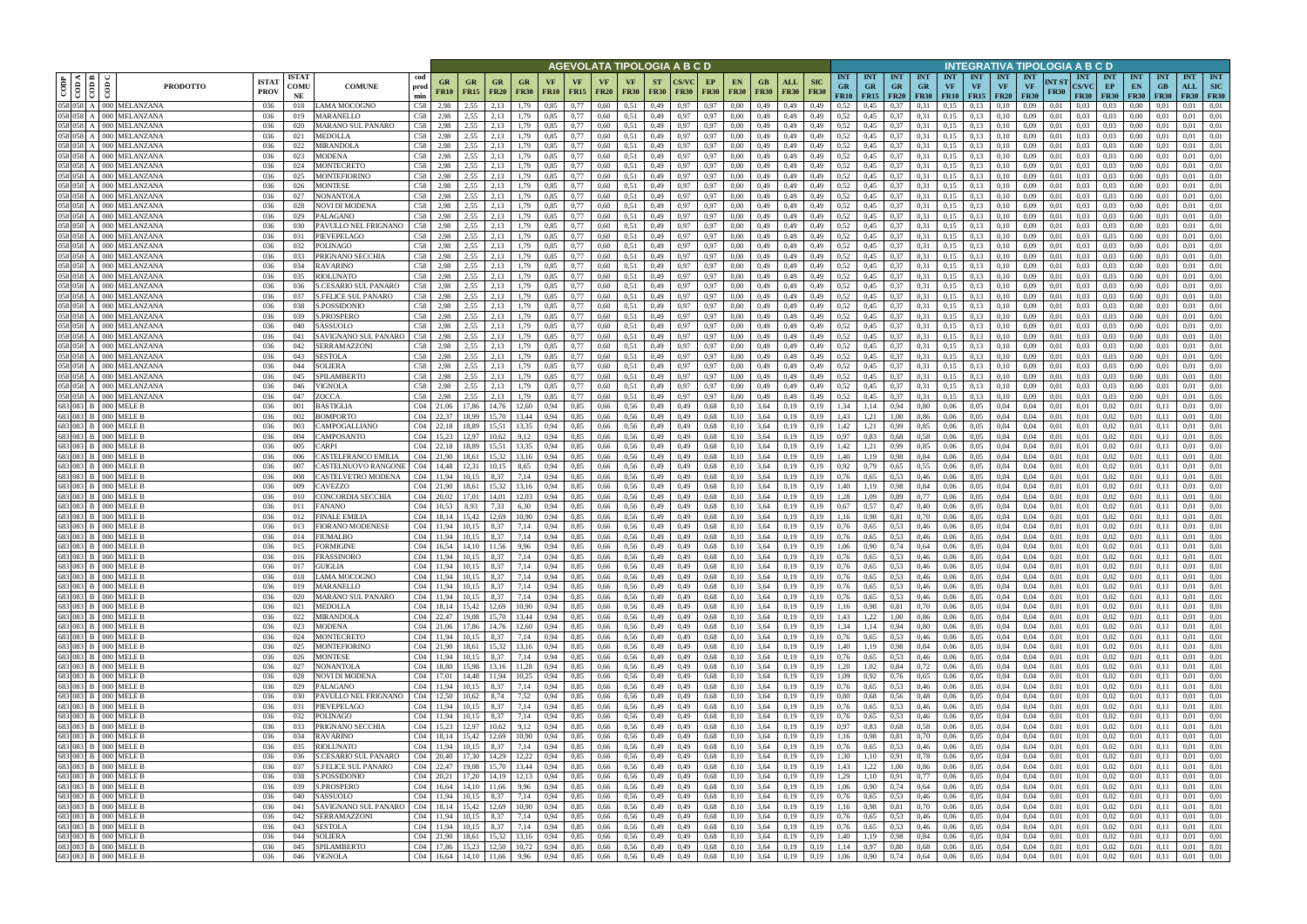| CODP | COD A | COD B | COD C | PRODOTTO | ISTAT PROV | ISTAT COMUNE | COMUNE | cod prod min | AGEVOLATA TIPOLOGIA A B C D | | | | | | | | | | | | | | | | INTEGRATIVA TIPOLOGIA A B C D | | | | | | | | | | | | | | | |
|---|---|---|---|---|---|---|---|---|---|---|---|---|---|---|---|---|---|---|---|---|---|---|---|---|---|---|---|---|---|---|---|---|---|---|---|---|---|---|---|---|
| | | | | | | | | | GR FR10 | GR FR15 | GR FR20 | GR FR30 | VF FR10 | VF FR15 | VF FR20 | VF FR30 | ST FR30 | CS/VC FR30 | EP FR30 | EN FR30 | GB FR30 | ALL FR30 | SIC FR30 | INT GR FR10 | INT GR FR15 | INT GR FR20 | INT GR FR30 | INT VF FR10 | INT VF FR15 | INT VF FR20 | INT VF FR30 | INT ST FR30 | INT CS/VC FR30 | INT EP FR30 | INT EN FR30 | INT GB FR30 | INT ALL FR30 | INT SIC FR30 |
| 058 | 058 | A | 000 | MELANZANA | 036 | 018 | LAMA MOCOGNO | C58 | 2,98 | 2,55 | 2,13 | 1,79 | 0,85 | 0,77 | 0,60 | 0,51 | 0,49 | 0,97 | 0,97 | 0,00 | 0,49 | 0,49 | 0,49 | 0,52 | 0,45 | 0,37 | 0,31 | 0,15 | 0,13 | 0,10 | 0,09 | 0,01 | 0,03 | 0,03 | 0,00 | 0,01 | 0,01 | 0,01 |
| 058 | 058 | A | 000 | MELANZANA | 036 | 019 | MARANELLO | C58 | 2,98 | 2,55 | 2,13 | 1,79 | 0,85 | 0,77 | 0,60 | 0,51 | 0,49 | 0,97 | 0,97 | 0,00 | 0,49 | 0,49 | 0,49 | 0,52 | 0,45 | 0,37 | 0,31 | 0,15 | 0,13 | 0,10 | 0,09 | 0,01 | 0,03 | 0,03 | 0,00 | 0,01 | 0,01 | 0,01 |
| 058 | 058 | A | 000 | MELANZANA | 036 | 020 | MARANO SUL PANARO | C58 | 2,98 | 2,55 | 2,13 | 1,79 | 0,85 | 0,77 | 0,60 | 0,51 | 0,49 | 0,97 | 0,97 | 0,00 | 0,49 | 0,49 | 0,49 | 0,52 | 0,45 | 0,37 | 0,31 | 0,15 | 0,13 | 0,10 | 0,09 | 0,01 | 0,03 | 0,03 | 0,00 | 0,01 | 0,01 | 0,01 |
| 058 | 058 | A | 000 | MELANZANA | 036 | 021 | MEDOLLA | C58 | 2,98 | 2,55 | 2,13 | 1,79 | 0,85 | 0,77 | 0,60 | 0,51 | 0,49 | 0,97 | 0,97 | 0,00 | 0,49 | 0,49 | 0,49 | 0,52 | 0,45 | 0,37 | 0,31 | 0,15 | 0,13 | 0,10 | 0,09 | 0,01 | 0,03 | 0,03 | 0,00 | 0,01 | 0,01 | 0,01 |
| 058 | 058 | A | 000 | MELANZANA | 036 | 022 | MIRANDOLA | C58 | 2,98 | 2,55 | 2,13 | 1,79 | 0,85 | 0,77 | 0,60 | 0,51 | 0,49 | 0,97 | 0,97 | 0,00 | 0,49 | 0,49 | 0,49 | 0,52 | 0,45 | 0,37 | 0,31 | 0,15 | 0,13 | 0,10 | 0,09 | 0,01 | 0,03 | 0,03 | 0,00 | 0,01 | 0,01 | 0,01 |
| 058 | 058 | A | 000 | MELANZANA | 036 | 023 | MODENA | C58 | 2,98 | 2,55 | 2,13 | 1,79 | 0,85 | 0,77 | 0,60 | 0,51 | 0,49 | 0,97 | 0,97 | 0,00 | 0,49 | 0,49 | 0,49 | 0,52 | 0,45 | 0,37 | 0,31 | 0,15 | 0,13 | 0,10 | 0,09 | 0,01 | 0,03 | 0,03 | 0,00 | 0,01 | 0,01 | 0,01 |
| 058 | 058 | A | 000 | MELANZANA | 036 | 024 | MONTECRETO | C58 | 2,98 | 2,55 | 2,13 | 1,79 | 0,85 | 0,77 | 0,60 | 0,51 | 0,49 | 0,97 | 0,97 | 0,00 | 0,49 | 0,49 | 0,49 | 0,52 | 0,45 | 0,37 | 0,31 | 0,15 | 0,13 | 0,10 | 0,09 | 0,01 | 0,03 | 0,03 | 0,00 | 0,01 | 0,01 | 0,01 |
| 058 | 058 | A | 000 | MELANZANA | 036 | 025 | MONTEFIORINO | C58 | 2,98 | 2,55 | 2,13 | 1,79 | 0,85 | 0,77 | 0,60 | 0,51 | 0,49 | 0,97 | 0,97 | 0,00 | 0,49 | 0,49 | 0,49 | 0,52 | 0,45 | 0,37 | 0,31 | 0,15 | 0,13 | 0,10 | 0,09 | 0,01 | 0,03 | 0,03 | 0,00 | 0,01 | 0,01 | 0,01 |
| 058 | 058 | A | 000 | MELANZANA | 036 | 026 | MONTESE | C58 | 2,98 | 2,55 | 2,13 | 1,79 | 0,85 | 0,77 | 0,60 | 0,51 | 0,49 | 0,97 | 0,97 | 0,00 | 0,49 | 0,49 | 0,49 | 0,52 | 0,45 | 0,37 | 0,31 | 0,15 | 0,13 | 0,10 | 0,09 | 0,01 | 0,03 | 0,03 | 0,00 | 0,01 | 0,01 | 0,01 |
| 058 | 058 | A | 000 | MELANZANA | 036 | 027 | NONANTOLA | C58 | 2,98 | 2,55 | 2,13 | 1,79 | 0,85 | 0,77 | 0,60 | 0,51 | 0,49 | 0,97 | 0,97 | 0,00 | 0,49 | 0,49 | 0,49 | 0,52 | 0,45 | 0,37 | 0,31 | 0,15 | 0,13 | 0,10 | 0,09 | 0,01 | 0,03 | 0,03 | 0,00 | 0,01 | 0,01 | 0,01 |
| 058 | 058 | A | 000 | MELANZANA | 036 | 028 | NOVI DI MODENA | C58 | 2,98 | 2,55 | 2,13 | 1,79 | 0,85 | 0,77 | 0,60 | 0,51 | 0,49 | 0,97 | 0,97 | 0,00 | 0,49 | 0,49 | 0,49 | 0,52 | 0,45 | 0,37 | 0,31 | 0,15 | 0,13 | 0,10 | 0,09 | 0,01 | 0,03 | 0,03 | 0,00 | 0,01 | 0,01 | 0,01 |
| 058 | 058 | A | 000 | MELANZANA | 036 | 029 | PALAGANO | C58 | 2,98 | 2,55 | 2,13 | 1,79 | 0,85 | 0,77 | 0,60 | 0,51 | 0,49 | 0,97 | 0,97 | 0,00 | 0,49 | 0,49 | 0,49 | 0,52 | 0,45 | 0,37 | 0,31 | 0,15 | 0,13 | 0,10 | 0,09 | 0,01 | 0,03 | 0,03 | 0,00 | 0,01 | 0,01 | 0,01 |
| 058 | 058 | A | 000 | MELANZANA | 036 | 030 | PAVULLO NEL FRIGNANO | C58 | 2,98 | 2,55 | 2,13 | 1,79 | 0,85 | 0,77 | 0,60 | 0,51 | 0,49 | 0,97 | 0,97 | 0,00 | 0,49 | 0,49 | 0,49 | 0,52 | 0,45 | 0,37 | 0,31 | 0,15 | 0,13 | 0,10 | 0,09 | 0,01 | 0,03 | 0,03 | 0,00 | 0,01 | 0,01 | 0,01 |
| 058 | 058 | A | 000 | MELANZANA | 036 | 031 | PIEVEPELAGO | C58 | 2,98 | 2,55 | 2,13 | 1,79 | 0,85 | 0,77 | 0,60 | 0,51 | 0,49 | 0,97 | 0,97 | 0,00 | 0,49 | 0,49 | 0,49 | 0,52 | 0,45 | 0,37 | 0,31 | 0,15 | 0,13 | 0,10 | 0,09 | 0,01 | 0,03 | 0,03 | 0,00 | 0,01 | 0,01 | 0,01 |
| 058 | 058 | A | 000 | MELANZANA | 036 | 032 | POLINAGO | C58 | 2,98 | 2,55 | 2,13 | 1,79 | 0,85 | 0,77 | 0,60 | 0,51 | 0,49 | 0,97 | 0,97 | 0,00 | 0,49 | 0,49 | 0,49 | 0,52 | 0,45 | 0,37 | 0,31 | 0,15 | 0,13 | 0,10 | 0,09 | 0,01 | 0,03 | 0,03 | 0,00 | 0,01 | 0,01 | 0,01 |
| 058 | 058 | A | 000 | MELANZANA | 036 | 033 | PRIGNANO SECCHIA | C58 | 2,98 | 2,55 | 2,13 | 1,79 | 0,85 | 0,77 | 0,60 | 0,51 | 0,49 | 0,97 | 0,97 | 0,00 | 0,49 | 0,49 | 0,49 | 0,52 | 0,45 | 0,37 | 0,31 | 0,15 | 0,13 | 0,10 | 0,09 | 0,01 | 0,03 | 0,03 | 0,00 | 0,01 | 0,01 | 0,01 |
| 058 | 058 | A | 000 | MELANZANA | 036 | 034 | RAVARINO | C58 | 2,98 | 2,55 | 2,13 | 1,79 | 0,85 | 0,77 | 0,60 | 0,51 | 0,49 | 0,97 | 0,97 | 0,00 | 0,49 | 0,49 | 0,49 | 0,52 | 0,45 | 0,37 | 0,31 | 0,15 | 0,13 | 0,10 | 0,09 | 0,01 | 0,03 | 0,03 | 0,00 | 0,01 | 0,01 | 0,01 |
| 058 | 058 | A | 000 | MELANZANA | 036 | 035 | RIOLUNATO | C58 | 2,98 | 2,55 | 2,13 | 1,79 | 0,85 | 0,77 | 0,60 | 0,51 | 0,49 | 0,97 | 0,97 | 0,00 | 0,49 | 0,49 | 0,49 | 0,52 | 0,45 | 0,37 | 0,31 | 0,15 | 0,13 | 0,10 | 0,09 | 0,01 | 0,03 | 0,03 | 0,00 | 0,01 | 0,01 | 0,01 |
| 058 | 058 | A | 000 | MELANZANA | 036 | 036 | S.CESARIO SUL PANARO | C58 | 2,98 | 2,55 | 2,13 | 1,79 | 0,85 | 0,77 | 0,60 | 0,51 | 0,49 | 0,97 | 0,97 | 0,00 | 0,49 | 0,49 | 0,49 | 0,52 | 0,45 | 0,37 | 0,31 | 0,15 | 0,13 | 0,10 | 0,09 | 0,01 | 0,03 | 0,03 | 0,00 | 0,01 | 0,01 | 0,01 |
| 058 | 058 | A | 000 | MELANZANA | 036 | 037 | S.FELICE SUL PANARO | C58 | 2,98 | 2,55 | 2,13 | 1,79 | 0,85 | 0,77 | 0,60 | 0,51 | 0,49 | 0,97 | 0,97 | 0,00 | 0,49 | 0,49 | 0,49 | 0,52 | 0,45 | 0,37 | 0,31 | 0,15 | 0,13 | 0,10 | 0,09 | 0,01 | 0,03 | 0,03 | 0,00 | 0,01 | 0,01 | 0,01 |
| 058 | 058 | A | 000 | MELANZANA | 036 | 038 | S.POSSIDONIO | C58 | 2,98 | 2,55 | 2,13 | 1,79 | 0,85 | 0,77 | 0,60 | 0,51 | 0,49 | 0,97 | 0,97 | 0,00 | 0,49 | 0,49 | 0,49 | 0,52 | 0,45 | 0,37 | 0,31 | 0,15 | 0,13 | 0,10 | 0,09 | 0,01 | 0,03 | 0,03 | 0,00 | 0,01 | 0,01 | 0,01 |
| 058 | 058 | A | 000 | MELANZANA | 036 | 039 | S.PROSPERO | C58 | 2,98 | 2,55 | 2,13 | 1,79 | 0,85 | 0,77 | 0,60 | 0,51 | 0,49 | 0,97 | 0,97 | 0,00 | 0,49 | 0,49 | 0,49 | 0,52 | 0,45 | 0,37 | 0,31 | 0,15 | 0,13 | 0,10 | 0,09 | 0,01 | 0,03 | 0,03 | 0,00 | 0,01 | 0,01 | 0,01 |
| 058 | 058 | A | 000 | MELANZANA | 036 | 040 | SASSUOLO | C58 | 2,98 | 2,55 | 2,13 | 1,79 | 0,85 | 0,77 | 0,60 | 0,51 | 0,49 | 0,97 | 0,97 | 0,00 | 0,49 | 0,49 | 0,49 | 0,52 | 0,45 | 0,37 | 0,31 | 0,15 | 0,13 | 0,10 | 0,09 | 0,01 | 0,03 | 0,03 | 0,00 | 0,01 | 0,01 | 0,01 |
| 058 | 058 | A | 000 | MELANZANA | 036 | 041 | SAVIGNANO SUL PANARO | C58 | 2,98 | 2,55 | 2,13 | 1,79 | 0,85 | 0,77 | 0,60 | 0,51 | 0,49 | 0,97 | 0,97 | 0,00 | 0,49 | 0,49 | 0,49 | 0,52 | 0,45 | 0,37 | 0,31 | 0,15 | 0,13 | 0,10 | 0,09 | 0,01 | 0,03 | 0,03 | 0,00 | 0,01 | 0,01 | 0,01 |
| 058 | 058 | A | 000 | MELANZANA | 036 | 042 | SERRAMAZZONI | C58 | 2,98 | 2,55 | 2,13 | 1,79 | 0,85 | 0,77 | 0,60 | 0,51 | 0,49 | 0,97 | 0,97 | 0,00 | 0,49 | 0,49 | 0,49 | 0,52 | 0,45 | 0,37 | 0,31 | 0,15 | 0,13 | 0,10 | 0,09 | 0,01 | 0,03 | 0,03 | 0,00 | 0,01 | 0,01 | 0,01 |
| 058 | 058 | A | 000 | MELANZANA | 036 | 043 | SESTOLA | C58 | 2,98 | 2,55 | 2,13 | 1,79 | 0,85 | 0,77 | 0,60 | 0,51 | 0,49 | 0,97 | 0,97 | 0,00 | 0,49 | 0,49 | 0,49 | 0,52 | 0,45 | 0,37 | 0,31 | 0,15 | 0,13 | 0,10 | 0,09 | 0,01 | 0,03 | 0,03 | 0,00 | 0,01 | 0,01 | 0,01 |
| 058 | 058 | A | 000 | MELANZANA | 036 | 044 | SOLIERA | C58 | 2,98 | 2,55 | 2,13 | 1,79 | 0,85 | 0,77 | 0,60 | 0,51 | 0,49 | 0,97 | 0,97 | 0,00 | 0,49 | 0,49 | 0,49 | 0,52 | 0,45 | 0,37 | 0,31 | 0,15 | 0,13 | 0,10 | 0,09 | 0,01 | 0,03 | 0,03 | 0,00 | 0,01 | 0,01 | 0,01 |
| 058 | 058 | A | 000 | MELANZANA | 036 | 045 | SPILAMBERTO | C58 | 2,98 | 2,55 | 2,13 | 1,79 | 0,85 | 0,77 | 0,60 | 0,51 | 0,49 | 0,97 | 0,97 | 0,00 | 0,49 | 0,49 | 0,49 | 0,52 | 0,45 | 0,37 | 0,31 | 0,15 | 0,13 | 0,10 | 0,09 | 0,01 | 0,03 | 0,03 | 0,00 | 0,01 | 0,01 | 0,01 |
| 058 | 058 | A | 000 | MELANZANA | 036 | 046 | VIGNOLA | C58 | 2,98 | 2,55 | 2,13 | 1,79 | 0,85 | 0,77 | 0,60 | 0,51 | 0,49 | 0,97 | 0,97 | 0,00 | 0,49 | 0,49 | 0,49 | 0,52 | 0,45 | 0,37 | 0,31 | 0,15 | 0,13 | 0,10 | 0,09 | 0,01 | 0,03 | 0,03 | 0,00 | 0,01 | 0,01 | 0,01 |
| 058 | 058 | A | 000 | MELANZANA | 036 | 047 | ZOCCA | C58 | 2,98 | 2,55 | 2,13 | 1,79 | 0,85 | 0,77 | 0,60 | 0,51 | 0,49 | 0,97 | 0,97 | 0,00 | 0,49 | 0,49 | 0,49 | 0,52 | 0,45 | 0,37 | 0,31 | 0,15 | 0,13 | 0,10 | 0,09 | 0,01 | 0,03 | 0,03 | 0,00 | 0,01 | 0,01 | 0,01 |
| 683 | 083 | B | 000 | MELE B | 036 | 001 | BASTIGLIA | C04 | 21,06 | 17,86 | 14,76 | 12,60 | 0,94 | 0,85 | 0,66 | 0,56 | 0,49 | 0,49 | 0,68 | 0,10 | 3,64 | 0,19 | 0,19 | 1,34 | 1,14 | 0,94 | 0,80 | 0,06 | 0,05 | 0,04 | 0,04 | 0,01 | 0,01 | 0,02 | 0,01 | 0,11 | 0,01 | 0,01 |
| 683 | 083 | B | 000 | MELE B | 036 | 002 | BOMPORTO | C04 | 22,37 | 18,99 | 15,70 | 13,44 | 0,94 | 0,85 | 0,66 | 0,56 | 0,49 | 0,49 | 0,68 | 0,10 | 3,64 | 0,19 | 0,19 | 1,43 | 1,21 | 1,00 | 0,86 | 0,06 | 0,05 | 0,04 | 0,04 | 0,01 | 0,01 | 0,02 | 0,01 | 0,11 | 0,01 | 0,01 |
| 683 | 083 | B | 000 | MELE B | 036 | 003 | CAMPOGALLIANO | C04 | 22,18 | 18,89 | 15,51 | 13,35 | 0,94 | 0,85 | 0,66 | 0,56 | 0,49 | 0,49 | 0,68 | 0,10 | 3,64 | 0,19 | 0,19 | 1,42 | 1,21 | 0,99 | 0,85 | 0,06 | 0,05 | 0,04 | 0,04 | 0,01 | 0,01 | 0,02 | 0,01 | 0,11 | 0,01 | 0,01 |
| 683 | 083 | B | 000 | MELE B | 036 | 004 | CAMPOSANTO | C04 | 15,23 | 12,97 | 10,62 | 9,12 | 0,94 | 0,85 | 0,66 | 0,56 | 0,49 | 0,49 | 0,68 | 0,10 | 3,64 | 0,19 | 0,19 | 0,97 | 0,83 | 0,68 | 0,58 | 0,06 | 0,05 | 0,04 | 0,04 | 0,01 | 0,01 | 0,02 | 0,01 | 0,11 | 0,01 | 0,01 |
| 683 | 083 | B | 000 | MELE B | 036 | 005 | CARPI | C04 | 22,18 | 18,89 | 15,51 | 13,35 | 0,94 | 0,85 | 0,66 | 0,56 | 0,49 | 0,49 | 0,68 | 0,10 | 3,64 | 0,19 | 0,19 | 1,42 | 1,21 | 0,99 | 0,85 | 0,06 | 0,05 | 0,04 | 0,04 | 0,01 | 0,01 | 0,02 | 0,01 | 0,11 | 0,01 | 0,01 |
| 683 | 083 | B | 000 | MELE B | 036 | 006 | CASTELFRANCO EMILIA | C04 | 21,90 | 18,61 | 15,32 | 13,16 | 0,94 | 0,85 | 0,66 | 0,56 | 0,49 | 0,49 | 0,68 | 0,10 | 3,64 | 0,19 | 0,19 | 1,40 | 1,19 | 0,98 | 0,84 | 0,06 | 0,05 | 0,04 | 0,04 | 0,01 | 0,01 | 0,02 | 0,01 | 0,11 | 0,01 | 0,01 |
| 683 | 083 | B | 000 | MELE B | 036 | 007 | CASTELNUOVO RANGONE | C04 | 14,48 | 12,31 | 10,15 | 8,65 | 0,94 | 0,85 | 0,66 | 0,56 | 0,49 | 0,49 | 0,68 | 0,10 | 3,64 | 0,19 | 0,19 | 0,92 | 0,79 | 0,65 | 0,55 | 0,06 | 0,05 | 0,04 | 0,04 | 0,01 | 0,01 | 0,02 | 0,01 | 0,11 | 0,01 | 0,01 |
| 683 | 083 | B | 000 | MELE B | 036 | 008 | CASTELVETRO MODENA | C04 | 11,94 | 10,15 | 8,37 | 7,14 | 0,94 | 0,85 | 0,66 | 0,56 | 0,49 | 0,49 | 0,68 | 0,10 | 3,64 | 0,19 | 0,19 | 0,76 | 0,65 | 0,53 | 0,46 | 0,06 | 0,05 | 0,04 | 0,04 | 0,01 | 0,01 | 0,02 | 0,01 | 0,11 | 0,01 | 0,01 |
| 683 | 083 | B | 000 | MELE B | 036 | 009 | CAVEZZO | C04 | 21,90 | 18,61 | 15,32 | 13,16 | 0,94 | 0,85 | 0,66 | 0,56 | 0,49 | 0,49 | 0,68 | 0,10 | 3,64 | 0,19 | 0,19 | 1,40 | 1,19 | 0,98 | 0,84 | 0,06 | 0,05 | 0,04 | 0,04 | 0,01 | 0,01 | 0,02 | 0,01 | 0,11 | 0,01 | 0,01 |
| 683 | 083 | B | 000 | MELE B | 036 | 010 | CONCORDIA SECCHIA | C04 | 20,02 | 17,01 | 14,01 | 12,03 | 0,94 | 0,85 | 0,66 | 0,56 | 0,49 | 0,49 | 0,68 | 0,10 | 3,64 | 0,19 | 0,19 | 1,28 | 1,09 | 0,89 | 0,77 | 0,06 | 0,05 | 0,04 | 0,04 | 0,01 | 0,01 | 0,02 | 0,01 | 0,11 | 0,01 | 0,01 |
| 683 | 083 | B | 000 | MELE B | 036 | 011 | FANANO | C04 | 10,53 | 8,93 | 7,33 | 6,30 | 0,94 | 0,85 | 0,66 | 0,56 | 0,49 | 0,49 | 0,68 | 0,10 | 3,64 | 0,19 | 0,19 | 0,67 | 0,57 | 0,47 | 0,40 | 0,06 | 0,05 | 0,04 | 0,04 | 0,01 | 0,01 | 0,02 | 0,01 | 0,11 | 0,01 | 0,01 |
| 683 | 083 | B | 000 | MELE B | 036 | 012 | FINALE EMILIA | C04 | 18,14 | 15,42 | 12,69 | 10,90 | 0,94 | 0,85 | 0,66 | 0,56 | 0,49 | 0,49 | 0,68 | 0,10 | 3,64 | 0,19 | 0,19 | 1,16 | 0,98 | 0,81 | 0,70 | 0,06 | 0,05 | 0,04 | 0,04 | 0,01 | 0,01 | 0,02 | 0,01 | 0,11 | 0,01 | 0,01 |
| 683 | 083 | B | 000 | MELE B | 036 | 013 | FIORANO MODENESE | C04 | 11,94 | 10,15 | 8,37 | 7,14 | 0,94 | 0,85 | 0,66 | 0,56 | 0,49 | 0,49 | 0,68 | 0,10 | 3,64 | 0,19 | 0,19 | 0,76 | 0,65 | 0,53 | 0,46 | 0,06 | 0,05 | 0,04 | 0,04 | 0,01 | 0,01 | 0,02 | 0,01 | 0,11 | 0,01 | 0,01 |
| 683 | 083 | B | 000 | MELE B | 036 | 014 | FIUMALBO | C04 | 11,94 | 10,15 | 8,37 | 7,14 | 0,94 | 0,85 | 0,66 | 0,56 | 0,49 | 0,49 | 0,68 | 0,10 | 3,64 | 0,19 | 0,19 | 0,76 | 0,65 | 0,53 | 0,46 | 0,06 | 0,05 | 0,04 | 0,04 | 0,01 | 0,01 | 0,02 | 0,01 | 0,11 | 0,01 | 0,01 |
| 683 | 083 | B | 000 | MELE B | 036 | 015 | FORMIGINE | C04 | 16,54 | 14,10 | 11,56 | 9,96 | 0,94 | 0,85 | 0,66 | 0,56 | 0,49 | 0,49 | 0,68 | 0,10 | 3,64 | 0,19 | 0,19 | 1,06 | 0,90 | 0,74 | 0,64 | 0,06 | 0,05 | 0,04 | 0,04 | 0,01 | 0,01 | 0,02 | 0,01 | 0,11 | 0,01 | 0,01 |
| 683 | 083 | B | 000 | MELE B | 036 | 016 | FRASSINORO | C04 | 11,94 | 10,15 | 8,37 | 7,14 | 0,94 | 0,85 | 0,66 | 0,56 | 0,49 | 0,49 | 0,68 | 0,10 | 3,64 | 0,19 | 0,19 | 0,76 | 0,65 | 0,53 | 0,46 | 0,06 | 0,05 | 0,04 | 0,04 | 0,01 | 0,01 | 0,02 | 0,01 | 0,11 | 0,01 | 0,01 |
| 683 | 083 | B | 000 | MELE B | 036 | 017 | GUIGLIA | C04 | 11,94 | 10,15 | 8,37 | 7,14 | 0,94 | 0,85 | 0,66 | 0,56 | 0,49 | 0,49 | 0,68 | 0,10 | 3,64 | 0,19 | 0,19 | 0,76 | 0,65 | 0,53 | 0,46 | 0,06 | 0,05 | 0,04 | 0,04 | 0,01 | 0,01 | 0,02 | 0,01 | 0,11 | 0,01 | 0,01 |
| 683 | 083 | B | 000 | MELE B | 036 | 018 | LAMA MOCOGNO | C04 | 11,94 | 10,15 | 8,37 | 7,14 | 0,94 | 0,85 | 0,66 | 0,56 | 0,49 | 0,49 | 0,68 | 0,10 | 3,64 | 0,19 | 0,19 | 0,76 | 0,65 | 0,53 | 0,46 | 0,06 | 0,05 | 0,04 | 0,04 | 0,01 | 0,01 | 0,02 | 0,01 | 0,11 | 0,01 | 0,01 |
| 683 | 083 | B | 000 | MELE B | 036 | 019 | MARANELLO | C04 | 11,94 | 10,15 | 8,37 | 7,14 | 0,94 | 0,85 | 0,66 | 0,56 | 0,49 | 0,49 | 0,68 | 0,10 | 3,64 | 0,19 | 0,19 | 0,76 | 0,65 | 0,53 | 0,46 | 0,06 | 0,05 | 0,04 | 0,04 | 0,01 | 0,01 | 0,02 | 0,01 | 0,11 | 0,01 | 0,01 |
| 683 | 083 | B | 000 | MELE B | 036 | 020 | MARANO SUL PANARO | C04 | 11,94 | 10,15 | 8,37 | 7,14 | 0,94 | 0,85 | 0,66 | 0,56 | 0,49 | 0,49 | 0,68 | 0,10 | 3,64 | 0,19 | 0,19 | 0,76 | 0,65 | 0,53 | 0,46 | 0,06 | 0,05 | 0,04 | 0,04 | 0,01 | 0,01 | 0,02 | 0,01 | 0,11 | 0,01 | 0,01 |
| 683 | 083 | B | 000 | MELE B | 036 | 021 | MEDOLLA | C04 | 18,14 | 15,42 | 12,69 | 10,90 | 0,94 | 0,85 | 0,66 | 0,56 | 0,49 | 0,49 | 0,68 | 0,10 | 3,64 | 0,19 | 0,19 | 1,16 | 0,98 | 0,81 | 0,70 | 0,06 | 0,05 | 0,04 | 0,04 | 0,01 | 0,01 | 0,02 | 0,01 | 0,11 | 0,01 | 0,01 |
| 683 | 083 | B | 000 | MELE B | 036 | 022 | MIRANDOLA | C04 | 22,47 | 19,08 | 15,70 | 13,44 | 0,94 | 0,85 | 0,66 | 0,56 | 0,49 | 0,49 | 0,68 | 0,10 | 3,64 | 0,19 | 0,19 | 1,43 | 1,22 | 1,00 | 0,86 | 0,06 | 0,05 | 0,04 | 0,04 | 0,01 | 0,01 | 0,02 | 0,01 | 0,11 | 0,01 | 0,01 |
| 683 | 083 | B | 000 | MELE B | 036 | 023 | MODENA | C04 | 21,06 | 17,86 | 14,76 | 12,60 | 0,94 | 0,85 | 0,66 | 0,56 | 0,49 | 0,49 | 0,68 | 0,10 | 3,64 | 0,19 | 0,19 | 1,34 | 1,14 | 0,94 | 0,80 | 0,06 | 0,05 | 0,04 | 0,04 | 0,01 | 0,01 | 0,02 | 0,01 | 0,11 | 0,01 | 0,01 |
| 683 | 083 | B | 000 | MELE B | 036 | 024 | MONTECRETO | C04 | 11,94 | 10,15 | 8,37 | 7,14 | 0,94 | 0,85 | 0,66 | 0,56 | 0,49 | 0,49 | 0,68 | 0,10 | 3,64 | 0,19 | 0,19 | 0,76 | 0,65 | 0,53 | 0,46 | 0,06 | 0,05 | 0,04 | 0,04 | 0,01 | 0,01 | 0,02 | 0,01 | 0,11 | 0,01 | 0,01 |
| 683 | 083 | B | 000 | MELE B | 036 | 025 | MONTEFIORINO | C04 | 21,90 | 18,61 | 15,32 | 13,16 | 0,94 | 0,85 | 0,66 | 0,56 | 0,49 | 0,49 | 0,68 | 0,10 | 3,64 | 0,19 | 0,19 | 1,40 | 1,19 | 0,98 | 0,84 | 0,06 | 0,05 | 0,04 | 0,04 | 0,01 | 0,01 | 0,02 | 0,01 | 0,11 | 0,01 | 0,01 |
| 683 | 083 | B | 000 | MELE B | 036 | 026 | MONTESE | C04 | 11,94 | 10,15 | 8,37 | 7,14 | 0,94 | 0,85 | 0,66 | 0,56 | 0,49 | 0,49 | 0,68 | 0,10 | 3,64 | 0,19 | 0,19 | 0,76 | 0,65 | 0,53 | 0,46 | 0,06 | 0,05 | 0,04 | 0,04 | 0,01 | 0,01 | 0,02 | 0,01 | 0,11 | 0,01 | 0,01 |
| 683 | 083 | B | 000 | MELE B | 036 | 027 | NONANTOLA | C04 | 18,80 | 15,98 | 13,16 | 11,28 | 0,94 | 0,85 | 0,66 | 0,56 | 0,49 | 0,49 | 0,68 | 0,10 | 3,64 | 0,19 | 0,19 | 1,20 | 1,02 | 0,84 | 0,72 | 0,06 | 0,05 | 0,04 | 0,04 | 0,01 | 0,01 | 0,02 | 0,01 | 0,11 | 0,01 | 0,01 |
| 683 | 083 | B | 000 | MELE B | 036 | 028 | NOVI DI MODENA | C04 | 17,01 | 14,48 | 11,94 | 10,25 | 0,94 | 0,85 | 0,66 | 0,56 | 0,49 | 0,49 | 0,68 | 0,10 | 3,64 | 0,19 | 0,19 | 1,09 | 0,92 | 0,76 | 0,65 | 0,06 | 0,05 | 0,04 | 0,04 | 0,01 | 0,01 | 0,02 | 0,01 | 0,11 | 0,01 | 0,01 |
| 683 | 083 | B | 000 | MELE B | 036 | 029 | PALAGANO | C04 | 11,94 | 10,15 | 8,37 | 7,14 | 0,94 | 0,85 | 0,66 | 0,56 | 0,49 | 0,49 | 0,68 | 0,10 | 3,64 | 0,19 | 0,19 | 0,76 | 0,65 | 0,53 | 0,46 | 0,06 | 0,05 | 0,04 | 0,04 | 0,01 | 0,01 | 0,02 | 0,01 | 0,11 | 0,01 | 0,01 |
| 683 | 083 | B | 000 | MELE B | 036 | 030 | PAVULLO NEL FRIGNANO | C04 | 12,50 | 10,62 | 8,74 | 7,52 | 0,94 | 0,85 | 0,66 | 0,56 | 0,49 | 0,49 | 0,68 | 0,10 | 3,64 | 0,19 | 0,19 | 0,80 | 0,68 | 0,56 | 0,48 | 0,06 | 0,05 | 0,04 | 0,04 | 0,01 | 0,01 | 0,02 | 0,01 | 0,11 | 0,01 | 0,01 |
| 683 | 083 | B | 000 | MELE B | 036 | 031 | PIEVEPELAGO | C04 | 11,94 | 10,15 | 8,37 | 7,14 | 0,94 | 0,85 | 0,66 | 0,56 | 0,49 | 0,49 | 0,68 | 0,10 | 3,64 | 0,19 | 0,19 | 0,76 | 0,65 | 0,53 | 0,46 | 0,06 | 0,05 | 0,04 | 0,04 | 0,01 | 0,01 | 0,02 | 0,01 | 0,11 | 0,01 | 0,01 |
| 683 | 083 | B | 000 | MELE B | 036 | 032 | POLINAGO | C04 | 11,94 | 10,15 | 8,37 | 7,14 | 0,94 | 0,85 | 0,66 | 0,56 | 0,49 | 0,49 | 0,68 | 0,10 | 3,64 | 0,19 | 0,19 | 0,76 | 0,65 | 0,53 | 0,46 | 0,06 | 0,05 | 0,04 | 0,04 | 0,01 | 0,01 | 0,02 | 0,01 | 0,11 | 0,01 | 0,01 |
| 683 | 083 | B | 000 | MELE B | 036 | 033 | PRIGNANO SECCHIA | C04 | 15,23 | 12,97 | 10,62 | 9,12 | 0,94 | 0,85 | 0,66 | 0,56 | 0,49 | 0,49 | 0,68 | 0,10 | 3,64 | 0,19 | 0,19 | 0,97 | 0,83 | 0,68 | 0,58 | 0,06 | 0,05 | 0,04 | 0,04 | 0,01 | 0,01 | 0,02 | 0,01 | 0,11 | 0,01 | 0,01 |
| 683 | 083 | B | 000 | MELE B | 036 | 034 | RAVARINO | C04 | 18,14 | 15,42 | 12,69 | 10,90 | 0,94 | 0,85 | 0,66 | 0,56 | 0,49 | 0,49 | 0,68 | 0,10 | 3,64 | 0,19 | 0,19 | 1,16 | 0,98 | 0,81 | 0,70 | 0,06 | 0,05 | 0,04 | 0,04 | 0,01 | 0,01 | 0,02 | 0,01 | 0,11 | 0,01 | 0,01 |
| 683 | 083 | B | 000 | MELE B | 036 | 035 | RIOLUNATO | C04 | 11,94 | 10,15 | 8,37 | 7,14 | 0,94 | 0,85 | 0,66 | 0,56 | 0,49 | 0,49 | 0,68 | 0,10 | 3,64 | 0,19 | 0,19 | 0,76 | 0,65 | 0,53 | 0,46 | 0,06 | 0,05 | 0,04 | 0,04 | 0,01 | 0,01 | 0,02 | 0,01 | 0,11 | 0,01 | 0,01 |
| 683 | 083 | B | 000 | MELE B | 036 | 036 | S.CESARIO SUL PANARO | C04 | 20,40 | 17,30 | 14,29 | 12,22 | 0,94 | 0,85 | 0,66 | 0,56 | 0,49 | 0,49 | 0,68 | 0,10 | 3,64 | 0,19 | 0,19 | 1,30 | 1,10 | 0,91 | 0,78 | 0,06 | 0,05 | 0,04 | 0,04 | 0,01 | 0,01 | 0,02 | 0,01 | 0,11 | 0,01 | 0,01 |
| 683 | 083 | B | 000 | MELE B | 036 | 037 | S.FELICE SUL PANARO | C04 | 22,47 | 19,08 | 15,70 | 13,44 | 0,94 | 0,85 | 0,66 | 0,56 | 0,49 | 0,49 | 0,68 | 0,10 | 3,64 | 0,19 | 0,19 | 1,43 | 1,22 | 1,00 | 0,86 | 0,06 | 0,05 | 0,04 | 0,04 | 0,01 | 0,01 | 0,02 | 0,01 | 0,11 | 0,01 | 0,01 |
| 683 | 083 | B | 000 | MELE B | 036 | 038 | S.POSSIDONIO | C04 | 20,21 | 17,20 | 14,19 | 12,13 | 0,94 | 0,85 | 0,66 | 0,56 | 0,49 | 0,49 | 0,68 | 0,10 | 3,64 | 0,19 | 0,19 | 1,29 | 1,10 | 0,91 | 0,77 | 0,06 | 0,05 | 0,04 | 0,04 | 0,01 | 0,01 | 0,02 | 0,01 | 0,11 | 0,01 | 0,01 |
| 683 | 083 | B | 000 | MELE B | 036 | 039 | S.PROSPERO | C04 | 16,64 | 14,10 | 11,66 | 9,96 | 0,94 | 0,85 | 0,66 | 0,56 | 0,49 | 0,49 | 0,68 | 0,10 | 3,64 | 0,19 | 0,19 | 1,06 | 0,90 | 0,74 | 0,64 | 0,06 | 0,05 | 0,04 | 0,04 | 0,01 | 0,01 | 0,02 | 0,01 | 0,11 | 0,01 | 0,01 |
| 683 | 083 | B | 000 | MELE B | 036 | 040 | SASSUOLO | C04 | 11,94 | 10,15 | 8,37 | 7,14 | 0,94 | 0,85 | 0,66 | 0,56 | 0,49 | 0,49 | 0,68 | 0,10 | 3,64 | 0,19 | 0,19 | 0,76 | 0,65 | 0,53 | 0,46 | 0,06 | 0,05 | 0,04 | 0,04 | 0,01 | 0,01 | 0,02 | 0,01 | 0,11 | 0,01 | 0,01 |
| 683 | 083 | B | 000 | MELE B | 036 | 041 | SAVIGNANO SUL PANARO | C04 | 18,14 | 15,42 | 12,69 | 10,90 | 0,94 | 0,85 | 0,66 | 0,56 | 0,49 | 0,49 | 0,68 | 0,10 | 3,64 | 0,19 | 0,19 | 1,16 | 0,98 | 0,81 | 0,70 | 0,06 | 0,05 | 0,04 | 0,04 | 0,01 | 0,01 | 0,02 | 0,01 | 0,11 | 0,01 | 0,01 |
| 683 | 083 | B | 000 | MELE B | 036 | 042 | SERRAMAZZONI | C04 | 11,94 | 10,15 | 8,37 | 7,14 | 0,94 | 0,85 | 0,66 | 0,56 | 0,49 | 0,49 | 0,68 | 0,10 | 3,64 | 0,19 | 0,19 | 0,76 | 0,65 | 0,53 | 0,46 | 0,06 | 0,05 | 0,04 | 0,04 | 0,01 | 0,01 | 0,02 | 0,01 | 0,11 | 0,01 | 0,01 |
| 683 | 083 | B | 000 | MELE B | 036 | 043 | SESTOLA | C04 | 11,94 | 10,15 | 8,37 | 7,14 | 0,94 | 0,85 | 0,66 | 0,56 | 0,49 | 0,49 | 0,68 | 0,10 | 3,64 | 0,19 | 0,19 | 0,76 | 0,65 | 0,53 | 0,46 | 0,06 | 0,05 | 0,04 | 0,04 | 0,01 | 0,01 | 0,02 | 0,01 | 0,11 | 0,01 | 0,01 |
| 683 | 083 | B | 000 | MELE B | 036 | 044 | SOLIERA | C04 | 21,90 | 18,61 | 15,32 | 13,16 | 0,94 | 0,85 | 0,66 | 0,56 | 0,49 | 0,49 | 0,68 | 0,10 | 3,64 | 0,19 | 0,19 | 1,40 | 1,19 | 0,98 | 0,84 | 0,06 | 0,05 | 0,04 | 0,04 | 0,01 | 0,01 | 0,02 | 0,01 | 0,11 | 0,01 | 0,01 |
| 683 | 083 | B | 000 | MELE B | 036 | 045 | SPILAMBERTO | C04 | 17,86 | 15,23 | 12,50 | 10,72 | 0,94 | 0,85 | 0,66 | 0,56 | 0,49 | 0,49 | 0,68 | 0,10 | 3,64 | 0,19 | 0,19 | 1,14 | 0,97 | 0,80 | 0,68 | 0,06 | 0,05 | 0,04 | 0,04 | 0,01 | 0,01 | 0,02 | 0,01 | 0,11 | 0,01 | 0,01 |
| 683 | 083 | B | 000 | MELE B | 036 | 046 | VIGNOLA | C04 | 16,64 | 14,10 | 11,66 | 9,96 | 0,94 | 0,85 | 0,66 | 0,56 | 0,49 | 0,49 | 0,68 | 0,10 | 3,64 | 0,19 | 0,19 | 1,06 | 0,90 | 0,74 | 0,64 | 0,06 | 0,05 | 0,04 | 0,04 | 0,01 | 0,01 | 0,02 | 0,01 | 0,11 | 0,01 | 0,01 |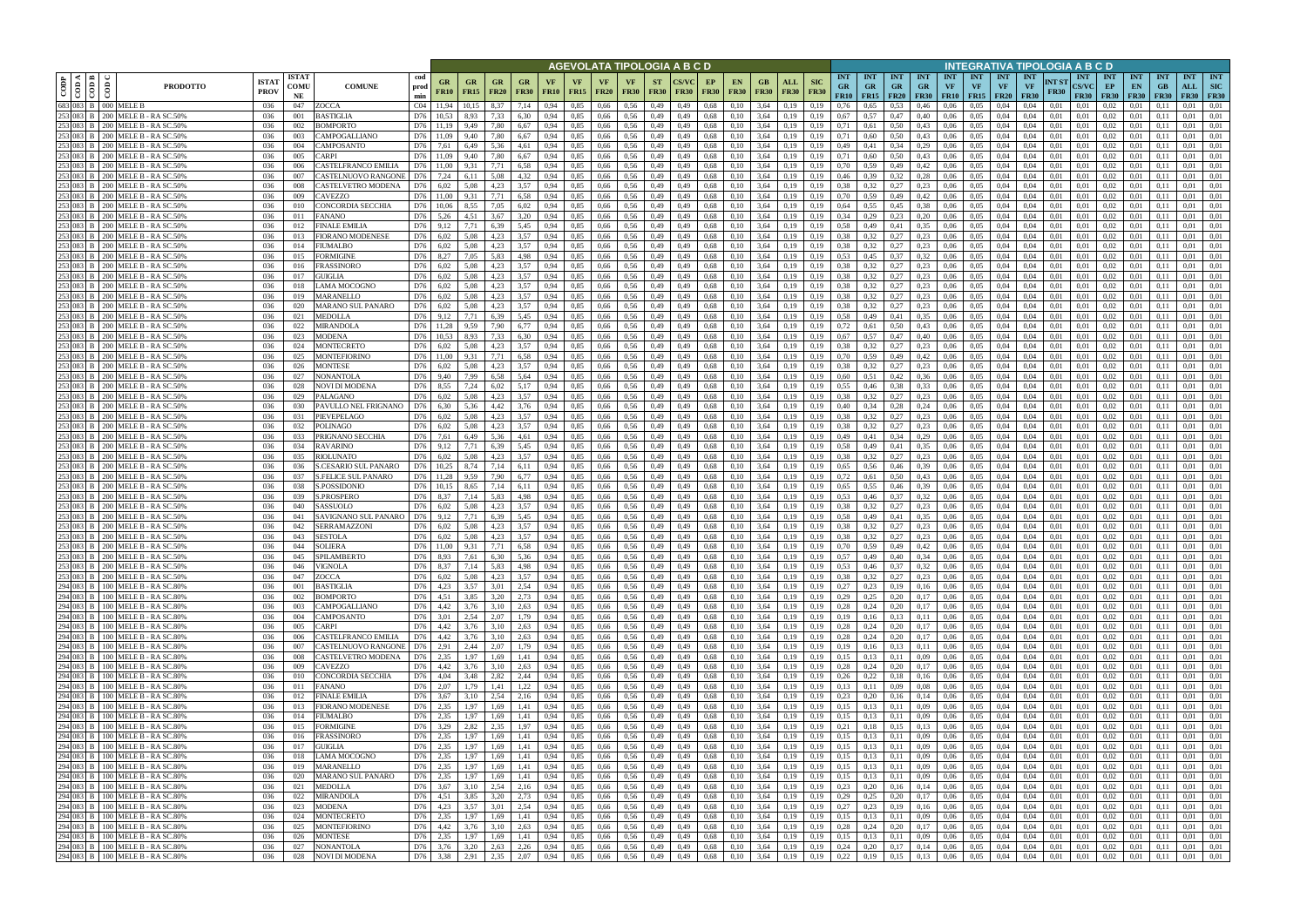| CODP | CODA | CODB | CODC | PRODOTTO | ISTAT PROV | ISTAT COMU NE | COMUNE | cod prod min | AGEVOLATA TIPOLOGIA A B C D GR FR10 | GR FR15 | GR FR20 | GR FR30 | VF FR10 | VF FR15 | VF FR20 | VF FR30 | ST FR30 | CS/VC FR30 | EP FR30 | EN FR30 | GB FR30 | ALL FR30 | SIC FR30 | INTEGRATIVA TIPOLOGIA A B C D INT GR FR10 | INT GR FR15 | INT GR FR20 | INT GR FR30 | INT VF FR10 | INT VF FR15 | INT VF FR20 | INT VF FR30 | INT ST FR30 | INT CS/VC FR30 | INT EP FR30 | INT EN FR30 | INT GB FR30 | INT ALL FR30 | INT SIC FR30 |
|---|---|---|---|---|---|---|---|---|---|---|---|---|---|---|---|---|---|---|---|---|---|---|---|---|---|---|---|---|---|---|---|---|---|---|---|---|---|---|
| 683 | 083 | B | 000 | MELE B | 036 | 047 | ZOCCA | C04 | 11,94 | 10,15 | 8,37 | 7,14 | 0,94 | 0,85 | 0,66 | 0,56 | 0,49 | 0,49 | 0,68 | 0,10 | 3,64 | 0,19 | 0,19 | 0,76 | 0,65 | 0,53 | 0,46 | 0,06 | 0,05 | 0,04 | 0,04 | 0,01 | 0,01 | 0,02 | 0,01 | 0,11 | 0,01 | 0,01 |
| 253 | 083 | B | 200 | MELE B - RA SC.50% | 036 | 001 | BASTIGLIA | D76 | 10,53 | 8,93 | 7,33 | 6,30 | 0,94 | 0,85 | 0,66 | 0,56 | 0,49 | 0,49 | 0,68 | 0,10 | 3,64 | 0,19 | 0,19 | 0,67 | 0,57 | 0,47 | 0,40 | 0,06 | 0,05 | 0,04 | 0,04 | 0,01 | 0,01 | 0,02 | 0,01 | 0,11 | 0,01 | 0,01 |
| 253 | 083 | B | 200 | MELE B - RA SC.50% | 036 | 002 | BOMPORTO | D76 | 11,19 | 9,49 | 7,80 | 6,67 | 0,94 | 0,85 | 0,66 | 0,56 | 0,49 | 0,49 | 0,68 | 0,10 | 3,64 | 0,19 | 0,19 | 0,71 | 0,61 | 0,50 | 0,43 | 0,06 | 0,05 | 0,04 | 0,04 | 0,01 | 0,01 | 0,02 | 0,01 | 0,11 | 0,01 | 0,01 |
| 253 | 083 | B | 200 | MELE B - RA SC.50% | 036 | 003 | CAMPOGALLIANO | D76 | 11,09 | 9,40 | 7,80 | 6,67 | 0,94 | 0,85 | 0,66 | 0,56 | 0,49 | 0,49 | 0,68 | 0,10 | 3,64 | 0,19 | 0,19 | 0,71 | 0,60 | 0,50 | 0,43 | 0,06 | 0,05 | 0,04 | 0,04 | 0,01 | 0,01 | 0,02 | 0,01 | 0,11 | 0,01 | 0,01 |
| 253 | 083 | B | 200 | MELE B - RA SC.50% | 036 | 004 | CAMPOSANTO | D76 | 7,61 | 6,49 | 5,36 | 4,61 | 0,94 | 0,85 | 0,66 | 0,56 | 0,49 | 0,49 | 0,68 | 0,10 | 3,64 | 0,19 | 0,19 | 0,49 | 0,41 | 0,34 | 0,29 | 0,06 | 0,05 | 0,04 | 0,04 | 0,01 | 0,01 | 0,02 | 0,01 | 0,11 | 0,01 | 0,01 |
| 253 | 083 | B | 200 | MELE B - RA SC.50% | 036 | 005 | CARPI | D76 | 11,09 | 9,40 | 7,80 | 6,67 | 0,94 | 0,85 | 0,66 | 0,56 | 0,49 | 0,49 | 0,68 | 0,10 | 3,64 | 0,19 | 0,19 | 0,71 | 0,60 | 0,50 | 0,43 | 0,06 | 0,05 | 0,04 | 0,04 | 0,01 | 0,01 | 0,02 | 0,01 | 0,11 | 0,01 | 0,01 |
| 253 | 083 | B | 200 | MELE B - RA SC.50% | 036 | 006 | CASTELFRANCO EMILIA | D76 | 11,00 | 9,31 | 7,71 | 6,58 | 0,94 | 0,85 | 0,66 | 0,56 | 0,49 | 0,49 | 0,68 | 0,10 | 3,64 | 0,19 | 0,19 | 0,70 | 0,59 | 0,49 | 0,42 | 0,06 | 0,05 | 0,04 | 0,04 | 0,01 | 0,01 | 0,02 | 0,01 | 0,11 | 0,01 | 0,01 |
| 253 | 083 | B | 200 | MELE B - RA SC.50% | 036 | 007 | CASTELNUOVO RANGONE | D76 | 7,24 | 6,11 | 5,08 | 4,32 | 0,94 | 0,85 | 0,66 | 0,56 | 0,49 | 0,49 | 0,68 | 0,10 | 3,64 | 0,19 | 0,19 | 0,46 | 0,39 | 0,32 | 0,28 | 0,06 | 0,05 | 0,04 | 0,04 | 0,01 | 0,01 | 0,02 | 0,01 | 0,11 | 0,01 | 0,01 |
| 253 | 083 | B | 200 | MELE B - RA SC.50% | 036 | 008 | CASTELVETRO MODENA | D76 | 6,02 | 5,08 | 4,23 | 3,57 | 0,94 | 0,85 | 0,66 | 0,56 | 0,49 | 0,49 | 0,68 | 0,10 | 3,64 | 0,19 | 0,19 | 0,38 | 0,32 | 0,27 | 0,23 | 0,06 | 0,05 | 0,04 | 0,04 | 0,01 | 0,01 | 0,02 | 0,01 | 0,11 | 0,01 | 0,01 |
| 253 | 083 | B | 200 | MELE B - RA SC.50% | 036 | 009 | CAVEZZO | D76 | 11,00 | 9,31 | 7,71 | 6,58 | 0,94 | 0,85 | 0,66 | 0,56 | 0,49 | 0,49 | 0,68 | 0,10 | 3,64 | 0,19 | 0,19 | 0,70 | 0,59 | 0,49 | 0,42 | 0,06 | 0,05 | 0,04 | 0,04 | 0,01 | 0,01 | 0,02 | 0,01 | 0,11 | 0,01 | 0,01 |
| 253 | 083 | B | 200 | MELE B - RA SC.50% | 036 | 010 | CONCORDIA SECCHIA | D76 | 10,06 | 8,55 | 7,05 | 6,02 | 0,94 | 0,85 | 0,66 | 0,56 | 0,49 | 0,49 | 0,68 | 0,10 | 3,64 | 0,19 | 0,19 | 0,64 | 0,55 | 0,45 | 0,38 | 0,06 | 0,05 | 0,04 | 0,04 | 0,01 | 0,01 | 0,02 | 0,01 | 0,11 | 0,01 | 0,01 |
| 253 | 083 | B | 200 | MELE B - RA SC.50% | 036 | 011 | FANANO | D76 | 5,26 | 4,51 | 3,67 | 3,20 | 0,94 | 0,85 | 0,66 | 0,56 | 0,49 | 0,49 | 0,68 | 0,10 | 3,64 | 0,19 | 0,19 | 0,34 | 0,29 | 0,23 | 0,20 | 0,06 | 0,05 | 0,04 | 0,04 | 0,01 | 0,01 | 0,02 | 0,01 | 0,11 | 0,01 | 0,01 |
| 253 | 083 | B | 200 | MELE B - RA SC.50% | 036 | 012 | FINALE EMILIA | D76 | 9,12 | 7,71 | 6,39 | 5,45 | 0,94 | 0,85 | 0,66 | 0,56 | 0,49 | 0,49 | 0,68 | 0,10 | 3,64 | 0,19 | 0,19 | 0,58 | 0,49 | 0,41 | 0,35 | 0,06 | 0,05 | 0,04 | 0,04 | 0,01 | 0,01 | 0,02 | 0,01 | 0,11 | 0,01 | 0,01 |
| 253 | 083 | B | 200 | MELE B - RA SC.50% | 036 | 013 | FIORANO MODENESE | D76 | 6,02 | 5,08 | 4,23 | 3,57 | 0,94 | 0,85 | 0,66 | 0,56 | 0,49 | 0,49 | 0,68 | 0,10 | 3,64 | 0,19 | 0,19 | 0,38 | 0,32 | 0,27 | 0,23 | 0,06 | 0,05 | 0,04 | 0,04 | 0,01 | 0,01 | 0,02 | 0,01 | 0,11 | 0,01 | 0,01 |
| 253 | 083 | B | 200 | MELE B - RA SC.50% | 036 | 014 | FIUMALBO | D76 | 6,02 | 5,08 | 4,23 | 3,57 | 0,94 | 0,85 | 0,66 | 0,56 | 0,49 | 0,49 | 0,68 | 0,10 | 3,64 | 0,19 | 0,19 | 0,38 | 0,32 | 0,27 | 0,23 | 0,06 | 0,05 | 0,04 | 0,04 | 0,01 | 0,01 | 0,02 | 0,01 | 0,11 | 0,01 | 0,01 |
| 253 | 083 | B | 200 | MELE B - RA SC.50% | 036 | 015 | FORMIGINE | D76 | 8,27 | 7,05 | 5,83 | 4,98 | 0,94 | 0,85 | 0,66 | 0,56 | 0,49 | 0,49 | 0,68 | 0,10 | 3,64 | 0,19 | 0,19 | 0,53 | 0,45 | 0,37 | 0,32 | 0,06 | 0,05 | 0,04 | 0,04 | 0,01 | 0,01 | 0,02 | 0,01 | 0,11 | 0,01 | 0,01 |
| 253 | 083 | B | 200 | MELE B - RA SC.50% | 036 | 016 | FRASSINORO | D76 | 6,02 | 5,08 | 4,23 | 3,57 | 0,94 | 0,85 | 0,66 | 0,56 | 0,49 | 0,49 | 0,68 | 0,10 | 3,64 | 0,19 | 0,19 | 0,38 | 0,32 | 0,27 | 0,23 | 0,06 | 0,05 | 0,04 | 0,04 | 0,01 | 0,01 | 0,02 | 0,01 | 0,11 | 0,01 | 0,01 |
| 253 | 083 | B | 200 | MELE B - RA SC.50% | 036 | 017 | GUIGLIA | D76 | 6,02 | 5,08 | 4,23 | 3,57 | 0,94 | 0,85 | 0,66 | 0,56 | 0,49 | 0,49 | 0,68 | 0,10 | 3,64 | 0,19 | 0,19 | 0,38 | 0,32 | 0,27 | 0,23 | 0,06 | 0,05 | 0,04 | 0,04 | 0,01 | 0,01 | 0,02 | 0,01 | 0,11 | 0,01 | 0,01 |
| 253 | 083 | B | 200 | MELE B - RA SC.50% | 036 | 018 | LAMA MOCOGNO | D76 | 6,02 | 5,08 | 4,23 | 3,57 | 0,94 | 0,85 | 0,66 | 0,56 | 0,49 | 0,49 | 0,68 | 0,10 | 3,64 | 0,19 | 0,19 | 0,38 | 0,32 | 0,27 | 0,23 | 0,06 | 0,05 | 0,04 | 0,04 | 0,01 | 0,01 | 0,02 | 0,01 | 0,11 | 0,01 | 0,01 |
| 253 | 083 | B | 200 | MELE B - RA SC.50% | 036 | 019 | MARANELLO | D76 | 6,02 | 5,08 | 4,23 | 3,57 | 0,94 | 0,85 | 0,66 | 0,56 | 0,49 | 0,49 | 0,68 | 0,10 | 3,64 | 0,19 | 0,19 | 0,38 | 0,32 | 0,27 | 0,23 | 0,06 | 0,05 | 0,04 | 0,04 | 0,01 | 0,01 | 0,02 | 0,01 | 0,11 | 0,01 | 0,01 |
| 253 | 083 | B | 200 | MELE B - RA SC.50% | 036 | 020 | MARANO SUL PANARO | D76 | 6,02 | 5,08 | 4,23 | 3,57 | 0,94 | 0,85 | 0,66 | 0,56 | 0,49 | 0,49 | 0,68 | 0,10 | 3,64 | 0,19 | 0,19 | 0,38 | 0,32 | 0,27 | 0,23 | 0,06 | 0,05 | 0,04 | 0,04 | 0,01 | 0,01 | 0,02 | 0,01 | 0,11 | 0,01 | 0,01 |
| 253 | 083 | B | 200 | MELE B - RA SC.50% | 036 | 021 | MEDOLLA | D76 | 9,12 | 7,71 | 6,39 | 5,45 | 0,94 | 0,85 | 0,66 | 0,56 | 0,49 | 0,49 | 0,68 | 0,10 | 3,64 | 0,19 | 0,19 | 0,58 | 0,49 | 0,41 | 0,35 | 0,06 | 0,05 | 0,04 | 0,04 | 0,01 | 0,01 | 0,02 | 0,01 | 0,11 | 0,01 | 0,01 |
| 253 | 083 | B | 200 | MELE B - RA SC.50% | 036 | 022 | MIRANDOLA | D76 | 11,28 | 9,59 | 7,90 | 6,77 | 0,94 | 0,85 | 0,66 | 0,56 | 0,49 | 0,49 | 0,68 | 0,10 | 3,64 | 0,19 | 0,19 | 0,72 | 0,61 | 0,50 | 0,43 | 0,06 | 0,05 | 0,04 | 0,04 | 0,01 | 0,01 | 0,02 | 0,01 | 0,11 | 0,01 | 0,01 |
| 253 | 083 | B | 200 | MELE B - RA SC.50% | 036 | 023 | MODENA | D76 | 10,53 | 8,93 | 7,33 | 6,30 | 0,94 | 0,85 | 0,66 | 0,56 | 0,49 | 0,49 | 0,68 | 0,10 | 3,64 | 0,19 | 0,19 | 0,67 | 0,57 | 0,47 | 0,40 | 0,06 | 0,05 | 0,04 | 0,04 | 0,01 | 0,01 | 0,02 | 0,01 | 0,11 | 0,01 | 0,01 |
| 253 | 083 | B | 200 | MELE B - RA SC.50% | 036 | 024 | MONTECRETO | D76 | 6,02 | 5,08 | 4,23 | 3,57 | 0,94 | 0,85 | 0,66 | 0,56 | 0,49 | 0,49 | 0,68 | 0,10 | 3,64 | 0,19 | 0,19 | 0,38 | 0,32 | 0,27 | 0,23 | 0,06 | 0,05 | 0,04 | 0,04 | 0,01 | 0,01 | 0,02 | 0,01 | 0,11 | 0,01 | 0,01 |
| 253 | 083 | B | 200 | MELE B - RA SC.50% | 036 | 025 | MONTEFIORINO | D76 | 11,00 | 9,31 | 7,71 | 6,58 | 0,94 | 0,85 | 0,66 | 0,56 | 0,49 | 0,49 | 0,68 | 0,10 | 3,64 | 0,19 | 0,19 | 0,70 | 0,59 | 0,49 | 0,42 | 0,06 | 0,05 | 0,04 | 0,04 | 0,01 | 0,01 | 0,02 | 0,01 | 0,11 | 0,01 | 0,01 |
| 253 | 083 | B | 200 | MELE B - RA SC.50% | 036 | 026 | MONTESE | D76 | 6,02 | 5,08 | 4,23 | 3,57 | 0,94 | 0,85 | 0,66 | 0,56 | 0,49 | 0,49 | 0,68 | 0,10 | 3,64 | 0,19 | 0,19 | 0,38 | 0,32 | 0,27 | 0,23 | 0,06 | 0,05 | 0,04 | 0,04 | 0,01 | 0,01 | 0,02 | 0,01 | 0,11 | 0,01 | 0,01 |
| 253 | 083 | B | 200 | MELE B - RA SC.50% | 036 | 027 | NONANTOLA | D76 | 9,40 | 7,99 | 6,58 | 5,64 | 0,94 | 0,85 | 0,66 | 0,56 | 0,49 | 0,49 | 0,68 | 0,10 | 3,64 | 0,19 | 0,19 | 0,60 | 0,51 | 0,42 | 0,36 | 0,06 | 0,05 | 0,04 | 0,04 | 0,01 | 0,01 | 0,02 | 0,01 | 0,11 | 0,01 | 0,01 |
| 253 | 083 | B | 200 | MELE B - RA SC.50% | 036 | 028 | NOVI DI MODENA | D76 | 8,55 | 7,24 | 6,02 | 5,17 | 0,94 | 0,85 | 0,66 | 0,56 | 0,49 | 0,49 | 0,68 | 0,10 | 3,64 | 0,19 | 0,19 | 0,55 | 0,46 | 0,38 | 0,33 | 0,06 | 0,05 | 0,04 | 0,04 | 0,01 | 0,01 | 0,02 | 0,01 | 0,11 | 0,01 | 0,01 |
| 253 | 083 | B | 200 | MELE B - RA SC.50% | 036 | 029 | PALAGANO | D76 | 6,02 | 5,08 | 4,23 | 3,57 | 0,94 | 0,85 | 0,66 | 0,56 | 0,49 | 0,49 | 0,68 | 0,10 | 3,64 | 0,19 | 0,19 | 0,38 | 0,32 | 0,27 | 0,23 | 0,06 | 0,05 | 0,04 | 0,04 | 0,01 | 0,01 | 0,02 | 0,01 | 0,11 | 0,01 | 0,01 |
| 253 | 083 | B | 200 | MELE B - RA SC.50% | 036 | 030 | PAVULLO NEL FRIGNANO | D76 | 6,30 | 5,36 | 4,42 | 3,76 | 0,94 | 0,85 | 0,66 | 0,56 | 0,49 | 0,49 | 0,68 | 0,10 | 3,64 | 0,19 | 0,19 | 0,40 | 0,34 | 0,28 | 0,24 | 0,06 | 0,05 | 0,04 | 0,04 | 0,01 | 0,01 | 0,02 | 0,01 | 0,11 | 0,01 | 0,01 |
| 253 | 083 | B | 200 | MELE B - RA SC.50% | 036 | 031 | PIEVEPELAGO | D76 | 6,02 | 5,08 | 4,23 | 3,57 | 0,94 | 0,85 | 0,66 | 0,56 | 0,49 | 0,49 | 0,68 | 0,10 | 3,64 | 0,19 | 0,19 | 0,38 | 0,32 | 0,27 | 0,23 | 0,06 | 0,05 | 0,04 | 0,04 | 0,01 | 0,01 | 0,02 | 0,01 | 0,11 | 0,01 | 0,01 |
| 253 | 083 | B | 200 | MELE B - RA SC.50% | 036 | 032 | POLINAGO | D76 | 6,02 | 5,08 | 4,23 | 3,57 | 0,94 | 0,85 | 0,66 | 0,56 | 0,49 | 0,49 | 0,68 | 0,10 | 3,64 | 0,19 | 0,19 | 0,38 | 0,32 | 0,27 | 0,23 | 0,06 | 0,05 | 0,04 | 0,04 | 0,01 | 0,01 | 0,02 | 0,01 | 0,11 | 0,01 | 0,01 |
| 253 | 083 | B | 200 | MELE B - RA SC.50% | 036 | 033 | PRIGNANO SECCHIA | D76 | 7,61 | 6,49 | 5,36 | 4,61 | 0,94 | 0,85 | 0,66 | 0,56 | 0,49 | 0,49 | 0,68 | 0,10 | 3,64 | 0,19 | 0,19 | 0,49 | 0,41 | 0,34 | 0,29 | 0,06 | 0,05 | 0,04 | 0,04 | 0,01 | 0,01 | 0,02 | 0,01 | 0,11 | 0,01 | 0,01 |
| 253 | 083 | B | 200 | MELE B - RA SC.50% | 036 | 034 | RAVARINO | D76 | 9,12 | 7,71 | 6,39 | 5,45 | 0,94 | 0,85 | 0,66 | 0,56 | 0,49 | 0,49 | 0,68 | 0,10 | 3,64 | 0,19 | 0,19 | 0,58 | 0,49 | 0,41 | 0,35 | 0,06 | 0,05 | 0,04 | 0,04 | 0,01 | 0,01 | 0,02 | 0,01 | 0,11 | 0,01 | 0,01 |
| 253 | 083 | B | 200 | MELE B - RA SC.50% | 036 | 035 | RIOLUNATO | D76 | 6,02 | 5,08 | 4,23 | 3,57 | 0,94 | 0,85 | 0,66 | 0,56 | 0,49 | 0,49 | 0,68 | 0,10 | 3,64 | 0,19 | 0,19 | 0,38 | 0,32 | 0,27 | 0,23 | 0,06 | 0,05 | 0,04 | 0,04 | 0,01 | 0,01 | 0,02 | 0,01 | 0,11 | 0,01 | 0,01 |
| 253 | 083 | B | 200 | MELE B - RA SC.50% | 036 | 036 | S.CESARIO SUL PANARO | D76 | 10,25 | 8,74 | 7,14 | 6,11 | 0,94 | 0,85 | 0,66 | 0,56 | 0,49 | 0,49 | 0,68 | 0,10 | 3,64 | 0,19 | 0,19 | 0,65 | 0,56 | 0,46 | 0,39 | 0,06 | 0,05 | 0,04 | 0,04 | 0,01 | 0,01 | 0,02 | 0,01 | 0,11 | 0,01 | 0,01 |
| 253 | 083 | B | 200 | MELE B - RA SC.50% | 036 | 037 | S.FELICE SUL PANARO | D76 | 11,28 | 9,59 | 7,90 | 6,77 | 0,94 | 0,85 | 0,66 | 0,56 | 0,49 | 0,49 | 0,68 | 0,10 | 3,64 | 0,19 | 0,19 | 0,72 | 0,61 | 0,50 | 0,43 | 0,06 | 0,05 | 0,04 | 0,04 | 0,01 | 0,01 | 0,02 | 0,01 | 0,11 | 0,01 | 0,01 |
| 253 | 083 | B | 200 | MELE B - RA SC.50% | 036 | 038 | S.POSSIDONIO | D76 | 10,15 | 8,65 | 7,14 | 6,11 | 0,94 | 0,85 | 0,66 | 0,56 | 0,49 | 0,49 | 0,68 | 0,10 | 3,64 | 0,19 | 0,19 | 0,65 | 0,55 | 0,46 | 0,39 | 0,06 | 0,05 | 0,04 | 0,04 | 0,01 | 0,01 | 0,02 | 0,01 | 0,11 | 0,01 | 0,01 |
| 253 | 083 | B | 200 | MELE B - RA SC.50% | 036 | 039 | S.PROSPERO | D76 | 8,37 | 7,14 | 5,83 | 4,98 | 0,94 | 0,85 | 0,66 | 0,56 | 0,49 | 0,49 | 0,68 | 0,10 | 3,64 | 0,19 | 0,19 | 0,53 | 0,46 | 0,37 | 0,32 | 0,06 | 0,05 | 0,04 | 0,04 | 0,01 | 0,01 | 0,02 | 0,01 | 0,11 | 0,01 | 0,01 |
| 253 | 083 | B | 200 | MELE B - RA SC.50% | 036 | 040 | SASSUOLO | D76 | 6,02 | 5,08 | 4,23 | 3,57 | 0,94 | 0,85 | 0,66 | 0,56 | 0,49 | 0,49 | 0,68 | 0,10 | 3,64 | 0,19 | 0,19 | 0,38 | 0,32 | 0,27 | 0,23 | 0,06 | 0,05 | 0,04 | 0,04 | 0,01 | 0,01 | 0,02 | 0,01 | 0,11 | 0,01 | 0,01 |
| 253 | 083 | B | 200 | MELE B - RA SC.50% | 036 | 041 | SAVIGNANO SUL PANARO | D76 | 9,12 | 7,71 | 6,39 | 5,45 | 0,94 | 0,85 | 0,66 | 0,56 | 0,49 | 0,49 | 0,68 | 0,10 | 3,64 | 0,19 | 0,19 | 0,58 | 0,49 | 0,41 | 0,35 | 0,06 | 0,05 | 0,04 | 0,04 | 0,01 | 0,01 | 0,02 | 0,01 | 0,11 | 0,01 | 0,01 |
| 253 | 083 | B | 200 | MELE B - RA SC.50% | 036 | 042 | SERRAMAZZONI | D76 | 6,02 | 5,08 | 4,23 | 3,57 | 0,94 | 0,85 | 0,66 | 0,56 | 0,49 | 0,49 | 0,68 | 0,10 | 3,64 | 0,19 | 0,19 | 0,38 | 0,32 | 0,27 | 0,23 | 0,06 | 0,05 | 0,04 | 0,04 | 0,01 | 0,01 | 0,02 | 0,01 | 0,11 | 0,01 | 0,01 |
| 253 | 083 | B | 200 | MELE B - RA SC.50% | 036 | 043 | SESTOLA | D76 | 6,02 | 5,08 | 4,23 | 3,57 | 0,94 | 0,85 | 0,66 | 0,56 | 0,49 | 0,49 | 0,68 | 0,10 | 3,64 | 0,19 | 0,19 | 0,38 | 0,32 | 0,27 | 0,23 | 0,06 | 0,05 | 0,04 | 0,04 | 0,01 | 0,01 | 0,02 | 0,01 | 0,11 | 0,01 | 0,01 |
| 253 | 083 | B | 200 | MELE B - RA SC.50% | 036 | 044 | SOLIERA | D76 | 11,00 | 9,31 | 7,71 | 6,58 | 0,94 | 0,85 | 0,66 | 0,56 | 0,49 | 0,49 | 0,68 | 0,10 | 3,64 | 0,19 | 0,19 | 0,70 | 0,59 | 0,49 | 0,42 | 0,06 | 0,05 | 0,04 | 0,04 | 0,01 | 0,01 | 0,02 | 0,01 | 0,11 | 0,01 | 0,01 |
| 253 | 083 | B | 200 | MELE B - RA SC.50% | 036 | 045 | SPILAMBERTO | D76 | 8,93 | 7,61 | 6,30 | 5,36 | 0,94 | 0,85 | 0,66 | 0,56 | 0,49 | 0,49 | 0,68 | 0,10 | 3,64 | 0,19 | 0,19 | 0,57 | 0,49 | 0,40 | 0,34 | 0,06 | 0,05 | 0,04 | 0,04 | 0,01 | 0,01 | 0,02 | 0,01 | 0,11 | 0,01 | 0,01 |
| 253 | 083 | B | 200 | MELE B - RA SC.50% | 036 | 046 | VIGNOLA | D76 | 8,37 | 7,14 | 5,83 | 4,98 | 0,94 | 0,85 | 0,66 | 0,56 | 0,49 | 0,49 | 0,68 | 0,10 | 3,64 | 0,19 | 0,19 | 0,53 | 0,46 | 0,37 | 0,32 | 0,06 | 0,05 | 0,04 | 0,04 | 0,01 | 0,01 | 0,02 | 0,01 | 0,11 | 0,01 | 0,01 |
| 253 | 083 | B | 200 | MELE B - RA SC.50% | 036 | 047 | ZOCCA | D76 | 6,02 | 5,08 | 4,23 | 3,57 | 0,94 | 0,85 | 0,66 | 0,56 | 0,49 | 0,49 | 0,68 | 0,10 | 3,64 | 0,19 | 0,19 | 0,38 | 0,32 | 0,27 | 0,23 | 0,06 | 0,05 | 0,04 | 0,04 | 0,01 | 0,01 | 0,02 | 0,01 | 0,11 | 0,01 | 0,01 |
| 294 | 083 | B | 100 | MELE B - RA SC.80% | 036 | 001 | BASTIGLIA | D76 | 4,23 | 3,57 | 3,01 | 2,54 | 0,94 | 0,85 | 0,66 | 0,56 | 0,49 | 0,49 | 0,68 | 0,10 | 3,64 | 0,19 | 0,19 | 0,27 | 0,23 | 0,19 | 0,16 | 0,06 | 0,05 | 0,04 | 0,04 | 0,01 | 0,01 | 0,02 | 0,01 | 0,11 | 0,01 | 0,01 |
| 294 | 083 | B | 100 | MELE B - RA SC.80% | 036 | 002 | BOMPORTO | D76 | 4,51 | 3,85 | 3,20 | 2,73 | 0,94 | 0,85 | 0,66 | 0,56 | 0,49 | 0,49 | 0,68 | 0,10 | 3,64 | 0,19 | 0,19 | 0,29 | 0,25 | 0,20 | 0,17 | 0,06 | 0,05 | 0,04 | 0,04 | 0,01 | 0,01 | 0,02 | 0,01 | 0,11 | 0,01 | 0,01 |
| 294 | 083 | B | 100 | MELE B - RA SC.80% | 036 | 003 | CAMPOGALLIANO | D76 | 4,42 | 3,76 | 3,10 | 2,63 | 0,94 | 0,85 | 0,66 | 0,56 | 0,49 | 0,49 | 0,68 | 0,10 | 3,64 | 0,19 | 0,19 | 0,28 | 0,24 | 0,20 | 0,17 | 0,06 | 0,05 | 0,04 | 0,04 | 0,01 | 0,01 | 0,02 | 0,01 | 0,11 | 0,01 | 0,01 |
| 294 | 083 | B | 100 | MELE B - RA SC.80% | 036 | 004 | CAMPOSANTO | D76 | 3,01 | 2,54 | 2,07 | 1,79 | 0,94 | 0,85 | 0,66 | 0,56 | 0,49 | 0,49 | 0,68 | 0,10 | 3,64 | 0,19 | 0,19 | 0,19 | 0,16 | 0,13 | 0,11 | 0,06 | 0,05 | 0,04 | 0,04 | 0,01 | 0,01 | 0,02 | 0,01 | 0,11 | 0,01 | 0,01 |
| 294 | 083 | B | 100 | MELE B - RA SC.80% | 036 | 005 | CARPI | D76 | 4,42 | 3,76 | 3,10 | 2,63 | 0,94 | 0,85 | 0,66 | 0,56 | 0,49 | 0,49 | 0,68 | 0,10 | 3,64 | 0,19 | 0,19 | 0,28 | 0,24 | 0,20 | 0,17 | 0,06 | 0,05 | 0,04 | 0,04 | 0,01 | 0,01 | 0,02 | 0,01 | 0,11 | 0,01 | 0,01 |
| 294 | 083 | B | 100 | MELE B - RA SC.80% | 036 | 006 | CASTELFRANCO EMILIA | D76 | 4,42 | 3,76 | 3,10 | 2,63 | 0,94 | 0,85 | 0,66 | 0,56 | 0,49 | 0,49 | 0,68 | 0,10 | 3,64 | 0,19 | 0,19 | 0,28 | 0,24 | 0,20 | 0,17 | 0,06 | 0,05 | 0,04 | 0,04 | 0,01 | 0,01 | 0,02 | 0,01 | 0,11 | 0,01 | 0,01 |
| 294 | 083 | B | 100 | MELE B - RA SC.80% | 036 | 007 | CASTELNUOVO RANGONE | D76 | 2,91 | 2,44 | 2,07 | 1,79 | 0,94 | 0,85 | 0,66 | 0,56 | 0,49 | 0,49 | 0,68 | 0,10 | 3,64 | 0,19 | 0,19 | 0,19 | 0,16 | 0,13 | 0,11 | 0,06 | 0,05 | 0,04 | 0,04 | 0,01 | 0,01 | 0,02 | 0,01 | 0,11 | 0,01 | 0,01 |
| 294 | 083 | B | 100 | MELE B - RA SC.80% | 036 | 008 | CASTELVETRO MODENA | D76 | 2,35 | 1,97 | 1,69 | 1,41 | 0,94 | 0,85 | 0,66 | 0,56 | 0,49 | 0,49 | 0,68 | 0,10 | 3,64 | 0,19 | 0,19 | 0,15 | 0,13 | 0,11 | 0,09 | 0,06 | 0,05 | 0,04 | 0,04 | 0,01 | 0,01 | 0,02 | 0,01 | 0,11 | 0,01 | 0,01 |
| 294 | 083 | B | 100 | MELE B - RA SC.80% | 036 | 009 | CAVEZZO | D76 | 4,42 | 3,76 | 3,10 | 2,63 | 0,94 | 0,85 | 0,66 | 0,56 | 0,49 | 0,49 | 0,68 | 0,10 | 3,64 | 0,19 | 0,19 | 0,28 | 0,24 | 0,20 | 0,17 | 0,06 | 0,05 | 0,04 | 0,04 | 0,01 | 0,01 | 0,02 | 0,01 | 0,11 | 0,01 | 0,01 |
| 294 | 083 | B | 100 | MELE B - RA SC.80% | 036 | 010 | CONCORDIA SECCHIA | D76 | 4,04 | 3,48 | 2,82 | 2,44 | 0,94 | 0,85 | 0,66 | 0,56 | 0,49 | 0,49 | 0,68 | 0,10 | 3,64 | 0,19 | 0,19 | 0,26 | 0,22 | 0,18 | 0,16 | 0,06 | 0,05 | 0,04 | 0,04 | 0,01 | 0,01 | 0,02 | 0,01 | 0,11 | 0,01 | 0,01 |
| 294 | 083 | B | 100 | MELE B - RA SC.80% | 036 | 011 | FANANO | D76 | 2,07 | 1,79 | 1,41 | 1,22 | 0,94 | 0,85 | 0,66 | 0,56 | 0,49 | 0,49 | 0,68 | 0,10 | 3,64 | 0,19 | 0,19 | 0,13 | 0,11 | 0,09 | 0,08 | 0,06 | 0,05 | 0,04 | 0,04 | 0,01 | 0,01 | 0,02 | 0,01 | 0,11 | 0,01 | 0,01 |
| 294 | 083 | B | 100 | MELE B - RA SC.80% | 036 | 012 | FINALE EMILIA | D76 | 3,67 | 3,10 | 2,54 | 2,16 | 0,94 | 0,85 | 0,66 | 0,56 | 0,49 | 0,49 | 0,68 | 0,10 | 3,64 | 0,19 | 0,19 | 0,23 | 0,20 | 0,16 | 0,14 | 0,06 | 0,05 | 0,04 | 0,04 | 0,01 | 0,01 | 0,02 | 0,01 | 0,11 | 0,01 | 0,01 |
| 294 | 083 | B | 100 | MELE B - RA SC.80% | 036 | 013 | FIORANO MODENESE | D76 | 2,35 | 1,97 | 1,69 | 1,41 | 0,94 | 0,85 | 0,66 | 0,56 | 0,49 | 0,49 | 0,68 | 0,10 | 3,64 | 0,19 | 0,19 | 0,15 | 0,13 | 0,11 | 0,09 | 0,06 | 0,05 | 0,04 | 0,04 | 0,01 | 0,01 | 0,02 | 0,01 | 0,11 | 0,01 | 0,01 |
| 294 | 083 | B | 100 | MELE B - RA SC.80% | 036 | 014 | FIUMALBO | D76 | 2,35 | 1,97 | 1,69 | 1,41 | 0,94 | 0,85 | 0,66 | 0,56 | 0,49 | 0,49 | 0,68 | 0,10 | 3,64 | 0,19 | 0,19 | 0,15 | 0,13 | 0,11 | 0,09 | 0,06 | 0,05 | 0,04 | 0,04 | 0,01 | 0,01 | 0,02 | 0,01 | 0,11 | 0,01 | 0,01 |
| 294 | 083 | B | 100 | MELE B - RA SC.80% | 036 | 015 | FORMIGINE | D76 | 3,29 | 2,82 | 2,35 | 1,97 | 0,94 | 0,85 | 0,66 | 0,56 | 0,49 | 0,49 | 0,68 | 0,10 | 3,64 | 0,19 | 0,19 | 0,21 | 0,18 | 0,15 | 0,13 | 0,06 | 0,05 | 0,04 | 0,04 | 0,01 | 0,01 | 0,02 | 0,01 | 0,11 | 0,01 | 0,01 |
| 294 | 083 | B | 100 | MELE B - RA SC.80% | 036 | 016 | FRASSINORO | D76 | 2,35 | 1,97 | 1,69 | 1,41 | 0,94 | 0,85 | 0,66 | 0,56 | 0,49 | 0,49 | 0,68 | 0,10 | 3,64 | 0,19 | 0,19 | 0,15 | 0,13 | 0,11 | 0,09 | 0,06 | 0,05 | 0,04 | 0,04 | 0,01 | 0,01 | 0,02 | 0,01 | 0,11 | 0,01 | 0,01 |
| 294 | 083 | B | 100 | MELE B - RA SC.80% | 036 | 017 | GUIGLIA | D76 | 2,35 | 1,97 | 1,69 | 1,41 | 0,94 | 0,85 | 0,66 | 0,56 | 0,49 | 0,49 | 0,68 | 0,10 | 3,64 | 0,19 | 0,19 | 0,15 | 0,13 | 0,11 | 0,09 | 0,06 | 0,05 | 0,04 | 0,04 | 0,01 | 0,01 | 0,02 | 0,01 | 0,11 | 0,01 | 0,01 |
| 294 | 083 | B | 100 | MELE B - RA SC.80% | 036 | 018 | LAMA MOCOGNO | D76 | 2,35 | 1,97 | 1,69 | 1,41 | 0,94 | 0,85 | 0,66 | 0,56 | 0,49 | 0,49 | 0,68 | 0,10 | 3,64 | 0,19 | 0,19 | 0,15 | 0,13 | 0,11 | 0,09 | 0,06 | 0,05 | 0,04 | 0,04 | 0,01 | 0,01 | 0,02 | 0,01 | 0,11 | 0,01 | 0,01 |
| 294 | 083 | B | 100 | MELE B - RA SC.80% | 036 | 019 | MARANELLO | D76 | 2,35 | 1,97 | 1,69 | 1,41 | 0,94 | 0,85 | 0,66 | 0,56 | 0,49 | 0,49 | 0,68 | 0,10 | 3,64 | 0,19 | 0,19 | 0,15 | 0,13 | 0,11 | 0,09 | 0,06 | 0,05 | 0,04 | 0,04 | 0,01 | 0,01 | 0,02 | 0,01 | 0,11 | 0,01 | 0,01 |
| 294 | 083 | B | 100 | MELE B - RA SC.80% | 036 | 020 | MARANO SUL PANARO | D76 | 2,35 | 1,97 | 1,69 | 1,41 | 0,94 | 0,85 | 0,66 | 0,56 | 0,49 | 0,49 | 0,68 | 0,10 | 3,64 | 0,19 | 0,19 | 0,15 | 0,13 | 0,11 | 0,09 | 0,06 | 0,05 | 0,04 | 0,04 | 0,01 | 0,01 | 0,02 | 0,01 | 0,11 | 0,01 | 0,01 |
| 294 | 083 | B | 100 | MELE B - RA SC.80% | 036 | 021 | MEDOLLA | D76 | 3,67 | 3,10 | 2,54 | 2,16 | 0,94 | 0,85 | 0,66 | 0,56 | 0,49 | 0,49 | 0,68 | 0,10 | 3,64 | 0,19 | 0,19 | 0,23 | 0,20 | 0,16 | 0,14 | 0,06 | 0,05 | 0,04 | 0,04 | 0,01 | 0,01 | 0,02 | 0,01 | 0,11 | 0,01 | 0,01 |
| 294 | 083 | B | 100 | MELE B - RA SC.80% | 036 | 022 | MIRANDOLA | D76 | 4,51 | 3,85 | 3,20 | 2,73 | 0,94 | 0,85 | 0,66 | 0,56 | 0,49 | 0,49 | 0,68 | 0,10 | 3,64 | 0,19 | 0,19 | 0,29 | 0,25 | 0,20 | 0,17 | 0,06 | 0,05 | 0,04 | 0,04 | 0,01 | 0,01 | 0,02 | 0,01 | 0,11 | 0,01 | 0,01 |
| 294 | 083 | B | 100 | MELE B - RA SC.80% | 036 | 023 | MODENA | D76 | 4,23 | 3,57 | 3,01 | 2,54 | 0,94 | 0,85 | 0,66 | 0,56 | 0,49 | 0,49 | 0,68 | 0,10 | 3,64 | 0,19 | 0,19 | 0,27 | 0,23 | 0,19 | 0,16 | 0,06 | 0,05 | 0,04 | 0,04 | 0,01 | 0,01 | 0,02 | 0,01 | 0,11 | 0,01 | 0,01 |
| 294 | 083 | B | 100 | MELE B - RA SC.80% | 036 | 024 | MONTECRETO | D76 | 2,35 | 1,97 | 1,69 | 1,41 | 0,94 | 0,85 | 0,66 | 0,56 | 0,49 | 0,49 | 0,68 | 0,10 | 3,64 | 0,19 | 0,19 | 0,15 | 0,13 | 0,11 | 0,09 | 0,06 | 0,05 | 0,04 | 0,04 | 0,01 | 0,01 | 0,02 | 0,01 | 0,11 | 0,01 | 0,01 |
| 294 | 083 | B | 100 | MELE B - RA SC.80% | 036 | 025 | MONTEFIORINO | D76 | 4,42 | 3,76 | 3,10 | 2,63 | 0,94 | 0,85 | 0,66 | 0,56 | 0,49 | 0,49 | 0,68 | 0,10 | 3,64 | 0,19 | 0,19 | 0,28 | 0,24 | 0,20 | 0,17 | 0,06 | 0,05 | 0,04 | 0,04 | 0,01 | 0,01 | 0,02 | 0,01 | 0,11 | 0,01 | 0,01 |
| 294 | 083 | B | 100 | MELE B - RA SC.80% | 036 | 026 | MONTESE | D76 | 2,35 | 1,97 | 1,69 | 1,41 | 0,94 | 0,85 | 0,66 | 0,56 | 0,49 | 0,49 | 0,68 | 0,10 | 3,64 | 0,19 | 0,19 | 0,15 | 0,13 | 0,11 | 0,09 | 0,06 | 0,05 | 0,04 | 0,04 | 0,01 | 0,01 | 0,02 | 0,01 | 0,11 | 0,01 | 0,01 |
| 294 | 083 | B | 100 | MELE B - RA SC.80% | 036 | 027 | NONANTOLA | D76 | 3,76 | 3,20 | 2,63 | 2,26 | 0,94 | 0,85 | 0,66 | 0,56 | 0,49 | 0,49 | 0,68 | 0,10 | 3,64 | 0,19 | 0,19 | 0,24 | 0,20 | 0,17 | 0,14 | 0,06 | 0,05 | 0,04 | 0,04 | 0,01 | 0,01 | 0,02 | 0,01 | 0,11 | 0,01 | 0,01 |
| 294 | 083 | B | 100 | MELE B - RA SC.80% | 036 | 028 | NOVI DI MODENA | D76 | 3,38 | 2,91 | 2,35 | 2,07 | 0,94 | 0,85 | 0,66 | 0,56 | 0,49 | 0,49 | 0,68 | 0,10 | 3,64 | 0,19 | 0,19 | 0,22 | 0,19 | 0,15 | 0,13 | 0,06 | 0,05 | 0,04 | 0,04 | 0,01 | 0,01 | 0,02 | 0,01 | 0,11 | 0,01 | 0,01 |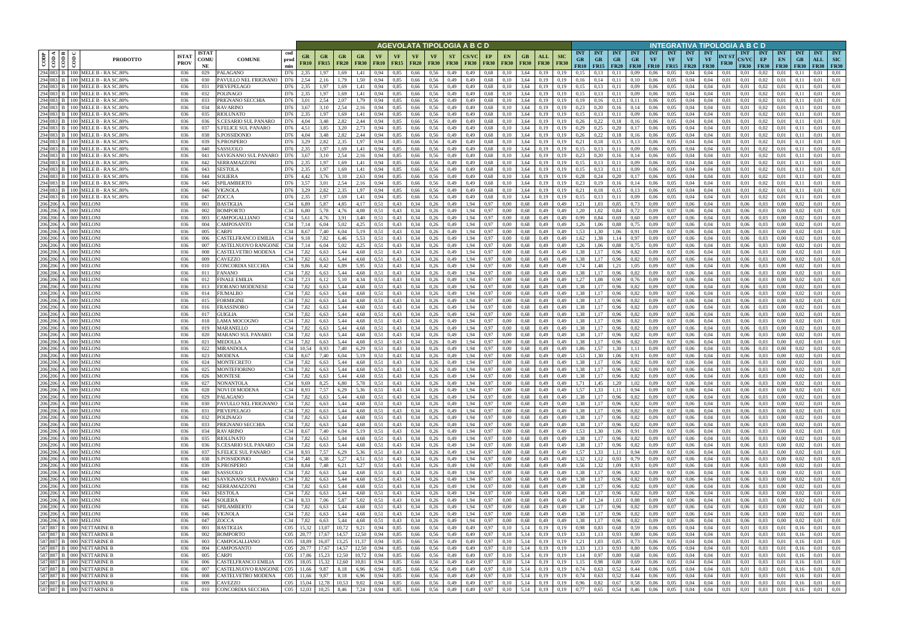| CODP | CODA | CODB | CODC | PRODOTTO | ISTAT PROV | ISTAT COMUNE | COMUNE | cod prod min | AGEVOLATA TIPOLOGIA A B C D | | | | | | | | | | | | | | | INTEGRATIVA TIPOLOGIA A B C D | | | | | | | | | | | | | | |
|---|---|---|---|---|---|---|---|---|---|---|---|---|---|---|---|---|---|---|---|---|---|---|---|---|---|---|---|---|---|---|---|---|---|---|---|---|---|---|
| | | | | | | | | | GR FR10 | GR FR15 | GR FR20 | GR FR30 | VF FR10 | VF FR15 | VF FR20 | VF FR30 | ST FR30 | CS/VC FR30 | EP FR30 | EN FR30 | GB FR30 | ALL FR30 | SIC FR30 | INT GR FR10 | INT GR FR15 | INT GR FR20 | INT GR FR30 | INT VF FR10 | INT VF FR15 | INT VF FR20 | INT VF FR30 | INT ST FR30 | INT CS/VC FR30 | INT EP FR30 | INT EN FR30 | INT GB FR30 | INT ALL FR30 | INT SIC FR30 |
| 294 | 083 | B | 100 | MELE B - RA SC.80% | 036 | 029 | PALAGANO | D76 | 2,35 | 1,97 | 1,69 | 1,41 | 0,94 | 0,85 | 0,66 | 0,56 | 0,49 | 0,49 | 0,68 | 0,10 | 3,64 | 0,19 | 0,19 | 0,15 | 0,13 | 0,11 | 0,09 | 0,06 | 0,05 | 0,04 | 0,04 | 0,01 | 0,01 | 0,02 | 0,01 | 0,11 | 0,01 | 0,01 |
| 294 | 083 | B | 100 | MELE B - RA SC.80% | 036 | 030 | PAVULLO NEL FRIGNANO | D76 | 2,54 | 2,16 | 1,79 | 1,50 | 0,94 | 0,85 | 0,66 | 0,56 | 0,49 | 0,49 | 0,68 | 0,10 | 3,64 | 0,19 | 0,19 | 0,16 | 0,14 | 0,11 | 0,10 | 0,06 | 0,05 | 0,04 | 0,04 | 0,01 | 0,01 | 0,02 | 0,01 | 0,11 | 0,01 | 0,01 |
| 294 | 083 | B | 100 | MELE B - RA SC.80% | 036 | 031 | PIEVEPELAGO | D76 | 2,35 | 1,97 | 1,69 | 1,41 | 0,94 | 0,85 | 0,66 | 0,56 | 0,49 | 0,49 | 0,68 | 0,10 | 3,64 | 0,19 | 0,19 | 0,15 | 0,13 | 0,11 | 0,09 | 0,06 | 0,05 | 0,04 | 0,04 | 0,01 | 0,01 | 0,02 | 0,01 | 0,11 | 0,01 | 0,01 |
| 294 | 083 | B | 100 | MELE B - RA SC.80% | 036 | 032 | POLINAGO | D76 | 2,35 | 1,97 | 1,69 | 1,41 | 0,94 | 0,85 | 0,66 | 0,56 | 0,49 | 0,49 | 0,68 | 0,10 | 3,64 | 0,19 | 0,19 | 0,15 | 0,13 | 0,11 | 0,09 | 0,06 | 0,05 | 0,04 | 0,04 | 0,01 | 0,01 | 0,02 | 0,01 | 0,11 | 0,01 | 0,01 |
| 294 | 083 | B | 100 | MELE B - RA SC.80% | 036 | 033 | PRIGNANO SECCHIA | D76 | 3,01 | 2,54 | 2,07 | 1,79 | 0,94 | 0,85 | 0,66 | 0,56 | 0,49 | 0,49 | 0,68 | 0,10 | 3,64 | 0,19 | 0,19 | 0,19 | 0,16 | 0,13 | 0,11 | 0,06 | 0,05 | 0,04 | 0,04 | 0,01 | 0,01 | 0,02 | 0,01 | 0,11 | 0,01 | 0,01 |
| 294 | 083 | B | 100 | MELE B - RA SC.80% | 036 | 034 | RAVARINO | D76 | 3,67 | 3,10 | 2,54 | 2,16 | 0,94 | 0,85 | 0,66 | 0,56 | 0,49 | 0,49 | 0,68 | 0,10 | 3,64 | 0,19 | 0,19 | 0,23 | 0,20 | 0,16 | 0,14 | 0,06 | 0,05 | 0,04 | 0,04 | 0,01 | 0,01 | 0,02 | 0,01 | 0,11 | 0,01 | 0,01 |
| 294 | 083 | B | 100 | MELE B - RA SC.80% | 036 | 035 | RIOLUNATO | D76 | 2,35 | 1,97 | 1,69 | 1,41 | 0,94 | 0,85 | 0,66 | 0,56 | 0,49 | 0,49 | 0,68 | 0,10 | 3,64 | 0,19 | 0,19 | 0,15 | 0,13 | 0,11 | 0,09 | 0,06 | 0,05 | 0,04 | 0,04 | 0,01 | 0,01 | 0,02 | 0,01 | 0,11 | 0,01 | 0,01 |
| 294 | 083 | B | 100 | MELE B - RA SC.80% | 036 | 036 | S.CESARIO SUL PANARO | D76 | 4,04 | 3,48 | 2,82 | 2,44 | 0,94 | 0,85 | 0,66 | 0,56 | 0,49 | 0,49 | 0,68 | 0,10 | 3,64 | 0,19 | 0,19 | 0,26 | 0,22 | 0,18 | 0,16 | 0,06 | 0,05 | 0,04 | 0,04 | 0,01 | 0,01 | 0,02 | 0,01 | 0,11 | 0,01 | 0,01 |
| 294 | 083 | B | 100 | MELE B - RA SC.80% | 036 | 037 | S.FELICE SUL PANARO | D76 | 4,51 | 3,85 | 3,20 | 2,73 | 0,94 | 0,85 | 0,66 | 0,56 | 0,49 | 0,49 | 0,68 | 0,10 | 3,64 | 0,19 | 0,19 | 0,29 | 0,25 | 0,20 | 0,17 | 0,06 | 0,05 | 0,04 | 0,04 | 0,01 | 0,01 | 0,02 | 0,01 | 0,11 | 0,01 | 0,01 |
| 294 | 083 | B | 100 | MELE B - RA SC.80% | 036 | 038 | S.POSSIDONIO | D76 | 4,04 | 3,48 | 2,82 | 2,44 | 0,94 | 0,85 | 0,66 | 0,56 | 0,49 | 0,49 | 0,68 | 0,10 | 3,64 | 0,19 | 0,19 | 0,26 | 0,22 | 0,18 | 0,16 | 0,06 | 0,05 | 0,04 | 0,04 | 0,01 | 0,01 | 0,02 | 0,01 | 0,11 | 0,01 | 0,01 |
| 294 | 083 | B | 100 | MELE B - RA SC.80% | 036 | 039 | S.PROSPERO | D76 | 3,29 | 2,82 | 2,35 | 1,97 | 0,94 | 0,85 | 0,66 | 0,56 | 0,49 | 0,49 | 0,68 | 0,10 | 3,64 | 0,19 | 0,19 | 0,21 | 0,18 | 0,15 | 0,13 | 0,06 | 0,05 | 0,04 | 0,04 | 0,01 | 0,01 | 0,02 | 0,01 | 0,11 | 0,01 | 0,01 |
| 294 | 083 | B | 100 | MELE B - RA SC.80% | 036 | 040 | SASSUOLO | D76 | 2,35 | 1,97 | 1,69 | 1,41 | 0,94 | 0,85 | 0,66 | 0,56 | 0,49 | 0,49 | 0,68 | 0,10 | 3,64 | 0,19 | 0,19 | 0,15 | 0,13 | 0,11 | 0,09 | 0,06 | 0,05 | 0,04 | 0,04 | 0,01 | 0,01 | 0,02 | 0,01 | 0,11 | 0,01 | 0,01 |
| 294 | 083 | B | 100 | MELE B - RA SC.80% | 036 | 041 | SAVIGNANO SUL PANARO | D76 | 3,67 | 3,10 | 2,54 | 2,16 | 0,94 | 0,85 | 0,66 | 0,56 | 0,49 | 0,49 | 0,68 | 0,10 | 3,64 | 0,19 | 0,19 | 0,23 | 0,20 | 0,16 | 0,14 | 0,06 | 0,05 | 0,04 | 0,04 | 0,01 | 0,01 | 0,02 | 0,01 | 0,11 | 0,01 | 0,01 |
| 294 | 083 | B | 100 | MELE B - RA SC.80% | 036 | 042 | SERRAMAZZONI | D76 | 2,35 | 1,97 | 1,69 | 1,41 | 0,94 | 0,85 | 0,66 | 0,56 | 0,49 | 0,49 | 0,68 | 0,10 | 3,64 | 0,19 | 0,19 | 0,15 | 0,13 | 0,11 | 0,09 | 0,06 | 0,05 | 0,04 | 0,04 | 0,01 | 0,01 | 0,02 | 0,01 | 0,11 | 0,01 | 0,01 |
| 294 | 083 | B | 100 | MELE B - RA SC.80% | 036 | 043 | SESTOLA | D76 | 2,35 | 1,97 | 1,69 | 1,41 | 0,94 | 0,85 | 0,66 | 0,56 | 0,49 | 0,49 | 0,68 | 0,10 | 3,64 | 0,19 | 0,19 | 0,15 | 0,13 | 0,11 | 0,09 | 0,06 | 0,05 | 0,04 | 0,04 | 0,01 | 0,01 | 0,02 | 0,01 | 0,11 | 0,01 | 0,01 |
| 294 | 083 | B | 100 | MELE B - RA SC.80% | 036 | 044 | SOLIERA | D76 | 4,42 | 3,76 | 3,10 | 2,63 | 0,94 | 0,85 | 0,66 | 0,56 | 0,49 | 0,49 | 0,68 | 0,10 | 3,64 | 0,19 | 0,19 | 0,28 | 0,24 | 0,20 | 0,17 | 0,06 | 0,05 | 0,04 | 0,04 | 0,01 | 0,01 | 0,02 | 0,01 | 0,11 | 0,01 | 0,01 |
| 294 | 083 | B | 100 | MELE B - RA SC.80% | 036 | 045 | SPILAMBERTO | D76 | 3,57 | 3,01 | 2,54 | 2,16 | 0,94 | 0,85 | 0,66 | 0,56 | 0,49 | 0,49 | 0,68 | 0,10 | 3,64 | 0,19 | 0,19 | 0,23 | 0,19 | 0,16 | 0,14 | 0,06 | 0,05 | 0,04 | 0,04 | 0,01 | 0,01 | 0,02 | 0,01 | 0,11 | 0,01 | 0,01 |
| 294 | 083 | B | 100 | MELE B - RA SC.80% | 036 | 046 | VIGNOLA | D76 | 3,29 | 2,82 | 2,35 | 1,97 | 0,94 | 0,85 | 0,66 | 0,56 | 0,49 | 0,49 | 0,68 | 0,10 | 3,64 | 0,19 | 0,19 | 0,21 | 0,18 | 0,15 | 0,13 | 0,06 | 0,05 | 0,04 | 0,04 | 0,01 | 0,01 | 0,02 | 0,01 | 0,11 | 0,01 | 0,01 |
| 294 | 083 | B | 100 | MELE B - RA SC.80% | 036 | 047 | ZOCCA | D76 | 2,35 | 1,97 | 1,69 | 1,41 | 0,94 | 0,85 | 0,66 | 0,56 | 0,49 | 0,49 | 0,68 | 0,10 | 3,64 | 0,19 | 0,19 | 0,15 | 0,13 | 0,11 | 0,09 | 0,06 | 0,05 | 0,04 | 0,04 | 0,01 | 0,01 | 0,02 | 0,01 | 0,11 | 0,01 | 0,01 |
| 206 | 206 | A | 000 | MELONI | 036 | 001 | BASTIGLIA | C34 | 6,89 | 5,87 | 4,85 | 4,17 | 0,51 | 0,43 | 0,34 | 0,26 | 0,49 | 1,94 | 0,97 | 0,00 | 0,68 | 0,49 | 0,49 | 1,21 | 1,03 | 0,85 | 0,73 | 0,09 | 0,07 | 0,06 | 0,04 | 0,01 | 0,06 | 0,03 | 0,00 | 0,02 | 0,01 | 0,01 |
| 206 | 206 | A | 000 | MELONI | 036 | 002 | BOMPORTO | C34 | 6,80 | 5,78 | 4,76 | 4,08 | 0,51 | 0,43 | 0,34 | 0,26 | 0,49 | 1,94 | 0,97 | 0,00 | 0,68 | 0,49 | 0,49 | 1,20 | 1,02 | 0,84 | 0,72 | 0,09 | 0,07 | 0,06 | 0,04 | 0,01 | 0,06 | 0,03 | 0,00 | 0,02 | 0,01 | 0,01 |
| 206 | 206 | A | 000 | MELONI | 036 | 003 | CAMPOGALLIANO | C34 | 5,61 | 4,76 | 3,91 | 3,40 | 0,51 | 0,43 | 0,34 | 0,26 | 0,49 | 1,94 | 0,97 | 0,00 | 0,68 | 0,49 | 0,49 | 0,99 | 0,84 | 0,69 | 0,60 | 0,09 | 0,07 | 0,06 | 0,04 | 0,01 | 0,06 | 0,03 | 0,00 | 0,02 | 0,01 | 0,01 |
| 206 | 206 | A | 000 | MELONI | 036 | 004 | CAMPOSANTO | C34 | 7,14 | 6,04 | 5,02 | 4,25 | 0,51 | 0,43 | 0,34 | 0,26 | 0,49 | 1,94 | 0,97 | 0,00 | 0,68 | 0,49 | 0,49 | 1,26 | 1,06 | 0,88 | 0,75 | 0,09 | 0,07 | 0,06 | 0,04 | 0,01 | 0,06 | 0,03 | 0,00 | 0,02 | 0,01 | 0,01 |
| 206 | 206 | A | 000 | MELONI | 036 | 005 | CARPI | C34 | 8,67 | 7,40 | 6,04 | 5,19 | 0,51 | 0,43 | 0,34 | 0,26 | 0,49 | 1,94 | 0,97 | 0,00 | 0,68 | 0,49 | 0,49 | 1,53 | 1,30 | 1,06 | 0,91 | 0,09 | 0,07 | 0,06 | 0,04 | 0,01 | 0,06 | 0,03 | 0,00 | 0,02 | 0,01 | 0,01 |
| 206 | 206 | A | 000 | MELONI | 036 | 006 | CASTELFRANCO EMILIA | C34 | 9,18 | 7,82 | 6,46 | 5,53 | 0,51 | 0,43 | 0,34 | 0,26 | 0,49 | 1,94 | 0,97 | 0,00 | 0,68 | 0,49 | 0,49 | 1,62 | 1,38 | 1,14 | 0,97 | 0,09 | 0,07 | 0,06 | 0,04 | 0,01 | 0,06 | 0,03 | 0,00 | 0,02 | 0,01 | 0,01 |
| 206 | 206 | A | 000 | MELONI | 036 | 007 | CASTELNUOVO RANGONE | C34 | 7,14 | 6,04 | 5,02 | 4,25 | 0,51 | 0,43 | 0,34 | 0,26 | 0,49 | 1,94 | 0,97 | 0,00 | 0,68 | 0,49 | 0,49 | 1,26 | 1,06 | 0,88 | 0,75 | 0,09 | 0,07 | 0,06 | 0,04 | 0,01 | 0,06 | 0,03 | 0,00 | 0,02 | 0,01 | 0,01 |
| 206 | 206 | A | 000 | MELONI | 036 | 008 | CASTELVETRO MODENA | C34 | 7,82 | 6,63 | 5,44 | 4,68 | 0,51 | 0,43 | 0,34 | 0,26 | 0,49 | 1,94 | 0,97 | 0,00 | 0,68 | 0,49 | 0,49 | 1,38 | 1,17 | 0,96 | 0,82 | 0,09 | 0,07 | 0,06 | 0,04 | 0,01 | 0,06 | 0,03 | 0,00 | 0,02 | 0,01 | 0,01 |
| 206 | 206 | A | 000 | MELONI | 036 | 009 | CAVEZZO | C34 | 7,82 | 6,63 | 5,44 | 4,68 | 0,51 | 0,43 | 0,34 | 0,26 | 0,49 | 1,94 | 0,97 | 0,00 | 0,68 | 0,49 | 0,49 | 1,38 | 1,17 | 0,96 | 0,82 | 0,09 | 0,07 | 0,06 | 0,04 | 0,01 | 0,06 | 0,03 | 0,00 | 0,02 | 0,01 | 0,01 |
| 206 | 206 | A | 000 | MELONI | 036 | 010 | CONCORDIA SECCHIA | C34 | 9,86 | 8,42 | 6,89 | 5,95 | 0,51 | 0,43 | 0,34 | 0,26 | 0,49 | 1,94 | 0,97 | 0,00 | 0,68 | 0,49 | 0,49 | 1,74 | 1,48 | 1,21 | 1,05 | 0,09 | 0,07 | 0,06 | 0,04 | 0,01 | 0,06 | 0,03 | 0,00 | 0,02 | 0,01 | 0,01 |
| 206 | 206 | A | 000 | MELONI | 036 | 011 | FANANO | C34 | 7,82 | 6,63 | 5,44 | 4,68 | 0,51 | 0,43 | 0,34 | 0,26 | 0,49 | 1,94 | 0,97 | 0,00 | 0,68 | 0,49 | 0,49 | 1,38 | 1,17 | 0,96 | 0,82 | 0,09 | 0,07 | 0,06 | 0,04 | 0,01 | 0,06 | 0,03 | 0,00 | 0,02 | 0,01 | 0,01 |
| 206 | 206 | A | 000 | MELONI | 036 | 012 | FINALE EMILIA | C34 | 7,23 | 6,12 | 5,10 | 4,34 | 0,51 | 0,43 | 0,34 | 0,26 | 0,49 | 1,94 | 0,97 | 0,00 | 0,68 | 0,49 | 0,49 | 1,27 | 1,08 | 0,90 | 0,76 | 0,09 | 0,07 | 0,06 | 0,04 | 0,01 | 0,06 | 0,03 | 0,00 | 0,02 | 0,01 | 0,01 |
| 206 | 206 | A | 000 | MELONI | 036 | 013 | FIORANO MODENESE | C34 | 7,82 | 6,63 | 5,44 | 4,68 | 0,51 | 0,43 | 0,34 | 0,26 | 0,49 | 1,94 | 0,97 | 0,00 | 0,68 | 0,49 | 0,49 | 1,38 | 1,17 | 0,96 | 0,82 | 0,09 | 0,07 | 0,06 | 0,04 | 0,01 | 0,06 | 0,03 | 0,00 | 0,02 | 0,01 | 0,01 |
| 206 | 206 | A | 000 | MELONI | 036 | 014 | FIUMALBO | C34 | 7,82 | 6,63 | 5,44 | 4,68 | 0,51 | 0,43 | 0,34 | 0,26 | 0,49 | 1,94 | 0,97 | 0,00 | 0,68 | 0,49 | 0,49 | 1,38 | 1,17 | 0,96 | 0,82 | 0,09 | 0,07 | 0,06 | 0,04 | 0,01 | 0,06 | 0,03 | 0,00 | 0,02 | 0,01 | 0,01 |
| 206 | 206 | A | 000 | MELONI | 036 | 015 | FORMIGINE | C34 | 7,82 | 6,63 | 5,44 | 4,68 | 0,51 | 0,43 | 0,34 | 0,26 | 0,49 | 1,94 | 0,97 | 0,00 | 0,68 | 0,49 | 0,49 | 1,38 | 1,17 | 0,96 | 0,82 | 0,09 | 0,07 | 0,06 | 0,04 | 0,01 | 0,06 | 0,03 | 0,00 | 0,02 | 0,01 | 0,01 |
| 206 | 206 | A | 000 | MELONI | 036 | 016 | FRASSINORO | C34 | 7,82 | 6,63 | 5,44 | 4,68 | 0,51 | 0,43 | 0,34 | 0,26 | 0,49 | 1,94 | 0,97 | 0,00 | 0,68 | 0,49 | 0,49 | 1,38 | 1,17 | 0,96 | 0,82 | 0,09 | 0,07 | 0,06 | 0,04 | 0,01 | 0,06 | 0,03 | 0,00 | 0,02 | 0,01 | 0,01 |
| 206 | 206 | A | 000 | MELONI | 036 | 017 | GUIGLIA | C34 | 7,82 | 6,63 | 5,44 | 4,68 | 0,51 | 0,43 | 0,34 | 0,26 | 0,49 | 1,94 | 0,97 | 0,00 | 0,68 | 0,49 | 0,49 | 1,38 | 1,17 | 0,96 | 0,82 | 0,09 | 0,07 | 0,06 | 0,04 | 0,01 | 0,06 | 0,03 | 0,00 | 0,02 | 0,01 | 0,01 |
| 206 | 206 | A | 000 | MELONI | 036 | 018 | LAMA MOCOGNO | C34 | 7,82 | 6,63 | 5,44 | 4,68 | 0,51 | 0,43 | 0,34 | 0,26 | 0,49 | 1,94 | 0,97 | 0,00 | 0,68 | 0,49 | 0,49 | 1,38 | 1,17 | 0,96 | 0,82 | 0,09 | 0,07 | 0,06 | 0,04 | 0,01 | 0,06 | 0,03 | 0,00 | 0,02 | 0,01 | 0,01 |
| 206 | 206 | A | 000 | MELONI | 036 | 019 | MARANELLO | C34 | 7,82 | 6,63 | 5,44 | 4,68 | 0,51 | 0,43 | 0,34 | 0,26 | 0,49 | 1,94 | 0,97 | 0,00 | 0,68 | 0,49 | 0,49 | 1,38 | 1,17 | 0,96 | 0,82 | 0,09 | 0,07 | 0,06 | 0,04 | 0,01 | 0,06 | 0,03 | 0,00 | 0,02 | 0,01 | 0,01 |
| 206 | 206 | A | 000 | MELONI | 036 | 020 | MARANO SUL PANARO | C34 | 7,82 | 6,63 | 5,44 | 4,68 | 0,51 | 0,43 | 0,34 | 0,26 | 0,49 | 1,94 | 0,97 | 0,00 | 0,68 | 0,49 | 0,49 | 1,38 | 1,17 | 0,96 | 0,82 | 0,09 | 0,07 | 0,06 | 0,04 | 0,01 | 0,06 | 0,03 | 0,00 | 0,02 | 0,01 | 0,01 |
| 206 | 206 | A | 000 | MELONI | 036 | 021 | MEDOLLA | C34 | 7,82 | 6,63 | 5,44 | 4,68 | 0,51 | 0,43 | 0,34 | 0,26 | 0,49 | 1,94 | 0,97 | 0,00 | 0,68 | 0,49 | 0,49 | 1,38 | 1,17 | 0,96 | 0,82 | 0,09 | 0,07 | 0,06 | 0,04 | 0,01 | 0,06 | 0,03 | 0,00 | 0,02 | 0,01 | 0,01 |
| 206 | 206 | A | 000 | MELONI | 036 | 022 | MIRANDOLA | C34 | 10,54 | 8,93 | 7,40 | 6,29 | 0,51 | 0,43 | 0,34 | 0,26 | 0,49 | 1,94 | 0,97 | 0,00 | 0,68 | 0,49 | 0,49 | 1,86 | 1,57 | 1,30 | 1,11 | 0,09 | 0,07 | 0,06 | 0,04 | 0,01 | 0,06 | 0,03 | 0,00 | 0,02 | 0,01 | 0,01 |
| 206 | 206 | A | 000 | MELONI | 036 | 023 | MODENA | C34 | 8,67 | 7,40 | 6,04 | 5,19 | 0,51 | 0,43 | 0,34 | 0,26 | 0,49 | 1,94 | 0,97 | 0,00 | 0,68 | 0,49 | 0,49 | 1,53 | 1,30 | 1,06 | 0,91 | 0,09 | 0,07 | 0,06 | 0,04 | 0,01 | 0,06 | 0,03 | 0,00 | 0,02 | 0,01 | 0,01 |
| 206 | 206 | A | 000 | MELONI | 036 | 024 | MONTECRETO | C34 | 7,82 | 6,63 | 5,44 | 4,68 | 0,51 | 0,43 | 0,34 | 0,26 | 0,49 | 1,94 | 0,97 | 0,00 | 0,68 | 0,49 | 0,49 | 1,38 | 1,17 | 0,96 | 0,82 | 0,09 | 0,07 | 0,06 | 0,04 | 0,01 | 0,06 | 0,03 | 0,00 | 0,02 | 0,01 | 0,01 |
| 206 | 206 | A | 000 | MELONI | 036 | 025 | MONTEFIORINO | C34 | 7,82 | 6,63 | 5,44 | 4,68 | 0,51 | 0,43 | 0,34 | 0,26 | 0,49 | 1,94 | 0,97 | 0,00 | 0,68 | 0,49 | 0,49 | 1,38 | 1,17 | 0,96 | 0,82 | 0,09 | 0,07 | 0,06 | 0,04 | 0,01 | 0,06 | 0,03 | 0,00 | 0,02 | 0,01 | 0,01 |
| 206 | 206 | A | 000 | MELONI | 036 | 026 | MONTESE | C34 | 7,82 | 6,63 | 5,44 | 4,68 | 0,51 | 0,43 | 0,34 | 0,26 | 0,49 | 1,94 | 0,97 | 0,00 | 0,68 | 0,49 | 0,49 | 1,38 | 1,17 | 0,96 | 0,82 | 0,09 | 0,07 | 0,06 | 0,04 | 0,01 | 0,06 | 0,03 | 0,00 | 0,02 | 0,01 | 0,01 |
| 206 | 206 | A | 000 | MELONI | 036 | 027 | NONANTOLA | C34 | 9,69 | 8,25 | 6,80 | 5,78 | 0,51 | 0,43 | 0,34 | 0,26 | 0,49 | 1,94 | 0,97 | 0,00 | 0,68 | 0,49 | 0,49 | 1,71 | 1,45 | 1,20 | 1,02 | 0,09 | 0,07 | 0,06 | 0,04 | 0,01 | 0,06 | 0,03 | 0,00 | 0,02 | 0,01 | 0,01 |
| 206 | 206 | A | 000 | MELONI | 036 | 028 | NOVI DI MODENA | C34 | 8,93 | 7,57 | 6,29 | 5,36 | 0,51 | 0,43 | 0,34 | 0,26 | 0,49 | 1,94 | 0,97 | 0,00 | 0,68 | 0,49 | 0,49 | 1,57 | 1,33 | 1,11 | 0,94 | 0,09 | 0,07 | 0,06 | 0,04 | 0,01 | 0,06 | 0,03 | 0,00 | 0,02 | 0,01 | 0,01 |
| 206 | 206 | A | 000 | MELONI | 036 | 029 | PALAGANO | C34 | 7,82 | 6,63 | 5,44 | 4,68 | 0,51 | 0,43 | 0,34 | 0,26 | 0,49 | 1,94 | 0,97 | 0,00 | 0,68 | 0,49 | 0,49 | 1,38 | 1,17 | 0,96 | 0,82 | 0,09 | 0,07 | 0,06 | 0,04 | 0,01 | 0,06 | 0,03 | 0,00 | 0,02 | 0,01 | 0,01 |
| 206 | 206 | A | 000 | MELONI | 036 | 030 | PAVULLO NEL FRIGNANO | C34 | 7,82 | 6,63 | 5,44 | 4,68 | 0,51 | 0,43 | 0,34 | 0,26 | 0,49 | 1,94 | 0,97 | 0,00 | 0,68 | 0,49 | 0,49 | 1,38 | 1,17 | 0,96 | 0,82 | 0,09 | 0,07 | 0,06 | 0,04 | 0,01 | 0,06 | 0,03 | 0,00 | 0,02 | 0,01 | 0,01 |
| 206 | 206 | A | 000 | MELONI | 036 | 031 | PIEVEPELAGO | C34 | 7,82 | 6,63 | 5,44 | 4,68 | 0,51 | 0,43 | 0,34 | 0,26 | 0,49 | 1,94 | 0,97 | 0,00 | 0,68 | 0,49 | 0,49 | 1,38 | 1,17 | 0,96 | 0,82 | 0,09 | 0,07 | 0,06 | 0,04 | 0,01 | 0,06 | 0,03 | 0,00 | 0,02 | 0,01 | 0,01 |
| 206 | 206 | A | 000 | MELONI | 036 | 032 | POLINAGO | C34 | 7,82 | 6,63 | 5,44 | 4,68 | 0,51 | 0,43 | 0,34 | 0,26 | 0,49 | 1,94 | 0,97 | 0,00 | 0,68 | 0,49 | 0,49 | 1,38 | 1,17 | 0,96 | 0,82 | 0,09 | 0,07 | 0,06 | 0,04 | 0,01 | 0,06 | 0,03 | 0,00 | 0,02 | 0,01 | 0,01 |
| 206 | 206 | A | 000 | MELONI | 036 | 033 | PRIGNANO SECCHIA | C34 | 7,82 | 6,63 | 5,44 | 4,68 | 0,51 | 0,43 | 0,34 | 0,26 | 0,49 | 1,94 | 0,97 | 0,00 | 0,68 | 0,49 | 0,49 | 1,38 | 1,17 | 0,96 | 0,82 | 0,09 | 0,07 | 0,06 | 0,04 | 0,01 | 0,06 | 0,03 | 0,00 | 0,02 | 0,01 | 0,01 |
| 206 | 206 | A | 000 | MELONI | 036 | 034 | RAVARINO | C34 | 8,67 | 7,40 | 6,04 | 5,19 | 0,51 | 0,43 | 0,34 | 0,26 | 0,49 | 1,94 | 0,97 | 0,00 | 0,68 | 0,49 | 0,49 | 1,53 | 1,30 | 1,06 | 0,91 | 0,09 | 0,07 | 0,06 | 0,04 | 0,01 | 0,06 | 0,03 | 0,00 | 0,02 | 0,01 | 0,01 |
| 206 | 206 | A | 000 | MELONI | 036 | 035 | RIOLUNATO | C34 | 7,82 | 6,63 | 5,44 | 4,68 | 0,51 | 0,43 | 0,34 | 0,26 | 0,49 | 1,94 | 0,97 | 0,00 | 0,68 | 0,49 | 0,49 | 1,38 | 1,17 | 0,96 | 0,82 | 0,09 | 0,07 | 0,06 | 0,04 | 0,01 | 0,06 | 0,03 | 0,00 | 0,02 | 0,01 | 0,01 |
| 206 | 206 | A | 000 | MELONI | 036 | 036 | S.CESARIO SUL PANARO | C34 | 7,82 | 6,63 | 5,44 | 4,68 | 0,51 | 0,43 | 0,34 | 0,26 | 0,49 | 1,94 | 0,97 | 0,00 | 0,68 | 0,49 | 0,49 | 1,38 | 1,17 | 0,96 | 0,82 | 0,09 | 0,07 | 0,06 | 0,04 | 0,01 | 0,06 | 0,03 | 0,00 | 0,02 | 0,01 | 0,01 |
| 206 | 206 | A | 000 | MELONI | 036 | 037 | S.FELICE SUL PANARO | C34 | 8,93 | 7,57 | 6,29 | 5,36 | 0,51 | 0,43 | 0,34 | 0,26 | 0,49 | 1,94 | 0,97 | 0,00 | 0,68 | 0,49 | 0,49 | 1,57 | 1,33 | 1,11 | 0,94 | 0,09 | 0,07 | 0,06 | 0,04 | 0,01 | 0,06 | 0,03 | 0,00 | 0,02 | 0,01 | 0,01 |
| 206 | 206 | A | 000 | MELONI | 036 | 038 | S.POSSIDONIO | C34 | 7,48 | 6,38 | 5,27 | 4,51 | 0,51 | 0,43 | 0,34 | 0,26 | 0,49 | 1,94 | 0,97 | 0,00 | 0,68 | 0,49 | 0,49 | 1,32 | 1,12 | 0,93 | 0,79 | 0,09 | 0,07 | 0,06 | 0,04 | 0,01 | 0,06 | 0,03 | 0,00 | 0,02 | 0,01 | 0,01 |
| 206 | 206 | A | 000 | MELONI | 036 | 039 | S.PROSPERO | C34 | 8,84 | 7,48 | 6,21 | 5,27 | 0,51 | 0,43 | 0,34 | 0,26 | 0,49 | 1,94 | 0,97 | 0,00 | 0,68 | 0,49 | 0,49 | 1,56 | 1,32 | 1,09 | 0,93 | 0,09 | 0,07 | 0,06 | 0,04 | 0,01 | 0,06 | 0,03 | 0,00 | 0,02 | 0,01 | 0,01 |
| 206 | 206 | A | 000 | MELONI | 036 | 040 | SASSUOLO | C34 | 7,82 | 6,63 | 5,44 | 4,68 | 0,51 | 0,43 | 0,34 | 0,26 | 0,49 | 1,94 | 0,97 | 0,00 | 0,68 | 0,49 | 0,49 | 1,38 | 1,17 | 0,96 | 0,82 | 0,09 | 0,07 | 0,06 | 0,04 | 0,01 | 0,06 | 0,03 | 0,00 | 0,02 | 0,01 | 0,01 |
| 206 | 206 | A | 000 | MELONI | 036 | 041 | SAVIGNANO SUL PANARO | C34 | 7,82 | 6,63 | 5,44 | 4,68 | 0,51 | 0,43 | 0,34 | 0,26 | 0,49 | 1,94 | 0,97 | 0,00 | 0,68 | 0,49 | 0,49 | 1,38 | 1,17 | 0,96 | 0,82 | 0,09 | 0,07 | 0,06 | 0,04 | 0,01 | 0,06 | 0,03 | 0,00 | 0,02 | 0,01 | 0,01 |
| 206 | 206 | A | 000 | MELONI | 036 | 042 | SERRAMAZZONI | C34 | 7,82 | 6,63 | 5,44 | 4,68 | 0,51 | 0,43 | 0,34 | 0,26 | 0,49 | 1,94 | 0,97 | 0,00 | 0,68 | 0,49 | 0,49 | 1,38 | 1,17 | 0,96 | 0,82 | 0,09 | 0,07 | 0,06 | 0,04 | 0,01 | 0,06 | 0,03 | 0,00 | 0,02 | 0,01 | 0,01 |
| 206 | 206 | A | 000 | MELONI | 036 | 043 | SESTOLA | C34 | 7,82 | 6,63 | 5,44 | 4,68 | 0,51 | 0,43 | 0,34 | 0,26 | 0,49 | 1,94 | 0,97 | 0,00 | 0,68 | 0,49 | 0,49 | 1,38 | 1,17 | 0,96 | 0,82 | 0,09 | 0,07 | 0,06 | 0,04 | 0,01 | 0,06 | 0,03 | 0,00 | 0,02 | 0,01 | 0,01 |
| 206 | 206 | A | 000 | MELONI | 036 | 044 | SOLIERA | C34 | 8,33 | 7,06 | 5,87 | 5,02 | 0,51 | 0,43 | 0,34 | 0,26 | 0,49 | 1,94 | 0,97 | 0,00 | 0,68 | 0,49 | 0,49 | 1,47 | 1,24 | 1,03 | 0,88 | 0,09 | 0,07 | 0,06 | 0,04 | 0,01 | 0,06 | 0,03 | 0,00 | 0,02 | 0,01 | 0,01 |
| 206 | 206 | A | 000 | MELONI | 036 | 045 | SPILAMBERTO | C34 | 7,82 | 6,63 | 5,44 | 4,68 | 0,51 | 0,43 | 0,34 | 0,26 | 0,49 | 1,94 | 0,97 | 0,00 | 0,68 | 0,49 | 0,49 | 1,38 | 1,17 | 0,96 | 0,82 | 0,09 | 0,07 | 0,06 | 0,04 | 0,01 | 0,06 | 0,03 | 0,00 | 0,02 | 0,01 | 0,01 |
| 206 | 206 | A | 000 | MELONI | 036 | 046 | VIGNOLA | C34 | 7,82 | 6,63 | 5,44 | 4,68 | 0,51 | 0,43 | 0,34 | 0,26 | 0,49 | 1,94 | 0,97 | 0,00 | 0,68 | 0,49 | 0,49 | 1,38 | 1,17 | 0,96 | 0,82 | 0,09 | 0,07 | 0,06 | 0,04 | 0,01 | 0,06 | 0,03 | 0,00 | 0,02 | 0,01 | 0,01 |
| 206 | 206 | A | 000 | MELONI | 036 | 047 | ZOCCA | C34 | 7,82 | 6,63 | 5,44 | 4,68 | 0,51 | 0,43 | 0,34 | 0,26 | 0,49 | 1,94 | 0,97 | 0,00 | 0,68 | 0,49 | 0,49 | 1,38 | 1,17 | 0,96 | 0,82 | 0,09 | 0,07 | 0,06 | 0,04 | 0,01 | 0,06 | 0,03 | 0,00 | 0,02 | 0,01 | 0,01 |
| 587 | 887 | B | 000 | NETTARINE B | 036 | 001 | BASTIGLIA | C05 | 15,32 | 13,07 | 10,72 | 9,21 | 0,94 | 0,85 | 0,66 | 0,56 | 0,49 | 0,49 | 0,97 | 0,10 | 5,14 | 0,19 | 0,19 | 0,98 | 0,83 | 0,68 | 0,59 | 0,06 | 0,05 | 0,04 | 0,04 | 0,01 | 0,01 | 0,03 | 0,01 | 0,16 | 0,01 | 0,01 |
| 587 | 887 | B | 000 | NETTARINE B | 036 | 002 | BOMPORTO | C05 | 20,77 | 17,67 | 14,57 | 12,50 | 0,94 | 0,85 | 0,66 | 0,56 | 0,49 | 0,49 | 0,97 | 0,10 | 5,14 | 0,19 | 0,19 | 1,33 | 1,13 | 0,93 | 0,80 | 0,06 | 0,05 | 0,04 | 0,04 | 0,01 | 0,01 | 0,03 | 0,01 | 0,16 | 0,01 | 0,01 |
| 587 | 887 | B | 000 | NETTARINE B | 036 | 003 | CAMPOGALLIANO | C05 | 18,89 | 16,07 | 13,25 | 11,37 | 0,94 | 0,85 | 0,66 | 0,56 | 0,49 | 0,49 | 0,97 | 0,10 | 5,14 | 0,19 | 0,19 | 1,21 | 1,03 | 0,85 | 0,73 | 0,06 | 0,05 | 0,04 | 0,04 | 0,01 | 0,01 | 0,03 | 0,01 | 0,16 | 0,01 | 0,01 |
| 587 | 887 | B | 000 | NETTARINE B | 036 | 004 | CAMPOSANTO | C05 | 20,77 | 17,67 | 14,57 | 12,50 | 0,94 | 0,85 | 0,66 | 0,56 | 0,49 | 0,49 | 0,97 | 0,10 | 5,14 | 0,19 | 0,19 | 1,33 | 1,13 | 0,93 | 0,80 | 0,06 | 0,05 | 0,04 | 0,04 | 0,01 | 0,01 | 0,03 | 0,01 | 0,16 | 0,01 | 0,01 |
| 587 | 887 | B | 000 | NETTARINE B | 036 | 005 | CARPI | C05 | 17,86 | 15,23 | 12,50 | 10,72 | 0,94 | 0,85 | 0,66 | 0,56 | 0,49 | 0,49 | 0,97 | 0,10 | 5,14 | 0,19 | 0,19 | 1,14 | 0,97 | 0,80 | 0,68 | 0,06 | 0,05 | 0,04 | 0,04 | 0,01 | 0,01 | 0,03 | 0,01 | 0,16 | 0,01 | 0,01 |
| 587 | 887 | B | 000 | NETTARINE B | 036 | 006 | CASTELFRANCO EMILIA | C05 | 18,05 | 15,32 | 12,60 | 10,81 | 0,94 | 0,85 | 0,66 | 0,56 | 0,49 | 0,49 | 0,97 | 0,10 | 5,14 | 0,19 | 0,19 | 1,15 | 0,98 | 0,80 | 0,69 | 0,06 | 0,05 | 0,04 | 0,04 | 0,01 | 0,01 | 0,03 | 0,01 | 0,16 | 0,01 | 0,01 |
| 587 | 887 | B | 000 | NETTARINE B | 036 | 007 | CASTELNUOVO RANGONE | C05 | 11,66 | 9,87 | 8,18 | 6,96 | 0,94 | 0,85 | 0,66 | 0,56 | 0,49 | 0,49 | 0,97 | 0,10 | 5,14 | 0,19 | 0,19 | 0,74 | 0,63 | 0,52 | 0,44 | 0,06 | 0,05 | 0,04 | 0,04 | 0,01 | 0,01 | 0,03 | 0,01 | 0,16 | 0,01 | 0,01 |
| 587 | 887 | B | 000 | NETTARINE B | 036 | 008 | CASTELVETRO MODENA | C05 | 11,66 | 9,87 | 8,18 | 6,96 | 0,94 | 0,85 | 0,66 | 0,56 | 0,49 | 0,49 | 0,97 | 0,10 | 5,14 | 0,19 | 0,19 | 0,74 | 0,63 | 0,52 | 0,44 | 0,06 | 0,05 | 0,04 | 0,04 | 0,01 | 0,01 | 0,03 | 0,01 | 0,16 | 0,01 | 0,01 |
| 587 | 887 | B | 000 | NETTARINE B | 036 | 009 | CAVEZZO | C05 | 15,04 | 12,78 | 10,53 | 9,02 | 0,94 | 0,85 | 0,66 | 0,56 | 0,49 | 0,49 | 0,97 | 0,10 | 5,14 | 0,19 | 0,19 | 0,96 | 0,82 | 0,67 | 0,58 | 0,06 | 0,05 | 0,04 | 0,04 | 0,01 | 0,01 | 0,03 | 0,01 | 0,16 | 0,01 | 0,01 |
| 587 | 887 | B | 000 | NETTARINE B | 036 | 010 | CONCORDIA SECCHIA | C05 | 12,03 | 10,25 | 8,46 | 7,24 | 0,94 | 0,85 | 0,66 | 0,56 | 0,49 | 0,49 | 0,97 | 0,10 | 5,14 | 0,19 | 0,19 | 0,77 | 0,65 | 0,54 | 0,46 | 0,06 | 0,05 | 0,04 | 0,04 | 0,01 | 0,01 | 0,03 | 0,01 | 0,16 | 0,01 | 0,01 |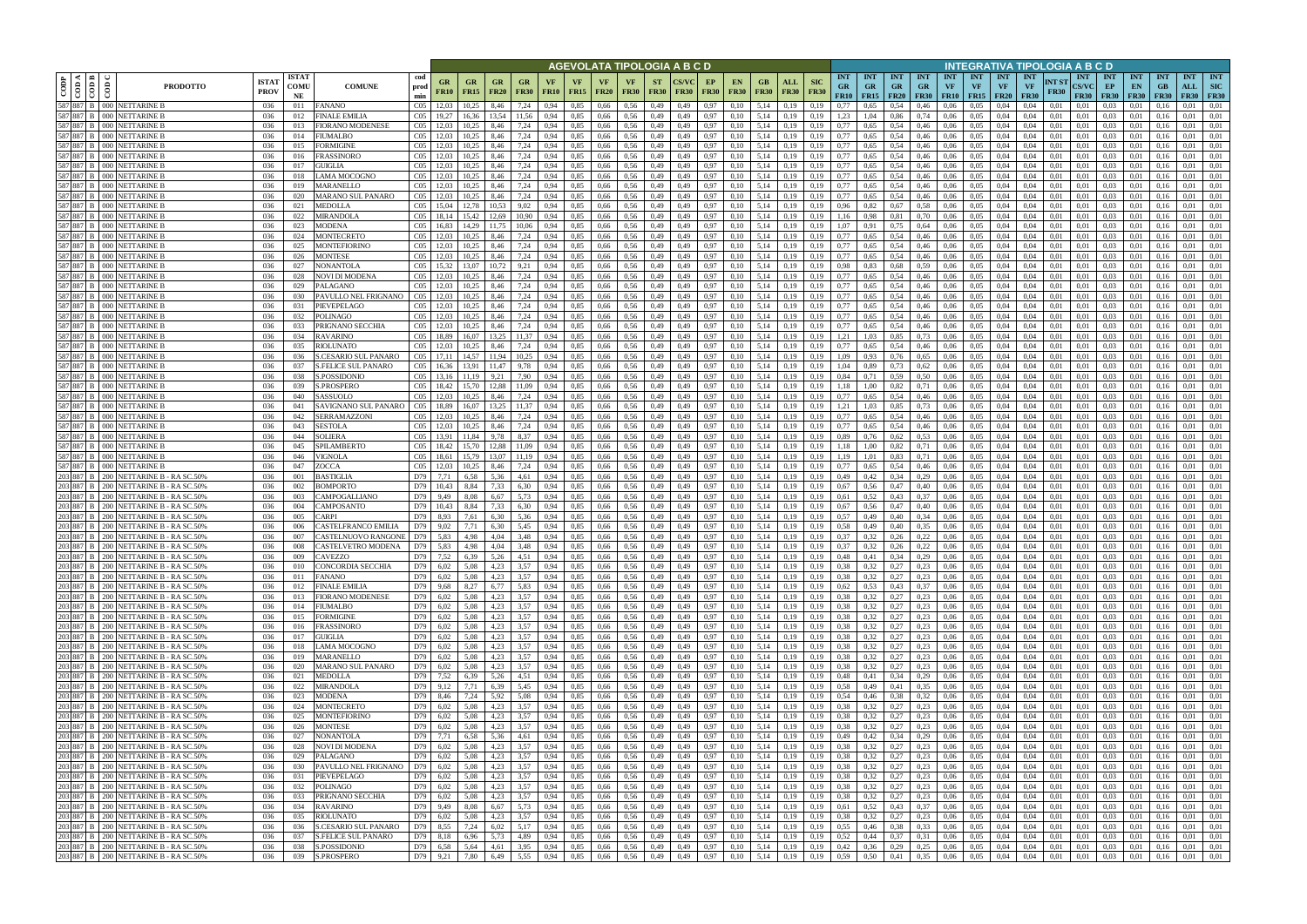| CODP | CODA | CODB | CODC | PRODOTTO | ISTAT PROV | ISTAT COMUNE | COMUNE | cod prod min | AGEVOLATA TIPOLOGIA A B C D | | | | | | | | | | | | | | | | | INTEGRATIVA TIPOLOGIA A B C D | | | | | | | | | | | | | | | |
|---|---|---|---|---|---|---|---|---|---|---|---|---|---|---|---|---|---|---|---|---|---|---|---|---|---|---|---|---|---|---|---|---|---|---|---|---|---|---|---|---|---|
| | | | | | | | | | GR FR10 | GR FR15 | GR FR20 | GR FR30 | VF FR10 | VF FR15 | VF FR20 | VF FR30 | ST FR30 | CS/VC FR30 | EP FR30 | EN FR30 | GB FR30 | ALL FR30 | SIC FR30 | INT GR FR10 | INT GR FR15 | INT GR FR20 | INT GR FR30 | INT VF FR10 | INT VF FR15 | INT VF FR20 | INT VF FR30 | INT ST FR30 | INT CS/VC FR30 | INT EP FR30 | INT EN FR30 | INT GB FR30 | INT ALL FR30 | INT SIC FR30 |
| 587 | 887 | B | 000 | NETTARINE B | 036 | 011 | FANANO | C05 | 12,03 | 10,25 | 8,46 | 7,24 | 0,94 | 0,85 | 0,66 | 0,56 | 0,49 | 0,49 | 0,97 | 0,10 | 5,14 | 0,19 | 0,19 | 0,77 | 0,65 | 0,54 | 0,46 | 0,06 | 0,05 | 0,04 | 0,04 | 0,01 | 0,01 | 0,03 | 0,01 | 0,16 | 0,01 | 0,01 |
| 587 | 887 | B | 000 | NETTARINE B | 036 | 012 | FINALE EMILIA | C05 | 19,27 | 16,36 | 13,54 | 11,56 | 0,94 | 0,85 | 0,66 | 0,56 | 0,49 | 0,49 | 0,97 | 0,10 | 5,14 | 0,19 | 0,19 | 1,23 | 1,04 | 0,86 | 0,74 | 0,06 | 0,05 | 0,04 | 0,04 | 0,01 | 0,01 | 0,03 | 0,01 | 0,16 | 0,01 | 0,01 |
| 587 | 887 | B | 000 | NETTARINE B | 036 | 013 | FIORANO MODENESE | C05 | 12,03 | 10,25 | 8,46 | 7,24 | 0,94 | 0,85 | 0,66 | 0,56 | 0,49 | 0,49 | 0,97 | 0,10 | 5,14 | 0,19 | 0,19 | 0,77 | 0,65 | 0,54 | 0,46 | 0,06 | 0,05 | 0,04 | 0,04 | 0,01 | 0,01 | 0,03 | 0,01 | 0,16 | 0,01 | 0,01 |
| 587 | 887 | B | 000 | NETTARINE B | 036 | 014 | FIUMALBO | C05 | 12,03 | 10,25 | 8,46 | 7,24 | 0,94 | 0,85 | 0,66 | 0,56 | 0,49 | 0,49 | 0,97 | 0,10 | 5,14 | 0,19 | 0,19 | 0,77 | 0,65 | 0,54 | 0,46 | 0,06 | 0,05 | 0,04 | 0,04 | 0,01 | 0,01 | 0,03 | 0,01 | 0,16 | 0,01 | 0,01 |
| 587 | 887 | B | 000 | NETTARINE B | 036 | 015 | FORMIGINE | C05 | 12,03 | 10,25 | 8,46 | 7,24 | 0,94 | 0,85 | 0,66 | 0,56 | 0,49 | 0,49 | 0,97 | 0,10 | 5,14 | 0,19 | 0,19 | 0,77 | 0,65 | 0,54 | 0,46 | 0,06 | 0,05 | 0,04 | 0,04 | 0,01 | 0,01 | 0,03 | 0,01 | 0,16 | 0,01 | 0,01 |
| 587 | 887 | B | 000 | NETTARINE B | 036 | 016 | FRASSINORO | C05 | 12,03 | 10,25 | 8,46 | 7,24 | 0,94 | 0,85 | 0,66 | 0,56 | 0,49 | 0,49 | 0,97 | 0,10 | 5,14 | 0,19 | 0,19 | 0,77 | 0,65 | 0,54 | 0,46 | 0,06 | 0,05 | 0,04 | 0,04 | 0,01 | 0,01 | 0,03 | 0,01 | 0,16 | 0,01 | 0,01 |
| 587 | 887 | B | 000 | NETTARINE B | 036 | 017 | GUIGLIA | C05 | 12,03 | 10,25 | 8,46 | 7,24 | 0,94 | 0,85 | 0,66 | 0,56 | 0,49 | 0,49 | 0,97 | 0,10 | 5,14 | 0,19 | 0,19 | 0,77 | 0,65 | 0,54 | 0,46 | 0,06 | 0,05 | 0,04 | 0,04 | 0,01 | 0,01 | 0,03 | 0,01 | 0,16 | 0,01 | 0,01 |
| 587 | 887 | B | 000 | NETTARINE B | 036 | 018 | LAMA MOCOGNO | C05 | 12,03 | 10,25 | 8,46 | 7,24 | 0,94 | 0,85 | 0,66 | 0,56 | 0,49 | 0,49 | 0,97 | 0,10 | 5,14 | 0,19 | 0,19 | 0,77 | 0,65 | 0,54 | 0,46 | 0,06 | 0,05 | 0,04 | 0,04 | 0,01 | 0,01 | 0,03 | 0,01 | 0,16 | 0,01 | 0,01 |
| 587 | 887 | B | 000 | NETTARINE B | 036 | 019 | MARANELLO | C05 | 12,03 | 10,25 | 8,46 | 7,24 | 0,94 | 0,85 | 0,66 | 0,56 | 0,49 | 0,49 | 0,97 | 0,10 | 5,14 | 0,19 | 0,19 | 0,77 | 0,65 | 0,54 | 0,46 | 0,06 | 0,05 | 0,04 | 0,04 | 0,01 | 0,01 | 0,03 | 0,01 | 0,16 | 0,01 | 0,01 |
| 587 | 887 | B | 000 | NETTARINE B | 036 | 020 | MARANO SUL PANARO | C05 | 12,03 | 10,25 | 8,46 | 7,24 | 0,94 | 0,85 | 0,66 | 0,56 | 0,49 | 0,49 | 0,97 | 0,10 | 5,14 | 0,19 | 0,19 | 0,77 | 0,65 | 0,54 | 0,46 | 0,06 | 0,05 | 0,04 | 0,04 | 0,01 | 0,01 | 0,03 | 0,01 | 0,16 | 0,01 | 0,01 |
| 587 | 887 | B | 000 | NETTARINE B | 036 | 021 | MEDOLLA | C05 | 15,04 | 12,78 | 10,53 | 9,02 | 0,94 | 0,85 | 0,66 | 0,56 | 0,49 | 0,49 | 0,97 | 0,10 | 5,14 | 0,19 | 0,19 | 0,96 | 0,82 | 0,67 | 0,58 | 0,06 | 0,05 | 0,04 | 0,04 | 0,01 | 0,01 | 0,03 | 0,01 | 0,16 | 0,01 | 0,01 |
| 587 | 887 | B | 000 | NETTARINE B | 036 | 022 | MIRANDOLA | C05 | 18,14 | 15,42 | 12,69 | 10,90 | 0,94 | 0,85 | 0,66 | 0,56 | 0,49 | 0,49 | 0,97 | 0,10 | 5,14 | 0,19 | 0,19 | 1,16 | 0,98 | 0,81 | 0,70 | 0,06 | 0,05 | 0,04 | 0,04 | 0,01 | 0,01 | 0,03 | 0,01 | 0,16 | 0,01 | 0,01 |
| 587 | 887 | B | 000 | NETTARINE B | 036 | 023 | MODENA | C05 | 16,83 | 14,29 | 11,75 | 10,06 | 0,94 | 0,85 | 0,66 | 0,56 | 0,49 | 0,49 | 0,97 | 0,10 | 5,14 | 0,19 | 0,19 | 1,07 | 0,91 | 0,75 | 0,64 | 0,06 | 0,05 | 0,04 | 0,04 | 0,01 | 0,01 | 0,03 | 0,01 | 0,16 | 0,01 | 0,01 |
| 587 | 887 | B | 000 | NETTARINE B | 036 | 024 | MONTECRETO | C05 | 12,03 | 10,25 | 8,46 | 7,24 | 0,94 | 0,85 | 0,66 | 0,56 | 0,49 | 0,49 | 0,97 | 0,10 | 5,14 | 0,19 | 0,19 | 0,77 | 0,65 | 0,54 | 0,46 | 0,06 | 0,05 | 0,04 | 0,04 | 0,01 | 0,01 | 0,03 | 0,01 | 0,16 | 0,01 | 0,01 |
| 587 | 887 | B | 000 | NETTARINE B | 036 | 025 | MONTEFIORINO | C05 | 12,03 | 10,25 | 8,46 | 7,24 | 0,94 | 0,85 | 0,66 | 0,56 | 0,49 | 0,49 | 0,97 | 0,10 | 5,14 | 0,19 | 0,19 | 0,77 | 0,65 | 0,54 | 0,46 | 0,06 | 0,05 | 0,04 | 0,04 | 0,01 | 0,01 | 0,03 | 0,01 | 0,16 | 0,01 | 0,01 |
| 587 | 887 | B | 000 | NETTARINE B | 036 | 026 | MONTESE | C05 | 12,03 | 10,25 | 8,46 | 7,24 | 0,94 | 0,85 | 0,66 | 0,56 | 0,49 | 0,49 | 0,97 | 0,10 | 5,14 | 0,19 | 0,19 | 0,77 | 0,65 | 0,54 | 0,46 | 0,06 | 0,05 | 0,04 | 0,04 | 0,01 | 0,01 | 0,03 | 0,01 | 0,16 | 0,01 | 0,01 |
| 587 | 887 | B | 000 | NETTARINE B | 036 | 027 | NONANTOLA | C05 | 15,32 | 13,07 | 10,72 | 9,21 | 0,94 | 0,85 | 0,66 | 0,56 | 0,49 | 0,49 | 0,97 | 0,10 | 5,14 | 0,19 | 0,19 | 0,98 | 0,83 | 0,68 | 0,59 | 0,06 | 0,05 | 0,04 | 0,04 | 0,01 | 0,01 | 0,03 | 0,01 | 0,16 | 0,01 | 0,01 |
| 587 | 887 | B | 000 | NETTARINE B | 036 | 028 | NOVI DI MODENA | C05 | 12,03 | 10,25 | 8,46 | 7,24 | 0,94 | 0,85 | 0,66 | 0,56 | 0,49 | 0,49 | 0,97 | 0,10 | 5,14 | 0,19 | 0,19 | 0,77 | 0,65 | 0,54 | 0,46 | 0,06 | 0,05 | 0,04 | 0,04 | 0,01 | 0,01 | 0,03 | 0,01 | 0,16 | 0,01 | 0,01 |
| 587 | 887 | B | 000 | NETTARINE B | 036 | 029 | PALAGANO | C05 | 12,03 | 10,25 | 8,46 | 7,24 | 0,94 | 0,85 | 0,66 | 0,56 | 0,49 | 0,49 | 0,97 | 0,10 | 5,14 | 0,19 | 0,19 | 0,77 | 0,65 | 0,54 | 0,46 | 0,06 | 0,05 | 0,04 | 0,04 | 0,01 | 0,01 | 0,03 | 0,01 | 0,16 | 0,01 | 0,01 |
| 587 | 887 | B | 000 | NETTARINE B | 036 | 030 | PAVULLO NEL FRIGNANO | C05 | 12,03 | 10,25 | 8,46 | 7,24 | 0,94 | 0,85 | 0,66 | 0,56 | 0,49 | 0,49 | 0,97 | 0,10 | 5,14 | 0,19 | 0,19 | 0,77 | 0,65 | 0,54 | 0,46 | 0,06 | 0,05 | 0,04 | 0,04 | 0,01 | 0,01 | 0,03 | 0,01 | 0,16 | 0,01 | 0,01 |
| 587 | 887 | B | 000 | NETTARINE B | 036 | 031 | PIEVEPELAGO | C05 | 12,03 | 10,25 | 8,46 | 7,24 | 0,94 | 0,85 | 0,66 | 0,56 | 0,49 | 0,49 | 0,97 | 0,10 | 5,14 | 0,19 | 0,19 | 0,77 | 0,65 | 0,54 | 0,46 | 0,06 | 0,05 | 0,04 | 0,04 | 0,01 | 0,01 | 0,03 | 0,01 | 0,16 | 0,01 | 0,01 |
| 587 | 887 | B | 000 | NETTARINE B | 036 | 032 | POLINAGO | C05 | 12,03 | 10,25 | 8,46 | 7,24 | 0,94 | 0,85 | 0,66 | 0,56 | 0,49 | 0,49 | 0,97 | 0,10 | 5,14 | 0,19 | 0,19 | 0,77 | 0,65 | 0,54 | 0,46 | 0,06 | 0,05 | 0,04 | 0,04 | 0,01 | 0,01 | 0,03 | 0,01 | 0,16 | 0,01 | 0,01 |
| 587 | 887 | B | 000 | NETTARINE B | 036 | 033 | PRIGNANO SECCHIA | C05 | 12,03 | 10,25 | 8,46 | 7,24 | 0,94 | 0,85 | 0,66 | 0,56 | 0,49 | 0,49 | 0,97 | 0,10 | 5,14 | 0,19 | 0,19 | 0,77 | 0,65 | 0,54 | 0,46 | 0,06 | 0,05 | 0,04 | 0,04 | 0,01 | 0,01 | 0,03 | 0,01 | 0,16 | 0,01 | 0,01 |
| 587 | 887 | B | 000 | NETTARINE B | 036 | 034 | RAVARINO | C05 | 18,89 | 16,07 | 13,25 | 11,37 | 0,94 | 0,85 | 0,66 | 0,56 | 0,49 | 0,49 | 0,97 | 0,10 | 5,14 | 0,19 | 0,19 | 1,21 | 1,03 | 0,85 | 0,73 | 0,06 | 0,05 | 0,04 | 0,04 | 0,01 | 0,01 | 0,03 | 0,01 | 0,16 | 0,01 | 0,01 |
| 587 | 887 | B | 000 | NETTARINE B | 036 | 035 | RIOLUNATO | C05 | 12,03 | 10,25 | 8,46 | 7,24 | 0,94 | 0,85 | 0,66 | 0,56 | 0,49 | 0,49 | 0,97 | 0,10 | 5,14 | 0,19 | 0,19 | 0,77 | 0,65 | 0,54 | 0,46 | 0,06 | 0,05 | 0,04 | 0,04 | 0,01 | 0,01 | 0,03 | 0,01 | 0,16 | 0,01 | 0,01 |
| 587 | 887 | B | 000 | NETTARINE B | 036 | 036 | S.CESARIO SUL PANARO | C05 | 17,11 | 14,57 | 11,94 | 10,25 | 0,94 | 0,85 | 0,66 | 0,56 | 0,49 | 0,49 | 0,97 | 0,10 | 5,14 | 0,19 | 0,19 | 1,09 | 0,93 | 0,76 | 0,65 | 0,06 | 0,05 | 0,04 | 0,04 | 0,01 | 0,01 | 0,03 | 0,01 | 0,16 | 0,01 | 0,01 |
| 587 | 887 | B | 000 | NETTARINE B | 036 | 037 | S.FELICE SUL PANARO | C05 | 16,36 | 13,91 | 11,47 | 9,78 | 0,94 | 0,85 | 0,66 | 0,56 | 0,49 | 0,49 | 0,97 | 0,10 | 5,14 | 0,19 | 0,19 | 1,04 | 0,89 | 0,73 | 0,62 | 0,06 | 0,05 | 0,04 | 0,04 | 0,01 | 0,01 | 0,03 | 0,01 | 0,16 | 0,01 | 0,01 |
| 587 | 887 | B | 000 | NETTARINE B | 036 | 038 | S.POSSIDONIO | C05 | 13,16 | 11,19 | 9,21 | 7,90 | 0,94 | 0,85 | 0,66 | 0,56 | 0,49 | 0,49 | 0,97 | 0,10 | 5,14 | 0,19 | 0,19 | 0,84 | 0,71 | 0,59 | 0,50 | 0,06 | 0,05 | 0,04 | 0,04 | 0,01 | 0,01 | 0,03 | 0,01 | 0,16 | 0,01 | 0,01 |
| 587 | 887 | B | 000 | NETTARINE B | 036 | 039 | S.PROSPERO | C05 | 18,42 | 15,70 | 12,88 | 11,09 | 0,94 | 0,85 | 0,66 | 0,56 | 0,49 | 0,49 | 0,97 | 0,10 | 5,14 | 0,19 | 0,19 | 1,18 | 1,00 | 0,82 | 0,71 | 0,06 | 0,05 | 0,04 | 0,04 | 0,01 | 0,01 | 0,03 | 0,01 | 0,16 | 0,01 | 0,01 |
| 587 | 887 | B | 000 | NETTARINE B | 036 | 040 | SASSUOLO | C05 | 12,03 | 10,25 | 8,46 | 7,24 | 0,94 | 0,85 | 0,66 | 0,56 | 0,49 | 0,49 | 0,97 | 0,10 | 5,14 | 0,19 | 0,19 | 0,77 | 0,65 | 0,54 | 0,46 | 0,06 | 0,05 | 0,04 | 0,04 | 0,01 | 0,01 | 0,03 | 0,01 | 0,16 | 0,01 | 0,01 |
| 587 | 887 | B | 000 | NETTARINE B | 036 | 041 | SAVIGNANO SUL PANARO | C05 | 18,89 | 16,07 | 13,25 | 11,37 | 0,94 | 0,85 | 0,66 | 0,56 | 0,49 | 0,49 | 0,97 | 0,10 | 5,14 | 0,19 | 0,19 | 1,21 | 1,03 | 0,85 | 0,73 | 0,06 | 0,05 | 0,04 | 0,04 | 0,01 | 0,01 | 0,03 | 0,01 | 0,16 | 0,01 | 0,01 |
| 587 | 887 | B | 000 | NETTARINE B | 036 | 042 | SERRAMAZZONI | C05 | 12,03 | 10,25 | 8,46 | 7,24 | 0,94 | 0,85 | 0,66 | 0,56 | 0,49 | 0,49 | 0,97 | 0,10 | 5,14 | 0,19 | 0,19 | 0,77 | 0,65 | 0,54 | 0,46 | 0,06 | 0,05 | 0,04 | 0,04 | 0,01 | 0,01 | 0,03 | 0,01 | 0,16 | 0,01 | 0,01 |
| 587 | 887 | B | 000 | NETTARINE B | 036 | 043 | SESTOLA | C05 | 12,03 | 10,25 | 8,46 | 7,24 | 0,94 | 0,85 | 0,66 | 0,56 | 0,49 | 0,49 | 0,97 | 0,10 | 5,14 | 0,19 | 0,19 | 0,77 | 0,65 | 0,54 | 0,46 | 0,06 | 0,05 | 0,04 | 0,04 | 0,01 | 0,01 | 0,03 | 0,01 | 0,16 | 0,01 | 0,01 |
| 587 | 887 | B | 000 | NETTARINE B | 036 | 044 | SOLIERA | C05 | 13,91 | 11,84 | 9,78 | 8,37 | 0,94 | 0,85 | 0,66 | 0,56 | 0,49 | 0,49 | 0,97 | 0,10 | 5,14 | 0,19 | 0,19 | 0,89 | 0,76 | 0,62 | 0,53 | 0,06 | 0,05 | 0,04 | 0,04 | 0,01 | 0,01 | 0,03 | 0,01 | 0,16 | 0,01 | 0,01 |
| 587 | 887 | B | 000 | NETTARINE B | 036 | 045 | SPILAMBERTO | C05 | 18,42 | 15,70 | 12,88 | 11,09 | 0,94 | 0,85 | 0,66 | 0,56 | 0,49 | 0,49 | 0,97 | 0,10 | 5,14 | 0,19 | 0,19 | 1,18 | 1,00 | 0,82 | 0,71 | 0,06 | 0,05 | 0,04 | 0,04 | 0,01 | 0,01 | 0,03 | 0,01 | 0,16 | 0,01 | 0,01 |
| 587 | 887 | B | 000 | NETTARINE B | 036 | 046 | VIGNOLA | C05 | 18,61 | 15,79 | 13,07 | 11,19 | 0,94 | 0,85 | 0,66 | 0,56 | 0,49 | 0,49 | 0,97 | 0,10 | 5,14 | 0,19 | 0,19 | 1,19 | 1,01 | 0,83 | 0,71 | 0,06 | 0,05 | 0,04 | 0,04 | 0,01 | 0,01 | 0,03 | 0,01 | 0,16 | 0,01 | 0,01 |
| 587 | 887 | B | 000 | NETTARINE B | 036 | 047 | ZOCCA | C05 | 12,03 | 10,25 | 8,46 | 7,24 | 0,94 | 0,85 | 0,66 | 0,56 | 0,49 | 0,49 | 0,97 | 0,10 | 5,14 | 0,19 | 0,19 | 0,77 | 0,65 | 0,54 | 0,46 | 0,06 | 0,05 | 0,04 | 0,04 | 0,01 | 0,01 | 0,03 | 0,01 | 0,16 | 0,01 | 0,01 |
| 203 | 887 | B | 200 | NETTARINE B - RA SC.50% | 036 | 001 | BASTIGLIA | D79 | 7,71 | 6,58 | 5,36 | 4,61 | 0,94 | 0,85 | 0,66 | 0,56 | 0,49 | 0,49 | 0,97 | 0,10 | 5,14 | 0,19 | 0,19 | 0,49 | 0,42 | 0,34 | 0,29 | 0,06 | 0,05 | 0,04 | 0,04 | 0,01 | 0,01 | 0,03 | 0,01 | 0,16 | 0,01 | 0,01 |
| 203 | 887 | B | 200 | NETTARINE B - RA SC.50% | 036 | 002 | BOMPORTO | D79 | 10,43 | 8,84 | 7,33 | 6,30 | 0,94 | 0,85 | 0,66 | 0,56 | 0,49 | 0,49 | 0,97 | 0,10 | 5,14 | 0,19 | 0,19 | 0,67 | 0,56 | 0,47 | 0,40 | 0,06 | 0,05 | 0,04 | 0,04 | 0,01 | 0,01 | 0,03 | 0,01 | 0,16 | 0,01 | 0,01 |
| 203 | 887 | B | 200 | NETTARINE B - RA SC.50% | 036 | 003 | CAMPOGALLIANO | D79 | 9,49 | 8,08 | 6,67 | 5,73 | 0,94 | 0,85 | 0,66 | 0,56 | 0,49 | 0,49 | 0,97 | 0,10 | 5,14 | 0,19 | 0,19 | 0,61 | 0,52 | 0,43 | 0,37 | 0,06 | 0,05 | 0,04 | 0,04 | 0,01 | 0,01 | 0,03 | 0,01 | 0,16 | 0,01 | 0,01 |
| 203 | 887 | B | 200 | NETTARINE B - RA SC.50% | 036 | 004 | CAMPOSANTO | D79 | 10,43 | 8,84 | 7,33 | 6,30 | 0,94 | 0,85 | 0,66 | 0,56 | 0,49 | 0,49 | 0,97 | 0,10 | 5,14 | 0,19 | 0,19 | 0,67 | 0,56 | 0,47 | 0,40 | 0,06 | 0,05 | 0,04 | 0,04 | 0,01 | 0,01 | 0,03 | 0,01 | 0,16 | 0,01 | 0,01 |
| 203 | 887 | B | 200 | NETTARINE B - RA SC.50% | 036 | 005 | CARPI | D79 | 8,93 | 7,61 | 6,30 | 5,36 | 0,94 | 0,85 | 0,66 | 0,56 | 0,49 | 0,49 | 0,97 | 0,10 | 5,14 | 0,19 | 0,19 | 0,57 | 0,49 | 0,40 | 0,34 | 0,06 | 0,05 | 0,04 | 0,04 | 0,01 | 0,01 | 0,03 | 0,01 | 0,16 | 0,01 | 0,01 |
| 203 | 887 | B | 200 | NETTARINE B - RA SC.50% | 036 | 006 | CASTELFRANCO EMILIA | D79 | 9,02 | 7,71 | 6,30 | 5,45 | 0,94 | 0,85 | 0,66 | 0,56 | 0,49 | 0,49 | 0,97 | 0,10 | 5,14 | 0,19 | 0,19 | 0,58 | 0,49 | 0,40 | 0,35 | 0,06 | 0,05 | 0,04 | 0,04 | 0,01 | 0,01 | 0,03 | 0,01 | 0,16 | 0,01 | 0,01 |
| 203 | 887 | B | 200 | NETTARINE B - RA SC.50% | 036 | 007 | CASTELNUOVO RANGONE | D79 | 5,83 | 4,98 | 4,04 | 3,48 | 0,94 | 0,85 | 0,66 | 0,56 | 0,49 | 0,49 | 0,97 | 0,10 | 5,14 | 0,19 | 0,19 | 0,37 | 0,32 | 0,26 | 0,22 | 0,06 | 0,05 | 0,04 | 0,04 | 0,01 | 0,01 | 0,03 | 0,01 | 0,16 | 0,01 | 0,01 |
| 203 | 887 | B | 200 | NETTARINE B - RA SC.50% | 036 | 008 | CASTELVETRO MODENA | D79 | 5,83 | 4,98 | 4,04 | 3,48 | 0,94 | 0,85 | 0,66 | 0,56 | 0,49 | 0,49 | 0,97 | 0,10 | 5,14 | 0,19 | 0,19 | 0,37 | 0,32 | 0,26 | 0,22 | 0,06 | 0,05 | 0,04 | 0,04 | 0,01 | 0,01 | 0,03 | 0,01 | 0,16 | 0,01 | 0,01 |
| 203 | 887 | B | 200 | NETTARINE B - RA SC.50% | 036 | 009 | CAVEZZO | D79 | 7,52 | 6,39 | 5,26 | 4,51 | 0,94 | 0,85 | 0,66 | 0,56 | 0,49 | 0,49 | 0,97 | 0,10 | 5,14 | 0,19 | 0,19 | 0,48 | 0,41 | 0,34 | 0,29 | 0,06 | 0,05 | 0,04 | 0,04 | 0,01 | 0,01 | 0,03 | 0,01 | 0,16 | 0,01 | 0,01 |
| 203 | 887 | B | 200 | NETTARINE B - RA SC.50% | 036 | 010 | CONCORDIA SECCHIA | D79 | 6,02 | 5,08 | 4,23 | 3,57 | 0,94 | 0,85 | 0,66 | 0,56 | 0,49 | 0,49 | 0,97 | 0,10 | 5,14 | 0,19 | 0,19 | 0,38 | 0,32 | 0,27 | 0,23 | 0,06 | 0,05 | 0,04 | 0,04 | 0,01 | 0,01 | 0,03 | 0,01 | 0,16 | 0,01 | 0,01 |
| 203 | 887 | B | 200 | NETTARINE B - RA SC.50% | 036 | 011 | FANANO | D79 | 6,02 | 5,08 | 4,23 | 3,57 | 0,94 | 0,85 | 0,66 | 0,56 | 0,49 | 0,49 | 0,97 | 0,10 | 5,14 | 0,19 | 0,19 | 0,38 | 0,32 | 0,27 | 0,23 | 0,06 | 0,05 | 0,04 | 0,04 | 0,01 | 0,01 | 0,03 | 0,01 | 0,16 | 0,01 | 0,01 |
| 203 | 887 | B | 200 | NETTARINE B - RA SC.50% | 036 | 012 | FINALE EMILIA | D79 | 9,68 | 8,27 | 6,77 | 5,83 | 0,94 | 0,85 | 0,66 | 0,56 | 0,49 | 0,49 | 0,97 | 0,10 | 5,14 | 0,19 | 0,19 | 0,62 | 0,53 | 0,43 | 0,37 | 0,06 | 0,05 | 0,04 | 0,04 | 0,01 | 0,01 | 0,03 | 0,01 | 0,16 | 0,01 | 0,01 |
| 203 | 887 | B | 200 | NETTARINE B - RA SC.50% | 036 | 013 | FIORANO MODENESE | D79 | 6,02 | 5,08 | 4,23 | 3,57 | 0,94 | 0,85 | 0,66 | 0,56 | 0,49 | 0,49 | 0,97 | 0,10 | 5,14 | 0,19 | 0,19 | 0,38 | 0,32 | 0,27 | 0,23 | 0,06 | 0,05 | 0,04 | 0,04 | 0,01 | 0,01 | 0,03 | 0,01 | 0,16 | 0,01 | 0,01 |
| 203 | 887 | B | 200 | NETTARINE B - RA SC.50% | 036 | 014 | FIUMALBO | D79 | 6,02 | 5,08 | 4,23 | 3,57 | 0,94 | 0,85 | 0,66 | 0,56 | 0,49 | 0,49 | 0,97 | 0,10 | 5,14 | 0,19 | 0,19 | 0,38 | 0,32 | 0,27 | 0,23 | 0,06 | 0,05 | 0,04 | 0,04 | 0,01 | 0,01 | 0,03 | 0,01 | 0,16 | 0,01 | 0,01 |
| 203 | 887 | B | 200 | NETTARINE B - RA SC.50% | 036 | 015 | FORMIGINE | D79 | 6,02 | 5,08 | 4,23 | 3,57 | 0,94 | 0,85 | 0,66 | 0,56 | 0,49 | 0,49 | 0,97 | 0,10 | 5,14 | 0,19 | 0,19 | 0,38 | 0,32 | 0,27 | 0,23 | 0,06 | 0,05 | 0,04 | 0,04 | 0,01 | 0,01 | 0,03 | 0,01 | 0,16 | 0,01 | 0,01 |
| 203 | 887 | B | 200 | NETTARINE B - RA SC.50% | 036 | 016 | FRASSINORO | D79 | 6,02 | 5,08 | 4,23 | 3,57 | 0,94 | 0,85 | 0,66 | 0,56 | 0,49 | 0,49 | 0,97 | 0,10 | 5,14 | 0,19 | 0,19 | 0,38 | 0,32 | 0,27 | 0,23 | 0,06 | 0,05 | 0,04 | 0,04 | 0,01 | 0,01 | 0,03 | 0,01 | 0,16 | 0,01 | 0,01 |
| 203 | 887 | B | 200 | NETTARINE B - RA SC.50% | 036 | 017 | GUIGLIA | D79 | 6,02 | 5,08 | 4,23 | 3,57 | 0,94 | 0,85 | 0,66 | 0,56 | 0,49 | 0,49 | 0,97 | 0,10 | 5,14 | 0,19 | 0,19 | 0,38 | 0,32 | 0,27 | 0,23 | 0,06 | 0,05 | 0,04 | 0,04 | 0,01 | 0,01 | 0,03 | 0,01 | 0,16 | 0,01 | 0,01 |
| 203 | 887 | B | 200 | NETTARINE B - RA SC.50% | 036 | 018 | LAMA MOCOGNO | D79 | 6,02 | 5,08 | 4,23 | 3,57 | 0,94 | 0,85 | 0,66 | 0,56 | 0,49 | 0,49 | 0,97 | 0,10 | 5,14 | 0,19 | 0,19 | 0,38 | 0,32 | 0,27 | 0,23 | 0,06 | 0,05 | 0,04 | 0,04 | 0,01 | 0,01 | 0,03 | 0,01 | 0,16 | 0,01 | 0,01 |
| 203 | 887 | B | 200 | NETTARINE B - RA SC.50% | 036 | 019 | MARANELLO | D79 | 6,02 | 5,08 | 4,23 | 3,57 | 0,94 | 0,85 | 0,66 | 0,56 | 0,49 | 0,49 | 0,97 | 0,10 | 5,14 | 0,19 | 0,19 | 0,38 | 0,32 | 0,27 | 0,23 | 0,06 | 0,05 | 0,04 | 0,04 | 0,01 | 0,01 | 0,03 | 0,01 | 0,16 | 0,01 | 0,01 |
| 203 | 887 | B | 200 | NETTARINE B - RA SC.50% | 036 | 020 | MARANO SUL PANARO | D79 | 6,02 | 5,08 | 4,23 | 3,57 | 0,94 | 0,85 | 0,66 | 0,56 | 0,49 | 0,49 | 0,97 | 0,10 | 5,14 | 0,19 | 0,19 | 0,38 | 0,32 | 0,27 | 0,23 | 0,06 | 0,05 | 0,04 | 0,04 | 0,01 | 0,01 | 0,03 | 0,01 | 0,16 | 0,01 | 0,01 |
| 203 | 887 | B | 200 | NETTARINE B - RA SC.50% | 036 | 021 | MEDOLLA | D79 | 7,52 | 6,39 | 5,26 | 4,51 | 0,94 | 0,85 | 0,66 | 0,56 | 0,49 | 0,49 | 0,97 | 0,10 | 5,14 | 0,19 | 0,19 | 0,48 | 0,41 | 0,34 | 0,29 | 0,06 | 0,05 | 0,04 | 0,04 | 0,01 | 0,01 | 0,03 | 0,01 | 0,16 | 0,01 | 0,01 |
| 203 | 887 | B | 200 | NETTARINE B - RA SC.50% | 036 | 022 | MIRANDOLA | D79 | 9,12 | 7,71 | 6,39 | 5,45 | 0,94 | 0,85 | 0,66 | 0,56 | 0,49 | 0,49 | 0,97 | 0,10 | 5,14 | 0,19 | 0,19 | 0,58 | 0,49 | 0,41 | 0,35 | 0,06 | 0,05 | 0,04 | 0,04 | 0,01 | 0,01 | 0,03 | 0,01 | 0,16 | 0,01 | 0,01 |
| 203 | 887 | B | 200 | NETTARINE B - RA SC.50% | 036 | 023 | MODENA | D79 | 8,46 | 7,24 | 5,92 | 5,08 | 0,94 | 0,85 | 0,66 | 0,56 | 0,49 | 0,49 | 0,97 | 0,10 | 5,14 | 0,19 | 0,19 | 0,54 | 0,46 | 0,38 | 0,32 | 0,06 | 0,05 | 0,04 | 0,04 | 0,01 | 0,01 | 0,03 | 0,01 | 0,16 | 0,01 | 0,01 |
| 203 | 887 | B | 200 | NETTARINE B - RA SC.50% | 036 | 024 | MONTECRETO | D79 | 6,02 | 5,08 | 4,23 | 3,57 | 0,94 | 0,85 | 0,66 | 0,56 | 0,49 | 0,49 | 0,97 | 0,10 | 5,14 | 0,19 | 0,19 | 0,38 | 0,32 | 0,27 | 0,23 | 0,06 | 0,05 | 0,04 | 0,04 | 0,01 | 0,01 | 0,03 | 0,01 | 0,16 | 0,01 | 0,01 |
| 203 | 887 | B | 200 | NETTARINE B - RA SC.50% | 036 | 025 | MONTEFIORINO | D79 | 6,02 | 5,08 | 4,23 | 3,57 | 0,94 | 0,85 | 0,66 | 0,56 | 0,49 | 0,49 | 0,97 | 0,10 | 5,14 | 0,19 | 0,19 | 0,38 | 0,32 | 0,27 | 0,23 | 0,06 | 0,05 | 0,04 | 0,04 | 0,01 | 0,01 | 0,03 | 0,01 | 0,16 | 0,01 | 0,01 |
| 203 | 887 | B | 200 | NETTARINE B - RA SC.50% | 036 | 026 | MONTESE | D79 | 6,02 | 5,08 | 4,23 | 3,57 | 0,94 | 0,85 | 0,66 | 0,56 | 0,49 | 0,49 | 0,97 | 0,10 | 5,14 | 0,19 | 0,19 | 0,38 | 0,32 | 0,27 | 0,23 | 0,06 | 0,05 | 0,04 | 0,04 | 0,01 | 0,01 | 0,03 | 0,01 | 0,16 | 0,01 | 0,01 |
| 203 | 887 | B | 200 | NETTARINE B - RA SC.50% | 036 | 027 | NONANTOLA | D79 | 7,71 | 6,58 | 5,36 | 4,61 | 0,94 | 0,85 | 0,66 | 0,56 | 0,49 | 0,49 | 0,97 | 0,10 | 5,14 | 0,19 | 0,19 | 0,49 | 0,42 | 0,34 | 0,29 | 0,06 | 0,05 | 0,04 | 0,04 | 0,01 | 0,01 | 0,03 | 0,01 | 0,16 | 0,01 | 0,01 |
| 203 | 887 | B | 200 | NETTARINE B - RA SC.50% | 036 | 028 | NOVI DI MODENA | D79 | 6,02 | 5,08 | 4,23 | 3,57 | 0,94 | 0,85 | 0,66 | 0,56 | 0,49 | 0,49 | 0,97 | 0,10 | 5,14 | 0,19 | 0,19 | 0,38 | 0,32 | 0,27 | 0,23 | 0,06 | 0,05 | 0,04 | 0,04 | 0,01 | 0,01 | 0,03 | 0,01 | 0,16 | 0,01 | 0,01 |
| 203 | 887 | B | 200 | NETTARINE B - RA SC.50% | 036 | 029 | PALAGANO | D79 | 6,02 | 5,08 | 4,23 | 3,57 | 0,94 | 0,85 | 0,66 | 0,56 | 0,49 | 0,49 | 0,97 | 0,10 | 5,14 | 0,19 | 0,19 | 0,38 | 0,32 | 0,27 | 0,23 | 0,06 | 0,05 | 0,04 | 0,04 | 0,01 | 0,01 | 0,03 | 0,01 | 0,16 | 0,01 | 0,01 |
| 203 | 887 | B | 200 | NETTARINE B - RA SC.50% | 036 | 030 | PAVULLO NEL FRIGNANO | D79 | 6,02 | 5,08 | 4,23 | 3,57 | 0,94 | 0,85 | 0,66 | 0,56 | 0,49 | 0,49 | 0,97 | 0,10 | 5,14 | 0,19 | 0,19 | 0,38 | 0,32 | 0,27 | 0,23 | 0,06 | 0,05 | 0,04 | 0,04 | 0,01 | 0,01 | 0,03 | 0,01 | 0,16 | 0,01 | 0,01 |
| 203 | 887 | B | 200 | NETTARINE B - RA SC.50% | 036 | 031 | PIEVEPELAGO | D79 | 6,02 | 5,08 | 4,23 | 3,57 | 0,94 | 0,85 | 0,66 | 0,56 | 0,49 | 0,49 | 0,97 | 0,10 | 5,14 | 0,19 | 0,19 | 0,38 | 0,32 | 0,27 | 0,23 | 0,06 | 0,05 | 0,04 | 0,04 | 0,01 | 0,01 | 0,03 | 0,01 | 0,16 | 0,01 | 0,01 |
| 203 | 887 | B | 200 | NETTARINE B - RA SC.50% | 036 | 032 | POLINAGO | D79 | 6,02 | 5,08 | 4,23 | 3,57 | 0,94 | 0,85 | 0,66 | 0,56 | 0,49 | 0,49 | 0,97 | 0,10 | 5,14 | 0,19 | 0,19 | 0,38 | 0,32 | 0,27 | 0,23 | 0,06 | 0,05 | 0,04 | 0,04 | 0,01 | 0,01 | 0,03 | 0,01 | 0,16 | 0,01 | 0,01 |
| 203 | 887 | B | 200 | NETTARINE B - RA SC.50% | 036 | 033 | PRIGNANO SECCHIA | D79 | 6,02 | 5,08 | 4,23 | 3,57 | 0,94 | 0,85 | 0,66 | 0,56 | 0,49 | 0,49 | 0,97 | 0,10 | 5,14 | 0,19 | 0,19 | 0,38 | 0,32 | 0,27 | 0,23 | 0,06 | 0,05 | 0,04 | 0,04 | 0,01 | 0,01 | 0,03 | 0,01 | 0,16 | 0,01 | 0,01 |
| 203 | 887 | B | 200 | NETTARINE B - RA SC.50% | 036 | 034 | RAVARINO | D79 | 9,49 | 8,08 | 6,67 | 5,73 | 0,94 | 0,85 | 0,66 | 0,56 | 0,49 | 0,49 | 0,97 | 0,10 | 5,14 | 0,19 | 0,19 | 0,61 | 0,52 | 0,43 | 0,37 | 0,06 | 0,05 | 0,04 | 0,04 | 0,01 | 0,01 | 0,03 | 0,01 | 0,16 | 0,01 | 0,01 |
| 203 | 887 | B | 200 | NETTARINE B - RA SC.50% | 036 | 035 | RIOLUNATO | D79 | 6,02 | 5,08 | 4,23 | 3,57 | 0,94 | 0,85 | 0,66 | 0,56 | 0,49 | 0,49 | 0,97 | 0,10 | 5,14 | 0,19 | 0,19 | 0,38 | 0,32 | 0,27 | 0,23 | 0,06 | 0,05 | 0,04 | 0,04 | 0,01 | 0,01 | 0,03 | 0,01 | 0,16 | 0,01 | 0,01 |
| 203 | 887 | B | 200 | NETTARINE B - RA SC.50% | 036 | 036 | S.CESARIO SUL PANARO | D79 | 8,55 | 7,24 | 6,02 | 5,17 | 0,94 | 0,85 | 0,66 | 0,56 | 0,49 | 0,49 | 0,97 | 0,10 | 5,14 | 0,19 | 0,19 | 0,55 | 0,46 | 0,38 | 0,33 | 0,06 | 0,05 | 0,04 | 0,04 | 0,01 | 0,01 | 0,03 | 0,01 | 0,16 | 0,01 | 0,01 |
| 203 | 887 | B | 200 | NETTARINE B - RA SC.50% | 036 | 037 | S.FELICE SUL PANARO | D79 | 8,18 | 6,96 | 5,73 | 4,89 | 0,94 | 0,85 | 0,66 | 0,56 | 0,49 | 0,49 | 0,97 | 0,10 | 5,14 | 0,19 | 0,19 | 0,52 | 0,44 | 0,37 | 0,31 | 0,06 | 0,05 | 0,04 | 0,04 | 0,01 | 0,01 | 0,03 | 0,01 | 0,16 | 0,01 | 0,01 |
| 203 | 887 | B | 200 | NETTARINE B - RA SC.50% | 036 | 038 | S.POSSIDONIO | D79 | 6,58 | 5,64 | 4,61 | 3,95 | 0,94 | 0,85 | 0,66 | 0,56 | 0,49 | 0,49 | 0,97 | 0,10 | 5,14 | 0,19 | 0,19 | 0,42 | 0,36 | 0,29 | 0,25 | 0,06 | 0,05 | 0,04 | 0,04 | 0,01 | 0,01 | 0,03 | 0,01 | 0,16 | 0,01 | 0,01 |
| 203 | 887 | B | 200 | NETTARINE B - RA SC.50% | 036 | 039 | S.PROSPERO | D79 | 9,21 | 7,80 | 6,49 | 5,55 | 0,94 | 0,85 | 0,66 | 0,56 | 0,49 | 0,49 | 0,97 | 0,10 | 5,14 | 0,19 | 0,19 | 0,59 | 0,50 | 0,41 | 0,35 | 0,06 | 0,05 | 0,04 | 0,04 | 0,01 | 0,01 | 0,03 | 0,01 | 0,16 | 0,01 | 0,01 |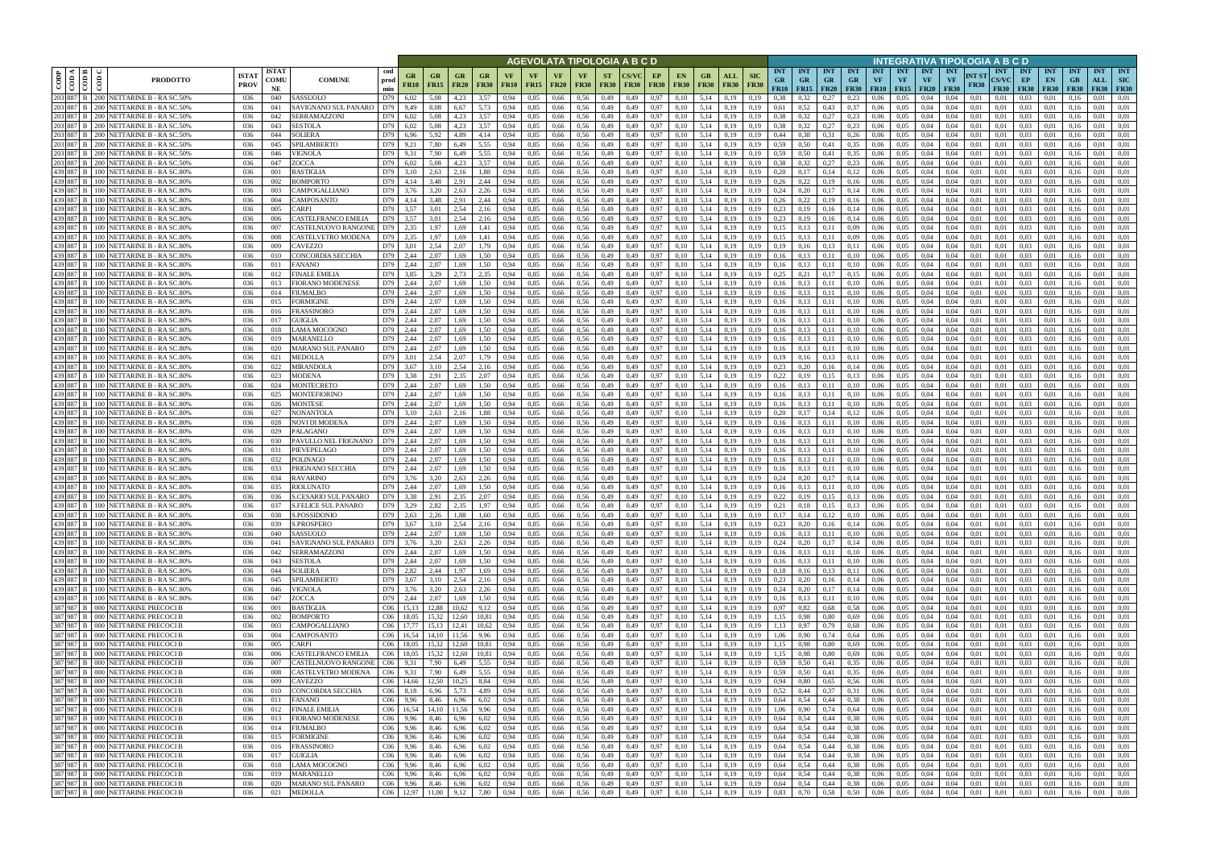| CODP | COD A | COD B | COD C | PRODOTTO | ISTAT PROV | ISTAT COMUNE | COMUNE | cod prod min | AGEVOLATA TIPOLOGIA A B C D | | | | | | | | | | | | | | | | INTEGRATIVA TIPOLOGIA A B C D | | | | | | | | | | | | | | |
|---|---|---|---|---|---|---|---|---|---|---|---|---|---|---|---|---|---|---|---|---|---|---|---|---|---|---|---|---|---|---|---|---|---|---|---|---|---|---|---|
| | | | | | | | | | GR FR10 | GR FR15 | GR FR20 | GR FR30 | VF FR10 | VF FR15 | VF FR20 | VF FR30 | ST FR30 | CS/VC FR30 | EP FR30 | EN FR30 | GB FR30 | ALL FR30 | SIC FR30 | INT GR FR10 | INT GR FR15 | INT GR FR20 | INT GR FR30 | INT VF FR10 | INT VF FR15 | INT VF FR20 | INT VF FR30 | INT ST FR30 | INT CS/VC FR30 | INT EP FR30 | INT EN FR30 | INT GB FR30 | INT ALL FR30 | INT SIC FR30 |
| 203 | 887 | B | 200 | NETTARINE B - RA SC.50% | 036 | 040 | SASSUOLO | D79 | 6,02 | 5,08 | 4,23 | 3,57 | 0,94 | 0,85 | 0,66 | 0,56 | 0,49 | 0,49 | 0,97 | 0,10 | 5,14 | 0,19 | 0,19 | 0,38 | 0,32 | 0,27 | 0,23 | 0,06 | 0,05 | 0,04 | 0,04 | 0,01 | 0,01 | 0,03 | 0,01 | 0,16 | 0,01 | 0,01 |
| 203 | 887 | B | 200 | NETTARINE B - RA SC.50% | 036 | 041 | SAVIGNANO SUL PANARO | D79 | 9,49 | 8,08 | 6,67 | 5,73 | 0,94 | 0,85 | 0,66 | 0,56 | 0,49 | 0,49 | 0,97 | 0,10 | 5,14 | 0,19 | 0,19 | 0,61 | 0,52 | 0,43 | 0,37 | 0,06 | 0,05 | 0,04 | 0,04 | 0,01 | 0,01 | 0,03 | 0,01 | 0,16 | 0,01 | 0,01 |
| 203 | 887 | B | 200 | NETTARINE B - RA SC.50% | 036 | 042 | SERRAMAZZONI | D79 | 6,02 | 5,08 | 4,23 | 3,57 | 0,94 | 0,85 | 0,66 | 0,56 | 0,49 | 0,49 | 0,97 | 0,10 | 5,14 | 0,19 | 0,19 | 0,38 | 0,32 | 0,27 | 0,23 | 0,06 | 0,05 | 0,04 | 0,04 | 0,01 | 0,01 | 0,03 | 0,01 | 0,16 | 0,01 | 0,01 |
| 203 | 887 | B | 200 | NETTARINE B - RA SC.50% | 036 | 043 | SESTOLA | D79 | 6,02 | 5,08 | 4,23 | 3,57 | 0,94 | 0,85 | 0,66 | 0,56 | 0,49 | 0,49 | 0,97 | 0,10 | 5,14 | 0,19 | 0,19 | 0,38 | 0,32 | 0,27 | 0,23 | 0,06 | 0,05 | 0,04 | 0,04 | 0,01 | 0,01 | 0,03 | 0,01 | 0,16 | 0,01 | 0,01 |
| 203 | 887 | B | 200 | NETTARINE B - RA SC.50% | 036 | 044 | SOLIERA | D79 | 6,96 | 5,92 | 4,89 | 4,14 | 0,94 | 0,85 | 0,66 | 0,56 | 0,49 | 0,49 | 0,97 | 0,10 | 5,14 | 0,19 | 0,19 | 0,44 | 0,38 | 0,31 | 0,26 | 0,06 | 0,05 | 0,04 | 0,04 | 0,01 | 0,01 | 0,03 | 0,01 | 0,16 | 0,01 | 0,01 |
| 203 | 887 | B | 200 | NETTARINE B - RA SC.50% | 036 | 045 | SPILAMBERTO | D79 | 9,21 | 7,80 | 6,49 | 5,55 | 0,94 | 0,85 | 0,66 | 0,56 | 0,49 | 0,49 | 0,97 | 0,10 | 5,14 | 0,19 | 0,19 | 0,59 | 0,50 | 0,41 | 0,35 | 0,06 | 0,05 | 0,04 | 0,04 | 0,01 | 0,01 | 0,03 | 0,01 | 0,16 | 0,01 | 0,01 |
| 203 | 887 | B | 200 | NETTARINE B - RA SC.50% | 036 | 046 | VIGNOLA | D79 | 9,31 | 7,90 | 6,49 | 5,55 | 0,94 | 0,85 | 0,66 | 0,56 | 0,49 | 0,49 | 0,97 | 0,10 | 5,14 | 0,19 | 0,19 | 0,59 | 0,50 | 0,41 | 0,35 | 0,06 | 0,05 | 0,04 | 0,04 | 0,01 | 0,01 | 0,03 | 0,01 | 0,16 | 0,01 | 0,01 |
| 203 | 887 | B | 200 | NETTARINE B - RA SC.50% | 036 | 047 | ZOCCA | D79 | 6,02 | 5,08 | 4,23 | 3,57 | 0,94 | 0,85 | 0,66 | 0,56 | 0,49 | 0,49 | 0,97 | 0,10 | 5,14 | 0,19 | 0,19 | 0,38 | 0,32 | 0,27 | 0,23 | 0,06 | 0,05 | 0,04 | 0,04 | 0,01 | 0,01 | 0,03 | 0,01 | 0,16 | 0,01 | 0,01 |
| 439 | 887 | B | 100 | NETTARINE B - RA SC.80% | 036 | 001 | BASTIGLIA | D79 | 3,10 | 2,63 | 2,16 | 1,88 | 0,94 | 0,85 | 0,66 | 0,56 | 0,49 | 0,49 | 0,97 | 0,10 | 5,14 | 0,19 | 0,19 | 0,20 | 0,17 | 0,14 | 0,12 | 0,06 | 0,05 | 0,04 | 0,04 | 0,01 | 0,01 | 0,03 | 0,01 | 0,16 | 0,01 | 0,01 |
| 439 | 887 | B | 100 | NETTARINE B - RA SC.80% | 036 | 002 | BOMPORTO | D79 | 4,14 | 3,48 | 2,91 | 2,44 | 0,94 | 0,85 | 0,66 | 0,56 | 0,49 | 0,49 | 0,97 | 0,10 | 5,14 | 0,19 | 0,19 | 0,26 | 0,22 | 0,19 | 0,16 | 0,06 | 0,05 | 0,04 | 0,04 | 0,01 | 0,01 | 0,03 | 0,01 | 0,16 | 0,01 | 0,01 |
| 439 | 887 | B | 100 | NETTARINE B - RA SC.80% | 036 | 003 | CAMPOGALLIANO | D79 | 3,76 | 3,20 | 2,63 | 2,26 | 0,94 | 0,85 | 0,66 | 0,56 | 0,49 | 0,49 | 0,97 | 0,10 | 5,14 | 0,19 | 0,19 | 0,24 | 0,20 | 0,17 | 0,14 | 0,06 | 0,05 | 0,04 | 0,04 | 0,01 | 0,01 | 0,03 | 0,01 | 0,16 | 0,01 | 0,01 |
| 439 | 887 | B | 100 | NETTARINE B - RA SC.80% | 036 | 004 | CAMPOSANTO | D79 | 4,14 | 3,48 | 2,91 | 2,44 | 0,94 | 0,85 | 0,66 | 0,56 | 0,49 | 0,49 | 0,97 | 0,10 | 5,14 | 0,19 | 0,19 | 0,26 | 0,22 | 0,19 | 0,16 | 0,06 | 0,05 | 0,04 | 0,04 | 0,01 | 0,01 | 0,03 | 0,01 | 0,16 | 0,01 | 0,01 |
| 439 | 887 | B | 100 | NETTARINE B - RA SC.80% | 036 | 005 | CARPI | D79 | 3,57 | 3,01 | 2,54 | 2,16 | 0,94 | 0,85 | 0,66 | 0,56 | 0,49 | 0,49 | 0,97 | 0,10 | 5,14 | 0,19 | 0,19 | 0,23 | 0,19 | 0,16 | 0,14 | 0,06 | 0,05 | 0,04 | 0,04 | 0,01 | 0,01 | 0,03 | 0,01 | 0,16 | 0,01 | 0,01 |
| 439 | 887 | B | 100 | NETTARINE B - RA SC.80% | 036 | 006 | CASTELFRANCO EMILIA | D79 | 3,57 | 3,01 | 2,54 | 2,16 | 0,94 | 0,85 | 0,66 | 0,56 | 0,49 | 0,49 | 0,97 | 0,10 | 5,14 | 0,19 | 0,19 | 0,23 | 0,19 | 0,16 | 0,14 | 0,06 | 0,05 | 0,04 | 0,04 | 0,01 | 0,01 | 0,03 | 0,01 | 0,16 | 0,01 | 0,01 |
| 439 | 887 | B | 100 | NETTARINE B - RA SC.80% | 036 | 007 | CASTELNUOVO RANGONE | D79 | 2,35 | 1,97 | 1,69 | 1,41 | 0,94 | 0,85 | 0,66 | 0,56 | 0,49 | 0,49 | 0,97 | 0,10 | 5,14 | 0,19 | 0,19 | 0,15 | 0,13 | 0,11 | 0,09 | 0,06 | 0,05 | 0,04 | 0,04 | 0,01 | 0,01 | 0,03 | 0,01 | 0,16 | 0,01 | 0,01 |
| 439 | 887 | B | 100 | NETTARINE B - RA SC.80% | 036 | 008 | CASTELVETRO MODENA | D79 | 2,35 | 1,97 | 1,69 | 1,41 | 0,94 | 0,85 | 0,66 | 0,56 | 0,49 | 0,49 | 0,97 | 0,10 | 5,14 | 0,19 | 0,19 | 0,15 | 0,13 | 0,11 | 0,09 | 0,06 | 0,05 | 0,04 | 0,04 | 0,01 | 0,01 | 0,03 | 0,01 | 0,16 | 0,01 | 0,01 |
| 439 | 887 | B | 100 | NETTARINE B - RA SC.80% | 036 | 009 | CAVEZZO | D79 | 3,01 | 2,54 | 2,07 | 1,79 | 0,94 | 0,85 | 0,66 | 0,56 | 0,49 | 0,49 | 0,97 | 0,10 | 5,14 | 0,19 | 0,19 | 0,19 | 0,16 | 0,13 | 0,11 | 0,06 | 0,05 | 0,04 | 0,04 | 0,01 | 0,01 | 0,03 | 0,01 | 0,16 | 0,01 | 0,01 |
| 439 | 887 | B | 100 | NETTARINE B - RA SC.80% | 036 | 010 | CONCORDIA SECCHIA | D79 | 2,44 | 2,07 | 1,69 | 1,50 | 0,94 | 0,85 | 0,66 | 0,56 | 0,49 | 0,49 | 0,97 | 0,10 | 5,14 | 0,19 | 0,19 | 0,16 | 0,13 | 0,11 | 0,10 | 0,06 | 0,05 | 0,04 | 0,04 | 0,01 | 0,01 | 0,03 | 0,01 | 0,16 | 0,01 | 0,01 |
| 439 | 887 | B | 100 | NETTARINE B - RA SC.80% | 036 | 011 | FANANO | D79 | 2,44 | 2,07 | 1,69 | 1,50 | 0,94 | 0,85 | 0,66 | 0,56 | 0,49 | 0,49 | 0,97 | 0,10 | 5,14 | 0,19 | 0,19 | 0,16 | 0,13 | 0,11 | 0,10 | 0,06 | 0,05 | 0,04 | 0,04 | 0,01 | 0,01 | 0,03 | 0,01 | 0,16 | 0,01 | 0,01 |
| 439 | 887 | B | 100 | NETTARINE B - RA SC.80% | 036 | 012 | FINALE EMILIA | D79 | 3,85 | 3,29 | 2,73 | 2,35 | 0,94 | 0,85 | 0,66 | 0,56 | 0,49 | 0,49 | 0,97 | 0,10 | 5,14 | 0,19 | 0,19 | 0,25 | 0,21 | 0,17 | 0,15 | 0,06 | 0,05 | 0,04 | 0,04 | 0,01 | 0,01 | 0,03 | 0,01 | 0,16 | 0,01 | 0,01 |
| 439 | 887 | B | 100 | NETTARINE B - RA SC.80% | 036 | 013 | FIORANO MODENESE | D79 | 2,44 | 2,07 | 1,69 | 1,50 | 0,94 | 0,85 | 0,66 | 0,56 | 0,49 | 0,49 | 0,97 | 0,10 | 5,14 | 0,19 | 0,19 | 0,16 | 0,13 | 0,11 | 0,10 | 0,06 | 0,05 | 0,04 | 0,04 | 0,01 | 0,01 | 0,03 | 0,01 | 0,16 | 0,01 | 0,01 |
| 439 | 887 | B | 100 | NETTARINE B - RA SC.80% | 036 | 014 | FIUMALBO | D79 | 2,44 | 2,07 | 1,69 | 1,50 | 0,94 | 0,85 | 0,66 | 0,56 | 0,49 | 0,49 | 0,97 | 0,10 | 5,14 | 0,19 | 0,19 | 0,16 | 0,13 | 0,11 | 0,10 | 0,06 | 0,05 | 0,04 | 0,04 | 0,01 | 0,01 | 0,03 | 0,01 | 0,16 | 0,01 | 0,01 |
| 439 | 887 | B | 100 | NETTARINE B - RA SC.80% | 036 | 015 | FORMIGINE | D79 | 2,44 | 2,07 | 1,69 | 1,50 | 0,94 | 0,85 | 0,66 | 0,56 | 0,49 | 0,49 | 0,97 | 0,10 | 5,14 | 0,19 | 0,19 | 0,16 | 0,13 | 0,11 | 0,10 | 0,06 | 0,05 | 0,04 | 0,04 | 0,01 | 0,01 | 0,03 | 0,01 | 0,16 | 0,01 | 0,01 |
| 439 | 887 | B | 100 | NETTARINE B - RA SC.80% | 036 | 016 | FRASSINORO | D79 | 2,44 | 2,07 | 1,69 | 1,50 | 0,94 | 0,85 | 0,66 | 0,56 | 0,49 | 0,49 | 0,97 | 0,10 | 5,14 | 0,19 | 0,19 | 0,16 | 0,13 | 0,11 | 0,10 | 0,06 | 0,05 | 0,04 | 0,04 | 0,01 | 0,01 | 0,03 | 0,01 | 0,16 | 0,01 | 0,01 |
| 439 | 887 | B | 100 | NETTARINE B - RA SC.80% | 036 | 017 | GUIGLIA | D79 | 2,44 | 2,07 | 1,69 | 1,50 | 0,94 | 0,85 | 0,66 | 0,56 | 0,49 | 0,49 | 0,97 | 0,10 | 5,14 | 0,19 | 0,19 | 0,16 | 0,13 | 0,11 | 0,10 | 0,06 | 0,05 | 0,04 | 0,04 | 0,01 | 0,01 | 0,03 | 0,01 | 0,16 | 0,01 | 0,01 |
| 439 | 887 | B | 100 | NETTARINE B - RA SC.80% | 036 | 018 | LAMA MOCOGNO | D79 | 2,44 | 2,07 | 1,69 | 1,50 | 0,94 | 0,85 | 0,66 | 0,56 | 0,49 | 0,49 | 0,97 | 0,10 | 5,14 | 0,19 | 0,19 | 0,16 | 0,13 | 0,11 | 0,10 | 0,06 | 0,05 | 0,04 | 0,04 | 0,01 | 0,01 | 0,03 | 0,01 | 0,16 | 0,01 | 0,01 |
| 439 | 887 | B | 100 | NETTARINE B - RA SC.80% | 036 | 019 | MARANELLO | D79 | 2,44 | 2,07 | 1,69 | 1,50 | 0,94 | 0,85 | 0,66 | 0,56 | 0,49 | 0,49 | 0,97 | 0,10 | 5,14 | 0,19 | 0,19 | 0,16 | 0,13 | 0,11 | 0,10 | 0,06 | 0,05 | 0,04 | 0,04 | 0,01 | 0,01 | 0,03 | 0,01 | 0,16 | 0,01 | 0,01 |
| 439 | 887 | B | 100 | NETTARINE B - RA SC.80% | 036 | 020 | MARANO SUL PANARO | D79 | 2,44 | 2,07 | 1,69 | 1,50 | 0,94 | 0,85 | 0,66 | 0,56 | 0,49 | 0,49 | 0,97 | 0,10 | 5,14 | 0,19 | 0,19 | 0,16 | 0,13 | 0,11 | 0,10 | 0,06 | 0,05 | 0,04 | 0,04 | 0,01 | 0,01 | 0,03 | 0,01 | 0,16 | 0,01 | 0,01 |
| 439 | 887 | B | 100 | NETTARINE B - RA SC.80% | 036 | 021 | MEDOLLA | D79 | 3,01 | 2,54 | 2,07 | 1,79 | 0,94 | 0,85 | 0,66 | 0,56 | 0,49 | 0,49 | 0,97 | 0,10 | 5,14 | 0,19 | 0,19 | 0,19 | 0,16 | 0,13 | 0,11 | 0,06 | 0,05 | 0,04 | 0,04 | 0,01 | 0,01 | 0,03 | 0,01 | 0,16 | 0,01 | 0,01 |
| 439 | 887 | B | 100 | NETTARINE B - RA SC.80% | 036 | 022 | MIRANDOLA | D79 | 3,67 | 3,10 | 2,54 | 2,16 | 0,94 | 0,85 | 0,66 | 0,56 | 0,49 | 0,49 | 0,97 | 0,10 | 5,14 | 0,19 | 0,19 | 0,23 | 0,20 | 0,16 | 0,14 | 0,06 | 0,05 | 0,04 | 0,04 | 0,01 | 0,01 | 0,03 | 0,01 | 0,16 | 0,01 | 0,01 |
| 439 | 887 | B | 100 | NETTARINE B - RA SC.80% | 036 | 023 | MODENA | D79 | 3,38 | 2,91 | 2,35 | 2,07 | 0,94 | 0,85 | 0,66 | 0,56 | 0,49 | 0,49 | 0,97 | 0,10 | 5,14 | 0,19 | 0,19 | 0,22 | 0,19 | 0,15 | 0,13 | 0,06 | 0,05 | 0,04 | 0,04 | 0,01 | 0,01 | 0,03 | 0,01 | 0,16 | 0,01 | 0,01 |
| 439 | 887 | B | 100 | NETTARINE B - RA SC.80% | 036 | 024 | MONTECRETO | D79 | 2,44 | 2,07 | 1,69 | 1,50 | 0,94 | 0,85 | 0,66 | 0,56 | 0,49 | 0,49 | 0,97 | 0,10 | 5,14 | 0,19 | 0,19 | 0,16 | 0,13 | 0,11 | 0,10 | 0,06 | 0,05 | 0,04 | 0,04 | 0,01 | 0,01 | 0,03 | 0,01 | 0,16 | 0,01 | 0,01 |
| 439 | 887 | B | 100 | NETTARINE B - RA SC.80% | 036 | 025 | MONTEFIORINO | D79 | 2,44 | 2,07 | 1,69 | 1,50 | 0,94 | 0,85 | 0,66 | 0,56 | 0,49 | 0,49 | 0,97 | 0,10 | 5,14 | 0,19 | 0,19 | 0,16 | 0,13 | 0,11 | 0,10 | 0,06 | 0,05 | 0,04 | 0,04 | 0,01 | 0,01 | 0,03 | 0,01 | 0,16 | 0,01 | 0,01 |
| 439 | 887 | B | 100 | NETTARINE B - RA SC.80% | 036 | 026 | MONTESE | D79 | 2,44 | 2,07 | 1,69 | 1,50 | 0,94 | 0,85 | 0,66 | 0,56 | 0,49 | 0,49 | 0,97 | 0,10 | 5,14 | 0,19 | 0,19 | 0,16 | 0,13 | 0,11 | 0,10 | 0,06 | 0,05 | 0,04 | 0,04 | 0,01 | 0,01 | 0,03 | 0,01 | 0,16 | 0,01 | 0,01 |
| 439 | 887 | B | 100 | NETTARINE B - RA SC.80% | 036 | 027 | NONANTOLA | D79 | 3,10 | 2,63 | 2,16 | 1,88 | 0,94 | 0,85 | 0,66 | 0,56 | 0,49 | 0,49 | 0,97 | 0,10 | 5,14 | 0,19 | 0,19 | 0,20 | 0,17 | 0,14 | 0,12 | 0,06 | 0,05 | 0,04 | 0,04 | 0,01 | 0,01 | 0,03 | 0,01 | 0,16 | 0,01 | 0,01 |
| 439 | 887 | B | 100 | NETTARINE B - RA SC.80% | 036 | 028 | NOVI DI MODENA | D79 | 2,44 | 2,07 | 1,69 | 1,50 | 0,94 | 0,85 | 0,66 | 0,56 | 0,49 | 0,49 | 0,97 | 0,10 | 5,14 | 0,19 | 0,19 | 0,16 | 0,13 | 0,11 | 0,10 | 0,06 | 0,05 | 0,04 | 0,04 | 0,01 | 0,01 | 0,03 | 0,01 | 0,16 | 0,01 | 0,01 |
| 439 | 887 | B | 100 | NETTARINE B - RA SC.80% | 036 | 029 | PALAGANO | D79 | 2,44 | 2,07 | 1,69 | 1,50 | 0,94 | 0,85 | 0,66 | 0,56 | 0,49 | 0,49 | 0,97 | 0,10 | 5,14 | 0,19 | 0,19 | 0,16 | 0,13 | 0,11 | 0,10 | 0,06 | 0,05 | 0,04 | 0,04 | 0,01 | 0,01 | 0,03 | 0,01 | 0,16 | 0,01 | 0,01 |
| 439 | 887 | B | 100 | NETTARINE B - RA SC.80% | 036 | 030 | PAVULLO NEL FRIGNANO | D79 | 2,44 | 2,07 | 1,69 | 1,50 | 0,94 | 0,85 | 0,66 | 0,56 | 0,49 | 0,49 | 0,97 | 0,10 | 5,14 | 0,19 | 0,19 | 0,16 | 0,13 | 0,11 | 0,10 | 0,06 | 0,05 | 0,04 | 0,04 | 0,01 | 0,01 | 0,03 | 0,01 | 0,16 | 0,01 | 0,01 |
| 439 | 887 | B | 100 | NETTARINE B - RA SC.80% | 036 | 031 | PIEVEPELAGO | D79 | 2,44 | 2,07 | 1,69 | 1,50 | 0,94 | 0,85 | 0,66 | 0,56 | 0,49 | 0,49 | 0,97 | 0,10 | 5,14 | 0,19 | 0,19 | 0,16 | 0,13 | 0,11 | 0,10 | 0,06 | 0,05 | 0,04 | 0,04 | 0,01 | 0,01 | 0,03 | 0,01 | 0,16 | 0,01 | 0,01 |
| 439 | 887 | B | 100 | NETTARINE B - RA SC.80% | 036 | 032 | POLINAGO | D79 | 2,44 | 2,07 | 1,69 | 1,50 | 0,94 | 0,85 | 0,66 | 0,56 | 0,49 | 0,49 | 0,97 | 0,10 | 5,14 | 0,19 | 0,19 | 0,16 | 0,13 | 0,11 | 0,10 | 0,06 | 0,05 | 0,04 | 0,04 | 0,01 | 0,01 | 0,03 | 0,01 | 0,16 | 0,01 | 0,01 |
| 439 | 887 | B | 100 | NETTARINE B - RA SC.80% | 036 | 033 | PRIGNANO SECCHIA | D79 | 2,44 | 2,07 | 1,69 | 1,50 | 0,94 | 0,85 | 0,66 | 0,56 | 0,49 | 0,49 | 0,97 | 0,10 | 5,14 | 0,19 | 0,19 | 0,16 | 0,13 | 0,11 | 0,10 | 0,06 | 0,05 | 0,04 | 0,04 | 0,01 | 0,01 | 0,03 | 0,01 | 0,16 | 0,01 | 0,01 |
| 439 | 887 | B | 100 | NETTARINE B - RA SC.80% | 036 | 034 | RAVARINO | D79 | 3,76 | 3,20 | 2,63 | 2,26 | 0,94 | 0,85 | 0,66 | 0,56 | 0,49 | 0,49 | 0,97 | 0,10 | 5,14 | 0,19 | 0,19 | 0,24 | 0,20 | 0,17 | 0,14 | 0,06 | 0,05 | 0,04 | 0,04 | 0,01 | 0,01 | 0,03 | 0,01 | 0,16 | 0,01 | 0,01 |
| 439 | 887 | B | 100 | NETTARINE B - RA SC.80% | 036 | 035 | RIOLUNATO | D79 | 2,44 | 2,07 | 1,69 | 1,50 | 0,94 | 0,85 | 0,66 | 0,56 | 0,49 | 0,49 | 0,97 | 0,10 | 5,14 | 0,19 | 0,19 | 0,16 | 0,13 | 0,11 | 0,10 | 0,06 | 0,05 | 0,04 | 0,04 | 0,01 | 0,01 | 0,03 | 0,01 | 0,16 | 0,01 | 0,01 |
| 439 | 887 | B | 100 | NETTARINE B - RA SC.80% | 036 | 036 | S.CESARIO SUL PANARO | D79 | 3,38 | 2,91 | 2,35 | 2,07 | 0,94 | 0,85 | 0,66 | 0,56 | 0,49 | 0,49 | 0,97 | 0,10 | 5,14 | 0,19 | 0,19 | 0,22 | 0,19 | 0,15 | 0,13 | 0,06 | 0,05 | 0,04 | 0,04 | 0,01 | 0,01 | 0,03 | 0,01 | 0,16 | 0,01 | 0,01 |
| 439 | 887 | B | 100 | NETTARINE B - RA SC.80% | 036 | 037 | S.FELICE SUL PANARO | D79 | 3,29 | 2,82 | 2,35 | 1,97 | 0,94 | 0,85 | 0,66 | 0,56 | 0,49 | 0,49 | 0,97 | 0,10 | 5,14 | 0,19 | 0,19 | 0,21 | 0,18 | 0,15 | 0,13 | 0,06 | 0,05 | 0,04 | 0,04 | 0,01 | 0,01 | 0,03 | 0,01 | 0,16 | 0,01 | 0,01 |
| 439 | 887 | B | 100 | NETTARINE B - RA SC.80% | 036 | 038 | S.POSSIDONIO | D79 | 2,63 | 2,26 | 1,88 | 1,60 | 0,94 | 0,85 | 0,66 | 0,56 | 0,49 | 0,49 | 0,97 | 0,10 | 5,14 | 0,19 | 0,19 | 0,17 | 0,14 | 0,12 | 0,10 | 0,06 | 0,05 | 0,04 | 0,04 | 0,01 | 0,01 | 0,03 | 0,01 | 0,16 | 0,01 | 0,01 |
| 439 | 887 | B | 100 | NETTARINE B - RA SC.80% | 036 | 039 | S.PROSPERO | D79 | 3,67 | 3,10 | 2,54 | 2,16 | 0,94 | 0,85 | 0,66 | 0,56 | 0,49 | 0,49 | 0,97 | 0,10 | 5,14 | 0,19 | 0,19 | 0,23 | 0,20 | 0,16 | 0,14 | 0,06 | 0,05 | 0,04 | 0,04 | 0,01 | 0,01 | 0,03 | 0,01 | 0,16 | 0,01 | 0,01 |
| 439 | 887 | B | 100 | NETTARINE B - RA SC.80% | 036 | 040 | SASSUOLO | D79 | 2,44 | 2,07 | 1,69 | 1,50 | 0,94 | 0,85 | 0,66 | 0,56 | 0,49 | 0,49 | 0,97 | 0,10 | 5,14 | 0,19 | 0,19 | 0,16 | 0,13 | 0,11 | 0,10 | 0,06 | 0,05 | 0,04 | 0,04 | 0,01 | 0,01 | 0,03 | 0,01 | 0,16 | 0,01 | 0,01 |
| 439 | 887 | B | 100 | NETTARINE B - RA SC.80% | 036 | 041 | SAVIGNANO SUL PANARO | D79 | 3,76 | 3,20 | 2,63 | 2,26 | 0,94 | 0,85 | 0,66 | 0,56 | 0,49 | 0,49 | 0,97 | 0,10 | 5,14 | 0,19 | 0,19 | 0,24 | 0,20 | 0,17 | 0,14 | 0,06 | 0,05 | 0,04 | 0,04 | 0,01 | 0,01 | 0,03 | 0,01 | 0,16 | 0,01 | 0,01 |
| 439 | 887 | B | 100 | NETTARINE B - RA SC.80% | 036 | 042 | SERRAMAZZONI | D79 | 2,44 | 2,07 | 1,69 | 1,50 | 0,94 | 0,85 | 0,66 | 0,56 | 0,49 | 0,49 | 0,97 | 0,10 | 5,14 | 0,19 | 0,19 | 0,16 | 0,13 | 0,11 | 0,10 | 0,06 | 0,05 | 0,04 | 0,04 | 0,01 | 0,01 | 0,03 | 0,01 | 0,16 | 0,01 | 0,01 |
| 439 | 887 | B | 100 | NETTARINE B - RA SC.80% | 036 | 043 | SESTOLA | D79 | 2,44 | 2,07 | 1,69 | 1,50 | 0,94 | 0,85 | 0,66 | 0,56 | 0,49 | 0,49 | 0,97 | 0,10 | 5,14 | 0,19 | 0,19 | 0,16 | 0,13 | 0,11 | 0,10 | 0,06 | 0,05 | 0,04 | 0,04 | 0,01 | 0,01 | 0,03 | 0,01 | 0,16 | 0,01 | 0,01 |
| 439 | 887 | B | 100 | NETTARINE B - RA SC.80% | 036 | 044 | SOLIERA | D79 | 2,82 | 2,44 | 1,97 | 1,69 | 0,94 | 0,85 | 0,66 | 0,56 | 0,49 | 0,49 | 0,97 | 0,10 | 5,14 | 0,19 | 0,19 | 0,18 | 0,16 | 0,13 | 0,11 | 0,06 | 0,05 | 0,04 | 0,04 | 0,01 | 0,01 | 0,03 | 0,01 | 0,16 | 0,01 | 0,01 |
| 439 | 887 | B | 100 | NETTARINE B - RA SC.80% | 036 | 045 | SPILAMBERTO | D79 | 3,67 | 3,10 | 2,54 | 2,16 | 0,94 | 0,85 | 0,66 | 0,56 | 0,49 | 0,49 | 0,97 | 0,10 | 5,14 | 0,19 | 0,19 | 0,23 | 0,20 | 0,16 | 0,14 | 0,06 | 0,05 | 0,04 | 0,04 | 0,01 | 0,01 | 0,03 | 0,01 | 0,16 | 0,01 | 0,01 |
| 439 | 887 | B | 100 | NETTARINE B - RA SC.80% | 036 | 046 | VIGNOLA | D79 | 3,76 | 3,20 | 2,63 | 2,26 | 0,94 | 0,85 | 0,66 | 0,56 | 0,49 | 0,49 | 0,97 | 0,10 | 5,14 | 0,19 | 0,19 | 0,24 | 0,20 | 0,17 | 0,14 | 0,06 | 0,05 | 0,04 | 0,04 | 0,01 | 0,01 | 0,03 | 0,01 | 0,16 | 0,01 | 0,01 |
| 439 | 887 | B | 100 | NETTARINE B - RA SC.80% | 036 | 047 | ZOCCA | D79 | 2,44 | 2,07 | 1,69 | 1,50 | 0,94 | 0,85 | 0,66 | 0,56 | 0,49 | 0,49 | 0,97 | 0,10 | 5,14 | 0,19 | 0,19 | 0,16 | 0,13 | 0,11 | 0,10 | 0,06 | 0,05 | 0,04 | 0,04 | 0,01 | 0,01 | 0,03 | 0,01 | 0,16 | 0,01 | 0,01 |
| 387 | 987 | B | 000 | NETTARINE PRECOCI B | 036 | 001 | BASTIGLIA | C06 | 15,13 | 12,88 | 10,62 | 9,12 | 0,94 | 0,85 | 0,66 | 0,56 | 0,49 | 0,49 | 0,97 | 0,10 | 5,14 | 0,19 | 0,19 | 0,97 | 0,82 | 0,68 | 0,58 | 0,06 | 0,05 | 0,04 | 0,04 | 0,01 | 0,01 | 0,03 | 0,01 | 0,16 | 0,01 | 0,01 |
| 387 | 987 | B | 000 | NETTARINE PRECOCI B | 036 | 002 | BOMPORTO | C06 | 18,05 | 15,32 | 12,60 | 10,81 | 0,94 | 0,85 | 0,66 | 0,56 | 0,49 | 0,49 | 0,97 | 0,10 | 5,14 | 0,19 | 0,19 | 1,15 | 0,98 | 0,80 | 0,69 | 0,06 | 0,05 | 0,04 | 0,04 | 0,01 | 0,01 | 0,03 | 0,01 | 0,16 | 0,01 | 0,01 |
| 387 | 987 | B | 000 | NETTARINE PRECOCI B | 036 | 003 | CAMPOGALLIANO | C06 | 17,77 | 15,13 | 12,41 | 10,62 | 0,94 | 0,85 | 0,66 | 0,56 | 0,49 | 0,49 | 0,97 | 0,10 | 5,14 | 0,19 | 0,19 | 1,13 | 0,97 | 0,79 | 0,68 | 0,06 | 0,05 | 0,04 | 0,04 | 0,01 | 0,01 | 0,03 | 0,01 | 0,16 | 0,01 | 0,01 |
| 387 | 987 | B | 000 | NETTARINE PRECOCI B | 036 | 004 | CAMPOSANTO | C06 | 16,54 | 14,10 | 11,56 | 9,96 | 0,94 | 0,85 | 0,66 | 0,56 | 0,49 | 0,49 | 0,97 | 0,10 | 5,14 | 0,19 | 0,19 | 1,06 | 0,90 | 0,74 | 0,64 | 0,06 | 0,05 | 0,04 | 0,04 | 0,01 | 0,01 | 0,03 | 0,01 | 0,16 | 0,01 | 0,01 |
| 387 | 987 | B | 000 | NETTARINE PRECOCI B | 036 | 005 | CARPI | C06 | 18,05 | 15,32 | 12,60 | 10,81 | 0,94 | 0,85 | 0,66 | 0,56 | 0,49 | 0,49 | 0,97 | 0,10 | 5,14 | 0,19 | 0,19 | 1,15 | 0,98 | 0,80 | 0,69 | 0,06 | 0,05 | 0,04 | 0,04 | 0,01 | 0,01 | 0,03 | 0,01 | 0,16 | 0,01 | 0,01 |
| 387 | 987 | B | 000 | NETTARINE PRECOCI B | 036 | 006 | CASTELFRANCO EMILIA | C06 | 18,05 | 15,32 | 12,60 | 10,81 | 0,94 | 0,85 | 0,66 | 0,56 | 0,49 | 0,49 | 0,97 | 0,10 | 5,14 | 0,19 | 0,19 | 1,15 | 0,98 | 0,80 | 0,69 | 0,06 | 0,05 | 0,04 | 0,04 | 0,01 | 0,01 | 0,03 | 0,01 | 0,16 | 0,01 | 0,01 |
| 387 | 987 | B | 000 | NETTARINE PRECOCI B | 036 | 007 | CASTELNUOVO RANGONE | C06 | 9,31 | 7,90 | 6,49 | 5,55 | 0,94 | 0,85 | 0,66 | 0,56 | 0,49 | 0,49 | 0,97 | 0,10 | 5,14 | 0,19 | 0,19 | 0,59 | 0,50 | 0,41 | 0,35 | 0,06 | 0,05 | 0,04 | 0,04 | 0,01 | 0,01 | 0,03 | 0,01 | 0,16 | 0,01 | 0,01 |
| 387 | 987 | B | 000 | NETTARINE PRECOCI B | 036 | 008 | CASTELVETRO MODENA | C06 | 9,31 | 7,90 | 6,49 | 5,55 | 0,94 | 0,85 | 0,66 | 0,56 | 0,49 | 0,49 | 0,97 | 0,10 | 5,14 | 0,19 | 0,19 | 0,59 | 0,50 | 0,41 | 0,35 | 0,06 | 0,05 | 0,04 | 0,04 | 0,01 | 0,01 | 0,03 | 0,01 | 0,16 | 0,01 | 0,01 |
| 387 | 987 | B | 000 | NETTARINE PRECOCI B | 036 | 009 | CAVEZZO | C06 | 14,66 | 12,50 | 10,25 | 8,84 | 0,94 | 0,85 | 0,66 | 0,56 | 0,49 | 0,49 | 0,97 | 0,10 | 5,14 | 0,19 | 0,19 | 0,94 | 0,80 | 0,65 | 0,56 | 0,06 | 0,05 | 0,04 | 0,04 | 0,01 | 0,01 | 0,03 | 0,01 | 0,16 | 0,01 | 0,01 |
| 387 | 987 | B | 000 | NETTARINE PRECOCI B | 036 | 010 | CONCORDIA SECCHIA | C06 | 8,18 | 6,96 | 5,73 | 4,89 | 0,94 | 0,85 | 0,66 | 0,56 | 0,49 | 0,49 | 0,97 | 0,10 | 5,14 | 0,19 | 0,19 | 0,52 | 0,44 | 0,37 | 0,31 | 0,06 | 0,05 | 0,04 | 0,04 | 0,01 | 0,01 | 0,03 | 0,01 | 0,16 | 0,01 | 0,01 |
| 387 | 987 | B | 000 | NETTARINE PRECOCI B | 036 | 011 | FANANO | C06 | 9,96 | 8,46 | 6,96 | 6,02 | 0,94 | 0,85 | 0,66 | 0,56 | 0,49 | 0,49 | 0,97 | 0,10 | 5,14 | 0,19 | 0,19 | 0,64 | 0,54 | 0,44 | 0,38 | 0,06 | 0,05 | 0,04 | 0,04 | 0,01 | 0,01 | 0,03 | 0,01 | 0,16 | 0,01 | 0,01 |
| 387 | 987 | B | 000 | NETTARINE PRECOCI B | 036 | 012 | FINALE EMILIA | C06 | 16,54 | 14,10 | 11,56 | 9,96 | 0,94 | 0,85 | 0,66 | 0,56 | 0,49 | 0,49 | 0,97 | 0,10 | 5,14 | 0,19 | 0,19 | 1,06 | 0,90 | 0,74 | 0,64 | 0,06 | 0,05 | 0,04 | 0,04 | 0,01 | 0,01 | 0,03 | 0,01 | 0,16 | 0,01 | 0,01 |
| 387 | 987 | B | 000 | NETTARINE PRECOCI B | 036 | 013 | FIORANO MODENESE | C06 | 9,96 | 8,46 | 6,96 | 6,02 | 0,94 | 0,85 | 0,66 | 0,56 | 0,49 | 0,49 | 0,97 | 0,10 | 5,14 | 0,19 | 0,19 | 0,64 | 0,54 | 0,44 | 0,38 | 0,06 | 0,05 | 0,04 | 0,04 | 0,01 | 0,01 | 0,03 | 0,01 | 0,16 | 0,01 | 0,01 |
| 387 | 987 | B | 000 | NETTARINE PRECOCI B | 036 | 014 | FIUMALBO | C06 | 9,96 | 8,46 | 6,96 | 6,02 | 0,94 | 0,85 | 0,66 | 0,56 | 0,49 | 0,49 | 0,97 | 0,10 | 5,14 | 0,19 | 0,19 | 0,64 | 0,54 | 0,44 | 0,38 | 0,06 | 0,05 | 0,04 | 0,04 | 0,01 | 0,01 | 0,03 | 0,01 | 0,16 | 0,01 | 0,01 |
| 387 | 987 | B | 000 | NETTARINE PRECOCI B | 036 | 015 | FORMIGINE | C06 | 9,96 | 8,46 | 6,96 | 6,02 | 0,94 | 0,85 | 0,66 | 0,56 | 0,49 | 0,49 | 0,97 | 0,10 | 5,14 | 0,19 | 0,19 | 0,64 | 0,54 | 0,44 | 0,38 | 0,06 | 0,05 | 0,04 | 0,04 | 0,01 | 0,01 | 0,03 | 0,01 | 0,16 | 0,01 | 0,01 |
| 387 | 987 | B | 000 | NETTARINE PRECOCI B | 036 | 016 | FRASSINORO | C06 | 9,96 | 8,46 | 6,96 | 6,02 | 0,94 | 0,85 | 0,66 | 0,56 | 0,49 | 0,49 | 0,97 | 0,10 | 5,14 | 0,19 | 0,19 | 0,64 | 0,54 | 0,44 | 0,38 | 0,06 | 0,05 | 0,04 | 0,04 | 0,01 | 0,01 | 0,03 | 0,01 | 0,16 | 0,01 | 0,01 |
| 387 | 987 | B | 000 | NETTARINE PRECOCI B | 036 | 017 | GUIGLIA | C06 | 9,96 | 8,46 | 6,96 | 6,02 | 0,94 | 0,85 | 0,66 | 0,56 | 0,49 | 0,49 | 0,97 | 0,10 | 5,14 | 0,19 | 0,19 | 0,64 | 0,54 | 0,44 | 0,38 | 0,06 | 0,05 | 0,04 | 0,04 | 0,01 | 0,01 | 0,03 | 0,01 | 0,16 | 0,01 | 0,01 |
| 387 | 987 | B | 000 | NETTARINE PRECOCI B | 036 | 018 | LAMA MOCOGNO | C06 | 9,96 | 8,46 | 6,96 | 6,02 | 0,94 | 0,85 | 0,66 | 0,56 | 0,49 | 0,49 | 0,97 | 0,10 | 5,14 | 0,19 | 0,19 | 0,64 | 0,54 | 0,44 | 0,38 | 0,06 | 0,05 | 0,04 | 0,04 | 0,01 | 0,01 | 0,03 | 0,01 | 0,16 | 0,01 | 0,01 |
| 387 | 987 | B | 000 | NETTARINE PRECOCI B | 036 | 019 | MARANELLO | C06 | 9,96 | 8,46 | 6,96 | 6,02 | 0,94 | 0,85 | 0,66 | 0,56 | 0,49 | 0,49 | 0,97 | 0,10 | 5,14 | 0,19 | 0,19 | 0,64 | 0,54 | 0,44 | 0,38 | 0,06 | 0,05 | 0,04 | 0,04 | 0,01 | 0,01 | 0,03 | 0,01 | 0,16 | 0,01 | 0,01 |
| 387 | 987 | B | 000 | NETTARINE PRECOCI B | 036 | 020 | MARANO SUL PANARO | C06 | 9,96 | 8,46 | 6,96 | 6,02 | 0,94 | 0,85 | 0,66 | 0,56 | 0,49 | 0,49 | 0,97 | 0,10 | 5,14 | 0,19 | 0,19 | 0,64 | 0,54 | 0,44 | 0,38 | 0,06 | 0,05 | 0,04 | 0,04 | 0,01 | 0,01 | 0,03 | 0,01 | 0,16 | 0,01 | 0,01 |
| 387 | 987 | B | 000 | NETTARINE PRECOCI B | 036 | 021 | MEDOLLA | C06 | 12,97 | 11,00 | 9,12 | 7,80 | 0,94 | 0,85 | 0,66 | 0,56 | 0,49 | 0,49 | 0,97 | 0,10 | 5,14 | 0,19 | 0,19 | 0,83 | 0,70 | 0,58 | 0,50 | 0,06 | 0,05 | 0,04 | 0,04 | 0,01 | 0,01 | 0,03 | 0,01 | 0,16 | 0,01 | 0,01 |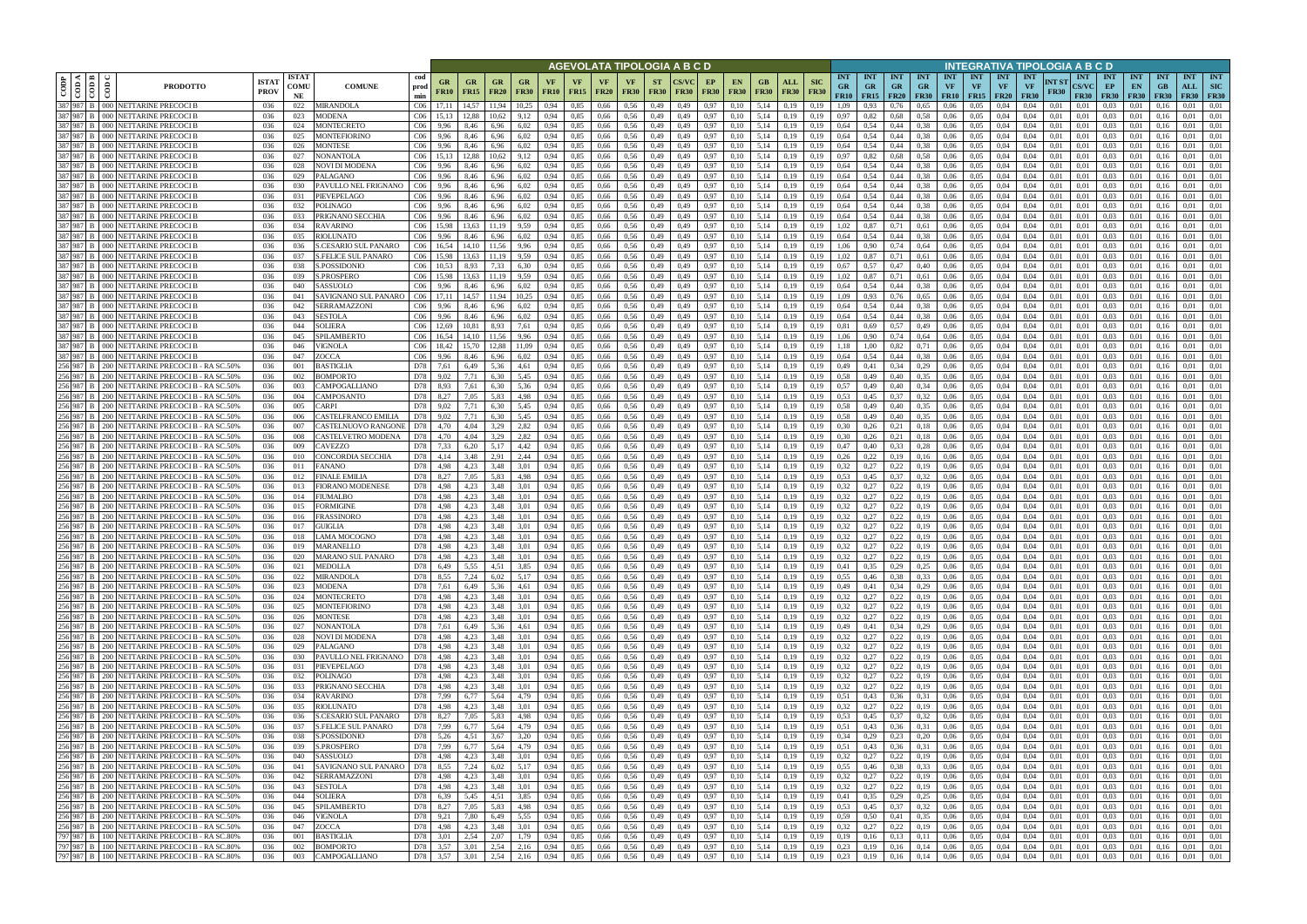| CODP | CODA | CODB | CODC | PRODOTTO | ISTAT PROV | ISTAT COMU NE | COMUNE | cod prod min | AGEVOLATA TIPOLOGIA A B C D | | | | | | | | | | | | | | | | | INTEGRATIVA TIPOLOGIA A B C D | | | | | | | | | | | | | | | | |
|---|---|---|---|---|---|---|---|---|---|---|---|---|---|---|---|---|---|---|---|---|---|---|---|---|---|---|---|---|---|---|---|---|---|---|---|---|---|---|---|---|---|
| | | | | | | | | | GR FR10 | GR FR15 | GR FR20 | GR FR30 | VF FR10 | VF FR15 | VF FR20 | VF FR30 | ST FR30 | CS/VC FR30 | EP FR30 | EN FR30 | GB FR30 | ALL FR30 | SIC FR30 | INT GR FR10 | INT GR FR15 | INT GR FR20 | INT GR FR30 | INT VF FR10 | INT VF FR15 | INT VF FR20 | INT VF FR30 | INT ST FR30 | INT CS/VC FR30 | INT EP FR30 | INT EN FR30 | INT GB FR30 | INT ALL FR30 | INT SIC FR30 |
| 387 | 987 | B | 000 | NETTARINE PRECOCI B | 036 | 022 | MIRANDOLA | C06 | 17,11 | 14,57 | 11,94 | 10,25 | 0,94 | 0,85 | 0,66 | 0,56 | 0,49 | 0,49 | 0,97 | 0,10 | 5,14 | 0,19 | 0,19 | 1,09 | 0,93 | 0,76 | 0,65 | 0,06 | 0,05 | 0,04 | 0,04 | 0,01 | 0,01 | 0,03 | 0,01 | 0,16 | 0,01 | 0,01 |
| 387 | 987 | B | 000 | NETTARINE PRECOCI B | 036 | 023 | MODENA | C06 | 15,13 | 12,88 | 10,62 | 9,12 | 0,94 | 0,85 | 0,66 | 0,56 | 0,49 | 0,49 | 0,97 | 0,10 | 5,14 | 0,19 | 0,19 | 0,97 | 0,82 | 0,68 | 0,58 | 0,06 | 0,05 | 0,04 | 0,04 | 0,01 | 0,01 | 0,03 | 0,01 | 0,16 | 0,01 | 0,01 |
| 387 | 987 | B | 000 | NETTARINE PRECOCI B | 036 | 024 | MONTECRETO | C06 | 9,96 | 8,46 | 6,96 | 6,02 | 0,94 | 0,85 | 0,66 | 0,56 | 0,49 | 0,49 | 0,97 | 0,10 | 5,14 | 0,19 | 0,19 | 0,64 | 0,54 | 0,44 | 0,38 | 0,06 | 0,05 | 0,04 | 0,04 | 0,01 | 0,01 | 0,03 | 0,01 | 0,16 | 0,01 | 0,01 |
| 387 | 987 | B | 000 | NETTARINE PRECOCI B | 036 | 025 | MONTEFIORINO | C06 | 9,96 | 8,46 | 6,96 | 6,02 | 0,94 | 0,85 | 0,66 | 0,56 | 0,49 | 0,49 | 0,97 | 0,10 | 5,14 | 0,19 | 0,19 | 0,64 | 0,54 | 0,44 | 0,38 | 0,06 | 0,05 | 0,04 | 0,04 | 0,01 | 0,01 | 0,03 | 0,01 | 0,16 | 0,01 | 0,01 |
| 387 | 987 | B | 000 | NETTARINE PRECOCI B | 036 | 026 | MONTESE | C06 | 9,96 | 8,46 | 6,96 | 6,02 | 0,94 | 0,85 | 0,66 | 0,56 | 0,49 | 0,49 | 0,97 | 0,10 | 5,14 | 0,19 | 0,19 | 0,64 | 0,54 | 0,44 | 0,38 | 0,06 | 0,05 | 0,04 | 0,04 | 0,01 | 0,01 | 0,03 | 0,01 | 0,16 | 0,01 | 0,01 |
| 387 | 987 | B | 000 | NETTARINE PRECOCI B | 036 | 027 | NONANTOLA | C06 | 15,13 | 12,88 | 10,62 | 9,12 | 0,94 | 0,85 | 0,66 | 0,56 | 0,49 | 0,49 | 0,97 | 0,10 | 5,14 | 0,19 | 0,19 | 0,97 | 0,82 | 0,68 | 0,58 | 0,06 | 0,05 | 0,04 | 0,04 | 0,01 | 0,01 | 0,03 | 0,01 | 0,16 | 0,01 | 0,01 |
| 387 | 987 | B | 000 | NETTARINE PRECOCI B | 036 | 028 | NOVI DI MODENA | C06 | 9,96 | 8,46 | 6,96 | 6,02 | 0,94 | 0,85 | 0,66 | 0,56 | 0,49 | 0,49 | 0,97 | 0,10 | 5,14 | 0,19 | 0,19 | 0,64 | 0,54 | 0,44 | 0,38 | 0,06 | 0,05 | 0,04 | 0,04 | 0,01 | 0,01 | 0,03 | 0,01 | 0,16 | 0,01 | 0,01 |
| 387 | 987 | B | 000 | NETTARINE PRECOCI B | 036 | 029 | PALAGANO | C06 | 9,96 | 8,46 | 6,96 | 6,02 | 0,94 | 0,85 | 0,66 | 0,56 | 0,49 | 0,49 | 0,97 | 0,10 | 5,14 | 0,19 | 0,19 | 0,64 | 0,54 | 0,44 | 0,38 | 0,06 | 0,05 | 0,04 | 0,04 | 0,01 | 0,01 | 0,03 | 0,01 | 0,16 | 0,01 | 0,01 |
| 387 | 987 | B | 000 | NETTARINE PRECOCI B | 036 | 030 | PAVULLO NEL FRIGNANO | C06 | 9,96 | 8,46 | 6,96 | 6,02 | 0,94 | 0,85 | 0,66 | 0,56 | 0,49 | 0,49 | 0,97 | 0,10 | 5,14 | 0,19 | 0,19 | 0,64 | 0,54 | 0,44 | 0,38 | 0,06 | 0,05 | 0,04 | 0,04 | 0,01 | 0,01 | 0,03 | 0,01 | 0,16 | 0,01 | 0,01 |
| 387 | 987 | B | 000 | NETTARINE PRECOCI B | 036 | 031 | PIEVEPELAGO | C06 | 9,96 | 8,46 | 6,96 | 6,02 | 0,94 | 0,85 | 0,66 | 0,56 | 0,49 | 0,49 | 0,97 | 0,10 | 5,14 | 0,19 | 0,19 | 0,64 | 0,54 | 0,44 | 0,38 | 0,06 | 0,05 | 0,04 | 0,04 | 0,01 | 0,01 | 0,03 | 0,01 | 0,16 | 0,01 | 0,01 |
| 387 | 987 | B | 000 | NETTARINE PRECOCI B | 036 | 032 | POLINAGO | C06 | 9,96 | 8,46 | 6,96 | 6,02 | 0,94 | 0,85 | 0,66 | 0,56 | 0,49 | 0,49 | 0,97 | 0,10 | 5,14 | 0,19 | 0,19 | 0,64 | 0,54 | 0,44 | 0,38 | 0,06 | 0,05 | 0,04 | 0,04 | 0,01 | 0,01 | 0,03 | 0,01 | 0,16 | 0,01 | 0,01 |
| 387 | 987 | B | 000 | NETTARINE PRECOCI B | 036 | 033 | PRIGNANO SECCHIA | C06 | 9,96 | 8,46 | 6,96 | 6,02 | 0,94 | 0,85 | 0,66 | 0,56 | 0,49 | 0,49 | 0,97 | 0,10 | 5,14 | 0,19 | 0,19 | 0,64 | 0,54 | 0,44 | 0,38 | 0,06 | 0,05 | 0,04 | 0,04 | 0,01 | 0,01 | 0,03 | 0,01 | 0,16 | 0,01 | 0,01 |
| 387 | 987 | B | 000 | NETTARINE PRECOCI B | 036 | 034 | RAVARINO | C06 | 15,98 | 13,63 | 11,19 | 9,59 | 0,94 | 0,85 | 0,66 | 0,56 | 0,49 | 0,49 | 0,97 | 0,10 | 5,14 | 0,19 | 0,19 | 1,02 | 0,87 | 0,71 | 0,61 | 0,06 | 0,05 | 0,04 | 0,04 | 0,01 | 0,01 | 0,03 | 0,01 | 0,16 | 0,01 | 0,01 |
| 387 | 987 | B | 000 | NETTARINE PRECOCI B | 036 | 035 | RIOLUNATO | C06 | 9,96 | 8,46 | 6,96 | 6,02 | 0,94 | 0,85 | 0,66 | 0,56 | 0,49 | 0,49 | 0,97 | 0,10 | 5,14 | 0,19 | 0,19 | 0,64 | 0,54 | 0,44 | 0,38 | 0,06 | 0,05 | 0,04 | 0,04 | 0,01 | 0,01 | 0,03 | 0,01 | 0,16 | 0,01 | 0,01 |
| 387 | 987 | B | 000 | NETTARINE PRECOCI B | 036 | 036 | S.CESARIO SUL PANARO | C06 | 16,54 | 14,10 | 11,56 | 9,96 | 0,94 | 0,85 | 0,66 | 0,56 | 0,49 | 0,49 | 0,97 | 0,10 | 5,14 | 0,19 | 0,19 | 1,06 | 0,90 | 0,74 | 0,64 | 0,06 | 0,05 | 0,04 | 0,04 | 0,01 | 0,01 | 0,03 | 0,01 | 0,16 | 0,01 | 0,01 |
| 387 | 987 | B | 000 | NETTARINE PRECOCI B | 036 | 037 | S.FELICE SUL PANARO | C06 | 15,98 | 13,63 | 11,19 | 9,59 | 0,94 | 0,85 | 0,66 | 0,56 | 0,49 | 0,49 | 0,97 | 0,10 | 5,14 | 0,19 | 0,19 | 1,02 | 0,87 | 0,71 | 0,61 | 0,06 | 0,05 | 0,04 | 0,04 | 0,01 | 0,01 | 0,03 | 0,01 | 0,16 | 0,01 | 0,01 |
| 387 | 987 | B | 000 | NETTARINE PRECOCI B | 036 | 038 | S.POSSIDONIO | C06 | 10,53 | 8,93 | 7,33 | 6,30 | 0,94 | 0,85 | 0,66 | 0,56 | 0,49 | 0,49 | 0,97 | 0,10 | 5,14 | 0,19 | 0,19 | 0,67 | 0,57 | 0,47 | 0,40 | 0,06 | 0,05 | 0,04 | 0,04 | 0,01 | 0,01 | 0,03 | 0,01 | 0,16 | 0,01 | 0,01 |
| 387 | 987 | B | 000 | NETTARINE PRECOCI B | 036 | 039 | S.PROSPERO | C06 | 15,98 | 13,63 | 11,19 | 9,59 | 0,94 | 0,85 | 0,66 | 0,56 | 0,49 | 0,49 | 0,97 | 0,10 | 5,14 | 0,19 | 0,19 | 1,02 | 0,87 | 0,71 | 0,61 | 0,06 | 0,05 | 0,04 | 0,04 | 0,01 | 0,01 | 0,03 | 0,01 | 0,16 | 0,01 | 0,01 |
| 387 | 987 | B | 000 | NETTARINE PRECOCI B | 036 | 040 | SASSUOLO | C06 | 9,96 | 8,46 | 6,96 | 6,02 | 0,94 | 0,85 | 0,66 | 0,56 | 0,49 | 0,49 | 0,97 | 0,10 | 5,14 | 0,19 | 0,19 | 0,64 | 0,54 | 0,44 | 0,38 | 0,06 | 0,05 | 0,04 | 0,04 | 0,01 | 0,01 | 0,03 | 0,01 | 0,16 | 0,01 | 0,01 |
| 387 | 987 | B | 000 | NETTARINE PRECOCI B | 036 | 041 | SAVIGNANO SUL PANARO | C06 | 17,11 | 14,57 | 11,94 | 10,25 | 0,94 | 0,85 | 0,66 | 0,56 | 0,49 | 0,49 | 0,97 | 0,10 | 5,14 | 0,19 | 0,19 | 1,09 | 0,93 | 0,76 | 0,65 | 0,06 | 0,05 | 0,04 | 0,04 | 0,01 | 0,01 | 0,03 | 0,01 | 0,16 | 0,01 | 0,01 |
| 387 | 987 | B | 000 | NETTARINE PRECOCI B | 036 | 042 | SERRAMAZZONI | C06 | 9,96 | 8,46 | 6,96 | 6,02 | 0,94 | 0,85 | 0,66 | 0,56 | 0,49 | 0,49 | 0,97 | 0,10 | 5,14 | 0,19 | 0,19 | 0,64 | 0,54 | 0,44 | 0,38 | 0,06 | 0,05 | 0,04 | 0,04 | 0,01 | 0,01 | 0,03 | 0,01 | 0,16 | 0,01 | 0,01 |
| 387 | 987 | B | 000 | NETTARINE PRECOCI B | 036 | 043 | SESTOLA | C06 | 9,96 | 8,46 | 6,96 | 6,02 | 0,94 | 0,85 | 0,66 | 0,56 | 0,49 | 0,49 | 0,97 | 0,10 | 5,14 | 0,19 | 0,19 | 0,64 | 0,54 | 0,44 | 0,38 | 0,06 | 0,05 | 0,04 | 0,04 | 0,01 | 0,01 | 0,03 | 0,01 | 0,16 | 0,01 | 0,01 |
| 387 | 987 | B | 000 | NETTARINE PRECOCI B | 036 | 044 | SOLIERA | C06 | 12,69 | 10,81 | 8,93 | 7,61 | 0,94 | 0,85 | 0,66 | 0,56 | 0,49 | 0,49 | 0,97 | 0,10 | 5,14 | 0,19 | 0,19 | 0,81 | 0,69 | 0,57 | 0,49 | 0,06 | 0,05 | 0,04 | 0,04 | 0,01 | 0,01 | 0,03 | 0,01 | 0,16 | 0,01 | 0,01 |
| 387 | 987 | B | 000 | NETTARINE PRECOCI B | 036 | 045 | SPILAMBERTO | C06 | 16,54 | 14,10 | 11,56 | 9,96 | 0,94 | 0,85 | 0,66 | 0,56 | 0,49 | 0,49 | 0,97 | 0,10 | 5,14 | 0,19 | 0,19 | 1,06 | 0,90 | 0,74 | 0,64 | 0,06 | 0,05 | 0,04 | 0,04 | 0,01 | 0,01 | 0,03 | 0,01 | 0,16 | 0,01 | 0,01 |
| 387 | 987 | B | 000 | NETTARINE PRECOCI B | 036 | 046 | VIGNOLA | C06 | 18,42 | 15,70 | 12,88 | 11,09 | 0,94 | 0,85 | 0,66 | 0,56 | 0,49 | 0,49 | 0,97 | 0,10 | 5,14 | 0,19 | 0,19 | 1,18 | 1,00 | 0,82 | 0,71 | 0,06 | 0,05 | 0,04 | 0,04 | 0,01 | 0,01 | 0,03 | 0,01 | 0,16 | 0,01 | 0,01 |
| 387 | 987 | B | 000 | NETTARINE PRECOCI B | 036 | 047 | ZOCCA | C06 | 9,96 | 8,46 | 6,96 | 6,02 | 0,94 | 0,85 | 0,66 | 0,56 | 0,49 | 0,49 | 0,97 | 0,10 | 5,14 | 0,19 | 0,19 | 0,64 | 0,54 | 0,44 | 0,38 | 0,06 | 0,05 | 0,04 | 0,04 | 0,01 | 0,01 | 0,03 | 0,01 | 0,16 | 0,01 | 0,01 |
| 256 | 987 | B | 200 | NETTARINE PRECOCI B - RA SC.50% | 036 | 001 | BASTIGLIA | D78 | 7,61 | 6,49 | 5,36 | 4,61 | 0,94 | 0,85 | 0,66 | 0,56 | 0,49 | 0,49 | 0,97 | 0,10 | 5,14 | 0,19 | 0,19 | 0,49 | 0,41 | 0,34 | 0,29 | 0,06 | 0,05 | 0,04 | 0,04 | 0,01 | 0,01 | 0,03 | 0,01 | 0,16 | 0,01 | 0,01 |
| 256 | 987 | B | 200 | NETTARINE PRECOCI B - RA SC.50% | 036 | 002 | BOMPORTO | D78 | 9,02 | 7,71 | 6,30 | 5,45 | 0,94 | 0,85 | 0,66 | 0,56 | 0,49 | 0,49 | 0,97 | 0,10 | 5,14 | 0,19 | 0,19 | 0,58 | 0,49 | 0,40 | 0,35 | 0,06 | 0,05 | 0,04 | 0,04 | 0,01 | 0,01 | 0,03 | 0,01 | 0,16 | 0,01 | 0,01 |
| 256 | 987 | B | 200 | NETTARINE PRECOCI B - RA SC.50% | 036 | 003 | CAMPOGALLIANO | D78 | 8,93 | 7,61 | 6,30 | 5,36 | 0,94 | 0,85 | 0,66 | 0,56 | 0,49 | 0,49 | 0,97 | 0,10 | 5,14 | 0,19 | 0,19 | 0,57 | 0,49 | 0,40 | 0,34 | 0,06 | 0,05 | 0,04 | 0,04 | 0,01 | 0,01 | 0,03 | 0,01 | 0,16 | 0,01 | 0,01 |
| 256 | 987 | B | 200 | NETTARINE PRECOCI B - RA SC.50% | 036 | 004 | CAMPOSANTO | D78 | 8,27 | 7,05 | 5,83 | 4,98 | 0,94 | 0,85 | 0,66 | 0,56 | 0,49 | 0,49 | 0,97 | 0,10 | 5,14 | 0,19 | 0,19 | 0,53 | 0,45 | 0,37 | 0,32 | 0,06 | 0,05 | 0,04 | 0,04 | 0,01 | 0,01 | 0,03 | 0,01 | 0,16 | 0,01 | 0,01 |
| 256 | 987 | B | 200 | NETTARINE PRECOCI B - RA SC.50% | 036 | 005 | CARPI | D78 | 9,02 | 7,71 | 6,30 | 5,45 | 0,94 | 0,85 | 0,66 | 0,56 | 0,49 | 0,49 | 0,97 | 0,10 | 5,14 | 0,19 | 0,19 | 0,58 | 0,49 | 0,40 | 0,35 | 0,06 | 0,05 | 0,04 | 0,04 | 0,01 | 0,01 | 0,03 | 0,01 | 0,16 | 0,01 | 0,01 |
| 256 | 987 | B | 200 | NETTARINE PRECOCI B - RA SC.50% | 036 | 006 | CASTELFRANCO EMILIA | D78 | 9,02 | 7,71 | 6,30 | 5,45 | 0,94 | 0,85 | 0,66 | 0,56 | 0,49 | 0,49 | 0,97 | 0,10 | 5,14 | 0,19 | 0,19 | 0,58 | 0,49 | 0,40 | 0,35 | 0,06 | 0,05 | 0,04 | 0,04 | 0,01 | 0,01 | 0,03 | 0,01 | 0,16 | 0,01 | 0,01 |
| 256 | 987 | B | 200 | NETTARINE PRECOCI B - RA SC.50% | 036 | 007 | CASTELNUOVO RANGONE | D78 | 4,70 | 4,04 | 3,29 | 2,82 | 0,94 | 0,85 | 0,66 | 0,56 | 0,49 | 0,49 | 0,97 | 0,10 | 5,14 | 0,19 | 0,19 | 0,30 | 0,26 | 0,21 | 0,18 | 0,06 | 0,05 | 0,04 | 0,04 | 0,01 | 0,01 | 0,03 | 0,01 | 0,16 | 0,01 | 0,01 |
| 256 | 987 | B | 200 | NETTARINE PRECOCI B - RA SC.50% | 036 | 008 | CASTELVETRO MODENA | D78 | 4,70 | 4,04 | 3,29 | 2,82 | 0,94 | 0,85 | 0,66 | 0,56 | 0,49 | 0,49 | 0,97 | 0,10 | 5,14 | 0,19 | 0,19 | 0,30 | 0,26 | 0,21 | 0,18 | 0,06 | 0,05 | 0,04 | 0,04 | 0,01 | 0,01 | 0,03 | 0,01 | 0,16 | 0,01 | 0,01 |
| 256 | 987 | B | 200 | NETTARINE PRECOCI B - RA SC.50% | 036 | 009 | CAVEZZO | D78 | 7,33 | 6,20 | 5,17 | 4,42 | 0,94 | 0,85 | 0,66 | 0,56 | 0,49 | 0,49 | 0,97 | 0,10 | 5,14 | 0,19 | 0,19 | 0,47 | 0,40 | 0,33 | 0,28 | 0,06 | 0,05 | 0,04 | 0,04 | 0,01 | 0,01 | 0,03 | 0,01 | 0,16 | 0,01 | 0,01 |
| 256 | 987 | B | 200 | NETTARINE PRECOCI B - RA SC.50% | 036 | 010 | CONCORDIA SECCHIA | D78 | 4,14 | 3,48 | 2,91 | 2,44 | 0,94 | 0,85 | 0,66 | 0,56 | 0,49 | 0,49 | 0,97 | 0,10 | 5,14 | 0,19 | 0,19 | 0,26 | 0,22 | 0,19 | 0,16 | 0,06 | 0,05 | 0,04 | 0,04 | 0,01 | 0,01 | 0,03 | 0,01 | 0,16 | 0,01 | 0,01 |
| 256 | 987 | B | 200 | NETTARINE PRECOCI B - RA SC.50% | 036 | 011 | FANANO | D78 | 4,98 | 4,23 | 3,48 | 3,01 | 0,94 | 0,85 | 0,66 | 0,56 | 0,49 | 0,49 | 0,97 | 0,10 | 5,14 | 0,19 | 0,19 | 0,32 | 0,27 | 0,22 | 0,19 | 0,06 | 0,05 | 0,04 | 0,04 | 0,01 | 0,01 | 0,03 | 0,01 | 0,16 | 0,01 | 0,01 |
| 256 | 987 | B | 200 | NETTARINE PRECOCI B - RA SC.50% | 036 | 012 | FINALE EMILIA | D78 | 8,27 | 7,05 | 5,83 | 4,98 | 0,94 | 0,85 | 0,66 | 0,56 | 0,49 | 0,49 | 0,97 | 0,10 | 5,14 | 0,19 | 0,19 | 0,53 | 0,45 | 0,37 | 0,32 | 0,06 | 0,05 | 0,04 | 0,04 | 0,01 | 0,01 | 0,03 | 0,01 | 0,16 | 0,01 | 0,01 |
| 256 | 987 | B | 200 | NETTARINE PRECOCI B - RA SC.50% | 036 | 013 | FIORANO MODENESE | D78 | 4,98 | 4,23 | 3,48 | 3,01 | 0,94 | 0,85 | 0,66 | 0,56 | 0,49 | 0,49 | 0,97 | 0,10 | 5,14 | 0,19 | 0,19 | 0,32 | 0,27 | 0,22 | 0,19 | 0,06 | 0,05 | 0,04 | 0,04 | 0,01 | 0,01 | 0,03 | 0,01 | 0,16 | 0,01 | 0,01 |
| 256 | 987 | B | 200 | NETTARINE PRECOCI B - RA SC.50% | 036 | 014 | FIUMALBO | D78 | 4,98 | 4,23 | 3,48 | 3,01 | 0,94 | 0,85 | 0,66 | 0,56 | 0,49 | 0,49 | 0,97 | 0,10 | 5,14 | 0,19 | 0,19 | 0,32 | 0,27 | 0,22 | 0,19 | 0,06 | 0,05 | 0,04 | 0,04 | 0,01 | 0,01 | 0,03 | 0,01 | 0,16 | 0,01 | 0,01 |
| 256 | 987 | B | 200 | NETTARINE PRECOCI B - RA SC.50% | 036 | 015 | FORMIGINE | D78 | 4,98 | 4,23 | 3,48 | 3,01 | 0,94 | 0,85 | 0,66 | 0,56 | 0,49 | 0,49 | 0,97 | 0,10 | 5,14 | 0,19 | 0,19 | 0,32 | 0,27 | 0,22 | 0,19 | 0,06 | 0,05 | 0,04 | 0,04 | 0,01 | 0,01 | 0,03 | 0,01 | 0,16 | 0,01 | 0,01 |
| 256 | 987 | B | 200 | NETTARINE PRECOCI B - RA SC.50% | 036 | 016 | FRASSINORO | D78 | 4,98 | 4,23 | 3,48 | 3,01 | 0,94 | 0,85 | 0,66 | 0,56 | 0,49 | 0,49 | 0,97 | 0,10 | 5,14 | 0,19 | 0,19 | 0,32 | 0,27 | 0,22 | 0,19 | 0,06 | 0,05 | 0,04 | 0,04 | 0,01 | 0,01 | 0,03 | 0,01 | 0,16 | 0,01 | 0,01 |
| 256 | 987 | B | 200 | NETTARINE PRECOCI B - RA SC.50% | 036 | 017 | GUIGLIA | D78 | 4,98 | 4,23 | 3,48 | 3,01 | 0,94 | 0,85 | 0,66 | 0,56 | 0,49 | 0,49 | 0,97 | 0,10 | 5,14 | 0,19 | 0,19 | 0,32 | 0,27 | 0,22 | 0,19 | 0,06 | 0,05 | 0,04 | 0,04 | 0,01 | 0,01 | 0,03 | 0,01 | 0,16 | 0,01 | 0,01 |
| 256 | 987 | B | 200 | NETTARINE PRECOCI B - RA SC.50% | 036 | 018 | LAMA MOCOGNO | D78 | 4,98 | 4,23 | 3,48 | 3,01 | 0,94 | 0,85 | 0,66 | 0,56 | 0,49 | 0,49 | 0,97 | 0,10 | 5,14 | 0,19 | 0,19 | 0,32 | 0,27 | 0,22 | 0,19 | 0,06 | 0,05 | 0,04 | 0,04 | 0,01 | 0,01 | 0,03 | 0,01 | 0,16 | 0,01 | 0,01 |
| 256 | 987 | B | 200 | NETTARINE PRECOCI B - RA SC.50% | 036 | 019 | MARANELLO | D78 | 4,98 | 4,23 | 3,48 | 3,01 | 0,94 | 0,85 | 0,66 | 0,56 | 0,49 | 0,49 | 0,97 | 0,10 | 5,14 | 0,19 | 0,19 | 0,32 | 0,27 | 0,22 | 0,19 | 0,06 | 0,05 | 0,04 | 0,04 | 0,01 | 0,01 | 0,03 | 0,01 | 0,16 | 0,01 | 0,01 |
| 256 | 987 | B | 200 | NETTARINE PRECOCI B - RA SC.50% | 036 | 020 | MARANO SUL PANARO | D78 | 4,98 | 4,23 | 3,48 | 3,01 | 0,94 | 0,85 | 0,66 | 0,56 | 0,49 | 0,49 | 0,97 | 0,10 | 5,14 | 0,19 | 0,19 | 0,32 | 0,27 | 0,22 | 0,19 | 0,06 | 0,05 | 0,04 | 0,04 | 0,01 | 0,01 | 0,03 | 0,01 | 0,16 | 0,01 | 0,01 |
| 256 | 987 | B | 200 | NETTARINE PRECOCI B - RA SC.50% | 036 | 021 | MEDOLLA | D78 | 6,49 | 5,55 | 4,51 | 3,85 | 0,94 | 0,85 | 0,66 | 0,56 | 0,49 | 0,49 | 0,97 | 0,10 | 5,14 | 0,19 | 0,19 | 0,41 | 0,35 | 0,29 | 0,25 | 0,06 | 0,05 | 0,04 | 0,04 | 0,01 | 0,01 | 0,03 | 0,01 | 0,16 | 0,01 | 0,01 |
| 256 | 987 | B | 200 | NETTARINE PRECOCI B - RA SC.50% | 036 | 022 | MIRANDOLA | D78 | 8,55 | 7,24 | 6,02 | 5,17 | 0,94 | 0,85 | 0,66 | 0,56 | 0,49 | 0,49 | 0,97 | 0,10 | 5,14 | 0,19 | 0,19 | 0,55 | 0,46 | 0,38 | 0,33 | 0,06 | 0,05 | 0,04 | 0,04 | 0,01 | 0,01 | 0,03 | 0,01 | 0,16 | 0,01 | 0,01 |
| 256 | 987 | B | 200 | NETTARINE PRECOCI B - RA SC.50% | 036 | 023 | MODENA | D78 | 7,61 | 6,49 | 5,36 | 4,61 | 0,94 | 0,85 | 0,66 | 0,56 | 0,49 | 0,49 | 0,97 | 0,10 | 5,14 | 0,19 | 0,19 | 0,49 | 0,41 | 0,34 | 0,29 | 0,06 | 0,05 | 0,04 | 0,04 | 0,01 | 0,01 | 0,03 | 0,01 | 0,16 | 0,01 | 0,01 |
| 256 | 987 | B | 200 | NETTARINE PRECOCI B - RA SC.50% | 036 | 024 | MONTECRETO | D78 | 4,98 | 4,23 | 3,48 | 3,01 | 0,94 | 0,85 | 0,66 | 0,56 | 0,49 | 0,49 | 0,97 | 0,10 | 5,14 | 0,19 | 0,19 | 0,32 | 0,27 | 0,22 | 0,19 | 0,06 | 0,05 | 0,04 | 0,04 | 0,01 | 0,01 | 0,03 | 0,01 | 0,16 | 0,01 | 0,01 |
| 256 | 987 | B | 200 | NETTARINE PRECOCI B - RA SC.50% | 036 | 025 | MONTEFIORINO | D78 | 4,98 | 4,23 | 3,48 | 3,01 | 0,94 | 0,85 | 0,66 | 0,56 | 0,49 | 0,49 | 0,97 | 0,10 | 5,14 | 0,19 | 0,19 | 0,32 | 0,27 | 0,22 | 0,19 | 0,06 | 0,05 | 0,04 | 0,04 | 0,01 | 0,01 | 0,03 | 0,01 | 0,16 | 0,01 | 0,01 |
| 256 | 987 | B | 200 | NETTARINE PRECOCI B - RA SC.50% | 036 | 026 | MONTESE | D78 | 4,98 | 4,23 | 3,48 | 3,01 | 0,94 | 0,85 | 0,66 | 0,56 | 0,49 | 0,49 | 0,97 | 0,10 | 5,14 | 0,19 | 0,19 | 0,32 | 0,27 | 0,22 | 0,19 | 0,06 | 0,05 | 0,04 | 0,04 | 0,01 | 0,01 | 0,03 | 0,01 | 0,16 | 0,01 | 0,01 |
| 256 | 987 | B | 200 | NETTARINE PRECOCI B - RA SC.50% | 036 | 027 | NONANTOLA | D78 | 7,61 | 6,49 | 5,36 | 4,61 | 0,94 | 0,85 | 0,66 | 0,56 | 0,49 | 0,49 | 0,97 | 0,10 | 5,14 | 0,19 | 0,19 | 0,49 | 0,41 | 0,34 | 0,29 | 0,06 | 0,05 | 0,04 | 0,04 | 0,01 | 0,01 | 0,03 | 0,01 | 0,16 | 0,01 | 0,01 |
| 256 | 987 | B | 200 | NETTARINE PRECOCI B - RA SC.50% | 036 | 028 | NOVI DI MODENA | D78 | 4,98 | 4,23 | 3,48 | 3,01 | 0,94 | 0,85 | 0,66 | 0,56 | 0,49 | 0,49 | 0,97 | 0,10 | 5,14 | 0,19 | 0,19 | 0,32 | 0,27 | 0,22 | 0,19 | 0,06 | 0,05 | 0,04 | 0,04 | 0,01 | 0,01 | 0,03 | 0,01 | 0,16 | 0,01 | 0,01 |
| 256 | 987 | B | 200 | NETTARINE PRECOCI B - RA SC.50% | 036 | 029 | PALAGANO | D78 | 4,98 | 4,23 | 3,48 | 3,01 | 0,94 | 0,85 | 0,66 | 0,56 | 0,49 | 0,49 | 0,97 | 0,10 | 5,14 | 0,19 | 0,19 | 0,32 | 0,27 | 0,22 | 0,19 | 0,06 | 0,05 | 0,04 | 0,04 | 0,01 | 0,01 | 0,03 | 0,01 | 0,16 | 0,01 | 0,01 |
| 256 | 987 | B | 200 | NETTARINE PRECOCI B - RA SC.50% | 036 | 030 | PAVULLO NEL FRIGNANO | D78 | 4,98 | 4,23 | 3,48 | 3,01 | 0,94 | 0,85 | 0,66 | 0,56 | 0,49 | 0,49 | 0,97 | 0,10 | 5,14 | 0,19 | 0,19 | 0,32 | 0,27 | 0,22 | 0,19 | 0,06 | 0,05 | 0,04 | 0,04 | 0,01 | 0,01 | 0,03 | 0,01 | 0,16 | 0,01 | 0,01 |
| 256 | 987 | B | 200 | NETTARINE PRECOCI B - RA SC.50% | 036 | 031 | PIEVEPELAGO | D78 | 4,98 | 4,23 | 3,48 | 3,01 | 0,94 | 0,85 | 0,66 | 0,56 | 0,49 | 0,49 | 0,97 | 0,10 | 5,14 | 0,19 | 0,19 | 0,32 | 0,27 | 0,22 | 0,19 | 0,06 | 0,05 | 0,04 | 0,04 | 0,01 | 0,01 | 0,03 | 0,01 | 0,16 | 0,01 | 0,01 |
| 256 | 987 | B | 200 | NETTARINE PRECOCI B - RA SC.50% | 036 | 032 | POLINAGO | D78 | 4,98 | 4,23 | 3,48 | 3,01 | 0,94 | 0,85 | 0,66 | 0,56 | 0,49 | 0,49 | 0,97 | 0,10 | 5,14 | 0,19 | 0,19 | 0,32 | 0,27 | 0,22 | 0,19 | 0,06 | 0,05 | 0,04 | 0,04 | 0,01 | 0,01 | 0,03 | 0,01 | 0,16 | 0,01 | 0,01 |
| 256 | 987 | B | 200 | NETTARINE PRECOCI B - RA SC.50% | 036 | 033 | PRIGNANO SECCHIA | D78 | 4,98 | 4,23 | 3,48 | 3,01 | 0,94 | 0,85 | 0,66 | 0,56 | 0,49 | 0,49 | 0,97 | 0,10 | 5,14 | 0,19 | 0,19 | 0,32 | 0,27 | 0,22 | 0,19 | 0,06 | 0,05 | 0,04 | 0,04 | 0,01 | 0,01 | 0,03 | 0,01 | 0,16 | 0,01 | 0,01 |
| 256 | 987 | B | 200 | NETTARINE PRECOCI B - RA SC.50% | 036 | 034 | RAVARINO | D78 | 7,99 | 6,77 | 5,64 | 4,79 | 0,94 | 0,85 | 0,66 | 0,56 | 0,49 | 0,49 | 0,97 | 0,10 | 5,14 | 0,19 | 0,19 | 0,51 | 0,43 | 0,36 | 0,31 | 0,06 | 0,05 | 0,04 | 0,04 | 0,01 | 0,01 | 0,03 | 0,01 | 0,16 | 0,01 | 0,01 |
| 256 | 987 | B | 200 | NETTARINE PRECOCI B - RA SC.50% | 036 | 035 | RIOLUNATO | D78 | 4,98 | 4,23 | 3,48 | 3,01 | 0,94 | 0,85 | 0,66 | 0,56 | 0,49 | 0,49 | 0,97 | 0,10 | 5,14 | 0,19 | 0,19 | 0,32 | 0,27 | 0,22 | 0,19 | 0,06 | 0,05 | 0,04 | 0,04 | 0,01 | 0,01 | 0,03 | 0,01 | 0,16 | 0,01 | 0,01 |
| 256 | 987 | B | 200 | NETTARINE PRECOCI B - RA SC.50% | 036 | 036 | S.CESARIO SUL PANARO | D78 | 8,27 | 7,05 | 5,83 | 4,98 | 0,94 | 0,85 | 0,66 | 0,56 | 0,49 | 0,49 | 0,97 | 0,10 | 5,14 | 0,19 | 0,19 | 0,53 | 0,45 | 0,37 | 0,32 | 0,06 | 0,05 | 0,04 | 0,04 | 0,01 | 0,01 | 0,03 | 0,01 | 0,16 | 0,01 | 0,01 |
| 256 | 987 | B | 200 | NETTARINE PRECOCI B - RA SC.50% | 036 | 037 | S.FELICE SUL PANARO | D78 | 7,99 | 6,77 | 5,64 | 4,79 | 0,94 | 0,85 | 0,66 | 0,56 | 0,49 | 0,49 | 0,97 | 0,10 | 5,14 | 0,19 | 0,19 | 0,51 | 0,43 | 0,36 | 0,31 | 0,06 | 0,05 | 0,04 | 0,04 | 0,01 | 0,01 | 0,03 | 0,01 | 0,16 | 0,01 | 0,01 |
| 256 | 987 | B | 200 | NETTARINE PRECOCI B - RA SC.50% | 036 | 038 | S.POSSIDONIO | D78 | 5,26 | 4,51 | 3,67 | 3,20 | 0,94 | 0,85 | 0,66 | 0,56 | 0,49 | 0,49 | 0,97 | 0,10 | 5,14 | 0,19 | 0,19 | 0,34 | 0,29 | 0,23 | 0,20 | 0,06 | 0,05 | 0,04 | 0,04 | 0,01 | 0,01 | 0,03 | 0,01 | 0,16 | 0,01 | 0,01 |
| 256 | 987 | B | 200 | NETTARINE PRECOCI B - RA SC.50% | 036 | 039 | S.PROSPERO | D78 | 7,99 | 6,77 | 5,64 | 4,79 | 0,94 | 0,85 | 0,66 | 0,56 | 0,49 | 0,49 | 0,97 | 0,10 | 5,14 | 0,19 | 0,19 | 0,51 | 0,43 | 0,36 | 0,31 | 0,06 | 0,05 | 0,04 | 0,04 | 0,01 | 0,01 | 0,03 | 0,01 | 0,16 | 0,01 | 0,01 |
| 256 | 987 | B | 200 | NETTARINE PRECOCI B - RA SC.50% | 036 | 040 | SASSUOLO | D78 | 4,98 | 4,23 | 3,48 | 3,01 | 0,94 | 0,85 | 0,66 | 0,56 | 0,49 | 0,49 | 0,97 | 0,10 | 5,14 | 0,19 | 0,19 | 0,32 | 0,27 | 0,22 | 0,19 | 0,06 | 0,05 | 0,04 | 0,04 | 0,01 | 0,01 | 0,03 | 0,01 | 0,16 | 0,01 | 0,01 |
| 256 | 987 | B | 200 | NETTARINE PRECOCI B - RA SC.50% | 036 | 041 | SAVIGNANO SUL PANARO | D78 | 8,55 | 7,24 | 6,02 | 5,17 | 0,94 | 0,85 | 0,66 | 0,56 | 0,49 | 0,49 | 0,97 | 0,10 | 5,14 | 0,19 | 0,19 | 0,55 | 0,46 | 0,38 | 0,33 | 0,06 | 0,05 | 0,04 | 0,04 | 0,01 | 0,01 | 0,03 | 0,01 | 0,16 | 0,01 | 0,01 |
| 256 | 987 | B | 200 | NETTARINE PRECOCI B - RA SC.50% | 036 | 042 | SERRAMAZZONI | D78 | 4,98 | 4,23 | 3,48 | 3,01 | 0,94 | 0,85 | 0,66 | 0,56 | 0,49 | 0,49 | 0,97 | 0,10 | 5,14 | 0,19 | 0,19 | 0,32 | 0,27 | 0,22 | 0,19 | 0,06 | 0,05 | 0,04 | 0,04 | 0,01 | 0,01 | 0,03 | 0,01 | 0,16 | 0,01 | 0,01 |
| 256 | 987 | B | 200 | NETTARINE PRECOCI B - RA SC.50% | 036 | 043 | SESTOLA | D78 | 4,98 | 4,23 | 3,48 | 3,01 | 0,94 | 0,85 | 0,66 | 0,56 | 0,49 | 0,49 | 0,97 | 0,10 | 5,14 | 0,19 | 0,19 | 0,32 | 0,27 | 0,22 | 0,19 | 0,06 | 0,05 | 0,04 | 0,04 | 0,01 | 0,01 | 0,03 | 0,01 | 0,16 | 0,01 | 0,01 |
| 256 | 987 | B | 200 | NETTARINE PRECOCI B - RA SC.50% | 036 | 044 | SOLIERA | D78 | 6,39 | 5,45 | 4,51 | 3,85 | 0,94 | 0,85 | 0,66 | 0,56 | 0,49 | 0,49 | 0,97 | 0,10 | 5,14 | 0,19 | 0,19 | 0,41 | 0,35 | 0,29 | 0,25 | 0,06 | 0,05 | 0,04 | 0,04 | 0,01 | 0,01 | 0,03 | 0,01 | 0,16 | 0,01 | 0,01 |
| 256 | 987 | B | 200 | NETTARINE PRECOCI B - RA SC.50% | 036 | 045 | SPILAMBERTO | D78 | 8,27 | 7,05 | 5,83 | 4,98 | 0,94 | 0,85 | 0,66 | 0,56 | 0,49 | 0,49 | 0,97 | 0,10 | 5,14 | 0,19 | 0,19 | 0,53 | 0,45 | 0,37 | 0,32 | 0,06 | 0,05 | 0,04 | 0,04 | 0,01 | 0,01 | 0,03 | 0,01 | 0,16 | 0,01 | 0,01 |
| 256 | 987 | B | 200 | NETTARINE PRECOCI B - RA SC.50% | 036 | 046 | VIGNOLA | D78 | 9,21 | 7,80 | 6,49 | 5,55 | 0,94 | 0,85 | 0,66 | 0,56 | 0,49 | 0,49 | 0,97 | 0,10 | 5,14 | 0,19 | 0,19 | 0,59 | 0,50 | 0,41 | 0,35 | 0,06 | 0,05 | 0,04 | 0,04 | 0,01 | 0,01 | 0,03 | 0,01 | 0,16 | 0,01 | 0,01 |
| 256 | 987 | B | 200 | NETTARINE PRECOCI B - RA SC.50% | 036 | 047 | ZOCCA | D78 | 4,98 | 4,23 | 3,48 | 3,01 | 0,94 | 0,85 | 0,66 | 0,56 | 0,49 | 0,49 | 0,97 | 0,10 | 5,14 | 0,19 | 0,19 | 0,32 | 0,27 | 0,22 | 0,19 | 0,06 | 0,05 | 0,04 | 0,04 | 0,01 | 0,01 | 0,03 | 0,01 | 0,16 | 0,01 | 0,01 |
| 797 | 987 | B | 100 | NETTARINE PRECOCI B - RA SC.80% | 036 | 001 | BASTIGLIA | D78 | 3,01 | 2,54 | 2,07 | 1,79 | 0,94 | 0,85 | 0,66 | 0,56 | 0,49 | 0,49 | 0,97 | 0,10 | 5,14 | 0,19 | 0,19 | 0,19 | 0,16 | 0,13 | 0,11 | 0,06 | 0,05 | 0,04 | 0,04 | 0,01 | 0,01 | 0,03 | 0,01 | 0,16 | 0,01 | 0,01 |
| 797 | 987 | B | 100 | NETTARINE PRECOCI B - RA SC.80% | 036 | 002 | BOMPORTO | D78 | 3,57 | 3,01 | 2,54 | 2,16 | 0,94 | 0,85 | 0,66 | 0,56 | 0,49 | 0,49 | 0,97 | 0,10 | 5,14 | 0,19 | 0,19 | 0,23 | 0,19 | 0,16 | 0,14 | 0,06 | 0,05 | 0,04 | 0,04 | 0,01 | 0,01 | 0,03 | 0,01 | 0,16 | 0,01 | 0,01 |
| 797 | 987 | B | 100 | NETTARINE PRECOCI B - RA SC.80% | 036 | 003 | CAMPOGALLIANO | D78 | 3,57 | 3,01 | 2,54 | 2,16 | 0,94 | 0,85 | 0,66 | 0,56 | 0,49 | 0,49 | 0,97 | 0,10 | 5,14 | 0,19 | 0,19 | 0,23 | 0,19 | 0,16 | 0,14 | 0,06 | 0,05 | 0,04 | 0,04 | 0,01 | 0,01 | 0,03 | 0,01 | 0,16 | 0,01 | 0,01 |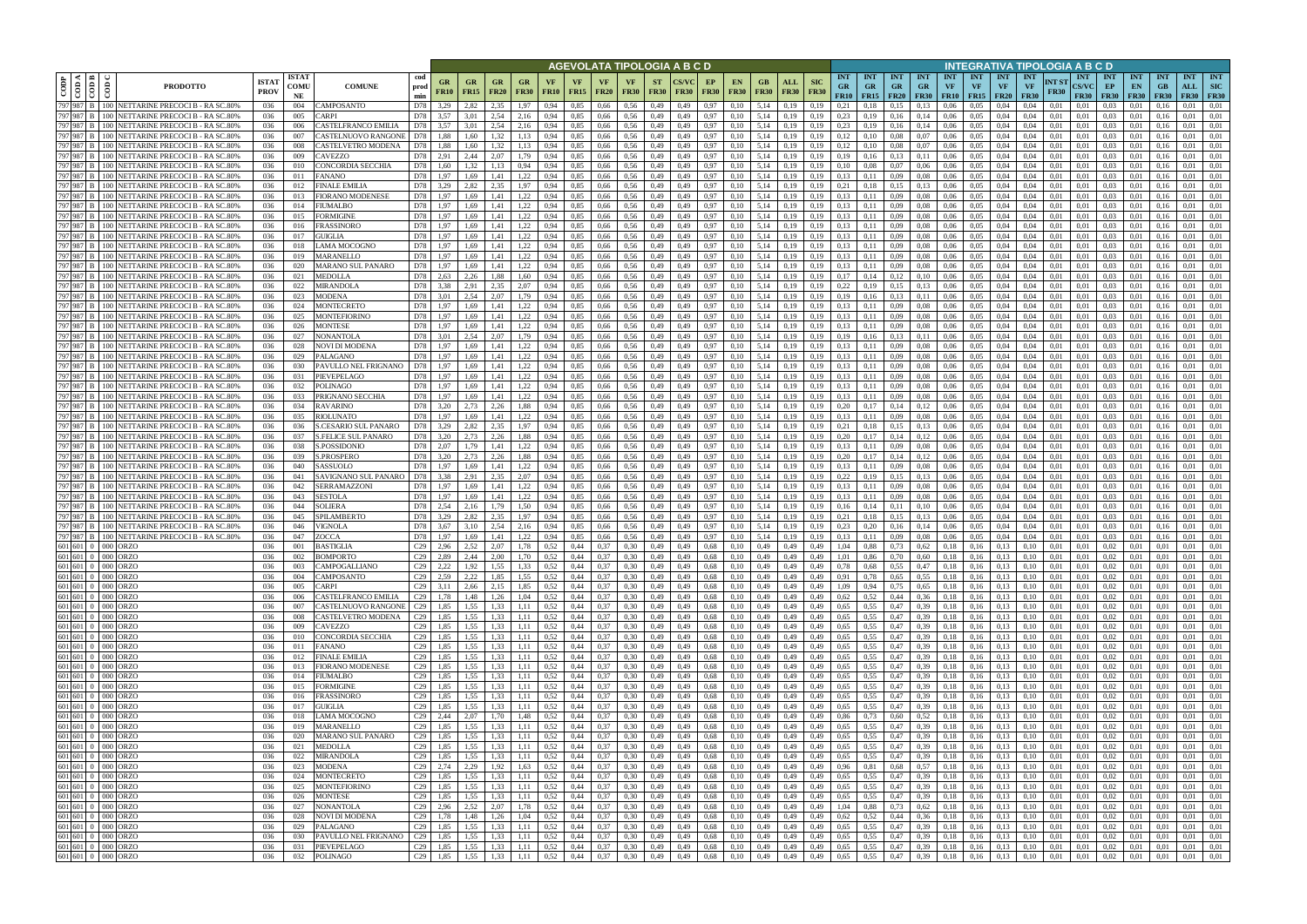| CODP | COD A | COD B | COD C | PRODOTTO | ISTAT PROV | ISTAT COMUNE | COMUNE | cod prod min | AGEVOLATA TIPOLOGIA A B C D | | | | | | | | | | | | | | | | | INTEGRATIVA TIPOLOGIA A B C D | | | | | | | | | | | | | | | | |
|---|---|---|---|---|---|---|---|---|---|---|---|---|---|---|---|---|---|---|---|---|---|---|---|---|---|---|---|---|---|---|---|---|---|---|---|---|---|---|---|---|---|
| | | | | | | | | | GR FR10 | GR FR15 | GR FR20 | GR FR30 | VF FR10 | VF FR15 | VF FR20 | VF FR30 | ST FR30 | CS/VC FR30 | EP FR30 | EN FR30 | GB FR30 | ALL FR30 | SIC FR30 | INT GR FR10 | INT GR FR15 | INT GR FR20 | INT GR FR30 | INT VF FR10 | INT VF FR15 | INT VF FR20 | INT VF FR30 | INT ST FR30 | INT CS/VC FR30 | INT EP FR30 | INT EN FR30 | INT GB FR30 | INT ALL FR30 | INT SIC FR30 |
| 797 | 987 | B | 100 | NETTARINE PRECOCI B - RA SC.80% | 036 | 004 | CAMPOSANTO | D78 | 3,29 | 2,82 | 2,35 | 1,97 | 0,94 | 0,85 | 0,66 | 0,56 | 0,49 | 0,49 | 0,97 | 0,10 | 5,14 | 0,19 | 0,19 | 0,21 | 0,18 | 0,15 | 0,13 | 0,06 | 0,05 | 0,04 | 0,04 | 0,01 | 0,01 | 0,03 | 0,01 | 0,16 | 0,01 | 0,01 |
| 797 | 987 | B | 100 | NETTARINE PRECOCI B - RA SC.80% | 036 | 005 | CARPI | D78 | 3,57 | 3,01 | 2,54 | 2,16 | 0,94 | 0,85 | 0,66 | 0,56 | 0,49 | 0,49 | 0,97 | 0,10 | 5,14 | 0,19 | 0,19 | 0,23 | 0,19 | 0,16 | 0,14 | 0,06 | 0,05 | 0,04 | 0,04 | 0,01 | 0,01 | 0,03 | 0,01 | 0,16 | 0,01 | 0,01 |
| 797 | 987 | B | 100 | NETTARINE PRECOCI B - RA SC.80% | 036 | 006 | CASTELFRANCO EMILIA | D78 | 3,57 | 3,01 | 2,54 | 2,16 | 0,94 | 0,85 | 0,66 | 0,56 | 0,49 | 0,49 | 0,97 | 0,10 | 5,14 | 0,19 | 0,19 | 0,23 | 0,19 | 0,16 | 0,14 | 0,06 | 0,05 | 0,04 | 0,04 | 0,01 | 0,01 | 0,03 | 0,01 | 0,16 | 0,01 | 0,01 |
| 797 | 987 | B | 100 | NETTARINE PRECOCI B - RA SC.80% | 036 | 007 | CASTELNUOVO RANGONE | D78 | 1,88 | 1,60 | 1,32 | 1,13 | 0,94 | 0,85 | 0,66 | 0,56 | 0,49 | 0,49 | 0,97 | 0,10 | 5,14 | 0,19 | 0,19 | 0,12 | 0,10 | 0,08 | 0,07 | 0,06 | 0,05 | 0,04 | 0,04 | 0,01 | 0,01 | 0,03 | 0,01 | 0,16 | 0,01 | 0,01 |
| 797 | 987 | B | 100 | NETTARINE PRECOCI B - RA SC.80% | 036 | 008 | CASTELVETRO MODENA | D78 | 1,88 | 1,60 | 1,32 | 1,13 | 0,94 | 0,85 | 0,66 | 0,56 | 0,49 | 0,49 | 0,97 | 0,10 | 5,14 | 0,19 | 0,19 | 0,12 | 0,10 | 0,08 | 0,07 | 0,06 | 0,05 | 0,04 | 0,04 | 0,01 | 0,01 | 0,03 | 0,01 | 0,16 | 0,01 | 0,01 |
| 797 | 987 | B | 100 | NETTARINE PRECOCI B - RA SC.80% | 036 | 009 | CAVEZZO | D78 | 2,91 | 2,44 | 2,07 | 1,79 | 0,94 | 0,85 | 0,66 | 0,56 | 0,49 | 0,49 | 0,97 | 0,10 | 5,14 | 0,19 | 0,19 | 0,19 | 0,16 | 0,13 | 0,11 | 0,06 | 0,05 | 0,04 | 0,04 | 0,01 | 0,01 | 0,03 | 0,01 | 0,16 | 0,01 | 0,01 |
| 797 | 987 | B | 100 | NETTARINE PRECOCI B - RA SC.80% | 036 | 010 | CONCORDIA SECCHIA | D78 | 1,60 | 1,32 | 1,13 | 0,94 | 0,94 | 0,85 | 0,66 | 0,56 | 0,49 | 0,49 | 0,97 | 0,10 | 5,14 | 0,19 | 0,19 | 0,10 | 0,08 | 0,07 | 0,06 | 0,06 | 0,05 | 0,04 | 0,04 | 0,01 | 0,01 | 0,03 | 0,01 | 0,16 | 0,01 | 0,01 |
| 797 | 987 | B | 100 | NETTARINE PRECOCI B - RA SC.80% | 036 | 011 | FANANO | D78 | 1,97 | 1,69 | 1,41 | 1,22 | 0,94 | 0,85 | 0,66 | 0,56 | 0,49 | 0,49 | 0,97 | 0,10 | 5,14 | 0,19 | 0,19 | 0,13 | 0,11 | 0,09 | 0,08 | 0,06 | 0,05 | 0,04 | 0,04 | 0,01 | 0,01 | 0,03 | 0,01 | 0,16 | 0,01 | 0,01 |
| 797 | 987 | B | 100 | NETTARINE PRECOCI B - RA SC.80% | 036 | 012 | FINALE EMILIA | D78 | 3,29 | 2,82 | 2,35 | 1,97 | 0,94 | 0,85 | 0,66 | 0,56 | 0,49 | 0,49 | 0,97 | 0,10 | 5,14 | 0,19 | 0,19 | 0,21 | 0,18 | 0,15 | 0,13 | 0,06 | 0,05 | 0,04 | 0,04 | 0,01 | 0,01 | 0,03 | 0,01 | 0,16 | 0,01 | 0,01 |
| 797 | 987 | B | 100 | NETTARINE PRECOCI B - RA SC.80% | 036 | 013 | FIORANO MODENESE | D78 | 1,97 | 1,69 | 1,41 | 1,22 | 0,94 | 0,85 | 0,66 | 0,56 | 0,49 | 0,49 | 0,97 | 0,10 | 5,14 | 0,19 | 0,19 | 0,13 | 0,11 | 0,09 | 0,08 | 0,06 | 0,05 | 0,04 | 0,04 | 0,01 | 0,01 | 0,03 | 0,01 | 0,16 | 0,01 | 0,01 |
| 797 | 987 | B | 100 | NETTARINE PRECOCI B - RA SC.80% | 036 | 014 | FIUMALBO | D78 | 1,97 | 1,69 | 1,41 | 1,22 | 0,94 | 0,85 | 0,66 | 0,56 | 0,49 | 0,49 | 0,97 | 0,10 | 5,14 | 0,19 | 0,19 | 0,13 | 0,11 | 0,09 | 0,08 | 0,06 | 0,05 | 0,04 | 0,04 | 0,01 | 0,01 | 0,03 | 0,01 | 0,16 | 0,01 | 0,01 |
| 797 | 987 | B | 100 | NETTARINE PRECOCI B - RA SC.80% | 036 | 015 | FORMIGINE | D78 | 1,97 | 1,69 | 1,41 | 1,22 | 0,94 | 0,85 | 0,66 | 0,56 | 0,49 | 0,49 | 0,97 | 0,10 | 5,14 | 0,19 | 0,19 | 0,13 | 0,11 | 0,09 | 0,08 | 0,06 | 0,05 | 0,04 | 0,04 | 0,01 | 0,01 | 0,03 | 0,01 | 0,16 | 0,01 | 0,01 |
| 797 | 987 | B | 100 | NETTARINE PRECOCI B - RA SC.80% | 036 | 016 | FRASSINORO | D78 | 1,97 | 1,69 | 1,41 | 1,22 | 0,94 | 0,85 | 0,66 | 0,56 | 0,49 | 0,49 | 0,97 | 0,10 | 5,14 | 0,19 | 0,19 | 0,13 | 0,11 | 0,09 | 0,08 | 0,06 | 0,05 | 0,04 | 0,04 | 0,01 | 0,01 | 0,03 | 0,01 | 0,16 | 0,01 | 0,01 |
| 797 | 987 | B | 100 | NETTARINE PRECOCI B - RA SC.80% | 036 | 017 | GUIGLIA | D78 | 1,97 | 1,69 | 1,41 | 1,22 | 0,94 | 0,85 | 0,66 | 0,56 | 0,49 | 0,49 | 0,97 | 0,10 | 5,14 | 0,19 | 0,19 | 0,13 | 0,11 | 0,09 | 0,08 | 0,06 | 0,05 | 0,04 | 0,04 | 0,01 | 0,01 | 0,03 | 0,01 | 0,16 | 0,01 | 0,01 |
| 797 | 987 | B | 100 | NETTARINE PRECOCI B - RA SC.80% | 036 | 018 | LAMA MOCOGNO | D78 | 1,97 | 1,69 | 1,41 | 1,22 | 0,94 | 0,85 | 0,66 | 0,56 | 0,49 | 0,49 | 0,97 | 0,10 | 5,14 | 0,19 | 0,19 | 0,13 | 0,11 | 0,09 | 0,08 | 0,06 | 0,05 | 0,04 | 0,04 | 0,01 | 0,01 | 0,03 | 0,01 | 0,16 | 0,01 | 0,01 |
| 797 | 987 | B | 100 | NETTARINE PRECOCI B - RA SC.80% | 036 | 019 | MARANELLO | D78 | 1,97 | 1,69 | 1,41 | 1,22 | 0,94 | 0,85 | 0,66 | 0,56 | 0,49 | 0,49 | 0,97 | 0,10 | 5,14 | 0,19 | 0,19 | 0,13 | 0,11 | 0,09 | 0,08 | 0,06 | 0,05 | 0,04 | 0,04 | 0,01 | 0,01 | 0,03 | 0,01 | 0,16 | 0,01 | 0,01 |
| 797 | 987 | B | 100 | NETTARINE PRECOCI B - RA SC.80% | 036 | 020 | MARANO SUL PANARO | D78 | 1,97 | 1,69 | 1,41 | 1,22 | 0,94 | 0,85 | 0,66 | 0,56 | 0,49 | 0,49 | 0,97 | 0,10 | 5,14 | 0,19 | 0,19 | 0,13 | 0,11 | 0,09 | 0,08 | 0,06 | 0,05 | 0,04 | 0,04 | 0,01 | 0,01 | 0,03 | 0,01 | 0,16 | 0,01 | 0,01 |
| 797 | 987 | B | 100 | NETTARINE PRECOCI B - RA SC.80% | 036 | 021 | MEDOLLA | D78 | 2,63 | 2,26 | 1,88 | 1,60 | 0,94 | 0,85 | 0,66 | 0,56 | 0,49 | 0,49 | 0,97 | 0,10 | 5,14 | 0,19 | 0,19 | 0,17 | 0,14 | 0,12 | 0,10 | 0,06 | 0,05 | 0,04 | 0,04 | 0,01 | 0,01 | 0,03 | 0,01 | 0,16 | 0,01 | 0,01 |
| 797 | 987 | B | 100 | NETTARINE PRECOCI B - RA SC.80% | 036 | 022 | MIRANDOLA | D78 | 3,38 | 2,91 | 2,35 | 2,07 | 0,94 | 0,85 | 0,66 | 0,56 | 0,49 | 0,49 | 0,97 | 0,10 | 5,14 | 0,19 | 0,19 | 0,22 | 0,19 | 0,15 | 0,13 | 0,06 | 0,05 | 0,04 | 0,04 | 0,01 | 0,01 | 0,03 | 0,01 | 0,16 | 0,01 | 0,01 |
| 797 | 987 | B | 100 | NETTARINE PRECOCI B - RA SC.80% | 036 | 023 | MODENA | D78 | 3,01 | 2,54 | 2,07 | 1,79 | 0,94 | 0,85 | 0,66 | 0,56 | 0,49 | 0,49 | 0,97 | 0,10 | 5,14 | 0,19 | 0,19 | 0,19 | 0,16 | 0,13 | 0,11 | 0,06 | 0,05 | 0,04 | 0,04 | 0,01 | 0,01 | 0,03 | 0,01 | 0,16 | 0,01 | 0,01 |
| 797 | 987 | B | 100 | NETTARINE PRECOCI B - RA SC.80% | 036 | 024 | MONTECRETO | D78 | 1,97 | 1,69 | 1,41 | 1,22 | 0,94 | 0,85 | 0,66 | 0,56 | 0,49 | 0,49 | 0,97 | 0,10 | 5,14 | 0,19 | 0,19 | 0,13 | 0,11 | 0,09 | 0,08 | 0,06 | 0,05 | 0,04 | 0,04 | 0,01 | 0,01 | 0,03 | 0,01 | 0,16 | 0,01 | 0,01 |
| 797 | 987 | B | 100 | NETTARINE PRECOCI B - RA SC.80% | 036 | 025 | MONTEFIORINO | D78 | 1,97 | 1,69 | 1,41 | 1,22 | 0,94 | 0,85 | 0,66 | 0,56 | 0,49 | 0,49 | 0,97 | 0,10 | 5,14 | 0,19 | 0,19 | 0,13 | 0,11 | 0,09 | 0,08 | 0,06 | 0,05 | 0,04 | 0,04 | 0,01 | 0,01 | 0,03 | 0,01 | 0,16 | 0,01 | 0,01 |
| 797 | 987 | B | 100 | NETTARINE PRECOCI B - RA SC.80% | 036 | 026 | MONTESE | D78 | 1,97 | 1,69 | 1,41 | 1,22 | 0,94 | 0,85 | 0,66 | 0,56 | 0,49 | 0,49 | 0,97 | 0,10 | 5,14 | 0,19 | 0,19 | 0,13 | 0,11 | 0,09 | 0,08 | 0,06 | 0,05 | 0,04 | 0,04 | 0,01 | 0,01 | 0,03 | 0,01 | 0,16 | 0,01 | 0,01 |
| 797 | 987 | B | 100 | NETTARINE PRECOCI B - RA SC.80% | 036 | 027 | NONANTOLA | D78 | 3,01 | 2,54 | 2,07 | 1,79 | 0,94 | 0,85 | 0,66 | 0,56 | 0,49 | 0,49 | 0,97 | 0,10 | 5,14 | 0,19 | 0,19 | 0,19 | 0,16 | 0,13 | 0,11 | 0,06 | 0,05 | 0,04 | 0,04 | 0,01 | 0,01 | 0,03 | 0,01 | 0,16 | 0,01 | 0,01 |
| 797 | 987 | B | 100 | NETTARINE PRECOCI B - RA SC.80% | 036 | 028 | NOVI DI MODENA | D78 | 1,97 | 1,69 | 1,41 | 1,22 | 0,94 | 0,85 | 0,66 | 0,56 | 0,49 | 0,49 | 0,97 | 0,10 | 5,14 | 0,19 | 0,19 | 0,13 | 0,11 | 0,09 | 0,08 | 0,06 | 0,05 | 0,04 | 0,04 | 0,01 | 0,01 | 0,03 | 0,01 | 0,16 | 0,01 | 0,01 |
| 797 | 987 | B | 100 | NETTARINE PRECOCI B - RA SC.80% | 036 | 029 | PALAGANO | D78 | 1,97 | 1,69 | 1,41 | 1,22 | 0,94 | 0,85 | 0,66 | 0,56 | 0,49 | 0,49 | 0,97 | 0,10 | 5,14 | 0,19 | 0,19 | 0,13 | 0,11 | 0,09 | 0,08 | 0,06 | 0,05 | 0,04 | 0,04 | 0,01 | 0,01 | 0,03 | 0,01 | 0,16 | 0,01 | 0,01 |
| 797 | 987 | B | 100 | NETTARINE PRECOCI B - RA SC.80% | 036 | 030 | PAVULLO NEL FRIGNANO | D78 | 1,97 | 1,69 | 1,41 | 1,22 | 0,94 | 0,85 | 0,66 | 0,56 | 0,49 | 0,49 | 0,97 | 0,10 | 5,14 | 0,19 | 0,19 | 0,13 | 0,11 | 0,09 | 0,08 | 0,06 | 0,05 | 0,04 | 0,04 | 0,01 | 0,01 | 0,03 | 0,01 | 0,16 | 0,01 | 0,01 |
| 797 | 987 | B | 100 | NETTARINE PRECOCI B - RA SC.80% | 036 | 031 | PIEVEPELAGO | D78 | 1,97 | 1,69 | 1,41 | 1,22 | 0,94 | 0,85 | 0,66 | 0,56 | 0,49 | 0,49 | 0,97 | 0,10 | 5,14 | 0,19 | 0,19 | 0,13 | 0,11 | 0,09 | 0,08 | 0,06 | 0,05 | 0,04 | 0,04 | 0,01 | 0,01 | 0,03 | 0,01 | 0,16 | 0,01 | 0,01 |
| 797 | 987 | B | 100 | NETTARINE PRECOCI B - RA SC.80% | 036 | 032 | POLINAGO | D78 | 1,97 | 1,69 | 1,41 | 1,22 | 0,94 | 0,85 | 0,66 | 0,56 | 0,49 | 0,49 | 0,97 | 0,10 | 5,14 | 0,19 | 0,19 | 0,13 | 0,11 | 0,09 | 0,08 | 0,06 | 0,05 | 0,04 | 0,04 | 0,01 | 0,01 | 0,03 | 0,01 | 0,16 | 0,01 | 0,01 |
| 797 | 987 | B | 100 | NETTARINE PRECOCI B - RA SC.80% | 036 | 033 | PRIGNANO SECCHIA | D78 | 1,97 | 1,69 | 1,41 | 1,22 | 0,94 | 0,85 | 0,66 | 0,56 | 0,49 | 0,49 | 0,97 | 0,10 | 5,14 | 0,19 | 0,19 | 0,13 | 0,11 | 0,09 | 0,08 | 0,06 | 0,05 | 0,04 | 0,04 | 0,01 | 0,01 | 0,03 | 0,01 | 0,16 | 0,01 | 0,01 |
| 797 | 987 | B | 100 | NETTARINE PRECOCI B - RA SC.80% | 036 | 034 | RAVARINO | D78 | 3,20 | 2,73 | 2,26 | 1,88 | 0,94 | 0,85 | 0,66 | 0,56 | 0,49 | 0,49 | 0,97 | 0,10 | 5,14 | 0,19 | 0,19 | 0,20 | 0,17 | 0,14 | 0,12 | 0,06 | 0,05 | 0,04 | 0,04 | 0,01 | 0,01 | 0,03 | 0,01 | 0,16 | 0,01 | 0,01 |
| 797 | 987 | B | 100 | NETTARINE PRECOCI B - RA SC.80% | 036 | 035 | RIOLUNATO | D78 | 1,97 | 1,69 | 1,41 | 1,22 | 0,94 | 0,85 | 0,66 | 0,56 | 0,49 | 0,49 | 0,97 | 0,10 | 5,14 | 0,19 | 0,19 | 0,13 | 0,11 | 0,09 | 0,08 | 0,06 | 0,05 | 0,04 | 0,04 | 0,01 | 0,01 | 0,03 | 0,01 | 0,16 | 0,01 | 0,01 |
| 797 | 987 | B | 100 | NETTARINE PRECOCI B - RA SC.80% | 036 | 036 | S.CESARIO SUL PANARO | D78 | 3,29 | 2,82 | 2,35 | 1,97 | 0,94 | 0,85 | 0,66 | 0,56 | 0,49 | 0,49 | 0,97 | 0,10 | 5,14 | 0,19 | 0,19 | 0,21 | 0,18 | 0,15 | 0,13 | 0,06 | 0,05 | 0,04 | 0,04 | 0,01 | 0,01 | 0,03 | 0,01 | 0,16 | 0,01 | 0,01 |
| 797 | 987 | B | 100 | NETTARINE PRECOCI B - RA SC.80% | 036 | 037 | S.FELICE SUL PANARO | D78 | 3,20 | 2,73 | 2,26 | 1,88 | 0,94 | 0,85 | 0,66 | 0,56 | 0,49 | 0,49 | 0,97 | 0,10 | 5,14 | 0,19 | 0,19 | 0,20 | 0,17 | 0,14 | 0,12 | 0,06 | 0,05 | 0,04 | 0,04 | 0,01 | 0,01 | 0,03 | 0,01 | 0,16 | 0,01 | 0,01 |
| 797 | 987 | B | 100 | NETTARINE PRECOCI B - RA SC.80% | 036 | 038 | S.POSSIDONIO | D78 | 2,07 | 1,79 | 1,41 | 1,22 | 0,94 | 0,85 | 0,66 | 0,56 | 0,49 | 0,49 | 0,97 | 0,10 | 5,14 | 0,19 | 0,19 | 0,13 | 0,11 | 0,09 | 0,08 | 0,06 | 0,05 | 0,04 | 0,04 | 0,01 | 0,01 | 0,03 | 0,01 | 0,16 | 0,01 | 0,01 |
| 797 | 987 | B | 100 | NETTARINE PRECOCI B - RA SC.80% | 036 | 039 | S.PROSPERO | D78 | 3,20 | 2,73 | 2,26 | 1,88 | 0,94 | 0,85 | 0,66 | 0,56 | 0,49 | 0,49 | 0,97 | 0,10 | 5,14 | 0,19 | 0,19 | 0,20 | 0,17 | 0,14 | 0,12 | 0,06 | 0,05 | 0,04 | 0,04 | 0,01 | 0,01 | 0,03 | 0,01 | 0,16 | 0,01 | 0,01 |
| 797 | 987 | B | 100 | NETTARINE PRECOCI B - RA SC.80% | 036 | 040 | SASSUOLO | D78 | 1,97 | 1,69 | 1,41 | 1,22 | 0,94 | 0,85 | 0,66 | 0,56 | 0,49 | 0,49 | 0,97 | 0,10 | 5,14 | 0,19 | 0,19 | 0,13 | 0,11 | 0,09 | 0,08 | 0,06 | 0,05 | 0,04 | 0,04 | 0,01 | 0,01 | 0,03 | 0,01 | 0,16 | 0,01 | 0,01 |
| 797 | 987 | B | 100 | NETTARINE PRECOCI B - RA SC.80% | 036 | 041 | SAVIGNANO SUL PANARO | D78 | 3,38 | 2,91 | 2,35 | 2,07 | 0,94 | 0,85 | 0,66 | 0,56 | 0,49 | 0,49 | 0,97 | 0,10 | 5,14 | 0,19 | 0,19 | 0,22 | 0,19 | 0,15 | 0,13 | 0,06 | 0,05 | 0,04 | 0,04 | 0,01 | 0,01 | 0,03 | 0,01 | 0,16 | 0,01 | 0,01 |
| 797 | 987 | B | 100 | NETTARINE PRECOCI B - RA SC.80% | 036 | 042 | SERRAMAZZONI | D78 | 1,97 | 1,69 | 1,41 | 1,22 | 0,94 | 0,85 | 0,66 | 0,56 | 0,49 | 0,49 | 0,97 | 0,10 | 5,14 | 0,19 | 0,19 | 0,13 | 0,11 | 0,09 | 0,08 | 0,06 | 0,05 | 0,04 | 0,04 | 0,01 | 0,01 | 0,03 | 0,01 | 0,16 | 0,01 | 0,01 |
| 797 | 987 | B | 100 | NETTARINE PRECOCI B - RA SC.80% | 036 | 043 | SESTOLA | D78 | 1,97 | 1,69 | 1,41 | 1,22 | 0,94 | 0,85 | 0,66 | 0,56 | 0,49 | 0,49 | 0,97 | 0,10 | 5,14 | 0,19 | 0,19 | 0,13 | 0,11 | 0,09 | 0,08 | 0,06 | 0,05 | 0,04 | 0,04 | 0,01 | 0,01 | 0,03 | 0,01 | 0,16 | 0,01 | 0,01 |
| 797 | 987 | B | 100 | NETTARINE PRECOCI B - RA SC.80% | 036 | 044 | SOLIERA | D78 | 2,54 | 2,16 | 1,79 | 1,50 | 0,94 | 0,85 | 0,66 | 0,56 | 0,49 | 0,49 | 0,97 | 0,10 | 5,14 | 0,19 | 0,19 | 0,16 | 0,14 | 0,11 | 0,10 | 0,06 | 0,05 | 0,04 | 0,04 | 0,01 | 0,01 | 0,03 | 0,01 | 0,16 | 0,01 | 0,01 |
| 797 | 987 | B | 100 | NETTARINE PRECOCI B - RA SC.80% | 036 | 045 | SPILAMBERTO | D78 | 3,29 | 2,82 | 2,35 | 1,97 | 0,94 | 0,85 | 0,66 | 0,56 | 0,49 | 0,49 | 0,97 | 0,10 | 5,14 | 0,19 | 0,19 | 0,21 | 0,18 | 0,15 | 0,13 | 0,06 | 0,05 | 0,04 | 0,04 | 0,01 | 0,01 | 0,03 | 0,01 | 0,16 | 0,01 | 0,01 |
| 797 | 987 | B | 100 | NETTARINE PRECOCI B - RA SC.80% | 036 | 046 | VIGNOLA | D78 | 3,67 | 3,10 | 2,54 | 2,16 | 0,94 | 0,85 | 0,66 | 0,56 | 0,49 | 0,49 | 0,97 | 0,10 | 5,14 | 0,19 | 0,19 | 0,23 | 0,20 | 0,16 | 0,14 | 0,06 | 0,05 | 0,04 | 0,04 | 0,01 | 0,01 | 0,03 | 0,01 | 0,16 | 0,01 | 0,01 |
| 797 | 987 | B | 100 | NETTARINE PRECOCI B - RA SC.80% | 036 | 047 | ZOCCA | D78 | 1,97 | 1,69 | 1,41 | 1,22 | 0,94 | 0,85 | 0,66 | 0,56 | 0,49 | 0,49 | 0,97 | 0,10 | 5,14 | 0,19 | 0,19 | 0,13 | 0,11 | 0,09 | 0,08 | 0,06 | 0,05 | 0,04 | 0,04 | 0,01 | 0,01 | 0,03 | 0,01 | 0,16 | 0,01 | 0,01 |
| 601 | 601 | 0 | 000 | ORZO | 036 | 001 | BASTIGLIA | C29 | 2,96 | 2,52 | 2,07 | 1,78 | 0,52 | 0,44 | 0,37 | 0,30 | 0,49 | 0,49 | 0,68 | 0,10 | 0,49 | 0,49 | 0,49 | 1,04 | 0,88 | 0,73 | 0,62 | 0,18 | 0,16 | 0,13 | 0,10 | 0,01 | 0,01 | 0,02 | 0,01 | 0,01 | 0,01 | 0,01 |
| 601 | 601 | 0 | 000 | ORZO | 036 | 002 | BOMPORTO | C29 | 2,89 | 2,44 | 2,00 | 1,70 | 0,52 | 0,44 | 0,37 | 0,30 | 0,49 | 0,49 | 0,68 | 0,10 | 0,49 | 0,49 | 0,49 | 1,01 | 0,86 | 0,70 | 0,60 | 0,18 | 0,16 | 0,13 | 0,10 | 0,01 | 0,01 | 0,02 | 0,01 | 0,01 | 0,01 | 0,01 |
| 601 | 601 | 0 | 000 | ORZO | 036 | 003 | CAMPOGALLIANO | C29 | 2,22 | 1,92 | 1,55 | 1,33 | 0,52 | 0,44 | 0,37 | 0,30 | 0,49 | 0,49 | 0,68 | 0,10 | 0,49 | 0,49 | 0,49 | 0,78 | 0,68 | 0,55 | 0,47 | 0,18 | 0,16 | 0,13 | 0,10 | 0,01 | 0,01 | 0,02 | 0,01 | 0,01 | 0,01 | 0,01 |
| 601 | 601 | 0 | 000 | ORZO | 036 | 004 | CAMPOSANTO | C29 | 2,59 | 2,22 | 1,85 | 1,55 | 0,52 | 0,44 | 0,37 | 0,30 | 0,49 | 0,49 | 0,68 | 0,10 | 0,49 | 0,49 | 0,49 | 0,91 | 0,78 | 0,65 | 0,55 | 0,18 | 0,16 | 0,13 | 0,10 | 0,01 | 0,01 | 0,02 | 0,01 | 0,01 | 0,01 | 0,01 |
| 601 | 601 | 0 | 000 | ORZO | 036 | 005 | CARPI | C29 | 3,11 | 2,66 | 2,15 | 1,85 | 0,52 | 0,44 | 0,37 | 0,30 | 0,49 | 0,49 | 0,68 | 0,10 | 0,49 | 0,49 | 0,49 | 1,09 | 0,94 | 0,75 | 0,65 | 0,18 | 0,16 | 0,13 | 0,10 | 0,01 | 0,01 | 0,02 | 0,01 | 0,01 | 0,01 | 0,01 |
| 601 | 601 | 0 | 000 | ORZO | 036 | 006 | CASTELFRANCO EMILIA | C29 | 1,78 | 1,48 | 1,26 | 1,04 | 0,52 | 0,44 | 0,37 | 0,30 | 0,49 | 0,49 | 0,68 | 0,10 | 0,49 | 0,49 | 0,49 | 0,62 | 0,52 | 0,44 | 0,36 | 0,18 | 0,16 | 0,13 | 0,10 | 0,01 | 0,01 | 0,02 | 0,01 | 0,01 | 0,01 | 0,01 |
| 601 | 601 | 0 | 000 | ORZO | 036 | 007 | CASTELNUOVO RANGONE | C29 | 1,85 | 1,55 | 1,33 | 1,11 | 0,52 | 0,44 | 0,37 | 0,30 | 0,49 | 0,49 | 0,68 | 0,10 | 0,49 | 0,49 | 0,49 | 0,65 | 0,55 | 0,47 | 0,39 | 0,18 | 0,16 | 0,13 | 0,10 | 0,01 | 0,01 | 0,02 | 0,01 | 0,01 | 0,01 | 0,01 |
| 601 | 601 | 0 | 000 | ORZO | 036 | 008 | CASTELVETRO MODENA | C29 | 1,85 | 1,55 | 1,33 | 1,11 | 0,52 | 0,44 | 0,37 | 0,30 | 0,49 | 0,49 | 0,68 | 0,10 | 0,49 | 0,49 | 0,49 | 0,65 | 0,55 | 0,47 | 0,39 | 0,18 | 0,16 | 0,13 | 0,10 | 0,01 | 0,01 | 0,02 | 0,01 | 0,01 | 0,01 | 0,01 |
| 601 | 601 | 0 | 000 | ORZO | 036 | 009 | CAVEZZO | C29 | 1,85 | 1,55 | 1,33 | 1,11 | 0,52 | 0,44 | 0,37 | 0,30 | 0,49 | 0,49 | 0,68 | 0,10 | 0,49 | 0,49 | 0,49 | 0,65 | 0,55 | 0,47 | 0,39 | 0,18 | 0,16 | 0,13 | 0,10 | 0,01 | 0,01 | 0,02 | 0,01 | 0,01 | 0,01 | 0,01 |
| 601 | 601 | 0 | 000 | ORZO | 036 | 010 | CONCORDIA SECCHIA | C29 | 1,85 | 1,55 | 1,33 | 1,11 | 0,52 | 0,44 | 0,37 | 0,30 | 0,49 | 0,49 | 0,68 | 0,10 | 0,49 | 0,49 | 0,49 | 0,65 | 0,55 | 0,47 | 0,39 | 0,18 | 0,16 | 0,13 | 0,10 | 0,01 | 0,01 | 0,02 | 0,01 | 0,01 | 0,01 | 0,01 |
| 601 | 601 | 0 | 000 | ORZO | 036 | 011 | FANANO | C29 | 1,85 | 1,55 | 1,33 | 1,11 | 0,52 | 0,44 | 0,37 | 0,30 | 0,49 | 0,49 | 0,68 | 0,10 | 0,49 | 0,49 | 0,49 | 0,65 | 0,55 | 0,47 | 0,39 | 0,18 | 0,16 | 0,13 | 0,10 | 0,01 | 0,01 | 0,02 | 0,01 | 0,01 | 0,01 | 0,01 |
| 601 | 601 | 0 | 000 | ORZO | 036 | 012 | FINALE EMILIA | C29 | 1,85 | 1,55 | 1,33 | 1,11 | 0,52 | 0,44 | 0,37 | 0,30 | 0,49 | 0,49 | 0,68 | 0,10 | 0,49 | 0,49 | 0,49 | 0,65 | 0,55 | 0,47 | 0,39 | 0,18 | 0,16 | 0,13 | 0,10 | 0,01 | 0,01 | 0,02 | 0,01 | 0,01 | 0,01 | 0,01 |
| 601 | 601 | 0 | 000 | ORZO | 036 | 013 | FIORANO MODENESE | C29 | 1,85 | 1,55 | 1,33 | 1,11 | 0,52 | 0,44 | 0,37 | 0,30 | 0,49 | 0,49 | 0,68 | 0,10 | 0,49 | 0,49 | 0,49 | 0,65 | 0,55 | 0,47 | 0,39 | 0,18 | 0,16 | 0,13 | 0,10 | 0,01 | 0,01 | 0,02 | 0,01 | 0,01 | 0,01 | 0,01 |
| 601 | 601 | 0 | 000 | ORZO | 036 | 014 | FIUMALBO | C29 | 1,85 | 1,55 | 1,33 | 1,11 | 0,52 | 0,44 | 0,37 | 0,30 | 0,49 | 0,49 | 0,68 | 0,10 | 0,49 | 0,49 | 0,49 | 0,65 | 0,55 | 0,47 | 0,39 | 0,18 | 0,16 | 0,13 | 0,10 | 0,01 | 0,01 | 0,02 | 0,01 | 0,01 | 0,01 | 0,01 |
| 601 | 601 | 0 | 000 | ORZO | 036 | 015 | FORMIGINE | C29 | 1,85 | 1,55 | 1,33 | 1,11 | 0,52 | 0,44 | 0,37 | 0,30 | 0,49 | 0,49 | 0,68 | 0,10 | 0,49 | 0,49 | 0,49 | 0,65 | 0,55 | 0,47 | 0,39 | 0,18 | 0,16 | 0,13 | 0,10 | 0,01 | 0,01 | 0,02 | 0,01 | 0,01 | 0,01 | 0,01 |
| 601 | 601 | 0 | 000 | ORZO | 036 | 016 | FRASSINORO | C29 | 1,85 | 1,55 | 1,33 | 1,11 | 0,52 | 0,44 | 0,37 | 0,30 | 0,49 | 0,49 | 0,68 | 0,10 | 0,49 | 0,49 | 0,49 | 0,65 | 0,55 | 0,47 | 0,39 | 0,18 | 0,16 | 0,13 | 0,10 | 0,01 | 0,01 | 0,02 | 0,01 | 0,01 | 0,01 | 0,01 |
| 601 | 601 | 0 | 000 | ORZO | 036 | 017 | GUIGLIA | C29 | 1,85 | 1,55 | 1,33 | 1,11 | 0,52 | 0,44 | 0,37 | 0,30 | 0,49 | 0,49 | 0,68 | 0,10 | 0,49 | 0,49 | 0,49 | 0,65 | 0,55 | 0,47 | 0,39 | 0,18 | 0,16 | 0,13 | 0,10 | 0,01 | 0,01 | 0,02 | 0,01 | 0,01 | 0,01 | 0,01 |
| 601 | 601 | 0 | 000 | ORZO | 036 | 018 | LAMA MOCOGNO | C29 | 2,44 | 2,07 | 1,70 | 1,48 | 0,52 | 0,44 | 0,37 | 0,30 | 0,49 | 0,49 | 0,68 | 0,10 | 0,49 | 0,49 | 0,49 | 0,86 | 0,73 | 0,60 | 0,52 | 0,18 | 0,16 | 0,13 | 0,10 | 0,01 | 0,01 | 0,02 | 0,01 | 0,01 | 0,01 | 0,01 |
| 601 | 601 | 0 | 000 | ORZO | 036 | 019 | MARANELLO | C29 | 1,85 | 1,55 | 1,33 | 1,11 | 0,52 | 0,44 | 0,37 | 0,30 | 0,49 | 0,49 | 0,68 | 0,10 | 0,49 | 0,49 | 0,49 | 0,65 | 0,55 | 0,47 | 0,39 | 0,18 | 0,16 | 0,13 | 0,10 | 0,01 | 0,01 | 0,02 | 0,01 | 0,01 | 0,01 | 0,01 |
| 601 | 601 | 0 | 000 | ORZO | 036 | 020 | MARANO SUL PANARO | C29 | 1,85 | 1,55 | 1,33 | 1,11 | 0,52 | 0,44 | 0,37 | 0,30 | 0,49 | 0,49 | 0,68 | 0,10 | 0,49 | 0,49 | 0,49 | 0,65 | 0,55 | 0,47 | 0,39 | 0,18 | 0,16 | 0,13 | 0,10 | 0,01 | 0,01 | 0,02 | 0,01 | 0,01 | 0,01 | 0,01 |
| 601 | 601 | 0 | 000 | ORZO | 036 | 021 | MEDOLLA | C29 | 1,85 | 1,55 | 1,33 | 1,11 | 0,52 | 0,44 | 0,37 | 0,30 | 0,49 | 0,49 | 0,68 | 0,10 | 0,49 | 0,49 | 0,49 | 0,65 | 0,55 | 0,47 | 0,39 | 0,18 | 0,16 | 0,13 | 0,10 | 0,01 | 0,01 | 0,02 | 0,01 | 0,01 | 0,01 | 0,01 |
| 601 | 601 | 0 | 000 | ORZO | 036 | 022 | MIRANDOLA | C29 | 1,85 | 1,55 | 1,33 | 1,11 | 0,52 | 0,44 | 0,37 | 0,30 | 0,49 | 0,49 | 0,68 | 0,10 | 0,49 | 0,49 | 0,49 | 0,65 | 0,55 | 0,47 | 0,39 | 0,18 | 0,16 | 0,13 | 0,10 | 0,01 | 0,01 | 0,02 | 0,01 | 0,01 | 0,01 | 0,01 |
| 601 | 601 | 0 | 000 | ORZO | 036 | 023 | MODENA | C29 | 2,74 | 2,29 | 1,92 | 1,63 | 0,52 | 0,44 | 0,37 | 0,30 | 0,49 | 0,49 | 0,68 | 0,10 | 0,49 | 0,49 | 0,49 | 0,96 | 0,80 | 0,68 | 0,57 | 0,18 | 0,16 | 0,13 | 0,10 | 0,01 | 0,01 | 0,02 | 0,01 | 0,01 | 0,01 | 0,01 |
| 601 | 601 | 0 | 000 | ORZO | 036 | 024 | MONTECRETO | C29 | 1,85 | 1,55 | 1,33 | 1,11 | 0,52 | 0,44 | 0,37 | 0,30 | 0,49 | 0,49 | 0,68 | 0,10 | 0,49 | 0,49 | 0,49 | 0,65 | 0,55 | 0,47 | 0,39 | 0,18 | 0,16 | 0,13 | 0,10 | 0,01 | 0,01 | 0,02 | 0,01 | 0,01 | 0,01 | 0,01 |
| 601 | 601 | 0 | 000 | ORZO | 036 | 025 | MONTEFIORINO | C29 | 1,85 | 1,55 | 1,33 | 1,11 | 0,52 | 0,44 | 0,37 | 0,30 | 0,49 | 0,49 | 0,68 | 0,10 | 0,49 | 0,49 | 0,49 | 0,65 | 0,55 | 0,47 | 0,39 | 0,18 | 0,16 | 0,13 | 0,10 | 0,01 | 0,01 | 0,02 | 0,01 | 0,01 | 0,01 | 0,01 |
| 601 | 601 | 0 | 000 | ORZO | 036 | 026 | MONTESE | C29 | 1,85 | 1,55 | 1,33 | 1,11 | 0,52 | 0,44 | 0,37 | 0,30 | 0,49 | 0,49 | 0,68 | 0,10 | 0,49 | 0,49 | 0,49 | 0,65 | 0,55 | 0,47 | 0,39 | 0,18 | 0,16 | 0,13 | 0,10 | 0,01 | 0,01 | 0,02 | 0,01 | 0,01 | 0,01 | 0,01 |
| 601 | 601 | 0 | 000 | ORZO | 036 | 027 | NONANTOLA | C29 | 2,96 | 2,52 | 2,07 | 1,78 | 0,52 | 0,44 | 0,37 | 0,30 | 0,49 | 0,49 | 0,68 | 0,10 | 0,49 | 0,49 | 0,49 | 1,04 | 0,88 | 0,73 | 0,62 | 0,18 | 0,16 | 0,13 | 0,10 | 0,01 | 0,01 | 0,02 | 0,01 | 0,01 | 0,01 | 0,01 |
| 601 | 601 | 0 | 000 | ORZO | 036 | 028 | NOVI DI MODENA | C29 | 1,78 | 1,48 | 1,26 | 1,04 | 0,52 | 0,44 | 0,37 | 0,30 | 0,49 | 0,49 | 0,68 | 0,10 | 0,49 | 0,49 | 0,49 | 0,62 | 0,52 | 0,44 | 0,36 | 0,18 | 0,16 | 0,13 | 0,10 | 0,01 | 0,01 | 0,02 | 0,01 | 0,01 | 0,01 | 0,01 |
| 601 | 601 | 0 | 000 | ORZO | 036 | 029 | PALAGANO | C29 | 1,85 | 1,55 | 1,33 | 1,11 | 0,52 | 0,44 | 0,37 | 0,30 | 0,49 | 0,49 | 0,68 | 0,10 | 0,49 | 0,49 | 0,49 | 0,65 | 0,55 | 0,47 | 0,39 | 0,18 | 0,16 | 0,13 | 0,10 | 0,01 | 0,01 | 0,02 | 0,01 | 0,01 | 0,01 | 0,01 |
| 601 | 601 | 0 | 000 | ORZO | 036 | 030 | PAVULLO NEL FRIGNANO | C29 | 1,85 | 1,55 | 1,33 | 1,11 | 0,52 | 0,44 | 0,37 | 0,30 | 0,49 | 0,49 | 0,68 | 0,10 | 0,49 | 0,49 | 0,49 | 0,65 | 0,55 | 0,47 | 0,39 | 0,18 | 0,16 | 0,13 | 0,10 | 0,01 | 0,01 | 0,02 | 0,01 | 0,01 | 0,01 | 0,01 |
| 601 | 601 | 0 | 000 | ORZO | 036 | 031 | PIEVEPELAGO | C29 | 1,85 | 1,55 | 1,33 | 1,11 | 0,52 | 0,44 | 0,37 | 0,30 | 0,49 | 0,49 | 0,68 | 0,10 | 0,49 | 0,49 | 0,49 | 0,65 | 0,55 | 0,47 | 0,39 | 0,18 | 0,16 | 0,13 | 0,10 | 0,01 | 0,01 | 0,02 | 0,01 | 0,01 | 0,01 | 0,01 |
| 601 | 601 | 0 | 000 | ORZO | 036 | 032 | POLINAGO | C29 | 1,85 | 1,55 | 1,33 | 1,11 | 0,52 | 0,44 | 0,37 | 0,30 | 0,49 | 0,49 | 0,68 | 0,10 | 0,49 | 0,49 | 0,49 | 0,65 | 0,55 | 0,47 | 0,39 | 0,18 | 0,16 | 0,13 | 0,10 | 0,01 | 0,01 | 0,02 | 0,01 | 0,01 | 0,01 | 0,01 |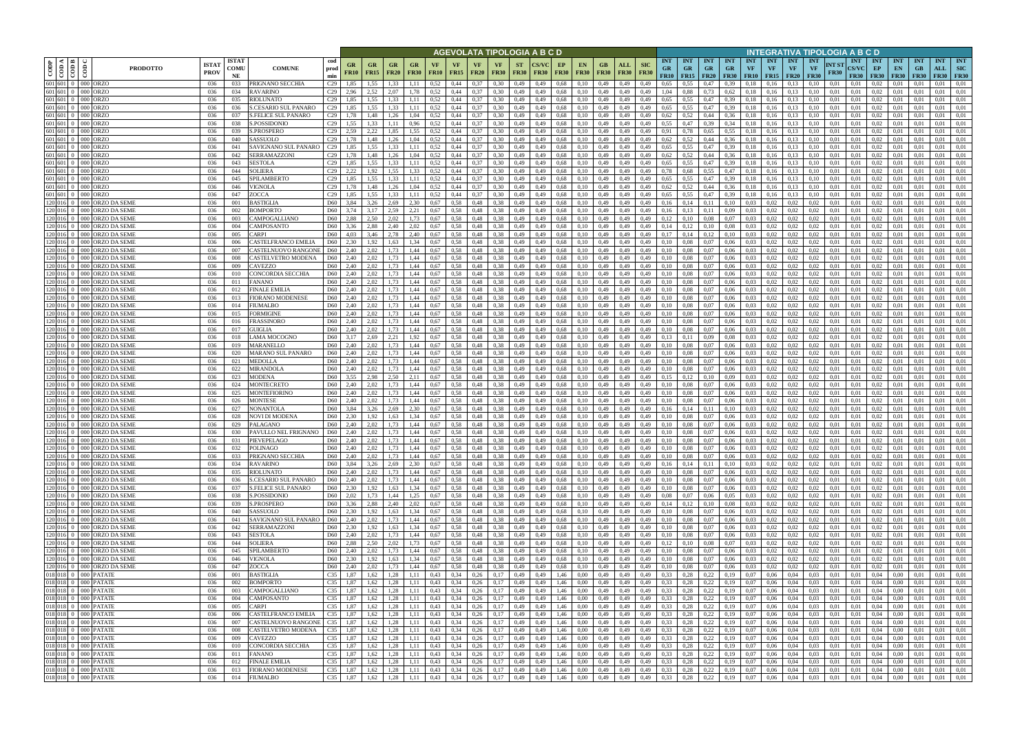| CODP | CODA | CODB | CODC | PRODOTTO | ISTAT PROV | ISTAT COMUNE | COMUNE | cod prod min | AGEVOLATA TIPOLOGIA A B C D | | | | | | | | | | | | | | | INTEGRATIVA TIPOLOGIA A B C D | | | | | | | | | | | | | | |
|---|---|---|---|---|---|---|---|---|---|---|---|---|---|---|---|---|---|---|---|---|---|---|---|---|---|---|---|---|---|---|---|---|---|---|---|---|---|---|
| | | | | | | | | | GR FR10 | GR FR15 | GR FR20 | GR FR30 | VF FR10 | VF FR15 | VF FR20 | VF FR30 | ST FR30 | CS/VC FR30 | EP FR30 | EN FR30 | GB FR30 | ALL FR30 | SIC FR30 | INT GR FR10 | INT GR FR15 | INT GR FR20 | INT GR FR30 | INT VF FR10 | INT VF FR15 | INT VF FR20 | INT VF FR30 | INT ST FR30 | INT CS/VC FR30 | INT EP FR30 | INT EN FR30 | INT GB FR30 | INT ALL FR30 | INT SIC FR30 |
| 601 | 601 | 0 | 000 | ORZO | 036 | 033 | PRIGNANO SECCHIA | C29 | 1,85 | 1,55 | 1,33 | 1,11 | 0,52 | 0,44 | 0,37 | 0,30 | 0,49 | 0,49 | 0,68 | 0,10 | 0,49 | 0,49 | 0,49 | 0,65 | 0,55 | 0,47 | 0,39 | 0,18 | 0,16 | 0,13 | 0,10 | 0,01 | 0,01 | 0,02 | 0,01 | 0,01 | 0,01 | 0,01 |
| 601 | 601 | 0 | 000 | ORZO | 036 | 034 | RAVARINO | C29 | 2,96 | 2,52 | 2,07 | 1,78 | 0,52 | 0,44 | 0,37 | 0,30 | 0,49 | 0,49 | 0,68 | 0,10 | 0,49 | 0,49 | 0,49 | 1,04 | 0,88 | 0,73 | 0,62 | 0,18 | 0,16 | 0,13 | 0,10 | 0,01 | 0,01 | 0,02 | 0,01 | 0,01 | 0,01 | 0,01 |
| 601 | 601 | 0 | 000 | ORZO | 036 | 035 | RIOLUNATO | C29 | 1,85 | 1,55 | 1,33 | 1,11 | 0,52 | 0,44 | 0,37 | 0,30 | 0,49 | 0,49 | 0,68 | 0,10 | 0,49 | 0,49 | 0,49 | 0,65 | 0,55 | 0,47 | 0,39 | 0,18 | 0,16 | 0,13 | 0,10 | 0,01 | 0,01 | 0,02 | 0,01 | 0,01 | 0,01 | 0,01 |
| 601 | 601 | 0 | 000 | ORZO | 036 | 036 | S.CESARIO SUL PANARO | C29 | 1,85 | 1,55 | 1,33 | 1,11 | 0,52 | 0,44 | 0,37 | 0,30 | 0,49 | 0,49 | 0,68 | 0,10 | 0,49 | 0,49 | 0,49 | 0,65 | 0,55 | 0,47 | 0,39 | 0,18 | 0,16 | 0,13 | 0,10 | 0,01 | 0,01 | 0,02 | 0,01 | 0,01 | 0,01 | 0,01 |
| 601 | 601 | 0 | 000 | ORZO | 036 | 037 | S.FELICE SUL PANARO | C29 | 1,78 | 1,48 | 1,26 | 1,04 | 0,52 | 0,44 | 0,37 | 0,30 | 0,49 | 0,49 | 0,68 | 0,10 | 0,49 | 0,49 | 0,49 | 0,62 | 0,52 | 0,44 | 0,36 | 0,18 | 0,16 | 0,13 | 0,10 | 0,01 | 0,01 | 0,02 | 0,01 | 0,01 | 0,01 | 0,01 |
| 601 | 601 | 0 | 000 | ORZO | 036 | 038 | S.POSSIDONIO | C29 | 1,55 | 1,33 | 1,11 | 0,96 | 0,52 | 0,44 | 0,37 | 0,30 | 0,49 | 0,49 | 0,68 | 0,10 | 0,49 | 0,49 | 0,49 | 0,55 | 0,47 | 0,39 | 0,34 | 0,18 | 0,16 | 0,13 | 0,10 | 0,01 | 0,01 | 0,02 | 0,01 | 0,01 | 0,01 | 0,01 |
| 601 | 601 | 0 | 000 | ORZO | 036 | 039 | S.PROSPERO | C29 | 2,59 | 2,22 | 1,85 | 1,55 | 0,52 | 0,44 | 0,37 | 0,30 | 0,49 | 0,49 | 0,68 | 0,10 | 0,49 | 0,49 | 0,49 | 0,91 | 0,78 | 0,65 | 0,55 | 0,18 | 0,16 | 0,13 | 0,10 | 0,01 | 0,01 | 0,02 | 0,01 | 0,01 | 0,01 | 0,01 |
| 601 | 601 | 0 | 000 | ORZO | 036 | 040 | SASSUOLO | C29 | 1,78 | 1,48 | 1,26 | 1,04 | 0,52 | 0,44 | 0,37 | 0,30 | 0,49 | 0,49 | 0,68 | 0,10 | 0,49 | 0,49 | 0,49 | 0,62 | 0,52 | 0,44 | 0,36 | 0,18 | 0,16 | 0,13 | 0,10 | 0,01 | 0,01 | 0,02 | 0,01 | 0,01 | 0,01 | 0,01 |
| 601 | 601 | 0 | 000 | ORZO | 036 | 041 | SAVIGNANO SUL PANARO | C29 | 1,85 | 1,55 | 1,33 | 1,11 | 0,52 | 0,44 | 0,37 | 0,30 | 0,49 | 0,49 | 0,68 | 0,10 | 0,49 | 0,49 | 0,49 | 0,65 | 0,55 | 0,47 | 0,39 | 0,18 | 0,16 | 0,13 | 0,10 | 0,01 | 0,01 | 0,02 | 0,01 | 0,01 | 0,01 | 0,01 |
| 601 | 601 | 0 | 000 | ORZO | 036 | 042 | SERRAMAZZONI | C29 | 1,78 | 1,48 | 1,26 | 1,04 | 0,52 | 0,44 | 0,37 | 0,30 | 0,49 | 0,49 | 0,68 | 0,10 | 0,49 | 0,49 | 0,49 | 0,62 | 0,52 | 0,44 | 0,36 | 0,18 | 0,16 | 0,13 | 0,10 | 0,01 | 0,01 | 0,02 | 0,01 | 0,01 | 0,01 | 0,01 |
| 601 | 601 | 0 | 000 | ORZO | 036 | 043 | SESTOLA | C29 | 1,85 | 1,55 | 1,33 | 1,11 | 0,52 | 0,44 | 0,37 | 0,30 | 0,49 | 0,49 | 0,68 | 0,10 | 0,49 | 0,49 | 0,49 | 0,65 | 0,55 | 0,47 | 0,39 | 0,18 | 0,16 | 0,13 | 0,10 | 0,01 | 0,01 | 0,02 | 0,01 | 0,01 | 0,01 | 0,01 |
| 601 | 601 | 0 | 000 | ORZO | 036 | 044 | SOLIERA | C29 | 2,22 | 1,92 | 1,55 | 1,33 | 0,52 | 0,44 | 0,37 | 0,30 | 0,49 | 0,49 | 0,68 | 0,10 | 0,49 | 0,49 | 0,49 | 0,78 | 0,68 | 0,55 | 0,47 | 0,18 | 0,16 | 0,13 | 0,10 | 0,01 | 0,01 | 0,02 | 0,01 | 0,01 | 0,01 | 0,01 |
| 601 | 601 | 0 | 000 | ORZO | 036 | 045 | SPILAMBERTO | C29 | 1,85 | 1,55 | 1,33 | 1,11 | 0,52 | 0,44 | 0,37 | 0,30 | 0,49 | 0,49 | 0,68 | 0,10 | 0,49 | 0,49 | 0,49 | 0,65 | 0,55 | 0,47 | 0,39 | 0,18 | 0,16 | 0,13 | 0,10 | 0,01 | 0,01 | 0,02 | 0,01 | 0,01 | 0,01 | 0,01 |
| 601 | 601 | 0 | 000 | ORZO | 036 | 046 | VIGNOLA | C29 | 1,78 | 1,48 | 1,26 | 1,04 | 0,52 | 0,44 | 0,37 | 0,30 | 0,49 | 0,49 | 0,68 | 0,10 | 0,49 | 0,49 | 0,49 | 0,62 | 0,52 | 0,44 | 0,36 | 0,18 | 0,16 | 0,13 | 0,10 | 0,01 | 0,01 | 0,02 | 0,01 | 0,01 | 0,01 | 0,01 |
| 601 | 601 | 0 | 000 | ORZO | 036 | 047 | ZOCCA | C29 | 1,85 | 1,55 | 1,33 | 1,11 | 0,52 | 0,44 | 0,37 | 0,30 | 0,49 | 0,49 | 0,68 | 0,10 | 0,49 | 0,49 | 0,49 | 0,65 | 0,55 | 0,47 | 0,39 | 0,18 | 0,16 | 0,13 | 0,10 | 0,01 | 0,01 | 0,02 | 0,01 | 0,01 | 0,01 | 0,01 |
| 120 | 016 | 0 | 000 | ORZO DA SEME | 036 | 001 | BASTIGLIA | D60 | 3,84 | 3,26 | 2,69 | 2,30 | 0,67 | 0,58 | 0,48 | 0,38 | 0,49 | 0,49 | 0,68 | 0,10 | 0,49 | 0,49 | 0,49 | 0,16 | 0,14 | 0,11 | 0,10 | 0,03 | 0,02 | 0,02 | 0,02 | 0,01 | 0,01 | 0,02 | 0,01 | 0,01 | 0,01 | 0,01 |
| 120 | 016 | 0 | 000 | ORZO DA SEME | 036 | 002 | BOMPORTO | D60 | 3,74 | 3,17 | 2,59 | 2,21 | 0,67 | 0,58 | 0,48 | 0,38 | 0,49 | 0,49 | 0,68 | 0,10 | 0,49 | 0,49 | 0,49 | 0,16 | 0,13 | 0,11 | 0,09 | 0,03 | 0,02 | 0,02 | 0,02 | 0,01 | 0,01 | 0,02 | 0,01 | 0,01 | 0,01 | 0,01 |
| 120 | 016 | 0 | 000 | ORZO DA SEME | 036 | 003 | CAMPOGALLIANO | D60 | 2,88 | 2,50 | 2,02 | 1,73 | 0,67 | 0,58 | 0,48 | 0,38 | 0,49 | 0,49 | 0,68 | 0,10 | 0,49 | 0,49 | 0,49 | 0,12 | 0,10 | 0,08 | 0,07 | 0,03 | 0,02 | 0,02 | 0,02 | 0,01 | 0,01 | 0,02 | 0,01 | 0,01 | 0,01 | 0,01 |
| 120 | 016 | 0 | 000 | ORZO DA SEME | 036 | 004 | CAMPOSANTO | D60 | 3,36 | 2,88 | 2,40 | 2,02 | 0,67 | 0,58 | 0,48 | 0,38 | 0,49 | 0,49 | 0,68 | 0,10 | 0,49 | 0,49 | 0,49 | 0,14 | 0,12 | 0,10 | 0,08 | 0,03 | 0,02 | 0,02 | 0,02 | 0,01 | 0,01 | 0,02 | 0,01 | 0,01 | 0,01 | 0,01 |
| 120 | 016 | 0 | 000 | ORZO DA SEME | 036 | 005 | CARPI | D60 | 4,03 | 3,46 | 2,78 | 2,40 | 0,67 | 0,58 | 0,48 | 0,38 | 0,49 | 0,49 | 0,68 | 0,10 | 0,49 | 0,49 | 0,49 | 0,17 | 0,14 | 0,12 | 0,10 | 0,03 | 0,02 | 0,02 | 0,02 | 0,01 | 0,01 | 0,02 | 0,01 | 0,01 | 0,01 | 0,01 |
| 120 | 016 | 0 | 000 | ORZO DA SEME | 036 | 006 | CASTELFRANCO EMILIA | D60 | 2,30 | 1,92 | 1,63 | 1,34 | 0,67 | 0,58 | 0,48 | 0,38 | 0,49 | 0,49 | 0,68 | 0,10 | 0,49 | 0,49 | 0,49 | 0,10 | 0,08 | 0,07 | 0,06 | 0,03 | 0,02 | 0,02 | 0,02 | 0,01 | 0,01 | 0,02 | 0,01 | 0,01 | 0,01 | 0,01 |
| 120 | 016 | 0 | 000 | ORZO DA SEME | 036 | 007 | CASTELNUOVO RANGONE | D60 | 2,40 | 2,02 | 1,73 | 1,44 | 0,67 | 0,58 | 0,48 | 0,38 | 0,49 | 0,49 | 0,68 | 0,10 | 0,49 | 0,49 | 0,49 | 0,10 | 0,08 | 0,07 | 0,06 | 0,03 | 0,02 | 0,02 | 0,02 | 0,01 | 0,01 | 0,02 | 0,01 | 0,01 | 0,01 | 0,01 |
| 120 | 016 | 0 | 000 | ORZO DA SEME | 036 | 008 | CASTELVETRO MODENA | D60 | 2,40 | 2,02 | 1,73 | 1,44 | 0,67 | 0,58 | 0,48 | 0,38 | 0,49 | 0,49 | 0,68 | 0,10 | 0,49 | 0,49 | 0,49 | 0,10 | 0,08 | 0,07 | 0,06 | 0,03 | 0,02 | 0,02 | 0,02 | 0,01 | 0,01 | 0,02 | 0,01 | 0,01 | 0,01 | 0,01 |
| 120 | 016 | 0 | 000 | ORZO DA SEME | 036 | 009 | CAVEZZO | D60 | 2,40 | 2,02 | 1,73 | 1,44 | 0,67 | 0,58 | 0,48 | 0,38 | 0,49 | 0,49 | 0,68 | 0,10 | 0,49 | 0,49 | 0,49 | 0,10 | 0,08 | 0,07 | 0,06 | 0,03 | 0,02 | 0,02 | 0,02 | 0,01 | 0,01 | 0,02 | 0,01 | 0,01 | 0,01 | 0,01 |
| 120 | 016 | 0 | 000 | ORZO DA SEME | 036 | 010 | CONCORDIA SECCHIA | D60 | 2,40 | 2,02 | 1,73 | 1,44 | 0,67 | 0,58 | 0,48 | 0,38 | 0,49 | 0,49 | 0,68 | 0,10 | 0,49 | 0,49 | 0,49 | 0,10 | 0,08 | 0,07 | 0,06 | 0,03 | 0,02 | 0,02 | 0,02 | 0,01 | 0,01 | 0,02 | 0,01 | 0,01 | 0,01 | 0,01 |
| 120 | 016 | 0 | 000 | ORZO DA SEME | 036 | 011 | FANANO | D60 | 2,40 | 2,02 | 1,73 | 1,44 | 0,67 | 0,58 | 0,48 | 0,38 | 0,49 | 0,49 | 0,68 | 0,10 | 0,49 | 0,49 | 0,49 | 0,10 | 0,08 | 0,07 | 0,06 | 0,03 | 0,02 | 0,02 | 0,02 | 0,01 | 0,01 | 0,02 | 0,01 | 0,01 | 0,01 | 0,01 |
| 120 | 016 | 0 | 000 | ORZO DA SEME | 036 | 012 | FINALE EMILIA | D60 | 2,40 | 2,02 | 1,73 | 1,44 | 0,67 | 0,58 | 0,48 | 0,38 | 0,49 | 0,49 | 0,68 | 0,10 | 0,49 | 0,49 | 0,49 | 0,10 | 0,08 | 0,07 | 0,06 | 0,03 | 0,02 | 0,02 | 0,02 | 0,01 | 0,01 | 0,02 | 0,01 | 0,01 | 0,01 | 0,01 |
| 120 | 016 | 0 | 000 | ORZO DA SEME | 036 | 013 | FIORANO MODENESE | D60 | 2,40 | 2,02 | 1,73 | 1,44 | 0,67 | 0,58 | 0,48 | 0,38 | 0,49 | 0,49 | 0,68 | 0,10 | 0,49 | 0,49 | 0,49 | 0,10 | 0,08 | 0,07 | 0,06 | 0,03 | 0,02 | 0,02 | 0,02 | 0,01 | 0,01 | 0,02 | 0,01 | 0,01 | 0,01 | 0,01 |
| 120 | 016 | 0 | 000 | ORZO DA SEME | 036 | 014 | FIUMALBO | D60 | 2,40 | 2,02 | 1,73 | 1,44 | 0,67 | 0,58 | 0,48 | 0,38 | 0,49 | 0,49 | 0,68 | 0,10 | 0,49 | 0,49 | 0,49 | 0,10 | 0,08 | 0,07 | 0,06 | 0,03 | 0,02 | 0,02 | 0,02 | 0,01 | 0,01 | 0,02 | 0,01 | 0,01 | 0,01 | 0,01 |
| 120 | 016 | 0 | 000 | ORZO DA SEME | 036 | 015 | FORMIGINE | D60 | 2,40 | 2,02 | 1,73 | 1,44 | 0,67 | 0,58 | 0,48 | 0,38 | 0,49 | 0,49 | 0,68 | 0,10 | 0,49 | 0,49 | 0,49 | 0,10 | 0,08 | 0,07 | 0,06 | 0,03 | 0,02 | 0,02 | 0,02 | 0,01 | 0,01 | 0,02 | 0,01 | 0,01 | 0,01 | 0,01 |
| 120 | 016 | 0 | 000 | ORZO DA SEME | 036 | 016 | FRASSINORO | D60 | 2,40 | 2,02 | 1,73 | 1,44 | 0,67 | 0,58 | 0,48 | 0,38 | 0,49 | 0,49 | 0,68 | 0,10 | 0,49 | 0,49 | 0,49 | 0,10 | 0,08 | 0,07 | 0,06 | 0,03 | 0,02 | 0,02 | 0,02 | 0,01 | 0,01 | 0,02 | 0,01 | 0,01 | 0,01 | 0,01 |
| 120 | 016 | 0 | 000 | ORZO DA SEME | 036 | 017 | GUIGLIA | D60 | 2,40 | 2,02 | 1,73 | 1,44 | 0,67 | 0,58 | 0,48 | 0,38 | 0,49 | 0,49 | 0,68 | 0,10 | 0,49 | 0,49 | 0,49 | 0,10 | 0,08 | 0,07 | 0,06 | 0,03 | 0,02 | 0,02 | 0,02 | 0,01 | 0,01 | 0,02 | 0,01 | 0,01 | 0,01 | 0,01 |
| 120 | 016 | 0 | 000 | ORZO DA SEME | 036 | 018 | LAMA MOCOGNO | D60 | 3,17 | 2,69 | 2,21 | 1,92 | 0,67 | 0,58 | 0,48 | 0,38 | 0,49 | 0,49 | 0,68 | 0,10 | 0,49 | 0,49 | 0,49 | 0,13 | 0,11 | 0,09 | 0,08 | 0,03 | 0,02 | 0,02 | 0,02 | 0,01 | 0,01 | 0,02 | 0,01 | 0,01 | 0,01 | 0,01 |
| 120 | 016 | 0 | 000 | ORZO DA SEME | 036 | 019 | MARANELLO | D60 | 2,40 | 2,02 | 1,73 | 1,44 | 0,67 | 0,58 | 0,48 | 0,38 | 0,49 | 0,49 | 0,68 | 0,10 | 0,49 | 0,49 | 0,49 | 0,10 | 0,08 | 0,07 | 0,06 | 0,03 | 0,02 | 0,02 | 0,02 | 0,01 | 0,01 | 0,02 | 0,01 | 0,01 | 0,01 | 0,01 |
| 120 | 016 | 0 | 000 | ORZO DA SEME | 036 | 020 | MARANO SUL PANARO | D60 | 2,40 | 2,02 | 1,73 | 1,44 | 0,67 | 0,58 | 0,48 | 0,38 | 0,49 | 0,49 | 0,68 | 0,10 | 0,49 | 0,49 | 0,49 | 0,10 | 0,08 | 0,07 | 0,06 | 0,03 | 0,02 | 0,02 | 0,02 | 0,01 | 0,01 | 0,02 | 0,01 | 0,01 | 0,01 | 0,01 |
| 120 | 016 | 0 | 000 | ORZO DA SEME | 036 | 021 | MEDOLLA | D60 | 2,40 | 2,02 | 1,73 | 1,44 | 0,67 | 0,58 | 0,48 | 0,38 | 0,49 | 0,49 | 0,68 | 0,10 | 0,49 | 0,49 | 0,49 | 0,10 | 0,08 | 0,07 | 0,06 | 0,03 | 0,02 | 0,02 | 0,02 | 0,01 | 0,01 | 0,02 | 0,01 | 0,01 | 0,01 | 0,01 |
| 120 | 016 | 0 | 000 | ORZO DA SEME | 036 | 022 | MIRANDOLA | D60 | 2,40 | 2,02 | 1,73 | 1,44 | 0,67 | 0,58 | 0,48 | 0,38 | 0,49 | 0,49 | 0,68 | 0,10 | 0,49 | 0,49 | 0,49 | 0,10 | 0,08 | 0,07 | 0,06 | 0,03 | 0,02 | 0,02 | 0,02 | 0,01 | 0,01 | 0,02 | 0,01 | 0,01 | 0,01 | 0,01 |
| 120 | 016 | 0 | 000 | ORZO DA SEME | 036 | 023 | MODENA | D60 | 3,55 | 2,98 | 2,50 | 2,11 | 0,67 | 0,58 | 0,48 | 0,38 | 0,49 | 0,49 | 0,68 | 0,10 | 0,49 | 0,49 | 0,49 | 0,15 | 0,12 | 0,10 | 0,09 | 0,03 | 0,02 | 0,02 | 0,02 | 0,01 | 0,01 | 0,02 | 0,01 | 0,01 | 0,01 | 0,01 |
| 120 | 016 | 0 | 000 | ORZO DA SEME | 036 | 024 | MONTECRETO | D60 | 2,40 | 2,02 | 1,73 | 1,44 | 0,67 | 0,58 | 0,48 | 0,38 | 0,49 | 0,49 | 0,68 | 0,10 | 0,49 | 0,49 | 0,49 | 0,10 | 0,08 | 0,07 | 0,06 | 0,03 | 0,02 | 0,02 | 0,02 | 0,01 | 0,01 | 0,02 | 0,01 | 0,01 | 0,01 | 0,01 |
| 120 | 016 | 0 | 000 | ORZO DA SEME | 036 | 025 | MONTEFIORINO | D60 | 2,40 | 2,02 | 1,73 | 1,44 | 0,67 | 0,58 | 0,48 | 0,38 | 0,49 | 0,49 | 0,68 | 0,10 | 0,49 | 0,49 | 0,49 | 0,10 | 0,08 | 0,07 | 0,06 | 0,03 | 0,02 | 0,02 | 0,02 | 0,01 | 0,01 | 0,02 | 0,01 | 0,01 | 0,01 | 0,01 |
| 120 | 016 | 0 | 000 | ORZO DA SEME | 036 | 026 | MONTESE | D60 | 2,40 | 2,02 | 1,73 | 1,44 | 0,67 | 0,58 | 0,48 | 0,38 | 0,49 | 0,49 | 0,68 | 0,10 | 0,49 | 0,49 | 0,49 | 0,10 | 0,08 | 0,07 | 0,06 | 0,03 | 0,02 | 0,02 | 0,02 | 0,01 | 0,01 | 0,02 | 0,01 | 0,01 | 0,01 | 0,01 |
| 120 | 016 | 0 | 000 | ORZO DA SEME | 036 | 027 | NONANTOLA | D60 | 3,84 | 3,26 | 2,69 | 2,30 | 0,67 | 0,58 | 0,48 | 0,38 | 0,49 | 0,49 | 0,68 | 0,10 | 0,49 | 0,49 | 0,49 | 0,16 | 0,14 | 0,11 | 0,10 | 0,03 | 0,02 | 0,02 | 0,02 | 0,01 | 0,01 | 0,02 | 0,01 | 0,01 | 0,01 | 0,01 |
| 120 | 016 | 0 | 000 | ORZO DA SEME | 036 | 028 | NOVI DI MODENA | D60 | 2,30 | 1,92 | 1,63 | 1,34 | 0,67 | 0,58 | 0,48 | 0,38 | 0,49 | 0,49 | 0,68 | 0,10 | 0,49 | 0,49 | 0,49 | 0,10 | 0,08 | 0,07 | 0,06 | 0,03 | 0,02 | 0,02 | 0,02 | 0,01 | 0,01 | 0,02 | 0,01 | 0,01 | 0,01 | 0,01 |
| 120 | 016 | 0 | 000 | ORZO DA SEME | 036 | 029 | PALAGANO | D60 | 2,40 | 2,02 | 1,73 | 1,44 | 0,67 | 0,58 | 0,48 | 0,38 | 0,49 | 0,49 | 0,68 | 0,10 | 0,49 | 0,49 | 0,49 | 0,10 | 0,08 | 0,07 | 0,06 | 0,03 | 0,02 | 0,02 | 0,02 | 0,01 | 0,01 | 0,02 | 0,01 | 0,01 | 0,01 | 0,01 |
| 120 | 016 | 0 | 000 | ORZO DA SEME | 036 | 030 | PAVULLO NEL FRIGNANO | D60 | 2,40 | 2,02 | 1,73 | 1,44 | 0,67 | 0,58 | 0,48 | 0,38 | 0,49 | 0,49 | 0,68 | 0,10 | 0,49 | 0,49 | 0,49 | 0,10 | 0,08 | 0,07 | 0,06 | 0,03 | 0,02 | 0,02 | 0,02 | 0,01 | 0,01 | 0,02 | 0,01 | 0,01 | 0,01 | 0,01 |
| 120 | 016 | 0 | 000 | ORZO DA SEME | 036 | 031 | PIEVEPELAGO | D60 | 2,40 | 2,02 | 1,73 | 1,44 | 0,67 | 0,58 | 0,48 | 0,38 | 0,49 | 0,49 | 0,68 | 0,10 | 0,49 | 0,49 | 0,49 | 0,10 | 0,08 | 0,07 | 0,06 | 0,03 | 0,02 | 0,02 | 0,02 | 0,01 | 0,01 | 0,02 | 0,01 | 0,01 | 0,01 | 0,01 |
| 120 | 016 | 0 | 000 | ORZO DA SEME | 036 | 032 | POLINAGO | D60 | 2,40 | 2,02 | 1,73 | 1,44 | 0,67 | 0,58 | 0,48 | 0,38 | 0,49 | 0,49 | 0,68 | 0,10 | 0,49 | 0,49 | 0,49 | 0,10 | 0,08 | 0,07 | 0,06 | 0,03 | 0,02 | 0,02 | 0,02 | 0,01 | 0,01 | 0,02 | 0,01 | 0,01 | 0,01 | 0,01 |
| 120 | 016 | 0 | 000 | ORZO DA SEME | 036 | 033 | PRIGNANO SECCHIA | D60 | 2,40 | 2,02 | 1,73 | 1,44 | 0,67 | 0,58 | 0,48 | 0,38 | 0,49 | 0,49 | 0,68 | 0,10 | 0,49 | 0,49 | 0,49 | 0,10 | 0,08 | 0,07 | 0,06 | 0,03 | 0,02 | 0,02 | 0,02 | 0,01 | 0,01 | 0,02 | 0,01 | 0,01 | 0,01 | 0,01 |
| 120 | 016 | 0 | 000 | ORZO DA SEME | 036 | 034 | RAVARINO | D60 | 3,84 | 3,26 | 2,69 | 2,30 | 0,67 | 0,58 | 0,48 | 0,38 | 0,49 | 0,49 | 0,68 | 0,10 | 0,49 | 0,49 | 0,49 | 0,16 | 0,14 | 0,11 | 0,10 | 0,03 | 0,02 | 0,02 | 0,02 | 0,01 | 0,01 | 0,02 | 0,01 | 0,01 | 0,01 | 0,01 |
| 120 | 016 | 0 | 000 | ORZO DA SEME | 036 | 035 | RIOLUNATO | D60 | 2,40 | 2,02 | 1,73 | 1,44 | 0,67 | 0,58 | 0,48 | 0,38 | 0,49 | 0,49 | 0,68 | 0,10 | 0,49 | 0,49 | 0,49 | 0,10 | 0,08 | 0,07 | 0,06 | 0,03 | 0,02 | 0,02 | 0,02 | 0,01 | 0,01 | 0,02 | 0,01 | 0,01 | 0,01 | 0,01 |
| 120 | 016 | 0 | 000 | ORZO DA SEME | 036 | 036 | S.CESARIO SUL PANARO | D60 | 2,40 | 2,02 | 1,73 | 1,44 | 0,67 | 0,58 | 0,48 | 0,38 | 0,49 | 0,49 | 0,68 | 0,10 | 0,49 | 0,49 | 0,49 | 0,10 | 0,08 | 0,07 | 0,06 | 0,03 | 0,02 | 0,02 | 0,02 | 0,01 | 0,01 | 0,02 | 0,01 | 0,01 | 0,01 | 0,01 |
| 120 | 016 | 0 | 000 | ORZO DA SEME | 036 | 037 | S.FELICE SUL PANARO | D60 | 2,30 | 1,92 | 1,63 | 1,34 | 0,67 | 0,58 | 0,48 | 0,38 | 0,49 | 0,49 | 0,68 | 0,10 | 0,49 | 0,49 | 0,49 | 0,10 | 0,08 | 0,07 | 0,06 | 0,03 | 0,02 | 0,02 | 0,02 | 0,01 | 0,01 | 0,02 | 0,01 | 0,01 | 0,01 | 0,01 |
| 120 | 016 | 0 | 000 | ORZO DA SEME | 036 | 038 | S.POSSIDONIO | D60 | 2,02 | 1,73 | 1,44 | 1,25 | 0,67 | 0,58 | 0,48 | 0,38 | 0,49 | 0,49 | 0,68 | 0,10 | 0,49 | 0,49 | 0,49 | 0,08 | 0,07 | 0,06 | 0,05 | 0,03 | 0,02 | 0,02 | 0,02 | 0,01 | 0,01 | 0,02 | 0,01 | 0,01 | 0,01 | 0,01 |
| 120 | 016 | 0 | 000 | ORZO DA SEME | 036 | 039 | S.PROSPERO | D60 | 3,36 | 2,88 | 2,40 | 2,02 | 0,67 | 0,58 | 0,48 | 0,38 | 0,49 | 0,49 | 0,68 | 0,10 | 0,49 | 0,49 | 0,49 | 0,14 | 0,12 | 0,10 | 0,08 | 0,03 | 0,02 | 0,02 | 0,02 | 0,01 | 0,01 | 0,02 | 0,01 | 0,01 | 0,01 | 0,01 |
| 120 | 016 | 0 | 000 | ORZO DA SEME | 036 | 040 | SASSUOLO | D60 | 2,30 | 1,92 | 1,63 | 1,34 | 0,67 | 0,58 | 0,48 | 0,38 | 0,49 | 0,49 | 0,68 | 0,10 | 0,49 | 0,49 | 0,49 | 0,10 | 0,08 | 0,07 | 0,06 | 0,03 | 0,02 | 0,02 | 0,02 | 0,01 | 0,01 | 0,02 | 0,01 | 0,01 | 0,01 | 0,01 |
| 120 | 016 | 0 | 000 | ORZO DA SEME | 036 | 041 | SAVIGNANO SUL PANARO | D60 | 2,40 | 2,02 | 1,73 | 1,44 | 0,67 | 0,58 | 0,48 | 0,38 | 0,49 | 0,49 | 0,68 | 0,10 | 0,49 | 0,49 | 0,49 | 0,10 | 0,08 | 0,07 | 0,06 | 0,03 | 0,02 | 0,02 | 0,02 | 0,01 | 0,01 | 0,02 | 0,01 | 0,01 | 0,01 | 0,01 |
| 120 | 016 | 0 | 000 | ORZO DA SEME | 036 | 042 | SERRAMAZZONI | D60 | 2,30 | 1,92 | 1,63 | 1,34 | 0,67 | 0,58 | 0,48 | 0,38 | 0,49 | 0,49 | 0,68 | 0,10 | 0,49 | 0,49 | 0,49 | 0,10 | 0,08 | 0,07 | 0,06 | 0,03 | 0,02 | 0,02 | 0,02 | 0,01 | 0,01 | 0,02 | 0,01 | 0,01 | 0,01 | 0,01 |
| 120 | 016 | 0 | 000 | ORZO DA SEME | 036 | 043 | SESTOLA | D60 | 2,40 | 2,02 | 1,73 | 1,44 | 0,67 | 0,58 | 0,48 | 0,38 | 0,49 | 0,49 | 0,68 | 0,10 | 0,49 | 0,49 | 0,49 | 0,10 | 0,08 | 0,07 | 0,06 | 0,03 | 0,02 | 0,02 | 0,02 | 0,01 | 0,01 | 0,02 | 0,01 | 0,01 | 0,01 | 0,01 |
| 120 | 016 | 0 | 000 | ORZO DA SEME | 036 | 044 | SOLIERA | D60 | 2,88 | 2,50 | 2,02 | 1,73 | 0,67 | 0,58 | 0,48 | 0,38 | 0,49 | 0,49 | 0,68 | 0,10 | 0,49 | 0,49 | 0,49 | 0,12 | 0,10 | 0,08 | 0,07 | 0,03 | 0,02 | 0,02 | 0,02 | 0,01 | 0,01 | 0,02 | 0,01 | 0,01 | 0,01 | 0,01 |
| 120 | 016 | 0 | 000 | ORZO DA SEME | 036 | 045 | SPILAMBERTO | D60 | 2,40 | 2,02 | 1,73 | 1,44 | 0,67 | 0,58 | 0,48 | 0,38 | 0,49 | 0,49 | 0,68 | 0,10 | 0,49 | 0,49 | 0,49 | 0,10 | 0,08 | 0,07 | 0,06 | 0,03 | 0,02 | 0,02 | 0,02 | 0,01 | 0,01 | 0,02 | 0,01 | 0,01 | 0,01 | 0,01 |
| 120 | 016 | 0 | 000 | ORZO DA SEME | 036 | 046 | VIGNOLA | D60 | 2,30 | 1,92 | 1,63 | 1,34 | 0,67 | 0,58 | 0,48 | 0,38 | 0,49 | 0,49 | 0,68 | 0,10 | 0,49 | 0,49 | 0,49 | 0,10 | 0,08 | 0,07 | 0,06 | 0,03 | 0,02 | 0,02 | 0,02 | 0,01 | 0,01 | 0,02 | 0,01 | 0,01 | 0,01 | 0,01 |
| 120 | 016 | 0 | 000 | ORZO DA SEME | 036 | 047 | ZOCCA | D60 | 2,40 | 2,02 | 1,73 | 1,44 | 0,67 | 0,58 | 0,48 | 0,38 | 0,49 | 0,49 | 0,68 | 0,10 | 0,49 | 0,49 | 0,49 | 0,10 | 0,08 | 0,07 | 0,06 | 0,03 | 0,02 | 0,02 | 0,02 | 0,01 | 0,01 | 0,02 | 0,01 | 0,01 | 0,01 | 0,01 |
| 018 | 018 | 0 | 000 | PATATE | 036 | 001 | BASTIGLIA | C35 | 1,87 | 1,62 | 1,28 | 1,11 | 0,43 | 0,34 | 0,26 | 0,17 | 0,49 | 0,49 | 1,46 | 0,00 | 0,49 | 0,49 | 0,49 | 0,33 | 0,28 | 0,22 | 0,19 | 0,07 | 0,06 | 0,04 | 0,03 | 0,01 | 0,01 | 0,04 | 0,00 | 0,01 | 0,01 | 0,01 |
| 018 | 018 | 0 | 000 | PATATE | 036 | 002 | BOMPORTO | C35 | 1,87 | 1,62 | 1,28 | 1,11 | 0,43 | 0,34 | 0,26 | 0,17 | 0,49 | 0,49 | 1,46 | 0,00 | 0,49 | 0,49 | 0,49 | 0,33 | 0,28 | 0,22 | 0,19 | 0,07 | 0,06 | 0,04 | 0,03 | 0,01 | 0,01 | 0,04 | 0,00 | 0,01 | 0,01 | 0,01 |
| 018 | 018 | 0 | 000 | PATATE | 036 | 003 | CAMPOGALLIANO | C35 | 1,87 | 1,62 | 1,28 | 1,11 | 0,43 | 0,34 | 0,26 | 0,17 | 0,49 | 0,49 | 1,46 | 0,00 | 0,49 | 0,49 | 0,49 | 0,33 | 0,28 | 0,22 | 0,19 | 0,07 | 0,06 | 0,04 | 0,03 | 0,01 | 0,01 | 0,04 | 0,00 | 0,01 | 0,01 | 0,01 |
| 018 | 018 | 0 | 000 | PATATE | 036 | 004 | CAMPOSANTO | C35 | 1,87 | 1,62 | 1,28 | 1,11 | 0,43 | 0,34 | 0,26 | 0,17 | 0,49 | 0,49 | 1,46 | 0,00 | 0,49 | 0,49 | 0,49 | 0,33 | 0,28 | 0,22 | 0,19 | 0,07 | 0,06 | 0,04 | 0,03 | 0,01 | 0,01 | 0,04 | 0,00 | 0,01 | 0,01 | 0,01 |
| 018 | 018 | 0 | 000 | PATATE | 036 | 005 | CARPI | C35 | 1,87 | 1,62 | 1,28 | 1,11 | 0,43 | 0,34 | 0,26 | 0,17 | 0,49 | 0,49 | 1,46 | 0,00 | 0,49 | 0,49 | 0,49 | 0,33 | 0,28 | 0,22 | 0,19 | 0,07 | 0,06 | 0,04 | 0,03 | 0,01 | 0,01 | 0,04 | 0,00 | 0,01 | 0,01 | 0,01 |
| 018 | 018 | 0 | 000 | PATATE | 036 | 006 | CASTELFRANCO EMILIA | C35 | 1,87 | 1,62 | 1,28 | 1,11 | 0,43 | 0,34 | 0,26 | 0,17 | 0,49 | 0,49 | 1,46 | 0,00 | 0,49 | 0,49 | 0,49 | 0,33 | 0,28 | 0,22 | 0,19 | 0,07 | 0,06 | 0,04 | 0,03 | 0,01 | 0,01 | 0,04 | 0,00 | 0,01 | 0,01 | 0,01 |
| 018 | 018 | 0 | 000 | PATATE | 036 | 007 | CASTELNUOVO RANGONE | C35 | 1,87 | 1,62 | 1,28 | 1,11 | 0,43 | 0,34 | 0,26 | 0,17 | 0,49 | 0,49 | 1,46 | 0,00 | 0,49 | 0,49 | 0,49 | 0,33 | 0,28 | 0,22 | 0,19 | 0,07 | 0,06 | 0,04 | 0,03 | 0,01 | 0,01 | 0,04 | 0,00 | 0,01 | 0,01 | 0,01 |
| 018 | 018 | 0 | 000 | PATATE | 036 | 008 | CASTELVETRO MODENA | C35 | 1,87 | 1,62 | 1,28 | 1,11 | 0,43 | 0,34 | 0,26 | 0,17 | 0,49 | 0,49 | 1,46 | 0,00 | 0,49 | 0,49 | 0,49 | 0,33 | 0,28 | 0,22 | 0,19 | 0,07 | 0,06 | 0,04 | 0,03 | 0,01 | 0,01 | 0,04 | 0,00 | 0,01 | 0,01 | 0,01 |
| 018 | 018 | 0 | 000 | PATATE | 036 | 009 | CAVEZZO | C35 | 1,87 | 1,62 | 1,28 | 1,11 | 0,43 | 0,34 | 0,26 | 0,17 | 0,49 | 0,49 | 1,46 | 0,00 | 0,49 | 0,49 | 0,49 | 0,33 | 0,28 | 0,22 | 0,19 | 0,07 | 0,06 | 0,04 | 0,03 | 0,01 | 0,01 | 0,04 | 0,00 | 0,01 | 0,01 | 0,01 |
| 018 | 018 | 0 | 000 | PATATE | 036 | 010 | CONCORDIA SECCHIA | C35 | 1,87 | 1,62 | 1,28 | 1,11 | 0,43 | 0,34 | 0,26 | 0,17 | 0,49 | 0,49 | 1,46 | 0,00 | 0,49 | 0,49 | 0,49 | 0,33 | 0,28 | 0,22 | 0,19 | 0,07 | 0,06 | 0,04 | 0,03 | 0,01 | 0,01 | 0,04 | 0,00 | 0,01 | 0,01 | 0,01 |
| 018 | 018 | 0 | 000 | PATATE | 036 | 011 | FANANO | C35 | 1,87 | 1,62 | 1,28 | 1,11 | 0,43 | 0,34 | 0,26 | 0,17 | 0,49 | 0,49 | 1,46 | 0,00 | 0,49 | 0,49 | 0,49 | 0,33 | 0,28 | 0,22 | 0,19 | 0,07 | 0,06 | 0,04 | 0,03 | 0,01 | 0,01 | 0,04 | 0,00 | 0,01 | 0,01 | 0,01 |
| 018 | 018 | 0 | 000 | PATATE | 036 | 012 | FINALE EMILIA | C35 | 1,87 | 1,62 | 1,28 | 1,11 | 0,43 | 0,34 | 0,26 | 0,17 | 0,49 | 0,49 | 1,46 | 0,00 | 0,49 | 0,49 | 0,49 | 0,33 | 0,28 | 0,22 | 0,19 | 0,07 | 0,06 | 0,04 | 0,03 | 0,01 | 0,01 | 0,04 | 0,00 | 0,01 | 0,01 | 0,01 |
| 018 | 018 | 0 | 000 | PATATE | 036 | 013 | FIORANO MODENESE | C35 | 1,87 | 1,62 | 1,28 | 1,11 | 0,43 | 0,34 | 0,26 | 0,17 | 0,49 | 0,49 | 1,46 | 0,00 | 0,49 | 0,49 | 0,49 | 0,33 | 0,28 | 0,22 | 0,19 | 0,07 | 0,06 | 0,04 | 0,03 | 0,01 | 0,01 | 0,04 | 0,00 | 0,01 | 0,01 | 0,01 |
| 018 | 018 | 0 | 000 | PATATE | 036 | 014 | FIUMALBO | C35 | 1,87 | 1,62 | 1,28 | 1,11 | 0,43 | 0,34 | 0,26 | 0,17 | 0,49 | 0,49 | 1,46 | 0,00 | 0,49 | 0,49 | 0,49 | 0,33 | 0,28 | 0,22 | 0,19 | 0,07 | 0,06 | 0,04 | 0,03 | 0,01 | 0,01 | 0,04 | 0,00 | 0,01 | 0,01 | 0,01 |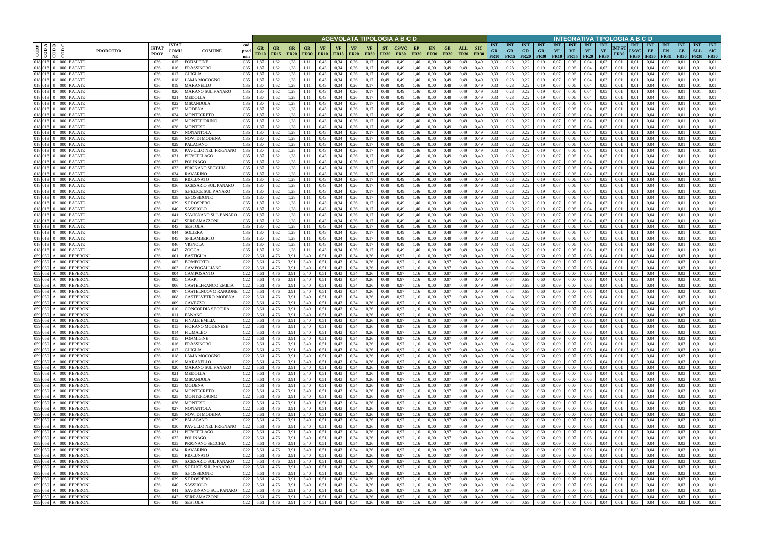| CODP | COD A | COD B | COD C | PRODOTTO | ISTAT PROV | ISTAT COMUNE | COMUNE | cod prod min | AGEVOLATA TIPOLOGIA A B C D GR FR10 | GR FR15 | GR FR20 | GR FR30 | VF FR10 | VF FR15 | VF FR20 | VF FR30 | ST FR30 | CS/VC FR30 | EP FR30 | EN FR30 | GB FR30 | ALL FR30 | SIC FR30 | INTEGRATIVA TIPOLOGIA A B C D INT GR FR10 | INT GR FR15 | INT GR FR20 | INT GR FR30 | INT VF FR10 | INT VF FR15 | INT VF FR20 | INT VF FR30 | INT ST FR30 | INT CS/VC FR30 | INT EP FR30 | INT EN FR30 | INT GB FR30 | INT ALL FR30 | INT SIC FR30 |
|---|---|---|---|---|---|---|---|---|---|---|---|---|---|---|---|---|---|---|---|---|---|---|---|---|---|---|---|---|---|---|---|---|---|---|---|---|---|---|
| 018 | 018 | 0 | 000 | PATATE | 036 | 015 | FORMIGINE | C35 | 1,87 | 1,62 | 1,28 | 1,11 | 0,43 | 0,34 | 0,26 | 0,17 | 0,49 | 0,49 | 1,46 | 0,00 | 0,49 | 0,49 | 0,49 | 0,33 | 0,28 | 0,22 | 0,19 | 0,07 | 0,06 | 0,04 | 0,03 | 0,01 | 0,01 | 0,04 | 0,00 | 0,01 | 0,01 | 0,01 |
| 018 | 018 | 0 | 000 | PATATE | 036 | 016 | FRASSINORO | C35 | 1,87 | 1,62 | 1,28 | 1,11 | 0,43 | 0,34 | 0,26 | 0,17 | 0,49 | 0,49 | 1,46 | 0,00 | 0,49 | 0,49 | 0,49 | 0,33 | 0,28 | 0,22 | 0,19 | 0,07 | 0,06 | 0,04 | 0,03 | 0,01 | 0,01 | 0,04 | 0,00 | 0,01 | 0,01 | 0,01 |
| 018 | 018 | 0 | 000 | PATATE | 036 | 017 | GUIGLIA | C35 | 1,87 | 1,62 | 1,28 | 1,11 | 0,43 | 0,34 | 0,26 | 0,17 | 0,49 | 0,49 | 1,46 | 0,00 | 0,49 | 0,49 | 0,49 | 0,33 | 0,28 | 0,22 | 0,19 | 0,07 | 0,06 | 0,04 | 0,03 | 0,01 | 0,01 | 0,04 | 0,00 | 0,01 | 0,01 | 0,01 |
| 018 | 018 | 0 | 000 | PATATE | 036 | 018 | LAMA MOCOGNO | C35 | 1,87 | 1,62 | 1,28 | 1,11 | 0,43 | 0,34 | 0,26 | 0,17 | 0,49 | 0,49 | 1,46 | 0,00 | 0,49 | 0,49 | 0,49 | 0,33 | 0,28 | 0,22 | 0,19 | 0,07 | 0,06 | 0,04 | 0,03 | 0,01 | 0,01 | 0,04 | 0,00 | 0,01 | 0,01 | 0,01 |
| 018 | 018 | 0 | 000 | PATATE | 036 | 019 | MARANELLO | C35 | 1,87 | 1,62 | 1,28 | 1,11 | 0,43 | 0,34 | 0,26 | 0,17 | 0,49 | 0,49 | 1,46 | 0,00 | 0,49 | 0,49 | 0,49 | 0,33 | 0,28 | 0,22 | 0,19 | 0,07 | 0,06 | 0,04 | 0,03 | 0,01 | 0,01 | 0,04 | 0,00 | 0,01 | 0,01 | 0,01 |
| 018 | 018 | 0 | 000 | PATATE | 036 | 020 | MARANO SUL PANARO | C35 | 1,87 | 1,62 | 1,28 | 1,11 | 0,43 | 0,34 | 0,26 | 0,17 | 0,49 | 0,49 | 1,46 | 0,00 | 0,49 | 0,49 | 0,49 | 0,33 | 0,28 | 0,22 | 0,19 | 0,07 | 0,06 | 0,04 | 0,03 | 0,01 | 0,01 | 0,04 | 0,00 | 0,01 | 0,01 | 0,01 |
| 018 | 018 | 0 | 000 | PATATE | 036 | 021 | MEDOLLA | C35 | 1,87 | 1,62 | 1,28 | 1,11 | 0,43 | 0,34 | 0,26 | 0,17 | 0,49 | 0,49 | 1,46 | 0,00 | 0,49 | 0,49 | 0,49 | 0,33 | 0,28 | 0,22 | 0,19 | 0,07 | 0,06 | 0,04 | 0,03 | 0,01 | 0,01 | 0,04 | 0,00 | 0,01 | 0,01 | 0,01 |
| 018 | 018 | 0 | 000 | PATATE | 036 | 022 | MIRANDOLA | C35 | 1,87 | 1,62 | 1,28 | 1,11 | 0,43 | 0,34 | 0,26 | 0,17 | 0,49 | 0,49 | 1,46 | 0,00 | 0,49 | 0,49 | 0,49 | 0,33 | 0,28 | 0,22 | 0,19 | 0,07 | 0,06 | 0,04 | 0,03 | 0,01 | 0,01 | 0,04 | 0,00 | 0,01 | 0,01 | 0,01 |
| 018 | 018 | 0 | 000 | PATATE | 036 | 023 | MODENA | C35 | 1,87 | 1,62 | 1,28 | 1,11 | 0,43 | 0,34 | 0,26 | 0,17 | 0,49 | 0,49 | 1,46 | 0,00 | 0,49 | 0,49 | 0,49 | 0,33 | 0,28 | 0,22 | 0,19 | 0,07 | 0,06 | 0,04 | 0,03 | 0,01 | 0,01 | 0,04 | 0,00 | 0,01 | 0,01 | 0,01 |
| 018 | 018 | 0 | 000 | PATATE | 036 | 024 | MONTECRETO | C35 | 1,87 | 1,62 | 1,28 | 1,11 | 0,43 | 0,34 | 0,26 | 0,17 | 0,49 | 0,49 | 1,46 | 0,00 | 0,49 | 0,49 | 0,49 | 0,33 | 0,28 | 0,22 | 0,19 | 0,07 | 0,06 | 0,04 | 0,03 | 0,01 | 0,01 | 0,04 | 0,00 | 0,01 | 0,01 | 0,01 |
| 018 | 018 | 0 | 000 | PATATE | 036 | 025 | MONTEFIORINO | C35 | 1,87 | 1,62 | 1,28 | 1,11 | 0,43 | 0,34 | 0,26 | 0,17 | 0,49 | 0,49 | 1,46 | 0,00 | 0,49 | 0,49 | 0,49 | 0,33 | 0,28 | 0,22 | 0,19 | 0,07 | 0,06 | 0,04 | 0,03 | 0,01 | 0,01 | 0,04 | 0,00 | 0,01 | 0,01 | 0,01 |
| 018 | 018 | 0 | 000 | PATATE | 036 | 026 | MONTESE | C35 | 1,87 | 1,62 | 1,28 | 1,11 | 0,43 | 0,34 | 0,26 | 0,17 | 0,49 | 0,49 | 1,46 | 0,00 | 0,49 | 0,49 | 0,49 | 0,33 | 0,28 | 0,22 | 0,19 | 0,07 | 0,06 | 0,04 | 0,03 | 0,01 | 0,01 | 0,04 | 0,00 | 0,01 | 0,01 | 0,01 |
| 018 | 018 | 0 | 000 | PATATE | 036 | 027 | NONANTOLA | C35 | 1,87 | 1,62 | 1,28 | 1,11 | 0,43 | 0,34 | 0,26 | 0,17 | 0,49 | 0,49 | 1,46 | 0,00 | 0,49 | 0,49 | 0,49 | 0,33 | 0,28 | 0,22 | 0,19 | 0,07 | 0,06 | 0,04 | 0,03 | 0,01 | 0,01 | 0,04 | 0,00 | 0,01 | 0,01 | 0,01 |
| 018 | 018 | 0 | 000 | PATATE | 036 | 028 | NOVI DI MODENA | C35 | 1,87 | 1,62 | 1,28 | 1,11 | 0,43 | 0,34 | 0,26 | 0,17 | 0,49 | 0,49 | 1,46 | 0,00 | 0,49 | 0,49 | 0,49 | 0,33 | 0,28 | 0,22 | 0,19 | 0,07 | 0,06 | 0,04 | 0,03 | 0,01 | 0,01 | 0,04 | 0,00 | 0,01 | 0,01 | 0,01 |
| 018 | 018 | 0 | 000 | PATATE | 036 | 029 | PALAGANO | C35 | 1,87 | 1,62 | 1,28 | 1,11 | 0,43 | 0,34 | 0,26 | 0,17 | 0,49 | 0,49 | 1,46 | 0,00 | 0,49 | 0,49 | 0,49 | 0,33 | 0,28 | 0,22 | 0,19 | 0,07 | 0,06 | 0,04 | 0,03 | 0,01 | 0,01 | 0,04 | 0,00 | 0,01 | 0,01 | 0,01 |
| 018 | 018 | 0 | 000 | PATATE | 036 | 030 | PAVULLO NEL FRIGNANO | C35 | 1,87 | 1,62 | 1,28 | 1,11 | 0,43 | 0,34 | 0,26 | 0,17 | 0,49 | 0,49 | 1,46 | 0,00 | 0,49 | 0,49 | 0,49 | 0,33 | 0,28 | 0,22 | 0,19 | 0,07 | 0,06 | 0,04 | 0,03 | 0,01 | 0,01 | 0,04 | 0,00 | 0,01 | 0,01 | 0,01 |
| 018 | 018 | 0 | 000 | PATATE | 036 | 031 | PIEVEPELAGO | C35 | 1,87 | 1,62 | 1,28 | 1,11 | 0,43 | 0,34 | 0,26 | 0,17 | 0,49 | 0,49 | 1,46 | 0,00 | 0,49 | 0,49 | 0,49 | 0,33 | 0,28 | 0,22 | 0,19 | 0,07 | 0,06 | 0,04 | 0,03 | 0,01 | 0,01 | 0,04 | 0,00 | 0,01 | 0,01 | 0,01 |
| 018 | 018 | 0 | 000 | PATATE | 036 | 032 | POLINAGO | C35 | 1,87 | 1,62 | 1,28 | 1,11 | 0,43 | 0,34 | 0,26 | 0,17 | 0,49 | 0,49 | 1,46 | 0,00 | 0,49 | 0,49 | 0,49 | 0,33 | 0,28 | 0,22 | 0,19 | 0,07 | 0,06 | 0,04 | 0,03 | 0,01 | 0,01 | 0,04 | 0,00 | 0,01 | 0,01 | 0,01 |
| 018 | 018 | 0 | 000 | PATATE | 036 | 033 | PRIGNANO SECCHIA | C35 | 1,87 | 1,62 | 1,28 | 1,11 | 0,43 | 0,34 | 0,26 | 0,17 | 0,49 | 0,49 | 1,46 | 0,00 | 0,49 | 0,49 | 0,49 | 0,33 | 0,28 | 0,22 | 0,19 | 0,07 | 0,06 | 0,04 | 0,03 | 0,01 | 0,01 | 0,04 | 0,00 | 0,01 | 0,01 | 0,01 |
| 018 | 018 | 0 | 000 | PATATE | 036 | 034 | RAVARINO | C35 | 1,87 | 1,62 | 1,28 | 1,11 | 0,43 | 0,34 | 0,26 | 0,17 | 0,49 | 0,49 | 1,46 | 0,00 | 0,49 | 0,49 | 0,49 | 0,33 | 0,28 | 0,22 | 0,19 | 0,07 | 0,06 | 0,04 | 0,03 | 0,01 | 0,01 | 0,04 | 0,00 | 0,01 | 0,01 | 0,01 |
| 018 | 018 | 0 | 000 | PATATE | 036 | 035 | RIOLUNATO | C35 | 1,87 | 1,62 | 1,28 | 1,11 | 0,43 | 0,34 | 0,26 | 0,17 | 0,49 | 0,49 | 1,46 | 0,00 | 0,49 | 0,49 | 0,49 | 0,33 | 0,28 | 0,22 | 0,19 | 0,07 | 0,06 | 0,04 | 0,03 | 0,01 | 0,01 | 0,04 | 0,00 | 0,01 | 0,01 | 0,01 |
| 018 | 018 | 0 | 000 | PATATE | 036 | 036 | S.CESARIO SUL PANARO | C35 | 1,87 | 1,62 | 1,28 | 1,11 | 0,43 | 0,34 | 0,26 | 0,17 | 0,49 | 0,49 | 1,46 | 0,00 | 0,49 | 0,49 | 0,49 | 0,33 | 0,28 | 0,22 | 0,19 | 0,07 | 0,06 | 0,04 | 0,03 | 0,01 | 0,01 | 0,04 | 0,00 | 0,01 | 0,01 | 0,01 |
| 018 | 018 | 0 | 000 | PATATE | 036 | 037 | S.FELICE SUL PANARO | C35 | 1,87 | 1,62 | 1,28 | 1,11 | 0,43 | 0,34 | 0,26 | 0,17 | 0,49 | 0,49 | 1,46 | 0,00 | 0,49 | 0,49 | 0,49 | 0,33 | 0,28 | 0,22 | 0,19 | 0,07 | 0,06 | 0,04 | 0,03 | 0,01 | 0,01 | 0,04 | 0,00 | 0,01 | 0,01 | 0,01 |
| 018 | 018 | 0 | 000 | PATATE | 036 | 038 | S.POSSIDONIO | C35 | 1,87 | 1,62 | 1,28 | 1,11 | 0,43 | 0,34 | 0,26 | 0,17 | 0,49 | 0,49 | 1,46 | 0,00 | 0,49 | 0,49 | 0,49 | 0,33 | 0,28 | 0,22 | 0,19 | 0,07 | 0,06 | 0,04 | 0,03 | 0,01 | 0,01 | 0,04 | 0,00 | 0,01 | 0,01 | 0,01 |
| 018 | 018 | 0 | 000 | PATATE | 036 | 039 | S.PROSPERO | C35 | 1,87 | 1,62 | 1,28 | 1,11 | 0,43 | 0,34 | 0,26 | 0,17 | 0,49 | 0,49 | 1,46 | 0,00 | 0,49 | 0,49 | 0,49 | 0,33 | 0,28 | 0,22 | 0,19 | 0,07 | 0,06 | 0,04 | 0,03 | 0,01 | 0,01 | 0,04 | 0,00 | 0,01 | 0,01 | 0,01 |
| 018 | 018 | 0 | 000 | PATATE | 036 | 040 | SASSUOLO | C35 | 1,87 | 1,62 | 1,28 | 1,11 | 0,43 | 0,34 | 0,26 | 0,17 | 0,49 | 0,49 | 1,46 | 0,00 | 0,49 | 0,49 | 0,49 | 0,33 | 0,28 | 0,22 | 0,19 | 0,07 | 0,06 | 0,04 | 0,03 | 0,01 | 0,01 | 0,04 | 0,00 | 0,01 | 0,01 | 0,01 |
| 018 | 018 | 0 | 000 | PATATE | 036 | 041 | SAVIGNANO SUL PANARO | C35 | 1,87 | 1,62 | 1,28 | 1,11 | 0,43 | 0,34 | 0,26 | 0,17 | 0,49 | 0,49 | 1,46 | 0,00 | 0,49 | 0,49 | 0,49 | 0,33 | 0,28 | 0,22 | 0,19 | 0,07 | 0,06 | 0,04 | 0,03 | 0,01 | 0,01 | 0,04 | 0,00 | 0,01 | 0,01 | 0,01 |
| 018 | 018 | 0 | 000 | PATATE | 036 | 042 | SERRAMAZZONI | C35 | 1,87 | 1,62 | 1,28 | 1,11 | 0,43 | 0,34 | 0,26 | 0,17 | 0,49 | 0,49 | 1,46 | 0,00 | 0,49 | 0,49 | 0,49 | 0,33 | 0,28 | 0,22 | 0,19 | 0,07 | 0,06 | 0,04 | 0,03 | 0,01 | 0,01 | 0,04 | 0,00 | 0,01 | 0,01 | 0,01 |
| 018 | 018 | 0 | 000 | PATATE | 036 | 043 | SESTOLA | C35 | 1,87 | 1,62 | 1,28 | 1,11 | 0,43 | 0,34 | 0,26 | 0,17 | 0,49 | 0,49 | 1,46 | 0,00 | 0,49 | 0,49 | 0,49 | 0,33 | 0,28 | 0,22 | 0,19 | 0,07 | 0,06 | 0,04 | 0,03 | 0,01 | 0,01 | 0,04 | 0,00 | 0,01 | 0,01 | 0,01 |
| 018 | 018 | 0 | 000 | PATATE | 036 | 044 | SOLIERA | C35 | 1,87 | 1,62 | 1,28 | 1,11 | 0,43 | 0,34 | 0,26 | 0,17 | 0,49 | 0,49 | 1,46 | 0,00 | 0,49 | 0,49 | 0,49 | 0,33 | 0,28 | 0,22 | 0,19 | 0,07 | 0,06 | 0,04 | 0,03 | 0,01 | 0,01 | 0,04 | 0,00 | 0,01 | 0,01 | 0,01 |
| 018 | 018 | 0 | 000 | PATATE | 036 | 045 | SPILAMBERTO | C35 | 1,87 | 1,62 | 1,28 | 1,11 | 0,43 | 0,34 | 0,26 | 0,17 | 0,49 | 0,49 | 1,46 | 0,00 | 0,49 | 0,49 | 0,49 | 0,33 | 0,28 | 0,22 | 0,19 | 0,07 | 0,06 | 0,04 | 0,03 | 0,01 | 0,01 | 0,04 | 0,00 | 0,01 | 0,01 | 0,01 |
| 018 | 018 | 0 | 000 | PATATE | 036 | 046 | VIGNOLA | C35 | 1,87 | 1,62 | 1,28 | 1,11 | 0,43 | 0,34 | 0,26 | 0,17 | 0,49 | 0,49 | 1,46 | 0,00 | 0,49 | 0,49 | 0,49 | 0,33 | 0,28 | 0,22 | 0,19 | 0,07 | 0,06 | 0,04 | 0,03 | 0,01 | 0,01 | 0,04 | 0,00 | 0,01 | 0,01 | 0,01 |
| 018 | 018 | 0 | 000 | PATATE | 036 | 047 | ZOCCA | C35 | 1,87 | 1,62 | 1,28 | 1,11 | 0,43 | 0,34 | 0,26 | 0,17 | 0,49 | 0,49 | 1,46 | 0,00 | 0,49 | 0,49 | 0,49 | 0,33 | 0,28 | 0,22 | 0,19 | 0,07 | 0,06 | 0,04 | 0,03 | 0,01 | 0,01 | 0,04 | 0,00 | 0,01 | 0,01 | 0,01 |
| 059 | 059 | A | 000 | PEPERONI | 036 | 001 | BASTIGLIA | C22 | 5,61 | 4,76 | 3,91 | 3,40 | 0,51 | 0,43 | 0,34 | 0,26 | 0,49 | 0,97 | 1,16 | 0,00 | 0,97 | 0,49 | 0,49 | 0,99 | 0,84 | 0,69 | 0,60 | 0,09 | 0,07 | 0,06 | 0,04 | 0,01 | 0,03 | 0,04 | 0,00 | 0,03 | 0,01 | 0,01 |
| 059 | 059 | A | 000 | PEPERONI | 036 | 002 | BOMPORTO | C22 | 5,61 | 4,76 | 3,91 | 3,40 | 0,51 | 0,43 | 0,34 | 0,26 | 0,49 | 0,97 | 1,16 | 0,00 | 0,97 | 0,49 | 0,49 | 0,99 | 0,84 | 0,69 | 0,60 | 0,09 | 0,07 | 0,06 | 0,04 | 0,01 | 0,03 | 0,04 | 0,00 | 0,03 | 0,01 | 0,01 |
| 059 | 059 | A | 000 | PEPERONI | 036 | 003 | CAMPOGALLIANO | C22 | 5,61 | 4,76 | 3,91 | 3,40 | 0,51 | 0,43 | 0,34 | 0,26 | 0,49 | 0,97 | 1,16 | 0,00 | 0,97 | 0,49 | 0,49 | 0,99 | 0,84 | 0,69 | 0,60 | 0,09 | 0,07 | 0,06 | 0,04 | 0,01 | 0,03 | 0,04 | 0,00 | 0,03 | 0,01 | 0,01 |
| 059 | 059 | A | 000 | PEPERONI | 036 | 004 | CAMPOSANTO | C22 | 5,61 | 4,76 | 3,91 | 3,40 | 0,51 | 0,43 | 0,34 | 0,26 | 0,49 | 0,97 | 1,16 | 0,00 | 0,97 | 0,49 | 0,49 | 0,99 | 0,84 | 0,69 | 0,60 | 0,09 | 0,07 | 0,06 | 0,04 | 0,01 | 0,03 | 0,04 | 0,00 | 0,03 | 0,01 | 0,01 |
| 059 | 059 | A | 000 | PEPERONI | 036 | 005 | CARPI | C22 | 5,61 | 4,76 | 3,91 | 3,40 | 0,51 | 0,43 | 0,34 | 0,26 | 0,49 | 0,97 | 1,16 | 0,00 | 0,97 | 0,49 | 0,49 | 0,99 | 0,84 | 0,69 | 0,60 | 0,09 | 0,07 | 0,06 | 0,04 | 0,01 | 0,03 | 0,04 | 0,00 | 0,03 | 0,01 | 0,01 |
| 059 | 059 | A | 000 | PEPERONI | 036 | 006 | CASTELFRANCO EMILIA | C22 | 5,61 | 4,76 | 3,91 | 3,40 | 0,51 | 0,43 | 0,34 | 0,26 | 0,49 | 0,97 | 1,16 | 0,00 | 0,97 | 0,49 | 0,49 | 0,99 | 0,84 | 0,69 | 0,60 | 0,09 | 0,07 | 0,06 | 0,04 | 0,01 | 0,03 | 0,04 | 0,00 | 0,03 | 0,01 | 0,01 |
| 059 | 059 | A | 000 | PEPERONI | 036 | 007 | CASTELNUOVO RANGONE | C22 | 5,61 | 4,76 | 3,91 | 3,40 | 0,51 | 0,43 | 0,34 | 0,26 | 0,49 | 0,97 | 1,16 | 0,00 | 0,97 | 0,49 | 0,49 | 0,99 | 0,84 | 0,69 | 0,60 | 0,09 | 0,07 | 0,06 | 0,04 | 0,01 | 0,03 | 0,04 | 0,00 | 0,03 | 0,01 | 0,01 |
| 059 | 059 | A | 000 | PEPERONI | 036 | 008 | CASTELVETRO MODENA | C22 | 5,61 | 4,76 | 3,91 | 3,40 | 0,51 | 0,43 | 0,34 | 0,26 | 0,49 | 0,97 | 1,16 | 0,00 | 0,97 | 0,49 | 0,49 | 0,99 | 0,84 | 0,69 | 0,60 | 0,09 | 0,07 | 0,06 | 0,04 | 0,01 | 0,03 | 0,04 | 0,00 | 0,03 | 0,01 | 0,01 |
| 059 | 059 | A | 000 | PEPERONI | 036 | 009 | CAVEZZO | C22 | 5,61 | 4,76 | 3,91 | 3,40 | 0,51 | 0,43 | 0,34 | 0,26 | 0,49 | 0,97 | 1,16 | 0,00 | 0,97 | 0,49 | 0,49 | 0,99 | 0,84 | 0,69 | 0,60 | 0,09 | 0,07 | 0,06 | 0,04 | 0,01 | 0,03 | 0,04 | 0,00 | 0,03 | 0,01 | 0,01 |
| 059 | 059 | A | 000 | PEPERONI | 036 | 010 | CONCORDIA SECCHIA | C22 | 5,61 | 4,76 | 3,91 | 3,40 | 0,51 | 0,43 | 0,34 | 0,26 | 0,49 | 0,97 | 1,16 | 0,00 | 0,97 | 0,49 | 0,49 | 0,99 | 0,84 | 0,69 | 0,60 | 0,09 | 0,07 | 0,06 | 0,04 | 0,01 | 0,03 | 0,04 | 0,00 | 0,03 | 0,01 | 0,01 |
| 059 | 059 | A | 000 | PEPERONI | 036 | 011 | FANANO | C22 | 5,61 | 4,76 | 3,91 | 3,40 | 0,51 | 0,43 | 0,34 | 0,26 | 0,49 | 0,97 | 1,16 | 0,00 | 0,97 | 0,49 | 0,49 | 0,99 | 0,84 | 0,69 | 0,60 | 0,09 | 0,07 | 0,06 | 0,04 | 0,01 | 0,03 | 0,04 | 0,00 | 0,03 | 0,01 | 0,01 |
| 059 | 059 | A | 000 | PEPERONI | 036 | 012 | FINALE EMILIA | C22 | 5,61 | 4,76 | 3,91 | 3,40 | 0,51 | 0,43 | 0,34 | 0,26 | 0,49 | 0,97 | 1,16 | 0,00 | 0,97 | 0,49 | 0,49 | 0,99 | 0,84 | 0,69 | 0,60 | 0,09 | 0,07 | 0,06 | 0,04 | 0,01 | 0,03 | 0,04 | 0,00 | 0,03 | 0,01 | 0,01 |
| 059 | 059 | A | 000 | PEPERONI | 036 | 013 | FIORANO MODENESE | C22 | 5,61 | 4,76 | 3,91 | 3,40 | 0,51 | 0,43 | 0,34 | 0,26 | 0,49 | 0,97 | 1,16 | 0,00 | 0,97 | 0,49 | 0,49 | 0,99 | 0,84 | 0,69 | 0,60 | 0,09 | 0,07 | 0,06 | 0,04 | 0,01 | 0,03 | 0,04 | 0,00 | 0,03 | 0,01 | 0,01 |
| 059 | 059 | A | 000 | PEPERONI | 036 | 014 | FIUMALBO | C22 | 5,61 | 4,76 | 3,91 | 3,40 | 0,51 | 0,43 | 0,34 | 0,26 | 0,49 | 0,97 | 1,16 | 0,00 | 0,97 | 0,49 | 0,49 | 0,99 | 0,84 | 0,69 | 0,60 | 0,09 | 0,07 | 0,06 | 0,04 | 0,01 | 0,03 | 0,04 | 0,00 | 0,03 | 0,01 | 0,01 |
| 059 | 059 | A | 000 | PEPERONI | 036 | 015 | FORMIGINE | C22 | 5,61 | 4,76 | 3,91 | 3,40 | 0,51 | 0,43 | 0,34 | 0,26 | 0,49 | 0,97 | 1,16 | 0,00 | 0,97 | 0,49 | 0,49 | 0,99 | 0,84 | 0,69 | 0,60 | 0,09 | 0,07 | 0,06 | 0,04 | 0,01 | 0,03 | 0,04 | 0,00 | 0,03 | 0,01 | 0,01 |
| 059 | 059 | A | 000 | PEPERONI | 036 | 016 | FRASSINORO | C22 | 5,61 | 4,76 | 3,91 | 3,40 | 0,51 | 0,43 | 0,34 | 0,26 | 0,49 | 0,97 | 1,16 | 0,00 | 0,97 | 0,49 | 0,49 | 0,99 | 0,84 | 0,69 | 0,60 | 0,09 | 0,07 | 0,06 | 0,04 | 0,01 | 0,03 | 0,04 | 0,00 | 0,03 | 0,01 | 0,01 |
| 059 | 059 | A | 000 | PEPERONI | 036 | 017 | GUIGLIA | C22 | 5,61 | 4,76 | 3,91 | 3,40 | 0,51 | 0,43 | 0,34 | 0,26 | 0,49 | 0,97 | 1,16 | 0,00 | 0,97 | 0,49 | 0,49 | 0,99 | 0,84 | 0,69 | 0,60 | 0,09 | 0,07 | 0,06 | 0,04 | 0,01 | 0,03 | 0,04 | 0,00 | 0,03 | 0,01 | 0,01 |
| 059 | 059 | A | 000 | PEPERONI | 036 | 018 | LAMA MOCOGNO | C22 | 5,61 | 4,76 | 3,91 | 3,40 | 0,51 | 0,43 | 0,34 | 0,26 | 0,49 | 0,97 | 1,16 | 0,00 | 0,97 | 0,49 | 0,49 | 0,99 | 0,84 | 0,69 | 0,60 | 0,09 | 0,07 | 0,06 | 0,04 | 0,01 | 0,03 | 0,04 | 0,00 | 0,03 | 0,01 | 0,01 |
| 059 | 059 | A | 000 | PEPERONI | 036 | 019 | MARANELLO | C22 | 5,61 | 4,76 | 3,91 | 3,40 | 0,51 | 0,43 | 0,34 | 0,26 | 0,49 | 0,97 | 1,16 | 0,00 | 0,97 | 0,49 | 0,49 | 0,99 | 0,84 | 0,69 | 0,60 | 0,09 | 0,07 | 0,06 | 0,04 | 0,01 | 0,03 | 0,04 | 0,00 | 0,03 | 0,01 | 0,01 |
| 059 | 059 | A | 000 | PEPERONI | 036 | 020 | MARANO SUL PANARO | C22 | 5,61 | 4,76 | 3,91 | 3,40 | 0,51 | 0,43 | 0,34 | 0,26 | 0,49 | 0,97 | 1,16 | 0,00 | 0,97 | 0,49 | 0,49 | 0,99 | 0,84 | 0,69 | 0,60 | 0,09 | 0,07 | 0,06 | 0,04 | 0,01 | 0,03 | 0,04 | 0,00 | 0,03 | 0,01 | 0,01 |
| 059 | 059 | A | 000 | PEPERONI | 036 | 021 | MEDOLLA | C22 | 5,61 | 4,76 | 3,91 | 3,40 | 0,51 | 0,43 | 0,34 | 0,26 | 0,49 | 0,97 | 1,16 | 0,00 | 0,97 | 0,49 | 0,49 | 0,99 | 0,84 | 0,69 | 0,60 | 0,09 | 0,07 | 0,06 | 0,04 | 0,01 | 0,03 | 0,04 | 0,00 | 0,03 | 0,01 | 0,01 |
| 059 | 059 | A | 000 | PEPERONI | 036 | 022 | MIRANDOLA | C22 | 5,61 | 4,76 | 3,91 | 3,40 | 0,51 | 0,43 | 0,34 | 0,26 | 0,49 | 0,97 | 1,16 | 0,00 | 0,97 | 0,49 | 0,49 | 0,99 | 0,84 | 0,69 | 0,60 | 0,09 | 0,07 | 0,06 | 0,04 | 0,01 | 0,03 | 0,04 | 0,00 | 0,03 | 0,01 | 0,01 |
| 059 | 059 | A | 000 | PEPERONI | 036 | 023 | MODENA | C22 | 5,61 | 4,76 | 3,91 | 3,40 | 0,51 | 0,43 | 0,34 | 0,26 | 0,49 | 0,97 | 1,16 | 0,00 | 0,97 | 0,49 | 0,49 | 0,99 | 0,84 | 0,69 | 0,60 | 0,09 | 0,07 | 0,06 | 0,04 | 0,01 | 0,03 | 0,04 | 0,00 | 0,03 | 0,01 | 0,01 |
| 059 | 059 | A | 000 | PEPERONI | 036 | 024 | MONTECRETO | C22 | 5,61 | 4,76 | 3,91 | 3,40 | 0,51 | 0,43 | 0,34 | 0,26 | 0,49 | 0,97 | 1,16 | 0,00 | 0,97 | 0,49 | 0,49 | 0,99 | 0,84 | 0,69 | 0,60 | 0,09 | 0,07 | 0,06 | 0,04 | 0,01 | 0,03 | 0,04 | 0,00 | 0,03 | 0,01 | 0,01 |
| 059 | 059 | A | 000 | PEPERONI | 036 | 025 | MONTEFIORINO | C22 | 5,61 | 4,76 | 3,91 | 3,40 | 0,51 | 0,43 | 0,34 | 0,26 | 0,49 | 0,97 | 1,16 | 0,00 | 0,97 | 0,49 | 0,49 | 0,99 | 0,84 | 0,69 | 0,60 | 0,09 | 0,07 | 0,06 | 0,04 | 0,01 | 0,03 | 0,04 | 0,00 | 0,03 | 0,01 | 0,01 |
| 059 | 059 | A | 000 | PEPERONI | 036 | 026 | MONTESE | C22 | 5,61 | 4,76 | 3,91 | 3,40 | 0,51 | 0,43 | 0,34 | 0,26 | 0,49 | 0,97 | 1,16 | 0,00 | 0,97 | 0,49 | 0,49 | 0,99 | 0,84 | 0,69 | 0,60 | 0,09 | 0,07 | 0,06 | 0,04 | 0,01 | 0,03 | 0,04 | 0,00 | 0,03 | 0,01 | 0,01 |
| 059 | 059 | A | 000 | PEPERONI | 036 | 027 | NONANTOLA | C22 | 5,61 | 4,76 | 3,91 | 3,40 | 0,51 | 0,43 | 0,34 | 0,26 | 0,49 | 0,97 | 1,16 | 0,00 | 0,97 | 0,49 | 0,49 | 0,99 | 0,84 | 0,69 | 0,60 | 0,09 | 0,07 | 0,06 | 0,04 | 0,01 | 0,03 | 0,04 | 0,00 | 0,03 | 0,01 | 0,01 |
| 059 | 059 | A | 000 | PEPERONI | 036 | 028 | NOVI DI MODENA | C22 | 5,61 | 4,76 | 3,91 | 3,40 | 0,51 | 0,43 | 0,34 | 0,26 | 0,49 | 0,97 | 1,16 | 0,00 | 0,97 | 0,49 | 0,49 | 0,99 | 0,84 | 0,69 | 0,60 | 0,09 | 0,07 | 0,06 | 0,04 | 0,01 | 0,03 | 0,04 | 0,00 | 0,03 | 0,01 | 0,01 |
| 059 | 059 | A | 000 | PEPERONI | 036 | 029 | PALAGANO | C22 | 5,61 | 4,76 | 3,91 | 3,40 | 0,51 | 0,43 | 0,34 | 0,26 | 0,49 | 0,97 | 1,16 | 0,00 | 0,97 | 0,49 | 0,49 | 0,99 | 0,84 | 0,69 | 0,60 | 0,09 | 0,07 | 0,06 | 0,04 | 0,01 | 0,03 | 0,04 | 0,00 | 0,03 | 0,01 | 0,01 |
| 059 | 059 | A | 000 | PEPERONI | 036 | 030 | PAVULLO NEL FRIGNANO | C22 | 5,61 | 4,76 | 3,91 | 3,40 | 0,51 | 0,43 | 0,34 | 0,26 | 0,49 | 0,97 | 1,16 | 0,00 | 0,97 | 0,49 | 0,49 | 0,99 | 0,84 | 0,69 | 0,60 | 0,09 | 0,07 | 0,06 | 0,04 | 0,01 | 0,03 | 0,04 | 0,00 | 0,03 | 0,01 | 0,01 |
| 059 | 059 | A | 000 | PEPERONI | 036 | 031 | PIEVEPELAGO | C22 | 5,61 | 4,76 | 3,91 | 3,40 | 0,51 | 0,43 | 0,34 | 0,26 | 0,49 | 0,97 | 1,16 | 0,00 | 0,97 | 0,49 | 0,49 | 0,99 | 0,84 | 0,69 | 0,60 | 0,09 | 0,07 | 0,06 | 0,04 | 0,01 | 0,03 | 0,04 | 0,00 | 0,03 | 0,01 | 0,01 |
| 059 | 059 | A | 000 | PEPERONI | 036 | 032 | POLINAGO | C22 | 5,61 | 4,76 | 3,91 | 3,40 | 0,51 | 0,43 | 0,34 | 0,26 | 0,49 | 0,97 | 1,16 | 0,00 | 0,97 | 0,49 | 0,49 | 0,99 | 0,84 | 0,69 | 0,60 | 0,09 | 0,07 | 0,06 | 0,04 | 0,01 | 0,03 | 0,04 | 0,00 | 0,03 | 0,01 | 0,01 |
| 059 | 059 | A | 000 | PEPERONI | 036 | 033 | PRIGNANO SECCHIA | C22 | 5,61 | 4,76 | 3,91 | 3,40 | 0,51 | 0,43 | 0,34 | 0,26 | 0,49 | 0,97 | 1,16 | 0,00 | 0,97 | 0,49 | 0,49 | 0,99 | 0,84 | 0,69 | 0,60 | 0,09 | 0,07 | 0,06 | 0,04 | 0,01 | 0,03 | 0,04 | 0,00 | 0,03 | 0,01 | 0,01 |
| 059 | 059 | A | 000 | PEPERONI | 036 | 034 | RAVARINO | C22 | 5,61 | 4,76 | 3,91 | 3,40 | 0,51 | 0,43 | 0,34 | 0,26 | 0,49 | 0,97 | 1,16 | 0,00 | 0,97 | 0,49 | 0,49 | 0,99 | 0,84 | 0,69 | 0,60 | 0,09 | 0,07 | 0,06 | 0,04 | 0,01 | 0,03 | 0,04 | 0,00 | 0,03 | 0,01 | 0,01 |
| 059 | 059 | A | 000 | PEPERONI | 036 | 035 | RIOLUNATO | C22 | 5,61 | 4,76 | 3,91 | 3,40 | 0,51 | 0,43 | 0,34 | 0,26 | 0,49 | 0,97 | 1,16 | 0,00 | 0,97 | 0,49 | 0,49 | 0,99 | 0,84 | 0,69 | 0,60 | 0,09 | 0,07 | 0,06 | 0,04 | 0,01 | 0,03 | 0,04 | 0,00 | 0,03 | 0,01 | 0,01 |
| 059 | 059 | A | 000 | PEPERONI | 036 | 036 | S.CESARIO SUL PANARO | C22 | 5,61 | 4,76 | 3,91 | 3,40 | 0,51 | 0,43 | 0,34 | 0,26 | 0,49 | 0,97 | 1,16 | 0,00 | 0,97 | 0,49 | 0,49 | 0,99 | 0,84 | 0,69 | 0,60 | 0,09 | 0,07 | 0,06 | 0,04 | 0,01 | 0,03 | 0,04 | 0,00 | 0,03 | 0,01 | 0,01 |
| 059 | 059 | A | 000 | PEPERONI | 036 | 037 | S.FELICE SUL PANARO | C22 | 5,61 | 4,76 | 3,91 | 3,40 | 0,51 | 0,43 | 0,34 | 0,26 | 0,49 | 0,97 | 1,16 | 0,00 | 0,97 | 0,49 | 0,49 | 0,99 | 0,84 | 0,69 | 0,60 | 0,09 | 0,07 | 0,06 | 0,04 | 0,01 | 0,03 | 0,04 | 0,00 | 0,03 | 0,01 | 0,01 |
| 059 | 059 | A | 000 | PEPERONI | 036 | 038 | S.POSSIDONIO | C22 | 5,61 | 4,76 | 3,91 | 3,40 | 0,51 | 0,43 | 0,34 | 0,26 | 0,49 | 0,97 | 1,16 | 0,00 | 0,97 | 0,49 | 0,49 | 0,99 | 0,84 | 0,69 | 0,60 | 0,09 | 0,07 | 0,06 | 0,04 | 0,01 | 0,03 | 0,04 | 0,00 | 0,03 | 0,01 | 0,01 |
| 059 | 059 | A | 000 | PEPERONI | 036 | 039 | S.PROSPERO | C22 | 5,61 | 4,76 | 3,91 | 3,40 | 0,51 | 0,43 | 0,34 | 0,26 | 0,49 | 0,97 | 1,16 | 0,00 | 0,97 | 0,49 | 0,49 | 0,99 | 0,84 | 0,69 | 0,60 | 0,09 | 0,07 | 0,06 | 0,04 | 0,01 | 0,03 | 0,04 | 0,00 | 0,03 | 0,01 | 0,01 |
| 059 | 059 | A | 000 | PEPERONI | 036 | 040 | SASSUOLO | C22 | 5,61 | 4,76 | 3,91 | 3,40 | 0,51 | 0,43 | 0,34 | 0,26 | 0,49 | 0,97 | 1,16 | 0,00 | 0,97 | 0,49 | 0,49 | 0,99 | 0,84 | 0,69 | 0,60 | 0,09 | 0,07 | 0,06 | 0,04 | 0,01 | 0,03 | 0,04 | 0,00 | 0,03 | 0,01 | 0,01 |
| 059 | 059 | A | 000 | PEPERONI | 036 | 041 | SAVIGNANO SUL PANARO | C22 | 5,61 | 4,76 | 3,91 | 3,40 | 0,51 | 0,43 | 0,34 | 0,26 | 0,49 | 0,97 | 1,16 | 0,00 | 0,97 | 0,49 | 0,49 | 0,99 | 0,84 | 0,69 | 0,60 | 0,09 | 0,07 | 0,06 | 0,04 | 0,01 | 0,03 | 0,04 | 0,00 | 0,03 | 0,01 | 0,01 |
| 059 | 059 | A | 000 | PEPERONI | 036 | 042 | SERRAMAZZONI | C22 | 5,61 | 4,76 | 3,91 | 3,40 | 0,51 | 0,43 | 0,34 | 0,26 | 0,49 | 0,97 | 1,16 | 0,00 | 0,97 | 0,49 | 0,49 | 0,99 | 0,84 | 0,69 | 0,60 | 0,09 | 0,07 | 0,06 | 0,04 | 0,01 | 0,03 | 0,04 | 0,00 | 0,03 | 0,01 | 0,01 |
| 059 | 059 | A | 000 | PEPERONI | 036 | 043 | SESTOLA | C22 | 5,61 | 4,76 | 3,91 | 3,40 | 0,51 | 0,43 | 0,34 | 0,26 | 0,49 | 0,97 | 1,16 | 0,00 | 0,97 | 0,49 | 0,49 | 0,99 | 0,84 | 0,69 | 0,60 | 0,09 | 0,07 | 0,06 | 0,04 | 0,01 | 0,03 | 0,04 | 0,00 | 0,03 | 0,01 | 0,01 |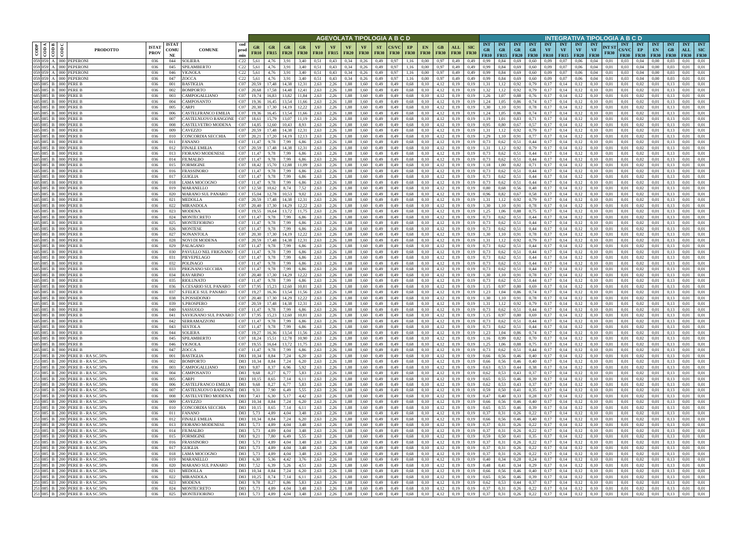| COD P | COD A | COD B | COD C | PRODOTTO | ISTAT PROV | ISTAT COMU NE | COMUNE | cod prod min | AGEVOLATA TIPOLOGIA A B C D | | | | | | | | | | | | | | | | INTEGRATIVA TIPOLOGIA A B C D | | | | | | | | | | | | | | | |
|---|---|---|---|---|---|---|---|---|---|---|---|---|---|---|---|---|---|---|---|---|---|---|---|---|---|---|---|---|---|---|---|---|---|---|---|---|---|---|---|
| | | | | | | | | | GR FR10 | GR FR15 | GR FR20 | GR FR30 | VF FR10 | VF FR15 | VF FR20 | VF FR30 | ST FR30 | CS/VC FR30 | EP FR30 | EN FR30 | GB FR30 | ALL FR30 | SIC FR30 | INT GR FR10 | INT GR FR15 | INT GR FR20 | INT GR FR30 | INT VF FR10 | INT VF FR15 | INT VF FR20 | INT VF FR30 | INT ST FR30 | INT CS/VC FR30 | INT EP FR30 | INT EN FR30 | INT GB FR30 | INT ALL FR30 | INT SIC FR30 |
| 059 | 059 | A | 000 | PEPERONI | 036 | 044 | SOLIERA | C22 | 5,61 | 4,76 | 3,91 | 3,40 | 0,51 | 0,43 | 0,34 | 0,26 | 0,49 | 0,97 | 1,16 | 0,00 | 0,97 | 0,49 | 0,49 | 0,99 | 0,84 | 0,69 | 0,60 | 0,09 | 0,07 | 0,06 | 0,04 | 0,01 | 0,03 | 0,04 | 0,00 | 0,03 | 0,01 | 0,01 |
| 059 | 059 | A | 000 | PEPERONI | 036 | 045 | SPILAMBERTO | C22 | 5,61 | 4,76 | 3,91 | 3,40 | 0,51 | 0,43 | 0,34 | 0,26 | 0,49 | 0,97 | 1,16 | 0,00 | 0,97 | 0,49 | 0,49 | 0,99 | 0,84 | 0,69 | 0,60 | 0,09 | 0,07 | 0,06 | 0,04 | 0,01 | 0,03 | 0,04 | 0,00 | 0,03 | 0,01 | 0,01 |
| 059 | 059 | A | 000 | PEPERONI | 036 | 046 | VIGNOLA | C22 | 5,61 | 4,76 | 3,91 | 3,40 | 0,51 | 0,43 | 0,34 | 0,26 | 0,49 | 0,97 | 1,16 | 0,00 | 0,97 | 0,49 | 0,49 | 0,99 | 0,84 | 0,69 | 0,60 | 0,09 | 0,07 | 0,06 | 0,04 | 0,01 | 0,03 | 0,04 | 0,00 | 0,03 | 0,01 | 0,01 |
| 059 | 059 | A | 000 | PEPERONI | 036 | 047 | ZOCCA | C22 | 5,61 | 4,76 | 3,91 | 3,40 | 0,51 | 0,43 | 0,34 | 0,26 | 0,49 | 0,97 | 1,16 | 0,00 | 0,97 | 0,49 | 0,49 | 0,99 | 0,84 | 0,69 | 0,60 | 0,09 | 0,07 | 0,06 | 0,04 | 0,01 | 0,03 | 0,04 | 0,00 | 0,03 | 0,01 | 0,01 |
| 685 | 085 | B | 000 | PERE B | 036 | 001 | BASTIGLIA | C07 | 20,59 | 17,48 | 14,38 | 12,31 | 2,63 | 2,26 | 1,88 | 1,60 | 0,49 | 0,49 | 0,68 | 0,10 | 4,12 | 0,19 | 0,19 | 1,31 | 1,12 | 0,92 | 0,79 | 0,17 | 0,14 | 0,12 | 0,10 | 0,01 | 0,01 | 0,02 | 0,01 | 0,13 | 0,01 | 0,01 |
| 685 | 085 | B | 000 | PERE B | 036 | 002 | BOMPORTO | C07 | 20,68 | 17,58 | 14,48 | 12,41 | 2,63 | 2,26 | 1,88 | 1,60 | 0,49 | 0,49 | 0,68 | 0,10 | 4,12 | 0,19 | 0,19 | 1,32 | 1,12 | 0,92 | 0,79 | 0,17 | 0,14 | 0,12 | 0,10 | 0,01 | 0,01 | 0,02 | 0,01 | 0,13 | 0,01 | 0,01 |
| 685 | 085 | B | 000 | PERE B | 036 | 003 | CAMPOGALLIANO | C07 | 19,74 | 16,83 | 13,82 | 11,84 | 2,63 | 2,26 | 1,88 | 1,60 | 0,49 | 0,49 | 0,68 | 0,10 | 4,12 | 0,19 | 0,19 | 1,26 | 1,07 | 0,88 | 0,76 | 0,17 | 0,14 | 0,12 | 0,10 | 0,01 | 0,01 | 0,02 | 0,01 | 0,13 | 0,01 | 0,01 |
| 685 | 085 | B | 000 | PERE B | 036 | 004 | CAMPOSANTO | C07 | 19,36 | 16,45 | 13,54 | 11,66 | 2,63 | 2,26 | 1,88 | 1,60 | 0,49 | 0,49 | 0,68 | 0,10 | 4,12 | 0,19 | 0,19 | 1,24 | 1,05 | 0,86 | 0,74 | 0,17 | 0,14 | 0,12 | 0,10 | 0,01 | 0,01 | 0,02 | 0,01 | 0,13 | 0,01 | 0,01 |
| 685 | 085 | B | 000 | PERE B | 036 | 005 | CARPI | C07 | 20,30 | 17,30 | 14,19 | 12,22 | 2,63 | 2,26 | 1,88 | 1,60 | 0,49 | 0,49 | 0,68 | 0,10 | 4,12 | 0,19 | 0,19 | 1,30 | 1,10 | 0,91 | 0,78 | 0,17 | 0,14 | 0,12 | 0,10 | 0,01 | 0,01 | 0,02 | 0,01 | 0,13 | 0,01 | 0,01 |
| 685 | 085 | B | 000 | PERE B | 036 | 006 | CASTELFRANCO EMILIA | C07 | 19,36 | 16,45 | 13,54 | 11,66 | 2,63 | 2,26 | 1,88 | 1,60 | 0,49 | 0,49 | 0,68 | 0,10 | 4,12 | 0,19 | 0,19 | 1,24 | 1,05 | 0,86 | 0,74 | 0,17 | 0,14 | 0,12 | 0,10 | 0,01 | 0,01 | 0,02 | 0,01 | 0,13 | 0,01 | 0,01 |
| 685 | 085 | B | 000 | PERE B | 036 | 007 | CASTELNUOVO RANGONE | C07 | 18,61 | 15,79 | 13,07 | 11,19 | 2,63 | 2,26 | 1,88 | 1,60 | 0,49 | 0,49 | 0,68 | 0,10 | 4,12 | 0,19 | 0,19 | 1,19 | 1,01 | 0,83 | 0,71 | 0,17 | 0,14 | 0,12 | 0,10 | 0,01 | 0,01 | 0,02 | 0,01 | 0,13 | 0,01 | 0,01 |
| 685 | 085 | B | 000 | PERE B | 036 | 008 | CASTELVETRO MODENA | C07 | 14,85 | 12,60 | 10,43 | 8,93 | 2,63 | 2,26 | 1,88 | 1,60 | 0,49 | 0,49 | 0,68 | 0,10 | 4,12 | 0,19 | 0,19 | 0,95 | 0,80 | 0,67 | 0,57 | 0,17 | 0,14 | 0,12 | 0,10 | 0,01 | 0,01 | 0,02 | 0,01 | 0,13 | 0,01 | 0,01 |
| 685 | 085 | B | 000 | PERE B | 036 | 009 | CAVEZZO | C07 | 20,59 | 17,48 | 14,38 | 12,31 | 2,63 | 2,26 | 1,88 | 1,60 | 0,49 | 0,49 | 0,68 | 0,10 | 4,12 | 0,19 | 0,19 | 1,31 | 1,12 | 0,92 | 0,79 | 0,17 | 0,14 | 0,12 | 0,10 | 0,01 | 0,01 | 0,02 | 0,01 | 0,13 | 0,01 | 0,01 |
| 685 | 085 | B | 000 | PERE B | 036 | 010 | CONCORDIA SECCHIA | C07 | 20,21 | 17,20 | 14,19 | 12,13 | 2,63 | 2,26 | 1,88 | 1,60 | 0,49 | 0,49 | 0,68 | 0,10 | 4,12 | 0,19 | 0,19 | 1,29 | 1,10 | 0,91 | 0,77 | 0,17 | 0,14 | 0,12 | 0,10 | 0,01 | 0,01 | 0,02 | 0,01 | 0,13 | 0,01 | 0,01 |
| 685 | 085 | B | 000 | PERE B | 036 | 011 | FANANO | C07 | 11,47 | 9,78 | 7,99 | 6,86 | 2,63 | 2,26 | 1,88 | 1,60 | 0,49 | 0,49 | 0,68 | 0,10 | 4,12 | 0,19 | 0,19 | 0,73 | 0,62 | 0,51 | 0,44 | 0,17 | 0,14 | 0,12 | 0,10 | 0,01 | 0,01 | 0,02 | 0,01 | 0,13 | 0,01 | 0,01 |
| 685 | 085 | B | 000 | PERE B | 036 | 012 | FINALE EMILIA | C07 | 20,59 | 17,48 | 14,38 | 12,31 | 2,63 | 2,26 | 1,88 | 1,60 | 0,49 | 0,49 | 0,68 | 0,10 | 4,12 | 0,19 | 0,19 | 1,31 | 1,12 | 0,92 | 0,79 | 0,17 | 0,14 | 0,12 | 0,10 | 0,01 | 0,01 | 0,02 | 0,01 | 0,13 | 0,01 | 0,01 |
| 685 | 085 | B | 000 | PERE B | 036 | 013 | FIORANO MODENESE | C07 | 11,47 | 9,78 | 7,99 | 6,86 | 2,63 | 2,26 | 1,88 | 1,60 | 0,49 | 0,49 | 0,68 | 0,10 | 4,12 | 0,19 | 0,19 | 0,73 | 0,62 | 0,51 | 0,44 | 0,17 | 0,14 | 0,12 | 0,10 | 0,01 | 0,01 | 0,02 | 0,01 | 0,13 | 0,01 | 0,01 |
| 685 | 085 | B | 000 | PERE B | 036 | 014 | FIUMALBO | C07 | 11,47 | 9,78 | 7,99 | 6,86 | 2,63 | 2,26 | 1,88 | 1,60 | 0,49 | 0,49 | 0,68 | 0,10 | 4,12 | 0,19 | 0,19 | 0,73 | 0,62 | 0,51 | 0,44 | 0,17 | 0,14 | 0,12 | 0,10 | 0,01 | 0,01 | 0,02 | 0,01 | 0,13 | 0,01 | 0,01 |
| 685 | 085 | B | 000 | PERE B | 036 | 015 | FORMIGINE | C07 | 18,42 | 15,70 | 12,88 | 11,09 | 2,63 | 2,26 | 1,88 | 1,60 | 0,49 | 0,49 | 0,68 | 0,10 | 4,12 | 0,19 | 0,19 | 1,18 | 1,00 | 0,82 | 0,71 | 0,17 | 0,14 | 0,12 | 0,10 | 0,01 | 0,01 | 0,02 | 0,01 | 0,13 | 0,01 | 0,01 |
| 685 | 085 | B | 000 | PERE B | 036 | 016 | FRASSINORO | C07 | 11,47 | 9,78 | 7,99 | 6,86 | 2,63 | 2,26 | 1,88 | 1,60 | 0,49 | 0,49 | 0,68 | 0,10 | 4,12 | 0,19 | 0,19 | 0,73 | 0,62 | 0,51 | 0,44 | 0,17 | 0,14 | 0,12 | 0,10 | 0,01 | 0,01 | 0,02 | 0,01 | 0,13 | 0,01 | 0,01 |
| 685 | 085 | B | 000 | PERE B | 036 | 017 | GUIGLIA | C07 | 11,47 | 9,78 | 7,99 | 6,86 | 2,63 | 2,26 | 1,88 | 1,60 | 0,49 | 0,49 | 0,68 | 0,10 | 4,12 | 0,19 | 0,19 | 0,73 | 0,62 | 0,51 | 0,44 | 0,17 | 0,14 | 0,12 | 0,10 | 0,01 | 0,01 | 0,02 | 0,01 | 0,13 | 0,01 | 0,01 |
| 685 | 085 | B | 000 | PERE B | 036 | 018 | LAMA MOCOGNO | C07 | 11,47 | 9,78 | 7,99 | 6,86 | 2,63 | 2,26 | 1,88 | 1,60 | 0,49 | 0,49 | 0,68 | 0,10 | 4,12 | 0,19 | 0,19 | 0,73 | 0,62 | 0,51 | 0,44 | 0,17 | 0,14 | 0,12 | 0,10 | 0,01 | 0,01 | 0,02 | 0,01 | 0,13 | 0,01 | 0,01 |
| 685 | 085 | B | 000 | PERE B | 036 | 019 | MARANELLO | C07 | 12,50 | 10,62 | 8,74 | 7,52 | 2,63 | 2,26 | 1,88 | 1,60 | 0,49 | 0,49 | 0,68 | 0,10 | 4,12 | 0,19 | 0,19 | 0,80 | 0,68 | 0,56 | 0,48 | 0,17 | 0,14 | 0,12 | 0,10 | 0,01 | 0,01 | 0,02 | 0,01 | 0,13 | 0,01 | 0,01 |
| 685 | 085 | B | 000 | PERE B | 036 | 020 | MARANO SUL PANARO | C07 | 15,04 | 12,78 | 10,53 | 9,02 | 2,63 | 2,26 | 1,88 | 1,60 | 0,49 | 0,49 | 0,68 | 0,10 | 4,12 | 0,19 | 0,19 | 0,96 | 0,82 | 0,67 | 0,58 | 0,17 | 0,14 | 0,12 | 0,10 | 0,01 | 0,01 | 0,02 | 0,01 | 0,13 | 0,01 | 0,01 |
| 685 | 085 | B | 000 | PERE B | 036 | 021 | MEDOLLA | C07 | 20,59 | 17,48 | 14,38 | 12,31 | 2,63 | 2,26 | 1,88 | 1,60 | 0,49 | 0,49 | 0,68 | 0,10 | 4,12 | 0,19 | 0,19 | 1,31 | 1,12 | 0,92 | 0,79 | 0,17 | 0,14 | 0,12 | 0,10 | 0,01 | 0,01 | 0,02 | 0,01 | 0,13 | 0,01 | 0,01 |
| 685 | 085 | B | 000 | PERE B | 036 | 022 | MIRANDOLA | C07 | 20,40 | 17,30 | 14,29 | 12,22 | 2,63 | 2,26 | 1,88 | 1,60 | 0,49 | 0,49 | 0,68 | 0,10 | 4,12 | 0,19 | 0,19 | 1,30 | 1,10 | 0,91 | 0,78 | 0,17 | 0,14 | 0,12 | 0,10 | 0,01 | 0,01 | 0,02 | 0,01 | 0,13 | 0,01 | 0,01 |
| 685 | 085 | B | 000 | PERE B | 036 | 023 | MODENA | C07 | 19,55 | 16,64 | 13,72 | 11,75 | 2,63 | 2,26 | 1,88 | 1,60 | 0,49 | 0,49 | 0,68 | 0,10 | 4,12 | 0,19 | 0,19 | 1,25 | 1,06 | 0,88 | 0,75 | 0,17 | 0,14 | 0,12 | 0,10 | 0,01 | 0,01 | 0,02 | 0,01 | 0,13 | 0,01 | 0,01 |
| 685 | 085 | B | 000 | PERE B | 036 | 024 | MONTECRETO | C07 | 11,47 | 9,78 | 7,99 | 6,86 | 2,63 | 2,26 | 1,88 | 1,60 | 0,49 | 0,49 | 0,68 | 0,10 | 4,12 | 0,19 | 0,19 | 0,73 | 0,62 | 0,51 | 0,44 | 0,17 | 0,14 | 0,12 | 0,10 | 0,01 | 0,01 | 0,02 | 0,01 | 0,13 | 0,01 | 0,01 |
| 685 | 085 | B | 000 | PERE B | 036 | 025 | MONTEFIORINO | C07 | 11,47 | 9,78 | 7,99 | 6,86 | 2,63 | 2,26 | 1,88 | 1,60 | 0,49 | 0,49 | 0,68 | 0,10 | 4,12 | 0,19 | 0,19 | 0,73 | 0,62 | 0,51 | 0,44 | 0,17 | 0,14 | 0,12 | 0,10 | 0,01 | 0,01 | 0,02 | 0,01 | 0,13 | 0,01 | 0,01 |
| 685 | 085 | B | 000 | PERE B | 036 | 026 | MONTESE | C07 | 11,47 | 9,78 | 7,99 | 6,86 | 2,63 | 2,26 | 1,88 | 1,60 | 0,49 | 0,49 | 0,68 | 0,10 | 4,12 | 0,19 | 0,19 | 0,73 | 0,62 | 0,51 | 0,44 | 0,17 | 0,14 | 0,12 | 0,10 | 0,01 | 0,01 | 0,02 | 0,01 | 0,13 | 0,01 | 0,01 |
| 685 | 085 | B | 000 | PERE B | 036 | 027 | NONANTOLA | C07 | 20,30 | 17,30 | 14,19 | 12,22 | 2,63 | 2,26 | 1,88 | 1,60 | 0,49 | 0,49 | 0,68 | 0,10 | 4,12 | 0,19 | 0,19 | 1,30 | 1,10 | 0,91 | 0,78 | 0,17 | 0,14 | 0,12 | 0,10 | 0,01 | 0,01 | 0,02 | 0,01 | 0,13 | 0,01 | 0,01 |
| 685 | 085 | B | 000 | PERE B | 036 | 028 | NOVI DI MODENA | C07 | 20,59 | 17,48 | 14,38 | 12,31 | 2,63 | 2,26 | 1,88 | 1,60 | 0,49 | 0,49 | 0,68 | 0,10 | 4,12 | 0,19 | 0,19 | 1,31 | 1,12 | 0,92 | 0,79 | 0,17 | 0,14 | 0,12 | 0,10 | 0,01 | 0,01 | 0,02 | 0,01 | 0,13 | 0,01 | 0,01 |
| 685 | 085 | B | 000 | PERE B | 036 | 029 | PALAGANO | C07 | 11,47 | 9,78 | 7,99 | 6,86 | 2,63 | 2,26 | 1,88 | 1,60 | 0,49 | 0,49 | 0,68 | 0,10 | 4,12 | 0,19 | 0,19 | 0,73 | 0,62 | 0,51 | 0,44 | 0,17 | 0,14 | 0,12 | 0,10 | 0,01 | 0,01 | 0,02 | 0,01 | 0,13 | 0,01 | 0,01 |
| 685 | 085 | B | 000 | PERE B | 036 | 030 | PAVULLO NEL FRIGNANO | C07 | 11,47 | 9,78 | 7,99 | 6,86 | 2,63 | 2,26 | 1,88 | 1,60 | 0,49 | 0,49 | 0,68 | 0,10 | 4,12 | 0,19 | 0,19 | 0,73 | 0,62 | 0,51 | 0,44 | 0,17 | 0,14 | 0,12 | 0,10 | 0,01 | 0,01 | 0,02 | 0,01 | 0,13 | 0,01 | 0,01 |
| 685 | 085 | B | 000 | PERE B | 036 | 031 | PIEVEPELAGO | C07 | 11,47 | 9,78 | 7,99 | 6,86 | 2,63 | 2,26 | 1,88 | 1,60 | 0,49 | 0,49 | 0,68 | 0,10 | 4,12 | 0,19 | 0,19 | 0,73 | 0,62 | 0,51 | 0,44 | 0,17 | 0,14 | 0,12 | 0,10 | 0,01 | 0,01 | 0,02 | 0,01 | 0,13 | 0,01 | 0,01 |
| 685 | 085 | B | 000 | PERE B | 036 | 032 | POLINAGO | C07 | 11,47 | 9,78 | 7,99 | 6,86 | 2,63 | 2,26 | 1,88 | 1,60 | 0,49 | 0,49 | 0,68 | 0,10 | 4,12 | 0,19 | 0,19 | 0,73 | 0,62 | 0,51 | 0,44 | 0,17 | 0,14 | 0,12 | 0,10 | 0,01 | 0,01 | 0,02 | 0,01 | 0,13 | 0,01 | 0,01 |
| 685 | 085 | B | 000 | PERE B | 036 | 033 | PRIGNANO SECCHIA | C07 | 11,47 | 9,78 | 7,99 | 6,86 | 2,63 | 2,26 | 1,88 | 1,60 | 0,49 | 0,49 | 0,68 | 0,10 | 4,12 | 0,19 | 0,19 | 0,73 | 0,62 | 0,51 | 0,44 | 0,17 | 0,14 | 0,12 | 0,10 | 0,01 | 0,01 | 0,02 | 0,01 | 0,13 | 0,01 | 0,01 |
| 685 | 085 | B | 000 | PERE B | 036 | 034 | RAVARINO | C07 | 20,40 | 17,30 | 14,29 | 12,22 | 2,63 | 2,26 | 1,88 | 1,60 | 0,49 | 0,49 | 0,68 | 0,10 | 4,12 | 0,19 | 0,19 | 1,30 | 1,10 | 0,91 | 0,78 | 0,17 | 0,14 | 0,12 | 0,10 | 0,01 | 0,01 | 0,02 | 0,01 | 0,13 | 0,01 | 0,01 |
| 685 | 085 | B | 000 | PERE B | 036 | 035 | RIOLUNATO | C07 | 11,47 | 9,78 | 7,99 | 6,86 | 2,63 | 2,26 | 1,88 | 1,60 | 0,49 | 0,49 | 0,68 | 0,10 | 4,12 | 0,19 | 0,19 | 0,73 | 0,62 | 0,51 | 0,44 | 0,17 | 0,14 | 0,12 | 0,10 | 0,01 | 0,01 | 0,02 | 0,01 | 0,13 | 0,01 | 0,01 |
| 685 | 085 | B | 000 | PERE B | 036 | 036 | S.CESARIO SUL PANARO | C07 | 17,95 | 15,23 | 12,60 | 10,81 | 2,63 | 2,26 | 1,88 | 1,60 | 0,49 | 0,49 | 0,68 | 0,10 | 4,12 | 0,19 | 0,19 | 1,15 | 0,97 | 0,80 | 0,69 | 0,17 | 0,14 | 0,12 | 0,10 | 0,01 | 0,01 | 0,02 | 0,01 | 0,13 | 0,01 | 0,01 |
| 685 | 085 | B | 000 | PERE B | 036 | 037 | S.FELICE SUL PANARO | C07 | 19,27 | 16,36 | 13,54 | 11,56 | 2,63 | 2,26 | 1,88 | 1,60 | 0,49 | 0,49 | 0,68 | 0,10 | 4,12 | 0,19 | 0,19 | 1,23 | 1,04 | 0,86 | 0,74 | 0,17 | 0,14 | 0,12 | 0,10 | 0,01 | 0,01 | 0,02 | 0,01 | 0,13 | 0,01 | 0,01 |
| 685 | 085 | B | 000 | PERE B | 036 | 038 | S.POSSIDONIO | C07 | 20,40 | 17,30 | 14,29 | 12,22 | 2,63 | 2,26 | 1,88 | 1,60 | 0,49 | 0,49 | 0,68 | 0,10 | 4,12 | 0,19 | 0,19 | 1,30 | 1,10 | 0,91 | 0,78 | 0,17 | 0,14 | 0,12 | 0,10 | 0,01 | 0,01 | 0,02 | 0,01 | 0,13 | 0,01 | 0,01 |
| 685 | 085 | B | 000 | PERE B | 036 | 039 | S.PROSPERO | C07 | 20,59 | 17,48 | 14,38 | 12,31 | 2,63 | 2,26 | 1,88 | 1,60 | 0,49 | 0,49 | 0,68 | 0,10 | 4,12 | 0,19 | 0,19 | 1,31 | 1,12 | 0,92 | 0,79 | 0,17 | 0,14 | 0,12 | 0,10 | 0,01 | 0,01 | 0,02 | 0,01 | 0,13 | 0,01 | 0,01 |
| 685 | 085 | B | 000 | PERE B | 036 | 040 | SASSUOLO | C07 | 11,47 | 9,78 | 7,99 | 6,86 | 2,63 | 2,26 | 1,88 | 1,60 | 0,49 | 0,49 | 0,68 | 0,10 | 4,12 | 0,19 | 0,19 | 0,73 | 0,62 | 0,51 | 0,44 | 0,17 | 0,14 | 0,12 | 0,10 | 0,01 | 0,01 | 0,02 | 0,01 | 0,13 | 0,01 | 0,01 |
| 685 | 085 | B | 000 | PERE B | 036 | 041 | SAVIGNANO SUL PANARO | C07 | 17,95 | 15,23 | 12,60 | 10,81 | 2,63 | 2,26 | 1,88 | 1,60 | 0,49 | 0,49 | 0,68 | 0,10 | 4,12 | 0,19 | 0,19 | 1,15 | 0,97 | 0,80 | 0,69 | 0,17 | 0,14 | 0,12 | 0,10 | 0,01 | 0,01 | 0,02 | 0,01 | 0,13 | 0,01 | 0,01 |
| 685 | 085 | B | 000 | PERE B | 036 | 042 | SERRAMAZZONI | C07 | 11,47 | 9,78 | 7,99 | 6,86 | 2,63 | 2,26 | 1,88 | 1,60 | 0,49 | 0,49 | 0,68 | 0,10 | 4,12 | 0,19 | 0,19 | 0,73 | 0,62 | 0,51 | 0,44 | 0,17 | 0,14 | 0,12 | 0,10 | 0,01 | 0,01 | 0,02 | 0,01 | 0,13 | 0,01 | 0,01 |
| 685 | 085 | B | 000 | PERE B | 036 | 043 | SESTOLA | C07 | 11,47 | 9,78 | 7,99 | 6,86 | 2,63 | 2,26 | 1,88 | 1,60 | 0,49 | 0,49 | 0,68 | 0,10 | 4,12 | 0,19 | 0,19 | 0,73 | 0,62 | 0,51 | 0,44 | 0,17 | 0,14 | 0,12 | 0,10 | 0,01 | 0,01 | 0,02 | 0,01 | 0,13 | 0,01 | 0,01 |
| 685 | 085 | B | 000 | PERE B | 036 | 044 | SOLIERA | C07 | 19,27 | 16,36 | 13,54 | 11,56 | 2,63 | 2,26 | 1,88 | 1,60 | 0,49 | 0,49 | 0,68 | 0,10 | 4,12 | 0,19 | 0,19 | 1,23 | 1,04 | 0,86 | 0,74 | 0,17 | 0,14 | 0,12 | 0,10 | 0,01 | 0,01 | 0,02 | 0,01 | 0,13 | 0,01 | 0,01 |
| 685 | 085 | B | 000 | PERE B | 036 | 045 | SPILAMBERTO | C07 | 18,24 | 15,51 | 12,78 | 10,90 | 2,63 | 2,26 | 1,88 | 1,60 | 0,49 | 0,49 | 0,68 | 0,10 | 4,12 | 0,19 | 0,19 | 1,16 | 0,99 | 0,82 | 0,70 | 0,17 | 0,14 | 0,12 | 0,10 | 0,01 | 0,01 | 0,02 | 0,01 | 0,13 | 0,01 | 0,01 |
| 685 | 085 | B | 000 | PERE B | 036 | 046 | VIGNOLA | C07 | 19,55 | 16,64 | 13,72 | 11,75 | 2,63 | 2,26 | 1,88 | 1,60 | 0,49 | 0,49 | 0,68 | 0,10 | 4,12 | 0,19 | 0,19 | 1,25 | 1,06 | 0,88 | 0,75 | 0,17 | 0,14 | 0,12 | 0,10 | 0,01 | 0,01 | 0,02 | 0,01 | 0,13 | 0,01 | 0,01 |
| 685 | 085 | B | 000 | PERE B | 036 | 047 | ZOCCA | C07 | 11,47 | 9,78 | 7,99 | 6,86 | 2,63 | 2,26 | 1,88 | 1,60 | 0,49 | 0,49 | 0,68 | 0,10 | 4,12 | 0,19 | 0,19 | 0,73 | 0,62 | 0,51 | 0,44 | 0,17 | 0,14 | 0,12 | 0,10 | 0,01 | 0,01 | 0,02 | 0,01 | 0,13 | 0,01 | 0,01 |
| 251 | 085 | B | 200 | PERE B - RA SC.50% | 036 | 001 | BASTIGLIA | D83 | 10,34 | 8,84 | 7,24 | 6,20 | 2,63 | 2,26 | 1,88 | 1,60 | 0,49 | 0,49 | 0,68 | 0,10 | 4,12 | 0,19 | 0,19 | 0,66 | 0,56 | 0,46 | 0,40 | 0,17 | 0,14 | 0,12 | 0,10 | 0,01 | 0,01 | 0,02 | 0,01 | 0,13 | 0,01 | 0,01 |
| 251 | 085 | B | 200 | PERE B - RA SC.50% | 036 | 002 | BOMPORTO | D83 | 10,34 | 8,84 | 7,24 | 6,20 | 2,63 | 2,26 | 1,88 | 1,60 | 0,49 | 0,49 | 0,68 | 0,10 | 4,12 | 0,19 | 0,19 | 0,66 | 0,56 | 0,46 | 0,40 | 0,17 | 0,14 | 0,12 | 0,10 | 0,01 | 0,01 | 0,02 | 0,01 | 0,13 | 0,01 | 0,01 |
| 251 | 085 | B | 200 | PERE B - RA SC.50% | 036 | 003 | CAMPOGALLIANO | D83 | 9,87 | 8,37 | 6,96 | 5,92 | 2,63 | 2,26 | 1,88 | 1,60 | 0,49 | 0,49 | 0,68 | 0,10 | 4,12 | 0,19 | 0,19 | 0,63 | 0,53 | 0,44 | 0,38 | 0,17 | 0,14 | 0,12 | 0,10 | 0,01 | 0,01 | 0,02 | 0,01 | 0,13 | 0,01 | 0,01 |
| 251 | 085 | B | 200 | PERE B - RA SC.50% | 036 | 004 | CAMPOSANTO | D83 | 9,68 | 8,27 | 6,77 | 5,83 | 2,63 | 2,26 | 1,88 | 1,60 | 0,49 | 0,49 | 0,68 | 0,10 | 4,12 | 0,19 | 0,19 | 0,62 | 0,53 | 0,43 | 0,37 | 0,17 | 0,14 | 0,12 | 0,10 | 0,01 | 0,01 | 0,02 | 0,01 | 0,13 | 0,01 | 0,01 |
| 251 | 085 | B | 200 | PERE B - RA SC.50% | 036 | 005 | CARPI | D83 | 10,15 | 8,65 | 7,14 | 6,11 | 2,63 | 2,26 | 1,88 | 1,60 | 0,49 | 0,49 | 0,68 | 0,10 | 4,12 | 0,19 | 0,19 | 0,65 | 0,55 | 0,46 | 0,39 | 0,17 | 0,14 | 0,12 | 0,10 | 0,01 | 0,01 | 0,02 | 0,01 | 0,13 | 0,01 | 0,01 |
| 251 | 085 | B | 200 | PERE B - RA SC.50% | 036 | 006 | CASTELFRANCO EMILIA | D83 | 9,68 | 8,27 | 6,77 | 5,83 | 2,63 | 2,26 | 1,88 | 1,60 | 0,49 | 0,49 | 0,68 | 0,10 | 4,12 | 0,19 | 0,19 | 0,62 | 0,53 | 0,43 | 0,37 | 0,17 | 0,14 | 0,12 | 0,10 | 0,01 | 0,01 | 0,02 | 0,01 | 0,13 | 0,01 | 0,01 |
| 251 | 085 | B | 200 | PERE B - RA SC.50% | 036 | 007 | CASTELNUOVO RANGONE | D83 | 9,31 | 7,90 | 6,49 | 5,55 | 2,63 | 2,26 | 1,88 | 1,60 | 0,49 | 0,49 | 0,68 | 0,10 | 4,12 | 0,19 | 0,19 | 0,59 | 0,50 | 0,41 | 0,35 | 0,17 | 0,14 | 0,12 | 0,10 | 0,01 | 0,01 | 0,02 | 0,01 | 0,13 | 0,01 | 0,01 |
| 251 | 085 | B | 200 | PERE B - RA SC.50% | 036 | 008 | CASTELVETRO MODENA | D83 | 7,43 | 6,30 | 5,17 | 4,42 | 2,63 | 2,26 | 1,88 | 1,60 | 0,49 | 0,49 | 0,68 | 0,10 | 4,12 | 0,19 | 0,19 | 0,47 | 0,40 | 0,33 | 0,28 | 0,17 | 0,14 | 0,12 | 0,10 | 0,01 | 0,01 | 0,02 | 0,01 | 0,13 | 0,01 | 0,01 |
| 251 | 085 | B | 200 | PERE B - RA SC.50% | 036 | 009 | CAVEZZO | D83 | 10,34 | 8,84 | 7,24 | 6,20 | 2,63 | 2,26 | 1,88 | 1,60 | 0,49 | 0,49 | 0,68 | 0,10 | 4,12 | 0,19 | 0,19 | 0,66 | 0,56 | 0,46 | 0,40 | 0,17 | 0,14 | 0,12 | 0,10 | 0,01 | 0,01 | 0,02 | 0,01 | 0,13 | 0,01 | 0,01 |
| 251 | 085 | B | 200 | PERE B - RA SC.50% | 036 | 010 | CONCORDIA SECCHIA | D83 | 10,15 | 8,65 | 7,14 | 6,11 | 2,63 | 2,26 | 1,88 | 1,60 | 0,49 | 0,49 | 0,68 | 0,10 | 4,12 | 0,19 | 0,19 | 0,65 | 0,55 | 0,46 | 0,39 | 0,17 | 0,14 | 0,12 | 0,10 | 0,01 | 0,01 | 0,02 | 0,01 | 0,13 | 0,01 | 0,01 |
| 251 | 085 | B | 200 | PERE B - RA SC.50% | 036 | 011 | FANANO | D83 | 5,73 | 4,89 | 4,04 | 3,48 | 2,63 | 2,26 | 1,88 | 1,60 | 0,49 | 0,49 | 0,68 | 0,10 | 4,12 | 0,19 | 0,19 | 0,37 | 0,31 | 0,26 | 0,22 | 0,17 | 0,14 | 0,12 | 0,10 | 0,01 | 0,01 | 0,02 | 0,01 | 0,13 | 0,01 | 0,01 |
| 251 | 085 | B | 200 | PERE B - RA SC.50% | 036 | 012 | FINALE EMILIA | D83 | 10,34 | 8,84 | 7,24 | 6,20 | 2,63 | 2,26 | 1,88 | 1,60 | 0,49 | 0,49 | 0,68 | 0,10 | 4,12 | 0,19 | 0,19 | 0,66 | 0,56 | 0,46 | 0,40 | 0,17 | 0,14 | 0,12 | 0,10 | 0,01 | 0,01 | 0,02 | 0,01 | 0,13 | 0,01 | 0,01 |
| 251 | 085 | B | 200 | PERE B - RA SC.50% | 036 | 013 | FIORANO MODENESE | D83 | 5,73 | 4,89 | 4,04 | 3,48 | 2,63 | 2,26 | 1,88 | 1,60 | 0,49 | 0,49 | 0,68 | 0,10 | 4,12 | 0,19 | 0,19 | 0,37 | 0,31 | 0,26 | 0,22 | 0,17 | 0,14 | 0,12 | 0,10 | 0,01 | 0,01 | 0,02 | 0,01 | 0,13 | 0,01 | 0,01 |
| 251 | 085 | B | 200 | PERE B - RA SC.50% | 036 | 014 | FIUMALBO | D83 | 5,73 | 4,89 | 4,04 | 3,48 | 2,63 | 2,26 | 1,88 | 1,60 | 0,49 | 0,49 | 0,68 | 0,10 | 4,12 | 0,19 | 0,19 | 0,37 | 0,31 | 0,26 | 0,22 | 0,17 | 0,14 | 0,12 | 0,10 | 0,01 | 0,01 | 0,02 | 0,01 | 0,13 | 0,01 | 0,01 |
| 251 | 085 | B | 200 | PERE B - RA SC.50% | 036 | 015 | FORMIGINE | D83 | 9,21 | 7,80 | 6,49 | 5,55 | 2,63 | 2,26 | 1,88 | 1,60 | 0,49 | 0,49 | 0,68 | 0,10 | 4,12 | 0,19 | 0,19 | 0,59 | 0,50 | 0,41 | 0,35 | 0,17 | 0,14 | 0,12 | 0,10 | 0,01 | 0,01 | 0,02 | 0,01 | 0,13 | 0,01 | 0,01 |
| 251 | 085 | B | 200 | PERE B - RA SC.50% | 036 | 016 | FRASSINORO | D83 | 5,73 | 4,89 | 4,04 | 3,48 | 2,63 | 2,26 | 1,88 | 1,60 | 0,49 | 0,49 | 0,68 | 0,10 | 4,12 | 0,19 | 0,19 | 0,37 | 0,31 | 0,26 | 0,22 | 0,17 | 0,14 | 0,12 | 0,10 | 0,01 | 0,01 | 0,02 | 0,01 | 0,13 | 0,01 | 0,01 |
| 251 | 085 | B | 200 | PERE B - RA SC.50% | 036 | 017 | GUIGLIA | D83 | 5,73 | 4,89 | 4,04 | 3,48 | 2,63 | 2,26 | 1,88 | 1,60 | 0,49 | 0,49 | 0,68 | 0,10 | 4,12 | 0,19 | 0,19 | 0,37 | 0,31 | 0,26 | 0,22 | 0,17 | 0,14 | 0,12 | 0,10 | 0,01 | 0,01 | 0,02 | 0,01 | 0,13 | 0,01 | 0,01 |
| 251 | 085 | B | 200 | PERE B - RA SC.50% | 036 | 018 | LAMA MOCOGNO | D83 | 5,73 | 4,89 | 4,04 | 3,48 | 2,63 | 2,26 | 1,88 | 1,60 | 0,49 | 0,49 | 0,68 | 0,10 | 4,12 | 0,19 | 0,19 | 0,37 | 0,31 | 0,26 | 0,22 | 0,17 | 0,14 | 0,12 | 0,10 | 0,01 | 0,01 | 0,02 | 0,01 | 0,13 | 0,01 | 0,01 |
| 251 | 085 | B | 200 | PERE B - RA SC.50% | 036 | 019 | MARANELLO | D83 | 6,30 | 5,36 | 4,42 | 3,76 | 2,63 | 2,26 | 1,88 | 1,60 | 0,49 | 0,49 | 0,68 | 0,10 | 4,12 | 0,19 | 0,19 | 0,40 | 0,34 | 0,28 | 0,24 | 0,17 | 0,14 | 0,12 | 0,10 | 0,01 | 0,01 | 0,02 | 0,01 | 0,13 | 0,01 | 0,01 |
| 251 | 085 | B | 200 | PERE B - RA SC.50% | 036 | 020 | MARANO SUL PANARO | D83 | 7,52 | 6,39 | 5,26 | 4,51 | 2,63 | 2,26 | 1,88 | 1,60 | 0,49 | 0,49 | 0,68 | 0,10 | 4,12 | 0,19 | 0,19 | 0,48 | 0,41 | 0,34 | 0,29 | 0,17 | 0,14 | 0,12 | 0,10 | 0,01 | 0,01 | 0,02 | 0,01 | 0,13 | 0,01 | 0,01 |
| 251 | 085 | B | 200 | PERE B - RA SC.50% | 036 | 021 | MEDOLLA | D83 | 10,34 | 8,84 | 7,24 | 6,20 | 2,63 | 2,26 | 1,88 | 1,60 | 0,49 | 0,49 | 0,68 | 0,10 | 4,12 | 0,19 | 0,19 | 0,66 | 0,56 | 0,46 | 0,40 | 0,17 | 0,14 | 0,12 | 0,10 | 0,01 | 0,01 | 0,02 | 0,01 | 0,13 | 0,01 | 0,01 |
| 251 | 085 | B | 200 | PERE B - RA SC.50% | 036 | 022 | MIRANDOLA | D83 | 10,25 | 8,74 | 7,14 | 6,11 | 2,63 | 2,26 | 1,88 | 1,60 | 0,49 | 0,49 | 0,68 | 0,10 | 4,12 | 0,19 | 0,19 | 0,65 | 0,56 | 0,46 | 0,39 | 0,17 | 0,14 | 0,12 | 0,10 | 0,01 | 0,01 | 0,02 | 0,01 | 0,13 | 0,01 | 0,01 |
| 251 | 085 | B | 200 | PERE B - RA SC.50% | 036 | 023 | MODENA | D83 | 9,78 | 8,27 | 6,86 | 5,83 | 2,63 | 2,26 | 1,88 | 1,60 | 0,49 | 0,49 | 0,68 | 0,10 | 4,12 | 0,19 | 0,19 | 0,62 | 0,53 | 0,44 | 0,37 | 0,17 | 0,14 | 0,12 | 0,10 | 0,01 | 0,01 | 0,02 | 0,01 | 0,13 | 0,01 | 0,01 |
| 251 | 085 | B | 200 | PERE B - RA SC.50% | 036 | 024 | MONTECRETO | D83 | 5,73 | 4,89 | 4,04 | 3,48 | 2,63 | 2,26 | 1,88 | 1,60 | 0,49 | 0,49 | 0,68 | 0,10 | 4,12 | 0,19 | 0,19 | 0,37 | 0,31 | 0,26 | 0,22 | 0,17 | 0,14 | 0,12 | 0,10 | 0,01 | 0,01 | 0,02 | 0,01 | 0,13 | 0,01 | 0,01 |
| 251 | 085 | B | 200 | PERE B - RA SC.50% | 036 | 025 | MONTEFIORINO | D83 | 5,73 | 4,89 | 4,04 | 3,48 | 2,63 | 2,26 | 1,88 | 1,60 | 0,49 | 0,49 | 0,68 | 0,10 | 4,12 | 0,19 | 0,19 | 0,37 | 0,31 | 0,26 | 0,22 | 0,17 | 0,14 | 0,12 | 0,10 | 0,01 | 0,01 | 0,02 | 0,01 | 0,13 | 0,01 | 0,01 |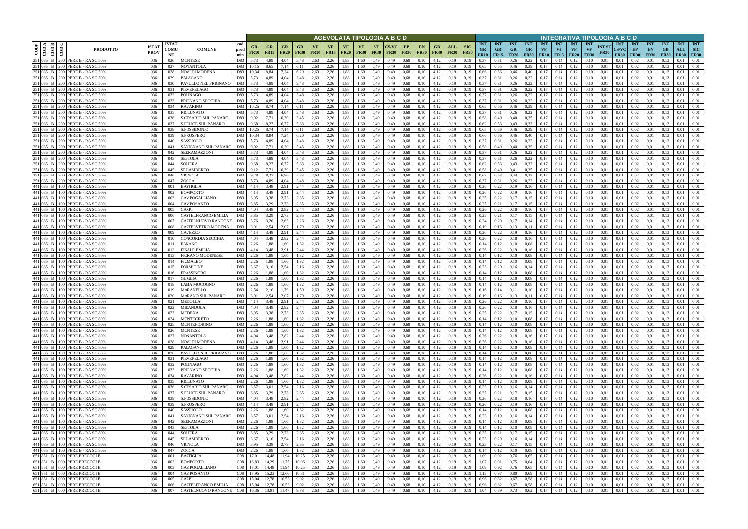| CODP | CODA | CODB | CODC | PRODOTTO | ISTAT PROV | ISTAT COMUNE | COMUNE | cod prod min | AGEVOLATA TIPOLOGIA A B C D GR FR10 | GR FR15 | GR FR20 | GR FR30 | VF FR10 | VF FR15 | VF FR20 | VF FR30 | ST FR30 | CS/VC FR30 | EP FR30 | EN FR30 | GB FR30 | ALL FR30 | SIC FR30 | INTEGRATIVA TIPOLOGIA A B C D INT GR FR10 | INT GR FR15 | INT GR FR20 | INT GR FR30 | INT VF FR10 | INT VF FR15 | INT VF FR20 | INT VF FR30 | INT ST FR30 | INT CS/VC FR30 | INT EP FR30 | INT EN FR30 | INT GB FR30 | INT ALL FR30 | INT SIC FR30 |
|---|---|---|---|---|---|---|---|---|---|---|---|---|---|---|---|---|---|---|---|---|---|---|---|---|---|---|---|---|---|---|---|---|---|---|---|---|---|---|
| 251 | 085 | B | 200 | PERE B - RA SC.50% | 036 | 026 | MONTESE | D83 | 5,73 | 4,89 | 4,04 | 3,48 | 2,63 | 2,26 | 1,88 | 1,60 | 0,49 | 0,49 | 0,68 | 0,10 | 4,12 | 0,19 | 0,19 | 0,37 | 0,31 | 0,26 | 0,22 | 0,17 | 0,14 | 0,12 | 0,10 | 0,01 | 0,01 | 0,02 | 0,01 | 0,13 | 0,01 | 0,01 |
| 251 | 085 | B | 200 | PERE B - RA SC.50% | 036 | 027 | NONANTOLA | D83 | 10,15 | 8,65 | 7,14 | 6,11 | 2,63 | 2,26 | 1,88 | 1,60 | 0,49 | 0,49 | 0,68 | 0,10 | 4,12 | 0,19 | 0,19 | 0,65 | 0,55 | 0,46 | 0,39 | 0,17 | 0,14 | 0,12 | 0,10 | 0,01 | 0,01 | 0,02 | 0,01 | 0,13 | 0,01 | 0,01 |
| 251 | 085 | B | 200 | PERE B - RA SC.50% | 036 | 028 | NOVI DI MODENA | D83 | 10,34 | 8,84 | 7,24 | 6,20 | 2,63 | 2,26 | 1,88 | 1,60 | 0,49 | 0,49 | 0,68 | 0,10 | 4,12 | 0,19 | 0,19 | 0,66 | 0,56 | 0,46 | 0,40 | 0,17 | 0,14 | 0,12 | 0,10 | 0,01 | 0,01 | 0,02 | 0,01 | 0,13 | 0,01 | 0,01 |
| 251 | 085 | B | 200 | PERE B - RA SC.50% | 036 | 029 | PALAGANO | D83 | 5,73 | 4,89 | 4,04 | 3,48 | 2,63 | 2,26 | 1,88 | 1,60 | 0,49 | 0,49 | 0,68 | 0,10 | 4,12 | 0,19 | 0,19 | 0,37 | 0,31 | 0,26 | 0,22 | 0,17 | 0,14 | 0,12 | 0,10 | 0,01 | 0,01 | 0,02 | 0,01 | 0,13 | 0,01 | 0,01 |
| 251 | 085 | B | 200 | PERE B - RA SC.50% | 036 | 030 | PAVULLO NEL FRIGNANO | D83 | 5,73 | 4,89 | 4,04 | 3,48 | 2,63 | 2,26 | 1,88 | 1,60 | 0,49 | 0,49 | 0,68 | 0,10 | 4,12 | 0,19 | 0,19 | 0,37 | 0,31 | 0,26 | 0,22 | 0,17 | 0,14 | 0,12 | 0,10 | 0,01 | 0,01 | 0,02 | 0,01 | 0,13 | 0,01 | 0,01 |
| 251 | 085 | B | 200 | PERE B - RA SC.50% | 036 | 031 | PIEVEPELAGO | D83 | 5,73 | 4,89 | 4,04 | 3,48 | 2,63 | 2,26 | 1,88 | 1,60 | 0,49 | 0,49 | 0,68 | 0,10 | 4,12 | 0,19 | 0,19 | 0,37 | 0,31 | 0,26 | 0,22 | 0,17 | 0,14 | 0,12 | 0,10 | 0,01 | 0,01 | 0,02 | 0,01 | 0,13 | 0,01 | 0,01 |
| 251 | 085 | B | 200 | PERE B - RA SC.50% | 036 | 032 | POLINAGO | D83 | 5,73 | 4,89 | 4,04 | 3,48 | 2,63 | 2,26 | 1,88 | 1,60 | 0,49 | 0,49 | 0,68 | 0,10 | 4,12 | 0,19 | 0,19 | 0,37 | 0,31 | 0,26 | 0,22 | 0,17 | 0,14 | 0,12 | 0,10 | 0,01 | 0,01 | 0,02 | 0,01 | 0,13 | 0,01 | 0,01 |
| 251 | 085 | B | 200 | PERE B - RA SC.50% | 036 | 033 | PRIGNANO SECCHIA | D83 | 5,73 | 4,89 | 4,04 | 3,48 | 2,63 | 2,26 | 1,88 | 1,60 | 0,49 | 0,49 | 0,68 | 0,10 | 4,12 | 0,19 | 0,19 | 0,37 | 0,31 | 0,26 | 0,22 | 0,17 | 0,14 | 0,12 | 0,10 | 0,01 | 0,01 | 0,02 | 0,01 | 0,13 | 0,01 | 0,01 |
| 251 | 085 | B | 200 | PERE B - RA SC.50% | 036 | 034 | RAVARINO | D83 | 10,25 | 8,74 | 7,14 | 6,11 | 2,63 | 2,26 | 1,88 | 1,60 | 0,49 | 0,49 | 0,68 | 0,10 | 4,12 | 0,19 | 0,19 | 0,65 | 0,56 | 0,46 | 0,39 | 0,17 | 0,14 | 0,12 | 0,10 | 0,01 | 0,01 | 0,02 | 0,01 | 0,13 | 0,01 | 0,01 |
| 251 | 085 | B | 200 | PERE B - RA SC.50% | 036 | 035 | RIOLUNATO | D83 | 5,73 | 4,89 | 4,04 | 3,48 | 2,63 | 2,26 | 1,88 | 1,60 | 0,49 | 0,49 | 0,68 | 0,10 | 4,12 | 0,19 | 0,19 | 0,37 | 0,31 | 0,26 | 0,22 | 0,17 | 0,14 | 0,12 | 0,10 | 0,01 | 0,01 | 0,02 | 0,01 | 0,13 | 0,01 | 0,01 |
| 251 | 085 | B | 200 | PERE B - RA SC.50% | 036 | 036 | S.CESARIO SUL PANARO | D83 | 9,02 | 7,71 | 6,30 | 5,45 | 2,63 | 2,26 | 1,88 | 1,60 | 0,49 | 0,49 | 0,68 | 0,10 | 4,12 | 0,19 | 0,19 | 0,58 | 0,49 | 0,40 | 0,35 | 0,17 | 0,14 | 0,12 | 0,10 | 0,01 | 0,01 | 0,02 | 0,01 | 0,13 | 0,01 | 0,01 |
| 251 | 085 | B | 200 | PERE B - RA SC.50% | 036 | 037 | S.FELICE SUL PANARO | D83 | 9,68 | 8,27 | 6,77 | 5,83 | 2,63 | 2,26 | 1,88 | 1,60 | 0,49 | 0,49 | 0,68 | 0,10 | 4,12 | 0,19 | 0,19 | 0,62 | 0,53 | 0,43 | 0,37 | 0,17 | 0,14 | 0,12 | 0,10 | 0,01 | 0,01 | 0,02 | 0,01 | 0,13 | 0,01 | 0,01 |
| 251 | 085 | B | 200 | PERE B - RA SC.50% | 036 | 038 | S.POSSIDONIO | D83 | 10,25 | 8,74 | 7,14 | 6,11 | 2,63 | 2,26 | 1,88 | 1,60 | 0,49 | 0,49 | 0,68 | 0,10 | 4,12 | 0,19 | 0,19 | 0,65 | 0,56 | 0,46 | 0,39 | 0,17 | 0,14 | 0,12 | 0,10 | 0,01 | 0,01 | 0,02 | 0,01 | 0,13 | 0,01 | 0,01 |
| 251 | 085 | B | 200 | PERE B - RA SC.50% | 036 | 039 | S.PROSPERO | D83 | 10,34 | 8,84 | 7,24 | 6,20 | 2,63 | 2,26 | 1,88 | 1,60 | 0,49 | 0,49 | 0,68 | 0,10 | 4,12 | 0,19 | 0,19 | 0,66 | 0,56 | 0,46 | 0,40 | 0,17 | 0,14 | 0,12 | 0,10 | 0,01 | 0,01 | 0,02 | 0,01 | 0,13 | 0,01 | 0,01 |
| 251 | 085 | B | 200 | PERE B - RA SC.50% | 036 | 040 | SASSUOLO | D83 | 5,73 | 4,89 | 4,04 | 3,48 | 2,63 | 2,26 | 1,88 | 1,60 | 0,49 | 0,49 | 0,68 | 0,10 | 4,12 | 0,19 | 0,19 | 0,37 | 0,31 | 0,26 | 0,22 | 0,17 | 0,14 | 0,12 | 0,10 | 0,01 | 0,01 | 0,02 | 0,01 | 0,13 | 0,01 | 0,01 |
| 251 | 085 | B | 200 | PERE B - RA SC.50% | 036 | 041 | SAVIGNANO SUL PANARO | D83 | 9,02 | 7,71 | 6,30 | 5,45 | 2,63 | 2,26 | 1,88 | 1,60 | 0,49 | 0,49 | 0,68 | 0,10 | 4,12 | 0,19 | 0,19 | 0,58 | 0,49 | 0,40 | 0,35 | 0,17 | 0,14 | 0,12 | 0,10 | 0,01 | 0,01 | 0,02 | 0,01 | 0,13 | 0,01 | 0,01 |
| 251 | 085 | B | 200 | PERE B - RA SC.50% | 036 | 042 | SERRAMAZZONI | D83 | 5,73 | 4,89 | 4,04 | 3,48 | 2,63 | 2,26 | 1,88 | 1,60 | 0,49 | 0,49 | 0,68 | 0,10 | 4,12 | 0,19 | 0,19 | 0,37 | 0,31 | 0,26 | 0,22 | 0,17 | 0,14 | 0,12 | 0,10 | 0,01 | 0,01 | 0,02 | 0,01 | 0,13 | 0,01 | 0,01 |
| 251 | 085 | B | 200 | PERE B - RA SC.50% | 036 | 043 | SESTOLA | D83 | 5,73 | 4,89 | 4,04 | 3,48 | 2,63 | 2,26 | 1,88 | 1,60 | 0,49 | 0,49 | 0,68 | 0,10 | 4,12 | 0,19 | 0,19 | 0,37 | 0,31 | 0,26 | 0,22 | 0,17 | 0,14 | 0,12 | 0,10 | 0,01 | 0,01 | 0,02 | 0,01 | 0,13 | 0,01 | 0,01 |
| 251 | 085 | B | 200 | PERE B - RA SC.50% | 036 | 044 | SOLIERA | D83 | 9,68 | 8,27 | 6,77 | 5,83 | 2,63 | 2,26 | 1,88 | 1,60 | 0,49 | 0,49 | 0,68 | 0,10 | 4,12 | 0,19 | 0,19 | 0,62 | 0,53 | 0,43 | 0,37 | 0,17 | 0,14 | 0,12 | 0,10 | 0,01 | 0,01 | 0,02 | 0,01 | 0,13 | 0,01 | 0,01 |
| 251 | 085 | B | 200 | PERE B - RA SC.50% | 036 | 045 | SPILAMBERTO | D83 | 9,12 | 7,71 | 6,39 | 5,45 | 2,63 | 2,26 | 1,88 | 1,60 | 0,49 | 0,49 | 0,68 | 0,10 | 4,12 | 0,19 | 0,19 | 0,58 | 0,49 | 0,41 | 0,35 | 0,17 | 0,14 | 0,12 | 0,10 | 0,01 | 0,01 | 0,02 | 0,01 | 0,13 | 0,01 | 0,01 |
| 251 | 085 | B | 200 | PERE B - RA SC.50% | 036 | 046 | VIGNOLA | D83 | 9,78 | 8,27 | 6,86 | 5,83 | 2,63 | 2,26 | 1,88 | 1,60 | 0,49 | 0,49 | 0,68 | 0,10 | 4,12 | 0,19 | 0,19 | 0,62 | 0,53 | 0,44 | 0,37 | 0,17 | 0,14 | 0,12 | 0,10 | 0,01 | 0,01 | 0,02 | 0,01 | 0,13 | 0,01 | 0,01 |
| 251 | 085 | B | 200 | PERE B - RA SC.50% | 036 | 047 | ZOCCA | D83 | 5,73 | 4,89 | 4,04 | 3,48 | 2,63 | 2,26 | 1,88 | 1,60 | 0,49 | 0,49 | 0,68 | 0,10 | 4,12 | 0,19 | 0,19 | 0,37 | 0,31 | 0,26 | 0,22 | 0,17 | 0,14 | 0,12 | 0,10 | 0,01 | 0,01 | 0,02 | 0,01 | 0,13 | 0,01 | 0,01 |
| 441 | 085 | B | 100 | PERE B - RA SC.80% | 036 | 001 | BASTIGLIA | D83 | 4,14 | 3,48 | 2,91 | 2,44 | 2,63 | 2,26 | 1,88 | 1,60 | 0,49 | 0,49 | 0,68 | 0,10 | 4,12 | 0,19 | 0,19 | 0,26 | 0,22 | 0,19 | 0,16 | 0,17 | 0,14 | 0,12 | 0,10 | 0,01 | 0,01 | 0,02 | 0,01 | 0,13 | 0,01 | 0,01 |
| 441 | 085 | B | 100 | PERE B - RA SC.80% | 036 | 002 | BOMPORTO | D83 | 4,14 | 3,48 | 2,91 | 2,44 | 2,63 | 2,26 | 1,88 | 1,60 | 0,49 | 0,49 | 0,68 | 0,10 | 4,12 | 0,19 | 0,19 | 0,26 | 0,22 | 0,19 | 0,16 | 0,17 | 0,14 | 0,12 | 0,10 | 0,01 | 0,01 | 0,02 | 0,01 | 0,13 | 0,01 | 0,01 |
| 441 | 085 | B | 100 | PERE B - RA SC.80% | 036 | 003 | CAMPOGALLIANO | D83 | 3,95 | 3,38 | 2,73 | 2,35 | 2,63 | 2,26 | 1,88 | 1,60 | 0,49 | 0,49 | 0,68 | 0,10 | 4,12 | 0,19 | 0,19 | 0,25 | 0,22 | 0,17 | 0,15 | 0,17 | 0,14 | 0,12 | 0,10 | 0,01 | 0,01 | 0,02 | 0,01 | 0,13 | 0,01 | 0,01 |
| 441 | 085 | B | 100 | PERE B - RA SC.80% | 036 | 004 | CAMPOSANTO | D83 | 3,85 | 3,29 | 2,73 | 2,35 | 2,63 | 2,26 | 1,88 | 1,60 | 0,49 | 0,49 | 0,68 | 0,10 | 4,12 | 0,19 | 0,19 | 0,25 | 0,21 | 0,17 | 0,15 | 0,17 | 0,14 | 0,12 | 0,10 | 0,01 | 0,01 | 0,02 | 0,01 | 0,13 | 0,01 | 0,01 |
| 441 | 085 | B | 100 | PERE B - RA SC.80% | 036 | 005 | CARPI | D83 | 4,04 | 3,48 | 2,82 | 2,44 | 2,63 | 2,26 | 1,88 | 1,60 | 0,49 | 0,49 | 0,68 | 0,10 | 4,12 | 0,19 | 0,19 | 0,26 | 0,22 | 0,18 | 0,16 | 0,17 | 0,14 | 0,12 | 0,10 | 0,01 | 0,01 | 0,02 | 0,01 | 0,13 | 0,01 | 0,01 |
| 441 | 085 | B | 100 | PERE B - RA SC.80% | 036 | 006 | CASTELFRANCO EMILIA | D83 | 3,85 | 3,29 | 2,73 | 2,35 | 2,63 | 2,26 | 1,88 | 1,60 | 0,49 | 0,49 | 0,68 | 0,10 | 4,12 | 0,19 | 0,19 | 0,25 | 0,21 | 0,17 | 0,15 | 0,17 | 0,14 | 0,12 | 0,10 | 0,01 | 0,01 | 0,02 | 0,01 | 0,13 | 0,01 | 0,01 |
| 441 | 085 | B | 100 | PERE B - RA SC.80% | 036 | 007 | CASTELNUOVO RANGONE | D83 | 3,76 | 3,20 | 2,63 | 2,26 | 2,63 | 2,26 | 1,88 | 1,60 | 0,49 | 0,49 | 0,68 | 0,10 | 4,12 | 0,19 | 0,19 | 0,24 | 0,20 | 0,17 | 0,14 | 0,17 | 0,14 | 0,12 | 0,10 | 0,01 | 0,01 | 0,02 | 0,01 | 0,13 | 0,01 | 0,01 |
| 441 | 085 | B | 100 | PERE B - RA SC.80% | 036 | 008 | CASTELVETRO MODENA | D83 | 3,01 | 2,54 | 2,07 | 1,79 | 2,63 | 2,26 | 1,88 | 1,60 | 0,49 | 0,49 | 0,68 | 0,10 | 4,12 | 0,19 | 0,19 | 0,19 | 0,16 | 0,13 | 0,11 | 0,17 | 0,14 | 0,12 | 0,10 | 0,01 | 0,01 | 0,02 | 0,01 | 0,13 | 0,01 | 0,01 |
| 441 | 085 | B | 100 | PERE B - RA SC.80% | 036 | 009 | CAVEZZO | D83 | 4,14 | 3,48 | 2,91 | 2,44 | 2,63 | 2,26 | 1,88 | 1,60 | 0,49 | 0,49 | 0,68 | 0,10 | 4,12 | 0,19 | 0,19 | 0,26 | 0,22 | 0,19 | 0,16 | 0,17 | 0,14 | 0,12 | 0,10 | 0,01 | 0,01 | 0,02 | 0,01 | 0,13 | 0,01 | 0,01 |
| 441 | 085 | B | 100 | PERE B - RA SC.80% | 036 | 010 | CONCORDIA SECCHIA | D83 | 4,04 | 3,48 | 2,82 | 2,44 | 2,63 | 2,26 | 1,88 | 1,60 | 0,49 | 0,49 | 0,68 | 0,10 | 4,12 | 0,19 | 0,19 | 0,26 | 0,22 | 0,18 | 0,16 | 0,17 | 0,14 | 0,12 | 0,10 | 0,01 | 0,01 | 0,02 | 0,01 | 0,13 | 0,01 | 0,01 |
| 441 | 085 | B | 100 | PERE B - RA SC.80% | 036 | 011 | FANANO | D83 | 2,26 | 1,88 | 1,60 | 1,32 | 2,63 | 2,26 | 1,88 | 1,60 | 0,49 | 0,49 | 0,68 | 0,10 | 4,12 | 0,19 | 0,19 | 0,14 | 0,12 | 0,10 | 0,08 | 0,17 | 0,14 | 0,12 | 0,10 | 0,01 | 0,01 | 0,02 | 0,01 | 0,13 | 0,01 | 0,01 |
| 441 | 085 | B | 100 | PERE B - RA SC.80% | 036 | 012 | FINALE EMILIA | D83 | 4,14 | 3,48 | 2,91 | 2,44 | 2,63 | 2,26 | 1,88 | 1,60 | 0,49 | 0,49 | 0,68 | 0,10 | 4,12 | 0,19 | 0,19 | 0,26 | 0,22 | 0,19 | 0,16 | 0,17 | 0,14 | 0,12 | 0,10 | 0,01 | 0,01 | 0,02 | 0,01 | 0,13 | 0,01 | 0,01 |
| 441 | 085 | B | 100 | PERE B - RA SC.80% | 036 | 013 | FIORANO MODENESE | D83 | 2,26 | 1,88 | 1,60 | 1,32 | 2,63 | 2,26 | 1,88 | 1,60 | 0,49 | 0,49 | 0,68 | 0,10 | 4,12 | 0,19 | 0,19 | 0,14 | 0,12 | 0,10 | 0,08 | 0,17 | 0,14 | 0,12 | 0,10 | 0,01 | 0,01 | 0,02 | 0,01 | 0,13 | 0,01 | 0,01 |
| 441 | 085 | B | 100 | PERE B - RA SC.80% | 036 | 014 | FIUMALBO | D83 | 2,26 | 1,88 | 1,60 | 1,32 | 2,63 | 2,26 | 1,88 | 1,60 | 0,49 | 0,49 | 0,68 | 0,10 | 4,12 | 0,19 | 0,19 | 0,14 | 0,12 | 0,10 | 0,08 | 0,17 | 0,14 | 0,12 | 0,10 | 0,01 | 0,01 | 0,02 | 0,01 | 0,13 | 0,01 | 0,01 |
| 441 | 085 | B | 100 | PERE B - RA SC.80% | 036 | 015 | FORMIGINE | D83 | 3,67 | 3,10 | 2,54 | 2,16 | 2,63 | 2,26 | 1,88 | 1,60 | 0,49 | 0,49 | 0,68 | 0,10 | 4,12 | 0,19 | 0,19 | 0,23 | 0,20 | 0,16 | 0,14 | 0,17 | 0,14 | 0,12 | 0,10 | 0,01 | 0,01 | 0,02 | 0,01 | 0,13 | 0,01 | 0,01 |
| 441 | 085 | B | 100 | PERE B - RA SC.80% | 036 | 016 | FRASSINORO | D83 | 2,26 | 1,88 | 1,60 | 1,32 | 2,63 | 2,26 | 1,88 | 1,60 | 0,49 | 0,49 | 0,68 | 0,10 | 4,12 | 0,19 | 0,19 | 0,14 | 0,12 | 0,10 | 0,08 | 0,17 | 0,14 | 0,12 | 0,10 | 0,01 | 0,01 | 0,02 | 0,01 | 0,13 | 0,01 | 0,01 |
| 441 | 085 | B | 100 | PERE B - RA SC.80% | 036 | 017 | GUIGLIA | D83 | 2,26 | 1,88 | 1,60 | 1,32 | 2,63 | 2,26 | 1,88 | 1,60 | 0,49 | 0,49 | 0,68 | 0,10 | 4,12 | 0,19 | 0,19 | 0,14 | 0,12 | 0,10 | 0,08 | 0,17 | 0,14 | 0,12 | 0,10 | 0,01 | 0,01 | 0,02 | 0,01 | 0,13 | 0,01 | 0,01 |
| 441 | 085 | B | 100 | PERE B - RA SC.80% | 036 | 018 | LAMA MOCOGNO | D83 | 2,26 | 1,88 | 1,60 | 1,32 | 2,63 | 2,26 | 1,88 | 1,60 | 0,49 | 0,49 | 0,68 | 0,10 | 4,12 | 0,19 | 0,19 | 0,14 | 0,12 | 0,10 | 0,08 | 0,17 | 0,14 | 0,12 | 0,10 | 0,01 | 0,01 | 0,02 | 0,01 | 0,13 | 0,01 | 0,01 |
| 441 | 085 | B | 100 | PERE B - RA SC.80% | 036 | 019 | MARANELLO | D83 | 2,54 | 2,16 | 1,79 | 1,50 | 2,63 | 2,26 | 1,88 | 1,60 | 0,49 | 0,49 | 0,68 | 0,10 | 4,12 | 0,19 | 0,19 | 0,16 | 0,14 | 0,11 | 0,10 | 0,17 | 0,14 | 0,12 | 0,10 | 0,01 | 0,01 | 0,02 | 0,01 | 0,13 | 0,01 | 0,01 |
| 441 | 085 | B | 100 | PERE B - RA SC.80% | 036 | 020 | MARANO SUL PANARO | D83 | 3,01 | 2,54 | 2,07 | 1,79 | 2,63 | 2,26 | 1,88 | 1,60 | 0,49 | 0,49 | 0,68 | 0,10 | 4,12 | 0,19 | 0,19 | 0,19 | 0,16 | 0,13 | 0,11 | 0,17 | 0,14 | 0,12 | 0,10 | 0,01 | 0,01 | 0,02 | 0,01 | 0,13 | 0,01 | 0,01 |
| 441 | 085 | B | 100 | PERE B - RA SC.80% | 036 | 021 | MEDOLLA | D83 | 4,14 | 3,48 | 2,91 | 2,44 | 2,63 | 2,26 | 1,88 | 1,60 | 0,49 | 0,49 | 0,68 | 0,10 | 4,12 | 0,19 | 0,19 | 0,26 | 0,22 | 0,19 | 0,16 | 0,17 | 0,14 | 0,12 | 0,10 | 0,01 | 0,01 | 0,02 | 0,01 | 0,13 | 0,01 | 0,01 |
| 441 | 085 | B | 100 | PERE B - RA SC.80% | 036 | 022 | MIRANDOLA | D83 | 4,04 | 3,48 | 2,82 | 2,44 | 2,63 | 2,26 | 1,88 | 1,60 | 0,49 | 0,49 | 0,68 | 0,10 | 4,12 | 0,19 | 0,19 | 0,26 | 0,22 | 0,18 | 0,16 | 0,17 | 0,14 | 0,12 | 0,10 | 0,01 | 0,01 | 0,02 | 0,01 | 0,13 | 0,01 | 0,01 |
| 441 | 085 | B | 100 | PERE B - RA SC.80% | 036 | 023 | MODENA | D83 | 3,95 | 3,38 | 2,73 | 2,35 | 2,63 | 2,26 | 1,88 | 1,60 | 0,49 | 0,49 | 0,68 | 0,10 | 4,12 | 0,19 | 0,19 | 0,25 | 0,22 | 0,17 | 0,15 | 0,17 | 0,14 | 0,12 | 0,10 | 0,01 | 0,01 | 0,02 | 0,01 | 0,13 | 0,01 | 0,01 |
| 441 | 085 | B | 100 | PERE B - RA SC.80% | 036 | 024 | MONTECRETO | D83 | 2,26 | 1,88 | 1,60 | 1,32 | 2,63 | 2,26 | 1,88 | 1,60 | 0,49 | 0,49 | 0,68 | 0,10 | 4,12 | 0,19 | 0,19 | 0,14 | 0,12 | 0,10 | 0,08 | 0,17 | 0,14 | 0,12 | 0,10 | 0,01 | 0,01 | 0,02 | 0,01 | 0,13 | 0,01 | 0,01 |
| 441 | 085 | B | 100 | PERE B - RA SC.80% | 036 | 025 | MONTEFIORINO | D83 | 2,26 | 1,88 | 1,60 | 1,32 | 2,63 | 2,26 | 1,88 | 1,60 | 0,49 | 0,49 | 0,68 | 0,10 | 4,12 | 0,19 | 0,19 | 0,14 | 0,12 | 0,10 | 0,08 | 0,17 | 0,14 | 0,12 | 0,10 | 0,01 | 0,01 | 0,02 | 0,01 | 0,13 | 0,01 | 0,01 |
| 441 | 085 | B | 100 | PERE B - RA SC.80% | 036 | 026 | MONTESE | D83 | 2,26 | 1,88 | 1,60 | 1,32 | 2,63 | 2,26 | 1,88 | 1,60 | 0,49 | 0,49 | 0,68 | 0,10 | 4,12 | 0,19 | 0,19 | 0,14 | 0,12 | 0,10 | 0,08 | 0,17 | 0,14 | 0,12 | 0,10 | 0,01 | 0,01 | 0,02 | 0,01 | 0,13 | 0,01 | 0,01 |
| 441 | 085 | B | 100 | PERE B - RA SC.80% | 036 | 027 | NONANTOLA | D83 | 4,04 | 3,48 | 2,82 | 2,44 | 2,63 | 2,26 | 1,88 | 1,60 | 0,49 | 0,49 | 0,68 | 0,10 | 4,12 | 0,19 | 0,19 | 0,26 | 0,22 | 0,18 | 0,16 | 0,17 | 0,14 | 0,12 | 0,10 | 0,01 | 0,01 | 0,02 | 0,01 | 0,13 | 0,01 | 0,01 |
| 441 | 085 | B | 100 | PERE B - RA SC.80% | 036 | 028 | NOVI DI MODENA | D83 | 4,14 | 3,48 | 2,91 | 2,44 | 2,63 | 2,26 | 1,88 | 1,60 | 0,49 | 0,49 | 0,68 | 0,10 | 4,12 | 0,19 | 0,19 | 0,26 | 0,22 | 0,19 | 0,16 | 0,17 | 0,14 | 0,12 | 0,10 | 0,01 | 0,01 | 0,02 | 0,01 | 0,13 | 0,01 | 0,01 |
| 441 | 085 | B | 100 | PERE B - RA SC.80% | 036 | 029 | PALAGANO | D83 | 2,26 | 1,88 | 1,60 | 1,32 | 2,63 | 2,26 | 1,88 | 1,60 | 0,49 | 0,49 | 0,68 | 0,10 | 4,12 | 0,19 | 0,19 | 0,14 | 0,12 | 0,10 | 0,08 | 0,17 | 0,14 | 0,12 | 0,10 | 0,01 | 0,01 | 0,02 | 0,01 | 0,13 | 0,01 | 0,01 |
| 441 | 085 | B | 100 | PERE B - RA SC.80% | 036 | 030 | PAVULLO NEL FRIGNANO | D83 | 2,26 | 1,88 | 1,60 | 1,32 | 2,63 | 2,26 | 1,88 | 1,60 | 0,49 | 0,49 | 0,68 | 0,10 | 4,12 | 0,19 | 0,19 | 0,14 | 0,12 | 0,10 | 0,08 | 0,17 | 0,14 | 0,12 | 0,10 | 0,01 | 0,01 | 0,02 | 0,01 | 0,13 | 0,01 | 0,01 |
| 441 | 085 | B | 100 | PERE B - RA SC.80% | 036 | 031 | PIEVEPELAGO | D83 | 2,26 | 1,88 | 1,60 | 1,32 | 2,63 | 2,26 | 1,88 | 1,60 | 0,49 | 0,49 | 0,68 | 0,10 | 4,12 | 0,19 | 0,19 | 0,14 | 0,12 | 0,10 | 0,08 | 0,17 | 0,14 | 0,12 | 0,10 | 0,01 | 0,01 | 0,02 | 0,01 | 0,13 | 0,01 | 0,01 |
| 441 | 085 | B | 100 | PERE B - RA SC.80% | 036 | 032 | POLINAGO | D83 | 2,26 | 1,88 | 1,60 | 1,32 | 2,63 | 2,26 | 1,88 | 1,60 | 0,49 | 0,49 | 0,68 | 0,10 | 4,12 | 0,19 | 0,19 | 0,14 | 0,12 | 0,10 | 0,08 | 0,17 | 0,14 | 0,12 | 0,10 | 0,01 | 0,01 | 0,02 | 0,01 | 0,13 | 0,01 | 0,01 |
| 441 | 085 | B | 100 | PERE B - RA SC.80% | 036 | 033 | PRIGNANO SECCHIA | D83 | 2,26 | 1,88 | 1,60 | 1,32 | 2,63 | 2,26 | 1,88 | 1,60 | 0,49 | 0,49 | 0,68 | 0,10 | 4,12 | 0,19 | 0,19 | 0,14 | 0,12 | 0,10 | 0,08 | 0,17 | 0,14 | 0,12 | 0,10 | 0,01 | 0,01 | 0,02 | 0,01 | 0,13 | 0,01 | 0,01 |
| 441 | 085 | B | 100 | PERE B - RA SC.80% | 036 | 034 | RAVARINO | D83 | 4,04 | 3,48 | 2,82 | 2,44 | 2,63 | 2,26 | 1,88 | 1,60 | 0,49 | 0,49 | 0,68 | 0,10 | 4,12 | 0,19 | 0,19 | 0,26 | 0,22 | 0,18 | 0,16 | 0,17 | 0,14 | 0,12 | 0,10 | 0,01 | 0,01 | 0,02 | 0,01 | 0,13 | 0,01 | 0,01 |
| 441 | 085 | B | 100 | PERE B - RA SC.80% | 036 | 035 | RIOLUNATO | D83 | 2,26 | 1,88 | 1,60 | 1,32 | 2,63 | 2,26 | 1,88 | 1,60 | 0,49 | 0,49 | 0,68 | 0,10 | 4,12 | 0,19 | 0,19 | 0,14 | 0,12 | 0,10 | 0,08 | 0,17 | 0,14 | 0,12 | 0,10 | 0,01 | 0,01 | 0,02 | 0,01 | 0,13 | 0,01 | 0,01 |
| 441 | 085 | B | 100 | PERE B - RA SC.80% | 036 | 036 | S.CESARIO SUL PANARO | D83 | 3,57 | 3,01 | 2,54 | 2,16 | 2,63 | 2,26 | 1,88 | 1,60 | 0,49 | 0,49 | 0,68 | 0,10 | 4,12 | 0,19 | 0,19 | 0,23 | 0,19 | 0,16 | 0,14 | 0,17 | 0,14 | 0,12 | 0,10 | 0,01 | 0,01 | 0,02 | 0,01 | 0,13 | 0,01 | 0,01 |
| 441 | 085 | B | 100 | PERE B - RA SC.80% | 036 | 037 | S.FELICE SUL PANARO | D83 | 3,85 | 3,29 | 2,73 | 2,35 | 2,63 | 2,26 | 1,88 | 1,60 | 0,49 | 0,49 | 0,68 | 0,10 | 4,12 | 0,19 | 0,19 | 0,25 | 0,21 | 0,17 | 0,15 | 0,17 | 0,14 | 0,12 | 0,10 | 0,01 | 0,01 | 0,02 | 0,01 | 0,13 | 0,01 | 0,01 |
| 441 | 085 | B | 100 | PERE B - RA SC.80% | 036 | 038 | S.POSSIDONIO | D83 | 4,04 | 3,48 | 2,82 | 2,44 | 2,63 | 2,26 | 1,88 | 1,60 | 0,49 | 0,49 | 0,68 | 0,10 | 4,12 | 0,19 | 0,19 | 0,26 | 0,22 | 0,18 | 0,16 | 0,17 | 0,14 | 0,12 | 0,10 | 0,01 | 0,01 | 0,02 | 0,01 | 0,13 | 0,01 | 0,01 |
| 441 | 085 | B | 100 | PERE B - RA SC.80% | 036 | 039 | S.PROSPERO | D83 | 4,14 | 3,48 | 2,91 | 2,44 | 2,63 | 2,26 | 1,88 | 1,60 | 0,49 | 0,49 | 0,68 | 0,10 | 4,12 | 0,19 | 0,19 | 0,26 | 0,22 | 0,19 | 0,16 | 0,17 | 0,14 | 0,12 | 0,10 | 0,01 | 0,01 | 0,02 | 0,01 | 0,13 | 0,01 | 0,01 |
| 441 | 085 | B | 100 | PERE B - RA SC.80% | 036 | 040 | SASSUOLO | D83 | 2,26 | 1,88 | 1,60 | 1,32 | 2,63 | 2,26 | 1,88 | 1,60 | 0,49 | 0,49 | 0,68 | 0,10 | 4,12 | 0,19 | 0,19 | 0,14 | 0,12 | 0,10 | 0,08 | 0,17 | 0,14 | 0,12 | 0,10 | 0,01 | 0,01 | 0,02 | 0,01 | 0,13 | 0,01 | 0,01 |
| 441 | 085 | B | 100 | PERE B - RA SC.80% | 036 | 041 | SAVIGNANO SUL PANARO | D83 | 3,57 | 3,01 | 2,54 | 2,16 | 2,63 | 2,26 | 1,88 | 1,60 | 0,49 | 0,49 | 0,68 | 0,10 | 4,12 | 0,19 | 0,19 | 0,23 | 0,19 | 0,16 | 0,14 | 0,17 | 0,14 | 0,12 | 0,10 | 0,01 | 0,01 | 0,02 | 0,01 | 0,13 | 0,01 | 0,01 |
| 441 | 085 | B | 100 | PERE B - RA SC.80% | 036 | 042 | SERRAMAZZONI | D83 | 2,26 | 1,88 | 1,60 | 1,32 | 2,63 | 2,26 | 1,88 | 1,60 | 0,49 | 0,49 | 0,68 | 0,10 | 4,12 | 0,19 | 0,19 | 0,14 | 0,12 | 0,10 | 0,08 | 0,17 | 0,14 | 0,12 | 0,10 | 0,01 | 0,01 | 0,02 | 0,01 | 0,13 | 0,01 | 0,01 |
| 441 | 085 | B | 100 | PERE B - RA SC.80% | 036 | 043 | SESTOLA | D83 | 2,26 | 1,88 | 1,60 | 1,32 | 2,63 | 2,26 | 1,88 | 1,60 | 0,49 | 0,49 | 0,68 | 0,10 | 4,12 | 0,19 | 0,19 | 0,14 | 0,12 | 0,10 | 0,08 | 0,17 | 0,14 | 0,12 | 0,10 | 0,01 | 0,01 | 0,02 | 0,01 | 0,13 | 0,01 | 0,01 |
| 441 | 085 | B | 100 | PERE B - RA SC.80% | 036 | 044 | SOLIERA | D83 | 3,85 | 3,29 | 2,73 | 2,35 | 2,63 | 2,26 | 1,88 | 1,60 | 0,49 | 0,49 | 0,68 | 0,10 | 4,12 | 0,19 | 0,19 | 0,25 | 0,21 | 0,17 | 0,15 | 0,17 | 0,14 | 0,12 | 0,10 | 0,01 | 0,01 | 0,02 | 0,01 | 0,13 | 0,01 | 0,01 |
| 441 | 085 | B | 100 | PERE B - RA SC.80% | 036 | 045 | SPILAMBERTO | D83 | 3,67 | 3,10 | 2,54 | 2,16 | 2,63 | 2,26 | 1,88 | 1,60 | 0,49 | 0,49 | 0,68 | 0,10 | 4,12 | 0,19 | 0,19 | 0,23 | 0,20 | 0,16 | 0,14 | 0,17 | 0,14 | 0,12 | 0,10 | 0,01 | 0,01 | 0,02 | 0,01 | 0,13 | 0,01 | 0,01 |
| 441 | 085 | B | 100 | PERE B - RA SC.80% | 036 | 046 | VIGNOLA | D83 | 3,95 | 3,38 | 2,73 | 2,35 | 2,63 | 2,26 | 1,88 | 1,60 | 0,49 | 0,49 | 0,68 | 0,10 | 4,12 | 0,19 | 0,19 | 0,25 | 0,22 | 0,17 | 0,15 | 0,17 | 0,14 | 0,12 | 0,10 | 0,01 | 0,01 | 0,02 | 0,01 | 0,13 | 0,01 | 0,01 |
| 441 | 085 | B | 100 | PERE B - RA SC.80% | 036 | 047 | ZOCCA | D83 | 2,26 | 1,88 | 1,60 | 1,32 | 2,63 | 2,26 | 1,88 | 1,60 | 0,49 | 0,49 | 0,68 | 0,10 | 4,12 | 0,19 | 0,19 | 0,14 | 0,12 | 0,10 | 0,08 | 0,17 | 0,14 | 0,12 | 0,10 | 0,01 | 0,01 | 0,02 | 0,01 | 0,13 | 0,01 | 0,01 |
| 651 | 851 | B | 000 | PERE PRECOCI B | 036 | 001 | BASTIGLIA | C08 | 17,01 | 14,48 | 11,94 | 10,25 | 2,63 | 2,26 | 1,88 | 1,60 | 0,49 | 0,49 | 0,68 | 0,10 | 4,12 | 0,19 | 0,19 | 1,09 | 0,92 | 0,76 | 0,65 | 0,17 | 0,14 | 0,12 | 0,10 | 0,01 | 0,01 | 0,02 | 0,01 | 0,13 | 0,01 | 0,01 |
| 651 | 851 | B | 000 | PERE PRECOCI B | 036 | 002 | BOMPORTO | C08 | 16,83 | 14,29 | 11,75 | 10,06 | 2,63 | 2,26 | 1,88 | 1,60 | 0,49 | 0,49 | 0,68 | 0,10 | 4,12 | 0,19 | 0,19 | 1,07 | 0,91 | 0,75 | 0,64 | 0,17 | 0,14 | 0,12 | 0,10 | 0,01 | 0,01 | 0,02 | 0,01 | 0,13 | 0,01 | 0,01 |
| 651 | 851 | B | 000 | PERE PRECOCI B | 036 | 003 | CAMPOGALLIANO | C08 | 17,01 | 14,48 | 11,94 | 10,25 | 2,63 | 2,26 | 1,88 | 1,60 | 0,49 | 0,49 | 0,68 | 0,10 | 4,12 | 0,19 | 0,19 | 1,09 | 0,92 | 0,76 | 0,65 | 0,17 | 0,14 | 0,12 | 0,10 | 0,01 | 0,01 | 0,02 | 0,01 | 0,13 | 0,01 | 0,01 |
| 651 | 851 | B | 000 | PERE PRECOCI B | 036 | 004 | CAMPOSANTO | C08 | 17,95 | 15,23 | 12,60 | 10,81 | 2,63 | 2,26 | 1,88 | 1,60 | 0,49 | 0,49 | 0,68 | 0,10 | 4,12 | 0,19 | 0,19 | 1,15 | 0,97 | 0,80 | 0,69 | 0,17 | 0,14 | 0,12 | 0,10 | 0,01 | 0,01 | 0,02 | 0,01 | 0,13 | 0,01 | 0,01 |
| 651 | 851 | B | 000 | PERE PRECOCI B | 036 | 005 | CARPI | C08 | 15,04 | 12,78 | 10,53 | 9,02 | 2,63 | 2,26 | 1,88 | 1,60 | 0,49 | 0,49 | 0,68 | 0,10 | 4,12 | 0,19 | 0,19 | 0,96 | 0,82 | 0,67 | 0,58 | 0,17 | 0,14 | 0,12 | 0,10 | 0,01 | 0,01 | 0,02 | 0,01 | 0,13 | 0,01 | 0,01 |
| 651 | 851 | B | 000 | PERE PRECOCI B | 036 | 006 | CASTELFRANCO EMILIA | C08 | 15,04 | 12,78 | 10,53 | 9,02 | 2,63 | 2,26 | 1,88 | 1,60 | 0,49 | 0,49 | 0,68 | 0,10 | 4,12 | 0,19 | 0,19 | 0,96 | 0,82 | 0,67 | 0,58 | 0,17 | 0,14 | 0,12 | 0,10 | 0,01 | 0,01 | 0,02 | 0,01 | 0,13 | 0,01 | 0,01 |
| 651 | 851 | B | 000 | PERE PRECOCI B | 036 | 007 | CASTELNUOVO RANGONE | C08 | 16,36 | 13,91 | 11,47 | 9,78 | 2,63 | 2,26 | 1,88 | 1,60 | 0,49 | 0,49 | 0,68 | 0,10 | 4,12 | 0,19 | 0,19 | 1,04 | 0,89 | 0,73 | 0,62 | 0,17 | 0,14 | 0,12 | 0,10 | 0,01 | 0,01 | 0,02 | 0,01 | 0,13 | 0,01 | 0,01 |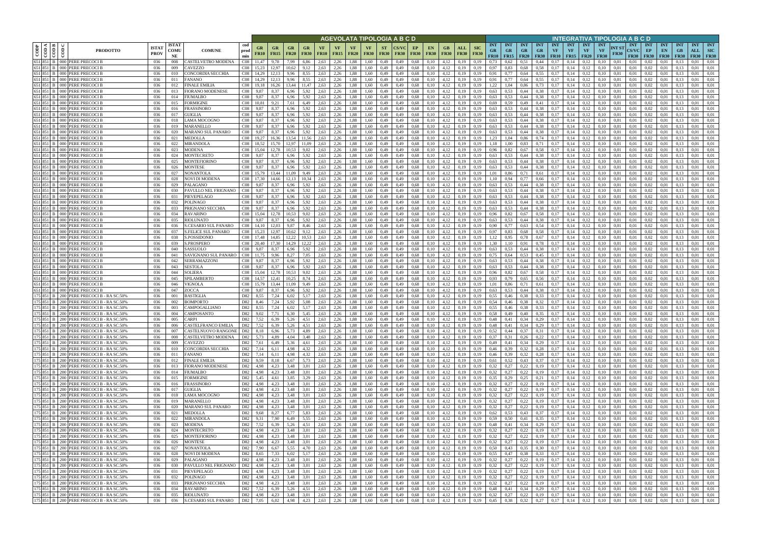| CODP | COD A | COD B | COD C | PRODOTTO | ISTAT PROV | ISTAT COMUNE | COMUNE | cod prod min | AGEVOLATA TIPOLOGIA A B C D | | | | | | | | | | | | | | | | INTEGRATIVA TIPOLOGIA A B C D | | | | | | | | | | | | | | | |
|---|---|---|---|---|---|---|---|---|---|---|---|---|---|---|---|---|---|---|---|---|---|---|---|---|---|---|---|---|---|---|---|---|---|---|---|---|---|---|---|---|
| | | | | | | | | | GR FR10 | GR FR15 | GR FR20 | GR FR30 | VF FR10 | VF FR15 | VF FR20 | VF FR30 | ST FR30 | CS/VC FR30 | EP FR30 | EN FR30 | GB FR30 | ALL FR30 | SIC FR30 | INT GR FR10 | INT GR FR15 | INT GR FR20 | INT GR FR30 | INT VF FR10 | INT VF FR15 | INT VF FR20 | INT VF FR30 | INT ST FR30 | INT CS/VC FR30 | INT EP FR30 | INT EN FR30 | INT GB FR30 | INT ALL FR30 | INT SIC FR30 |
| 651 | 851 | B | 000 | PERE PRECOCI B | 036 | 008 | CASTELVETRO MODENA | C08 | 11,47 | 9,78 | 7,99 | 6,86 | 2,63 | 2,26 | 1,88 | 1,60 | 0,49 | 0,49 | 0,68 | 0,10 | 4,12 | 0,19 | 0,19 | 0,73 | 0,62 | 0,51 | 0,44 | 0,17 | 0,14 | 0,12 | 0,10 | 0,01 | 0,01 | 0,02 | 0,01 | 0,13 | 0,01 | 0,01 |
| 651 | 851 | B | 000 | PERE PRECOCI B | 036 | 009 | CAVEZZO | C08 | 15,23 | 12,97 | 10,62 | 9,12 | 2,63 | 2,26 | 1,88 | 1,60 | 0,49 | 0,49 | 0,68 | 0,10 | 4,12 | 0,19 | 0,19 | 0,97 | 0,83 | 0,68 | 0,58 | 0,17 | 0,14 | 0,12 | 0,10 | 0,01 | 0,01 | 0,02 | 0,01 | 0,13 | 0,01 | 0,01 |
| 651 | 851 | B | 000 | PERE PRECOCI B | 036 | 010 | CONCORDIA SECCHIA | C08 | 14,29 | 12,13 | 9,96 | 8,55 | 2,63 | 2,26 | 1,88 | 1,60 | 0,49 | 0,49 | 0,68 | 0,10 | 4,12 | 0,19 | 0,19 | 0,91 | 0,77 | 0,64 | 0,55 | 0,17 | 0,14 | 0,12 | 0,10 | 0,01 | 0,01 | 0,02 | 0,01 | 0,13 | 0,01 | 0,01 |
| 651 | 851 | B | 000 | PERE PRECOCI B | 036 | 011 | FANANO | C08 | 14,29 | 12,13 | 9,96 | 8,55 | 2,63 | 2,26 | 1,88 | 1,60 | 0,49 | 0,49 | 0,68 | 0,10 | 4,12 | 0,19 | 0,19 | 0,91 | 0,77 | 0,64 | 0,55 | 0,17 | 0,14 | 0,12 | 0,10 | 0,01 | 0,01 | 0,02 | 0,01 | 0,13 | 0,01 | 0,01 |
| 651 | 851 | B | 000 | PERE PRECOCI B | 036 | 012 | FINALE EMILIA | C08 | 19,18 | 16,26 | 13,44 | 11,47 | 2,63 | 2,26 | 1,88 | 1,60 | 0,49 | 0,49 | 0,68 | 0,10 | 4,12 | 0,19 | 0,19 | 1,22 | 1,04 | 0,86 | 0,73 | 0,17 | 0,14 | 0,12 | 0,10 | 0,01 | 0,01 | 0,02 | 0,01 | 0,13 | 0,01 | 0,01 |
| 651 | 851 | B | 000 | PERE PRECOCI B | 036 | 013 | FIORANO MODENESE | C08 | 9,87 | 8,37 | 6,96 | 5,92 | 2,63 | 2,26 | 1,88 | 1,60 | 0,49 | 0,49 | 0,68 | 0,10 | 4,12 | 0,19 | 0,19 | 0,63 | 0,53 | 0,44 | 0,38 | 0,17 | 0,14 | 0,12 | 0,10 | 0,01 | 0,01 | 0,02 | 0,01 | 0,13 | 0,01 | 0,01 |
| 651 | 851 | B | 000 | PERE PRECOCI B | 036 | 014 | FIUMALBO | C08 | 9,87 | 8,37 | 6,96 | 5,92 | 2,63 | 2,26 | 1,88 | 1,60 | 0,49 | 0,49 | 0,68 | 0,10 | 4,12 | 0,19 | 0,19 | 0,63 | 0,53 | 0,44 | 0,38 | 0,17 | 0,14 | 0,12 | 0,10 | 0,01 | 0,01 | 0,02 | 0,01 | 0,13 | 0,01 | 0,01 |
| 651 | 851 | B | 000 | PERE PRECOCI B | 036 | 015 | FORMIGINE | C08 | 10,81 | 9,21 | 7,61 | 6,49 | 2,63 | 2,26 | 1,88 | 1,60 | 0,49 | 0,49 | 0,68 | 0,10 | 4,12 | 0,19 | 0,19 | 0,69 | 0,59 | 0,49 | 0,41 | 0,17 | 0,14 | 0,12 | 0,10 | 0,01 | 0,01 | 0,02 | 0,01 | 0,13 | 0,01 | 0,01 |
| 651 | 851 | B | 000 | PERE PRECOCI B | 036 | 016 | FRASSINORO | C08 | 9,87 | 8,37 | 6,96 | 5,92 | 2,63 | 2,26 | 1,88 | 1,60 | 0,49 | 0,49 | 0,68 | 0,10 | 4,12 | 0,19 | 0,19 | 0,63 | 0,53 | 0,44 | 0,38 | 0,17 | 0,14 | 0,12 | 0,10 | 0,01 | 0,01 | 0,02 | 0,01 | 0,13 | 0,01 | 0,01 |
| 651 | 851 | B | 000 | PERE PRECOCI B | 036 | 017 | GUIGLIA | C08 | 9,87 | 8,37 | 6,96 | 5,92 | 2,63 | 2,26 | 1,88 | 1,60 | 0,49 | 0,49 | 0,68 | 0,10 | 4,12 | 0,19 | 0,19 | 0,63 | 0,53 | 0,44 | 0,38 | 0,17 | 0,14 | 0,12 | 0,10 | 0,01 | 0,01 | 0,02 | 0,01 | 0,13 | 0,01 | 0,01 |
| 651 | 851 | B | 000 | PERE PRECOCI B | 036 | 018 | LAMA MOCOGNO | C08 | 9,87 | 8,37 | 6,96 | 5,92 | 2,63 | 2,26 | 1,88 | 1,60 | 0,49 | 0,49 | 0,68 | 0,10 | 4,12 | 0,19 | 0,19 | 0,63 | 0,53 | 0,44 | 0,38 | 0,17 | 0,14 | 0,12 | 0,10 | 0,01 | 0,01 | 0,02 | 0,01 | 0,13 | 0,01 | 0,01 |
| 651 | 851 | B | 000 | PERE PRECOCI B | 036 | 019 | MARANELLO | C08 | 9,87 | 8,37 | 6,96 | 5,92 | 2,63 | 2,26 | 1,88 | 1,60 | 0,49 | 0,49 | 0,68 | 0,10 | 4,12 | 0,19 | 0,19 | 0,63 | 0,53 | 0,44 | 0,38 | 0,17 | 0,14 | 0,12 | 0,10 | 0,01 | 0,01 | 0,02 | 0,01 | 0,13 | 0,01 | 0,01 |
| 651 | 851 | B | 000 | PERE PRECOCI B | 036 | 020 | MARANO SUL PANARO | C08 | 9,87 | 8,37 | 6,96 | 5,92 | 2,63 | 2,26 | 1,88 | 1,60 | 0,49 | 0,49 | 0,68 | 0,10 | 4,12 | 0,19 | 0,19 | 0,63 | 0,53 | 0,44 | 0,38 | 0,17 | 0,14 | 0,12 | 0,10 | 0,01 | 0,01 | 0,02 | 0,01 | 0,13 | 0,01 | 0,01 |
| 651 | 851 | B | 000 | PERE PRECOCI B | 036 | 021 | MEDOLLA | C08 | 19,27 | 16,36 | 13,54 | 11,56 | 2,63 | 2,26 | 1,88 | 1,60 | 0,49 | 0,49 | 0,68 | 0,10 | 4,12 | 0,19 | 0,19 | 1,23 | 1,04 | 0,86 | 0,74 | 0,17 | 0,14 | 0,12 | 0,10 | 0,01 | 0,01 | 0,02 | 0,01 | 0,13 | 0,01 | 0,01 |
| 651 | 851 | B | 000 | PERE PRECOCI B | 036 | 022 | MIRANDOLA | C08 | 18,52 | 15,70 | 12,97 | 11,09 | 2,63 | 2,26 | 1,88 | 1,60 | 0,49 | 0,49 | 0,68 | 0,10 | 4,12 | 0,19 | 0,19 | 1,18 | 1,00 | 0,83 | 0,71 | 0,17 | 0,14 | 0,12 | 0,10 | 0,01 | 0,01 | 0,02 | 0,01 | 0,13 | 0,01 | 0,01 |
| 651 | 851 | B | 000 | PERE PRECOCI B | 036 | 023 | MODENA | C08 | 15,04 | 12,78 | 10,53 | 9,02 | 2,63 | 2,26 | 1,88 | 1,60 | 0,49 | 0,49 | 0,68 | 0,10 | 4,12 | 0,19 | 0,19 | 0,96 | 0,82 | 0,67 | 0,58 | 0,17 | 0,14 | 0,12 | 0,10 | 0,01 | 0,01 | 0,02 | 0,01 | 0,13 | 0,01 | 0,01 |
| 651 | 851 | B | 000 | PERE PRECOCI B | 036 | 024 | MONTECRETO | C08 | 9,87 | 8,37 | 6,96 | 5,92 | 2,63 | 2,26 | 1,88 | 1,60 | 0,49 | 0,49 | 0,68 | 0,10 | 4,12 | 0,19 | 0,19 | 0,63 | 0,53 | 0,44 | 0,38 | 0,17 | 0,14 | 0,12 | 0,10 | 0,01 | 0,01 | 0,02 | 0,01 | 0,13 | 0,01 | 0,01 |
| 651 | 851 | B | 000 | PERE PRECOCI B | 036 | 025 | MONTEFIORINO | C08 | 9,87 | 8,37 | 6,96 | 5,92 | 2,63 | 2,26 | 1,88 | 1,60 | 0,49 | 0,49 | 0,68 | 0,10 | 4,12 | 0,19 | 0,19 | 0,63 | 0,53 | 0,44 | 0,38 | 0,17 | 0,14 | 0,12 | 0,10 | 0,01 | 0,01 | 0,02 | 0,01 | 0,13 | 0,01 | 0,01 |
| 651 | 851 | B | 000 | PERE PRECOCI B | 036 | 026 | MONTESE | C08 | 9,87 | 8,37 | 6,96 | 5,92 | 2,63 | 2,26 | 1,88 | 1,60 | 0,49 | 0,49 | 0,68 | 0,10 | 4,12 | 0,19 | 0,19 | 0,63 | 0,53 | 0,44 | 0,38 | 0,17 | 0,14 | 0,12 | 0,10 | 0,01 | 0,01 | 0,02 | 0,01 | 0,13 | 0,01 | 0,01 |
| 651 | 851 | B | 000 | PERE PRECOCI B | 036 | 027 | NONANTOLA | C08 | 15,79 | 13,44 | 11,09 | 9,49 | 2,63 | 2,26 | 1,88 | 1,60 | 0,49 | 0,49 | 0,68 | 0,10 | 4,12 | 0,19 | 0,19 | 1,01 | 0,86 | 0,71 | 0,61 | 0,17 | 0,14 | 0,12 | 0,10 | 0,01 | 0,01 | 0,02 | 0,01 | 0,13 | 0,01 | 0,01 |
| 651 | 851 | B | 000 | PERE PRECOCI B | 036 | 028 | NOVI DI MODENA | C08 | 17,30 | 14,66 | 12,13 | 10,34 | 2,63 | 2,26 | 1,88 | 1,60 | 0,49 | 0,49 | 0,68 | 0,10 | 4,12 | 0,19 | 0,19 | 1,10 | 0,94 | 0,77 | 0,66 | 0,17 | 0,14 | 0,12 | 0,10 | 0,01 | 0,01 | 0,02 | 0,01 | 0,13 | 0,01 | 0,01 |
| 651 | 851 | B | 000 | PERE PRECOCI B | 036 | 029 | PALAGANO | C08 | 9,87 | 8,37 | 6,96 | 5,92 | 2,63 | 2,26 | 1,88 | 1,60 | 0,49 | 0,49 | 0,68 | 0,10 | 4,12 | 0,19 | 0,19 | 0,63 | 0,53 | 0,44 | 0,38 | 0,17 | 0,14 | 0,12 | 0,10 | 0,01 | 0,01 | 0,02 | 0,01 | 0,13 | 0,01 | 0,01 |
| 651 | 851 | B | 000 | PERE PRECOCI B | 036 | 030 | PAVULLO NEL FRIGNANO | C08 | 9,87 | 8,37 | 6,96 | 5,92 | 2,63 | 2,26 | 1,88 | 1,60 | 0,49 | 0,49 | 0,68 | 0,10 | 4,12 | 0,19 | 0,19 | 0,63 | 0,53 | 0,44 | 0,38 | 0,17 | 0,14 | 0,12 | 0,10 | 0,01 | 0,01 | 0,02 | 0,01 | 0,13 | 0,01 | 0,01 |
| 651 | 851 | B | 000 | PERE PRECOCI B | 036 | 031 | PIEVEPELAGO | C08 | 9,87 | 8,37 | 6,96 | 5,92 | 2,63 | 2,26 | 1,88 | 1,60 | 0,49 | 0,49 | 0,68 | 0,10 | 4,12 | 0,19 | 0,19 | 0,63 | 0,53 | 0,44 | 0,38 | 0,17 | 0,14 | 0,12 | 0,10 | 0,01 | 0,01 | 0,02 | 0,01 | 0,13 | 0,01 | 0,01 |
| 651 | 851 | B | 000 | PERE PRECOCI B | 036 | 032 | POLINAGO | C08 | 9,87 | 8,37 | 6,96 | 5,92 | 2,63 | 2,26 | 1,88 | 1,60 | 0,49 | 0,49 | 0,68 | 0,10 | 4,12 | 0,19 | 0,19 | 0,63 | 0,53 | 0,44 | 0,38 | 0,17 | 0,14 | 0,12 | 0,10 | 0,01 | 0,01 | 0,02 | 0,01 | 0,13 | 0,01 | 0,01 |
| 651 | 851 | B | 000 | PERE PRECOCI B | 036 | 033 | PRIGNANO SECCHIA | C08 | 9,87 | 8,37 | 6,96 | 5,92 | 2,63 | 2,26 | 1,88 | 1,60 | 0,49 | 0,49 | 0,68 | 0,10 | 4,12 | 0,19 | 0,19 | 0,63 | 0,53 | 0,44 | 0,38 | 0,17 | 0,14 | 0,12 | 0,10 | 0,01 | 0,01 | 0,02 | 0,01 | 0,13 | 0,01 | 0,01 |
| 651 | 851 | B | 000 | PERE PRECOCI B | 036 | 034 | RAVARINO | C08 | 15,04 | 12,78 | 10,53 | 9,02 | 2,63 | 2,26 | 1,88 | 1,60 | 0,49 | 0,49 | 0,68 | 0,10 | 4,12 | 0,19 | 0,19 | 0,96 | 0,82 | 0,67 | 0,58 | 0,17 | 0,14 | 0,12 | 0,10 | 0,01 | 0,01 | 0,02 | 0,01 | 0,13 | 0,01 | 0,01 |
| 651 | 851 | B | 000 | PERE PRECOCI B | 036 | 035 | RIOLUNATO | C08 | 9,87 | 8,37 | 6,96 | 5,92 | 2,63 | 2,26 | 1,88 | 1,60 | 0,49 | 0,49 | 0,68 | 0,10 | 4,12 | 0,19 | 0,19 | 0,63 | 0,53 | 0,44 | 0,38 | 0,17 | 0,14 | 0,12 | 0,10 | 0,01 | 0,01 | 0,02 | 0,01 | 0,13 | 0,01 | 0,01 |
| 651 | 851 | B | 000 | PERE PRECOCI B | 036 | 036 | S.CESARIO SUL PANARO | C08 | 14,10 | 12,03 | 9,87 | 8,46 | 2,63 | 2,26 | 1,88 | 1,60 | 0,49 | 0,49 | 0,68 | 0,10 | 4,12 | 0,19 | 0,19 | 0,90 | 0,77 | 0,63 | 0,54 | 0,17 | 0,14 | 0,12 | 0,10 | 0,01 | 0,01 | 0,02 | 0,01 | 0,13 | 0,01 | 0,01 |
| 651 | 851 | B | 000 | PERE PRECOCI B | 036 | 037 | S.FELICE SUL PANARO | C08 | 15,23 | 12,97 | 10,62 | 9,12 | 2,63 | 2,26 | 1,88 | 1,60 | 0,49 | 0,49 | 0,68 | 0,10 | 4,12 | 0,19 | 0,19 | 0,97 | 0,83 | 0,68 | 0,58 | 0,17 | 0,14 | 0,12 | 0,10 | 0,01 | 0,01 | 0,02 | 0,01 | 0,13 | 0,01 | 0,01 |
| 651 | 851 | B | 000 | PERE PRECOCI B | 036 | 038 | S.POSSIDONIO | C08 | 17,48 | 14,85 | 12,22 | 10,53 | 2,63 | 2,26 | 1,88 | 1,60 | 0,49 | 0,49 | 0,68 | 0,10 | 4,12 | 0,19 | 0,19 | 1,12 | 0,95 | 0,78 | 0,67 | 0,17 | 0,14 | 0,12 | 0,10 | 0,01 | 0,01 | 0,02 | 0,01 | 0,13 | 0,01 | 0,01 |
| 651 | 851 | B | 000 | PERE PRECOCI B | 036 | 039 | S.PROSPERO | C08 | 20,40 | 17,30 | 14,29 | 12,22 | 2,63 | 2,26 | 1,88 | 1,60 | 0,49 | 0,49 | 0,68 | 0,10 | 4,12 | 0,19 | 0,19 | 1,30 | 1,10 | 0,91 | 0,78 | 0,17 | 0,14 | 0,12 | 0,10 | 0,01 | 0,01 | 0,02 | 0,01 | 0,13 | 0,01 | 0,01 |
| 651 | 851 | B | 000 | PERE PRECOCI B | 036 | 040 | SASSUOLO | C08 | 9,87 | 8,37 | 6,96 | 5,92 | 2,63 | 2,26 | 1,88 | 1,60 | 0,49 | 0,49 | 0,68 | 0,10 | 4,12 | 0,19 | 0,19 | 0,63 | 0,53 | 0,44 | 0,38 | 0,17 | 0,14 | 0,12 | 0,10 | 0,01 | 0,01 | 0,02 | 0,01 | 0,13 | 0,01 | 0,01 |
| 651 | 851 | B | 000 | PERE PRECOCI B | 036 | 041 | SAVIGNANO SUL PANARO | C08 | 11,75 | 9,96 | 8,27 | 7,05 | 2,63 | 2,26 | 1,88 | 1,60 | 0,49 | 0,49 | 0,68 | 0,10 | 4,12 | 0,19 | 0,19 | 0,75 | 0,64 | 0,53 | 0,45 | 0,17 | 0,14 | 0,12 | 0,10 | 0,01 | 0,01 | 0,02 | 0,01 | 0,13 | 0,01 | 0,01 |
| 651 | 851 | B | 000 | PERE PRECOCI B | 036 | 042 | SERRAMAZZONI | C08 | 9,87 | 8,37 | 6,96 | 5,92 | 2,63 | 2,26 | 1,88 | 1,60 | 0,49 | 0,49 | 0,68 | 0,10 | 4,12 | 0,19 | 0,19 | 0,63 | 0,53 | 0,44 | 0,38 | 0,17 | 0,14 | 0,12 | 0,10 | 0,01 | 0,01 | 0,02 | 0,01 | 0,13 | 0,01 | 0,01 |
| 651 | 851 | B | 000 | PERE PRECOCI B | 036 | 043 | SESTOLA | C08 | 9,87 | 8,37 | 6,96 | 5,92 | 2,63 | 2,26 | 1,88 | 1,60 | 0,49 | 0,49 | 0,68 | 0,10 | 4,12 | 0,19 | 0,19 | 0,63 | 0,53 | 0,44 | 0,38 | 0,17 | 0,14 | 0,12 | 0,10 | 0,01 | 0,01 | 0,02 | 0,01 | 0,13 | 0,01 | 0,01 |
| 651 | 851 | B | 000 | PERE PRECOCI B | 036 | 044 | SOLIERA | C08 | 15,04 | 12,78 | 10,53 | 9,02 | 2,63 | 2,26 | 1,88 | 1,60 | 0,49 | 0,49 | 0,68 | 0,10 | 4,12 | 0,19 | 0,19 | 0,96 | 0,82 | 0,67 | 0,58 | 0,17 | 0,14 | 0,12 | 0,10 | 0,01 | 0,01 | 0,02 | 0,01 | 0,13 | 0,01 | 0,01 |
| 651 | 851 | B | 000 | PERE PRECOCI B | 036 | 045 | SPILAMBERTO | C08 | 14,57 | 12,41 | 10,25 | 8,74 | 2,63 | 2,26 | 1,88 | 1,60 | 0,49 | 0,49 | 0,68 | 0,10 | 4,12 | 0,19 | 0,19 | 0,93 | 0,79 | 0,65 | 0,56 | 0,17 | 0,14 | 0,12 | 0,10 | 0,01 | 0,01 | 0,02 | 0,01 | 0,13 | 0,01 | 0,01 |
| 651 | 851 | B | 000 | PERE PRECOCI B | 036 | 046 | VIGNOLA | C08 | 15,79 | 13,44 | 11,09 | 9,49 | 2,63 | 2,26 | 1,88 | 1,60 | 0,49 | 0,49 | 0,68 | 0,10 | 4,12 | 0,19 | 0,19 | 1,01 | 0,86 | 0,71 | 0,61 | 0,17 | 0,14 | 0,12 | 0,10 | 0,01 | 0,01 | 0,02 | 0,01 | 0,13 | 0,01 | 0,01 |
| 651 | 851 | B | 000 | PERE PRECOCI B | 036 | 047 | ZOCCA | C08 | 9,87 | 8,37 | 6,96 | 5,92 | 2,63 | 2,26 | 1,88 | 1,60 | 0,49 | 0,49 | 0,68 | 0,10 | 4,12 | 0,19 | 0,19 | 0,63 | 0,53 | 0,44 | 0,38 | 0,17 | 0,14 | 0,12 | 0,10 | 0,01 | 0,01 | 0,02 | 0,01 | 0,13 | 0,01 | 0,01 |
| 175 | 851 | B | 200 | PERE PRECOCI B - RA SC.50% | 036 | 001 | BASTIGLIA | D82 | 8,55 | 7,24 | 6,02 | 5,17 | 2,63 | 2,26 | 1,88 | 1,60 | 0,49 | 0,49 | 0,68 | 0,10 | 4,12 | 0,19 | 0,19 | 0,55 | 0,46 | 0,38 | 0,33 | 0,17 | 0,14 | 0,12 | 0,10 | 0,01 | 0,01 | 0,02 | 0,01 | 0,13 | 0,01 | 0,01 |
| 175 | 851 | B | 200 | PERE PRECOCI B - RA SC.50% | 036 | 002 | BOMPORTO | D82 | 8,46 | 7,24 | 5,92 | 5,08 | 2,63 | 2,26 | 1,88 | 1,60 | 0,49 | 0,49 | 0,68 | 0,10 | 4,12 | 0,19 | 0,19 | 0,54 | 0,46 | 0,38 | 0,32 | 0,17 | 0,14 | 0,12 | 0,10 | 0,01 | 0,01 | 0,02 | 0,01 | 0,13 | 0,01 | 0,01 |
| 175 | 851 | B | 200 | PERE PRECOCI B - RA SC.50% | 036 | 003 | CAMPOGALLIANO | D82 | 8,55 | 7,24 | 6,02 | 5,17 | 2,63 | 2,26 | 1,88 | 1,60 | 0,49 | 0,49 | 0,68 | 0,10 | 4,12 | 0,19 | 0,19 | 0,55 | 0,46 | 0,38 | 0,33 | 0,17 | 0,14 | 0,12 | 0,10 | 0,01 | 0,01 | 0,02 | 0,01 | 0,13 | 0,01 | 0,01 |
| 175 | 851 | B | 200 | PERE PRECOCI B - RA SC.50% | 036 | 004 | CAMPOSANTO | D82 | 9,02 | 7,71 | 6,30 | 5,45 | 2,63 | 2,26 | 1,88 | 1,60 | 0,49 | 0,49 | 0,68 | 0,10 | 4,12 | 0,19 | 0,19 | 0,58 | 0,49 | 0,40 | 0,35 | 0,17 | 0,14 | 0,12 | 0,10 | 0,01 | 0,01 | 0,02 | 0,01 | 0,13 | 0,01 | 0,01 |
| 175 | 851 | B | 200 | PERE PRECOCI B - RA SC.50% | 036 | 005 | CARPI | D82 | 7,52 | 6,39 | 5,26 | 4,51 | 2,63 | 2,26 | 1,88 | 1,60 | 0,49 | 0,49 | 0,68 | 0,10 | 4,12 | 0,19 | 0,19 | 0,48 | 0,41 | 0,34 | 0,29 | 0,17 | 0,14 | 0,12 | 0,10 | 0,01 | 0,01 | 0,02 | 0,01 | 0,13 | 0,01 | 0,01 |
| 175 | 851 | B | 200 | PERE PRECOCI B - RA SC.50% | 036 | 006 | CASTELFRANCO EMILIA | D82 | 7,52 | 6,39 | 5,26 | 4,51 | 2,63 | 2,26 | 1,88 | 1,60 | 0,49 | 0,49 | 0,68 | 0,10 | 4,12 | 0,19 | 0,19 | 0,48 | 0,41 | 0,34 | 0,29 | 0,17 | 0,14 | 0,12 | 0,10 | 0,01 | 0,01 | 0,02 | 0,01 | 0,13 | 0,01 | 0,01 |
| 175 | 851 | B | 200 | PERE PRECOCI B - RA SC.50% | 036 | 007 | CASTELNUOVO RANGONE | D82 | 8,18 | 6,96 | 5,73 | 4,89 | 2,63 | 2,26 | 1,88 | 1,60 | 0,49 | 0,49 | 0,68 | 0,10 | 4,12 | 0,19 | 0,19 | 0,52 | 0,44 | 0,37 | 0,31 | 0,17 | 0,14 | 0,12 | 0,10 | 0,01 | 0,01 | 0,02 | 0,01 | 0,13 | 0,01 | 0,01 |
| 175 | 851 | B | 200 | PERE PRECOCI B - RA SC.50% | 036 | 008 | CASTELVETRO MODENA | D82 | 5,73 | 4,89 | 4,04 | 3,48 | 2,63 | 2,26 | 1,88 | 1,60 | 0,49 | 0,49 | 0,68 | 0,10 | 4,12 | 0,19 | 0,19 | 0,37 | 0,31 | 0,26 | 0,22 | 0,17 | 0,14 | 0,12 | 0,10 | 0,01 | 0,01 | 0,02 | 0,01 | 0,13 | 0,01 | 0,01 |
| 175 | 851 | B | 200 | PERE PRECOCI B - RA SC.50% | 036 | 009 | CAVEZZO | D82 | 7,61 | 6,49 | 5,36 | 4,61 | 2,63 | 2,26 | 1,88 | 1,60 | 0,49 | 0,49 | 0,68 | 0,10 | 4,12 | 0,19 | 0,19 | 0,49 | 0,41 | 0,34 | 0,29 | 0,17 | 0,14 | 0,12 | 0,10 | 0,01 | 0,01 | 0,02 | 0,01 | 0,13 | 0,01 | 0,01 |
| 175 | 851 | B | 200 | PERE PRECOCI B - RA SC.50% | 036 | 010 | CONCORDIA SECCHIA | D82 | 7,14 | 6,11 | 4,98 | 4,32 | 2,63 | 2,26 | 1,88 | 1,60 | 0,49 | 0,49 | 0,68 | 0,10 | 4,12 | 0,19 | 0,19 | 0,46 | 0,39 | 0,32 | 0,28 | 0,17 | 0,14 | 0,12 | 0,10 | 0,01 | 0,01 | 0,02 | 0,01 | 0,13 | 0,01 | 0,01 |
| 175 | 851 | B | 200 | PERE PRECOCI B - RA SC.50% | 036 | 011 | FANANO | D82 | 7,14 | 6,11 | 4,98 | 4,32 | 2,63 | 2,26 | 1,88 | 1,60 | 0,49 | 0,49 | 0,68 | 0,10 | 4,12 | 0,19 | 0,19 | 0,46 | 0,39 | 0,32 | 0,28 | 0,17 | 0,14 | 0,12 | 0,10 | 0,01 | 0,01 | 0,02 | 0,01 | 0,13 | 0,01 | 0,01 |
| 175 | 851 | B | 200 | PERE PRECOCI B - RA SC.50% | 036 | 012 | FINALE EMILIA | D82 | 9,59 | 8,18 | 6,67 | 5,73 | 2,63 | 2,26 | 1,88 | 1,60 | 0,49 | 0,49 | 0,68 | 0,10 | 4,12 | 0,19 | 0,19 | 0,61 | 0,52 | 0,43 | 0,37 | 0,17 | 0,14 | 0,12 | 0,10 | 0,01 | 0,01 | 0,02 | 0,01 | 0,13 | 0,01 | 0,01 |
| 175 | 851 | B | 200 | PERE PRECOCI B - RA SC.50% | 036 | 013 | FIORANO MODENESE | D82 | 4,98 | 4,23 | 3,48 | 3,01 | 2,63 | 2,26 | 1,88 | 1,60 | 0,49 | 0,49 | 0,68 | 0,10 | 4,12 | 0,19 | 0,19 | 0,32 | 0,27 | 0,22 | 0,19 | 0,17 | 0,14 | 0,12 | 0,10 | 0,01 | 0,01 | 0,02 | 0,01 | 0,13 | 0,01 | 0,01 |
| 175 | 851 | B | 200 | PERE PRECOCI B - RA SC.50% | 036 | 014 | FIUMALBO | D82 | 4,98 | 4,23 | 3,48 | 3,01 | 2,63 | 2,26 | 1,88 | 1,60 | 0,49 | 0,49 | 0,68 | 0,10 | 4,12 | 0,19 | 0,19 | 0,32 | 0,27 | 0,22 | 0,19 | 0,17 | 0,14 | 0,12 | 0,10 | 0,01 | 0,01 | 0,02 | 0,01 | 0,13 | 0,01 | 0,01 |
| 175 | 851 | B | 200 | PERE PRECOCI B - RA SC.50% | 036 | 015 | FORMIGINE | D82 | 5,45 | 4,61 | 3,85 | 3,29 | 2,63 | 2,26 | 1,88 | 1,60 | 0,49 | 0,49 | 0,68 | 0,10 | 4,12 | 0,19 | 0,19 | 0,35 | 0,29 | 0,25 | 0,21 | 0,17 | 0,14 | 0,12 | 0,10 | 0,01 | 0,01 | 0,02 | 0,01 | 0,13 | 0,01 | 0,01 |
| 175 | 851 | B | 200 | PERE PRECOCI B - RA SC.50% | 036 | 016 | FRASSINORO | D82 | 4,98 | 4,23 | 3,48 | 3,01 | 2,63 | 2,26 | 1,88 | 1,60 | 0,49 | 0,49 | 0,68 | 0,10 | 4,12 | 0,19 | 0,19 | 0,32 | 0,27 | 0,22 | 0,19 | 0,17 | 0,14 | 0,12 | 0,10 | 0,01 | 0,01 | 0,02 | 0,01 | 0,13 | 0,01 | 0,01 |
| 175 | 851 | B | 200 | PERE PRECOCI B - RA SC.50% | 036 | 017 | GUIGLIA | D82 | 4,98 | 4,23 | 3,48 | 3,01 | 2,63 | 2,26 | 1,88 | 1,60 | 0,49 | 0,49 | 0,68 | 0,10 | 4,12 | 0,19 | 0,19 | 0,32 | 0,27 | 0,22 | 0,19 | 0,17 | 0,14 | 0,12 | 0,10 | 0,01 | 0,01 | 0,02 | 0,01 | 0,13 | 0,01 | 0,01 |
| 175 | 851 | B | 200 | PERE PRECOCI B - RA SC.50% | 036 | 018 | LAMA MOCOGNO | D82 | 4,98 | 4,23 | 3,48 | 3,01 | 2,63 | 2,26 | 1,88 | 1,60 | 0,49 | 0,49 | 0,68 | 0,10 | 4,12 | 0,19 | 0,19 | 0,32 | 0,27 | 0,22 | 0,19 | 0,17 | 0,14 | 0,12 | 0,10 | 0,01 | 0,01 | 0,02 | 0,01 | 0,13 | 0,01 | 0,01 |
| 175 | 851 | B | 200 | PERE PRECOCI B - RA SC.50% | 036 | 019 | MARANELLO | D82 | 4,98 | 4,23 | 3,48 | 3,01 | 2,63 | 2,26 | 1,88 | 1,60 | 0,49 | 0,49 | 0,68 | 0,10 | 4,12 | 0,19 | 0,19 | 0,32 | 0,27 | 0,22 | 0,19 | 0,17 | 0,14 | 0,12 | 0,10 | 0,01 | 0,01 | 0,02 | 0,01 | 0,13 | 0,01 | 0,01 |
| 175 | 851 | B | 200 | PERE PRECOCI B - RA SC.50% | 036 | 020 | MARANO SUL PANARO | D82 | 4,98 | 4,23 | 3,48 | 3,01 | 2,63 | 2,26 | 1,88 | 1,60 | 0,49 | 0,49 | 0,68 | 0,10 | 4,12 | 0,19 | 0,19 | 0,32 | 0,27 | 0,22 | 0,19 | 0,17 | 0,14 | 0,12 | 0,10 | 0,01 | 0,01 | 0,02 | 0,01 | 0,13 | 0,01 | 0,01 |
| 175 | 851 | B | 200 | PERE PRECOCI B - RA SC.50% | 036 | 021 | MEDOLLA | D82 | 9,68 | 8,27 | 6,77 | 5,83 | 2,63 | 2,26 | 1,88 | 1,60 | 0,49 | 0,49 | 0,68 | 0,10 | 4,12 | 0,19 | 0,19 | 0,62 | 0,53 | 0,43 | 0,37 | 0,17 | 0,14 | 0,12 | 0,10 | 0,01 | 0,01 | 0,02 | 0,01 | 0,13 | 0,01 | 0,01 |
| 175 | 851 | B | 200 | PERE PRECOCI B - RA SC.50% | 036 | 022 | MIRANDOLA | D82 | 9,31 | 7,90 | 6,49 | 5,55 | 2,63 | 2,26 | 1,88 | 1,60 | 0,49 | 0,49 | 0,68 | 0,10 | 4,12 | 0,19 | 0,19 | 0,59 | 0,50 | 0,41 | 0,35 | 0,17 | 0,14 | 0,12 | 0,10 | 0,01 | 0,01 | 0,02 | 0,01 | 0,13 | 0,01 | 0,01 |
| 175 | 851 | B | 200 | PERE PRECOCI B - RA SC.50% | 036 | 023 | MODENA | D82 | 7,52 | 6,39 | 5,26 | 4,51 | 2,63 | 2,26 | 1,88 | 1,60 | 0,49 | 0,49 | 0,68 | 0,10 | 4,12 | 0,19 | 0,19 | 0,48 | 0,41 | 0,34 | 0,29 | 0,17 | 0,14 | 0,12 | 0,10 | 0,01 | 0,01 | 0,02 | 0,01 | 0,13 | 0,01 | 0,01 |
| 175 | 851 | B | 200 | PERE PRECOCI B - RA SC.50% | 036 | 024 | MONTECRETO | D82 | 4,98 | 4,23 | 3,48 | 3,01 | 2,63 | 2,26 | 1,88 | 1,60 | 0,49 | 0,49 | 0,68 | 0,10 | 4,12 | 0,19 | 0,19 | 0,32 | 0,27 | 0,22 | 0,19 | 0,17 | 0,14 | 0,12 | 0,10 | 0,01 | 0,01 | 0,02 | 0,01 | 0,13 | 0,01 | 0,01 |
| 175 | 851 | B | 200 | PERE PRECOCI B - RA SC.50% | 036 | 025 | MONTEFIORINO | D82 | 4,98 | 4,23 | 3,48 | 3,01 | 2,63 | 2,26 | 1,88 | 1,60 | 0,49 | 0,49 | 0,68 | 0,10 | 4,12 | 0,19 | 0,19 | 0,32 | 0,27 | 0,22 | 0,19 | 0,17 | 0,14 | 0,12 | 0,10 | 0,01 | 0,01 | 0,02 | 0,01 | 0,13 | 0,01 | 0,01 |
| 175 | 851 | B | 200 | PERE PRECOCI B - RA SC.50% | 036 | 026 | MONTESE | D82 | 4,98 | 4,23 | 3,48 | 3,01 | 2,63 | 2,26 | 1,88 | 1,60 | 0,49 | 0,49 | 0,68 | 0,10 | 4,12 | 0,19 | 0,19 | 0,32 | 0,27 | 0,22 | 0,19 | 0,17 | 0,14 | 0,12 | 0,10 | 0,01 | 0,01 | 0,02 | 0,01 | 0,13 | 0,01 | 0,01 |
| 175 | 851 | B | 200 | PERE PRECOCI B - RA SC.50% | 036 | 027 | NONANTOLA | D82 | 7,90 | 6,67 | 5,55 | 4,70 | 2,63 | 2,26 | 1,88 | 1,60 | 0,49 | 0,49 | 0,68 | 0,10 | 4,12 | 0,19 | 0,19 | 0,50 | 0,43 | 0,35 | 0,30 | 0,17 | 0,14 | 0,12 | 0,10 | 0,01 | 0,01 | 0,02 | 0,01 | 0,13 | 0,01 | 0,01 |
| 175 | 851 | B | 200 | PERE PRECOCI B - RA SC.50% | 036 | 028 | NOVI DI MODENA | D82 | 8,65 | 7,33 | 6,02 | 5,17 | 2,63 | 2,26 | 1,88 | 1,60 | 0,49 | 0,49 | 0,68 | 0,10 | 4,12 | 0,19 | 0,19 | 0,55 | 0,47 | 0,38 | 0,33 | 0,17 | 0,14 | 0,12 | 0,10 | 0,01 | 0,01 | 0,02 | 0,01 | 0,13 | 0,01 | 0,01 |
| 175 | 851 | B | 200 | PERE PRECOCI B - RA SC.50% | 036 | 029 | PALAGANO | D82 | 4,98 | 4,23 | 3,48 | 3,01 | 2,63 | 2,26 | 1,88 | 1,60 | 0,49 | 0,49 | 0,68 | 0,10 | 4,12 | 0,19 | 0,19 | 0,32 | 0,27 | 0,22 | 0,19 | 0,17 | 0,14 | 0,12 | 0,10 | 0,01 | 0,01 | 0,02 | 0,01 | 0,13 | 0,01 | 0,01 |
| 175 | 851 | B | 200 | PERE PRECOCI B - RA SC.50% | 036 | 030 | PAVULLO NEL FRIGNANO | D82 | 4,98 | 4,23 | 3,48 | 3,01 | 2,63 | 2,26 | 1,88 | 1,60 | 0,49 | 0,49 | 0,68 | 0,10 | 4,12 | 0,19 | 0,19 | 0,32 | 0,27 | 0,22 | 0,19 | 0,17 | 0,14 | 0,12 | 0,10 | 0,01 | 0,01 | 0,02 | 0,01 | 0,13 | 0,01 | 0,01 |
| 175 | 851 | B | 200 | PERE PRECOCI B - RA SC.50% | 036 | 031 | PIEVEPELAGO | D82 | 4,98 | 4,23 | 3,48 | 3,01 | 2,63 | 2,26 | 1,88 | 1,60 | 0,49 | 0,49 | 0,68 | 0,10 | 4,12 | 0,19 | 0,19 | 0,32 | 0,27 | 0,22 | 0,19 | 0,17 | 0,14 | 0,12 | 0,10 | 0,01 | 0,01 | 0,02 | 0,01 | 0,13 | 0,01 | 0,01 |
| 175 | 851 | B | 200 | PERE PRECOCI B - RA SC.50% | 036 | 032 | POLINAGO | D82 | 4,98 | 4,23 | 3,48 | 3,01 | 2,63 | 2,26 | 1,88 | 1,60 | 0,49 | 0,49 | 0,68 | 0,10 | 4,12 | 0,19 | 0,19 | 0,32 | 0,27 | 0,22 | 0,19 | 0,17 | 0,14 | 0,12 | 0,10 | 0,01 | 0,01 | 0,02 | 0,01 | 0,13 | 0,01 | 0,01 |
| 175 | 851 | B | 200 | PERE PRECOCI B - RA SC.50% | 036 | 033 | PRIGNANO SECCHIA | D82 | 4,98 | 4,23 | 3,48 | 3,01 | 2,63 | 2,26 | 1,88 | 1,60 | 0,49 | 0,49 | 0,68 | 0,10 | 4,12 | 0,19 | 0,19 | 0,32 | 0,27 | 0,22 | 0,19 | 0,17 | 0,14 | 0,12 | 0,10 | 0,01 | 0,01 | 0,02 | 0,01 | 0,13 | 0,01 | 0,01 |
| 175 | 851 | B | 200 | PERE PRECOCI B - RA SC.50% | 036 | 034 | RAVARINO | D82 | 7,52 | 6,39 | 5,26 | 4,51 | 2,63 | 2,26 | 1,88 | 1,60 | 0,49 | 0,49 | 0,68 | 0,10 | 4,12 | 0,19 | 0,19 | 0,48 | 0,41 | 0,34 | 0,29 | 0,17 | 0,14 | 0,12 | 0,10 | 0,01 | 0,01 | 0,02 | 0,01 | 0,13 | 0,01 | 0,01 |
| 175 | 851 | B | 200 | PERE PRECOCI B - RA SC.50% | 036 | 035 | RIOLUNATO | D82 | 4,98 | 4,23 | 3,48 | 3,01 | 2,63 | 2,26 | 1,88 | 1,60 | 0,49 | 0,49 | 0,68 | 0,10 | 4,12 | 0,19 | 0,19 | 0,32 | 0,27 | 0,22 | 0,19 | 0,17 | 0,14 | 0,12 | 0,10 | 0,01 | 0,01 | 0,02 | 0,01 | 0,13 | 0,01 | 0,01 |
| 175 | 851 | B | 200 | PERE PRECOCI B - RA SC.50% | 036 | 036 | S.CESARIO SUL PANARO | D82 | 7,05 | 6,02 | 4,98 | 4,23 | 2,63 | 2,26 | 1,88 | 1,60 | 0,49 | 0,49 | 0,68 | 0,10 | 4,12 | 0,19 | 0,19 | 0,45 | 0,38 | 0,32 | 0,27 | 0,17 | 0,14 | 0,12 | 0,10 | 0,01 | 0,01 | 0,02 | 0,01 | 0,13 | 0,01 | 0,01 |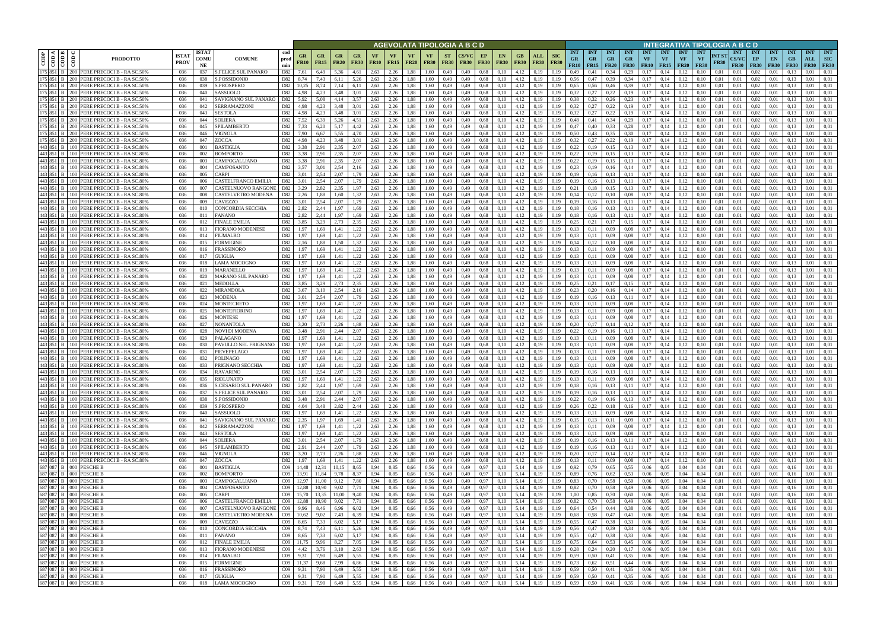| COD P | COD A | COD B | COD C | PRODOTTO | ISTAT PROV | ISTAT COMUNE | COMUNE | cod prod min | AGEVOLATA TIPOLOGIA A B C D | | | | | | | | | | | | | | | | INTEGRATIVA TIPOLOGIA A B C D | | | | | | | | | | | | | | | |
|---|---|---|---|---|---|---|---|---|---|---|---|---|---|---|---|---|---|---|---|---|---|---|---|---|---|---|---|---|---|---|---|---|---|---|---|---|---|---|---|---|
| | | | | | | | | | GR FR10 | GR FR15 | GR FR20 | GR FR30 | VF FR10 | VF FR15 | VF FR20 | VF FR30 | ST FR30 | CS/VC FR30 | EP FR30 | EN FR30 | GB FR30 | ALL FR30 | SIC FR30 | INT GR FR10 | INT GR FR15 | INT GR FR20 | INT GR FR30 | INT VF FR10 | INT VF FR15 | INT VF FR20 | INT VF FR30 | INT ST FR30 | INT CS/VC FR30 | INT EP FR30 | INT EN FR30 | INT GB FR30 | INT ALL FR30 | INT SIC FR30 |
| 175 | 851 | B | 200 | PERE PRECOCI B - RA SC.50% | 036 | 037 | S.FELICE SUL PANARO | D82 | 7,61 | 6,49 | 5,36 | 4,61 | 2,63 | 2,26 | 1,88 | 1,60 | 0,49 | 0,49 | 0,68 | 0,10 | 4,12 | 0,19 | 0,19 | 0,49 | 0,41 | 0,34 | 0,29 | 0,17 | 0,14 | 0,12 | 0,10 | 0,01 | 0,01 | 0,02 | 0,01 | 0,13 | 0,01 | 0,01 |
| 175 | 851 | B | 200 | PERE PRECOCI B - RA SC.50% | 036 | 038 | S.POSSIDONIO | D82 | 8,74 | 7,43 | 6,11 | 5,26 | 2,63 | 2,26 | 1,88 | 1,60 | 0,49 | 0,49 | 0,68 | 0,10 | 4,12 | 0,19 | 0,19 | 0,56 | 0,47 | 0,39 | 0,34 | 0,17 | 0,14 | 0,12 | 0,10 | 0,01 | 0,01 | 0,02 | 0,01 | 0,13 | 0,01 | 0,01 |
| 175 | 851 | B | 200 | PERE PRECOCI B - RA SC.50% | 036 | 039 | S.PROSPERO | D82 | 10,25 | 8,74 | 7,14 | 6,11 | 2,63 | 2,26 | 1,88 | 1,60 | 0,49 | 0,49 | 0,68 | 0,10 | 4,12 | 0,19 | 0,19 | 0,65 | 0,56 | 0,46 | 0,39 | 0,17 | 0,14 | 0,12 | 0,10 | 0,01 | 0,01 | 0,02 | 0,01 | 0,13 | 0,01 | 0,01 |
| 175 | 851 | B | 200 | PERE PRECOCI B - RA SC.50% | 036 | 040 | SASSUOLO | D82 | 4,98 | 4,23 | 3,48 | 3,01 | 2,63 | 2,26 | 1,88 | 1,60 | 0,49 | 0,49 | 0,68 | 0,10 | 4,12 | 0,19 | 0,19 | 0,32 | 0,27 | 0,22 | 0,19 | 0,17 | 0,14 | 0,12 | 0,10 | 0,01 | 0,01 | 0,02 | 0,01 | 0,13 | 0,01 | 0,01 |
| 175 | 851 | B | 200 | PERE PRECOCI B - RA SC.50% | 036 | 041 | SAVIGNANO SUL PANARO | D82 | 5,92 | 5,08 | 4,14 | 3,57 | 2,63 | 2,26 | 1,88 | 1,60 | 0,49 | 0,49 | 0,68 | 0,10 | 4,12 | 0,19 | 0,19 | 0,38 | 0,32 | 0,26 | 0,23 | 0,17 | 0,14 | 0,12 | 0,10 | 0,01 | 0,01 | 0,02 | 0,01 | 0,13 | 0,01 | 0,01 |
| 175 | 851 | B | 200 | PERE PRECOCI B - RA SC.50% | 036 | 042 | SERRAMAZZONI | D82 | 4,98 | 4,23 | 3,48 | 3,01 | 2,63 | 2,26 | 1,88 | 1,60 | 0,49 | 0,49 | 0,68 | 0,10 | 4,12 | 0,19 | 0,19 | 0,32 | 0,27 | 0,22 | 0,19 | 0,17 | 0,14 | 0,12 | 0,10 | 0,01 | 0,01 | 0,02 | 0,01 | 0,13 | 0,01 | 0,01 |
| 175 | 851 | B | 200 | PERE PRECOCI B - RA SC.50% | 036 | 043 | SESTOLA | D82 | 4,98 | 4,23 | 3,48 | 3,01 | 2,63 | 2,26 | 1,88 | 1,60 | 0,49 | 0,49 | 0,68 | 0,10 | 4,12 | 0,19 | 0,19 | 0,32 | 0,27 | 0,22 | 0,19 | 0,17 | 0,14 | 0,12 | 0,10 | 0,01 | 0,01 | 0,02 | 0,01 | 0,13 | 0,01 | 0,01 |
| 175 | 851 | B | 200 | PERE PRECOCI B - RA SC.50% | 036 | 044 | SOLIERA | D82 | 7,52 | 6,39 | 5,26 | 4,51 | 2,63 | 2,26 | 1,88 | 1,60 | 0,49 | 0,49 | 0,68 | 0,10 | 4,12 | 0,19 | 0,19 | 0,48 | 0,41 | 0,34 | 0,29 | 0,17 | 0,14 | 0,12 | 0,10 | 0,01 | 0,01 | 0,02 | 0,01 | 0,13 | 0,01 | 0,01 |
| 175 | 851 | B | 200 | PERE PRECOCI B - RA SC.50% | 036 | 045 | SPILAMBERTO | D82 | 7,33 | 6,20 | 5,17 | 4,42 | 2,63 | 2,26 | 1,88 | 1,60 | 0,49 | 0,49 | 0,68 | 0,10 | 4,12 | 0,19 | 0,19 | 0,47 | 0,40 | 0,33 | 0,28 | 0,17 | 0,14 | 0,12 | 0,10 | 0,01 | 0,01 | 0,02 | 0,01 | 0,13 | 0,01 | 0,01 |
| 175 | 851 | B | 200 | PERE PRECOCI B - RA SC.50% | 036 | 046 | VIGNOLA | D82 | 7,90 | 6,67 | 5,55 | 4,70 | 2,63 | 2,26 | 1,88 | 1,60 | 0,49 | 0,49 | 0,68 | 0,10 | 4,12 | 0,19 | 0,19 | 0,50 | 0,43 | 0,35 | 0,30 | 0,17 | 0,14 | 0,12 | 0,10 | 0,01 | 0,01 | 0,02 | 0,01 | 0,13 | 0,01 | 0,01 |
| 175 | 851 | B | 200 | PERE PRECOCI B - RA SC.50% | 036 | 047 | ZOCCA | D82 | 4,98 | 4,23 | 3,48 | 3,01 | 2,63 | 2,26 | 1,88 | 1,60 | 0,49 | 0,49 | 0,68 | 0,10 | 4,12 | 0,19 | 0,19 | 0,32 | 0,27 | 0,22 | 0,19 | 0,17 | 0,14 | 0,12 | 0,10 | 0,01 | 0,01 | 0,02 | 0,01 | 0,13 | 0,01 | 0,01 |
| 443 | 851 | B | 100 | PERE PRECOCI B - RA SC.80% | 036 | 001 | BASTIGLIA | D82 | 3,38 | 2,91 | 2,35 | 2,07 | 2,63 | 2,26 | 1,88 | 1,60 | 0,49 | 0,49 | 0,68 | 0,10 | 4,12 | 0,19 | 0,19 | 0,22 | 0,19 | 0,15 | 0,13 | 0,17 | 0,14 | 0,12 | 0,10 | 0,01 | 0,01 | 0,02 | 0,01 | 0,13 | 0,01 | 0,01 |
| 443 | 851 | B | 100 | PERE PRECOCI B - RA SC.80% | 036 | 002 | BOMPORTO | D82 | 3,38 | 2,91 | 2,35 | 2,07 | 2,63 | 2,26 | 1,88 | 1,60 | 0,49 | 0,49 | 0,68 | 0,10 | 4,12 | 0,19 | 0,19 | 0,22 | 0,19 | 0,15 | 0,13 | 0,17 | 0,14 | 0,12 | 0,10 | 0,01 | 0,01 | 0,02 | 0,01 | 0,13 | 0,01 | 0,01 |
| 443 | 851 | B | 100 | PERE PRECOCI B - RA SC.80% | 036 | 003 | CAMPOGALLIANO | D82 | 3,38 | 2,91 | 2,35 | 2,07 | 2,63 | 2,26 | 1,88 | 1,60 | 0,49 | 0,49 | 0,68 | 0,10 | 4,12 | 0,19 | 0,19 | 0,22 | 0,19 | 0,15 | 0,13 | 0,17 | 0,14 | 0,12 | 0,10 | 0,01 | 0,01 | 0,02 | 0,01 | 0,13 | 0,01 | 0,01 |
| 443 | 851 | B | 100 | PERE PRECOCI B - RA SC.80% | 036 | 004 | CAMPOSANTO | D82 | 3,57 | 3,01 | 2,54 | 2,16 | 2,63 | 2,26 | 1,88 | 1,60 | 0,49 | 0,49 | 0,68 | 0,10 | 4,12 | 0,19 | 0,19 | 0,23 | 0,19 | 0,16 | 0,14 | 0,17 | 0,14 | 0,12 | 0,10 | 0,01 | 0,01 | 0,02 | 0,01 | 0,13 | 0,01 | 0,01 |
| 443 | 851 | B | 100 | PERE PRECOCI B - RA SC.80% | 036 | 005 | CARPI | D82 | 3,01 | 2,54 | 2,07 | 1,79 | 2,63 | 2,26 | 1,88 | 1,60 | 0,49 | 0,49 | 0,68 | 0,10 | 4,12 | 0,19 | 0,19 | 0,19 | 0,16 | 0,13 | 0,11 | 0,17 | 0,14 | 0,12 | 0,10 | 0,01 | 0,01 | 0,02 | 0,01 | 0,13 | 0,01 | 0,01 |
| 443 | 851 | B | 100 | PERE PRECOCI B - RA SC.80% | 036 | 006 | CASTELFRANCO EMILIA | D82 | 3,01 | 2,54 | 2,07 | 1,79 | 2,63 | 2,26 | 1,88 | 1,60 | 0,49 | 0,49 | 0,68 | 0,10 | 4,12 | 0,19 | 0,19 | 0,19 | 0,16 | 0,13 | 0,11 | 0,17 | 0,14 | 0,12 | 0,10 | 0,01 | 0,01 | 0,02 | 0,01 | 0,13 | 0,01 | 0,01 |
| 443 | 851 | B | 100 | PERE PRECOCI B - RA SC.80% | 036 | 007 | CASTELNUOVO RANGONE | D82 | 3,29 | 2,82 | 2,35 | 1,97 | 2,63 | 2,26 | 1,88 | 1,60 | 0,49 | 0,49 | 0,68 | 0,10 | 4,12 | 0,19 | 0,19 | 0,21 | 0,18 | 0,15 | 0,13 | 0,17 | 0,14 | 0,12 | 0,10 | 0,01 | 0,01 | 0,02 | 0,01 | 0,13 | 0,01 | 0,01 |
| 443 | 851 | B | 100 | PERE PRECOCI B - RA SC.80% | 036 | 008 | CASTELVETRO MODENA | D82 | 2,26 | 1,88 | 1,60 | 1,32 | 2,63 | 2,26 | 1,88 | 1,60 | 0,49 | 0,49 | 0,68 | 0,10 | 4,12 | 0,19 | 0,19 | 0,14 | 0,12 | 0,10 | 0,08 | 0,17 | 0,14 | 0,12 | 0,10 | 0,01 | 0,01 | 0,02 | 0,01 | 0,13 | 0,01 | 0,01 |
| 443 | 851 | B | 100 | PERE PRECOCI B - RA SC.80% | 036 | 009 | CAVEZZO | D82 | 3,01 | 2,54 | 2,07 | 1,79 | 2,63 | 2,26 | 1,88 | 1,60 | 0,49 | 0,49 | 0,68 | 0,10 | 4,12 | 0,19 | 0,19 | 0,19 | 0,16 | 0,13 | 0,11 | 0,17 | 0,14 | 0,12 | 0,10 | 0,01 | 0,01 | 0,02 | 0,01 | 0,13 | 0,01 | 0,01 |
| 443 | 851 | B | 100 | PERE PRECOCI B - RA SC.80% | 036 | 010 | CONCORDIA SECCHIA | D82 | 2,82 | 2,44 | 1,97 | 1,69 | 2,63 | 2,26 | 1,88 | 1,60 | 0,49 | 0,49 | 0,68 | 0,10 | 4,12 | 0,19 | 0,19 | 0,18 | 0,16 | 0,13 | 0,11 | 0,17 | 0,14 | 0,12 | 0,10 | 0,01 | 0,01 | 0,02 | 0,01 | 0,13 | 0,01 | 0,01 |
| 443 | 851 | B | 100 | PERE PRECOCI B - RA SC.80% | 036 | 011 | FANANO | D82 | 2,82 | 2,44 | 1,97 | 1,69 | 2,63 | 2,26 | 1,88 | 1,60 | 0,49 | 0,49 | 0,68 | 0,10 | 4,12 | 0,19 | 0,19 | 0,18 | 0,16 | 0,13 | 0,11 | 0,17 | 0,14 | 0,12 | 0,10 | 0,01 | 0,01 | 0,02 | 0,01 | 0,13 | 0,01 | 0,01 |
| 443 | 851 | B | 100 | PERE PRECOCI B - RA SC.80% | 036 | 012 | FINALE EMILIA | D82 | 3,85 | 3,29 | 2,73 | 2,35 | 2,63 | 2,26 | 1,88 | 1,60 | 0,49 | 0,49 | 0,68 | 0,10 | 4,12 | 0,19 | 0,19 | 0,25 | 0,21 | 0,17 | 0,15 | 0,17 | 0,14 | 0,12 | 0,10 | 0,01 | 0,01 | 0,02 | 0,01 | 0,13 | 0,01 | 0,01 |
| 443 | 851 | B | 100 | PERE PRECOCI B - RA SC.80% | 036 | 013 | FIORANO MODENESE | D82 | 1,97 | 1,69 | 1,41 | 1,22 | 2,63 | 2,26 | 1,88 | 1,60 | 0,49 | 0,49 | 0,68 | 0,10 | 4,12 | 0,19 | 0,19 | 0,13 | 0,11 | 0,09 | 0,08 | 0,17 | 0,14 | 0,12 | 0,10 | 0,01 | 0,01 | 0,02 | 0,01 | 0,13 | 0,01 | 0,01 |
| 443 | 851 | B | 100 | PERE PRECOCI B - RA SC.80% | 036 | 014 | FIUMALBO | D82 | 1,97 | 1,69 | 1,41 | 1,22 | 2,63 | 2,26 | 1,88 | 1,60 | 0,49 | 0,49 | 0,68 | 0,10 | 4,12 | 0,19 | 0,19 | 0,13 | 0,11 | 0,09 | 0,08 | 0,17 | 0,14 | 0,12 | 0,10 | 0,01 | 0,01 | 0,02 | 0,01 | 0,13 | 0,01 | 0,01 |
| 443 | 851 | B | 100 | PERE PRECOCI B - RA SC.80% | 036 | 015 | FORMIGINE | D82 | 2,16 | 1,88 | 1,50 | 1,32 | 2,63 | 2,26 | 1,88 | 1,60 | 0,49 | 0,49 | 0,68 | 0,10 | 4,12 | 0,19 | 0,19 | 0,14 | 0,12 | 0,10 | 0,08 | 0,17 | 0,14 | 0,12 | 0,10 | 0,01 | 0,01 | 0,02 | 0,01 | 0,13 | 0,01 | 0,01 |
| 443 | 851 | B | 100 | PERE PRECOCI B - RA SC.80% | 036 | 016 | FRASSINORO | D82 | 1,97 | 1,69 | 1,41 | 1,22 | 2,63 | 2,26 | 1,88 | 1,60 | 0,49 | 0,49 | 0,68 | 0,10 | 4,12 | 0,19 | 0,19 | 0,13 | 0,11 | 0,09 | 0,08 | 0,17 | 0,14 | 0,12 | 0,10 | 0,01 | 0,01 | 0,02 | 0,01 | 0,13 | 0,01 | 0,01 |
| 443 | 851 | B | 100 | PERE PRECOCI B - RA SC.80% | 036 | 017 | GUIGLIA | D82 | 1,97 | 1,69 | 1,41 | 1,22 | 2,63 | 2,26 | 1,88 | 1,60 | 0,49 | 0,49 | 0,68 | 0,10 | 4,12 | 0,19 | 0,19 | 0,13 | 0,11 | 0,09 | 0,08 | 0,17 | 0,14 | 0,12 | 0,10 | 0,01 | 0,01 | 0,02 | 0,01 | 0,13 | 0,01 | 0,01 |
| 443 | 851 | B | 100 | PERE PRECOCI B - RA SC.80% | 036 | 018 | LAMA MOCOGNO | D82 | 1,97 | 1,69 | 1,41 | 1,22 | 2,63 | 2,26 | 1,88 | 1,60 | 0,49 | 0,49 | 0,68 | 0,10 | 4,12 | 0,19 | 0,19 | 0,13 | 0,11 | 0,09 | 0,08 | 0,17 | 0,14 | 0,12 | 0,10 | 0,01 | 0,01 | 0,02 | 0,01 | 0,13 | 0,01 | 0,01 |
| 443 | 851 | B | 100 | PERE PRECOCI B - RA SC.80% | 036 | 019 | MARANELLO | D82 | 1,97 | 1,69 | 1,41 | 1,22 | 2,63 | 2,26 | 1,88 | 1,60 | 0,49 | 0,49 | 0,68 | 0,10 | 4,12 | 0,19 | 0,19 | 0,13 | 0,11 | 0,09 | 0,08 | 0,17 | 0,14 | 0,12 | 0,10 | 0,01 | 0,01 | 0,02 | 0,01 | 0,13 | 0,01 | 0,01 |
| 443 | 851 | B | 100 | PERE PRECOCI B - RA SC.80% | 036 | 020 | MARANO SUL PANARO | D82 | 1,97 | 1,69 | 1,41 | 1,22 | 2,63 | 2,26 | 1,88 | 1,60 | 0,49 | 0,49 | 0,68 | 0,10 | 4,12 | 0,19 | 0,19 | 0,13 | 0,11 | 0,09 | 0,08 | 0,17 | 0,14 | 0,12 | 0,10 | 0,01 | 0,01 | 0,02 | 0,01 | 0,13 | 0,01 | 0,01 |
| 443 | 851 | B | 100 | PERE PRECOCI B - RA SC.80% | 036 | 021 | MEDOLLA | D82 | 3,85 | 3,29 | 2,73 | 2,35 | 2,63 | 2,26 | 1,88 | 1,60 | 0,49 | 0,49 | 0,68 | 0,10 | 4,12 | 0,19 | 0,19 | 0,25 | 0,21 | 0,17 | 0,15 | 0,17 | 0,14 | 0,12 | 0,10 | 0,01 | 0,01 | 0,02 | 0,01 | 0,13 | 0,01 | 0,01 |
| 443 | 851 | B | 100 | PERE PRECOCI B - RA SC.80% | 036 | 022 | MIRANDOLA | D82 | 3,67 | 3,10 | 2,54 | 2,16 | 2,63 | 2,26 | 1,88 | 1,60 | 0,49 | 0,49 | 0,68 | 0,10 | 4,12 | 0,19 | 0,19 | 0,23 | 0,20 | 0,16 | 0,14 | 0,17 | 0,14 | 0,12 | 0,10 | 0,01 | 0,01 | 0,02 | 0,01 | 0,13 | 0,01 | 0,01 |
| 443 | 851 | B | 100 | PERE PRECOCI B - RA SC.80% | 036 | 023 | MODENA | D82 | 3,01 | 2,54 | 2,07 | 1,79 | 2,63 | 2,26 | 1,88 | 1,60 | 0,49 | 0,49 | 0,68 | 0,10 | 4,12 | 0,19 | 0,19 | 0,19 | 0,16 | 0,13 | 0,11 | 0,17 | 0,14 | 0,12 | 0,10 | 0,01 | 0,01 | 0,02 | 0,01 | 0,13 | 0,01 | 0,01 |
| 443 | 851 | B | 100 | PERE PRECOCI B - RA SC.80% | 036 | 024 | MONTECRETO | D82 | 1,97 | 1,69 | 1,41 | 1,22 | 2,63 | 2,26 | 1,88 | 1,60 | 0,49 | 0,49 | 0,68 | 0,10 | 4,12 | 0,19 | 0,19 | 0,13 | 0,11 | 0,09 | 0,08 | 0,17 | 0,14 | 0,12 | 0,10 | 0,01 | 0,01 | 0,02 | 0,01 | 0,13 | 0,01 | 0,01 |
| 443 | 851 | B | 100 | PERE PRECOCI B - RA SC.80% | 036 | 025 | MONTEFIORINO | D82 | 1,97 | 1,69 | 1,41 | 1,22 | 2,63 | 2,26 | 1,88 | 1,60 | 0,49 | 0,49 | 0,68 | 0,10 | 4,12 | 0,19 | 0,19 | 0,13 | 0,11 | 0,09 | 0,08 | 0,17 | 0,14 | 0,12 | 0,10 | 0,01 | 0,01 | 0,02 | 0,01 | 0,13 | 0,01 | 0,01 |
| 443 | 851 | B | 100 | PERE PRECOCI B - RA SC.80% | 036 | 026 | MONTESE | D82 | 1,97 | 1,69 | 1,41 | 1,22 | 2,63 | 2,26 | 1,88 | 1,60 | 0,49 | 0,49 | 0,68 | 0,10 | 4,12 | 0,19 | 0,19 | 0,13 | 0,11 | 0,09 | 0,08 | 0,17 | 0,14 | 0,12 | 0,10 | 0,01 | 0,01 | 0,02 | 0,01 | 0,13 | 0,01 | 0,01 |
| 443 | 851 | B | 100 | PERE PRECOCI B - RA SC.80% | 036 | 027 | NONANTOLA | D82 | 3,20 | 2,73 | 2,26 | 1,88 | 2,63 | 2,26 | 1,88 | 1,60 | 0,49 | 0,49 | 0,68 | 0,10 | 4,12 | 0,19 | 0,19 | 0,20 | 0,17 | 0,14 | 0,12 | 0,17 | 0,14 | 0,12 | 0,10 | 0,01 | 0,01 | 0,02 | 0,01 | 0,13 | 0,01 | 0,01 |
| 443 | 851 | B | 100 | PERE PRECOCI B - RA SC.80% | 036 | 028 | NOVI DI MODENA | D82 | 3,48 | 2,91 | 2,44 | 2,07 | 2,63 | 2,26 | 1,88 | 1,60 | 0,49 | 0,49 | 0,68 | 0,10 | 4,12 | 0,19 | 0,19 | 0,22 | 0,19 | 0,16 | 0,13 | 0,17 | 0,14 | 0,12 | 0,10 | 0,01 | 0,01 | 0,02 | 0,01 | 0,13 | 0,01 | 0,01 |
| 443 | 851 | B | 100 | PERE PRECOCI B - RA SC.80% | 036 | 029 | PALAGANO | D82 | 1,97 | 1,69 | 1,41 | 1,22 | 2,63 | 2,26 | 1,88 | 1,60 | 0,49 | 0,49 | 0,68 | 0,10 | 4,12 | 0,19 | 0,19 | 0,13 | 0,11 | 0,09 | 0,08 | 0,17 | 0,14 | 0,12 | 0,10 | 0,01 | 0,01 | 0,02 | 0,01 | 0,13 | 0,01 | 0,01 |
| 443 | 851 | B | 100 | PERE PRECOCI B - RA SC.80% | 036 | 030 | PAVULLO NEL FRIGNANO | D82 | 1,97 | 1,69 | 1,41 | 1,22 | 2,63 | 2,26 | 1,88 | 1,60 | 0,49 | 0,49 | 0,68 | 0,10 | 4,12 | 0,19 | 0,19 | 0,13 | 0,11 | 0,09 | 0,08 | 0,17 | 0,14 | 0,12 | 0,10 | 0,01 | 0,01 | 0,02 | 0,01 | 0,13 | 0,01 | 0,01 |
| 443 | 851 | B | 100 | PERE PRECOCI B - RA SC.80% | 036 | 031 | PIEVEPELAGO | D82 | 1,97 | 1,69 | 1,41 | 1,22 | 2,63 | 2,26 | 1,88 | 1,60 | 0,49 | 0,49 | 0,68 | 0,10 | 4,12 | 0,19 | 0,19 | 0,13 | 0,11 | 0,09 | 0,08 | 0,17 | 0,14 | 0,12 | 0,10 | 0,01 | 0,01 | 0,02 | 0,01 | 0,13 | 0,01 | 0,01 |
| 443 | 851 | B | 100 | PERE PRECOCI B - RA SC.80% | 036 | 032 | POLINAGO | D82 | 1,97 | 1,69 | 1,41 | 1,22 | 2,63 | 2,26 | 1,88 | 1,60 | 0,49 | 0,49 | 0,68 | 0,10 | 4,12 | 0,19 | 0,19 | 0,13 | 0,11 | 0,09 | 0,08 | 0,17 | 0,14 | 0,12 | 0,10 | 0,01 | 0,01 | 0,02 | 0,01 | 0,13 | 0,01 | 0,01 |
| 443 | 851 | B | 100 | PERE PRECOCI B - RA SC.80% | 036 | 033 | PRIGNANO SECCHIA | D82 | 1,97 | 1,69 | 1,41 | 1,22 | 2,63 | 2,26 | 1,88 | 1,60 | 0,49 | 0,49 | 0,68 | 0,10 | 4,12 | 0,19 | 0,19 | 0,13 | 0,11 | 0,09 | 0,08 | 0,17 | 0,14 | 0,12 | 0,10 | 0,01 | 0,01 | 0,02 | 0,01 | 0,13 | 0,01 | 0,01 |
| 443 | 851 | B | 100 | PERE PRECOCI B - RA SC.80% | 036 | 034 | RAVARINO | D82 | 3,01 | 2,54 | 2,07 | 1,79 | 2,63 | 2,26 | 1,88 | 1,60 | 0,49 | 0,49 | 0,68 | 0,10 | 4,12 | 0,19 | 0,19 | 0,19 | 0,16 | 0,13 | 0,11 | 0,17 | 0,14 | 0,12 | 0,10 | 0,01 | 0,01 | 0,02 | 0,01 | 0,13 | 0,01 | 0,01 |
| 443 | 851 | B | 100 | PERE PRECOCI B - RA SC.80% | 036 | 035 | RIOLUNATO | D82 | 1,97 | 1,69 | 1,41 | 1,22 | 2,63 | 2,26 | 1,88 | 1,60 | 0,49 | 0,49 | 0,68 | 0,10 | 4,12 | 0,19 | 0,19 | 0,13 | 0,11 | 0,09 | 0,08 | 0,17 | 0,14 | 0,12 | 0,10 | 0,01 | 0,01 | 0,02 | 0,01 | 0,13 | 0,01 | 0,01 |
| 443 | 851 | B | 100 | PERE PRECOCI B - RA SC.80% | 036 | 036 | S.CESARIO SUL PANARO | D82 | 2,82 | 2,44 | 1,97 | 1,69 | 2,63 | 2,26 | 1,88 | 1,60 | 0,49 | 0,49 | 0,68 | 0,10 | 4,12 | 0,19 | 0,19 | 0,18 | 0,16 | 0,13 | 0,11 | 0,17 | 0,14 | 0,12 | 0,10 | 0,01 | 0,01 | 0,02 | 0,01 | 0,13 | 0,01 | 0,01 |
| 443 | 851 | B | 100 | PERE PRECOCI B - RA SC.80% | 036 | 037 | S.FELICE SUL PANARO | D82 | 3,01 | 2,54 | 2,07 | 1,79 | 2,63 | 2,26 | 1,88 | 1,60 | 0,49 | 0,49 | 0,68 | 0,10 | 4,12 | 0,19 | 0,19 | 0,19 | 0,16 | 0,13 | 0,11 | 0,17 | 0,14 | 0,12 | 0,10 | 0,01 | 0,01 | 0,02 | 0,01 | 0,13 | 0,01 | 0,01 |
| 443 | 851 | B | 100 | PERE PRECOCI B - RA SC.80% | 036 | 038 | S.POSSIDONIO | D82 | 3,48 | 2,91 | 2,44 | 2,07 | 2,63 | 2,26 | 1,88 | 1,60 | 0,49 | 0,49 | 0,68 | 0,10 | 4,12 | 0,19 | 0,19 | 0,22 | 0,19 | 0,16 | 0,13 | 0,17 | 0,14 | 0,12 | 0,10 | 0,01 | 0,01 | 0,02 | 0,01 | 0,13 | 0,01 | 0,01 |
| 443 | 851 | B | 100 | PERE PRECOCI B - RA SC.80% | 036 | 039 | S.PROSPERO | D82 | 4,04 | 3,48 | 2,82 | 2,44 | 2,63 | 2,26 | 1,88 | 1,60 | 0,49 | 0,49 | 0,68 | 0,10 | 4,12 | 0,19 | 0,19 | 0,26 | 0,22 | 0,18 | 0,16 | 0,17 | 0,14 | 0,12 | 0,10 | 0,01 | 0,01 | 0,02 | 0,01 | 0,13 | 0,01 | 0,01 |
| 443 | 851 | B | 100 | PERE PRECOCI B - RA SC.80% | 036 | 040 | SASSUOLO | D82 | 1,97 | 1,69 | 1,41 | 1,22 | 2,63 | 2,26 | 1,88 | 1,60 | 0,49 | 0,49 | 0,68 | 0,10 | 4,12 | 0,19 | 0,19 | 0,13 | 0,11 | 0,09 | 0,08 | 0,17 | 0,14 | 0,12 | 0,10 | 0,01 | 0,01 | 0,02 | 0,01 | 0,13 | 0,01 | 0,01 |
| 443 | 851 | B | 100 | PERE PRECOCI B - RA SC.80% | 036 | 041 | SAVIGNANO SUL PANARO | D82 | 2,35 | 1,97 | 1,69 | 1,41 | 2,63 | 2,26 | 1,88 | 1,60 | 0,49 | 0,49 | 0,68 | 0,10 | 4,12 | 0,19 | 0,19 | 0,15 | 0,13 | 0,11 | 0,09 | 0,17 | 0,14 | 0,12 | 0,10 | 0,01 | 0,01 | 0,02 | 0,01 | 0,13 | 0,01 | 0,01 |
| 443 | 851 | B | 100 | PERE PRECOCI B - RA SC.80% | 036 | 042 | SERRAMAZZONI | D82 | 1,97 | 1,69 | 1,41 | 1,22 | 2,63 | 2,26 | 1,88 | 1,60 | 0,49 | 0,49 | 0,68 | 0,10 | 4,12 | 0,19 | 0,19 | 0,13 | 0,11 | 0,09 | 0,08 | 0,17 | 0,14 | 0,12 | 0,10 | 0,01 | 0,01 | 0,02 | 0,01 | 0,13 | 0,01 | 0,01 |
| 443 | 851 | B | 100 | PERE PRECOCI B - RA SC.80% | 036 | 043 | SESTOLA | D82 | 1,97 | 1,69 | 1,41 | 1,22 | 2,63 | 2,26 | 1,88 | 1,60 | 0,49 | 0,49 | 0,68 | 0,10 | 4,12 | 0,19 | 0,19 | 0,13 | 0,11 | 0,09 | 0,08 | 0,17 | 0,14 | 0,12 | 0,10 | 0,01 | 0,01 | 0,02 | 0,01 | 0,13 | 0,01 | 0,01 |
| 443 | 851 | B | 100 | PERE PRECOCI B - RA SC.80% | 036 | 044 | SOLIERA | D82 | 3,01 | 2,54 | 2,07 | 1,79 | 2,63 | 2,26 | 1,88 | 1,60 | 0,49 | 0,49 | 0,68 | 0,10 | 4,12 | 0,19 | 0,19 | 0,19 | 0,16 | 0,13 | 0,11 | 0,17 | 0,14 | 0,12 | 0,10 | 0,01 | 0,01 | 0,02 | 0,01 | 0,13 | 0,01 | 0,01 |
| 443 | 851 | B | 100 | PERE PRECOCI B - RA SC.80% | 036 | 045 | SPILAMBERTO | D82 | 2,91 | 2,44 | 2,07 | 1,79 | 2,63 | 2,26 | 1,88 | 1,60 | 0,49 | 0,49 | 0,68 | 0,10 | 4,12 | 0,19 | 0,19 | 0,19 | 0,16 | 0,13 | 0,11 | 0,17 | 0,14 | 0,12 | 0,10 | 0,01 | 0,01 | 0,02 | 0,01 | 0,13 | 0,01 | 0,01 |
| 443 | 851 | B | 100 | PERE PRECOCI B - RA SC.80% | 036 | 046 | VIGNOLA | D82 | 3,20 | 2,73 | 2,26 | 1,88 | 2,63 | 2,26 | 1,88 | 1,60 | 0,49 | 0,49 | 0,68 | 0,10 | 4,12 | 0,19 | 0,19 | 0,20 | 0,17 | 0,14 | 0,12 | 0,17 | 0,14 | 0,12 | 0,10 | 0,01 | 0,01 | 0,02 | 0,01 | 0,13 | 0,01 | 0,01 |
| 443 | 851 | B | 100 | PERE PRECOCI B - RA SC.80% | 036 | 047 | ZOCCA | D82 | 1,97 | 1,69 | 1,41 | 1,22 | 2,63 | 2,26 | 1,88 | 1,60 | 0,49 | 0,49 | 0,68 | 0,10 | 4,12 | 0,19 | 0,19 | 0,13 | 0,11 | 0,09 | 0,08 | 0,17 | 0,14 | 0,12 | 0,10 | 0,01 | 0,01 | 0,02 | 0,01 | 0,13 | 0,01 | 0,01 |
| 687 | 087 | B | 000 | PESCHE B | 036 | 001 | BASTIGLIA | C09 | 14,48 | 12,31 | 10,15 | 8,65 | 0,94 | 0,85 | 0,66 | 0,56 | 0,49 | 0,49 | 0,97 | 0,10 | 5,14 | 0,19 | 0,19 | 0,92 | 0,79 | 0,65 | 0,55 | 0,06 | 0,05 | 0,04 | 0,04 | 0,01 | 0,01 | 0,03 | 0,01 | 0,16 | 0,01 | 0,01 |
| 687 | 087 | B | 000 | PESCHE B | 036 | 002 | BOMPORTO | C09 | 13,91 | 11,84 | 9,78 | 8,37 | 0,94 | 0,85 | 0,66 | 0,56 | 0,49 | 0,49 | 0,97 | 0,10 | 5,14 | 0,19 | 0,19 | 0,89 | 0,76 | 0,62 | 0,53 | 0,06 | 0,05 | 0,04 | 0,04 | 0,01 | 0,01 | 0,03 | 0,01 | 0,16 | 0,01 | 0,01 |
| 687 | 087 | B | 000 | PESCHE B | 036 | 003 | CAMPOGALLIANO | C09 | 12,97 | 11,00 | 9,12 | 7,80 | 0,94 | 0,85 | 0,66 | 0,56 | 0,49 | 0,49 | 0,97 | 0,10 | 5,14 | 0,19 | 0,19 | 0,83 | 0,70 | 0,58 | 0,50 | 0,06 | 0,05 | 0,04 | 0,04 | 0,01 | 0,01 | 0,03 | 0,01 | 0,16 | 0,01 | 0,01 |
| 687 | 087 | B | 000 | PESCHE B | 036 | 004 | CAMPOSANTO | C09 | 12,88 | 10,90 | 9,02 | 7,71 | 0,94 | 0,85 | 0,66 | 0,56 | 0,49 | 0,49 | 0,97 | 0,10 | 5,14 | 0,19 | 0,19 | 0,82 | 0,70 | 0,58 | 0,49 | 0,06 | 0,05 | 0,04 | 0,04 | 0,01 | 0,01 | 0,03 | 0,01 | 0,16 | 0,01 | 0,01 |
| 687 | 087 | B | 000 | PESCHE B | 036 | 005 | CARPI | C09 | 15,70 | 13,35 | 11,00 | 9,40 | 0,94 | 0,85 | 0,66 | 0,56 | 0,49 | 0,49 | 0,97 | 0,10 | 5,14 | 0,19 | 0,19 | 1,00 | 0,85 | 0,70 | 0,60 | 0,06 | 0,05 | 0,04 | 0,04 | 0,01 | 0,01 | 0,03 | 0,01 | 0,16 | 0,01 | 0,01 |
| 687 | 087 | B | 000 | PESCHE B | 036 | 006 | CASTELFRANCO EMILIA | C09 | 12,88 | 10,90 | 9,02 | 7,71 | 0,94 | 0,85 | 0,66 | 0,56 | 0,49 | 0,49 | 0,97 | 0,10 | 5,14 | 0,19 | 0,19 | 0,82 | 0,70 | 0,58 | 0,49 | 0,06 | 0,05 | 0,04 | 0,04 | 0,01 | 0,01 | 0,03 | 0,01 | 0,16 | 0,01 | 0,01 |
| 687 | 087 | B | 000 | PESCHE B | 036 | 007 | CASTELNUOVO RANGONE | C09 | 9,96 | 8,46 | 6,96 | 6,02 | 0,94 | 0,85 | 0,66 | 0,56 | 0,49 | 0,49 | 0,97 | 0,10 | 5,14 | 0,19 | 0,19 | 0,64 | 0,54 | 0,44 | 0,38 | 0,06 | 0,05 | 0,04 | 0,04 | 0,01 | 0,01 | 0,03 | 0,01 | 0,16 | 0,01 | 0,01 |
| 687 | 087 | B | 000 | PESCHE B | 036 | 008 | CASTELVETRO MODENA | C09 | 10,62 | 9,02 | 7,43 | 6,39 | 0,94 | 0,85 | 0,66 | 0,56 | 0,49 | 0,49 | 0,97 | 0,10 | 5,14 | 0,19 | 0,19 | 0,68 | 0,58 | 0,47 | 0,41 | 0,06 | 0,05 | 0,04 | 0,04 | 0,01 | 0,01 | 0,03 | 0,01 | 0,16 | 0,01 | 0,01 |
| 687 | 087 | B | 000 | PESCHE B | 036 | 009 | CAVEZZO | C09 | 8,65 | 7,33 | 6,02 | 5,17 | 0,94 | 0,85 | 0,66 | 0,56 | 0,49 | 0,49 | 0,97 | 0,10 | 5,14 | 0,19 | 0,19 | 0,55 | 0,47 | 0,38 | 0,33 | 0,06 | 0,05 | 0,04 | 0,04 | 0,01 | 0,01 | 0,03 | 0,01 | 0,16 | 0,01 | 0,01 |
| 687 | 087 | B | 000 | PESCHE B | 036 | 010 | CONCORDIA SECCHIA | C09 | 8,74 | 7,43 | 6,11 | 5,26 | 0,94 | 0,85 | 0,66 | 0,56 | 0,49 | 0,49 | 0,97 | 0,10 | 5,14 | 0,19 | 0,19 | 0,56 | 0,47 | 0,39 | 0,34 | 0,06 | 0,05 | 0,04 | 0,04 | 0,01 | 0,01 | 0,03 | 0,01 | 0,16 | 0,01 | 0,01 |
| 687 | 087 | B | 000 | PESCHE B | 036 | 011 | FANANO | C09 | 8,65 | 7,33 | 6,02 | 5,17 | 0,94 | 0,85 | 0,66 | 0,56 | 0,49 | 0,49 | 0,97 | 0,10 | 5,14 | 0,19 | 0,19 | 0,55 | 0,47 | 0,38 | 0,33 | 0,06 | 0,05 | 0,04 | 0,04 | 0,01 | 0,01 | 0,03 | 0,01 | 0,16 | 0,01 | 0,01 |
| 687 | 087 | B | 000 | PESCHE B | 036 | 012 | FINALE EMILIA | C09 | 11,75 | 9,96 | 8,27 | 7,05 | 0,94 | 0,85 | 0,66 | 0,56 | 0,49 | 0,49 | 0,97 | 0,10 | 5,14 | 0,19 | 0,19 | 0,75 | 0,64 | 0,53 | 0,45 | 0,06 | 0,05 | 0,04 | 0,04 | 0,01 | 0,01 | 0,03 | 0,01 | 0,16 | 0,01 | 0,01 |
| 687 | 087 | B | 000 | PESCHE B | 036 | 013 | FIORANO MODENESE | C09 | 4,42 | 3,76 | 3,10 | 2,63 | 0,94 | 0,85 | 0,66 | 0,56 | 0,49 | 0,49 | 0,97 | 0,10 | 5,14 | 0,19 | 0,19 | 0,28 | 0,24 | 0,20 | 0,17 | 0,06 | 0,05 | 0,04 | 0,04 | 0,01 | 0,01 | 0,03 | 0,01 | 0,16 | 0,01 | 0,01 |
| 687 | 087 | B | 000 | PESCHE B | 036 | 014 | FIUMALBO | C09 | 9,31 | 7,90 | 6,49 | 5,55 | 0,94 | 0,85 | 0,66 | 0,56 | 0,49 | 0,49 | 0,97 | 0,10 | 5,14 | 0,19 | 0,19 | 0,59 | 0,50 | 0,41 | 0,35 | 0,06 | 0,05 | 0,04 | 0,04 | 0,01 | 0,01 | 0,03 | 0,01 | 0,16 | 0,01 | 0,01 |
| 687 | 087 | B | 000 | PESCHE B | 036 | 015 | FORMIGINE | C09 | 11,37 | 9,68 | 7,99 | 6,86 | 0,94 | 0,85 | 0,66 | 0,56 | 0,49 | 0,49 | 0,97 | 0,10 | 5,14 | 0,19 | 0,19 | 0,73 | 0,62 | 0,51 | 0,44 | 0,06 | 0,05 | 0,04 | 0,04 | 0,01 | 0,01 | 0,03 | 0,01 | 0,16 | 0,01 | 0,01 |
| 687 | 087 | B | 000 | PESCHE B | 036 | 016 | FRASSINORO | C09 | 9,31 | 7,90 | 6,49 | 5,55 | 0,94 | 0,85 | 0,66 | 0,56 | 0,49 | 0,49 | 0,97 | 0,10 | 5,14 | 0,19 | 0,19 | 0,59 | 0,50 | 0,41 | 0,35 | 0,06 | 0,05 | 0,04 | 0,04 | 0,01 | 0,01 | 0,03 | 0,01 | 0,16 | 0,01 | 0,01 |
| 687 | 087 | B | 000 | PESCHE B | 036 | 017 | GUIGLIA | C09 | 9,31 | 7,90 | 6,49 | 5,55 | 0,94 | 0,85 | 0,66 | 0,56 | 0,49 | 0,49 | 0,97 | 0,10 | 5,14 | 0,19 | 0,19 | 0,59 | 0,50 | 0,41 | 0,35 | 0,06 | 0,05 | 0,04 | 0,04 | 0,01 | 0,01 | 0,03 | 0,01 | 0,16 | 0,01 | 0,01 |
| 687 | 087 | B | 000 | PESCHE B | 036 | 018 | LAMA MOCOGNO | C09 | 9,31 | 7,90 | 6,49 | 5,55 | 0,94 | 0,85 | 0,66 | 0,56 | 0,49 | 0,49 | 0,97 | 0,10 | 5,14 | 0,19 | 0,19 | 0,59 | 0,50 | 0,41 | 0,35 | 0,06 | 0,05 | 0,04 | 0,04 | 0,01 | 0,01 | 0,03 | 0,01 | 0,16 | 0,01 | 0,01 |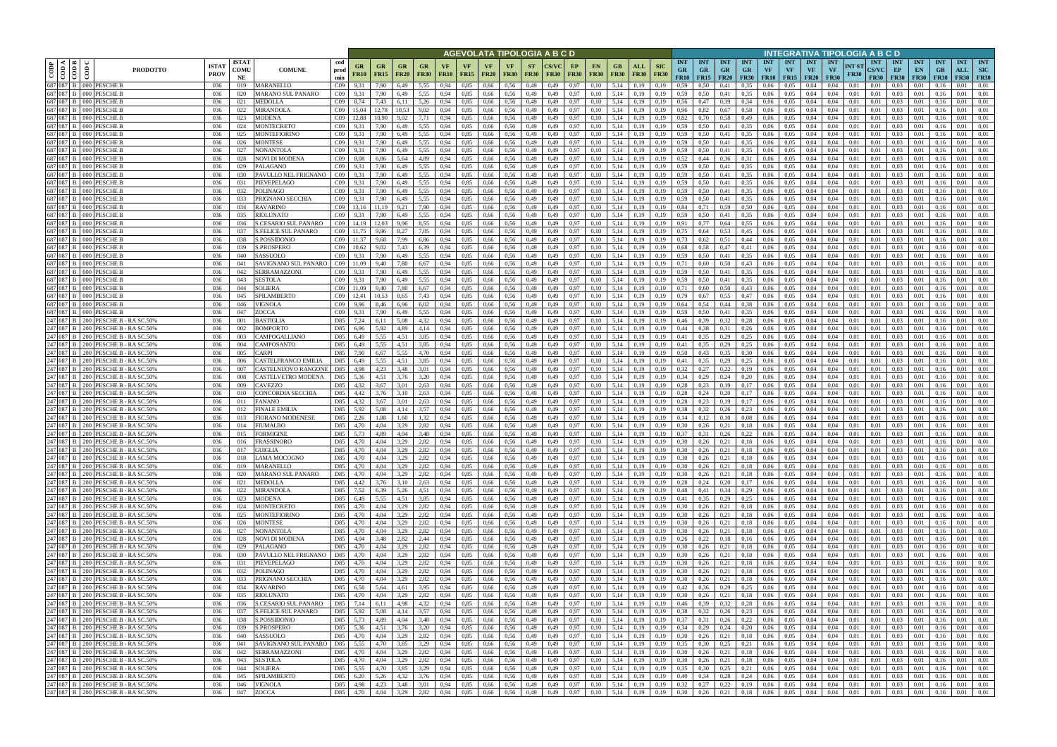| CODP | COD A | COD B | COD C | PRODOTTO | ISTAT PROV | ISTAT COMUNE | COMUNE | cod prod min | AGEVOLATA TIPOLOGIA A B C D | | | | | | | | | | | | | | | INTEGRATIVA TIPOLOGIA A B C D | | | | | | | | | | | | | | |
|---|---|---|---|---|---|---|---|---|---|---|---|---|---|---|---|---|---|---|---|---|---|---|---|---|---|---|---|---|---|---|---|---|---|---|---|---|---|---|
| | | | | | | | | | GR FR10 | GR FR15 | GR FR20 | GR FR30 | VF FR10 | VF FR15 | VF FR20 | VF FR30 | ST FR30 | CS/VC FR30 | EP FR30 | EN FR30 | GB FR30 | ALL FR30 | SIC FR30 | INT GR FR10 | INT GR FR15 | INT GR FR20 | INT GR FR30 | INT VF FR10 | INT VF FR15 | INT VF FR20 | INT VF FR30 | INT ST FR30 | INT CS/VC FR30 | INT EP FR30 | INT EN FR30 | INT GB FR30 | INT ALL FR30 | INT SIC FR30 |
| 687 | 087 | B | 000 | PESCHE B | 036 | 019 | MARANELLO | C09 | 9,31 | 7,90 | 6,49 | 5,55 | 0,94 | 0,85 | 0,66 | 0,56 | 0,49 | 0,49 | 0,97 | 0,10 | 5,14 | 0,19 | 0,19 | 0,59 | 0,50 | 0,41 | 0,35 | 0,06 | 0,05 | 0,04 | 0,04 | 0,01 | 0,01 | 0,03 | 0,01 | 0,16 | 0,01 | 0,01 |
| 687 | 087 | B | 000 | PESCHE B | 036 | 020 | MARANO SUL PANARO | C09 | 9,31 | 7,90 | 6,49 | 5,55 | 0,94 | 0,85 | 0,66 | 0,56 | 0,49 | 0,49 | 0,97 | 0,10 | 5,14 | 0,19 | 0,19 | 0,59 | 0,50 | 0,41 | 0,35 | 0,06 | 0,05 | 0,04 | 0,04 | 0,01 | 0,01 | 0,03 | 0,01 | 0,16 | 0,01 | 0,01 |
| 687 | 087 | B | 000 | PESCHE B | 036 | 021 | MEDOLLA | C09 | 8,74 | 7,43 | 6,11 | 5,26 | 0,94 | 0,85 | 0,66 | 0,56 | 0,49 | 0,49 | 0,97 | 0,10 | 5,14 | 0,19 | 0,19 | 0,56 | 0,47 | 0,39 | 0,34 | 0,06 | 0,05 | 0,04 | 0,04 | 0,01 | 0,01 | 0,03 | 0,01 | 0,16 | 0,01 | 0,01 |
| 687 | 087 | B | 000 | PESCHE B | 036 | 022 | MIRANDOLA | C09 | 15,04 | 12,78 | 10,53 | 9,02 | 0,94 | 0,85 | 0,66 | 0,56 | 0,49 | 0,49 | 0,97 | 0,10 | 5,14 | 0,19 | 0,19 | 0,96 | 0,82 | 0,67 | 0,58 | 0,06 | 0,05 | 0,04 | 0,04 | 0,01 | 0,01 | 0,03 | 0,01 | 0,16 | 0,01 | 0,01 |
| 687 | 087 | B | 000 | PESCHE B | 036 | 023 | MODENA | C09 | 12,88 | 10,90 | 9,02 | 7,71 | 0,94 | 0,85 | 0,66 | 0,56 | 0,49 | 0,49 | 0,97 | 0,10 | 5,14 | 0,19 | 0,19 | 0,82 | 0,70 | 0,58 | 0,49 | 0,06 | 0,05 | 0,04 | 0,04 | 0,01 | 0,01 | 0,03 | 0,01 | 0,16 | 0,01 | 0,01 |
| 687 | 087 | B | 000 | PESCHE B | 036 | 024 | MONTECRETO | C09 | 9,31 | 7,90 | 6,49 | 5,55 | 0,94 | 0,85 | 0,66 | 0,56 | 0,49 | 0,49 | 0,97 | 0,10 | 5,14 | 0,19 | 0,19 | 0,59 | 0,50 | 0,41 | 0,35 | 0,06 | 0,05 | 0,04 | 0,04 | 0,01 | 0,01 | 0,03 | 0,01 | 0,16 | 0,01 | 0,01 |
| 687 | 087 | B | 000 | PESCHE B | 036 | 025 | MONTEFIORINO | C09 | 9,31 | 7,90 | 6,49 | 5,55 | 0,94 | 0,85 | 0,66 | 0,56 | 0,49 | 0,49 | 0,97 | 0,10 | 5,14 | 0,19 | 0,19 | 0,59 | 0,50 | 0,41 | 0,35 | 0,06 | 0,05 | 0,04 | 0,04 | 0,01 | 0,01 | 0,03 | 0,01 | 0,16 | 0,01 | 0,01 |
| 687 | 087 | B | 000 | PESCHE B | 036 | 026 | MONTESE | C09 | 9,31 | 7,90 | 6,49 | 5,55 | 0,94 | 0,85 | 0,66 | 0,56 | 0,49 | 0,49 | 0,97 | 0,10 | 5,14 | 0,19 | 0,19 | 0,59 | 0,50 | 0,41 | 0,35 | 0,06 | 0,05 | 0,04 | 0,04 | 0,01 | 0,01 | 0,03 | 0,01 | 0,16 | 0,01 | 0,01 |
| 687 | 087 | B | 000 | PESCHE B | 036 | 027 | NONANTOLA | C09 | 9,31 | 7,90 | 6,49 | 5,55 | 0,94 | 0,85 | 0,66 | 0,56 | 0,49 | 0,49 | 0,97 | 0,10 | 5,14 | 0,19 | 0,19 | 0,59 | 0,50 | 0,41 | 0,35 | 0,06 | 0,05 | 0,04 | 0,04 | 0,01 | 0,01 | 0,03 | 0,01 | 0,16 | 0,01 | 0,01 |
| 687 | 087 | B | 000 | PESCHE B | 036 | 028 | NOVI DI MODENA | C09 | 8,08 | 6,86 | 5,64 | 4,89 | 0,94 | 0,85 | 0,66 | 0,56 | 0,49 | 0,49 | 0,97 | 0,10 | 5,14 | 0,19 | 0,19 | 0,52 | 0,44 | 0,36 | 0,31 | 0,06 | 0,05 | 0,04 | 0,04 | 0,01 | 0,01 | 0,03 | 0,01 | 0,16 | 0,01 | 0,01 |
| 687 | 087 | B | 000 | PESCHE B | 036 | 029 | PALAGANO | C09 | 9,31 | 7,90 | 6,49 | 5,55 | 0,94 | 0,85 | 0,66 | 0,56 | 0,49 | 0,49 | 0,97 | 0,10 | 5,14 | 0,19 | 0,19 | 0,59 | 0,50 | 0,41 | 0,35 | 0,06 | 0,05 | 0,04 | 0,04 | 0,01 | 0,01 | 0,03 | 0,01 | 0,16 | 0,01 | 0,01 |
| 687 | 087 | B | 000 | PESCHE B | 036 | 030 | PAVULLO NEL FRIGNANO | C09 | 9,31 | 7,90 | 6,49 | 5,55 | 0,94 | 0,85 | 0,66 | 0,56 | 0,49 | 0,49 | 0,97 | 0,10 | 5,14 | 0,19 | 0,19 | 0,59 | 0,50 | 0,41 | 0,35 | 0,06 | 0,05 | 0,04 | 0,04 | 0,01 | 0,01 | 0,03 | 0,01 | 0,16 | 0,01 | 0,01 |
| 687 | 087 | B | 000 | PESCHE B | 036 | 031 | PIEVEPELAGO | C09 | 9,31 | 7,90 | 6,49 | 5,55 | 0,94 | 0,85 | 0,66 | 0,56 | 0,49 | 0,49 | 0,97 | 0,10 | 5,14 | 0,19 | 0,19 | 0,59 | 0,50 | 0,41 | 0,35 | 0,06 | 0,05 | 0,04 | 0,04 | 0,01 | 0,01 | 0,03 | 0,01 | 0,16 | 0,01 | 0,01 |
| 687 | 087 | B | 000 | PESCHE B | 036 | 032 | POLINAGO | C09 | 9,31 | 7,90 | 6,49 | 5,55 | 0,94 | 0,85 | 0,66 | 0,56 | 0,49 | 0,49 | 0,97 | 0,10 | 5,14 | 0,19 | 0,19 | 0,59 | 0,50 | 0,41 | 0,35 | 0,06 | 0,05 | 0,04 | 0,04 | 0,01 | 0,01 | 0,03 | 0,01 | 0,16 | 0,01 | 0,01 |
| 687 | 087 | B | 000 | PESCHE B | 036 | 033 | PRIGNANO SECCHIA | C09 | 9,31 | 7,90 | 6,49 | 5,55 | 0,94 | 0,85 | 0,66 | 0,56 | 0,49 | 0,49 | 0,97 | 0,10 | 5,14 | 0,19 | 0,19 | 0,59 | 0,50 | 0,41 | 0,35 | 0,06 | 0,05 | 0,04 | 0,04 | 0,01 | 0,01 | 0,03 | 0,01 | 0,16 | 0,01 | 0,01 |
| 687 | 087 | B | 000 | PESCHE B | 036 | 034 | RAVARINO | C09 | 13,16 | 11,19 | 9,21 | 7,90 | 0,94 | 0,85 | 0,66 | 0,56 | 0,49 | 0,49 | 0,97 | 0,10 | 5,14 | 0,19 | 0,19 | 0,84 | 0,71 | 0,59 | 0,50 | 0,06 | 0,05 | 0,04 | 0,04 | 0,01 | 0,01 | 0,03 | 0,01 | 0,16 | 0,01 | 0,01 |
| 687 | 087 | B | 000 | PESCHE B | 036 | 035 | RIOLUNATO | C09 | 9,31 | 7,90 | 6,49 | 5,55 | 0,94 | 0,85 | 0,66 | 0,56 | 0,49 | 0,49 | 0,97 | 0,10 | 5,14 | 0,19 | 0,19 | 0,59 | 0,50 | 0,41 | 0,35 | 0,06 | 0,05 | 0,04 | 0,04 | 0,01 | 0,01 | 0,03 | 0,01 | 0,16 | 0,01 | 0,01 |
| 687 | 087 | B | 000 | PESCHE B | 036 | 036 | S.CESARIO SUL PANARO | C09 | 14,19 | 12,03 | 9,96 | 8,55 | 0,94 | 0,85 | 0,66 | 0,56 | 0,49 | 0,49 | 0,97 | 0,10 | 5,14 | 0,19 | 0,19 | 0,91 | 0,77 | 0,64 | 0,55 | 0,06 | 0,05 | 0,04 | 0,04 | 0,01 | 0,01 | 0,03 | 0,01 | 0,16 | 0,01 | 0,01 |
| 687 | 087 | B | 000 | PESCHE B | 036 | 037 | S.FELICE SUL PANARO | C09 | 11,75 | 9,96 | 8,27 | 7,05 | 0,94 | 0,85 | 0,66 | 0,56 | 0,49 | 0,49 | 0,97 | 0,10 | 5,14 | 0,19 | 0,19 | 0,75 | 0,64 | 0,53 | 0,45 | 0,06 | 0,05 | 0,04 | 0,04 | 0,01 | 0,01 | 0,03 | 0,01 | 0,16 | 0,01 | 0,01 |
| 687 | 087 | B | 000 | PESCHE B | 036 | 038 | S.POSSIDONIO | C09 | 11,37 | 9,68 | 7,99 | 6,86 | 0,94 | 0,85 | 0,66 | 0,56 | 0,49 | 0,49 | 0,97 | 0,10 | 5,14 | 0,19 | 0,19 | 0,73 | 0,62 | 0,51 | 0,44 | 0,06 | 0,05 | 0,04 | 0,04 | 0,01 | 0,01 | 0,03 | 0,01 | 0,16 | 0,01 | 0,01 |
| 687 | 087 | B | 000 | PESCHE B | 036 | 039 | S.PROSPERO | C09 | 10,62 | 9,02 | 7,43 | 6,39 | 0,94 | 0,85 | 0,66 | 0,56 | 0,49 | 0,49 | 0,97 | 0,10 | 5,14 | 0,19 | 0,19 | 0,68 | 0,58 | 0,47 | 0,41 | 0,06 | 0,05 | 0,04 | 0,04 | 0,01 | 0,01 | 0,03 | 0,01 | 0,16 | 0,01 | 0,01 |
| 687 | 087 | B | 000 | PESCHE B | 036 | 040 | SASSUOLO | C09 | 9,31 | 7,90 | 6,49 | 5,55 | 0,94 | 0,85 | 0,66 | 0,56 | 0,49 | 0,49 | 0,97 | 0,10 | 5,14 | 0,19 | 0,19 | 0,59 | 0,50 | 0,41 | 0,35 | 0,06 | 0,05 | 0,04 | 0,04 | 0,01 | 0,01 | 0,03 | 0,01 | 0,16 | 0,01 | 0,01 |
| 687 | 087 | B | 000 | PESCHE B | 036 | 041 | SAVIGNANO SUL PANARO | C09 | 11,09 | 9,40 | 7,80 | 6,67 | 0,94 | 0,85 | 0,66 | 0,56 | 0,49 | 0,49 | 0,97 | 0,10 | 5,14 | 0,19 | 0,19 | 0,71 | 0,60 | 0,50 | 0,43 | 0,06 | 0,05 | 0,04 | 0,04 | 0,01 | 0,01 | 0,03 | 0,01 | 0,16 | 0,01 | 0,01 |
| 687 | 087 | B | 000 | PESCHE B | 036 | 042 | SERRAMAZZONI | C09 | 9,31 | 7,90 | 6,49 | 5,55 | 0,94 | 0,85 | 0,66 | 0,56 | 0,49 | 0,49 | 0,97 | 0,10 | 5,14 | 0,19 | 0,19 | 0,59 | 0,50 | 0,41 | 0,35 | 0,06 | 0,05 | 0,04 | 0,04 | 0,01 | 0,01 | 0,03 | 0,01 | 0,16 | 0,01 | 0,01 |
| 687 | 087 | B | 000 | PESCHE B | 036 | 043 | SESTOLA | C09 | 9,31 | 7,90 | 6,49 | 5,55 | 0,94 | 0,85 | 0,66 | 0,56 | 0,49 | 0,49 | 0,97 | 0,10 | 5,14 | 0,19 | 0,19 | 0,59 | 0,50 | 0,41 | 0,35 | 0,06 | 0,05 | 0,04 | 0,04 | 0,01 | 0,01 | 0,03 | 0,01 | 0,16 | 0,01 | 0,01 |
| 687 | 087 | B | 000 | PESCHE B | 036 | 044 | SOLIERA | C09 | 11,09 | 9,40 | 7,80 | 6,67 | 0,94 | 0,85 | 0,66 | 0,56 | 0,49 | 0,49 | 0,97 | 0,10 | 5,14 | 0,19 | 0,19 | 0,71 | 0,60 | 0,50 | 0,43 | 0,06 | 0,05 | 0,04 | 0,04 | 0,01 | 0,01 | 0,03 | 0,01 | 0,16 | 0,01 | 0,01 |
| 687 | 087 | B | 000 | PESCHE B | 036 | 045 | SPILAMBERTO | C09 | 12,41 | 10,53 | 8,65 | 7,43 | 0,94 | 0,85 | 0,66 | 0,56 | 0,49 | 0,49 | 0,97 | 0,10 | 5,14 | 0,19 | 0,19 | 0,79 | 0,67 | 0,55 | 0,47 | 0,06 | 0,05 | 0,04 | 0,04 | 0,01 | 0,01 | 0,03 | 0,01 | 0,16 | 0,01 | 0,01 |
| 687 | 087 | B | 000 | PESCHE B | 036 | 046 | VIGNOLA | C09 | 9,96 | 8,46 | 6,96 | 6,02 | 0,94 | 0,85 | 0,66 | 0,56 | 0,49 | 0,49 | 0,97 | 0,10 | 5,14 | 0,19 | 0,19 | 0,64 | 0,54 | 0,44 | 0,38 | 0,06 | 0,05 | 0,04 | 0,04 | 0,01 | 0,01 | 0,03 | 0,01 | 0,16 | 0,01 | 0,01 |
| 687 | 087 | B | 000 | PESCHE B | 036 | 047 | ZOCCA | C09 | 9,31 | 7,90 | 6,49 | 5,55 | 0,94 | 0,85 | 0,66 | 0,56 | 0,49 | 0,49 | 0,97 | 0,10 | 5,14 | 0,19 | 0,19 | 0,59 | 0,50 | 0,41 | 0,35 | 0,06 | 0,05 | 0,04 | 0,04 | 0,01 | 0,01 | 0,03 | 0,01 | 0,16 | 0,01 | 0,01 |
| 247 | 087 | B | 200 | PESCHE B - RA SC.50% | 036 | 001 | BASTIGLIA | D85 | 7,24 | 6,11 | 5,08 | 4,32 | 0,94 | 0,85 | 0,66 | 0,56 | 0,49 | 0,49 | 0,97 | 0,10 | 5,14 | 0,19 | 0,19 | 0,46 | 0,39 | 0,32 | 0,28 | 0,06 | 0,05 | 0,04 | 0,04 | 0,01 | 0,01 | 0,03 | 0,01 | 0,16 | 0,01 | 0,01 |
| 247 | 087 | B | 200 | PESCHE B - RA SC.50% | 036 | 002 | BOMPORTO | D85 | 6,96 | 5,92 | 4,89 | 4,14 | 0,94 | 0,85 | 0,66 | 0,56 | 0,49 | 0,49 | 0,97 | 0,10 | 5,14 | 0,19 | 0,19 | 0,44 | 0,38 | 0,31 | 0,26 | 0,06 | 0,05 | 0,04 | 0,04 | 0,01 | 0,01 | 0,03 | 0,01 | 0,16 | 0,01 | 0,01 |
| 247 | 087 | B | 200 | PESCHE B - RA SC.50% | 036 | 003 | CAMPOGALLIANO | D85 | 6,49 | 5,55 | 4,51 | 3,85 | 0,94 | 0,85 | 0,66 | 0,56 | 0,49 | 0,49 | 0,97 | 0,10 | 5,14 | 0,19 | 0,19 | 0,41 | 0,35 | 0,29 | 0,25 | 0,06 | 0,05 | 0,04 | 0,04 | 0,01 | 0,01 | 0,03 | 0,01 | 0,16 | 0,01 | 0,01 |
| 247 | 087 | B | 200 | PESCHE B - RA SC.50% | 036 | 004 | CAMPOSANTO | D85 | 6,49 | 5,55 | 4,51 | 3,85 | 0,94 | 0,85 | 0,66 | 0,56 | 0,49 | 0,49 | 0,97 | 0,10 | 5,14 | 0,19 | 0,19 | 0,41 | 0,35 | 0,29 | 0,25 | 0,06 | 0,05 | 0,04 | 0,04 | 0,01 | 0,01 | 0,03 | 0,01 | 0,16 | 0,01 | 0,01 |
| 247 | 087 | B | 200 | PESCHE B - RA SC.50% | 036 | 005 | CARPI | D85 | 7,90 | 6,67 | 5,55 | 4,70 | 0,94 | 0,85 | 0,66 | 0,56 | 0,49 | 0,49 | 0,97 | 0,10 | 5,14 | 0,19 | 0,19 | 0,50 | 0,43 | 0,35 | 0,30 | 0,06 | 0,05 | 0,04 | 0,04 | 0,01 | 0,01 | 0,03 | 0,01 | 0,16 | 0,01 | 0,01 |
| 247 | 087 | B | 200 | PESCHE B - RA SC.50% | 036 | 006 | CASTELFRANCO EMILIA | D85 | 6,49 | 5,55 | 4,51 | 3,85 | 0,94 | 0,85 | 0,66 | 0,56 | 0,49 | 0,49 | 0,97 | 0,10 | 5,14 | 0,19 | 0,19 | 0,41 | 0,35 | 0,29 | 0,25 | 0,06 | 0,05 | 0,04 | 0,04 | 0,01 | 0,01 | 0,03 | 0,01 | 0,16 | 0,01 | 0,01 |
| 247 | 087 | B | 200 | PESCHE B - RA SC.50% | 036 | 007 | CASTELNUOVO RANGONE | D85 | 4,98 | 4,23 | 3,48 | 3,01 | 0,94 | 0,85 | 0,66 | 0,56 | 0,49 | 0,49 | 0,97 | 0,10 | 5,14 | 0,19 | 0,19 | 0,32 | 0,27 | 0,22 | 0,19 | 0,06 | 0,05 | 0,04 | 0,04 | 0,01 | 0,01 | 0,03 | 0,01 | 0,16 | 0,01 | 0,01 |
| 247 | 087 | B | 200 | PESCHE B - RA SC.50% | 036 | 008 | CASTELVETRO MODENA | D85 | 5,36 | 4,51 | 3,76 | 3,20 | 0,94 | 0,85 | 0,66 | 0,56 | 0,49 | 0,49 | 0,97 | 0,10 | 5,14 | 0,19 | 0,19 | 0,34 | 0,29 | 0,24 | 0,20 | 0,06 | 0,05 | 0,04 | 0,04 | 0,01 | 0,01 | 0,03 | 0,01 | 0,16 | 0,01 | 0,01 |
| 247 | 087 | B | 200 | PESCHE B - RA SC.50% | 036 | 009 | CAVEZZO | D85 | 4,32 | 3,67 | 3,01 | 2,63 | 0,94 | 0,85 | 0,66 | 0,56 | 0,49 | 0,49 | 0,97 | 0,10 | 5,14 | 0,19 | 0,19 | 0,28 | 0,23 | 0,19 | 0,17 | 0,06 | 0,05 | 0,04 | 0,04 | 0,01 | 0,01 | 0,03 | 0,01 | 0,16 | 0,01 | 0,01 |
| 247 | 087 | B | 200 | PESCHE B - RA SC.50% | 036 | 010 | CONCORDIA SECCHIA | D85 | 4,42 | 3,76 | 3,10 | 2,63 | 0,94 | 0,85 | 0,66 | 0,56 | 0,49 | 0,49 | 0,97 | 0,10 | 5,14 | 0,19 | 0,19 | 0,28 | 0,24 | 0,20 | 0,17 | 0,06 | 0,05 | 0,04 | 0,04 | 0,01 | 0,01 | 0,03 | 0,01 | 0,16 | 0,01 | 0,01 |
| 247 | 087 | B | 200 | PESCHE B - RA SC.50% | 036 | 011 | FANANO | D85 | 4,32 | 3,67 | 3,01 | 2,63 | 0,94 | 0,85 | 0,66 | 0,56 | 0,49 | 0,49 | 0,97 | 0,10 | 5,14 | 0,19 | 0,19 | 0,28 | 0,23 | 0,19 | 0,17 | 0,06 | 0,05 | 0,04 | 0,04 | 0,01 | 0,01 | 0,03 | 0,01 | 0,16 | 0,01 | 0,01 |
| 247 | 087 | B | 200 | PESCHE B - RA SC.50% | 036 | 012 | FINALE EMILIA | D85 | 5,92 | 5,08 | 4,14 | 3,57 | 0,94 | 0,85 | 0,66 | 0,56 | 0,49 | 0,49 | 0,97 | 0,10 | 5,14 | 0,19 | 0,19 | 0,38 | 0,32 | 0,26 | 0,23 | 0,06 | 0,05 | 0,04 | 0,04 | 0,01 | 0,01 | 0,03 | 0,01 | 0,16 | 0,01 | 0,01 |
| 247 | 087 | B | 200 | PESCHE B - RA SC.50% | 036 | 013 | FIORANO MODENESE | D85 | 2,26 | 1,88 | 1,60 | 1,32 | 0,94 | 0,85 | 0,66 | 0,56 | 0,49 | 0,49 | 0,97 | 0,10 | 5,14 | 0,19 | 0,19 | 0,14 | 0,12 | 0,10 | 0,08 | 0,06 | 0,05 | 0,04 | 0,04 | 0,01 | 0,01 | 0,03 | 0,01 | 0,16 | 0,01 | 0,01 |
| 247 | 087 | B | 200 | PESCHE B - RA SC.50% | 036 | 014 | FIUMALBO | D85 | 4,70 | 4,04 | 3,29 | 2,82 | 0,94 | 0,85 | 0,66 | 0,56 | 0,49 | 0,49 | 0,97 | 0,10 | 5,14 | 0,19 | 0,19 | 0,30 | 0,26 | 0,21 | 0,18 | 0,06 | 0,05 | 0,04 | 0,04 | 0,01 | 0,01 | 0,03 | 0,01 | 0,16 | 0,01 | 0,01 |
| 247 | 087 | B | 200 | PESCHE B - RA SC.50% | 036 | 015 | FORMIGINE | D85 | 5,73 | 4,89 | 4,04 | 3,48 | 0,94 | 0,85 | 0,66 | 0,56 | 0,49 | 0,49 | 0,97 | 0,10 | 5,14 | 0,19 | 0,19 | 0,37 | 0,31 | 0,26 | 0,22 | 0,06 | 0,05 | 0,04 | 0,04 | 0,01 | 0,01 | 0,03 | 0,01 | 0,16 | 0,01 | 0,01 |
| 247 | 087 | B | 200 | PESCHE B - RA SC.50% | 036 | 016 | FRASSINORO | D85 | 4,70 | 4,04 | 3,29 | 2,82 | 0,94 | 0,85 | 0,66 | 0,56 | 0,49 | 0,49 | 0,97 | 0,10 | 5,14 | 0,19 | 0,19 | 0,30 | 0,26 | 0,21 | 0,18 | 0,06 | 0,05 | 0,04 | 0,04 | 0,01 | 0,01 | 0,03 | 0,01 | 0,16 | 0,01 | 0,01 |
| 247 | 087 | B | 200 | PESCHE B - RA SC.50% | 036 | 017 | GUIGLIA | D85 | 4,70 | 4,04 | 3,29 | 2,82 | 0,94 | 0,85 | 0,66 | 0,56 | 0,49 | 0,49 | 0,97 | 0,10 | 5,14 | 0,19 | 0,19 | 0,30 | 0,26 | 0,21 | 0,18 | 0,06 | 0,05 | 0,04 | 0,04 | 0,01 | 0,01 | 0,03 | 0,01 | 0,16 | 0,01 | 0,01 |
| 247 | 087 | B | 200 | PESCHE B - RA SC.50% | 036 | 018 | LAMA MOCOGNO | D85 | 4,70 | 4,04 | 3,29 | 2,82 | 0,94 | 0,85 | 0,66 | 0,56 | 0,49 | 0,49 | 0,97 | 0,10 | 5,14 | 0,19 | 0,19 | 0,30 | 0,26 | 0,21 | 0,18 | 0,06 | 0,05 | 0,04 | 0,04 | 0,01 | 0,01 | 0,03 | 0,01 | 0,16 | 0,01 | 0,01 |
| 247 | 087 | B | 200 | PESCHE B - RA SC.50% | 036 | 019 | MARANELLO | D85 | 4,70 | 4,04 | 3,29 | 2,82 | 0,94 | 0,85 | 0,66 | 0,56 | 0,49 | 0,49 | 0,97 | 0,10 | 5,14 | 0,19 | 0,19 | 0,30 | 0,26 | 0,21 | 0,18 | 0,06 | 0,05 | 0,04 | 0,04 | 0,01 | 0,01 | 0,03 | 0,01 | 0,16 | 0,01 | 0,01 |
| 247 | 087 | B | 200 | PESCHE B - RA SC.50% | 036 | 020 | MARANO SUL PANARO | D85 | 4,70 | 4,04 | 3,29 | 2,82 | 0,94 | 0,85 | 0,66 | 0,56 | 0,49 | 0,49 | 0,97 | 0,10 | 5,14 | 0,19 | 0,19 | 0,30 | 0,26 | 0,21 | 0,18 | 0,06 | 0,05 | 0,04 | 0,04 | 0,01 | 0,01 | 0,03 | 0,01 | 0,16 | 0,01 | 0,01 |
| 247 | 087 | B | 200 | PESCHE B - RA SC.50% | 036 | 021 | MEDOLLA | D85 | 4,42 | 3,76 | 3,10 | 2,63 | 0,94 | 0,85 | 0,66 | 0,56 | 0,49 | 0,49 | 0,97 | 0,10 | 5,14 | 0,19 | 0,19 | 0,28 | 0,24 | 0,20 | 0,17 | 0,06 | 0,05 | 0,04 | 0,04 | 0,01 | 0,01 | 0,03 | 0,01 | 0,16 | 0,01 | 0,01 |
| 247 | 087 | B | 200 | PESCHE B - RA SC.50% | 036 | 022 | MIRANDOLA | D85 | 7,52 | 6,39 | 5,26 | 4,51 | 0,94 | 0,85 | 0,66 | 0,56 | 0,49 | 0,49 | 0,97 | 0,10 | 5,14 | 0,19 | 0,19 | 0,48 | 0,41 | 0,34 | 0,29 | 0,06 | 0,05 | 0,04 | 0,04 | 0,01 | 0,01 | 0,03 | 0,01 | 0,16 | 0,01 | 0,01 |
| 247 | 087 | B | 200 | PESCHE B - RA SC.50% | 036 | 023 | MODENA | D85 | 6,49 | 5,55 | 4,51 | 3,85 | 0,94 | 0,85 | 0,66 | 0,56 | 0,49 | 0,49 | 0,97 | 0,10 | 5,14 | 0,19 | 0,19 | 0,41 | 0,35 | 0,29 | 0,25 | 0,06 | 0,05 | 0,04 | 0,04 | 0,01 | 0,01 | 0,03 | 0,01 | 0,16 | 0,01 | 0,01 |
| 247 | 087 | B | 200 | PESCHE B - RA SC.50% | 036 | 024 | MONTECRETO | D85 | 4,70 | 4,04 | 3,29 | 2,82 | 0,94 | 0,85 | 0,66 | 0,56 | 0,49 | 0,49 | 0,97 | 0,10 | 5,14 | 0,19 | 0,19 | 0,30 | 0,26 | 0,21 | 0,18 | 0,06 | 0,05 | 0,04 | 0,04 | 0,01 | 0,01 | 0,03 | 0,01 | 0,16 | 0,01 | 0,01 |
| 247 | 087 | B | 200 | PESCHE B - RA SC.50% | 036 | 025 | MONTEFIORINO | D85 | 4,70 | 4,04 | 3,29 | 2,82 | 0,94 | 0,85 | 0,66 | 0,56 | 0,49 | 0,49 | 0,97 | 0,10 | 5,14 | 0,19 | 0,19 | 0,30 | 0,26 | 0,21 | 0,18 | 0,06 | 0,05 | 0,04 | 0,04 | 0,01 | 0,01 | 0,03 | 0,01 | 0,16 | 0,01 | 0,01 |
| 247 | 087 | B | 200 | PESCHE B - RA SC.50% | 036 | 026 | MONTESE | D85 | 4,70 | 4,04 | 3,29 | 2,82 | 0,94 | 0,85 | 0,66 | 0,56 | 0,49 | 0,49 | 0,97 | 0,10 | 5,14 | 0,19 | 0,19 | 0,30 | 0,26 | 0,21 | 0,18 | 0,06 | 0,05 | 0,04 | 0,04 | 0,01 | 0,01 | 0,03 | 0,01 | 0,16 | 0,01 | 0,01 |
| 247 | 087 | B | 200 | PESCHE B - RA SC.50% | 036 | 027 | NONANTOLA | D85 | 4,70 | 4,04 | 3,29 | 2,82 | 0,94 | 0,85 | 0,66 | 0,56 | 0,49 | 0,49 | 0,97 | 0,10 | 5,14 | 0,19 | 0,19 | 0,30 | 0,26 | 0,21 | 0,18 | 0,06 | 0,05 | 0,04 | 0,04 | 0,01 | 0,01 | 0,03 | 0,01 | 0,16 | 0,01 | 0,01 |
| 247 | 087 | B | 200 | PESCHE B - RA SC.50% | 036 | 028 | NOVI DI MODENA | D85 | 4,04 | 3,48 | 2,82 | 2,44 | 0,94 | 0,85 | 0,66 | 0,56 | 0,49 | 0,49 | 0,97 | 0,10 | 5,14 | 0,19 | 0,19 | 0,26 | 0,22 | 0,18 | 0,16 | 0,06 | 0,05 | 0,04 | 0,04 | 0,01 | 0,01 | 0,03 | 0,01 | 0,16 | 0,01 | 0,01 |
| 247 | 087 | B | 200 | PESCHE B - RA SC.50% | 036 | 029 | PALAGANO | D85 | 4,70 | 4,04 | 3,29 | 2,82 | 0,94 | 0,85 | 0,66 | 0,56 | 0,49 | 0,49 | 0,97 | 0,10 | 5,14 | 0,19 | 0,19 | 0,30 | 0,26 | 0,21 | 0,18 | 0,06 | 0,05 | 0,04 | 0,04 | 0,01 | 0,01 | 0,03 | 0,01 | 0,16 | 0,01 | 0,01 |
| 247 | 087 | B | 200 | PESCHE B - RA SC.50% | 036 | 030 | PAVULLO NEL FRIGNANO | D85 | 4,70 | 4,04 | 3,29 | 2,82 | 0,94 | 0,85 | 0,66 | 0,56 | 0,49 | 0,49 | 0,97 | 0,10 | 5,14 | 0,19 | 0,19 | 0,30 | 0,26 | 0,21 | 0,18 | 0,06 | 0,05 | 0,04 | 0,04 | 0,01 | 0,01 | 0,03 | 0,01 | 0,16 | 0,01 | 0,01 |
| 247 | 087 | B | 200 | PESCHE B - RA SC.50% | 036 | 031 | PIEVEPELAGO | D85 | 4,70 | 4,04 | 3,29 | 2,82 | 0,94 | 0,85 | 0,66 | 0,56 | 0,49 | 0,49 | 0,97 | 0,10 | 5,14 | 0,19 | 0,19 | 0,30 | 0,26 | 0,21 | 0,18 | 0,06 | 0,05 | 0,04 | 0,04 | 0,01 | 0,01 | 0,03 | 0,01 | 0,16 | 0,01 | 0,01 |
| 247 | 087 | B | 200 | PESCHE B - RA SC.50% | 036 | 032 | POLINAGO | D85 | 4,70 | 4,04 | 3,29 | 2,82 | 0,94 | 0,85 | 0,66 | 0,56 | 0,49 | 0,49 | 0,97 | 0,10 | 5,14 | 0,19 | 0,19 | 0,30 | 0,26 | 0,21 | 0,18 | 0,06 | 0,05 | 0,04 | 0,04 | 0,01 | 0,01 | 0,03 | 0,01 | 0,16 | 0,01 | 0,01 |
| 247 | 087 | B | 200 | PESCHE B - RA SC.50% | 036 | 033 | PRIGNANO SECCHIA | D85 | 4,70 | 4,04 | 3,29 | 2,82 | 0,94 | 0,85 | 0,66 | 0,56 | 0,49 | 0,49 | 0,97 | 0,10 | 5,14 | 0,19 | 0,19 | 0,30 | 0,26 | 0,21 | 0,18 | 0,06 | 0,05 | 0,04 | 0,04 | 0,01 | 0,01 | 0,03 | 0,01 | 0,16 | 0,01 | 0,01 |
| 247 | 087 | B | 200 | PESCHE B - RA SC.50% | 036 | 034 | RAVARINO | D85 | 6,58 | 5,64 | 4,61 | 3,95 | 0,94 | 0,85 | 0,66 | 0,56 | 0,49 | 0,49 | 0,97 | 0,10 | 5,14 | 0,19 | 0,19 | 0,42 | 0,36 | 0,29 | 0,25 | 0,06 | 0,05 | 0,04 | 0,04 | 0,01 | 0,01 | 0,03 | 0,01 | 0,16 | 0,01 | 0,01 |
| 247 | 087 | B | 200 | PESCHE B - RA SC.50% | 036 | 035 | RIOLUNATO | D85 | 4,70 | 4,04 | 3,29 | 2,82 | 0,94 | 0,85 | 0,66 | 0,56 | 0,49 | 0,49 | 0,97 | 0,10 | 5,14 | 0,19 | 0,19 | 0,30 | 0,26 | 0,21 | 0,18 | 0,06 | 0,05 | 0,04 | 0,04 | 0,01 | 0,01 | 0,03 | 0,01 | 0,16 | 0,01 | 0,01 |
| 247 | 087 | B | 200 | PESCHE B - RA SC.50% | 036 | 036 | S.CESARIO SUL PANARO | D85 | 7,14 | 6,11 | 4,98 | 4,32 | 0,94 | 0,85 | 0,66 | 0,56 | 0,49 | 0,49 | 0,97 | 0,10 | 5,14 | 0,19 | 0,19 | 0,46 | 0,39 | 0,32 | 0,28 | 0,06 | 0,05 | 0,04 | 0,04 | 0,01 | 0,01 | 0,03 | 0,01 | 0,16 | 0,01 | 0,01 |
| 247 | 087 | B | 200 | PESCHE B - RA SC.50% | 036 | 037 | S.FELICE SUL PANARO | D85 | 5,92 | 5,08 | 4,14 | 3,57 | 0,94 | 0,85 | 0,66 | 0,56 | 0,49 | 0,49 | 0,97 | 0,10 | 5,14 | 0,19 | 0,19 | 0,38 | 0,32 | 0,26 | 0,23 | 0,06 | 0,05 | 0,04 | 0,04 | 0,01 | 0,01 | 0,03 | 0,01 | 0,16 | 0,01 | 0,01 |
| 247 | 087 | B | 200 | PESCHE B - RA SC.50% | 036 | 038 | S.POSSIDONIO | D85 | 5,73 | 4,89 | 4,04 | 3,48 | 0,94 | 0,85 | 0,66 | 0,56 | 0,49 | 0,49 | 0,97 | 0,10 | 5,14 | 0,19 | 0,19 | 0,37 | 0,31 | 0,26 | 0,22 | 0,06 | 0,05 | 0,04 | 0,04 | 0,01 | 0,01 | 0,03 | 0,01 | 0,16 | 0,01 | 0,01 |
| 247 | 087 | B | 200 | PESCHE B - RA SC.50% | 036 | 039 | S.PROSPERO | D85 | 5,36 | 4,51 | 3,76 | 3,20 | 0,94 | 0,85 | 0,66 | 0,56 | 0,49 | 0,49 | 0,97 | 0,10 | 5,14 | 0,19 | 0,19 | 0,34 | 0,29 | 0,24 | 0,20 | 0,06 | 0,05 | 0,04 | 0,04 | 0,01 | 0,01 | 0,03 | 0,01 | 0,16 | 0,01 | 0,01 |
| 247 | 087 | B | 200 | PESCHE B - RA SC.50% | 036 | 040 | SASSUOLO | D85 | 4,70 | 4,04 | 3,29 | 2,82 | 0,94 | 0,85 | 0,66 | 0,56 | 0,49 | 0,49 | 0,97 | 0,10 | 5,14 | 0,19 | 0,19 | 0,30 | 0,26 | 0,21 | 0,18 | 0,06 | 0,05 | 0,04 | 0,04 | 0,01 | 0,01 | 0,03 | 0,01 | 0,16 | 0,01 | 0,01 |
| 247 | 087 | B | 200 | PESCHE B - RA SC.50% | 036 | 041 | SAVIGNANO SUL PANARO | D85 | 5,55 | 4,70 | 3,85 | 3,29 | 0,94 | 0,85 | 0,66 | 0,56 | 0,49 | 0,49 | 0,97 | 0,10 | 5,14 | 0,19 | 0,19 | 0,35 | 0,30 | 0,25 | 0,21 | 0,06 | 0,05 | 0,04 | 0,04 | 0,01 | 0,01 | 0,03 | 0,01 | 0,16 | 0,01 | 0,01 |
| 247 | 087 | B | 200 | PESCHE B - RA SC.50% | 036 | 042 | SERRAMAZZONI | D85 | 4,70 | 4,04 | 3,29 | 2,82 | 0,94 | 0,85 | 0,66 | 0,56 | 0,49 | 0,49 | 0,97 | 0,10 | 5,14 | 0,19 | 0,19 | 0,30 | 0,26 | 0,21 | 0,18 | 0,06 | 0,05 | 0,04 | 0,04 | 0,01 | 0,01 | 0,03 | 0,01 | 0,16 | 0,01 | 0,01 |
| 247 | 087 | B | 200 | PESCHE B - RA SC.50% | 036 | 043 | SESTOLA | D85 | 4,70 | 4,04 | 3,29 | 2,82 | 0,94 | 0,85 | 0,66 | 0,56 | 0,49 | 0,49 | 0,97 | 0,10 | 5,14 | 0,19 | 0,19 | 0,30 | 0,26 | 0,21 | 0,18 | 0,06 | 0,05 | 0,04 | 0,04 | 0,01 | 0,01 | 0,03 | 0,01 | 0,16 | 0,01 | 0,01 |
| 247 | 087 | B | 200 | PESCHE B - RA SC.50% | 036 | 044 | SOLIERA | D85 | 5,55 | 4,70 | 3,85 | 3,29 | 0,94 | 0,85 | 0,66 | 0,56 | 0,49 | 0,49 | 0,97 | 0,10 | 5,14 | 0,19 | 0,19 | 0,35 | 0,30 | 0,25 | 0,21 | 0,06 | 0,05 | 0,04 | 0,04 | 0,01 | 0,01 | 0,03 | 0,01 | 0,16 | 0,01 | 0,01 |
| 247 | 087 | B | 200 | PESCHE B - RA SC.50% | 036 | 045 | SPILAMBERTO | D85 | 6,20 | 5,26 | 4,32 | 3,76 | 0,94 | 0,85 | 0,66 | 0,56 | 0,49 | 0,49 | 0,97 | 0,10 | 5,14 | 0,19 | 0,19 | 0,40 | 0,34 | 0,28 | 0,24 | 0,06 | 0,05 | 0,04 | 0,04 | 0,01 | 0,01 | 0,03 | 0,01 | 0,16 | 0,01 | 0,01 |
| 247 | 087 | B | 200 | PESCHE B - RA SC.50% | 036 | 046 | VIGNOLA | D85 | 4,98 | 4,23 | 3,48 | 3,01 | 0,94 | 0,85 | 0,66 | 0,56 | 0,49 | 0,49 | 0,97 | 0,10 | 5,14 | 0,19 | 0,19 | 0,32 | 0,27 | 0,22 | 0,19 | 0,06 | 0,05 | 0,04 | 0,04 | 0,01 | 0,01 | 0,03 | 0,01 | 0,16 | 0,01 | 0,01 |
| 247 | 087 | B | 200 | PESCHE B - RA SC.50% | 036 | 047 | ZOCCA | D85 | 4,70 | 4,04 | 3,29 | 2,82 | 0,94 | 0,85 | 0,66 | 0,56 | 0,49 | 0,49 | 0,97 | 0,10 | 5,14 | 0,19 | 0,19 | 0,30 | 0,26 | 0,21 | 0,18 | 0,06 | 0,05 | 0,04 | 0,04 | 0,01 | 0,01 | 0,03 | 0,01 | 0,16 | 0,01 | 0,01 |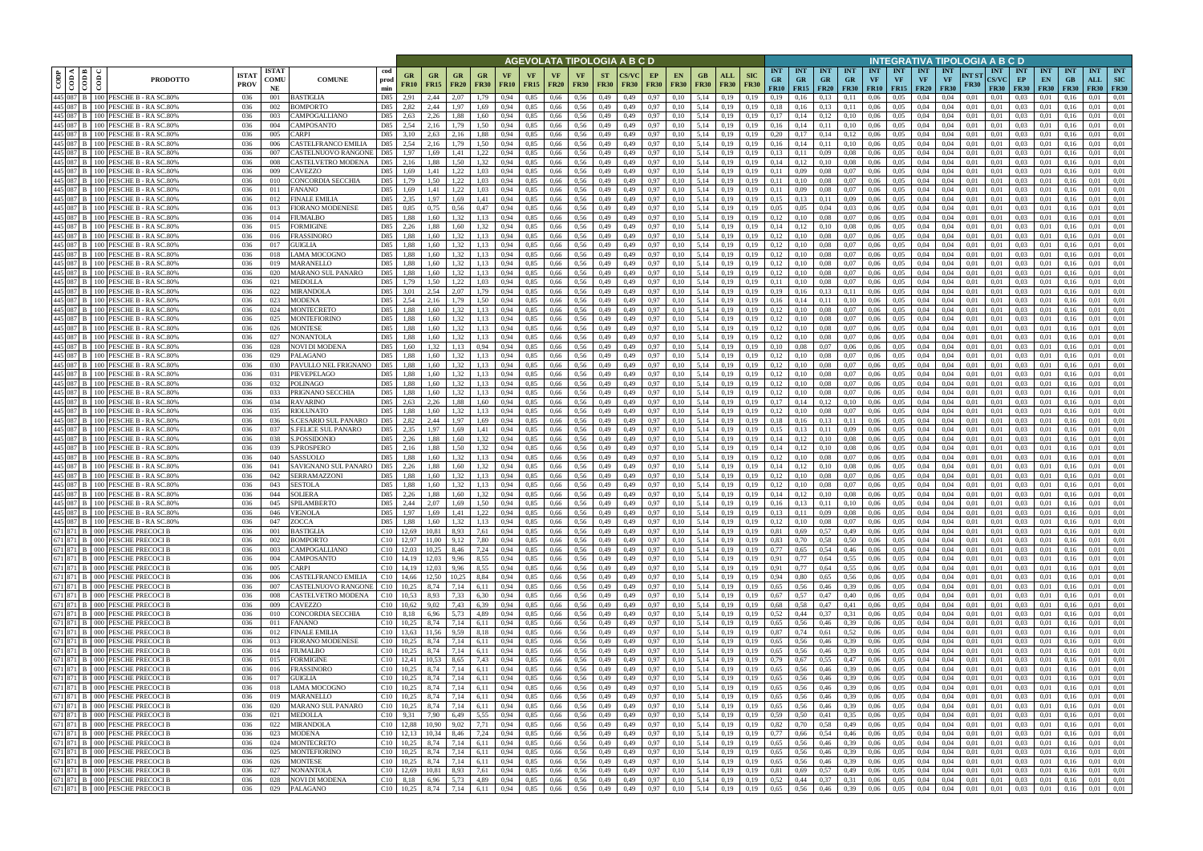| CODP | COD A | COD B | COD C | PRODOTTO | ISTAT PROV | ISTAT COMUNE | COMUNE | cod prod min | AGEVOLATA TIPOLOGIA A B C D | | | | | | | | | | | | | | | | INTEGRATIVA TIPOLOGIA A B C D | | | | | | | | | | | | | | |
|---|---|---|---|---|---|---|---|---|---|---|---|---|---|---|---|---|---|---|---|---|---|---|---|---|---|---|---|---|---|---|---|---|---|---|---|---|---|---|---|
| | | | | | | | | | GR FR10 | GR FR15 | GR FR20 | GR FR30 | VF FR10 | VF FR15 | VF FR20 | VF FR30 | ST FR30 | CS/VC FR30 | EP FR30 | EN FR30 | GB FR30 | ALL FR30 | SIC FR30 | INT GR FR10 | INT GR FR15 | INT GR FR20 | INT GR FR30 | INT VF FR10 | INT VF FR15 | INT VF FR20 | INT VF FR30 | INT ST FR30 | INT CS/VC FR30 | INT EP FR30 | INT EN FR30 | INT GB FR30 | INT ALL FR30 | INT SIC FR30 |
| 445 | 087 | B | 100 | PESCHE B - RA SC.80% | 036 | 001 | BASTIGLIA | D85 | 2,91 | 2,44 | 2,07 | 1,79 | 0,94 | 0,85 | 0,66 | 0,56 | 0,49 | 0,49 | 0,97 | 0,10 | 5,14 | 0,19 | 0,19 | 0,19 | 0,16 | 0,13 | 0,11 | 0,06 | 0,05 | 0,04 | 0,04 | 0,01 | 0,01 | 0,03 | 0,01 | 0,16 | 0,01 | 0,01 |
| 445 | 087 | B | 100 | PESCHE B - RA SC.80% | 036 | 002 | BOMPORTO | D85 | 2,82 | 2,44 | 1,97 | 1,69 | 0,94 | 0,85 | 0,66 | 0,56 | 0,49 | 0,49 | 0,97 | 0,10 | 5,14 | 0,19 | 0,19 | 0,18 | 0,16 | 0,13 | 0,11 | 0,06 | 0,05 | 0,04 | 0,04 | 0,01 | 0,01 | 0,03 | 0,01 | 0,16 | 0,01 | 0,01 |
| 445 | 087 | B | 100 | PESCHE B - RA SC.80% | 036 | 003 | CAMPOGALLIANO | D85 | 2,63 | 2,26 | 1,88 | 1,60 | 0,94 | 0,85 | 0,66 | 0,56 | 0,49 | 0,49 | 0,97 | 0,10 | 5,14 | 0,19 | 0,19 | 0,17 | 0,14 | 0,12 | 0,10 | 0,06 | 0,05 | 0,04 | 0,04 | 0,01 | 0,01 | 0,03 | 0,01 | 0,16 | 0,01 | 0,01 |
| 445 | 087 | B | 100 | PESCHE B - RA SC.80% | 036 | 004 | CAMPOSANTO | D85 | 2,54 | 2,16 | 1,79 | 1,50 | 0,94 | 0,85 | 0,66 | 0,56 | 0,49 | 0,49 | 0,97 | 0,10 | 5,14 | 0,19 | 0,19 | 0,16 | 0,14 | 0,11 | 0,10 | 0,06 | 0,05 | 0,04 | 0,04 | 0,01 | 0,01 | 0,03 | 0,01 | 0,16 | 0,01 | 0,01 |
| 445 | 087 | B | 100 | PESCHE B - RA SC.80% | 036 | 005 | CARPI | D85 | 3,10 | 2,63 | 2,16 | 1,88 | 0,94 | 0,85 | 0,66 | 0,56 | 0,49 | 0,49 | 0,97 | 0,10 | 5,14 | 0,19 | 0,19 | 0,20 | 0,17 | 0,14 | 0,12 | 0,06 | 0,05 | 0,04 | 0,04 | 0,01 | 0,01 | 0,03 | 0,01 | 0,16 | 0,01 | 0,01 |
| 445 | 087 | B | 100 | PESCHE B - RA SC.80% | 036 | 006 | CASTELFRANCO EMILIA | D85 | 2,54 | 2,16 | 1,79 | 1,50 | 0,94 | 0,85 | 0,66 | 0,56 | 0,49 | 0,49 | 0,97 | 0,10 | 5,14 | 0,19 | 0,19 | 0,16 | 0,14 | 0,11 | 0,10 | 0,06 | 0,05 | 0,04 | 0,04 | 0,01 | 0,01 | 0,03 | 0,01 | 0,16 | 0,01 | 0,01 |
| 445 | 087 | B | 100 | PESCHE B - RA SC.80% | 036 | 007 | CASTELNUOVO RANGONE | D85 | 1,97 | 1,69 | 1,41 | 1,22 | 0,94 | 0,85 | 0,66 | 0,56 | 0,49 | 0,49 | 0,97 | 0,10 | 5,14 | 0,19 | 0,19 | 0,13 | 0,11 | 0,09 | 0,08 | 0,06 | 0,05 | 0,04 | 0,04 | 0,01 | 0,01 | 0,03 | 0,01 | 0,16 | 0,01 | 0,01 |
| 445 | 087 | B | 100 | PESCHE B - RA SC.80% | 036 | 008 | CASTELVETRO MODENA | D85 | 2,16 | 1,88 | 1,50 | 1,32 | 0,94 | 0,85 | 0,66 | 0,56 | 0,49 | 0,49 | 0,97 | 0,10 | 5,14 | 0,19 | 0,19 | 0,14 | 0,12 | 0,10 | 0,08 | 0,06 | 0,05 | 0,04 | 0,04 | 0,01 | 0,01 | 0,03 | 0,01 | 0,16 | 0,01 | 0,01 |
| 445 | 087 | B | 100 | PESCHE B - RA SC.80% | 036 | 009 | CAVEZZO | D85 | 1,69 | 1,41 | 1,22 | 1,03 | 0,94 | 0,85 | 0,66 | 0,56 | 0,49 | 0,49 | 0,97 | 0,10 | 5,14 | 0,19 | 0,19 | 0,11 | 0,09 | 0,08 | 0,07 | 0,06 | 0,05 | 0,04 | 0,04 | 0,01 | 0,01 | 0,03 | 0,01 | 0,16 | 0,01 | 0,01 |
| 445 | 087 | B | 100 | PESCHE B - RA SC.80% | 036 | 010 | CONCORDIA SECCHIA | D85 | 1,79 | 1,50 | 1,22 | 1,03 | 0,94 | 0,85 | 0,66 | 0,56 | 0,49 | 0,49 | 0,97 | 0,10 | 5,14 | 0,19 | 0,19 | 0,11 | 0,10 | 0,08 | 0,07 | 0,06 | 0,05 | 0,04 | 0,04 | 0,01 | 0,01 | 0,03 | 0,01 | 0,16 | 0,01 | 0,01 |
| 445 | 087 | B | 100 | PESCHE B - RA SC.80% | 036 | 011 | FANANO | D85 | 1,69 | 1,41 | 1,22 | 1,03 | 0,94 | 0,85 | 0,66 | 0,56 | 0,49 | 0,49 | 0,97 | 0,10 | 5,14 | 0,19 | 0,19 | 0,11 | 0,09 | 0,08 | 0,07 | 0,06 | 0,05 | 0,04 | 0,04 | 0,01 | 0,01 | 0,03 | 0,01 | 0,16 | 0,01 | 0,01 |
| 445 | 087 | B | 100 | PESCHE B - RA SC.80% | 036 | 012 | FINALE EMILIA | D85 | 2,35 | 1,97 | 1,69 | 1,41 | 0,94 | 0,85 | 0,66 | 0,56 | 0,49 | 0,49 | 0,97 | 0,10 | 5,14 | 0,19 | 0,19 | 0,15 | 0,13 | 0,11 | 0,09 | 0,06 | 0,05 | 0,04 | 0,04 | 0,01 | 0,01 | 0,03 | 0,01 | 0,16 | 0,01 | 0,01 |
| 445 | 087 | B | 100 | PESCHE B - RA SC.80% | 036 | 013 | FIORANO MODENESE | D85 | 0,85 | 0,75 | 0,56 | 0,47 | 0,94 | 0,85 | 0,66 | 0,56 | 0,49 | 0,49 | 0,97 | 0,10 | 5,14 | 0,19 | 0,19 | 0,05 | 0,05 | 0,04 | 0,03 | 0,06 | 0,05 | 0,04 | 0,04 | 0,01 | 0,01 | 0,03 | 0,01 | 0,16 | 0,01 | 0,01 |
| 445 | 087 | B | 100 | PESCHE B - RA SC.80% | 036 | 014 | FIUMALBO | D85 | 1,88 | 1,60 | 1,32 | 1,13 | 0,94 | 0,85 | 0,66 | 0,56 | 0,49 | 0,49 | 0,97 | 0,10 | 5,14 | 0,19 | 0,19 | 0,12 | 0,10 | 0,08 | 0,07 | 0,06 | 0,05 | 0,04 | 0,04 | 0,01 | 0,01 | 0,03 | 0,01 | 0,16 | 0,01 | 0,01 |
| 445 | 087 | B | 100 | PESCHE B - RA SC.80% | 036 | 015 | FORMIGINE | D85 | 2,26 | 1,88 | 1,60 | 1,32 | 0,94 | 0,85 | 0,66 | 0,56 | 0,49 | 0,49 | 0,97 | 0,10 | 5,14 | 0,19 | 0,19 | 0,14 | 0,12 | 0,10 | 0,08 | 0,06 | 0,05 | 0,04 | 0,04 | 0,01 | 0,01 | 0,03 | 0,01 | 0,16 | 0,01 | 0,01 |
| 445 | 087 | B | 100 | PESCHE B - RA SC.80% | 036 | 016 | FRASSINORO | D85 | 1,88 | 1,60 | 1,32 | 1,13 | 0,94 | 0,85 | 0,66 | 0,56 | 0,49 | 0,49 | 0,97 | 0,10 | 5,14 | 0,19 | 0,19 | 0,12 | 0,10 | 0,08 | 0,07 | 0,06 | 0,05 | 0,04 | 0,04 | 0,01 | 0,01 | 0,03 | 0,01 | 0,16 | 0,01 | 0,01 |
| 445 | 087 | B | 100 | PESCHE B - RA SC.80% | 036 | 017 | GUIGLIA | D85 | 1,88 | 1,60 | 1,32 | 1,13 | 0,94 | 0,85 | 0,66 | 0,56 | 0,49 | 0,49 | 0,97 | 0,10 | 5,14 | 0,19 | 0,19 | 0,12 | 0,10 | 0,08 | 0,07 | 0,06 | 0,05 | 0,04 | 0,04 | 0,01 | 0,01 | 0,03 | 0,01 | 0,16 | 0,01 | 0,01 |
| 445 | 087 | B | 100 | PESCHE B - RA SC.80% | 036 | 018 | LAMA MOCOGNO | D85 | 1,88 | 1,60 | 1,32 | 1,13 | 0,94 | 0,85 | 0,66 | 0,56 | 0,49 | 0,49 | 0,97 | 0,10 | 5,14 | 0,19 | 0,19 | 0,12 | 0,10 | 0,08 | 0,07 | 0,06 | 0,05 | 0,04 | 0,04 | 0,01 | 0,01 | 0,03 | 0,01 | 0,16 | 0,01 | 0,01 |
| 445 | 087 | B | 100 | PESCHE B - RA SC.80% | 036 | 019 | MARANELLO | D85 | 1,88 | 1,60 | 1,32 | 1,13 | 0,94 | 0,85 | 0,66 | 0,56 | 0,49 | 0,49 | 0,97 | 0,10 | 5,14 | 0,19 | 0,19 | 0,12 | 0,10 | 0,08 | 0,07 | 0,06 | 0,05 | 0,04 | 0,04 | 0,01 | 0,01 | 0,03 | 0,01 | 0,16 | 0,01 | 0,01 |
| 445 | 087 | B | 100 | PESCHE B - RA SC.80% | 036 | 020 | MARANO SUL PANARO | D85 | 1,88 | 1,60 | 1,32 | 1,13 | 0,94 | 0,85 | 0,66 | 0,56 | 0,49 | 0,49 | 0,97 | 0,10 | 5,14 | 0,19 | 0,19 | 0,12 | 0,10 | 0,08 | 0,07 | 0,06 | 0,05 | 0,04 | 0,04 | 0,01 | 0,01 | 0,03 | 0,01 | 0,16 | 0,01 | 0,01 |
| 445 | 087 | B | 100 | PESCHE B - RA SC.80% | 036 | 021 | MEDOLLA | D85 | 1,79 | 1,50 | 1,22 | 1,03 | 0,94 | 0,85 | 0,66 | 0,56 | 0,49 | 0,49 | 0,97 | 0,10 | 5,14 | 0,19 | 0,19 | 0,11 | 0,10 | 0,08 | 0,07 | 0,06 | 0,05 | 0,04 | 0,04 | 0,01 | 0,01 | 0,03 | 0,01 | 0,16 | 0,01 | 0,01 |
| 445 | 087 | B | 100 | PESCHE B - RA SC.80% | 036 | 022 | MIRANDOLA | D85 | 3,01 | 2,54 | 2,07 | 1,79 | 0,94 | 0,85 | 0,66 | 0,56 | 0,49 | 0,49 | 0,97 | 0,10 | 5,14 | 0,19 | 0,19 | 0,19 | 0,16 | 0,13 | 0,11 | 0,06 | 0,05 | 0,04 | 0,04 | 0,01 | 0,01 | 0,03 | 0,01 | 0,16 | 0,01 | 0,01 |
| 445 | 087 | B | 100 | PESCHE B - RA SC.80% | 036 | 023 | MODENA | D85 | 2,54 | 2,16 | 1,79 | 1,50 | 0,94 | 0,85 | 0,66 | 0,56 | 0,49 | 0,49 | 0,97 | 0,10 | 5,14 | 0,19 | 0,19 | 0,16 | 0,14 | 0,11 | 0,10 | 0,06 | 0,05 | 0,04 | 0,04 | 0,01 | 0,01 | 0,03 | 0,01 | 0,16 | 0,01 | 0,01 |
| 445 | 087 | B | 100 | PESCHE B - RA SC.80% | 036 | 024 | MONTECRETO | D85 | 1,88 | 1,60 | 1,32 | 1,13 | 0,94 | 0,85 | 0,66 | 0,56 | 0,49 | 0,49 | 0,97 | 0,10 | 5,14 | 0,19 | 0,19 | 0,12 | 0,10 | 0,08 | 0,07 | 0,06 | 0,05 | 0,04 | 0,04 | 0,01 | 0,01 | 0,03 | 0,01 | 0,16 | 0,01 | 0,01 |
| 445 | 087 | B | 100 | PESCHE B - RA SC.80% | 036 | 025 | MONTEFIORINO | D85 | 1,88 | 1,60 | 1,32 | 1,13 | 0,94 | 0,85 | 0,66 | 0,56 | 0,49 | 0,49 | 0,97 | 0,10 | 5,14 | 0,19 | 0,19 | 0,12 | 0,10 | 0,08 | 0,07 | 0,06 | 0,05 | 0,04 | 0,04 | 0,01 | 0,01 | 0,03 | 0,01 | 0,16 | 0,01 | 0,01 |
| 445 | 087 | B | 100 | PESCHE B - RA SC.80% | 036 | 026 | MONTESE | D85 | 1,88 | 1,60 | 1,32 | 1,13 | 0,94 | 0,85 | 0,66 | 0,56 | 0,49 | 0,49 | 0,97 | 0,10 | 5,14 | 0,19 | 0,19 | 0,12 | 0,10 | 0,08 | 0,07 | 0,06 | 0,05 | 0,04 | 0,04 | 0,01 | 0,01 | 0,03 | 0,01 | 0,16 | 0,01 | 0,01 |
| 445 | 087 | B | 100 | PESCHE B - RA SC.80% | 036 | 027 | NONANTOLA | D85 | 1,88 | 1,60 | 1,32 | 1,13 | 0,94 | 0,85 | 0,66 | 0,56 | 0,49 | 0,49 | 0,97 | 0,10 | 5,14 | 0,19 | 0,19 | 0,12 | 0,10 | 0,08 | 0,07 | 0,06 | 0,05 | 0,04 | 0,04 | 0,01 | 0,01 | 0,03 | 0,01 | 0,16 | 0,01 | 0,01 |
| 445 | 087 | B | 100 | PESCHE B - RA SC.80% | 036 | 028 | NOVI DI MODENA | D85 | 1,60 | 1,32 | 1,13 | 0,94 | 0,94 | 0,85 | 0,66 | 0,56 | 0,49 | 0,49 | 0,97 | 0,10 | 5,14 | 0,19 | 0,19 | 0,10 | 0,08 | 0,07 | 0,06 | 0,06 | 0,05 | 0,04 | 0,04 | 0,01 | 0,01 | 0,03 | 0,01 | 0,16 | 0,01 | 0,01 |
| 445 | 087 | B | 100 | PESCHE B - RA SC.80% | 036 | 029 | PALAGANO | D85 | 1,88 | 1,60 | 1,32 | 1,13 | 0,94 | 0,85 | 0,66 | 0,56 | 0,49 | 0,49 | 0,97 | 0,10 | 5,14 | 0,19 | 0,19 | 0,12 | 0,10 | 0,08 | 0,07 | 0,06 | 0,05 | 0,04 | 0,04 | 0,01 | 0,01 | 0,03 | 0,01 | 0,16 | 0,01 | 0,01 |
| 445 | 087 | B | 100 | PESCHE B - RA SC.80% | 036 | 030 | PAVULLO NEL FRIGNANO | D85 | 1,88 | 1,60 | 1,32 | 1,13 | 0,94 | 0,85 | 0,66 | 0,56 | 0,49 | 0,49 | 0,97 | 0,10 | 5,14 | 0,19 | 0,19 | 0,12 | 0,10 | 0,08 | 0,07 | 0,06 | 0,05 | 0,04 | 0,04 | 0,01 | 0,01 | 0,03 | 0,01 | 0,16 | 0,01 | 0,01 |
| 445 | 087 | B | 100 | PESCHE B - RA SC.80% | 036 | 031 | PIEVEPELAGO | D85 | 1,88 | 1,60 | 1,32 | 1,13 | 0,94 | 0,85 | 0,66 | 0,56 | 0,49 | 0,49 | 0,97 | 0,10 | 5,14 | 0,19 | 0,19 | 0,12 | 0,10 | 0,08 | 0,07 | 0,06 | 0,05 | 0,04 | 0,04 | 0,01 | 0,01 | 0,03 | 0,01 | 0,16 | 0,01 | 0,01 |
| 445 | 087 | B | 100 | PESCHE B - RA SC.80% | 036 | 032 | POLINAGO | D85 | 1,88 | 1,60 | 1,32 | 1,13 | 0,94 | 0,85 | 0,66 | 0,56 | 0,49 | 0,49 | 0,97 | 0,10 | 5,14 | 0,19 | 0,19 | 0,12 | 0,10 | 0,08 | 0,07 | 0,06 | 0,05 | 0,04 | 0,04 | 0,01 | 0,01 | 0,03 | 0,01 | 0,16 | 0,01 | 0,01 |
| 445 | 087 | B | 100 | PESCHE B - RA SC.80% | 036 | 033 | PRIGNANO SECCHIA | D85 | 1,88 | 1,60 | 1,32 | 1,13 | 0,94 | 0,85 | 0,66 | 0,56 | 0,49 | 0,49 | 0,97 | 0,10 | 5,14 | 0,19 | 0,19 | 0,12 | 0,10 | 0,08 | 0,07 | 0,06 | 0,05 | 0,04 | 0,04 | 0,01 | 0,01 | 0,03 | 0,01 | 0,16 | 0,01 | 0,01 |
| 445 | 087 | B | 100 | PESCHE B - RA SC.80% | 036 | 034 | RAVARINO | D85 | 2,63 | 2,26 | 1,88 | 1,60 | 0,94 | 0,85 | 0,66 | 0,56 | 0,49 | 0,49 | 0,97 | 0,10 | 5,14 | 0,19 | 0,19 | 0,17 | 0,14 | 0,12 | 0,10 | 0,06 | 0,05 | 0,04 | 0,04 | 0,01 | 0,01 | 0,03 | 0,01 | 0,16 | 0,01 | 0,01 |
| 445 | 087 | B | 100 | PESCHE B - RA SC.80% | 036 | 035 | RIOLUNATO | D85 | 1,88 | 1,60 | 1,32 | 1,13 | 0,94 | 0,85 | 0,66 | 0,56 | 0,49 | 0,49 | 0,97 | 0,10 | 5,14 | 0,19 | 0,19 | 0,12 | 0,10 | 0,08 | 0,07 | 0,06 | 0,05 | 0,04 | 0,04 | 0,01 | 0,01 | 0,03 | 0,01 | 0,16 | 0,01 | 0,01 |
| 445 | 087 | B | 100 | PESCHE B - RA SC.80% | 036 | 036 | S.CESARIO SUL PANARO | D85 | 2,82 | 2,44 | 1,97 | 1,69 | 0,94 | 0,85 | 0,66 | 0,56 | 0,49 | 0,49 | 0,97 | 0,10 | 5,14 | 0,19 | 0,19 | 0,18 | 0,16 | 0,13 | 0,11 | 0,06 | 0,05 | 0,04 | 0,04 | 0,01 | 0,01 | 0,03 | 0,01 | 0,16 | 0,01 | 0,01 |
| 445 | 087 | B | 100 | PESCHE B - RA SC.80% | 036 | 037 | S.FELICE SUL PANARO | D85 | 2,35 | 1,97 | 1,69 | 1,41 | 0,94 | 0,85 | 0,66 | 0,56 | 0,49 | 0,49 | 0,97 | 0,10 | 5,14 | 0,19 | 0,19 | 0,15 | 0,13 | 0,11 | 0,09 | 0,06 | 0,05 | 0,04 | 0,04 | 0,01 | 0,01 | 0,03 | 0,01 | 0,16 | 0,01 | 0,01 |
| 445 | 087 | B | 100 | PESCHE B - RA SC.80% | 036 | 038 | S.POSSIDONIO | D85 | 2,26 | 1,88 | 1,60 | 1,32 | 0,94 | 0,85 | 0,66 | 0,56 | 0,49 | 0,49 | 0,97 | 0,10 | 5,14 | 0,19 | 0,19 | 0,14 | 0,12 | 0,10 | 0,08 | 0,06 | 0,05 | 0,04 | 0,04 | 0,01 | 0,01 | 0,03 | 0,01 | 0,16 | 0,01 | 0,01 |
| 445 | 087 | B | 100 | PESCHE B - RA SC.80% | 036 | 039 | S.PROSPERO | D85 | 2,16 | 1,88 | 1,50 | 1,32 | 0,94 | 0,85 | 0,66 | 0,56 | 0,49 | 0,49 | 0,97 | 0,10 | 5,14 | 0,19 | 0,19 | 0,14 | 0,12 | 0,10 | 0,08 | 0,06 | 0,05 | 0,04 | 0,04 | 0,01 | 0,01 | 0,03 | 0,01 | 0,16 | 0,01 | 0,01 |
| 445 | 087 | B | 100 | PESCHE B - RA SC.80% | 036 | 040 | SASSUOLO | D85 | 1,88 | 1,60 | 1,32 | 1,13 | 0,94 | 0,85 | 0,66 | 0,56 | 0,49 | 0,49 | 0,97 | 0,10 | 5,14 | 0,19 | 0,19 | 0,12 | 0,10 | 0,08 | 0,07 | 0,06 | 0,05 | 0,04 | 0,04 | 0,01 | 0,01 | 0,03 | 0,01 | 0,16 | 0,01 | 0,01 |
| 445 | 087 | B | 100 | PESCHE B - RA SC.80% | 036 | 041 | SAVIGNANO SUL PANARO | D85 | 2,26 | 1,88 | 1,60 | 1,32 | 0,94 | 0,85 | 0,66 | 0,56 | 0,49 | 0,49 | 0,97 | 0,10 | 5,14 | 0,19 | 0,19 | 0,14 | 0,12 | 0,10 | 0,08 | 0,06 | 0,05 | 0,04 | 0,04 | 0,01 | 0,01 | 0,03 | 0,01 | 0,16 | 0,01 | 0,01 |
| 445 | 087 | B | 100 | PESCHE B - RA SC.80% | 036 | 042 | SERRAMAZZONI | D85 | 1,88 | 1,60 | 1,32 | 1,13 | 0,94 | 0,85 | 0,66 | 0,56 | 0,49 | 0,49 | 0,97 | 0,10 | 5,14 | 0,19 | 0,19 | 0,12 | 0,10 | 0,08 | 0,07 | 0,06 | 0,05 | 0,04 | 0,04 | 0,01 | 0,01 | 0,03 | 0,01 | 0,16 | 0,01 | 0,01 |
| 445 | 087 | B | 100 | PESCHE B - RA SC.80% | 036 | 043 | SESTOLA | D85 | 1,88 | 1,60 | 1,32 | 1,13 | 0,94 | 0,85 | 0,66 | 0,56 | 0,49 | 0,49 | 0,97 | 0,10 | 5,14 | 0,19 | 0,19 | 0,12 | 0,10 | 0,08 | 0,07 | 0,06 | 0,05 | 0,04 | 0,04 | 0,01 | 0,01 | 0,03 | 0,01 | 0,16 | 0,01 | 0,01 |
| 445 | 087 | B | 100 | PESCHE B - RA SC.80% | 036 | 044 | SOLIERA | D85 | 2,26 | 1,88 | 1,60 | 1,32 | 0,94 | 0,85 | 0,66 | 0,56 | 0,49 | 0,49 | 0,97 | 0,10 | 5,14 | 0,19 | 0,19 | 0,14 | 0,12 | 0,10 | 0,08 | 0,06 | 0,05 | 0,04 | 0,04 | 0,01 | 0,01 | 0,03 | 0,01 | 0,16 | 0,01 | 0,01 |
| 445 | 087 | B | 100 | PESCHE B - RA SC.80% | 036 | 045 | SPILAMBERTO | D85 | 2,44 | 2,07 | 1,69 | 1,50 | 0,94 | 0,85 | 0,66 | 0,56 | 0,49 | 0,49 | 0,97 | 0,10 | 5,14 | 0,19 | 0,19 | 0,16 | 0,13 | 0,11 | 0,10 | 0,06 | 0,05 | 0,04 | 0,04 | 0,01 | 0,01 | 0,03 | 0,01 | 0,16 | 0,01 | 0,01 |
| 445 | 087 | B | 100 | PESCHE B - RA SC.80% | 036 | 046 | VIGNOLA | D85 | 1,97 | 1,69 | 1,41 | 1,22 | 0,94 | 0,85 | 0,66 | 0,56 | 0,49 | 0,49 | 0,97 | 0,10 | 5,14 | 0,19 | 0,19 | 0,13 | 0,11 | 0,09 | 0,08 | 0,06 | 0,05 | 0,04 | 0,04 | 0,01 | 0,01 | 0,03 | 0,01 | 0,16 | 0,01 | 0,01 |
| 445 | 087 | B | 100 | PESCHE B - RA SC.80% | 036 | 047 | ZOCCA | D85 | 1,88 | 1,60 | 1,32 | 1,13 | 0,94 | 0,85 | 0,66 | 0,56 | 0,49 | 0,49 | 0,97 | 0,10 | 5,14 | 0,19 | 0,19 | 0,12 | 0,10 | 0,08 | 0,07 | 0,06 | 0,05 | 0,04 | 0,04 | 0,01 | 0,01 | 0,03 | 0,01 | 0,16 | 0,01 | 0,01 |
| 671 | 871 | B | 000 | PESCHE PRECOCI B | 036 | 001 | BASTIGLIA | C10 | 12,69 | 10,81 | 8,93 | 7,61 | 0,94 | 0,85 | 0,66 | 0,56 | 0,49 | 0,49 | 0,97 | 0,10 | 5,14 | 0,19 | 0,19 | 0,81 | 0,69 | 0,57 | 0,49 | 0,06 | 0,05 | 0,04 | 0,04 | 0,01 | 0,01 | 0,03 | 0,01 | 0,16 | 0,01 | 0,01 |
| 671 | 871 | B | 000 | PESCHE PRECOCI B | 036 | 002 | BOMPORTO | C10 | 12,97 | 11,00 | 9,12 | 7,80 | 0,94 | 0,85 | 0,66 | 0,56 | 0,49 | 0,49 | 0,97 | 0,10 | 5,14 | 0,19 | 0,19 | 0,83 | 0,70 | 0,58 | 0,50 | 0,06 | 0,05 | 0,04 | 0,04 | 0,01 | 0,01 | 0,03 | 0,01 | 0,16 | 0,01 | 0,01 |
| 671 | 871 | B | 000 | PESCHE PRECOCI B | 036 | 003 | CAMPOGALLIANO | C10 | 12,03 | 10,25 | 8,46 | 7,24 | 0,94 | 0,85 | 0,66 | 0,56 | 0,49 | 0,49 | 0,97 | 0,10 | 5,14 | 0,19 | 0,19 | 0,77 | 0,65 | 0,54 | 0,46 | 0,06 | 0,05 | 0,04 | 0,04 | 0,01 | 0,01 | 0,03 | 0,01 | 0,16 | 0,01 | 0,01 |
| 671 | 871 | B | 000 | PESCHE PRECOCI B | 036 | 004 | CAMPOSANTO | C10 | 14,19 | 12,03 | 9,96 | 8,55 | 0,94 | 0,85 | 0,66 | 0,56 | 0,49 | 0,49 | 0,97 | 0,10 | 5,14 | 0,19 | 0,19 | 0,91 | 0,77 | 0,64 | 0,55 | 0,06 | 0,05 | 0,04 | 0,04 | 0,01 | 0,01 | 0,03 | 0,01 | 0,16 | 0,01 | 0,01 |
| 671 | 871 | B | 000 | PESCHE PRECOCI B | 036 | 005 | CARPI | C10 | 14,19 | 12,03 | 9,96 | 8,55 | 0,94 | 0,85 | 0,66 | 0,56 | 0,49 | 0,49 | 0,97 | 0,10 | 5,14 | 0,19 | 0,19 | 0,91 | 0,77 | 0,64 | 0,55 | 0,06 | 0,05 | 0,04 | 0,04 | 0,01 | 0,01 | 0,03 | 0,01 | 0,16 | 0,01 | 0,01 |
| 671 | 871 | B | 000 | PESCHE PRECOCI B | 036 | 006 | CASTELFRANCO EMILIA | C10 | 14,66 | 12,50 | 10,25 | 8,84 | 0,94 | 0,85 | 0,66 | 0,56 | 0,49 | 0,49 | 0,97 | 0,10 | 5,14 | 0,19 | 0,19 | 0,94 | 0,80 | 0,65 | 0,56 | 0,06 | 0,05 | 0,04 | 0,04 | 0,01 | 0,01 | 0,03 | 0,01 | 0,16 | 0,01 | 0,01 |
| 671 | 871 | B | 000 | PESCHE PRECOCI B | 036 | 007 | CASTELNUOVO RANGONE | C10 | 10,25 | 8,74 | 7,14 | 6,11 | 0,94 | 0,85 | 0,66 | 0,56 | 0,49 | 0,49 | 0,97 | 0,10 | 5,14 | 0,19 | 0,19 | 0,65 | 0,56 | 0,46 | 0,39 | 0,06 | 0,05 | 0,04 | 0,04 | 0,01 | 0,01 | 0,03 | 0,01 | 0,16 | 0,01 | 0,01 |
| 671 | 871 | B | 000 | PESCHE PRECOCI B | 036 | 008 | CASTELVETRO MODENA | C10 | 10,53 | 8,93 | 7,33 | 6,30 | 0,94 | 0,85 | 0,66 | 0,56 | 0,49 | 0,49 | 0,97 | 0,10 | 5,14 | 0,19 | 0,19 | 0,67 | 0,57 | 0,47 | 0,40 | 0,06 | 0,05 | 0,04 | 0,04 | 0,01 | 0,01 | 0,03 | 0,01 | 0,16 | 0,01 | 0,01 |
| 671 | 871 | B | 000 | PESCHE PRECOCI B | 036 | 009 | CAVEZZO | C10 | 10,62 | 9,02 | 7,43 | 6,39 | 0,94 | 0,85 | 0,66 | 0,56 | 0,49 | 0,49 | 0,97 | 0,10 | 5,14 | 0,19 | 0,19 | 0,68 | 0,58 | 0,47 | 0,41 | 0,06 | 0,05 | 0,04 | 0,04 | 0,01 | 0,01 | 0,03 | 0,01 | 0,16 | 0,01 | 0,01 |
| 671 | 871 | B | 000 | PESCHE PRECOCI B | 036 | 010 | CONCORDIA SECCHIA | C10 | 8,18 | 6,96 | 5,73 | 4,89 | 0,94 | 0,85 | 0,66 | 0,56 | 0,49 | 0,49 | 0,97 | 0,10 | 5,14 | 0,19 | 0,19 | 0,52 | 0,44 | 0,37 | 0,31 | 0,06 | 0,05 | 0,04 | 0,04 | 0,01 | 0,01 | 0,03 | 0,01 | 0,16 | 0,01 | 0,01 |
| 671 | 871 | B | 000 | PESCHE PRECOCI B | 036 | 011 | FANANO | C10 | 10,25 | 8,74 | 7,14 | 6,11 | 0,94 | 0,85 | 0,66 | 0,56 | 0,49 | 0,49 | 0,97 | 0,10 | 5,14 | 0,19 | 0,19 | 0,65 | 0,56 | 0,46 | 0,39 | 0,06 | 0,05 | 0,04 | 0,04 | 0,01 | 0,01 | 0,03 | 0,01 | 0,16 | 0,01 | 0,01 |
| 671 | 871 | B | 000 | PESCHE PRECOCI B | 036 | 012 | FINALE EMILIA | C10 | 13,63 | 11,56 | 9,59 | 8,18 | 0,94 | 0,85 | 0,66 | 0,56 | 0,49 | 0,49 | 0,97 | 0,10 | 5,14 | 0,19 | 0,19 | 0,87 | 0,74 | 0,61 | 0,52 | 0,06 | 0,05 | 0,04 | 0,04 | 0,01 | 0,01 | 0,03 | 0,01 | 0,16 | 0,01 | 0,01 |
| 671 | 871 | B | 000 | PESCHE PRECOCI B | 036 | 013 | FIORANO MODENESE | C10 | 10,25 | 8,74 | 7,14 | 6,11 | 0,94 | 0,85 | 0,66 | 0,56 | 0,49 | 0,49 | 0,97 | 0,10 | 5,14 | 0,19 | 0,19 | 0,65 | 0,56 | 0,46 | 0,39 | 0,06 | 0,05 | 0,04 | 0,04 | 0,01 | 0,01 | 0,03 | 0,01 | 0,16 | 0,01 | 0,01 |
| 671 | 871 | B | 000 | PESCHE PRECOCI B | 036 | 014 | FIUMALBO | C10 | 10,25 | 8,74 | 7,14 | 6,11 | 0,94 | 0,85 | 0,66 | 0,56 | 0,49 | 0,49 | 0,97 | 0,10 | 5,14 | 0,19 | 0,19 | 0,65 | 0,56 | 0,46 | 0,39 | 0,06 | 0,05 | 0,04 | 0,04 | 0,01 | 0,01 | 0,03 | 0,01 | 0,16 | 0,01 | 0,01 |
| 671 | 871 | B | 000 | PESCHE PRECOCI B | 036 | 015 | FORMIGINE | C10 | 12,41 | 10,53 | 8,65 | 7,43 | 0,94 | 0,85 | 0,66 | 0,56 | 0,49 | 0,49 | 0,97 | 0,10 | 5,14 | 0,19 | 0,19 | 0,79 | 0,67 | 0,55 | 0,47 | 0,06 | 0,05 | 0,04 | 0,04 | 0,01 | 0,01 | 0,03 | 0,01 | 0,16 | 0,01 | 0,01 |
| 671 | 871 | B | 000 | PESCHE PRECOCI B | 036 | 016 | FRASSINORO | C10 | 10,25 | 8,74 | 7,14 | 6,11 | 0,94 | 0,85 | 0,66 | 0,56 | 0,49 | 0,49 | 0,97 | 0,10 | 5,14 | 0,19 | 0,19 | 0,65 | 0,56 | 0,46 | 0,39 | 0,06 | 0,05 | 0,04 | 0,04 | 0,01 | 0,01 | 0,03 | 0,01 | 0,16 | 0,01 | 0,01 |
| 671 | 871 | B | 000 | PESCHE PRECOCI B | 036 | 017 | GUIGLIA | C10 | 10,25 | 8,74 | 7,14 | 6,11 | 0,94 | 0,85 | 0,66 | 0,56 | 0,49 | 0,49 | 0,97 | 0,10 | 5,14 | 0,19 | 0,19 | 0,65 | 0,56 | 0,46 | 0,39 | 0,06 | 0,05 | 0,04 | 0,04 | 0,01 | 0,01 | 0,03 | 0,01 | 0,16 | 0,01 | 0,01 |
| 671 | 871 | B | 000 | PESCHE PRECOCI B | 036 | 018 | LAMA MOCOGNO | C10 | 10,25 | 8,74 | 7,14 | 6,11 | 0,94 | 0,85 | 0,66 | 0,56 | 0,49 | 0,49 | 0,97 | 0,10 | 5,14 | 0,19 | 0,19 | 0,65 | 0,56 | 0,46 | 0,39 | 0,06 | 0,05 | 0,04 | 0,04 | 0,01 | 0,01 | 0,03 | 0,01 | 0,16 | 0,01 | 0,01 |
| 671 | 871 | B | 000 | PESCHE PRECOCI B | 036 | 019 | MARANELLO | C10 | 10,25 | 8,74 | 7,14 | 6,11 | 0,94 | 0,85 | 0,66 | 0,56 | 0,49 | 0,49 | 0,97 | 0,10 | 5,14 | 0,19 | 0,19 | 0,65 | 0,56 | 0,46 | 0,39 | 0,06 | 0,05 | 0,04 | 0,04 | 0,01 | 0,01 | 0,03 | 0,01 | 0,16 | 0,01 | 0,01 |
| 671 | 871 | B | 000 | PESCHE PRECOCI B | 036 | 020 | MARANO SUL PANARO | C10 | 10,25 | 8,74 | 7,14 | 6,11 | 0,94 | 0,85 | 0,66 | 0,56 | 0,49 | 0,49 | 0,97 | 0,10 | 5,14 | 0,19 | 0,19 | 0,65 | 0,56 | 0,46 | 0,39 | 0,06 | 0,05 | 0,04 | 0,04 | 0,01 | 0,01 | 0,03 | 0,01 | 0,16 | 0,01 | 0,01 |
| 671 | 871 | B | 000 | PESCHE PRECOCI B | 036 | 021 | MEDOLLA | C10 | 9,31 | 7,90 | 6,49 | 5,55 | 0,94 | 0,85 | 0,66 | 0,56 | 0,49 | 0,49 | 0,97 | 0,10 | 5,14 | 0,19 | 0,19 | 0,59 | 0,50 | 0,41 | 0,35 | 0,06 | 0,05 | 0,04 | 0,04 | 0,01 | 0,01 | 0,03 | 0,01 | 0,16 | 0,01 | 0,01 |
| 671 | 871 | B | 000 | PESCHE PRECOCI B | 036 | 022 | MIRANDOLA | C10 | 12,88 | 10,90 | 9,02 | 7,71 | 0,94 | 0,85 | 0,66 | 0,56 | 0,49 | 0,49 | 0,97 | 0,10 | 5,14 | 0,19 | 0,19 | 0,82 | 0,70 | 0,58 | 0,49 | 0,06 | 0,05 | 0,04 | 0,04 | 0,01 | 0,01 | 0,03 | 0,01 | 0,16 | 0,01 | 0,01 |
| 671 | 871 | B | 000 | PESCHE PRECOCI B | 036 | 023 | MODENA | C10 | 12,13 | 10,34 | 8,46 | 7,24 | 0,94 | 0,85 | 0,66 | 0,56 | 0,49 | 0,49 | 0,97 | 0,10 | 5,14 | 0,19 | 0,19 | 0,77 | 0,66 | 0,54 | 0,46 | 0,06 | 0,05 | 0,04 | 0,04 | 0,01 | 0,01 | 0,03 | 0,01 | 0,16 | 0,01 | 0,01 |
| 671 | 871 | B | 000 | PESCHE PRECOCI B | 036 | 024 | MONTECRETO | C10 | 10,25 | 8,74 | 7,14 | 6,11 | 0,94 | 0,85 | 0,66 | 0,56 | 0,49 | 0,49 | 0,97 | 0,10 | 5,14 | 0,19 | 0,19 | 0,65 | 0,56 | 0,46 | 0,39 | 0,06 | 0,05 | 0,04 | 0,04 | 0,01 | 0,01 | 0,03 | 0,01 | 0,16 | 0,01 | 0,01 |
| 671 | 871 | B | 000 | PESCHE PRECOCI B | 036 | 025 | MONTEFIORINO | C10 | 10,25 | 8,74 | 7,14 | 6,11 | 0,94 | 0,85 | 0,66 | 0,56 | 0,49 | 0,49 | 0,97 | 0,10 | 5,14 | 0,19 | 0,19 | 0,65 | 0,56 | 0,46 | 0,39 | 0,06 | 0,05 | 0,04 | 0,04 | 0,01 | 0,01 | 0,03 | 0,01 | 0,16 | 0,01 | 0,01 |
| 671 | 871 | B | 000 | PESCHE PRECOCI B | 036 | 026 | MONTESE | C10 | 10,25 | 8,74 | 7,14 | 6,11 | 0,94 | 0,85 | 0,66 | 0,56 | 0,49 | 0,49 | 0,97 | 0,10 | 5,14 | 0,19 | 0,19 | 0,65 | 0,56 | 0,46 | 0,39 | 0,06 | 0,05 | 0,04 | 0,04 | 0,01 | 0,01 | 0,03 | 0,01 | 0,16 | 0,01 | 0,01 |
| 671 | 871 | B | 000 | PESCHE PRECOCI B | 036 | 027 | NONANTOLA | C10 | 12,69 | 10,81 | 8,93 | 7,61 | 0,94 | 0,85 | 0,66 | 0,56 | 0,49 | 0,49 | 0,97 | 0,10 | 5,14 | 0,19 | 0,19 | 0,81 | 0,69 | 0,57 | 0,49 | 0,06 | 0,05 | 0,04 | 0,04 | 0,01 | 0,01 | 0,03 | 0,01 | 0,16 | 0,01 | 0,01 |
| 671 | 871 | B | 000 | PESCHE PRECOCI B | 036 | 028 | NOVI DI MODENA | C10 | 8,18 | 6,96 | 5,73 | 4,89 | 0,94 | 0,85 | 0,66 | 0,56 | 0,49 | 0,49 | 0,97 | 0,10 | 5,14 | 0,19 | 0,19 | 0,52 | 0,44 | 0,37 | 0,31 | 0,06 | 0,05 | 0,04 | 0,04 | 0,01 | 0,01 | 0,03 | 0,01 | 0,16 | 0,01 | 0,01 |
| 671 | 871 | B | 000 | PESCHE PRECOCI B | 036 | 029 | PALAGANO | C10 | 10,25 | 8,74 | 7,14 | 6,11 | 0,94 | 0,85 | 0,66 | 0,56 | 0,49 | 0,49 | 0,97 | 0,10 | 5,14 | 0,19 | 0,19 | 0,65 | 0,56 | 0,46 | 0,39 | 0,06 | 0,05 | 0,04 | 0,04 | 0,01 | 0,01 | 0,03 | 0,01 | 0,16 | 0,01 | 0,01 |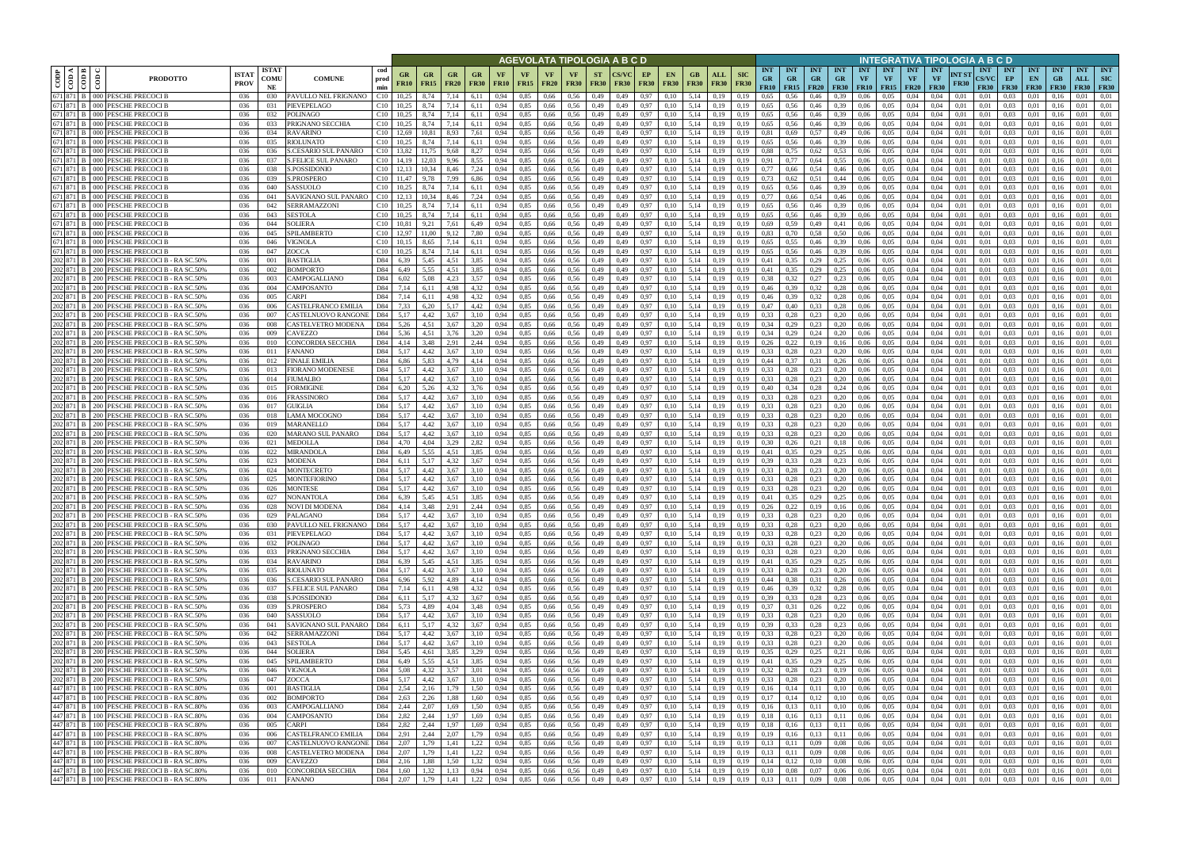| CODP | COD A | COD B | COD C | PRODOTTO | ISTAT PROV | ISTAT COMUNE | COMUNE | cod prod min | AGEVOLATA TIPOLOGIA A B C D | | | | | | | | | | | | | | | INTEGRATIVA TIPOLOGIA A B C D | | | | | | | | | | | | | | |
|---|---|---|---|---|---|---|---|---|---|---|---|---|---|---|---|---|---|---|---|---|---|---|---|---|---|---|---|---|---|---|---|---|---|---|---|---|---|---|
| | | | | | | | | | GR FR10 | GR FR15 | GR FR20 | GR FR30 | VF FR10 | VF FR15 | VF FR20 | VF FR30 | ST FR30 | CS/VC FR30 | EP FR30 | EN FR30 | GB FR30 | ALL FR30 | SIC FR30 | INT GR FR10 | INT GR FR15 | INT GR FR20 | INT GR FR30 | INT VF FR10 | INT VF FR15 | INT VF FR20 | INT VF FR30 | INT ST FR30 | INT CS/VC FR30 | INT EP FR30 | INT EN FR30 | INT GB FR30 | INT ALL FR30 | INT SIC FR30 |
| 671 | 871 | B | 000 | PESCHE PRECOCI B | 036 | 030 | PAVULLO NEL FRIGNANO | C10 | 10,25 | 8,74 | 7,14 | 6,11 | 0,94 | 0,85 | 0,66 | 0,56 | 0,49 | 0,49 | 0,97 | 0,10 | 5,14 | 0,19 | 0,19 | 0,65 | 0,56 | 0,46 | 0,39 | 0,06 | 0,05 | 0,04 | 0,04 | 0,01 | 0,01 | 0,03 | 0,01 | 0,16 | 0,01 | 0,01 |
| 671 | 871 | B | 000 | PESCHE PRECOCI B | 036 | 031 | PIEVEPELAGO | C10 | 10,25 | 8,74 | 7,14 | 6,11 | 0,94 | 0,85 | 0,66 | 0,56 | 0,49 | 0,49 | 0,97 | 0,10 | 5,14 | 0,19 | 0,19 | 0,65 | 0,56 | 0,46 | 0,39 | 0,06 | 0,05 | 0,04 | 0,04 | 0,01 | 0,01 | 0,03 | 0,01 | 0,16 | 0,01 | 0,01 |
| 671 | 871 | B | 000 | PESCHE PRECOCI B | 036 | 032 | POLINAGO | C10 | 10,25 | 8,74 | 7,14 | 6,11 | 0,94 | 0,85 | 0,66 | 0,56 | 0,49 | 0,49 | 0,97 | 0,10 | 5,14 | 0,19 | 0,19 | 0,65 | 0,56 | 0,46 | 0,39 | 0,06 | 0,05 | 0,04 | 0,04 | 0,01 | 0,01 | 0,03 | 0,01 | 0,16 | 0,01 | 0,01 |
| 671 | 871 | B | 000 | PESCHE PRECOCI B | 036 | 033 | PRIGNANO SECCHIA | C10 | 10,25 | 8,74 | 7,14 | 6,11 | 0,94 | 0,85 | 0,66 | 0,56 | 0,49 | 0,49 | 0,97 | 0,10 | 5,14 | 0,19 | 0,19 | 0,65 | 0,56 | 0,46 | 0,39 | 0,06 | 0,05 | 0,04 | 0,04 | 0,01 | 0,01 | 0,03 | 0,01 | 0,16 | 0,01 | 0,01 |
| 671 | 871 | B | 000 | PESCHE PRECOCI B | 036 | 034 | RAVARINO | C10 | 12,69 | 10,81 | 8,93 | 7,61 | 0,94 | 0,85 | 0,66 | 0,56 | 0,49 | 0,49 | 0,97 | 0,10 | 5,14 | 0,19 | 0,19 | 0,81 | 0,69 | 0,57 | 0,49 | 0,06 | 0,05 | 0,04 | 0,04 | 0,01 | 0,01 | 0,03 | 0,01 | 0,16 | 0,01 | 0,01 |
| 671 | 871 | B | 000 | PESCHE PRECOCI B | 036 | 035 | RIOLUNATO | C10 | 10,25 | 8,74 | 7,14 | 6,11 | 0,94 | 0,85 | 0,66 | 0,56 | 0,49 | 0,49 | 0,97 | 0,10 | 5,14 | 0,19 | 0,19 | 0,65 | 0,56 | 0,46 | 0,39 | 0,06 | 0,05 | 0,04 | 0,04 | 0,01 | 0,01 | 0,03 | 0,01 | 0,16 | 0,01 | 0,01 |
| 671 | 871 | B | 000 | PESCHE PRECOCI B | 036 | 036 | S.CESARIO SUL PANARO | C10 | 13,82 | 11,75 | 9,68 | 8,27 | 0,94 | 0,85 | 0,66 | 0,56 | 0,49 | 0,49 | 0,97 | 0,10 | 5,14 | 0,19 | 0,19 | 0,88 | 0,75 | 0,62 | 0,53 | 0,06 | 0,05 | 0,04 | 0,04 | 0,01 | 0,01 | 0,03 | 0,01 | 0,16 | 0,01 | 0,01 |
| 671 | 871 | B | 000 | PESCHE PRECOCI B | 036 | 037 | S.FELICE SUL PANARO | C10 | 14,19 | 12,03 | 9,96 | 8,55 | 0,94 | 0,85 | 0,66 | 0,56 | 0,49 | 0,49 | 0,97 | 0,10 | 5,14 | 0,19 | 0,19 | 0,91 | 0,77 | 0,64 | 0,55 | 0,06 | 0,05 | 0,04 | 0,04 | 0,01 | 0,01 | 0,03 | 0,01 | 0,16 | 0,01 | 0,01 |
| 671 | 871 | B | 000 | PESCHE PRECOCI B | 036 | 038 | S.POSSIDONIO | C10 | 12,13 | 10,34 | 8,46 | 7,24 | 0,94 | 0,85 | 0,66 | 0,56 | 0,49 | 0,49 | 0,97 | 0,10 | 5,14 | 0,19 | 0,19 | 0,77 | 0,66 | 0,54 | 0,46 | 0,06 | 0,05 | 0,04 | 0,04 | 0,01 | 0,01 | 0,03 | 0,01 | 0,16 | 0,01 | 0,01 |
| 671 | 871 | B | 000 | PESCHE PRECOCI B | 036 | 039 | S.PROSPERO | C10 | 11,47 | 9,78 | 7,99 | 6,86 | 0,94 | 0,85 | 0,66 | 0,56 | 0,49 | 0,49 | 0,97 | 0,10 | 5,14 | 0,19 | 0,19 | 0,73 | 0,62 | 0,51 | 0,44 | 0,06 | 0,05 | 0,04 | 0,04 | 0,01 | 0,01 | 0,03 | 0,01 | 0,16 | 0,01 | 0,01 |
| 671 | 871 | B | 000 | PESCHE PRECOCI B | 036 | 040 | SASSUOLO | C10 | 10,25 | 8,74 | 7,14 | 6,11 | 0,94 | 0,85 | 0,66 | 0,56 | 0,49 | 0,49 | 0,97 | 0,10 | 5,14 | 0,19 | 0,19 | 0,65 | 0,56 | 0,46 | 0,39 | 0,06 | 0,05 | 0,04 | 0,04 | 0,01 | 0,01 | 0,03 | 0,01 | 0,16 | 0,01 | 0,01 |
| 671 | 871 | B | 000 | PESCHE PRECOCI B | 036 | 041 | SAVIGNANO SUL PANARO | C10 | 12,13 | 10,34 | 8,46 | 7,24 | 0,94 | 0,85 | 0,66 | 0,56 | 0,49 | 0,49 | 0,97 | 0,10 | 5,14 | 0,19 | 0,19 | 0,77 | 0,66 | 0,54 | 0,46 | 0,06 | 0,05 | 0,04 | 0,04 | 0,01 | 0,01 | 0,03 | 0,01 | 0,16 | 0,01 | 0,01 |
| 671 | 871 | B | 000 | PESCHE PRECOCI B | 036 | 042 | SERRAMAZZONI | C10 | 10,25 | 8,74 | 7,14 | 6,11 | 0,94 | 0,85 | 0,66 | 0,56 | 0,49 | 0,49 | 0,97 | 0,10 | 5,14 | 0,19 | 0,19 | 0,65 | 0,56 | 0,46 | 0,39 | 0,06 | 0,05 | 0,04 | 0,04 | 0,01 | 0,01 | 0,03 | 0,01 | 0,16 | 0,01 | 0,01 |
| 671 | 871 | B | 000 | PESCHE PRECOCI B | 036 | 043 | SESTOLA | C10 | 10,25 | 8,74 | 7,14 | 6,11 | 0,94 | 0,85 | 0,66 | 0,56 | 0,49 | 0,49 | 0,97 | 0,10 | 5,14 | 0,19 | 0,19 | 0,65 | 0,56 | 0,46 | 0,39 | 0,06 | 0,05 | 0,04 | 0,04 | 0,01 | 0,01 | 0,03 | 0,01 | 0,16 | 0,01 | 0,01 |
| 671 | 871 | B | 000 | PESCHE PRECOCI B | 036 | 044 | SOLIERA | C10 | 10,81 | 9,21 | 7,61 | 6,49 | 0,94 | 0,85 | 0,66 | 0,56 | 0,49 | 0,49 | 0,97 | 0,10 | 5,14 | 0,19 | 0,19 | 0,69 | 0,59 | 0,49 | 0,41 | 0,06 | 0,05 | 0,04 | 0,04 | 0,01 | 0,01 | 0,03 | 0,01 | 0,16 | 0,01 | 0,01 |
| 671 | 871 | B | 000 | PESCHE PRECOCI B | 036 | 045 | SPILAMBERTO | C10 | 12,97 | 11,00 | 9,12 | 7,80 | 0,94 | 0,85 | 0,66 | 0,56 | 0,49 | 0,49 | 0,97 | 0,10 | 5,14 | 0,19 | 0,19 | 0,83 | 0,70 | 0,58 | 0,50 | 0,06 | 0,05 | 0,04 | 0,04 | 0,01 | 0,01 | 0,03 | 0,01 | 0,16 | 0,01 | 0,01 |
| 671 | 871 | B | 000 | PESCHE PRECOCI B | 036 | 046 | VIGNOLA | C10 | 10,15 | 8,65 | 7,14 | 6,11 | 0,94 | 0,85 | 0,66 | 0,56 | 0,49 | 0,49 | 0,97 | 0,10 | 5,14 | 0,19 | 0,19 | 0,65 | 0,55 | 0,46 | 0,39 | 0,06 | 0,05 | 0,04 | 0,04 | 0,01 | 0,01 | 0,03 | 0,01 | 0,16 | 0,01 | 0,01 |
| 671 | 871 | B | 000 | PESCHE PRECOCI B | 036 | 047 | ZOCCA | C10 | 10,25 | 8,74 | 7,14 | 6,11 | 0,94 | 0,85 | 0,66 | 0,56 | 0,49 | 0,49 | 0,97 | 0,10 | 5,14 | 0,19 | 0,19 | 0,65 | 0,56 | 0,46 | 0,39 | 0,06 | 0,05 | 0,04 | 0,04 | 0,01 | 0,01 | 0,03 | 0,01 | 0,16 | 0,01 | 0,01 |
| 202 | 871 | B | 200 | PESCHE PRECOCI B - RA SC.50% | 036 | 001 | BASTIGLIA | D84 | 6,39 | 5,45 | 4,51 | 3,85 | 0,94 | 0,85 | 0,66 | 0,56 | 0,49 | 0,49 | 0,97 | 0,10 | 5,14 | 0,19 | 0,19 | 0,41 | 0,35 | 0,29 | 0,25 | 0,06 | 0,05 | 0,04 | 0,04 | 0,01 | 0,01 | 0,03 | 0,01 | 0,16 | 0,01 | 0,01 |
| 202 | 871 | B | 200 | PESCHE PRECOCI B - RA SC.50% | 036 | 002 | BOMPORTO | D84 | 6,49 | 5,55 | 4,51 | 3,85 | 0,94 | 0,85 | 0,66 | 0,56 | 0,49 | 0,49 | 0,97 | 0,10 | 5,14 | 0,19 | 0,19 | 0,41 | 0,35 | 0,29 | 0,25 | 0,06 | 0,05 | 0,04 | 0,04 | 0,01 | 0,01 | 0,03 | 0,01 | 0,16 | 0,01 | 0,01 |
| 202 | 871 | B | 200 | PESCHE PRECOCI B - RA SC.50% | 036 | 003 | CAMPOGALLIANO | D84 | 6,02 | 5,08 | 4,23 | 3,57 | 0,94 | 0,85 | 0,66 | 0,56 | 0,49 | 0,49 | 0,97 | 0,10 | 5,14 | 0,19 | 0,19 | 0,38 | 0,32 | 0,27 | 0,23 | 0,06 | 0,05 | 0,04 | 0,04 | 0,01 | 0,01 | 0,03 | 0,01 | 0,16 | 0,01 | 0,01 |
| 202 | 871 | B | 200 | PESCHE PRECOCI B - RA SC.50% | 036 | 004 | CAMPOSANTO | D84 | 7,14 | 6,11 | 4,98 | 4,32 | 0,94 | 0,85 | 0,66 | 0,56 | 0,49 | 0,49 | 0,97 | 0,10 | 5,14 | 0,19 | 0,19 | 0,46 | 0,39 | 0,32 | 0,28 | 0,06 | 0,05 | 0,04 | 0,04 | 0,01 | 0,01 | 0,03 | 0,01 | 0,16 | 0,01 | 0,01 |
| 202 | 871 | B | 200 | PESCHE PRECOCI B - RA SC.50% | 036 | 005 | CARPI | D84 | 7,14 | 6,11 | 4,98 | 4,32 | 0,94 | 0,85 | 0,66 | 0,56 | 0,49 | 0,49 | 0,97 | 0,10 | 5,14 | 0,19 | 0,19 | 0,46 | 0,39 | 0,32 | 0,28 | 0,06 | 0,05 | 0,04 | 0,04 | 0,01 | 0,01 | 0,03 | 0,01 | 0,16 | 0,01 | 0,01 |
| 202 | 871 | B | 200 | PESCHE PRECOCI B - RA SC.50% | 036 | 006 | CASTELFRANCO EMILIA | D84 | 7,33 | 6,20 | 5,17 | 4,42 | 0,94 | 0,85 | 0,66 | 0,56 | 0,49 | 0,49 | 0,97 | 0,10 | 5,14 | 0,19 | 0,19 | 0,47 | 0,40 | 0,33 | 0,28 | 0,06 | 0,05 | 0,04 | 0,04 | 0,01 | 0,01 | 0,03 | 0,01 | 0,16 | 0,01 | 0,01 |
| 202 | 871 | B | 200 | PESCHE PRECOCI B - RA SC.50% | 036 | 007 | CASTELNUOVO RANGONE | D84 | 5,17 | 4,42 | 3,67 | 3,10 | 0,94 | 0,85 | 0,66 | 0,56 | 0,49 | 0,49 | 0,97 | 0,10 | 5,14 | 0,19 | 0,19 | 0,33 | 0,28 | 0,23 | 0,20 | 0,06 | 0,05 | 0,04 | 0,04 | 0,01 | 0,01 | 0,03 | 0,01 | 0,16 | 0,01 | 0,01 |
| 202 | 871 | B | 200 | PESCHE PRECOCI B - RA SC.50% | 036 | 008 | CASTELVETRO MODENA | D84 | 5,26 | 4,51 | 3,67 | 3,20 | 0,94 | 0,85 | 0,66 | 0,56 | 0,49 | 0,49 | 0,97 | 0,10 | 5,14 | 0,19 | 0,19 | 0,34 | 0,29 | 0,23 | 0,20 | 0,06 | 0,05 | 0,04 | 0,04 | 0,01 | 0,01 | 0,03 | 0,01 | 0,16 | 0,01 | 0,01 |
| 202 | 871 | B | 200 | PESCHE PRECOCI B - RA SC.50% | 036 | 009 | CAVEZZO | D84 | 5,36 | 4,51 | 3,76 | 3,20 | 0,94 | 0,85 | 0,66 | 0,56 | 0,49 | 0,49 | 0,97 | 0,10 | 5,14 | 0,19 | 0,19 | 0,34 | 0,29 | 0,24 | 0,20 | 0,06 | 0,05 | 0,04 | 0,04 | 0,01 | 0,01 | 0,03 | 0,01 | 0,16 | 0,01 | 0,01 |
| 202 | 871 | B | 200 | PESCHE PRECOCI B - RA SC.50% | 036 | 010 | CONCORDIA SECCHIA | D84 | 4,14 | 3,48 | 2,91 | 2,44 | 0,94 | 0,85 | 0,66 | 0,56 | 0,49 | 0,49 | 0,97 | 0,10 | 5,14 | 0,19 | 0,19 | 0,26 | 0,22 | 0,19 | 0,16 | 0,06 | 0,05 | 0,04 | 0,04 | 0,01 | 0,01 | 0,03 | 0,01 | 0,16 | 0,01 | 0,01 |
| 202 | 871 | B | 200 | PESCHE PRECOCI B - RA SC.50% | 036 | 011 | FANANO | D84 | 5,17 | 4,42 | 3,67 | 3,10 | 0,94 | 0,85 | 0,66 | 0,56 | 0,49 | 0,49 | 0,97 | 0,10 | 5,14 | 0,19 | 0,19 | 0,33 | 0,28 | 0,23 | 0,20 | 0,06 | 0,05 | 0,04 | 0,04 | 0,01 | 0,01 | 0,03 | 0,01 | 0,16 | 0,01 | 0,01 |
| 202 | 871 | B | 200 | PESCHE PRECOCI B - RA SC.50% | 036 | 012 | FINALE EMILIA | D84 | 6,86 | 5,83 | 4,79 | 4,14 | 0,94 | 0,85 | 0,66 | 0,56 | 0,49 | 0,49 | 0,97 | 0,10 | 5,14 | 0,19 | 0,19 | 0,44 | 0,37 | 0,31 | 0,26 | 0,06 | 0,05 | 0,04 | 0,04 | 0,01 | 0,01 | 0,03 | 0,01 | 0,16 | 0,01 | 0,01 |
| 202 | 871 | B | 200 | PESCHE PRECOCI B - RA SC.50% | 036 | 013 | FIORANO MODENESE | D84 | 5,17 | 4,42 | 3,67 | 3,10 | 0,94 | 0,85 | 0,66 | 0,56 | 0,49 | 0,49 | 0,97 | 0,10 | 5,14 | 0,19 | 0,19 | 0,33 | 0,28 | 0,23 | 0,20 | 0,06 | 0,05 | 0,04 | 0,04 | 0,01 | 0,01 | 0,03 | 0,01 | 0,16 | 0,01 | 0,01 |
| 202 | 871 | B | 200 | PESCHE PRECOCI B - RA SC.50% | 036 | 014 | FIUMALBO | D84 | 5,17 | 4,42 | 3,67 | 3,10 | 0,94 | 0,85 | 0,66 | 0,56 | 0,49 | 0,49 | 0,97 | 0,10 | 5,14 | 0,19 | 0,19 | 0,33 | 0,28 | 0,23 | 0,20 | 0,06 | 0,05 | 0,04 | 0,04 | 0,01 | 0,01 | 0,03 | 0,01 | 0,16 | 0,01 | 0,01 |
| 202 | 871 | B | 200 | PESCHE PRECOCI B - RA SC.50% | 036 | 015 | FORMIGINE | D84 | 6,20 | 5,26 | 4,32 | 3,76 | 0,94 | 0,85 | 0,66 | 0,56 | 0,49 | 0,49 | 0,97 | 0,10 | 5,14 | 0,19 | 0,19 | 0,40 | 0,34 | 0,28 | 0,24 | 0,06 | 0,05 | 0,04 | 0,04 | 0,01 | 0,01 | 0,03 | 0,01 | 0,16 | 0,01 | 0,01 |
| 202 | 871 | B | 200 | PESCHE PRECOCI B - RA SC.50% | 036 | 016 | FRASSINORO | D84 | 5,17 | 4,42 | 3,67 | 3,10 | 0,94 | 0,85 | 0,66 | 0,56 | 0,49 | 0,49 | 0,97 | 0,10 | 5,14 | 0,19 | 0,19 | 0,33 | 0,28 | 0,23 | 0,20 | 0,06 | 0,05 | 0,04 | 0,04 | 0,01 | 0,01 | 0,03 | 0,01 | 0,16 | 0,01 | 0,01 |
| 202 | 871 | B | 200 | PESCHE PRECOCI B - RA SC.50% | 036 | 017 | GUIGLIA | D84 | 5,17 | 4,42 | 3,67 | 3,10 | 0,94 | 0,85 | 0,66 | 0,56 | 0,49 | 0,49 | 0,97 | 0,10 | 5,14 | 0,19 | 0,19 | 0,33 | 0,28 | 0,23 | 0,20 | 0,06 | 0,05 | 0,04 | 0,04 | 0,01 | 0,01 | 0,03 | 0,01 | 0,16 | 0,01 | 0,01 |
| 202 | 871 | B | 200 | PESCHE PRECOCI B - RA SC.50% | 036 | 018 | LAMA MOCOGNO | D84 | 5,17 | 4,42 | 3,67 | 3,10 | 0,94 | 0,85 | 0,66 | 0,56 | 0,49 | 0,49 | 0,97 | 0,10 | 5,14 | 0,19 | 0,19 | 0,33 | 0,28 | 0,23 | 0,20 | 0,06 | 0,05 | 0,04 | 0,04 | 0,01 | 0,01 | 0,03 | 0,01 | 0,16 | 0,01 | 0,01 |
| 202 | 871 | B | 200 | PESCHE PRECOCI B - RA SC.50% | 036 | 019 | MARANELLO | D84 | 5,17 | 4,42 | 3,67 | 3,10 | 0,94 | 0,85 | 0,66 | 0,56 | 0,49 | 0,49 | 0,97 | 0,10 | 5,14 | 0,19 | 0,19 | 0,33 | 0,28 | 0,23 | 0,20 | 0,06 | 0,05 | 0,04 | 0,04 | 0,01 | 0,01 | 0,03 | 0,01 | 0,16 | 0,01 | 0,01 |
| 202 | 871 | B | 200 | PESCHE PRECOCI B - RA SC.50% | 036 | 020 | MARANO SUL PANARO | D84 | 5,17 | 4,42 | 3,67 | 3,10 | 0,94 | 0,85 | 0,66 | 0,56 | 0,49 | 0,49 | 0,97 | 0,10 | 5,14 | 0,19 | 0,19 | 0,33 | 0,28 | 0,23 | 0,20 | 0,06 | 0,05 | 0,04 | 0,04 | 0,01 | 0,01 | 0,03 | 0,01 | 0,16 | 0,01 | 0,01 |
| 202 | 871 | B | 200 | PESCHE PRECOCI B - RA SC.50% | 036 | 021 | MEDOLLA | D84 | 4,70 | 4,04 | 3,29 | 2,82 | 0,94 | 0,85 | 0,66 | 0,56 | 0,49 | 0,49 | 0,97 | 0,10 | 5,14 | 0,19 | 0,19 | 0,30 | 0,26 | 0,21 | 0,18 | 0,06 | 0,05 | 0,04 | 0,04 | 0,01 | 0,01 | 0,03 | 0,01 | 0,16 | 0,01 | 0,01 |
| 202 | 871 | B | 200 | PESCHE PRECOCI B - RA SC.50% | 036 | 022 | MIRANDOLA | D84 | 6,49 | 5,55 | 4,51 | 3,85 | 0,94 | 0,85 | 0,66 | 0,56 | 0,49 | 0,49 | 0,97 | 0,10 | 5,14 | 0,19 | 0,19 | 0,41 | 0,35 | 0,29 | 0,25 | 0,06 | 0,05 | 0,04 | 0,04 | 0,01 | 0,01 | 0,03 | 0,01 | 0,16 | 0,01 | 0,01 |
| 202 | 871 | B | 200 | PESCHE PRECOCI B - RA SC.50% | 036 | 023 | MODENA | D84 | 6,11 | 5,17 | 4,32 | 3,67 | 0,94 | 0,85 | 0,66 | 0,56 | 0,49 | 0,49 | 0,97 | 0,10 | 5,14 | 0,19 | 0,19 | 0,39 | 0,33 | 0,28 | 0,23 | 0,06 | 0,05 | 0,04 | 0,04 | 0,01 | 0,01 | 0,03 | 0,01 | 0,16 | 0,01 | 0,01 |
| 202 | 871 | B | 200 | PESCHE PRECOCI B - RA SC.50% | 036 | 024 | MONTECRETO | D84 | 5,17 | 4,42 | 3,67 | 3,10 | 0,94 | 0,85 | 0,66 | 0,56 | 0,49 | 0,49 | 0,97 | 0,10 | 5,14 | 0,19 | 0,19 | 0,33 | 0,28 | 0,23 | 0,20 | 0,06 | 0,05 | 0,04 | 0,04 | 0,01 | 0,01 | 0,03 | 0,01 | 0,16 | 0,01 | 0,01 |
| 202 | 871 | B | 200 | PESCHE PRECOCI B - RA SC.50% | 036 | 025 | MONTEFIORINO | D84 | 5,17 | 4,42 | 3,67 | 3,10 | 0,94 | 0,85 | 0,66 | 0,56 | 0,49 | 0,49 | 0,97 | 0,10 | 5,14 | 0,19 | 0,19 | 0,33 | 0,28 | 0,23 | 0,20 | 0,06 | 0,05 | 0,04 | 0,04 | 0,01 | 0,01 | 0,03 | 0,01 | 0,16 | 0,01 | 0,01 |
| 202 | 871 | B | 200 | PESCHE PRECOCI B - RA SC.50% | 036 | 026 | MONTESE | D84 | 5,17 | 4,42 | 3,67 | 3,10 | 0,94 | 0,85 | 0,66 | 0,56 | 0,49 | 0,49 | 0,97 | 0,10 | 5,14 | 0,19 | 0,19 | 0,33 | 0,28 | 0,23 | 0,20 | 0,06 | 0,05 | 0,04 | 0,04 | 0,01 | 0,01 | 0,03 | 0,01 | 0,16 | 0,01 | 0,01 |
| 202 | 871 | B | 200 | PESCHE PRECOCI B - RA SC.50% | 036 | 027 | NONANTOLA | D84 | 6,39 | 5,45 | 4,51 | 3,85 | 0,94 | 0,85 | 0,66 | 0,56 | 0,49 | 0,49 | 0,97 | 0,10 | 5,14 | 0,19 | 0,19 | 0,41 | 0,35 | 0,29 | 0,25 | 0,06 | 0,05 | 0,04 | 0,04 | 0,01 | 0,01 | 0,03 | 0,01 | 0,16 | 0,01 | 0,01 |
| 202 | 871 | B | 200 | PESCHE PRECOCI B - RA SC.50% | 036 | 028 | NOVI DI MODENA | D84 | 4,14 | 3,48 | 2,91 | 2,44 | 0,94 | 0,85 | 0,66 | 0,56 | 0,49 | 0,49 | 0,97 | 0,10 | 5,14 | 0,19 | 0,19 | 0,26 | 0,22 | 0,19 | 0,16 | 0,06 | 0,05 | 0,04 | 0,04 | 0,01 | 0,01 | 0,03 | 0,01 | 0,16 | 0,01 | 0,01 |
| 202 | 871 | B | 200 | PESCHE PRECOCI B - RA SC.50% | 036 | 029 | PALAGANO | D84 | 5,17 | 4,42 | 3,67 | 3,10 | 0,94 | 0,85 | 0,66 | 0,56 | 0,49 | 0,49 | 0,97 | 0,10 | 5,14 | 0,19 | 0,19 | 0,33 | 0,28 | 0,23 | 0,20 | 0,06 | 0,05 | 0,04 | 0,04 | 0,01 | 0,01 | 0,03 | 0,01 | 0,16 | 0,01 | 0,01 |
| 202 | 871 | B | 200 | PESCHE PRECOCI B - RA SC.50% | 036 | 030 | PAVULLO NEL FRIGNANO | D84 | 5,17 | 4,42 | 3,67 | 3,10 | 0,94 | 0,85 | 0,66 | 0,56 | 0,49 | 0,49 | 0,97 | 0,10 | 5,14 | 0,19 | 0,19 | 0,33 | 0,28 | 0,23 | 0,20 | 0,06 | 0,05 | 0,04 | 0,04 | 0,01 | 0,01 | 0,03 | 0,01 | 0,16 | 0,01 | 0,01 |
| 202 | 871 | B | 200 | PESCHE PRECOCI B - RA SC.50% | 036 | 031 | PIEVEPELAGO | D84 | 5,17 | 4,42 | 3,67 | 3,10 | 0,94 | 0,85 | 0,66 | 0,56 | 0,49 | 0,49 | 0,97 | 0,10 | 5,14 | 0,19 | 0,19 | 0,33 | 0,28 | 0,23 | 0,20 | 0,06 | 0,05 | 0,04 | 0,04 | 0,01 | 0,01 | 0,03 | 0,01 | 0,16 | 0,01 | 0,01 |
| 202 | 871 | B | 200 | PESCHE PRECOCI B - RA SC.50% | 036 | 032 | POLINAGO | D84 | 5,17 | 4,42 | 3,67 | 3,10 | 0,94 | 0,85 | 0,66 | 0,56 | 0,49 | 0,49 | 0,97 | 0,10 | 5,14 | 0,19 | 0,19 | 0,33 | 0,28 | 0,23 | 0,20 | 0,06 | 0,05 | 0,04 | 0,04 | 0,01 | 0,01 | 0,03 | 0,01 | 0,16 | 0,01 | 0,01 |
| 202 | 871 | B | 200 | PESCHE PRECOCI B - RA SC.50% | 036 | 033 | PRIGNANO SECCHIA | D84 | 5,17 | 4,42 | 3,67 | 3,10 | 0,94 | 0,85 | 0,66 | 0,56 | 0,49 | 0,49 | 0,97 | 0,10 | 5,14 | 0,19 | 0,19 | 0,33 | 0,28 | 0,23 | 0,20 | 0,06 | 0,05 | 0,04 | 0,04 | 0,01 | 0,01 | 0,03 | 0,01 | 0,16 | 0,01 | 0,01 |
| 202 | 871 | B | 200 | PESCHE PRECOCI B - RA SC.50% | 036 | 034 | RAVARINO | D84 | 6,39 | 5,45 | 4,51 | 3,85 | 0,94 | 0,85 | 0,66 | 0,56 | 0,49 | 0,49 | 0,97 | 0,10 | 5,14 | 0,19 | 0,19 | 0,41 | 0,35 | 0,29 | 0,25 | 0,06 | 0,05 | 0,04 | 0,04 | 0,01 | 0,01 | 0,03 | 0,01 | 0,16 | 0,01 | 0,01 |
| 202 | 871 | B | 200 | PESCHE PRECOCI B - RA SC.50% | 036 | 035 | RIOLUNATO | D84 | 5,17 | 4,42 | 3,67 | 3,10 | 0,94 | 0,85 | 0,66 | 0,56 | 0,49 | 0,49 | 0,97 | 0,10 | 5,14 | 0,19 | 0,19 | 0,33 | 0,28 | 0,23 | 0,20 | 0,06 | 0,05 | 0,04 | 0,04 | 0,01 | 0,01 | 0,03 | 0,01 | 0,16 | 0,01 | 0,01 |
| 202 | 871 | B | 200 | PESCHE PRECOCI B - RA SC.50% | 036 | 036 | S.CESARIO SUL PANARO | D84 | 6,96 | 5,92 | 4,89 | 4,14 | 0,94 | 0,85 | 0,66 | 0,56 | 0,49 | 0,49 | 0,97 | 0,10 | 5,14 | 0,19 | 0,19 | 0,44 | 0,38 | 0,31 | 0,26 | 0,06 | 0,05 | 0,04 | 0,04 | 0,01 | 0,01 | 0,03 | 0,01 | 0,16 | 0,01 | 0,01 |
| 202 | 871 | B | 200 | PESCHE PRECOCI B - RA SC.50% | 036 | 037 | S.FELICE SUL PANARO | D84 | 7,14 | 6,11 | 4,98 | 4,32 | 0,94 | 0,85 | 0,66 | 0,56 | 0,49 | 0,49 | 0,97 | 0,10 | 5,14 | 0,19 | 0,19 | 0,46 | 0,39 | 0,32 | 0,28 | 0,06 | 0,05 | 0,04 | 0,04 | 0,01 | 0,01 | 0,03 | 0,01 | 0,16 | 0,01 | 0,01 |
| 202 | 871 | B | 200 | PESCHE PRECOCI B - RA SC.50% | 036 | 038 | S.POSSIDONIO | D84 | 6,11 | 5,17 | 4,32 | 3,67 | 0,94 | 0,85 | 0,66 | 0,56 | 0,49 | 0,49 | 0,97 | 0,10 | 5,14 | 0,19 | 0,19 | 0,39 | 0,33 | 0,28 | 0,23 | 0,06 | 0,05 | 0,04 | 0,04 | 0,01 | 0,01 | 0,03 | 0,01 | 0,16 | 0,01 | 0,01 |
| 202 | 871 | B | 200 | PESCHE PRECOCI B - RA SC.50% | 036 | 039 | S.PROSPERO | D84 | 5,73 | 4,89 | 4,04 | 3,48 | 0,94 | 0,85 | 0,66 | 0,56 | 0,49 | 0,49 | 0,97 | 0,10 | 5,14 | 0,19 | 0,19 | 0,37 | 0,31 | 0,26 | 0,22 | 0,06 | 0,05 | 0,04 | 0,04 | 0,01 | 0,01 | 0,03 | 0,01 | 0,16 | 0,01 | 0,01 |
| 202 | 871 | B | 200 | PESCHE PRECOCI B - RA SC.50% | 036 | 040 | SASSUOLO | D84 | 5,17 | 4,42 | 3,67 | 3,10 | 0,94 | 0,85 | 0,66 | 0,56 | 0,49 | 0,49 | 0,97 | 0,10 | 5,14 | 0,19 | 0,19 | 0,33 | 0,28 | 0,23 | 0,20 | 0,06 | 0,05 | 0,04 | 0,04 | 0,01 | 0,01 | 0,03 | 0,01 | 0,16 | 0,01 | 0,01 |
| 202 | 871 | B | 200 | PESCHE PRECOCI B - RA SC.50% | 036 | 041 | SAVIGNANO SUL PANARO | D84 | 6,11 | 5,17 | 4,32 | 3,67 | 0,94 | 0,85 | 0,66 | 0,56 | 0,49 | 0,49 | 0,97 | 0,10 | 5,14 | 0,19 | 0,19 | 0,39 | 0,33 | 0,28 | 0,23 | 0,06 | 0,05 | 0,04 | 0,04 | 0,01 | 0,01 | 0,03 | 0,01 | 0,16 | 0,01 | 0,01 |
| 202 | 871 | B | 200 | PESCHE PRECOCI B - RA SC.50% | 036 | 042 | SERRAMAZZONI | D84 | 5,17 | 4,42 | 3,67 | 3,10 | 0,94 | 0,85 | 0,66 | 0,56 | 0,49 | 0,49 | 0,97 | 0,10 | 5,14 | 0,19 | 0,19 | 0,33 | 0,28 | 0,23 | 0,20 | 0,06 | 0,05 | 0,04 | 0,04 | 0,01 | 0,01 | 0,03 | 0,01 | 0,16 | 0,01 | 0,01 |
| 202 | 871 | B | 200 | PESCHE PRECOCI B - RA SC.50% | 036 | 043 | SESTOLA | D84 | 5,17 | 4,42 | 3,67 | 3,10 | 0,94 | 0,85 | 0,66 | 0,56 | 0,49 | 0,49 | 0,97 | 0,10 | 5,14 | 0,19 | 0,19 | 0,33 | 0,28 | 0,23 | 0,20 | 0,06 | 0,05 | 0,04 | 0,04 | 0,01 | 0,01 | 0,03 | 0,01 | 0,16 | 0,01 | 0,01 |
| 202 | 871 | B | 200 | PESCHE PRECOCI B - RA SC.50% | 036 | 044 | SOLIERA | D84 | 5,45 | 4,61 | 3,85 | 3,29 | 0,94 | 0,85 | 0,66 | 0,56 | 0,49 | 0,49 | 0,97 | 0,10 | 5,14 | 0,19 | 0,19 | 0,35 | 0,29 | 0,25 | 0,21 | 0,06 | 0,05 | 0,04 | 0,04 | 0,01 | 0,01 | 0,03 | 0,01 | 0,16 | 0,01 | 0,01 |
| 202 | 871 | B | 200 | PESCHE PRECOCI B - RA SC.50% | 036 | 045 | SPILAMBERTO | D84 | 6,49 | 5,55 | 4,51 | 3,85 | 0,94 | 0,85 | 0,66 | 0,56 | 0,49 | 0,49 | 0,97 | 0,10 | 5,14 | 0,19 | 0,19 | 0,41 | 0,35 | 0,29 | 0,25 | 0,06 | 0,05 | 0,04 | 0,04 | 0,01 | 0,01 | 0,03 | 0,01 | 0,16 | 0,01 | 0,01 |
| 202 | 871 | B | 200 | PESCHE PRECOCI B - RA SC.50% | 036 | 046 | VIGNOLA | D84 | 5,08 | 4,32 | 3,57 | 3,01 | 0,94 | 0,85 | 0,66 | 0,56 | 0,49 | 0,49 | 0,97 | 0,10 | 5,14 | 0,19 | 0,19 | 0,32 | 0,28 | 0,23 | 0,19 | 0,06 | 0,05 | 0,04 | 0,04 | 0,01 | 0,01 | 0,03 | 0,01 | 0,16 | 0,01 | 0,01 |
| 202 | 871 | B | 200 | PESCHE PRECOCI B - RA SC.50% | 036 | 047 | ZOCCA | D84 | 5,17 | 4,42 | 3,67 | 3,10 | 0,94 | 0,85 | 0,66 | 0,56 | 0,49 | 0,49 | 0,97 | 0,10 | 5,14 | 0,19 | 0,19 | 0,33 | 0,28 | 0,23 | 0,20 | 0,06 | 0,05 | 0,04 | 0,04 | 0,01 | 0,01 | 0,03 | 0,01 | 0,16 | 0,01 | 0,01 |
| 447 | 871 | B | 100 | PESCHE PRECOCI B - RA SC.80% | 036 | 001 | BASTIGLIA | D84 | 2,54 | 2,16 | 1,79 | 1,50 | 0,94 | 0,85 | 0,66 | 0,56 | 0,49 | 0,49 | 0,97 | 0,10 | 5,14 | 0,19 | 0,19 | 0,16 | 0,14 | 0,11 | 0,10 | 0,06 | 0,05 | 0,04 | 0,04 | 0,01 | 0,01 | 0,03 | 0,01 | 0,16 | 0,01 | 0,01 |
| 447 | 871 | B | 100 | PESCHE PRECOCI B - RA SC.80% | 036 | 002 | BOMPORTO | D84 | 2,63 | 2,26 | 1,88 | 1,60 | 0,94 | 0,85 | 0,66 | 0,56 | 0,49 | 0,49 | 0,97 | 0,10 | 5,14 | 0,19 | 0,19 | 0,17 | 0,14 | 0,12 | 0,10 | 0,06 | 0,05 | 0,04 | 0,04 | 0,01 | 0,01 | 0,03 | 0,01 | 0,16 | 0,01 | 0,01 |
| 447 | 871 | B | 100 | PESCHE PRECOCI B - RA SC.80% | 036 | 003 | CAMPOGALLIANO | D84 | 2,44 | 2,07 | 1,69 | 1,50 | 0,94 | 0,85 | 0,66 | 0,56 | 0,49 | 0,49 | 0,97 | 0,10 | 5,14 | 0,19 | 0,19 | 0,16 | 0,13 | 0,11 | 0,10 | 0,06 | 0,05 | 0,04 | 0,04 | 0,01 | 0,01 | 0,03 | 0,01 | 0,16 | 0,01 | 0,01 |
| 447 | 871 | B | 100 | PESCHE PRECOCI B - RA SC.80% | 036 | 004 | CAMPOSANTO | D84 | 2,82 | 2,44 | 1,97 | 1,69 | 0,94 | 0,85 | 0,66 | 0,56 | 0,49 | 0,49 | 0,97 | 0,10 | 5,14 | 0,19 | 0,19 | 0,18 | 0,16 | 0,13 | 0,11 | 0,06 | 0,05 | 0,04 | 0,04 | 0,01 | 0,01 | 0,03 | 0,01 | 0,16 | 0,01 | 0,01 |
| 447 | 871 | B | 100 | PESCHE PRECOCI B - RA SC.80% | 036 | 005 | CARPI | D84 | 2,82 | 2,44 | 1,97 | 1,69 | 0,94 | 0,85 | 0,66 | 0,56 | 0,49 | 0,49 | 0,97 | 0,10 | 5,14 | 0,19 | 0,19 | 0,18 | 0,16 | 0,13 | 0,11 | 0,06 | 0,05 | 0,04 | 0,04 | 0,01 | 0,01 | 0,03 | 0,01 | 0,16 | 0,01 | 0,01 |
| 447 | 871 | B | 100 | PESCHE PRECOCI B - RA SC.80% | 036 | 006 | CASTELFRANCO EMILIA | D84 | 2,91 | 2,44 | 2,07 | 1,79 | 0,94 | 0,85 | 0,66 | 0,56 | 0,49 | 0,49 | 0,97 | 0,10 | 5,14 | 0,19 | 0,19 | 0,19 | 0,16 | 0,13 | 0,11 | 0,06 | 0,05 | 0,04 | 0,04 | 0,01 | 0,01 | 0,03 | 0,01 | 0,16 | 0,01 | 0,01 |
| 447 | 871 | B | 100 | PESCHE PRECOCI B - RA SC.80% | 036 | 007 | CASTELNUOVO RANGONE | D84 | 2,07 | 1,79 | 1,41 | 1,22 | 0,94 | 0,85 | 0,66 | 0,56 | 0,49 | 0,49 | 0,97 | 0,10 | 5,14 | 0,19 | 0,19 | 0,13 | 0,11 | 0,09 | 0,08 | 0,06 | 0,05 | 0,04 | 0,04 | 0,01 | 0,01 | 0,03 | 0,01 | 0,16 | 0,01 | 0,01 |
| 447 | 871 | B | 100 | PESCHE PRECOCI B - RA SC.80% | 036 | 008 | CASTELVETRO MODENA | D84 | 2,07 | 1,79 | 1,41 | 1,22 | 0,94 | 0,85 | 0,66 | 0,56 | 0,49 | 0,49 | 0,97 | 0,10 | 5,14 | 0,19 | 0,19 | 0,13 | 0,11 | 0,09 | 0,08 | 0,06 | 0,05 | 0,04 | 0,04 | 0,01 | 0,01 | 0,03 | 0,01 | 0,16 | 0,01 | 0,01 |
| 447 | 871 | B | 100 | PESCHE PRECOCI B - RA SC.80% | 036 | 009 | CAVEZZO | D84 | 2,16 | 1,88 | 1,50 | 1,32 | 0,94 | 0,85 | 0,66 | 0,56 | 0,49 | 0,49 | 0,97 | 0,10 | 5,14 | 0,19 | 0,19 | 0,14 | 0,12 | 0,10 | 0,08 | 0,06 | 0,05 | 0,04 | 0,04 | 0,01 | 0,01 | 0,03 | 0,01 | 0,16 | 0,01 | 0,01 |
| 447 | 871 | B | 100 | PESCHE PRECOCI B - RA SC.80% | 036 | 010 | CONCORDIA SECCHIA | D84 | 1,60 | 1,32 | 1,13 | 0,94 | 0,94 | 0,85 | 0,66 | 0,56 | 0,49 | 0,49 | 0,97 | 0,10 | 5,14 | 0,19 | 0,19 | 0,10 | 0,08 | 0,07 | 0,06 | 0,06 | 0,05 | 0,04 | 0,04 | 0,01 | 0,01 | 0,03 | 0,01 | 0,16 | 0,01 | 0,01 |
| 447 | 871 | B | 100 | PESCHE PRECOCI B - RA SC.80% | 036 | 011 | FANANO | D84 | 2,07 | 1,79 | 1,41 | 1,22 | 0,94 | 0,85 | 0,66 | 0,56 | 0,49 | 0,49 | 0,97 | 0,10 | 5,14 | 0,19 | 0,19 | 0,13 | 0,11 | 0,09 | 0,08 | 0,06 | 0,05 | 0,04 | 0,04 | 0,01 | 0,01 | 0,03 | 0,01 | 0,16 | 0,01 | 0,01 |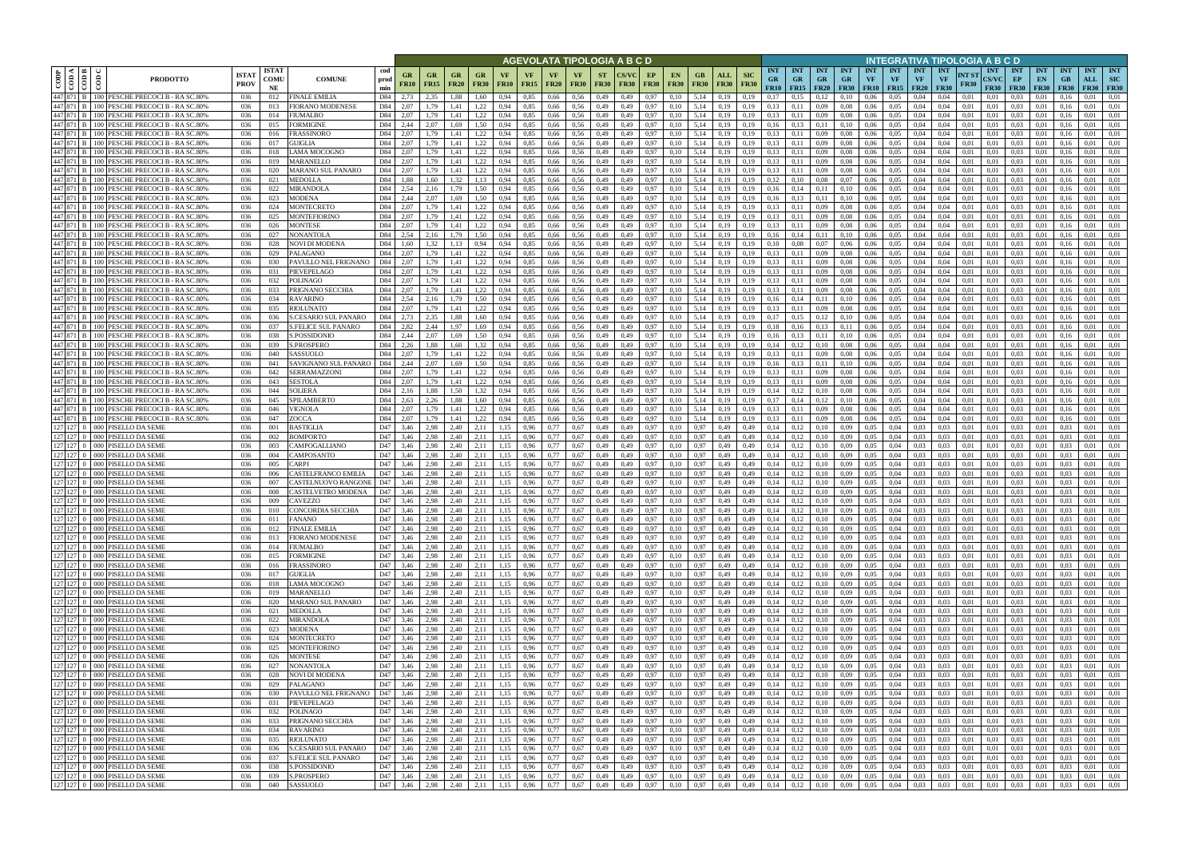| CODP | COD A | COD B | COD C | PRODOTTO | ISTAT PROV | ISTAT COMUNE | COMUNE | cod prod min | AGEVOLATA TIPOLOGIA A B C D | | | | | | | | | | | | | | | | INTEGRATIVA TIPOLOGIA A B C D | | | | | | | | | | | | | | | |
|---|---|---|---|---|---|---|---|---|---|---|---|---|---|---|---|---|---|---|---|---|---|---|---|---|---|---|---|---|---|---|---|---|---|---|---|---|---|---|---|
| | | | | | | | | | GR FR10 | GR FR15 | GR FR20 | GR FR30 | VF FR10 | VF FR15 | VF FR20 | VF FR30 | ST FR30 | CS/VC FR30 | EP FR30 | EN FR30 | GB FR30 | ALL FR30 | SIC FR30 | INT GR FR10 | INT GR FR15 | INT GR FR20 | INT GR FR30 | INT VF FR10 | INT VF FR15 | INT VF FR20 | INT VF FR30 | INT ST FR30 | INT CS/VC FR30 | INT EP FR30 | INT EN FR30 | INT GB FR30 | INT ALL FR30 | INT SIC FR30 |
| 447 | 871 | B | 100 | PESCHE PRECOCI B - RA SC.80% | 036 | 012 | FINALE EMILIA | D84 | 2,73 | 2,35 | 1,88 | 1,60 | 0,94 | 0,85 | 0,66 | 0,56 | 0,49 | 0,49 | 0,97 | 0,10 | 5,14 | 0,19 | 0,19 | 0,17 | 0,15 | 0,12 | 0,10 | 0,06 | 0,05 | 0,04 | 0,04 | 0,01 | 0,01 | 0,03 | 0,01 | 0,16 | 0,01 | 0,01 |
| 447 | 871 | B | 100 | PESCHE PRECOCI B - RA SC.80% | 036 | 013 | FIORANO MODENESE | D84 | 2,07 | 1,79 | 1,41 | 1,22 | 0,94 | 0,85 | 0,66 | 0,56 | 0,49 | 0,49 | 0,97 | 0,10 | 5,14 | 0,19 | 0,19 | 0,13 | 0,11 | 0,09 | 0,08 | 0,06 | 0,05 | 0,04 | 0,04 | 0,01 | 0,01 | 0,03 | 0,01 | 0,16 | 0,01 | 0,01 |
| 447 | 871 | B | 100 | PESCHE PRECOCI B - RA SC.80% | 036 | 014 | FIUMALBO | D84 | 2,07 | 1,79 | 1,41 | 1,22 | 0,94 | 0,85 | 0,66 | 0,56 | 0,49 | 0,49 | 0,97 | 0,10 | 5,14 | 0,19 | 0,19 | 0,13 | 0,11 | 0,09 | 0,08 | 0,06 | 0,05 | 0,04 | 0,04 | 0,01 | 0,01 | 0,03 | 0,01 | 0,16 | 0,01 | 0,01 |
| 447 | 871 | B | 100 | PESCHE PRECOCI B - RA SC.80% | 036 | 015 | FORMIGINE | D84 | 2,44 | 2,07 | 1,69 | 1,50 | 0,94 | 0,85 | 0,66 | 0,56 | 0,49 | 0,49 | 0,97 | 0,10 | 5,14 | 0,19 | 0,19 | 0,16 | 0,13 | 0,11 | 0,10 | 0,06 | 0,05 | 0,04 | 0,04 | 0,01 | 0,01 | 0,03 | 0,01 | 0,16 | 0,01 | 0,01 |
| 447 | 871 | B | 100 | PESCHE PRECOCI B - RA SC.80% | 036 | 016 | FRASSINORO | D84 | 2,07 | 1,79 | 1,41 | 1,22 | 0,94 | 0,85 | 0,66 | 0,56 | 0,49 | 0,49 | 0,97 | 0,10 | 5,14 | 0,19 | 0,19 | 0,13 | 0,11 | 0,09 | 0,08 | 0,06 | 0,05 | 0,04 | 0,04 | 0,01 | 0,01 | 0,03 | 0,01 | 0,16 | 0,01 | 0,01 |
| 447 | 871 | B | 100 | PESCHE PRECOCI B - RA SC.80% | 036 | 017 | GUIGLIA | D84 | 2,07 | 1,79 | 1,41 | 1,22 | 0,94 | 0,85 | 0,66 | 0,56 | 0,49 | 0,49 | 0,97 | 0,10 | 5,14 | 0,19 | 0,19 | 0,13 | 0,11 | 0,09 | 0,08 | 0,06 | 0,05 | 0,04 | 0,04 | 0,01 | 0,01 | 0,03 | 0,01 | 0,16 | 0,01 | 0,01 |
| 447 | 871 | B | 100 | PESCHE PRECOCI B - RA SC.80% | 036 | 018 | LAMA MOCOGNO | D84 | 2,07 | 1,79 | 1,41 | 1,22 | 0,94 | 0,85 | 0,66 | 0,56 | 0,49 | 0,49 | 0,97 | 0,10 | 5,14 | 0,19 | 0,19 | 0,13 | 0,11 | 0,09 | 0,08 | 0,06 | 0,05 | 0,04 | 0,04 | 0,01 | 0,01 | 0,03 | 0,01 | 0,16 | 0,01 | 0,01 |
| 447 | 871 | B | 100 | PESCHE PRECOCI B - RA SC.80% | 036 | 019 | MARANELLO | D84 | 2,07 | 1,79 | 1,41 | 1,22 | 0,94 | 0,85 | 0,66 | 0,56 | 0,49 | 0,49 | 0,97 | 0,10 | 5,14 | 0,19 | 0,19 | 0,13 | 0,11 | 0,09 | 0,08 | 0,06 | 0,05 | 0,04 | 0,04 | 0,01 | 0,01 | 0,03 | 0,01 | 0,16 | 0,01 | 0,01 |
| 447 | 871 | B | 100 | PESCHE PRECOCI B - RA SC.80% | 036 | 020 | MARANO SUL PANARO | D84 | 2,07 | 1,79 | 1,41 | 1,22 | 0,94 | 0,85 | 0,66 | 0,56 | 0,49 | 0,49 | 0,97 | 0,10 | 5,14 | 0,19 | 0,19 | 0,13 | 0,11 | 0,09 | 0,08 | 0,06 | 0,05 | 0,04 | 0,04 | 0,01 | 0,01 | 0,03 | 0,01 | 0,16 | 0,01 | 0,01 |
| 447 | 871 | B | 100 | PESCHE PRECOCI B - RA SC.80% | 036 | 021 | MEDOLLA | D84 | 1,88 | 1,60 | 1,32 | 1,13 | 0,94 | 0,85 | 0,66 | 0,56 | 0,49 | 0,49 | 0,97 | 0,10 | 5,14 | 0,19 | 0,19 | 0,12 | 0,10 | 0,08 | 0,07 | 0,06 | 0,05 | 0,04 | 0,04 | 0,01 | 0,01 | 0,03 | 0,01 | 0,16 | 0,01 | 0,01 |
| 447 | 871 | B | 100 | PESCHE PRECOCI B - RA SC.80% | 036 | 022 | MIRANDOLA | D84 | 2,54 | 2,16 | 1,79 | 1,50 | 0,94 | 0,85 | 0,66 | 0,56 | 0,49 | 0,49 | 0,97 | 0,10 | 5,14 | 0,19 | 0,19 | 0,16 | 0,14 | 0,11 | 0,10 | 0,06 | 0,05 | 0,04 | 0,04 | 0,01 | 0,01 | 0,03 | 0,01 | 0,16 | 0,01 | 0,01 |
| 447 | 871 | B | 100 | PESCHE PRECOCI B - RA SC.80% | 036 | 023 | MODENA | D84 | 2,44 | 2,07 | 1,69 | 1,50 | 0,94 | 0,85 | 0,66 | 0,56 | 0,49 | 0,49 | 0,97 | 0,10 | 5,14 | 0,19 | 0,19 | 0,16 | 0,13 | 0,11 | 0,10 | 0,06 | 0,05 | 0,04 | 0,04 | 0,01 | 0,01 | 0,03 | 0,01 | 0,16 | 0,01 | 0,01 |
| 447 | 871 | B | 100 | PESCHE PRECOCI B - RA SC.80% | 036 | 024 | MONTECRETO | D84 | 2,07 | 1,79 | 1,41 | 1,22 | 0,94 | 0,85 | 0,66 | 0,56 | 0,49 | 0,49 | 0,97 | 0,10 | 5,14 | 0,19 | 0,19 | 0,13 | 0,11 | 0,09 | 0,08 | 0,06 | 0,05 | 0,04 | 0,04 | 0,01 | 0,01 | 0,03 | 0,01 | 0,16 | 0,01 | 0,01 |
| 447 | 871 | B | 100 | PESCHE PRECOCI B - RA SC.80% | 036 | 025 | MONTEFIORINO | D84 | 2,07 | 1,79 | 1,41 | 1,22 | 0,94 | 0,85 | 0,66 | 0,56 | 0,49 | 0,49 | 0,97 | 0,10 | 5,14 | 0,19 | 0,19 | 0,13 | 0,11 | 0,09 | 0,08 | 0,06 | 0,05 | 0,04 | 0,04 | 0,01 | 0,01 | 0,03 | 0,01 | 0,16 | 0,01 | 0,01 |
| 447 | 871 | B | 100 | PESCHE PRECOCI B - RA SC.80% | 036 | 026 | MONTESE | D84 | 2,07 | 1,79 | 1,41 | 1,22 | 0,94 | 0,85 | 0,66 | 0,56 | 0,49 | 0,49 | 0,97 | 0,10 | 5,14 | 0,19 | 0,19 | 0,13 | 0,11 | 0,09 | 0,08 | 0,06 | 0,05 | 0,04 | 0,04 | 0,01 | 0,01 | 0,03 | 0,01 | 0,16 | 0,01 | 0,01 |
| 447 | 871 | B | 100 | PESCHE PRECOCI B - RA SC.80% | 036 | 027 | NONANTOLA | D84 | 2,54 | 2,16 | 1,79 | 1,50 | 0,94 | 0,85 | 0,66 | 0,56 | 0,49 | 0,49 | 0,97 | 0,10 | 5,14 | 0,19 | 0,19 | 0,16 | 0,14 | 0,11 | 0,10 | 0,06 | 0,05 | 0,04 | 0,04 | 0,01 | 0,01 | 0,03 | 0,01 | 0,16 | 0,01 | 0,01 |
| 447 | 871 | B | 100 | PESCHE PRECOCI B - RA SC.80% | 036 | 028 | NOVI DI MODENA | D84 | 1,60 | 1,32 | 1,13 | 0,94 | 0,94 | 0,85 | 0,66 | 0,56 | 0,49 | 0,49 | 0,97 | 0,10 | 5,14 | 0,19 | 0,19 | 0,10 | 0,08 | 0,07 | 0,06 | 0,06 | 0,05 | 0,04 | 0,04 | 0,01 | 0,01 | 0,03 | 0,01 | 0,16 | 0,01 | 0,01 |
| 447 | 871 | B | 100 | PESCHE PRECOCI B - RA SC.80% | 036 | 029 | PALAGANO | D84 | 2,07 | 1,79 | 1,41 | 1,22 | 0,94 | 0,85 | 0,66 | 0,56 | 0,49 | 0,49 | 0,97 | 0,10 | 5,14 | 0,19 | 0,19 | 0,13 | 0,11 | 0,09 | 0,08 | 0,06 | 0,05 | 0,04 | 0,04 | 0,01 | 0,01 | 0,03 | 0,01 | 0,16 | 0,01 | 0,01 |
| 447 | 871 | B | 100 | PESCHE PRECOCI B - RA SC.80% | 036 | 030 | PAVULLO NEL FRIGNANO | D84 | 2,07 | 1,79 | 1,41 | 1,22 | 0,94 | 0,85 | 0,66 | 0,56 | 0,49 | 0,49 | 0,97 | 0,10 | 5,14 | 0,19 | 0,19 | 0,13 | 0,11 | 0,09 | 0,08 | 0,06 | 0,05 | 0,04 | 0,04 | 0,01 | 0,01 | 0,03 | 0,01 | 0,16 | 0,01 | 0,01 |
| 447 | 871 | B | 100 | PESCHE PRECOCI B - RA SC.80% | 036 | 031 | PIEVEPELAGO | D84 | 2,07 | 1,79 | 1,41 | 1,22 | 0,94 | 0,85 | 0,66 | 0,56 | 0,49 | 0,49 | 0,97 | 0,10 | 5,14 | 0,19 | 0,19 | 0,13 | 0,11 | 0,09 | 0,08 | 0,06 | 0,05 | 0,04 | 0,04 | 0,01 | 0,01 | 0,03 | 0,01 | 0,16 | 0,01 | 0,01 |
| 447 | 871 | B | 100 | PESCHE PRECOCI B - RA SC.80% | 036 | 032 | POLINAGO | D84 | 2,07 | 1,79 | 1,41 | 1,22 | 0,94 | 0,85 | 0,66 | 0,56 | 0,49 | 0,49 | 0,97 | 0,10 | 5,14 | 0,19 | 0,19 | 0,13 | 0,11 | 0,09 | 0,08 | 0,06 | 0,05 | 0,04 | 0,04 | 0,01 | 0,01 | 0,03 | 0,01 | 0,16 | 0,01 | 0,01 |
| 447 | 871 | B | 100 | PESCHE PRECOCI B - RA SC.80% | 036 | 033 | PRIGNANO SECCHIA | D84 | 2,07 | 1,79 | 1,41 | 1,22 | 0,94 | 0,85 | 0,66 | 0,56 | 0,49 | 0,49 | 0,97 | 0,10 | 5,14 | 0,19 | 0,19 | 0,13 | 0,11 | 0,09 | 0,08 | 0,06 | 0,05 | 0,04 | 0,04 | 0,01 | 0,01 | 0,03 | 0,01 | 0,16 | 0,01 | 0,01 |
| 447 | 871 | B | 100 | PESCHE PRECOCI B - RA SC.80% | 036 | 034 | RAVARINO | D84 | 2,54 | 2,16 | 1,79 | 1,50 | 0,94 | 0,85 | 0,66 | 0,56 | 0,49 | 0,49 | 0,97 | 0,10 | 5,14 | 0,19 | 0,19 | 0,16 | 0,14 | 0,11 | 0,10 | 0,06 | 0,05 | 0,04 | 0,04 | 0,01 | 0,01 | 0,03 | 0,01 | 0,16 | 0,01 | 0,01 |
| 447 | 871 | B | 100 | PESCHE PRECOCI B - RA SC.80% | 036 | 035 | RIOLUNATO | D84 | 2,07 | 1,79 | 1,41 | 1,22 | 0,94 | 0,85 | 0,66 | 0,56 | 0,49 | 0,49 | 0,97 | 0,10 | 5,14 | 0,19 | 0,19 | 0,13 | 0,11 | 0,09 | 0,08 | 0,06 | 0,05 | 0,04 | 0,04 | 0,01 | 0,01 | 0,03 | 0,01 | 0,16 | 0,01 | 0,01 |
| 447 | 871 | B | 100 | PESCHE PRECOCI B - RA SC.80% | 036 | 036 | S.CESARIO SUL PANARO | D84 | 2,73 | 2,35 | 1,88 | 1,60 | 0,94 | 0,85 | 0,66 | 0,56 | 0,49 | 0,49 | 0,97 | 0,10 | 5,14 | 0,19 | 0,19 | 0,17 | 0,15 | 0,12 | 0,10 | 0,06 | 0,05 | 0,04 | 0,04 | 0,01 | 0,01 | 0,03 | 0,01 | 0,16 | 0,01 | 0,01 |
| 447 | 871 | B | 100 | PESCHE PRECOCI B - RA SC.80% | 036 | 037 | S.FELICE SUL PANARO | D84 | 2,82 | 2,44 | 1,97 | 1,69 | 0,94 | 0,85 | 0,66 | 0,56 | 0,49 | 0,49 | 0,97 | 0,10 | 5,14 | 0,19 | 0,19 | 0,18 | 0,16 | 0,13 | 0,11 | 0,06 | 0,05 | 0,04 | 0,04 | 0,01 | 0,01 | 0,03 | 0,01 | 0,16 | 0,01 | 0,01 |
| 447 | 871 | B | 100 | PESCHE PRECOCI B - RA SC.80% | 036 | 038 | S.POSSIDONIO | D84 | 2,44 | 2,07 | 1,69 | 1,50 | 0,94 | 0,85 | 0,66 | 0,56 | 0,49 | 0,49 | 0,97 | 0,10 | 5,14 | 0,19 | 0,19 | 0,16 | 0,13 | 0,11 | 0,10 | 0,06 | 0,05 | 0,04 | 0,04 | 0,01 | 0,01 | 0,03 | 0,01 | 0,16 | 0,01 | 0,01 |
| 447 | 871 | B | 100 | PESCHE PRECOCI B - RA SC.80% | 036 | 039 | S.PROSPERO | D84 | 2,26 | 1,88 | 1,60 | 1,32 | 0,94 | 0,85 | 0,66 | 0,56 | 0,49 | 0,49 | 0,97 | 0,10 | 5,14 | 0,19 | 0,19 | 0,14 | 0,12 | 0,10 | 0,08 | 0,06 | 0,05 | 0,04 | 0,04 | 0,01 | 0,01 | 0,03 | 0,01 | 0,16 | 0,01 | 0,01 |
| 447 | 871 | B | 100 | PESCHE PRECOCI B - RA SC.80% | 036 | 040 | SASSUOLO | D84 | 2,07 | 1,79 | 1,41 | 1,22 | 0,94 | 0,85 | 0,66 | 0,56 | 0,49 | 0,49 | 0,97 | 0,10 | 5,14 | 0,19 | 0,19 | 0,13 | 0,11 | 0,09 | 0,08 | 0,06 | 0,05 | 0,04 | 0,04 | 0,01 | 0,01 | 0,03 | 0,01 | 0,16 | 0,01 | 0,01 |
| 447 | 871 | B | 100 | PESCHE PRECOCI B - RA SC.80% | 036 | 041 | SAVIGNANO SUL PANARO | D84 | 2,44 | 2,07 | 1,69 | 1,50 | 0,94 | 0,85 | 0,66 | 0,56 | 0,49 | 0,49 | 0,97 | 0,10 | 5,14 | 0,19 | 0,19 | 0,16 | 0,13 | 0,11 | 0,10 | 0,06 | 0,05 | 0,04 | 0,04 | 0,01 | 0,01 | 0,03 | 0,01 | 0,16 | 0,01 | 0,01 |
| 447 | 871 | B | 100 | PESCHE PRECOCI B - RA SC.80% | 036 | 042 | SERRAMAZZONI | D84 | 2,07 | 1,79 | 1,41 | 1,22 | 0,94 | 0,85 | 0,66 | 0,56 | 0,49 | 0,49 | 0,97 | 0,10 | 5,14 | 0,19 | 0,19 | 0,13 | 0,11 | 0,09 | 0,08 | 0,06 | 0,05 | 0,04 | 0,04 | 0,01 | 0,01 | 0,03 | 0,01 | 0,16 | 0,01 | 0,01 |
| 447 | 871 | B | 100 | PESCHE PRECOCI B - RA SC.80% | 036 | 043 | SESTOLA | D84 | 2,07 | 1,79 | 1,41 | 1,22 | 0,94 | 0,85 | 0,66 | 0,56 | 0,49 | 0,49 | 0,97 | 0,10 | 5,14 | 0,19 | 0,19 | 0,13 | 0,11 | 0,09 | 0,08 | 0,06 | 0,05 | 0,04 | 0,04 | 0,01 | 0,01 | 0,03 | 0,01 | 0,16 | 0,01 | 0,01 |
| 447 | 871 | B | 100 | PESCHE PRECOCI B - RA SC.80% | 036 | 044 | SOLIERA | D84 | 2,16 | 1,88 | 1,50 | 1,32 | 0,94 | 0,85 | 0,66 | 0,56 | 0,49 | 0,49 | 0,97 | 0,10 | 5,14 | 0,19 | 0,19 | 0,14 | 0,12 | 0,10 | 0,08 | 0,06 | 0,05 | 0,04 | 0,04 | 0,01 | 0,01 | 0,03 | 0,01 | 0,16 | 0,01 | 0,01 |
| 447 | 871 | B | 100 | PESCHE PRECOCI B - RA SC.80% | 036 | 045 | SPILAMBERTO | D84 | 2,63 | 2,26 | 1,88 | 1,60 | 0,94 | 0,85 | 0,66 | 0,56 | 0,49 | 0,49 | 0,97 | 0,10 | 5,14 | 0,19 | 0,19 | 0,17 | 0,14 | 0,12 | 0,10 | 0,06 | 0,05 | 0,04 | 0,04 | 0,01 | 0,01 | 0,03 | 0,01 | 0,16 | 0,01 | 0,01 |
| 447 | 871 | B | 100 | PESCHE PRECOCI B - RA SC.80% | 036 | 046 | VIGNOLA | D84 | 2,07 | 1,79 | 1,41 | 1,22 | 0,94 | 0,85 | 0,66 | 0,56 | 0,49 | 0,49 | 0,97 | 0,10 | 5,14 | 0,19 | 0,19 | 0,13 | 0,11 | 0,09 | 0,08 | 0,06 | 0,05 | 0,04 | 0,04 | 0,01 | 0,01 | 0,03 | 0,01 | 0,16 | 0,01 | 0,01 |
| 447 | 871 | B | 100 | PESCHE PRECOCI B - RA SC.80% | 036 | 047 | ZOCCA | D84 | 2,07 | 1,79 | 1,41 | 1,22 | 0,94 | 0,85 | 0,66 | 0,56 | 0,49 | 0,49 | 0,97 | 0,10 | 5,14 | 0,19 | 0,19 | 0,13 | 0,11 | 0,09 | 0,08 | 0,06 | 0,05 | 0,04 | 0,04 | 0,01 | 0,01 | 0,03 | 0,01 | 0,16 | 0,01 | 0,01 |
| 127 | 127 | 0 | 000 | PISELLO DA SEME | 036 | 001 | BASTIGLIA | D47 | 3,46 | 2,98 | 2,40 | 2,11 | 1,15 | 0,96 | 0,77 | 0,67 | 0,49 | 0,49 | 0,97 | 0,10 | 0,97 | 0,49 | 0,49 | 0,14 | 0,12 | 0,10 | 0,09 | 0,05 | 0,04 | 0,03 | 0,03 | 0,01 | 0,01 | 0,03 | 0,01 | 0,03 | 0,01 | 0,01 |
| 127 | 127 | 0 | 000 | PISELLO DA SEME | 036 | 002 | BOMPORTO | D47 | 3,46 | 2,98 | 2,40 | 2,11 | 1,15 | 0,96 | 0,77 | 0,67 | 0,49 | 0,49 | 0,97 | 0,10 | 0,97 | 0,49 | 0,49 | 0,14 | 0,12 | 0,10 | 0,09 | 0,05 | 0,04 | 0,03 | 0,03 | 0,01 | 0,01 | 0,03 | 0,01 | 0,03 | 0,01 | 0,01 |
| 127 | 127 | 0 | 000 | PISELLO DA SEME | 036 | 003 | CAMPOGALLIANO | D47 | 3,46 | 2,98 | 2,40 | 2,11 | 1,15 | 0,96 | 0,77 | 0,67 | 0,49 | 0,49 | 0,97 | 0,10 | 0,97 | 0,49 | 0,49 | 0,14 | 0,12 | 0,10 | 0,09 | 0,05 | 0,04 | 0,03 | 0,03 | 0,01 | 0,01 | 0,03 | 0,01 | 0,03 | 0,01 | 0,01 |
| 127 | 127 | 0 | 000 | PISELLO DA SEME | 036 | 004 | CAMPOSANTO | D47 | 3,46 | 2,98 | 2,40 | 2,11 | 1,15 | 0,96 | 0,77 | 0,67 | 0,49 | 0,49 | 0,97 | 0,10 | 0,97 | 0,49 | 0,49 | 0,14 | 0,12 | 0,10 | 0,09 | 0,05 | 0,04 | 0,03 | 0,03 | 0,01 | 0,01 | 0,03 | 0,01 | 0,03 | 0,01 | 0,01 |
| 127 | 127 | 0 | 000 | PISELLO DA SEME | 036 | 005 | CARPI | D47 | 3,46 | 2,98 | 2,40 | 2,11 | 1,15 | 0,96 | 0,77 | 0,67 | 0,49 | 0,49 | 0,97 | 0,10 | 0,97 | 0,49 | 0,49 | 0,14 | 0,12 | 0,10 | 0,09 | 0,05 | 0,04 | 0,03 | 0,03 | 0,01 | 0,01 | 0,03 | 0,01 | 0,03 | 0,01 | 0,01 |
| 127 | 127 | 0 | 000 | PISELLO DA SEME | 036 | 006 | CASTELFRANCO EMILIA | D47 | 3,46 | 2,98 | 2,40 | 2,11 | 1,15 | 0,96 | 0,77 | 0,67 | 0,49 | 0,49 | 0,97 | 0,10 | 0,97 | 0,49 | 0,49 | 0,14 | 0,12 | 0,10 | 0,09 | 0,05 | 0,04 | 0,03 | 0,03 | 0,01 | 0,01 | 0,03 | 0,01 | 0,03 | 0,01 | 0,01 |
| 127 | 127 | 0 | 000 | PISELLO DA SEME | 036 | 007 | CASTELNUOVO RANGONE | D47 | 3,46 | 2,98 | 2,40 | 2,11 | 1,15 | 0,96 | 0,77 | 0,67 | 0,49 | 0,49 | 0,97 | 0,10 | 0,97 | 0,49 | 0,49 | 0,14 | 0,12 | 0,10 | 0,09 | 0,05 | 0,04 | 0,03 | 0,03 | 0,01 | 0,01 | 0,03 | 0,01 | 0,03 | 0,01 | 0,01 |
| 127 | 127 | 0 | 000 | PISELLO DA SEME | 036 | 008 | CASTELVETRO MODENA | D47 | 3,46 | 2,98 | 2,40 | 2,11 | 1,15 | 0,96 | 0,77 | 0,67 | 0,49 | 0,49 | 0,97 | 0,10 | 0,97 | 0,49 | 0,49 | 0,14 | 0,12 | 0,10 | 0,09 | 0,05 | 0,04 | 0,03 | 0,03 | 0,01 | 0,01 | 0,03 | 0,01 | 0,03 | 0,01 | 0,01 |
| 127 | 127 | 0 | 000 | PISELLO DA SEME | 036 | 009 | CAVEZZO | D47 | 3,46 | 2,98 | 2,40 | 2,11 | 1,15 | 0,96 | 0,77 | 0,67 | 0,49 | 0,49 | 0,97 | 0,10 | 0,97 | 0,49 | 0,49 | 0,14 | 0,12 | 0,10 | 0,09 | 0,05 | 0,04 | 0,03 | 0,03 | 0,01 | 0,01 | 0,03 | 0,01 | 0,03 | 0,01 | 0,01 |
| 127 | 127 | 0 | 000 | PISELLO DA SEME | 036 | 010 | CONCORDIA SECCHIA | D47 | 3,46 | 2,98 | 2,40 | 2,11 | 1,15 | 0,96 | 0,77 | 0,67 | 0,49 | 0,49 | 0,97 | 0,10 | 0,97 | 0,49 | 0,49 | 0,14 | 0,12 | 0,10 | 0,09 | 0,05 | 0,04 | 0,03 | 0,03 | 0,01 | 0,01 | 0,03 | 0,01 | 0,03 | 0,01 | 0,01 |
| 127 | 127 | 0 | 000 | PISELLO DA SEME | 036 | 011 | FANANO | D47 | 3,46 | 2,98 | 2,40 | 2,11 | 1,15 | 0,96 | 0,77 | 0,67 | 0,49 | 0,49 | 0,97 | 0,10 | 0,97 | 0,49 | 0,49 | 0,14 | 0,12 | 0,10 | 0,09 | 0,05 | 0,04 | 0,03 | 0,03 | 0,01 | 0,01 | 0,03 | 0,01 | 0,03 | 0,01 | 0,01 |
| 127 | 127 | 0 | 000 | PISELLO DA SEME | 036 | 012 | FINALE EMILIA | D47 | 3,46 | 2,98 | 2,40 | 2,11 | 1,15 | 0,96 | 0,77 | 0,67 | 0,49 | 0,49 | 0,97 | 0,10 | 0,97 | 0,49 | 0,49 | 0,14 | 0,12 | 0,10 | 0,09 | 0,05 | 0,04 | 0,03 | 0,03 | 0,01 | 0,01 | 0,03 | 0,01 | 0,03 | 0,01 | 0,01 |
| 127 | 127 | 0 | 000 | PISELLO DA SEME | 036 | 013 | FIORANO MODENESE | D47 | 3,46 | 2,98 | 2,40 | 2,11 | 1,15 | 0,96 | 0,77 | 0,67 | 0,49 | 0,49 | 0,97 | 0,10 | 0,97 | 0,49 | 0,49 | 0,14 | 0,12 | 0,10 | 0,09 | 0,05 | 0,04 | 0,03 | 0,03 | 0,01 | 0,01 | 0,03 | 0,01 | 0,03 | 0,01 | 0,01 |
| 127 | 127 | 0 | 000 | PISELLO DA SEME | 036 | 014 | FIUMALBO | D47 | 3,46 | 2,98 | 2,40 | 2,11 | 1,15 | 0,96 | 0,77 | 0,67 | 0,49 | 0,49 | 0,97 | 0,10 | 0,97 | 0,49 | 0,49 | 0,14 | 0,12 | 0,10 | 0,09 | 0,05 | 0,04 | 0,03 | 0,03 | 0,01 | 0,01 | 0,03 | 0,01 | 0,03 | 0,01 | 0,01 |
| 127 | 127 | 0 | 000 | PISELLO DA SEME | 036 | 015 | FORMIGINE | D47 | 3,46 | 2,98 | 2,40 | 2,11 | 1,15 | 0,96 | 0,77 | 0,67 | 0,49 | 0,49 | 0,97 | 0,10 | 0,97 | 0,49 | 0,49 | 0,14 | 0,12 | 0,10 | 0,09 | 0,05 | 0,04 | 0,03 | 0,03 | 0,01 | 0,01 | 0,03 | 0,01 | 0,03 | 0,01 | 0,01 |
| 127 | 127 | 0 | 000 | PISELLO DA SEME | 036 | 016 | FRASSINORO | D47 | 3,46 | 2,98 | 2,40 | 2,11 | 1,15 | 0,96 | 0,77 | 0,67 | 0,49 | 0,49 | 0,97 | 0,10 | 0,97 | 0,49 | 0,49 | 0,14 | 0,12 | 0,10 | 0,09 | 0,05 | 0,04 | 0,03 | 0,03 | 0,01 | 0,01 | 0,03 | 0,01 | 0,03 | 0,01 | 0,01 |
| 127 | 127 | 0 | 000 | PISELLO DA SEME | 036 | 017 | GUIGLIA | D47 | 3,46 | 2,98 | 2,40 | 2,11 | 1,15 | 0,96 | 0,77 | 0,67 | 0,49 | 0,49 | 0,97 | 0,10 | 0,97 | 0,49 | 0,49 | 0,14 | 0,12 | 0,10 | 0,09 | 0,05 | 0,04 | 0,03 | 0,03 | 0,01 | 0,01 | 0,03 | 0,01 | 0,03 | 0,01 | 0,01 |
| 127 | 127 | 0 | 000 | PISELLO DA SEME | 036 | 018 | LAMA MOCOGNO | D47 | 3,46 | 2,98 | 2,40 | 2,11 | 1,15 | 0,96 | 0,77 | 0,67 | 0,49 | 0,49 | 0,97 | 0,10 | 0,97 | 0,49 | 0,49 | 0,14 | 0,12 | 0,10 | 0,09 | 0,05 | 0,04 | 0,03 | 0,03 | 0,01 | 0,01 | 0,03 | 0,01 | 0,03 | 0,01 | 0,01 |
| 127 | 127 | 0 | 000 | PISELLO DA SEME | 036 | 019 | MARANELLO | D47 | 3,46 | 2,98 | 2,40 | 2,11 | 1,15 | 0,96 | 0,77 | 0,67 | 0,49 | 0,49 | 0,97 | 0,10 | 0,97 | 0,49 | 0,49 | 0,14 | 0,12 | 0,10 | 0,09 | 0,05 | 0,04 | 0,03 | 0,03 | 0,01 | 0,01 | 0,03 | 0,01 | 0,03 | 0,01 | 0,01 |
| 127 | 127 | 0 | 000 | PISELLO DA SEME | 036 | 020 | MARANO SUL PANARO | D47 | 3,46 | 2,98 | 2,40 | 2,11 | 1,15 | 0,96 | 0,77 | 0,67 | 0,49 | 0,49 | 0,97 | 0,10 | 0,97 | 0,49 | 0,49 | 0,14 | 0,12 | 0,10 | 0,09 | 0,05 | 0,04 | 0,03 | 0,03 | 0,01 | 0,01 | 0,03 | 0,01 | 0,03 | 0,01 | 0,01 |
| 127 | 127 | 0 | 000 | PISELLO DA SEME | 036 | 021 | MEDOLLA | D47 | 3,46 | 2,98 | 2,40 | 2,11 | 1,15 | 0,96 | 0,77 | 0,67 | 0,49 | 0,49 | 0,97 | 0,10 | 0,97 | 0,49 | 0,49 | 0,14 | 0,12 | 0,10 | 0,09 | 0,05 | 0,04 | 0,03 | 0,03 | 0,01 | 0,01 | 0,03 | 0,01 | 0,03 | 0,01 | 0,01 |
| 127 | 127 | 0 | 000 | PISELLO DA SEME | 036 | 022 | MIRANDOLA | D47 | 3,46 | 2,98 | 2,40 | 2,11 | 1,15 | 0,96 | 0,77 | 0,67 | 0,49 | 0,49 | 0,97 | 0,10 | 0,97 | 0,49 | 0,49 | 0,14 | 0,12 | 0,10 | 0,09 | 0,05 | 0,04 | 0,03 | 0,03 | 0,01 | 0,01 | 0,03 | 0,01 | 0,03 | 0,01 | 0,01 |
| 127 | 127 | 0 | 000 | PISELLO DA SEME | 036 | 023 | MODENA | D47 | 3,46 | 2,98 | 2,40 | 2,11 | 1,15 | 0,96 | 0,77 | 0,67 | 0,49 | 0,49 | 0,97 | 0,10 | 0,97 | 0,49 | 0,49 | 0,14 | 0,12 | 0,10 | 0,09 | 0,05 | 0,04 | 0,03 | 0,03 | 0,01 | 0,01 | 0,03 | 0,01 | 0,03 | 0,01 | 0,01 |
| 127 | 127 | 0 | 000 | PISELLO DA SEME | 036 | 024 | MONTECRETO | D47 | 3,46 | 2,98 | 2,40 | 2,11 | 1,15 | 0,96 | 0,77 | 0,67 | 0,49 | 0,49 | 0,97 | 0,10 | 0,97 | 0,49 | 0,49 | 0,14 | 0,12 | 0,10 | 0,09 | 0,05 | 0,04 | 0,03 | 0,03 | 0,01 | 0,01 | 0,03 | 0,01 | 0,03 | 0,01 | 0,01 |
| 127 | 127 | 0 | 000 | PISELLO DA SEME | 036 | 025 | MONTEFIORINO | D47 | 3,46 | 2,98 | 2,40 | 2,11 | 1,15 | 0,96 | 0,77 | 0,67 | 0,49 | 0,49 | 0,97 | 0,10 | 0,97 | 0,49 | 0,49 | 0,14 | 0,12 | 0,10 | 0,09 | 0,05 | 0,04 | 0,03 | 0,03 | 0,01 | 0,01 | 0,03 | 0,01 | 0,03 | 0,01 | 0,01 |
| 127 | 127 | 0 | 000 | PISELLO DA SEME | 036 | 026 | MONTESE | D47 | 3,46 | 2,98 | 2,40 | 2,11 | 1,15 | 0,96 | 0,77 | 0,67 | 0,49 | 0,49 | 0,97 | 0,10 | 0,97 | 0,49 | 0,49 | 0,14 | 0,12 | 0,10 | 0,09 | 0,05 | 0,04 | 0,03 | 0,03 | 0,01 | 0,01 | 0,03 | 0,01 | 0,03 | 0,01 | 0,01 |
| 127 | 127 | 0 | 000 | PISELLO DA SEME | 036 | 027 | NONANTOLA | D47 | 3,46 | 2,98 | 2,40 | 2,11 | 1,15 | 0,96 | 0,77 | 0,67 | 0,49 | 0,49 | 0,97 | 0,10 | 0,97 | 0,49 | 0,49 | 0,14 | 0,12 | 0,10 | 0,09 | 0,05 | 0,04 | 0,03 | 0,03 | 0,01 | 0,01 | 0,03 | 0,01 | 0,03 | 0,01 | 0,01 |
| 127 | 127 | 0 | 000 | PISELLO DA SEME | 036 | 028 | NOVI DI MODENA | D47 | 3,46 | 2,98 | 2,40 | 2,11 | 1,15 | 0,96 | 0,77 | 0,67 | 0,49 | 0,49 | 0,97 | 0,10 | 0,97 | 0,49 | 0,49 | 0,14 | 0,12 | 0,10 | 0,09 | 0,05 | 0,04 | 0,03 | 0,03 | 0,01 | 0,01 | 0,03 | 0,01 | 0,03 | 0,01 | 0,01 |
| 127 | 127 | 0 | 000 | PISELLO DA SEME | 036 | 029 | PALAGANO | D47 | 3,46 | 2,98 | 2,40 | 2,11 | 1,15 | 0,96 | 0,77 | 0,67 | 0,49 | 0,49 | 0,97 | 0,10 | 0,97 | 0,49 | 0,49 | 0,14 | 0,12 | 0,10 | 0,09 | 0,05 | 0,04 | 0,03 | 0,03 | 0,01 | 0,01 | 0,03 | 0,01 | 0,03 | 0,01 | 0,01 |
| 127 | 127 | 0 | 000 | PISELLO DA SEME | 036 | 030 | PAVULLO NEL FRIGNANO | D47 | 3,46 | 2,98 | 2,40 | 2,11 | 1,15 | 0,96 | 0,77 | 0,67 | 0,49 | 0,49 | 0,97 | 0,10 | 0,97 | 0,49 | 0,49 | 0,14 | 0,12 | 0,10 | 0,09 | 0,05 | 0,04 | 0,03 | 0,03 | 0,01 | 0,01 | 0,03 | 0,01 | 0,03 | 0,01 | 0,01 |
| 127 | 127 | 0 | 000 | PISELLO DA SEME | 036 | 031 | PIEVEPELAGO | D47 | 3,46 | 2,98 | 2,40 | 2,11 | 1,15 | 0,96 | 0,77 | 0,67 | 0,49 | 0,49 | 0,97 | 0,10 | 0,97 | 0,49 | 0,49 | 0,14 | 0,12 | 0,10 | 0,09 | 0,05 | 0,04 | 0,03 | 0,03 | 0,01 | 0,01 | 0,03 | 0,01 | 0,03 | 0,01 | 0,01 |
| 127 | 127 | 0 | 000 | PISELLO DA SEME | 036 | 032 | POLINAGO | D47 | 3,46 | 2,98 | 2,40 | 2,11 | 1,15 | 0,96 | 0,77 | 0,67 | 0,49 | 0,49 | 0,97 | 0,10 | 0,97 | 0,49 | 0,49 | 0,14 | 0,12 | 0,10 | 0,09 | 0,05 | 0,04 | 0,03 | 0,03 | 0,01 | 0,01 | 0,03 | 0,01 | 0,03 | 0,01 | 0,01 |
| 127 | 127 | 0 | 000 | PISELLO DA SEME | 036 | 033 | PRIGNANO SECCHIA | D47 | 3,46 | 2,98 | 2,40 | 2,11 | 1,15 | 0,96 | 0,77 | 0,67 | 0,49 | 0,49 | 0,97 | 0,10 | 0,97 | 0,49 | 0,49 | 0,14 | 0,12 | 0,10 | 0,09 | 0,05 | 0,04 | 0,03 | 0,03 | 0,01 | 0,01 | 0,03 | 0,01 | 0,03 | 0,01 | 0,01 |
| 127 | 127 | 0 | 000 | PISELLO DA SEME | 036 | 034 | RAVARINO | D47 | 3,46 | 2,98 | 2,40 | 2,11 | 1,15 | 0,96 | 0,77 | 0,67 | 0,49 | 0,49 | 0,97 | 0,10 | 0,97 | 0,49 | 0,49 | 0,14 | 0,12 | 0,10 | 0,09 | 0,05 | 0,04 | 0,03 | 0,03 | 0,01 | 0,01 | 0,03 | 0,01 | 0,03 | 0,01 | 0,01 |
| 127 | 127 | 0 | 000 | PISELLO DA SEME | 036 | 035 | RIOLUNATO | D47 | 3,46 | 2,98 | 2,40 | 2,11 | 1,15 | 0,96 | 0,77 | 0,67 | 0,49 | 0,49 | 0,97 | 0,10 | 0,97 | 0,49 | 0,49 | 0,14 | 0,12 | 0,10 | 0,09 | 0,05 | 0,04 | 0,03 | 0,03 | 0,01 | 0,01 | 0,03 | 0,01 | 0,03 | 0,01 | 0,01 |
| 127 | 127 | 0 | 000 | PISELLO DA SEME | 036 | 036 | S.CESARIO SUL PANARO | D47 | 3,46 | 2,98 | 2,40 | 2,11 | 1,15 | 0,96 | 0,77 | 0,67 | 0,49 | 0,49 | 0,97 | 0,10 | 0,97 | 0,49 | 0,49 | 0,14 | 0,12 | 0,10 | 0,09 | 0,05 | 0,04 | 0,03 | 0,03 | 0,01 | 0,01 | 0,03 | 0,01 | 0,03 | 0,01 | 0,01 |
| 127 | 127 | 0 | 000 | PISELLO DA SEME | 036 | 037 | S.FELICE SUL PANARO | D47 | 3,46 | 2,98 | 2,40 | 2,11 | 1,15 | 0,96 | 0,77 | 0,67 | 0,49 | 0,49 | 0,97 | 0,10 | 0,97 | 0,49 | 0,49 | 0,14 | 0,12 | 0,10 | 0,09 | 0,05 | 0,04 | 0,03 | 0,03 | 0,01 | 0,01 | 0,03 | 0,01 | 0,03 | 0,01 | 0,01 |
| 127 | 127 | 0 | 000 | PISELLO DA SEME | 036 | 038 | S.POSSIDONIO | D47 | 3,46 | 2,98 | 2,40 | 2,11 | 1,15 | 0,96 | 0,77 | 0,67 | 0,49 | 0,49 | 0,97 | 0,10 | 0,97 | 0,49 | 0,49 | 0,14 | 0,12 | 0,10 | 0,09 | 0,05 | 0,04 | 0,03 | 0,03 | 0,01 | 0,01 | 0,03 | 0,01 | 0,03 | 0,01 | 0,01 |
| 127 | 127 | 0 | 000 | PISELLO DA SEME | 036 | 039 | S.PROSPERO | D47 | 3,46 | 2,98 | 2,40 | 2,11 | 1,15 | 0,96 | 0,77 | 0,67 | 0,49 | 0,49 | 0,97 | 0,10 | 0,97 | 0,49 | 0,49 | 0,14 | 0,12 | 0,10 | 0,09 | 0,05 | 0,04 | 0,03 | 0,03 | 0,01 | 0,01 | 0,03 | 0,01 | 0,03 | 0,01 | 0,01 |
| 127 | 127 | 0 | 000 | PISELLO DA SEME | 036 | 040 | SASSUOLO | D47 | 3,46 | 2,98 | 2,40 | 2,11 | 1,15 | 0,96 | 0,77 | 0,67 | 0,49 | 0,49 | 0,97 | 0,10 | 0,97 | 0,49 | 0,49 | 0,14 | 0,12 | 0,10 | 0,09 | 0,05 | 0,04 | 0,03 | 0,03 | 0,01 | 0,01 | 0,03 | 0,01 | 0,03 | 0,01 | 0,01 |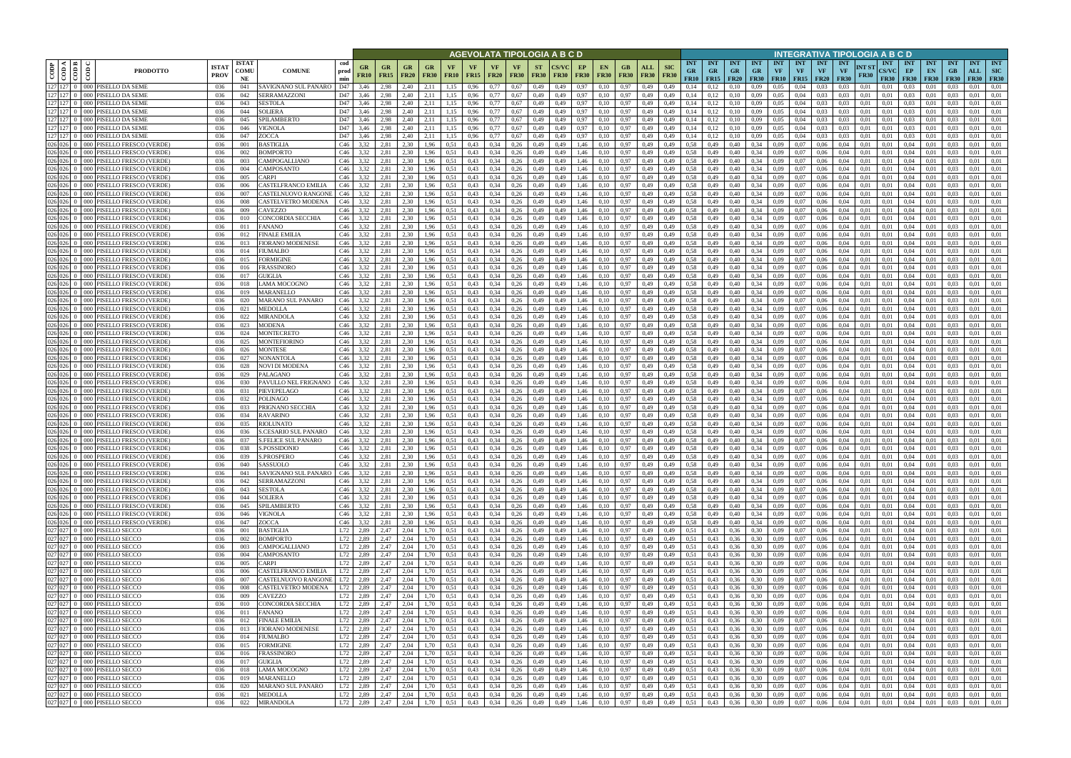| COD P | COD A | COD B | COD C | PRODOTTO | ISTAT PROV | ISTAT COMUNE | COMUNE | cod prod min | AGEVOLATA TIPOLOGIA A B C D | | | | | | | | | | | | | | | INTEGRATIVA TIPOLOGIA A B C D | | | | | | | | | | | | | | |
|---|---|---|---|---|---|---|---|---|---|---|---|---|---|---|---|---|---|---|---|---|---|---|---|---|---|---|---|---|---|---|---|---|---|---|---|---|---|---|
| | | | | | | | | | GR FR10 | GR FR15 | GR FR20 | GR FR30 | VF FR10 | VF FR15 | VF FR20 | VF FR30 | ST FR30 | CS/VC FR30 | EP FR30 | EN FR30 | GB FR30 | ALL FR30 | SIC FR30 | INT GR FR10 | INT GR FR15 | INT GR FR20 | INT GR FR30 | INT VF FR10 | INT VF FR15 | INT VF FR20 | INT VF FR30 | INT ST FR30 | INT CS/VC FR30 | INT EP FR30 | INT EN FR30 | INT GB FR30 | INT ALL FR30 | INT SIC FR30 |
| 127 | 127 | 0 | 000 | PISELLO DA SEME | 036 | 041 | SAVIGNANO SUL PANARO | D47 | 3,46 | 2,98 | 2,40 | 2,11 | 1,15 | 0,96 | 0,77 | 0,67 | 0,49 | 0,49 | 0,97 | 0,10 | 0,97 | 0,49 | 0,49 | 0,14 | 0,12 | 0,10 | 0,09 | 0,05 | 0,04 | 0,03 | 0,03 | 0,01 | 0,01 | 0,03 | 0,01 | 0,03 | 0,01 | 0,01 |
| 127 | 127 | 0 | 000 | PISELLO DA SEME | 036 | 042 | SERRAMAZZONI | D47 | 3,46 | 2,98 | 2,40 | 2,11 | 1,15 | 0,96 | 0,77 | 0,67 | 0,49 | 0,49 | 0,97 | 0,10 | 0,97 | 0,49 | 0,49 | 0,14 | 0,12 | 0,10 | 0,09 | 0,05 | 0,04 | 0,03 | 0,03 | 0,01 | 0,01 | 0,03 | 0,01 | 0,03 | 0,01 | 0,01 |
| 127 | 127 | 0 | 000 | PISELLO DA SEME | 036 | 043 | SESTOLA | D47 | 3,46 | 2,98 | 2,40 | 2,11 | 1,15 | 0,96 | 0,77 | 0,67 | 0,49 | 0,49 | 0,97 | 0,10 | 0,97 | 0,49 | 0,49 | 0,14 | 0,12 | 0,10 | 0,09 | 0,05 | 0,04 | 0,03 | 0,03 | 0,01 | 0,01 | 0,03 | 0,01 | 0,03 | 0,01 | 0,01 |
| 127 | 127 | 0 | 000 | PISELLO DA SEME | 036 | 044 | SOLIERA | D47 | 3,46 | 2,98 | 2,40 | 2,11 | 1,15 | 0,96 | 0,77 | 0,67 | 0,49 | 0,49 | 0,97 | 0,10 | 0,97 | 0,49 | 0,49 | 0,14 | 0,12 | 0,10 | 0,09 | 0,05 | 0,04 | 0,03 | 0,03 | 0,01 | 0,01 | 0,03 | 0,01 | 0,03 | 0,01 | 0,01 |
| 127 | 127 | 0 | 000 | PISELLO DA SEME | 036 | 045 | SPILAMBERTO | D47 | 3,46 | 2,98 | 2,40 | 2,11 | 1,15 | 0,96 | 0,77 | 0,67 | 0,49 | 0,49 | 0,97 | 0,10 | 0,97 | 0,49 | 0,49 | 0,14 | 0,12 | 0,10 | 0,09 | 0,05 | 0,04 | 0,03 | 0,03 | 0,01 | 0,01 | 0,03 | 0,01 | 0,03 | 0,01 | 0,01 |
| 127 | 127 | 0 | 000 | PISELLO DA SEME | 036 | 046 | VIGNOLA | D47 | 3,46 | 2,98 | 2,40 | 2,11 | 1,15 | 0,96 | 0,77 | 0,67 | 0,49 | 0,49 | 0,97 | 0,10 | 0,97 | 0,49 | 0,49 | 0,14 | 0,12 | 0,10 | 0,09 | 0,05 | 0,04 | 0,03 | 0,03 | 0,01 | 0,01 | 0,03 | 0,01 | 0,03 | 0,01 | 0,01 |
| 127 | 127 | 0 | 000 | PISELLO DA SEME | 036 | 047 | ZOCCA | D47 | 3,46 | 2,98 | 2,40 | 2,11 | 1,15 | 0,96 | 0,77 | 0,67 | 0,49 | 0,49 | 0,97 | 0,10 | 0,97 | 0,49 | 0,49 | 0,14 | 0,12 | 0,10 | 0,09 | 0,05 | 0,04 | 0,03 | 0,03 | 0,01 | 0,01 | 0,03 | 0,01 | 0,03 | 0,01 | 0,01 |
| 026 | 026 | 0 | 000 | PISELLO FRESCO (VERDE) | 036 | 001 | BASTIGLIA | C46 | 3,32 | 2,81 | 2,30 | 1,96 | 0,51 | 0,43 | 0,34 | 0,26 | 0,49 | 0,49 | 1,46 | 0,10 | 0,97 | 0,49 | 0,49 | 0,58 | 0,49 | 0,40 | 0,34 | 0,09 | 0,07 | 0,06 | 0,04 | 0,01 | 0,01 | 0,04 | 0,01 | 0,03 | 0,01 | 0,01 |
| 026 | 026 | 0 | 000 | PISELLO FRESCO (VERDE) | 036 | 002 | BOMPORTO | C46 | 3,32 | 2,81 | 2,30 | 1,96 | 0,51 | 0,43 | 0,34 | 0,26 | 0,49 | 0,49 | 1,46 | 0,10 | 0,97 | 0,49 | 0,49 | 0,58 | 0,49 | 0,40 | 0,34 | 0,09 | 0,07 | 0,06 | 0,04 | 0,01 | 0,01 | 0,04 | 0,01 | 0,03 | 0,01 | 0,01 |
| 026 | 026 | 0 | 000 | PISELLO FRESCO (VERDE) | 036 | 003 | CAMPOGALLIANO | C46 | 3,32 | 2,81 | 2,30 | 1,96 | 0,51 | 0,43 | 0,34 | 0,26 | 0,49 | 0,49 | 1,46 | 0,10 | 0,97 | 0,49 | 0,49 | 0,58 | 0,49 | 0,40 | 0,34 | 0,09 | 0,07 | 0,06 | 0,04 | 0,01 | 0,01 | 0,04 | 0,01 | 0,03 | 0,01 | 0,01 |
| 026 | 026 | 0 | 000 | PISELLO FRESCO (VERDE) | 036 | 004 | CAMPOSANTO | C46 | 3,32 | 2,81 | 2,30 | 1,96 | 0,51 | 0,43 | 0,34 | 0,26 | 0,49 | 0,49 | 1,46 | 0,10 | 0,97 | 0,49 | 0,49 | 0,58 | 0,49 | 0,40 | 0,34 | 0,09 | 0,07 | 0,06 | 0,04 | 0,01 | 0,01 | 0,04 | 0,01 | 0,03 | 0,01 | 0,01 |
| 026 | 026 | 0 | 000 | PISELLO FRESCO (VERDE) | 036 | 005 | CARPI | C46 | 3,32 | 2,81 | 2,30 | 1,96 | 0,51 | 0,43 | 0,34 | 0,26 | 0,49 | 0,49 | 1,46 | 0,10 | 0,97 | 0,49 | 0,49 | 0,58 | 0,49 | 0,40 | 0,34 | 0,09 | 0,07 | 0,06 | 0,04 | 0,01 | 0,01 | 0,04 | 0,01 | 0,03 | 0,01 | 0,01 |
| 026 | 026 | 0 | 000 | PISELLO FRESCO (VERDE) | 036 | 006 | CASTELFRANCO EMILIA | C46 | 3,32 | 2,81 | 2,30 | 1,96 | 0,51 | 0,43 | 0,34 | 0,26 | 0,49 | 0,49 | 1,46 | 0,10 | 0,97 | 0,49 | 0,49 | 0,58 | 0,49 | 0,40 | 0,34 | 0,09 | 0,07 | 0,06 | 0,04 | 0,01 | 0,01 | 0,04 | 0,01 | 0,03 | 0,01 | 0,01 |
| 026 | 026 | 0 | 000 | PISELLO FRESCO (VERDE) | 036 | 007 | CASTELNUOVO RANGONE | C46 | 3,32 | 2,81 | 2,30 | 1,96 | 0,51 | 0,43 | 0,34 | 0,26 | 0,49 | 0,49 | 1,46 | 0,10 | 0,97 | 0,49 | 0,49 | 0,58 | 0,49 | 0,40 | 0,34 | 0,09 | 0,07 | 0,06 | 0,04 | 0,01 | 0,01 | 0,04 | 0,01 | 0,03 | 0,01 | 0,01 |
| 026 | 026 | 0 | 000 | PISELLO FRESCO (VERDE) | 036 | 008 | CASTELVETRO MODENA | C46 | 3,32 | 2,81 | 2,30 | 1,96 | 0,51 | 0,43 | 0,34 | 0,26 | 0,49 | 0,49 | 1,46 | 0,10 | 0,97 | 0,49 | 0,49 | 0,58 | 0,49 | 0,40 | 0,34 | 0,09 | 0,07 | 0,06 | 0,04 | 0,01 | 0,01 | 0,04 | 0,01 | 0,03 | 0,01 | 0,01 |
| 026 | 026 | 0 | 000 | PISELLO FRESCO (VERDE) | 036 | 009 | CAVEZZO | C46 | 3,32 | 2,81 | 2,30 | 1,96 | 0,51 | 0,43 | 0,34 | 0,26 | 0,49 | 0,49 | 1,46 | 0,10 | 0,97 | 0,49 | 0,49 | 0,58 | 0,49 | 0,40 | 0,34 | 0,09 | 0,07 | 0,06 | 0,04 | 0,01 | 0,01 | 0,04 | 0,01 | 0,03 | 0,01 | 0,01 |
| 026 | 026 | 0 | 000 | PISELLO FRESCO (VERDE) | 036 | 010 | CONCORDIA SECCHIA | C46 | 3,32 | 2,81 | 2,30 | 1,96 | 0,51 | 0,43 | 0,34 | 0,26 | 0,49 | 0,49 | 1,46 | 0,10 | 0,97 | 0,49 | 0,49 | 0,58 | 0,49 | 0,40 | 0,34 | 0,09 | 0,07 | 0,06 | 0,04 | 0,01 | 0,01 | 0,04 | 0,01 | 0,03 | 0,01 | 0,01 |
| 026 | 026 | 0 | 000 | PISELLO FRESCO (VERDE) | 036 | 011 | FANANO | C46 | 3,32 | 2,81 | 2,30 | 1,96 | 0,51 | 0,43 | 0,34 | 0,26 | 0,49 | 0,49 | 1,46 | 0,10 | 0,97 | 0,49 | 0,49 | 0,58 | 0,49 | 0,40 | 0,34 | 0,09 | 0,07 | 0,06 | 0,04 | 0,01 | 0,01 | 0,04 | 0,01 | 0,03 | 0,01 | 0,01 |
| 026 | 026 | 0 | 000 | PISELLO FRESCO (VERDE) | 036 | 012 | FINALE EMILIA | C46 | 3,32 | 2,81 | 2,30 | 1,96 | 0,51 | 0,43 | 0,34 | 0,26 | 0,49 | 0,49 | 1,46 | 0,10 | 0,97 | 0,49 | 0,49 | 0,58 | 0,49 | 0,40 | 0,34 | 0,09 | 0,07 | 0,06 | 0,04 | 0,01 | 0,01 | 0,04 | 0,01 | 0,03 | 0,01 | 0,01 |
| 026 | 026 | 0 | 000 | PISELLO FRESCO (VERDE) | 036 | 013 | FIORANO MODENESE | C46 | 3,32 | 2,81 | 2,30 | 1,96 | 0,51 | 0,43 | 0,34 | 0,26 | 0,49 | 0,49 | 1,46 | 0,10 | 0,97 | 0,49 | 0,49 | 0,58 | 0,49 | 0,40 | 0,34 | 0,09 | 0,07 | 0,06 | 0,04 | 0,01 | 0,01 | 0,04 | 0,01 | 0,03 | 0,01 | 0,01 |
| 026 | 026 | 0 | 000 | PISELLO FRESCO (VERDE) | 036 | 014 | FIUMALBO | C46 | 3,32 | 2,81 | 2,30 | 1,96 | 0,51 | 0,43 | 0,34 | 0,26 | 0,49 | 0,49 | 1,46 | 0,10 | 0,97 | 0,49 | 0,49 | 0,58 | 0,49 | 0,40 | 0,34 | 0,09 | 0,07 | 0,06 | 0,04 | 0,01 | 0,01 | 0,04 | 0,01 | 0,03 | 0,01 | 0,01 |
| 026 | 026 | 0 | 000 | PISELLO FRESCO (VERDE) | 036 | 015 | FORMIGINE | C46 | 3,32 | 2,81 | 2,30 | 1,96 | 0,51 | 0,43 | 0,34 | 0,26 | 0,49 | 0,49 | 1,46 | 0,10 | 0,97 | 0,49 | 0,49 | 0,58 | 0,49 | 0,40 | 0,34 | 0,09 | 0,07 | 0,06 | 0,04 | 0,01 | 0,01 | 0,04 | 0,01 | 0,03 | 0,01 | 0,01 |
| 026 | 026 | 0 | 000 | PISELLO FRESCO (VERDE) | 036 | 016 | FRASSINORO | C46 | 3,32 | 2,81 | 2,30 | 1,96 | 0,51 | 0,43 | 0,34 | 0,26 | 0,49 | 0,49 | 1,46 | 0,10 | 0,97 | 0,49 | 0,49 | 0,58 | 0,49 | 0,40 | 0,34 | 0,09 | 0,07 | 0,06 | 0,04 | 0,01 | 0,01 | 0,04 | 0,01 | 0,03 | 0,01 | 0,01 |
| 026 | 026 | 0 | 000 | PISELLO FRESCO (VERDE) | 036 | 017 | GUIGLIA | C46 | 3,32 | 2,81 | 2,30 | 1,96 | 0,51 | 0,43 | 0,34 | 0,26 | 0,49 | 0,49 | 1,46 | 0,10 | 0,97 | 0,49 | 0,49 | 0,58 | 0,49 | 0,40 | 0,34 | 0,09 | 0,07 | 0,06 | 0,04 | 0,01 | 0,01 | 0,04 | 0,01 | 0,03 | 0,01 | 0,01 |
| 026 | 026 | 0 | 000 | PISELLO FRESCO (VERDE) | 036 | 018 | LAMA MOCOGNO | C46 | 3,32 | 2,81 | 2,30 | 1,96 | 0,51 | 0,43 | 0,34 | 0,26 | 0,49 | 0,49 | 1,46 | 0,10 | 0,97 | 0,49 | 0,49 | 0,58 | 0,49 | 0,40 | 0,34 | 0,09 | 0,07 | 0,06 | 0,04 | 0,01 | 0,01 | 0,04 | 0,01 | 0,03 | 0,01 | 0,01 |
| 026 | 026 | 0 | 000 | PISELLO FRESCO (VERDE) | 036 | 019 | MARANELLO | C46 | 3,32 | 2,81 | 2,30 | 1,96 | 0,51 | 0,43 | 0,34 | 0,26 | 0,49 | 0,49 | 1,46 | 0,10 | 0,97 | 0,49 | 0,49 | 0,58 | 0,49 | 0,40 | 0,34 | 0,09 | 0,07 | 0,06 | 0,04 | 0,01 | 0,01 | 0,04 | 0,01 | 0,03 | 0,01 | 0,01 |
| 026 | 026 | 0 | 000 | PISELLO FRESCO (VERDE) | 036 | 020 | MARANO SUL PANARO | C46 | 3,32 | 2,81 | 2,30 | 1,96 | 0,51 | 0,43 | 0,34 | 0,26 | 0,49 | 0,49 | 1,46 | 0,10 | 0,97 | 0,49 | 0,49 | 0,58 | 0,49 | 0,40 | 0,34 | 0,09 | 0,07 | 0,06 | 0,04 | 0,01 | 0,01 | 0,04 | 0,01 | 0,03 | 0,01 | 0,01 |
| 026 | 026 | 0 | 000 | PISELLO FRESCO (VERDE) | 036 | 021 | MEDOLLA | C46 | 3,32 | 2,81 | 2,30 | 1,96 | 0,51 | 0,43 | 0,34 | 0,26 | 0,49 | 0,49 | 1,46 | 0,10 | 0,97 | 0,49 | 0,49 | 0,58 | 0,49 | 0,40 | 0,34 | 0,09 | 0,07 | 0,06 | 0,04 | 0,01 | 0,01 | 0,04 | 0,01 | 0,03 | 0,01 | 0,01 |
| 026 | 026 | 0 | 000 | PISELLO FRESCO (VERDE) | 036 | 022 | MIRANDOLA | C46 | 3,32 | 2,81 | 2,30 | 1,96 | 0,51 | 0,43 | 0,34 | 0,26 | 0,49 | 0,49 | 1,46 | 0,10 | 0,97 | 0,49 | 0,49 | 0,58 | 0,49 | 0,40 | 0,34 | 0,09 | 0,07 | 0,06 | 0,04 | 0,01 | 0,01 | 0,04 | 0,01 | 0,03 | 0,01 | 0,01 |
| 026 | 026 | 0 | 000 | PISELLO FRESCO (VERDE) | 036 | 023 | MODENA | C46 | 3,32 | 2,81 | 2,30 | 1,96 | 0,51 | 0,43 | 0,34 | 0,26 | 0,49 | 0,49 | 1,46 | 0,10 | 0,97 | 0,49 | 0,49 | 0,58 | 0,49 | 0,40 | 0,34 | 0,09 | 0,07 | 0,06 | 0,04 | 0,01 | 0,01 | 0,04 | 0,01 | 0,03 | 0,01 | 0,01 |
| 026 | 026 | 0 | 000 | PISELLO FRESCO (VERDE) | 036 | 024 | MONTECRETO | C46 | 3,32 | 2,81 | 2,30 | 1,96 | 0,51 | 0,43 | 0,34 | 0,26 | 0,49 | 0,49 | 1,46 | 0,10 | 0,97 | 0,49 | 0,49 | 0,58 | 0,49 | 0,40 | 0,34 | 0,09 | 0,07 | 0,06 | 0,04 | 0,01 | 0,01 | 0,04 | 0,01 | 0,03 | 0,01 | 0,01 |
| 026 | 026 | 0 | 000 | PISELLO FRESCO (VERDE) | 036 | 025 | MONTEFIORINO | C46 | 3,32 | 2,81 | 2,30 | 1,96 | 0,51 | 0,43 | 0,34 | 0,26 | 0,49 | 0,49 | 1,46 | 0,10 | 0,97 | 0,49 | 0,49 | 0,58 | 0,49 | 0,40 | 0,34 | 0,09 | 0,07 | 0,06 | 0,04 | 0,01 | 0,01 | 0,04 | 0,01 | 0,03 | 0,01 | 0,01 |
| 026 | 026 | 0 | 000 | PISELLO FRESCO (VERDE) | 036 | 026 | MONTESE | C46 | 3,32 | 2,81 | 2,30 | 1,96 | 0,51 | 0,43 | 0,34 | 0,26 | 0,49 | 0,49 | 1,46 | 0,10 | 0,97 | 0,49 | 0,49 | 0,58 | 0,49 | 0,40 | 0,34 | 0,09 | 0,07 | 0,06 | 0,04 | 0,01 | 0,01 | 0,04 | 0,01 | 0,03 | 0,01 | 0,01 |
| 026 | 026 | 0 | 000 | PISELLO FRESCO (VERDE) | 036 | 027 | NONANTOLA | C46 | 3,32 | 2,81 | 2,30 | 1,96 | 0,51 | 0,43 | 0,34 | 0,26 | 0,49 | 0,49 | 1,46 | 0,10 | 0,97 | 0,49 | 0,49 | 0,58 | 0,49 | 0,40 | 0,34 | 0,09 | 0,07 | 0,06 | 0,04 | 0,01 | 0,01 | 0,04 | 0,01 | 0,03 | 0,01 | 0,01 |
| 026 | 026 | 0 | 000 | PISELLO FRESCO (VERDE) | 036 | 028 | NOVI DI MODENA | C46 | 3,32 | 2,81 | 2,30 | 1,96 | 0,51 | 0,43 | 0,34 | 0,26 | 0,49 | 0,49 | 1,46 | 0,10 | 0,97 | 0,49 | 0,49 | 0,58 | 0,49 | 0,40 | 0,34 | 0,09 | 0,07 | 0,06 | 0,04 | 0,01 | 0,01 | 0,04 | 0,01 | 0,03 | 0,01 | 0,01 |
| 026 | 026 | 0 | 000 | PISELLO FRESCO (VERDE) | 036 | 029 | PALAGANO | C46 | 3,32 | 2,81 | 2,30 | 1,96 | 0,51 | 0,43 | 0,34 | 0,26 | 0,49 | 0,49 | 1,46 | 0,10 | 0,97 | 0,49 | 0,49 | 0,58 | 0,49 | 0,40 | 0,34 | 0,09 | 0,07 | 0,06 | 0,04 | 0,01 | 0,01 | 0,04 | 0,01 | 0,03 | 0,01 | 0,01 |
| 026 | 026 | 0 | 000 | PISELLO FRESCO (VERDE) | 036 | 030 | PAVULLO NEL FRIGNANO | C46 | 3,32 | 2,81 | 2,30 | 1,96 | 0,51 | 0,43 | 0,34 | 0,26 | 0,49 | 0,49 | 1,46 | 0,10 | 0,97 | 0,49 | 0,49 | 0,58 | 0,49 | 0,40 | 0,34 | 0,09 | 0,07 | 0,06 | 0,04 | 0,01 | 0,01 | 0,04 | 0,01 | 0,03 | 0,01 | 0,01 |
| 026 | 026 | 0 | 000 | PISELLO FRESCO (VERDE) | 036 | 031 | PIEVEPELAGO | C46 | 3,32 | 2,81 | 2,30 | 1,96 | 0,51 | 0,43 | 0,34 | 0,26 | 0,49 | 0,49 | 1,46 | 0,10 | 0,97 | 0,49 | 0,49 | 0,58 | 0,49 | 0,40 | 0,34 | 0,09 | 0,07 | 0,06 | 0,04 | 0,01 | 0,01 | 0,04 | 0,01 | 0,03 | 0,01 | 0,01 |
| 026 | 026 | 0 | 000 | PISELLO FRESCO (VERDE) | 036 | 032 | POLINAGO | C46 | 3,32 | 2,81 | 2,30 | 1,96 | 0,51 | 0,43 | 0,34 | 0,26 | 0,49 | 0,49 | 1,46 | 0,10 | 0,97 | 0,49 | 0,49 | 0,58 | 0,49 | 0,40 | 0,34 | 0,09 | 0,07 | 0,06 | 0,04 | 0,01 | 0,01 | 0,04 | 0,01 | 0,03 | 0,01 | 0,01 |
| 026 | 026 | 0 | 000 | PISELLO FRESCO (VERDE) | 036 | 033 | PRIGNANO SECCHIA | C46 | 3,32 | 2,81 | 2,30 | 1,96 | 0,51 | 0,43 | 0,34 | 0,26 | 0,49 | 0,49 | 1,46 | 0,10 | 0,97 | 0,49 | 0,49 | 0,58 | 0,49 | 0,40 | 0,34 | 0,09 | 0,07 | 0,06 | 0,04 | 0,01 | 0,01 | 0,04 | 0,01 | 0,03 | 0,01 | 0,01 |
| 026 | 026 | 0 | 000 | PISELLO FRESCO (VERDE) | 036 | 034 | RAVARINO | C46 | 3,32 | 2,81 | 2,30 | 1,96 | 0,51 | 0,43 | 0,34 | 0,26 | 0,49 | 0,49 | 1,46 | 0,10 | 0,97 | 0,49 | 0,49 | 0,58 | 0,49 | 0,40 | 0,34 | 0,09 | 0,07 | 0,06 | 0,04 | 0,01 | 0,01 | 0,04 | 0,01 | 0,03 | 0,01 | 0,01 |
| 026 | 026 | 0 | 000 | PISELLO FRESCO (VERDE) | 036 | 035 | RIOLUNATO | C46 | 3,32 | 2,81 | 2,30 | 1,96 | 0,51 | 0,43 | 0,34 | 0,26 | 0,49 | 0,49 | 1,46 | 0,10 | 0,97 | 0,49 | 0,49 | 0,58 | 0,49 | 0,40 | 0,34 | 0,09 | 0,07 | 0,06 | 0,04 | 0,01 | 0,01 | 0,04 | 0,01 | 0,03 | 0,01 | 0,01 |
| 026 | 026 | 0 | 000 | PISELLO FRESCO (VERDE) | 036 | 036 | S.CESARIO SUL PANARO | C46 | 3,32 | 2,81 | 2,30 | 1,96 | 0,51 | 0,43 | 0,34 | 0,26 | 0,49 | 0,49 | 1,46 | 0,10 | 0,97 | 0,49 | 0,49 | 0,58 | 0,49 | 0,40 | 0,34 | 0,09 | 0,07 | 0,06 | 0,04 | 0,01 | 0,01 | 0,04 | 0,01 | 0,03 | 0,01 | 0,01 |
| 026 | 026 | 0 | 000 | PISELLO FRESCO (VERDE) | 036 | 037 | S.FELICE SUL PANARO | C46 | 3,32 | 2,81 | 2,30 | 1,96 | 0,51 | 0,43 | 0,34 | 0,26 | 0,49 | 0,49 | 1,46 | 0,10 | 0,97 | 0,49 | 0,49 | 0,58 | 0,49 | 0,40 | 0,34 | 0,09 | 0,07 | 0,06 | 0,04 | 0,01 | 0,01 | 0,04 | 0,01 | 0,03 | 0,01 | 0,01 |
| 026 | 026 | 0 | 000 | PISELLO FRESCO (VERDE) | 036 | 038 | S.POSSIDONIO | C46 | 3,32 | 2,81 | 2,30 | 1,96 | 0,51 | 0,43 | 0,34 | 0,26 | 0,49 | 0,49 | 1,46 | 0,10 | 0,97 | 0,49 | 0,49 | 0,58 | 0,49 | 0,40 | 0,34 | 0,09 | 0,07 | 0,06 | 0,04 | 0,01 | 0,01 | 0,04 | 0,01 | 0,03 | 0,01 | 0,01 |
| 026 | 026 | 0 | 000 | PISELLO FRESCO (VERDE) | 036 | 039 | S.PROSPERO | C46 | 3,32 | 2,81 | 2,30 | 1,96 | 0,51 | 0,43 | 0,34 | 0,26 | 0,49 | 0,49 | 1,46 | 0,10 | 0,97 | 0,49 | 0,49 | 0,58 | 0,49 | 0,40 | 0,34 | 0,09 | 0,07 | 0,06 | 0,04 | 0,01 | 0,01 | 0,04 | 0,01 | 0,03 | 0,01 | 0,01 |
| 026 | 026 | 0 | 000 | PISELLO FRESCO (VERDE) | 036 | 040 | SASSUOLO | C46 | 3,32 | 2,81 | 2,30 | 1,96 | 0,51 | 0,43 | 0,34 | 0,26 | 0,49 | 0,49 | 1,46 | 0,10 | 0,97 | 0,49 | 0,49 | 0,58 | 0,49 | 0,40 | 0,34 | 0,09 | 0,07 | 0,06 | 0,04 | 0,01 | 0,01 | 0,04 | 0,01 | 0,03 | 0,01 | 0,01 |
| 026 | 026 | 0 | 000 | PISELLO FRESCO (VERDE) | 036 | 041 | SAVIGNANO SUL PANARO | C46 | 3,32 | 2,81 | 2,30 | 1,96 | 0,51 | 0,43 | 0,34 | 0,26 | 0,49 | 0,49 | 1,46 | 0,10 | 0,97 | 0,49 | 0,49 | 0,58 | 0,49 | 0,40 | 0,34 | 0,09 | 0,07 | 0,06 | 0,04 | 0,01 | 0,01 | 0,04 | 0,01 | 0,03 | 0,01 | 0,01 |
| 026 | 026 | 0 | 000 | PISELLO FRESCO (VERDE) | 036 | 042 | SERRAMAZZONI | C46 | 3,32 | 2,81 | 2,30 | 1,96 | 0,51 | 0,43 | 0,34 | 0,26 | 0,49 | 0,49 | 1,46 | 0,10 | 0,97 | 0,49 | 0,49 | 0,58 | 0,49 | 0,40 | 0,34 | 0,09 | 0,07 | 0,06 | 0,04 | 0,01 | 0,01 | 0,04 | 0,01 | 0,03 | 0,01 | 0,01 |
| 026 | 026 | 0 | 000 | PISELLO FRESCO (VERDE) | 036 | 043 | SESTOLA | C46 | 3,32 | 2,81 | 2,30 | 1,96 | 0,51 | 0,43 | 0,34 | 0,26 | 0,49 | 0,49 | 1,46 | 0,10 | 0,97 | 0,49 | 0,49 | 0,58 | 0,49 | 0,40 | 0,34 | 0,09 | 0,07 | 0,06 | 0,04 | 0,01 | 0,01 | 0,04 | 0,01 | 0,03 | 0,01 | 0,01 |
| 026 | 026 | 0 | 000 | PISELLO FRESCO (VERDE) | 036 | 044 | SOLIERA | C46 | 3,32 | 2,81 | 2,30 | 1,96 | 0,51 | 0,43 | 0,34 | 0,26 | 0,49 | 0,49 | 1,46 | 0,10 | 0,97 | 0,49 | 0,49 | 0,58 | 0,49 | 0,40 | 0,34 | 0,09 | 0,07 | 0,06 | 0,04 | 0,01 | 0,01 | 0,04 | 0,01 | 0,03 | 0,01 | 0,01 |
| 026 | 026 | 0 | 000 | PISELLO FRESCO (VERDE) | 036 | 045 | SPILAMBERTO | C46 | 3,32 | 2,81 | 2,30 | 1,96 | 0,51 | 0,43 | 0,34 | 0,26 | 0,49 | 0,49 | 1,46 | 0,10 | 0,97 | 0,49 | 0,49 | 0,58 | 0,49 | 0,40 | 0,34 | 0,09 | 0,07 | 0,06 | 0,04 | 0,01 | 0,01 | 0,04 | 0,01 | 0,03 | 0,01 | 0,01 |
| 026 | 026 | 0 | 000 | PISELLO FRESCO (VERDE) | 036 | 046 | VIGNOLA | C46 | 3,32 | 2,81 | 2,30 | 1,96 | 0,51 | 0,43 | 0,34 | 0,26 | 0,49 | 0,49 | 1,46 | 0,10 | 0,97 | 0,49 | 0,49 | 0,58 | 0,49 | 0,40 | 0,34 | 0,09 | 0,07 | 0,06 | 0,04 | 0,01 | 0,01 | 0,04 | 0,01 | 0,03 | 0,01 | 0,01 |
| 026 | 026 | 0 | 000 | PISELLO FRESCO (VERDE) | 036 | 047 | ZOCCA | C46 | 3,32 | 2,81 | 2,30 | 1,96 | 0,51 | 0,43 | 0,34 | 0,26 | 0,49 | 0,49 | 1,46 | 0,10 | 0,97 | 0,49 | 0,49 | 0,58 | 0,49 | 0,40 | 0,34 | 0,09 | 0,07 | 0,06 | 0,04 | 0,01 | 0,01 | 0,04 | 0,01 | 0,03 | 0,01 | 0,01 |
| 027 | 027 | 0 | 000 | PISELLO SECCO | 036 | 001 | BASTIGLIA | L72 | 2,89 | 2,47 | 2,04 | 1,70 | 0,51 | 0,43 | 0,34 | 0,26 | 0,49 | 0,49 | 1,46 | 0,10 | 0,97 | 0,49 | 0,49 | 0,51 | 0,43 | 0,36 | 0,30 | 0,09 | 0,07 | 0,06 | 0,04 | 0,01 | 0,01 | 0,04 | 0,01 | 0,03 | 0,01 | 0,01 |
| 027 | 027 | 0 | 000 | PISELLO SECCO | 036 | 002 | BOMPORTO | L72 | 2,89 | 2,47 | 2,04 | 1,70 | 0,51 | 0,43 | 0,34 | 0,26 | 0,49 | 0,49 | 1,46 | 0,10 | 0,97 | 0,49 | 0,49 | 0,51 | 0,43 | 0,36 | 0,30 | 0,09 | 0,07 | 0,06 | 0,04 | 0,01 | 0,01 | 0,04 | 0,01 | 0,03 | 0,01 | 0,01 |
| 027 | 027 | 0 | 000 | PISELLO SECCO | 036 | 003 | CAMPOGALLIANO | L72 | 2,89 | 2,47 | 2,04 | 1,70 | 0,51 | 0,43 | 0,34 | 0,26 | 0,49 | 0,49 | 1,46 | 0,10 | 0,97 | 0,49 | 0,49 | 0,51 | 0,43 | 0,36 | 0,30 | 0,09 | 0,07 | 0,06 | 0,04 | 0,01 | 0,01 | 0,04 | 0,01 | 0,03 | 0,01 | 0,01 |
| 027 | 027 | 0 | 000 | PISELLO SECCO | 036 | 004 | CAMPOSANTO | L72 | 2,89 | 2,47 | 2,04 | 1,70 | 0,51 | 0,43 | 0,34 | 0,26 | 0,49 | 0,49 | 1,46 | 0,10 | 0,97 | 0,49 | 0,49 | 0,51 | 0,43 | 0,36 | 0,30 | 0,09 | 0,07 | 0,06 | 0,04 | 0,01 | 0,01 | 0,04 | 0,01 | 0,03 | 0,01 | 0,01 |
| 027 | 027 | 0 | 000 | PISELLO SECCO | 036 | 005 | CARPI | L72 | 2,89 | 2,47 | 2,04 | 1,70 | 0,51 | 0,43 | 0,34 | 0,26 | 0,49 | 0,49 | 1,46 | 0,10 | 0,97 | 0,49 | 0,49 | 0,51 | 0,43 | 0,36 | 0,30 | 0,09 | 0,07 | 0,06 | 0,04 | 0,01 | 0,01 | 0,04 | 0,01 | 0,03 | 0,01 | 0,01 |
| 027 | 027 | 0 | 000 | PISELLO SECCO | 036 | 006 | CASTELFRANCO EMILIA | L72 | 2,89 | 2,47 | 2,04 | 1,70 | 0,51 | 0,43 | 0,34 | 0,26 | 0,49 | 0,49 | 1,46 | 0,10 | 0,97 | 0,49 | 0,49 | 0,51 | 0,43 | 0,36 | 0,30 | 0,09 | 0,07 | 0,06 | 0,04 | 0,01 | 0,01 | 0,04 | 0,01 | 0,03 | 0,01 | 0,01 |
| 027 | 027 | 0 | 000 | PISELLO SECCO | 036 | 007 | CASTELNUOVO RANGONE | L72 | 2,89 | 2,47 | 2,04 | 1,70 | 0,51 | 0,43 | 0,34 | 0,26 | 0,49 | 0,49 | 1,46 | 0,10 | 0,97 | 0,49 | 0,49 | 0,51 | 0,43 | 0,36 | 0,30 | 0,09 | 0,07 | 0,06 | 0,04 | 0,01 | 0,01 | 0,04 | 0,01 | 0,03 | 0,01 | 0,01 |
| 027 | 027 | 0 | 000 | PISELLO SECCO | 036 | 008 | CASTELVETRO MODENA | L72 | 2,89 | 2,47 | 2,04 | 1,70 | 0,51 | 0,43 | 0,34 | 0,26 | 0,49 | 0,49 | 1,46 | 0,10 | 0,97 | 0,49 | 0,49 | 0,51 | 0,43 | 0,36 | 0,30 | 0,09 | 0,07 | 0,06 | 0,04 | 0,01 | 0,01 | 0,04 | 0,01 | 0,03 | 0,01 | 0,01 |
| 027 | 027 | 0 | 000 | PISELLO SECCO | 036 | 009 | CAVEZZO | L72 | 2,89 | 2,47 | 2,04 | 1,70 | 0,51 | 0,43 | 0,34 | 0,26 | 0,49 | 0,49 | 1,46 | 0,10 | 0,97 | 0,49 | 0,49 | 0,51 | 0,43 | 0,36 | 0,30 | 0,09 | 0,07 | 0,06 | 0,04 | 0,01 | 0,01 | 0,04 | 0,01 | 0,03 | 0,01 | 0,01 |
| 027 | 027 | 0 | 000 | PISELLO SECCO | 036 | 010 | CONCORDIA SECCHIA | L72 | 2,89 | 2,47 | 2,04 | 1,70 | 0,51 | 0,43 | 0,34 | 0,26 | 0,49 | 0,49 | 1,46 | 0,10 | 0,97 | 0,49 | 0,49 | 0,51 | 0,43 | 0,36 | 0,30 | 0,09 | 0,07 | 0,06 | 0,04 | 0,01 | 0,01 | 0,04 | 0,01 | 0,03 | 0,01 | 0,01 |
| 027 | 027 | 0 | 000 | PISELLO SECCO | 036 | 011 | FANANO | L72 | 2,89 | 2,47 | 2,04 | 1,70 | 0,51 | 0,43 | 0,34 | 0,26 | 0,49 | 0,49 | 1,46 | 0,10 | 0,97 | 0,49 | 0,49 | 0,51 | 0,43 | 0,36 | 0,30 | 0,09 | 0,07 | 0,06 | 0,04 | 0,01 | 0,01 | 0,04 | 0,01 | 0,03 | 0,01 | 0,01 |
| 027 | 027 | 0 | 000 | PISELLO SECCO | 036 | 012 | FINALE EMILIA | L72 | 2,89 | 2,47 | 2,04 | 1,70 | 0,51 | 0,43 | 0,34 | 0,26 | 0,49 | 0,49 | 1,46 | 0,10 | 0,97 | 0,49 | 0,49 | 0,51 | 0,43 | 0,36 | 0,30 | 0,09 | 0,07 | 0,06 | 0,04 | 0,01 | 0,01 | 0,04 | 0,01 | 0,03 | 0,01 | 0,01 |
| 027 | 027 | 0 | 000 | PISELLO SECCO | 036 | 013 | FIORANO MODENESE | L72 | 2,89 | 2,47 | 2,04 | 1,70 | 0,51 | 0,43 | 0,34 | 0,26 | 0,49 | 0,49 | 1,46 | 0,10 | 0,97 | 0,49 | 0,49 | 0,51 | 0,43 | 0,36 | 0,30 | 0,09 | 0,07 | 0,06 | 0,04 | 0,01 | 0,01 | 0,04 | 0,01 | 0,03 | 0,01 | 0,01 |
| 027 | 027 | 0 | 000 | PISELLO SECCO | 036 | 014 | FIUMALBO | L72 | 2,89 | 2,47 | 2,04 | 1,70 | 0,51 | 0,43 | 0,34 | 0,26 | 0,49 | 0,49 | 1,46 | 0,10 | 0,97 | 0,49 | 0,49 | 0,51 | 0,43 | 0,36 | 0,30 | 0,09 | 0,07 | 0,06 | 0,04 | 0,01 | 0,01 | 0,04 | 0,01 | 0,03 | 0,01 | 0,01 |
| 027 | 027 | 0 | 000 | PISELLO SECCO | 036 | 015 | FORMIGINE | L72 | 2,89 | 2,47 | 2,04 | 1,70 | 0,51 | 0,43 | 0,34 | 0,26 | 0,49 | 0,49 | 1,46 | 0,10 | 0,97 | 0,49 | 0,49 | 0,51 | 0,43 | 0,36 | 0,30 | 0,09 | 0,07 | 0,06 | 0,04 | 0,01 | 0,01 | 0,04 | 0,01 | 0,03 | 0,01 | 0,01 |
| 027 | 027 | 0 | 000 | PISELLO SECCO | 036 | 016 | FRASSINORO | L72 | 2,89 | 2,47 | 2,04 | 1,70 | 0,51 | 0,43 | 0,34 | 0,26 | 0,49 | 0,49 | 1,46 | 0,10 | 0,97 | 0,49 | 0,49 | 0,51 | 0,43 | 0,36 | 0,30 | 0,09 | 0,07 | 0,06 | 0,04 | 0,01 | 0,01 | 0,04 | 0,01 | 0,03 | 0,01 | 0,01 |
| 027 | 027 | 0 | 000 | PISELLO SECCO | 036 | 017 | GUIGLIA | L72 | 2,89 | 2,47 | 2,04 | 1,70 | 0,51 | 0,43 | 0,34 | 0,26 | 0,49 | 0,49 | 1,46 | 0,10 | 0,97 | 0,49 | 0,49 | 0,51 | 0,43 | 0,36 | 0,30 | 0,09 | 0,07 | 0,06 | 0,04 | 0,01 | 0,01 | 0,04 | 0,01 | 0,03 | 0,01 | 0,01 |
| 027 | 027 | 0 | 000 | PISELLO SECCO | 036 | 018 | LAMA MOCOGNO | L72 | 2,89 | 2,47 | 2,04 | 1,70 | 0,51 | 0,43 | 0,34 | 0,26 | 0,49 | 0,49 | 1,46 | 0,10 | 0,97 | 0,49 | 0,49 | 0,51 | 0,43 | 0,36 | 0,30 | 0,09 | 0,07 | 0,06 | 0,04 | 0,01 | 0,01 | 0,04 | 0,01 | 0,03 | 0,01 | 0,01 |
| 027 | 027 | 0 | 000 | PISELLO SECCO | 036 | 019 | MARANELLO | L72 | 2,89 | 2,47 | 2,04 | 1,70 | 0,51 | 0,43 | 0,34 | 0,26 | 0,49 | 0,49 | 1,46 | 0,10 | 0,97 | 0,49 | 0,49 | 0,51 | 0,43 | 0,36 | 0,30 | 0,09 | 0,07 | 0,06 | 0,04 | 0,01 | 0,01 | 0,04 | 0,01 | 0,03 | 0,01 | 0,01 |
| 027 | 027 | 0 | 000 | PISELLO SECCO | 036 | 020 | MARANO SUL PANARO | L72 | 2,89 | 2,47 | 2,04 | 1,70 | 0,51 | 0,43 | 0,34 | 0,26 | 0,49 | 0,49 | 1,46 | 0,10 | 0,97 | 0,49 | 0,49 | 0,51 | 0,43 | 0,36 | 0,30 | 0,09 | 0,07 | 0,06 | 0,04 | 0,01 | 0,01 | 0,04 | 0,01 | 0,03 | 0,01 | 0,01 |
| 027 | 027 | 0 | 000 | PISELLO SECCO | 036 | 021 | MEDOLLA | L72 | 2,89 | 2,47 | 2,04 | 1,70 | 0,51 | 0,43 | 0,34 | 0,26 | 0,49 | 0,49 | 1,46 | 0,10 | 0,97 | 0,49 | 0,49 | 0,51 | 0,43 | 0,36 | 0,30 | 0,09 | 0,07 | 0,06 | 0,04 | 0,01 | 0,01 | 0,04 | 0,01 | 0,03 | 0,01 | 0,01 |
| 027 | 027 | 0 | 000 | PISELLO SECCO | 036 | 022 | MIRANDOLA | L72 | 2,89 | 2,47 | 2,04 | 1,70 | 0,51 | 0,43 | 0,34 | 0,26 | 0,49 | 0,49 | 1,46 | 0,10 | 0,97 | 0,49 | 0,49 | 0,51 | 0,43 | 0,36 | 0,30 | 0,09 | 0,07 | 0,06 | 0,04 | 0,01 | 0,01 | 0,04 | 0,01 | 0,03 | 0,01 | 0,01 |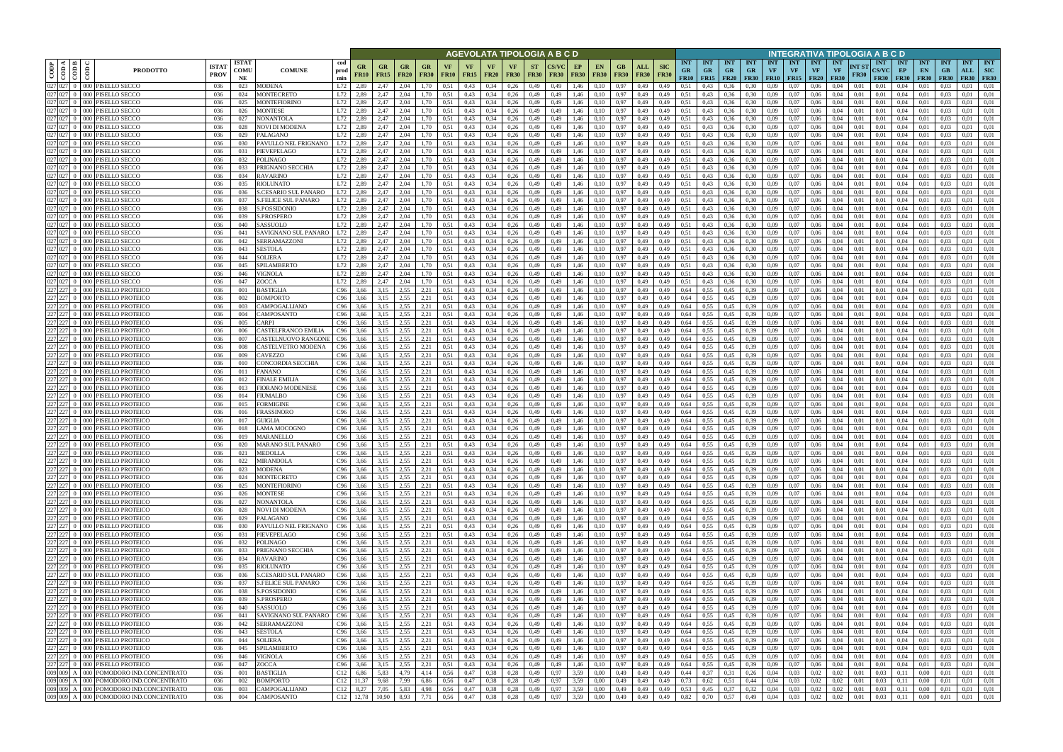| COD P | COD A | COD B | COD C | PRODOTTO | ISTAT PROV | ISTAT COMUNE | COMUNE | cod prod min | AGEVOLATA TIPOLOGIA A B C D | | | | | | | | | | | | | | | | INTEGRATIVA TIPOLOGIA A B C D | | | | | | | | | | | | | | | |
|---|---|---|---|---|---|---|---|---|---|---|---|---|---|---|---|---|---|---|---|---|---|---|---|---|---|---|---|---|---|---|---|---|---|---|---|---|---|---|---|
| | | | | | | | | | GR FR10 | GR FR15 | GR FR20 | GR FR30 | VF FR10 | VF FR15 | VF FR20 | VF FR30 | ST FR30 | CS/VC FR30 | EP FR30 | EN FR30 | GB FR30 | ALL FR30 | SIC FR30 | INT GR FR10 | INT GR FR15 | INT GR FR20 | INT GR FR30 | INT VF FR10 | INT VF FR15 | INT VF FR20 | INT VF FR30 | INT ST FR30 | INT CS/VC FR30 | INT EP FR30 | INT EN FR30 | INT GB FR30 | INT ALL FR30 | INT SIC FR30 |
| 027 | 027 | 0 | 000 | PISELLO SECCO | 036 | 023 | MODENA | L72 | 2,89 | 2,47 | 2,04 | 1,70 | 0,51 | 0,43 | 0,34 | 0,26 | 0,49 | 0,49 | 1,46 | 0,10 | 0,97 | 0,49 | 0,49 | 0,51 | 0,43 | 0,36 | 0,30 | 0,09 | 0,07 | 0,06 | 0,04 | 0,01 | 0,01 | 0,04 | 0,01 | 0,03 | 0,01 | 0,01 |
| 027 | 027 | 0 | 000 | PISELLO SECCO | 036 | 024 | MONTECRETO | L72 | 2,89 | 2,47 | 2,04 | 1,70 | 0,51 | 0,43 | 0,34 | 0,26 | 0,49 | 0,49 | 1,46 | 0,10 | 0,97 | 0,49 | 0,49 | 0,51 | 0,43 | 0,36 | 0,30 | 0,09 | 0,07 | 0,06 | 0,04 | 0,01 | 0,01 | 0,04 | 0,01 | 0,03 | 0,01 | 0,01 |
| 027 | 027 | 0 | 000 | PISELLO SECCO | 036 | 025 | MONTEFIORINO | L72 | 2,89 | 2,47 | 2,04 | 1,70 | 0,51 | 0,43 | 0,34 | 0,26 | 0,49 | 0,49 | 1,46 | 0,10 | 0,97 | 0,49 | 0,49 | 0,51 | 0,43 | 0,36 | 0,30 | 0,09 | 0,07 | 0,06 | 0,04 | 0,01 | 0,01 | 0,04 | 0,01 | 0,03 | 0,01 | 0,01 |
| 027 | 027 | 0 | 000 | PISELLO SECCO | 036 | 026 | MONTESE | L72 | 2,89 | 2,47 | 2,04 | 1,70 | 0,51 | 0,43 | 0,34 | 0,26 | 0,49 | 0,49 | 1,46 | 0,10 | 0,97 | 0,49 | 0,49 | 0,51 | 0,43 | 0,36 | 0,30 | 0,09 | 0,07 | 0,06 | 0,04 | 0,01 | 0,01 | 0,04 | 0,01 | 0,03 | 0,01 | 0,01 |
| 027 | 027 | 0 | 000 | PISELLO SECCO | 036 | 027 | NONANTOLA | L72 | 2,89 | 2,47 | 2,04 | 1,70 | 0,51 | 0,43 | 0,34 | 0,26 | 0,49 | 0,49 | 1,46 | 0,10 | 0,97 | 0,49 | 0,49 | 0,51 | 0,43 | 0,36 | 0,30 | 0,09 | 0,07 | 0,06 | 0,04 | 0,01 | 0,01 | 0,04 | 0,01 | 0,03 | 0,01 | 0,01 |
| 027 | 027 | 0 | 000 | PISELLO SECCO | 036 | 028 | NOVI DI MODENA | L72 | 2,89 | 2,47 | 2,04 | 1,70 | 0,51 | 0,43 | 0,34 | 0,26 | 0,49 | 0,49 | 1,46 | 0,10 | 0,97 | 0,49 | 0,49 | 0,51 | 0,43 | 0,36 | 0,30 | 0,09 | 0,07 | 0,06 | 0,04 | 0,01 | 0,01 | 0,04 | 0,01 | 0,03 | 0,01 | 0,01 |
| 027 | 027 | 0 | 000 | PISELLO SECCO | 036 | 029 | PALAGANO | L72 | 2,89 | 2,47 | 2,04 | 1,70 | 0,51 | 0,43 | 0,34 | 0,26 | 0,49 | 0,49 | 1,46 | 0,10 | 0,97 | 0,49 | 0,49 | 0,51 | 0,43 | 0,36 | 0,30 | 0,09 | 0,07 | 0,06 | 0,04 | 0,01 | 0,01 | 0,04 | 0,01 | 0,03 | 0,01 | 0,01 |
| 027 | 027 | 0 | 000 | PISELLO SECCO | 036 | 030 | PAVULLO NEL FRIGNANO | L72 | 2,89 | 2,47 | 2,04 | 1,70 | 0,51 | 0,43 | 0,34 | 0,26 | 0,49 | 0,49 | 1,46 | 0,10 | 0,97 | 0,49 | 0,49 | 0,51 | 0,43 | 0,36 | 0,30 | 0,09 | 0,07 | 0,06 | 0,04 | 0,01 | 0,01 | 0,04 | 0,01 | 0,03 | 0,01 | 0,01 |
| 027 | 027 | 0 | 000 | PISELLO SECCO | 036 | 031 | PIEVEPELAGO | L72 | 2,89 | 2,47 | 2,04 | 1,70 | 0,51 | 0,43 | 0,34 | 0,26 | 0,49 | 0,49 | 1,46 | 0,10 | 0,97 | 0,49 | 0,49 | 0,51 | 0,43 | 0,36 | 0,30 | 0,09 | 0,07 | 0,06 | 0,04 | 0,01 | 0,01 | 0,04 | 0,01 | 0,03 | 0,01 | 0,01 |
| 027 | 027 | 0 | 000 | PISELLO SECCO | 036 | 032 | POLINAGO | L72 | 2,89 | 2,47 | 2,04 | 1,70 | 0,51 | 0,43 | 0,34 | 0,26 | 0,49 | 0,49 | 1,46 | 0,10 | 0,97 | 0,49 | 0,49 | 0,51 | 0,43 | 0,36 | 0,30 | 0,09 | 0,07 | 0,06 | 0,04 | 0,01 | 0,01 | 0,04 | 0,01 | 0,03 | 0,01 | 0,01 |
| 027 | 027 | 0 | 000 | PISELLO SECCO | 036 | 033 | PRIGNANO SECCHIA | L72 | 2,89 | 2,47 | 2,04 | 1,70 | 0,51 | 0,43 | 0,34 | 0,26 | 0,49 | 0,49 | 1,46 | 0,10 | 0,97 | 0,49 | 0,49 | 0,51 | 0,43 | 0,36 | 0,30 | 0,09 | 0,07 | 0,06 | 0,04 | 0,01 | 0,01 | 0,04 | 0,01 | 0,03 | 0,01 | 0,01 |
| 027 | 027 | 0 | 000 | PISELLO SECCO | 036 | 034 | RAVARINO | L72 | 2,89 | 2,47 | 2,04 | 1,70 | 0,51 | 0,43 | 0,34 | 0,26 | 0,49 | 0,49 | 1,46 | 0,10 | 0,97 | 0,49 | 0,49 | 0,51 | 0,43 | 0,36 | 0,30 | 0,09 | 0,07 | 0,06 | 0,04 | 0,01 | 0,01 | 0,04 | 0,01 | 0,03 | 0,01 | 0,01 |
| 027 | 027 | 0 | 000 | PISELLO SECCO | 036 | 035 | RIOLUNATO | L72 | 2,89 | 2,47 | 2,04 | 1,70 | 0,51 | 0,43 | 0,34 | 0,26 | 0,49 | 0,49 | 1,46 | 0,10 | 0,97 | 0,49 | 0,49 | 0,51 | 0,43 | 0,36 | 0,30 | 0,09 | 0,07 | 0,06 | 0,04 | 0,01 | 0,01 | 0,04 | 0,01 | 0,03 | 0,01 | 0,01 |
| 027 | 027 | 0 | 000 | PISELLO SECCO | 036 | 036 | S.CESARIO SUL PANARO | L72 | 2,89 | 2,47 | 2,04 | 1,70 | 0,51 | 0,43 | 0,34 | 0,26 | 0,49 | 0,49 | 1,46 | 0,10 | 0,97 | 0,49 | 0,49 | 0,51 | 0,43 | 0,36 | 0,30 | 0,09 | 0,07 | 0,06 | 0,04 | 0,01 | 0,01 | 0,04 | 0,01 | 0,03 | 0,01 | 0,01 |
| 027 | 027 | 0 | 000 | PISELLO SECCO | 036 | 037 | S.FELICE SUL PANARO | L72 | 2,89 | 2,47 | 2,04 | 1,70 | 0,51 | 0,43 | 0,34 | 0,26 | 0,49 | 0,49 | 1,46 | 0,10 | 0,97 | 0,49 | 0,49 | 0,51 | 0,43 | 0,36 | 0,30 | 0,09 | 0,07 | 0,06 | 0,04 | 0,01 | 0,01 | 0,04 | 0,01 | 0,03 | 0,01 | 0,01 |
| 027 | 027 | 0 | 000 | PISELLO SECCO | 036 | 038 | S.POSSIDONIO | L72 | 2,89 | 2,47 | 2,04 | 1,70 | 0,51 | 0,43 | 0,34 | 0,26 | 0,49 | 0,49 | 1,46 | 0,10 | 0,97 | 0,49 | 0,49 | 0,51 | 0,43 | 0,36 | 0,30 | 0,09 | 0,07 | 0,06 | 0,04 | 0,01 | 0,01 | 0,04 | 0,01 | 0,03 | 0,01 | 0,01 |
| 027 | 027 | 0 | 000 | PISELLO SECCO | 036 | 039 | S.PROSPERO | L72 | 2,89 | 2,47 | 2,04 | 1,70 | 0,51 | 0,43 | 0,34 | 0,26 | 0,49 | 0,49 | 1,46 | 0,10 | 0,97 | 0,49 | 0,49 | 0,51 | 0,43 | 0,36 | 0,30 | 0,09 | 0,07 | 0,06 | 0,04 | 0,01 | 0,01 | 0,04 | 0,01 | 0,03 | 0,01 | 0,01 |
| 027 | 027 | 0 | 000 | PISELLO SECCO | 036 | 040 | SASSUOLO | L72 | 2,89 | 2,47 | 2,04 | 1,70 | 0,51 | 0,43 | 0,34 | 0,26 | 0,49 | 0,49 | 1,46 | 0,10 | 0,97 | 0,49 | 0,49 | 0,51 | 0,43 | 0,36 | 0,30 | 0,09 | 0,07 | 0,06 | 0,04 | 0,01 | 0,01 | 0,04 | 0,01 | 0,03 | 0,01 | 0,01 |
| 027 | 027 | 0 | 000 | PISELLO SECCO | 036 | 041 | SAVIGNANO SUL PANARO | L72 | 2,89 | 2,47 | 2,04 | 1,70 | 0,51 | 0,43 | 0,34 | 0,26 | 0,49 | 0,49 | 1,46 | 0,10 | 0,97 | 0,49 | 0,49 | 0,51 | 0,43 | 0,36 | 0,30 | 0,09 | 0,07 | 0,06 | 0,04 | 0,01 | 0,01 | 0,04 | 0,01 | 0,03 | 0,01 | 0,01 |
| 027 | 027 | 0 | 000 | PISELLO SECCO | 036 | 042 | SERRAMAZZONI | L72 | 2,89 | 2,47 | 2,04 | 1,70 | 0,51 | 0,43 | 0,34 | 0,26 | 0,49 | 0,49 | 1,46 | 0,10 | 0,97 | 0,49 | 0,49 | 0,51 | 0,43 | 0,36 | 0,30 | 0,09 | 0,07 | 0,06 | 0,04 | 0,01 | 0,01 | 0,04 | 0,01 | 0,03 | 0,01 | 0,01 |
| 027 | 027 | 0 | 000 | PISELLO SECCO | 036 | 043 | SESTOLA | L72 | 2,89 | 2,47 | 2,04 | 1,70 | 0,51 | 0,43 | 0,34 | 0,26 | 0,49 | 0,49 | 1,46 | 0,10 | 0,97 | 0,49 | 0,49 | 0,51 | 0,43 | 0,36 | 0,30 | 0,09 | 0,07 | 0,06 | 0,04 | 0,01 | 0,01 | 0,04 | 0,01 | 0,03 | 0,01 | 0,01 |
| 027 | 027 | 0 | 000 | PISELLO SECCO | 036 | 044 | SOLIERA | L72 | 2,89 | 2,47 | 2,04 | 1,70 | 0,51 | 0,43 | 0,34 | 0,26 | 0,49 | 0,49 | 1,46 | 0,10 | 0,97 | 0,49 | 0,49 | 0,51 | 0,43 | 0,36 | 0,30 | 0,09 | 0,07 | 0,06 | 0,04 | 0,01 | 0,01 | 0,04 | 0,01 | 0,03 | 0,01 | 0,01 |
| 027 | 027 | 0 | 000 | PISELLO SECCO | 036 | 045 | SPILAMBERTO | L72 | 2,89 | 2,47 | 2,04 | 1,70 | 0,51 | 0,43 | 0,34 | 0,26 | 0,49 | 0,49 | 1,46 | 0,10 | 0,97 | 0,49 | 0,49 | 0,51 | 0,43 | 0,36 | 0,30 | 0,09 | 0,07 | 0,06 | 0,04 | 0,01 | 0,01 | 0,04 | 0,01 | 0,03 | 0,01 | 0,01 |
| 027 | 027 | 0 | 000 | PISELLO SECCO | 036 | 046 | VIGNOLA | L72 | 2,89 | 2,47 | 2,04 | 1,70 | 0,51 | 0,43 | 0,34 | 0,26 | 0,49 | 0,49 | 1,46 | 0,10 | 0,97 | 0,49 | 0,49 | 0,51 | 0,43 | 0,36 | 0,30 | 0,09 | 0,07 | 0,06 | 0,04 | 0,01 | 0,01 | 0,04 | 0,01 | 0,03 | 0,01 | 0,01 |
| 027 | 027 | 0 | 000 | PISELLO SECCO | 036 | 047 | ZOCCA | L72 | 2,89 | 2,47 | 2,04 | 1,70 | 0,51 | 0,43 | 0,34 | 0,26 | 0,49 | 0,49 | 1,46 | 0,10 | 0,97 | 0,49 | 0,49 | 0,51 | 0,43 | 0,36 | 0,30 | 0,09 | 0,07 | 0,06 | 0,04 | 0,01 | 0,01 | 0,04 | 0,01 | 0,03 | 0,01 | 0,01 |
| 227 | 227 | 0 | 000 | PISELLO PROTEICO | 036 | 001 | BASTIGLIA | C96 | 3,66 | 3,15 | 2,55 | 2,21 | 0,51 | 0,43 | 0,34 | 0,26 | 0,49 | 0,49 | 1,46 | 0,10 | 0,97 | 0,49 | 0,49 | 0,64 | 0,55 | 0,45 | 0,39 | 0,09 | 0,07 | 0,06 | 0,04 | 0,01 | 0,01 | 0,04 | 0,01 | 0,03 | 0,01 | 0,01 |
| 227 | 227 | 0 | 000 | PISELLO PROTEICO | 036 | 002 | BOMPORTO | C96 | 3,66 | 3,15 | 2,55 | 2,21 | 0,51 | 0,43 | 0,34 | 0,26 | 0,49 | 0,49 | 1,46 | 0,10 | 0,97 | 0,49 | 0,49 | 0,64 | 0,55 | 0,45 | 0,39 | 0,09 | 0,07 | 0,06 | 0,04 | 0,01 | 0,01 | 0,04 | 0,01 | 0,03 | 0,01 | 0,01 |
| 227 | 227 | 0 | 000 | PISELLO PROTEICO | 036 | 003 | CAMPOGALLIANO | C96 | 3,66 | 3,15 | 2,55 | 2,21 | 0,51 | 0,43 | 0,34 | 0,26 | 0,49 | 0,49 | 1,46 | 0,10 | 0,97 | 0,49 | 0,49 | 0,64 | 0,55 | 0,45 | 0,39 | 0,09 | 0,07 | 0,06 | 0,04 | 0,01 | 0,01 | 0,04 | 0,01 | 0,03 | 0,01 | 0,01 |
| 227 | 227 | 0 | 000 | PISELLO PROTEICO | 036 | 004 | CAMPOSANTO | C96 | 3,66 | 3,15 | 2,55 | 2,21 | 0,51 | 0,43 | 0,34 | 0,26 | 0,49 | 0,49 | 1,46 | 0,10 | 0,97 | 0,49 | 0,49 | 0,64 | 0,55 | 0,45 | 0,39 | 0,09 | 0,07 | 0,06 | 0,04 | 0,01 | 0,01 | 0,04 | 0,01 | 0,03 | 0,01 | 0,01 |
| 227 | 227 | 0 | 000 | PISELLO PROTEICO | 036 | 005 | CARPI | C96 | 3,66 | 3,15 | 2,55 | 2,21 | 0,51 | 0,43 | 0,34 | 0,26 | 0,49 | 0,49 | 1,46 | 0,10 | 0,97 | 0,49 | 0,49 | 0,64 | 0,55 | 0,45 | 0,39 | 0,09 | 0,07 | 0,06 | 0,04 | 0,01 | 0,01 | 0,04 | 0,01 | 0,03 | 0,01 | 0,01 |
| 227 | 227 | 0 | 000 | PISELLO PROTEICO | 036 | 006 | CASTELFRANCO EMILIA | C96 | 3,66 | 3,15 | 2,55 | 2,21 | 0,51 | 0,43 | 0,34 | 0,26 | 0,49 | 0,49 | 1,46 | 0,10 | 0,97 | 0,49 | 0,49 | 0,64 | 0,55 | 0,45 | 0,39 | 0,09 | 0,07 | 0,06 | 0,04 | 0,01 | 0,01 | 0,04 | 0,01 | 0,03 | 0,01 | 0,01 |
| 227 | 227 | 0 | 000 | PISELLO PROTEICO | 036 | 007 | CASTELNUOVO RANGONE | C96 | 3,66 | 3,15 | 2,55 | 2,21 | 0,51 | 0,43 | 0,34 | 0,26 | 0,49 | 0,49 | 1,46 | 0,10 | 0,97 | 0,49 | 0,49 | 0,64 | 0,55 | 0,45 | 0,39 | 0,09 | 0,07 | 0,06 | 0,04 | 0,01 | 0,01 | 0,04 | 0,01 | 0,03 | 0,01 | 0,01 |
| 227 | 227 | 0 | 000 | PISELLO PROTEICO | 036 | 008 | CASTELVETRO MODENA | C96 | 3,66 | 3,15 | 2,55 | 2,21 | 0,51 | 0,43 | 0,34 | 0,26 | 0,49 | 0,49 | 1,46 | 0,10 | 0,97 | 0,49 | 0,49 | 0,64 | 0,55 | 0,45 | 0,39 | 0,09 | 0,07 | 0,06 | 0,04 | 0,01 | 0,01 | 0,04 | 0,01 | 0,03 | 0,01 | 0,01 |
| 227 | 227 | 0 | 000 | PISELLO PROTEICO | 036 | 009 | CAVEZZO | C96 | 3,66 | 3,15 | 2,55 | 2,21 | 0,51 | 0,43 | 0,34 | 0,26 | 0,49 | 0,49 | 1,46 | 0,10 | 0,97 | 0,49 | 0,49 | 0,64 | 0,55 | 0,45 | 0,39 | 0,09 | 0,07 | 0,06 | 0,04 | 0,01 | 0,01 | 0,04 | 0,01 | 0,03 | 0,01 | 0,01 |
| 227 | 227 | 0 | 000 | PISELLO PROTEICO | 036 | 010 | CONCORDIA SECCHIA | C96 | 3,66 | 3,15 | 2,55 | 2,21 | 0,51 | 0,43 | 0,34 | 0,26 | 0,49 | 0,49 | 1,46 | 0,10 | 0,97 | 0,49 | 0,49 | 0,64 | 0,55 | 0,45 | 0,39 | 0,09 | 0,07 | 0,06 | 0,04 | 0,01 | 0,01 | 0,04 | 0,01 | 0,03 | 0,01 | 0,01 |
| 227 | 227 | 0 | 000 | PISELLO PROTEICO | 036 | 011 | FANANO | C96 | 3,66 | 3,15 | 2,55 | 2,21 | 0,51 | 0,43 | 0,34 | 0,26 | 0,49 | 0,49 | 1,46 | 0,10 | 0,97 | 0,49 | 0,49 | 0,64 | 0,55 | 0,45 | 0,39 | 0,09 | 0,07 | 0,06 | 0,04 | 0,01 | 0,01 | 0,04 | 0,01 | 0,03 | 0,01 | 0,01 |
| 227 | 227 | 0 | 000 | PISELLO PROTEICO | 036 | 012 | FINALE EMILIA | C96 | 3,66 | 3,15 | 2,55 | 2,21 | 0,51 | 0,43 | 0,34 | 0,26 | 0,49 | 0,49 | 1,46 | 0,10 | 0,97 | 0,49 | 0,49 | 0,64 | 0,55 | 0,45 | 0,39 | 0,09 | 0,07 | 0,06 | 0,04 | 0,01 | 0,01 | 0,04 | 0,01 | 0,03 | 0,01 | 0,01 |
| 227 | 227 | 0 | 000 | PISELLO PROTEICO | 036 | 013 | FIORANO MODENESE | C96 | 3,66 | 3,15 | 2,55 | 2,21 | 0,51 | 0,43 | 0,34 | 0,26 | 0,49 | 0,49 | 1,46 | 0,10 | 0,97 | 0,49 | 0,49 | 0,64 | 0,55 | 0,45 | 0,39 | 0,09 | 0,07 | 0,06 | 0,04 | 0,01 | 0,01 | 0,04 | 0,01 | 0,03 | 0,01 | 0,01 |
| 227 | 227 | 0 | 000 | PISELLO PROTEICO | 036 | 014 | FIUMALBO | C96 | 3,66 | 3,15 | 2,55 | 2,21 | 0,51 | 0,43 | 0,34 | 0,26 | 0,49 | 0,49 | 1,46 | 0,10 | 0,97 | 0,49 | 0,49 | 0,64 | 0,55 | 0,45 | 0,39 | 0,09 | 0,07 | 0,06 | 0,04 | 0,01 | 0,01 | 0,04 | 0,01 | 0,03 | 0,01 | 0,01 |
| 227 | 227 | 0 | 000 | PISELLO PROTEICO | 036 | 015 | FORMIGINE | C96 | 3,66 | 3,15 | 2,55 | 2,21 | 0,51 | 0,43 | 0,34 | 0,26 | 0,49 | 0,49 | 1,46 | 0,10 | 0,97 | 0,49 | 0,49 | 0,64 | 0,55 | 0,45 | 0,39 | 0,09 | 0,07 | 0,06 | 0,04 | 0,01 | 0,01 | 0,04 | 0,01 | 0,03 | 0,01 | 0,01 |
| 227 | 227 | 0 | 000 | PISELLO PROTEICO | 036 | 016 | FRASSINORO | C96 | 3,66 | 3,15 | 2,55 | 2,21 | 0,51 | 0,43 | 0,34 | 0,26 | 0,49 | 0,49 | 1,46 | 0,10 | 0,97 | 0,49 | 0,49 | 0,64 | 0,55 | 0,45 | 0,39 | 0,09 | 0,07 | 0,06 | 0,04 | 0,01 | 0,01 | 0,04 | 0,01 | 0,03 | 0,01 | 0,01 |
| 227 | 227 | 0 | 000 | PISELLO PROTEICO | 036 | 017 | GUIGLIA | C96 | 3,66 | 3,15 | 2,55 | 2,21 | 0,51 | 0,43 | 0,34 | 0,26 | 0,49 | 0,49 | 1,46 | 0,10 | 0,97 | 0,49 | 0,49 | 0,64 | 0,55 | 0,45 | 0,39 | 0,09 | 0,07 | 0,06 | 0,04 | 0,01 | 0,01 | 0,04 | 0,01 | 0,03 | 0,01 | 0,01 |
| 227 | 227 | 0 | 000 | PISELLO PROTEICO | 036 | 018 | LAMA MOCOGNO | C96 | 3,66 | 3,15 | 2,55 | 2,21 | 0,51 | 0,43 | 0,34 | 0,26 | 0,49 | 0,49 | 1,46 | 0,10 | 0,97 | 0,49 | 0,49 | 0,64 | 0,55 | 0,45 | 0,39 | 0,09 | 0,07 | 0,06 | 0,04 | 0,01 | 0,01 | 0,04 | 0,01 | 0,03 | 0,01 | 0,01 |
| 227 | 227 | 0 | 000 | PISELLO PROTEICO | 036 | 019 | MARANELLO | C96 | 3,66 | 3,15 | 2,55 | 2,21 | 0,51 | 0,43 | 0,34 | 0,26 | 0,49 | 0,49 | 1,46 | 0,10 | 0,97 | 0,49 | 0,49 | 0,64 | 0,55 | 0,45 | 0,39 | 0,09 | 0,07 | 0,06 | 0,04 | 0,01 | 0,01 | 0,04 | 0,01 | 0,03 | 0,01 | 0,01 |
| 227 | 227 | 0 | 000 | PISELLO PROTEICO | 036 | 020 | MARANO SUL PANARO | C96 | 3,66 | 3,15 | 2,55 | 2,21 | 0,51 | 0,43 | 0,34 | 0,26 | 0,49 | 0,49 | 1,46 | 0,10 | 0,97 | 0,49 | 0,49 | 0,64 | 0,55 | 0,45 | 0,39 | 0,09 | 0,07 | 0,06 | 0,04 | 0,01 | 0,01 | 0,04 | 0,01 | 0,03 | 0,01 | 0,01 |
| 227 | 227 | 0 | 000 | PISELLO PROTEICO | 036 | 021 | MEDOLLA | C96 | 3,66 | 3,15 | 2,55 | 2,21 | 0,51 | 0,43 | 0,34 | 0,26 | 0,49 | 0,49 | 1,46 | 0,10 | 0,97 | 0,49 | 0,49 | 0,64 | 0,55 | 0,45 | 0,39 | 0,09 | 0,07 | 0,06 | 0,04 | 0,01 | 0,01 | 0,04 | 0,01 | 0,03 | 0,01 | 0,01 |
| 227 | 227 | 0 | 000 | PISELLO PROTEICO | 036 | 022 | MIRANDOLA | C96 | 3,66 | 3,15 | 2,55 | 2,21 | 0,51 | 0,43 | 0,34 | 0,26 | 0,49 | 0,49 | 1,46 | 0,10 | 0,97 | 0,49 | 0,49 | 0,64 | 0,55 | 0,45 | 0,39 | 0,09 | 0,07 | 0,06 | 0,04 | 0,01 | 0,01 | 0,04 | 0,01 | 0,03 | 0,01 | 0,01 |
| 227 | 227 | 0 | 000 | PISELLO PROTEICO | 036 | 023 | MODENA | C96 | 3,66 | 3,15 | 2,55 | 2,21 | 0,51 | 0,43 | 0,34 | 0,26 | 0,49 | 0,49 | 1,46 | 0,10 | 0,97 | 0,49 | 0,49 | 0,64 | 0,55 | 0,45 | 0,39 | 0,09 | 0,07 | 0,06 | 0,04 | 0,01 | 0,01 | 0,04 | 0,01 | 0,03 | 0,01 | 0,01 |
| 227 | 227 | 0 | 000 | PISELLO PROTEICO | 036 | 024 | MONTECRETO | C96 | 3,66 | 3,15 | 2,55 | 2,21 | 0,51 | 0,43 | 0,34 | 0,26 | 0,49 | 0,49 | 1,46 | 0,10 | 0,97 | 0,49 | 0,49 | 0,64 | 0,55 | 0,45 | 0,39 | 0,09 | 0,07 | 0,06 | 0,04 | 0,01 | 0,01 | 0,04 | 0,01 | 0,03 | 0,01 | 0,01 |
| 227 | 227 | 0 | 000 | PISELLO PROTEICO | 036 | 025 | MONTEFIORINO | C96 | 3,66 | 3,15 | 2,55 | 2,21 | 0,51 | 0,43 | 0,34 | 0,26 | 0,49 | 0,49 | 1,46 | 0,10 | 0,97 | 0,49 | 0,49 | 0,64 | 0,55 | 0,45 | 0,39 | 0,09 | 0,07 | 0,06 | 0,04 | 0,01 | 0,01 | 0,04 | 0,01 | 0,03 | 0,01 | 0,01 |
| 227 | 227 | 0 | 000 | PISELLO PROTEICO | 036 | 026 | MONTESE | C96 | 3,66 | 3,15 | 2,55 | 2,21 | 0,51 | 0,43 | 0,34 | 0,26 | 0,49 | 0,49 | 1,46 | 0,10 | 0,97 | 0,49 | 0,49 | 0,64 | 0,55 | 0,45 | 0,39 | 0,09 | 0,07 | 0,06 | 0,04 | 0,01 | 0,01 | 0,04 | 0,01 | 0,03 | 0,01 | 0,01 |
| 227 | 227 | 0 | 000 | PISELLO PROTEICO | 036 | 027 | NONANTOLA | C96 | 3,66 | 3,15 | 2,55 | 2,21 | 0,51 | 0,43 | 0,34 | 0,26 | 0,49 | 0,49 | 1,46 | 0,10 | 0,97 | 0,49 | 0,49 | 0,64 | 0,55 | 0,45 | 0,39 | 0,09 | 0,07 | 0,06 | 0,04 | 0,01 | 0,01 | 0,04 | 0,01 | 0,03 | 0,01 | 0,01 |
| 227 | 227 | 0 | 000 | PISELLO PROTEICO | 036 | 028 | NOVI DI MODENA | C96 | 3,66 | 3,15 | 2,55 | 2,21 | 0,51 | 0,43 | 0,34 | 0,26 | 0,49 | 0,49 | 1,46 | 0,10 | 0,97 | 0,49 | 0,49 | 0,64 | 0,55 | 0,45 | 0,39 | 0,09 | 0,07 | 0,06 | 0,04 | 0,01 | 0,01 | 0,04 | 0,01 | 0,03 | 0,01 | 0,01 |
| 227 | 227 | 0 | 000 | PISELLO PROTEICO | 036 | 029 | PALAGANO | C96 | 3,66 | 3,15 | 2,55 | 2,21 | 0,51 | 0,43 | 0,34 | 0,26 | 0,49 | 0,49 | 1,46 | 0,10 | 0,97 | 0,49 | 0,49 | 0,64 | 0,55 | 0,45 | 0,39 | 0,09 | 0,07 | 0,06 | 0,04 | 0,01 | 0,01 | 0,04 | 0,01 | 0,03 | 0,01 | 0,01 |
| 227 | 227 | 0 | 000 | PISELLO PROTEICO | 036 | 030 | PAVULLO NEL FRIGNANO | C96 | 3,66 | 3,15 | 2,55 | 2,21 | 0,51 | 0,43 | 0,34 | 0,26 | 0,49 | 0,49 | 1,46 | 0,10 | 0,97 | 0,49 | 0,49 | 0,64 | 0,55 | 0,45 | 0,39 | 0,09 | 0,07 | 0,06 | 0,04 | 0,01 | 0,01 | 0,04 | 0,01 | 0,03 | 0,01 | 0,01 |
| 227 | 227 | 0 | 000 | PISELLO PROTEICO | 036 | 031 | PIEVEPELAGO | C96 | 3,66 | 3,15 | 2,55 | 2,21 | 0,51 | 0,43 | 0,34 | 0,26 | 0,49 | 0,49 | 1,46 | 0,10 | 0,97 | 0,49 | 0,49 | 0,64 | 0,55 | 0,45 | 0,39 | 0,09 | 0,07 | 0,06 | 0,04 | 0,01 | 0,01 | 0,04 | 0,01 | 0,03 | 0,01 | 0,01 |
| 227 | 227 | 0 | 000 | PISELLO PROTEICO | 036 | 032 | POLINAGO | C96 | 3,66 | 3,15 | 2,55 | 2,21 | 0,51 | 0,43 | 0,34 | 0,26 | 0,49 | 0,49 | 1,46 | 0,10 | 0,97 | 0,49 | 0,49 | 0,64 | 0,55 | 0,45 | 0,39 | 0,09 | 0,07 | 0,06 | 0,04 | 0,01 | 0,01 | 0,04 | 0,01 | 0,03 | 0,01 | 0,01 |
| 227 | 227 | 0 | 000 | PISELLO PROTEICO | 036 | 033 | PRIGNANO SECCHIA | C96 | 3,66 | 3,15 | 2,55 | 2,21 | 0,51 | 0,43 | 0,34 | 0,26 | 0,49 | 0,49 | 1,46 | 0,10 | 0,97 | 0,49 | 0,49 | 0,64 | 0,55 | 0,45 | 0,39 | 0,09 | 0,07 | 0,06 | 0,04 | 0,01 | 0,01 | 0,04 | 0,01 | 0,03 | 0,01 | 0,01 |
| 227 | 227 | 0 | 000 | PISELLO PROTEICO | 036 | 034 | RAVARINO | C96 | 3,66 | 3,15 | 2,55 | 2,21 | 0,51 | 0,43 | 0,34 | 0,26 | 0,49 | 0,49 | 1,46 | 0,10 | 0,97 | 0,49 | 0,49 | 0,64 | 0,55 | 0,45 | 0,39 | 0,09 | 0,07 | 0,06 | 0,04 | 0,01 | 0,01 | 0,04 | 0,01 | 0,03 | 0,01 | 0,01 |
| 227 | 227 | 0 | 000 | PISELLO PROTEICO | 036 | 035 | RIOLUNATO | C96 | 3,66 | 3,15 | 2,55 | 2,21 | 0,51 | 0,43 | 0,34 | 0,26 | 0,49 | 0,49 | 1,46 | 0,10 | 0,97 | 0,49 | 0,49 | 0,64 | 0,55 | 0,45 | 0,39 | 0,09 | 0,07 | 0,06 | 0,04 | 0,01 | 0,01 | 0,04 | 0,01 | 0,03 | 0,01 | 0,01 |
| 227 | 227 | 0 | 000 | PISELLO PROTEICO | 036 | 036 | S.CESARIO SUL PANARO | C96 | 3,66 | 3,15 | 2,55 | 2,21 | 0,51 | 0,43 | 0,34 | 0,26 | 0,49 | 0,49 | 1,46 | 0,10 | 0,97 | 0,49 | 0,49 | 0,64 | 0,55 | 0,45 | 0,39 | 0,09 | 0,07 | 0,06 | 0,04 | 0,01 | 0,01 | 0,04 | 0,01 | 0,03 | 0,01 | 0,01 |
| 227 | 227 | 0 | 000 | PISELLO PROTEICO | 036 | 037 | S.FELICE SUL PANARO | C96 | 3,66 | 3,15 | 2,55 | 2,21 | 0,51 | 0,43 | 0,34 | 0,26 | 0,49 | 0,49 | 1,46 | 0,10 | 0,97 | 0,49 | 0,49 | 0,64 | 0,55 | 0,45 | 0,39 | 0,09 | 0,07 | 0,06 | 0,04 | 0,01 | 0,01 | 0,04 | 0,01 | 0,03 | 0,01 | 0,01 |
| 227 | 227 | 0 | 000 | PISELLO PROTEICO | 036 | 038 | S.POSSIDONIO | C96 | 3,66 | 3,15 | 2,55 | 2,21 | 0,51 | 0,43 | 0,34 | 0,26 | 0,49 | 0,49 | 1,46 | 0,10 | 0,97 | 0,49 | 0,49 | 0,64 | 0,55 | 0,45 | 0,39 | 0,09 | 0,07 | 0,06 | 0,04 | 0,01 | 0,01 | 0,04 | 0,01 | 0,03 | 0,01 | 0,01 |
| 227 | 227 | 0 | 000 | PISELLO PROTEICO | 036 | 039 | S.PROSPERO | C96 | 3,66 | 3,15 | 2,55 | 2,21 | 0,51 | 0,43 | 0,34 | 0,26 | 0,49 | 0,49 | 1,46 | 0,10 | 0,97 | 0,49 | 0,49 | 0,64 | 0,55 | 0,45 | 0,39 | 0,09 | 0,07 | 0,06 | 0,04 | 0,01 | 0,01 | 0,04 | 0,01 | 0,03 | 0,01 | 0,01 |
| 227 | 227 | 0 | 000 | PISELLO PROTEICO | 036 | 040 | SASSUOLO | C96 | 3,66 | 3,15 | 2,55 | 2,21 | 0,51 | 0,43 | 0,34 | 0,26 | 0,49 | 0,49 | 1,46 | 0,10 | 0,97 | 0,49 | 0,49 | 0,64 | 0,55 | 0,45 | 0,39 | 0,09 | 0,07 | 0,06 | 0,04 | 0,01 | 0,01 | 0,04 | 0,01 | 0,03 | 0,01 | 0,01 |
| 227 | 227 | 0 | 000 | PISELLO PROTEICO | 036 | 041 | SAVIGNANO SUL PANARO | C96 | 3,66 | 3,15 | 2,55 | 2,21 | 0,51 | 0,43 | 0,34 | 0,26 | 0,49 | 0,49 | 1,46 | 0,10 | 0,97 | 0,49 | 0,49 | 0,64 | 0,55 | 0,45 | 0,39 | 0,09 | 0,07 | 0,06 | 0,04 | 0,01 | 0,01 | 0,04 | 0,01 | 0,03 | 0,01 | 0,01 |
| 227 | 227 | 0 | 000 | PISELLO PROTEICO | 036 | 042 | SERRAMAZZONI | C96 | 3,66 | 3,15 | 2,55 | 2,21 | 0,51 | 0,43 | 0,34 | 0,26 | 0,49 | 0,49 | 1,46 | 0,10 | 0,97 | 0,49 | 0,49 | 0,64 | 0,55 | 0,45 | 0,39 | 0,09 | 0,07 | 0,06 | 0,04 | 0,01 | 0,01 | 0,04 | 0,01 | 0,03 | 0,01 | 0,01 |
| 227 | 227 | 0 | 000 | PISELLO PROTEICO | 036 | 043 | SESTOLA | C96 | 3,66 | 3,15 | 2,55 | 2,21 | 0,51 | 0,43 | 0,34 | 0,26 | 0,49 | 0,49 | 1,46 | 0,10 | 0,97 | 0,49 | 0,49 | 0,64 | 0,55 | 0,45 | 0,39 | 0,09 | 0,07 | 0,06 | 0,04 | 0,01 | 0,01 | 0,04 | 0,01 | 0,03 | 0,01 | 0,01 |
| 227 | 227 | 0 | 000 | PISELLO PROTEICO | 036 | 044 | SOLIERA | C96 | 3,66 | 3,15 | 2,55 | 2,21 | 0,51 | 0,43 | 0,34 | 0,26 | 0,49 | 0,49 | 1,46 | 0,10 | 0,97 | 0,49 | 0,49 | 0,64 | 0,55 | 0,45 | 0,39 | 0,09 | 0,07 | 0,06 | 0,04 | 0,01 | 0,01 | 0,04 | 0,01 | 0,03 | 0,01 | 0,01 |
| 227 | 227 | 0 | 000 | PISELLO PROTEICO | 036 | 045 | SPILAMBERTO | C96 | 3,66 | 3,15 | 2,55 | 2,21 | 0,51 | 0,43 | 0,34 | 0,26 | 0,49 | 0,49 | 1,46 | 0,10 | 0,97 | 0,49 | 0,49 | 0,64 | 0,55 | 0,45 | 0,39 | 0,09 | 0,07 | 0,06 | 0,04 | 0,01 | 0,01 | 0,04 | 0,01 | 0,03 | 0,01 | 0,01 |
| 227 | 227 | 0 | 000 | PISELLO PROTEICO | 036 | 046 | VIGNOLA | C96 | 3,66 | 3,15 | 2,55 | 2,21 | 0,51 | 0,43 | 0,34 | 0,26 | 0,49 | 0,49 | 1,46 | 0,10 | 0,97 | 0,49 | 0,49 | 0,64 | 0,55 | 0,45 | 0,39 | 0,09 | 0,07 | 0,06 | 0,04 | 0,01 | 0,01 | 0,04 | 0,01 | 0,03 | 0,01 | 0,01 |
| 227 | 227 | 0 | 000 | PISELLO PROTEICO | 036 | 047 | ZOCCA | C96 | 3,66 | 3,15 | 2,55 | 2,21 | 0,51 | 0,43 | 0,34 | 0,26 | 0,49 | 0,49 | 1,46 | 0,10 | 0,97 | 0,49 | 0,49 | 0,64 | 0,55 | 0,45 | 0,39 | 0,09 | 0,07 | 0,06 | 0,04 | 0,01 | 0,01 | 0,04 | 0,01 | 0,03 | 0,01 | 0,01 |
| 009 | 009 | A | 000 | POMODORO IND.CONCENTRATO | 036 | 001 | BASTIGLIA | C12 | 6,86 | 5,83 | 4,79 | 4,14 | 0,56 | 0,47 | 0,38 | 0,28 | 0,49 | 0,97 | 3,59 | 0,00 | 0,49 | 0,49 | 0,49 | 0,44 | 0,37 | 0,31 | 0,26 | 0,04 | 0,03 | 0,02 | 0,02 | 0,01 | 0,03 | 0,11 | 0,00 | 0,01 | 0,01 | 0,01 |
| 009 | 009 | A | 000 | POMODORO IND.CONCENTRATO | 036 | 002 | BOMPORTO | C12 | 11,37 | 9,68 | 7,99 | 6,86 | 0,56 | 0,47 | 0,38 | 0,28 | 0,49 | 0,97 | 3,59 | 0,00 | 0,49 | 0,49 | 0,49 | 0,73 | 0,62 | 0,51 | 0,44 | 0,04 | 0,03 | 0,02 | 0,02 | 0,01 | 0,03 | 0,11 | 0,00 | 0,01 | 0,01 | 0,01 |
| 009 | 009 | A | 000 | POMODORO IND.CONCENTRATO | 036 | 003 | CAMPOGALLIANO | C12 | 8,27 | 7,05 | 5,83 | 4,98 | 0,56 | 0,47 | 0,38 | 0,28 | 0,49 | 0,97 | 3,59 | 0,00 | 0,49 | 0,49 | 0,49 | 0,53 | 0,45 | 0,37 | 0,32 | 0,04 | 0,03 | 0,02 | 0,02 | 0,01 | 0,03 | 0,11 | 0,00 | 0,01 | 0,01 | 0,01 |
| 009 | 009 | A | 000 | POMODORO IND.CONCENTRATO | 036 | 004 | CAMPOSANTO | C12 | 12,78 | 10,90 | 8,93 | 7,71 | 0,56 | 0,47 | 0,38 | 0,28 | 0,49 | 0,97 | 3,59 | 0,00 | 0,49 | 0,49 | 0,49 | 0,82 | 0,70 | 0,57 | 0,49 | 0,04 | 0,03 | 0,02 | 0,02 | 0,01 | 0,03 | 0,11 | 0,00 | 0,01 | 0,01 | 0,01 |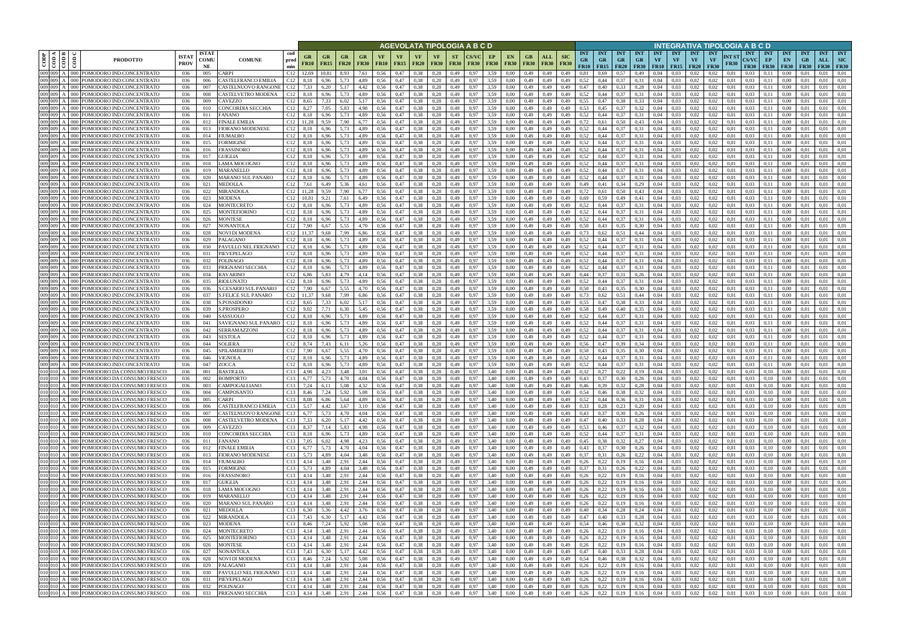| CODP | COD A | COD B | COD C | PRODOTTO | ISTAT PROV | ISTAT COMU NE | COMUNE | cod prod min | AGEVOLATA TIPOLOGIA A B C D | | | | | | | | | | | | | | | INTEGRATIVA TIPOLOGIA A B C D | | | | | | | | | | | | | | |
|---|---|---|---|---|---|---|---|---|---|---|---|---|---|---|---|---|---|---|---|---|---|---|---|---|---|---|---|---|---|---|---|---|---|---|---|---|---|---|
| | | | | | | | | | GR FR10 | GR FR15 | GR FR20 | GR FR30 | VF FR10 | VF FR15 | VF FR20 | VF FR30 | ST FR30 | CS/VC FR30 | EP FR30 | EN FR30 | GB FR30 | ALL FR30 | SIC FR30 | INT GR FR10 | INT GR FR15 | INT GR FR20 | INT GR FR30 | INT VF FR10 | INT VF FR15 | INT VF FR20 | INT VF FR30 | INT ST FR30 | INT CS/VC FR30 | INT EP FR30 | INT EN FR30 | INT GB FR30 | INT ALL FR30 | INT SIC FR30 |
| 009 | 009 | A | 000 | POMODORO IND.CONCENTRATO | 036 | 005 | CARPI | C12 | 12,69 | 10,81 | 8,93 | 7,61 | 0,56 | 0,47 | 0,38 | 0,28 | 0,49 | 0,97 | 3,59 | 0,00 | 0,49 | 0,49 | 0,49 | 0,81 | 0,69 | 0,57 | 0,49 | 0,04 | 0,03 | 0,02 | 0,02 | 0,01 | 0,03 | 0,11 | 0,00 | 0,01 | 0,01 | 0,01 |
| 009 | 009 | A | 000 | POMODORO IND.CONCENTRATO | 036 | 006 | CASTELFRANCO EMILIA | C12 | 8,18 | 6,96 | 5,73 | 4,89 | 0,56 | 0,47 | 0,38 | 0,28 | 0,49 | 0,97 | 3,59 | 0,00 | 0,49 | 0,49 | 0,49 | 0,52 | 0,44 | 0,37 | 0,31 | 0,04 | 0,03 | 0,02 | 0,02 | 0,01 | 0,03 | 0,11 | 0,00 | 0,01 | 0,01 | 0,01 |
| 009 | 009 | A | 000 | POMODORO IND.CONCENTRATO | 036 | 007 | CASTELNUOVO RANGONE | C12 | 7,33 | 6,20 | 5,17 | 4,42 | 0,56 | 0,47 | 0,38 | 0,28 | 0,49 | 0,97 | 3,59 | 0,00 | 0,49 | 0,49 | 0,49 | 0,47 | 0,40 | 0,33 | 0,28 | 0,04 | 0,03 | 0,02 | 0,02 | 0,01 | 0,03 | 0,11 | 0,00 | 0,01 | 0,01 | 0,01 |
| 009 | 009 | A | 000 | POMODORO IND.CONCENTRATO | 036 | 008 | CASTELVETRO MODENA | C12 | 8,18 | 6,96 | 5,73 | 4,89 | 0,56 | 0,47 | 0,38 | 0,28 | 0,49 | 0,97 | 3,59 | 0,00 | 0,49 | 0,49 | 0,49 | 0,52 | 0,44 | 0,37 | 0,31 | 0,04 | 0,03 | 0,02 | 0,02 | 0,01 | 0,03 | 0,11 | 0,00 | 0,01 | 0,01 | 0,01 |
| 009 | 009 | A | 000 | POMODORO IND.CONCENTRATO | 036 | 009 | CAVEZZO | C12 | 8,65 | 7,33 | 6,02 | 5,17 | 0,56 | 0,47 | 0,38 | 0,28 | 0,49 | 0,97 | 3,59 | 0,00 | 0,49 | 0,49 | 0,49 | 0,55 | 0,47 | 0,38 | 0,33 | 0,04 | 0,03 | 0,02 | 0,02 | 0,01 | 0,03 | 0,11 | 0,00 | 0,01 | 0,01 | 0,01 |
| 009 | 009 | A | 000 | POMODORO IND.CONCENTRATO | 036 | 010 | CONCORDIA SECCHIA | C12 | 8,27 | 7,05 | 5,83 | 4,98 | 0,56 | 0,47 | 0,38 | 0,28 | 0,49 | 0,97 | 3,59 | 0,00 | 0,49 | 0,49 | 0,49 | 0,53 | 0,45 | 0,37 | 0,32 | 0,04 | 0,03 | 0,02 | 0,02 | 0,01 | 0,03 | 0,11 | 0,00 | 0,01 | 0,01 | 0,01 |
| 009 | 009 | A | 000 | POMODORO IND.CONCENTRATO | 036 | 011 | FANANO | C12 | 8,18 | 6,96 | 5,73 | 4,89 | 0,56 | 0,47 | 0,38 | 0,28 | 0,49 | 0,97 | 3,59 | 0,00 | 0,49 | 0,49 | 0,49 | 0,52 | 0,44 | 0,37 | 0,31 | 0,04 | 0,03 | 0,02 | 0,02 | 0,01 | 0,03 | 0,11 | 0,00 | 0,01 | 0,01 | 0,01 |
| 009 | 009 | A | 000 | POMODORO IND.CONCENTRATO | 036 | 012 | FINALE EMILIA | C12 | 11,28 | 9,59 | 7,90 | 6,77 | 0,56 | 0,47 | 0,38 | 0,28 | 0,49 | 0,97 | 3,59 | 0,00 | 0,49 | 0,49 | 0,49 | 0,72 | 0,61 | 0,50 | 0,43 | 0,04 | 0,03 | 0,02 | 0,02 | 0,01 | 0,03 | 0,11 | 0,00 | 0,01 | 0,01 | 0,01 |
| 009 | 009 | A | 000 | POMODORO IND.CONCENTRATO | 036 | 013 | FIORANO MODENESE | C12 | 8,18 | 6,96 | 5,73 | 4,89 | 0,56 | 0,47 | 0,38 | 0,28 | 0,49 | 0,97 | 3,59 | 0,00 | 0,49 | 0,49 | 0,49 | 0,52 | 0,44 | 0,37 | 0,31 | 0,04 | 0,03 | 0,02 | 0,02 | 0,01 | 0,03 | 0,11 | 0,00 | 0,01 | 0,01 | 0,01 |
| 009 | 009 | A | 000 | POMODORO IND.CONCENTRATO | 036 | 014 | FIUMALBO | C12 | 8,18 | 6,96 | 5,73 | 4,89 | 0,56 | 0,47 | 0,38 | 0,28 | 0,49 | 0,97 | 3,59 | 0,00 | 0,49 | 0,49 | 0,49 | 0,52 | 0,44 | 0,37 | 0,31 | 0,04 | 0,03 | 0,02 | 0,02 | 0,01 | 0,03 | 0,11 | 0,00 | 0,01 | 0,01 | 0,01 |
| 009 | 009 | A | 000 | POMODORO IND.CONCENTRATO | 036 | 015 | FORMIGINE | C12 | 8,18 | 6,96 | 5,73 | 4,89 | 0,56 | 0,47 | 0,38 | 0,28 | 0,49 | 0,97 | 3,59 | 0,00 | 0,49 | 0,49 | 0,49 | 0,52 | 0,44 | 0,37 | 0,31 | 0,04 | 0,03 | 0,02 | 0,02 | 0,01 | 0,03 | 0,11 | 0,00 | 0,01 | 0,01 | 0,01 |
| 009 | 009 | A | 000 | POMODORO IND.CONCENTRATO | 036 | 016 | FRASSINORO | C12 | 8,18 | 6,96 | 5,73 | 4,89 | 0,56 | 0,47 | 0,38 | 0,28 | 0,49 | 0,97 | 3,59 | 0,00 | 0,49 | 0,49 | 0,49 | 0,52 | 0,44 | 0,37 | 0,31 | 0,04 | 0,03 | 0,02 | 0,02 | 0,01 | 0,03 | 0,11 | 0,00 | 0,01 | 0,01 | 0,01 |
| 009 | 009 | A | 000 | POMODORO IND.CONCENTRATO | 036 | 017 | GUIGLIA | C12 | 8,18 | 6,96 | 5,73 | 4,89 | 0,56 | 0,47 | 0,38 | 0,28 | 0,49 | 0,97 | 3,59 | 0,00 | 0,49 | 0,49 | 0,49 | 0,52 | 0,44 | 0,37 | 0,31 | 0,04 | 0,03 | 0,02 | 0,02 | 0,01 | 0,03 | 0,11 | 0,00 | 0,01 | 0,01 | 0,01 |
| 009 | 009 | A | 000 | POMODORO IND.CONCENTRATO | 036 | 018 | LAMA MOCOGNO | C12 | 8,18 | 6,96 | 5,73 | 4,89 | 0,56 | 0,47 | 0,38 | 0,28 | 0,49 | 0,97 | 3,59 | 0,00 | 0,49 | 0,49 | 0,49 | 0,52 | 0,44 | 0,37 | 0,31 | 0,04 | 0,03 | 0,02 | 0,02 | 0,01 | 0,03 | 0,11 | 0,00 | 0,01 | 0,01 | 0,01 |
| 009 | 009 | A | 000 | POMODORO IND.CONCENTRATO | 036 | 019 | MARANELLO | C12 | 8,18 | 6,96 | 5,73 | 4,89 | 0,56 | 0,47 | 0,38 | 0,28 | 0,49 | 0,97 | 3,59 | 0,00 | 0,49 | 0,49 | 0,49 | 0,52 | 0,44 | 0,37 | 0,31 | 0,04 | 0,03 | 0,02 | 0,02 | 0,01 | 0,03 | 0,11 | 0,00 | 0,01 | 0,01 | 0,01 |
| 009 | 009 | A | 000 | POMODORO IND.CONCENTRATO | 036 | 020 | MARANO SUL PANARO | C12 | 8,18 | 6,96 | 5,73 | 4,89 | 0,56 | 0,47 | 0,38 | 0,28 | 0,49 | 0,97 | 3,59 | 0,00 | 0,49 | 0,49 | 0,49 | 0,52 | 0,44 | 0,37 | 0,31 | 0,04 | 0,03 | 0,02 | 0,02 | 0,01 | 0,03 | 0,11 | 0,00 | 0,01 | 0,01 | 0,01 |
| 009 | 009 | A | 000 | POMODORO IND.CONCENTRATO | 036 | 021 | MEDOLLA | C12 | 7,61 | 6,49 | 5,36 | 4,61 | 0,56 | 0,47 | 0,38 | 0,28 | 0,49 | 0,97 | 3,59 | 0,00 | 0,49 | 0,49 | 0,49 | 0,49 | 0,41 | 0,34 | 0,29 | 0,04 | 0,03 | 0,02 | 0,02 | 0,01 | 0,03 | 0,11 | 0,00 | 0,01 | 0,01 | 0,01 |
| 009 | 009 | A | 000 | POMODORO IND.CONCENTRATO | 036 | 022 | MIRANDOLA | C12 | 11,28 | 9,59 | 7,90 | 6,77 | 0,56 | 0,47 | 0,38 | 0,28 | 0,49 | 0,97 | 3,59 | 0,00 | 0,49 | 0,49 | 0,49 | 0,72 | 0,61 | 0,50 | 0,43 | 0,04 | 0,03 | 0,02 | 0,02 | 0,01 | 0,03 | 0,11 | 0,00 | 0,01 | 0,01 | 0,01 |
| 009 | 009 | A | 000 | POMODORO IND.CONCENTRATO | 036 | 023 | MODENA | C12 | 10,81 | 9,21 | 7,61 | 6,49 | 0,56 | 0,47 | 0,38 | 0,28 | 0,49 | 0,97 | 3,59 | 0,00 | 0,49 | 0,49 | 0,49 | 0,69 | 0,59 | 0,49 | 0,41 | 0,04 | 0,03 | 0,02 | 0,02 | 0,01 | 0,03 | 0,11 | 0,00 | 0,01 | 0,01 | 0,01 |
| 009 | 009 | A | 000 | POMODORO IND.CONCENTRATO | 036 | 024 | MONTECRETO | C12 | 8,18 | 6,96 | 5,73 | 4,89 | 0,56 | 0,47 | 0,38 | 0,28 | 0,49 | 0,97 | 3,59 | 0,00 | 0,49 | 0,49 | 0,49 | 0,52 | 0,44 | 0,37 | 0,31 | 0,04 | 0,03 | 0,02 | 0,02 | 0,01 | 0,03 | 0,11 | 0,00 | 0,01 | 0,01 | 0,01 |
| 009 | 009 | A | 000 | POMODORO IND.CONCENTRATO | 036 | 025 | MONTEFIORINO | C12 | 8,18 | 6,96 | 5,73 | 4,89 | 0,56 | 0,47 | 0,38 | 0,28 | 0,49 | 0,97 | 3,59 | 0,00 | 0,49 | 0,49 | 0,49 | 0,52 | 0,44 | 0,37 | 0,31 | 0,04 | 0,03 | 0,02 | 0,02 | 0,01 | 0,03 | 0,11 | 0,00 | 0,01 | 0,01 | 0,01 |
| 009 | 009 | A | 000 | POMODORO IND.CONCENTRATO | 036 | 026 | MONTESE | C12 | 8,18 | 6,96 | 5,73 | 4,89 | 0,56 | 0,47 | 0,38 | 0,28 | 0,49 | 0,97 | 3,59 | 0,00 | 0,49 | 0,49 | 0,49 | 0,52 | 0,44 | 0,37 | 0,31 | 0,04 | 0,03 | 0,02 | 0,02 | 0,01 | 0,03 | 0,11 | 0,00 | 0,01 | 0,01 | 0,01 |
| 009 | 009 | A | 000 | POMODORO IND.CONCENTRATO | 036 | 027 | NONANTOLA | C12 | 7,90 | 6,67 | 5,55 | 4,70 | 0,56 | 0,47 | 0,38 | 0,28 | 0,49 | 0,97 | 3,59 | 0,00 | 0,49 | 0,49 | 0,49 | 0,50 | 0,43 | 0,35 | 0,30 | 0,04 | 0,03 | 0,02 | 0,02 | 0,01 | 0,03 | 0,11 | 0,00 | 0,01 | 0,01 | 0,01 |
| 009 | 009 | A | 000 | POMODORO IND.CONCENTRATO | 036 | 028 | NOVI DI MODENA | C12 | 11,37 | 9,68 | 7,99 | 6,86 | 0,56 | 0,47 | 0,38 | 0,28 | 0,49 | 0,97 | 3,59 | 0,00 | 0,49 | 0,49 | 0,49 | 0,73 | 0,62 | 0,51 | 0,44 | 0,04 | 0,03 | 0,02 | 0,02 | 0,01 | 0,03 | 0,11 | 0,00 | 0,01 | 0,01 | 0,01 |
| 009 | 009 | A | 000 | POMODORO IND.CONCENTRATO | 036 | 029 | PALAGANO | C12 | 8,18 | 6,96 | 5,73 | 4,89 | 0,56 | 0,47 | 0,38 | 0,28 | 0,49 | 0,97 | 3,59 | 0,00 | 0,49 | 0,49 | 0,49 | 0,52 | 0,44 | 0,37 | 0,31 | 0,04 | 0,03 | 0,02 | 0,02 | 0,01 | 0,03 | 0,11 | 0,00 | 0,01 | 0,01 | 0,01 |
| 009 | 009 | A | 000 | POMODORO IND.CONCENTRATO | 036 | 030 | PAVULLO NEL FRIGNANO | C12 | 8,18 | 6,96 | 5,73 | 4,89 | 0,56 | 0,47 | 0,38 | 0,28 | 0,49 | 0,97 | 3,59 | 0,00 | 0,49 | 0,49 | 0,49 | 0,52 | 0,44 | 0,37 | 0,31 | 0,04 | 0,03 | 0,02 | 0,02 | 0,01 | 0,03 | 0,11 | 0,00 | 0,01 | 0,01 | 0,01 |
| 009 | 009 | A | 000 | POMODORO IND.CONCENTRATO | 036 | 031 | PIEVEPELAGO | C12 | 8,18 | 6,96 | 5,73 | 4,89 | 0,56 | 0,47 | 0,38 | 0,28 | 0,49 | 0,97 | 3,59 | 0,00 | 0,49 | 0,49 | 0,49 | 0,52 | 0,44 | 0,37 | 0,31 | 0,04 | 0,03 | 0,02 | 0,02 | 0,01 | 0,03 | 0,11 | 0,00 | 0,01 | 0,01 | 0,01 |
| 009 | 009 | A | 000 | POMODORO IND.CONCENTRATO | 036 | 032 | POLINAGO | C12 | 8,18 | 6,96 | 5,73 | 4,89 | 0,56 | 0,47 | 0,38 | 0,28 | 0,49 | 0,97 | 3,59 | 0,00 | 0,49 | 0,49 | 0,49 | 0,52 | 0,44 | 0,37 | 0,31 | 0,04 | 0,03 | 0,02 | 0,02 | 0,01 | 0,03 | 0,11 | 0,00 | 0,01 | 0,01 | 0,01 |
| 009 | 009 | A | 000 | POMODORO IND.CONCENTRATO | 036 | 033 | PRIGNANO SECCHIA | C12 | 8,18 | 6,96 | 5,73 | 4,89 | 0,56 | 0,47 | 0,38 | 0,28 | 0,49 | 0,97 | 3,59 | 0,00 | 0,49 | 0,49 | 0,49 | 0,52 | 0,44 | 0,37 | 0,31 | 0,04 | 0,03 | 0,02 | 0,02 | 0,01 | 0,03 | 0,11 | 0,00 | 0,01 | 0,01 | 0,01 |
| 009 | 009 | A | 000 | POMODORO IND.CONCENTRATO | 036 | 034 | RAVARINO | C12 | 6,86 | 5,83 | 4,79 | 4,14 | 0,56 | 0,47 | 0,38 | 0,28 | 0,49 | 0,97 | 3,59 | 0,00 | 0,49 | 0,49 | 0,49 | 0,44 | 0,37 | 0,31 | 0,26 | 0,04 | 0,03 | 0,02 | 0,02 | 0,01 | 0,03 | 0,11 | 0,00 | 0,01 | 0,01 | 0,01 |
| 009 | 009 | A | 000 | POMODORO IND.CONCENTRATO | 036 | 035 | RIOLUNATO | C12 | 8,18 | 6,96 | 5,73 | 4,89 | 0,56 | 0,47 | 0,38 | 0,28 | 0,49 | 0,97 | 3,59 | 0,00 | 0,49 | 0,49 | 0,49 | 0,52 | 0,44 | 0,37 | 0,31 | 0,04 | 0,03 | 0,02 | 0,02 | 0,01 | 0,03 | 0,11 | 0,00 | 0,01 | 0,01 | 0,01 |
| 009 | 009 | A | 000 | POMODORO IND.CONCENTRATO | 036 | 036 | S.CESARIO SUL PANARO | C12 | 7,90 | 6,67 | 5,55 | 4,70 | 0,56 | 0,47 | 0,38 | 0,28 | 0,49 | 0,97 | 3,59 | 0,00 | 0,49 | 0,49 | 0,49 | 0,50 | 0,43 | 0,35 | 0,30 | 0,04 | 0,03 | 0,02 | 0,02 | 0,01 | 0,03 | 0,11 | 0,00 | 0,01 | 0,01 | 0,01 |
| 009 | 009 | A | 000 | POMODORO IND.CONCENTRATO | 036 | 037 | S.FELICE SUL PANARO | C12 | 11,37 | 9,68 | 7,99 | 6,86 | 0,56 | 0,47 | 0,38 | 0,28 | 0,49 | 0,97 | 3,59 | 0,00 | 0,49 | 0,49 | 0,49 | 0,73 | 0,62 | 0,51 | 0,44 | 0,04 | 0,03 | 0,02 | 0,02 | 0,01 | 0,03 | 0,11 | 0,00 | 0,01 | 0,01 | 0,01 |
| 009 | 009 | A | 000 | POMODORO IND.CONCENTRATO | 036 | 038 | S.POSSIDONIO | C12 | 8,65 | 7,33 | 6,02 | 5,17 | 0,56 | 0,47 | 0,38 | 0,28 | 0,49 | 0,97 | 3,59 | 0,00 | 0,49 | 0,49 | 0,49 | 0,55 | 0,47 | 0,38 | 0,33 | 0,04 | 0,03 | 0,02 | 0,02 | 0,01 | 0,03 | 0,11 | 0,00 | 0,01 | 0,01 | 0,01 |
| 009 | 009 | A | 000 | POMODORO IND.CONCENTRATO | 036 | 039 | S.PROSPERO | C12 | 9,02 | 7,71 | 6,30 | 5,45 | 0,56 | 0,47 | 0,38 | 0,28 | 0,49 | 0,97 | 3,59 | 0,00 | 0,49 | 0,49 | 0,49 | 0,58 | 0,49 | 0,40 | 0,35 | 0,04 | 0,03 | 0,02 | 0,02 | 0,01 | 0,03 | 0,11 | 0,00 | 0,01 | 0,01 | 0,01 |
| 009 | 009 | A | 000 | POMODORO IND.CONCENTRATO | 036 | 040 | SASSUOLO | C12 | 8,18 | 6,96 | 5,73 | 4,89 | 0,56 | 0,47 | 0,38 | 0,28 | 0,49 | 0,97 | 3,59 | 0,00 | 0,49 | 0,49 | 0,49 | 0,52 | 0,44 | 0,37 | 0,31 | 0,04 | 0,03 | 0,02 | 0,02 | 0,01 | 0,03 | 0,11 | 0,00 | 0,01 | 0,01 | 0,01 |
| 009 | 009 | A | 000 | POMODORO IND.CONCENTRATO | 036 | 041 | SAVIGNANO SUL PANARO | C12 | 8,18 | 6,96 | 5,73 | 4,89 | 0,56 | 0,47 | 0,38 | 0,28 | 0,49 | 0,97 | 3,59 | 0,00 | 0,49 | 0,49 | 0,49 | 0,52 | 0,44 | 0,37 | 0,31 | 0,04 | 0,03 | 0,02 | 0,02 | 0,01 | 0,03 | 0,11 | 0,00 | 0,01 | 0,01 | 0,01 |
| 009 | 009 | A | 000 | POMODORO IND.CONCENTRATO | 036 | 042 | SERRAMAZZONI | C12 | 8,18 | 6,96 | 5,73 | 4,89 | 0,56 | 0,47 | 0,38 | 0,28 | 0,49 | 0,97 | 3,59 | 0,00 | 0,49 | 0,49 | 0,49 | 0,52 | 0,44 | 0,37 | 0,31 | 0,04 | 0,03 | 0,02 | 0,02 | 0,01 | 0,03 | 0,11 | 0,00 | 0,01 | 0,01 | 0,01 |
| 009 | 009 | A | 000 | POMODORO IND.CONCENTRATO | 036 | 043 | SESTOLA | C12 | 8,18 | 6,96 | 5,73 | 4,89 | 0,56 | 0,47 | 0,38 | 0,28 | 0,49 | 0,97 | 3,59 | 0,00 | 0,49 | 0,49 | 0,49 | 0,52 | 0,44 | 0,37 | 0,31 | 0,04 | 0,03 | 0,02 | 0,02 | 0,01 | 0,03 | 0,11 | 0,00 | 0,01 | 0,01 | 0,01 |
| 009 | 009 | A | 000 | POMODORO IND.CONCENTRATO | 036 | 044 | SOLIERA | C12 | 8,74 | 7,43 | 6,11 | 5,26 | 0,56 | 0,47 | 0,38 | 0,28 | 0,49 | 0,97 | 3,59 | 0,00 | 0,49 | 0,49 | 0,49 | 0,56 | 0,47 | 0,39 | 0,34 | 0,04 | 0,03 | 0,02 | 0,02 | 0,01 | 0,03 | 0,11 | 0,00 | 0,01 | 0,01 | 0,01 |
| 009 | 009 | A | 000 | POMODORO IND.CONCENTRATO | 036 | 045 | SPILAMBERTO | C12 | 7,90 | 6,67 | 5,55 | 4,70 | 0,56 | 0,47 | 0,38 | 0,28 | 0,49 | 0,97 | 3,59 | 0,00 | 0,49 | 0,49 | 0,49 | 0,50 | 0,43 | 0,35 | 0,30 | 0,04 | 0,03 | 0,02 | 0,02 | 0,01 | 0,03 | 0,11 | 0,00 | 0,01 | 0,01 | 0,01 |
| 009 | 009 | A | 000 | POMODORO IND.CONCENTRATO | 036 | 046 | VIGNOLA | C12 | 8,18 | 6,96 | 5,73 | 4,89 | 0,56 | 0,47 | 0,38 | 0,28 | 0,49 | 0,97 | 3,59 | 0,00 | 0,49 | 0,49 | 0,49 | 0,52 | 0,44 | 0,37 | 0,31 | 0,04 | 0,03 | 0,02 | 0,02 | 0,01 | 0,03 | 0,11 | 0,00 | 0,01 | 0,01 | 0,01 |
| 009 | 009 | A | 000 | POMODORO IND.CONCENTRATO | 036 | 047 | ZOCCA | C12 | 8,18 | 6,96 | 5,73 | 4,89 | 0,56 | 0,47 | 0,38 | 0,28 | 0,49 | 0,97 | 3,59 | 0,00 | 0,49 | 0,49 | 0,49 | 0,52 | 0,44 | 0,37 | 0,31 | 0,04 | 0,03 | 0,02 | 0,02 | 0,01 | 0,03 | 0,11 | 0,00 | 0,01 | 0,01 | 0,01 |
| 010 | 010 | A | 000 | POMODORO DA CONSUMO FRESCO | 036 | 001 | BASTIGLIA | C13 | 4,98 | 4,23 | 3,48 | 3,01 | 0,56 | 0,47 | 0,38 | 0,28 | 0,49 | 0,97 | 3,40 | 0,00 | 0,49 | 0,49 | 0,49 | 0,32 | 0,27 | 0,22 | 0,19 | 0,04 | 0,03 | 0,02 | 0,02 | 0,01 | 0,03 | 0,10 | 0,00 | 0,01 | 0,01 | 0,01 |
| 010 | 010 | A | 000 | POMODORO DA CONSUMO FRESCO | 036 | 002 | BOMPORTO | C13 | 6,77 | 5,73 | 4,70 | 4,04 | 0,56 | 0,47 | 0,38 | 0,28 | 0,49 | 0,97 | 3,40 | 0,00 | 0,49 | 0,49 | 0,49 | 0,43 | 0,37 | 0,30 | 0,26 | 0,04 | 0,03 | 0,02 | 0,02 | 0,01 | 0,03 | 0,10 | 0,00 | 0,01 | 0,01 | 0,01 |
| 010 | 010 | A | 000 | POMODORO DA CONSUMO FRESCO | 036 | 003 | CAMPOGALLIANO | C13 | 7,24 | 6,11 | 5,08 | 4,32 | 0,56 | 0,47 | 0,38 | 0,28 | 0,49 | 0,97 | 3,40 | 0,00 | 0,49 | 0,49 | 0,49 | 0,46 | 0,39 | 0,32 | 0,28 | 0,04 | 0,03 | 0,02 | 0,02 | 0,01 | 0,03 | 0,10 | 0,00 | 0,01 | 0,01 | 0,01 |
| 010 | 010 | A | 000 | POMODORO DA CONSUMO FRESCO | 036 | 004 | CAMPOSANTO | C13 | 8,46 | 7,24 | 5,92 | 5,08 | 0,56 | 0,47 | 0,38 | 0,28 | 0,49 | 0,97 | 3,40 | 0,00 | 0,49 | 0,49 | 0,49 | 0,54 | 0,46 | 0,38 | 0,32 | 0,04 | 0,03 | 0,02 | 0,02 | 0,01 | 0,03 | 0,10 | 0,00 | 0,01 | 0,01 | 0,01 |
| 010 | 010 | A | 000 | POMODORO DA CONSUMO FRESCO | 036 | 005 | CARPI | C13 | 8,08 | 6,86 | 5,64 | 4,89 | 0,56 | 0,47 | 0,38 | 0,28 | 0,49 | 0,97 | 3,40 | 0,00 | 0,49 | 0,49 | 0,49 | 0,52 | 0,44 | 0,36 | 0,31 | 0,04 | 0,03 | 0,02 | 0,02 | 0,01 | 0,03 | 0,10 | 0,00 | 0,01 | 0,01 | 0,01 |
| 010 | 010 | A | 000 | POMODORO DA CONSUMO FRESCO | 036 | 006 | CASTELFRANCO EMILIA | C13 | 5,17 | 4,42 | 3,67 | 3,10 | 0,56 | 0,47 | 0,38 | 0,28 | 0,49 | 0,97 | 3,40 | 0,00 | 0,49 | 0,49 | 0,49 | 0,33 | 0,28 | 0,23 | 0,20 | 0,04 | 0,03 | 0,02 | 0,02 | 0,01 | 0,03 | 0,10 | 0,00 | 0,01 | 0,01 | 0,01 |
| 010 | 010 | A | 000 | POMODORO DA CONSUMO FRESCO | 036 | 007 | CASTELNUOVO RANGONE | C13 | 6,77 | 5,73 | 4,70 | 4,04 | 0,56 | 0,47 | 0,38 | 0,28 | 0,49 | 0,97 | 3,40 | 0,00 | 0,49 | 0,49 | 0,49 | 0,43 | 0,37 | 0,30 | 0,26 | 0,04 | 0,03 | 0,02 | 0,02 | 0,01 | 0,03 | 0,10 | 0,00 | 0,01 | 0,01 | 0,01 |
| 010 | 010 | A | 000 | POMODORO DA CONSUMO FRESCO | 036 | 008 | CASTELVETRO MODENA | C13 | 7,33 | 6,20 | 5,17 | 4,42 | 0,56 | 0,47 | 0,38 | 0,28 | 0,49 | 0,97 | 3,40 | 0,00 | 0,49 | 0,49 | 0,49 | 0,47 | 0,40 | 0,33 | 0,28 | 0,04 | 0,03 | 0,02 | 0,02 | 0,01 | 0,03 | 0,10 | 0,00 | 0,01 | 0,01 | 0,01 |
| 010 | 010 | A | 000 | POMODORO DA CONSUMO FRESCO | 036 | 009 | CAVEZZO | C13 | 8,37 | 7,14 | 5,83 | 4,98 | 0,56 | 0,47 | 0,38 | 0,28 | 0,49 | 0,97 | 3,40 | 0,00 | 0,49 | 0,49 | 0,49 | 0,53 | 0,46 | 0,37 | 0,32 | 0,04 | 0,03 | 0,02 | 0,02 | 0,01 | 0,03 | 0,10 | 0,00 | 0,01 | 0,01 | 0,01 |
| 010 | 010 | A | 000 | POMODORO DA CONSUMO FRESCO | 036 | 010 | CONCORDIA SECCHIA | C13 | 8,18 | 6,96 | 5,73 | 4,89 | 0,56 | 0,47 | 0,38 | 0,28 | 0,49 | 0,97 | 3,40 | 0,00 | 0,49 | 0,49 | 0,49 | 0,52 | 0,44 | 0,37 | 0,31 | 0,04 | 0,03 | 0,02 | 0,02 | 0,01 | 0,03 | 0,10 | 0,00 | 0,01 | 0,01 | 0,01 |
| 010 | 010 | A | 000 | POMODORO DA CONSUMO FRESCO | 036 | 011 | FANANO | C13 | 7,05 | 6,02 | 4,98 | 4,23 | 0,56 | 0,47 | 0,38 | 0,28 | 0,49 | 0,97 | 3,40 | 0,00 | 0,49 | 0,49 | 0,49 | 0,45 | 0,38 | 0,32 | 0,27 | 0,04 | 0,03 | 0,02 | 0,02 | 0,01 | 0,03 | 0,10 | 0,00 | 0,01 | 0,01 | 0,01 |
| 010 | 010 | A | 000 | POMODORO DA CONSUMO FRESCO | 036 | 012 | FINALE EMILIA | C13 | 6,77 | 5,73 | 4,70 | 4,04 | 0,56 | 0,47 | 0,38 | 0,28 | 0,49 | 0,97 | 3,40 | 0,00 | 0,49 | 0,49 | 0,49 | 0,43 | 0,37 | 0,30 | 0,26 | 0,04 | 0,03 | 0,02 | 0,02 | 0,01 | 0,03 | 0,10 | 0,00 | 0,01 | 0,01 | 0,01 |
| 010 | 010 | A | 000 | POMODORO DA CONSUMO FRESCO | 036 | 013 | FIORANO MODENESE | C13 | 5,73 | 4,89 | 4,04 | 3,48 | 0,56 | 0,47 | 0,38 | 0,28 | 0,49 | 0,97 | 3,40 | 0,00 | 0,49 | 0,49 | 0,49 | 0,37 | 0,31 | 0,26 | 0,22 | 0,04 | 0,03 | 0,02 | 0,02 | 0,01 | 0,03 | 0,10 | 0,00 | 0,01 | 0,01 | 0,01 |
| 010 | 010 | A | 000 | POMODORO DA CONSUMO FRESCO | 036 | 014 | FIUMALBO | C13 | 4,14 | 3,48 | 2,91 | 2,44 | 0,56 | 0,47 | 0,38 | 0,28 | 0,49 | 0,97 | 3,40 | 0,00 | 0,49 | 0,49 | 0,49 | 0,26 | 0,22 | 0,19 | 0,16 | 0,04 | 0,03 | 0,02 | 0,02 | 0,01 | 0,03 | 0,10 | 0,00 | 0,01 | 0,01 | 0,01 |
| 010 | 010 | A | 000 | POMODORO DA CONSUMO FRESCO | 036 | 015 | FORMIGINE | C13 | 5,73 | 4,89 | 4,04 | 3,48 | 0,56 | 0,47 | 0,38 | 0,28 | 0,49 | 0,97 | 3,40 | 0,00 | 0,49 | 0,49 | 0,49 | 0,37 | 0,31 | 0,26 | 0,22 | 0,04 | 0,03 | 0,02 | 0,02 | 0,01 | 0,03 | 0,10 | 0,00 | 0,01 | 0,01 | 0,01 |
| 010 | 010 | A | 000 | POMODORO DA CONSUMO FRESCO | 036 | 016 | FRASSINORO | C13 | 4,14 | 3,48 | 2,91 | 2,44 | 0,56 | 0,47 | 0,38 | 0,28 | 0,49 | 0,97 | 3,40 | 0,00 | 0,49 | 0,49 | 0,49 | 0,26 | 0,22 | 0,19 | 0,16 | 0,04 | 0,03 | 0,02 | 0,02 | 0,01 | 0,03 | 0,10 | 0,00 | 0,01 | 0,01 | 0,01 |
| 010 | 010 | A | 000 | POMODORO DA CONSUMO FRESCO | 036 | 017 | GUIGLIA | C13 | 4,14 | 3,48 | 2,91 | 2,44 | 0,56 | 0,47 | 0,38 | 0,28 | 0,49 | 0,97 | 3,40 | 0,00 | 0,49 | 0,49 | 0,49 | 0,26 | 0,22 | 0,19 | 0,16 | 0,04 | 0,03 | 0,02 | 0,02 | 0,01 | 0,03 | 0,10 | 0,00 | 0,01 | 0,01 | 0,01 |
| 010 | 010 | A | 000 | POMODORO DA CONSUMO FRESCO | 036 | 018 | LAMA MOCOGNO | C13 | 4,14 | 3,48 | 2,91 | 2,44 | 0,56 | 0,47 | 0,38 | 0,28 | 0,49 | 0,97 | 3,40 | 0,00 | 0,49 | 0,49 | 0,49 | 0,26 | 0,22 | 0,19 | 0,16 | 0,04 | 0,03 | 0,02 | 0,02 | 0,01 | 0,03 | 0,10 | 0,00 | 0,01 | 0,01 | 0,01 |
| 010 | 010 | A | 000 | POMODORO DA CONSUMO FRESCO | 036 | 019 | MARANELLO | C13 | 4,14 | 3,48 | 2,91 | 2,44 | 0,56 | 0,47 | 0,38 | 0,28 | 0,49 | 0,97 | 3,40 | 0,00 | 0,49 | 0,49 | 0,49 | 0,26 | 0,22 | 0,19 | 0,16 | 0,04 | 0,03 | 0,02 | 0,02 | 0,01 | 0,03 | 0,10 | 0,00 | 0,01 | 0,01 | 0,01 |
| 010 | 010 | A | 000 | POMODORO DA CONSUMO FRESCO | 036 | 020 | MARANO SUL PANARO | C13 | 4,14 | 3,48 | 2,91 | 2,44 | 0,56 | 0,47 | 0,38 | 0,28 | 0,49 | 0,97 | 3,40 | 0,00 | 0,49 | 0,49 | 0,49 | 0,26 | 0,22 | 0,19 | 0,16 | 0,04 | 0,03 | 0,02 | 0,02 | 0,01 | 0,03 | 0,10 | 0,00 | 0,01 | 0,01 | 0,01 |
| 010 | 010 | A | 000 | POMODORO DA CONSUMO FRESCO | 036 | 021 | MEDOLLA | C13 | 6,30 | 5,36 | 4,42 | 3,76 | 0,56 | 0,47 | 0,38 | 0,28 | 0,49 | 0,97 | 3,40 | 0,00 | 0,49 | 0,49 | 0,49 | 0,40 | 0,34 | 0,28 | 0,24 | 0,04 | 0,03 | 0,02 | 0,02 | 0,01 | 0,03 | 0,10 | 0,00 | 0,01 | 0,01 | 0,01 |
| 010 | 010 | A | 000 | POMODORO DA CONSUMO FRESCO | 036 | 022 | MIRANDOLA | C13 | 7,43 | 6,30 | 5,17 | 4,42 | 0,56 | 0,47 | 0,38 | 0,28 | 0,49 | 0,97 | 3,40 | 0,00 | 0,49 | 0,49 | 0,49 | 0,47 | 0,40 | 0,33 | 0,28 | 0,04 | 0,03 | 0,02 | 0,02 | 0,01 | 0,03 | 0,10 | 0,00 | 0,01 | 0,01 | 0,01 |
| 010 | 010 | A | 000 | POMODORO DA CONSUMO FRESCO | 036 | 023 | MODENA | C13 | 8,46 | 7,24 | 5,92 | 5,08 | 0,56 | 0,47 | 0,38 | 0,28 | 0,49 | 0,97 | 3,40 | 0,00 | 0,49 | 0,49 | 0,49 | 0,54 | 0,46 | 0,38 | 0,32 | 0,04 | 0,03 | 0,02 | 0,02 | 0,01 | 0,03 | 0,10 | 0,00 | 0,01 | 0,01 | 0,01 |
| 010 | 010 | A | 000 | POMODORO DA CONSUMO FRESCO | 036 | 024 | MONTECRETO | C13 | 4,14 | 3,48 | 2,91 | 2,44 | 0,56 | 0,47 | 0,38 | 0,28 | 0,49 | 0,97 | 3,40 | 0,00 | 0,49 | 0,49 | 0,49 | 0,26 | 0,22 | 0,19 | 0,16 | 0,04 | 0,03 | 0,02 | 0,02 | 0,01 | 0,03 | 0,10 | 0,00 | 0,01 | 0,01 | 0,01 |
| 010 | 010 | A | 000 | POMODORO DA CONSUMO FRESCO | 036 | 025 | MONTEFIORINO | C13 | 4,14 | 3,48 | 2,91 | 2,44 | 0,56 | 0,47 | 0,38 | 0,28 | 0,49 | 0,97 | 3,40 | 0,00 | 0,49 | 0,49 | 0,49 | 0,26 | 0,22 | 0,19 | 0,16 | 0,04 | 0,03 | 0,02 | 0,02 | 0,01 | 0,03 | 0,10 | 0,00 | 0,01 | 0,01 | 0,01 |
| 010 | 010 | A | 000 | POMODORO DA CONSUMO FRESCO | 036 | 026 | MONTESE | C13 | 4,14 | 3,48 | 2,91 | 2,44 | 0,56 | 0,47 | 0,38 | 0,28 | 0,49 | 0,97 | 3,40 | 0,00 | 0,49 | 0,49 | 0,49 | 0,26 | 0,22 | 0,19 | 0,16 | 0,04 | 0,03 | 0,02 | 0,02 | 0,01 | 0,03 | 0,10 | 0,00 | 0,01 | 0,01 | 0,01 |
| 010 | 010 | A | 000 | POMODORO DA CONSUMO FRESCO | 036 | 027 | NONANTOLA | C13 | 7,43 | 6,30 | 5,17 | 4,42 | 0,56 | 0,47 | 0,38 | 0,28 | 0,49 | 0,97 | 3,40 | 0,00 | 0,49 | 0,49 | 0,49 | 0,47 | 0,40 | 0,33 | 0,28 | 0,04 | 0,03 | 0,02 | 0,02 | 0,01 | 0,03 | 0,10 | 0,00 | 0,01 | 0,01 | 0,01 |
| 010 | 010 | A | 000 | POMODORO DA CONSUMO FRESCO | 036 | 028 | NOVI DI MODENA | C13 | 8,46 | 7,24 | 5,92 | 5,08 | 0,56 | 0,47 | 0,38 | 0,28 | 0,49 | 0,97 | 3,40 | 0,00 | 0,49 | 0,49 | 0,49 | 0,54 | 0,46 | 0,38 | 0,32 | 0,04 | 0,03 | 0,02 | 0,02 | 0,01 | 0,03 | 0,10 | 0,00 | 0,01 | 0,01 | 0,01 |
| 010 | 010 | A | 000 | POMODORO DA CONSUMO FRESCO | 036 | 029 | PALAGANO | C13 | 4,14 | 3,48 | 2,91 | 2,44 | 0,56 | 0,47 | 0,38 | 0,28 | 0,49 | 0,97 | 3,40 | 0,00 | 0,49 | 0,49 | 0,49 | 0,26 | 0,22 | 0,19 | 0,16 | 0,04 | 0,03 | 0,02 | 0,02 | 0,01 | 0,03 | 0,10 | 0,00 | 0,01 | 0,01 | 0,01 |
| 010 | 010 | A | 000 | POMODORO DA CONSUMO FRESCO | 036 | 030 | PAVULLO NEL FRIGNANO | C13 | 4,14 | 3,48 | 2,91 | 2,44 | 0,56 | 0,47 | 0,38 | 0,28 | 0,49 | 0,97 | 3,40 | 0,00 | 0,49 | 0,49 | 0,49 | 0,26 | 0,22 | 0,19 | 0,16 | 0,04 | 0,03 | 0,02 | 0,02 | 0,01 | 0,03 | 0,10 | 0,00 | 0,01 | 0,01 | 0,01 |
| 010 | 010 | A | 000 | POMODORO DA CONSUMO FRESCO | 036 | 031 | PIEVEPELAGO | C13 | 4,14 | 3,48 | 2,91 | 2,44 | 0,56 | 0,47 | 0,38 | 0,28 | 0,49 | 0,97 | 3,40 | 0,00 | 0,49 | 0,49 | 0,49 | 0,26 | 0,22 | 0,19 | 0,16 | 0,04 | 0,03 | 0,02 | 0,02 | 0,01 | 0,03 | 0,10 | 0,00 | 0,01 | 0,01 | 0,01 |
| 010 | 010 | A | 000 | POMODORO DA CONSUMO FRESCO | 036 | 032 | POLINAGO | C13 | 4,14 | 3,48 | 2,91 | 2,44 | 0,56 | 0,47 | 0,38 | 0,28 | 0,49 | 0,97 | 3,40 | 0,00 | 0,49 | 0,49 | 0,49 | 0,26 | 0,22 | 0,19 | 0,16 | 0,04 | 0,03 | 0,02 | 0,02 | 0,01 | 0,03 | 0,10 | 0,00 | 0,01 | 0,01 | 0,01 |
| 010 | 010 | A | 000 | POMODORO DA CONSUMO FRESCO | 036 | 033 | PRIGNANO SECCHIA | C13 | 4,14 | 3,48 | 2,91 | 2,44 | 0,56 | 0,47 | 0,38 | 0,28 | 0,49 | 0,97 | 3,40 | 0,00 | 0,49 | 0,49 | 0,49 | 0,26 | 0,22 | 0,19 | 0,16 | 0,04 | 0,03 | 0,02 | 0,02 | 0,01 | 0,03 | 0,10 | 0,00 | 0,01 | 0,01 | 0,01 |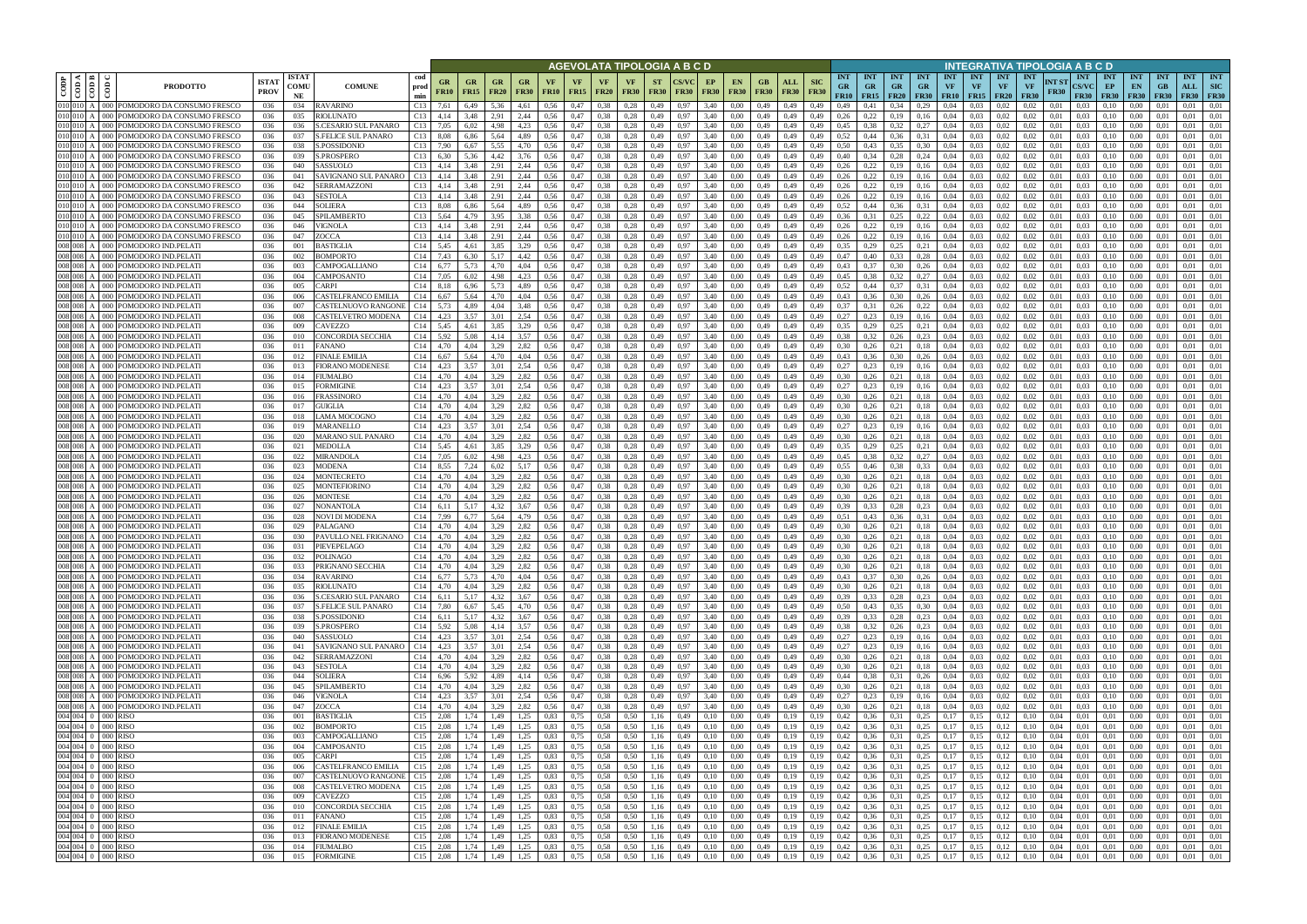| CODP | COD A | COD B | COD C | PRODOTTO | ISTAT PROV | ISTAT COMU NE | COMUNE | cod prod min | AGEVOLATA TIPOLOGIA A B C D | | | | | | | | | | | | | | | INTEGRATIVA TIPOLOGIA A B C D | | | | | | | | | | | | | | |
|---|---|---|---|---|---|---|---|---|---|---|---|---|---|---|---|---|---|---|---|---|---|---|---|---|---|---|---|---|---|---|---|---|---|---|---|---|---|---|
| | | | | | | | | | GR FR10 | GR FR15 | GR FR20 | GR FR30 | VF FR10 | VF FR15 | VF FR20 | VF FR30 | ST FR30 | CS/VC FR30 | EP FR30 | EN FR30 | GB FR30 | ALL FR30 | SIC FR30 | INT GR FR10 | INT GR FR15 | INT GR FR20 | INT GR FR30 | INT VF FR10 | INT VF FR15 | INT VF FR20 | INT VF FR30 | INT ST FR30 | INT CS/VC FR30 | INT EP FR30 | INT EN FR30 | INT GB FR30 | INT ALL FR30 | INT SIC FR30 |
| 010 | 010 | A | 000 | POMODORO DA CONSUMO FRESCO | 036 | 034 | RAVARINO | C13 | 7,61 | 6,49 | 5,36 | 4,61 | 0,56 | 0,47 | 0,38 | 0,28 | 0,49 | 0,97 | 3,40 | 0,00 | 0,49 | 0,49 | 0,49 | 0,49 | 0,41 | 0,34 | 0,29 | 0,04 | 0,03 | 0,02 | 0,02 | 0,01 | 0,03 | 0,10 | 0,00 | 0,01 | 0,01 | 0,01 |
| 010 | 010 | A | 000 | POMODORO DA CONSUMO FRESCO | 036 | 035 | RIOLUNATO | C13 | 4,14 | 3,48 | 2,91 | 2,44 | 0,56 | 0,47 | 0,38 | 0,28 | 0,49 | 0,97 | 3,40 | 0,00 | 0,49 | 0,49 | 0,49 | 0,26 | 0,22 | 0,19 | 0,16 | 0,04 | 0,03 | 0,02 | 0,02 | 0,01 | 0,03 | 0,10 | 0,00 | 0,01 | 0,01 | 0,01 |
| 010 | 010 | A | 000 | POMODORO DA CONSUMO FRESCO | 036 | 036 | S.CESARIO SUL PANARO | C13 | 7,05 | 6,02 | 4,98 | 4,23 | 0,56 | 0,47 | 0,38 | 0,28 | 0,49 | 0,97 | 3,40 | 0,00 | 0,49 | 0,49 | 0,49 | 0,45 | 0,38 | 0,32 | 0,27 | 0,04 | 0,03 | 0,02 | 0,02 | 0,01 | 0,03 | 0,10 | 0,00 | 0,01 | 0,01 | 0,01 |
| 010 | 010 | A | 000 | POMODORO DA CONSUMO FRESCO | 036 | 037 | S.FELICE SUL PANARO | C13 | 8,08 | 6,86 | 5,64 | 4,89 | 0,56 | 0,47 | 0,38 | 0,28 | 0,49 | 0,97 | 3,40 | 0,00 | 0,49 | 0,49 | 0,49 | 0,52 | 0,44 | 0,36 | 0,31 | 0,04 | 0,03 | 0,02 | 0,02 | 0,01 | 0,03 | 0,10 | 0,00 | 0,01 | 0,01 | 0,01 |
| 010 | 010 | A | 000 | POMODORO DA CONSUMO FRESCO | 036 | 038 | S.POSSIDONIO | C13 | 7,90 | 6,67 | 5,55 | 4,70 | 0,56 | 0,47 | 0,38 | 0,28 | 0,49 | 0,97 | 3,40 | 0,00 | 0,49 | 0,49 | 0,49 | 0,50 | 0,43 | 0,35 | 0,30 | 0,04 | 0,03 | 0,02 | 0,02 | 0,01 | 0,03 | 0,10 | 0,00 | 0,01 | 0,01 | 0,01 |
| 010 | 010 | A | 000 | POMODORO DA CONSUMO FRESCO | 036 | 039 | S.PROSPERO | C13 | 6,30 | 5,36 | 4,42 | 3,76 | 0,56 | 0,47 | 0,38 | 0,28 | 0,49 | 0,97 | 3,40 | 0,00 | 0,49 | 0,49 | 0,49 | 0,40 | 0,34 | 0,28 | 0,24 | 0,04 | 0,03 | 0,02 | 0,02 | 0,01 | 0,03 | 0,10 | 0,00 | 0,01 | 0,01 | 0,01 |
| 010 | 010 | A | 000 | POMODORO DA CONSUMO FRESCO | 036 | 040 | SASSUOLO | C13 | 4,14 | 3,48 | 2,91 | 2,44 | 0,56 | 0,47 | 0,38 | 0,28 | 0,49 | 0,97 | 3,40 | 0,00 | 0,49 | 0,49 | 0,49 | 0,26 | 0,22 | 0,19 | 0,16 | 0,04 | 0,03 | 0,02 | 0,02 | 0,01 | 0,03 | 0,10 | 0,00 | 0,01 | 0,01 | 0,01 |
| 010 | 010 | A | 000 | POMODORO DA CONSUMO FRESCO | 036 | 041 | SAVIGNANO SUL PANARO | C13 | 4,14 | 3,48 | 2,91 | 2,44 | 0,56 | 0,47 | 0,38 | 0,28 | 0,49 | 0,97 | 3,40 | 0,00 | 0,49 | 0,49 | 0,49 | 0,26 | 0,22 | 0,19 | 0,16 | 0,04 | 0,03 | 0,02 | 0,02 | 0,01 | 0,03 | 0,10 | 0,00 | 0,01 | 0,01 | 0,01 |
| 010 | 010 | A | 000 | POMODORO DA CONSUMO FRESCO | 036 | 042 | SERRAMAZZONI | C13 | 4,14 | 3,48 | 2,91 | 2,44 | 0,56 | 0,47 | 0,38 | 0,28 | 0,49 | 0,97 | 3,40 | 0,00 | 0,49 | 0,49 | 0,49 | 0,26 | 0,22 | 0,19 | 0,16 | 0,04 | 0,03 | 0,02 | 0,02 | 0,01 | 0,03 | 0,10 | 0,00 | 0,01 | 0,01 | 0,01 |
| 010 | 010 | A | 000 | POMODORO DA CONSUMO FRESCO | 036 | 043 | SESTOLA | C13 | 4,14 | 3,48 | 2,91 | 2,44 | 0,56 | 0,47 | 0,38 | 0,28 | 0,49 | 0,97 | 3,40 | 0,00 | 0,49 | 0,49 | 0,49 | 0,26 | 0,22 | 0,19 | 0,16 | 0,04 | 0,03 | 0,02 | 0,02 | 0,01 | 0,03 | 0,10 | 0,00 | 0,01 | 0,01 | 0,01 |
| 010 | 010 | A | 000 | POMODORO DA CONSUMO FRESCO | 036 | 044 | SOLIERA | C13 | 8,08 | 6,86 | 5,64 | 4,89 | 0,56 | 0,47 | 0,38 | 0,28 | 0,49 | 0,97 | 3,40 | 0,00 | 0,49 | 0,49 | 0,49 | 0,52 | 0,44 | 0,36 | 0,31 | 0,04 | 0,03 | 0,02 | 0,02 | 0,01 | 0,03 | 0,10 | 0,00 | 0,01 | 0,01 | 0,01 |
| 010 | 010 | A | 000 | POMODORO DA CONSUMO FRESCO | 036 | 045 | SPILAMBERTO | C13 | 5,64 | 4,79 | 3,95 | 3,38 | 0,56 | 0,47 | 0,38 | 0,28 | 0,49 | 0,97 | 3,40 | 0,00 | 0,49 | 0,49 | 0,49 | 0,36 | 0,31 | 0,25 | 0,22 | 0,04 | 0,03 | 0,02 | 0,02 | 0,01 | 0,03 | 0,10 | 0,00 | 0,01 | 0,01 | 0,01 |
| 010 | 010 | A | 000 | POMODORO DA CONSUMO FRESCO | 036 | 046 | VIGNOLA | C13 | 4,14 | 3,48 | 2,91 | 2,44 | 0,56 | 0,47 | 0,38 | 0,28 | 0,49 | 0,97 | 3,40 | 0,00 | 0,49 | 0,49 | 0,49 | 0,26 | 0,22 | 0,19 | 0,16 | 0,04 | 0,03 | 0,02 | 0,02 | 0,01 | 0,03 | 0,10 | 0,00 | 0,01 | 0,01 | 0,01 |
| 010 | 010 | A | 000 | POMODORO DA CONSUMO FRESCO | 036 | 047 | ZOCCA | C13 | 4,14 | 3,48 | 2,91 | 2,44 | 0,56 | 0,47 | 0,38 | 0,28 | 0,49 | 0,97 | 3,40 | 0,00 | 0,49 | 0,49 | 0,49 | 0,26 | 0,22 | 0,19 | 0,16 | 0,04 | 0,03 | 0,02 | 0,02 | 0,01 | 0,03 | 0,10 | 0,00 | 0,01 | 0,01 | 0,01 |
| 008 | 008 | A | 000 | POMODORO IND.PELATI | 036 | 001 | BASTIGLIA | C14 | 5,45 | 4,61 | 3,85 | 3,29 | 0,56 | 0,47 | 0,38 | 0,28 | 0,49 | 0,97 | 3,40 | 0,00 | 0,49 | 0,49 | 0,49 | 0,35 | 0,29 | 0,25 | 0,21 | 0,04 | 0,03 | 0,02 | 0,02 | 0,01 | 0,03 | 0,10 | 0,00 | 0,01 | 0,01 | 0,01 |
| 008 | 008 | A | 000 | POMODORO IND.PELATI | 036 | 002 | BOMPORTO | C14 | 7,43 | 6,30 | 5,17 | 4,42 | 0,56 | 0,47 | 0,38 | 0,28 | 0,49 | 0,97 | 3,40 | 0,00 | 0,49 | 0,49 | 0,49 | 0,47 | 0,40 | 0,33 | 0,28 | 0,04 | 0,03 | 0,02 | 0,02 | 0,01 | 0,03 | 0,10 | 0,00 | 0,01 | 0,01 | 0,01 |
| 008 | 008 | A | 000 | POMODORO IND.PELATI | 036 | 003 | CAMPOGALLIANO | C14 | 6,77 | 5,73 | 4,70 | 4,04 | 0,56 | 0,47 | 0,38 | 0,28 | 0,49 | 0,97 | 3,40 | 0,00 | 0,49 | 0,49 | 0,49 | 0,43 | 0,37 | 0,30 | 0,26 | 0,04 | 0,03 | 0,02 | 0,02 | 0,01 | 0,03 | 0,10 | 0,00 | 0,01 | 0,01 | 0,01 |
| 008 | 008 | A | 000 | POMODORO IND.PELATI | 036 | 004 | CAMPOSANTO | C14 | 7,05 | 6,02 | 4,98 | 4,23 | 0,56 | 0,47 | 0,38 | 0,28 | 0,49 | 0,97 | 3,40 | 0,00 | 0,49 | 0,49 | 0,49 | 0,45 | 0,38 | 0,32 | 0,27 | 0,04 | 0,03 | 0,02 | 0,02 | 0,01 | 0,03 | 0,10 | 0,00 | 0,01 | 0,01 | 0,01 |
| 008 | 008 | A | 000 | POMODORO IND.PELATI | 036 | 005 | CARPI | C14 | 8,18 | 6,96 | 5,73 | 4,89 | 0,56 | 0,47 | 0,38 | 0,28 | 0,49 | 0,97 | 3,40 | 0,00 | 0,49 | 0,49 | 0,49 | 0,52 | 0,44 | 0,37 | 0,31 | 0,04 | 0,03 | 0,02 | 0,02 | 0,01 | 0,03 | 0,10 | 0,00 | 0,01 | 0,01 | 0,01 |
| 008 | 008 | A | 000 | POMODORO IND.PELATI | 036 | 006 | CASTELFRANCO EMILIA | C14 | 6,67 | 5,64 | 4,70 | 4,04 | 0,56 | 0,47 | 0,38 | 0,28 | 0,49 | 0,97 | 3,40 | 0,00 | 0,49 | 0,49 | 0,49 | 0,43 | 0,36 | 0,30 | 0,26 | 0,04 | 0,03 | 0,02 | 0,02 | 0,01 | 0,03 | 0,10 | 0,00 | 0,01 | 0,01 | 0,01 |
| 008 | 008 | A | 000 | POMODORO IND.PELATI | 036 | 007 | CASTELNUOVO RANGONE | C14 | 5,73 | 4,89 | 4,04 | 3,48 | 0,56 | 0,47 | 0,38 | 0,28 | 0,49 | 0,97 | 3,40 | 0,00 | 0,49 | 0,49 | 0,49 | 0,37 | 0,31 | 0,26 | 0,22 | 0,04 | 0,03 | 0,02 | 0,02 | 0,01 | 0,03 | 0,10 | 0,00 | 0,01 | 0,01 | 0,01 |
| 008 | 008 | A | 000 | POMODORO IND.PELATI | 036 | 008 | CASTELVETRO MODENA | C14 | 4,23 | 3,57 | 3,01 | 2,54 | 0,56 | 0,47 | 0,38 | 0,28 | 0,49 | 0,97 | 3,40 | 0,00 | 0,49 | 0,49 | 0,49 | 0,27 | 0,23 | 0,19 | 0,16 | 0,04 | 0,03 | 0,02 | 0,02 | 0,01 | 0,03 | 0,10 | 0,00 | 0,01 | 0,01 | 0,01 |
| 008 | 008 | A | 000 | POMODORO IND.PELATI | 036 | 009 | CAVEZZO | C14 | 5,45 | 4,61 | 3,85 | 3,29 | 0,56 | 0,47 | 0,38 | 0,28 | 0,49 | 0,97 | 3,40 | 0,00 | 0,49 | 0,49 | 0,49 | 0,35 | 0,29 | 0,25 | 0,21 | 0,04 | 0,03 | 0,02 | 0,02 | 0,01 | 0,03 | 0,10 | 0,00 | 0,01 | 0,01 | 0,01 |
| 008 | 008 | A | 000 | POMODORO IND.PELATI | 036 | 010 | CONCORDIA SECCHIA | C14 | 5,92 | 5,08 | 4,14 | 3,57 | 0,56 | 0,47 | 0,38 | 0,28 | 0,49 | 0,97 | 3,40 | 0,00 | 0,49 | 0,49 | 0,49 | 0,38 | 0,32 | 0,26 | 0,23 | 0,04 | 0,03 | 0,02 | 0,02 | 0,01 | 0,03 | 0,10 | 0,00 | 0,01 | 0,01 | 0,01 |
| 008 | 008 | A | 000 | POMODORO IND.PELATI | 036 | 011 | FANANO | C14 | 4,70 | 4,04 | 3,29 | 2,82 | 0,56 | 0,47 | 0,38 | 0,28 | 0,49 | 0,97 | 3,40 | 0,00 | 0,49 | 0,49 | 0,49 | 0,30 | 0,26 | 0,21 | 0,18 | 0,04 | 0,03 | 0,02 | 0,02 | 0,01 | 0,03 | 0,10 | 0,00 | 0,01 | 0,01 | 0,01 |
| 008 | 008 | A | 000 | POMODORO IND.PELATI | 036 | 012 | FINALE EMILIA | C14 | 6,67 | 5,64 | 4,70 | 4,04 | 0,56 | 0,47 | 0,38 | 0,28 | 0,49 | 0,97 | 3,40 | 0,00 | 0,49 | 0,49 | 0,49 | 0,43 | 0,36 | 0,30 | 0,26 | 0,04 | 0,03 | 0,02 | 0,02 | 0,01 | 0,03 | 0,10 | 0,00 | 0,01 | 0,01 | 0,01 |
| 008 | 008 | A | 000 | POMODORO IND.PELATI | 036 | 013 | FIORANO MODENESE | C14 | 4,23 | 3,57 | 3,01 | 2,54 | 0,56 | 0,47 | 0,38 | 0,28 | 0,49 | 0,97 | 3,40 | 0,00 | 0,49 | 0,49 | 0,49 | 0,27 | 0,23 | 0,19 | 0,16 | 0,04 | 0,03 | 0,02 | 0,02 | 0,01 | 0,03 | 0,10 | 0,00 | 0,01 | 0,01 | 0,01 |
| 008 | 008 | A | 000 | POMODORO IND.PELATI | 036 | 014 | FIUMALBO | C14 | 4,70 | 4,04 | 3,29 | 2,82 | 0,56 | 0,47 | 0,38 | 0,28 | 0,49 | 0,97 | 3,40 | 0,00 | 0,49 | 0,49 | 0,49 | 0,30 | 0,26 | 0,21 | 0,18 | 0,04 | 0,03 | 0,02 | 0,02 | 0,01 | 0,03 | 0,10 | 0,00 | 0,01 | 0,01 | 0,01 |
| 008 | 008 | A | 000 | POMODORO IND.PELATI | 036 | 015 | FORMIGINE | C14 | 4,23 | 3,57 | 3,01 | 2,54 | 0,56 | 0,47 | 0,38 | 0,28 | 0,49 | 0,97 | 3,40 | 0,00 | 0,49 | 0,49 | 0,49 | 0,27 | 0,23 | 0,19 | 0,16 | 0,04 | 0,03 | 0,02 | 0,02 | 0,01 | 0,03 | 0,10 | 0,00 | 0,01 | 0,01 | 0,01 |
| 008 | 008 | A | 000 | POMODORO IND.PELATI | 036 | 016 | FRASSINORO | C14 | 4,70 | 4,04 | 3,29 | 2,82 | 0,56 | 0,47 | 0,38 | 0,28 | 0,49 | 0,97 | 3,40 | 0,00 | 0,49 | 0,49 | 0,49 | 0,30 | 0,26 | 0,21 | 0,18 | 0,04 | 0,03 | 0,02 | 0,02 | 0,01 | 0,03 | 0,10 | 0,00 | 0,01 | 0,01 | 0,01 |
| 008 | 008 | A | 000 | POMODORO IND.PELATI | 036 | 017 | GUIGLIA | C14 | 4,70 | 4,04 | 3,29 | 2,82 | 0,56 | 0,47 | 0,38 | 0,28 | 0,49 | 0,97 | 3,40 | 0,00 | 0,49 | 0,49 | 0,49 | 0,30 | 0,26 | 0,21 | 0,18 | 0,04 | 0,03 | 0,02 | 0,02 | 0,01 | 0,03 | 0,10 | 0,00 | 0,01 | 0,01 | 0,01 |
| 008 | 008 | A | 000 | POMODORO IND.PELATI | 036 | 018 | LAMA MOCOGNO | C14 | 4,70 | 4,04 | 3,29 | 2,82 | 0,56 | 0,47 | 0,38 | 0,28 | 0,49 | 0,97 | 3,40 | 0,00 | 0,49 | 0,49 | 0,49 | 0,30 | 0,26 | 0,21 | 0,18 | 0,04 | 0,03 | 0,02 | 0,02 | 0,01 | 0,03 | 0,10 | 0,00 | 0,01 | 0,01 | 0,01 |
| 008 | 008 | A | 000 | POMODORO IND.PELATI | 036 | 019 | MARANELLO | C14 | 4,23 | 3,57 | 3,01 | 2,54 | 0,56 | 0,47 | 0,38 | 0,28 | 0,49 | 0,97 | 3,40 | 0,00 | 0,49 | 0,49 | 0,49 | 0,27 | 0,23 | 0,19 | 0,16 | 0,04 | 0,03 | 0,02 | 0,02 | 0,01 | 0,03 | 0,10 | 0,00 | 0,01 | 0,01 | 0,01 |
| 008 | 008 | A | 000 | POMODORO IND.PELATI | 036 | 020 | MARANO SUL PANARO | C14 | 4,70 | 4,04 | 3,29 | 2,82 | 0,56 | 0,47 | 0,38 | 0,28 | 0,49 | 0,97 | 3,40 | 0,00 | 0,49 | 0,49 | 0,49 | 0,30 | 0,26 | 0,21 | 0,18 | 0,04 | 0,03 | 0,02 | 0,02 | 0,01 | 0,03 | 0,10 | 0,00 | 0,01 | 0,01 | 0,01 |
| 008 | 008 | A | 000 | POMODORO IND.PELATI | 036 | 021 | MEDOLLA | C14 | 5,45 | 4,61 | 3,85 | 3,29 | 0,56 | 0,47 | 0,38 | 0,28 | 0,49 | 0,97 | 3,40 | 0,00 | 0,49 | 0,49 | 0,49 | 0,35 | 0,29 | 0,25 | 0,21 | 0,04 | 0,03 | 0,02 | 0,02 | 0,01 | 0,03 | 0,10 | 0,00 | 0,01 | 0,01 | 0,01 |
| 008 | 008 | A | 000 | POMODORO IND.PELATI | 036 | 022 | MIRANDOLA | C14 | 7,05 | 6,02 | 4,98 | 4,23 | 0,56 | 0,47 | 0,38 | 0,28 | 0,49 | 0,97 | 3,40 | 0,00 | 0,49 | 0,49 | 0,49 | 0,45 | 0,38 | 0,32 | 0,27 | 0,04 | 0,03 | 0,02 | 0,02 | 0,01 | 0,03 | 0,10 | 0,00 | 0,01 | 0,01 | 0,01 |
| 008 | 008 | A | 000 | POMODORO IND.PELATI | 036 | 023 | MODENA | C14 | 8,55 | 7,24 | 6,02 | 5,17 | 0,56 | 0,47 | 0,38 | 0,28 | 0,49 | 0,97 | 3,40 | 0,00 | 0,49 | 0,49 | 0,49 | 0,55 | 0,46 | 0,38 | 0,33 | 0,04 | 0,03 | 0,02 | 0,02 | 0,01 | 0,03 | 0,10 | 0,00 | 0,01 | 0,01 | 0,01 |
| 008 | 008 | A | 000 | POMODORO IND.PELATI | 036 | 024 | MONTECRETO | C14 | 4,70 | 4,04 | 3,29 | 2,82 | 0,56 | 0,47 | 0,38 | 0,28 | 0,49 | 0,97 | 3,40 | 0,00 | 0,49 | 0,49 | 0,49 | 0,30 | 0,26 | 0,21 | 0,18 | 0,04 | 0,03 | 0,02 | 0,02 | 0,01 | 0,03 | 0,10 | 0,00 | 0,01 | 0,01 | 0,01 |
| 008 | 008 | A | 000 | POMODORO IND.PELATI | 036 | 025 | MONTEFIORINO | C14 | 4,70 | 4,04 | 3,29 | 2,82 | 0,56 | 0,47 | 0,38 | 0,28 | 0,49 | 0,97 | 3,40 | 0,00 | 0,49 | 0,49 | 0,49 | 0,30 | 0,26 | 0,21 | 0,18 | 0,04 | 0,03 | 0,02 | 0,02 | 0,01 | 0,03 | 0,10 | 0,00 | 0,01 | 0,01 | 0,01 |
| 008 | 008 | A | 000 | POMODORO IND.PELATI | 036 | 026 | MONTESE | C14 | 4,70 | 4,04 | 3,29 | 2,82 | 0,56 | 0,47 | 0,38 | 0,28 | 0,49 | 0,97 | 3,40 | 0,00 | 0,49 | 0,49 | 0,49 | 0,30 | 0,26 | 0,21 | 0,18 | 0,04 | 0,03 | 0,02 | 0,02 | 0,01 | 0,03 | 0,10 | 0,00 | 0,01 | 0,01 | 0,01 |
| 008 | 008 | A | 000 | POMODORO IND.PELATI | 036 | 027 | NONANTOLA | C14 | 6,11 | 5,17 | 4,32 | 3,67 | 0,56 | 0,47 | 0,38 | 0,28 | 0,49 | 0,97 | 3,40 | 0,00 | 0,49 | 0,49 | 0,49 | 0,39 | 0,33 | 0,28 | 0,23 | 0,04 | 0,03 | 0,02 | 0,02 | 0,01 | 0,03 | 0,10 | 0,00 | 0,01 | 0,01 | 0,01 |
| 008 | 008 | A | 000 | POMODORO IND.PELATI | 036 | 028 | NOVI DI MODENA | C14 | 7,99 | 6,77 | 5,64 | 4,79 | 0,56 | 0,47 | 0,38 | 0,28 | 0,49 | 0,97 | 3,40 | 0,00 | 0,49 | 0,49 | 0,49 | 0,51 | 0,43 | 0,36 | 0,31 | 0,04 | 0,03 | 0,02 | 0,02 | 0,01 | 0,03 | 0,10 | 0,00 | 0,01 | 0,01 | 0,01 |
| 008 | 008 | A | 000 | POMODORO IND.PELATI | 036 | 029 | PALAGANO | C14 | 4,70 | 4,04 | 3,29 | 2,82 | 0,56 | 0,47 | 0,38 | 0,28 | 0,49 | 0,97 | 3,40 | 0,00 | 0,49 | 0,49 | 0,49 | 0,30 | 0,26 | 0,21 | 0,18 | 0,04 | 0,03 | 0,02 | 0,02 | 0,01 | 0,03 | 0,10 | 0,00 | 0,01 | 0,01 | 0,01 |
| 008 | 008 | A | 000 | POMODORO IND.PELATI | 036 | 030 | PAVULLO NEL FRIGNANO | C14 | 4,70 | 4,04 | 3,29 | 2,82 | 0,56 | 0,47 | 0,38 | 0,28 | 0,49 | 0,97 | 3,40 | 0,00 | 0,49 | 0,49 | 0,49 | 0,30 | 0,26 | 0,21 | 0,18 | 0,04 | 0,03 | 0,02 | 0,02 | 0,01 | 0,03 | 0,10 | 0,00 | 0,01 | 0,01 | 0,01 |
| 008 | 008 | A | 000 | POMODORO IND.PELATI | 036 | 031 | PIEVEPELAGO | C14 | 4,70 | 4,04 | 3,29 | 2,82 | 0,56 | 0,47 | 0,38 | 0,28 | 0,49 | 0,97 | 3,40 | 0,00 | 0,49 | 0,49 | 0,49 | 0,30 | 0,26 | 0,21 | 0,18 | 0,04 | 0,03 | 0,02 | 0,02 | 0,01 | 0,03 | 0,10 | 0,00 | 0,01 | 0,01 | 0,01 |
| 008 | 008 | A | 000 | POMODORO IND.PELATI | 036 | 032 | POLINAGO | C14 | 4,70 | 4,04 | 3,29 | 2,82 | 0,56 | 0,47 | 0,38 | 0,28 | 0,49 | 0,97 | 3,40 | 0,00 | 0,49 | 0,49 | 0,49 | 0,30 | 0,26 | 0,21 | 0,18 | 0,04 | 0,03 | 0,02 | 0,02 | 0,01 | 0,03 | 0,10 | 0,00 | 0,01 | 0,01 | 0,01 |
| 008 | 008 | A | 000 | POMODORO IND.PELATI | 036 | 033 | PRIGNANO SECCHIA | C14 | 4,70 | 4,04 | 3,29 | 2,82 | 0,56 | 0,47 | 0,38 | 0,28 | 0,49 | 0,97 | 3,40 | 0,00 | 0,49 | 0,49 | 0,49 | 0,30 | 0,26 | 0,21 | 0,18 | 0,04 | 0,03 | 0,02 | 0,02 | 0,01 | 0,03 | 0,10 | 0,00 | 0,01 | 0,01 | 0,01 |
| 008 | 008 | A | 000 | POMODORO IND.PELATI | 036 | 034 | RAVARINO | C14 | 6,77 | 5,73 | 4,70 | 4,04 | 0,56 | 0,47 | 0,38 | 0,28 | 0,49 | 0,97 | 3,40 | 0,00 | 0,49 | 0,49 | 0,49 | 0,43 | 0,37 | 0,30 | 0,26 | 0,04 | 0,03 | 0,02 | 0,02 | 0,01 | 0,03 | 0,10 | 0,00 | 0,01 | 0,01 | 0,01 |
| 008 | 008 | A | 000 | POMODORO IND.PELATI | 036 | 035 | RIOLUNATO | C14 | 4,70 | 4,04 | 3,29 | 2,82 | 0,56 | 0,47 | 0,38 | 0,28 | 0,49 | 0,97 | 3,40 | 0,00 | 0,49 | 0,49 | 0,49 | 0,30 | 0,26 | 0,21 | 0,18 | 0,04 | 0,03 | 0,02 | 0,02 | 0,01 | 0,03 | 0,10 | 0,00 | 0,01 | 0,01 | 0,01 |
| 008 | 008 | A | 000 | POMODORO IND.PELATI | 036 | 036 | S.CESARIO SUL PANARO | C14 | 6,11 | 5,17 | 4,32 | 3,67 | 0,56 | 0,47 | 0,38 | 0,28 | 0,49 | 0,97 | 3,40 | 0,00 | 0,49 | 0,49 | 0,49 | 0,39 | 0,33 | 0,28 | 0,23 | 0,04 | 0,03 | 0,02 | 0,02 | 0,01 | 0,03 | 0,10 | 0,00 | 0,01 | 0,01 | 0,01 |
| 008 | 008 | A | 000 | POMODORO IND.PELATI | 036 | 037 | S.FELICE SUL PANARO | C14 | 7,80 | 6,67 | 5,45 | 4,70 | 0,56 | 0,47 | 0,38 | 0,28 | 0,49 | 0,97 | 3,40 | 0,00 | 0,49 | 0,49 | 0,49 | 0,50 | 0,43 | 0,35 | 0,30 | 0,04 | 0,03 | 0,02 | 0,02 | 0,01 | 0,03 | 0,10 | 0,00 | 0,01 | 0,01 | 0,01 |
| 008 | 008 | A | 000 | POMODORO IND.PELATI | 036 | 038 | S.POSSIDONIO | C14 | 6,11 | 5,17 | 4,32 | 3,67 | 0,56 | 0,47 | 0,38 | 0,28 | 0,49 | 0,97 | 3,40 | 0,00 | 0,49 | 0,49 | 0,49 | 0,39 | 0,33 | 0,28 | 0,23 | 0,04 | 0,03 | 0,02 | 0,02 | 0,01 | 0,03 | 0,10 | 0,00 | 0,01 | 0,01 | 0,01 |
| 008 | 008 | A | 000 | POMODORO IND.PELATI | 036 | 039 | S.PROSPERO | C14 | 5,92 | 5,08 | 4,14 | 3,57 | 0,56 | 0,47 | 0,38 | 0,28 | 0,49 | 0,97 | 3,40 | 0,00 | 0,49 | 0,49 | 0,49 | 0,38 | 0,32 | 0,26 | 0,23 | 0,04 | 0,03 | 0,02 | 0,02 | 0,01 | 0,03 | 0,10 | 0,00 | 0,01 | 0,01 | 0,01 |
| 008 | 008 | A | 000 | POMODORO IND.PELATI | 036 | 040 | SASSUOLO | C14 | 4,23 | 3,57 | 3,01 | 2,54 | 0,56 | 0,47 | 0,38 | 0,28 | 0,49 | 0,97 | 3,40 | 0,00 | 0,49 | 0,49 | 0,49 | 0,27 | 0,23 | 0,19 | 0,16 | 0,04 | 0,03 | 0,02 | 0,02 | 0,01 | 0,03 | 0,10 | 0,00 | 0,01 | 0,01 | 0,01 |
| 008 | 008 | A | 000 | POMODORO IND.PELATI | 036 | 041 | SAVIGNANO SUL PANARO | C14 | 4,23 | 3,57 | 3,01 | 2,54 | 0,56 | 0,47 | 0,38 | 0,28 | 0,49 | 0,97 | 3,40 | 0,00 | 0,49 | 0,49 | 0,49 | 0,27 | 0,23 | 0,19 | 0,16 | 0,04 | 0,03 | 0,02 | 0,02 | 0,01 | 0,03 | 0,10 | 0,00 | 0,01 | 0,01 | 0,01 |
| 008 | 008 | A | 000 | POMODORO IND.PELATI | 036 | 042 | SERRAMAZZONI | C14 | 4,70 | 4,04 | 3,29 | 2,82 | 0,56 | 0,47 | 0,38 | 0,28 | 0,49 | 0,97 | 3,40 | 0,00 | 0,49 | 0,49 | 0,49 | 0,30 | 0,26 | 0,21 | 0,18 | 0,04 | 0,03 | 0,02 | 0,02 | 0,01 | 0,03 | 0,10 | 0,00 | 0,01 | 0,01 | 0,01 |
| 008 | 008 | A | 000 | POMODORO IND.PELATI | 036 | 043 | SESTOLA | C14 | 4,70 | 4,04 | 3,29 | 2,82 | 0,56 | 0,47 | 0,38 | 0,28 | 0,49 | 0,97 | 3,40 | 0,00 | 0,49 | 0,49 | 0,49 | 0,30 | 0,26 | 0,21 | 0,18 | 0,04 | 0,03 | 0,02 | 0,02 | 0,01 | 0,03 | 0,10 | 0,00 | 0,01 | 0,01 | 0,01 |
| 008 | 008 | A | 000 | POMODORO IND.PELATI | 036 | 044 | SOLIERA | C14 | 6,96 | 5,92 | 4,89 | 4,14 | 0,56 | 0,47 | 0,38 | 0,28 | 0,49 | 0,97 | 3,40 | 0,00 | 0,49 | 0,49 | 0,49 | 0,44 | 0,38 | 0,31 | 0,26 | 0,04 | 0,03 | 0,02 | 0,02 | 0,01 | 0,03 | 0,10 | 0,00 | 0,01 | 0,01 | 0,01 |
| 008 | 008 | A | 000 | POMODORO IND.PELATI | 036 | 045 | SPILAMBERTO | C14 | 4,70 | 4,04 | 3,29 | 2,82 | 0,56 | 0,47 | 0,38 | 0,28 | 0,49 | 0,97 | 3,40 | 0,00 | 0,49 | 0,49 | 0,49 | 0,30 | 0,26 | 0,21 | 0,18 | 0,04 | 0,03 | 0,02 | 0,02 | 0,01 | 0,03 | 0,10 | 0,00 | 0,01 | 0,01 | 0,01 |
| 008 | 008 | A | 000 | POMODORO IND.PELATI | 036 | 046 | VIGNOLA | C14 | 4,23 | 3,57 | 3,01 | 2,54 | 0,56 | 0,47 | 0,38 | 0,28 | 0,49 | 0,97 | 3,40 | 0,00 | 0,49 | 0,49 | 0,49 | 0,27 | 0,23 | 0,19 | 0,16 | 0,04 | 0,03 | 0,02 | 0,02 | 0,01 | 0,03 | 0,10 | 0,00 | 0,01 | 0,01 | 0,01 |
| 008 | 008 | A | 000 | POMODORO IND.PELATI | 036 | 047 | ZOCCA | C14 | 4,70 | 4,04 | 3,29 | 2,82 | 0,56 | 0,47 | 0,38 | 0,28 | 0,49 | 0,97 | 3,40 | 0,00 | 0,49 | 0,49 | 0,49 | 0,30 | 0,26 | 0,21 | 0,18 | 0,04 | 0,03 | 0,02 | 0,02 | 0,01 | 0,03 | 0,10 | 0,00 | 0,01 | 0,01 | 0,01 |
| 004 | 004 | 0 | 000 | RISO | 036 | 001 | BASTIGLIA | C15 | 2,08 | 1,74 | 1,49 | 1,25 | 0,83 | 0,75 | 0,58 | 0,50 | 1,16 | 0,49 | 0,10 | 0,00 | 0,49 | 0,19 | 0,19 | 0,42 | 0,36 | 0,31 | 0,25 | 0,17 | 0,15 | 0,12 | 0,10 | 0,04 | 0,01 | 0,01 | 0,00 | 0,01 | 0,01 | 0,01 |
| 004 | 004 | 0 | 000 | RISO | 036 | 002 | BOMPORTO | C15 | 2,08 | 1,74 | 1,49 | 1,25 | 0,83 | 0,75 | 0,58 | 0,50 | 1,16 | 0,49 | 0,10 | 0,00 | 0,49 | 0,19 | 0,19 | 0,42 | 0,36 | 0,31 | 0,25 | 0,17 | 0,15 | 0,12 | 0,10 | 0,04 | 0,01 | 0,01 | 0,00 | 0,01 | 0,01 | 0,01 |
| 004 | 004 | 0 | 000 | RISO | 036 | 003 | CAMPOGALLIANO | C15 | 2,08 | 1,74 | 1,49 | 1,25 | 0,83 | 0,75 | 0,58 | 0,50 | 1,16 | 0,49 | 0,10 | 0,00 | 0,49 | 0,19 | 0,19 | 0,42 | 0,36 | 0,31 | 0,25 | 0,17 | 0,15 | 0,12 | 0,10 | 0,04 | 0,01 | 0,01 | 0,00 | 0,01 | 0,01 | 0,01 |
| 004 | 004 | 0 | 000 | RISO | 036 | 004 | CAMPOSANTO | C15 | 2,08 | 1,74 | 1,49 | 1,25 | 0,83 | 0,75 | 0,58 | 0,50 | 1,16 | 0,49 | 0,10 | 0,00 | 0,49 | 0,19 | 0,19 | 0,42 | 0,36 | 0,31 | 0,25 | 0,17 | 0,15 | 0,12 | 0,10 | 0,04 | 0,01 | 0,01 | 0,00 | 0,01 | 0,01 | 0,01 |
| 004 | 004 | 0 | 000 | RISO | 036 | 005 | CARPI | C15 | 2,08 | 1,74 | 1,49 | 1,25 | 0,83 | 0,75 | 0,58 | 0,50 | 1,16 | 0,49 | 0,10 | 0,00 | 0,49 | 0,19 | 0,19 | 0,42 | 0,36 | 0,31 | 0,25 | 0,17 | 0,15 | 0,12 | 0,10 | 0,04 | 0,01 | 0,01 | 0,00 | 0,01 | 0,01 | 0,01 |
| 004 | 004 | 0 | 000 | RISO | 036 | 006 | CASTELFRANCO EMILIA | C15 | 2,08 | 1,74 | 1,49 | 1,25 | 0,83 | 0,75 | 0,58 | 0,50 | 1,16 | 0,49 | 0,10 | 0,00 | 0,49 | 0,19 | 0,19 | 0,42 | 0,36 | 0,31 | 0,25 | 0,17 | 0,15 | 0,12 | 0,10 | 0,04 | 0,01 | 0,01 | 0,00 | 0,01 | 0,01 | 0,01 |
| 004 | 004 | 0 | 000 | RISO | 036 | 007 | CASTELNUOVO RANGONE | C15 | 2,08 | 1,74 | 1,49 | 1,25 | 0,83 | 0,75 | 0,58 | 0,50 | 1,16 | 0,49 | 0,10 | 0,00 | 0,49 | 0,19 | 0,19 | 0,42 | 0,36 | 0,31 | 0,25 | 0,17 | 0,15 | 0,12 | 0,10 | 0,04 | 0,01 | 0,01 | 0,00 | 0,01 | 0,01 | 0,01 |
| 004 | 004 | 0 | 000 | RISO | 036 | 008 | CASTELVETRO MODENA | C15 | 2,08 | 1,74 | 1,49 | 1,25 | 0,83 | 0,75 | 0,58 | 0,50 | 1,16 | 0,49 | 0,10 | 0,00 | 0,49 | 0,19 | 0,19 | 0,42 | 0,36 | 0,31 | 0,25 | 0,17 | 0,15 | 0,12 | 0,10 | 0,04 | 0,01 | 0,01 | 0,00 | 0,01 | 0,01 | 0,01 |
| 004 | 004 | 0 | 000 | RISO | 036 | 009 | CAVEZZO | C15 | 2,08 | 1,74 | 1,49 | 1,25 | 0,83 | 0,75 | 0,58 | 0,50 | 1,16 | 0,49 | 0,10 | 0,00 | 0,49 | 0,19 | 0,19 | 0,42 | 0,36 | 0,31 | 0,25 | 0,17 | 0,15 | 0,12 | 0,10 | 0,04 | 0,01 | 0,01 | 0,00 | 0,01 | 0,01 | 0,01 |
| 004 | 004 | 0 | 000 | RISO | 036 | 010 | CONCORDIA SECCHIA | C15 | 2,08 | 1,74 | 1,49 | 1,25 | 0,83 | 0,75 | 0,58 | 0,50 | 1,16 | 0,49 | 0,10 | 0,00 | 0,49 | 0,19 | 0,19 | 0,42 | 0,36 | 0,31 | 0,25 | 0,17 | 0,15 | 0,12 | 0,10 | 0,04 | 0,01 | 0,01 | 0,00 | 0,01 | 0,01 | 0,01 |
| 004 | 004 | 0 | 000 | RISO | 036 | 011 | FANANO | C15 | 2,08 | 1,74 | 1,49 | 1,25 | 0,83 | 0,75 | 0,58 | 0,50 | 1,16 | 0,49 | 0,10 | 0,00 | 0,49 | 0,19 | 0,19 | 0,42 | 0,36 | 0,31 | 0,25 | 0,17 | 0,15 | 0,12 | 0,10 | 0,04 | 0,01 | 0,01 | 0,00 | 0,01 | 0,01 | 0,01 |
| 004 | 004 | 0 | 000 | RISO | 036 | 012 | FINALE EMILIA | C15 | 2,08 | 1,74 | 1,49 | 1,25 | 0,83 | 0,75 | 0,58 | 0,50 | 1,16 | 0,49 | 0,10 | 0,00 | 0,49 | 0,19 | 0,19 | 0,42 | 0,36 | 0,31 | 0,25 | 0,17 | 0,15 | 0,12 | 0,10 | 0,04 | 0,01 | 0,01 | 0,00 | 0,01 | 0,01 | 0,01 |
| 004 | 004 | 0 | 000 | RISO | 036 | 013 | FIORANO MODENESE | C15 | 2,08 | 1,74 | 1,49 | 1,25 | 0,83 | 0,75 | 0,58 | 0,50 | 1,16 | 0,49 | 0,10 | 0,00 | 0,49 | 0,19 | 0,19 | 0,42 | 0,36 | 0,31 | 0,25 | 0,17 | 0,15 | 0,12 | 0,10 | 0,04 | 0,01 | 0,01 | 0,00 | 0,01 | 0,01 | 0,01 |
| 004 | 004 | 0 | 000 | RISO | 036 | 014 | FIUMALBO | C15 | 2,08 | 1,74 | 1,49 | 1,25 | 0,83 | 0,75 | 0,58 | 0,50 | 1,16 | 0,49 | 0,10 | 0,00 | 0,49 | 0,19 | 0,19 | 0,42 | 0,36 | 0,31 | 0,25 | 0,17 | 0,15 | 0,12 | 0,10 | 0,04 | 0,01 | 0,01 | 0,00 | 0,01 | 0,01 | 0,01 |
| 004 | 004 | 0 | 000 | RISO | 036 | 015 | FORMIGINE | C15 | 2,08 | 1,74 | 1,49 | 1,25 | 0,83 | 0,75 | 0,58 | 0,50 | 1,16 | 0,49 | 0,10 | 0,00 | 0,49 | 0,19 | 0,19 | 0,42 | 0,36 | 0,31 | 0,25 | 0,17 | 0,15 | 0,12 | 0,10 | 0,04 | 0,01 | 0,01 | 0,00 | 0,01 | 0,01 | 0,01 |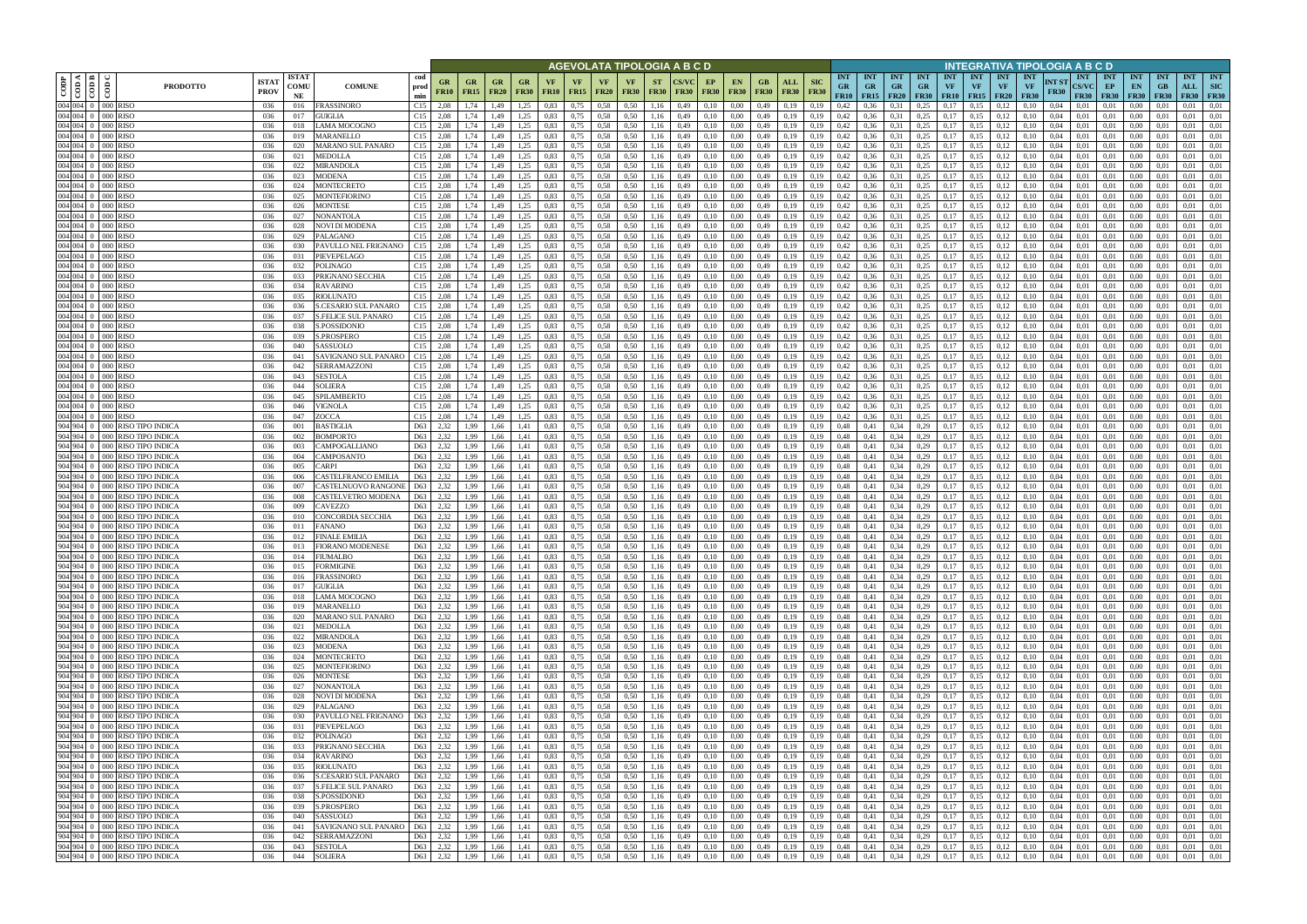| CODP | CODA | CODB | CODC | PRODOTTO | ISTAT PROV | ISTAT COMUNE | COMUNE | cod prod min | AGEVOLATA TIPOLOGIA A B C D | | | | | | | | | | | | | | | INTEGRATIVA TIPOLOGIA A B C D | | | | | | | | | | | | | | |
|---|---|---|---|---|---|---|---|---|---|---|---|---|---|---|---|---|---|---|---|---|---|---|---|---|---|---|---|---|---|---|---|---|---|---|---|---|---|---|
| | | | | | | | | | GR FR10 | GR FR15 | GR FR20 | GR FR30 | VF FR10 | VF FR15 | VF FR20 | VF FR30 | ST FR30 | CS/VC FR30 | EP FR30 | EN FR30 | GB FR30 | ALL FR30 | SIC FR30 | INT GR FR10 | INT GR FR15 | INT GR FR20 | INT GR FR30 | INT VF FR10 | INT VF FR15 | INT VF FR20 | INT VF FR30 | INT ST FR30 | INT CS/VC FR30 | INT EP FR30 | INT EN FR30 | INT GB FR30 | INT ALL FR30 | INT SIC FR30 |
| 004 | 004 | 0 | 000 | RISO | 036 | 016 | FRASSINORO | C15 | 2,08 | 1,74 | 1,49 | 1,25 | 0,83 | 0,75 | 0,58 | 0,50 | 1,16 | 0,49 | 0,10 | 0,00 | 0,49 | 0,19 | 0,19 | 0,42 | 0,36 | 0,31 | 0,25 | 0,17 | 0,15 | 0,12 | 0,10 | 0,04 | 0,01 | 0,01 | 0,00 | 0,01 | 0,01 | 0,01 |
| 004 | 004 | 0 | 000 | RISO | 036 | 017 | GUIGLIA | C15 | 2,08 | 1,74 | 1,49 | 1,25 | 0,83 | 0,75 | 0,58 | 0,50 | 1,16 | 0,49 | 0,10 | 0,00 | 0,49 | 0,19 | 0,19 | 0,42 | 0,36 | 0,31 | 0,25 | 0,17 | 0,15 | 0,12 | 0,10 | 0,04 | 0,01 | 0,01 | 0,00 | 0,01 | 0,01 | 0,01 |
| 004 | 004 | 0 | 000 | RISO | 036 | 018 | LAMA MOCOGNO | C15 | 2,08 | 1,74 | 1,49 | 1,25 | 0,83 | 0,75 | 0,58 | 0,50 | 1,16 | 0,49 | 0,10 | 0,00 | 0,49 | 0,19 | 0,19 | 0,42 | 0,36 | 0,31 | 0,25 | 0,17 | 0,15 | 0,12 | 0,10 | 0,04 | 0,01 | 0,01 | 0,00 | 0,01 | 0,01 | 0,01 |
| 004 | 004 | 0 | 000 | RISO | 036 | 019 | MARANELLO | C15 | 2,08 | 1,74 | 1,49 | 1,25 | 0,83 | 0,75 | 0,58 | 0,50 | 1,16 | 0,49 | 0,10 | 0,00 | 0,49 | 0,19 | 0,19 | 0,42 | 0,36 | 0,31 | 0,25 | 0,17 | 0,15 | 0,12 | 0,10 | 0,04 | 0,01 | 0,01 | 0,00 | 0,01 | 0,01 | 0,01 |
| 004 | 004 | 0 | 000 | RISO | 036 | 020 | MARANO SUL PANARO | C15 | 2,08 | 1,74 | 1,49 | 1,25 | 0,83 | 0,75 | 0,58 | 0,50 | 1,16 | 0,49 | 0,10 | 0,00 | 0,49 | 0,19 | 0,19 | 0,42 | 0,36 | 0,31 | 0,25 | 0,17 | 0,15 | 0,12 | 0,10 | 0,04 | 0,01 | 0,01 | 0,00 | 0,01 | 0,01 | 0,01 |
| 004 | 004 | 0 | 000 | RISO | 036 | 021 | MEDOLLA | C15 | 2,08 | 1,74 | 1,49 | 1,25 | 0,83 | 0,75 | 0,58 | 0,50 | 1,16 | 0,49 | 0,10 | 0,00 | 0,49 | 0,19 | 0,19 | 0,42 | 0,36 | 0,31 | 0,25 | 0,17 | 0,15 | 0,12 | 0,10 | 0,04 | 0,01 | 0,01 | 0,00 | 0,01 | 0,01 | 0,01 |
| 004 | 004 | 0 | 000 | RISO | 036 | 022 | MIRANDOLA | C15 | 2,08 | 1,74 | 1,49 | 1,25 | 0,83 | 0,75 | 0,58 | 0,50 | 1,16 | 0,49 | 0,10 | 0,00 | 0,49 | 0,19 | 0,19 | 0,42 | 0,36 | 0,31 | 0,25 | 0,17 | 0,15 | 0,12 | 0,10 | 0,04 | 0,01 | 0,01 | 0,00 | 0,01 | 0,01 | 0,01 |
| 004 | 004 | 0 | 000 | RISO | 036 | 023 | MODENA | C15 | 2,08 | 1,74 | 1,49 | 1,25 | 0,83 | 0,75 | 0,58 | 0,50 | 1,16 | 0,49 | 0,10 | 0,00 | 0,49 | 0,19 | 0,19 | 0,42 | 0,36 | 0,31 | 0,25 | 0,17 | 0,15 | 0,12 | 0,10 | 0,04 | 0,01 | 0,01 | 0,00 | 0,01 | 0,01 | 0,01 |
| 004 | 004 | 0 | 000 | RISO | 036 | 024 | MONTECRETO | C15 | 2,08 | 1,74 | 1,49 | 1,25 | 0,83 | 0,75 | 0,58 | 0,50 | 1,16 | 0,49 | 0,10 | 0,00 | 0,49 | 0,19 | 0,19 | 0,42 | 0,36 | 0,31 | 0,25 | 0,17 | 0,15 | 0,12 | 0,10 | 0,04 | 0,01 | 0,01 | 0,00 | 0,01 | 0,01 | 0,01 |
| 004 | 004 | 0 | 000 | RISO | 036 | 025 | MONTEFIORINO | C15 | 2,08 | 1,74 | 1,49 | 1,25 | 0,83 | 0,75 | 0,58 | 0,50 | 1,16 | 0,49 | 0,10 | 0,00 | 0,49 | 0,19 | 0,19 | 0,42 | 0,36 | 0,31 | 0,25 | 0,17 | 0,15 | 0,12 | 0,10 | 0,04 | 0,01 | 0,01 | 0,00 | 0,01 | 0,01 | 0,01 |
| 004 | 004 | 0 | 000 | RISO | 036 | 026 | MONTESE | C15 | 2,08 | 1,74 | 1,49 | 1,25 | 0,83 | 0,75 | 0,58 | 0,50 | 1,16 | 0,49 | 0,10 | 0,00 | 0,49 | 0,19 | 0,19 | 0,42 | 0,36 | 0,31 | 0,25 | 0,17 | 0,15 | 0,12 | 0,10 | 0,04 | 0,01 | 0,01 | 0,00 | 0,01 | 0,01 | 0,01 |
| 004 | 004 | 0 | 000 | RISO | 036 | 027 | NONANTOLA | C15 | 2,08 | 1,74 | 1,49 | 1,25 | 0,83 | 0,75 | 0,58 | 0,50 | 1,16 | 0,49 | 0,10 | 0,00 | 0,49 | 0,19 | 0,19 | 0,42 | 0,36 | 0,31 | 0,25 | 0,17 | 0,15 | 0,12 | 0,10 | 0,04 | 0,01 | 0,01 | 0,00 | 0,01 | 0,01 | 0,01 |
| 004 | 004 | 0 | 000 | RISO | 036 | 028 | NOVI DI MODENA | C15 | 2,08 | 1,74 | 1,49 | 1,25 | 0,83 | 0,75 | 0,58 | 0,50 | 1,16 | 0,49 | 0,10 | 0,00 | 0,49 | 0,19 | 0,19 | 0,42 | 0,36 | 0,31 | 0,25 | 0,17 | 0,15 | 0,12 | 0,10 | 0,04 | 0,01 | 0,01 | 0,00 | 0,01 | 0,01 | 0,01 |
| 004 | 004 | 0 | 000 | RISO | 036 | 029 | PALAGANO | C15 | 2,08 | 1,74 | 1,49 | 1,25 | 0,83 | 0,75 | 0,58 | 0,50 | 1,16 | 0,49 | 0,10 | 0,00 | 0,49 | 0,19 | 0,19 | 0,42 | 0,36 | 0,31 | 0,25 | 0,17 | 0,15 | 0,12 | 0,10 | 0,04 | 0,01 | 0,01 | 0,00 | 0,01 | 0,01 | 0,01 |
| 004 | 004 | 0 | 000 | RISO | 036 | 030 | PAVULLO NEL FRIGNANO | C15 | 2,08 | 1,74 | 1,49 | 1,25 | 0,83 | 0,75 | 0,58 | 0,50 | 1,16 | 0,49 | 0,10 | 0,00 | 0,49 | 0,19 | 0,19 | 0,42 | 0,36 | 0,31 | 0,25 | 0,17 | 0,15 | 0,12 | 0,10 | 0,04 | 0,01 | 0,01 | 0,00 | 0,01 | 0,01 | 0,01 |
| 004 | 004 | 0 | 000 | RISO | 036 | 031 | PIEVEPELAGO | C15 | 2,08 | 1,74 | 1,49 | 1,25 | 0,83 | 0,75 | 0,58 | 0,50 | 1,16 | 0,49 | 0,10 | 0,00 | 0,49 | 0,19 | 0,19 | 0,42 | 0,36 | 0,31 | 0,25 | 0,17 | 0,15 | 0,12 | 0,10 | 0,04 | 0,01 | 0,01 | 0,00 | 0,01 | 0,01 | 0,01 |
| 004 | 004 | 0 | 000 | RISO | 036 | 032 | POLINAGO | C15 | 2,08 | 1,74 | 1,49 | 1,25 | 0,83 | 0,75 | 0,58 | 0,50 | 1,16 | 0,49 | 0,10 | 0,00 | 0,49 | 0,19 | 0,19 | 0,42 | 0,36 | 0,31 | 0,25 | 0,17 | 0,15 | 0,12 | 0,10 | 0,04 | 0,01 | 0,01 | 0,00 | 0,01 | 0,01 | 0,01 |
| 004 | 004 | 0 | 000 | RISO | 036 | 033 | PRIGNANO SECCHIA | C15 | 2,08 | 1,74 | 1,49 | 1,25 | 0,83 | 0,75 | 0,58 | 0,50 | 1,16 | 0,49 | 0,10 | 0,00 | 0,49 | 0,19 | 0,19 | 0,42 | 0,36 | 0,31 | 0,25 | 0,17 | 0,15 | 0,12 | 0,10 | 0,04 | 0,01 | 0,01 | 0,00 | 0,01 | 0,01 | 0,01 |
| 004 | 004 | 0 | 000 | RISO | 036 | 034 | RAVARINO | C15 | 2,08 | 1,74 | 1,49 | 1,25 | 0,83 | 0,75 | 0,58 | 0,50 | 1,16 | 0,49 | 0,10 | 0,00 | 0,49 | 0,19 | 0,19 | 0,42 | 0,36 | 0,31 | 0,25 | 0,17 | 0,15 | 0,12 | 0,10 | 0,04 | 0,01 | 0,01 | 0,00 | 0,01 | 0,01 | 0,01 |
| 004 | 004 | 0 | 000 | RISO | 036 | 035 | RIOLUNATO | C15 | 2,08 | 1,74 | 1,49 | 1,25 | 0,83 | 0,75 | 0,58 | 0,50 | 1,16 | 0,49 | 0,10 | 0,00 | 0,49 | 0,19 | 0,19 | 0,42 | 0,36 | 0,31 | 0,25 | 0,17 | 0,15 | 0,12 | 0,10 | 0,04 | 0,01 | 0,01 | 0,00 | 0,01 | 0,01 | 0,01 |
| 004 | 004 | 0 | 000 | RISO | 036 | 036 | S.CESARIO SUL PANARO | C15 | 2,08 | 1,74 | 1,49 | 1,25 | 0,83 | 0,75 | 0,58 | 0,50 | 1,16 | 0,49 | 0,10 | 0,00 | 0,49 | 0,19 | 0,19 | 0,42 | 0,36 | 0,31 | 0,25 | 0,17 | 0,15 | 0,12 | 0,10 | 0,04 | 0,01 | 0,01 | 0,00 | 0,01 | 0,01 | 0,01 |
| 004 | 004 | 0 | 000 | RISO | 036 | 037 | S.FELICE SUL PANARO | C15 | 2,08 | 1,74 | 1,49 | 1,25 | 0,83 | 0,75 | 0,58 | 0,50 | 1,16 | 0,49 | 0,10 | 0,00 | 0,49 | 0,19 | 0,19 | 0,42 | 0,36 | 0,31 | 0,25 | 0,17 | 0,15 | 0,12 | 0,10 | 0,04 | 0,01 | 0,01 | 0,00 | 0,01 | 0,01 | 0,01 |
| 004 | 004 | 0 | 000 | RISO | 036 | 038 | S.POSSIDONIO | C15 | 2,08 | 1,74 | 1,49 | 1,25 | 0,83 | 0,75 | 0,58 | 0,50 | 1,16 | 0,49 | 0,10 | 0,00 | 0,49 | 0,19 | 0,19 | 0,42 | 0,36 | 0,31 | 0,25 | 0,17 | 0,15 | 0,12 | 0,10 | 0,04 | 0,01 | 0,01 | 0,00 | 0,01 | 0,01 | 0,01 |
| 004 | 004 | 0 | 000 | RISO | 036 | 039 | S.PROSPERO | C15 | 2,08 | 1,74 | 1,49 | 1,25 | 0,83 | 0,75 | 0,58 | 0,50 | 1,16 | 0,49 | 0,10 | 0,00 | 0,49 | 0,19 | 0,19 | 0,42 | 0,36 | 0,31 | 0,25 | 0,17 | 0,15 | 0,12 | 0,10 | 0,04 | 0,01 | 0,01 | 0,00 | 0,01 | 0,01 | 0,01 |
| 004 | 004 | 0 | 000 | RISO | 036 | 040 | SASSUOLO | C15 | 2,08 | 1,74 | 1,49 | 1,25 | 0,83 | 0,75 | 0,58 | 0,50 | 1,16 | 0,49 | 0,10 | 0,00 | 0,49 | 0,19 | 0,19 | 0,42 | 0,36 | 0,31 | 0,25 | 0,17 | 0,15 | 0,12 | 0,10 | 0,04 | 0,01 | 0,01 | 0,00 | 0,01 | 0,01 | 0,01 |
| 004 | 004 | 0 | 000 | RISO | 036 | 041 | SAVIGNANO SUL PANARO | C15 | 2,08 | 1,74 | 1,49 | 1,25 | 0,83 | 0,75 | 0,58 | 0,50 | 1,16 | 0,49 | 0,10 | 0,00 | 0,49 | 0,19 | 0,19 | 0,42 | 0,36 | 0,31 | 0,25 | 0,17 | 0,15 | 0,12 | 0,10 | 0,04 | 0,01 | 0,01 | 0,00 | 0,01 | 0,01 | 0,01 |
| 004 | 004 | 0 | 000 | RISO | 036 | 042 | SERRAMAZZONI | C15 | 2,08 | 1,74 | 1,49 | 1,25 | 0,83 | 0,75 | 0,58 | 0,50 | 1,16 | 0,49 | 0,10 | 0,00 | 0,49 | 0,19 | 0,19 | 0,42 | 0,36 | 0,31 | 0,25 | 0,17 | 0,15 | 0,12 | 0,10 | 0,04 | 0,01 | 0,01 | 0,00 | 0,01 | 0,01 | 0,01 |
| 004 | 004 | 0 | 000 | RISO | 036 | 043 | SESTOLA | C15 | 2,08 | 1,74 | 1,49 | 1,25 | 0,83 | 0,75 | 0,58 | 0,50 | 1,16 | 0,49 | 0,10 | 0,00 | 0,49 | 0,19 | 0,19 | 0,42 | 0,36 | 0,31 | 0,25 | 0,17 | 0,15 | 0,12 | 0,10 | 0,04 | 0,01 | 0,01 | 0,00 | 0,01 | 0,01 | 0,01 |
| 004 | 004 | 0 | 000 | RISO | 036 | 044 | SOLIERA | C15 | 2,08 | 1,74 | 1,49 | 1,25 | 0,83 | 0,75 | 0,58 | 0,50 | 1,16 | 0,49 | 0,10 | 0,00 | 0,49 | 0,19 | 0,19 | 0,42 | 0,36 | 0,31 | 0,25 | 0,17 | 0,15 | 0,12 | 0,10 | 0,04 | 0,01 | 0,01 | 0,00 | 0,01 | 0,01 | 0,01 |
| 004 | 004 | 0 | 000 | RISO | 036 | 045 | SPILAMBERTO | C15 | 2,08 | 1,74 | 1,49 | 1,25 | 0,83 | 0,75 | 0,58 | 0,50 | 1,16 | 0,49 | 0,10 | 0,00 | 0,49 | 0,19 | 0,19 | 0,42 | 0,36 | 0,31 | 0,25 | 0,17 | 0,15 | 0,12 | 0,10 | 0,04 | 0,01 | 0,01 | 0,00 | 0,01 | 0,01 | 0,01 |
| 004 | 004 | 0 | 000 | RISO | 036 | 046 | VIGNOLA | C15 | 2,08 | 1,74 | 1,49 | 1,25 | 0,83 | 0,75 | 0,58 | 0,50 | 1,16 | 0,49 | 0,10 | 0,00 | 0,49 | 0,19 | 0,19 | 0,42 | 0,36 | 0,31 | 0,25 | 0,17 | 0,15 | 0,12 | 0,10 | 0,04 | 0,01 | 0,01 | 0,00 | 0,01 | 0,01 | 0,01 |
| 004 | 004 | 0 | 000 | RISO | 036 | 047 | ZOCCA | C15 | 2,08 | 1,74 | 1,49 | 1,25 | 0,83 | 0,75 | 0,58 | 0,50 | 1,16 | 0,49 | 0,10 | 0,00 | 0,49 | 0,19 | 0,19 | 0,42 | 0,36 | 0,31 | 0,25 | 0,17 | 0,15 | 0,12 | 0,10 | 0,04 | 0,01 | 0,01 | 0,00 | 0,01 | 0,01 | 0,01 |
| 904 | 904 | 0 | 000 | RISO TIPO INDICA | 036 | 001 | BASTIGLIA | D63 | 2,32 | 1,99 | 1,66 | 1,41 | 0,83 | 0,75 | 0,58 | 0,50 | 1,16 | 0,49 | 0,10 | 0,00 | 0,49 | 0,19 | 0,19 | 0,48 | 0,41 | 0,34 | 0,29 | 0,17 | 0,15 | 0,12 | 0,10 | 0,04 | 0,01 | 0,01 | 0,00 | 0,01 | 0,01 | 0,01 |
| 904 | 904 | 0 | 000 | RISO TIPO INDICA | 036 | 002 | BOMPORTO | D63 | 2,32 | 1,99 | 1,66 | 1,41 | 0,83 | 0,75 | 0,58 | 0,50 | 1,16 | 0,49 | 0,10 | 0,00 | 0,49 | 0,19 | 0,19 | 0,48 | 0,41 | 0,34 | 0,29 | 0,17 | 0,15 | 0,12 | 0,10 | 0,04 | 0,01 | 0,01 | 0,00 | 0,01 | 0,01 | 0,01 |
| 904 | 904 | 0 | 000 | RISO TIPO INDICA | 036 | 003 | CAMPOGALLIANO | D63 | 2,32 | 1,99 | 1,66 | 1,41 | 0,83 | 0,75 | 0,58 | 0,50 | 1,16 | 0,49 | 0,10 | 0,00 | 0,49 | 0,19 | 0,19 | 0,48 | 0,41 | 0,34 | 0,29 | 0,17 | 0,15 | 0,12 | 0,10 | 0,04 | 0,01 | 0,01 | 0,00 | 0,01 | 0,01 | 0,01 |
| 904 | 904 | 0 | 000 | RISO TIPO INDICA | 036 | 004 | CAMPOSANTO | D63 | 2,32 | 1,99 | 1,66 | 1,41 | 0,83 | 0,75 | 0,58 | 0,50 | 1,16 | 0,49 | 0,10 | 0,00 | 0,49 | 0,19 | 0,19 | 0,48 | 0,41 | 0,34 | 0,29 | 0,17 | 0,15 | 0,12 | 0,10 | 0,04 | 0,01 | 0,01 | 0,00 | 0,01 | 0,01 | 0,01 |
| 904 | 904 | 0 | 000 | RISO TIPO INDICA | 036 | 005 | CARPI | D63 | 2,32 | 1,99 | 1,66 | 1,41 | 0,83 | 0,75 | 0,58 | 0,50 | 1,16 | 0,49 | 0,10 | 0,00 | 0,49 | 0,19 | 0,19 | 0,48 | 0,41 | 0,34 | 0,29 | 0,17 | 0,15 | 0,12 | 0,10 | 0,04 | 0,01 | 0,01 | 0,00 | 0,01 | 0,01 | 0,01 |
| 904 | 904 | 0 | 000 | RISO TIPO INDICA | 036 | 006 | CASTELFRANCO EMILIA | D63 | 2,32 | 1,99 | 1,66 | 1,41 | 0,83 | 0,75 | 0,58 | 0,50 | 1,16 | 0,49 | 0,10 | 0,00 | 0,49 | 0,19 | 0,19 | 0,48 | 0,41 | 0,34 | 0,29 | 0,17 | 0,15 | 0,12 | 0,10 | 0,04 | 0,01 | 0,01 | 0,00 | 0,01 | 0,01 | 0,01 |
| 904 | 904 | 0 | 000 | RISO TIPO INDICA | 036 | 007 | CASTELNUOVO RANGONE | D63 | 2,32 | 1,99 | 1,66 | 1,41 | 0,83 | 0,75 | 0,58 | 0,50 | 1,16 | 0,49 | 0,10 | 0,00 | 0,49 | 0,19 | 0,19 | 0,48 | 0,41 | 0,34 | 0,29 | 0,17 | 0,15 | 0,12 | 0,10 | 0,04 | 0,01 | 0,01 | 0,00 | 0,01 | 0,01 | 0,01 |
| 904 | 904 | 0 | 000 | RISO TIPO INDICA | 036 | 008 | CASTELVETRO MODENA | D63 | 2,32 | 1,99 | 1,66 | 1,41 | 0,83 | 0,75 | 0,58 | 0,50 | 1,16 | 0,49 | 0,10 | 0,00 | 0,49 | 0,19 | 0,19 | 0,48 | 0,41 | 0,34 | 0,29 | 0,17 | 0,15 | 0,12 | 0,10 | 0,04 | 0,01 | 0,01 | 0,00 | 0,01 | 0,01 | 0,01 |
| 904 | 904 | 0 | 000 | RISO TIPO INDICA | 036 | 009 | CAVEZZO | D63 | 2,32 | 1,99 | 1,66 | 1,41 | 0,83 | 0,75 | 0,58 | 0,50 | 1,16 | 0,49 | 0,10 | 0,00 | 0,49 | 0,19 | 0,19 | 0,48 | 0,41 | 0,34 | 0,29 | 0,17 | 0,15 | 0,12 | 0,10 | 0,04 | 0,01 | 0,01 | 0,00 | 0,01 | 0,01 | 0,01 |
| 904 | 904 | 0 | 000 | RISO TIPO INDICA | 036 | 010 | CONCORDIA SECCHIA | D63 | 2,32 | 1,99 | 1,66 | 1,41 | 0,83 | 0,75 | 0,58 | 0,50 | 1,16 | 0,49 | 0,10 | 0,00 | 0,49 | 0,19 | 0,19 | 0,48 | 0,41 | 0,34 | 0,29 | 0,17 | 0,15 | 0,12 | 0,10 | 0,04 | 0,01 | 0,01 | 0,00 | 0,01 | 0,01 | 0,01 |
| 904 | 904 | 0 | 000 | RISO TIPO INDICA | 036 | 011 | FANANO | D63 | 2,32 | 1,99 | 1,66 | 1,41 | 0,83 | 0,75 | 0,58 | 0,50 | 1,16 | 0,49 | 0,10 | 0,00 | 0,49 | 0,19 | 0,19 | 0,48 | 0,41 | 0,34 | 0,29 | 0,17 | 0,15 | 0,12 | 0,10 | 0,04 | 0,01 | 0,01 | 0,00 | 0,01 | 0,01 | 0,01 |
| 904 | 904 | 0 | 000 | RISO TIPO INDICA | 036 | 012 | FINALE EMILIA | D63 | 2,32 | 1,99 | 1,66 | 1,41 | 0,83 | 0,75 | 0,58 | 0,50 | 1,16 | 0,49 | 0,10 | 0,00 | 0,49 | 0,19 | 0,19 | 0,48 | 0,41 | 0,34 | 0,29 | 0,17 | 0,15 | 0,12 | 0,10 | 0,04 | 0,01 | 0,01 | 0,00 | 0,01 | 0,01 | 0,01 |
| 904 | 904 | 0 | 000 | RISO TIPO INDICA | 036 | 013 | FIORANO MODENESE | D63 | 2,32 | 1,99 | 1,66 | 1,41 | 0,83 | 0,75 | 0,58 | 0,50 | 1,16 | 0,49 | 0,10 | 0,00 | 0,49 | 0,19 | 0,19 | 0,48 | 0,41 | 0,34 | 0,29 | 0,17 | 0,15 | 0,12 | 0,10 | 0,04 | 0,01 | 0,01 | 0,00 | 0,01 | 0,01 | 0,01 |
| 904 | 904 | 0 | 000 | RISO TIPO INDICA | 036 | 014 | FIUMALBO | D63 | 2,32 | 1,99 | 1,66 | 1,41 | 0,83 | 0,75 | 0,58 | 0,50 | 1,16 | 0,49 | 0,10 | 0,00 | 0,49 | 0,19 | 0,19 | 0,48 | 0,41 | 0,34 | 0,29 | 0,17 | 0,15 | 0,12 | 0,10 | 0,04 | 0,01 | 0,01 | 0,00 | 0,01 | 0,01 | 0,01 |
| 904 | 904 | 0 | 000 | RISO TIPO INDICA | 036 | 015 | FORMIGINE | D63 | 2,32 | 1,99 | 1,66 | 1,41 | 0,83 | 0,75 | 0,58 | 0,50 | 1,16 | 0,49 | 0,10 | 0,00 | 0,49 | 0,19 | 0,19 | 0,48 | 0,41 | 0,34 | 0,29 | 0,17 | 0,15 | 0,12 | 0,10 | 0,04 | 0,01 | 0,01 | 0,00 | 0,01 | 0,01 | 0,01 |
| 904 | 904 | 0 | 000 | RISO TIPO INDICA | 036 | 016 | FRASSINORO | D63 | 2,32 | 1,99 | 1,66 | 1,41 | 0,83 | 0,75 | 0,58 | 0,50 | 1,16 | 0,49 | 0,10 | 0,00 | 0,49 | 0,19 | 0,19 | 0,48 | 0,41 | 0,34 | 0,29 | 0,17 | 0,15 | 0,12 | 0,10 | 0,04 | 0,01 | 0,01 | 0,00 | 0,01 | 0,01 | 0,01 |
| 904 | 904 | 0 | 000 | RISO TIPO INDICA | 036 | 017 | GUIGLIA | D63 | 2,32 | 1,99 | 1,66 | 1,41 | 0,83 | 0,75 | 0,58 | 0,50 | 1,16 | 0,49 | 0,10 | 0,00 | 0,49 | 0,19 | 0,19 | 0,48 | 0,41 | 0,34 | 0,29 | 0,17 | 0,15 | 0,12 | 0,10 | 0,04 | 0,01 | 0,01 | 0,00 | 0,01 | 0,01 | 0,01 |
| 904 | 904 | 0 | 000 | RISO TIPO INDICA | 036 | 018 | LAMA MOCOGNO | D63 | 2,32 | 1,99 | 1,66 | 1,41 | 0,83 | 0,75 | 0,58 | 0,50 | 1,16 | 0,49 | 0,10 | 0,00 | 0,49 | 0,19 | 0,19 | 0,48 | 0,41 | 0,34 | 0,29 | 0,17 | 0,15 | 0,12 | 0,10 | 0,04 | 0,01 | 0,01 | 0,00 | 0,01 | 0,01 | 0,01 |
| 904 | 904 | 0 | 000 | RISO TIPO INDICA | 036 | 019 | MARANELLO | D63 | 2,32 | 1,99 | 1,66 | 1,41 | 0,83 | 0,75 | 0,58 | 0,50 | 1,16 | 0,49 | 0,10 | 0,00 | 0,49 | 0,19 | 0,19 | 0,48 | 0,41 | 0,34 | 0,29 | 0,17 | 0,15 | 0,12 | 0,10 | 0,04 | 0,01 | 0,01 | 0,00 | 0,01 | 0,01 | 0,01 |
| 904 | 904 | 0 | 000 | RISO TIPO INDICA | 036 | 020 | MARANO SUL PANARO | D63 | 2,32 | 1,99 | 1,66 | 1,41 | 0,83 | 0,75 | 0,58 | 0,50 | 1,16 | 0,49 | 0,10 | 0,00 | 0,49 | 0,19 | 0,19 | 0,48 | 0,41 | 0,34 | 0,29 | 0,17 | 0,15 | 0,12 | 0,10 | 0,04 | 0,01 | 0,01 | 0,00 | 0,01 | 0,01 | 0,01 |
| 904 | 904 | 0 | 000 | RISO TIPO INDICA | 036 | 021 | MEDOLLA | D63 | 2,32 | 1,99 | 1,66 | 1,41 | 0,83 | 0,75 | 0,58 | 0,50 | 1,16 | 0,49 | 0,10 | 0,00 | 0,49 | 0,19 | 0,19 | 0,48 | 0,41 | 0,34 | 0,29 | 0,17 | 0,15 | 0,12 | 0,10 | 0,04 | 0,01 | 0,01 | 0,00 | 0,01 | 0,01 | 0,01 |
| 904 | 904 | 0 | 000 | RISO TIPO INDICA | 036 | 022 | MIRANDOLA | D63 | 2,32 | 1,99 | 1,66 | 1,41 | 0,83 | 0,75 | 0,58 | 0,50 | 1,16 | 0,49 | 0,10 | 0,00 | 0,49 | 0,19 | 0,19 | 0,48 | 0,41 | 0,34 | 0,29 | 0,17 | 0,15 | 0,12 | 0,10 | 0,04 | 0,01 | 0,01 | 0,00 | 0,01 | 0,01 | 0,01 |
| 904 | 904 | 0 | 000 | RISO TIPO INDICA | 036 | 023 | MODENA | D63 | 2,32 | 1,99 | 1,66 | 1,41 | 0,83 | 0,75 | 0,58 | 0,50 | 1,16 | 0,49 | 0,10 | 0,00 | 0,49 | 0,19 | 0,19 | 0,48 | 0,41 | 0,34 | 0,29 | 0,17 | 0,15 | 0,12 | 0,10 | 0,04 | 0,01 | 0,01 | 0,00 | 0,01 | 0,01 | 0,01 |
| 904 | 904 | 0 | 000 | RISO TIPO INDICA | 036 | 024 | MONTECRETO | D63 | 2,32 | 1,99 | 1,66 | 1,41 | 0,83 | 0,75 | 0,58 | 0,50 | 1,16 | 0,49 | 0,10 | 0,00 | 0,49 | 0,19 | 0,19 | 0,48 | 0,41 | 0,34 | 0,29 | 0,17 | 0,15 | 0,12 | 0,10 | 0,04 | 0,01 | 0,01 | 0,00 | 0,01 | 0,01 | 0,01 |
| 904 | 904 | 0 | 000 | RISO TIPO INDICA | 036 | 025 | MONTEFIORINO | D63 | 2,32 | 1,99 | 1,66 | 1,41 | 0,83 | 0,75 | 0,58 | 0,50 | 1,16 | 0,49 | 0,10 | 0,00 | 0,49 | 0,19 | 0,19 | 0,48 | 0,41 | 0,34 | 0,29 | 0,17 | 0,15 | 0,12 | 0,10 | 0,04 | 0,01 | 0,01 | 0,00 | 0,01 | 0,01 | 0,01 |
| 904 | 904 | 0 | 000 | RISO TIPO INDICA | 036 | 026 | MONTESE | D63 | 2,32 | 1,99 | 1,66 | 1,41 | 0,83 | 0,75 | 0,58 | 0,50 | 1,16 | 0,49 | 0,10 | 0,00 | 0,49 | 0,19 | 0,19 | 0,48 | 0,41 | 0,34 | 0,29 | 0,17 | 0,15 | 0,12 | 0,10 | 0,04 | 0,01 | 0,01 | 0,00 | 0,01 | 0,01 | 0,01 |
| 904 | 904 | 0 | 000 | RISO TIPO INDICA | 036 | 027 | NONANTOLA | D63 | 2,32 | 1,99 | 1,66 | 1,41 | 0,83 | 0,75 | 0,58 | 0,50 | 1,16 | 0,49 | 0,10 | 0,00 | 0,49 | 0,19 | 0,19 | 0,48 | 0,41 | 0,34 | 0,29 | 0,17 | 0,15 | 0,12 | 0,10 | 0,04 | 0,01 | 0,01 | 0,00 | 0,01 | 0,01 | 0,01 |
| 904 | 904 | 0 | 000 | RISO TIPO INDICA | 036 | 028 | NOVI DI MODENA | D63 | 2,32 | 1,99 | 1,66 | 1,41 | 0,83 | 0,75 | 0,58 | 0,50 | 1,16 | 0,49 | 0,10 | 0,00 | 0,49 | 0,19 | 0,19 | 0,48 | 0,41 | 0,34 | 0,29 | 0,17 | 0,15 | 0,12 | 0,10 | 0,04 | 0,01 | 0,01 | 0,00 | 0,01 | 0,01 | 0,01 |
| 904 | 904 | 0 | 000 | RISO TIPO INDICA | 036 | 029 | PALAGANO | D63 | 2,32 | 1,99 | 1,66 | 1,41 | 0,83 | 0,75 | 0,58 | 0,50 | 1,16 | 0,49 | 0,10 | 0,00 | 0,49 | 0,19 | 0,19 | 0,48 | 0,41 | 0,34 | 0,29 | 0,17 | 0,15 | 0,12 | 0,10 | 0,04 | 0,01 | 0,01 | 0,00 | 0,01 | 0,01 | 0,01 |
| 904 | 904 | 0 | 000 | RISO TIPO INDICA | 036 | 030 | PAVULLO NEL FRIGNANO | D63 | 2,32 | 1,99 | 1,66 | 1,41 | 0,83 | 0,75 | 0,58 | 0,50 | 1,16 | 0,49 | 0,10 | 0,00 | 0,49 | 0,19 | 0,19 | 0,48 | 0,41 | 0,34 | 0,29 | 0,17 | 0,15 | 0,12 | 0,10 | 0,04 | 0,01 | 0,01 | 0,00 | 0,01 | 0,01 | 0,01 |
| 904 | 904 | 0 | 000 | RISO TIPO INDICA | 036 | 031 | PIEVEPELAGO | D63 | 2,32 | 1,99 | 1,66 | 1,41 | 0,83 | 0,75 | 0,58 | 0,50 | 1,16 | 0,49 | 0,10 | 0,00 | 0,49 | 0,19 | 0,19 | 0,48 | 0,41 | 0,34 | 0,29 | 0,17 | 0,15 | 0,12 | 0,10 | 0,04 | 0,01 | 0,01 | 0,00 | 0,01 | 0,01 | 0,01 |
| 904 | 904 | 0 | 000 | RISO TIPO INDICA | 036 | 032 | POLINAGO | D63 | 2,32 | 1,99 | 1,66 | 1,41 | 0,83 | 0,75 | 0,58 | 0,50 | 1,16 | 0,49 | 0,10 | 0,00 | 0,49 | 0,19 | 0,19 | 0,48 | 0,41 | 0,34 | 0,29 | 0,17 | 0,15 | 0,12 | 0,10 | 0,04 | 0,01 | 0,01 | 0,00 | 0,01 | 0,01 | 0,01 |
| 904 | 904 | 0 | 000 | RISO TIPO INDICA | 036 | 033 | PRIGNANO SECCHIA | D63 | 2,32 | 1,99 | 1,66 | 1,41 | 0,83 | 0,75 | 0,58 | 0,50 | 1,16 | 0,49 | 0,10 | 0,00 | 0,49 | 0,19 | 0,19 | 0,48 | 0,41 | 0,34 | 0,29 | 0,17 | 0,15 | 0,12 | 0,10 | 0,04 | 0,01 | 0,01 | 0,00 | 0,01 | 0,01 | 0,01 |
| 904 | 904 | 0 | 000 | RISO TIPO INDICA | 036 | 034 | RAVARINO | D63 | 2,32 | 1,99 | 1,66 | 1,41 | 0,83 | 0,75 | 0,58 | 0,50 | 1,16 | 0,49 | 0,10 | 0,00 | 0,49 | 0,19 | 0,19 | 0,48 | 0,41 | 0,34 | 0,29 | 0,17 | 0,15 | 0,12 | 0,10 | 0,04 | 0,01 | 0,01 | 0,00 | 0,01 | 0,01 | 0,01 |
| 904 | 904 | 0 | 000 | RISO TIPO INDICA | 036 | 035 | RIOLUNATO | D63 | 2,32 | 1,99 | 1,66 | 1,41 | 0,83 | 0,75 | 0,58 | 0,50 | 1,16 | 0,49 | 0,10 | 0,00 | 0,49 | 0,19 | 0,19 | 0,48 | 0,41 | 0,34 | 0,29 | 0,17 | 0,15 | 0,12 | 0,10 | 0,04 | 0,01 | 0,01 | 0,00 | 0,01 | 0,01 | 0,01 |
| 904 | 904 | 0 | 000 | RISO TIPO INDICA | 036 | 036 | S.CESARIO SUL PANARO | D63 | 2,32 | 1,99 | 1,66 | 1,41 | 0,83 | 0,75 | 0,58 | 0,50 | 1,16 | 0,49 | 0,10 | 0,00 | 0,49 | 0,19 | 0,19 | 0,48 | 0,41 | 0,34 | 0,29 | 0,17 | 0,15 | 0,12 | 0,10 | 0,04 | 0,01 | 0,01 | 0,00 | 0,01 | 0,01 | 0,01 |
| 904 | 904 | 0 | 000 | RISO TIPO INDICA | 036 | 037 | S.FELICE SUL PANARO | D63 | 2,32 | 1,99 | 1,66 | 1,41 | 0,83 | 0,75 | 0,58 | 0,50 | 1,16 | 0,49 | 0,10 | 0,00 | 0,49 | 0,19 | 0,19 | 0,48 | 0,41 | 0,34 | 0,29 | 0,17 | 0,15 | 0,12 | 0,10 | 0,04 | 0,01 | 0,01 | 0,00 | 0,01 | 0,01 | 0,01 |
| 904 | 904 | 0 | 000 | RISO TIPO INDICA | 036 | 038 | S.POSSIDONIO | D63 | 2,32 | 1,99 | 1,66 | 1,41 | 0,83 | 0,75 | 0,58 | 0,50 | 1,16 | 0,49 | 0,10 | 0,00 | 0,49 | 0,19 | 0,19 | 0,48 | 0,41 | 0,34 | 0,29 | 0,17 | 0,15 | 0,12 | 0,10 | 0,04 | 0,01 | 0,01 | 0,00 | 0,01 | 0,01 | 0,01 |
| 904 | 904 | 0 | 000 | RISO TIPO INDICA | 036 | 039 | S.PROSPERO | D63 | 2,32 | 1,99 | 1,66 | 1,41 | 0,83 | 0,75 | 0,58 | 0,50 | 1,16 | 0,49 | 0,10 | 0,00 | 0,49 | 0,19 | 0,19 | 0,48 | 0,41 | 0,34 | 0,29 | 0,17 | 0,15 | 0,12 | 0,10 | 0,04 | 0,01 | 0,01 | 0,00 | 0,01 | 0,01 | 0,01 |
| 904 | 904 | 0 | 000 | RISO TIPO INDICA | 036 | 040 | SASSUOLO | D63 | 2,32 | 1,99 | 1,66 | 1,41 | 0,83 | 0,75 | 0,58 | 0,50 | 1,16 | 0,49 | 0,10 | 0,00 | 0,49 | 0,19 | 0,19 | 0,48 | 0,41 | 0,34 | 0,29 | 0,17 | 0,15 | 0,12 | 0,10 | 0,04 | 0,01 | 0,01 | 0,00 | 0,01 | 0,01 | 0,01 |
| 904 | 904 | 0 | 000 | RISO TIPO INDICA | 036 | 041 | SAVIGNANO SUL PANARO | D63 | 2,32 | 1,99 | 1,66 | 1,41 | 0,83 | 0,75 | 0,58 | 0,50 | 1,16 | 0,49 | 0,10 | 0,00 | 0,49 | 0,19 | 0,19 | 0,48 | 0,41 | 0,34 | 0,29 | 0,17 | 0,15 | 0,12 | 0,10 | 0,04 | 0,01 | 0,01 | 0,00 | 0,01 | 0,01 | 0,01 |
| 904 | 904 | 0 | 000 | RISO TIPO INDICA | 036 | 042 | SERRAMAZZONI | D63 | 2,32 | 1,99 | 1,66 | 1,41 | 0,83 | 0,75 | 0,58 | 0,50 | 1,16 | 0,49 | 0,10 | 0,00 | 0,49 | 0,19 | 0,19 | 0,48 | 0,41 | 0,34 | 0,29 | 0,17 | 0,15 | 0,12 | 0,10 | 0,04 | 0,01 | 0,01 | 0,00 | 0,01 | 0,01 | 0,01 |
| 904 | 904 | 0 | 000 | RISO TIPO INDICA | 036 | 043 | SESTOLA | D63 | 2,32 | 1,99 | 1,66 | 1,41 | 0,83 | 0,75 | 0,58 | 0,50 | 1,16 | 0,49 | 0,10 | 0,00 | 0,49 | 0,19 | 0,19 | 0,48 | 0,41 | 0,34 | 0,29 | 0,17 | 0,15 | 0,12 | 0,10 | 0,04 | 0,01 | 0,01 | 0,00 | 0,01 | 0,01 | 0,01 |
| 904 | 904 | 0 | 000 | RISO TIPO INDICA | 036 | 044 | SOLIERA | D63 | 2,32 | 1,99 | 1,66 | 1,41 | 0,83 | 0,75 | 0,58 | 0,50 | 1,16 | 0,49 | 0,10 | 0,00 | 0,49 | 0,19 | 0,19 | 0,48 | 0,41 | 0,34 | 0,29 | 0,17 | 0,15 | 0,12 | 0,10 | 0,04 | 0,01 | 0,01 | 0,00 | 0,01 | 0,01 | 0,01 |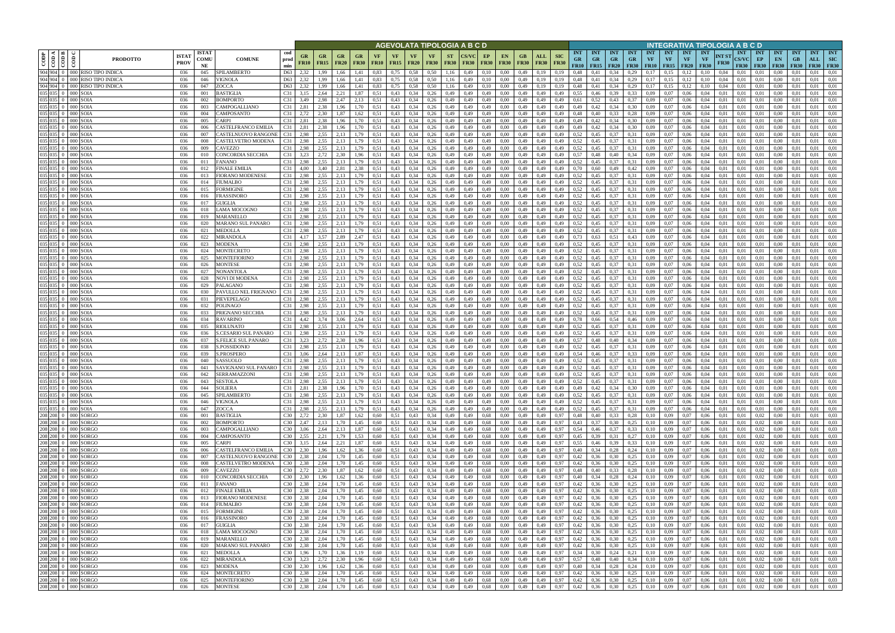| CODP | CODA | CODB | CODC | PRODOTTO | ISTAT PROV | ISTAT COMU NE | COMUNE | cod prod min | AGEVOLATA TIPOLOGIA A B C D | | | | | | | | | | | | | | | | INTEGRATIVA TIPOLOGIA A B C D | | | | | | | | | | | | | | | |
|---|---|---|---|---|---|---|---|---|---|---|---|---|---|---|---|---|---|---|---|---|---|---|---|---|---|---|---|---|---|---|---|---|---|---|---|---|---|---|---|---|
| | | | | | | | | | GR FR10 | GR FR15 | GR FR20 | GR FR30 | VF FR10 | VF FR15 | VF FR20 | VF FR30 | ST FR30 | CS/VC FR30 | EP FR30 | EN FR30 | GB FR30 | ALL FR30 | SIC FR30 | INT GR FR10 | INT GR FR15 | INT GR FR20 | INT GR FR30 | INT VF FR10 | INT VF FR15 | INT VF FR20 | INT VF FR30 | INT ST FR30 | INT CS/VC FR30 | INT EP FR30 | INT EN FR30 | INT GB FR30 | INT ALL FR30 | INT SIC FR30 |
| 904 | 904 | 0 | 000 | RISO TIPO INDICA | 036 | 045 | SPILAMBERTO | D63 | 2,32 | 1,99 | 1,66 | 1,41 | 0,83 | 0,75 | 0,58 | 0,50 | 1,16 | 0,49 | 0,10 | 0,00 | 0,49 | 0,19 | 0,19 | 0,48 | 0,41 | 0,34 | 0,29 | 0,17 | 0,15 | 0,12 | 0,10 | 0,04 | 0,01 | 0,01 | 0,00 | 0,01 | 0,01 | 0,01 |
| 904 | 904 | 0 | 000 | RISO TIPO INDICA | 036 | 046 | VIGNOLA | D63 | 2,32 | 1,99 | 1,66 | 1,41 | 0,83 | 0,75 | 0,58 | 0,50 | 1,16 | 0,49 | 0,10 | 0,00 | 0,49 | 0,19 | 0,19 | 0,48 | 0,41 | 0,34 | 0,29 | 0,17 | 0,15 | 0,12 | 0,10 | 0,04 | 0,01 | 0,01 | 0,00 | 0,01 | 0,01 | 0,01 |
| 904 | 904 | 0 | 000 | RISO TIPO INDICA | 036 | 047 | ZOCCA | D63 | 2,32 | 1,99 | 1,66 | 1,41 | 0,83 | 0,75 | 0,58 | 0,50 | 1,16 | 0,49 | 0,10 | 0,00 | 0,49 | 0,19 | 0,19 | 0,48 | 0,41 | 0,34 | 0,29 | 0,17 | 0,15 | 0,12 | 0,10 | 0,04 | 0,01 | 0,01 | 0,00 | 0,01 | 0,01 | 0,01 |
| 035 | 035 | 0 | 000 | SOIA | 036 | 001 | BASTIGLIA | C31 | 3,15 | 2,64 | 2,21 | 1,87 | 0,51 | 0,43 | 0,34 | 0,26 | 0,49 | 0,49 | 0,49 | 0,00 | 0,49 | 0,49 | 0,49 | 0,55 | 0,46 | 0,39 | 0,33 | 0,09 | 0,07 | 0,06 | 0,04 | 0,01 | 0,01 | 0,01 | 0,00 | 0,01 | 0,01 | 0,01 |
| 035 | 035 | 0 | 000 | SOIA | 036 | 002 | BOMPORTO | C31 | 3,49 | 2,98 | 2,47 | 2,13 | 0,51 | 0,43 | 0,34 | 0,26 | 0,49 | 0,49 | 0,49 | 0,00 | 0,49 | 0,49 | 0,49 | 0,61 | 0,52 | 0,43 | 0,37 | 0,09 | 0,07 | 0,06 | 0,04 | 0,01 | 0,01 | 0,01 | 0,00 | 0,01 | 0,01 | 0,01 |
| 035 | 035 | 0 | 000 | SOIA | 036 | 003 | CAMPOGALLIANO | C31 | 2,81 | 2,38 | 1,96 | 1,70 | 0,51 | 0,43 | 0,34 | 0,26 | 0,49 | 0,49 | 0,49 | 0,00 | 0,49 | 0,49 | 0,49 | 0,49 | 0,42 | 0,34 | 0,30 | 0,09 | 0,07 | 0,06 | 0,04 | 0,01 | 0,01 | 0,01 | 0,00 | 0,01 | 0,01 | 0,01 |
| 035 | 035 | 0 | 000 | SOIA | 036 | 004 | CAMPOSANTO | C31 | 2,72 | 2,30 | 1,87 | 1,62 | 0,51 | 0,43 | 0,34 | 0,26 | 0,49 | 0,49 | 0,49 | 0,00 | 0,49 | 0,49 | 0,49 | 0,48 | 0,40 | 0,33 | 0,28 | 0,09 | 0,07 | 0,06 | 0,04 | 0,01 | 0,01 | 0,01 | 0,00 | 0,01 | 0,01 | 0,01 |
| 035 | 035 | 0 | 000 | SOIA | 036 | 005 | CARPI | C31 | 2,81 | 2,38 | 1,96 | 1,70 | 0,51 | 0,43 | 0,34 | 0,26 | 0,49 | 0,49 | 0,49 | 0,00 | 0,49 | 0,49 | 0,49 | 0,49 | 0,42 | 0,34 | 0,30 | 0,09 | 0,07 | 0,06 | 0,04 | 0,01 | 0,01 | 0,01 | 0,00 | 0,01 | 0,01 | 0,01 |
| 035 | 035 | 0 | 000 | SOIA | 036 | 006 | CASTELFRANCO EMILIA | C31 | 2,81 | 2,38 | 1,96 | 1,70 | 0,51 | 0,43 | 0,34 | 0,26 | 0,49 | 0,49 | 0,49 | 0,00 | 0,49 | 0,49 | 0,49 | 0,49 | 0,42 | 0,34 | 0,30 | 0,09 | 0,07 | 0,06 | 0,04 | 0,01 | 0,01 | 0,01 | 0,00 | 0,01 | 0,01 | 0,01 |
| 035 | 035 | 0 | 000 | SOIA | 036 | 007 | CASTELNUOVO RANGONE | C31 | 2,98 | 2,55 | 2,13 | 1,79 | 0,51 | 0,43 | 0,34 | 0,26 | 0,49 | 0,49 | 0,49 | 0,00 | 0,49 | 0,49 | 0,49 | 0,52 | 0,45 | 0,37 | 0,31 | 0,09 | 0,07 | 0,06 | 0,04 | 0,01 | 0,01 | 0,01 | 0,00 | 0,01 | 0,01 | 0,01 |
| 035 | 035 | 0 | 000 | SOIA | 036 | 008 | CASTELVETRO MODENA | C31 | 2,98 | 2,55 | 2,13 | 1,79 | 0,51 | 0,43 | 0,34 | 0,26 | 0,49 | 0,49 | 0,49 | 0,00 | 0,49 | 0,49 | 0,49 | 0,52 | 0,45 | 0,37 | 0,31 | 0,09 | 0,07 | 0,06 | 0,04 | 0,01 | 0,01 | 0,01 | 0,00 | 0,01 | 0,01 | 0,01 |
| 035 | 035 | 0 | 000 | SOIA | 036 | 009 | CAVEZZO | C31 | 2,98 | 2,55 | 2,13 | 1,79 | 0,51 | 0,43 | 0,34 | 0,26 | 0,49 | 0,49 | 0,49 | 0,00 | 0,49 | 0,49 | 0,49 | 0,52 | 0,45 | 0,37 | 0,31 | 0,09 | 0,07 | 0,06 | 0,04 | 0,01 | 0,01 | 0,01 | 0,00 | 0,01 | 0,01 | 0,01 |
| 035 | 035 | 0 | 000 | SOIA | 036 | 010 | CONCORDIA SECCHIA | C31 | 3,23 | 2,72 | 2,30 | 1,96 | 0,51 | 0,43 | 0,34 | 0,26 | 0,49 | 0,49 | 0,49 | 0,00 | 0,49 | 0,49 | 0,49 | 0,57 | 0,48 | 0,40 | 0,34 | 0,09 | 0,07 | 0,06 | 0,04 | 0,01 | 0,01 | 0,01 | 0,00 | 0,01 | 0,01 | 0,01 |
| 035 | 035 | 0 | 000 | SOIA | 036 | 011 | FANANO | C31 | 2,98 | 2,55 | 2,13 | 1,79 | 0,51 | 0,43 | 0,34 | 0,26 | 0,49 | 0,49 | 0,49 | 0,00 | 0,49 | 0,49 | 0,49 | 0,52 | 0,45 | 0,37 | 0,31 | 0,09 | 0,07 | 0,06 | 0,04 | 0,01 | 0,01 | 0,01 | 0,00 | 0,01 | 0,01 | 0,01 |
| 035 | 035 | 0 | 000 | SOIA | 036 | 012 | FINALE EMILIA | C31 | 4,00 | 3,40 | 2,81 | 2,38 | 0,51 | 0,43 | 0,34 | 0,26 | 0,49 | 0,49 | 0,49 | 0,00 | 0,49 | 0,49 | 0,49 | 0,70 | 0,60 | 0,49 | 0,42 | 0,09 | 0,07 | 0,06 | 0,04 | 0,01 | 0,01 | 0,01 | 0,00 | 0,01 | 0,01 | 0,01 |
| 035 | 035 | 0 | 000 | SOIA | 036 | 013 | FIORANO MODENESE | C31 | 2,98 | 2,55 | 2,13 | 1,79 | 0,51 | 0,43 | 0,34 | 0,26 | 0,49 | 0,49 | 0,49 | 0,00 | 0,49 | 0,49 | 0,49 | 0,52 | 0,45 | 0,37 | 0,31 | 0,09 | 0,07 | 0,06 | 0,04 | 0,01 | 0,01 | 0,01 | 0,00 | 0,01 | 0,01 | 0,01 |
| 035 | 035 | 0 | 000 | SOIA | 036 | 014 | FIUMALBO | C31 | 2,98 | 2,55 | 2,13 | 1,79 | 0,51 | 0,43 | 0,34 | 0,26 | 0,49 | 0,49 | 0,49 | 0,00 | 0,49 | 0,49 | 0,49 | 0,52 | 0,45 | 0,37 | 0,31 | 0,09 | 0,07 | 0,06 | 0,04 | 0,01 | 0,01 | 0,01 | 0,00 | 0,01 | 0,01 | 0,01 |
| 035 | 035 | 0 | 000 | SOIA | 036 | 015 | FORMIGINE | C31 | 2,98 | 2,55 | 2,13 | 1,79 | 0,51 | 0,43 | 0,34 | 0,26 | 0,49 | 0,49 | 0,49 | 0,00 | 0,49 | 0,49 | 0,49 | 0,52 | 0,45 | 0,37 | 0,31 | 0,09 | 0,07 | 0,06 | 0,04 | 0,01 | 0,01 | 0,01 | 0,00 | 0,01 | 0,01 | 0,01 |
| 035 | 035 | 0 | 000 | SOIA | 036 | 016 | FRASSINORO | C31 | 2,98 | 2,55 | 2,13 | 1,79 | 0,51 | 0,43 | 0,34 | 0,26 | 0,49 | 0,49 | 0,49 | 0,00 | 0,49 | 0,49 | 0,49 | 0,52 | 0,45 | 0,37 | 0,31 | 0,09 | 0,07 | 0,06 | 0,04 | 0,01 | 0,01 | 0,01 | 0,00 | 0,01 | 0,01 | 0,01 |
| 035 | 035 | 0 | 000 | SOIA | 036 | 017 | GUIGLIA | C31 | 2,98 | 2,55 | 2,13 | 1,79 | 0,51 | 0,43 | 0,34 | 0,26 | 0,49 | 0,49 | 0,49 | 0,00 | 0,49 | 0,49 | 0,49 | 0,52 | 0,45 | 0,37 | 0,31 | 0,09 | 0,07 | 0,06 | 0,04 | 0,01 | 0,01 | 0,01 | 0,00 | 0,01 | 0,01 | 0,01 |
| 035 | 035 | 0 | 000 | SOIA | 036 | 018 | LAMA MOCOGNO | C31 | 2,98 | 2,55 | 2,13 | 1,79 | 0,51 | 0,43 | 0,34 | 0,26 | 0,49 | 0,49 | 0,49 | 0,00 | 0,49 | 0,49 | 0,49 | 0,52 | 0,45 | 0,37 | 0,31 | 0,09 | 0,07 | 0,06 | 0,04 | 0,01 | 0,01 | 0,01 | 0,00 | 0,01 | 0,01 | 0,01 |
| 035 | 035 | 0 | 000 | SOIA | 036 | 019 | MARANELLO | C31 | 2,98 | 2,55 | 2,13 | 1,79 | 0,51 | 0,43 | 0,34 | 0,26 | 0,49 | 0,49 | 0,49 | 0,00 | 0,49 | 0,49 | 0,49 | 0,52 | 0,45 | 0,37 | 0,31 | 0,09 | 0,07 | 0,06 | 0,04 | 0,01 | 0,01 | 0,01 | 0,00 | 0,01 | 0,01 | 0,01 |
| 035 | 035 | 0 | 000 | SOIA | 036 | 020 | MARANO SUL PANARO | C31 | 2,98 | 2,55 | 2,13 | 1,79 | 0,51 | 0,43 | 0,34 | 0,26 | 0,49 | 0,49 | 0,49 | 0,00 | 0,49 | 0,49 | 0,49 | 0,52 | 0,45 | 0,37 | 0,31 | 0,09 | 0,07 | 0,06 | 0,04 | 0,01 | 0,01 | 0,01 | 0,00 | 0,01 | 0,01 | 0,01 |
| 035 | 035 | 0 | 000 | SOIA | 036 | 021 | MEDOLLA | C31 | 2,98 | 2,55 | 2,13 | 1,79 | 0,51 | 0,43 | 0,34 | 0,26 | 0,49 | 0,49 | 0,49 | 0,00 | 0,49 | 0,49 | 0,49 | 0,52 | 0,45 | 0,37 | 0,31 | 0,09 | 0,07 | 0,06 | 0,04 | 0,01 | 0,01 | 0,01 | 0,00 | 0,01 | 0,01 | 0,01 |
| 035 | 035 | 0 | 000 | SOIA | 036 | 022 | MIRANDOLA | C31 | 4,17 | 3,57 | 2,89 | 2,47 | 0,51 | 0,43 | 0,34 | 0,26 | 0,49 | 0,49 | 0,49 | 0,00 | 0,49 | 0,49 | 0,49 | 0,73 | 0,63 | 0,51 | 0,43 | 0,09 | 0,07 | 0,06 | 0,04 | 0,01 | 0,01 | 0,01 | 0,00 | 0,01 | 0,01 | 0,01 |
| 035 | 035 | 0 | 000 | SOIA | 036 | 023 | MODENA | C31 | 2,98 | 2,55 | 2,13 | 1,79 | 0,51 | 0,43 | 0,34 | 0,26 | 0,49 | 0,49 | 0,49 | 0,00 | 0,49 | 0,49 | 0,49 | 0,52 | 0,45 | 0,37 | 0,31 | 0,09 | 0,07 | 0,06 | 0,04 | 0,01 | 0,01 | 0,01 | 0,00 | 0,01 | 0,01 | 0,01 |
| 035 | 035 | 0 | 000 | SOIA | 036 | 024 | MONTECRETO | C31 | 2,98 | 2,55 | 2,13 | 1,79 | 0,51 | 0,43 | 0,34 | 0,26 | 0,49 | 0,49 | 0,49 | 0,00 | 0,49 | 0,49 | 0,49 | 0,52 | 0,45 | 0,37 | 0,31 | 0,09 | 0,07 | 0,06 | 0,04 | 0,01 | 0,01 | 0,01 | 0,00 | 0,01 | 0,01 | 0,01 |
| 035 | 035 | 0 | 000 | SOIA | 036 | 025 | MONTEFIORINO | C31 | 2,98 | 2,55 | 2,13 | 1,79 | 0,51 | 0,43 | 0,34 | 0,26 | 0,49 | 0,49 | 0,49 | 0,00 | 0,49 | 0,49 | 0,49 | 0,52 | 0,45 | 0,37 | 0,31 | 0,09 | 0,07 | 0,06 | 0,04 | 0,01 | 0,01 | 0,01 | 0,00 | 0,01 | 0,01 | 0,01 |
| 035 | 035 | 0 | 000 | SOIA | 036 | 026 | MONTESE | C31 | 2,98 | 2,55 | 2,13 | 1,79 | 0,51 | 0,43 | 0,34 | 0,26 | 0,49 | 0,49 | 0,49 | 0,00 | 0,49 | 0,49 | 0,49 | 0,52 | 0,45 | 0,37 | 0,31 | 0,09 | 0,07 | 0,06 | 0,04 | 0,01 | 0,01 | 0,01 | 0,00 | 0,01 | 0,01 | 0,01 |
| 035 | 035 | 0 | 000 | SOIA | 036 | 027 | NONANTOLA | C31 | 2,98 | 2,55 | 2,13 | 1,79 | 0,51 | 0,43 | 0,34 | 0,26 | 0,49 | 0,49 | 0,49 | 0,00 | 0,49 | 0,49 | 0,49 | 0,52 | 0,45 | 0,37 | 0,31 | 0,09 | 0,07 | 0,06 | 0,04 | 0,01 | 0,01 | 0,01 | 0,00 | 0,01 | 0,01 | 0,01 |
| 035 | 035 | 0 | 000 | SOIA | 036 | 028 | NOVI DI MODENA | C31 | 2,98 | 2,55 | 2,13 | 1,79 | 0,51 | 0,43 | 0,34 | 0,26 | 0,49 | 0,49 | 0,49 | 0,00 | 0,49 | 0,49 | 0,49 | 0,52 | 0,45 | 0,37 | 0,31 | 0,09 | 0,07 | 0,06 | 0,04 | 0,01 | 0,01 | 0,01 | 0,00 | 0,01 | 0,01 | 0,01 |
| 035 | 035 | 0 | 000 | SOIA | 036 | 029 | PALAGANO | C31 | 2,98 | 2,55 | 2,13 | 1,79 | 0,51 | 0,43 | 0,34 | 0,26 | 0,49 | 0,49 | 0,49 | 0,00 | 0,49 | 0,49 | 0,49 | 0,52 | 0,45 | 0,37 | 0,31 | 0,09 | 0,07 | 0,06 | 0,04 | 0,01 | 0,01 | 0,01 | 0,00 | 0,01 | 0,01 | 0,01 |
| 035 | 035 | 0 | 000 | SOIA | 036 | 030 | PAVULLO NEL FRIGNANO | C31 | 2,98 | 2,55 | 2,13 | 1,79 | 0,51 | 0,43 | 0,34 | 0,26 | 0,49 | 0,49 | 0,49 | 0,00 | 0,49 | 0,49 | 0,49 | 0,52 | 0,45 | 0,37 | 0,31 | 0,09 | 0,07 | 0,06 | 0,04 | 0,01 | 0,01 | 0,01 | 0,00 | 0,01 | 0,01 | 0,01 |
| 035 | 035 | 0 | 000 | SOIA | 036 | 031 | PIEVEPELAGO | C31 | 2,98 | 2,55 | 2,13 | 1,79 | 0,51 | 0,43 | 0,34 | 0,26 | 0,49 | 0,49 | 0,49 | 0,00 | 0,49 | 0,49 | 0,49 | 0,52 | 0,45 | 0,37 | 0,31 | 0,09 | 0,07 | 0,06 | 0,04 | 0,01 | 0,01 | 0,01 | 0,00 | 0,01 | 0,01 | 0,01 |
| 035 | 035 | 0 | 000 | SOIA | 036 | 032 | POLINAGO | C31 | 2,98 | 2,55 | 2,13 | 1,79 | 0,51 | 0,43 | 0,34 | 0,26 | 0,49 | 0,49 | 0,49 | 0,00 | 0,49 | 0,49 | 0,49 | 0,52 | 0,45 | 0,37 | 0,31 | 0,09 | 0,07 | 0,06 | 0,04 | 0,01 | 0,01 | 0,01 | 0,00 | 0,01 | 0,01 | 0,01 |
| 035 | 035 | 0 | 000 | SOIA | 036 | 033 | PRIGNANO SECCHIA | C31 | 2,98 | 2,55 | 2,13 | 1,79 | 0,51 | 0,43 | 0,34 | 0,26 | 0,49 | 0,49 | 0,49 | 0,00 | 0,49 | 0,49 | 0,49 | 0,52 | 0,45 | 0,37 | 0,31 | 0,09 | 0,07 | 0,06 | 0,04 | 0,01 | 0,01 | 0,01 | 0,00 | 0,01 | 0,01 | 0,01 |
| 035 | 035 | 0 | 000 | SOIA | 036 | 034 | RAVARINO | C31 | 4,42 | 3,74 | 3,06 | 2,64 | 0,51 | 0,43 | 0,34 | 0,26 | 0,49 | 0,49 | 0,49 | 0,00 | 0,49 | 0,49 | 0,49 | 0,78 | 0,66 | 0,54 | 0,46 | 0,09 | 0,07 | 0,06 | 0,04 | 0,01 | 0,01 | 0,01 | 0,00 | 0,01 | 0,01 | 0,01 |
| 035 | 035 | 0 | 000 | SOIA | 036 | 035 | RIOLUNATO | C31 | 2,98 | 2,55 | 2,13 | 1,79 | 0,51 | 0,43 | 0,34 | 0,26 | 0,49 | 0,49 | 0,49 | 0,00 | 0,49 | 0,49 | 0,49 | 0,52 | 0,45 | 0,37 | 0,31 | 0,09 | 0,07 | 0,06 | 0,04 | 0,01 | 0,01 | 0,01 | 0,00 | 0,01 | 0,01 | 0,01 |
| 035 | 035 | 0 | 000 | SOIA | 036 | 036 | S.CESARIO SUL PANARO | C31 | 2,98 | 2,55 | 2,13 | 1,79 | 0,51 | 0,43 | 0,34 | 0,26 | 0,49 | 0,49 | 0,49 | 0,00 | 0,49 | 0,49 | 0,49 | 0,52 | 0,45 | 0,37 | 0,31 | 0,09 | 0,07 | 0,06 | 0,04 | 0,01 | 0,01 | 0,01 | 0,00 | 0,01 | 0,01 | 0,01 |
| 035 | 035 | 0 | 000 | SOIA | 036 | 037 | S.FELICE SUL PANARO | C31 | 3,23 | 2,72 | 2,30 | 1,96 | 0,51 | 0,43 | 0,34 | 0,26 | 0,49 | 0,49 | 0,49 | 0,00 | 0,49 | 0,49 | 0,49 | 0,57 | 0,48 | 0,40 | 0,34 | 0,09 | 0,07 | 0,06 | 0,04 | 0,01 | 0,01 | 0,01 | 0,00 | 0,01 | 0,01 | 0,01 |
| 035 | 035 | 0 | 000 | SOIA | 036 | 038 | S.POSSIDONIO | C31 | 2,98 | 2,55 | 2,13 | 1,79 | 0,51 | 0,43 | 0,34 | 0,26 | 0,49 | 0,49 | 0,49 | 0,00 | 0,49 | 0,49 | 0,49 | 0,52 | 0,45 | 0,37 | 0,31 | 0,09 | 0,07 | 0,06 | 0,04 | 0,01 | 0,01 | 0,01 | 0,00 | 0,01 | 0,01 | 0,01 |
| 035 | 035 | 0 | 000 | SOIA | 036 | 039 | S.PROSPERO | C31 | 3,06 | 2,64 | 2,13 | 1,87 | 0,51 | 0,43 | 0,34 | 0,26 | 0,49 | 0,49 | 0,49 | 0,00 | 0,49 | 0,49 | 0,49 | 0,54 | 0,46 | 0,37 | 0,33 | 0,09 | 0,07 | 0,06 | 0,04 | 0,01 | 0,01 | 0,01 | 0,00 | 0,01 | 0,01 | 0,01 |
| 035 | 035 | 0 | 000 | SOIA | 036 | 040 | SASSUOLO | C31 | 2,98 | 2,55 | 2,13 | 1,79 | 0,51 | 0,43 | 0,34 | 0,26 | 0,49 | 0,49 | 0,49 | 0,00 | 0,49 | 0,49 | 0,49 | 0,52 | 0,45 | 0,37 | 0,31 | 0,09 | 0,07 | 0,06 | 0,04 | 0,01 | 0,01 | 0,01 | 0,00 | 0,01 | 0,01 | 0,01 |
| 035 | 035 | 0 | 000 | SOIA | 036 | 041 | SAVIGNANO SUL PANARO | C31 | 2,98 | 2,55 | 2,13 | 1,79 | 0,51 | 0,43 | 0,34 | 0,26 | 0,49 | 0,49 | 0,49 | 0,00 | 0,49 | 0,49 | 0,49 | 0,52 | 0,45 | 0,37 | 0,31 | 0,09 | 0,07 | 0,06 | 0,04 | 0,01 | 0,01 | 0,01 | 0,00 | 0,01 | 0,01 | 0,01 |
| 035 | 035 | 0 | 000 | SOIA | 036 | 042 | SERRAMAZZONI | C31 | 2,98 | 2,55 | 2,13 | 1,79 | 0,51 | 0,43 | 0,34 | 0,26 | 0,49 | 0,49 | 0,49 | 0,00 | 0,49 | 0,49 | 0,49 | 0,52 | 0,45 | 0,37 | 0,31 | 0,09 | 0,07 | 0,06 | 0,04 | 0,01 | 0,01 | 0,01 | 0,00 | 0,01 | 0,01 | 0,01 |
| 035 | 035 | 0 | 000 | SOIA | 036 | 043 | SESTOLA | C31 | 2,98 | 2,55 | 2,13 | 1,79 | 0,51 | 0,43 | 0,34 | 0,26 | 0,49 | 0,49 | 0,49 | 0,00 | 0,49 | 0,49 | 0,49 | 0,52 | 0,45 | 0,37 | 0,31 | 0,09 | 0,07 | 0,06 | 0,04 | 0,01 | 0,01 | 0,01 | 0,00 | 0,01 | 0,01 | 0,01 |
| 035 | 035 | 0 | 000 | SOIA | 036 | 044 | SOLIERA | C31 | 2,81 | 2,38 | 1,96 | 1,70 | 0,51 | 0,43 | 0,34 | 0,26 | 0,49 | 0,49 | 0,49 | 0,00 | 0,49 | 0,49 | 0,49 | 0,49 | 0,42 | 0,34 | 0,30 | 0,09 | 0,07 | 0,06 | 0,04 | 0,01 | 0,01 | 0,01 | 0,00 | 0,01 | 0,01 | 0,01 |
| 035 | 035 | 0 | 000 | SOIA | 036 | 045 | SPILAMBERTO | C31 | 2,98 | 2,55 | 2,13 | 1,79 | 0,51 | 0,43 | 0,34 | 0,26 | 0,49 | 0,49 | 0,49 | 0,00 | 0,49 | 0,49 | 0,49 | 0,52 | 0,45 | 0,37 | 0,31 | 0,09 | 0,07 | 0,06 | 0,04 | 0,01 | 0,01 | 0,01 | 0,00 | 0,01 | 0,01 | 0,01 |
| 035 | 035 | 0 | 000 | SOIA | 036 | 046 | VIGNOLA | C31 | 2,98 | 2,55 | 2,13 | 1,79 | 0,51 | 0,43 | 0,34 | 0,26 | 0,49 | 0,49 | 0,49 | 0,00 | 0,49 | 0,49 | 0,49 | 0,52 | 0,45 | 0,37 | 0,31 | 0,09 | 0,07 | 0,06 | 0,04 | 0,01 | 0,01 | 0,01 | 0,00 | 0,01 | 0,01 | 0,01 |
| 035 | 035 | 0 | 000 | SOIA | 036 | 047 | ZOCCA | C31 | 2,98 | 2,55 | 2,13 | 1,79 | 0,51 | 0,43 | 0,34 | 0,26 | 0,49 | 0,49 | 0,49 | 0,00 | 0,49 | 0,49 | 0,49 | 0,52 | 0,45 | 0,37 | 0,31 | 0,09 | 0,07 | 0,06 | 0,04 | 0,01 | 0,01 | 0,01 | 0,00 | 0,01 | 0,01 | 0,01 |
| 208 | 208 | 0 | 000 | SORGO | 036 | 001 | BASTIGLIA | C30 | 2,72 | 2,30 | 1,87 | 1,62 | 0,60 | 0,51 | 0,43 | 0,34 | 0,49 | 0,49 | 0,68 | 0,00 | 0,49 | 0,49 | 0,97 | 0,48 | 0,40 | 0,33 | 0,28 | 0,10 | 0,09 | 0,07 | 0,06 | 0,01 | 0,01 | 0,02 | 0,00 | 0,01 | 0,01 | 0,03 |
| 208 | 208 | 0 | 000 | SORGO | 036 | 002 | BOMPORTO | C30 | 2,47 | 2,13 | 1,70 | 1,45 | 0,60 | 0,51 | 0,43 | 0,34 | 0,49 | 0,49 | 0,68 | 0,00 | 0,49 | 0,49 | 0,97 | 0,43 | 0,37 | 0,30 | 0,25 | 0,10 | 0,09 | 0,07 | 0,06 | 0,01 | 0,01 | 0,02 | 0,00 | 0,01 | 0,01 | 0,03 |
| 208 | 208 | 0 | 000 | SORGO | 036 | 003 | CAMPOGALLIANO | C30 | 3,06 | 2,64 | 2,13 | 1,87 | 0,60 | 0,51 | 0,43 | 0,34 | 0,49 | 0,49 | 0,68 | 0,00 | 0,49 | 0,49 | 0,97 | 0,54 | 0,46 | 0,37 | 0,33 | 0,10 | 0,09 | 0,07 | 0,06 | 0,01 | 0,01 | 0,02 | 0,00 | 0,01 | 0,01 | 0,03 |
| 208 | 208 | 0 | 000 | SORGO | 036 | 004 | CAMPOSANTO | C30 | 2,55 | 2,21 | 1,79 | 1,53 | 0,60 | 0,51 | 0,43 | 0,34 | 0,49 | 0,49 | 0,68 | 0,00 | 0,49 | 0,49 | 0,97 | 0,45 | 0,39 | 0,31 | 0,27 | 0,10 | 0,09 | 0,07 | 0,06 | 0,01 | 0,01 | 0,02 | 0,00 | 0,01 | 0,01 | 0,03 |
| 208 | 208 | 0 | 000 | SORGO | 036 | 005 | CARPI | C30 | 3,15 | 2,64 | 2,21 | 1,87 | 0,60 | 0,51 | 0,43 | 0,34 | 0,49 | 0,49 | 0,68 | 0,00 | 0,49 | 0,49 | 0,97 | 0,55 | 0,46 | 0,39 | 0,33 | 0,10 | 0,09 | 0,07 | 0,06 | 0,01 | 0,01 | 0,02 | 0,00 | 0,01 | 0,01 | 0,03 |
| 208 | 208 | 0 | 000 | SORGO | 036 | 006 | CASTELFRANCO EMILIA | C30 | 2,30 | 1,96 | 1,62 | 1,36 | 0,60 | 0,51 | 0,43 | 0,34 | 0,49 | 0,49 | 0,68 | 0,00 | 0,49 | 0,49 | 0,97 | 0,40 | 0,34 | 0,28 | 0,24 | 0,10 | 0,09 | 0,07 | 0,06 | 0,01 | 0,01 | 0,02 | 0,00 | 0,01 | 0,01 | 0,03 |
| 208 | 208 | 0 | 000 | SORGO | 036 | 007 | CASTELNUOVO RANGONE | C30 | 2,38 | 2,04 | 1,70 | 1,45 | 0,60 | 0,51 | 0,43 | 0,34 | 0,49 | 0,49 | 0,68 | 0,00 | 0,49 | 0,49 | 0,97 | 0,42 | 0,36 | 0,30 | 0,25 | 0,10 | 0,09 | 0,07 | 0,06 | 0,01 | 0,01 | 0,02 | 0,00 | 0,01 | 0,01 | 0,03 |
| 208 | 208 | 0 | 000 | SORGO | 036 | 008 | CASTELVETRO MODENA | C30 | 2,38 | 2,04 | 1,70 | 1,45 | 0,60 | 0,51 | 0,43 | 0,34 | 0,49 | 0,49 | 0,68 | 0,00 | 0,49 | 0,49 | 0,97 | 0,42 | 0,36 | 0,30 | 0,25 | 0,10 | 0,09 | 0,07 | 0,06 | 0,01 | 0,01 | 0,02 | 0,00 | 0,01 | 0,01 | 0,03 |
| 208 | 208 | 0 | 000 | SORGO | 036 | 009 | CAVEZZO | C30 | 2,72 | 2,30 | 1,87 | 1,62 | 0,60 | 0,51 | 0,43 | 0,34 | 0,49 | 0,49 | 0,68 | 0,00 | 0,49 | 0,49 | 0,97 | 0,48 | 0,40 | 0,33 | 0,28 | 0,10 | 0,09 | 0,07 | 0,06 | 0,01 | 0,01 | 0,02 | 0,00 | 0,01 | 0,01 | 0,03 |
| 208 | 208 | 0 | 000 | SORGO | 036 | 010 | CONCORDIA SECCHIA | C30 | 2,30 | 1,96 | 1,62 | 1,36 | 0,60 | 0,51 | 0,43 | 0,34 | 0,49 | 0,49 | 0,68 | 0,00 | 0,49 | 0,49 | 0,97 | 0,40 | 0,34 | 0,28 | 0,24 | 0,10 | 0,09 | 0,07 | 0,06 | 0,01 | 0,01 | 0,02 | 0,00 | 0,01 | 0,01 | 0,03 |
| 208 | 208 | 0 | 000 | SORGO | 036 | 011 | FANANO | C30 | 2,38 | 2,04 | 1,70 | 1,45 | 0,60 | 0,51 | 0,43 | 0,34 | 0,49 | 0,49 | 0,68 | 0,00 | 0,49 | 0,49 | 0,97 | 0,42 | 0,36 | 0,30 | 0,25 | 0,10 | 0,09 | 0,07 | 0,06 | 0,01 | 0,01 | 0,02 | 0,00 | 0,01 | 0,01 | 0,03 |
| 208 | 208 | 0 | 000 | SORGO | 036 | 012 | FINALE EMILIA | C30 | 2,38 | 2,04 | 1,70 | 1,45 | 0,60 | 0,51 | 0,43 | 0,34 | 0,49 | 0,49 | 0,68 | 0,00 | 0,49 | 0,49 | 0,97 | 0,42 | 0,36 | 0,30 | 0,25 | 0,10 | 0,09 | 0,07 | 0,06 | 0,01 | 0,01 | 0,02 | 0,00 | 0,01 | 0,01 | 0,03 |
| 208 | 208 | 0 | 000 | SORGO | 036 | 013 | FIORANO MODENESE | C30 | 2,38 | 2,04 | 1,70 | 1,45 | 0,60 | 0,51 | 0,43 | 0,34 | 0,49 | 0,49 | 0,68 | 0,00 | 0,49 | 0,49 | 0,97 | 0,42 | 0,36 | 0,30 | 0,25 | 0,10 | 0,09 | 0,07 | 0,06 | 0,01 | 0,01 | 0,02 | 0,00 | 0,01 | 0,01 | 0,03 |
| 208 | 208 | 0 | 000 | SORGO | 036 | 014 | FIUMALBO | C30 | 2,38 | 2,04 | 1,70 | 1,45 | 0,60 | 0,51 | 0,43 | 0,34 | 0,49 | 0,49 | 0,68 | 0,00 | 0,49 | 0,49 | 0,97 | 0,42 | 0,36 | 0,30 | 0,25 | 0,10 | 0,09 | 0,07 | 0,06 | 0,01 | 0,01 | 0,02 | 0,00 | 0,01 | 0,01 | 0,03 |
| 208 | 208 | 0 | 000 | SORGO | 036 | 015 | FORMIGINE | C30 | 2,38 | 2,04 | 1,70 | 1,45 | 0,60 | 0,51 | 0,43 | 0,34 | 0,49 | 0,49 | 0,68 | 0,00 | 0,49 | 0,49 | 0,97 | 0,42 | 0,36 | 0,30 | 0,25 | 0,10 | 0,09 | 0,07 | 0,06 | 0,01 | 0,01 | 0,02 | 0,00 | 0,01 | 0,01 | 0,03 |
| 208 | 208 | 0 | 000 | SORGO | 036 | 016 | FRASSINORO | C30 | 2,38 | 2,04 | 1,70 | 1,45 | 0,60 | 0,51 | 0,43 | 0,34 | 0,49 | 0,49 | 0,68 | 0,00 | 0,49 | 0,49 | 0,97 | 0,42 | 0,36 | 0,30 | 0,25 | 0,10 | 0,09 | 0,07 | 0,06 | 0,01 | 0,01 | 0,02 | 0,00 | 0,01 | 0,01 | 0,03 |
| 208 | 208 | 0 | 000 | SORGO | 036 | 017 | GUIGLIA | C30 | 2,38 | 2,04 | 1,70 | 1,45 | 0,60 | 0,51 | 0,43 | 0,34 | 0,49 | 0,49 | 0,68 | 0,00 | 0,49 | 0,49 | 0,97 | 0,42 | 0,36 | 0,30 | 0,25 | 0,10 | 0,09 | 0,07 | 0,06 | 0,01 | 0,01 | 0,02 | 0,00 | 0,01 | 0,01 | 0,03 |
| 208 | 208 | 0 | 000 | SORGO | 036 | 018 | LAMA MOCOGNO | C30 | 2,38 | 2,04 | 1,70 | 1,45 | 0,60 | 0,51 | 0,43 | 0,34 | 0,49 | 0,49 | 0,68 | 0,00 | 0,49 | 0,49 | 0,97 | 0,42 | 0,36 | 0,30 | 0,25 | 0,10 | 0,09 | 0,07 | 0,06 | 0,01 | 0,01 | 0,02 | 0,00 | 0,01 | 0,01 | 0,03 |
| 208 | 208 | 0 | 000 | SORGO | 036 | 019 | MARANELLO | C30 | 2,38 | 2,04 | 1,70 | 1,45 | 0,60 | 0,51 | 0,43 | 0,34 | 0,49 | 0,49 | 0,68 | 0,00 | 0,49 | 0,49 | 0,97 | 0,42 | 0,36 | 0,30 | 0,25 | 0,10 | 0,09 | 0,07 | 0,06 | 0,01 | 0,01 | 0,02 | 0,00 | 0,01 | 0,01 | 0,03 |
| 208 | 208 | 0 | 000 | SORGO | 036 | 020 | MARANO SUL PANARO | C30 | 2,38 | 2,04 | 1,70 | 1,45 | 0,60 | 0,51 | 0,43 | 0,34 | 0,49 | 0,49 | 0,68 | 0,00 | 0,49 | 0,49 | 0,97 | 0,42 | 0,36 | 0,30 | 0,25 | 0,10 | 0,09 | 0,07 | 0,06 | 0,01 | 0,01 | 0,02 | 0,00 | 0,01 | 0,01 | 0,03 |
| 208 | 208 | 0 | 000 | SORGO | 036 | 021 | MEDOLLA | C30 | 1,96 | 1,70 | 1,36 | 1,19 | 0,60 | 0,51 | 0,43 | 0,34 | 0,49 | 0,49 | 0,68 | 0,00 | 0,49 | 0,49 | 0,97 | 0,34 | 0,30 | 0,24 | 0,21 | 0,10 | 0,09 | 0,07 | 0,06 | 0,01 | 0,01 | 0,02 | 0,00 | 0,01 | 0,01 | 0,03 |
| 208 | 208 | 0 | 000 | SORGO | 036 | 022 | MIRANDOLA | C30 | 3,23 | 2,72 | 2,30 | 1,96 | 0,60 | 0,51 | 0,43 | 0,34 | 0,49 | 0,49 | 0,68 | 0,00 | 0,49 | 0,49 | 0,97 | 0,57 | 0,48 | 0,40 | 0,34 | 0,10 | 0,09 | 0,07 | 0,06 | 0,01 | 0,01 | 0,02 | 0,00 | 0,01 | 0,01 | 0,03 |
| 208 | 208 | 0 | 000 | SORGO | 036 | 023 | MODENA | C30 | 2,30 | 1,96 | 1,62 | 1,36 | 0,60 | 0,51 | 0,43 | 0,34 | 0,49 | 0,49 | 0,68 | 0,00 | 0,49 | 0,49 | 0,97 | 0,40 | 0,34 | 0,28 | 0,24 | 0,10 | 0,09 | 0,07 | 0,06 | 0,01 | 0,01 | 0,02 | 0,00 | 0,01 | 0,01 | 0,03 |
| 208 | 208 | 0 | 000 | SORGO | 036 | 024 | MONTECRETO | C30 | 2,38 | 2,04 | 1,70 | 1,45 | 0,60 | 0,51 | 0,43 | 0,34 | 0,49 | 0,49 | 0,68 | 0,00 | 0,49 | 0,49 | 0,97 | 0,42 | 0,36 | 0,30 | 0,25 | 0,10 | 0,09 | 0,07 | 0,06 | 0,01 | 0,01 | 0,02 | 0,00 | 0,01 | 0,01 | 0,03 |
| 208 | 208 | 0 | 000 | SORGO | 036 | 025 | MONTEFIORINO | C30 | 2,38 | 2,04 | 1,70 | 1,45 | 0,60 | 0,51 | 0,43 | 0,34 | 0,49 | 0,49 | 0,68 | 0,00 | 0,49 | 0,49 | 0,97 | 0,42 | 0,36 | 0,30 | 0,25 | 0,10 | 0,09 | 0,07 | 0,06 | 0,01 | 0,01 | 0,02 | 0,00 | 0,01 | 0,01 | 0,03 |
| 208 | 208 | 0 | 000 | SORGO | 036 | 026 | MONTESE | C30 | 2,38 | 2,04 | 1,70 | 1,45 | 0,60 | 0,51 | 0,43 | 0,34 | 0,49 | 0,49 | 0,68 | 0,00 | 0,49 | 0,49 | 0,97 | 0,42 | 0,36 | 0,30 | 0,25 | 0,10 | 0,09 | 0,07 | 0,06 | 0,01 | 0,01 | 0,02 | 0,00 | 0,01 | 0,01 | 0,03 |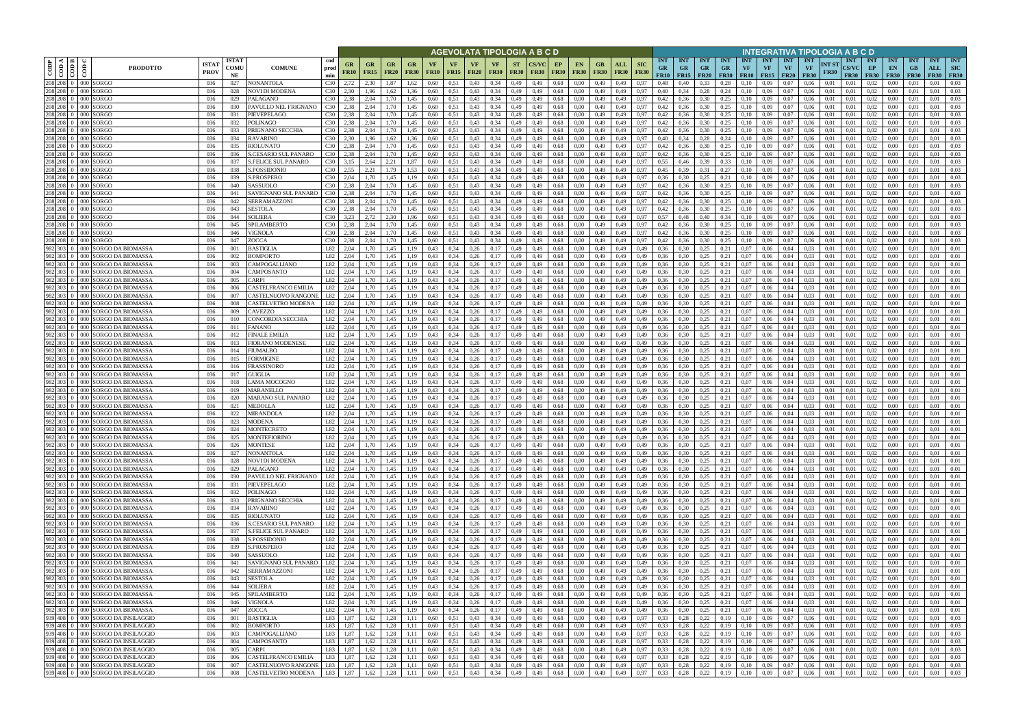| CODP | COD A | COD B | COD C | PRODOTTO | ISTAT PROV | ISTAT COMUNE | COMUNE | cod prod min | AGEVOLATA TIPOLOGIA A B C D | | | | | | | | | | | | | | | | INTEGRATIVA TIPOLOGIA A B C D | | | | | | | | | | | | | | | |
|---|---|---|---|---|---|---|---|---|---|---|---|---|---|---|---|---|---|---|---|---|---|---|---|---|---|---|---|---|---|---|---|---|---|---|---|---|---|---|---|
| | | | | | | | | | GR FR10 | GR FR15 | GR FR20 | GR FR30 | VF FR10 | VF FR15 | VF FR20 | VF FR30 | ST FR30 | CS/VC FR30 | EP FR30 | EN FR30 | GB FR30 | ALL FR30 | SIC FR30 | INT GR FR10 | INT GR FR15 | INT GR FR20 | INT GR FR30 | INT VF FR10 | INT VF FR15 | INT VF FR20 | INT VF FR30 | INT ST FR30 | INT CS/VC FR30 | INT EP FR30 | INT EN FR30 | INT GB FR30 | INT ALL FR30 | INT SIC FR30 |
| 208 | 208 | 0 | 000 | SORGO | 036 | 027 | NONANTOLA | C30 | 2,72 | 2,30 | 1,87 | 1,62 | 0,60 | 0,51 | 0,43 | 0,34 | 0,49 | 0,49 | 0,68 | 0,00 | 0,49 | 0,49 | 0,97 | 0,48 | 0,40 | 0,33 | 0,28 | 0,10 | 0,09 | 0,07 | 0,06 | 0,01 | 0,01 | 0,02 | 0,00 | 0,01 | 0,01 | 0,03 |
| 208 | 208 | 0 | 000 | SORGO | 036 | 028 | NOVI DI MODENA | C30 | 2,30 | 1,96 | 1,62 | 1,36 | 0,60 | 0,51 | 0,43 | 0,34 | 0,49 | 0,49 | 0,68 | 0,00 | 0,49 | 0,49 | 0,97 | 0,40 | 0,34 | 0,28 | 0,24 | 0,10 | 0,09 | 0,07 | 0,06 | 0,01 | 0,01 | 0,02 | 0,00 | 0,01 | 0,01 | 0,03 |
| 208 | 208 | 0 | 000 | SORGO | 036 | 029 | PALAGANO | C30 | 2,38 | 2,04 | 1,70 | 1,45 | 0,60 | 0,51 | 0,43 | 0,34 | 0,49 | 0,49 | 0,68 | 0,00 | 0,49 | 0,49 | 0,97 | 0,42 | 0,36 | 0,30 | 0,25 | 0,10 | 0,09 | 0,07 | 0,06 | 0,01 | 0,01 | 0,02 | 0,00 | 0,01 | 0,01 | 0,03 |
| 208 | 208 | 0 | 000 | SORGO | 036 | 030 | PAVULLO NEL FRIGNANO | C30 | 2,38 | 2,04 | 1,70 | 1,45 | 0,60 | 0,51 | 0,43 | 0,34 | 0,49 | 0,49 | 0,68 | 0,00 | 0,49 | 0,49 | 0,97 | 0,42 | 0,36 | 0,30 | 0,25 | 0,10 | 0,09 | 0,07 | 0,06 | 0,01 | 0,01 | 0,02 | 0,00 | 0,01 | 0,01 | 0,03 |
| 208 | 208 | 0 | 000 | SORGO | 036 | 031 | PIEVEPELAGO | C30 | 2,38 | 2,04 | 1,70 | 1,45 | 0,60 | 0,51 | 0,43 | 0,34 | 0,49 | 0,49 | 0,68 | 0,00 | 0,49 | 0,49 | 0,97 | 0,42 | 0,36 | 0,30 | 0,25 | 0,10 | 0,09 | 0,07 | 0,06 | 0,01 | 0,01 | 0,02 | 0,00 | 0,01 | 0,01 | 0,03 |
| 208 | 208 | 0 | 000 | SORGO | 036 | 032 | POLINAGO | C30 | 2,38 | 2,04 | 1,70 | 1,45 | 0,60 | 0,51 | 0,43 | 0,34 | 0,49 | 0,49 | 0,68 | 0,00 | 0,49 | 0,49 | 0,97 | 0,42 | 0,36 | 0,30 | 0,25 | 0,10 | 0,09 | 0,07 | 0,06 | 0,01 | 0,01 | 0,02 | 0,00 | 0,01 | 0,01 | 0,03 |
| 208 | 208 | 0 | 000 | SORGO | 036 | 033 | PRIGNANO SECCHIA | C30 | 2,38 | 2,04 | 1,70 | 1,45 | 0,60 | 0,51 | 0,43 | 0,34 | 0,49 | 0,49 | 0,68 | 0,00 | 0,49 | 0,49 | 0,97 | 0,42 | 0,36 | 0,30 | 0,25 | 0,10 | 0,09 | 0,07 | 0,06 | 0,01 | 0,01 | 0,02 | 0,00 | 0,01 | 0,01 | 0,03 |
| 208 | 208 | 0 | 000 | SORGO | 036 | 034 | RAVARINO | C30 | 2,30 | 1,96 | 1,62 | 1,36 | 0,60 | 0,51 | 0,43 | 0,34 | 0,49 | 0,49 | 0,68 | 0,00 | 0,49 | 0,49 | 0,97 | 0,40 | 0,34 | 0,28 | 0,24 | 0,10 | 0,09 | 0,07 | 0,06 | 0,01 | 0,01 | 0,02 | 0,00 | 0,01 | 0,01 | 0,03 |
| 208 | 208 | 0 | 000 | SORGO | 036 | 035 | RIOLUNATO | C30 | 2,38 | 2,04 | 1,70 | 1,45 | 0,60 | 0,51 | 0,43 | 0,34 | 0,49 | 0,49 | 0,68 | 0,00 | 0,49 | 0,49 | 0,97 | 0,42 | 0,36 | 0,30 | 0,25 | 0,10 | 0,09 | 0,07 | 0,06 | 0,01 | 0,01 | 0,02 | 0,00 | 0,01 | 0,01 | 0,03 |
| 208 | 208 | 0 | 000 | SORGO | 036 | 036 | S.CESARIO SUL PANARO | C30 | 2,38 | 2,04 | 1,70 | 1,45 | 0,60 | 0,51 | 0,43 | 0,34 | 0,49 | 0,49 | 0,68 | 0,00 | 0,49 | 0,49 | 0,97 | 0,42 | 0,36 | 0,30 | 0,25 | 0,10 | 0,09 | 0,07 | 0,06 | 0,01 | 0,01 | 0,02 | 0,00 | 0,01 | 0,01 | 0,03 |
| 208 | 208 | 0 | 000 | SORGO | 036 | 037 | S.FELICE SUL PANARO | C30 | 3,15 | 2,64 | 2,21 | 1,87 | 0,60 | 0,51 | 0,43 | 0,34 | 0,49 | 0,49 | 0,68 | 0,00 | 0,49 | 0,49 | 0,97 | 0,55 | 0,46 | 0,39 | 0,33 | 0,10 | 0,09 | 0,07 | 0,06 | 0,01 | 0,01 | 0,02 | 0,00 | 0,01 | 0,01 | 0,03 |
| 208 | 208 | 0 | 000 | SORGO | 036 | 038 | S.POSSIDONIO | C30 | 2,55 | 2,21 | 1,79 | 1,53 | 0,60 | 0,51 | 0,43 | 0,34 | 0,49 | 0,49 | 0,68 | 0,00 | 0,49 | 0,49 | 0,97 | 0,45 | 0,39 | 0,31 | 0,27 | 0,10 | 0,09 | 0,07 | 0,06 | 0,01 | 0,01 | 0,02 | 0,00 | 0,01 | 0,01 | 0,03 |
| 208 | 208 | 0 | 000 | SORGO | 036 | 039 | S.PROSPERO | C30 | 2,04 | 1,70 | 1,45 | 1,19 | 0,60 | 0,51 | 0,43 | 0,34 | 0,49 | 0,49 | 0,68 | 0,00 | 0,49 | 0,49 | 0,97 | 0,36 | 0,30 | 0,25 | 0,21 | 0,10 | 0,09 | 0,07 | 0,06 | 0,01 | 0,01 | 0,02 | 0,00 | 0,01 | 0,01 | 0,03 |
| 208 | 208 | 0 | 000 | SORGO | 036 | 040 | SASSUOLO | C30 | 2,38 | 2,04 | 1,70 | 1,45 | 0,60 | 0,51 | 0,43 | 0,34 | 0,49 | 0,49 | 0,68 | 0,00 | 0,49 | 0,49 | 0,97 | 0,42 | 0,36 | 0,30 | 0,25 | 0,10 | 0,09 | 0,07 | 0,06 | 0,01 | 0,01 | 0,02 | 0,00 | 0,01 | 0,01 | 0,03 |
| 208 | 208 | 0 | 000 | SORGO | 036 | 041 | SAVIGNANO SUL PANARO | C30 | 2,38 | 2,04 | 1,70 | 1,45 | 0,60 | 0,51 | 0,43 | 0,34 | 0,49 | 0,49 | 0,68 | 0,00 | 0,49 | 0,49 | 0,97 | 0,42 | 0,36 | 0,30 | 0,25 | 0,10 | 0,09 | 0,07 | 0,06 | 0,01 | 0,01 | 0,02 | 0,00 | 0,01 | 0,01 | 0,03 |
| 208 | 208 | 0 | 000 | SORGO | 036 | 042 | SERRAMAZZONI | C30 | 2,38 | 2,04 | 1,70 | 1,45 | 0,60 | 0,51 | 0,43 | 0,34 | 0,49 | 0,49 | 0,68 | 0,00 | 0,49 | 0,49 | 0,97 | 0,42 | 0,36 | 0,30 | 0,25 | 0,10 | 0,09 | 0,07 | 0,06 | 0,01 | 0,01 | 0,02 | 0,00 | 0,01 | 0,01 | 0,03 |
| 208 | 208 | 0 | 000 | SORGO | 036 | 043 | SESTOLA | C30 | 2,38 | 2,04 | 1,70 | 1,45 | 0,60 | 0,51 | 0,43 | 0,34 | 0,49 | 0,49 | 0,68 | 0,00 | 0,49 | 0,49 | 0,97 | 0,42 | 0,36 | 0,30 | 0,25 | 0,10 | 0,09 | 0,07 | 0,06 | 0,01 | 0,01 | 0,02 | 0,00 | 0,01 | 0,01 | 0,03 |
| 208 | 208 | 0 | 000 | SORGO | 036 | 044 | SOLIERA | C30 | 3,23 | 2,72 | 2,30 | 1,96 | 0,60 | 0,51 | 0,43 | 0,34 | 0,49 | 0,49 | 0,68 | 0,00 | 0,49 | 0,49 | 0,97 | 0,57 | 0,48 | 0,40 | 0,34 | 0,10 | 0,09 | 0,07 | 0,06 | 0,01 | 0,01 | 0,02 | 0,00 | 0,01 | 0,01 | 0,03 |
| 208 | 208 | 0 | 000 | SORGO | 036 | 045 | SPILAMBERTO | C30 | 2,38 | 2,04 | 1,70 | 1,45 | 0,60 | 0,51 | 0,43 | 0,34 | 0,49 | 0,49 | 0,68 | 0,00 | 0,49 | 0,49 | 0,97 | 0,42 | 0,36 | 0,30 | 0,25 | 0,10 | 0,09 | 0,07 | 0,06 | 0,01 | 0,01 | 0,02 | 0,00 | 0,01 | 0,01 | 0,03 |
| 208 | 208 | 0 | 000 | SORGO | 036 | 046 | VIGNOLA | C30 | 2,38 | 2,04 | 1,70 | 1,45 | 0,60 | 0,51 | 0,43 | 0,34 | 0,49 | 0,49 | 0,68 | 0,00 | 0,49 | 0,49 | 0,97 | 0,42 | 0,36 | 0,30 | 0,25 | 0,10 | 0,09 | 0,07 | 0,06 | 0,01 | 0,01 | 0,02 | 0,00 | 0,01 | 0,01 | 0,03 |
| 208 | 208 | 0 | 000 | SORGO | 036 | 047 | ZOCCA | C30 | 2,38 | 2,04 | 1,70 | 1,45 | 0,60 | 0,51 | 0,43 | 0,34 | 0,49 | 0,49 | 0,68 | 0,00 | 0,49 | 0,49 | 0,97 | 0,42 | 0,36 | 0,30 | 0,25 | 0,10 | 0,09 | 0,07 | 0,06 | 0,01 | 0,01 | 0,02 | 0,00 | 0,01 | 0,01 | 0,03 |
| 982 | 303 | 0 | 000 | SORGO DA BIOMASSA | 036 | 001 | BASTIGLIA | L82 | 2,04 | 1,70 | 1,45 | 1,19 | 0,43 | 0,34 | 0,26 | 0,17 | 0,49 | 0,49 | 0,68 | 0,00 | 0,49 | 0,49 | 0,49 | 0,36 | 0,30 | 0,25 | 0,21 | 0,07 | 0,06 | 0,04 | 0,03 | 0,01 | 0,01 | 0,02 | 0,00 | 0,01 | 0,01 | 0,01 |
| 982 | 303 | 0 | 000 | SORGO DA BIOMASSA | 036 | 002 | BOMPORTO | L82 | 2,04 | 1,70 | 1,45 | 1,19 | 0,43 | 0,34 | 0,26 | 0,17 | 0,49 | 0,49 | 0,68 | 0,00 | 0,49 | 0,49 | 0,49 | 0,36 | 0,30 | 0,25 | 0,21 | 0,07 | 0,06 | 0,04 | 0,03 | 0,01 | 0,01 | 0,02 | 0,00 | 0,01 | 0,01 | 0,01 |
| 982 | 303 | 0 | 000 | SORGO DA BIOMASSA | 036 | 003 | CAMPOGALLIANO | L82 | 2,04 | 1,70 | 1,45 | 1,19 | 0,43 | 0,34 | 0,26 | 0,17 | 0,49 | 0,49 | 0,68 | 0,00 | 0,49 | 0,49 | 0,49 | 0,36 | 0,30 | 0,25 | 0,21 | 0,07 | 0,06 | 0,04 | 0,03 | 0,01 | 0,01 | 0,02 | 0,00 | 0,01 | 0,01 | 0,01 |
| 982 | 303 | 0 | 000 | SORGO DA BIOMASSA | 036 | 004 | CAMPOSANTO | L82 | 2,04 | 1,70 | 1,45 | 1,19 | 0,43 | 0,34 | 0,26 | 0,17 | 0,49 | 0,49 | 0,68 | 0,00 | 0,49 | 0,49 | 0,49 | 0,36 | 0,30 | 0,25 | 0,21 | 0,07 | 0,06 | 0,04 | 0,03 | 0,01 | 0,01 | 0,02 | 0,00 | 0,01 | 0,01 | 0,01 |
| 982 | 303 | 0 | 000 | SORGO DA BIOMASSA | 036 | 005 | CARPI | L82 | 2,04 | 1,70 | 1,45 | 1,19 | 0,43 | 0,34 | 0,26 | 0,17 | 0,49 | 0,49 | 0,68 | 0,00 | 0,49 | 0,49 | 0,49 | 0,36 | 0,30 | 0,25 | 0,21 | 0,07 | 0,06 | 0,04 | 0,03 | 0,01 | 0,01 | 0,02 | 0,00 | 0,01 | 0,01 | 0,01 |
| 982 | 303 | 0 | 000 | SORGO DA BIOMASSA | 036 | 006 | CASTELFRANCO EMILIA | L82 | 2,04 | 1,70 | 1,45 | 1,19 | 0,43 | 0,34 | 0,26 | 0,17 | 0,49 | 0,49 | 0,68 | 0,00 | 0,49 | 0,49 | 0,49 | 0,36 | 0,30 | 0,25 | 0,21 | 0,07 | 0,06 | 0,04 | 0,03 | 0,01 | 0,01 | 0,02 | 0,00 | 0,01 | 0,01 | 0,01 |
| 982 | 303 | 0 | 000 | SORGO DA BIOMASSA | 036 | 007 | CASTELNUOVO RANGONE | L82 | 2,04 | 1,70 | 1,45 | 1,19 | 0,43 | 0,34 | 0,26 | 0,17 | 0,49 | 0,49 | 0,68 | 0,00 | 0,49 | 0,49 | 0,49 | 0,36 | 0,30 | 0,25 | 0,21 | 0,07 | 0,06 | 0,04 | 0,03 | 0,01 | 0,01 | 0,02 | 0,00 | 0,01 | 0,01 | 0,01 |
| 982 | 303 | 0 | 000 | SORGO DA BIOMASSA | 036 | 008 | CASTELVETRO MODENA | L82 | 2,04 | 1,70 | 1,45 | 1,19 | 0,43 | 0,34 | 0,26 | 0,17 | 0,49 | 0,49 | 0,68 | 0,00 | 0,49 | 0,49 | 0,49 | 0,36 | 0,30 | 0,25 | 0,21 | 0,07 | 0,06 | 0,04 | 0,03 | 0,01 | 0,01 | 0,02 | 0,00 | 0,01 | 0,01 | 0,01 |
| 982 | 303 | 0 | 000 | SORGO DA BIOMASSA | 036 | 009 | CAVEZZO | L82 | 2,04 | 1,70 | 1,45 | 1,19 | 0,43 | 0,34 | 0,26 | 0,17 | 0,49 | 0,49 | 0,68 | 0,00 | 0,49 | 0,49 | 0,49 | 0,36 | 0,30 | 0,25 | 0,21 | 0,07 | 0,06 | 0,04 | 0,03 | 0,01 | 0,01 | 0,02 | 0,00 | 0,01 | 0,01 | 0,01 |
| 982 | 303 | 0 | 000 | SORGO DA BIOMASSA | 036 | 010 | CONCORDIA SECCHIA | L82 | 2,04 | 1,70 | 1,45 | 1,19 | 0,43 | 0,34 | 0,26 | 0,17 | 0,49 | 0,49 | 0,68 | 0,00 | 0,49 | 0,49 | 0,49 | 0,36 | 0,30 | 0,25 | 0,21 | 0,07 | 0,06 | 0,04 | 0,03 | 0,01 | 0,01 | 0,02 | 0,00 | 0,01 | 0,01 | 0,01 |
| 982 | 303 | 0 | 000 | SORGO DA BIOMASSA | 036 | 011 | FANANO | L82 | 2,04 | 1,70 | 1,45 | 1,19 | 0,43 | 0,34 | 0,26 | 0,17 | 0,49 | 0,49 | 0,68 | 0,00 | 0,49 | 0,49 | 0,49 | 0,36 | 0,30 | 0,25 | 0,21 | 0,07 | 0,06 | 0,04 | 0,03 | 0,01 | 0,01 | 0,02 | 0,00 | 0,01 | 0,01 | 0,01 |
| 982 | 303 | 0 | 000 | SORGO DA BIOMASSA | 036 | 012 | FINALE EMILIA | L82 | 2,04 | 1,70 | 1,45 | 1,19 | 0,43 | 0,34 | 0,26 | 0,17 | 0,49 | 0,49 | 0,68 | 0,00 | 0,49 | 0,49 | 0,49 | 0,36 | 0,30 | 0,25 | 0,21 | 0,07 | 0,06 | 0,04 | 0,03 | 0,01 | 0,01 | 0,02 | 0,00 | 0,01 | 0,01 | 0,01 |
| 982 | 303 | 0 | 000 | SORGO DA BIOMASSA | 036 | 013 | FIORANO MODENESE | L82 | 2,04 | 1,70 | 1,45 | 1,19 | 0,43 | 0,34 | 0,26 | 0,17 | 0,49 | 0,49 | 0,68 | 0,00 | 0,49 | 0,49 | 0,49 | 0,36 | 0,30 | 0,25 | 0,21 | 0,07 | 0,06 | 0,04 | 0,03 | 0,01 | 0,01 | 0,02 | 0,00 | 0,01 | 0,01 | 0,01 |
| 982 | 303 | 0 | 000 | SORGO DA BIOMASSA | 036 | 014 | FIUMALBO | L82 | 2,04 | 1,70 | 1,45 | 1,19 | 0,43 | 0,34 | 0,26 | 0,17 | 0,49 | 0,49 | 0,68 | 0,00 | 0,49 | 0,49 | 0,49 | 0,36 | 0,30 | 0,25 | 0,21 | 0,07 | 0,06 | 0,04 | 0,03 | 0,01 | 0,01 | 0,02 | 0,00 | 0,01 | 0,01 | 0,01 |
| 982 | 303 | 0 | 000 | SORGO DA BIOMASSA | 036 | 015 | FORMIGINE | L82 | 2,04 | 1,70 | 1,45 | 1,19 | 0,43 | 0,34 | 0,26 | 0,17 | 0,49 | 0,49 | 0,68 | 0,00 | 0,49 | 0,49 | 0,49 | 0,36 | 0,30 | 0,25 | 0,21 | 0,07 | 0,06 | 0,04 | 0,03 | 0,01 | 0,01 | 0,02 | 0,00 | 0,01 | 0,01 | 0,01 |
| 982 | 303 | 0 | 000 | SORGO DA BIOMASSA | 036 | 016 | FRASSINORO | L82 | 2,04 | 1,70 | 1,45 | 1,19 | 0,43 | 0,34 | 0,26 | 0,17 | 0,49 | 0,49 | 0,68 | 0,00 | 0,49 | 0,49 | 0,49 | 0,36 | 0,30 | 0,25 | 0,21 | 0,07 | 0,06 | 0,04 | 0,03 | 0,01 | 0,01 | 0,02 | 0,00 | 0,01 | 0,01 | 0,01 |
| 982 | 303 | 0 | 000 | SORGO DA BIOMASSA | 036 | 017 | GUIGLIA | L82 | 2,04 | 1,70 | 1,45 | 1,19 | 0,43 | 0,34 | 0,26 | 0,17 | 0,49 | 0,49 | 0,68 | 0,00 | 0,49 | 0,49 | 0,49 | 0,36 | 0,30 | 0,25 | 0,21 | 0,07 | 0,06 | 0,04 | 0,03 | 0,01 | 0,01 | 0,02 | 0,00 | 0,01 | 0,01 | 0,01 |
| 982 | 303 | 0 | 000 | SORGO DA BIOMASSA | 036 | 018 | LAMA MOCOGNO | L82 | 2,04 | 1,70 | 1,45 | 1,19 | 0,43 | 0,34 | 0,26 | 0,17 | 0,49 | 0,49 | 0,68 | 0,00 | 0,49 | 0,49 | 0,49 | 0,36 | 0,30 | 0,25 | 0,21 | 0,07 | 0,06 | 0,04 | 0,03 | 0,01 | 0,01 | 0,02 | 0,00 | 0,01 | 0,01 | 0,01 |
| 982 | 303 | 0 | 000 | SORGO DA BIOMASSA | 036 | 019 | MARANELLO | L82 | 2,04 | 1,70 | 1,45 | 1,19 | 0,43 | 0,34 | 0,26 | 0,17 | 0,49 | 0,49 | 0,68 | 0,00 | 0,49 | 0,49 | 0,49 | 0,36 | 0,30 | 0,25 | 0,21 | 0,07 | 0,06 | 0,04 | 0,03 | 0,01 | 0,01 | 0,02 | 0,00 | 0,01 | 0,01 | 0,01 |
| 982 | 303 | 0 | 000 | SORGO DA BIOMASSA | 036 | 020 | MARANO SUL PANARO | L82 | 2,04 | 1,70 | 1,45 | 1,19 | 0,43 | 0,34 | 0,26 | 0,17 | 0,49 | 0,49 | 0,68 | 0,00 | 0,49 | 0,49 | 0,49 | 0,36 | 0,30 | 0,25 | 0,21 | 0,07 | 0,06 | 0,04 | 0,03 | 0,01 | 0,01 | 0,02 | 0,00 | 0,01 | 0,01 | 0,01 |
| 982 | 303 | 0 | 000 | SORGO DA BIOMASSA | 036 | 021 | MEDOLLA | L82 | 2,04 | 1,70 | 1,45 | 1,19 | 0,43 | 0,34 | 0,26 | 0,17 | 0,49 | 0,49 | 0,68 | 0,00 | 0,49 | 0,49 | 0,49 | 0,36 | 0,30 | 0,25 | 0,21 | 0,07 | 0,06 | 0,04 | 0,03 | 0,01 | 0,01 | 0,02 | 0,00 | 0,01 | 0,01 | 0,01 |
| 982 | 303 | 0 | 000 | SORGO DA BIOMASSA | 036 | 022 | MIRANDOLA | L82 | 2,04 | 1,70 | 1,45 | 1,19 | 0,43 | 0,34 | 0,26 | 0,17 | 0,49 | 0,49 | 0,68 | 0,00 | 0,49 | 0,49 | 0,49 | 0,36 | 0,30 | 0,25 | 0,21 | 0,07 | 0,06 | 0,04 | 0,03 | 0,01 | 0,01 | 0,02 | 0,00 | 0,01 | 0,01 | 0,01 |
| 982 | 303 | 0 | 000 | SORGO DA BIOMASSA | 036 | 023 | MODENA | L82 | 2,04 | 1,70 | 1,45 | 1,19 | 0,43 | 0,34 | 0,26 | 0,17 | 0,49 | 0,49 | 0,68 | 0,00 | 0,49 | 0,49 | 0,49 | 0,36 | 0,30 | 0,25 | 0,21 | 0,07 | 0,06 | 0,04 | 0,03 | 0,01 | 0,01 | 0,02 | 0,00 | 0,01 | 0,01 | 0,01 |
| 982 | 303 | 0 | 000 | SORGO DA BIOMASSA | 036 | 024 | MONTECRETO | L82 | 2,04 | 1,70 | 1,45 | 1,19 | 0,43 | 0,34 | 0,26 | 0,17 | 0,49 | 0,49 | 0,68 | 0,00 | 0,49 | 0,49 | 0,49 | 0,36 | 0,30 | 0,25 | 0,21 | 0,07 | 0,06 | 0,04 | 0,03 | 0,01 | 0,01 | 0,02 | 0,00 | 0,01 | 0,01 | 0,01 |
| 982 | 303 | 0 | 000 | SORGO DA BIOMASSA | 036 | 025 | MONTEFIORINO | L82 | 2,04 | 1,70 | 1,45 | 1,19 | 0,43 | 0,34 | 0,26 | 0,17 | 0,49 | 0,49 | 0,68 | 0,00 | 0,49 | 0,49 | 0,49 | 0,36 | 0,30 | 0,25 | 0,21 | 0,07 | 0,06 | 0,04 | 0,03 | 0,01 | 0,01 | 0,02 | 0,00 | 0,01 | 0,01 | 0,01 |
| 982 | 303 | 0 | 000 | SORGO DA BIOMASSA | 036 | 026 | MONTESE | L82 | 2,04 | 1,70 | 1,45 | 1,19 | 0,43 | 0,34 | 0,26 | 0,17 | 0,49 | 0,49 | 0,68 | 0,00 | 0,49 | 0,49 | 0,49 | 0,36 | 0,30 | 0,25 | 0,21 | 0,07 | 0,06 | 0,04 | 0,03 | 0,01 | 0,01 | 0,02 | 0,00 | 0,01 | 0,01 | 0,01 |
| 982 | 303 | 0 | 000 | SORGO DA BIOMASSA | 036 | 027 | NONANTOLA | L82 | 2,04 | 1,70 | 1,45 | 1,19 | 0,43 | 0,34 | 0,26 | 0,17 | 0,49 | 0,49 | 0,68 | 0,00 | 0,49 | 0,49 | 0,49 | 0,36 | 0,30 | 0,25 | 0,21 | 0,07 | 0,06 | 0,04 | 0,03 | 0,01 | 0,01 | 0,02 | 0,00 | 0,01 | 0,01 | 0,01 |
| 982 | 303 | 0 | 000 | SORGO DA BIOMASSA | 036 | 028 | NOVI DI MODENA | L82 | 2,04 | 1,70 | 1,45 | 1,19 | 0,43 | 0,34 | 0,26 | 0,17 | 0,49 | 0,49 | 0,68 | 0,00 | 0,49 | 0,49 | 0,49 | 0,36 | 0,30 | 0,25 | 0,21 | 0,07 | 0,06 | 0,04 | 0,03 | 0,01 | 0,01 | 0,02 | 0,00 | 0,01 | 0,01 | 0,01 |
| 982 | 303 | 0 | 000 | SORGO DA BIOMASSA | 036 | 029 | PALAGANO | L82 | 2,04 | 1,70 | 1,45 | 1,19 | 0,43 | 0,34 | 0,26 | 0,17 | 0,49 | 0,49 | 0,68 | 0,00 | 0,49 | 0,49 | 0,49 | 0,36 | 0,30 | 0,25 | 0,21 | 0,07 | 0,06 | 0,04 | 0,03 | 0,01 | 0,01 | 0,02 | 0,00 | 0,01 | 0,01 | 0,01 |
| 982 | 303 | 0 | 000 | SORGO DA BIOMASSA | 036 | 030 | PAVULLO NEL FRIGNANO | L82 | 2,04 | 1,70 | 1,45 | 1,19 | 0,43 | 0,34 | 0,26 | 0,17 | 0,49 | 0,49 | 0,68 | 0,00 | 0,49 | 0,49 | 0,49 | 0,36 | 0,30 | 0,25 | 0,21 | 0,07 | 0,06 | 0,04 | 0,03 | 0,01 | 0,01 | 0,02 | 0,00 | 0,01 | 0,01 | 0,01 |
| 982 | 303 | 0 | 000 | SORGO DA BIOMASSA | 036 | 031 | PIEVEPELAGO | L82 | 2,04 | 1,70 | 1,45 | 1,19 | 0,43 | 0,34 | 0,26 | 0,17 | 0,49 | 0,49 | 0,68 | 0,00 | 0,49 | 0,49 | 0,49 | 0,36 | 0,30 | 0,25 | 0,21 | 0,07 | 0,06 | 0,04 | 0,03 | 0,01 | 0,01 | 0,02 | 0,00 | 0,01 | 0,01 | 0,01 |
| 982 | 303 | 0 | 000 | SORGO DA BIOMASSA | 036 | 032 | POLINAGO | L82 | 2,04 | 1,70 | 1,45 | 1,19 | 0,43 | 0,34 | 0,26 | 0,17 | 0,49 | 0,49 | 0,68 | 0,00 | 0,49 | 0,49 | 0,49 | 0,36 | 0,30 | 0,25 | 0,21 | 0,07 | 0,06 | 0,04 | 0,03 | 0,01 | 0,01 | 0,02 | 0,00 | 0,01 | 0,01 | 0,01 |
| 982 | 303 | 0 | 000 | SORGO DA BIOMASSA | 036 | 033 | PRIGNANO SECCHIA | L82 | 2,04 | 1,70 | 1,45 | 1,19 | 0,43 | 0,34 | 0,26 | 0,17 | 0,49 | 0,49 | 0,68 | 0,00 | 0,49 | 0,49 | 0,49 | 0,36 | 0,30 | 0,25 | 0,21 | 0,07 | 0,06 | 0,04 | 0,03 | 0,01 | 0,01 | 0,02 | 0,00 | 0,01 | 0,01 | 0,01 |
| 982 | 303 | 0 | 000 | SORGO DA BIOMASSA | 036 | 034 | RAVARINO | L82 | 2,04 | 1,70 | 1,45 | 1,19 | 0,43 | 0,34 | 0,26 | 0,17 | 0,49 | 0,49 | 0,68 | 0,00 | 0,49 | 0,49 | 0,49 | 0,36 | 0,30 | 0,25 | 0,21 | 0,07 | 0,06 | 0,04 | 0,03 | 0,01 | 0,01 | 0,02 | 0,00 | 0,01 | 0,01 | 0,01 |
| 982 | 303 | 0 | 000 | SORGO DA BIOMASSA | 036 | 035 | RIOLUNATO | L82 | 2,04 | 1,70 | 1,45 | 1,19 | 0,43 | 0,34 | 0,26 | 0,17 | 0,49 | 0,49 | 0,68 | 0,00 | 0,49 | 0,49 | 0,49 | 0,36 | 0,30 | 0,25 | 0,21 | 0,07 | 0,06 | 0,04 | 0,03 | 0,01 | 0,01 | 0,02 | 0,00 | 0,01 | 0,01 | 0,01 |
| 982 | 303 | 0 | 000 | SORGO DA BIOMASSA | 036 | 036 | S.CESARIO SUL PANARO | L82 | 2,04 | 1,70 | 1,45 | 1,19 | 0,43 | 0,34 | 0,26 | 0,17 | 0,49 | 0,49 | 0,68 | 0,00 | 0,49 | 0,49 | 0,49 | 0,36 | 0,30 | 0,25 | 0,21 | 0,07 | 0,06 | 0,04 | 0,03 | 0,01 | 0,01 | 0,02 | 0,00 | 0,01 | 0,01 | 0,01 |
| 982 | 303 | 0 | 000 | SORGO DA BIOMASSA | 036 | 037 | S.FELICE SUL PANARO | L82 | 2,04 | 1,70 | 1,45 | 1,19 | 0,43 | 0,34 | 0,26 | 0,17 | 0,49 | 0,49 | 0,68 | 0,00 | 0,49 | 0,49 | 0,49 | 0,36 | 0,30 | 0,25 | 0,21 | 0,07 | 0,06 | 0,04 | 0,03 | 0,01 | 0,01 | 0,02 | 0,00 | 0,01 | 0,01 | 0,01 |
| 982 | 303 | 0 | 000 | SORGO DA BIOMASSA | 036 | 038 | S.POSSIDONIO | L82 | 2,04 | 1,70 | 1,45 | 1,19 | 0,43 | 0,34 | 0,26 | 0,17 | 0,49 | 0,49 | 0,68 | 0,00 | 0,49 | 0,49 | 0,49 | 0,36 | 0,30 | 0,25 | 0,21 | 0,07 | 0,06 | 0,04 | 0,03 | 0,01 | 0,01 | 0,02 | 0,00 | 0,01 | 0,01 | 0,01 |
| 982 | 303 | 0 | 000 | SORGO DA BIOMASSA | 036 | 039 | S.PROSPERO | L82 | 2,04 | 1,70 | 1,45 | 1,19 | 0,43 | 0,34 | 0,26 | 0,17 | 0,49 | 0,49 | 0,68 | 0,00 | 0,49 | 0,49 | 0,49 | 0,36 | 0,30 | 0,25 | 0,21 | 0,07 | 0,06 | 0,04 | 0,03 | 0,01 | 0,01 | 0,02 | 0,00 | 0,01 | 0,01 | 0,01 |
| 982 | 303 | 0 | 000 | SORGO DA BIOMASSA | 036 | 040 | SASSUOLO | L82 | 2,04 | 1,70 | 1,45 | 1,19 | 0,43 | 0,34 | 0,26 | 0,17 | 0,49 | 0,49 | 0,68 | 0,00 | 0,49 | 0,49 | 0,49 | 0,36 | 0,30 | 0,25 | 0,21 | 0,07 | 0,06 | 0,04 | 0,03 | 0,01 | 0,01 | 0,02 | 0,00 | 0,01 | 0,01 | 0,01 |
| 982 | 303 | 0 | 000 | SORGO DA BIOMASSA | 036 | 041 | SAVIGNANO SUL PANARO | L82 | 2,04 | 1,70 | 1,45 | 1,19 | 0,43 | 0,34 | 0,26 | 0,17 | 0,49 | 0,49 | 0,68 | 0,00 | 0,49 | 0,49 | 0,49 | 0,36 | 0,30 | 0,25 | 0,21 | 0,07 | 0,06 | 0,04 | 0,03 | 0,01 | 0,01 | 0,02 | 0,00 | 0,01 | 0,01 | 0,01 |
| 982 | 303 | 0 | 000 | SORGO DA BIOMASSA | 036 | 042 | SERRAMAZZONI | L82 | 2,04 | 1,70 | 1,45 | 1,19 | 0,43 | 0,34 | 0,26 | 0,17 | 0,49 | 0,49 | 0,68 | 0,00 | 0,49 | 0,49 | 0,49 | 0,36 | 0,30 | 0,25 | 0,21 | 0,07 | 0,06 | 0,04 | 0,03 | 0,01 | 0,01 | 0,02 | 0,00 | 0,01 | 0,01 | 0,01 |
| 982 | 303 | 0 | 000 | SORGO DA BIOMASSA | 036 | 043 | SESTOLA | L82 | 2,04 | 1,70 | 1,45 | 1,19 | 0,43 | 0,34 | 0,26 | 0,17 | 0,49 | 0,49 | 0,68 | 0,00 | 0,49 | 0,49 | 0,49 | 0,36 | 0,30 | 0,25 | 0,21 | 0,07 | 0,06 | 0,04 | 0,03 | 0,01 | 0,01 | 0,02 | 0,00 | 0,01 | 0,01 | 0,01 |
| 982 | 303 | 0 | 000 | SORGO DA BIOMASSA | 036 | 044 | SOLIERA | L82 | 2,04 | 1,70 | 1,45 | 1,19 | 0,43 | 0,34 | 0,26 | 0,17 | 0,49 | 0,49 | 0,68 | 0,00 | 0,49 | 0,49 | 0,49 | 0,36 | 0,30 | 0,25 | 0,21 | 0,07 | 0,06 | 0,04 | 0,03 | 0,01 | 0,01 | 0,02 | 0,00 | 0,01 | 0,01 | 0,01 |
| 982 | 303 | 0 | 000 | SORGO DA BIOMASSA | 036 | 045 | SPILAMBERTO | L82 | 2,04 | 1,70 | 1,45 | 1,19 | 0,43 | 0,34 | 0,26 | 0,17 | 0,49 | 0,49 | 0,68 | 0,00 | 0,49 | 0,49 | 0,49 | 0,36 | 0,30 | 0,25 | 0,21 | 0,07 | 0,06 | 0,04 | 0,03 | 0,01 | 0,01 | 0,02 | 0,00 | 0,01 | 0,01 | 0,01 |
| 982 | 303 | 0 | 000 | SORGO DA BIOMASSA | 036 | 046 | VIGNOLA | L82 | 2,04 | 1,70 | 1,45 | 1,19 | 0,43 | 0,34 | 0,26 | 0,17 | 0,49 | 0,49 | 0,68 | 0,00 | 0,49 | 0,49 | 0,49 | 0,36 | 0,30 | 0,25 | 0,21 | 0,07 | 0,06 | 0,04 | 0,03 | 0,01 | 0,01 | 0,02 | 0,00 | 0,01 | 0,01 | 0,01 |
| 982 | 303 | 0 | 000 | SORGO DA BIOMASSA | 036 | 047 | ZOCCA | L82 | 2,04 | 1,70 | 1,45 | 1,19 | 0,43 | 0,34 | 0,26 | 0,17 | 0,49 | 0,49 | 0,68 | 0,00 | 0,49 | 0,49 | 0,49 | 0,36 | 0,30 | 0,25 | 0,21 | 0,07 | 0,06 | 0,04 | 0,03 | 0,01 | 0,01 | 0,02 | 0,00 | 0,01 | 0,01 | 0,01 |
| 939 | 408 | 0 | 000 | SORGO DA INSILAGGIO | 036 | 001 | BASTIGLIA | L83 | 1,87 | 1,62 | 1,28 | 1,11 | 0,60 | 0,51 | 0,43 | 0,34 | 0,49 | 0,49 | 0,68 | 0,00 | 0,49 | 0,49 | 0,97 | 0,33 | 0,28 | 0,22 | 0,19 | 0,10 | 0,09 | 0,07 | 0,06 | 0,01 | 0,01 | 0,02 | 0,00 | 0,01 | 0,01 | 0,03 |
| 939 | 408 | 0 | 000 | SORGO DA INSILAGGIO | 036 | 002 | BOMPORTO | L83 | 1,87 | 1,62 | 1,28 | 1,11 | 0,60 | 0,51 | 0,43 | 0,34 | 0,49 | 0,49 | 0,68 | 0,00 | 0,49 | 0,49 | 0,97 | 0,33 | 0,28 | 0,22 | 0,19 | 0,10 | 0,09 | 0,07 | 0,06 | 0,01 | 0,01 | 0,02 | 0,00 | 0,01 | 0,01 | 0,03 |
| 939 | 408 | 0 | 000 | SORGO DA INSILAGGIO | 036 | 003 | CAMPOGALLIANO | L83 | 1,87 | 1,62 | 1,28 | 1,11 | 0,60 | 0,51 | 0,43 | 0,34 | 0,49 | 0,49 | 0,68 | 0,00 | 0,49 | 0,49 | 0,97 | 0,33 | 0,28 | 0,22 | 0,19 | 0,10 | 0,09 | 0,07 | 0,06 | 0,01 | 0,01 | 0,02 | 0,00 | 0,01 | 0,01 | 0,03 |
| 939 | 408 | 0 | 000 | SORGO DA INSILAGGIO | 036 | 004 | CAMPOSANTO | L83 | 1,87 | 1,62 | 1,28 | 1,11 | 0,60 | 0,51 | 0,43 | 0,34 | 0,49 | 0,49 | 0,68 | 0,00 | 0,49 | 0,49 | 0,97 | 0,33 | 0,28 | 0,22 | 0,19 | 0,10 | 0,09 | 0,07 | 0,06 | 0,01 | 0,01 | 0,02 | 0,00 | 0,01 | 0,01 | 0,03 |
| 939 | 408 | 0 | 000 | SORGO DA INSILAGGIO | 036 | 005 | CARPI | L83 | 1,87 | 1,62 | 1,28 | 1,11 | 0,60 | 0,51 | 0,43 | 0,34 | 0,49 | 0,49 | 0,68 | 0,00 | 0,49 | 0,49 | 0,97 | 0,33 | 0,28 | 0,22 | 0,19 | 0,10 | 0,09 | 0,07 | 0,06 | 0,01 | 0,01 | 0,02 | 0,00 | 0,01 | 0,01 | 0,03 |
| 939 | 408 | 0 | 000 | SORGO DA INSILAGGIO | 036 | 006 | CASTELFRANCO EMILIA | L83 | 1,87 | 1,62 | 1,28 | 1,11 | 0,60 | 0,51 | 0,43 | 0,34 | 0,49 | 0,49 | 0,68 | 0,00 | 0,49 | 0,49 | 0,97 | 0,33 | 0,28 | 0,22 | 0,19 | 0,10 | 0,09 | 0,07 | 0,06 | 0,01 | 0,01 | 0,02 | 0,00 | 0,01 | 0,01 | 0,03 |
| 939 | 408 | 0 | 000 | SORGO DA INSILAGGIO | 036 | 007 | CASTELNUOVO RANGONE | L83 | 1,87 | 1,62 | 1,28 | 1,11 | 0,60 | 0,51 | 0,43 | 0,34 | 0,49 | 0,49 | 0,68 | 0,00 | 0,49 | 0,49 | 0,97 | 0,33 | 0,28 | 0,22 | 0,19 | 0,10 | 0,09 | 0,07 | 0,06 | 0,01 | 0,01 | 0,02 | 0,00 | 0,01 | 0,01 | 0,03 |
| 939 | 408 | 0 | 000 | SORGO DA INSILAGGIO | 036 | 008 | CASTELVETRO MODENA | L83 | 1,87 | 1,62 | 1,28 | 1,11 | 0,60 | 0,51 | 0,43 | 0,34 | 0,49 | 0,49 | 0,68 | 0,00 | 0,49 | 0,49 | 0,97 | 0,33 | 0,28 | 0,22 | 0,19 | 0,10 | 0,09 | 0,07 | 0,06 | 0,01 | 0,01 | 0,02 | 0,00 | 0,01 | 0,01 | 0,03 |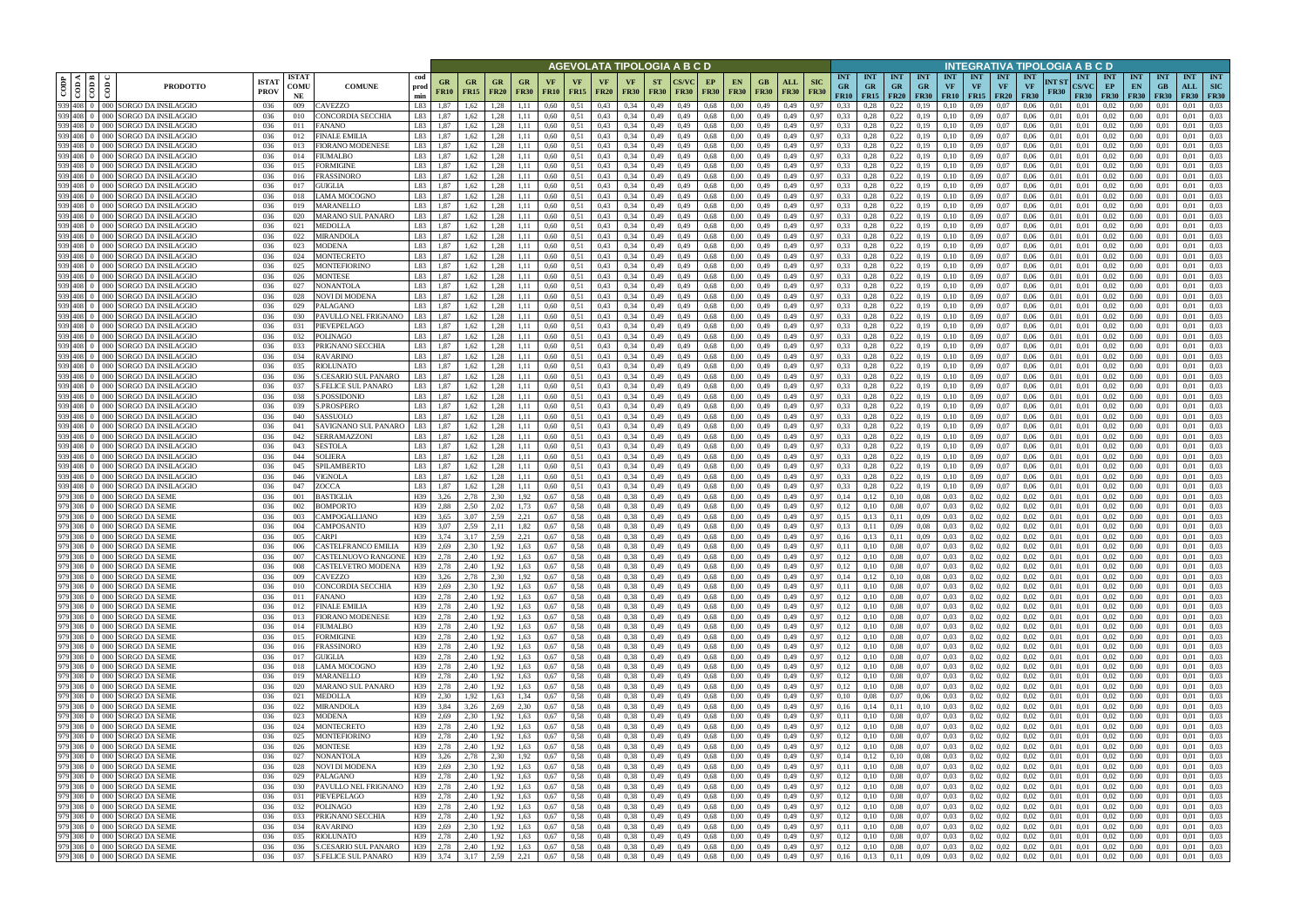| CODP | COD A | COD B | COD C | PRODOTTO | ISTAT PROV | ISTAT COMU NE | COMUNE | cod prod min | AGEVOLATA TIPOLOGIA A B C D | | | | | | | | | | | | | | | INTEGRATIVA TIPOLOGIA A B C D | | | | | | | | | | | | | | |
|---|---|---|---|---|---|---|---|---|---|---|---|---|---|---|---|---|---|---|---|---|---|---|---|---|---|---|---|---|---|---|---|---|---|---|---|---|---|---|
| | | | | | | | | | GR FR10 | GR FR15 | GR FR20 | GR FR30 | VF FR10 | VF FR15 | VF FR20 | VF FR30 | ST FR30 | CS/VC FR30 | EP FR30 | EN FR30 | GB FR30 | ALL FR30 | SIC FR30 | INT GR FR10 | INT GR FR15 | INT GR FR20 | INT GR FR30 | INT VF FR10 | INT VF FR15 | INT VF FR20 | INT VF FR30 | INT ST FR30 | INT CS/VC FR30 | INT EP FR30 | INT EN FR30 | INT GB FR30 | INT ALL FR30 | INT SIC FR30 |
| 939 | 408 | 0 | 000 | SORGO DA INSILAGGIO | 036 | 009 | CAVEZZO | L83 | 1,87 | 1,62 | 1,28 | 1,11 | 0,60 | 0,51 | 0,43 | 0,34 | 0,49 | 0,49 | 0,68 | 0,00 | 0,49 | 0,49 | 0,97 | 0,33 | 0,28 | 0,22 | 0,19 | 0,10 | 0,09 | 0,07 | 0,06 | 0,01 | 0,01 | 0,02 | 0,00 | 0,01 | 0,01 | 0,03 |
| 939 | 408 | 0 | 000 | SORGO DA INSILAGGIO | 036 | 010 | CONCORDIA SECCHIA | L83 | 1,87 | 1,62 | 1,28 | 1,11 | 0,60 | 0,51 | 0,43 | 0,34 | 0,49 | 0,49 | 0,68 | 0,00 | 0,49 | 0,49 | 0,97 | 0,33 | 0,28 | 0,22 | 0,19 | 0,10 | 0,09 | 0,07 | 0,06 | 0,01 | 0,01 | 0,02 | 0,00 | 0,01 | 0,01 | 0,03 |
| 939 | 408 | 0 | 000 | SORGO DA INSILAGGIO | 036 | 011 | FANANO | L83 | 1,87 | 1,62 | 1,28 | 1,11 | 0,60 | 0,51 | 0,43 | 0,34 | 0,49 | 0,49 | 0,68 | 0,00 | 0,49 | 0,49 | 0,97 | 0,33 | 0,28 | 0,22 | 0,19 | 0,10 | 0,09 | 0,07 | 0,06 | 0,01 | 0,01 | 0,02 | 0,00 | 0,01 | 0,01 | 0,03 |
| 939 | 408 | 0 | 000 | SORGO DA INSILAGGIO | 036 | 012 | FINALE EMILIA | L83 | 1,87 | 1,62 | 1,28 | 1,11 | 0,60 | 0,51 | 0,43 | 0,34 | 0,49 | 0,49 | 0,68 | 0,00 | 0,49 | 0,49 | 0,97 | 0,33 | 0,28 | 0,22 | 0,19 | 0,10 | 0,09 | 0,07 | 0,06 | 0,01 | 0,01 | 0,02 | 0,00 | 0,01 | 0,01 | 0,03 |
| 939 | 408 | 0 | 000 | SORGO DA INSILAGGIO | 036 | 013 | FIORANO MODENESE | L83 | 1,87 | 1,62 | 1,28 | 1,11 | 0,60 | 0,51 | 0,43 | 0,34 | 0,49 | 0,49 | 0,68 | 0,00 | 0,49 | 0,49 | 0,97 | 0,33 | 0,28 | 0,22 | 0,19 | 0,10 | 0,09 | 0,07 | 0,06 | 0,01 | 0,01 | 0,02 | 0,00 | 0,01 | 0,01 | 0,03 |
| 939 | 408 | 0 | 000 | SORGO DA INSILAGGIO | 036 | 014 | FIUMALBO | L83 | 1,87 | 1,62 | 1,28 | 1,11 | 0,60 | 0,51 | 0,43 | 0,34 | 0,49 | 0,49 | 0,68 | 0,00 | 0,49 | 0,49 | 0,97 | 0,33 | 0,28 | 0,22 | 0,19 | 0,10 | 0,09 | 0,07 | 0,06 | 0,01 | 0,01 | 0,02 | 0,00 | 0,01 | 0,01 | 0,03 |
| 939 | 408 | 0 | 000 | SORGO DA INSILAGGIO | 036 | 015 | FORMIGINE | L83 | 1,87 | 1,62 | 1,28 | 1,11 | 0,60 | 0,51 | 0,43 | 0,34 | 0,49 | 0,49 | 0,68 | 0,00 | 0,49 | 0,49 | 0,97 | 0,33 | 0,28 | 0,22 | 0,19 | 0,10 | 0,09 | 0,07 | 0,06 | 0,01 | 0,01 | 0,02 | 0,00 | 0,01 | 0,01 | 0,03 |
| 939 | 408 | 0 | 000 | SORGO DA INSILAGGIO | 036 | 016 | FRASSINORO | L83 | 1,87 | 1,62 | 1,28 | 1,11 | 0,60 | 0,51 | 0,43 | 0,34 | 0,49 | 0,49 | 0,68 | 0,00 | 0,49 | 0,49 | 0,97 | 0,33 | 0,28 | 0,22 | 0,19 | 0,10 | 0,09 | 0,07 | 0,06 | 0,01 | 0,01 | 0,02 | 0,00 | 0,01 | 0,01 | 0,03 |
| 939 | 408 | 0 | 000 | SORGO DA INSILAGGIO | 036 | 017 | GUIGLIA | L83 | 1,87 | 1,62 | 1,28 | 1,11 | 0,60 | 0,51 | 0,43 | 0,34 | 0,49 | 0,49 | 0,68 | 0,00 | 0,49 | 0,49 | 0,97 | 0,33 | 0,28 | 0,22 | 0,19 | 0,10 | 0,09 | 0,07 | 0,06 | 0,01 | 0,01 | 0,02 | 0,00 | 0,01 | 0,01 | 0,03 |
| 939 | 408 | 0 | 000 | SORGO DA INSILAGGIO | 036 | 018 | LAMA MOCOGNO | L83 | 1,87 | 1,62 | 1,28 | 1,11 | 0,60 | 0,51 | 0,43 | 0,34 | 0,49 | 0,49 | 0,68 | 0,00 | 0,49 | 0,49 | 0,97 | 0,33 | 0,28 | 0,22 | 0,19 | 0,10 | 0,09 | 0,07 | 0,06 | 0,01 | 0,01 | 0,02 | 0,00 | 0,01 | 0,01 | 0,03 |
| 939 | 408 | 0 | 000 | SORGO DA INSILAGGIO | 036 | 019 | MARANELLO | L83 | 1,87 | 1,62 | 1,28 | 1,11 | 0,60 | 0,51 | 0,43 | 0,34 | 0,49 | 0,49 | 0,68 | 0,00 | 0,49 | 0,49 | 0,97 | 0,33 | 0,28 | 0,22 | 0,19 | 0,10 | 0,09 | 0,07 | 0,06 | 0,01 | 0,01 | 0,02 | 0,00 | 0,01 | 0,01 | 0,03 |
| 939 | 408 | 0 | 000 | SORGO DA INSILAGGIO | 036 | 020 | MARANO SUL PANARO | L83 | 1,87 | 1,62 | 1,28 | 1,11 | 0,60 | 0,51 | 0,43 | 0,34 | 0,49 | 0,49 | 0,68 | 0,00 | 0,49 | 0,49 | 0,97 | 0,33 | 0,28 | 0,22 | 0,19 | 0,10 | 0,09 | 0,07 | 0,06 | 0,01 | 0,01 | 0,02 | 0,00 | 0,01 | 0,01 | 0,03 |
| 939 | 408 | 0 | 000 | SORGO DA INSILAGGIO | 036 | 021 | MEDOLLA | L83 | 1,87 | 1,62 | 1,28 | 1,11 | 0,60 | 0,51 | 0,43 | 0,34 | 0,49 | 0,49 | 0,68 | 0,00 | 0,49 | 0,49 | 0,97 | 0,33 | 0,28 | 0,22 | 0,19 | 0,10 | 0,09 | 0,07 | 0,06 | 0,01 | 0,01 | 0,02 | 0,00 | 0,01 | 0,01 | 0,03 |
| 939 | 408 | 0 | 000 | SORGO DA INSILAGGIO | 036 | 022 | MIRANDOLA | L83 | 1,87 | 1,62 | 1,28 | 1,11 | 0,60 | 0,51 | 0,43 | 0,34 | 0,49 | 0,49 | 0,68 | 0,00 | 0,49 | 0,49 | 0,97 | 0,33 | 0,28 | 0,22 | 0,19 | 0,10 | 0,09 | 0,07 | 0,06 | 0,01 | 0,01 | 0,02 | 0,00 | 0,01 | 0,01 | 0,03 |
| 939 | 408 | 0 | 000 | SORGO DA INSILAGGIO | 036 | 023 | MODENA | L83 | 1,87 | 1,62 | 1,28 | 1,11 | 0,60 | 0,51 | 0,43 | 0,34 | 0,49 | 0,49 | 0,68 | 0,00 | 0,49 | 0,49 | 0,97 | 0,33 | 0,28 | 0,22 | 0,19 | 0,10 | 0,09 | 0,07 | 0,06 | 0,01 | 0,01 | 0,02 | 0,00 | 0,01 | 0,01 | 0,03 |
| 939 | 408 | 0 | 000 | SORGO DA INSILAGGIO | 036 | 024 | MONTECRETO | L83 | 1,87 | 1,62 | 1,28 | 1,11 | 0,60 | 0,51 | 0,43 | 0,34 | 0,49 | 0,49 | 0,68 | 0,00 | 0,49 | 0,49 | 0,97 | 0,33 | 0,28 | 0,22 | 0,19 | 0,10 | 0,09 | 0,07 | 0,06 | 0,01 | 0,01 | 0,02 | 0,00 | 0,01 | 0,01 | 0,03 |
| 939 | 408 | 0 | 000 | SORGO DA INSILAGGIO | 036 | 025 | MONTEFIORINO | L83 | 1,87 | 1,62 | 1,28 | 1,11 | 0,60 | 0,51 | 0,43 | 0,34 | 0,49 | 0,49 | 0,68 | 0,00 | 0,49 | 0,49 | 0,97 | 0,33 | 0,28 | 0,22 | 0,19 | 0,10 | 0,09 | 0,07 | 0,06 | 0,01 | 0,01 | 0,02 | 0,00 | 0,01 | 0,01 | 0,03 |
| 939 | 408 | 0 | 000 | SORGO DA INSILAGGIO | 036 | 026 | MONTESE | L83 | 1,87 | 1,62 | 1,28 | 1,11 | 0,60 | 0,51 | 0,43 | 0,34 | 0,49 | 0,49 | 0,68 | 0,00 | 0,49 | 0,49 | 0,97 | 0,33 | 0,28 | 0,22 | 0,19 | 0,10 | 0,09 | 0,07 | 0,06 | 0,01 | 0,01 | 0,02 | 0,00 | 0,01 | 0,01 | 0,03 |
| 939 | 408 | 0 | 000 | SORGO DA INSILAGGIO | 036 | 027 | NONANTOLA | L83 | 1,87 | 1,62 | 1,28 | 1,11 | 0,60 | 0,51 | 0,43 | 0,34 | 0,49 | 0,49 | 0,68 | 0,00 | 0,49 | 0,49 | 0,97 | 0,33 | 0,28 | 0,22 | 0,19 | 0,10 | 0,09 | 0,07 | 0,06 | 0,01 | 0,01 | 0,02 | 0,00 | 0,01 | 0,01 | 0,03 |
| 939 | 408 | 0 | 000 | SORGO DA INSILAGGIO | 036 | 028 | NOVI DI MODENA | L83 | 1,87 | 1,62 | 1,28 | 1,11 | 0,60 | 0,51 | 0,43 | 0,34 | 0,49 | 0,49 | 0,68 | 0,00 | 0,49 | 0,49 | 0,97 | 0,33 | 0,28 | 0,22 | 0,19 | 0,10 | 0,09 | 0,07 | 0,06 | 0,01 | 0,01 | 0,02 | 0,00 | 0,01 | 0,01 | 0,03 |
| 939 | 408 | 0 | 000 | SORGO DA INSILAGGIO | 036 | 029 | PALAGANO | L83 | 1,87 | 1,62 | 1,28 | 1,11 | 0,60 | 0,51 | 0,43 | 0,34 | 0,49 | 0,49 | 0,68 | 0,00 | 0,49 | 0,49 | 0,97 | 0,33 | 0,28 | 0,22 | 0,19 | 0,10 | 0,09 | 0,07 | 0,06 | 0,01 | 0,01 | 0,02 | 0,00 | 0,01 | 0,01 | 0,03 |
| 939 | 408 | 0 | 000 | SORGO DA INSILAGGIO | 036 | 030 | PAVULLO NEL FRIGNANO | L83 | 1,87 | 1,62 | 1,28 | 1,11 | 0,60 | 0,51 | 0,43 | 0,34 | 0,49 | 0,49 | 0,68 | 0,00 | 0,49 | 0,49 | 0,97 | 0,33 | 0,28 | 0,22 | 0,19 | 0,10 | 0,09 | 0,07 | 0,06 | 0,01 | 0,01 | 0,02 | 0,00 | 0,01 | 0,01 | 0,03 |
| 939 | 408 | 0 | 000 | SORGO DA INSILAGGIO | 036 | 031 | PIEVEPELAGO | L83 | 1,87 | 1,62 | 1,28 | 1,11 | 0,60 | 0,51 | 0,43 | 0,34 | 0,49 | 0,49 | 0,68 | 0,00 | 0,49 | 0,49 | 0,97 | 0,33 | 0,28 | 0,22 | 0,19 | 0,10 | 0,09 | 0,07 | 0,06 | 0,01 | 0,01 | 0,02 | 0,00 | 0,01 | 0,01 | 0,03 |
| 939 | 408 | 0 | 000 | SORGO DA INSILAGGIO | 036 | 032 | POLINAGO | L83 | 1,87 | 1,62 | 1,28 | 1,11 | 0,60 | 0,51 | 0,43 | 0,34 | 0,49 | 0,49 | 0,68 | 0,00 | 0,49 | 0,49 | 0,97 | 0,33 | 0,28 | 0,22 | 0,19 | 0,10 | 0,09 | 0,07 | 0,06 | 0,01 | 0,01 | 0,02 | 0,00 | 0,01 | 0,01 | 0,03 |
| 939 | 408 | 0 | 000 | SORGO DA INSILAGGIO | 036 | 033 | PRIGNANO SECCHIA | L83 | 1,87 | 1,62 | 1,28 | 1,11 | 0,60 | 0,51 | 0,43 | 0,34 | 0,49 | 0,49 | 0,68 | 0,00 | 0,49 | 0,49 | 0,97 | 0,33 | 0,28 | 0,22 | 0,19 | 0,10 | 0,09 | 0,07 | 0,06 | 0,01 | 0,01 | 0,02 | 0,00 | 0,01 | 0,01 | 0,03 |
| 939 | 408 | 0 | 000 | SORGO DA INSILAGGIO | 036 | 034 | RAVARINO | L83 | 1,87 | 1,62 | 1,28 | 1,11 | 0,60 | 0,51 | 0,43 | 0,34 | 0,49 | 0,49 | 0,68 | 0,00 | 0,49 | 0,49 | 0,97 | 0,33 | 0,28 | 0,22 | 0,19 | 0,10 | 0,09 | 0,07 | 0,06 | 0,01 | 0,01 | 0,02 | 0,00 | 0,01 | 0,01 | 0,03 |
| 939 | 408 | 0 | 000 | SORGO DA INSILAGGIO | 036 | 035 | RIOLUNATO | L83 | 1,87 | 1,62 | 1,28 | 1,11 | 0,60 | 0,51 | 0,43 | 0,34 | 0,49 | 0,49 | 0,68 | 0,00 | 0,49 | 0,49 | 0,97 | 0,33 | 0,28 | 0,22 | 0,19 | 0,10 | 0,09 | 0,07 | 0,06 | 0,01 | 0,01 | 0,02 | 0,00 | 0,01 | 0,01 | 0,03 |
| 939 | 408 | 0 | 000 | SORGO DA INSILAGGIO | 036 | 036 | S.CESARIO SUL PANARO | L83 | 1,87 | 1,62 | 1,28 | 1,11 | 0,60 | 0,51 | 0,43 | 0,34 | 0,49 | 0,49 | 0,68 | 0,00 | 0,49 | 0,49 | 0,97 | 0,33 | 0,28 | 0,22 | 0,19 | 0,10 | 0,09 | 0,07 | 0,06 | 0,01 | 0,01 | 0,02 | 0,00 | 0,01 | 0,01 | 0,03 |
| 939 | 408 | 0 | 000 | SORGO DA INSILAGGIO | 036 | 037 | S.FELICE SUL PANARO | L83 | 1,87 | 1,62 | 1,28 | 1,11 | 0,60 | 0,51 | 0,43 | 0,34 | 0,49 | 0,49 | 0,68 | 0,00 | 0,49 | 0,49 | 0,97 | 0,33 | 0,28 | 0,22 | 0,19 | 0,10 | 0,09 | 0,07 | 0,06 | 0,01 | 0,01 | 0,02 | 0,00 | 0,01 | 0,01 | 0,03 |
| 939 | 408 | 0 | 000 | SORGO DA INSILAGGIO | 036 | 038 | S.POSSIDONIO | L83 | 1,87 | 1,62 | 1,28 | 1,11 | 0,60 | 0,51 | 0,43 | 0,34 | 0,49 | 0,49 | 0,68 | 0,00 | 0,49 | 0,49 | 0,97 | 0,33 | 0,28 | 0,22 | 0,19 | 0,10 | 0,09 | 0,07 | 0,06 | 0,01 | 0,01 | 0,02 | 0,00 | 0,01 | 0,01 | 0,03 |
| 939 | 408 | 0 | 000 | SORGO DA INSILAGGIO | 036 | 039 | S.PROSPERO | L83 | 1,87 | 1,62 | 1,28 | 1,11 | 0,60 | 0,51 | 0,43 | 0,34 | 0,49 | 0,49 | 0,68 | 0,00 | 0,49 | 0,49 | 0,97 | 0,33 | 0,28 | 0,22 | 0,19 | 0,10 | 0,09 | 0,07 | 0,06 | 0,01 | 0,01 | 0,02 | 0,00 | 0,01 | 0,01 | 0,03 |
| 939 | 408 | 0 | 000 | SORGO DA INSILAGGIO | 036 | 040 | SASSUOLO | L83 | 1,87 | 1,62 | 1,28 | 1,11 | 0,60 | 0,51 | 0,43 | 0,34 | 0,49 | 0,49 | 0,68 | 0,00 | 0,49 | 0,49 | 0,97 | 0,33 | 0,28 | 0,22 | 0,19 | 0,10 | 0,09 | 0,07 | 0,06 | 0,01 | 0,01 | 0,02 | 0,00 | 0,01 | 0,01 | 0,03 |
| 939 | 408 | 0 | 000 | SORGO DA INSILAGGIO | 036 | 041 | SAVIGNANO SUL PANARO | L83 | 1,87 | 1,62 | 1,28 | 1,11 | 0,60 | 0,51 | 0,43 | 0,34 | 0,49 | 0,49 | 0,68 | 0,00 | 0,49 | 0,49 | 0,97 | 0,33 | 0,28 | 0,22 | 0,19 | 0,10 | 0,09 | 0,07 | 0,06 | 0,01 | 0,01 | 0,02 | 0,00 | 0,01 | 0,01 | 0,03 |
| 939 | 408 | 0 | 000 | SORGO DA INSILAGGIO | 036 | 042 | SERRAMAZZONI | L83 | 1,87 | 1,62 | 1,28 | 1,11 | 0,60 | 0,51 | 0,43 | 0,34 | 0,49 | 0,49 | 0,68 | 0,00 | 0,49 | 0,49 | 0,97 | 0,33 | 0,28 | 0,22 | 0,19 | 0,10 | 0,09 | 0,07 | 0,06 | 0,01 | 0,01 | 0,02 | 0,00 | 0,01 | 0,01 | 0,03 |
| 939 | 408 | 0 | 000 | SORGO DA INSILAGGIO | 036 | 043 | SESTOLA | L83 | 1,87 | 1,62 | 1,28 | 1,11 | 0,60 | 0,51 | 0,43 | 0,34 | 0,49 | 0,49 | 0,68 | 0,00 | 0,49 | 0,49 | 0,97 | 0,33 | 0,28 | 0,22 | 0,19 | 0,10 | 0,09 | 0,07 | 0,06 | 0,01 | 0,01 | 0,02 | 0,00 | 0,01 | 0,01 | 0,03 |
| 939 | 408 | 0 | 000 | SORGO DA INSILAGGIO | 036 | 044 | SOLIERA | L83 | 1,87 | 1,62 | 1,28 | 1,11 | 0,60 | 0,51 | 0,43 | 0,34 | 0,49 | 0,49 | 0,68 | 0,00 | 0,49 | 0,49 | 0,97 | 0,33 | 0,28 | 0,22 | 0,19 | 0,10 | 0,09 | 0,07 | 0,06 | 0,01 | 0,01 | 0,02 | 0,00 | 0,01 | 0,01 | 0,03 |
| 939 | 408 | 0 | 000 | SORGO DA INSILAGGIO | 036 | 045 | SPILAMBERTO | L83 | 1,87 | 1,62 | 1,28 | 1,11 | 0,60 | 0,51 | 0,43 | 0,34 | 0,49 | 0,49 | 0,68 | 0,00 | 0,49 | 0,49 | 0,97 | 0,33 | 0,28 | 0,22 | 0,19 | 0,10 | 0,09 | 0,07 | 0,06 | 0,01 | 0,01 | 0,02 | 0,00 | 0,01 | 0,01 | 0,03 |
| 939 | 408 | 0 | 000 | SORGO DA INSILAGGIO | 036 | 046 | VIGNOLA | L83 | 1,87 | 1,62 | 1,28 | 1,11 | 0,60 | 0,51 | 0,43 | 0,34 | 0,49 | 0,49 | 0,68 | 0,00 | 0,49 | 0,49 | 0,97 | 0,33 | 0,28 | 0,22 | 0,19 | 0,10 | 0,09 | 0,07 | 0,06 | 0,01 | 0,01 | 0,02 | 0,00 | 0,01 | 0,01 | 0,03 |
| 939 | 408 | 0 | 000 | SORGO DA INSILAGGIO | 036 | 047 | ZOCCA | L83 | 1,87 | 1,62 | 1,28 | 1,11 | 0,60 | 0,51 | 0,43 | 0,34 | 0,49 | 0,49 | 0,68 | 0,00 | 0,49 | 0,49 | 0,97 | 0,33 | 0,28 | 0,22 | 0,19 | 0,10 | 0,09 | 0,07 | 0,06 | 0,01 | 0,01 | 0,02 | 0,00 | 0,01 | 0,01 | 0,03 |
| 979 | 308 | 0 | 000 | SORGO DA SEME | 036 | 001 | BASTIGLIA | H39 | 3,26 | 2,78 | 2,30 | 1,92 | 0,67 | 0,58 | 0,48 | 0,38 | 0,49 | 0,49 | 0,68 | 0,00 | 0,49 | 0,49 | 0,97 | 0,14 | 0,12 | 0,10 | 0,08 | 0,03 | 0,02 | 0,02 | 0,02 | 0,01 | 0,01 | 0,02 | 0,00 | 0,01 | 0,01 | 0,03 |
| 979 | 308 | 0 | 000 | SORGO DA SEME | 036 | 002 | BOMPORTO | H39 | 2,88 | 2,50 | 2,02 | 1,73 | 0,67 | 0,58 | 0,48 | 0,38 | 0,49 | 0,49 | 0,68 | 0,00 | 0,49 | 0,49 | 0,97 | 0,12 | 0,10 | 0,08 | 0,07 | 0,03 | 0,02 | 0,02 | 0,02 | 0,01 | 0,01 | 0,02 | 0,00 | 0,01 | 0,01 | 0,03 |
| 979 | 308 | 0 | 000 | SORGO DA SEME | 036 | 003 | CAMPOGALLIANO | H39 | 3,65 | 3,07 | 2,59 | 2,21 | 0,67 | 0,58 | 0,48 | 0,38 | 0,49 | 0,49 | 0,68 | 0,00 | 0,49 | 0,49 | 0,97 | 0,15 | 0,13 | 0,11 | 0,09 | 0,03 | 0,02 | 0,02 | 0,02 | 0,01 | 0,01 | 0,02 | 0,00 | 0,01 | 0,01 | 0,03 |
| 979 | 308 | 0 | 000 | SORGO DA SEME | 036 | 004 | CAMPOSANTO | H39 | 3,07 | 2,59 | 2,11 | 1,82 | 0,67 | 0,58 | 0,48 | 0,38 | 0,49 | 0,49 | 0,68 | 0,00 | 0,49 | 0,49 | 0,97 | 0,13 | 0,11 | 0,09 | 0,08 | 0,03 | 0,02 | 0,02 | 0,02 | 0,01 | 0,01 | 0,02 | 0,00 | 0,01 | 0,01 | 0,03 |
| 979 | 308 | 0 | 000 | SORGO DA SEME | 036 | 005 | CARPI | H39 | 3,74 | 3,17 | 2,59 | 2,21 | 0,67 | 0,58 | 0,48 | 0,38 | 0,49 | 0,49 | 0,68 | 0,00 | 0,49 | 0,49 | 0,97 | 0,16 | 0,13 | 0,11 | 0,09 | 0,03 | 0,02 | 0,02 | 0,02 | 0,01 | 0,01 | 0,02 | 0,00 | 0,01 | 0,01 | 0,03 |
| 979 | 308 | 0 | 000 | SORGO DA SEME | 036 | 006 | CASTELFRANCO EMILIA | H39 | 2,69 | 2,30 | 1,92 | 1,63 | 0,67 | 0,58 | 0,48 | 0,38 | 0,49 | 0,49 | 0,68 | 0,00 | 0,49 | 0,49 | 0,97 | 0,11 | 0,10 | 0,08 | 0,07 | 0,03 | 0,02 | 0,02 | 0,02 | 0,01 | 0,01 | 0,02 | 0,00 | 0,01 | 0,01 | 0,03 |
| 979 | 308 | 0 | 000 | SORGO DA SEME | 036 | 007 | CASTELNUOVO RANGONE | H39 | 2,78 | 2,40 | 1,92 | 1,63 | 0,67 | 0,58 | 0,48 | 0,38 | 0,49 | 0,49 | 0,68 | 0,00 | 0,49 | 0,49 | 0,97 | 0,12 | 0,10 | 0,08 | 0,07 | 0,03 | 0,02 | 0,02 | 0,02 | 0,01 | 0,01 | 0,02 | 0,00 | 0,01 | 0,01 | 0,03 |
| 979 | 308 | 0 | 000 | SORGO DA SEME | 036 | 008 | CASTELVETRO MODENA | H39 | 2,78 | 2,40 | 1,92 | 1,63 | 0,67 | 0,58 | 0,48 | 0,38 | 0,49 | 0,49 | 0,68 | 0,00 | 0,49 | 0,49 | 0,97 | 0,12 | 0,10 | 0,08 | 0,07 | 0,03 | 0,02 | 0,02 | 0,02 | 0,01 | 0,01 | 0,02 | 0,00 | 0,01 | 0,01 | 0,03 |
| 979 | 308 | 0 | 000 | SORGO DA SEME | 036 | 009 | CAVEZZO | H39 | 3,26 | 2,78 | 2,30 | 1,92 | 0,67 | 0,58 | 0,48 | 0,38 | 0,49 | 0,49 | 0,68 | 0,00 | 0,49 | 0,49 | 0,97 | 0,14 | 0,12 | 0,10 | 0,08 | 0,03 | 0,02 | 0,02 | 0,02 | 0,01 | 0,01 | 0,02 | 0,00 | 0,01 | 0,01 | 0,03 |
| 979 | 308 | 0 | 000 | SORGO DA SEME | 036 | 010 | CONCORDIA SECCHIA | H39 | 2,69 | 2,30 | 1,92 | 1,63 | 0,67 | 0,58 | 0,48 | 0,38 | 0,49 | 0,49 | 0,68 | 0,00 | 0,49 | 0,49 | 0,97 | 0,11 | 0,10 | 0,08 | 0,07 | 0,03 | 0,02 | 0,02 | 0,02 | 0,01 | 0,01 | 0,02 | 0,00 | 0,01 | 0,01 | 0,03 |
| 979 | 308 | 0 | 000 | SORGO DA SEME | 036 | 011 | FANANO | H39 | 2,78 | 2,40 | 1,92 | 1,63 | 0,67 | 0,58 | 0,48 | 0,38 | 0,49 | 0,49 | 0,68 | 0,00 | 0,49 | 0,49 | 0,97 | 0,12 | 0,10 | 0,08 | 0,07 | 0,03 | 0,02 | 0,02 | 0,02 | 0,01 | 0,01 | 0,02 | 0,00 | 0,01 | 0,01 | 0,03 |
| 979 | 308 | 0 | 000 | SORGO DA SEME | 036 | 012 | FINALE EMILIA | H39 | 2,78 | 2,40 | 1,92 | 1,63 | 0,67 | 0,58 | 0,48 | 0,38 | 0,49 | 0,49 | 0,68 | 0,00 | 0,49 | 0,49 | 0,97 | 0,12 | 0,10 | 0,08 | 0,07 | 0,03 | 0,02 | 0,02 | 0,02 | 0,01 | 0,01 | 0,02 | 0,00 | 0,01 | 0,01 | 0,03 |
| 979 | 308 | 0 | 000 | SORGO DA SEME | 036 | 013 | FIORANO MODENESE | H39 | 2,78 | 2,40 | 1,92 | 1,63 | 0,67 | 0,58 | 0,48 | 0,38 | 0,49 | 0,49 | 0,68 | 0,00 | 0,49 | 0,49 | 0,97 | 0,12 | 0,10 | 0,08 | 0,07 | 0,03 | 0,02 | 0,02 | 0,02 | 0,01 | 0,01 | 0,02 | 0,00 | 0,01 | 0,01 | 0,03 |
| 979 | 308 | 0 | 000 | SORGO DA SEME | 036 | 014 | FIUMALBO | H39 | 2,78 | 2,40 | 1,92 | 1,63 | 0,67 | 0,58 | 0,48 | 0,38 | 0,49 | 0,49 | 0,68 | 0,00 | 0,49 | 0,49 | 0,97 | 0,12 | 0,10 | 0,08 | 0,07 | 0,03 | 0,02 | 0,02 | 0,02 | 0,01 | 0,01 | 0,02 | 0,00 | 0,01 | 0,01 | 0,03 |
| 979 | 308 | 0 | 000 | SORGO DA SEME | 036 | 015 | FORMIGINE | H39 | 2,78 | 2,40 | 1,92 | 1,63 | 0,67 | 0,58 | 0,48 | 0,38 | 0,49 | 0,49 | 0,68 | 0,00 | 0,49 | 0,49 | 0,97 | 0,12 | 0,10 | 0,08 | 0,07 | 0,03 | 0,02 | 0,02 | 0,02 | 0,01 | 0,01 | 0,02 | 0,00 | 0,01 | 0,01 | 0,03 |
| 979 | 308 | 0 | 000 | SORGO DA SEME | 036 | 016 | FRASSINORO | H39 | 2,78 | 2,40 | 1,92 | 1,63 | 0,67 | 0,58 | 0,48 | 0,38 | 0,49 | 0,49 | 0,68 | 0,00 | 0,49 | 0,49 | 0,97 | 0,12 | 0,10 | 0,08 | 0,07 | 0,03 | 0,02 | 0,02 | 0,02 | 0,01 | 0,01 | 0,02 | 0,00 | 0,01 | 0,01 | 0,03 |
| 979 | 308 | 0 | 000 | SORGO DA SEME | 036 | 017 | GUIGLIA | H39 | 2,78 | 2,40 | 1,92 | 1,63 | 0,67 | 0,58 | 0,48 | 0,38 | 0,49 | 0,49 | 0,68 | 0,00 | 0,49 | 0,49 | 0,97 | 0,12 | 0,10 | 0,08 | 0,07 | 0,03 | 0,02 | 0,02 | 0,02 | 0,01 | 0,01 | 0,02 | 0,00 | 0,01 | 0,01 | 0,03 |
| 979 | 308 | 0 | 000 | SORGO DA SEME | 036 | 018 | LAMA MOCOGNO | H39 | 2,78 | 2,40 | 1,92 | 1,63 | 0,67 | 0,58 | 0,48 | 0,38 | 0,49 | 0,49 | 0,68 | 0,00 | 0,49 | 0,49 | 0,97 | 0,12 | 0,10 | 0,08 | 0,07 | 0,03 | 0,02 | 0,02 | 0,02 | 0,01 | 0,01 | 0,02 | 0,00 | 0,01 | 0,01 | 0,03 |
| 979 | 308 | 0 | 000 | SORGO DA SEME | 036 | 019 | MARANELLO | H39 | 2,78 | 2,40 | 1,92 | 1,63 | 0,67 | 0,58 | 0,48 | 0,38 | 0,49 | 0,49 | 0,68 | 0,00 | 0,49 | 0,49 | 0,97 | 0,12 | 0,10 | 0,08 | 0,07 | 0,03 | 0,02 | 0,02 | 0,02 | 0,01 | 0,01 | 0,02 | 0,00 | 0,01 | 0,01 | 0,03 |
| 979 | 308 | 0 | 000 | SORGO DA SEME | 036 | 020 | MARANO SUL PANARO | H39 | 2,78 | 2,40 | 1,92 | 1,63 | 0,67 | 0,58 | 0,48 | 0,38 | 0,49 | 0,49 | 0,68 | 0,00 | 0,49 | 0,49 | 0,97 | 0,12 | 0,10 | 0,08 | 0,07 | 0,03 | 0,02 | 0,02 | 0,02 | 0,01 | 0,01 | 0,02 | 0,00 | 0,01 | 0,01 | 0,03 |
| 979 | 308 | 0 | 000 | SORGO DA SEME | 036 | 021 | MEDOLLA | H39 | 2,30 | 1,92 | 1,63 | 1,34 | 0,67 | 0,58 | 0,48 | 0,38 | 0,49 | 0,49 | 0,68 | 0,00 | 0,49 | 0,49 | 0,97 | 0,10 | 0,08 | 0,07 | 0,06 | 0,03 | 0,02 | 0,02 | 0,02 | 0,01 | 0,01 | 0,02 | 0,00 | 0,01 | 0,01 | 0,03 |
| 979 | 308 | 0 | 000 | SORGO DA SEME | 036 | 022 | MIRANDOLA | H39 | 3,84 | 3,26 | 2,69 | 2,30 | 0,67 | 0,58 | 0,48 | 0,38 | 0,49 | 0,49 | 0,68 | 0,00 | 0,49 | 0,49 | 0,97 | 0,16 | 0,14 | 0,11 | 0,10 | 0,03 | 0,02 | 0,02 | 0,02 | 0,01 | 0,01 | 0,02 | 0,00 | 0,01 | 0,01 | 0,03 |
| 979 | 308 | 0 | 000 | SORGO DA SEME | 036 | 023 | MODENA | H39 | 2,69 | 2,30 | 1,92 | 1,63 | 0,67 | 0,58 | 0,48 | 0,38 | 0,49 | 0,49 | 0,68 | 0,00 | 0,49 | 0,49 | 0,97 | 0,11 | 0,10 | 0,08 | 0,07 | 0,03 | 0,02 | 0,02 | 0,02 | 0,01 | 0,01 | 0,02 | 0,00 | 0,01 | 0,01 | 0,03 |
| 979 | 308 | 0 | 000 | SORGO DA SEME | 036 | 024 | MONTECRETO | H39 | 2,78 | 2,40 | 1,92 | 1,63 | 0,67 | 0,58 | 0,48 | 0,38 | 0,49 | 0,49 | 0,68 | 0,00 | 0,49 | 0,49 | 0,97 | 0,12 | 0,10 | 0,08 | 0,07 | 0,03 | 0,02 | 0,02 | 0,02 | 0,01 | 0,01 | 0,02 | 0,00 | 0,01 | 0,01 | 0,03 |
| 979 | 308 | 0 | 000 | SORGO DA SEME | 036 | 025 | MONTEFIORINO | H39 | 2,78 | 2,40 | 1,92 | 1,63 | 0,67 | 0,58 | 0,48 | 0,38 | 0,49 | 0,49 | 0,68 | 0,00 | 0,49 | 0,49 | 0,97 | 0,12 | 0,10 | 0,08 | 0,07 | 0,03 | 0,02 | 0,02 | 0,02 | 0,01 | 0,01 | 0,02 | 0,00 | 0,01 | 0,01 | 0,03 |
| 979 | 308 | 0 | 000 | SORGO DA SEME | 036 | 026 | MONTESE | H39 | 2,78 | 2,40 | 1,92 | 1,63 | 0,67 | 0,58 | 0,48 | 0,38 | 0,49 | 0,49 | 0,68 | 0,00 | 0,49 | 0,49 | 0,97 | 0,12 | 0,10 | 0,08 | 0,07 | 0,03 | 0,02 | 0,02 | 0,02 | 0,01 | 0,01 | 0,02 | 0,00 | 0,01 | 0,01 | 0,03 |
| 979 | 308 | 0 | 000 | SORGO DA SEME | 036 | 027 | NONANTOLA | H39 | 3,26 | 2,78 | 2,30 | 1,92 | 0,67 | 0,58 | 0,48 | 0,38 | 0,49 | 0,49 | 0,68 | 0,00 | 0,49 | 0,49 | 0,97 | 0,14 | 0,12 | 0,10 | 0,08 | 0,03 | 0,02 | 0,02 | 0,02 | 0,01 | 0,01 | 0,02 | 0,00 | 0,01 | 0,01 | 0,03 |
| 979 | 308 | 0 | 000 | SORGO DA SEME | 036 | 028 | NOVI DI MODENA | H39 | 2,69 | 2,30 | 1,92 | 1,63 | 0,67 | 0,58 | 0,48 | 0,38 | 0,49 | 0,49 | 0,68 | 0,00 | 0,49 | 0,49 | 0,97 | 0,11 | 0,10 | 0,08 | 0,07 | 0,03 | 0,02 | 0,02 | 0,02 | 0,01 | 0,01 | 0,02 | 0,00 | 0,01 | 0,01 | 0,03 |
| 979 | 308 | 0 | 000 | SORGO DA SEME | 036 | 029 | PALAGANO | H39 | 2,78 | 2,40 | 1,92 | 1,63 | 0,67 | 0,58 | 0,48 | 0,38 | 0,49 | 0,49 | 0,68 | 0,00 | 0,49 | 0,49 | 0,97 | 0,12 | 0,10 | 0,08 | 0,07 | 0,03 | 0,02 | 0,02 | 0,02 | 0,01 | 0,01 | 0,02 | 0,00 | 0,01 | 0,01 | 0,03 |
| 979 | 308 | 0 | 000 | SORGO DA SEME | 036 | 030 | PAVULLO NEL FRIGNANO | H39 | 2,78 | 2,40 | 1,92 | 1,63 | 0,67 | 0,58 | 0,48 | 0,38 | 0,49 | 0,49 | 0,68 | 0,00 | 0,49 | 0,49 | 0,97 | 0,12 | 0,10 | 0,08 | 0,07 | 0,03 | 0,02 | 0,02 | 0,02 | 0,01 | 0,01 | 0,02 | 0,00 | 0,01 | 0,01 | 0,03 |
| 979 | 308 | 0 | 000 | SORGO DA SEME | 036 | 031 | PIEVEPELAGO | H39 | 2,78 | 2,40 | 1,92 | 1,63 | 0,67 | 0,58 | 0,48 | 0,38 | 0,49 | 0,49 | 0,68 | 0,00 | 0,49 | 0,49 | 0,97 | 0,12 | 0,10 | 0,08 | 0,07 | 0,03 | 0,02 | 0,02 | 0,02 | 0,01 | 0,01 | 0,02 | 0,00 | 0,01 | 0,01 | 0,03 |
| 979 | 308 | 0 | 000 | SORGO DA SEME | 036 | 032 | POLINAGO | H39 | 2,78 | 2,40 | 1,92 | 1,63 | 0,67 | 0,58 | 0,48 | 0,38 | 0,49 | 0,49 | 0,68 | 0,00 | 0,49 | 0,49 | 0,97 | 0,12 | 0,10 | 0,08 | 0,07 | 0,03 | 0,02 | 0,02 | 0,02 | 0,01 | 0,01 | 0,02 | 0,00 | 0,01 | 0,01 | 0,03 |
| 979 | 308 | 0 | 000 | SORGO DA SEME | 036 | 033 | PRIGNANO SECCHIA | H39 | 2,78 | 2,40 | 1,92 | 1,63 | 0,67 | 0,58 | 0,48 | 0,38 | 0,49 | 0,49 | 0,68 | 0,00 | 0,49 | 0,49 | 0,97 | 0,12 | 0,10 | 0,08 | 0,07 | 0,03 | 0,02 | 0,02 | 0,02 | 0,01 | 0,01 | 0,02 | 0,00 | 0,01 | 0,01 | 0,03 |
| 979 | 308 | 0 | 000 | SORGO DA SEME | 036 | 034 | RAVARINO | H39 | 2,69 | 2,30 | 1,92 | 1,63 | 0,67 | 0,58 | 0,48 | 0,38 | 0,49 | 0,49 | 0,68 | 0,00 | 0,49 | 0,49 | 0,97 | 0,11 | 0,10 | 0,08 | 0,07 | 0,03 | 0,02 | 0,02 | 0,02 | 0,01 | 0,01 | 0,02 | 0,00 | 0,01 | 0,01 | 0,03 |
| 979 | 308 | 0 | 000 | SORGO DA SEME | 036 | 035 | RIOLUNATO | H39 | 2,78 | 2,40 | 1,92 | 1,63 | 0,67 | 0,58 | 0,48 | 0,38 | 0,49 | 0,49 | 0,68 | 0,00 | 0,49 | 0,49 | 0,97 | 0,12 | 0,10 | 0,08 | 0,07 | 0,03 | 0,02 | 0,02 | 0,02 | 0,01 | 0,01 | 0,02 | 0,00 | 0,01 | 0,01 | 0,03 |
| 979 | 308 | 0 | 000 | SORGO DA SEME | 036 | 036 | S.CESARIO SUL PANARO | H39 | 2,78 | 2,40 | 1,92 | 1,63 | 0,67 | 0,58 | 0,48 | 0,38 | 0,49 | 0,49 | 0,68 | 0,00 | 0,49 | 0,49 | 0,97 | 0,12 | 0,10 | 0,08 | 0,07 | 0,03 | 0,02 | 0,02 | 0,02 | 0,01 | 0,01 | 0,02 | 0,00 | 0,01 | 0,01 | 0,03 |
| 979 | 308 | 0 | 000 | SORGO DA SEME | 036 | 037 | S.FELICE SUL PANARO | H39 | 3,74 | 3,17 | 2,59 | 2,21 | 0,67 | 0,58 | 0,48 | 0,38 | 0,49 | 0,49 | 0,68 | 0,00 | 0,49 | 0,49 | 0,97 | 0,16 | 0,13 | 0,11 | 0,09 | 0,03 | 0,02 | 0,02 | 0,02 | 0,01 | 0,01 | 0,02 | 0,00 | 0,01 | 0,01 | 0,03 |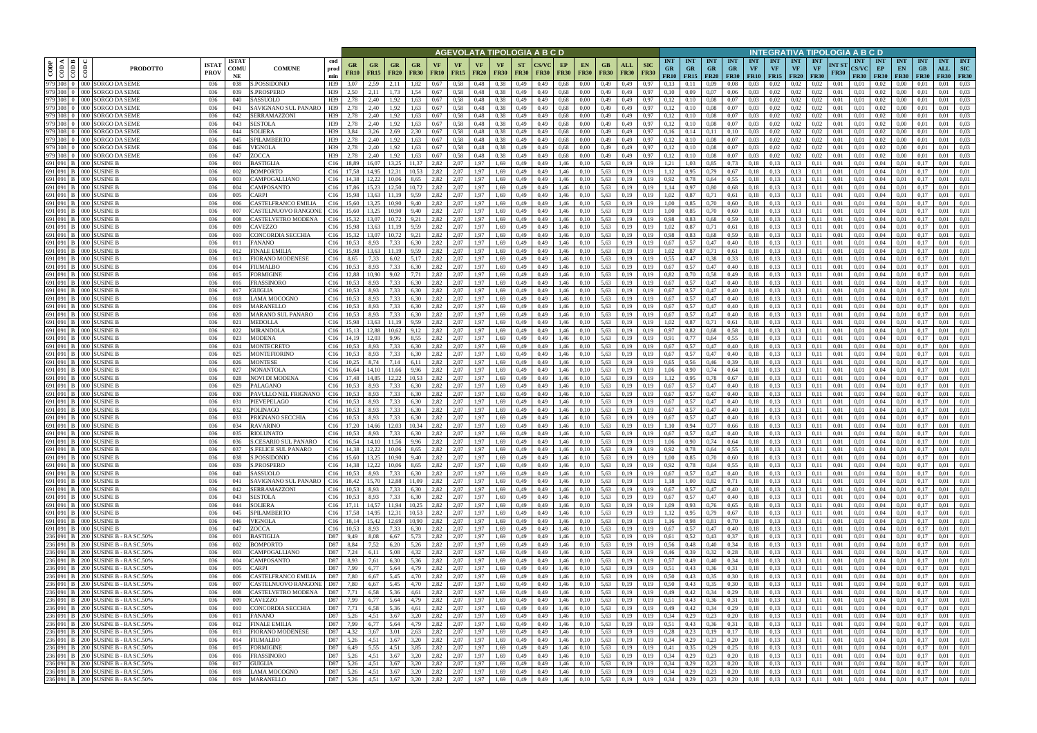| CODP | CODA | CODB | CODC | PRODOTTO | ISTAT PROV | ISTAT COMUNE | COMUNE | cod prod min | AGEVOLATA TIPOLOGIA A B C D | | | | | | | | | | | | | | | | INTEGRATIVA TIPOLOGIA A B C D | | | | | | | | | | | | | | |
|---|---|---|---|---|---|---|---|---|---|---|---|---|---|---|---|---|---|---|---|---|---|---|---|---|---|---|---|---|---|---|---|---|---|---|---|---|---|---|---|
| | | | | | | | | | GR FR10 | GR FR15 | GR FR20 | GR FR30 | VF FR10 | VF FR15 | VF FR20 | VF FR30 | ST FR30 | CS/VC FR30 | EP FR30 | EN FR30 | GB FR30 | ALL FR30 | SIC FR30 | INT GR FR10 | INT GR FR15 | INT GR FR20 | INT GR FR30 | INT VF FR10 | INT VF FR15 | INT VF FR20 | INT VF FR30 | INT ST FR30 | INT CS/VC FR30 | INT EP FR30 | INT EN FR30 | INT GB FR30 | INT ALL FR30 | INT SIC FR30 |
| 979 | 308 | 0 | 000 | SORGO DA SEME | 036 | 038 | S.POSSIDONIO | H39 | 3,07 | 2,59 | 2,11 | 1,82 | 0,67 | 0,58 | 0,48 | 0,38 | 0,49 | 0,49 | 0,68 | 0,00 | 0,49 | 0,49 | 0,97 | 0,13 | 0,11 | 0,09 | 0,08 | 0,03 | 0,02 | 0,02 | 0,02 | 0,01 | 0,01 | 0,02 | 0,00 | 0,01 | 0,01 | 0,03 |
| 979 | 308 | 0 | 000 | SORGO DA SEME | 036 | 039 | S.PROSPERO | H39 | 2,50 | 2,11 | 1,73 | 1,54 | 0,67 | 0,58 | 0,48 | 0,38 | 0,49 | 0,49 | 0,68 | 0,00 | 0,49 | 0,49 | 0,97 | 0,10 | 0,09 | 0,07 | 0,06 | 0,03 | 0,02 | 0,02 | 0,02 | 0,01 | 0,01 | 0,02 | 0,00 | 0,01 | 0,01 | 0,03 |
| 979 | 308 | 0 | 000 | SORGO DA SEME | 036 | 040 | SASSUOLO | H39 | 2,78 | 2,40 | 1,92 | 1,63 | 0,67 | 0,58 | 0,48 | 0,38 | 0,49 | 0,49 | 0,68 | 0,00 | 0,49 | 0,49 | 0,97 | 0,12 | 0,10 | 0,08 | 0,07 | 0,03 | 0,02 | 0,02 | 0,02 | 0,01 | 0,01 | 0,02 | 0,00 | 0,01 | 0,01 | 0,03 |
| 979 | 308 | 0 | 000 | SORGO DA SEME | 036 | 041 | SAVIGNANO SUL PANARO | H39 | 2,78 | 2,40 | 1,92 | 1,63 | 0,67 | 0,58 | 0,48 | 0,38 | 0,49 | 0,49 | 0,68 | 0,00 | 0,49 | 0,49 | 0,97 | 0,12 | 0,10 | 0,08 | 0,07 | 0,03 | 0,02 | 0,02 | 0,02 | 0,01 | 0,01 | 0,02 | 0,00 | 0,01 | 0,01 | 0,03 |
| 979 | 308 | 0 | 000 | SORGO DA SEME | 036 | 042 | SERRAMAZZONI | H39 | 2,78 | 2,40 | 1,92 | 1,63 | 0,67 | 0,58 | 0,48 | 0,38 | 0,49 | 0,49 | 0,68 | 0,00 | 0,49 | 0,49 | 0,97 | 0,12 | 0,10 | 0,08 | 0,07 | 0,03 | 0,02 | 0,02 | 0,02 | 0,01 | 0,01 | 0,02 | 0,00 | 0,01 | 0,01 | 0,03 |
| 979 | 308 | 0 | 000 | SORGO DA SEME | 036 | 043 | SESTOLA | H39 | 2,78 | 2,40 | 1,92 | 1,63 | 0,67 | 0,58 | 0,48 | 0,38 | 0,49 | 0,49 | 0,68 | 0,00 | 0,49 | 0,49 | 0,97 | 0,12 | 0,10 | 0,08 | 0,07 | 0,03 | 0,02 | 0,02 | 0,02 | 0,01 | 0,01 | 0,02 | 0,00 | 0,01 | 0,01 | 0,03 |
| 979 | 308 | 0 | 000 | SORGO DA SEME | 036 | 044 | SOLIERA | H39 | 3,84 | 3,26 | 2,69 | 2,30 | 0,67 | 0,58 | 0,48 | 0,38 | 0,49 | 0,49 | 0,68 | 0,00 | 0,49 | 0,49 | 0,97 | 0,16 | 0,14 | 0,11 | 0,10 | 0,03 | 0,02 | 0,02 | 0,02 | 0,01 | 0,01 | 0,02 | 0,00 | 0,01 | 0,01 | 0,03 |
| 979 | 308 | 0 | 000 | SORGO DA SEME | 036 | 045 | SPILAMBERTO | H39 | 2,78 | 2,40 | 1,92 | 1,63 | 0,67 | 0,58 | 0,48 | 0,38 | 0,49 | 0,49 | 0,68 | 0,00 | 0,49 | 0,49 | 0,97 | 0,12 | 0,10 | 0,08 | 0,07 | 0,03 | 0,02 | 0,02 | 0,02 | 0,01 | 0,01 | 0,02 | 0,00 | 0,01 | 0,01 | 0,03 |
| 979 | 308 | 0 | 000 | SORGO DA SEME | 036 | 046 | VIGNOLA | H39 | 2,78 | 2,40 | 1,92 | 1,63 | 0,67 | 0,58 | 0,48 | 0,38 | 0,49 | 0,49 | 0,68 | 0,00 | 0,49 | 0,49 | 0,97 | 0,12 | 0,10 | 0,08 | 0,07 | 0,03 | 0,02 | 0,02 | 0,02 | 0,01 | 0,01 | 0,02 | 0,00 | 0,01 | 0,01 | 0,03 |
| 979 | 308 | 0 | 000 | SORGO DA SEME | 036 | 047 | ZOCCA | H39 | 2,78 | 2,40 | 1,92 | 1,63 | 0,67 | 0,58 | 0,48 | 0,38 | 0,49 | 0,49 | 0,68 | 0,00 | 0,49 | 0,49 | 0,97 | 0,12 | 0,10 | 0,08 | 0,07 | 0,03 | 0,02 | 0,02 | 0,02 | 0,01 | 0,01 | 0,02 | 0,00 | 0,01 | 0,01 | 0,03 |
| 691 | 091 | B | 000 | SUSINE B | 036 | 001 | BASTIGLIA | C16 | 18,89 | 16,07 | 13,25 | 11,37 | 2,82 | 2,07 | 1,97 | 1,69 | 0,49 | 0,49 | 1,46 | 0,10 | 5,63 | 0,19 | 0,19 | 1,21 | 1,03 | 0,85 | 0,73 | 0,18 | 0,13 | 0,13 | 0,11 | 0,01 | 0,01 | 0,04 | 0,01 | 0,17 | 0,01 | 0,01 |
| 691 | 091 | B | 000 | SUSINE B | 036 | 002 | BOMPORTO | C16 | 17,58 | 14,95 | 12,31 | 10,53 | 2,82 | 2,07 | 1,97 | 1,69 | 0,49 | 0,49 | 1,46 | 0,10 | 5,63 | 0,19 | 0,19 | 1,12 | 0,95 | 0,79 | 0,67 | 0,18 | 0,13 | 0,13 | 0,11 | 0,01 | 0,01 | 0,04 | 0,01 | 0,17 | 0,01 | 0,01 |
| 691 | 091 | B | 000 | SUSINE B | 036 | 003 | CAMPOGALLIANO | C16 | 14,38 | 12,22 | 10,06 | 8,65 | 2,82 | 2,07 | 1,97 | 1,69 | 0,49 | 0,49 | 1,46 | 0,10 | 5,63 | 0,19 | 0,19 | 0,92 | 0,78 | 0,64 | 0,55 | 0,18 | 0,13 | 0,13 | 0,11 | 0,01 | 0,01 | 0,04 | 0,01 | 0,17 | 0,01 | 0,01 |
| 691 | 091 | B | 000 | SUSINE B | 036 | 004 | CAMPOSANTO | C16 | 17,86 | 15,23 | 12,50 | 10,72 | 2,82 | 2,07 | 1,97 | 1,69 | 0,49 | 0,49 | 1,46 | 0,10 | 5,63 | 0,19 | 0,19 | 1,14 | 0,97 | 0,80 | 0,68 | 0,18 | 0,13 | 0,13 | 0,11 | 0,01 | 0,01 | 0,04 | 0,01 | 0,17 | 0,01 | 0,01 |
| 691 | 091 | B | 000 | SUSINE B | 036 | 005 | CARPI | C16 | 15,98 | 13,63 | 11,19 | 9,59 | 2,82 | 2,07 | 1,97 | 1,69 | 0,49 | 0,49 | 1,46 | 0,10 | 5,63 | 0,19 | 0,19 | 1,02 | 0,87 | 0,71 | 0,61 | 0,18 | 0,13 | 0,13 | 0,11 | 0,01 | 0,01 | 0,04 | 0,01 | 0,17 | 0,01 | 0,01 |
| 691 | 091 | B | 000 | SUSINE B | 036 | 006 | CASTELFRANCO EMILIA | C16 | 15,60 | 13,25 | 10,90 | 9,40 | 2,82 | 2,07 | 1,97 | 1,69 | 0,49 | 0,49 | 1,46 | 0,10 | 5,63 | 0,19 | 0,19 | 1,00 | 0,85 | 0,70 | 0,60 | 0,18 | 0,13 | 0,13 | 0,11 | 0,01 | 0,01 | 0,04 | 0,01 | 0,17 | 0,01 | 0,01 |
| 691 | 091 | B | 000 | SUSINE B | 036 | 007 | CASTELNUOVO RANGONE | C16 | 15,60 | 13,25 | 10,90 | 9,40 | 2,82 | 2,07 | 1,97 | 1,69 | 0,49 | 0,49 | 1,46 | 0,10 | 5,63 | 0,19 | 0,19 | 1,00 | 0,85 | 0,70 | 0,60 | 0,18 | 0,13 | 0,13 | 0,11 | 0,01 | 0,01 | 0,04 | 0,01 | 0,17 | 0,01 | 0,01 |
| 691 | 091 | B | 000 | SUSINE B | 036 | 008 | CASTELVETRO MODENA | C16 | 15,32 | 13,07 | 10,72 | 9,21 | 2,82 | 2,07 | 1,97 | 1,69 | 0,49 | 0,49 | 1,46 | 0,10 | 5,63 | 0,19 | 0,19 | 0,98 | 0,83 | 0,68 | 0,59 | 0,18 | 0,13 | 0,13 | 0,11 | 0,01 | 0,01 | 0,04 | 0,01 | 0,17 | 0,01 | 0,01 |
| 691 | 091 | B | 000 | SUSINE B | 036 | 009 | CAVEZZO | C16 | 15,98 | 13,63 | 11,19 | 9,59 | 2,82 | 2,07 | 1,97 | 1,69 | 0,49 | 0,49 | 1,46 | 0,10 | 5,63 | 0,19 | 0,19 | 1,02 | 0,87 | 0,71 | 0,61 | 0,18 | 0,13 | 0,13 | 0,11 | 0,01 | 0,01 | 0,04 | 0,01 | 0,17 | 0,01 | 0,01 |
| 691 | 091 | B | 000 | SUSINE B | 036 | 010 | CONCORDIA SECCHIA | C16 | 15,32 | 13,07 | 10,72 | 9,21 | 2,82 | 2,07 | 1,97 | 1,69 | 0,49 | 0,49 | 1,46 | 0,10 | 5,63 | 0,19 | 0,19 | 0,98 | 0,83 | 0,68 | 0,59 | 0,18 | 0,13 | 0,13 | 0,11 | 0,01 | 0,01 | 0,04 | 0,01 | 0,17 | 0,01 | 0,01 |
| 691 | 091 | B | 000 | SUSINE B | 036 | 011 | FANANO | C16 | 10,53 | 8,93 | 7,33 | 6,30 | 2,82 | 2,07 | 1,97 | 1,69 | 0,49 | 0,49 | 1,46 | 0,10 | 5,63 | 0,19 | 0,19 | 0,67 | 0,57 | 0,47 | 0,40 | 0,18 | 0,13 | 0,13 | 0,11 | 0,01 | 0,01 | 0,04 | 0,01 | 0,17 | 0,01 | 0,01 |
| 691 | 091 | B | 000 | SUSINE B | 036 | 012 | FINALE EMILIA | C16 | 15,98 | 13,63 | 11,19 | 9,59 | 2,82 | 2,07 | 1,97 | 1,69 | 0,49 | 0,49 | 1,46 | 0,10 | 5,63 | 0,19 | 0,19 | 1,02 | 0,87 | 0,71 | 0,61 | 0,18 | 0,13 | 0,13 | 0,11 | 0,01 | 0,01 | 0,04 | 0,01 | 0,17 | 0,01 | 0,01 |
| 691 | 091 | B | 000 | SUSINE B | 036 | 013 | FIORANO MODENESE | C16 | 8,65 | 7,33 | 6,02 | 5,17 | 2,82 | 2,07 | 1,97 | 1,69 | 0,49 | 0,49 | 1,46 | 0,10 | 5,63 | 0,19 | 0,19 | 0,55 | 0,47 | 0,38 | 0,33 | 0,18 | 0,13 | 0,13 | 0,11 | 0,01 | 0,01 | 0,04 | 0,01 | 0,17 | 0,01 | 0,01 |
| 691 | 091 | B | 000 | SUSINE B | 036 | 014 | FIUMALBO | C16 | 10,53 | 8,93 | 7,33 | 6,30 | 2,82 | 2,07 | 1,97 | 1,69 | 0,49 | 0,49 | 1,46 | 0,10 | 5,63 | 0,19 | 0,19 | 0,67 | 0,57 | 0,47 | 0,40 | 0,18 | 0,13 | 0,13 | 0,11 | 0,01 | 0,01 | 0,04 | 0,01 | 0,17 | 0,01 | 0,01 |
| 691 | 091 | B | 000 | SUSINE B | 036 | 015 | FORMIGINE | C16 | 12,88 | 10,90 | 9,02 | 7,71 | 2,82 | 2,07 | 1,97 | 1,69 | 0,49 | 0,49 | 1,46 | 0,10 | 5,63 | 0,19 | 0,19 | 0,82 | 0,70 | 0,58 | 0,49 | 0,18 | 0,13 | 0,13 | 0,11 | 0,01 | 0,01 | 0,04 | 0,01 | 0,17 | 0,01 | 0,01 |
| 691 | 091 | B | 000 | SUSINE B | 036 | 016 | FRASSINORO | C16 | 10,53 | 8,93 | 7,33 | 6,30 | 2,82 | 2,07 | 1,97 | 1,69 | 0,49 | 0,49 | 1,46 | 0,10 | 5,63 | 0,19 | 0,19 | 0,67 | 0,57 | 0,47 | 0,40 | 0,18 | 0,13 | 0,13 | 0,11 | 0,01 | 0,01 | 0,04 | 0,01 | 0,17 | 0,01 | 0,01 |
| 691 | 091 | B | 000 | SUSINE B | 036 | 017 | GUIGLIA | C16 | 10,53 | 8,93 | 7,33 | 6,30 | 2,82 | 2,07 | 1,97 | 1,69 | 0,49 | 0,49 | 1,46 | 0,10 | 5,63 | 0,19 | 0,19 | 0,67 | 0,57 | 0,47 | 0,40 | 0,18 | 0,13 | 0,13 | 0,11 | 0,01 | 0,01 | 0,04 | 0,01 | 0,17 | 0,01 | 0,01 |
| 691 | 091 | B | 000 | SUSINE B | 036 | 018 | LAMA MOCOGNO | C16 | 10,53 | 8,93 | 7,33 | 6,30 | 2,82 | 2,07 | 1,97 | 1,69 | 0,49 | 0,49 | 1,46 | 0,10 | 5,63 | 0,19 | 0,19 | 0,67 | 0,57 | 0,47 | 0,40 | 0,18 | 0,13 | 0,13 | 0,11 | 0,01 | 0,01 | 0,04 | 0,01 | 0,17 | 0,01 | 0,01 |
| 691 | 091 | B | 000 | SUSINE B | 036 | 019 | MARANELLO | C16 | 10,53 | 8,93 | 7,33 | 6,30 | 2,82 | 2,07 | 1,97 | 1,69 | 0,49 | 0,49 | 1,46 | 0,10 | 5,63 | 0,19 | 0,19 | 0,67 | 0,57 | 0,47 | 0,40 | 0,18 | 0,13 | 0,13 | 0,11 | 0,01 | 0,01 | 0,04 | 0,01 | 0,17 | 0,01 | 0,01 |
| 691 | 091 | B | 000 | SUSINE B | 036 | 020 | MARANO SUL PANARO | C16 | 10,53 | 8,93 | 7,33 | 6,30 | 2,82 | 2,07 | 1,97 | 1,69 | 0,49 | 0,49 | 1,46 | 0,10 | 5,63 | 0,19 | 0,19 | 0,67 | 0,57 | 0,47 | 0,40 | 0,18 | 0,13 | 0,13 | 0,11 | 0,01 | 0,01 | 0,04 | 0,01 | 0,17 | 0,01 | 0,01 |
| 691 | 091 | B | 000 | SUSINE B | 036 | 021 | MEDOLLA | C16 | 15,98 | 13,63 | 11,19 | 9,59 | 2,82 | 2,07 | 1,97 | 1,69 | 0,49 | 0,49 | 1,46 | 0,10 | 5,63 | 0,19 | 0,19 | 1,02 | 0,87 | 0,71 | 0,61 | 0,18 | 0,13 | 0,13 | 0,11 | 0,01 | 0,01 | 0,04 | 0,01 | 0,17 | 0,01 | 0,01 |
| 691 | 091 | B | 000 | SUSINE B | 036 | 022 | MIRANDOLA | C16 | 15,13 | 12,88 | 10,62 | 9,12 | 2,82 | 2,07 | 1,97 | 1,69 | 0,49 | 0,49 | 1,46 | 0,10 | 5,63 | 0,19 | 0,19 | 0,97 | 0,82 | 0,68 | 0,58 | 0,18 | 0,13 | 0,13 | 0,11 | 0,01 | 0,01 | 0,04 | 0,01 | 0,17 | 0,01 | 0,01 |
| 691 | 091 | B | 000 | SUSINE B | 036 | 023 | MODENA | C16 | 14,19 | 12,03 | 9,96 | 8,55 | 2,82 | 2,07 | 1,97 | 1,69 | 0,49 | 0,49 | 1,46 | 0,10 | 5,63 | 0,19 | 0,19 | 0,91 | 0,77 | 0,64 | 0,55 | 0,18 | 0,13 | 0,13 | 0,11 | 0,01 | 0,01 | 0,04 | 0,01 | 0,17 | 0,01 | 0,01 |
| 691 | 091 | B | 000 | SUSINE B | 036 | 024 | MONTECRETO | C16 | 10,53 | 8,93 | 7,33 | 6,30 | 2,82 | 2,07 | 1,97 | 1,69 | 0,49 | 0,49 | 1,46 | 0,10 | 5,63 | 0,19 | 0,19 | 0,67 | 0,57 | 0,47 | 0,40 | 0,18 | 0,13 | 0,13 | 0,11 | 0,01 | 0,01 | 0,04 | 0,01 | 0,17 | 0,01 | 0,01 |
| 691 | 091 | B | 000 | SUSINE B | 036 | 025 | MONTEFIORINO | C16 | 10,53 | 8,93 | 7,33 | 6,30 | 2,82 | 2,07 | 1,97 | 1,69 | 0,49 | 0,49 | 1,46 | 0,10 | 5,63 | 0,19 | 0,19 | 0,67 | 0,57 | 0,47 | 0,40 | 0,18 | 0,13 | 0,13 | 0,11 | 0,01 | 0,01 | 0,04 | 0,01 | 0,17 | 0,01 | 0,01 |
| 691 | 091 | B | 000 | SUSINE B | 036 | 026 | MONTESE | C16 | 10,25 | 8,74 | 7,14 | 6,11 | 2,82 | 2,07 | 1,97 | 1,69 | 0,49 | 0,49 | 1,46 | 0,10 | 5,63 | 0,19 | 0,19 | 0,65 | 0,56 | 0,46 | 0,39 | 0,18 | 0,13 | 0,13 | 0,11 | 0,01 | 0,01 | 0,04 | 0,01 | 0,17 | 0,01 | 0,01 |
| 691 | 091 | B | 000 | SUSINE B | 036 | 027 | NONANTOLA | C16 | 16,64 | 14,10 | 11,66 | 9,96 | 2,82 | 2,07 | 1,97 | 1,69 | 0,49 | 0,49 | 1,46 | 0,10 | 5,63 | 0,19 | 0,19 | 1,06 | 0,90 | 0,74 | 0,64 | 0,18 | 0,13 | 0,13 | 0,11 | 0,01 | 0,01 | 0,04 | 0,01 | 0,17 | 0,01 | 0,01 |
| 691 | 091 | B | 000 | SUSINE B | 036 | 028 | NOVI DI MODENA | C16 | 17,48 | 14,85 | 12,22 | 10,53 | 2,82 | 2,07 | 1,97 | 1,69 | 0,49 | 0,49 | 1,46 | 0,10 | 5,63 | 0,19 | 0,19 | 1,12 | 0,95 | 0,78 | 0,67 | 0,18 | 0,13 | 0,13 | 0,11 | 0,01 | 0,01 | 0,04 | 0,01 | 0,17 | 0,01 | 0,01 |
| 691 | 091 | B | 000 | SUSINE B | 036 | 029 | PALAGANO | C16 | 10,53 | 8,93 | 7,33 | 6,30 | 2,82 | 2,07 | 1,97 | 1,69 | 0,49 | 0,49 | 1,46 | 0,10 | 5,63 | 0,19 | 0,19 | 0,67 | 0,57 | 0,47 | 0,40 | 0,18 | 0,13 | 0,13 | 0,11 | 0,01 | 0,01 | 0,04 | 0,01 | 0,17 | 0,01 | 0,01 |
| 691 | 091 | B | 000 | SUSINE B | 036 | 030 | PAVULLO NEL FRIGNANO | C16 | 10,53 | 8,93 | 7,33 | 6,30 | 2,82 | 2,07 | 1,97 | 1,69 | 0,49 | 0,49 | 1,46 | 0,10 | 5,63 | 0,19 | 0,19 | 0,67 | 0,57 | 0,47 | 0,40 | 0,18 | 0,13 | 0,13 | 0,11 | 0,01 | 0,01 | 0,04 | 0,01 | 0,17 | 0,01 | 0,01 |
| 691 | 091 | B | 000 | SUSINE B | 036 | 031 | PIEVEPELAGO | C16 | 10,53 | 8,93 | 7,33 | 6,30 | 2,82 | 2,07 | 1,97 | 1,69 | 0,49 | 0,49 | 1,46 | 0,10 | 5,63 | 0,19 | 0,19 | 0,67 | 0,57 | 0,47 | 0,40 | 0,18 | 0,13 | 0,13 | 0,11 | 0,01 | 0,01 | 0,04 | 0,01 | 0,17 | 0,01 | 0,01 |
| 691 | 091 | B | 000 | SUSINE B | 036 | 032 | POLINAGO | C16 | 10,53 | 8,93 | 7,33 | 6,30 | 2,82 | 2,07 | 1,97 | 1,69 | 0,49 | 0,49 | 1,46 | 0,10 | 5,63 | 0,19 | 0,19 | 0,67 | 0,57 | 0,47 | 0,40 | 0,18 | 0,13 | 0,13 | 0,11 | 0,01 | 0,01 | 0,04 | 0,01 | 0,17 | 0,01 | 0,01 |
| 691 | 091 | B | 000 | SUSINE B | 036 | 033 | PRIGNANO SECCHIA | C16 | 10,53 | 8,93 | 7,33 | 6,30 | 2,82 | 2,07 | 1,97 | 1,69 | 0,49 | 0,49 | 1,46 | 0,10 | 5,63 | 0,19 | 0,19 | 0,67 | 0,57 | 0,47 | 0,40 | 0,18 | 0,13 | 0,13 | 0,11 | 0,01 | 0,01 | 0,04 | 0,01 | 0,17 | 0,01 | 0,01 |
| 691 | 091 | B | 000 | SUSINE B | 036 | 034 | RAVARINO | C16 | 17,20 | 14,66 | 12,03 | 10,34 | 2,82 | 2,07 | 1,97 | 1,69 | 0,49 | 0,49 | 1,46 | 0,10 | 5,63 | 0,19 | 0,19 | 1,10 | 0,94 | 0,77 | 0,66 | 0,18 | 0,13 | 0,13 | 0,11 | 0,01 | 0,01 | 0,04 | 0,01 | 0,17 | 0,01 | 0,01 |
| 691 | 091 | B | 000 | SUSINE B | 036 | 035 | RIOLUNATO | C16 | 10,53 | 8,93 | 7,33 | 6,30 | 2,82 | 2,07 | 1,97 | 1,69 | 0,49 | 0,49 | 1,46 | 0,10 | 5,63 | 0,19 | 0,19 | 0,67 | 0,57 | 0,47 | 0,40 | 0,18 | 0,13 | 0,13 | 0,11 | 0,01 | 0,01 | 0,04 | 0,01 | 0,17 | 0,01 | 0,01 |
| 691 | 091 | B | 000 | SUSINE B | 036 | 036 | S.CESARIO SUL PANARO | C16 | 16,54 | 14,10 | 11,56 | 9,96 | 2,82 | 2,07 | 1,97 | 1,69 | 0,49 | 0,49 | 1,46 | 0,10 | 5,63 | 0,19 | 0,19 | 1,06 | 0,90 | 0,74 | 0,64 | 0,18 | 0,13 | 0,13 | 0,11 | 0,01 | 0,01 | 0,04 | 0,01 | 0,17 | 0,01 | 0,01 |
| 691 | 091 | B | 000 | SUSINE B | 036 | 037 | S.FELICE SUL PANARO | C16 | 14,38 | 12,22 | 10,06 | 8,65 | 2,82 | 2,07 | 1,97 | 1,69 | 0,49 | 0,49 | 1,46 | 0,10 | 5,63 | 0,19 | 0,19 | 0,92 | 0,78 | 0,64 | 0,55 | 0,18 | 0,13 | 0,13 | 0,11 | 0,01 | 0,01 | 0,04 | 0,01 | 0,17 | 0,01 | 0,01 |
| 691 | 091 | B | 000 | SUSINE B | 036 | 038 | S.POSSIDONIO | C16 | 15,60 | 13,25 | 10,90 | 9,40 | 2,82 | 2,07 | 1,97 | 1,69 | 0,49 | 0,49 | 1,46 | 0,10 | 5,63 | 0,19 | 0,19 | 1,00 | 0,85 | 0,70 | 0,60 | 0,18 | 0,13 | 0,13 | 0,11 | 0,01 | 0,01 | 0,04 | 0,01 | 0,17 | 0,01 | 0,01 |
| 691 | 091 | B | 000 | SUSINE B | 036 | 039 | S.PROSPERO | C16 | 14,38 | 12,22 | 10,06 | 8,65 | 2,82 | 2,07 | 1,97 | 1,69 | 0,49 | 0,49 | 1,46 | 0,10 | 5,63 | 0,19 | 0,19 | 0,92 | 0,78 | 0,64 | 0,55 | 0,18 | 0,13 | 0,13 | 0,11 | 0,01 | 0,01 | 0,04 | 0,01 | 0,17 | 0,01 | 0,01 |
| 691 | 091 | B | 000 | SUSINE B | 036 | 040 | SASSUOLO | C16 | 10,53 | 8,93 | 7,33 | 6,30 | 2,82 | 2,07 | 1,97 | 1,69 | 0,49 | 0,49 | 1,46 | 0,10 | 5,63 | 0,19 | 0,19 | 0,67 | 0,57 | 0,47 | 0,40 | 0,18 | 0,13 | 0,13 | 0,11 | 0,01 | 0,01 | 0,04 | 0,01 | 0,17 | 0,01 | 0,01 |
| 691 | 091 | B | 000 | SUSINE B | 036 | 041 | SAVIGNANO SUL PANARO | C16 | 18,42 | 15,70 | 12,88 | 11,09 | 2,82 | 2,07 | 1,97 | 1,69 | 0,49 | 0,49 | 1,46 | 0,10 | 5,63 | 0,19 | 0,19 | 1,18 | 1,00 | 0,82 | 0,71 | 0,18 | 0,13 | 0,13 | 0,11 | 0,01 | 0,01 | 0,04 | 0,01 | 0,17 | 0,01 | 0,01 |
| 691 | 091 | B | 000 | SUSINE B | 036 | 042 | SERRAMAZZONI | C16 | 10,53 | 8,93 | 7,33 | 6,30 | 2,82 | 2,07 | 1,97 | 1,69 | 0,49 | 0,49 | 1,46 | 0,10 | 5,63 | 0,19 | 0,19 | 0,67 | 0,57 | 0,47 | 0,40 | 0,18 | 0,13 | 0,13 | 0,11 | 0,01 | 0,01 | 0,04 | 0,01 | 0,17 | 0,01 | 0,01 |
| 691 | 091 | B | 000 | SUSINE B | 036 | 043 | SESTOLA | C16 | 10,53 | 8,93 | 7,33 | 6,30 | 2,82 | 2,07 | 1,97 | 1,69 | 0,49 | 0,49 | 1,46 | 0,10 | 5,63 | 0,19 | 0,19 | 0,67 | 0,57 | 0,47 | 0,40 | 0,18 | 0,13 | 0,13 | 0,11 | 0,01 | 0,01 | 0,04 | 0,01 | 0,17 | 0,01 | 0,01 |
| 691 | 091 | B | 000 | SUSINE B | 036 | 044 | SOLIERA | C16 | 17,11 | 14,57 | 11,94 | 10,25 | 2,82 | 2,07 | 1,97 | 1,69 | 0,49 | 0,49 | 1,46 | 0,10 | 5,63 | 0,19 | 0,19 | 1,09 | 0,93 | 0,76 | 0,65 | 0,18 | 0,13 | 0,13 | 0,11 | 0,01 | 0,01 | 0,04 | 0,01 | 0,17 | 0,01 | 0,01 |
| 691 | 091 | B | 000 | SUSINE B | 036 | 045 | SPILAMBERTO | C16 | 17,58 | 14,95 | 12,31 | 10,53 | 2,82 | 2,07 | 1,97 | 1,69 | 0,49 | 0,49 | 1,46 | 0,10 | 5,63 | 0,19 | 0,19 | 1,12 | 0,95 | 0,79 | 0,67 | 0,18 | 0,13 | 0,13 | 0,11 | 0,01 | 0,01 | 0,04 | 0,01 | 0,17 | 0,01 | 0,01 |
| 691 | 091 | B | 000 | SUSINE B | 036 | 046 | VIGNOLA | C16 | 18,14 | 15,42 | 12,69 | 10,90 | 2,82 | 2,07 | 1,97 | 1,69 | 0,49 | 0,49 | 1,46 | 0,10 | 5,63 | 0,19 | 0,19 | 1,16 | 0,98 | 0,81 | 0,70 | 0,18 | 0,13 | 0,13 | 0,11 | 0,01 | 0,01 | 0,04 | 0,01 | 0,17 | 0,01 | 0,01 |
| 691 | 091 | B | 000 | SUSINE B | 036 | 047 | ZOCCA | C16 | 10,53 | 8,93 | 7,33 | 6,30 | 2,82 | 2,07 | 1,97 | 1,69 | 0,49 | 0,49 | 1,46 | 0,10 | 5,63 | 0,19 | 0,19 | 0,67 | 0,57 | 0,47 | 0,40 | 0,18 | 0,13 | 0,13 | 0,11 | 0,01 | 0,01 | 0,04 | 0,01 | 0,17 | 0,01 | 0,01 |
| 236 | 091 | B | 200 | SUSINE B - RA SC.50% | 036 | 001 | BASTIGLIA | D87 | 9,49 | 8,08 | 6,67 | 5,73 | 2,82 | 2,07 | 1,97 | 1,69 | 0,49 | 0,49 | 1,46 | 0,10 | 5,63 | 0,19 | 0,19 | 0,61 | 0,52 | 0,43 | 0,37 | 0,18 | 0,13 | 0,13 | 0,11 | 0,01 | 0,01 | 0,04 | 0,01 | 0,17 | 0,01 | 0,01 |
| 236 | 091 | B | 200 | SUSINE B - RA SC.50% | 036 | 002 | BOMPORTO | D87 | 8,84 | 7,52 | 6,20 | 5,26 | 2,82 | 2,07 | 1,97 | 1,69 | 0,49 | 0,49 | 1,46 | 0,10 | 5,63 | 0,19 | 0,19 | 0,56 | 0,48 | 0,40 | 0,34 | 0,18 | 0,13 | 0,13 | 0,11 | 0,01 | 0,01 | 0,04 | 0,01 | 0,17 | 0,01 | 0,01 |
| 236 | 091 | B | 200 | SUSINE B - RA SC.50% | 036 | 003 | CAMPOGALLIANO | D87 | 7,24 | 6,11 | 5,08 | 4,32 | 2,82 | 2,07 | 1,97 | 1,69 | 0,49 | 0,49 | 1,46 | 0,10 | 5,63 | 0,19 | 0,19 | 0,46 | 0,39 | 0,32 | 0,28 | 0,18 | 0,13 | 0,13 | 0,11 | 0,01 | 0,01 | 0,04 | 0,01 | 0,17 | 0,01 | 0,01 |
| 236 | 091 | B | 200 | SUSINE B - RA SC.50% | 036 | 004 | CAMPOSANTO | D87 | 8,93 | 7,61 | 6,30 | 5,36 | 2,82 | 2,07 | 1,97 | 1,69 | 0,49 | 0,49 | 1,46 | 0,10 | 5,63 | 0,19 | 0,19 | 0,57 | 0,49 | 0,40 | 0,34 | 0,18 | 0,13 | 0,13 | 0,11 | 0,01 | 0,01 | 0,04 | 0,01 | 0,17 | 0,01 | 0,01 |
| 236 | 091 | B | 200 | SUSINE B - RA SC.50% | 036 | 005 | CARPI | D87 | 7,99 | 6,77 | 5,64 | 4,79 | 2,82 | 2,07 | 1,97 | 1,69 | 0,49 | 0,49 | 1,46 | 0,10 | 5,63 | 0,19 | 0,19 | 0,51 | 0,43 | 0,36 | 0,31 | 0,18 | 0,13 | 0,13 | 0,11 | 0,01 | 0,01 | 0,04 | 0,01 | 0,17 | 0,01 | 0,01 |
| 236 | 091 | B | 200 | SUSINE B - RA SC.50% | 036 | 006 | CASTELFRANCO EMILIA | D87 | 7,80 | 6,67 | 5,45 | 4,70 | 2,82 | 2,07 | 1,97 | 1,69 | 0,49 | 0,49 | 1,46 | 0,10 | 5,63 | 0,19 | 0,19 | 0,50 | 0,43 | 0,35 | 0,30 | 0,18 | 0,13 | 0,13 | 0,11 | 0,01 | 0,01 | 0,04 | 0,01 | 0,17 | 0,01 | 0,01 |
| 236 | 091 | B | 200 | SUSINE B - RA SC.50% | 036 | 007 | CASTELNUOVO RANGONE | D87 | 7,80 | 6,67 | 5,45 | 4,70 | 2,82 | 2,07 | 1,97 | 1,69 | 0,49 | 0,49 | 1,46 | 0,10 | 5,63 | 0,19 | 0,19 | 0,50 | 0,43 | 0,35 | 0,30 | 0,18 | 0,13 | 0,13 | 0,11 | 0,01 | 0,01 | 0,04 | 0,01 | 0,17 | 0,01 | 0,01 |
| 236 | 091 | B | 200 | SUSINE B - RA SC.50% | 036 | 008 | CASTELVETRO MODENA | D87 | 7,71 | 6,58 | 5,36 | 4,61 | 2,82 | 2,07 | 1,97 | 1,69 | 0,49 | 0,49 | 1,46 | 0,10 | 5,63 | 0,19 | 0,19 | 0,49 | 0,42 | 0,34 | 0,29 | 0,18 | 0,13 | 0,13 | 0,11 | 0,01 | 0,01 | 0,04 | 0,01 | 0,17 | 0,01 | 0,01 |
| 236 | 091 | B | 200 | SUSINE B - RA SC.50% | 036 | 009 | CAVEZZO | D87 | 7,99 | 6,77 | 5,64 | 4,79 | 2,82 | 2,07 | 1,97 | 1,69 | 0,49 | 0,49 | 1,46 | 0,10 | 5,63 | 0,19 | 0,19 | 0,51 | 0,43 | 0,36 | 0,31 | 0,18 | 0,13 | 0,13 | 0,11 | 0,01 | 0,01 | 0,04 | 0,01 | 0,17 | 0,01 | 0,01 |
| 236 | 091 | B | 200 | SUSINE B - RA SC.50% | 036 | 010 | CONCORDIA SECCHIA | D87 | 7,71 | 6,58 | 5,36 | 4,61 | 2,82 | 2,07 | 1,97 | 1,69 | 0,49 | 0,49 | 1,46 | 0,10 | 5,63 | 0,19 | 0,19 | 0,49 | 0,42 | 0,34 | 0,29 | 0,18 | 0,13 | 0,13 | 0,11 | 0,01 | 0,01 | 0,04 | 0,01 | 0,17 | 0,01 | 0,01 |
| 236 | 091 | B | 200 | SUSINE B - RA SC.50% | 036 | 011 | FANANO | D87 | 5,26 | 4,51 | 3,67 | 3,20 | 2,82 | 2,07 | 1,97 | 1,69 | 0,49 | 0,49 | 1,46 | 0,10 | 5,63 | 0,19 | 0,19 | 0,34 | 0,29 | 0,23 | 0,20 | 0,18 | 0,13 | 0,13 | 0,11 | 0,01 | 0,01 | 0,04 | 0,01 | 0,17 | 0,01 | 0,01 |
| 236 | 091 | B | 200 | SUSINE B - RA SC.50% | 036 | 012 | FINALE EMILIA | D87 | 7,99 | 6,77 | 5,64 | 4,79 | 2,82 | 2,07 | 1,97 | 1,69 | 0,49 | 0,49 | 1,46 | 0,10 | 5,63 | 0,19 | 0,19 | 0,51 | 0,43 | 0,36 | 0,31 | 0,18 | 0,13 | 0,13 | 0,11 | 0,01 | 0,01 | 0,04 | 0,01 | 0,17 | 0,01 | 0,01 |
| 236 | 091 | B | 200 | SUSINE B - RA SC.50% | 036 | 013 | FIORANO MODENESE | D87 | 4,32 | 3,67 | 3,01 | 2,63 | 2,82 | 2,07 | 1,97 | 1,69 | 0,49 | 0,49 | 1,46 | 0,10 | 5,63 | 0,19 | 0,19 | 0,28 | 0,23 | 0,19 | 0,17 | 0,18 | 0,13 | 0,13 | 0,11 | 0,01 | 0,01 | 0,04 | 0,01 | 0,17 | 0,01 | 0,01 |
| 236 | 091 | B | 200 | SUSINE B - RA SC.50% | 036 | 014 | FIUMALBO | D87 | 5,26 | 4,51 | 3,67 | 3,20 | 2,82 | 2,07 | 1,97 | 1,69 | 0,49 | 0,49 | 1,46 | 0,10 | 5,63 | 0,19 | 0,19 | 0,34 | 0,29 | 0,23 | 0,20 | 0,18 | 0,13 | 0,13 | 0,11 | 0,01 | 0,01 | 0,04 | 0,01 | 0,17 | 0,01 | 0,01 |
| 236 | 091 | B | 200 | SUSINE B - RA SC.50% | 036 | 015 | FORMIGINE | D87 | 6,49 | 5,55 | 4,51 | 3,85 | 2,82 | 2,07 | 1,97 | 1,69 | 0,49 | 0,49 | 1,46 | 0,10 | 5,63 | 0,19 | 0,19 | 0,41 | 0,35 | 0,29 | 0,25 | 0,18 | 0,13 | 0,13 | 0,11 | 0,01 | 0,01 | 0,04 | 0,01 | 0,17 | 0,01 | 0,01 |
| 236 | 091 | B | 200 | SUSINE B - RA SC.50% | 036 | 016 | FRASSINORO | D87 | 5,26 | 4,51 | 3,67 | 3,20 | 2,82 | 2,07 | 1,97 | 1,69 | 0,49 | 0,49 | 1,46 | 0,10 | 5,63 | 0,19 | 0,19 | 0,34 | 0,29 | 0,23 | 0,20 | 0,18 | 0,13 | 0,13 | 0,11 | 0,01 | 0,01 | 0,04 | 0,01 | 0,17 | 0,01 | 0,01 |
| 236 | 091 | B | 200 | SUSINE B - RA SC.50% | 036 | 017 | GUIGLIA | D87 | 5,26 | 4,51 | 3,67 | 3,20 | 2,82 | 2,07 | 1,97 | 1,69 | 0,49 | 0,49 | 1,46 | 0,10 | 5,63 | 0,19 | 0,19 | 0,34 | 0,29 | 0,23 | 0,20 | 0,18 | 0,13 | 0,13 | 0,11 | 0,01 | 0,01 | 0,04 | 0,01 | 0,17 | 0,01 | 0,01 |
| 236 | 091 | B | 200 | SUSINE B - RA SC.50% | 036 | 018 | LAMA MOCOGNO | D87 | 5,26 | 4,51 | 3,67 | 3,20 | 2,82 | 2,07 | 1,97 | 1,69 | 0,49 | 0,49 | 1,46 | 0,10 | 5,63 | 0,19 | 0,19 | 0,34 | 0,29 | 0,23 | 0,20 | 0,18 | 0,13 | 0,13 | 0,11 | 0,01 | 0,01 | 0,04 | 0,01 | 0,17 | 0,01 | 0,01 |
| 236 | 091 | B | 200 | SUSINE B - RA SC.50% | 036 | 019 | MARANELLO | D87 | 5,26 | 4,51 | 3,67 | 3,20 | 2,82 | 2,07 | 1,97 | 1,69 | 0,49 | 0,49 | 1,46 | 0,10 | 5,63 | 0,19 | 0,19 | 0,34 | 0,29 | 0,23 | 0,20 | 0,18 | 0,13 | 0,13 | 0,11 | 0,01 | 0,01 | 0,04 | 0,01 | 0,17 | 0,01 | 0,01 |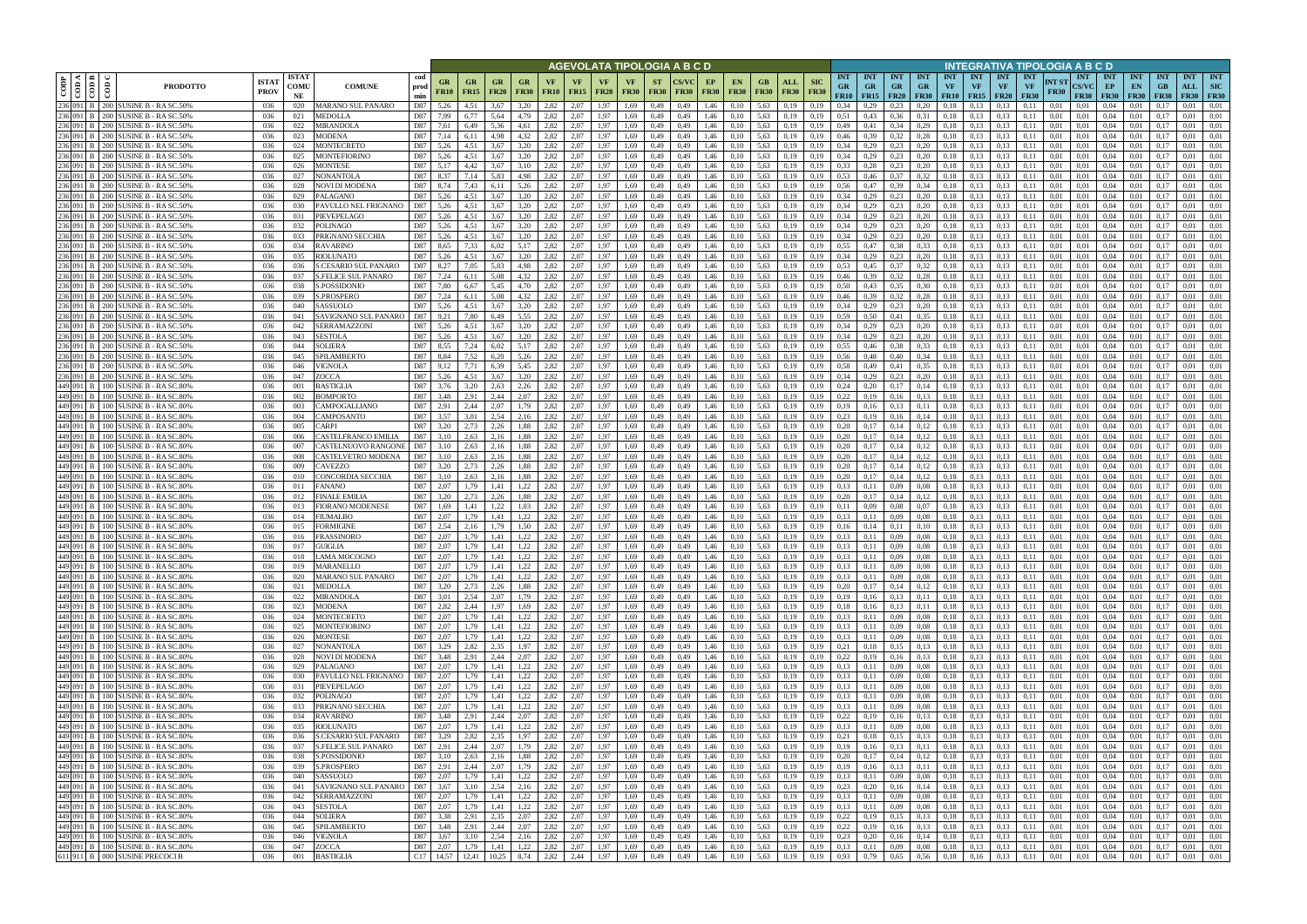| CODP | COD A | COD B | COD C | PRODOTTO | ISTAT PROV | ISTAT COMUNE | COMUNE | cod prod min | AGEVOLATA TIPOLOGIA A B C D | | | | | | | | | | | | | | | | INTEGRATIVA TIPOLOGIA A B C D | | | | | | | | | | | | | | | |
|---|---|---|---|---|---|---|---|---|---|---|---|---|---|---|---|---|---|---|---|---|---|---|---|---|---|---|---|---|---|---|---|---|---|---|---|---|---|---|---|---|
| | | | | | | | | | GR FR10 | GR FR15 | GR FR20 | GR FR30 | VF FR10 | VF FR15 | VF FR20 | VF FR30 | ST FR30 | CS/VC FR30 | EP FR30 | EN FR30 | GB FR30 | ALL FR30 | SIC FR30 | INT GR FR10 | INT GR FR15 | INT GR FR20 | INT GR FR30 | INT VF FR10 | INT VF FR15 | INT VF FR20 | INT VF FR30 | INT ST FR30 | INT CS/VC FR30 | INT EP FR30 | INT EN FR30 | INT GB FR30 | INT ALL FR30 | INT SIC FR30 |
| 236 | 091 | B | 200 | SUSINE B - RA SC.50% | 036 | 020 | MARANO SUL PANARO | D87 | 5,26 | 4,51 | 3,67 | 3,20 | 2,82 | 2,07 | 1,97 | 1,69 | 0,49 | 0,49 | 1,46 | 0,10 | 5,63 | 0,19 | 0,19 | 0,34 | 0,29 | 0,23 | 0,20 | 0,18 | 0,13 | 0,13 | 0,11 | 0,01 | 0,01 | 0,04 | 0,01 | 0,17 | 0,01 | 0,01 |
| 236 | 091 | B | 200 | SUSINE B - RA SC.50% | 036 | 021 | MEDOLLA | D87 | 7,99 | 6,77 | 5,64 | 4,79 | 2,82 | 2,07 | 1,97 | 1,69 | 0,49 | 0,49 | 1,46 | 0,10 | 5,63 | 0,19 | 0,19 | 0,51 | 0,43 | 0,36 | 0,31 | 0,18 | 0,13 | 0,13 | 0,11 | 0,01 | 0,01 | 0,04 | 0,01 | 0,17 | 0,01 | 0,01 |
| 236 | 091 | B | 200 | SUSINE B - RA SC.50% | 036 | 022 | MIRANDOLA | D87 | 7,61 | 6,49 | 5,36 | 4,61 | 2,82 | 2,07 | 1,97 | 1,69 | 0,49 | 0,49 | 1,46 | 0,10 | 5,63 | 0,19 | 0,19 | 0,49 | 0,41 | 0,34 | 0,29 | 0,18 | 0,13 | 0,13 | 0,11 | 0,01 | 0,01 | 0,04 | 0,01 | 0,17 | 0,01 | 0,01 |
| 236 | 091 | B | 200 | SUSINE B - RA SC.50% | 036 | 023 | MODENA | D87 | 7,14 | 6,11 | 4,98 | 4,32 | 2,82 | 2,07 | 1,97 | 1,69 | 0,49 | 0,49 | 1,46 | 0,10 | 5,63 | 0,19 | 0,19 | 0,46 | 0,39 | 0,32 | 0,28 | 0,18 | 0,13 | 0,13 | 0,11 | 0,01 | 0,01 | 0,04 | 0,01 | 0,17 | 0,01 | 0,01 |
| 236 | 091 | B | 200 | SUSINE B - RA SC.50% | 036 | 024 | MONTECRETO | D87 | 5,26 | 4,51 | 3,67 | 3,20 | 2,82 | 2,07 | 1,97 | 1,69 | 0,49 | 0,49 | 1,46 | 0,10 | 5,63 | 0,19 | 0,19 | 0,34 | 0,29 | 0,23 | 0,20 | 0,18 | 0,13 | 0,13 | 0,11 | 0,01 | 0,01 | 0,04 | 0,01 | 0,17 | 0,01 | 0,01 |
| 236 | 091 | B | 200 | SUSINE B - RA SC.50% | 036 | 025 | MONTEFIORINO | D87 | 5,26 | 4,51 | 3,67 | 3,20 | 2,82 | 2,07 | 1,97 | 1,69 | 0,49 | 0,49 | 1,46 | 0,10 | 5,63 | 0,19 | 0,19 | 0,34 | 0,29 | 0,23 | 0,20 | 0,18 | 0,13 | 0,13 | 0,11 | 0,01 | 0,01 | 0,04 | 0,01 | 0,17 | 0,01 | 0,01 |
| 236 | 091 | B | 200 | SUSINE B - RA SC.50% | 036 | 026 | MONTESE | D87 | 5,17 | 4,42 | 3,67 | 3,10 | 2,82 | 2,07 | 1,97 | 1,69 | 0,49 | 0,49 | 1,46 | 0,10 | 5,63 | 0,19 | 0,19 | 0,33 | 0,28 | 0,23 | 0,20 | 0,18 | 0,13 | 0,13 | 0,11 | 0,01 | 0,01 | 0,04 | 0,01 | 0,17 | 0,01 | 0,01 |
| 236 | 091 | B | 200 | SUSINE B - RA SC.50% | 036 | 027 | NONANTOLA | D87 | 8,37 | 7,14 | 5,83 | 4,98 | 2,82 | 2,07 | 1,97 | 1,69 | 0,49 | 0,49 | 1,46 | 0,10 | 5,63 | 0,19 | 0,19 | 0,53 | 0,46 | 0,37 | 0,32 | 0,18 | 0,13 | 0,13 | 0,11 | 0,01 | 0,01 | 0,04 | 0,01 | 0,17 | 0,01 | 0,01 |
| 236 | 091 | B | 200 | SUSINE B - RA SC.50% | 036 | 028 | NOVI DI MODENA | D87 | 8,74 | 7,43 | 6,11 | 5,26 | 2,82 | 2,07 | 1,97 | 1,69 | 0,49 | 0,49 | 1,46 | 0,10 | 5,63 | 0,19 | 0,19 | 0,56 | 0,47 | 0,39 | 0,34 | 0,18 | 0,13 | 0,13 | 0,11 | 0,01 | 0,01 | 0,04 | 0,01 | 0,17 | 0,01 | 0,01 |
| 236 | 091 | B | 200 | SUSINE B - RA SC.50% | 036 | 029 | PALAGANO | D87 | 5,26 | 4,51 | 3,67 | 3,20 | 2,82 | 2,07 | 1,97 | 1,69 | 0,49 | 0,49 | 1,46 | 0,10 | 5,63 | 0,19 | 0,19 | 0,34 | 0,29 | 0,23 | 0,20 | 0,18 | 0,13 | 0,13 | 0,11 | 0,01 | 0,01 | 0,04 | 0,01 | 0,17 | 0,01 | 0,01 |
| 236 | 091 | B | 200 | SUSINE B - RA SC.50% | 036 | 030 | PAVULLO NEL FRIGNANO | D87 | 5,26 | 4,51 | 3,67 | 3,20 | 2,82 | 2,07 | 1,97 | 1,69 | 0,49 | 0,49 | 1,46 | 0,10 | 5,63 | 0,19 | 0,19 | 0,34 | 0,29 | 0,23 | 0,20 | 0,18 | 0,13 | 0,13 | 0,11 | 0,01 | 0,01 | 0,04 | 0,01 | 0,17 | 0,01 | 0,01 |
| 236 | 091 | B | 200 | SUSINE B - RA SC.50% | 036 | 031 | PIEVEPELAGO | D87 | 5,26 | 4,51 | 3,67 | 3,20 | 2,82 | 2,07 | 1,97 | 1,69 | 0,49 | 0,49 | 1,46 | 0,10 | 5,63 | 0,19 | 0,19 | 0,34 | 0,29 | 0,23 | 0,20 | 0,18 | 0,13 | 0,13 | 0,11 | 0,01 | 0,01 | 0,04 | 0,01 | 0,17 | 0,01 | 0,01 |
| 236 | 091 | B | 200 | SUSINE B - RA SC.50% | 036 | 032 | POLINAGO | D87 | 5,26 | 4,51 | 3,67 | 3,20 | 2,82 | 2,07 | 1,97 | 1,69 | 0,49 | 0,49 | 1,46 | 0,10 | 5,63 | 0,19 | 0,19 | 0,34 | 0,29 | 0,23 | 0,20 | 0,18 | 0,13 | 0,13 | 0,11 | 0,01 | 0,01 | 0,04 | 0,01 | 0,17 | 0,01 | 0,01 |
| 236 | 091 | B | 200 | SUSINE B - RA SC.50% | 036 | 033 | PRIGNANO SECCHIA | D87 | 5,26 | 4,51 | 3,67 | 3,20 | 2,82 | 2,07 | 1,97 | 1,69 | 0,49 | 0,49 | 1,46 | 0,10 | 5,63 | 0,19 | 0,19 | 0,34 | 0,29 | 0,23 | 0,20 | 0,18 | 0,13 | 0,13 | 0,11 | 0,01 | 0,01 | 0,04 | 0,01 | 0,17 | 0,01 | 0,01 |
| 236 | 091 | B | 200 | SUSINE B - RA SC.50% | 036 | 034 | RAVARINO | D87 | 8,65 | 7,33 | 6,02 | 5,17 | 2,82 | 2,07 | 1,97 | 1,69 | 0,49 | 0,49 | 1,46 | 0,10 | 5,63 | 0,19 | 0,19 | 0,55 | 0,47 | 0,38 | 0,33 | 0,18 | 0,13 | 0,13 | 0,11 | 0,01 | 0,01 | 0,04 | 0,01 | 0,17 | 0,01 | 0,01 |
| 236 | 091 | B | 200 | SUSINE B - RA SC.50% | 036 | 035 | RIOLUNATO | D87 | 5,26 | 4,51 | 3,67 | 3,20 | 2,82 | 2,07 | 1,97 | 1,69 | 0,49 | 0,49 | 1,46 | 0,10 | 5,63 | 0,19 | 0,19 | 0,34 | 0,29 | 0,23 | 0,20 | 0,18 | 0,13 | 0,13 | 0,11 | 0,01 | 0,01 | 0,04 | 0,01 | 0,17 | 0,01 | 0,01 |
| 236 | 091 | B | 200 | SUSINE B - RA SC.50% | 036 | 036 | S.CESARIO SUL PANARO | D87 | 8,27 | 7,05 | 5,83 | 4,98 | 2,82 | 2,07 | 1,97 | 1,69 | 0,49 | 0,49 | 1,46 | 0,10 | 5,63 | 0,19 | 0,19 | 0,53 | 0,45 | 0,37 | 0,32 | 0,18 | 0,13 | 0,13 | 0,11 | 0,01 | 0,01 | 0,04 | 0,01 | 0,17 | 0,01 | 0,01 |
| 236 | 091 | B | 200 | SUSINE B - RA SC.50% | 036 | 037 | S.FELICE SUL PANARO | D87 | 7,24 | 6,11 | 5,08 | 4,32 | 2,82 | 2,07 | 1,97 | 1,69 | 0,49 | 0,49 | 1,46 | 0,10 | 5,63 | 0,19 | 0,19 | 0,46 | 0,39 | 0,32 | 0,28 | 0,18 | 0,13 | 0,13 | 0,11 | 0,01 | 0,01 | 0,04 | 0,01 | 0,17 | 0,01 | 0,01 |
| 236 | 091 | B | 200 | SUSINE B - RA SC.50% | 036 | 038 | S.POSSIDONIO | D87 | 7,80 | 6,67 | 5,45 | 4,70 | 2,82 | 2,07 | 1,97 | 1,69 | 0,49 | 0,49 | 1,46 | 0,10 | 5,63 | 0,19 | 0,19 | 0,50 | 0,43 | 0,35 | 0,30 | 0,18 | 0,13 | 0,13 | 0,11 | 0,01 | 0,01 | 0,04 | 0,01 | 0,17 | 0,01 | 0,01 |
| 236 | 091 | B | 200 | SUSINE B - RA SC.50% | 036 | 039 | S.PROSPERO | D87 | 7,24 | 6,11 | 5,08 | 4,32 | 2,82 | 2,07 | 1,97 | 1,69 | 0,49 | 0,49 | 1,46 | 0,10 | 5,63 | 0,19 | 0,19 | 0,46 | 0,39 | 0,32 | 0,28 | 0,18 | 0,13 | 0,13 | 0,11 | 0,01 | 0,01 | 0,04 | 0,01 | 0,17 | 0,01 | 0,01 |
| 236 | 091 | B | 200 | SUSINE B - RA SC.50% | 036 | 040 | SASSUOLO | D87 | 5,26 | 4,51 | 3,67 | 3,20 | 2,82 | 2,07 | 1,97 | 1,69 | 0,49 | 0,49 | 1,46 | 0,10 | 5,63 | 0,19 | 0,19 | 0,34 | 0,29 | 0,23 | 0,20 | 0,18 | 0,13 | 0,13 | 0,11 | 0,01 | 0,01 | 0,04 | 0,01 | 0,17 | 0,01 | 0,01 |
| 236 | 091 | B | 200 | SUSINE B - RA SC.50% | 036 | 041 | SAVIGNANO SUL PANARO | D87 | 9,21 | 7,80 | 6,49 | 5,55 | 2,82 | 2,07 | 1,97 | 1,69 | 0,49 | 0,49 | 1,46 | 0,10 | 5,63 | 0,19 | 0,19 | 0,59 | 0,50 | 0,41 | 0,35 | 0,18 | 0,13 | 0,13 | 0,11 | 0,01 | 0,01 | 0,04 | 0,01 | 0,17 | 0,01 | 0,01 |
| 236 | 091 | B | 200 | SUSINE B - RA SC.50% | 036 | 042 | SERRAMAZZONI | D87 | 5,26 | 4,51 | 3,67 | 3,20 | 2,82 | 2,07 | 1,97 | 1,69 | 0,49 | 0,49 | 1,46 | 0,10 | 5,63 | 0,19 | 0,19 | 0,34 | 0,29 | 0,23 | 0,20 | 0,18 | 0,13 | 0,13 | 0,11 | 0,01 | 0,01 | 0,04 | 0,01 | 0,17 | 0,01 | 0,01 |
| 236 | 091 | B | 200 | SUSINE B - RA SC.50% | 036 | 043 | SESTOLA | D87 | 5,26 | 4,51 | 3,67 | 3,20 | 2,82 | 2,07 | 1,97 | 1,69 | 0,49 | 0,49 | 1,46 | 0,10 | 5,63 | 0,19 | 0,19 | 0,34 | 0,29 | 0,23 | 0,20 | 0,18 | 0,13 | 0,13 | 0,11 | 0,01 | 0,01 | 0,04 | 0,01 | 0,17 | 0,01 | 0,01 |
| 236 | 091 | B | 200 | SUSINE B - RA SC.50% | 036 | 044 | SOLIERA | D87 | 8,55 | 7,24 | 6,02 | 5,17 | 2,82 | 2,07 | 1,97 | 1,69 | 0,49 | 0,49 | 1,46 | 0,10 | 5,63 | 0,19 | 0,19 | 0,55 | 0,46 | 0,38 | 0,33 | 0,18 | 0,13 | 0,13 | 0,11 | 0,01 | 0,01 | 0,04 | 0,01 | 0,17 | 0,01 | 0,01 |
| 236 | 091 | B | 200 | SUSINE B - RA SC.50% | 036 | 045 | SPILAMBERTO | D87 | 8,84 | 7,52 | 6,20 | 5,26 | 2,82 | 2,07 | 1,97 | 1,69 | 0,49 | 0,49 | 1,46 | 0,10 | 5,63 | 0,19 | 0,19 | 0,56 | 0,48 | 0,40 | 0,34 | 0,18 | 0,13 | 0,13 | 0,11 | 0,01 | 0,01 | 0,04 | 0,01 | 0,17 | 0,01 | 0,01 |
| 236 | 091 | B | 200 | SUSINE B - RA SC.50% | 036 | 046 | VIGNOLA | D87 | 9,12 | 7,71 | 6,39 | 5,45 | 2,82 | 2,07 | 1,97 | 1,69 | 0,49 | 0,49 | 1,46 | 0,10 | 5,63 | 0,19 | 0,19 | 0,58 | 0,49 | 0,41 | 0,35 | 0,18 | 0,13 | 0,13 | 0,11 | 0,01 | 0,01 | 0,04 | 0,01 | 0,17 | 0,01 | 0,01 |
| 236 | 091 | B | 200 | SUSINE B - RA SC.50% | 036 | 047 | ZOCCA | D87 | 5,26 | 4,51 | 3,67 | 3,20 | 2,82 | 2,07 | 1,97 | 1,69 | 0,49 | 0,49 | 1,46 | 0,10 | 5,63 | 0,19 | 0,19 | 0,34 | 0,29 | 0,23 | 0,20 | 0,18 | 0,13 | 0,13 | 0,11 | 0,01 | 0,01 | 0,04 | 0,01 | 0,17 | 0,01 | 0,01 |
| 449 | 091 | B | 100 | SUSINE B - RA SC.80% | 036 | 001 | BASTIGLIA | D87 | 3,76 | 3,20 | 2,63 | 2,26 | 2,82 | 2,07 | 1,97 | 1,69 | 0,49 | 0,49 | 1,46 | 0,10 | 5,63 | 0,19 | 0,19 | 0,24 | 0,20 | 0,17 | 0,14 | 0,18 | 0,13 | 0,13 | 0,11 | 0,01 | 0,01 | 0,04 | 0,01 | 0,17 | 0,01 | 0,01 |
| 449 | 091 | B | 100 | SUSINE B - RA SC.80% | 036 | 002 | BOMPORTO | D87 | 3,48 | 2,91 | 2,44 | 2,07 | 2,82 | 2,07 | 1,97 | 1,69 | 0,49 | 0,49 | 1,46 | 0,10 | 5,63 | 0,19 | 0,19 | 0,22 | 0,19 | 0,16 | 0,13 | 0,18 | 0,13 | 0,13 | 0,11 | 0,01 | 0,01 | 0,04 | 0,01 | 0,17 | 0,01 | 0,01 |
| 449 | 091 | B | 100 | SUSINE B - RA SC.80% | 036 | 003 | CAMPOGALLIANO | D87 | 2,91 | 2,44 | 2,07 | 1,79 | 2,82 | 2,07 | 1,97 | 1,69 | 0,49 | 0,49 | 1,46 | 0,10 | 5,63 | 0,19 | 0,19 | 0,19 | 0,16 | 0,13 | 0,11 | 0,18 | 0,13 | 0,13 | 0,11 | 0,01 | 0,01 | 0,04 | 0,01 | 0,17 | 0,01 | 0,01 |
| 449 | 091 | B | 100 | SUSINE B - RA SC.80% | 036 | 004 | CAMPOSANTO | D87 | 3,57 | 3,01 | 2,54 | 2,16 | 2,82 | 2,07 | 1,97 | 1,69 | 0,49 | 0,49 | 1,46 | 0,10 | 5,63 | 0,19 | 0,19 | 0,23 | 0,19 | 0,16 | 0,14 | 0,18 | 0,13 | 0,13 | 0,11 | 0,01 | 0,01 | 0,04 | 0,01 | 0,17 | 0,01 | 0,01 |
| 449 | 091 | B | 100 | SUSINE B - RA SC.80% | 036 | 005 | CARPI | D87 | 3,20 | 2,73 | 2,26 | 1,88 | 2,82 | 2,07 | 1,97 | 1,69 | 0,49 | 0,49 | 1,46 | 0,10 | 5,63 | 0,19 | 0,19 | 0,20 | 0,17 | 0,14 | 0,12 | 0,18 | 0,13 | 0,13 | 0,11 | 0,01 | 0,01 | 0,04 | 0,01 | 0,17 | 0,01 | 0,01 |
| 449 | 091 | B | 100 | SUSINE B - RA SC.80% | 036 | 006 | CASTELFRANCO EMILIA | D87 | 3,10 | 2,63 | 2,16 | 1,88 | 2,82 | 2,07 | 1,97 | 1,69 | 0,49 | 0,49 | 1,46 | 0,10 | 5,63 | 0,19 | 0,19 | 0,20 | 0,17 | 0,14 | 0,12 | 0,18 | 0,13 | 0,13 | 0,11 | 0,01 | 0,01 | 0,04 | 0,01 | 0,17 | 0,01 | 0,01 |
| 449 | 091 | B | 100 | SUSINE B - RA SC.80% | 036 | 007 | CASTELNUOVO RANGONE | D87 | 3,10 | 2,63 | 2,16 | 1,88 | 2,82 | 2,07 | 1,97 | 1,69 | 0,49 | 0,49 | 1,46 | 0,10 | 5,63 | 0,19 | 0,19 | 0,20 | 0,17 | 0,14 | 0,12 | 0,18 | 0,13 | 0,13 | 0,11 | 0,01 | 0,01 | 0,04 | 0,01 | 0,17 | 0,01 | 0,01 |
| 449 | 091 | B | 100 | SUSINE B - RA SC.80% | 036 | 008 | CASTELVETRO MODENA | D87 | 3,10 | 2,63 | 2,16 | 1,88 | 2,82 | 2,07 | 1,97 | 1,69 | 0,49 | 0,49 | 1,46 | 0,10 | 5,63 | 0,19 | 0,19 | 0,20 | 0,17 | 0,14 | 0,12 | 0,18 | 0,13 | 0,13 | 0,11 | 0,01 | 0,01 | 0,04 | 0,01 | 0,17 | 0,01 | 0,01 |
| 449 | 091 | B | 100 | SUSINE B - RA SC.80% | 036 | 009 | CAVEZZO | D87 | 3,20 | 2,73 | 2,26 | 1,88 | 2,82 | 2,07 | 1,97 | 1,69 | 0,49 | 0,49 | 1,46 | 0,10 | 5,63 | 0,19 | 0,19 | 0,20 | 0,17 | 0,14 | 0,12 | 0,18 | 0,13 | 0,13 | 0,11 | 0,01 | 0,01 | 0,04 | 0,01 | 0,17 | 0,01 | 0,01 |
| 449 | 091 | B | 100 | SUSINE B - RA SC.80% | 036 | 010 | CONCORDIA SECCHIA | D87 | 3,10 | 2,63 | 2,16 | 1,88 | 2,82 | 2,07 | 1,97 | 1,69 | 0,49 | 0,49 | 1,46 | 0,10 | 5,63 | 0,19 | 0,19 | 0,20 | 0,17 | 0,14 | 0,12 | 0,18 | 0,13 | 0,13 | 0,11 | 0,01 | 0,01 | 0,04 | 0,01 | 0,17 | 0,01 | 0,01 |
| 449 | 091 | B | 100 | SUSINE B - RA SC.80% | 036 | 011 | FANANO | D87 | 2,07 | 1,79 | 1,41 | 1,22 | 2,82 | 2,07 | 1,97 | 1,69 | 0,49 | 0,49 | 1,46 | 0,10 | 5,63 | 0,19 | 0,19 | 0,13 | 0,11 | 0,09 | 0,08 | 0,18 | 0,13 | 0,13 | 0,11 | 0,01 | 0,01 | 0,04 | 0,01 | 0,17 | 0,01 | 0,01 |
| 449 | 091 | B | 100 | SUSINE B - RA SC.80% | 036 | 012 | FINALE EMILIA | D87 | 3,20 | 2,73 | 2,26 | 1,88 | 2,82 | 2,07 | 1,97 | 1,69 | 0,49 | 0,49 | 1,46 | 0,10 | 5,63 | 0,19 | 0,19 | 0,20 | 0,17 | 0,14 | 0,12 | 0,18 | 0,13 | 0,13 | 0,11 | 0,01 | 0,01 | 0,04 | 0,01 | 0,17 | 0,01 | 0,01 |
| 449 | 091 | B | 100 | SUSINE B - RA SC.80% | 036 | 013 | FIORANO MODENESE | D87 | 1,69 | 1,41 | 1,22 | 1,03 | 2,82 | 2,07 | 1,97 | 1,69 | 0,49 | 0,49 | 1,46 | 0,10 | 5,63 | 0,19 | 0,19 | 0,11 | 0,09 | 0,08 | 0,07 | 0,18 | 0,13 | 0,13 | 0,11 | 0,01 | 0,01 | 0,04 | 0,01 | 0,17 | 0,01 | 0,01 |
| 449 | 091 | B | 100 | SUSINE B - RA SC.80% | 036 | 014 | FIUMALBO | D87 | 2,07 | 1,79 | 1,41 | 1,22 | 2,82 | 2,07 | 1,97 | 1,69 | 0,49 | 0,49 | 1,46 | 0,10 | 5,63 | 0,19 | 0,19 | 0,13 | 0,11 | 0,09 | 0,08 | 0,18 | 0,13 | 0,13 | 0,11 | 0,01 | 0,01 | 0,04 | 0,01 | 0,17 | 0,01 | 0,01 |
| 449 | 091 | B | 100 | SUSINE B - RA SC.80% | 036 | 015 | FORMIGINE | D87 | 2,54 | 2,16 | 1,79 | 1,50 | 2,82 | 2,07 | 1,97 | 1,69 | 0,49 | 0,49 | 1,46 | 0,10 | 5,63 | 0,19 | 0,19 | 0,16 | 0,14 | 0,11 | 0,10 | 0,18 | 0,13 | 0,13 | 0,11 | 0,01 | 0,01 | 0,04 | 0,01 | 0,17 | 0,01 | 0,01 |
| 449 | 091 | B | 100 | SUSINE B - RA SC.80% | 036 | 016 | FRASSINORO | D87 | 2,07 | 1,79 | 1,41 | 1,22 | 2,82 | 2,07 | 1,97 | 1,69 | 0,49 | 0,49 | 1,46 | 0,10 | 5,63 | 0,19 | 0,19 | 0,13 | 0,11 | 0,09 | 0,08 | 0,18 | 0,13 | 0,13 | 0,11 | 0,01 | 0,01 | 0,04 | 0,01 | 0,17 | 0,01 | 0,01 |
| 449 | 091 | B | 100 | SUSINE B - RA SC.80% | 036 | 017 | GUIGLIA | D87 | 2,07 | 1,79 | 1,41 | 1,22 | 2,82 | 2,07 | 1,97 | 1,69 | 0,49 | 0,49 | 1,46 | 0,10 | 5,63 | 0,19 | 0,19 | 0,13 | 0,11 | 0,09 | 0,08 | 0,18 | 0,13 | 0,13 | 0,11 | 0,01 | 0,01 | 0,04 | 0,01 | 0,17 | 0,01 | 0,01 |
| 449 | 091 | B | 100 | SUSINE B - RA SC.80% | 036 | 018 | LAMA MOCOGNO | D87 | 2,07 | 1,79 | 1,41 | 1,22 | 2,82 | 2,07 | 1,97 | 1,69 | 0,49 | 0,49 | 1,46 | 0,10 | 5,63 | 0,19 | 0,19 | 0,13 | 0,11 | 0,09 | 0,08 | 0,18 | 0,13 | 0,13 | 0,11 | 0,01 | 0,01 | 0,04 | 0,01 | 0,17 | 0,01 | 0,01 |
| 449 | 091 | B | 100 | SUSINE B - RA SC.80% | 036 | 019 | MARANELLO | D87 | 2,07 | 1,79 | 1,41 | 1,22 | 2,82 | 2,07 | 1,97 | 1,69 | 0,49 | 0,49 | 1,46 | 0,10 | 5,63 | 0,19 | 0,19 | 0,13 | 0,11 | 0,09 | 0,08 | 0,18 | 0,13 | 0,13 | 0,11 | 0,01 | 0,01 | 0,04 | 0,01 | 0,17 | 0,01 | 0,01 |
| 449 | 091 | B | 100 | SUSINE B - RA SC.80% | 036 | 020 | MARANO SUL PANARO | D87 | 2,07 | 1,79 | 1,41 | 1,22 | 2,82 | 2,07 | 1,97 | 1,69 | 0,49 | 0,49 | 1,46 | 0,10 | 5,63 | 0,19 | 0,19 | 0,13 | 0,11 | 0,09 | 0,08 | 0,18 | 0,13 | 0,13 | 0,11 | 0,01 | 0,01 | 0,04 | 0,01 | 0,17 | 0,01 | 0,01 |
| 449 | 091 | B | 100 | SUSINE B - RA SC.80% | 036 | 021 | MEDOLLA | D87 | 3,20 | 2,73 | 2,26 | 1,88 | 2,82 | 2,07 | 1,97 | 1,69 | 0,49 | 0,49 | 1,46 | 0,10 | 5,63 | 0,19 | 0,19 | 0,20 | 0,17 | 0,14 | 0,12 | 0,18 | 0,13 | 0,13 | 0,11 | 0,01 | 0,01 | 0,04 | 0,01 | 0,17 | 0,01 | 0,01 |
| 449 | 091 | B | 100 | SUSINE B - RA SC.80% | 036 | 022 | MIRANDOLA | D87 | 3,01 | 2,54 | 2,07 | 1,79 | 2,82 | 2,07 | 1,97 | 1,69 | 0,49 | 0,49 | 1,46 | 0,10 | 5,63 | 0,19 | 0,19 | 0,19 | 0,16 | 0,13 | 0,11 | 0,18 | 0,13 | 0,13 | 0,11 | 0,01 | 0,01 | 0,04 | 0,01 | 0,17 | 0,01 | 0,01 |
| 449 | 091 | B | 100 | SUSINE B - RA SC.80% | 036 | 023 | MODENA | D87 | 2,82 | 2,44 | 1,97 | 1,69 | 2,82 | 2,07 | 1,97 | 1,69 | 0,49 | 0,49 | 1,46 | 0,10 | 5,63 | 0,19 | 0,19 | 0,18 | 0,16 | 0,13 | 0,11 | 0,18 | 0,13 | 0,13 | 0,11 | 0,01 | 0,01 | 0,04 | 0,01 | 0,17 | 0,01 | 0,01 |
| 449 | 091 | B | 100 | SUSINE B - RA SC.80% | 036 | 024 | MONTECRETO | D87 | 2,07 | 1,79 | 1,41 | 1,22 | 2,82 | 2,07 | 1,97 | 1,69 | 0,49 | 0,49 | 1,46 | 0,10 | 5,63 | 0,19 | 0,19 | 0,13 | 0,11 | 0,09 | 0,08 | 0,18 | 0,13 | 0,13 | 0,11 | 0,01 | 0,01 | 0,04 | 0,01 | 0,17 | 0,01 | 0,01 |
| 449 | 091 | B | 100 | SUSINE B - RA SC.80% | 036 | 025 | MONTEFIORINO | D87 | 2,07 | 1,79 | 1,41 | 1,22 | 2,82 | 2,07 | 1,97 | 1,69 | 0,49 | 0,49 | 1,46 | 0,10 | 5,63 | 0,19 | 0,19 | 0,13 | 0,11 | 0,09 | 0,08 | 0,18 | 0,13 | 0,13 | 0,11 | 0,01 | 0,01 | 0,04 | 0,01 | 0,17 | 0,01 | 0,01 |
| 449 | 091 | B | 100 | SUSINE B - RA SC.80% | 036 | 026 | MONTESE | D87 | 2,07 | 1,79 | 1,41 | 1,22 | 2,82 | 2,07 | 1,97 | 1,69 | 0,49 | 0,49 | 1,46 | 0,10 | 5,63 | 0,19 | 0,19 | 0,13 | 0,11 | 0,09 | 0,08 | 0,18 | 0,13 | 0,13 | 0,11 | 0,01 | 0,01 | 0,04 | 0,01 | 0,17 | 0,01 | 0,01 |
| 449 | 091 | B | 100 | SUSINE B - RA SC.80% | 036 | 027 | NONANTOLA | D87 | 3,29 | 2,82 | 2,35 | 1,97 | 2,82 | 2,07 | 1,97 | 1,69 | 0,49 | 0,49 | 1,46 | 0,10 | 5,63 | 0,19 | 0,19 | 0,21 | 0,18 | 0,15 | 0,13 | 0,18 | 0,13 | 0,13 | 0,11 | 0,01 | 0,01 | 0,04 | 0,01 | 0,17 | 0,01 | 0,01 |
| 449 | 091 | B | 100 | SUSINE B - RA SC.80% | 036 | 028 | NOVI DI MODENA | D87 | 3,48 | 2,91 | 2,44 | 2,07 | 2,82 | 2,07 | 1,97 | 1,69 | 0,49 | 0,49 | 1,46 | 0,10 | 5,63 | 0,19 | 0,19 | 0,22 | 0,19 | 0,16 | 0,13 | 0,18 | 0,13 | 0,13 | 0,11 | 0,01 | 0,01 | 0,04 | 0,01 | 0,17 | 0,01 | 0,01 |
| 449 | 091 | B | 100 | SUSINE B - RA SC.80% | 036 | 029 | PALAGANO | D87 | 2,07 | 1,79 | 1,41 | 1,22 | 2,82 | 2,07 | 1,97 | 1,69 | 0,49 | 0,49 | 1,46 | 0,10 | 5,63 | 0,19 | 0,19 | 0,13 | 0,11 | 0,09 | 0,08 | 0,18 | 0,13 | 0,13 | 0,11 | 0,01 | 0,01 | 0,04 | 0,01 | 0,17 | 0,01 | 0,01 |
| 449 | 091 | B | 100 | SUSINE B - RA SC.80% | 036 | 030 | PAVULLO NEL FRIGNANO | D87 | 2,07 | 1,79 | 1,41 | 1,22 | 2,82 | 2,07 | 1,97 | 1,69 | 0,49 | 0,49 | 1,46 | 0,10 | 5,63 | 0,19 | 0,19 | 0,13 | 0,11 | 0,09 | 0,08 | 0,18 | 0,13 | 0,13 | 0,11 | 0,01 | 0,01 | 0,04 | 0,01 | 0,17 | 0,01 | 0,01 |
| 449 | 091 | B | 100 | SUSINE B - RA SC.80% | 036 | 031 | PIEVEPELAGO | D87 | 2,07 | 1,79 | 1,41 | 1,22 | 2,82 | 2,07 | 1,97 | 1,69 | 0,49 | 0,49 | 1,46 | 0,10 | 5,63 | 0,19 | 0,19 | 0,13 | 0,11 | 0,09 | 0,08 | 0,18 | 0,13 | 0,13 | 0,11 | 0,01 | 0,01 | 0,04 | 0,01 | 0,17 | 0,01 | 0,01 |
| 449 | 091 | B | 100 | SUSINE B - RA SC.80% | 036 | 032 | POLINAGO | D87 | 2,07 | 1,79 | 1,41 | 1,22 | 2,82 | 2,07 | 1,97 | 1,69 | 0,49 | 0,49 | 1,46 | 0,10 | 5,63 | 0,19 | 0,19 | 0,13 | 0,11 | 0,09 | 0,08 | 0,18 | 0,13 | 0,13 | 0,11 | 0,01 | 0,01 | 0,04 | 0,01 | 0,17 | 0,01 | 0,01 |
| 449 | 091 | B | 100 | SUSINE B - RA SC.80% | 036 | 033 | PRIGNANO SECCHIA | D87 | 2,07 | 1,79 | 1,41 | 1,22 | 2,82 | 2,07 | 1,97 | 1,69 | 0,49 | 0,49 | 1,46 | 0,10 | 5,63 | 0,19 | 0,19 | 0,13 | 0,11 | 0,09 | 0,08 | 0,18 | 0,13 | 0,13 | 0,11 | 0,01 | 0,01 | 0,04 | 0,01 | 0,17 | 0,01 | 0,01 |
| 449 | 091 | B | 100 | SUSINE B - RA SC.80% | 036 | 034 | RAVARINO | D87 | 3,48 | 2,91 | 2,44 | 2,07 | 2,82 | 2,07 | 1,97 | 1,69 | 0,49 | 0,49 | 1,46 | 0,10 | 5,63 | 0,19 | 0,19 | 0,22 | 0,19 | 0,16 | 0,13 | 0,18 | 0,13 | 0,13 | 0,11 | 0,01 | 0,01 | 0,04 | 0,01 | 0,17 | 0,01 | 0,01 |
| 449 | 091 | B | 100 | SUSINE B - RA SC.80% | 036 | 035 | RIOLUNATO | D87 | 2,07 | 1,79 | 1,41 | 1,22 | 2,82 | 2,07 | 1,97 | 1,69 | 0,49 | 0,49 | 1,46 | 0,10 | 5,63 | 0,19 | 0,19 | 0,13 | 0,11 | 0,09 | 0,08 | 0,18 | 0,13 | 0,13 | 0,11 | 0,01 | 0,01 | 0,04 | 0,01 | 0,17 | 0,01 | 0,01 |
| 449 | 091 | B | 100 | SUSINE B - RA SC.80% | 036 | 036 | S.CESARIO SUL PANARO | D87 | 3,29 | 2,82 | 2,35 | 1,97 | 2,82 | 2,07 | 1,97 | 1,69 | 0,49 | 0,49 | 1,46 | 0,10 | 5,63 | 0,19 | 0,19 | 0,21 | 0,18 | 0,15 | 0,13 | 0,18 | 0,13 | 0,13 | 0,11 | 0,01 | 0,01 | 0,04 | 0,01 | 0,17 | 0,01 | 0,01 |
| 449 | 091 | B | 100 | SUSINE B - RA SC.80% | 036 | 037 | S.FELICE SUL PANARO | D87 | 2,91 | 2,44 | 2,07 | 1,79 | 2,82 | 2,07 | 1,97 | 1,69 | 0,49 | 0,49 | 1,46 | 0,10 | 5,63 | 0,19 | 0,19 | 0,19 | 0,16 | 0,13 | 0,11 | 0,18 | 0,13 | 0,13 | 0,11 | 0,01 | 0,01 | 0,04 | 0,01 | 0,17 | 0,01 | 0,01 |
| 449 | 091 | B | 100 | SUSINE B - RA SC.80% | 036 | 038 | S.POSSIDONIO | D87 | 3,10 | 2,63 | 2,16 | 1,88 | 2,82 | 2,07 | 1,97 | 1,69 | 0,49 | 0,49 | 1,46 | 0,10 | 5,63 | 0,19 | 0,19 | 0,20 | 0,17 | 0,14 | 0,12 | 0,18 | 0,13 | 0,13 | 0,11 | 0,01 | 0,01 | 0,04 | 0,01 | 0,17 | 0,01 | 0,01 |
| 449 | 091 | B | 100 | SUSINE B - RA SC.80% | 036 | 039 | S.PROSPERO | D87 | 2,91 | 2,44 | 2,07 | 1,79 | 2,82 | 2,07 | 1,97 | 1,69 | 0,49 | 0,49 | 1,46 | 0,10 | 5,63 | 0,19 | 0,19 | 0,19 | 0,16 | 0,13 | 0,11 | 0,18 | 0,13 | 0,13 | 0,11 | 0,01 | 0,01 | 0,04 | 0,01 | 0,17 | 0,01 | 0,01 |
| 449 | 091 | B | 100 | SUSINE B - RA SC.80% | 036 | 040 | SASSUOLO | D87 | 2,07 | 1,79 | 1,41 | 1,22 | 2,82 | 2,07 | 1,97 | 1,69 | 0,49 | 0,49 | 1,46 | 0,10 | 5,63 | 0,19 | 0,19 | 0,13 | 0,11 | 0,09 | 0,08 | 0,18 | 0,13 | 0,13 | 0,11 | 0,01 | 0,01 | 0,04 | 0,01 | 0,17 | 0,01 | 0,01 |
| 449 | 091 | B | 100 | SUSINE B - RA SC.80% | 036 | 041 | SAVIGNANO SUL PANARO | D87 | 3,67 | 3,10 | 2,54 | 2,16 | 2,82 | 2,07 | 1,97 | 1,69 | 0,49 | 0,49 | 1,46 | 0,10 | 5,63 | 0,19 | 0,19 | 0,23 | 0,20 | 0,16 | 0,14 | 0,18 | 0,13 | 0,13 | 0,11 | 0,01 | 0,01 | 0,04 | 0,01 | 0,17 | 0,01 | 0,01 |
| 449 | 091 | B | 100 | SUSINE B - RA SC.80% | 036 | 042 | SERRAMAZZONI | D87 | 2,07 | 1,79 | 1,41 | 1,22 | 2,82 | 2,07 | 1,97 | 1,69 | 0,49 | 0,49 | 1,46 | 0,10 | 5,63 | 0,19 | 0,19 | 0,13 | 0,11 | 0,09 | 0,08 | 0,18 | 0,13 | 0,13 | 0,11 | 0,01 | 0,01 | 0,04 | 0,01 | 0,17 | 0,01 | 0,01 |
| 449 | 091 | B | 100 | SUSINE B - RA SC.80% | 036 | 043 | SESTOLA | D87 | 2,07 | 1,79 | 1,41 | 1,22 | 2,82 | 2,07 | 1,97 | 1,69 | 0,49 | 0,49 | 1,46 | 0,10 | 5,63 | 0,19 | 0,19 | 0,13 | 0,11 | 0,09 | 0,08 | 0,18 | 0,13 | 0,13 | 0,11 | 0,01 | 0,01 | 0,04 | 0,01 | 0,17 | 0,01 | 0,01 |
| 449 | 091 | B | 100 | SUSINE B - RA SC.80% | 036 | 044 | SOLIERA | D87 | 3,38 | 2,91 | 2,35 | 2,07 | 2,82 | 2,07 | 1,97 | 1,69 | 0,49 | 0,49 | 1,46 | 0,10 | 5,63 | 0,19 | 0,19 | 0,22 | 0,19 | 0,15 | 0,13 | 0,18 | 0,13 | 0,13 | 0,11 | 0,01 | 0,01 | 0,04 | 0,01 | 0,17 | 0,01 | 0,01 |
| 449 | 091 | B | 100 | SUSINE B - RA SC.80% | 036 | 045 | SPILAMBERTO | D87 | 3,48 | 2,91 | 2,44 | 2,07 | 2,82 | 2,07 | 1,97 | 1,69 | 0,49 | 0,49 | 1,46 | 0,10 | 5,63 | 0,19 | 0,19 | 0,22 | 0,19 | 0,16 | 0,13 | 0,18 | 0,13 | 0,13 | 0,11 | 0,01 | 0,01 | 0,04 | 0,01 | 0,17 | 0,01 | 0,01 |
| 449 | 091 | B | 100 | SUSINE B - RA SC.80% | 036 | 046 | VIGNOLA | D87 | 3,67 | 3,10 | 2,54 | 2,16 | 2,82 | 2,07 | 1,97 | 1,69 | 0,49 | 0,49 | 1,46 | 0,10 | 5,63 | 0,19 | 0,19 | 0,23 | 0,20 | 0,16 | 0,14 | 0,18 | 0,13 | 0,13 | 0,11 | 0,01 | 0,01 | 0,04 | 0,01 | 0,17 | 0,01 | 0,01 |
| 449 | 091 | B | 100 | SUSINE B - RA SC.80% | 036 | 047 | ZOCCA | D87 | 2,07 | 1,79 | 1,41 | 1,22 | 2,82 | 2,07 | 1,97 | 1,69 | 0,49 | 0,49 | 1,46 | 0,10 | 5,63 | 0,19 | 0,19 | 0,13 | 0,11 | 0,09 | 0,08 | 0,18 | 0,13 | 0,13 | 0,11 | 0,01 | 0,01 | 0,04 | 0,01 | 0,17 | 0,01 | 0,01 |
| 611 | 911 | B | 000 | SUSINE PRECOCI B | 036 | 001 | BASTIGLIA | C17 | 14,57 | 12,41 | 10,25 | 8,74 | 2,82 | 2,44 | 1,97 | 1,69 | 0,49 | 0,49 | 1,46 | 0,10 | 5,63 | 0,19 | 0,19 | 0,93 | 0,79 | 0,65 | 0,56 | 0,18 | 0,16 | 0,13 | 0,11 | 0,01 | 0,01 | 0,04 | 0,01 | 0,17 | 0,01 | 0,01 |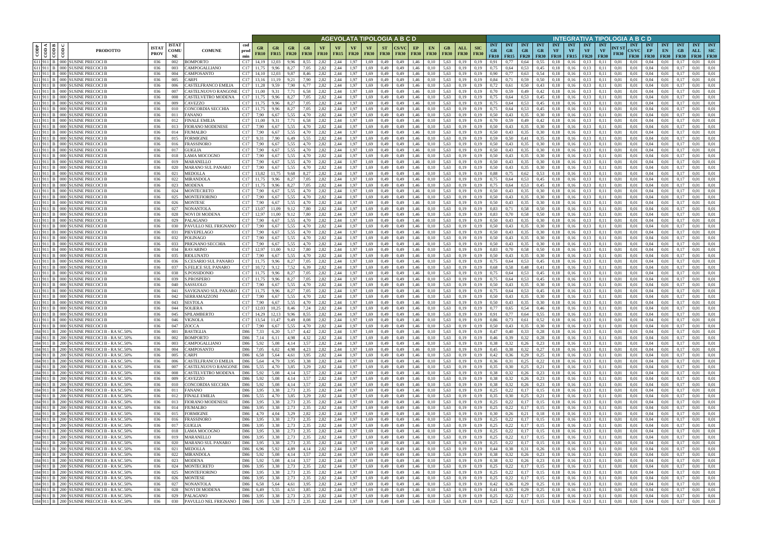| CODP | CODA | CODB | CODC | PRODOTTO | ISTAT PROV | ISTAT COMUNE | COMUNE | cod prod min | AGEVOLATA TIPOLOGIA A B C D | | | | | | | | | | | | | | | INTEGRATIVA TIPOLOGIA A B C D | | | | | | | | | | | | | | |
|---|---|---|---|---|---|---|---|---|---|---|---|---|---|---|---|---|---|---|---|---|---|---|---|---|---|---|---|---|---|---|---|---|---|---|---|---|---|---|
| | | | | | | | | | GR FR10 | GR FR15 | GR FR20 | GR FR30 | VF FR10 | VF FR15 | VF FR20 | VF FR30 | ST FR30 | CS/VC FR30 | EP FR30 | EN FR30 | GB FR30 | ALL FR30 | SIC FR30 | INT GR FR10 | INT GR FR15 | INT GR FR20 | INT GR FR30 | INT VF FR10 | INT VF FR15 | INT VF FR20 | INT VF FR30 | INT ST FR30 | INT CS/VC FR30 | INT EP FR30 | INT EN FR30 | INT GB FR30 | INT ALL FR30 | INT SIC FR30 |
| 611 | 911 | B | 000 | SUSINE PRECOCI B | 036 | 002 | BOMPORTO | C17 | 14,19 | 12,03 | 9,96 | 8,55 | 2,82 | 2,44 | 1,97 | 1,69 | 0,49 | 0,49 | 1,46 | 0,10 | 5,63 | 0,19 | 0,19 | 0,91 | 0,77 | 0,64 | 0,55 | 0,18 | 0,16 | 0,13 | 0,11 | 0,01 | 0,01 | 0,04 | 0,01 | 0,17 | 0,01 | 0,01 |
| 611 | 911 | B | 000 | SUSINE PRECOCI B | 036 | 003 | CAMPOGALLIANO | C17 | 11,75 | 9,96 | 8,27 | 7,05 | 2,82 | 2,44 | 1,97 | 1,69 | 0,49 | 0,49 | 1,46 | 0,10 | 5,63 | 0,19 | 0,19 | 0,75 | 0,64 | 0,53 | 0,45 | 0,18 | 0,16 | 0,13 | 0,11 | 0,01 | 0,01 | 0,04 | 0,01 | 0,17 | 0,01 | 0,01 |
| 611 | 911 | B | 000 | SUSINE PRECOCI B | 036 | 004 | CAMPOSANTO | C17 | 14,10 | 12,03 | 9,87 | 8,46 | 2,82 | 2,44 | 1,97 | 1,69 | 0,49 | 0,49 | 1,46 | 0,10 | 5,63 | 0,19 | 0,19 | 0,90 | 0,77 | 0,63 | 0,54 | 0,18 | 0,16 | 0,13 | 0,11 | 0,01 | 0,01 | 0,04 | 0,01 | 0,17 | 0,01 | 0,01 |
| 611 | 911 | B | 000 | SUSINE PRECOCI B | 036 | 005 | CARPI | C17 | 13,16 | 11,19 | 9,21 | 7,90 | 2,82 | 2,44 | 1,97 | 1,69 | 0,49 | 0,49 | 1,46 | 0,10 | 5,63 | 0,19 | 0,19 | 0,84 | 0,71 | 0,59 | 0,50 | 0,18 | 0,16 | 0,13 | 0,11 | 0,01 | 0,01 | 0,04 | 0,01 | 0,17 | 0,01 | 0,01 |
| 611 | 911 | B | 000 | SUSINE PRECOCI B | 036 | 006 | CASTELFRANCO EMILIA | C17 | 11,28 | 9,59 | 7,90 | 6,77 | 2,82 | 2,44 | 1,97 | 1,69 | 0,49 | 0,49 | 1,46 | 0,10 | 5,63 | 0,19 | 0,19 | 0,72 | 0,61 | 0,50 | 0,43 | 0,18 | 0,16 | 0,13 | 0,11 | 0,01 | 0,01 | 0,04 | 0,01 | 0,17 | 0,01 | 0,01 |
| 611 | 911 | B | 000 | SUSINE PRECOCI B | 036 | 007 | CASTELNUOVO RANGONE | C17 | 11,00 | 9,31 | 7,71 | 6,58 | 2,82 | 2,44 | 1,97 | 1,69 | 0,49 | 0,49 | 1,46 | 0,10 | 5,63 | 0,19 | 0,19 | 0,70 | 0,59 | 0,49 | 0,42 | 0,18 | 0,16 | 0,13 | 0,11 | 0,01 | 0,01 | 0,04 | 0,01 | 0,17 | 0,01 | 0,01 |
| 611 | 911 | B | 000 | SUSINE PRECOCI B | 036 | 008 | CASTELVETRO MODENA | C17 | 11,75 | 9,96 | 8,27 | 7,05 | 2,82 | 2,44 | 1,97 | 1,69 | 0,49 | 0,49 | 1,46 | 0,10 | 5,63 | 0,19 | 0,19 | 0,75 | 0,64 | 0,53 | 0,45 | 0,18 | 0,16 | 0,13 | 0,11 | 0,01 | 0,01 | 0,04 | 0,01 | 0,17 | 0,01 | 0,01 |
| 611 | 911 | B | 000 | SUSINE PRECOCI B | 036 | 009 | CAVEZZO | C17 | 11,75 | 9,96 | 8,27 | 7,05 | 2,82 | 2,44 | 1,97 | 1,69 | 0,49 | 0,49 | 1,46 | 0,10 | 5,63 | 0,19 | 0,19 | 0,75 | 0,64 | 0,53 | 0,45 | 0,18 | 0,16 | 0,13 | 0,11 | 0,01 | 0,01 | 0,04 | 0,01 | 0,17 | 0,01 | 0,01 |
| 611 | 911 | B | 000 | SUSINE PRECOCI B | 036 | 010 | CONCORDIA SECCHIA | C17 | 11,75 | 9,96 | 8,27 | 7,05 | 2,82 | 2,44 | 1,97 | 1,69 | 0,49 | 0,49 | 1,46 | 0,10 | 5,63 | 0,19 | 0,19 | 0,75 | 0,64 | 0,53 | 0,45 | 0,18 | 0,16 | 0,13 | 0,11 | 0,01 | 0,01 | 0,04 | 0,01 | 0,17 | 0,01 | 0,01 |
| 611 | 911 | B | 000 | SUSINE PRECOCI B | 036 | 011 | FANANO | C17 | 7,90 | 6,67 | 5,55 | 4,70 | 2,82 | 2,44 | 1,97 | 1,69 | 0,49 | 0,49 | 1,46 | 0,10 | 5,63 | 0,19 | 0,19 | 0,50 | 0,43 | 0,35 | 0,30 | 0,18 | 0,16 | 0,13 | 0,11 | 0,01 | 0,01 | 0,04 | 0,01 | 0,17 | 0,01 | 0,01 |
| 611 | 911 | B | 000 | SUSINE PRECOCI B | 036 | 012 | FINALE EMILIA | C17 | 11,00 | 9,31 | 7,71 | 6,58 | 2,82 | 2,44 | 1,97 | 1,69 | 0,49 | 0,49 | 1,46 | 0,10 | 5,63 | 0,19 | 0,19 | 0,70 | 0,59 | 0,49 | 0,42 | 0,18 | 0,16 | 0,13 | 0,11 | 0,01 | 0,01 | 0,04 | 0,01 | 0,17 | 0,01 | 0,01 |
| 611 | 911 | B | 000 | SUSINE PRECOCI B | 036 | 013 | FIORANO MODENESE | C17 | 7,90 | 6,67 | 5,55 | 4,70 | 2,82 | 2,44 | 1,97 | 1,69 | 0,49 | 0,49 | 1,46 | 0,10 | 5,63 | 0,19 | 0,19 | 0,50 | 0,43 | 0,35 | 0,30 | 0,18 | 0,16 | 0,13 | 0,11 | 0,01 | 0,01 | 0,04 | 0,01 | 0,17 | 0,01 | 0,01 |
| 611 | 911 | B | 000 | SUSINE PRECOCI B | 036 | 014 | FIUMALBO | C17 | 7,90 | 6,67 | 5,55 | 4,70 | 2,82 | 2,44 | 1,97 | 1,69 | 0,49 | 0,49 | 1,46 | 0,10 | 5,63 | 0,19 | 0,19 | 0,50 | 0,43 | 0,35 | 0,30 | 0,18 | 0,16 | 0,13 | 0,11 | 0,01 | 0,01 | 0,04 | 0,01 | 0,17 | 0,01 | 0,01 |
| 611 | 911 | B | 000 | SUSINE PRECOCI B | 036 | 015 | FORMIGINE | C17 | 9,31 | 7,90 | 6,49 | 5,55 | 2,82 | 2,44 | 1,97 | 1,69 | 0,49 | 0,49 | 1,46 | 0,10 | 5,63 | 0,19 | 0,19 | 0,59 | 0,50 | 0,41 | 0,35 | 0,18 | 0,16 | 0,13 | 0,11 | 0,01 | 0,01 | 0,04 | 0,01 | 0,17 | 0,01 | 0,01 |
| 611 | 911 | B | 000 | SUSINE PRECOCI B | 036 | 016 | FRASSINORO | C17 | 7,90 | 6,67 | 5,55 | 4,70 | 2,82 | 2,44 | 1,97 | 1,69 | 0,49 | 0,49 | 1,46 | 0,10 | 5,63 | 0,19 | 0,19 | 0,50 | 0,43 | 0,35 | 0,30 | 0,18 | 0,16 | 0,13 | 0,11 | 0,01 | 0,01 | 0,04 | 0,01 | 0,17 | 0,01 | 0,01 |
| 611 | 911 | B | 000 | SUSINE PRECOCI B | 036 | 017 | GUIGLIA | C17 | 7,90 | 6,67 | 5,55 | 4,70 | 2,82 | 2,44 | 1,97 | 1,69 | 0,49 | 0,49 | 1,46 | 0,10 | 5,63 | 0,19 | 0,19 | 0,50 | 0,43 | 0,35 | 0,30 | 0,18 | 0,16 | 0,13 | 0,11 | 0,01 | 0,01 | 0,04 | 0,01 | 0,17 | 0,01 | 0,01 |
| 611 | 911 | B | 000 | SUSINE PRECOCI B | 036 | 018 | LAMA MOCOGNO | C17 | 7,90 | 6,67 | 5,55 | 4,70 | 2,82 | 2,44 | 1,97 | 1,69 | 0,49 | 0,49 | 1,46 | 0,10 | 5,63 | 0,19 | 0,19 | 0,50 | 0,43 | 0,35 | 0,30 | 0,18 | 0,16 | 0,13 | 0,11 | 0,01 | 0,01 | 0,04 | 0,01 | 0,17 | 0,01 | 0,01 |
| 611 | 911 | B | 000 | SUSINE PRECOCI B | 036 | 019 | MARANELLO | C17 | 7,90 | 6,67 | 5,55 | 4,70 | 2,82 | 2,44 | 1,97 | 1,69 | 0,49 | 0,49 | 1,46 | 0,10 | 5,63 | 0,19 | 0,19 | 0,50 | 0,43 | 0,35 | 0,30 | 0,18 | 0,16 | 0,13 | 0,11 | 0,01 | 0,01 | 0,04 | 0,01 | 0,17 | 0,01 | 0,01 |
| 611 | 911 | B | 000 | SUSINE PRECOCI B | 036 | 020 | MARANO SUL PANARO | C17 | 7,90 | 6,67 | 5,55 | 4,70 | 2,82 | 2,44 | 1,97 | 1,69 | 0,49 | 0,49 | 1,46 | 0,10 | 5,63 | 0,19 | 0,19 | 0,50 | 0,43 | 0,35 | 0,30 | 0,18 | 0,16 | 0,13 | 0,11 | 0,01 | 0,01 | 0,04 | 0,01 | 0,17 | 0,01 | 0,01 |
| 611 | 911 | B | 000 | SUSINE PRECOCI B | 036 | 021 | MEDOLLA | C17 | 13,82 | 11,75 | 9,68 | 8,27 | 2,82 | 2,44 | 1,97 | 1,69 | 0,49 | 0,49 | 1,46 | 0,10 | 5,63 | 0,19 | 0,19 | 0,88 | 0,75 | 0,62 | 0,53 | 0,18 | 0,16 | 0,13 | 0,11 | 0,01 | 0,01 | 0,04 | 0,01 | 0,17 | 0,01 | 0,01 |
| 611 | 911 | B | 000 | SUSINE PRECOCI B | 036 | 022 | MIRANDOLA | C17 | 11,75 | 9,96 | 8,27 | 7,05 | 2,82 | 2,44 | 1,97 | 1,69 | 0,49 | 0,49 | 1,46 | 0,10 | 5,63 | 0,19 | 0,19 | 0,75 | 0,64 | 0,53 | 0,45 | 0,18 | 0,16 | 0,13 | 0,11 | 0,01 | 0,01 | 0,04 | 0,01 | 0,17 | 0,01 | 0,01 |
| 611 | 911 | B | 000 | SUSINE PRECOCI B | 036 | 023 | MODENA | C17 | 11,75 | 9,96 | 8,27 | 7,05 | 2,82 | 2,44 | 1,97 | 1,69 | 0,49 | 0,49 | 1,46 | 0,10 | 5,63 | 0,19 | 0,19 | 0,75 | 0,64 | 0,53 | 0,45 | 0,18 | 0,16 | 0,13 | 0,11 | 0,01 | 0,01 | 0,04 | 0,01 | 0,17 | 0,01 | 0,01 |
| 611 | 911 | B | 000 | SUSINE PRECOCI B | 036 | 024 | MONTECRETO | C17 | 7,90 | 6,67 | 5,55 | 4,70 | 2,82 | 2,44 | 1,97 | 1,69 | 0,49 | 0,49 | 1,46 | 0,10 | 5,63 | 0,19 | 0,19 | 0,50 | 0,43 | 0,35 | 0,30 | 0,18 | 0,16 | 0,13 | 0,11 | 0,01 | 0,01 | 0,04 | 0,01 | 0,17 | 0,01 | 0,01 |
| 611 | 911 | B | 000 | SUSINE PRECOCI B | 036 | 025 | MONTEFIORINO | C17 | 7,90 | 6,67 | 5,55 | 4,70 | 2,82 | 2,44 | 1,97 | 1,69 | 0,49 | 0,49 | 1,46 | 0,10 | 5,63 | 0,19 | 0,19 | 0,50 | 0,43 | 0,35 | 0,30 | 0,18 | 0,16 | 0,13 | 0,11 | 0,01 | 0,01 | 0,04 | 0,01 | 0,17 | 0,01 | 0,01 |
| 611 | 911 | B | 000 | SUSINE PRECOCI B | 036 | 026 | MONTESE | C17 | 7,90 | 6,67 | 5,55 | 4,70 | 2,82 | 2,44 | 1,97 | 1,69 | 0,49 | 0,49 | 1,46 | 0,10 | 5,63 | 0,19 | 0,19 | 0,50 | 0,43 | 0,35 | 0,30 | 0,18 | 0,16 | 0,13 | 0,11 | 0,01 | 0,01 | 0,04 | 0,01 | 0,17 | 0,01 | 0,01 |
| 611 | 911 | B | 000 | SUSINE PRECOCI B | 036 | 027 | NONANTOLA | C17 | 13,07 | 11,09 | 9,12 | 7,80 | 2,82 | 2,44 | 1,97 | 1,69 | 0,49 | 0,49 | 1,46 | 0,10 | 5,63 | 0,19 | 0,19 | 0,83 | 0,71 | 0,58 | 0,50 | 0,18 | 0,16 | 0,13 | 0,11 | 0,01 | 0,01 | 0,04 | 0,01 | 0,17 | 0,01 | 0,01 |
| 611 | 911 | B | 000 | SUSINE PRECOCI B | 036 | 028 | NOVI DI MODENA | C17 | 12,97 | 11,00 | 9,12 | 7,80 | 2,82 | 2,44 | 1,97 | 1,69 | 0,49 | 0,49 | 1,46 | 0,10 | 5,63 | 0,19 | 0,19 | 0,83 | 0,70 | 0,58 | 0,50 | 0,18 | 0,16 | 0,13 | 0,11 | 0,01 | 0,01 | 0,04 | 0,01 | 0,17 | 0,01 | 0,01 |
| 611 | 911 | B | 000 | SUSINE PRECOCI B | 036 | 029 | PALAGANO | C17 | 7,90 | 6,67 | 5,55 | 4,70 | 2,82 | 2,44 | 1,97 | 1,69 | 0,49 | 0,49 | 1,46 | 0,10 | 5,63 | 0,19 | 0,19 | 0,50 | 0,43 | 0,35 | 0,30 | 0,18 | 0,16 | 0,13 | 0,11 | 0,01 | 0,01 | 0,04 | 0,01 | 0,17 | 0,01 | 0,01 |
| 611 | 911 | B | 000 | SUSINE PRECOCI B | 036 | 030 | PAVULLO NEL FRIGNANO | C17 | 7,90 | 6,67 | 5,55 | 4,70 | 2,82 | 2,44 | 1,97 | 1,69 | 0,49 | 0,49 | 1,46 | 0,10 | 5,63 | 0,19 | 0,19 | 0,50 | 0,43 | 0,35 | 0,30 | 0,18 | 0,16 | 0,13 | 0,11 | 0,01 | 0,01 | 0,04 | 0,01 | 0,17 | 0,01 | 0,01 |
| 611 | 911 | B | 000 | SUSINE PRECOCI B | 036 | 031 | PIEVEPELAGO | C17 | 7,90 | 6,67 | 5,55 | 4,70 | 2,82 | 2,44 | 1,97 | 1,69 | 0,49 | 0,49 | 1,46 | 0,10 | 5,63 | 0,19 | 0,19 | 0,50 | 0,43 | 0,35 | 0,30 | 0,18 | 0,16 | 0,13 | 0,11 | 0,01 | 0,01 | 0,04 | 0,01 | 0,17 | 0,01 | 0,01 |
| 611 | 911 | B | 000 | SUSINE PRECOCI B | 036 | 032 | POLINAGO | C17 | 7,90 | 6,67 | 5,55 | 4,70 | 2,82 | 2,44 | 1,97 | 1,69 | 0,49 | 0,49 | 1,46 | 0,10 | 5,63 | 0,19 | 0,19 | 0,50 | 0,43 | 0,35 | 0,30 | 0,18 | 0,16 | 0,13 | 0,11 | 0,01 | 0,01 | 0,04 | 0,01 | 0,17 | 0,01 | 0,01 |
| 611 | 911 | B | 000 | SUSINE PRECOCI B | 036 | 033 | PRIGNANO SECCHIA | C17 | 7,90 | 6,67 | 5,55 | 4,70 | 2,82 | 2,44 | 1,97 | 1,69 | 0,49 | 0,49 | 1,46 | 0,10 | 5,63 | 0,19 | 0,19 | 0,50 | 0,43 | 0,35 | 0,30 | 0,18 | 0,16 | 0,13 | 0,11 | 0,01 | 0,01 | 0,04 | 0,01 | 0,17 | 0,01 | 0,01 |
| 611 | 911 | B | 000 | SUSINE PRECOCI B | 036 | 034 | RAVARINO | C17 | 12,97 | 11,00 | 9,12 | 7,80 | 2,82 | 2,44 | 1,97 | 1,69 | 0,49 | 0,49 | 1,46 | 0,10 | 5,63 | 0,19 | 0,19 | 0,83 | 0,70 | 0,58 | 0,50 | 0,18 | 0,16 | 0,13 | 0,11 | 0,01 | 0,01 | 0,04 | 0,01 | 0,17 | 0,01 | 0,01 |
| 611 | 911 | B | 000 | SUSINE PRECOCI B | 036 | 035 | RIOLUNATO | C17 | 7,90 | 6,67 | 5,55 | 4,70 | 2,82 | 2,44 | 1,97 | 1,69 | 0,49 | 0,49 | 1,46 | 0,10 | 5,63 | 0,19 | 0,19 | 0,50 | 0,43 | 0,35 | 0,30 | 0,18 | 0,16 | 0,13 | 0,11 | 0,01 | 0,01 | 0,04 | 0,01 | 0,17 | 0,01 | 0,01 |
| 611 | 911 | B | 000 | SUSINE PRECOCI B | 036 | 036 | S.CESARIO SUL PANARO | C17 | 11,75 | 9,96 | 8,27 | 7,05 | 2,82 | 2,44 | 1,97 | 1,69 | 0,49 | 0,49 | 1,46 | 0,10 | 5,63 | 0,19 | 0,19 | 0,75 | 0,64 | 0,53 | 0,45 | 0,18 | 0,16 | 0,13 | 0,11 | 0,01 | 0,01 | 0,04 | 0,01 | 0,17 | 0,01 | 0,01 |
| 611 | 911 | B | 000 | SUSINE PRECOCI B | 036 | 037 | S.FELICE SUL PANARO | C17 | 10,72 | 9,12 | 7,52 | 6,39 | 2,82 | 2,44 | 1,97 | 1,69 | 0,49 | 0,49 | 1,46 | 0,10 | 5,63 | 0,19 | 0,19 | 0,68 | 0,58 | 0,48 | 0,41 | 0,18 | 0,16 | 0,13 | 0,11 | 0,01 | 0,01 | 0,04 | 0,01 | 0,17 | 0,01 | 0,01 |
| 611 | 911 | B | 000 | SUSINE PRECOCI B | 036 | 038 | S.POSSIDONIO | C17 | 11,75 | 9,96 | 8,27 | 7,05 | 2,82 | 2,44 | 1,97 | 1,69 | 0,49 | 0,49 | 1,46 | 0,10 | 5,63 | 0,19 | 0,19 | 0,75 | 0,64 | 0,53 | 0,45 | 0,18 | 0,16 | 0,13 | 0,11 | 0,01 | 0,01 | 0,04 | 0,01 | 0,17 | 0,01 | 0,01 |
| 611 | 911 | B | 000 | SUSINE PRECOCI B | 036 | 039 | S.PROSPERO | C17 | 11,75 | 9,96 | 8,27 | 7,05 | 2,82 | 2,44 | 1,97 | 1,69 | 0,49 | 0,49 | 1,46 | 0,10 | 5,63 | 0,19 | 0,19 | 0,75 | 0,64 | 0,53 | 0,45 | 0,18 | 0,16 | 0,13 | 0,11 | 0,01 | 0,01 | 0,04 | 0,01 | 0,17 | 0,01 | 0,01 |
| 611 | 911 | B | 000 | SUSINE PRECOCI B | 036 | 040 | SASSUOLO | C17 | 7,90 | 6,67 | 5,55 | 4,70 | 2,82 | 2,44 | 1,97 | 1,69 | 0,49 | 0,49 | 1,46 | 0,10 | 5,63 | 0,19 | 0,19 | 0,50 | 0,43 | 0,35 | 0,30 | 0,18 | 0,16 | 0,13 | 0,11 | 0,01 | 0,01 | 0,04 | 0,01 | 0,17 | 0,01 | 0,01 |
| 611 | 911 | B | 000 | SUSINE PRECOCI B | 036 | 041 | SAVIGNANO SUL PANARO | C17 | 11,75 | 9,96 | 8,27 | 7,05 | 2,82 | 2,44 | 1,97 | 1,69 | 0,49 | 0,49 | 1,46 | 0,10 | 5,63 | 0,19 | 0,19 | 0,75 | 0,64 | 0,53 | 0,45 | 0,18 | 0,16 | 0,13 | 0,11 | 0,01 | 0,01 | 0,04 | 0,01 | 0,17 | 0,01 | 0,01 |
| 611 | 911 | B | 000 | SUSINE PRECOCI B | 036 | 042 | SERRAMAZZONI | C17 | 7,90 | 6,67 | 5,55 | 4,70 | 2,82 | 2,44 | 1,97 | 1,69 | 0,49 | 0,49 | 1,46 | 0,10 | 5,63 | 0,19 | 0,19 | 0,50 | 0,43 | 0,35 | 0,30 | 0,18 | 0,16 | 0,13 | 0,11 | 0,01 | 0,01 | 0,04 | 0,01 | 0,17 | 0,01 | 0,01 |
| 611 | 911 | B | 000 | SUSINE PRECOCI B | 036 | 043 | SESTOLA | C17 | 7,90 | 6,67 | 5,55 | 4,70 | 2,82 | 2,44 | 1,97 | 1,69 | 0,49 | 0,49 | 1,46 | 0,10 | 5,63 | 0,19 | 0,19 | 0,50 | 0,43 | 0,35 | 0,30 | 0,18 | 0,16 | 0,13 | 0,11 | 0,01 | 0,01 | 0,04 | 0,01 | 0,17 | 0,01 | 0,01 |
| 611 | 911 | B | 000 | SUSINE PRECOCI B | 036 | 044 | SOLIERA | C17 | 12,03 | 10,25 | 8,46 | 7,24 | 2,82 | 2,44 | 1,97 | 1,69 | 0,49 | 0,49 | 1,46 | 0,10 | 5,63 | 0,19 | 0,19 | 0,77 | 0,65 | 0,54 | 0,46 | 0,18 | 0,16 | 0,13 | 0,11 | 0,01 | 0,01 | 0,04 | 0,01 | 0,17 | 0,01 | 0,01 |
| 611 | 911 | B | 000 | SUSINE PRECOCI B | 036 | 045 | SPILAMBERTO | C17 | 14,29 | 12,13 | 9,96 | 8,55 | 2,82 | 2,44 | 1,97 | 1,69 | 0,49 | 0,49 | 1,46 | 0,10 | 5,63 | 0,19 | 0,19 | 0,91 | 0,77 | 0,64 | 0,55 | 0,18 | 0,16 | 0,13 | 0,11 | 0,01 | 0,01 | 0,04 | 0,01 | 0,17 | 0,01 | 0,01 |
| 611 | 911 | B | 000 | SUSINE PRECOCI B | 036 | 046 | VIGNOLA | C17 | 13,54 | 11,47 | 9,49 | 8,08 | 2,82 | 2,44 | 1,97 | 1,69 | 0,49 | 0,49 | 1,46 | 0,10 | 5,63 | 0,19 | 0,19 | 0,86 | 0,73 | 0,61 | 0,52 | 0,18 | 0,16 | 0,13 | 0,11 | 0,01 | 0,01 | 0,04 | 0,01 | 0,17 | 0,01 | 0,01 |
| 611 | 911 | B | 000 | SUSINE PRECOCI B | 036 | 047 | ZOCCA | C17 | 7,90 | 6,67 | 5,55 | 4,70 | 2,82 | 2,44 | 1,97 | 1,69 | 0,49 | 0,49 | 1,46 | 0,10 | 5,63 | 0,19 | 0,19 | 0,50 | 0,43 | 0,35 | 0,30 | 0,18 | 0,16 | 0,13 | 0,11 | 0,01 | 0,01 | 0,04 | 0,01 | 0,17 | 0,01 | 0,01 |
| 184 | 911 | B | 200 | SUSINE PRECOCI B - RA SC.50% | 036 | 001 | BASTIGLIA | D86 | 7,33 | 6,20 | 5,17 | 4,42 | 2,82 | 2,44 | 1,97 | 1,69 | 0,49 | 0,49 | 1,46 | 0,10 | 5,63 | 0,19 | 0,19 | 0,47 | 0,40 | 0,33 | 0,28 | 0,18 | 0,16 | 0,13 | 0,11 | 0,01 | 0,01 | 0,04 | 0,01 | 0,17 | 0,01 | 0,01 |
| 184 | 911 | B | 200 | SUSINE PRECOCI B - RA SC.50% | 036 | 002 | BOMPORTO | D86 | 7,14 | 6,11 | 4,98 | 4,32 | 2,82 | 2,44 | 1,97 | 1,69 | 0,49 | 0,49 | 1,46 | 0,10 | 5,63 | 0,19 | 0,19 | 0,46 | 0,39 | 0,32 | 0,28 | 0,18 | 0,16 | 0,13 | 0,11 | 0,01 | 0,01 | 0,04 | 0,01 | 0,17 | 0,01 | 0,01 |
| 184 | 911 | B | 200 | SUSINE PRECOCI B - RA SC.50% | 036 | 003 | CAMPOGALLIANO | D86 | 5,92 | 5,08 | 4,14 | 3,57 | 2,82 | 2,44 | 1,97 | 1,69 | 0,49 | 0,49 | 1,46 | 0,10 | 5,63 | 0,19 | 0,19 | 0,38 | 0,32 | 0,26 | 0,23 | 0,18 | 0,16 | 0,13 | 0,11 | 0,01 | 0,01 | 0,04 | 0,01 | 0,17 | 0,01 | 0,01 |
| 184 | 911 | B | 200 | SUSINE PRECOCI B - RA SC.50% | 036 | 004 | CAMPOSANTO | D86 | 7,05 | 6,02 | 4,98 | 4,23 | 2,82 | 2,44 | 1,97 | 1,69 | 0,49 | 0,49 | 1,46 | 0,10 | 5,63 | 0,19 | 0,19 | 0,45 | 0,38 | 0,32 | 0,27 | 0,18 | 0,16 | 0,13 | 0,11 | 0,01 | 0,01 | 0,04 | 0,01 | 0,17 | 0,01 | 0,01 |
| 184 | 911 | B | 200 | SUSINE PRECOCI B - RA SC.50% | 036 | 005 | CARPI | D86 | 6,58 | 5,64 | 4,61 | 3,95 | 2,82 | 2,44 | 1,97 | 1,69 | 0,49 | 0,49 | 1,46 | 0,10 | 5,63 | 0,19 | 0,19 | 0,42 | 0,36 | 0,29 | 0,25 | 0,18 | 0,16 | 0,13 | 0,11 | 0,01 | 0,01 | 0,04 | 0,01 | 0,17 | 0,01 | 0,01 |
| 184 | 911 | B | 200 | SUSINE PRECOCI B - RA SC.50% | 036 | 006 | CASTELFRANCO EMILIA | D86 | 5,64 | 4,79 | 3,95 | 3,38 | 2,82 | 2,44 | 1,97 | 1,69 | 0,49 | 0,49 | 1,46 | 0,10 | 5,63 | 0,19 | 0,19 | 0,36 | 0,31 | 0,25 | 0,22 | 0,18 | 0,16 | 0,13 | 0,11 | 0,01 | 0,01 | 0,04 | 0,01 | 0,17 | 0,01 | 0,01 |
| 184 | 911 | B | 200 | SUSINE PRECOCI B - RA SC.50% | 036 | 007 | CASTELNUOVO RANGONE | D86 | 5,55 | 4,70 | 3,85 | 3,29 | 2,82 | 2,44 | 1,97 | 1,69 | 0,49 | 0,49 | 1,46 | 0,10 | 5,63 | 0,19 | 0,19 | 0,35 | 0,30 | 0,25 | 0,21 | 0,18 | 0,16 | 0,13 | 0,11 | 0,01 | 0,01 | 0,04 | 0,01 | 0,17 | 0,01 | 0,01 |
| 184 | 911 | B | 200 | SUSINE PRECOCI B - RA SC.50% | 036 | 008 | CASTELVETRO MODENA | D86 | 5,92 | 5,08 | 4,14 | 3,57 | 2,82 | 2,44 | 1,97 | 1,69 | 0,49 | 0,49 | 1,46 | 0,10 | 5,63 | 0,19 | 0,19 | 0,38 | 0,32 | 0,26 | 0,23 | 0,18 | 0,16 | 0,13 | 0,11 | 0,01 | 0,01 | 0,04 | 0,01 | 0,17 | 0,01 | 0,01 |
| 184 | 911 | B | 200 | SUSINE PRECOCI B - RA SC.50% | 036 | 009 | CAVEZZO | D86 | 5,92 | 5,08 | 4,14 | 3,57 | 2,82 | 2,44 | 1,97 | 1,69 | 0,49 | 0,49 | 1,46 | 0,10 | 5,63 | 0,19 | 0,19 | 0,38 | 0,32 | 0,26 | 0,23 | 0,18 | 0,16 | 0,13 | 0,11 | 0,01 | 0,01 | 0,04 | 0,01 | 0,17 | 0,01 | 0,01 |
| 184 | 911 | B | 200 | SUSINE PRECOCI B - RA SC.50% | 036 | 010 | CONCORDIA SECCHIA | D86 | 5,92 | 5,08 | 4,14 | 3,57 | 2,82 | 2,44 | 1,97 | 1,69 | 0,49 | 0,49 | 1,46 | 0,10 | 5,63 | 0,19 | 0,19 | 0,38 | 0,32 | 0,26 | 0,23 | 0,18 | 0,16 | 0,13 | 0,11 | 0,01 | 0,01 | 0,04 | 0,01 | 0,17 | 0,01 | 0,01 |
| 184 | 911 | B | 200 | SUSINE PRECOCI B - RA SC.50% | 036 | 011 | FANANO | D86 | 3,95 | 3,38 | 2,73 | 2,35 | 2,82 | 2,44 | 1,97 | 1,69 | 0,49 | 0,49 | 1,46 | 0,10 | 5,63 | 0,19 | 0,19 | 0,25 | 0,22 | 0,17 | 0,15 | 0,18 | 0,16 | 0,13 | 0,11 | 0,01 | 0,01 | 0,04 | 0,01 | 0,17 | 0,01 | 0,01 |
| 184 | 911 | B | 200 | SUSINE PRECOCI B - RA SC.50% | 036 | 012 | FINALE EMILIA | D86 | 5,55 | 4,70 | 3,85 | 3,29 | 2,82 | 2,44 | 1,97 | 1,69 | 0,49 | 0,49 | 1,46 | 0,10 | 5,63 | 0,19 | 0,19 | 0,35 | 0,30 | 0,25 | 0,21 | 0,18 | 0,16 | 0,13 | 0,11 | 0,01 | 0,01 | 0,04 | 0,01 | 0,17 | 0,01 | 0,01 |
| 184 | 911 | B | 200 | SUSINE PRECOCI B - RA SC.50% | 036 | 013 | FIORANO MODENESE | D86 | 3,95 | 3,38 | 2,73 | 2,35 | 2,82 | 2,44 | 1,97 | 1,69 | 0,49 | 0,49 | 1,46 | 0,10 | 5,63 | 0,19 | 0,19 | 0,25 | 0,22 | 0,17 | 0,15 | 0,18 | 0,16 | 0,13 | 0,11 | 0,01 | 0,01 | 0,04 | 0,01 | 0,17 | 0,01 | 0,01 |
| 184 | 911 | B | 200 | SUSINE PRECOCI B - RA SC.50% | 036 | 014 | FIUMALBO | D86 | 3,95 | 3,38 | 2,73 | 2,35 | 2,82 | 2,44 | 1,97 | 1,69 | 0,49 | 0,49 | 1,46 | 0,10 | 5,63 | 0,19 | 0,19 | 0,25 | 0,22 | 0,17 | 0,15 | 0,18 | 0,16 | 0,13 | 0,11 | 0,01 | 0,01 | 0,04 | 0,01 | 0,17 | 0,01 | 0,01 |
| 184 | 911 | B | 200 | SUSINE PRECOCI B - RA SC.50% | 036 | 015 | FORMIGINE | D86 | 4,70 | 4,04 | 3,29 | 2,82 | 2,82 | 2,44 | 1,97 | 1,69 | 0,49 | 0,49 | 1,46 | 0,10 | 5,63 | 0,19 | 0,19 | 0,30 | 0,26 | 0,21 | 0,18 | 0,18 | 0,16 | 0,13 | 0,11 | 0,01 | 0,01 | 0,04 | 0,01 | 0,17 | 0,01 | 0,01 |
| 184 | 911 | B | 200 | SUSINE PRECOCI B - RA SC.50% | 036 | 016 | FRASSINORO | D86 | 3,95 | 3,38 | 2,73 | 2,35 | 2,82 | 2,44 | 1,97 | 1,69 | 0,49 | 0,49 | 1,46 | 0,10 | 5,63 | 0,19 | 0,19 | 0,25 | 0,22 | 0,17 | 0,15 | 0,18 | 0,16 | 0,13 | 0,11 | 0,01 | 0,01 | 0,04 | 0,01 | 0,17 | 0,01 | 0,01 |
| 184 | 911 | B | 200 | SUSINE PRECOCI B - RA SC.50% | 036 | 017 | GUIGLIA | D86 | 3,95 | 3,38 | 2,73 | 2,35 | 2,82 | 2,44 | 1,97 | 1,69 | 0,49 | 0,49 | 1,46 | 0,10 | 5,63 | 0,19 | 0,19 | 0,25 | 0,22 | 0,17 | 0,15 | 0,18 | 0,16 | 0,13 | 0,11 | 0,01 | 0,01 | 0,04 | 0,01 | 0,17 | 0,01 | 0,01 |
| 184 | 911 | B | 200 | SUSINE PRECOCI B - RA SC.50% | 036 | 018 | LAMA MOCOGNO | D86 | 3,95 | 3,38 | 2,73 | 2,35 | 2,82 | 2,44 | 1,97 | 1,69 | 0,49 | 0,49 | 1,46 | 0,10 | 5,63 | 0,19 | 0,19 | 0,25 | 0,22 | 0,17 | 0,15 | 0,18 | 0,16 | 0,13 | 0,11 | 0,01 | 0,01 | 0,04 | 0,01 | 0,17 | 0,01 | 0,01 |
| 184 | 911 | B | 200 | SUSINE PRECOCI B - RA SC.50% | 036 | 019 | MARANELLO | D86 | 3,95 | 3,38 | 2,73 | 2,35 | 2,82 | 2,44 | 1,97 | 1,69 | 0,49 | 0,49 | 1,46 | 0,10 | 5,63 | 0,19 | 0,19 | 0,25 | 0,22 | 0,17 | 0,15 | 0,18 | 0,16 | 0,13 | 0,11 | 0,01 | 0,01 | 0,04 | 0,01 | 0,17 | 0,01 | 0,01 |
| 184 | 911 | B | 200 | SUSINE PRECOCI B - RA SC.50% | 036 | 020 | MARANO SUL PANARO | D86 | 3,95 | 3,38 | 2,73 | 2,35 | 2,82 | 2,44 | 1,97 | 1,69 | 0,49 | 0,49 | 1,46 | 0,10 | 5,63 | 0,19 | 0,19 | 0,25 | 0,22 | 0,17 | 0,15 | 0,18 | 0,16 | 0,13 | 0,11 | 0,01 | 0,01 | 0,04 | 0,01 | 0,17 | 0,01 | 0,01 |
| 184 | 911 | B | 200 | SUSINE PRECOCI B - RA SC.50% | 036 | 021 | MEDOLLA | D86 | 6,96 | 5,92 | 4,89 | 4,14 | 2,82 | 2,44 | 1,97 | 1,69 | 0,49 | 0,49 | 1,46 | 0,10 | 5,63 | 0,19 | 0,19 | 0,44 | 0,38 | 0,31 | 0,26 | 0,18 | 0,16 | 0,13 | 0,11 | 0,01 | 0,01 | 0,04 | 0,01 | 0,17 | 0,01 | 0,01 |
| 184 | 911 | B | 200 | SUSINE PRECOCI B - RA SC.50% | 036 | 022 | MIRANDOLA | D86 | 5,92 | 5,08 | 4,14 | 3,57 | 2,82 | 2,44 | 1,97 | 1,69 | 0,49 | 0,49 | 1,46 | 0,10 | 5,63 | 0,19 | 0,19 | 0,38 | 0,32 | 0,26 | 0,23 | 0,18 | 0,16 | 0,13 | 0,11 | 0,01 | 0,01 | 0,04 | 0,01 | 0,17 | 0,01 | 0,01 |
| 184 | 911 | B | 200 | SUSINE PRECOCI B - RA SC.50% | 036 | 023 | MODENA | D86 | 5,92 | 5,08 | 4,14 | 3,57 | 2,82 | 2,44 | 1,97 | 1,69 | 0,49 | 0,49 | 1,46 | 0,10 | 5,63 | 0,19 | 0,19 | 0,38 | 0,32 | 0,26 | 0,23 | 0,18 | 0,16 | 0,13 | 0,11 | 0,01 | 0,01 | 0,04 | 0,01 | 0,17 | 0,01 | 0,01 |
| 184 | 911 | B | 200 | SUSINE PRECOCI B - RA SC.50% | 036 | 024 | MONTECRETO | D86 | 3,95 | 3,38 | 2,73 | 2,35 | 2,82 | 2,44 | 1,97 | 1,69 | 0,49 | 0,49 | 1,46 | 0,10 | 5,63 | 0,19 | 0,19 | 0,25 | 0,22 | 0,17 | 0,15 | 0,18 | 0,16 | 0,13 | 0,11 | 0,01 | 0,01 | 0,04 | 0,01 | 0,17 | 0,01 | 0,01 |
| 184 | 911 | B | 200 | SUSINE PRECOCI B - RA SC.50% | 036 | 025 | MONTEFIORINO | D86 | 3,95 | 3,38 | 2,73 | 2,35 | 2,82 | 2,44 | 1,97 | 1,69 | 0,49 | 0,49 | 1,46 | 0,10 | 5,63 | 0,19 | 0,19 | 0,25 | 0,22 | 0,17 | 0,15 | 0,18 | 0,16 | 0,13 | 0,11 | 0,01 | 0,01 | 0,04 | 0,01 | 0,17 | 0,01 | 0,01 |
| 184 | 911 | B | 200 | SUSINE PRECOCI B - RA SC.50% | 036 | 026 | MONTESE | D86 | 3,95 | 3,38 | 2,73 | 2,35 | 2,82 | 2,44 | 1,97 | 1,69 | 0,49 | 0,49 | 1,46 | 0,10 | 5,63 | 0,19 | 0,19 | 0,25 | 0,22 | 0,17 | 0,15 | 0,18 | 0,16 | 0,13 | 0,11 | 0,01 | 0,01 | 0,04 | 0,01 | 0,17 | 0,01 | 0,01 |
| 184 | 911 | B | 200 | SUSINE PRECOCI B - RA SC.50% | 036 | 027 | NONANTOLA | D86 | 6,58 | 5,64 | 4,61 | 3,95 | 2,82 | 2,44 | 1,97 | 1,69 | 0,49 | 0,49 | 1,46 | 0,10 | 5,63 | 0,19 | 0,19 | 0,42 | 0,36 | 0,29 | 0,25 | 0,18 | 0,16 | 0,13 | 0,11 | 0,01 | 0,01 | 0,04 | 0,01 | 0,17 | 0,01 | 0,01 |
| 184 | 911 | B | 200 | SUSINE PRECOCI B - RA SC.50% | 036 | 028 | NOVI DI MODENA | D86 | 6,49 | 5,55 | 4,51 | 3,85 | 2,82 | 2,44 | 1,97 | 1,69 | 0,49 | 0,49 | 1,46 | 0,10 | 5,63 | 0,19 | 0,19 | 0,41 | 0,35 | 0,29 | 0,25 | 0,18 | 0,16 | 0,13 | 0,11 | 0,01 | 0,01 | 0,04 | 0,01 | 0,17 | 0,01 | 0,01 |
| 184 | 911 | B | 200 | SUSINE PRECOCI B - RA SC.50% | 036 | 029 | PALAGANO | D86 | 3,95 | 3,38 | 2,73 | 2,35 | 2,82 | 2,44 | 1,97 | 1,69 | 0,49 | 0,49 | 1,46 | 0,10 | 5,63 | 0,19 | 0,19 | 0,25 | 0,22 | 0,17 | 0,15 | 0,18 | 0,16 | 0,13 | 0,11 | 0,01 | 0,01 | 0,04 | 0,01 | 0,17 | 0,01 | 0,01 |
| 184 | 911 | B | 200 | SUSINE PRECOCI B - RA SC.50% | 036 | 030 | PAVULLO NEL FRIGNANO | D86 | 3,95 | 3,38 | 2,73 | 2,35 | 2,82 | 2,44 | 1,97 | 1,69 | 0,49 | 0,49 | 1,46 | 0,10 | 5,63 | 0,19 | 0,19 | 0,25 | 0,22 | 0,17 | 0,15 | 0,18 | 0,16 | 0,13 | 0,11 | 0,01 | 0,01 | 0,04 | 0,01 | 0,17 | 0,01 | 0,01 |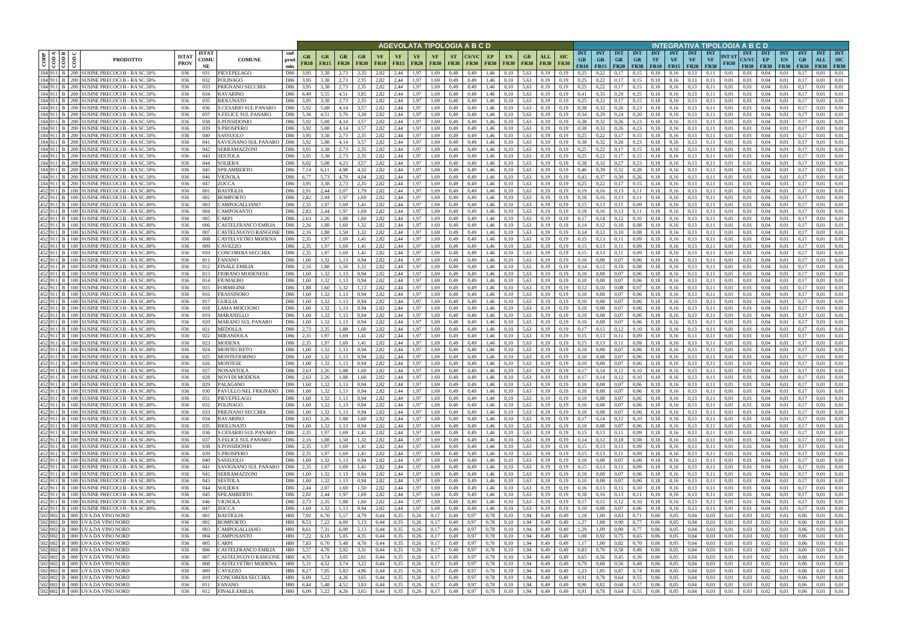| CODP | COD A | COD B | COD C | PRODOTTO | ISTAT PROV | ISTAT COMUNE | COMUNE | cod prod min | AGEVOLATA TIPOLOGIA A B C D | | | | | | | | | | | | | | | | | INTEGRATIVA TIPOLOGIA A B C D | | | | | | | | | | | | | | | |
|---|---|---|---|---|---|---|---|---|---|---|---|---|---|---|---|---|---|---|---|---|---|---|---|---|---|---|---|---|---|---|---|---|---|---|---|---|---|---|---|---|---|
| | | | | | | | | | GR FR10 | GR FR15 | GR FR20 | GR FR30 | VF FR10 | VF FR15 | VF FR20 | VF FR30 | ST FR30 | CS/VC FR30 | EP FR30 | EN FR30 | GB FR30 | ALL FR30 | SIC FR30 | INT GR FR10 | INT GR FR15 | INT GR FR20 | INT GR FR30 | INT VF FR10 | INT VF FR15 | INT VF FR20 | INT VF FR30 | INT ST FR30 | INT CS/VC FR30 | INT EP FR30 | INT EN FR30 | INT GB FR30 | INT ALL FR30 | INT SIC FR30 |
| 184 | 911 | B | 200 | SUSINE PRECOCI B - RA SC.50% | 036 | 031 | PIEVEPELAGO | D86 | 3,95 | 3,38 | 2,73 | 2,35 | 2,82 | 2,44 | 1,97 | 1,69 | 0,49 | 0,49 | 1,46 | 0,10 | 5,63 | 0,19 | 0,19 | 0,25 | 0,22 | 0,17 | 0,15 | 0,18 | 0,16 | 0,13 | 0,11 | 0,01 | 0,01 | 0,04 | 0,01 | 0,17 | 0,01 | 0,01 |
| 184 | 911 | B | 200 | SUSINE PRECOCI B - RA SC.50% | 036 | 032 | POLINAGO | D86 | 3,95 | 3,38 | 2,73 | 2,35 | 2,82 | 2,44 | 1,97 | 1,69 | 0,49 | 0,49 | 1,46 | 0,10 | 5,63 | 0,19 | 0,19 | 0,25 | 0,22 | 0,17 | 0,15 | 0,18 | 0,16 | 0,13 | 0,11 | 0,01 | 0,01 | 0,04 | 0,01 | 0,17 | 0,01 | 0,01 |
| 184 | 911 | B | 200 | SUSINE PRECOCI B - RA SC.50% | 036 | 033 | PRIGNANO SECCHIA | D86 | 3,95 | 3,38 | 2,73 | 2,35 | 2,82 | 2,44 | 1,97 | 1,69 | 0,49 | 0,49 | 1,46 | 0,10 | 5,63 | 0,19 | 0,19 | 0,25 | 0,22 | 0,17 | 0,15 | 0,18 | 0,16 | 0,13 | 0,11 | 0,01 | 0,01 | 0,04 | 0,01 | 0,17 | 0,01 | 0,01 |
| 184 | 911 | B | 200 | SUSINE PRECOCI B - RA SC.50% | 036 | 034 | RAVARINO | D86 | 6,49 | 5,55 | 4,51 | 3,85 | 2,82 | 2,44 | 1,97 | 1,69 | 0,49 | 0,49 | 1,46 | 0,10 | 5,63 | 0,19 | 0,19 | 0,41 | 0,35 | 0,29 | 0,25 | 0,18 | 0,16 | 0,13 | 0,11 | 0,01 | 0,01 | 0,04 | 0,01 | 0,17 | 0,01 | 0,01 |
| 184 | 911 | B | 200 | SUSINE PRECOCI B - RA SC.50% | 036 | 035 | RIOLUNATO | D86 | 3,95 | 3,38 | 2,73 | 2,35 | 2,82 | 2,44 | 1,97 | 1,69 | 0,49 | 0,49 | 1,46 | 0,10 | 5,63 | 0,19 | 0,19 | 0,25 | 0,22 | 0,17 | 0,15 | 0,18 | 0,16 | 0,13 | 0,11 | 0,01 | 0,01 | 0,04 | 0,01 | 0,17 | 0,01 | 0,01 |
| 184 | 911 | B | 200 | SUSINE PRECOCI B - RA SC.50% | 036 | 036 | S.CESARIO SUL PANARO | D86 | 5,92 | 5,08 | 4,14 | 3,57 | 2,82 | 2,44 | 1,97 | 1,69 | 0,49 | 0,49 | 1,46 | 0,10 | 5,63 | 0,19 | 0,19 | 0,38 | 0,32 | 0,26 | 0,23 | 0,18 | 0,16 | 0,13 | 0,11 | 0,01 | 0,01 | 0,04 | 0,01 | 0,17 | 0,01 | 0,01 |
| 184 | 911 | B | 200 | SUSINE PRECOCI B - RA SC.50% | 036 | 037 | S.FELICE SUL PANARO | D86 | 5,36 | 4,51 | 3,76 | 3,20 | 2,82 | 2,44 | 1,97 | 1,69 | 0,49 | 0,49 | 1,46 | 0,10 | 5,63 | 0,19 | 0,19 | 0,34 | 0,29 | 0,24 | 0,20 | 0,18 | 0,16 | 0,13 | 0,11 | 0,01 | 0,01 | 0,04 | 0,01 | 0,17 | 0,01 | 0,01 |
| 184 | 911 | B | 200 | SUSINE PRECOCI B - RA SC.50% | 036 | 038 | S.POSSIDONIO | D86 | 5,92 | 5,08 | 4,14 | 3,57 | 2,82 | 2,44 | 1,97 | 1,69 | 0,49 | 0,49 | 1,46 | 0,10 | 5,63 | 0,19 | 0,19 | 0,38 | 0,32 | 0,26 | 0,23 | 0,18 | 0,16 | 0,13 | 0,11 | 0,01 | 0,01 | 0,04 | 0,01 | 0,17 | 0,01 | 0,01 |
| 184 | 911 | B | 200 | SUSINE PRECOCI B - RA SC.50% | 036 | 039 | S.PROSPERO | D86 | 5,92 | 5,08 | 4,14 | 3,57 | 2,82 | 2,44 | 1,97 | 1,69 | 0,49 | 0,49 | 1,46 | 0,10 | 5,63 | 0,19 | 0,19 | 0,38 | 0,32 | 0,26 | 0,23 | 0,18 | 0,16 | 0,13 | 0,11 | 0,01 | 0,01 | 0,04 | 0,01 | 0,17 | 0,01 | 0,01 |
| 184 | 911 | B | 200 | SUSINE PRECOCI B - RA SC.50% | 036 | 040 | SASSUOLO | D86 | 3,95 | 3,38 | 2,73 | 2,35 | 2,82 | 2,44 | 1,97 | 1,69 | 0,49 | 0,49 | 1,46 | 0,10 | 5,63 | 0,19 | 0,19 | 0,25 | 0,22 | 0,17 | 0,15 | 0,18 | 0,16 | 0,13 | 0,11 | 0,01 | 0,01 | 0,04 | 0,01 | 0,17 | 0,01 | 0,01 |
| 184 | 911 | B | 200 | SUSINE PRECOCI B - RA SC.50% | 036 | 041 | SAVIGNANO SUL PANARO | D86 | 5,92 | 5,08 | 4,14 | 3,57 | 2,82 | 2,44 | 1,97 | 1,69 | 0,49 | 0,49 | 1,46 | 0,10 | 5,63 | 0,19 | 0,19 | 0,38 | 0,32 | 0,26 | 0,23 | 0,18 | 0,16 | 0,13 | 0,11 | 0,01 | 0,01 | 0,04 | 0,01 | 0,17 | 0,01 | 0,01 |
| 184 | 911 | B | 200 | SUSINE PRECOCI B - RA SC.50% | 036 | 042 | SERRAMAZZONI | D86 | 3,95 | 3,38 | 2,73 | 2,35 | 2,82 | 2,44 | 1,97 | 1,69 | 0,49 | 0,49 | 1,46 | 0,10 | 5,63 | 0,19 | 0,19 | 0,25 | 0,22 | 0,17 | 0,15 | 0,18 | 0,16 | 0,13 | 0,11 | 0,01 | 0,01 | 0,04 | 0,01 | 0,17 | 0,01 | 0,01 |
| 184 | 911 | B | 200 | SUSINE PRECOCI B - RA SC.50% | 036 | 043 | SESTOLA | D86 | 3,95 | 3,38 | 2,73 | 2,35 | 2,82 | 2,44 | 1,97 | 1,69 | 0,49 | 0,49 | 1,46 | 0,10 | 5,63 | 0,19 | 0,19 | 0,25 | 0,22 | 0,17 | 0,15 | 0,18 | 0,16 | 0,13 | 0,11 | 0,01 | 0,01 | 0,04 | 0,01 | 0,17 | 0,01 | 0,01 |
| 184 | 911 | B | 200 | SUSINE PRECOCI B - RA SC.50% | 036 | 044 | SOLIERA | D86 | 6,02 | 5,08 | 4,23 | 3,57 | 2,82 | 2,44 | 1,97 | 1,69 | 0,49 | 0,49 | 1,46 | 0,10 | 5,63 | 0,19 | 0,19 | 0,38 | 0,32 | 0,27 | 0,23 | 0,18 | 0,16 | 0,13 | 0,11 | 0,01 | 0,01 | 0,04 | 0,01 | 0,17 | 0,01 | 0,01 |
| 184 | 911 | B | 200 | SUSINE PRECOCI B - RA SC.50% | 036 | 045 | SPILAMBERTO | D86 | 7,14 | 6,11 | 4,98 | 4,32 | 2,82 | 2,44 | 1,97 | 1,69 | 0,49 | 0,49 | 1,46 | 0,10 | 5,63 | 0,19 | 0,19 | 0,46 | 0,39 | 0,32 | 0,28 | 0,18 | 0,16 | 0,13 | 0,11 | 0,01 | 0,01 | 0,04 | 0,01 | 0,17 | 0,01 | 0,01 |
| 184 | 911 | B | 200 | SUSINE PRECOCI B - RA SC.50% | 036 | 046 | VIGNOLA | D86 | 6,77 | 5,73 | 4,70 | 4,04 | 2,82 | 2,44 | 1,97 | 1,69 | 0,49 | 0,49 | 1,46 | 0,10 | 5,63 | 0,19 | 0,19 | 0,43 | 0,37 | 0,30 | 0,26 | 0,18 | 0,16 | 0,13 | 0,11 | 0,01 | 0,01 | 0,04 | 0,01 | 0,17 | 0,01 | 0,01 |
| 184 | 911 | B | 200 | SUSINE PRECOCI B - RA SC.50% | 036 | 047 | ZOCCA | D86 | 3,95 | 3,38 | 2,73 | 2,35 | 2,82 | 2,44 | 1,97 | 1,69 | 0,49 | 0,49 | 1,46 | 0,10 | 5,63 | 0,19 | 0,19 | 0,25 | 0,22 | 0,17 | 0,15 | 0,18 | 0,16 | 0,13 | 0,11 | 0,01 | 0,01 | 0,04 | 0,01 | 0,17 | 0,01 | 0,01 |
| 452 | 911 | B | 100 | SUSINE PRECOCI B - RA SC.80% | 036 | 001 | BASTIGLIA | D86 | 2,91 | 2,44 | 2,07 | 1,79 | 2,82 | 2,44 | 1,97 | 1,69 | 0,49 | 0,49 | 1,46 | 0,10 | 5,63 | 0,19 | 0,19 | 0,19 | 0,16 | 0,13 | 0,11 | 0,18 | 0,16 | 0,13 | 0,11 | 0,01 | 0,01 | 0,04 | 0,01 | 0,17 | 0,01 | 0,01 |
| 452 | 911 | B | 100 | SUSINE PRECOCI B - RA SC.80% | 036 | 002 | BOMPORTO | D86 | 2,82 | 2,44 | 1,97 | 1,69 | 2,82 | 2,44 | 1,97 | 1,69 | 0,49 | 0,49 | 1,46 | 0,10 | 5,63 | 0,19 | 0,19 | 0,18 | 0,16 | 0,13 | 0,11 | 0,18 | 0,16 | 0,13 | 0,11 | 0,01 | 0,01 | 0,04 | 0,01 | 0,17 | 0,01 | 0,01 |
| 452 | 911 | B | 100 | SUSINE PRECOCI B - RA SC.80% | 036 | 003 | CAMPOGALLIANO | D86 | 2,35 | 1,97 | 1,69 | 1,41 | 2,82 | 2,44 | 1,97 | 1,69 | 0,49 | 0,49 | 1,46 | 0,10 | 5,63 | 0,19 | 0,19 | 0,15 | 0,13 | 0,11 | 0,09 | 0,18 | 0,16 | 0,13 | 0,11 | 0,01 | 0,01 | 0,04 | 0,01 | 0,17 | 0,01 | 0,01 |
| 452 | 911 | B | 100 | SUSINE PRECOCI B - RA SC.80% | 036 | 004 | CAMPOSANTO | D86 | 2,82 | 2,44 | 1,97 | 1,69 | 2,82 | 2,44 | 1,97 | 1,69 | 0,49 | 0,49 | 1,46 | 0,10 | 5,63 | 0,19 | 0,19 | 0,18 | 0,16 | 0,13 | 0,11 | 0,18 | 0,16 | 0,13 | 0,11 | 0,01 | 0,01 | 0,04 | 0,01 | 0,17 | 0,01 | 0,01 |
| 452 | 911 | B | 100 | SUSINE PRECOCI B - RA SC.80% | 036 | 005 | CARPI | D86 | 2,63 | 2,26 | 1,88 | 1,60 | 2,82 | 2,44 | 1,97 | 1,69 | 0,49 | 0,49 | 1,46 | 0,10 | 5,63 | 0,19 | 0,19 | 0,17 | 0,14 | 0,12 | 0,10 | 0,18 | 0,16 | 0,13 | 0,11 | 0,01 | 0,01 | 0,04 | 0,01 | 0,17 | 0,01 | 0,01 |
| 452 | 911 | B | 100 | SUSINE PRECOCI B - RA SC.80% | 036 | 006 | CASTELFRANCO EMILIA | D86 | 2,26 | 1,88 | 1,60 | 1,32 | 2,82 | 2,44 | 1,97 | 1,69 | 0,49 | 0,49 | 1,46 | 0,10 | 5,63 | 0,19 | 0,19 | 0,14 | 0,12 | 0,10 | 0,08 | 0,18 | 0,16 | 0,13 | 0,11 | 0,01 | 0,01 | 0,04 | 0,01 | 0,17 | 0,01 | 0,01 |
| 452 | 911 | B | 100 | SUSINE PRECOCI B - RA SC.80% | 036 | 007 | CASTELNUOVO RANGONE | D86 | 2,16 | 1,88 | 1,50 | 1,32 | 2,82 | 2,44 | 1,97 | 1,69 | 0,49 | 0,49 | 1,46 | 0,10 | 5,63 | 0,19 | 0,19 | 0,14 | 0,12 | 0,10 | 0,08 | 0,18 | 0,16 | 0,13 | 0,11 | 0,01 | 0,01 | 0,04 | 0,01 | 0,17 | 0,01 | 0,01 |
| 452 | 911 | B | 100 | SUSINE PRECOCI B - RA SC.80% | 036 | 008 | CASTELVETRO MODENA | D86 | 2,35 | 1,97 | 1,69 | 1,41 | 2,82 | 2,44 | 1,97 | 1,69 | 0,49 | 0,49 | 1,46 | 0,10 | 5,63 | 0,19 | 0,19 | 0,15 | 0,13 | 0,11 | 0,09 | 0,18 | 0,16 | 0,13 | 0,11 | 0,01 | 0,01 | 0,04 | 0,01 | 0,17 | 0,01 | 0,01 |
| 452 | 911 | B | 100 | SUSINE PRECOCI B - RA SC.80% | 036 | 009 | CAVEZZO | D86 | 2,35 | 1,97 | 1,69 | 1,41 | 2,82 | 2,44 | 1,97 | 1,69 | 0,49 | 0,49 | 1,46 | 0,10 | 5,63 | 0,19 | 0,19 | 0,15 | 0,13 | 0,11 | 0,09 | 0,18 | 0,16 | 0,13 | 0,11 | 0,01 | 0,01 | 0,04 | 0,01 | 0,17 | 0,01 | 0,01 |
| 452 | 911 | B | 100 | SUSINE PRECOCI B - RA SC.80% | 036 | 010 | CONCORDIA SECCHIA | D86 | 2,35 | 1,97 | 1,69 | 1,41 | 2,82 | 2,44 | 1,97 | 1,69 | 0,49 | 0,49 | 1,46 | 0,10 | 5,63 | 0,19 | 0,19 | 0,15 | 0,13 | 0,11 | 0,09 | 0,18 | 0,16 | 0,13 | 0,11 | 0,01 | 0,01 | 0,04 | 0,01 | 0,17 | 0,01 | 0,01 |
| 452 | 911 | B | 100 | SUSINE PRECOCI B - RA SC.80% | 036 | 011 | FANANO | D86 | 1,60 | 1,32 | 1,13 | 0,94 | 2,82 | 2,44 | 1,97 | 1,69 | 0,49 | 0,49 | 1,46 | 0,10 | 5,63 | 0,19 | 0,19 | 0,10 | 0,08 | 0,07 | 0,06 | 0,18 | 0,16 | 0,13 | 0,11 | 0,01 | 0,01 | 0,04 | 0,01 | 0,17 | 0,01 | 0,01 |
| 452 | 911 | B | 100 | SUSINE PRECOCI B - RA SC.80% | 036 | 012 | FINALE EMILIA | D86 | 2,16 | 1,88 | 1,50 | 1,32 | 2,82 | 2,44 | 1,97 | 1,69 | 0,49 | 0,49 | 1,46 | 0,10 | 5,63 | 0,19 | 0,19 | 0,14 | 0,12 | 0,10 | 0,08 | 0,18 | 0,16 | 0,13 | 0,11 | 0,01 | 0,01 | 0,04 | 0,01 | 0,17 | 0,01 | 0,01 |
| 452 | 911 | B | 100 | SUSINE PRECOCI B - RA SC.80% | 036 | 013 | FIORANO MODENESE | D86 | 1,60 | 1,32 | 1,13 | 0,94 | 2,82 | 2,44 | 1,97 | 1,69 | 0,49 | 0,49 | 1,46 | 0,10 | 5,63 | 0,19 | 0,19 | 0,10 | 0,08 | 0,07 | 0,06 | 0,18 | 0,16 | 0,13 | 0,11 | 0,01 | 0,01 | 0,04 | 0,01 | 0,17 | 0,01 | 0,01 |
| 452 | 911 | B | 100 | SUSINE PRECOCI B - RA SC.80% | 036 | 014 | FIUMALBO | D86 | 1,60 | 1,32 | 1,13 | 0,94 | 2,82 | 2,44 | 1,97 | 1,69 | 0,49 | 0,49 | 1,46 | 0,10 | 5,63 | 0,19 | 0,19 | 0,10 | 0,08 | 0,07 | 0,06 | 0,18 | 0,16 | 0,13 | 0,11 | 0,01 | 0,01 | 0,04 | 0,01 | 0,17 | 0,01 | 0,01 |
| 452 | 911 | B | 100 | SUSINE PRECOCI B - RA SC.80% | 036 | 015 | FORMIGINE | D86 | 1,88 | 1,60 | 1,32 | 1,13 | 2,82 | 2,44 | 1,97 | 1,69 | 0,49 | 0,49 | 1,46 | 0,10 | 5,63 | 0,19 | 0,19 | 0,12 | 0,10 | 0,08 | 0,07 | 0,18 | 0,16 | 0,13 | 0,11 | 0,01 | 0,01 | 0,04 | 0,01 | 0,17 | 0,01 | 0,01 |
| 452 | 911 | B | 100 | SUSINE PRECOCI B - RA SC.80% | 036 | 016 | FRASSINORO | D86 | 1,60 | 1,32 | 1,13 | 0,94 | 2,82 | 2,44 | 1,97 | 1,69 | 0,49 | 0,49 | 1,46 | 0,10 | 5,63 | 0,19 | 0,19 | 0,10 | 0,08 | 0,07 | 0,06 | 0,18 | 0,16 | 0,13 | 0,11 | 0,01 | 0,01 | 0,04 | 0,01 | 0,17 | 0,01 | 0,01 |
| 452 | 911 | B | 100 | SUSINE PRECOCI B - RA SC.80% | 036 | 017 | GUIGLIA | D86 | 1,60 | 1,32 | 1,13 | 0,94 | 2,82 | 2,44 | 1,97 | 1,69 | 0,49 | 0,49 | 1,46 | 0,10 | 5,63 | 0,19 | 0,19 | 0,10 | 0,08 | 0,07 | 0,06 | 0,18 | 0,16 | 0,13 | 0,11 | 0,01 | 0,01 | 0,04 | 0,01 | 0,17 | 0,01 | 0,01 |
| 452 | 911 | B | 100 | SUSINE PRECOCI B - RA SC.80% | 036 | 018 | LAMA MOCOGNO | D86 | 1,60 | 1,32 | 1,13 | 0,94 | 2,82 | 2,44 | 1,97 | 1,69 | 0,49 | 0,49 | 1,46 | 0,10 | 5,63 | 0,19 | 0,19 | 0,10 | 0,08 | 0,07 | 0,06 | 0,18 | 0,16 | 0,13 | 0,11 | 0,01 | 0,01 | 0,04 | 0,01 | 0,17 | 0,01 | 0,01 |
| 452 | 911 | B | 100 | SUSINE PRECOCI B - RA SC.80% | 036 | 019 | MARANELLO | D86 | 1,60 | 1,32 | 1,13 | 0,94 | 2,82 | 2,44 | 1,97 | 1,69 | 0,49 | 0,49 | 1,46 | 0,10 | 5,63 | 0,19 | 0,19 | 0,10 | 0,08 | 0,07 | 0,06 | 0,18 | 0,16 | 0,13 | 0,11 | 0,01 | 0,01 | 0,04 | 0,01 | 0,17 | 0,01 | 0,01 |
| 452 | 911 | B | 100 | SUSINE PRECOCI B - RA SC.80% | 036 | 020 | MARANO SUL PANARO | D86 | 1,60 | 1,32 | 1,13 | 0,94 | 2,82 | 2,44 | 1,97 | 1,69 | 0,49 | 0,49 | 1,46 | 0,10 | 5,63 | 0,19 | 0,19 | 0,10 | 0,08 | 0,07 | 0,06 | 0,18 | 0,16 | 0,13 | 0,11 | 0,01 | 0,01 | 0,04 | 0,01 | 0,17 | 0,01 | 0,01 |
| 452 | 911 | B | 100 | SUSINE PRECOCI B - RA SC.80% | 036 | 021 | MEDOLLA | D86 | 2,73 | 2,35 | 1,88 | 1,60 | 2,82 | 2,44 | 1,97 | 1,69 | 0,49 | 0,49 | 1,46 | 0,10 | 5,63 | 0,19 | 0,19 | 0,17 | 0,15 | 0,12 | 0,10 | 0,18 | 0,16 | 0,13 | 0,11 | 0,01 | 0,01 | 0,04 | 0,01 | 0,17 | 0,01 | 0,01 |
| 452 | 911 | B | 100 | SUSINE PRECOCI B - RA SC.80% | 036 | 022 | MIRANDOLA | D86 | 2,35 | 1,97 | 1,69 | 1,41 | 2,82 | 2,44 | 1,97 | 1,69 | 0,49 | 0,49 | 1,46 | 0,10 | 5,63 | 0,19 | 0,19 | 0,15 | 0,13 | 0,11 | 0,09 | 0,18 | 0,16 | 0,13 | 0,11 | 0,01 | 0,01 | 0,04 | 0,01 | 0,17 | 0,01 | 0,01 |
| 452 | 911 | B | 100 | SUSINE PRECOCI B - RA SC.80% | 036 | 023 | MODENA | D86 | 2,35 | 1,97 | 1,69 | 1,41 | 2,82 | 2,44 | 1,97 | 1,69 | 0,49 | 0,49 | 1,46 | 0,10 | 5,63 | 0,19 | 0,19 | 0,15 | 0,13 | 0,11 | 0,09 | 0,18 | 0,16 | 0,13 | 0,11 | 0,01 | 0,01 | 0,04 | 0,01 | 0,17 | 0,01 | 0,01 |
| 452 | 911 | B | 100 | SUSINE PRECOCI B - RA SC.80% | 036 | 024 | MONTECRETO | D86 | 1,60 | 1,32 | 1,13 | 0,94 | 2,82 | 2,44 | 1,97 | 1,69 | 0,49 | 0,49 | 1,46 | 0,10 | 5,63 | 0,19 | 0,19 | 0,10 | 0,08 | 0,07 | 0,06 | 0,18 | 0,16 | 0,13 | 0,11 | 0,01 | 0,01 | 0,04 | 0,01 | 0,17 | 0,01 | 0,01 |
| 452 | 911 | B | 100 | SUSINE PRECOCI B - RA SC.80% | 036 | 025 | MONTEFIORINO | D86 | 1,60 | 1,32 | 1,13 | 0,94 | 2,82 | 2,44 | 1,97 | 1,69 | 0,49 | 0,49 | 1,46 | 0,10 | 5,63 | 0,19 | 0,19 | 0,10 | 0,08 | 0,07 | 0,06 | 0,18 | 0,16 | 0,13 | 0,11 | 0,01 | 0,01 | 0,04 | 0,01 | 0,17 | 0,01 | 0,01 |
| 452 | 911 | B | 100 | SUSINE PRECOCI B - RA SC.80% | 036 | 026 | MONTESE | D86 | 1,60 | 1,32 | 1,13 | 0,94 | 2,82 | 2,44 | 1,97 | 1,69 | 0,49 | 0,49 | 1,46 | 0,10 | 5,63 | 0,19 | 0,19 | 0,10 | 0,08 | 0,07 | 0,06 | 0,18 | 0,16 | 0,13 | 0,11 | 0,01 | 0,01 | 0,04 | 0,01 | 0,17 | 0,01 | 0,01 |
| 452 | 911 | B | 100 | SUSINE PRECOCI B - RA SC.80% | 036 | 027 | NONANTOLA | D86 | 2,63 | 2,26 | 1,88 | 1,60 | 2,82 | 2,44 | 1,97 | 1,69 | 0,49 | 0,49 | 1,46 | 0,10 | 5,63 | 0,19 | 0,19 | 0,17 | 0,14 | 0,12 | 0,10 | 0,18 | 0,16 | 0,13 | 0,11 | 0,01 | 0,01 | 0,04 | 0,01 | 0,17 | 0,01 | 0,01 |
| 452 | 911 | B | 100 | SUSINE PRECOCI B - RA SC.80% | 036 | 028 | NOVI DI MODENA | D86 | 2,63 | 2,26 | 1,88 | 1,60 | 2,82 | 2,44 | 1,97 | 1,69 | 0,49 | 0,49 | 1,46 | 0,10 | 5,63 | 0,19 | 0,19 | 0,17 | 0,14 | 0,12 | 0,10 | 0,18 | 0,16 | 0,13 | 0,11 | 0,01 | 0,01 | 0,04 | 0,01 | 0,17 | 0,01 | 0,01 |
| 452 | 911 | B | 100 | SUSINE PRECOCI B - RA SC.80% | 036 | 029 | PALAGANO | D86 | 1,60 | 1,32 | 1,13 | 0,94 | 2,82 | 2,44 | 1,97 | 1,69 | 0,49 | 0,49 | 1,46 | 0,10 | 5,63 | 0,19 | 0,19 | 0,10 | 0,08 | 0,07 | 0,06 | 0,18 | 0,16 | 0,13 | 0,11 | 0,01 | 0,01 | 0,04 | 0,01 | 0,17 | 0,01 | 0,01 |
| 452 | 911 | B | 100 | SUSINE PRECOCI B - RA SC.80% | 036 | 030 | PAVULLO NEL FRIGNANO | D86 | 1,60 | 1,32 | 1,13 | 0,94 | 2,82 | 2,44 | 1,97 | 1,69 | 0,49 | 0,49 | 1,46 | 0,10 | 5,63 | 0,19 | 0,19 | 0,10 | 0,08 | 0,07 | 0,06 | 0,18 | 0,16 | 0,13 | 0,11 | 0,01 | 0,01 | 0,04 | 0,01 | 0,17 | 0,01 | 0,01 |
| 452 | 911 | B | 100 | SUSINE PRECOCI B - RA SC.80% | 036 | 031 | PIEVEPELAGO | D86 | 1,60 | 1,32 | 1,13 | 0,94 | 2,82 | 2,44 | 1,97 | 1,69 | 0,49 | 0,49 | 1,46 | 0,10 | 5,63 | 0,19 | 0,19 | 0,10 | 0,08 | 0,07 | 0,06 | 0,18 | 0,16 | 0,13 | 0,11 | 0,01 | 0,01 | 0,04 | 0,01 | 0,17 | 0,01 | 0,01 |
| 452 | 911 | B | 100 | SUSINE PRECOCI B - RA SC.80% | 036 | 032 | POLINAGO | D86 | 1,60 | 1,32 | 1,13 | 0,94 | 2,82 | 2,44 | 1,97 | 1,69 | 0,49 | 0,49 | 1,46 | 0,10 | 5,63 | 0,19 | 0,19 | 0,10 | 0,08 | 0,07 | 0,06 | 0,18 | 0,16 | 0,13 | 0,11 | 0,01 | 0,01 | 0,04 | 0,01 | 0,17 | 0,01 | 0,01 |
| 452 | 911 | B | 100 | SUSINE PRECOCI B - RA SC.80% | 036 | 033 | PRIGNANO SECCHIA | D86 | 1,60 | 1,32 | 1,13 | 0,94 | 2,82 | 2,44 | 1,97 | 1,69 | 0,49 | 0,49 | 1,46 | 0,10 | 5,63 | 0,19 | 0,19 | 0,10 | 0,08 | 0,07 | 0,06 | 0,18 | 0,16 | 0,13 | 0,11 | 0,01 | 0,01 | 0,04 | 0,01 | 0,17 | 0,01 | 0,01 |
| 452 | 911 | B | 100 | SUSINE PRECOCI B - RA SC.80% | 036 | 034 | RAVARINO | D86 | 2,63 | 2,26 | 1,88 | 1,60 | 2,82 | 2,44 | 1,97 | 1,69 | 0,49 | 0,49 | 1,46 | 0,10 | 5,63 | 0,19 | 0,19 | 0,17 | 0,14 | 0,12 | 0,10 | 0,18 | 0,16 | 0,13 | 0,11 | 0,01 | 0,01 | 0,04 | 0,01 | 0,17 | 0,01 | 0,01 |
| 452 | 911 | B | 100 | SUSINE PRECOCI B - RA SC.80% | 036 | 035 | RIOLUNATO | D86 | 1,60 | 1,32 | 1,13 | 0,94 | 2,82 | 2,44 | 1,97 | 1,69 | 0,49 | 0,49 | 1,46 | 0,10 | 5,63 | 0,19 | 0,19 | 0,10 | 0,08 | 0,07 | 0,06 | 0,18 | 0,16 | 0,13 | 0,11 | 0,01 | 0,01 | 0,04 | 0,01 | 0,17 | 0,01 | 0,01 |
| 452 | 911 | B | 100 | SUSINE PRECOCI B - RA SC.80% | 036 | 036 | S.CESARIO SUL PANARO | D86 | 2,35 | 1,97 | 1,69 | 1,41 | 2,82 | 2,44 | 1,97 | 1,69 | 0,49 | 0,49 | 1,46 | 0,10 | 5,63 | 0,19 | 0,19 | 0,15 | 0,13 | 0,11 | 0,09 | 0,18 | 0,16 | 0,13 | 0,11 | 0,01 | 0,01 | 0,04 | 0,01 | 0,17 | 0,01 | 0,01 |
| 452 | 911 | B | 100 | SUSINE PRECOCI B - RA SC.80% | 036 | 037 | S.FELICE SUL PANARO | D86 | 2,16 | 1,88 | 1,50 | 1,32 | 2,82 | 2,44 | 1,97 | 1,69 | 0,49 | 0,49 | 1,46 | 0,10 | 5,63 | 0,19 | 0,19 | 0,14 | 0,12 | 0,10 | 0,08 | 0,18 | 0,16 | 0,13 | 0,11 | 0,01 | 0,01 | 0,04 | 0,01 | 0,17 | 0,01 | 0,01 |
| 452 | 911 | B | 100 | SUSINE PRECOCI B - RA SC.80% | 036 | 038 | S.POSSIDONIO | D86 | 2,35 | 1,97 | 1,69 | 1,41 | 2,82 | 2,44 | 1,97 | 1,69 | 0,49 | 0,49 | 1,46 | 0,10 | 5,63 | 0,19 | 0,19 | 0,15 | 0,13 | 0,11 | 0,09 | 0,18 | 0,16 | 0,13 | 0,11 | 0,01 | 0,01 | 0,04 | 0,01 | 0,17 | 0,01 | 0,01 |
| 452 | 911 | B | 100 | SUSINE PRECOCI B - RA SC.80% | 036 | 039 | S.PROSPERO | D86 | 2,35 | 1,97 | 1,69 | 1,41 | 2,82 | 2,44 | 1,97 | 1,69 | 0,49 | 0,49 | 1,46 | 0,10 | 5,63 | 0,19 | 0,19 | 0,15 | 0,13 | 0,11 | 0,09 | 0,18 | 0,16 | 0,13 | 0,11 | 0,01 | 0,01 | 0,04 | 0,01 | 0,17 | 0,01 | 0,01 |
| 452 | 911 | B | 100 | SUSINE PRECOCI B - RA SC.80% | 036 | 040 | SASSUOLO | D86 | 1,60 | 1,32 | 1,13 | 0,94 | 2,82 | 2,44 | 1,97 | 1,69 | 0,49 | 0,49 | 1,46 | 0,10 | 5,63 | 0,19 | 0,19 | 0,10 | 0,08 | 0,07 | 0,06 | 0,18 | 0,16 | 0,13 | 0,11 | 0,01 | 0,01 | 0,04 | 0,01 | 0,17 | 0,01 | 0,01 |
| 452 | 911 | B | 100 | SUSINE PRECOCI B - RA SC.80% | 036 | 041 | SAVIGNANO SUL PANARO | D86 | 2,35 | 1,97 | 1,69 | 1,41 | 2,82 | 2,44 | 1,97 | 1,69 | 0,49 | 0,49 | 1,46 | 0,10 | 5,63 | 0,19 | 0,19 | 0,15 | 0,13 | 0,11 | 0,09 | 0,18 | 0,16 | 0,13 | 0,11 | 0,01 | 0,01 | 0,04 | 0,01 | 0,17 | 0,01 | 0,01 |
| 452 | 911 | B | 100 | SUSINE PRECOCI B - RA SC.80% | 036 | 042 | SERRAMAZZONI | D86 | 1,60 | 1,32 | 1,13 | 0,94 | 2,82 | 2,44 | 1,97 | 1,69 | 0,49 | 0,49 | 1,46 | 0,10 | 5,63 | 0,19 | 0,19 | 0,10 | 0,08 | 0,07 | 0,06 | 0,18 | 0,16 | 0,13 | 0,11 | 0,01 | 0,01 | 0,04 | 0,01 | 0,17 | 0,01 | 0,01 |
| 452 | 911 | B | 100 | SUSINE PRECOCI B - RA SC.80% | 036 | 043 | SESTOLA | D86 | 1,60 | 1,32 | 1,13 | 0,94 | 2,82 | 2,44 | 1,97 | 1,69 | 0,49 | 0,49 | 1,46 | 0,10 | 5,63 | 0,19 | 0,19 | 0,10 | 0,08 | 0,07 | 0,06 | 0,18 | 0,16 | 0,13 | 0,11 | 0,01 | 0,01 | 0,04 | 0,01 | 0,17 | 0,01 | 0,01 |
| 452 | 911 | B | 100 | SUSINE PRECOCI B - RA SC.80% | 036 | 044 | SOLIERA | D86 | 2,44 | 2,07 | 1,69 | 1,50 | 2,82 | 2,44 | 1,97 | 1,69 | 0,49 | 0,49 | 1,46 | 0,10 | 5,63 | 0,19 | 0,19 | 0,16 | 0,13 | 0,11 | 0,10 | 0,18 | 0,16 | 0,13 | 0,11 | 0,01 | 0,01 | 0,04 | 0,01 | 0,17 | 0,01 | 0,01 |
| 452 | 911 | B | 100 | SUSINE PRECOCI B - RA SC.80% | 036 | 045 | SPILAMBERTO | D86 | 2,82 | 2,44 | 1,97 | 1,69 | 2,82 | 2,44 | 1,97 | 1,69 | 0,49 | 0,49 | 1,46 | 0,10 | 5,63 | 0,19 | 0,19 | 0,18 | 0,16 | 0,13 | 0,11 | 0,18 | 0,16 | 0,13 | 0,11 | 0,01 | 0,01 | 0,04 | 0,01 | 0,17 | 0,01 | 0,01 |
| 452 | 911 | B | 100 | SUSINE PRECOCI B - RA SC.80% | 036 | 046 | VIGNOLA | D86 | 2,73 | 2,35 | 1,88 | 1,60 | 2,82 | 2,44 | 1,97 | 1,69 | 0,49 | 0,49 | 1,46 | 0,10 | 5,63 | 0,19 | 0,19 | 0,17 | 0,15 | 0,12 | 0,10 | 0,18 | 0,16 | 0,13 | 0,11 | 0,01 | 0,01 | 0,04 | 0,01 | 0,17 | 0,01 | 0,01 |
| 452 | 911 | B | 100 | SUSINE PRECOCI B - RA SC.80% | 036 | 047 | ZOCCA | D86 | 1,60 | 1,32 | 1,13 | 0,94 | 2,82 | 2,44 | 1,97 | 1,69 | 0,49 | 0,49 | 1,46 | 0,10 | 5,63 | 0,19 | 0,19 | 0,10 | 0,08 | 0,07 | 0,06 | 0,18 | 0,16 | 0,13 | 0,11 | 0,01 | 0,01 | 0,04 | 0,01 | 0,17 | 0,01 | 0,01 |
| 502 | 002 | B | 000 | UVA DA VINO NORD | 036 | 001 | BASTIGLIA | H80 | 7,92 | 6,70 | 5,57 | 4,79 | 0,44 | 0,35 | 0,26 | 0,17 | 0,49 | 0,97 | 0,78 | 0,10 | 1,94 | 0,49 | 0,49 | 1,18 | 1,00 | 0,83 | 0,71 | 0,06 | 0,05 | 0,04 | 0,03 | 0,01 | 0,03 | 0,02 | 0,01 | 0,06 | 0,01 | 0,01 |
| 502 | 002 | B | 000 | UVA DA VINO NORD | 036 | 002 | BOMPORTO | H80 | 8,53 | 7,22 | 6,00 | 5,13 | 0,44 | 0,35 | 0,26 | 0,17 | 0,49 | 0,97 | 0,78 | 0,10 | 1,94 | 0,49 | 0,49 | 1,27 | 1,08 | 0,90 | 0,77 | 0,06 | 0,05 | 0,04 | 0,03 | 0,01 | 0,03 | 0,02 | 0,01 | 0,06 | 0,01 | 0,01 |
| 502 | 002 | B | 000 | UVA DA VINO NORD | 036 | 003 | CAMPOGALLIANO | H80 | 8,61 | 7,31 | 6,00 | 5,13 | 0,44 | 0,35 | 0,26 | 0,17 | 0,49 | 0,97 | 0,78 | 0,10 | 1,94 | 0,49 | 0,49 | 1,29 | 1,09 | 0,90 | 0,77 | 0,06 | 0,05 | 0,04 | 0,03 | 0,01 | 0,03 | 0,02 | 0,01 | 0,06 | 0,01 | 0,01 |
| 502 | 002 | B | 000 | UVA DA VINO NORD | 036 | 004 | CAMPOSANTO | H80 | 7,22 | 6,18 | 5,05 | 4,35 | 0,44 | 0,35 | 0,26 | 0,17 | 0,49 | 0,97 | 0,78 | 0,10 | 1,94 | 0,49 | 0,49 | 1,08 | 0,92 | 0,75 | 0,65 | 0,06 | 0,05 | 0,04 | 0,03 | 0,01 | 0,03 | 0,02 | 0,01 | 0,06 | 0,01 | 0,01 |
| 502 | 002 | B | 000 | UVA DA VINO NORD | 036 | 005 | CARPI | H80 | 7,83 | 6,70 | 5,48 | 4,70 | 0,44 | 0,35 | 0,26 | 0,17 | 0,49 | 0,97 | 0,78 | 0,10 | 1,94 | 0,49 | 0,49 | 1,17 | 1,00 | 0,82 | 0,70 | 0,06 | 0,05 | 0,04 | 0,03 | 0,01 | 0,03 | 0,02 | 0,01 | 0,06 | 0,01 | 0,01 |
| 502 | 002 | B | 000 | UVA DA VINO NORD | 036 | 006 | CASTELFRANCO EMILIA | H80 | 5,57 | 4,70 | 3,92 | 3,31 | 0,44 | 0,35 | 0,26 | 0,17 | 0,49 | 0,97 | 0,78 | 0,10 | 1,94 | 0,49 | 0,49 | 0,83 | 0,70 | 0,58 | 0,49 | 0,06 | 0,05 | 0,04 | 0,03 | 0,01 | 0,03 | 0,02 | 0,01 | 0,06 | 0,01 | 0,01 |
| 502 | 002 | B | 000 | UVA DA VINO NORD | 036 | 007 | CASTELNUOVO RANGONE | H80 | 4,35 | 3,74 | 3,05 | 2,61 | 0,44 | 0,35 | 0,26 | 0,17 | 0,49 | 0,97 | 0,78 | 0,10 | 1,94 | 0,49 | 0,49 | 0,65 | 0,56 | 0,45 | 0,39 | 0,06 | 0,05 | 0,04 | 0,03 | 0,01 | 0,03 | 0,02 | 0,01 | 0,06 | 0,01 | 0,01 |
| 502 | 002 | B | 000 | UVA DA VINO NORD | 036 | 008 | CASTELVETRO MODENA | H80 | 5,31 | 4,52 | 3,74 | 3,22 | 0,44 | 0,35 | 0,26 | 0,17 | 0,49 | 0,97 | 0,78 | 0,10 | 1,94 | 0,49 | 0,49 | 0,79 | 0,68 | 0,56 | 0,48 | 0,06 | 0,05 | 0,04 | 0,03 | 0,01 | 0,03 | 0,02 | 0,01 | 0,06 | 0,01 | 0,01 |
| 502 | 002 | B | 000 | UVA DA VINO NORD | 036 | 009 | CAVEZZO | H80 | 8,27 | 7,05 | 5,83 | 4,96 | 0,44 | 0,35 | 0,26 | 0,17 | 0,49 | 0,97 | 0,78 | 0,10 | 1,94 | 0,49 | 0,49 | 1,23 | 1,05 | 0,87 | 0,74 | 0,06 | 0,05 | 0,04 | 0,03 | 0,01 | 0,03 | 0,02 | 0,01 | 0,06 | 0,01 | 0,01 |
| 502 | 002 | B | 000 | UVA DA VINO NORD | 036 | 010 | CONCORDIA SECCHIA | H80 | 6,09 | 5,22 | 4,26 | 3,65 | 0,44 | 0,35 | 0,26 | 0,17 | 0,49 | 0,97 | 0,78 | 0,10 | 1,94 | 0,49 | 0,49 | 0,91 | 0,78 | 0,64 | 0,55 | 0,06 | 0,05 | 0,04 | 0,03 | 0,01 | 0,03 | 0,02 | 0,01 | 0,06 | 0,01 | 0,01 |
| 502 | 002 | B | 000 | UVA DA VINO NORD | 036 | 011 | FANANO | H80 | 6,44 | 5,48 | 4,52 | 3,83 | 0,44 | 0,35 | 0,26 | 0,17 | 0,49 | 0,97 | 0,78 | 0,10 | 1,94 | 0,49 | 0,49 | 0,96 | 0,82 | 0,68 | 0,57 | 0,06 | 0,05 | 0,04 | 0,03 | 0,01 | 0,03 | 0,02 | 0,01 | 0,06 | 0,01 | 0,01 |
| 502 | 002 | B | 000 | UVA DA VINO NORD | 036 | 012 | FINALE EMILIA | H80 | 6,09 | 5,22 | 4,26 | 3,65 | 0,44 | 0,35 | 0,26 | 0,17 | 0,49 | 0,97 | 0,78 | 0,10 | 1,94 | 0,49 | 0,49 | 0,91 | 0,78 | 0,64 | 0,55 | 0,06 | 0,05 | 0,04 | 0,03 | 0,01 | 0,03 | 0,02 | 0,01 | 0,06 | 0,01 | 0,01 |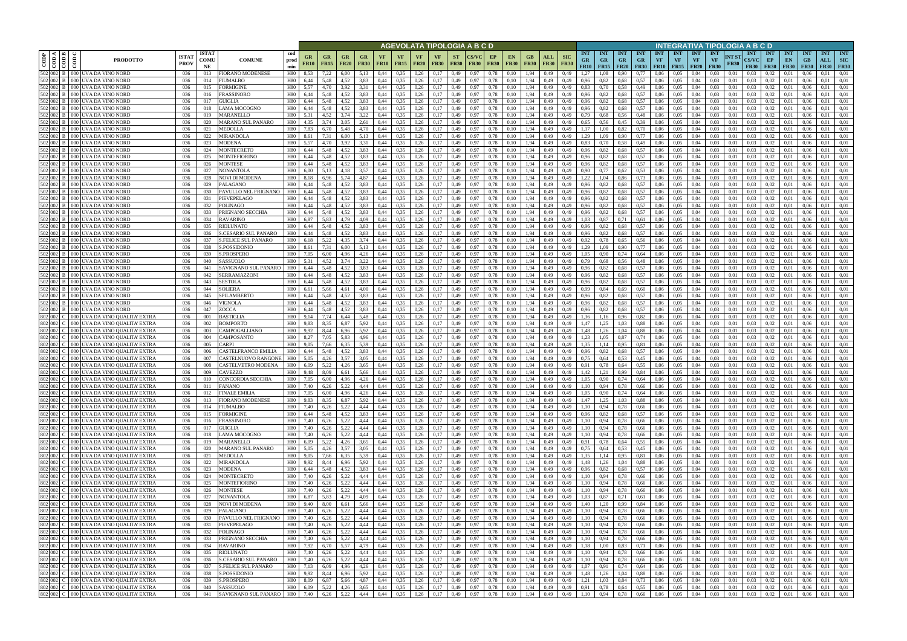| CODP | COD A | COD B | COD C | PRODOTTO | ISTAT PROV | ISTAT COMUNE | COMUNE | cod prod min | AGEVOLATA TIPOLOGIA A B C D | | | | | | | | | | | | | | | INTEGRATIVA TIPOLOGIA A B C D | | | | | | | | | | | | | | |
|---|---|---|---|---|---|---|---|---|---|---|---|---|---|---|---|---|---|---|---|---|---|---|---|---|---|---|---|---|---|---|---|---|---|---|---|---|---|---|
| | | | | | | | | | GR FR10 | GR FR15 | GR FR20 | GR FR30 | VF FR10 | VF FR15 | VF FR20 | VF FR30 | ST FR30 | CS/VC FR30 | EP FR30 | EN FR30 | GB FR30 | ALL FR30 | SIC FR30 | INT GR FR10 | INT GR FR15 | INT GR FR20 | INT GR FR30 | INT VF FR10 | INT VF FR15 | INT VF FR20 | INT VF FR30 | INT ST FR30 | INT CS/VC FR30 | INT EP FR30 | INT EN FR30 | INT GB FR30 | INT ALL FR30 | INT SIC FR30 |
| 502 | 002 | B | 000 | UVA DA VINO NORD | 036 | 013 | FIORANO MODENESE | H80 | 8,53 | 7,22 | 6,00 | 5,13 | 0,44 | 0,35 | 0,26 | 0,17 | 0,49 | 0,97 | 0,78 | 0,10 | 1,94 | 0,49 | 0,49 | 1,27 | 1,08 | 0,90 | 0,77 | 0,06 | 0,05 | 0,04 | 0,03 | 0,01 | 0,03 | 0,02 | 0,01 | 0,06 | 0,01 | 0,01 |
| 502 | 002 | B | 000 | UVA DA VINO NORD | 036 | 014 | FIUMALBO | H80 | 6,44 | 5,48 | 4,52 | 3,83 | 0,44 | 0,35 | 0,26 | 0,17 | 0,49 | 0,97 | 0,78 | 0,10 | 1,94 | 0,49 | 0,49 | 0,96 | 0,82 | 0,68 | 0,57 | 0,06 | 0,05 | 0,04 | 0,03 | 0,01 | 0,03 | 0,02 | 0,01 | 0,06 | 0,01 | 0,01 |
| 502 | 002 | B | 000 | UVA DA VINO NORD | 036 | 015 | FORMIGINE | H80 | 5,57 | 4,70 | 3,92 | 3,31 | 0,44 | 0,35 | 0,26 | 0,17 | 0,49 | 0,97 | 0,78 | 0,10 | 1,94 | 0,49 | 0,49 | 0,83 | 0,70 | 0,58 | 0,49 | 0,06 | 0,05 | 0,04 | 0,03 | 0,01 | 0,03 | 0,02 | 0,01 | 0,06 | 0,01 | 0,01 |
| 502 | 002 | B | 000 | UVA DA VINO NORD | 036 | 016 | FRASSINORO | H80 | 6,44 | 5,48 | 4,52 | 3,83 | 0,44 | 0,35 | 0,26 | 0,17 | 0,49 | 0,97 | 0,78 | 0,10 | 1,94 | 0,49 | 0,49 | 0,96 | 0,82 | 0,68 | 0,57 | 0,06 | 0,05 | 0,04 | 0,03 | 0,01 | 0,03 | 0,02 | 0,01 | 0,06 | 0,01 | 0,01 |
| 502 | 002 | B | 000 | UVA DA VINO NORD | 036 | 017 | GUIGLIA | H80 | 6,44 | 5,48 | 4,52 | 3,83 | 0,44 | 0,35 | 0,26 | 0,17 | 0,49 | 0,97 | 0,78 | 0,10 | 1,94 | 0,49 | 0,49 | 0,96 | 0,82 | 0,68 | 0,57 | 0,06 | 0,05 | 0,04 | 0,03 | 0,01 | 0,03 | 0,02 | 0,01 | 0,06 | 0,01 | 0,01 |
| 502 | 002 | B | 000 | UVA DA VINO NORD | 036 | 018 | LAMA MOCOGNO | H80 | 6,44 | 5,48 | 4,52 | 3,83 | 0,44 | 0,35 | 0,26 | 0,17 | 0,49 | 0,97 | 0,78 | 0,10 | 1,94 | 0,49 | 0,49 | 0,96 | 0,82 | 0,68 | 0,57 | 0,06 | 0,05 | 0,04 | 0,03 | 0,01 | 0,03 | 0,02 | 0,01 | 0,06 | 0,01 | 0,01 |
| 502 | 002 | B | 000 | UVA DA VINO NORD | 036 | 019 | MARANELLO | H80 | 5,31 | 4,52 | 3,74 | 3,22 | 0,44 | 0,35 | 0,26 | 0,17 | 0,49 | 0,97 | 0,78 | 0,10 | 1,94 | 0,49 | 0,49 | 0,79 | 0,68 | 0,56 | 0,48 | 0,06 | 0,05 | 0,04 | 0,03 | 0,01 | 0,03 | 0,02 | 0,01 | 0,06 | 0,01 | 0,01 |
| 502 | 002 | B | 000 | UVA DA VINO NORD | 036 | 020 | MARANO SUL PANARO | H80 | 4,35 | 3,74 | 3,05 | 2,61 | 0,44 | 0,35 | 0,26 | 0,17 | 0,49 | 0,97 | 0,78 | 0,10 | 1,94 | 0,49 | 0,49 | 0,65 | 0,56 | 0,45 | 0,39 | 0,06 | 0,05 | 0,04 | 0,03 | 0,01 | 0,03 | 0,02 | 0,01 | 0,06 | 0,01 | 0,01 |
| 502 | 002 | B | 000 | UVA DA VINO NORD | 036 | 021 | MEDOLLA | H80 | 7,83 | 6,70 | 5,48 | 4,70 | 0,44 | 0,35 | 0,26 | 0,17 | 0,49 | 0,97 | 0,78 | 0,10 | 1,94 | 0,49 | 0,49 | 1,17 | 1,00 | 0,82 | 0,70 | 0,06 | 0,05 | 0,04 | 0,03 | 0,01 | 0,03 | 0,02 | 0,01 | 0,06 | 0,01 | 0,01 |
| 502 | 002 | B | 000 | UVA DA VINO NORD | 036 | 022 | MIRANDOLA | H80 | 8,61 | 7,31 | 6,00 | 5,13 | 0,44 | 0,35 | 0,26 | 0,17 | 0,49 | 0,97 | 0,78 | 0,10 | 1,94 | 0,49 | 0,49 | 1,29 | 1,09 | 0,90 | 0,77 | 0,06 | 0,05 | 0,04 | 0,03 | 0,01 | 0,03 | 0,02 | 0,01 | 0,06 | 0,01 | 0,01 |
| 502 | 002 | B | 000 | UVA DA VINO NORD | 036 | 023 | MODENA | H80 | 5,57 | 4,70 | 3,92 | 3,31 | 0,44 | 0,35 | 0,26 | 0,17 | 0,49 | 0,97 | 0,78 | 0,10 | 1,94 | 0,49 | 0,49 | 0,83 | 0,70 | 0,58 | 0,49 | 0,06 | 0,05 | 0,04 | 0,03 | 0,01 | 0,03 | 0,02 | 0,01 | 0,06 | 0,01 | 0,01 |
| 502 | 002 | B | 000 | UVA DA VINO NORD | 036 | 024 | MONTECRETO | H80 | 6,44 | 5,48 | 4,52 | 3,83 | 0,44 | 0,35 | 0,26 | 0,17 | 0,49 | 0,97 | 0,78 | 0,10 | 1,94 | 0,49 | 0,49 | 0,96 | 0,82 | 0,68 | 0,57 | 0,06 | 0,05 | 0,04 | 0,03 | 0,01 | 0,03 | 0,02 | 0,01 | 0,06 | 0,01 | 0,01 |
| 502 | 002 | B | 000 | UVA DA VINO NORD | 036 | 025 | MONTEFIORINO | H80 | 6,44 | 5,48 | 4,52 | 3,83 | 0,44 | 0,35 | 0,26 | 0,17 | 0,49 | 0,97 | 0,78 | 0,10 | 1,94 | 0,49 | 0,49 | 0,96 | 0,82 | 0,68 | 0,57 | 0,06 | 0,05 | 0,04 | 0,03 | 0,01 | 0,03 | 0,02 | 0,01 | 0,06 | 0,01 | 0,01 |
| 502 | 002 | B | 000 | UVA DA VINO NORD | 036 | 026 | MONTESE | H80 | 6,44 | 5,48 | 4,52 | 3,83 | 0,44 | 0,35 | 0,26 | 0,17 | 0,49 | 0,97 | 0,78 | 0,10 | 1,94 | 0,49 | 0,49 | 0,96 | 0,82 | 0,68 | 0,57 | 0,06 | 0,05 | 0,04 | 0,03 | 0,01 | 0,03 | 0,02 | 0,01 | 0,06 | 0,01 | 0,01 |
| 502 | 002 | B | 000 | UVA DA VINO NORD | 036 | 027 | NONANTOLA | H80 | 6,00 | 5,13 | 4,18 | 3,57 | 0,44 | 0,35 | 0,26 | 0,17 | 0,49 | 0,97 | 0,78 | 0,10 | 1,94 | 0,49 | 0,49 | 0,90 | 0,77 | 0,62 | 0,53 | 0,06 | 0,05 | 0,04 | 0,03 | 0,01 | 0,03 | 0,02 | 0,01 | 0,06 | 0,01 | 0,01 |
| 502 | 002 | B | 000 | UVA DA VINO NORD | 036 | 028 | NOVI DI MODENA | H80 | 8,18 | 6,96 | 5,74 | 4,87 | 0,44 | 0,35 | 0,26 | 0,17 | 0,49 | 0,97 | 0,78 | 0,10 | 1,94 | 0,49 | 0,49 | 1,22 | 1,04 | 0,86 | 0,73 | 0,06 | 0,05 | 0,04 | 0,03 | 0,01 | 0,03 | 0,02 | 0,01 | 0,06 | 0,01 | 0,01 |
| 502 | 002 | B | 000 | UVA DA VINO NORD | 036 | 029 | PALAGANO | H80 | 6,44 | 5,48 | 4,52 | 3,83 | 0,44 | 0,35 | 0,26 | 0,17 | 0,49 | 0,97 | 0,78 | 0,10 | 1,94 | 0,49 | 0,49 | 0,96 | 0,82 | 0,68 | 0,57 | 0,06 | 0,05 | 0,04 | 0,03 | 0,01 | 0,03 | 0,02 | 0,01 | 0,06 | 0,01 | 0,01 |
| 502 | 002 | B | 000 | UVA DA VINO NORD | 036 | 030 | PAVULLO NEL FRIGNANO | H80 | 6,44 | 5,48 | 4,52 | 3,83 | 0,44 | 0,35 | 0,26 | 0,17 | 0,49 | 0,97 | 0,78 | 0,10 | 1,94 | 0,49 | 0,49 | 0,96 | 0,82 | 0,68 | 0,57 | 0,06 | 0,05 | 0,04 | 0,03 | 0,01 | 0,03 | 0,02 | 0,01 | 0,06 | 0,01 | 0,01 |
| 502 | 002 | B | 000 | UVA DA VINO NORD | 036 | 031 | PIEVEPELAGO | H80 | 6,44 | 5,48 | 4,52 | 3,83 | 0,44 | 0,35 | 0,26 | 0,17 | 0,49 | 0,97 | 0,78 | 0,10 | 1,94 | 0,49 | 0,49 | 0,96 | 0,82 | 0,68 | 0,57 | 0,06 | 0,05 | 0,04 | 0,03 | 0,01 | 0,03 | 0,02 | 0,01 | 0,06 | 0,01 | 0,01 |
| 502 | 002 | B | 000 | UVA DA VINO NORD | 036 | 032 | POLINAGO | H80 | 6,44 | 5,48 | 4,52 | 3,83 | 0,44 | 0,35 | 0,26 | 0,17 | 0,49 | 0,97 | 0,78 | 0,10 | 1,94 | 0,49 | 0,49 | 0,96 | 0,82 | 0,68 | 0,57 | 0,06 | 0,05 | 0,04 | 0,03 | 0,01 | 0,03 | 0,02 | 0,01 | 0,06 | 0,01 | 0,01 |
| 502 | 002 | B | 000 | UVA DA VINO NORD | 036 | 033 | PRIGNANO SECCHIA | H80 | 6,44 | 5,48 | 4,52 | 3,83 | 0,44 | 0,35 | 0,26 | 0,17 | 0,49 | 0,97 | 0,78 | 0,10 | 1,94 | 0,49 | 0,49 | 0,96 | 0,82 | 0,68 | 0,57 | 0,06 | 0,05 | 0,04 | 0,03 | 0,01 | 0,03 | 0,02 | 0,01 | 0,06 | 0,01 | 0,01 |
| 502 | 002 | B | 000 | UVA DA VINO NORD | 036 | 034 | RAVARINO | H80 | 6,87 | 5,83 | 4,79 | 4,09 | 0,44 | 0,35 | 0,26 | 0,17 | 0,49 | 0,97 | 0,78 | 0,10 | 1,94 | 0,49 | 0,49 | 1,03 | 0,87 | 0,71 | 0,61 | 0,06 | 0,05 | 0,04 | 0,03 | 0,01 | 0,03 | 0,02 | 0,01 | 0,06 | 0,01 | 0,01 |
| 502 | 002 | B | 000 | UVA DA VINO NORD | 036 | 035 | RIOLUNATO | H80 | 6,44 | 5,48 | 4,52 | 3,83 | 0,44 | 0,35 | 0,26 | 0,17 | 0,49 | 0,97 | 0,78 | 0,10 | 1,94 | 0,49 | 0,49 | 0,96 | 0,82 | 0,68 | 0,57 | 0,06 | 0,05 | 0,04 | 0,03 | 0,01 | 0,03 | 0,02 | 0,01 | 0,06 | 0,01 | 0,01 |
| 502 | 002 | B | 000 | UVA DA VINO NORD | 036 | 036 | S.CESARIO SUL PANARO | H80 | 6,44 | 5,48 | 4,52 | 3,83 | 0,44 | 0,35 | 0,26 | 0,17 | 0,49 | 0,97 | 0,78 | 0,10 | 1,94 | 0,49 | 0,49 | 0,96 | 0,82 | 0,68 | 0,57 | 0,06 | 0,05 | 0,04 | 0,03 | 0,01 | 0,03 | 0,02 | 0,01 | 0,06 | 0,01 | 0,01 |
| 502 | 002 | B | 000 | UVA DA VINO NORD | 036 | 037 | S.FELICE SUL PANARO | H80 | 6,18 | 5,22 | 4,35 | 3,74 | 0,44 | 0,35 | 0,26 | 0,17 | 0,49 | 0,97 | 0,78 | 0,10 | 1,94 | 0,49 | 0,49 | 0,92 | 0,78 | 0,65 | 0,56 | 0,06 | 0,05 | 0,04 | 0,03 | 0,01 | 0,03 | 0,02 | 0,01 | 0,06 | 0,01 | 0,01 |
| 502 | 002 | B | 000 | UVA DA VINO NORD | 036 | 038 | S.POSSIDONIO | H80 | 8,61 | 7,31 | 6,00 | 5,13 | 0,44 | 0,35 | 0,26 | 0,17 | 0,49 | 0,97 | 0,78 | 0,10 | 1,94 | 0,49 | 0,49 | 1,29 | 1,09 | 0,90 | 0,77 | 0,06 | 0,05 | 0,04 | 0,03 | 0,01 | 0,03 | 0,02 | 0,01 | 0,06 | 0,01 | 0,01 |
| 502 | 002 | B | 000 | UVA DA VINO NORD | 036 | 039 | S.PROSPERO | H80 | 7,05 | 6,00 | 4,96 | 4,26 | 0,44 | 0,35 | 0,26 | 0,17 | 0,49 | 0,97 | 0,78 | 0,10 | 1,94 | 0,49 | 0,49 | 1,05 | 0,90 | 0,74 | 0,64 | 0,06 | 0,05 | 0,04 | 0,03 | 0,01 | 0,03 | 0,02 | 0,01 | 0,06 | 0,01 | 0,01 |
| 502 | 002 | B | 000 | UVA DA VINO NORD | 036 | 040 | SASSUOLO | H80 | 5,31 | 4,52 | 3,74 | 3,22 | 0,44 | 0,35 | 0,26 | 0,17 | 0,49 | 0,97 | 0,78 | 0,10 | 1,94 | 0,49 | 0,49 | 0,79 | 0,68 | 0,56 | 0,48 | 0,06 | 0,05 | 0,04 | 0,03 | 0,01 | 0,03 | 0,02 | 0,01 | 0,06 | 0,01 | 0,01 |
| 502 | 002 | B | 000 | UVA DA VINO NORD | 036 | 041 | SAVIGNANO SUL PANARO | H80 | 6,44 | 5,48 | 4,52 | 3,83 | 0,44 | 0,35 | 0,26 | 0,17 | 0,49 | 0,97 | 0,78 | 0,10 | 1,94 | 0,49 | 0,49 | 0,96 | 0,82 | 0,68 | 0,57 | 0,06 | 0,05 | 0,04 | 0,03 | 0,01 | 0,03 | 0,02 | 0,01 | 0,06 | 0,01 | 0,01 |
| 502 | 002 | B | 000 | UVA DA VINO NORD | 036 | 042 | SERRAMAZZONI | H80 | 6,44 | 5,48 | 4,52 | 3,83 | 0,44 | 0,35 | 0,26 | 0,17 | 0,49 | 0,97 | 0,78 | 0,10 | 1,94 | 0,49 | 0,49 | 0,96 | 0,82 | 0,68 | 0,57 | 0,06 | 0,05 | 0,04 | 0,03 | 0,01 | 0,03 | 0,02 | 0,01 | 0,06 | 0,01 | 0,01 |
| 502 | 002 | B | 000 | UVA DA VINO NORD | 036 | 043 | SESTOLA | H80 | 6,44 | 5,48 | 4,52 | 3,83 | 0,44 | 0,35 | 0,26 | 0,17 | 0,49 | 0,97 | 0,78 | 0,10 | 1,94 | 0,49 | 0,49 | 0,96 | 0,82 | 0,68 | 0,57 | 0,06 | 0,05 | 0,04 | 0,03 | 0,01 | 0,03 | 0,02 | 0,01 | 0,06 | 0,01 | 0,01 |
| 502 | 002 | B | 000 | UVA DA VINO NORD | 036 | 044 | SOLIERA | H80 | 6,61 | 5,66 | 4,61 | 4,00 | 0,44 | 0,35 | 0,26 | 0,17 | 0,49 | 0,97 | 0,78 | 0,10 | 1,94 | 0,49 | 0,49 | 0,99 | 0,84 | 0,69 | 0,60 | 0,06 | 0,05 | 0,04 | 0,03 | 0,01 | 0,03 | 0,02 | 0,01 | 0,06 | 0,01 | 0,01 |
| 502 | 002 | B | 000 | UVA DA VINO NORD | 036 | 045 | SPILAMBERTO | H80 | 6,44 | 5,48 | 4,52 | 3,83 | 0,44 | 0,35 | 0,26 | 0,17 | 0,49 | 0,97 | 0,78 | 0,10 | 1,94 | 0,49 | 0,49 | 0,96 | 0,82 | 0,68 | 0,57 | 0,06 | 0,05 | 0,04 | 0,03 | 0,01 | 0,03 | 0,02 | 0,01 | 0,06 | 0,01 | 0,01 |
| 502 | 002 | B | 000 | UVA DA VINO NORD | 036 | 046 | VIGNOLA | H80 | 6,44 | 5,48 | 4,52 | 3,83 | 0,44 | 0,35 | 0,26 | 0,17 | 0,49 | 0,97 | 0,78 | 0,10 | 1,94 | 0,49 | 0,49 | 0,96 | 0,82 | 0,68 | 0,57 | 0,06 | 0,05 | 0,04 | 0,03 | 0,01 | 0,03 | 0,02 | 0,01 | 0,06 | 0,01 | 0,01 |
| 502 | 002 | B | 000 | UVA DA VINO NORD | 036 | 047 | ZOCCA | H80 | 6,44 | 5,48 | 4,52 | 3,83 | 0,44 | 0,35 | 0,26 | 0,17 | 0,49 | 0,97 | 0,78 | 0,10 | 1,94 | 0,49 | 0,49 | 0,96 | 0,82 | 0,68 | 0,57 | 0,06 | 0,05 | 0,04 | 0,03 | 0,01 | 0,03 | 0,02 | 0,01 | 0,06 | 0,01 | 0,01 |
| 802 | 002 | C | 000 | UVA DA VINO QUALITA' EXTRA | 036 | 001 | BASTIGLIA | H80 | 9,14 | 7,74 | 6,44 | 5,48 | 0,44 | 0,35 | 0,26 | 0,17 | 0,49 | 0,97 | 0,78 | 0,10 | 1,94 | 0,49 | 0,49 | 1,36 | 1,16 | 0,96 | 0,82 | 0,06 | 0,05 | 0,04 | 0,03 | 0,01 | 0,03 | 0,02 | 0,01 | 0,06 | 0,01 | 0,01 |
| 802 | 002 | C | 000 | UVA DA VINO QUALITA' EXTRA | 036 | 002 | BOMPORTO | H80 | 9,83 | 8,35 | 6,87 | 5,92 | 0,44 | 0,35 | 0,26 | 0,17 | 0,49 | 0,97 | 0,78 | 0,10 | 1,94 | 0,49 | 0,49 | 1,47 | 1,25 | 1,03 | 0,88 | 0,06 | 0,05 | 0,04 | 0,03 | 0,01 | 0,03 | 0,02 | 0,01 | 0,06 | 0,01 | 0,01 |
| 802 | 002 | C | 000 | UVA DA VINO QUALITA' EXTRA | 036 | 003 | CAMPOGALLIANO | H80 | 9,92 | 8,44 | 6,96 | 5,92 | 0,44 | 0,35 | 0,26 | 0,17 | 0,49 | 0,97 | 0,78 | 0,10 | 1,94 | 0,49 | 0,49 | 1,48 | 1,26 | 1,04 | 0,88 | 0,06 | 0,05 | 0,04 | 0,03 | 0,01 | 0,03 | 0,02 | 0,01 | 0,06 | 0,01 | 0,01 |
| 802 | 002 | C | 000 | UVA DA VINO QUALITA' EXTRA | 036 | 004 | CAMPOSANTO | H80 | 8,27 | 7,05 | 5,83 | 4,96 | 0,44 | 0,35 | 0,26 | 0,17 | 0,49 | 0,97 | 0,78 | 0,10 | 1,94 | 0,49 | 0,49 | 1,23 | 1,05 | 0,87 | 0,74 | 0,06 | 0,05 | 0,04 | 0,03 | 0,01 | 0,03 | 0,02 | 0,01 | 0,06 | 0,01 | 0,01 |
| 802 | 002 | C | 000 | UVA DA VINO QUALITA' EXTRA | 036 | 005 | CARPI | H80 | 9,05 | 7,66 | 6,35 | 5,39 | 0,44 | 0,35 | 0,26 | 0,17 | 0,49 | 0,97 | 0,78 | 0,10 | 1,94 | 0,49 | 0,49 | 1,35 | 1,14 | 0,95 | 0,81 | 0,06 | 0,05 | 0,04 | 0,03 | 0,01 | 0,03 | 0,02 | 0,01 | 0,06 | 0,01 | 0,01 |
| 802 | 002 | C | 000 | UVA DA VINO QUALITA' EXTRA | 036 | 006 | CASTELFRANCO EMILIA | H80 | 6,44 | 5,48 | 4,52 | 3,83 | 0,44 | 0,35 | 0,26 | 0,17 | 0,49 | 0,97 | 0,78 | 0,10 | 1,94 | 0,49 | 0,49 | 0,96 | 0,82 | 0,68 | 0,57 | 0,06 | 0,05 | 0,04 | 0,03 | 0,01 | 0,03 | 0,02 | 0,01 | 0,06 | 0,01 | 0,01 |
| 802 | 002 | C | 000 | UVA DA VINO QUALITA' EXTRA | 036 | 007 | CASTELNUOVO RANGONE | H80 | 5,05 | 4,26 | 3,57 | 3,05 | 0,44 | 0,35 | 0,26 | 0,17 | 0,49 | 0,97 | 0,78 | 0,10 | 1,94 | 0,49 | 0,49 | 0,75 | 0,64 | 0,53 | 0,45 | 0,06 | 0,05 | 0,04 | 0,03 | 0,01 | 0,03 | 0,02 | 0,01 | 0,06 | 0,01 | 0,01 |
| 802 | 002 | C | 000 | UVA DA VINO QUALITA' EXTRA | 036 | 008 | CASTELVETRO MODENA | H80 | 6,09 | 5,22 | 4,26 | 3,65 | 0,44 | 0,35 | 0,26 | 0,17 | 0,49 | 0,97 | 0,78 | 0,10 | 1,94 | 0,49 | 0,49 | 0,91 | 0,78 | 0,64 | 0,55 | 0,06 | 0,05 | 0,04 | 0,03 | 0,01 | 0,03 | 0,02 | 0,01 | 0,06 | 0,01 | 0,01 |
| 802 | 002 | C | 000 | UVA DA VINO QUALITA' EXTRA | 036 | 009 | CAVEZZO | H80 | 9,48 | 8,09 | 6,61 | 5,66 | 0,44 | 0,35 | 0,26 | 0,17 | 0,49 | 0,97 | 0,78 | 0,10 | 1,94 | 0,49 | 0,49 | 1,42 | 1,21 | 0,99 | 0,84 | 0,06 | 0,05 | 0,04 | 0,03 | 0,01 | 0,03 | 0,02 | 0,01 | 0,06 | 0,01 | 0,01 |
| 802 | 002 | C | 000 | UVA DA VINO QUALITA' EXTRA | 036 | 010 | CONCORDIA SECCHIA | H80 | 7,05 | 6,00 | 4,96 | 4,26 | 0,44 | 0,35 | 0,26 | 0,17 | 0,49 | 0,97 | 0,78 | 0,10 | 1,94 | 0,49 | 0,49 | 1,05 | 0,90 | 0,74 | 0,64 | 0,06 | 0,05 | 0,04 | 0,03 | 0,01 | 0,03 | 0,02 | 0,01 | 0,06 | 0,01 | 0,01 |
| 802 | 002 | C | 000 | UVA DA VINO QUALITA' EXTRA | 036 | 011 | FANANO | H80 | 7,40 | 6,26 | 5,22 | 4,44 | 0,44 | 0,35 | 0,26 | 0,17 | 0,49 | 0,97 | 0,78 | 0,10 | 1,94 | 0,49 | 0,49 | 1,10 | 0,94 | 0,78 | 0,66 | 0,06 | 0,05 | 0,04 | 0,03 | 0,01 | 0,03 | 0,02 | 0,01 | 0,06 | 0,01 | 0,01 |
| 802 | 002 | C | 000 | UVA DA VINO QUALITA' EXTRA | 036 | 012 | FINALE EMILIA | H80 | 7,05 | 6,00 | 4,96 | 4,26 | 0,44 | 0,35 | 0,26 | 0,17 | 0,49 | 0,97 | 0,78 | 0,10 | 1,94 | 0,49 | 0,49 | 1,05 | 0,90 | 0,74 | 0,64 | 0,06 | 0,05 | 0,04 | 0,03 | 0,01 | 0,03 | 0,02 | 0,01 | 0,06 | 0,01 | 0,01 |
| 802 | 002 | C | 000 | UVA DA VINO QUALITA' EXTRA | 036 | 013 | FIORANO MODENESE | H80 | 9,83 | 8,35 | 6,87 | 5,92 | 0,44 | 0,35 | 0,26 | 0,17 | 0,49 | 0,97 | 0,78 | 0,10 | 1,94 | 0,49 | 0,49 | 1,47 | 1,25 | 1,03 | 0,88 | 0,06 | 0,05 | 0,04 | 0,03 | 0,01 | 0,03 | 0,02 | 0,01 | 0,06 | 0,01 | 0,01 |
| 802 | 002 | C | 000 | UVA DA VINO QUALITA' EXTRA | 036 | 014 | FIUMALBO | H80 | 7,40 | 6,26 | 5,22 | 4,44 | 0,44 | 0,35 | 0,26 | 0,17 | 0,49 | 0,97 | 0,78 | 0,10 | 1,94 | 0,49 | 0,49 | 1,10 | 0,94 | 0,78 | 0,66 | 0,06 | 0,05 | 0,04 | 0,03 | 0,01 | 0,03 | 0,02 | 0,01 | 0,06 | 0,01 | 0,01 |
| 802 | 002 | C | 000 | UVA DA VINO QUALITA' EXTRA | 036 | 015 | FORMIGINE | H80 | 6,44 | 5,48 | 4,52 | 3,83 | 0,44 | 0,35 | 0,26 | 0,17 | 0,49 | 0,97 | 0,78 | 0,10 | 1,94 | 0,49 | 0,49 | 0,96 | 0,82 | 0,68 | 0,57 | 0,06 | 0,05 | 0,04 | 0,03 | 0,01 | 0,03 | 0,02 | 0,01 | 0,06 | 0,01 | 0,01 |
| 802 | 002 | C | 000 | UVA DA VINO QUALITA' EXTRA | 036 | 016 | FRASSINORO | H80 | 7,40 | 6,26 | 5,22 | 4,44 | 0,44 | 0,35 | 0,26 | 0,17 | 0,49 | 0,97 | 0,78 | 0,10 | 1,94 | 0,49 | 0,49 | 1,10 | 0,94 | 0,78 | 0,66 | 0,06 | 0,05 | 0,04 | 0,03 | 0,01 | 0,03 | 0,02 | 0,01 | 0,06 | 0,01 | 0,01 |
| 802 | 002 | C | 000 | UVA DA VINO QUALITA' EXTRA | 036 | 017 | GUIGLIA | H80 | 7,40 | 6,26 | 5,22 | 4,44 | 0,44 | 0,35 | 0,26 | 0,17 | 0,49 | 0,97 | 0,78 | 0,10 | 1,94 | 0,49 | 0,49 | 1,10 | 0,94 | 0,78 | 0,66 | 0,06 | 0,05 | 0,04 | 0,03 | 0,01 | 0,03 | 0,02 | 0,01 | 0,06 | 0,01 | 0,01 |
| 802 | 002 | C | 000 | UVA DA VINO QUALITA' EXTRA | 036 | 018 | LAMA MOCOGNO | H80 | 7,40 | 6,26 | 5,22 | 4,44 | 0,44 | 0,35 | 0,26 | 0,17 | 0,49 | 0,97 | 0,78 | 0,10 | 1,94 | 0,49 | 0,49 | 1,10 | 0,94 | 0,78 | 0,66 | 0,06 | 0,05 | 0,04 | 0,03 | 0,01 | 0,03 | 0,02 | 0,01 | 0,06 | 0,01 | 0,01 |
| 802 | 002 | C | 000 | UVA DA VINO QUALITA' EXTRA | 036 | 019 | MARANELLO | H80 | 6,09 | 5,22 | 4,26 | 3,65 | 0,44 | 0,35 | 0,26 | 0,17 | 0,49 | 0,97 | 0,78 | 0,10 | 1,94 | 0,49 | 0,49 | 0,91 | 0,78 | 0,64 | 0,55 | 0,06 | 0,05 | 0,04 | 0,03 | 0,01 | 0,03 | 0,02 | 0,01 | 0,06 | 0,01 | 0,01 |
| 802 | 002 | C | 000 | UVA DA VINO QUALITA' EXTRA | 036 | 020 | MARANO SUL PANARO | H80 | 5,05 | 4,26 | 3,57 | 3,05 | 0,44 | 0,35 | 0,26 | 0,17 | 0,49 | 0,97 | 0,78 | 0,10 | 1,94 | 0,49 | 0,49 | 0,75 | 0,64 | 0,53 | 0,45 | 0,06 | 0,05 | 0,04 | 0,03 | 0,01 | 0,03 | 0,02 | 0,01 | 0,06 | 0,01 | 0,01 |
| 802 | 002 | C | 000 | UVA DA VINO QUALITA' EXTRA | 036 | 021 | MEDOLLA | H80 | 9,05 | 7,66 | 6,35 | 5,39 | 0,44 | 0,35 | 0,26 | 0,17 | 0,49 | 0,97 | 0,78 | 0,10 | 1,94 | 0,49 | 0,49 | 1,35 | 1,14 | 0,95 | 0,81 | 0,06 | 0,05 | 0,04 | 0,03 | 0,01 | 0,03 | 0,02 | 0,01 | 0,06 | 0,01 | 0,01 |
| 802 | 002 | C | 000 | UVA DA VINO QUALITA' EXTRA | 036 | 022 | MIRANDOLA | H80 | 9,92 | 8,44 | 6,96 | 5,92 | 0,44 | 0,35 | 0,26 | 0,17 | 0,49 | 0,97 | 0,78 | 0,10 | 1,94 | 0,49 | 0,49 | 1,48 | 1,26 | 1,04 | 0,88 | 0,06 | 0,05 | 0,04 | 0,03 | 0,01 | 0,03 | 0,02 | 0,01 | 0,06 | 0,01 | 0,01 |
| 802 | 002 | C | 000 | UVA DA VINO QUALITA' EXTRA | 036 | 023 | MODENA | H80 | 6,44 | 5,48 | 4,52 | 3,83 | 0,44 | 0,35 | 0,26 | 0,17 | 0,49 | 0,97 | 0,78 | 0,10 | 1,94 | 0,49 | 0,49 | 0,96 | 0,82 | 0,68 | 0,57 | 0,06 | 0,05 | 0,04 | 0,03 | 0,01 | 0,03 | 0,02 | 0,01 | 0,06 | 0,01 | 0,01 |
| 802 | 002 | C | 000 | UVA DA VINO QUALITA' EXTRA | 036 | 024 | MONTECRETO | H80 | 7,40 | 6,26 | 5,22 | 4,44 | 0,44 | 0,35 | 0,26 | 0,17 | 0,49 | 0,97 | 0,78 | 0,10 | 1,94 | 0,49 | 0,49 | 1,10 | 0,94 | 0,78 | 0,66 | 0,06 | 0,05 | 0,04 | 0,03 | 0,01 | 0,03 | 0,02 | 0,01 | 0,06 | 0,01 | 0,01 |
| 802 | 002 | C | 000 | UVA DA VINO QUALITA' EXTRA | 036 | 025 | MONTEFIORINO | H80 | 7,40 | 6,26 | 5,22 | 4,44 | 0,44 | 0,35 | 0,26 | 0,17 | 0,49 | 0,97 | 0,78 | 0,10 | 1,94 | 0,49 | 0,49 | 1,10 | 0,94 | 0,78 | 0,66 | 0,06 | 0,05 | 0,04 | 0,03 | 0,01 | 0,03 | 0,02 | 0,01 | 0,06 | 0,01 | 0,01 |
| 802 | 002 | C | 000 | UVA DA VINO QUALITA' EXTRA | 036 | 026 | MONTESE | H80 | 7,40 | 6,26 | 5,22 | 4,44 | 0,44 | 0,35 | 0,26 | 0,17 | 0,49 | 0,97 | 0,78 | 0,10 | 1,94 | 0,49 | 0,49 | 1,10 | 0,94 | 0,78 | 0,66 | 0,06 | 0,05 | 0,04 | 0,03 | 0,01 | 0,03 | 0,02 | 0,01 | 0,06 | 0,01 | 0,01 |
| 802 | 002 | C | 000 | UVA DA VINO QUALITA' EXTRA | 036 | 027 | NONANTOLA | H80 | 6,87 | 5,83 | 4,79 | 4,09 | 0,44 | 0,35 | 0,26 | 0,17 | 0,49 | 0,97 | 0,78 | 0,10 | 1,94 | 0,49 | 0,49 | 1,03 | 0,87 | 0,71 | 0,61 | 0,06 | 0,05 | 0,04 | 0,03 | 0,01 | 0,03 | 0,02 | 0,01 | 0,06 | 0,01 | 0,01 |
| 802 | 002 | C | 000 | UVA DA VINO QUALITA' EXTRA | 036 | 028 | NOVI DI MODENA | H80 | 9,40 | 8,00 | 6,61 | 5,66 | 0,44 | 0,35 | 0,26 | 0,17 | 0,49 | 0,97 | 0,78 | 0,10 | 1,94 | 0,49 | 0,49 | 1,40 | 1,20 | 0,99 | 0,84 | 0,06 | 0,05 | 0,04 | 0,03 | 0,01 | 0,03 | 0,02 | 0,01 | 0,06 | 0,01 | 0,01 |
| 802 | 002 | C | 000 | UVA DA VINO QUALITA' EXTRA | 036 | 029 | PALAGANO | H80 | 7,40 | 6,26 | 5,22 | 4,44 | 0,44 | 0,35 | 0,26 | 0,17 | 0,49 | 0,97 | 0,78 | 0,10 | 1,94 | 0,49 | 0,49 | 1,10 | 0,94 | 0,78 | 0,66 | 0,06 | 0,05 | 0,04 | 0,03 | 0,01 | 0,03 | 0,02 | 0,01 | 0,06 | 0,01 | 0,01 |
| 802 | 002 | C | 000 | UVA DA VINO QUALITA' EXTRA | 036 | 030 | PAVULLO NEL FRIGNANO | H80 | 7,40 | 6,26 | 5,22 | 4,44 | 0,44 | 0,35 | 0,26 | 0,17 | 0,49 | 0,97 | 0,78 | 0,10 | 1,94 | 0,49 | 0,49 | 1,10 | 0,94 | 0,78 | 0,66 | 0,06 | 0,05 | 0,04 | 0,03 | 0,01 | 0,03 | 0,02 | 0,01 | 0,06 | 0,01 | 0,01 |
| 802 | 002 | C | 000 | UVA DA VINO QUALITA' EXTRA | 036 | 031 | PIEVEPELAGO | H80 | 7,40 | 6,26 | 5,22 | 4,44 | 0,44 | 0,35 | 0,26 | 0,17 | 0,49 | 0,97 | 0,78 | 0,10 | 1,94 | 0,49 | 0,49 | 1,10 | 0,94 | 0,78 | 0,66 | 0,06 | 0,05 | 0,04 | 0,03 | 0,01 | 0,03 | 0,02 | 0,01 | 0,06 | 0,01 | 0,01 |
| 802 | 002 | C | 000 | UVA DA VINO QUALITA' EXTRA | 036 | 032 | POLINAGO | H80 | 7,40 | 6,26 | 5,22 | 4,44 | 0,44 | 0,35 | 0,26 | 0,17 | 0,49 | 0,97 | 0,78 | 0,10 | 1,94 | 0,49 | 0,49 | 1,10 | 0,94 | 0,78 | 0,66 | 0,06 | 0,05 | 0,04 | 0,03 | 0,01 | 0,03 | 0,02 | 0,01 | 0,06 | 0,01 | 0,01 |
| 802 | 002 | C | 000 | UVA DA VINO QUALITA' EXTRA | 036 | 033 | PRIGNANO SECCHIA | H80 | 7,40 | 6,26 | 5,22 | 4,44 | 0,44 | 0,35 | 0,26 | 0,17 | 0,49 | 0,97 | 0,78 | 0,10 | 1,94 | 0,49 | 0,49 | 1,10 | 0,94 | 0,78 | 0,66 | 0,06 | 0,05 | 0,04 | 0,03 | 0,01 | 0,03 | 0,02 | 0,01 | 0,06 | 0,01 | 0,01 |
| 802 | 002 | C | 000 | UVA DA VINO QUALITA' EXTRA | 036 | 034 | RAVARINO | H80 | 7,92 | 6,70 | 5,57 | 4,79 | 0,44 | 0,35 | 0,26 | 0,17 | 0,49 | 0,97 | 0,78 | 0,10 | 1,94 | 0,49 | 0,49 | 1,18 | 1,00 | 0,83 | 0,71 | 0,06 | 0,05 | 0,04 | 0,03 | 0,01 | 0,03 | 0,02 | 0,01 | 0,06 | 0,01 | 0,01 |
| 802 | 002 | C | 000 | UVA DA VINO QUALITA' EXTRA | 036 | 035 | RIOLUNATO | H80 | 7,40 | 6,26 | 5,22 | 4,44 | 0,44 | 0,35 | 0,26 | 0,17 | 0,49 | 0,97 | 0,78 | 0,10 | 1,94 | 0,49 | 0,49 | 1,10 | 0,94 | 0,78 | 0,66 | 0,06 | 0,05 | 0,04 | 0,03 | 0,01 | 0,03 | 0,02 | 0,01 | 0,06 | 0,01 | 0,01 |
| 802 | 002 | C | 000 | UVA DA VINO QUALITA' EXTRA | 036 | 036 | S.CESARIO SUL PANARO | H80 | 7,40 | 6,26 | 5,22 | 4,44 | 0,44 | 0,35 | 0,26 | 0,17 | 0,49 | 0,97 | 0,78 | 0,10 | 1,94 | 0,49 | 0,49 | 1,10 | 0,94 | 0,78 | 0,66 | 0,06 | 0,05 | 0,04 | 0,03 | 0,01 | 0,03 | 0,02 | 0,01 | 0,06 | 0,01 | 0,01 |
| 802 | 002 | C | 000 | UVA DA VINO QUALITA' EXTRA | 036 | 037 | S.FELICE SUL PANARO | H80 | 7,13 | 6,09 | 4,96 | 4,26 | 0,44 | 0,35 | 0,26 | 0,17 | 0,49 | 0,97 | 0,78 | 0,10 | 1,94 | 0,49 | 0,49 | 1,07 | 0,91 | 0,74 | 0,64 | 0,06 | 0,05 | 0,04 | 0,03 | 0,01 | 0,03 | 0,02 | 0,01 | 0,06 | 0,01 | 0,01 |
| 802 | 002 | C | 000 | UVA DA VINO QUALITA' EXTRA | 036 | 038 | S.POSSIDONIO | H80 | 9,92 | 8,44 | 6,96 | 5,92 | 0,44 | 0,35 | 0,26 | 0,17 | 0,49 | 0,97 | 0,78 | 0,10 | 1,94 | 0,49 | 0,49 | 1,48 | 1,26 | 1,04 | 0,88 | 0,06 | 0,05 | 0,04 | 0,03 | 0,01 | 0,03 | 0,02 | 0,01 | 0,06 | 0,01 | 0,01 |
| 802 | 002 | C | 000 | UVA DA VINO QUALITA' EXTRA | 036 | 039 | S.PROSPERO | H80 | 8,09 | 6,87 | 5,66 | 4,87 | 0,44 | 0,35 | 0,26 | 0,17 | 0,49 | 0,97 | 0,78 | 0,10 | 1,94 | 0,49 | 0,49 | 1,21 | 1,03 | 0,84 | 0,73 | 0,06 | 0,05 | 0,04 | 0,03 | 0,01 | 0,03 | 0,02 | 0,01 | 0,06 | 0,01 | 0,01 |
| 802 | 002 | C | 000 | UVA DA VINO QUALITA' EXTRA | 036 | 040 | SASSUOLO | H80 | 6,09 | 5,22 | 4,26 | 3,65 | 0,44 | 0,35 | 0,26 | 0,17 | 0,49 | 0,97 | 0,78 | 0,10 | 1,94 | 0,49 | 0,49 | 0,91 | 0,78 | 0,64 | 0,55 | 0,06 | 0,05 | 0,04 | 0,03 | 0,01 | 0,03 | 0,02 | 0,01 | 0,06 | 0,01 | 0,01 |
| 802 | 002 | C | 000 | UVA DA VINO QUALITA' EXTRA | 036 | 041 | SAVIGNANO SUL PANARO | H80 | 7,40 | 6,26 | 5,22 | 4,44 | 0,44 | 0,35 | 0,26 | 0,17 | 0,49 | 0,97 | 0,78 | 0,10 | 1,94 | 0,49 | 0,49 | 1,10 | 0,94 | 0,78 | 0,66 | 0,06 | 0,05 | 0,04 | 0,03 | 0,01 | 0,03 | 0,02 | 0,01 | 0,06 | 0,01 | 0,01 |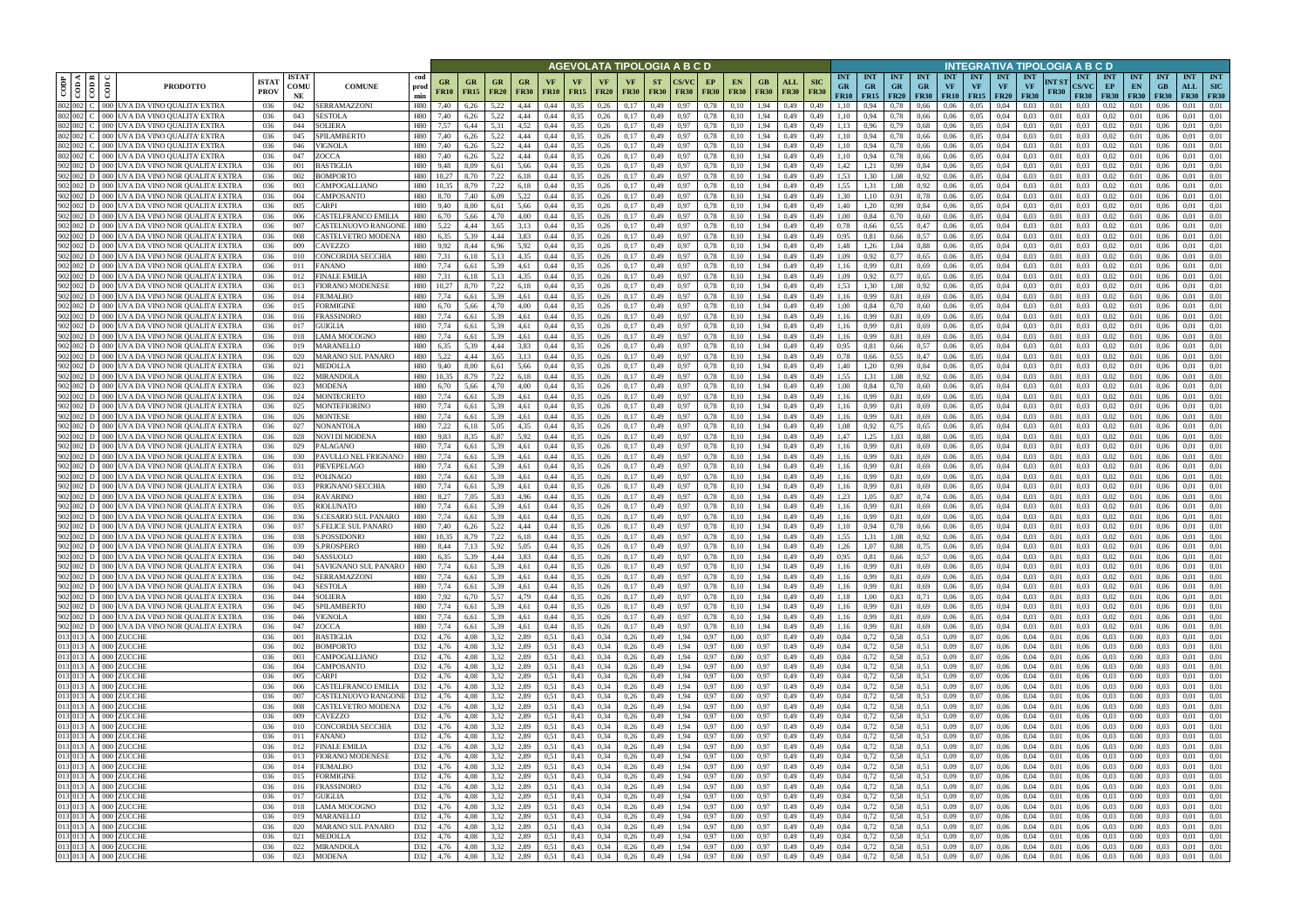| CODP | COD A | COD B | COD C | PRODOTTO | ISTAT PROV | ISTAT COMU NE | COMUNE | cod prod min | AGEVOLATA TIPOLOGIA A B C D | | | | | | | | | | | | | | | INTEGRATIVA TIPOLOGIA A B C D | | | | | | | | | | | | | | |
|---|---|---|---|---|---|---|---|---|---|---|---|---|---|---|---|---|---|---|---|---|---|---|---|---|---|---|---|---|---|---|---|---|---|---|---|---|---|---|
| | | | | | | | | | GR FR10 | GR FR15 | GR FR20 | GR FR30 | VF FR10 | VF FR15 | VF FR20 | VF FR30 | ST FR30 | CS/VC FR30 | EP FR30 | EN FR30 | GB FR30 | ALL FR30 | SIC FR30 | INT GR FR10 | INT GR FR15 | INT GR FR20 | INT GR FR30 | INT VF FR10 | INT VF FR15 | INT VF FR20 | INT VF FR30 | INT ST FR30 | INT CS/VC FR30 | INT EP FR30 | INT EN FR30 | INT GB FR30 | INT ALL FR30 | INT SIC FR30 |
| 802 | 002 | C | 000 | UVA DA VINO QUALITA' EXTRA | 036 | 042 | SERRAMAZZONI | H80 | 7,40 | 6,26 | 5,22 | 4,44 | 0,44 | 0,35 | 0,26 | 0,17 | 0,49 | 0,97 | 0,78 | 0,10 | 1,94 | 0,49 | 0,49 | 1,10 | 0,94 | 0,78 | 0,66 | 0,06 | 0,05 | 0,04 | 0,03 | 0,01 | 0,03 | 0,02 | 0,01 | 0,06 | 0,01 | 0,01 |
| 802 | 002 | C | 000 | UVA DA VINO QUALITA' EXTRA | 036 | 043 | SESTOLA | H80 | 7,40 | 6,26 | 5,22 | 4,44 | 0,44 | 0,35 | 0,26 | 0,17 | 0,49 | 0,97 | 0,78 | 0,10 | 1,94 | 0,49 | 0,49 | 1,10 | 0,94 | 0,78 | 0,66 | 0,06 | 0,05 | 0,04 | 0,03 | 0,01 | 0,03 | 0,02 | 0,01 | 0,06 | 0,01 | 0,01 |
| 802 | 002 | C | 000 | UVA DA VINO QUALITA' EXTRA | 036 | 044 | SOLIERA | H80 | 7,57 | 6,44 | 5,31 | 4,52 | 0,44 | 0,35 | 0,26 | 0,17 | 0,49 | 0,97 | 0,78 | 0,10 | 1,94 | 0,49 | 0,49 | 1,13 | 0,96 | 0,79 | 0,68 | 0,06 | 0,05 | 0,04 | 0,03 | 0,01 | 0,03 | 0,02 | 0,01 | 0,06 | 0,01 | 0,01 |
| 802 | 002 | C | 000 | UVA DA VINO QUALITA' EXTRA | 036 | 045 | SPILAMBERTO | H80 | 7,40 | 6,26 | 5,22 | 4,44 | 0,44 | 0,35 | 0,26 | 0,17 | 0,49 | 0,97 | 0,78 | 0,10 | 1,94 | 0,49 | 0,49 | 1,10 | 0,94 | 0,78 | 0,66 | 0,06 | 0,05 | 0,04 | 0,03 | 0,01 | 0,03 | 0,02 | 0,01 | 0,06 | 0,01 | 0,01 |
| 802 | 002 | C | 000 | UVA DA VINO QUALITA' EXTRA | 036 | 046 | VIGNOLA | H80 | 7,40 | 6,26 | 5,22 | 4,44 | 0,44 | 0,35 | 0,26 | 0,17 | 0,49 | 0,97 | 0,78 | 0,10 | 1,94 | 0,49 | 0,49 | 1,10 | 0,94 | 0,78 | 0,66 | 0,06 | 0,05 | 0,04 | 0,03 | 0,01 | 0,03 | 0,02 | 0,01 | 0,06 | 0,01 | 0,01 |
| 802 | 002 | C | 000 | UVA DA VINO QUALITA' EXTRA | 036 | 047 | ZOCCA | H80 | 7,40 | 6,26 | 5,22 | 4,44 | 0,44 | 0,35 | 0,26 | 0,17 | 0,49 | 0,97 | 0,78 | 0,10 | 1,94 | 0,49 | 0,49 | 1,10 | 0,94 | 0,78 | 0,66 | 0,06 | 0,05 | 0,04 | 0,03 | 0,01 | 0,03 | 0,02 | 0,01 | 0,06 | 0,01 | 0,01 |
| 902 | 002 | D | 000 | UVA DA VINO NOR QUALITA' EXTRA | 036 | 001 | BASTIGLIA | H80 | 9,48 | 8,09 | 6,61 | 5,66 | 0,44 | 0,35 | 0,26 | 0,17 | 0,49 | 0,97 | 0,78 | 0,10 | 1,94 | 0,49 | 0,49 | 1,42 | 1,21 | 0,99 | 0,84 | 0,06 | 0,05 | 0,04 | 0,03 | 0,01 | 0,03 | 0,02 | 0,01 | 0,06 | 0,01 | 0,01 |
| 902 | 002 | D | 000 | UVA DA VINO NOR QUALITA' EXTRA | 036 | 002 | BOMPORTO | H80 | 10,27 | 8,70 | 7,22 | 6,18 | 0,44 | 0,35 | 0,26 | 0,17 | 0,49 | 0,97 | 0,78 | 0,10 | 1,94 | 0,49 | 0,49 | 1,53 | 1,30 | 1,08 | 0,92 | 0,06 | 0,05 | 0,04 | 0,03 | 0,01 | 0,03 | 0,02 | 0,01 | 0,06 | 0,01 | 0,01 |
| 902 | 002 | D | 000 | UVA DA VINO NOR QUALITA' EXTRA | 036 | 003 | CAMPOGALLIANO | H80 | 10,35 | 8,79 | 7,22 | 6,18 | 0,44 | 0,35 | 0,26 | 0,17 | 0,49 | 0,97 | 0,78 | 0,10 | 1,94 | 0,49 | 0,49 | 1,55 | 1,31 | 1,08 | 0,92 | 0,06 | 0,05 | 0,04 | 0,03 | 0,01 | 0,03 | 0,02 | 0,01 | 0,06 | 0,01 | 0,01 |
| 902 | 002 | D | 000 | UVA DA VINO NOR QUALITA' EXTRA | 036 | 004 | CAMPOSANTO | H80 | 8,70 | 7,40 | 6,09 | 5,22 | 0,44 | 0,35 | 0,26 | 0,17 | 0,49 | 0,97 | 0,78 | 0,10 | 1,94 | 0,49 | 0,49 | 1,30 | 1,10 | 0,91 | 0,78 | 0,06 | 0,05 | 0,04 | 0,03 | 0,01 | 0,03 | 0,02 | 0,01 | 0,06 | 0,01 | 0,01 |
| 902 | 002 | D | 000 | UVA DA VINO NOR QUALITA' EXTRA | 036 | 005 | CARPI | H80 | 9,40 | 8,00 | 6,61 | 5,66 | 0,44 | 0,35 | 0,26 | 0,17 | 0,49 | 0,97 | 0,78 | 0,10 | 1,94 | 0,49 | 0,49 | 1,40 | 1,20 | 0,99 | 0,84 | 0,06 | 0,05 | 0,04 | 0,03 | 0,01 | 0,03 | 0,02 | 0,01 | 0,06 | 0,01 | 0,01 |
| 902 | 002 | D | 000 | UVA DA VINO NOR QUALITA' EXTRA | 036 | 006 | CASTELFRANCO EMILIA | H80 | 6,70 | 5,66 | 4,70 | 4,00 | 0,44 | 0,35 | 0,26 | 0,17 | 0,49 | 0,97 | 0,78 | 0,10 | 1,94 | 0,49 | 0,49 | 1,00 | 0,84 | 0,70 | 0,60 | 0,06 | 0,05 | 0,04 | 0,03 | 0,01 | 0,03 | 0,02 | 0,01 | 0,06 | 0,01 | 0,01 |
| 902 | 002 | D | 000 | UVA DA VINO NOR QUALITA' EXTRA | 036 | 007 | CASTELNUOVO RANGONE | H80 | 5,22 | 4,44 | 3,65 | 3,13 | 0,44 | 0,35 | 0,26 | 0,17 | 0,49 | 0,97 | 0,78 | 0,10 | 1,94 | 0,49 | 0,49 | 0,78 | 0,66 | 0,55 | 0,47 | 0,06 | 0,05 | 0,04 | 0,03 | 0,01 | 0,03 | 0,02 | 0,01 | 0,06 | 0,01 | 0,01 |
| 902 | 002 | D | 000 | UVA DA VINO NOR QUALITA' EXTRA | 036 | 008 | CASTELVETRO MODENA | H80 | 6,35 | 5,39 | 4,44 | 3,83 | 0,44 | 0,35 | 0,26 | 0,17 | 0,49 | 0,97 | 0,78 | 0,10 | 1,94 | 0,49 | 0,49 | 0,95 | 0,81 | 0,66 | 0,57 | 0,06 | 0,05 | 0,04 | 0,03 | 0,01 | 0,03 | 0,02 | 0,01 | 0,06 | 0,01 | 0,01 |
| 902 | 002 | D | 000 | UVA DA VINO NOR QUALITA' EXTRA | 036 | 009 | CAVEZZO | H80 | 9,92 | 8,44 | 6,96 | 5,92 | 0,44 | 0,35 | 0,26 | 0,17 | 0,49 | 0,97 | 0,78 | 0,10 | 1,94 | 0,49 | 0,49 | 1,48 | 1,26 | 1,04 | 0,88 | 0,06 | 0,05 | 0,04 | 0,03 | 0,01 | 0,03 | 0,02 | 0,01 | 0,06 | 0,01 | 0,01 |
| 902 | 002 | D | 000 | UVA DA VINO NOR QUALITA' EXTRA | 036 | 010 | CONCORDIA SECCHIA | H80 | 7,31 | 6,18 | 5,13 | 4,35 | 0,44 | 0,35 | 0,26 | 0,17 | 0,49 | 0,97 | 0,78 | 0,10 | 1,94 | 0,49 | 0,49 | 1,09 | 0,92 | 0,77 | 0,65 | 0,06 | 0,05 | 0,04 | 0,03 | 0,01 | 0,03 | 0,02 | 0,01 | 0,06 | 0,01 | 0,01 |
| 902 | 002 | D | 000 | UVA DA VINO NOR QUALITA' EXTRA | 036 | 011 | FANANO | H80 | 7,74 | 6,61 | 5,39 | 4,61 | 0,44 | 0,35 | 0,26 | 0,17 | 0,49 | 0,97 | 0,78 | 0,10 | 1,94 | 0,49 | 0,49 | 1,16 | 0,99 | 0,81 | 0,69 | 0,06 | 0,05 | 0,04 | 0,03 | 0,01 | 0,03 | 0,02 | 0,01 | 0,06 | 0,01 | 0,01 |
| 902 | 002 | D | 000 | UVA DA VINO NOR QUALITA' EXTRA | 036 | 012 | FINALE EMILIA | H80 | 7,31 | 6,18 | 5,13 | 4,35 | 0,44 | 0,35 | 0,26 | 0,17 | 0,49 | 0,97 | 0,78 | 0,10 | 1,94 | 0,49 | 0,49 | 1,09 | 0,92 | 0,77 | 0,65 | 0,06 | 0,05 | 0,04 | 0,03 | 0,01 | 0,03 | 0,02 | 0,01 | 0,06 | 0,01 | 0,01 |
| 902 | 002 | D | 000 | UVA DA VINO NOR QUALITA' EXTRA | 036 | 013 | FIORANO MODENESE | H80 | 10,27 | 8,70 | 7,22 | 6,18 | 0,44 | 0,35 | 0,26 | 0,17 | 0,49 | 0,97 | 0,78 | 0,10 | 1,94 | 0,49 | 0,49 | 1,53 | 1,30 | 1,08 | 0,92 | 0,06 | 0,05 | 0,04 | 0,03 | 0,01 | 0,03 | 0,02 | 0,01 | 0,06 | 0,01 | 0,01 |
| 902 | 002 | D | 000 | UVA DA VINO NOR QUALITA' EXTRA | 036 | 014 | FIUMALBO | H80 | 7,74 | 6,61 | 5,39 | 4,61 | 0,44 | 0,35 | 0,26 | 0,17 | 0,49 | 0,97 | 0,78 | 0,10 | 1,94 | 0,49 | 0,49 | 1,16 | 0,99 | 0,81 | 0,69 | 0,06 | 0,05 | 0,04 | 0,03 | 0,01 | 0,03 | 0,02 | 0,01 | 0,06 | 0,01 | 0,01 |
| 902 | 002 | D | 000 | UVA DA VINO NOR QUALITA' EXTRA | 036 | 015 | FORMIGINE | H80 | 6,70 | 5,66 | 4,70 | 4,00 | 0,44 | 0,35 | 0,26 | 0,17 | 0,49 | 0,97 | 0,78 | 0,10 | 1,94 | 0,49 | 0,49 | 1,00 | 0,84 | 0,70 | 0,60 | 0,06 | 0,05 | 0,04 | 0,03 | 0,01 | 0,03 | 0,02 | 0,01 | 0,06 | 0,01 | 0,01 |
| 902 | 002 | D | 000 | UVA DA VINO NOR QUALITA' EXTRA | 036 | 016 | FRASSINORO | H80 | 7,74 | 6,61 | 5,39 | 4,61 | 0,44 | 0,35 | 0,26 | 0,17 | 0,49 | 0,97 | 0,78 | 0,10 | 1,94 | 0,49 | 0,49 | 1,16 | 0,99 | 0,81 | 0,69 | 0,06 | 0,05 | 0,04 | 0,03 | 0,01 | 0,03 | 0,02 | 0,01 | 0,06 | 0,01 | 0,01 |
| 902 | 002 | D | 000 | UVA DA VINO NOR QUALITA' EXTRA | 036 | 017 | GUIGLIA | H80 | 7,74 | 6,61 | 5,39 | 4,61 | 0,44 | 0,35 | 0,26 | 0,17 | 0,49 | 0,97 | 0,78 | 0,10 | 1,94 | 0,49 | 0,49 | 1,16 | 0,99 | 0,81 | 0,69 | 0,06 | 0,05 | 0,04 | 0,03 | 0,01 | 0,03 | 0,02 | 0,01 | 0,06 | 0,01 | 0,01 |
| 902 | 002 | D | 000 | UVA DA VINO NOR QUALITA' EXTRA | 036 | 018 | LAMA MOCOGNO | H80 | 7,74 | 6,61 | 5,39 | 4,61 | 0,44 | 0,35 | 0,26 | 0,17 | 0,49 | 0,97 | 0,78 | 0,10 | 1,94 | 0,49 | 0,49 | 1,16 | 0,99 | 0,81 | 0,69 | 0,06 | 0,05 | 0,04 | 0,03 | 0,01 | 0,03 | 0,02 | 0,01 | 0,06 | 0,01 | 0,01 |
| 902 | 002 | D | 000 | UVA DA VINO NOR QUALITA' EXTRA | 036 | 019 | MARANELLO | H80 | 6,35 | 5,39 | 4,44 | 3,83 | 0,44 | 0,35 | 0,26 | 0,17 | 0,49 | 0,97 | 0,78 | 0,10 | 1,94 | 0,49 | 0,49 | 0,95 | 0,81 | 0,66 | 0,57 | 0,06 | 0,05 | 0,04 | 0,03 | 0,01 | 0,03 | 0,02 | 0,01 | 0,06 | 0,01 | 0,01 |
| 902 | 002 | D | 000 | UVA DA VINO NOR QUALITA' EXTRA | 036 | 020 | MARANO SUL PANARO | H80 | 5,22 | 4,44 | 3,65 | 3,13 | 0,44 | 0,35 | 0,26 | 0,17 | 0,49 | 0,97 | 0,78 | 0,10 | 1,94 | 0,49 | 0,49 | 0,78 | 0,66 | 0,55 | 0,47 | 0,06 | 0,05 | 0,04 | 0,03 | 0,01 | 0,03 | 0,02 | 0,01 | 0,06 | 0,01 | 0,01 |
| 902 | 002 | D | 000 | UVA DA VINO NOR QUALITA' EXTRA | 036 | 021 | MEDOLLA | H80 | 9,40 | 8,00 | 6,61 | 5,66 | 0,44 | 0,35 | 0,26 | 0,17 | 0,49 | 0,97 | 0,78 | 0,10 | 1,94 | 0,49 | 0,49 | 1,40 | 1,20 | 0,99 | 0,84 | 0,06 | 0,05 | 0,04 | 0,03 | 0,01 | 0,03 | 0,02 | 0,01 | 0,06 | 0,01 | 0,01 |
| 902 | 002 | D | 000 | UVA DA VINO NOR QUALITA' EXTRA | 036 | 022 | MIRANDOLA | H80 | 10,35 | 8,79 | 7,22 | 6,18 | 0,44 | 0,35 | 0,26 | 0,17 | 0,49 | 0,97 | 0,78 | 0,10 | 1,94 | 0,49 | 0,49 | 1,55 | 1,31 | 1,08 | 0,92 | 0,06 | 0,05 | 0,04 | 0,03 | 0,01 | 0,03 | 0,02 | 0,01 | 0,06 | 0,01 | 0,01 |
| 902 | 002 | D | 000 | UVA DA VINO NOR QUALITA' EXTRA | 036 | 023 | MODENA | H80 | 6,70 | 5,66 | 4,70 | 4,00 | 0,44 | 0,35 | 0,26 | 0,17 | 0,49 | 0,97 | 0,78 | 0,10 | 1,94 | 0,49 | 0,49 | 1,00 | 0,84 | 0,70 | 0,60 | 0,06 | 0,05 | 0,04 | 0,03 | 0,01 | 0,03 | 0,02 | 0,01 | 0,06 | 0,01 | 0,01 |
| 902 | 002 | D | 000 | UVA DA VINO NOR QUALITA' EXTRA | 036 | 024 | MONTECRETO | H80 | 7,74 | 6,61 | 5,39 | 4,61 | 0,44 | 0,35 | 0,26 | 0,17 | 0,49 | 0,97 | 0,78 | 0,10 | 1,94 | 0,49 | 0,49 | 1,16 | 0,99 | 0,81 | 0,69 | 0,06 | 0,05 | 0,04 | 0,03 | 0,01 | 0,03 | 0,02 | 0,01 | 0,06 | 0,01 | 0,01 |
| 902 | 002 | D | 000 | UVA DA VINO NOR QUALITA' EXTRA | 036 | 025 | MONTEFIORINO | H80 | 7,74 | 6,61 | 5,39 | 4,61 | 0,44 | 0,35 | 0,26 | 0,17 | 0,49 | 0,97 | 0,78 | 0,10 | 1,94 | 0,49 | 0,49 | 1,16 | 0,99 | 0,81 | 0,69 | 0,06 | 0,05 | 0,04 | 0,03 | 0,01 | 0,03 | 0,02 | 0,01 | 0,06 | 0,01 | 0,01 |
| 902 | 002 | D | 000 | UVA DA VINO NOR QUALITA' EXTRA | 036 | 026 | MONTESE | H80 | 7,74 | 6,61 | 5,39 | 4,61 | 0,44 | 0,35 | 0,26 | 0,17 | 0,49 | 0,97 | 0,78 | 0,10 | 1,94 | 0,49 | 0,49 | 1,16 | 0,99 | 0,81 | 0,69 | 0,06 | 0,05 | 0,04 | 0,03 | 0,01 | 0,03 | 0,02 | 0,01 | 0,06 | 0,01 | 0,01 |
| 902 | 002 | D | 000 | UVA DA VINO NOR QUALITA' EXTRA | 036 | 027 | NONANTOLA | H80 | 7,22 | 6,18 | 5,05 | 4,35 | 0,44 | 0,35 | 0,26 | 0,17 | 0,49 | 0,97 | 0,78 | 0,10 | 1,94 | 0,49 | 0,49 | 1,08 | 0,92 | 0,75 | 0,65 | 0,06 | 0,05 | 0,04 | 0,03 | 0,01 | 0,03 | 0,02 | 0,01 | 0,06 | 0,01 | 0,01 |
| 902 | 002 | D | 000 | UVA DA VINO NOR QUALITA' EXTRA | 036 | 028 | NOVI DI MODENA | H80 | 9,83 | 8,35 | 6,87 | 5,92 | 0,44 | 0,35 | 0,26 | 0,17 | 0,49 | 0,97 | 0,78 | 0,10 | 1,94 | 0,49 | 0,49 | 1,47 | 1,25 | 1,03 | 0,88 | 0,06 | 0,05 | 0,04 | 0,03 | 0,01 | 0,03 | 0,02 | 0,01 | 0,06 | 0,01 | 0,01 |
| 902 | 002 | D | 000 | UVA DA VINO NOR QUALITA' EXTRA | 036 | 029 | PALAGANO | H80 | 7,74 | 6,61 | 5,39 | 4,61 | 0,44 | 0,35 | 0,26 | 0,17 | 0,49 | 0,97 | 0,78 | 0,10 | 1,94 | 0,49 | 0,49 | 1,16 | 0,99 | 0,81 | 0,69 | 0,06 | 0,05 | 0,04 | 0,03 | 0,01 | 0,03 | 0,02 | 0,01 | 0,06 | 0,01 | 0,01 |
| 902 | 002 | D | 000 | UVA DA VINO NOR QUALITA' EXTRA | 036 | 030 | PAVULLO NEL FRIGNANO | H80 | 7,74 | 6,61 | 5,39 | 4,61 | 0,44 | 0,35 | 0,26 | 0,17 | 0,49 | 0,97 | 0,78 | 0,10 | 1,94 | 0,49 | 0,49 | 1,16 | 0,99 | 0,81 | 0,69 | 0,06 | 0,05 | 0,04 | 0,03 | 0,01 | 0,03 | 0,02 | 0,01 | 0,06 | 0,01 | 0,01 |
| 902 | 002 | D | 000 | UVA DA VINO NOR QUALITA' EXTRA | 036 | 031 | PIEVEPELAGO | H80 | 7,74 | 6,61 | 5,39 | 4,61 | 0,44 | 0,35 | 0,26 | 0,17 | 0,49 | 0,97 | 0,78 | 0,10 | 1,94 | 0,49 | 0,49 | 1,16 | 0,99 | 0,81 | 0,69 | 0,06 | 0,05 | 0,04 | 0,03 | 0,01 | 0,03 | 0,02 | 0,01 | 0,06 | 0,01 | 0,01 |
| 902 | 002 | D | 000 | UVA DA VINO NOR QUALITA' EXTRA | 036 | 032 | POLINAGO | H80 | 7,74 | 6,61 | 5,39 | 4,61 | 0,44 | 0,35 | 0,26 | 0,17 | 0,49 | 0,97 | 0,78 | 0,10 | 1,94 | 0,49 | 0,49 | 1,16 | 0,99 | 0,81 | 0,69 | 0,06 | 0,05 | 0,04 | 0,03 | 0,01 | 0,03 | 0,02 | 0,01 | 0,06 | 0,01 | 0,01 |
| 902 | 002 | D | 000 | UVA DA VINO NOR QUALITA' EXTRA | 036 | 033 | PRIGNANO SECCHIA | H80 | 7,74 | 6,61 | 5,39 | 4,61 | 0,44 | 0,35 | 0,26 | 0,17 | 0,49 | 0,97 | 0,78 | 0,10 | 1,94 | 0,49 | 0,49 | 1,16 | 0,99 | 0,81 | 0,69 | 0,06 | 0,05 | 0,04 | 0,03 | 0,01 | 0,03 | 0,02 | 0,01 | 0,06 | 0,01 | 0,01 |
| 902 | 002 | D | 000 | UVA DA VINO NOR QUALITA' EXTRA | 036 | 034 | RAVARINO | H80 | 8,27 | 7,05 | 5,83 | 4,96 | 0,44 | 0,35 | 0,26 | 0,17 | 0,49 | 0,97 | 0,78 | 0,10 | 1,94 | 0,49 | 0,49 | 1,23 | 1,05 | 0,87 | 0,74 | 0,06 | 0,05 | 0,04 | 0,03 | 0,01 | 0,03 | 0,02 | 0,01 | 0,06 | 0,01 | 0,01 |
| 902 | 002 | D | 000 | UVA DA VINO NOR QUALITA' EXTRA | 036 | 035 | RIOLUNATO | H80 | 7,74 | 6,61 | 5,39 | 4,61 | 0,44 | 0,35 | 0,26 | 0,17 | 0,49 | 0,97 | 0,78 | 0,10 | 1,94 | 0,49 | 0,49 | 1,16 | 0,99 | 0,81 | 0,69 | 0,06 | 0,05 | 0,04 | 0,03 | 0,01 | 0,03 | 0,02 | 0,01 | 0,06 | 0,01 | 0,01 |
| 902 | 002 | D | 000 | UVA DA VINO NOR QUALITA' EXTRA | 036 | 036 | S.CESARIO SUL PANARO | H80 | 7,74 | 6,61 | 5,39 | 4,61 | 0,44 | 0,35 | 0,26 | 0,17 | 0,49 | 0,97 | 0,78 | 0,10 | 1,94 | 0,49 | 0,49 | 1,16 | 0,99 | 0,81 | 0,69 | 0,06 | 0,05 | 0,04 | 0,03 | 0,01 | 0,03 | 0,02 | 0,01 | 0,06 | 0,01 | 0,01 |
| 902 | 002 | D | 000 | UVA DA VINO NOR QUALITA' EXTRA | 036 | 037 | S.FELICE SUL PANARO | H80 | 7,40 | 6,26 | 5,22 | 4,44 | 0,44 | 0,35 | 0,26 | 0,17 | 0,49 | 0,97 | 0,78 | 0,10 | 1,94 | 0,49 | 0,49 | 1,10 | 0,94 | 0,78 | 0,66 | 0,06 | 0,05 | 0,04 | 0,03 | 0,01 | 0,03 | 0,02 | 0,01 | 0,06 | 0,01 | 0,01 |
| 902 | 002 | D | 000 | UVA DA VINO NOR QUALITA' EXTRA | 036 | 038 | S.POSSIDONIO | H80 | 10,35 | 8,79 | 7,22 | 6,18 | 0,44 | 0,35 | 0,26 | 0,17 | 0,49 | 0,97 | 0,78 | 0,10 | 1,94 | 0,49 | 0,49 | 1,55 | 1,31 | 1,08 | 0,92 | 0,06 | 0,05 | 0,04 | 0,03 | 0,01 | 0,03 | 0,02 | 0,01 | 0,06 | 0,01 | 0,01 |
| 902 | 002 | D | 000 | UVA DA VINO NOR QUALITA' EXTRA | 036 | 039 | S.PROSPERO | H80 | 8,44 | 7,13 | 5,92 | 5,05 | 0,44 | 0,35 | 0,26 | 0,17 | 0,49 | 0,97 | 0,78 | 0,10 | 1,94 | 0,49 | 0,49 | 1,26 | 1,07 | 0,88 | 0,75 | 0,06 | 0,05 | 0,04 | 0,03 | 0,01 | 0,03 | 0,02 | 0,01 | 0,06 | 0,01 | 0,01 |
| 902 | 002 | D | 000 | UVA DA VINO NOR QUALITA' EXTRA | 036 | 040 | SASSUOLO | H80 | 6,35 | 5,39 | 4,44 | 3,83 | 0,44 | 0,35 | 0,26 | 0,17 | 0,49 | 0,97 | 0,78 | 0,10 | 1,94 | 0,49 | 0,49 | 0,95 | 0,81 | 0,66 | 0,57 | 0,06 | 0,05 | 0,04 | 0,03 | 0,01 | 0,03 | 0,02 | 0,01 | 0,06 | 0,01 | 0,01 |
| 902 | 002 | D | 000 | UVA DA VINO NOR QUALITA' EXTRA | 036 | 041 | SAVIGNANO SUL PANARO | H80 | 7,74 | 6,61 | 5,39 | 4,61 | 0,44 | 0,35 | 0,26 | 0,17 | 0,49 | 0,97 | 0,78 | 0,10 | 1,94 | 0,49 | 0,49 | 1,16 | 0,99 | 0,81 | 0,69 | 0,06 | 0,05 | 0,04 | 0,03 | 0,01 | 0,03 | 0,02 | 0,01 | 0,06 | 0,01 | 0,01 |
| 902 | 002 | D | 000 | UVA DA VINO NOR QUALITA' EXTRA | 036 | 042 | SERRAMAZZONI | H80 | 7,74 | 6,61 | 5,39 | 4,61 | 0,44 | 0,35 | 0,26 | 0,17 | 0,49 | 0,97 | 0,78 | 0,10 | 1,94 | 0,49 | 0,49 | 1,16 | 0,99 | 0,81 | 0,69 | 0,06 | 0,05 | 0,04 | 0,03 | 0,01 | 0,03 | 0,02 | 0,01 | 0,06 | 0,01 | 0,01 |
| 902 | 002 | D | 000 | UVA DA VINO NOR QUALITA' EXTRA | 036 | 043 | SESTOLA | H80 | 7,74 | 6,61 | 5,39 | 4,61 | 0,44 | 0,35 | 0,26 | 0,17 | 0,49 | 0,97 | 0,78 | 0,10 | 1,94 | 0,49 | 0,49 | 1,16 | 0,99 | 0,81 | 0,69 | 0,06 | 0,05 | 0,04 | 0,03 | 0,01 | 0,03 | 0,02 | 0,01 | 0,06 | 0,01 | 0,01 |
| 902 | 002 | D | 000 | UVA DA VINO NOR QUALITA' EXTRA | 036 | 044 | SOLIERA | H80 | 7,92 | 6,70 | 5,57 | 4,79 | 0,44 | 0,35 | 0,26 | 0,17 | 0,49 | 0,97 | 0,78 | 0,10 | 1,94 | 0,49 | 0,49 | 1,18 | 1,00 | 0,83 | 0,71 | 0,06 | 0,05 | 0,04 | 0,03 | 0,01 | 0,03 | 0,02 | 0,01 | 0,06 | 0,01 | 0,01 |
| 902 | 002 | D | 000 | UVA DA VINO NOR QUALITA' EXTRA | 036 | 045 | SPILAMBERTO | H80 | 7,74 | 6,61 | 5,39 | 4,61 | 0,44 | 0,35 | 0,26 | 0,17 | 0,49 | 0,97 | 0,78 | 0,10 | 1,94 | 0,49 | 0,49 | 1,16 | 0,99 | 0,81 | 0,69 | 0,06 | 0,05 | 0,04 | 0,03 | 0,01 | 0,03 | 0,02 | 0,01 | 0,06 | 0,01 | 0,01 |
| 902 | 002 | D | 000 | UVA DA VINO NOR QUALITA' EXTRA | 036 | 046 | VIGNOLA | H80 | 7,74 | 6,61 | 5,39 | 4,61 | 0,44 | 0,35 | 0,26 | 0,17 | 0,49 | 0,97 | 0,78 | 0,10 | 1,94 | 0,49 | 0,49 | 1,16 | 0,99 | 0,81 | 0,69 | 0,06 | 0,05 | 0,04 | 0,03 | 0,01 | 0,03 | 0,02 | 0,01 | 0,06 | 0,01 | 0,01 |
| 902 | 002 | D | 000 | UVA DA VINO NOR QUALITA' EXTRA | 036 | 047 | ZOCCA | H80 | 7,74 | 6,61 | 5,39 | 4,61 | 0,44 | 0,35 | 0,26 | 0,17 | 0,49 | 0,97 | 0,78 | 0,10 | 1,94 | 0,49 | 0,49 | 1,16 | 0,99 | 0,81 | 0,69 | 0,06 | 0,05 | 0,04 | 0,03 | 0,01 | 0,03 | 0,02 | 0,01 | 0,06 | 0,01 | 0,01 |
| 013 | 013 | A | 000 | ZUCCHE | 036 | 001 | BASTIGLIA | D32 | 4,76 | 4,08 | 3,32 | 2,89 | 0,51 | 0,43 | 0,34 | 0,26 | 0,49 | 1,94 | 0,97 | 0,00 | 0,97 | 0,49 | 0,49 | 0,84 | 0,72 | 0,58 | 0,51 | 0,09 | 0,07 | 0,06 | 0,04 | 0,01 | 0,06 | 0,03 | 0,00 | 0,03 | 0,01 | 0,01 |
| 013 | 013 | A | 000 | ZUCCHE | 036 | 002 | BOMPORTO | D32 | 4,76 | 4,08 | 3,32 | 2,89 | 0,51 | 0,43 | 0,34 | 0,26 | 0,49 | 1,94 | 0,97 | 0,00 | 0,97 | 0,49 | 0,49 | 0,84 | 0,72 | 0,58 | 0,51 | 0,09 | 0,07 | 0,06 | 0,04 | 0,01 | 0,06 | 0,03 | 0,00 | 0,03 | 0,01 | 0,01 |
| 013 | 013 | A | 000 | ZUCCHE | 036 | 003 | CAMPOGALLIANO | D32 | 4,76 | 4,08 | 3,32 | 2,89 | 0,51 | 0,43 | 0,34 | 0,26 | 0,49 | 1,94 | 0,97 | 0,00 | 0,97 | 0,49 | 0,49 | 0,84 | 0,72 | 0,58 | 0,51 | 0,09 | 0,07 | 0,06 | 0,04 | 0,01 | 0,06 | 0,03 | 0,00 | 0,03 | 0,01 | 0,01 |
| 013 | 013 | A | 000 | ZUCCHE | 036 | 004 | CAMPOSANTO | D32 | 4,76 | 4,08 | 3,32 | 2,89 | 0,51 | 0,43 | 0,34 | 0,26 | 0,49 | 1,94 | 0,97 | 0,00 | 0,97 | 0,49 | 0,49 | 0,84 | 0,72 | 0,58 | 0,51 | 0,09 | 0,07 | 0,06 | 0,04 | 0,01 | 0,06 | 0,03 | 0,00 | 0,03 | 0,01 | 0,01 |
| 013 | 013 | A | 000 | ZUCCHE | 036 | 005 | CARPI | D32 | 4,76 | 4,08 | 3,32 | 2,89 | 0,51 | 0,43 | 0,34 | 0,26 | 0,49 | 1,94 | 0,97 | 0,00 | 0,97 | 0,49 | 0,49 | 0,84 | 0,72 | 0,58 | 0,51 | 0,09 | 0,07 | 0,06 | 0,04 | 0,01 | 0,06 | 0,03 | 0,00 | 0,03 | 0,01 | 0,01 |
| 013 | 013 | A | 000 | ZUCCHE | 036 | 006 | CASTELFRANCO EMILIA | D32 | 4,76 | 4,08 | 3,32 | 2,89 | 0,51 | 0,43 | 0,34 | 0,26 | 0,49 | 1,94 | 0,97 | 0,00 | 0,97 | 0,49 | 0,49 | 0,84 | 0,72 | 0,58 | 0,51 | 0,09 | 0,07 | 0,06 | 0,04 | 0,01 | 0,06 | 0,03 | 0,00 | 0,03 | 0,01 | 0,01 |
| 013 | 013 | A | 000 | ZUCCHE | 036 | 007 | CASTELNUOVO RANGONE | D32 | 4,76 | 4,08 | 3,32 | 2,89 | 0,51 | 0,43 | 0,34 | 0,26 | 0,49 | 1,94 | 0,97 | 0,00 | 0,97 | 0,49 | 0,49 | 0,84 | 0,72 | 0,58 | 0,51 | 0,09 | 0,07 | 0,06 | 0,04 | 0,01 | 0,06 | 0,03 | 0,00 | 0,03 | 0,01 | 0,01 |
| 013 | 013 | A | 000 | ZUCCHE | 036 | 008 | CASTELVETRO MODENA | D32 | 4,76 | 4,08 | 3,32 | 2,89 | 0,51 | 0,43 | 0,34 | 0,26 | 0,49 | 1,94 | 0,97 | 0,00 | 0,97 | 0,49 | 0,49 | 0,84 | 0,72 | 0,58 | 0,51 | 0,09 | 0,07 | 0,06 | 0,04 | 0,01 | 0,06 | 0,03 | 0,00 | 0,03 | 0,01 | 0,01 |
| 013 | 013 | A | 000 | ZUCCHE | 036 | 009 | CAVEZZO | D32 | 4,76 | 4,08 | 3,32 | 2,89 | 0,51 | 0,43 | 0,34 | 0,26 | 0,49 | 1,94 | 0,97 | 0,00 | 0,97 | 0,49 | 0,49 | 0,84 | 0,72 | 0,58 | 0,51 | 0,09 | 0,07 | 0,06 | 0,04 | 0,01 | 0,06 | 0,03 | 0,00 | 0,03 | 0,01 | 0,01 |
| 013 | 013 | A | 000 | ZUCCHE | 036 | 010 | CONCORDIA SECCHIA | D32 | 4,76 | 4,08 | 3,32 | 2,89 | 0,51 | 0,43 | 0,34 | 0,26 | 0,49 | 1,94 | 0,97 | 0,00 | 0,97 | 0,49 | 0,49 | 0,84 | 0,72 | 0,58 | 0,51 | 0,09 | 0,07 | 0,06 | 0,04 | 0,01 | 0,06 | 0,03 | 0,00 | 0,03 | 0,01 | 0,01 |
| 013 | 013 | A | 000 | ZUCCHE | 036 | 011 | FANANO | D32 | 4,76 | 4,08 | 3,32 | 2,89 | 0,51 | 0,43 | 0,34 | 0,26 | 0,49 | 1,94 | 0,97 | 0,00 | 0,97 | 0,49 | 0,49 | 0,84 | 0,72 | 0,58 | 0,51 | 0,09 | 0,07 | 0,06 | 0,04 | 0,01 | 0,06 | 0,03 | 0,00 | 0,03 | 0,01 | 0,01 |
| 013 | 013 | A | 000 | ZUCCHE | 036 | 012 | FINALE EMILIA | D32 | 4,76 | 4,08 | 3,32 | 2,89 | 0,51 | 0,43 | 0,34 | 0,26 | 0,49 | 1,94 | 0,97 | 0,00 | 0,97 | 0,49 | 0,49 | 0,84 | 0,72 | 0,58 | 0,51 | 0,09 | 0,07 | 0,06 | 0,04 | 0,01 | 0,06 | 0,03 | 0,00 | 0,03 | 0,01 | 0,01 |
| 013 | 013 | A | 000 | ZUCCHE | 036 | 013 | FIORANO MODENESE | D32 | 4,76 | 4,08 | 3,32 | 2,89 | 0,51 | 0,43 | 0,34 | 0,26 | 0,49 | 1,94 | 0,97 | 0,00 | 0,97 | 0,49 | 0,49 | 0,84 | 0,72 | 0,58 | 0,51 | 0,09 | 0,07 | 0,06 | 0,04 | 0,01 | 0,06 | 0,03 | 0,00 | 0,03 | 0,01 | 0,01 |
| 013 | 013 | A | 000 | ZUCCHE | 036 | 014 | FIUMALBO | D32 | 4,76 | 4,08 | 3,32 | 2,89 | 0,51 | 0,43 | 0,34 | 0,26 | 0,49 | 1,94 | 0,97 | 0,00 | 0,97 | 0,49 | 0,49 | 0,84 | 0,72 | 0,58 | 0,51 | 0,09 | 0,07 | 0,06 | 0,04 | 0,01 | 0,06 | 0,03 | 0,00 | 0,03 | 0,01 | 0,01 |
| 013 | 013 | A | 000 | ZUCCHE | 036 | 015 | FORMIGINE | D32 | 4,76 | 4,08 | 3,32 | 2,89 | 0,51 | 0,43 | 0,34 | 0,26 | 0,49 | 1,94 | 0,97 | 0,00 | 0,97 | 0,49 | 0,49 | 0,84 | 0,72 | 0,58 | 0,51 | 0,09 | 0,07 | 0,06 | 0,04 | 0,01 | 0,06 | 0,03 | 0,00 | 0,03 | 0,01 | 0,01 |
| 013 | 013 | A | 000 | ZUCCHE | 036 | 016 | FRASSINORO | D32 | 4,76 | 4,08 | 3,32 | 2,89 | 0,51 | 0,43 | 0,34 | 0,26 | 0,49 | 1,94 | 0,97 | 0,00 | 0,97 | 0,49 | 0,49 | 0,84 | 0,72 | 0,58 | 0,51 | 0,09 | 0,07 | 0,06 | 0,04 | 0,01 | 0,06 | 0,03 | 0,00 | 0,03 | 0,01 | 0,01 |
| 013 | 013 | A | 000 | ZUCCHE | 036 | 017 | GUIGLIA | D32 | 4,76 | 4,08 | 3,32 | 2,89 | 0,51 | 0,43 | 0,34 | 0,26 | 0,49 | 1,94 | 0,97 | 0,00 | 0,97 | 0,49 | 0,49 | 0,84 | 0,72 | 0,58 | 0,51 | 0,09 | 0,07 | 0,06 | 0,04 | 0,01 | 0,06 | 0,03 | 0,00 | 0,03 | 0,01 | 0,01 |
| 013 | 013 | A | 000 | ZUCCHE | 036 | 018 | LAMA MOCOGNO | D32 | 4,76 | 4,08 | 3,32 | 2,89 | 0,51 | 0,43 | 0,34 | 0,26 | 0,49 | 1,94 | 0,97 | 0,00 | 0,97 | 0,49 | 0,49 | 0,84 | 0,72 | 0,58 | 0,51 | 0,09 | 0,07 | 0,06 | 0,04 | 0,01 | 0,06 | 0,03 | 0,00 | 0,03 | 0,01 | 0,01 |
| 013 | 013 | A | 000 | ZUCCHE | 036 | 019 | MARANELLO | D32 | 4,76 | 4,08 | 3,32 | 2,89 | 0,51 | 0,43 | 0,34 | 0,26 | 0,49 | 1,94 | 0,97 | 0,00 | 0,97 | 0,49 | 0,49 | 0,84 | 0,72 | 0,58 | 0,51 | 0,09 | 0,07 | 0,06 | 0,04 | 0,01 | 0,06 | 0,03 | 0,00 | 0,03 | 0,01 | 0,01 |
| 013 | 013 | A | 000 | ZUCCHE | 036 | 020 | MARANO SUL PANARO | D32 | 4,76 | 4,08 | 3,32 | 2,89 | 0,51 | 0,43 | 0,34 | 0,26 | 0,49 | 1,94 | 0,97 | 0,00 | 0,97 | 0,49 | 0,49 | 0,84 | 0,72 | 0,58 | 0,51 | 0,09 | 0,07 | 0,06 | 0,04 | 0,01 | 0,06 | 0,03 | 0,00 | 0,03 | 0,01 | 0,01 |
| 013 | 013 | A | 000 | ZUCCHE | 036 | 021 | MEDOLLA | D32 | 4,76 | 4,08 | 3,32 | 2,89 | 0,51 | 0,43 | 0,34 | 0,26 | 0,49 | 1,94 | 0,97 | 0,00 | 0,97 | 0,49 | 0,49 | 0,84 | 0,72 | 0,58 | 0,51 | 0,09 | 0,07 | 0,06 | 0,04 | 0,01 | 0,06 | 0,03 | 0,00 | 0,03 | 0,01 | 0,01 |
| 013 | 013 | A | 000 | ZUCCHE | 036 | 022 | MIRANDOLA | D32 | 4,76 | 4,08 | 3,32 | 2,89 | 0,51 | 0,43 | 0,34 | 0,26 | 0,49 | 1,94 | 0,97 | 0,00 | 0,97 | 0,49 | 0,49 | 0,84 | 0,72 | 0,58 | 0,51 | 0,09 | 0,07 | 0,06 | 0,04 | 0,01 | 0,06 | 0,03 | 0,00 | 0,03 | 0,01 | 0,01 |
| 013 | 013 | A | 000 | ZUCCHE | 036 | 023 | MODENA | D32 | 4,76 | 4,08 | 3,32 | 2,89 | 0,51 | 0,43 | 0,34 | 0,26 | 0,49 | 1,94 | 0,97 | 0,00 | 0,97 | 0,49 | 0,49 | 0,84 | 0,72 | 0,58 | 0,51 | 0,09 | 0,07 | 0,06 | 0,04 | 0,01 | 0,06 | 0,03 | 0,00 | 0,03 | 0,01 | 0,01 |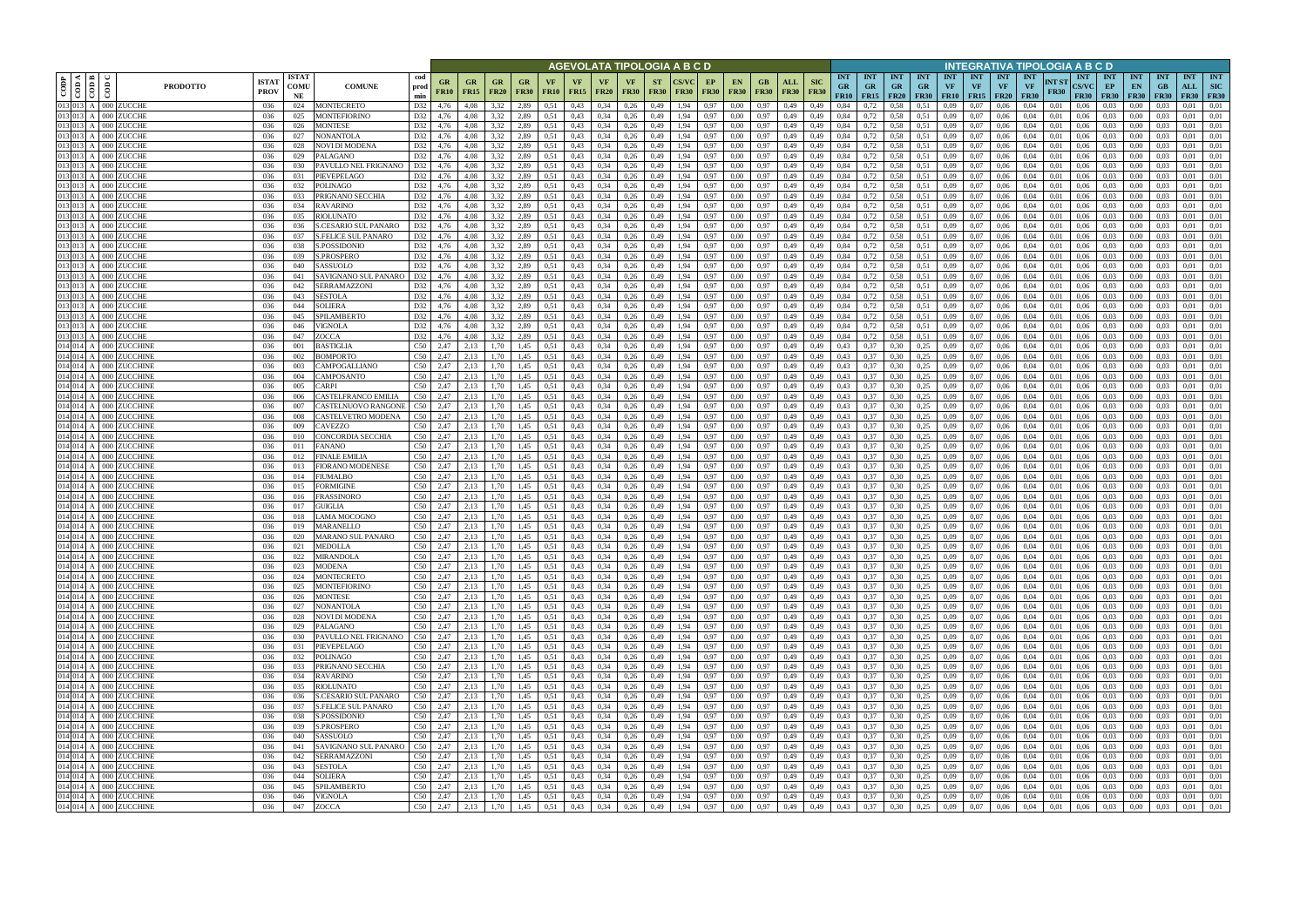| CODP | COD A | COD B | COD C | PRODOTTO | ISTAT PROV | ISTAT COMUNE | COMUNE | cod prod min | AGEVOLATA TIPOLOGIA A B C D | | | | | | | | | | | | | | | | | INTEGRATIVA TIPOLOGIA A B C D | | | | | | | | | | | | | | | | |
|---|---|---|---|---|---|---|---|---|---|---|---|---|---|---|---|---|---|---|---|---|---|---|---|---|---|---|---|---|---|---|---|---|---|---|---|---|---|---|---|---|---|---|
| | | | | | | | | | GR FR10 | GR FR15 | GR FR20 | GR FR30 | VF FR10 | VF FR15 | VF FR20 | VF FR30 | ST FR30 | CS/VC FR30 | EP FR30 | EN FR30 | GB FR30 | ALL FR30 | SIC FR30 | INT GR FR10 | INT GR FR15 | INT GR FR20 | INT GR FR30 | INT VF FR10 | INT VF FR15 | INT VF FR20 | INT VF FR30 | INT ST FR30 | INT CS/VC FR30 | INT EP FR30 | INT EN FR30 | INT GB FR30 | INT ALL FR30 | INT SIC FR30 |
| 013 | 013 | A | 000 | ZUCCHE | 036 | 024 | MONTECRETO | D32 | 4,76 | 4,08 | 3,32 | 2,89 | 0,51 | 0,43 | 0,34 | 0,26 | 0,49 | 1,94 | 0,97 | 0,00 | 0,97 | 0,49 | 0,49 | 0,84 | 0,72 | 0,58 | 0,51 | 0,09 | 0,07 | 0,06 | 0,04 | 0,01 | 0,06 | 0,03 | 0,00 | 0,03 | 0,01 | 0,01 |
| 013 | 013 | A | 000 | ZUCCHE | 036 | 025 | MONTEFIORINO | D32 | 4,76 | 4,08 | 3,32 | 2,89 | 0,51 | 0,43 | 0,34 | 0,26 | 0,49 | 1,94 | 0,97 | 0,00 | 0,97 | 0,49 | 0,49 | 0,84 | 0,72 | 0,58 | 0,51 | 0,09 | 0,07 | 0,06 | 0,04 | 0,01 | 0,06 | 0,03 | 0,00 | 0,03 | 0,01 | 0,01 |
| 013 | 013 | A | 000 | ZUCCHE | 036 | 026 | MONTESE | D32 | 4,76 | 4,08 | 3,32 | 2,89 | 0,51 | 0,43 | 0,34 | 0,26 | 0,49 | 1,94 | 0,97 | 0,00 | 0,97 | 0,49 | 0,49 | 0,84 | 0,72 | 0,58 | 0,51 | 0,09 | 0,07 | 0,06 | 0,04 | 0,01 | 0,06 | 0,03 | 0,00 | 0,03 | 0,01 | 0,01 |
| 013 | 013 | A | 000 | ZUCCHE | 036 | 027 | NONANTOLA | D32 | 4,76 | 4,08 | 3,32 | 2,89 | 0,51 | 0,43 | 0,34 | 0,26 | 0,49 | 1,94 | 0,97 | 0,00 | 0,97 | 0,49 | 0,49 | 0,84 | 0,72 | 0,58 | 0,51 | 0,09 | 0,07 | 0,06 | 0,04 | 0,01 | 0,06 | 0,03 | 0,00 | 0,03 | 0,01 | 0,01 |
| 013 | 013 | A | 000 | ZUCCHE | 036 | 028 | NOVI DI MODENA | D32 | 4,76 | 4,08 | 3,32 | 2,89 | 0,51 | 0,43 | 0,34 | 0,26 | 0,49 | 1,94 | 0,97 | 0,00 | 0,97 | 0,49 | 0,49 | 0,84 | 0,72 | 0,58 | 0,51 | 0,09 | 0,07 | 0,06 | 0,04 | 0,01 | 0,06 | 0,03 | 0,00 | 0,03 | 0,01 | 0,01 |
| 013 | 013 | A | 000 | ZUCCHE | 036 | 029 | PALAGANO | D32 | 4,76 | 4,08 | 3,32 | 2,89 | 0,51 | 0,43 | 0,34 | 0,26 | 0,49 | 1,94 | 0,97 | 0,00 | 0,97 | 0,49 | 0,49 | 0,84 | 0,72 | 0,58 | 0,51 | 0,09 | 0,07 | 0,06 | 0,04 | 0,01 | 0,06 | 0,03 | 0,00 | 0,03 | 0,01 | 0,01 |
| 013 | 013 | A | 000 | ZUCCHE | 036 | 030 | PAVULLO NEL FRIGNANO | D32 | 4,76 | 4,08 | 3,32 | 2,89 | 0,51 | 0,43 | 0,34 | 0,26 | 0,49 | 1,94 | 0,97 | 0,00 | 0,97 | 0,49 | 0,49 | 0,84 | 0,72 | 0,58 | 0,51 | 0,09 | 0,07 | 0,06 | 0,04 | 0,01 | 0,06 | 0,03 | 0,00 | 0,03 | 0,01 | 0,01 |
| 013 | 013 | A | 000 | ZUCCHE | 036 | 031 | PIEVEPELAGO | D32 | 4,76 | 4,08 | 3,32 | 2,89 | 0,51 | 0,43 | 0,34 | 0,26 | 0,49 | 1,94 | 0,97 | 0,00 | 0,97 | 0,49 | 0,49 | 0,84 | 0,72 | 0,58 | 0,51 | 0,09 | 0,07 | 0,06 | 0,04 | 0,01 | 0,06 | 0,03 | 0,00 | 0,03 | 0,01 | 0,01 |
| 013 | 013 | A | 000 | ZUCCHE | 036 | 032 | POLINAGO | D32 | 4,76 | 4,08 | 3,32 | 2,89 | 0,51 | 0,43 | 0,34 | 0,26 | 0,49 | 1,94 | 0,97 | 0,00 | 0,97 | 0,49 | 0,49 | 0,84 | 0,72 | 0,58 | 0,51 | 0,09 | 0,07 | 0,06 | 0,04 | 0,01 | 0,06 | 0,03 | 0,00 | 0,03 | 0,01 | 0,01 |
| 013 | 013 | A | 000 | ZUCCHE | 036 | 033 | PRIGNANO SECCHIA | D32 | 4,76 | 4,08 | 3,32 | 2,89 | 0,51 | 0,43 | 0,34 | 0,26 | 0,49 | 1,94 | 0,97 | 0,00 | 0,97 | 0,49 | 0,49 | 0,84 | 0,72 | 0,58 | 0,51 | 0,09 | 0,07 | 0,06 | 0,04 | 0,01 | 0,06 | 0,03 | 0,00 | 0,03 | 0,01 | 0,01 |
| 013 | 013 | A | 000 | ZUCCHE | 036 | 034 | RAVARINO | D32 | 4,76 | 4,08 | 3,32 | 2,89 | 0,51 | 0,43 | 0,34 | 0,26 | 0,49 | 1,94 | 0,97 | 0,00 | 0,97 | 0,49 | 0,49 | 0,84 | 0,72 | 0,58 | 0,51 | 0,09 | 0,07 | 0,06 | 0,04 | 0,01 | 0,06 | 0,03 | 0,00 | 0,03 | 0,01 | 0,01 |
| 013 | 013 | A | 000 | ZUCCHE | 036 | 035 | RIOLUNATO | D32 | 4,76 | 4,08 | 3,32 | 2,89 | 0,51 | 0,43 | 0,34 | 0,26 | 0,49 | 1,94 | 0,97 | 0,00 | 0,97 | 0,49 | 0,49 | 0,84 | 0,72 | 0,58 | 0,51 | 0,09 | 0,07 | 0,06 | 0,04 | 0,01 | 0,06 | 0,03 | 0,00 | 0,03 | 0,01 | 0,01 |
| 013 | 013 | A | 000 | ZUCCHE | 036 | 036 | S.CESARIO SUL PANARO | D32 | 4,76 | 4,08 | 3,32 | 2,89 | 0,51 | 0,43 | 0,34 | 0,26 | 0,49 | 1,94 | 0,97 | 0,00 | 0,97 | 0,49 | 0,49 | 0,84 | 0,72 | 0,58 | 0,51 | 0,09 | 0,07 | 0,06 | 0,04 | 0,01 | 0,06 | 0,03 | 0,00 | 0,03 | 0,01 | 0,01 |
| 013 | 013 | A | 000 | ZUCCHE | 036 | 037 | S.FELICE SUL PANARO | D32 | 4,76 | 4,08 | 3,32 | 2,89 | 0,51 | 0,43 | 0,34 | 0,26 | 0,49 | 1,94 | 0,97 | 0,00 | 0,97 | 0,49 | 0,49 | 0,84 | 0,72 | 0,58 | 0,51 | 0,09 | 0,07 | 0,06 | 0,04 | 0,01 | 0,06 | 0,03 | 0,00 | 0,03 | 0,01 | 0,01 |
| 013 | 013 | A | 000 | ZUCCHE | 036 | 038 | S.POSSIDONIO | D32 | 4,76 | 4,08 | 3,32 | 2,89 | 0,51 | 0,43 | 0,34 | 0,26 | 0,49 | 1,94 | 0,97 | 0,00 | 0,97 | 0,49 | 0,49 | 0,84 | 0,72 | 0,58 | 0,51 | 0,09 | 0,07 | 0,06 | 0,04 | 0,01 | 0,06 | 0,03 | 0,00 | 0,03 | 0,01 | 0,01 |
| 013 | 013 | A | 000 | ZUCCHE | 036 | 039 | S.PROSPERO | D32 | 4,76 | 4,08 | 3,32 | 2,89 | 0,51 | 0,43 | 0,34 | 0,26 | 0,49 | 1,94 | 0,97 | 0,00 | 0,97 | 0,49 | 0,49 | 0,84 | 0,72 | 0,58 | 0,51 | 0,09 | 0,07 | 0,06 | 0,04 | 0,01 | 0,06 | 0,03 | 0,00 | 0,03 | 0,01 | 0,01 |
| 013 | 013 | A | 000 | ZUCCHE | 036 | 040 | SASSUOLO | D32 | 4,76 | 4,08 | 3,32 | 2,89 | 0,51 | 0,43 | 0,34 | 0,26 | 0,49 | 1,94 | 0,97 | 0,00 | 0,97 | 0,49 | 0,49 | 0,84 | 0,72 | 0,58 | 0,51 | 0,09 | 0,07 | 0,06 | 0,04 | 0,01 | 0,06 | 0,03 | 0,00 | 0,03 | 0,01 | 0,01 |
| 013 | 013 | A | 000 | ZUCCHE | 036 | 041 | SAVIGNANO SUL PANARO | D32 | 4,76 | 4,08 | 3,32 | 2,89 | 0,51 | 0,43 | 0,34 | 0,26 | 0,49 | 1,94 | 0,97 | 0,00 | 0,97 | 0,49 | 0,49 | 0,84 | 0,72 | 0,58 | 0,51 | 0,09 | 0,07 | 0,06 | 0,04 | 0,01 | 0,06 | 0,03 | 0,00 | 0,03 | 0,01 | 0,01 |
| 013 | 013 | A | 000 | ZUCCHE | 036 | 042 | SERRAMAZZONI | D32 | 4,76 | 4,08 | 3,32 | 2,89 | 0,51 | 0,43 | 0,34 | 0,26 | 0,49 | 1,94 | 0,97 | 0,00 | 0,97 | 0,49 | 0,49 | 0,84 | 0,72 | 0,58 | 0,51 | 0,09 | 0,07 | 0,06 | 0,04 | 0,01 | 0,06 | 0,03 | 0,00 | 0,03 | 0,01 | 0,01 |
| 013 | 013 | A | 000 | ZUCCHE | 036 | 043 | SESTOLA | D32 | 4,76 | 4,08 | 3,32 | 2,89 | 0,51 | 0,43 | 0,34 | 0,26 | 0,49 | 1,94 | 0,97 | 0,00 | 0,97 | 0,49 | 0,49 | 0,84 | 0,72 | 0,58 | 0,51 | 0,09 | 0,07 | 0,06 | 0,04 | 0,01 | 0,06 | 0,03 | 0,00 | 0,03 | 0,01 | 0,01 |
| 013 | 013 | A | 000 | ZUCCHE | 036 | 044 | SOLIERA | D32 | 4,76 | 4,08 | 3,32 | 2,89 | 0,51 | 0,43 | 0,34 | 0,26 | 0,49 | 1,94 | 0,97 | 0,00 | 0,97 | 0,49 | 0,49 | 0,84 | 0,72 | 0,58 | 0,51 | 0,09 | 0,07 | 0,06 | 0,04 | 0,01 | 0,06 | 0,03 | 0,00 | 0,03 | 0,01 | 0,01 |
| 013 | 013 | A | 000 | ZUCCHE | 036 | 045 | SPILAMBERTO | D32 | 4,76 | 4,08 | 3,32 | 2,89 | 0,51 | 0,43 | 0,34 | 0,26 | 0,49 | 1,94 | 0,97 | 0,00 | 0,97 | 0,49 | 0,49 | 0,84 | 0,72 | 0,58 | 0,51 | 0,09 | 0,07 | 0,06 | 0,04 | 0,01 | 0,06 | 0,03 | 0,00 | 0,03 | 0,01 | 0,01 |
| 013 | 013 | A | 000 | ZUCCHE | 036 | 046 | VIGNOLA | D32 | 4,76 | 4,08 | 3,32 | 2,89 | 0,51 | 0,43 | 0,34 | 0,26 | 0,49 | 1,94 | 0,97 | 0,00 | 0,97 | 0,49 | 0,49 | 0,84 | 0,72 | 0,58 | 0,51 | 0,09 | 0,07 | 0,06 | 0,04 | 0,01 | 0,06 | 0,03 | 0,00 | 0,03 | 0,01 | 0,01 |
| 013 | 013 | A | 000 | ZUCCHE | 036 | 047 | ZOCCA | D32 | 4,76 | 4,08 | 3,32 | 2,89 | 0,51 | 0,43 | 0,34 | 0,26 | 0,49 | 1,94 | 0,97 | 0,00 | 0,97 | 0,49 | 0,49 | 0,84 | 0,72 | 0,58 | 0,51 | 0,09 | 0,07 | 0,06 | 0,04 | 0,01 | 0,06 | 0,03 | 0,00 | 0,03 | 0,01 | 0,01 |
| 014 | 014 | A | 000 | ZUCCHINE | 036 | 001 | BASTIGLIA | C50 | 2,47 | 2,13 | 1,70 | 1,45 | 0,51 | 0,43 | 0,34 | 0,26 | 0,49 | 1,94 | 0,97 | 0,00 | 0,97 | 0,49 | 0,49 | 0,43 | 0,37 | 0,30 | 0,25 | 0,09 | 0,07 | 0,06 | 0,04 | 0,01 | 0,06 | 0,03 | 0,00 | 0,03 | 0,01 | 0,01 |
| 014 | 014 | A | 000 | ZUCCHINE | 036 | 002 | BOMPORTO | C50 | 2,47 | 2,13 | 1,70 | 1,45 | 0,51 | 0,43 | 0,34 | 0,26 | 0,49 | 1,94 | 0,97 | 0,00 | 0,97 | 0,49 | 0,49 | 0,43 | 0,37 | 0,30 | 0,25 | 0,09 | 0,07 | 0,06 | 0,04 | 0,01 | 0,06 | 0,03 | 0,00 | 0,03 | 0,01 | 0,01 |
| 014 | 014 | A | 000 | ZUCCHINE | 036 | 003 | CAMPOGALLIANO | C50 | 2,47 | 2,13 | 1,70 | 1,45 | 0,51 | 0,43 | 0,34 | 0,26 | 0,49 | 1,94 | 0,97 | 0,00 | 0,97 | 0,49 | 0,49 | 0,43 | 0,37 | 0,30 | 0,25 | 0,09 | 0,07 | 0,06 | 0,04 | 0,01 | 0,06 | 0,03 | 0,00 | 0,03 | 0,01 | 0,01 |
| 014 | 014 | A | 000 | ZUCCHINE | 036 | 004 | CAMPOSANTO | C50 | 2,47 | 2,13 | 1,70 | 1,45 | 0,51 | 0,43 | 0,34 | 0,26 | 0,49 | 1,94 | 0,97 | 0,00 | 0,97 | 0,49 | 0,49 | 0,43 | 0,37 | 0,30 | 0,25 | 0,09 | 0,07 | 0,06 | 0,04 | 0,01 | 0,06 | 0,03 | 0,00 | 0,03 | 0,01 | 0,01 |
| 014 | 014 | A | 000 | ZUCCHINE | 036 | 005 | CARPI | C50 | 2,47 | 2,13 | 1,70 | 1,45 | 0,51 | 0,43 | 0,34 | 0,26 | 0,49 | 1,94 | 0,97 | 0,00 | 0,97 | 0,49 | 0,49 | 0,43 | 0,37 | 0,30 | 0,25 | 0,09 | 0,07 | 0,06 | 0,04 | 0,01 | 0,06 | 0,03 | 0,00 | 0,03 | 0,01 | 0,01 |
| 014 | 014 | A | 000 | ZUCCHINE | 036 | 006 | CASTELFRANCO EMILIA | C50 | 2,47 | 2,13 | 1,70 | 1,45 | 0,51 | 0,43 | 0,34 | 0,26 | 0,49 | 1,94 | 0,97 | 0,00 | 0,97 | 0,49 | 0,49 | 0,43 | 0,37 | 0,30 | 0,25 | 0,09 | 0,07 | 0,06 | 0,04 | 0,01 | 0,06 | 0,03 | 0,00 | 0,03 | 0,01 | 0,01 |
| 014 | 014 | A | 000 | ZUCCHINE | 036 | 007 | CASTELNUOVO RANGONE | C50 | 2,47 | 2,13 | 1,70 | 1,45 | 0,51 | 0,43 | 0,34 | 0,26 | 0,49 | 1,94 | 0,97 | 0,00 | 0,97 | 0,49 | 0,49 | 0,43 | 0,37 | 0,30 | 0,25 | 0,09 | 0,07 | 0,06 | 0,04 | 0,01 | 0,06 | 0,03 | 0,00 | 0,03 | 0,01 | 0,01 |
| 014 | 014 | A | 000 | ZUCCHINE | 036 | 008 | CASTELVETRO MODENA | C50 | 2,47 | 2,13 | 1,70 | 1,45 | 0,51 | 0,43 | 0,34 | 0,26 | 0,49 | 1,94 | 0,97 | 0,00 | 0,97 | 0,49 | 0,49 | 0,43 | 0,37 | 0,30 | 0,25 | 0,09 | 0,07 | 0,06 | 0,04 | 0,01 | 0,06 | 0,03 | 0,00 | 0,03 | 0,01 | 0,01 |
| 014 | 014 | A | 000 | ZUCCHINE | 036 | 009 | CAVEZZO | C50 | 2,47 | 2,13 | 1,70 | 1,45 | 0,51 | 0,43 | 0,34 | 0,26 | 0,49 | 1,94 | 0,97 | 0,00 | 0,97 | 0,49 | 0,49 | 0,43 | 0,37 | 0,30 | 0,25 | 0,09 | 0,07 | 0,06 | 0,04 | 0,01 | 0,06 | 0,03 | 0,00 | 0,03 | 0,01 | 0,01 |
| 014 | 014 | A | 000 | ZUCCHINE | 036 | 010 | CONCORDIA SECCHIA | C50 | 2,47 | 2,13 | 1,70 | 1,45 | 0,51 | 0,43 | 0,34 | 0,26 | 0,49 | 1,94 | 0,97 | 0,00 | 0,97 | 0,49 | 0,49 | 0,43 | 0,37 | 0,30 | 0,25 | 0,09 | 0,07 | 0,06 | 0,04 | 0,01 | 0,06 | 0,03 | 0,00 | 0,03 | 0,01 | 0,01 |
| 014 | 014 | A | 000 | ZUCCHINE | 036 | 011 | FANANO | C50 | 2,47 | 2,13 | 1,70 | 1,45 | 0,51 | 0,43 | 0,34 | 0,26 | 0,49 | 1,94 | 0,97 | 0,00 | 0,97 | 0,49 | 0,49 | 0,43 | 0,37 | 0,30 | 0,25 | 0,09 | 0,07 | 0,06 | 0,04 | 0,01 | 0,06 | 0,03 | 0,00 | 0,03 | 0,01 | 0,01 |
| 014 | 014 | A | 000 | ZUCCHINE | 036 | 012 | FINALE EMILIA | C50 | 2,47 | 2,13 | 1,70 | 1,45 | 0,51 | 0,43 | 0,34 | 0,26 | 0,49 | 1,94 | 0,97 | 0,00 | 0,97 | 0,49 | 0,49 | 0,43 | 0,37 | 0,30 | 0,25 | 0,09 | 0,07 | 0,06 | 0,04 | 0,01 | 0,06 | 0,03 | 0,00 | 0,03 | 0,01 | 0,01 |
| 014 | 014 | A | 000 | ZUCCHINE | 036 | 013 | FIORANO MODENESE | C50 | 2,47 | 2,13 | 1,70 | 1,45 | 0,51 | 0,43 | 0,34 | 0,26 | 0,49 | 1,94 | 0,97 | 0,00 | 0,97 | 0,49 | 0,49 | 0,43 | 0,37 | 0,30 | 0,25 | 0,09 | 0,07 | 0,06 | 0,04 | 0,01 | 0,06 | 0,03 | 0,00 | 0,03 | 0,01 | 0,01 |
| 014 | 014 | A | 000 | ZUCCHINE | 036 | 014 | FIUMALBO | C50 | 2,47 | 2,13 | 1,70 | 1,45 | 0,51 | 0,43 | 0,34 | 0,26 | 0,49 | 1,94 | 0,97 | 0,00 | 0,97 | 0,49 | 0,49 | 0,43 | 0,37 | 0,30 | 0,25 | 0,09 | 0,07 | 0,06 | 0,04 | 0,01 | 0,06 | 0,03 | 0,00 | 0,03 | 0,01 | 0,01 |
| 014 | 014 | A | 000 | ZUCCHINE | 036 | 015 | FORMIGINE | C50 | 2,47 | 2,13 | 1,70 | 1,45 | 0,51 | 0,43 | 0,34 | 0,26 | 0,49 | 1,94 | 0,97 | 0,00 | 0,97 | 0,49 | 0,49 | 0,43 | 0,37 | 0,30 | 0,25 | 0,09 | 0,07 | 0,06 | 0,04 | 0,01 | 0,06 | 0,03 | 0,00 | 0,03 | 0,01 | 0,01 |
| 014 | 014 | A | 000 | ZUCCHINE | 036 | 016 | FRASSINORO | C50 | 2,47 | 2,13 | 1,70 | 1,45 | 0,51 | 0,43 | 0,34 | 0,26 | 0,49 | 1,94 | 0,97 | 0,00 | 0,97 | 0,49 | 0,49 | 0,43 | 0,37 | 0,30 | 0,25 | 0,09 | 0,07 | 0,06 | 0,04 | 0,01 | 0,06 | 0,03 | 0,00 | 0,03 | 0,01 | 0,01 |
| 014 | 014 | A | 000 | ZUCCHINE | 036 | 017 | GUIGLIA | C50 | 2,47 | 2,13 | 1,70 | 1,45 | 0,51 | 0,43 | 0,34 | 0,26 | 0,49 | 1,94 | 0,97 | 0,00 | 0,97 | 0,49 | 0,49 | 0,43 | 0,37 | 0,30 | 0,25 | 0,09 | 0,07 | 0,06 | 0,04 | 0,01 | 0,06 | 0,03 | 0,00 | 0,03 | 0,01 | 0,01 |
| 014 | 014 | A | 000 | ZUCCHINE | 036 | 018 | LAMA MOCOGNO | C50 | 2,47 | 2,13 | 1,70 | 1,45 | 0,51 | 0,43 | 0,34 | 0,26 | 0,49 | 1,94 | 0,97 | 0,00 | 0,97 | 0,49 | 0,49 | 0,43 | 0,37 | 0,30 | 0,25 | 0,09 | 0,07 | 0,06 | 0,04 | 0,01 | 0,06 | 0,03 | 0,00 | 0,03 | 0,01 | 0,01 |
| 014 | 014 | A | 000 | ZUCCHINE | 036 | 019 | MARANELLO | C50 | 2,47 | 2,13 | 1,70 | 1,45 | 0,51 | 0,43 | 0,34 | 0,26 | 0,49 | 1,94 | 0,97 | 0,00 | 0,97 | 0,49 | 0,49 | 0,43 | 0,37 | 0,30 | 0,25 | 0,09 | 0,07 | 0,06 | 0,04 | 0,01 | 0,06 | 0,03 | 0,00 | 0,03 | 0,01 | 0,01 |
| 014 | 014 | A | 000 | ZUCCHINE | 036 | 020 | MARANO SUL PANARO | C50 | 2,47 | 2,13 | 1,70 | 1,45 | 0,51 | 0,43 | 0,34 | 0,26 | 0,49 | 1,94 | 0,97 | 0,00 | 0,97 | 0,49 | 0,49 | 0,43 | 0,37 | 0,30 | 0,25 | 0,09 | 0,07 | 0,06 | 0,04 | 0,01 | 0,06 | 0,03 | 0,00 | 0,03 | 0,01 | 0,01 |
| 014 | 014 | A | 000 | ZUCCHINE | 036 | 021 | MEDOLLA | C50 | 2,47 | 2,13 | 1,70 | 1,45 | 0,51 | 0,43 | 0,34 | 0,26 | 0,49 | 1,94 | 0,97 | 0,00 | 0,97 | 0,49 | 0,49 | 0,43 | 0,37 | 0,30 | 0,25 | 0,09 | 0,07 | 0,06 | 0,04 | 0,01 | 0,06 | 0,03 | 0,00 | 0,03 | 0,01 | 0,01 |
| 014 | 014 | A | 000 | ZUCCHINE | 036 | 022 | MIRANDOLA | C50 | 2,47 | 2,13 | 1,70 | 1,45 | 0,51 | 0,43 | 0,34 | 0,26 | 0,49 | 1,94 | 0,97 | 0,00 | 0,97 | 0,49 | 0,49 | 0,43 | 0,37 | 0,30 | 0,25 | 0,09 | 0,07 | 0,06 | 0,04 | 0,01 | 0,06 | 0,03 | 0,00 | 0,03 | 0,01 | 0,01 |
| 014 | 014 | A | 000 | ZUCCHINE | 036 | 023 | MODENA | C50 | 2,47 | 2,13 | 1,70 | 1,45 | 0,51 | 0,43 | 0,34 | 0,26 | 0,49 | 1,94 | 0,97 | 0,00 | 0,97 | 0,49 | 0,49 | 0,43 | 0,37 | 0,30 | 0,25 | 0,09 | 0,07 | 0,06 | 0,04 | 0,01 | 0,06 | 0,03 | 0,00 | 0,03 | 0,01 | 0,01 |
| 014 | 014 | A | 000 | ZUCCHINE | 036 | 024 | MONTECRETO | C50 | 2,47 | 2,13 | 1,70 | 1,45 | 0,51 | 0,43 | 0,34 | 0,26 | 0,49 | 1,94 | 0,97 | 0,00 | 0,97 | 0,49 | 0,49 | 0,43 | 0,37 | 0,30 | 0,25 | 0,09 | 0,07 | 0,06 | 0,04 | 0,01 | 0,06 | 0,03 | 0,00 | 0,03 | 0,01 | 0,01 |
| 014 | 014 | A | 000 | ZUCCHINE | 036 | 025 | MONTEFIORINO | C50 | 2,47 | 2,13 | 1,70 | 1,45 | 0,51 | 0,43 | 0,34 | 0,26 | 0,49 | 1,94 | 0,97 | 0,00 | 0,97 | 0,49 | 0,49 | 0,43 | 0,37 | 0,30 | 0,25 | 0,09 | 0,07 | 0,06 | 0,04 | 0,01 | 0,06 | 0,03 | 0,00 | 0,03 | 0,01 | 0,01 |
| 014 | 014 | A | 000 | ZUCCHINE | 036 | 026 | MONTESE | C50 | 2,47 | 2,13 | 1,70 | 1,45 | 0,51 | 0,43 | 0,34 | 0,26 | 0,49 | 1,94 | 0,97 | 0,00 | 0,97 | 0,49 | 0,49 | 0,43 | 0,37 | 0,30 | 0,25 | 0,09 | 0,07 | 0,06 | 0,04 | 0,01 | 0,06 | 0,03 | 0,00 | 0,03 | 0,01 | 0,01 |
| 014 | 014 | A | 000 | ZUCCHINE | 036 | 027 | NONANTOLA | C50 | 2,47 | 2,13 | 1,70 | 1,45 | 0,51 | 0,43 | 0,34 | 0,26 | 0,49 | 1,94 | 0,97 | 0,00 | 0,97 | 0,49 | 0,49 | 0,43 | 0,37 | 0,30 | 0,25 | 0,09 | 0,07 | 0,06 | 0,04 | 0,01 | 0,06 | 0,03 | 0,00 | 0,03 | 0,01 | 0,01 |
| 014 | 014 | A | 000 | ZUCCHINE | 036 | 028 | NOVI DI MODENA | C50 | 2,47 | 2,13 | 1,70 | 1,45 | 0,51 | 0,43 | 0,34 | 0,26 | 0,49 | 1,94 | 0,97 | 0,00 | 0,97 | 0,49 | 0,49 | 0,43 | 0,37 | 0,30 | 0,25 | 0,09 | 0,07 | 0,06 | 0,04 | 0,01 | 0,06 | 0,03 | 0,00 | 0,03 | 0,01 | 0,01 |
| 014 | 014 | A | 000 | ZUCCHINE | 036 | 029 | PALAGANO | C50 | 2,47 | 2,13 | 1,70 | 1,45 | 0,51 | 0,43 | 0,34 | 0,26 | 0,49 | 1,94 | 0,97 | 0,00 | 0,97 | 0,49 | 0,49 | 0,43 | 0,37 | 0,30 | 0,25 | 0,09 | 0,07 | 0,06 | 0,04 | 0,01 | 0,06 | 0,03 | 0,00 | 0,03 | 0,01 | 0,01 |
| 014 | 014 | A | 000 | ZUCCHINE | 036 | 030 | PAVULLO NEL FRIGNANO | C50 | 2,47 | 2,13 | 1,70 | 1,45 | 0,51 | 0,43 | 0,34 | 0,26 | 0,49 | 1,94 | 0,97 | 0,00 | 0,97 | 0,49 | 0,49 | 0,43 | 0,37 | 0,30 | 0,25 | 0,09 | 0,07 | 0,06 | 0,04 | 0,01 | 0,06 | 0,03 | 0,00 | 0,03 | 0,01 | 0,01 |
| 014 | 014 | A | 000 | ZUCCHINE | 036 | 031 | PIEVEPELAGO | C50 | 2,47 | 2,13 | 1,70 | 1,45 | 0,51 | 0,43 | 0,34 | 0,26 | 0,49 | 1,94 | 0,97 | 0,00 | 0,97 | 0,49 | 0,49 | 0,43 | 0,37 | 0,30 | 0,25 | 0,09 | 0,07 | 0,06 | 0,04 | 0,01 | 0,06 | 0,03 | 0,00 | 0,03 | 0,01 | 0,01 |
| 014 | 014 | A | 000 | ZUCCHINE | 036 | 032 | POLINAGO | C50 | 2,47 | 2,13 | 1,70 | 1,45 | 0,51 | 0,43 | 0,34 | 0,26 | 0,49 | 1,94 | 0,97 | 0,00 | 0,97 | 0,49 | 0,49 | 0,43 | 0,37 | 0,30 | 0,25 | 0,09 | 0,07 | 0,06 | 0,04 | 0,01 | 0,06 | 0,03 | 0,00 | 0,03 | 0,01 | 0,01 |
| 014 | 014 | A | 000 | ZUCCHINE | 036 | 033 | PRIGNANO SECCHIA | C50 | 2,47 | 2,13 | 1,70 | 1,45 | 0,51 | 0,43 | 0,34 | 0,26 | 0,49 | 1,94 | 0,97 | 0,00 | 0,97 | 0,49 | 0,49 | 0,43 | 0,37 | 0,30 | 0,25 | 0,09 | 0,07 | 0,06 | 0,04 | 0,01 | 0,06 | 0,03 | 0,00 | 0,03 | 0,01 | 0,01 |
| 014 | 014 | A | 000 | ZUCCHINE | 036 | 034 | RAVARINO | C50 | 2,47 | 2,13 | 1,70 | 1,45 | 0,51 | 0,43 | 0,34 | 0,26 | 0,49 | 1,94 | 0,97 | 0,00 | 0,97 | 0,49 | 0,49 | 0,43 | 0,37 | 0,30 | 0,25 | 0,09 | 0,07 | 0,06 | 0,04 | 0,01 | 0,06 | 0,03 | 0,00 | 0,03 | 0,01 | 0,01 |
| 014 | 014 | A | 000 | ZUCCHINE | 036 | 035 | RIOLUNATO | C50 | 2,47 | 2,13 | 1,70 | 1,45 | 0,51 | 0,43 | 0,34 | 0,26 | 0,49 | 1,94 | 0,97 | 0,00 | 0,97 | 0,49 | 0,49 | 0,43 | 0,37 | 0,30 | 0,25 | 0,09 | 0,07 | 0,06 | 0,04 | 0,01 | 0,06 | 0,03 | 0,00 | 0,03 | 0,01 | 0,01 |
| 014 | 014 | A | 000 | ZUCCHINE | 036 | 036 | S.CESARIO SUL PANARO | C50 | 2,47 | 2,13 | 1,70 | 1,45 | 0,51 | 0,43 | 0,34 | 0,26 | 0,49 | 1,94 | 0,97 | 0,00 | 0,97 | 0,49 | 0,49 | 0,43 | 0,37 | 0,30 | 0,25 | 0,09 | 0,07 | 0,06 | 0,04 | 0,01 | 0,06 | 0,03 | 0,00 | 0,03 | 0,01 | 0,01 |
| 014 | 014 | A | 000 | ZUCCHINE | 036 | 037 | S.FELICE SUL PANARO | C50 | 2,47 | 2,13 | 1,70 | 1,45 | 0,51 | 0,43 | 0,34 | 0,26 | 0,49 | 1,94 | 0,97 | 0,00 | 0,97 | 0,49 | 0,49 | 0,43 | 0,37 | 0,30 | 0,25 | 0,09 | 0,07 | 0,06 | 0,04 | 0,01 | 0,06 | 0,03 | 0,00 | 0,03 | 0,01 | 0,01 |
| 014 | 014 | A | 000 | ZUCCHINE | 036 | 038 | S.POSSIDONIO | C50 | 2,47 | 2,13 | 1,70 | 1,45 | 0,51 | 0,43 | 0,34 | 0,26 | 0,49 | 1,94 | 0,97 | 0,00 | 0,97 | 0,49 | 0,49 | 0,43 | 0,37 | 0,30 | 0,25 | 0,09 | 0,07 | 0,06 | 0,04 | 0,01 | 0,06 | 0,03 | 0,00 | 0,03 | 0,01 | 0,01 |
| 014 | 014 | A | 000 | ZUCCHINE | 036 | 039 | S.PROSPERO | C50 | 2,47 | 2,13 | 1,70 | 1,45 | 0,51 | 0,43 | 0,34 | 0,26 | 0,49 | 1,94 | 0,97 | 0,00 | 0,97 | 0,49 | 0,49 | 0,43 | 0,37 | 0,30 | 0,25 | 0,09 | 0,07 | 0,06 | 0,04 | 0,01 | 0,06 | 0,03 | 0,00 | 0,03 | 0,01 | 0,01 |
| 014 | 014 | A | 000 | ZUCCHINE | 036 | 040 | SASSUOLO | C50 | 2,47 | 2,13 | 1,70 | 1,45 | 0,51 | 0,43 | 0,34 | 0,26 | 0,49 | 1,94 | 0,97 | 0,00 | 0,97 | 0,49 | 0,49 | 0,43 | 0,37 | 0,30 | 0,25 | 0,09 | 0,07 | 0,06 | 0,04 | 0,01 | 0,06 | 0,03 | 0,00 | 0,03 | 0,01 | 0,01 |
| 014 | 014 | A | 000 | ZUCCHINE | 036 | 041 | SAVIGNANO SUL PANARO | C50 | 2,47 | 2,13 | 1,70 | 1,45 | 0,51 | 0,43 | 0,34 | 0,26 | 0,49 | 1,94 | 0,97 | 0,00 | 0,97 | 0,49 | 0,49 | 0,43 | 0,37 | 0,30 | 0,25 | 0,09 | 0,07 | 0,06 | 0,04 | 0,01 | 0,06 | 0,03 | 0,00 | 0,03 | 0,01 | 0,01 |
| 014 | 014 | A | 000 | ZUCCHINE | 036 | 042 | SERRAMAZZONI | C50 | 2,47 | 2,13 | 1,70 | 1,45 | 0,51 | 0,43 | 0,34 | 0,26 | 0,49 | 1,94 | 0,97 | 0,00 | 0,97 | 0,49 | 0,49 | 0,43 | 0,37 | 0,30 | 0,25 | 0,09 | 0,07 | 0,06 | 0,04 | 0,01 | 0,06 | 0,03 | 0,00 | 0,03 | 0,01 | 0,01 |
| 014 | 014 | A | 000 | ZUCCHINE | 036 | 043 | SESTOLA | C50 | 2,47 | 2,13 | 1,70 | 1,45 | 0,51 | 0,43 | 0,34 | 0,26 | 0,49 | 1,94 | 0,97 | 0,00 | 0,97 | 0,49 | 0,49 | 0,43 | 0,37 | 0,30 | 0,25 | 0,09 | 0,07 | 0,06 | 0,04 | 0,01 | 0,06 | 0,03 | 0,00 | 0,03 | 0,01 | 0,01 |
| 014 | 014 | A | 000 | ZUCCHINE | 036 | 044 | SOLIERA | C50 | 2,47 | 2,13 | 1,70 | 1,45 | 0,51 | 0,43 | 0,34 | 0,26 | 0,49 | 1,94 | 0,97 | 0,00 | 0,97 | 0,49 | 0,49 | 0,43 | 0,37 | 0,30 | 0,25 | 0,09 | 0,07 | 0,06 | 0,04 | 0,01 | 0,06 | 0,03 | 0,00 | 0,03 | 0,01 | 0,01 |
| 014 | 014 | A | 000 | ZUCCHINE | 036 | 045 | SPILAMBERTO | C50 | 2,47 | 2,13 | 1,70 | 1,45 | 0,51 | 0,43 | 0,34 | 0,26 | 0,49 | 1,94 | 0,97 | 0,00 | 0,97 | 0,49 | 0,49 | 0,43 | 0,37 | 0,30 | 0,25 | 0,09 | 0,07 | 0,06 | 0,04 | 0,01 | 0,06 | 0,03 | 0,00 | 0,03 | 0,01 | 0,01 |
| 014 | 014 | A | 000 | ZUCCHINE | 036 | 046 | VIGNOLA | C50 | 2,47 | 2,13 | 1,70 | 1,45 | 0,51 | 0,43 | 0,34 | 0,26 | 0,49 | 1,94 | 0,97 | 0,00 | 0,97 | 0,49 | 0,49 | 0,43 | 0,37 | 0,30 | 0,25 | 0,09 | 0,07 | 0,06 | 0,04 | 0,01 | 0,06 | 0,03 | 0,00 | 0,03 | 0,01 | 0,01 |
| 014 | 014 | A | 000 | ZUCCHINE | 036 | 047 | ZOCCA | C50 | 2,47 | 2,13 | 1,70 | 1,45 | 0,51 | 0,43 | 0,34 | 0,26 | 0,49 | 1,94 | 0,97 | 0,00 | 0,97 | 0,49 | 0,49 | 0,43 | 0,37 | 0,30 | 0,25 | 0,09 | 0,07 | 0,06 | 0,04 | 0,01 | 0,06 | 0,03 | 0,00 | 0,03 | 0,01 | 0,01 |